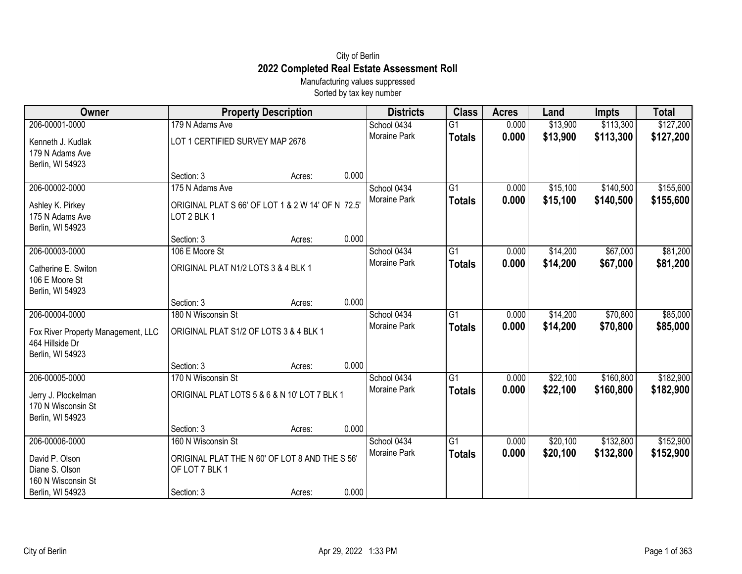City of Berlin

# 2022 Completed Real Estate Assessment Roll

Manufacturing values suppressed

Sorted by tax key number

| Owner | Property Description | Districts | Class | Acres | Land | Impts | Total |
|---|---|---|---|---|---|---|---|
| 206-00001-0000<br>Kenneth J. Kudlak<br>179 N Adams Ave<br>Berlin, WI 54923 | 179 N Adams Ave<br>LOT 1 CERTIFIED SURVEY MAP 2678<br>Section: 3 Acres: 0.000 | School 0434<br>Moraine Park | G1<br>**Totals** | 0.000<br>**0.000** | $13,900<br>**$13,900** | $113,300<br>**$113,300** | $127,200<br>**$127,200** |
| 206-00002-0000<br>Ashley K. Pirkey<br>175 N Adams Ave<br>Berlin, WI 54923 | 175 N Adams Ave<br>ORIGINAL PLAT S 66' OF LOT 1 & 2 W 14' OF N 72.5' LOT 2 BLK 1<br>Section: 3 Acres: 0.000 | School 0434<br>Moraine Park | G1<br>**Totals** | 0.000<br>**0.000** | $15,100<br>**$15,100** | $140,500<br>**$140,500** | $155,600<br>**$155,600** |
| 206-00003-0000<br>Catherine E. Switon<br>106 E Moore St<br>Berlin, WI 54923 | 106 E Moore St<br>ORIGINAL PLAT N1/2 LOTS 3 & 4 BLK 1<br>Section: 3 Acres: 0.000 | School 0434<br>Moraine Park | G1<br>**Totals** | 0.000<br>**0.000** | $14,200<br>**$14,200** | $67,000<br>**$67,000** | $81,200<br>**$81,200** |
| 206-00004-0000<br>Fox River Property Management, LLC<br>464 Hillside Dr<br>Berlin, WI 54923 | 180 N Wisconsin St<br>ORIGINAL PLAT S1/2 OF LOTS 3 & 4 BLK 1<br>Section: 3 Acres: 0.000 | School 0434<br>Moraine Park | G1<br>**Totals** | 0.000<br>**0.000** | $14,200<br>**$14,200** | $70,800<br>**$70,800** | $85,000<br>**$85,000** |
| 206-00005-0000<br>Jerry J. Plockelman<br>170 N Wisconsin St<br>Berlin, WI 54923 | 170 N Wisconsin St<br>ORIGINAL PLAT LOTS 5 & 6 & N 10' LOT 7 BLK 1<br>Section: 3 Acres: 0.000 | School 0434<br>Moraine Park | G1<br>**Totals** | 0.000<br>**0.000** | $22,100<br>**$22,100** | $160,800<br>**$160,800** | $182,900<br>**$182,900** |
| 206-00006-0000<br>David P. Olson<br>Diane S. Olson<br>160 N Wisconsin St<br>Berlin, WI 54923 | 160 N Wisconsin St<br>ORIGINAL PLAT THE N 60' OF LOT 8 AND THE S 56' OF LOT 7 BLK 1<br>Section: 3 Acres: 0.000 | School 0434<br>Moraine Park | G1<br>**Totals** | 0.000<br>**0.000** | $20,100<br>**$20,100** | $132,800<br>**$132,800** | $152,900<br>**$152,900** |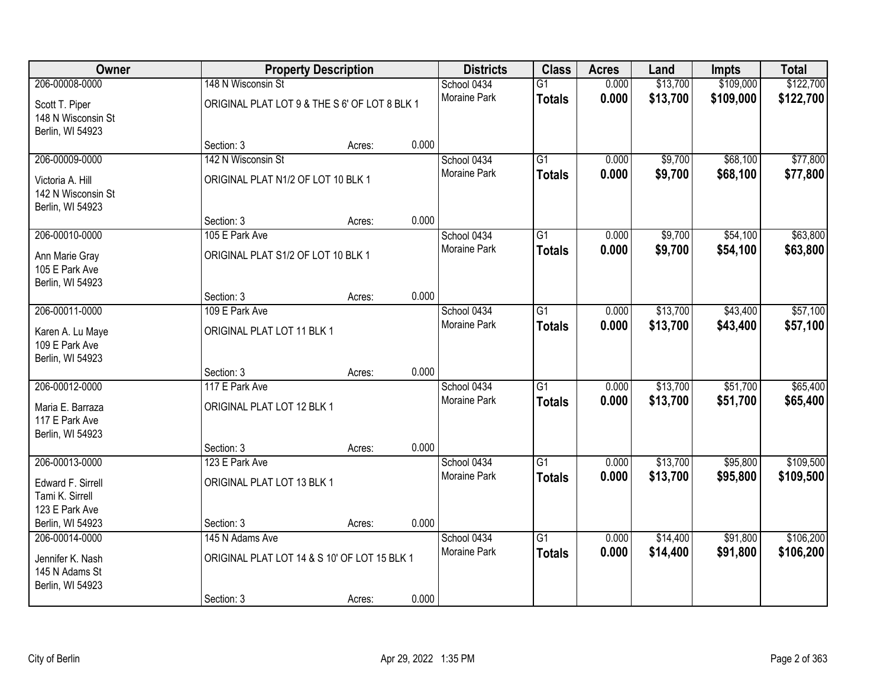| Owner | Property Description | | | Districts | Class | Acres | Land | Impts | Total |
|---|---|---|---|---|---|---|---|---|---|
| 206-00008-0000 | 148 N Wisconsin St | | | School 0434 | G1 | 0.000 | $13,700 | $109,000 | $122,700 |
| Scott T. Piper<br>148 N Wisconsin St<br>Berlin, WI 54923 | ORIGINAL PLAT LOT 9 & THE S 6' OF LOT 8 BLK 1 | | | Moraine Park | **Totals** | **0.000** | **$13,700** | **$109,000** | **$122,700** |
| | Section: 3 | Acres: | 0.000 | | | | | | |
| 206-00009-0000 | 142 N Wisconsin St | | | School 0434 | G1 | 0.000 | $9,700 | $68,100 | $77,800 |
| Victoria A. Hill<br>142 N Wisconsin St<br>Berlin, WI 54923 | ORIGINAL PLAT N1/2 OF LOT 10 BLK 1 | | | Moraine Park | **Totals** | **0.000** | **$9,700** | **$68,100** | **$77,800** |
| | Section: 3 | Acres: | 0.000 | | | | | | |
| 206-00010-0000 | 105 E Park Ave | | | School 0434 | G1 | 0.000 | $9,700 | $54,100 | $63,800 |
| Ann Marie Gray<br>105 E Park Ave<br>Berlin, WI 54923 | ORIGINAL PLAT S1/2 OF LOT 10 BLK 1 | | | Moraine Park | **Totals** | **0.000** | **$9,700** | **$54,100** | **$63,800** |
| | Section: 3 | Acres: | 0.000 | | | | | | |
| 206-00011-0000 | 109 E Park Ave | | | School 0434 | G1 | 0.000 | $13,700 | $43,400 | $57,100 |
| Karen A. Lu Maye<br>109 E Park Ave<br>Berlin, WI 54923 | ORIGINAL PLAT LOT 11 BLK 1 | | | Moraine Park | **Totals** | **0.000** | **$13,700** | **$43,400** | **$57,100** |
| | Section: 3 | Acres: | 0.000 | | | | | | |
| 206-00012-0000 | 117 E Park Ave | | | School 0434 | G1 | 0.000 | $13,700 | $51,700 | $65,400 |
| Maria E. Barraza<br>117 E Park Ave<br>Berlin, WI 54923 | ORIGINAL PLAT LOT 12 BLK 1 | | | Moraine Park | **Totals** | **0.000** | **$13,700** | **$51,700** | **$65,400** |
| | Section: 3 | Acres: | 0.000 | | | | | | |
| 206-00013-0000 | 123 E Park Ave | | | School 0434 | G1 | 0.000 | $13,700 | $95,800 | $109,500 |
| Edward F. Sirrell<br>Tami K. Sirrell<br>123 E Park Ave<br>Berlin, WI 54923 | ORIGINAL PLAT LOT 13 BLK 1 | | | Moraine Park | **Totals** | **0.000** | **$13,700** | **$95,800** | **$109,500** |
| | Section: 3 | Acres: | 0.000 | | | | | | |
| 206-00014-0000 | 145 N Adams Ave | | | School 0434 | G1 | 0.000 | $14,400 | $91,800 | $106,200 |
| Jennifer K. Nash<br>145 N Adams St<br>Berlin, WI 54923 | ORIGINAL PLAT LOT 14 & S 10' OF LOT 15 BLK 1 | | | Moraine Park | **Totals** | **0.000** | **$14,400** | **$91,800** | **$106,200** |
| | Section: 3 | Acres: | 0.000 | | | | | | |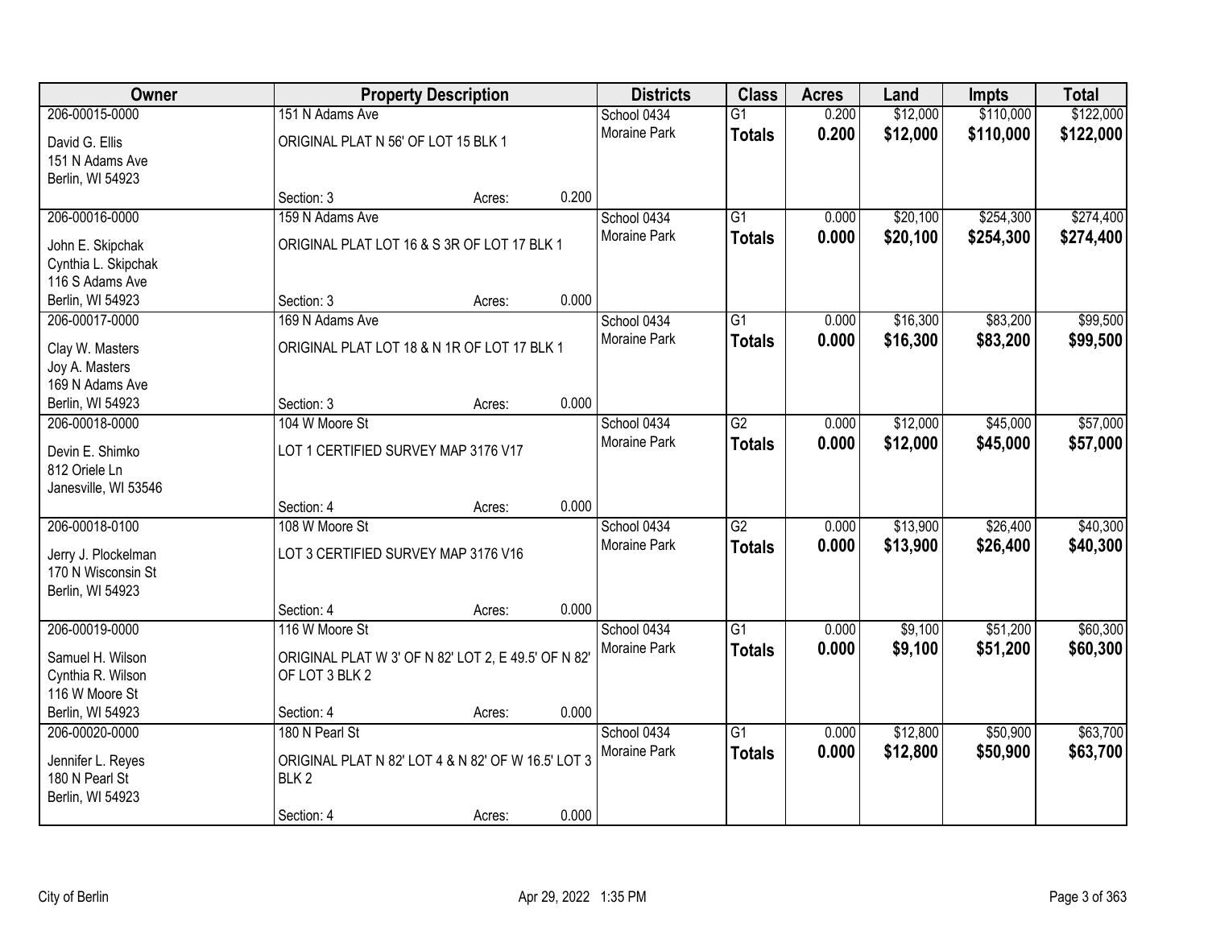| Owner | Property Description | | | Districts | Class | Acres | Land | Impts | Total |
|---|---|---|---|---|---|---|---|---|---|
| 206-00015-0000 | 151 N Adams Ave | | | School 0434 | G1 | 0.200 | $12,000 | $110,000 | $122,000 |
| David G. Ellis<br>151 N Adams Ave<br>Berlin, WI 54923 | ORIGINAL PLAT N 56' OF LOT 15 BLK 1 | | | Moraine Park | **Totals** | **0.200** | **$12,000** | **$110,000** | **$122,000** |
| | Section: 3 | Acres: | 0.200 | | | | | | |
| 206-00016-0000 | 159 N Adams Ave | | | School 0434 | G1 | 0.000 | $20,100 | $254,300 | $274,400 |
| John E. Skipchak<br>Cynthia L. Skipchak<br>116 S Adams Ave<br>Berlin, WI 54923 | ORIGINAL PLAT LOT 16 & S 3R OF LOT 17 BLK 1 | | | Moraine Park | **Totals** | **0.000** | **$20,100** | **$254,300** | **$274,400** |
| | Section: 3 | Acres: | 0.000 | | | | | | |
| 206-00017-0000 | 169 N Adams Ave | | | School 0434 | G1 | 0.000 | $16,300 | $83,200 | $99,500 |
| Clay W. Masters<br>Joy A. Masters<br>169 N Adams Ave<br>Berlin, WI 54923 | ORIGINAL PLAT LOT 18 & N 1R OF LOT 17 BLK 1 | | | Moraine Park | **Totals** | **0.000** | **$16,300** | **$83,200** | **$99,500** |
| | Section: 3 | Acres: | 0.000 | | | | | | |
| 206-00018-0000 | 104 W Moore St | | | School 0434 | G2 | 0.000 | $12,000 | $45,000 | $57,000 |
| Devin E. Shimko<br>812 Oriele Ln<br>Janesville, WI 53546 | LOT 1 CERTIFIED SURVEY MAP 3176 V17 | | | Moraine Park | **Totals** | **0.000** | **$12,000** | **$45,000** | **$57,000** |
| | Section: 4 | Acres: | 0.000 | | | | | | |
| 206-00018-0100 | 108 W Moore St | | | School 0434 | G2 | 0.000 | $13,900 | $26,400 | $40,300 |
| Jerry J. Plockelman<br>170 N Wisconsin St<br>Berlin, WI 54923 | LOT 3 CERTIFIED SURVEY MAP 3176 V16 | | | Moraine Park | **Totals** | **0.000** | **$13,900** | **$26,400** | **$40,300** |
| | Section: 4 | Acres: | 0.000 | | | | | | |
| 206-00019-0000 | 116 W Moore St | | | School 0434 | G1 | 0.000 | $9,100 | $51,200 | $60,300 |
| Samuel H. Wilson<br>Cynthia R. Wilson<br>116 W Moore St<br>Berlin, WI 54923 | ORIGINAL PLAT W 3' OF N 82' LOT 2, E 49.5' OF N 82' OF LOT 3 BLK 2 | | | Moraine Park | **Totals** | **0.000** | **$9,100** | **$51,200** | **$60,300** |
| | Section: 4 | Acres: | 0.000 | | | | | | |
| 206-00020-0000 | 180 N Pearl St | | | School 0434 | G1 | 0.000 | $12,800 | $50,900 | $63,700 |
| Jennifer L. Reyes<br>180 N Pearl St<br>Berlin, WI 54923 | ORIGINAL PLAT N 82' LOT 4 & N 82' OF W 16.5' LOT 3 BLK 2 | | | Moraine Park | **Totals** | **0.000** | **$12,800** | **$50,900** | **$63,700** |
| | Section: 4 | Acres: | 0.000 | | | | | | |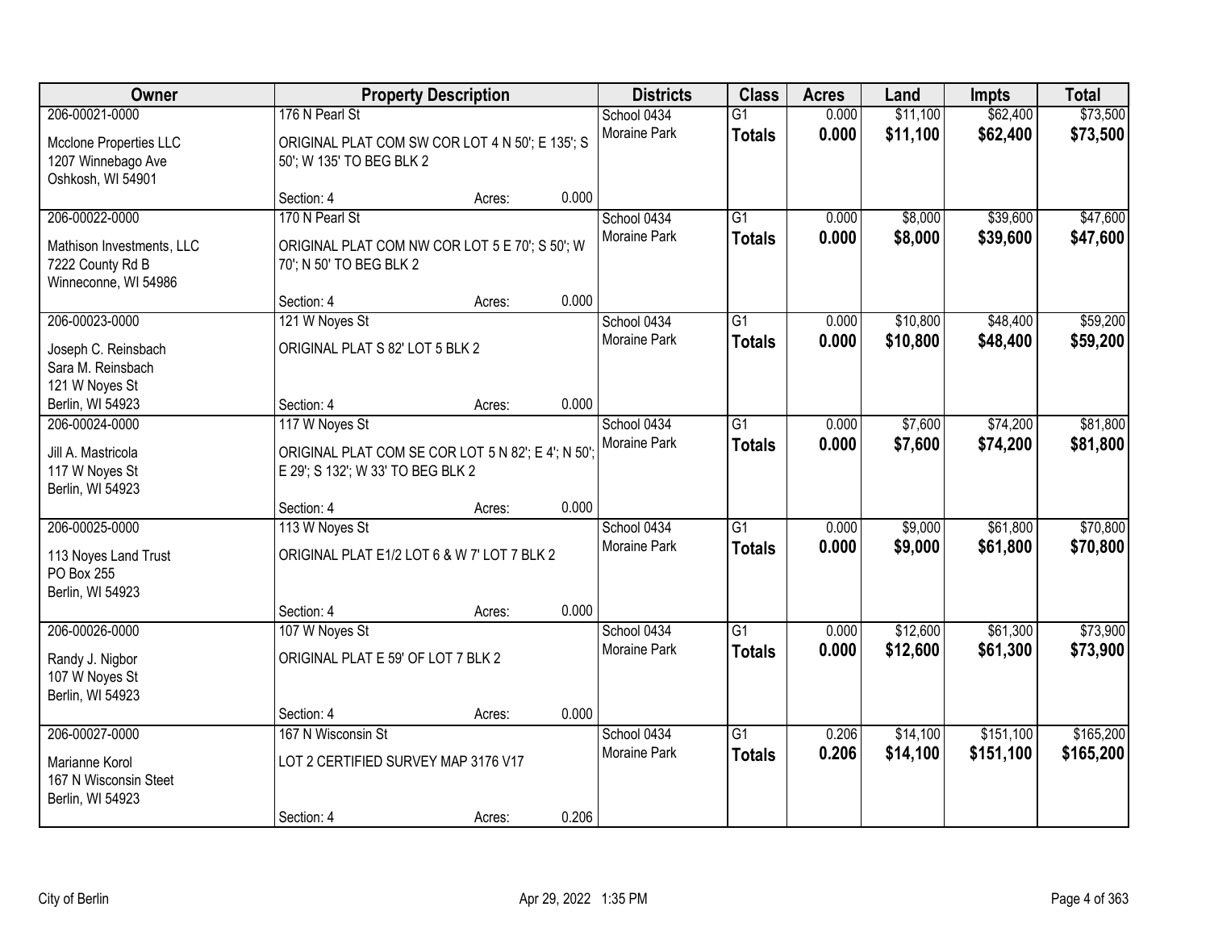| Owner | Property Description | Districts | Class | Acres | Land | Impts | Total |
|---|---|---|---|---|---|---|---|
| 206-00021-0000<br>Mcclone Properties LLC<br>1207 Winnebago Ave<br>Oshkosh, WI 54901 | 176 N Pearl St<br>ORIGINAL PLAT COM SW COR LOT 4 N 50'; E 135'; S 50'; W 135' TO BEG BLK 2<br>Section: 4 Acres: 0.000 | School 0434<br>Moraine Park | G1<br>**Totals** | 0.000<br>**0.000** | $11,100<br>**$11,100** | $62,400<br>**$62,400** | $73,500<br>**$73,500** |
| 206-00022-0000<br>Mathison Investments, LLC<br>7222 County Rd B<br>Winneconne, WI 54986 | 170 N Pearl St<br>ORIGINAL PLAT COM NW COR LOT 5 E 70'; S 50'; W 70'; N 50' TO BEG BLK 2<br>Section: 4 Acres: 0.000 | School 0434<br>Moraine Park | G1<br>**Totals** | 0.000<br>**0.000** | $8,000<br>**$8,000** | $39,600<br>**$39,600** | $47,600<br>**$47,600** |
| 206-00023-0000<br>Joseph C. Reinsbach<br>Sara M. Reinsbach<br>121 W Noyes St<br>Berlin, WI 54923 | 121 W Noyes St<br>ORIGINAL PLAT S 82' LOT 5 BLK 2<br>Section: 4 Acres: 0.000 | School 0434<br>Moraine Park | G1<br>**Totals** | 0.000<br>**0.000** | $10,800<br>**$10,800** | $48,400<br>**$48,400** | $59,200<br>**$59,200** |
| 206-00024-0000<br>Jill A. Mastricola<br>117 W Noyes St<br>Berlin, WI 54923 | 117 W Noyes St<br>ORIGINAL PLAT COM SE COR LOT 5 N 82'; E 4'; N 50'; E 29'; S 132'; W 33' TO BEG BLK 2<br>Section: 4 Acres: 0.000 | School 0434<br>Moraine Park | G1<br>**Totals** | 0.000<br>**0.000** | $7,600<br>**$7,600** | $74,200<br>**$74,200** | $81,800<br>**$81,800** |
| 206-00025-0000<br>113 Noyes Land Trust<br>PO Box 255<br>Berlin, WI 54923 | 113 W Noyes St<br>ORIGINAL PLAT E1/2 LOT 6 & W 7' LOT 7 BLK 2<br>Section: 4 Acres: 0.000 | School 0434<br>Moraine Park | G1<br>**Totals** | 0.000<br>**0.000** | $9,000<br>**$9,000** | $61,800<br>**$61,800** | $70,800<br>**$70,800** |
| 206-00026-0000<br>Randy J. Nigbor<br>107 W Noyes St<br>Berlin, WI 54923 | 107 W Noyes St<br>ORIGINAL PLAT E 59' OF LOT 7 BLK 2<br>Section: 4 Acres: 0.000 | School 0434<br>Moraine Park | G1<br>**Totals** | 0.000<br>**0.000** | $12,600<br>**$12,600** | $61,300<br>**$61,300** | $73,900<br>**$73,900** |
| 206-00027-0000<br>Marianne Korol<br>167 N Wisconsin Steet<br>Berlin, WI 54923 | 167 N Wisconsin St<br>LOT 2 CERTIFIED SURVEY MAP 3176 V17<br>Section: 4 Acres: 0.206 | School 0434<br>Moraine Park | G1<br>**Totals** | 0.206<br>**0.206** | $14,100<br>**$14,100** | $151,100<br>**$151,100** | $165,200<br>**$165,200** |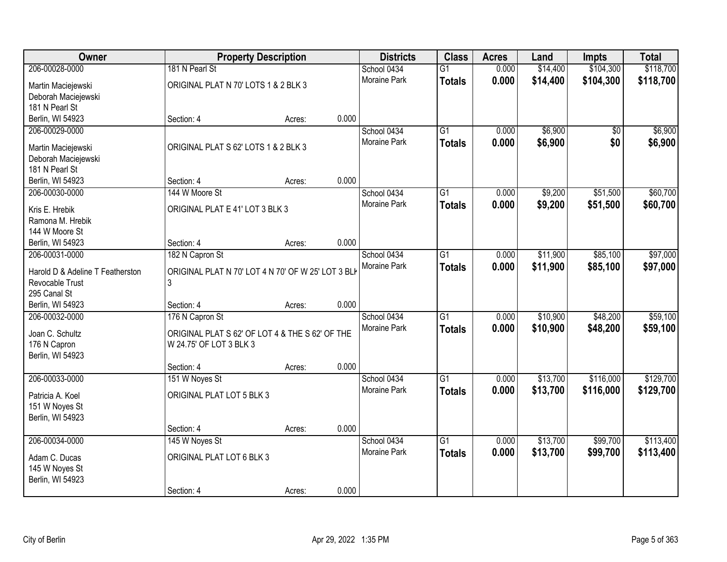| Owner | Property Description | | | Districts | Class | Acres | Land | Impts | Total |
|---|---|---|---|---|---|---|---|---|---|
| 206-00028-0000 | 181 N Pearl St | | | School 0434 | G1 | 0.000 | $14,400 | $104,300 | $118,700 |
| Martin Maciejewski<br>Deborah Maciejewski<br>181 N Pearl St<br>Berlin, WI 54923 | ORIGINAL PLAT N 70' LOTS 1 & 2 BLK 3 | | | Moraine Park | **Totals** | **0.000** | **$14,400** | **$104,300** | **$118,700** |
| | Section: 4 | Acres: | 0.000 | | | | | | |
| 206-00029-0000 | | | | School 0434 | G1 | 0.000 | $6,900 | $0 | $6,900 |
| Martin Maciejewski<br>Deborah Maciejewski<br>181 N Pearl St<br>Berlin, WI 54923 | ORIGINAL PLAT S 62' LOTS 1 & 2 BLK 3 | | | Moraine Park | **Totals** | **0.000** | **$6,900** | **$0** | **$6,900** |
| | Section: 4 | Acres: | 0.000 | | | | | | |
| 206-00030-0000 | 144 W Moore St | | | School 0434 | G1 | 0.000 | $9,200 | $51,500 | $60,700 |
| Kris E. Hrebik<br>Ramona M. Hrebik<br>144 W Moore St<br>Berlin, WI 54923 | ORIGINAL PLAT E 41' LOT 3 BLK 3 | | | Moraine Park | **Totals** | **0.000** | **$9,200** | **$51,500** | **$60,700** |
| | Section: 4 | Acres: | 0.000 | | | | | | |
| 206-00031-0000 | 182 N Capron St | | | School 0434 | G1 | 0.000 | $11,900 | $85,100 | $97,000 |
| Harold D & Adeline T Featherston<br>Revocable Trust<br>295 Canal St<br>Berlin, WI 54923 | ORIGINAL PLAT N 70' LOT 4 N 70' OF W 25' LOT 3 BLK 3 | | | Moraine Park | **Totals** | **0.000** | **$11,900** | **$85,100** | **$97,000** |
| | Section: 4 | Acres: | 0.000 | | | | | | |
| 206-00032-0000 | 176 N Capron St | | | School 0434 | G1 | 0.000 | $10,900 | $48,200 | $59,100 |
| Joan C. Schultz<br>176 N Capron<br>Berlin, WI 54923 | ORIGINAL PLAT S 62' OF LOT 4 & THE S 62' OF THE W 24.75' OF LOT 3 BLK 3 | | | Moraine Park | **Totals** | **0.000** | **$10,900** | **$48,200** | **$59,100** |
| | Section: 4 | Acres: | 0.000 | | | | | | |
| 206-00033-0000 | 151 W Noyes St | | | School 0434 | G1 | 0.000 | $13,700 | $116,000 | $129,700 |
| Patricia A. Koel<br>151 W Noyes St<br>Berlin, WI 54923 | ORIGINAL PLAT LOT 5 BLK 3 | | | Moraine Park | **Totals** | **0.000** | **$13,700** | **$116,000** | **$129,700** |
| | Section: 4 | Acres: | 0.000 | | | | | | |
| 206-00034-0000 | 145 W Noyes St | | | School 0434 | G1 | 0.000 | $13,700 | $99,700 | $113,400 |
| Adam C. Ducas<br>145 W Noyes St<br>Berlin, WI 54923 | ORIGINAL PLAT LOT 6 BLK 3 | | | Moraine Park | **Totals** | **0.000** | **$13,700** | **$99,700** | **$113,400** |
| | Section: 4 | Acres: | 0.000 | | | | | | |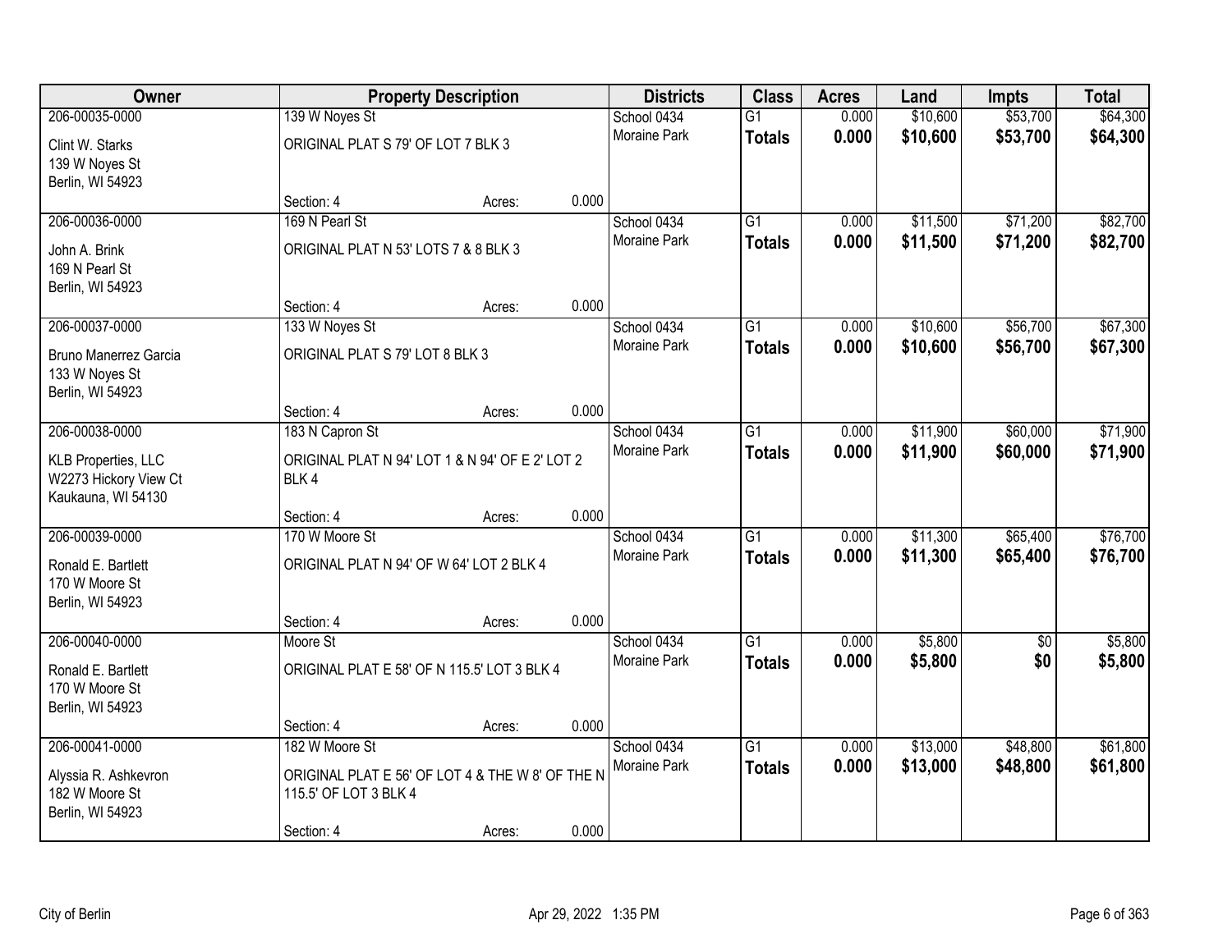| Owner | Property Description | Districts | Class | Acres | Land | Impts | Total |
|---|---|---|---|---|---|---|---|
| 206-00035-0000<br>Clint W. Starks<br>139 W Noyes St<br>Berlin, WI 54923 | 139 W Noyes St<br>ORIGINAL PLAT S 79' OF LOT 7 BLK 3<br>Section: 4 Acres: 0.000 | School 0434<br>Moraine Park | G1<br>**Totals** | 0.000<br>**0.000** | $10,600<br>**$10,600** | $53,700<br>**$53,700** | $64,300<br>**$64,300** |
| 206-00036-0000<br>John A. Brink<br>169 N Pearl St<br>Berlin, WI 54923 | 169 N Pearl St<br>ORIGINAL PLAT N 53' LOTS 7 & 8 BLK 3<br>Section: 4 Acres: 0.000 | School 0434<br>Moraine Park | G1<br>**Totals** | 0.000<br>**0.000** | $11,500<br>**$11,500** | $71,200<br>**$71,200** | $82,700<br>**$82,700** |
| 206-00037-0000<br>Bruno Manerrez Garcia<br>133 W Noyes St<br>Berlin, WI 54923 | 133 W Noyes St<br>ORIGINAL PLAT S 79' LOT 8 BLK 3<br>Section: 4 Acres: 0.000 | School 0434<br>Moraine Park | G1<br>**Totals** | 0.000<br>**0.000** | $10,600<br>**$10,600** | $56,700<br>**$56,700** | $67,300<br>**$67,300** |
| 206-00038-0000<br>KLB Properties, LLC<br>W2273 Hickory View Ct<br>Kaukauna, WI 54130 | 183 N Capron St<br>ORIGINAL PLAT N 94' LOT 1 & N 94' OF E 2' LOT 2 BLK 4<br>Section: 4 Acres: 0.000 | School 0434<br>Moraine Park | G1<br>**Totals** | 0.000<br>**0.000** | $11,900<br>**$11,900** | $60,000<br>**$60,000** | $71,900<br>**$71,900** |
| 206-00039-0000<br>Ronald E. Bartlett<br>170 W Moore St<br>Berlin, WI 54923 | 170 W Moore St<br>ORIGINAL PLAT N 94' OF W 64' LOT 2 BLK 4<br>Section: 4 Acres: 0.000 | School 0434<br>Moraine Park | G1<br>**Totals** | 0.000<br>**0.000** | $11,300<br>**$11,300** | $65,400<br>**$65,400** | $76,700<br>**$76,700** |
| 206-00040-0000<br>Ronald E. Bartlett<br>170 W Moore St<br>Berlin, WI 54923 | Moore St<br>ORIGINAL PLAT E 58' OF N 115.5' LOT 3 BLK 4<br>Section: 4 Acres: 0.000 | School 0434<br>Moraine Park | G1<br>**Totals** | 0.000<br>**0.000** | $5,800<br>**$5,800** | $0<br>**$0** | $5,800<br>**$5,800** |
| 206-00041-0000<br>Alyssia R. Ashkevron<br>182 W Moore St<br>Berlin, WI 54923 | 182 W Moore St<br>ORIGINAL PLAT E 56' OF LOT 4 & THE W 8' OF THE N 115.5' OF LOT 3 BLK 4<br>Section: 4 Acres: 0.000 | School 0434<br>Moraine Park | G1<br>**Totals** | 0.000<br>**0.000** | $13,000<br>**$13,000** | $48,800<br>**$48,800** | $61,800<br>**$61,800** |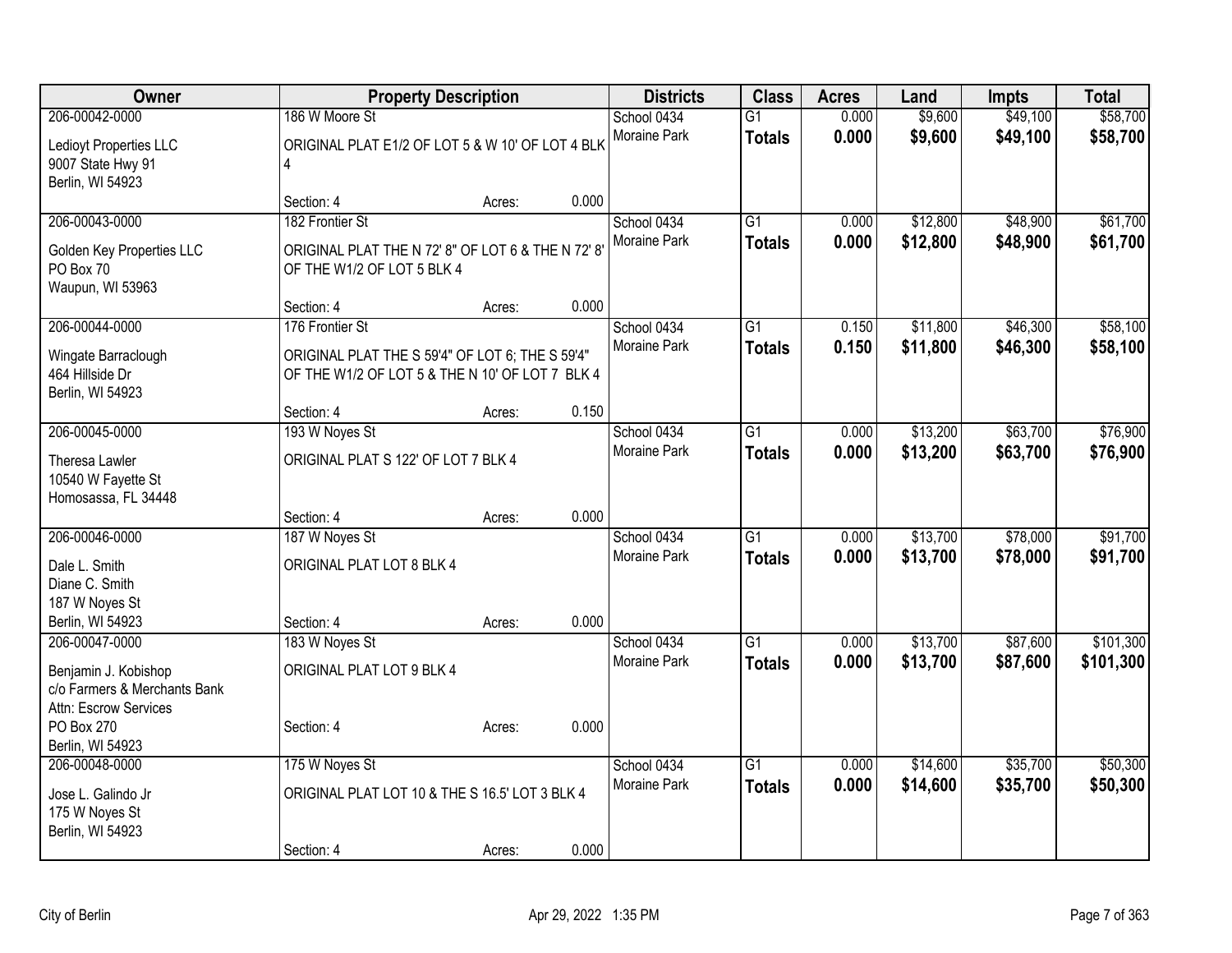| Owner | Property Description | | | Districts | Class | Acres | Land | Impts | Total |
|---|---|---|---|---|---|---|---|---|---|
| 206-00042-0000<br>Ledioyt Properties LLC<br>9007 State Hwy 91<br>Berlin, WI 54923 | 186 W Moore St<br>ORIGINAL PLAT E1/2 OF LOT 5 & W 10' OF LOT 4 BLK 4<br>Section: 4 | Acres: | 0.000 | School 0434<br>Moraine Park | G1<br>**Totals** | 0.000<br>**0.000** | $9,600<br>**$9,600** | $49,100<br>**$49,100** | $58,700<br>**$58,700** |
| 206-00043-0000<br>Golden Key Properties LLC<br>PO Box 70<br>Waupun, WI 53963 | 182 Frontier St<br>ORIGINAL PLAT THE N 72' 8" OF LOT 6 & THE N 72' 8' OF THE W1/2 OF LOT 5 BLK 4<br>Section: 4 | Acres: | 0.000 | School 0434<br>Moraine Park | G1<br>**Totals** | 0.000<br>**0.000** | $12,800<br>**$12,800** | $48,900<br>**$48,900** | $61,700<br>**$61,700** |
| 206-00044-0000<br>Wingate Barraclough<br>464 Hillside Dr<br>Berlin, WI 54923 | 176 Frontier St<br>ORIGINAL PLAT THE S 59'4" OF LOT 6; THE S 59'4" OF THE W1/2 OF LOT 5 & THE N 10' OF LOT 7 BLK 4<br>Section: 4 | Acres: | 0.150 | School 0434<br>Moraine Park | G1<br>**Totals** | 0.150<br>**0.150** | $11,800<br>**$11,800** | $46,300<br>**$46,300** | $58,100<br>**$58,100** |
| 206-00045-0000<br>Theresa Lawler<br>10540 W Fayette St<br>Homosassa, FL 34448 | 193 W Noyes St<br>ORIGINAL PLAT S 122' OF LOT 7 BLK 4<br>Section: 4 | Acres: | 0.000 | School 0434<br>Moraine Park | G1<br>**Totals** | 0.000<br>**0.000** | $13,200<br>**$13,200** | $63,700<br>**$63,700** | $76,900<br>**$76,900** |
| 206-00046-0000<br>Dale L. Smith<br>Diane C. Smith<br>187 W Noyes St<br>Berlin, WI 54923 | 187 W Noyes St<br>ORIGINAL PLAT LOT 8 BLK 4<br>Section: 4 | Acres: | 0.000 | School 0434<br>Moraine Park | G1<br>**Totals** | 0.000<br>**0.000** | $13,700<br>**$13,700** | $78,000<br>**$78,000** | $91,700<br>**$91,700** |
| 206-00047-0000<br>Benjamin J. Kobishop<br>c/o Farmers & Merchants Bank<br>Attn: Escrow Services<br>PO Box 270<br>Berlin, WI 54923 | 183 W Noyes St<br>ORIGINAL PLAT LOT 9 BLK 4<br>Section: 4 | Acres: | 0.000 | School 0434<br>Moraine Park | G1<br>**Totals** | 0.000<br>**0.000** | $13,700<br>**$13,700** | $87,600<br>**$87,600** | $101,300<br>**$101,300** |
| 206-00048-0000<br>Jose L. Galindo Jr<br>175 W Noyes St<br>Berlin, WI 54923 | 175 W Noyes St<br>ORIGINAL PLAT LOT 10 & THE S 16.5' LOT 3 BLK 4<br>Section: 4 | Acres: | 0.000 | School 0434<br>Moraine Park | G1<br>**Totals** | 0.000<br>**0.000** | $14,600<br>**$14,600** | $35,700<br>**$35,700** | $50,300<br>**$50,300** |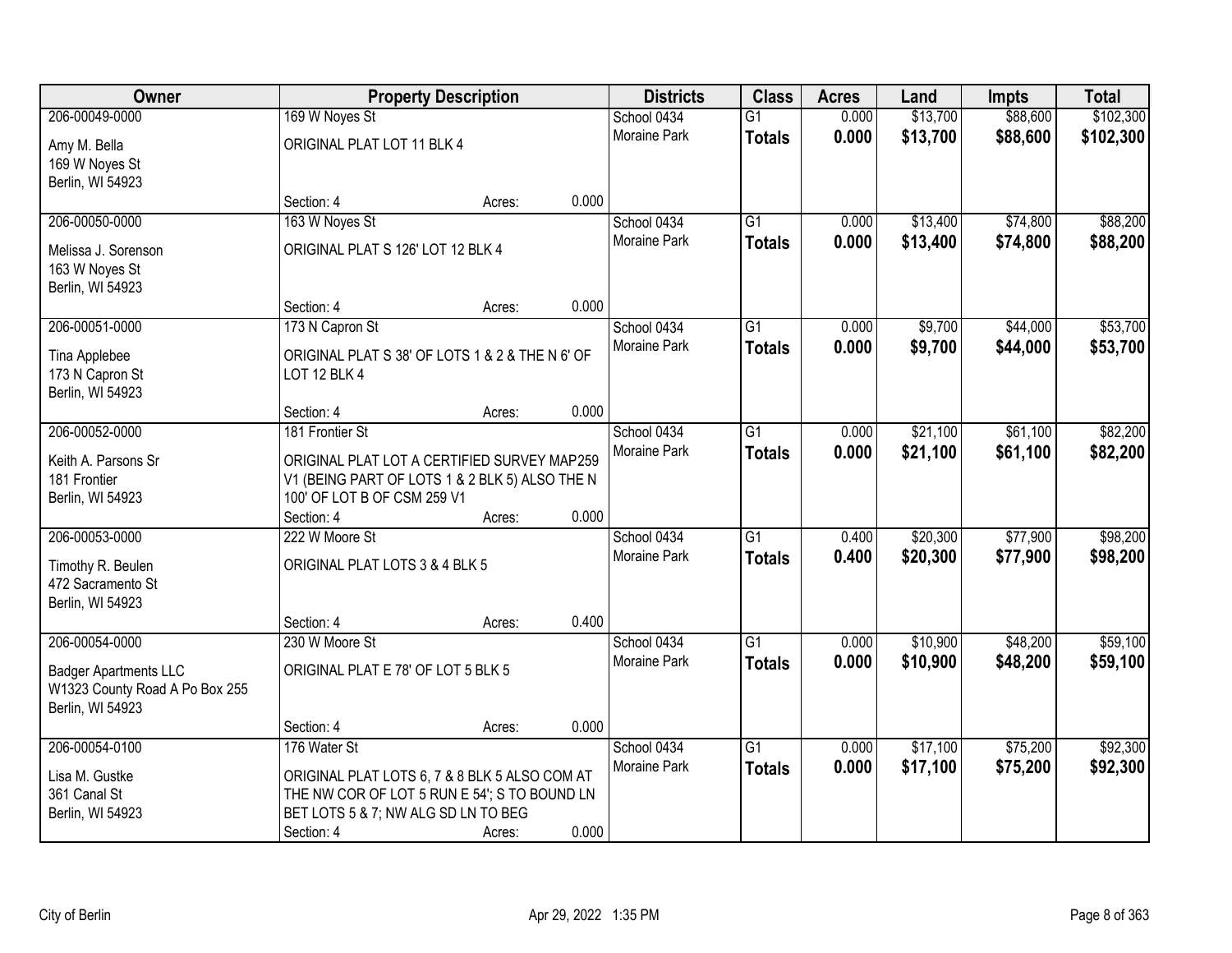| Owner | Property Description | Districts | Class | Acres | Land | Impts | Total |
|---|---|---|---|---|---|---|---|
| 206-00049-0000<br>Amy M. Bella<br>169 W Noyes St<br>Berlin, WI 54923 | 169 W Noyes St<br>ORIGINAL PLAT LOT 11 BLK 4<br>Section: 4 Acres: 0.000 | School 0434<br>Moraine Park | G1<br>**Totals** | 0.000<br>**0.000** | $13,700<br>**$13,700** | $88,600<br>**$88,600** | $102,300<br>**$102,300** |
| 206-00050-0000<br>Melissa J. Sorenson<br>163 W Noyes St<br>Berlin, WI 54923 | 163 W Noyes St<br>ORIGINAL PLAT S 126' LOT 12 BLK 4<br>Section: 4 Acres: 0.000 | School 0434<br>Moraine Park | G1<br>**Totals** | 0.000<br>**0.000** | $13,400<br>**$13,400** | $74,800<br>**$74,800** | $88,200<br>**$88,200** |
| 206-00051-0000<br>Tina Applebee<br>173 N Capron St<br>Berlin, WI 54923 | 173 N Capron St<br>ORIGINAL PLAT S 38' OF LOTS 1 & 2 & THE N 6' OF LOT 12 BLK 4<br>Section: 4 Acres: 0.000 | School 0434<br>Moraine Park | G1<br>**Totals** | 0.000<br>**0.000** | $9,700<br>**$9,700** | $44,000<br>**$44,000** | $53,700<br>**$53,700** |
| 206-00052-0000<br>Keith A. Parsons Sr<br>181 Frontier<br>Berlin, WI 54923 | 181 Frontier St<br>ORIGINAL PLAT LOT A CERTIFIED SURVEY MAP259 V1 (BEING PART OF LOTS 1 & 2 BLK 5) ALSO THE N 100' OF LOT B OF CSM 259 V1<br>Section: 4 Acres: 0.000 | School 0434<br>Moraine Park | G1<br>**Totals** | 0.000<br>**0.000** | $21,100<br>**$21,100** | $61,100<br>**$61,100** | $82,200<br>**$82,200** |
| 206-00053-0000<br>Timothy R. Beulen<br>472 Sacramento St<br>Berlin, WI 54923 | 222 W Moore St<br>ORIGINAL PLAT LOTS 3 & 4 BLK 5<br>Section: 4 Acres: 0.400 | School 0434<br>Moraine Park | G1<br>**Totals** | 0.400<br>**0.400** | $20,300<br>**$20,300** | $77,900<br>**$77,900** | $98,200<br>**$98,200** |
| 206-00054-0000<br>Badger Apartments LLC<br>W1323 County Road A Po Box 255<br>Berlin, WI 54923 | 230 W Moore St<br>ORIGINAL PLAT E 78' OF LOT 5 BLK 5<br>Section: 4 Acres: 0.000 | School 0434<br>Moraine Park | G1<br>**Totals** | 0.000<br>**0.000** | $10,900<br>**$10,900** | $48,200<br>**$48,200** | $59,100<br>**$59,100** |
| 206-00054-0100<br>Lisa M. Gustke<br>361 Canal St<br>Berlin, WI 54923 | 176 Water St<br>ORIGINAL PLAT LOTS 6, 7 & 8 BLK 5 ALSO COM AT THE NW COR OF LOT 5 RUN E 54'; S TO BOUND LN BET LOTS 5 & 7; NW ALG SD LN TO BEG<br>Section: 4 Acres: 0.000 | School 0434<br>Moraine Park | G1<br>**Totals** | 0.000<br>**0.000** | $17,100<br>**$17,100** | $75,200<br>**$75,200** | $92,300<br>**$92,300** |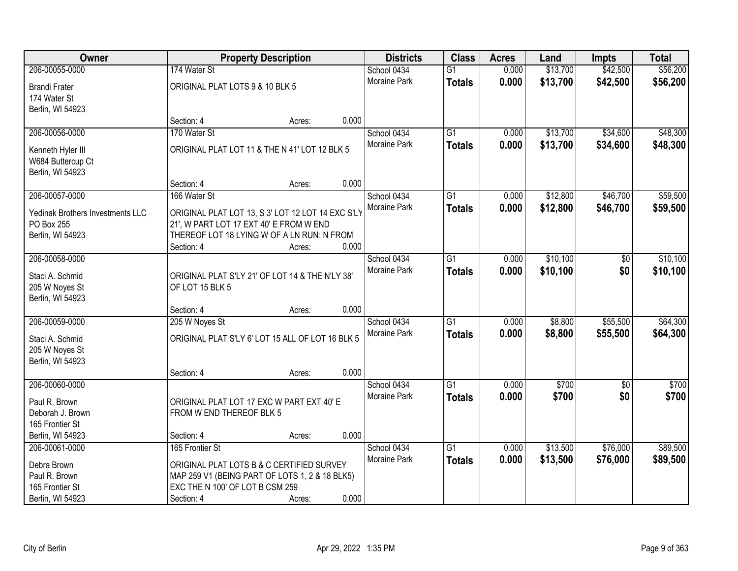| Owner | Property Description | | | Districts | Class | Acres | Land | Impts | Total |
|---|---|---|---|---|---|---|---|---|---|
| 206-00055-0000<br>Brandi Frater<br>174 Water St<br>Berlin, WI 54923 | 174 Water St<br>ORIGINAL PLAT LOTS 9 & 10 BLK 5 | | | School 0434<br>Moraine Park | G1<br>**Totals** | 0.000<br>**0.000** | $13,700<br>**$13,700** | $42,500<br>**$42,500** | $56,200<br>**$56,200** |
| | Section: 4 | Acres: | 0.000 | | | | | | |
| 206-00056-0000<br>Kenneth Hyler III<br>W684 Buttercup Ct<br>Berlin, WI 54923 | 170 Water St<br>ORIGINAL PLAT LOT 11 & THE N 41' LOT 12 BLK 5 | | | School 0434<br>Moraine Park | G1<br>**Totals** | 0.000<br>**0.000** | $13,700<br>**$13,700** | $34,600<br>**$34,600** | $48,300<br>**$48,300** |
| | Section: 4 | Acres: | 0.000 | | | | | | |
| 206-00057-0000<br>Yedinak Brothers Investments LLC<br>PO Box 255<br>Berlin, WI 54923 | 166 Water St<br>ORIGINAL PLAT LOT 13, S 3' LOT 12 LOT 14 EXC S'LY 21', W PART LOT 17 EXT 40' E FROM W END THEREOF LOT 18 LYING W OF A LN RUN: N FROM | | | School 0434<br>Moraine Park | G1<br>**Totals** | 0.000<br>**0.000** | $12,800<br>**$12,800** | $46,700<br>**$46,700** | $59,500<br>**$59,500** |
| | Section: 4 | Acres: | 0.000 | | | | | | |
| 206-00058-0000<br>Staci A. Schmid<br>205 W Noyes St<br>Berlin, WI 54923 | ORIGINAL PLAT S'LY 21' OF LOT 14 & THE N'LY 38' OF LOT 15 BLK 5 | | | School 0434<br>Moraine Park | G1<br>**Totals** | 0.000<br>**0.000** | $10,100<br>**$10,100** | $0<br>**$0** | $10,100<br>**$10,100** |
| | Section: 4 | Acres: | 0.000 | | | | | | |
| 206-00059-0000<br>Staci A. Schmid<br>205 W Noyes St<br>Berlin, WI 54923 | 205 W Noyes St<br>ORIGINAL PLAT S'LY 6' LOT 15 ALL OF LOT 16 BLK 5 | | | School 0434<br>Moraine Park | G1<br>**Totals** | 0.000<br>**0.000** | $8,800<br>**$8,800** | $55,500<br>**$55,500** | $64,300<br>**$64,300** |
| | Section: 4 | Acres: | 0.000 | | | | | | |
| 206-00060-0000<br>Paul R. Brown<br>Deborah J. Brown<br>165 Frontier St<br>Berlin, WI 54923 | ORIGINAL PLAT LOT 17 EXC W PART EXT 40' E FROM W END THEREOF BLK 5 | | | School 0434<br>Moraine Park | G1<br>**Totals** | 0.000<br>**0.000** | $700<br>**$700** | $0<br>**$0** | $700<br>**$700** |
| | Section: 4 | Acres: | 0.000 | | | | | | |
| 206-00061-0000<br>Debra Brown<br>Paul R. Brown<br>165 Frontier St<br>Berlin, WI 54923 | 165 Frontier St<br>ORIGINAL PLAT LOTS B & C CERTIFIED SURVEY MAP 259 V1 (BEING PART OF LOTS 1, 2 & 18 BLK5) EXC THE N 100' OF LOT B CSM 259 | | | School 0434<br>Moraine Park | G1<br>**Totals** | 0.000<br>**0.000** | $13,500<br>**$13,500** | $76,000<br>**$76,000** | $89,500<br>**$89,500** |
| | Section: 4 | Acres: | 0.000 | | | | | | |

City of Berlin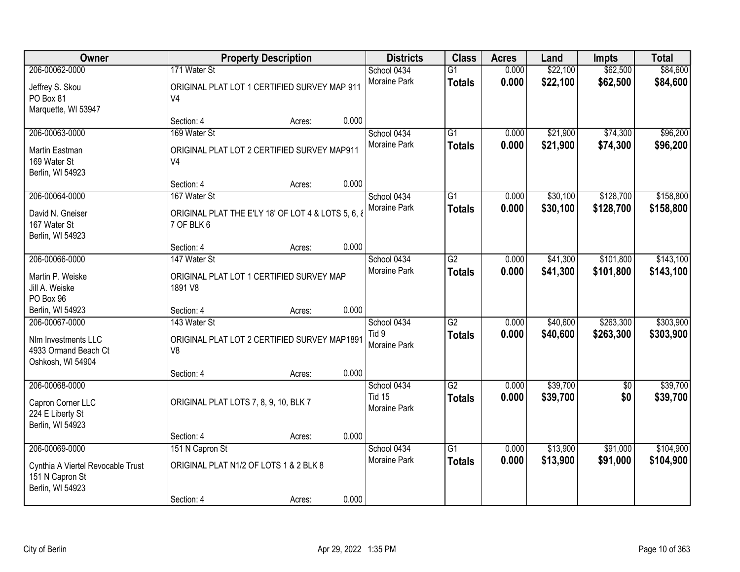| Owner | Property Description | Districts | Class | Acres | Land | Impts | Total |
|---|---|---|---|---|---|---|---|
| 206-00062-0000<br>Jeffrey S. Skou<br>PO Box 81<br>Marquette, WI 53947 | 171 Water St<br>ORIGINAL PLAT LOT 1 CERTIFIED SURVEY MAP 911 V4<br>Section: 4 Acres: 0.000 | School 0434<br>Moraine Park | G1<br>**Totals** | 0.000<br>**0.000** | $22,100<br>**$22,100** | $62,500<br>**$62,500** | $84,600<br>**$84,600** |
| 206-00063-0000<br>Martin Eastman<br>169 Water St<br>Berlin, WI 54923 | 169 Water St<br>ORIGINAL PLAT LOT 2 CERTIFIED SURVEY MAP911 V4<br>Section: 4 Acres: 0.000 | School 0434<br>Moraine Park | G1<br>**Totals** | 0.000<br>**0.000** | $21,900<br>**$21,900** | $74,300<br>**$74,300** | $96,200<br>**$96,200** |
| 206-00064-0000<br>David N. Gneiser<br>167 Water St<br>Berlin, WI 54923 | 167 Water St<br>ORIGINAL PLAT THE E'LY 18' OF LOT 4 & LOTS 5, 6, & 7 OF BLK 6<br>Section: 4 Acres: 0.000 | School 0434<br>Moraine Park | G1<br>**Totals** | 0.000<br>**0.000** | $30,100<br>**$30,100** | $128,700<br>**$128,700** | $158,800<br>**$158,800** |
| 206-00066-0000<br>Martin P. Weiske<br>Jill A. Weiske<br>PO Box 96<br>Berlin, WI 54923 | 147 Water St<br>ORIGINAL PLAT LOT 1 CERTIFIED SURVEY MAP 1891 V8<br>Section: 4 Acres: 0.000 | School 0434<br>Moraine Park | G2<br>**Totals** | 0.000<br>**0.000** | $41,300<br>**$41,300** | $101,800<br>**$101,800** | $143,100<br>**$143,100** |
| 206-00067-0000<br>Nlm Investments LLC<br>4933 Ormand Beach Ct<br>Oshkosh, WI 54904 | 143 Water St<br>ORIGINAL PLAT LOT 2 CERTIFIED SURVEY MAP1891 V8<br>Section: 4 Acres: 0.000 | School 0434<br>Tid 9<br>Moraine Park | G2<br>**Totals** | 0.000<br>**0.000** | $40,600<br>**$40,600** | $263,300<br>**$263,300** | $303,900<br>**$303,900** |
| 206-00068-0000<br>Capron Corner LLC<br>224 E Liberty St<br>Berlin, WI 54923 | ORIGINAL PLAT LOTS 7, 8, 9, 10, BLK 7<br>Section: 4 Acres: 0.000 | School 0434<br>Tid 15<br>Moraine Park | G2<br>**Totals** | 0.000<br>**0.000** | $39,700<br>**$39,700** | $0<br>**$0** | $39,700<br>**$39,700** |
| 206-00069-0000<br>Cynthia A Viertel Revocable Trust<br>151 N Capron St<br>Berlin, WI 54923 | 151 N Capron St<br>ORIGINAL PLAT N1/2 OF LOTS 1 & 2 BLK 8<br>Section: 4 Acres: 0.000 | School 0434<br>Moraine Park | G1<br>**Totals** | 0.000<br>**0.000** | $13,900<br>**$13,900** | $91,000<br>**$91,000** | $104,900<br>**$104,900** |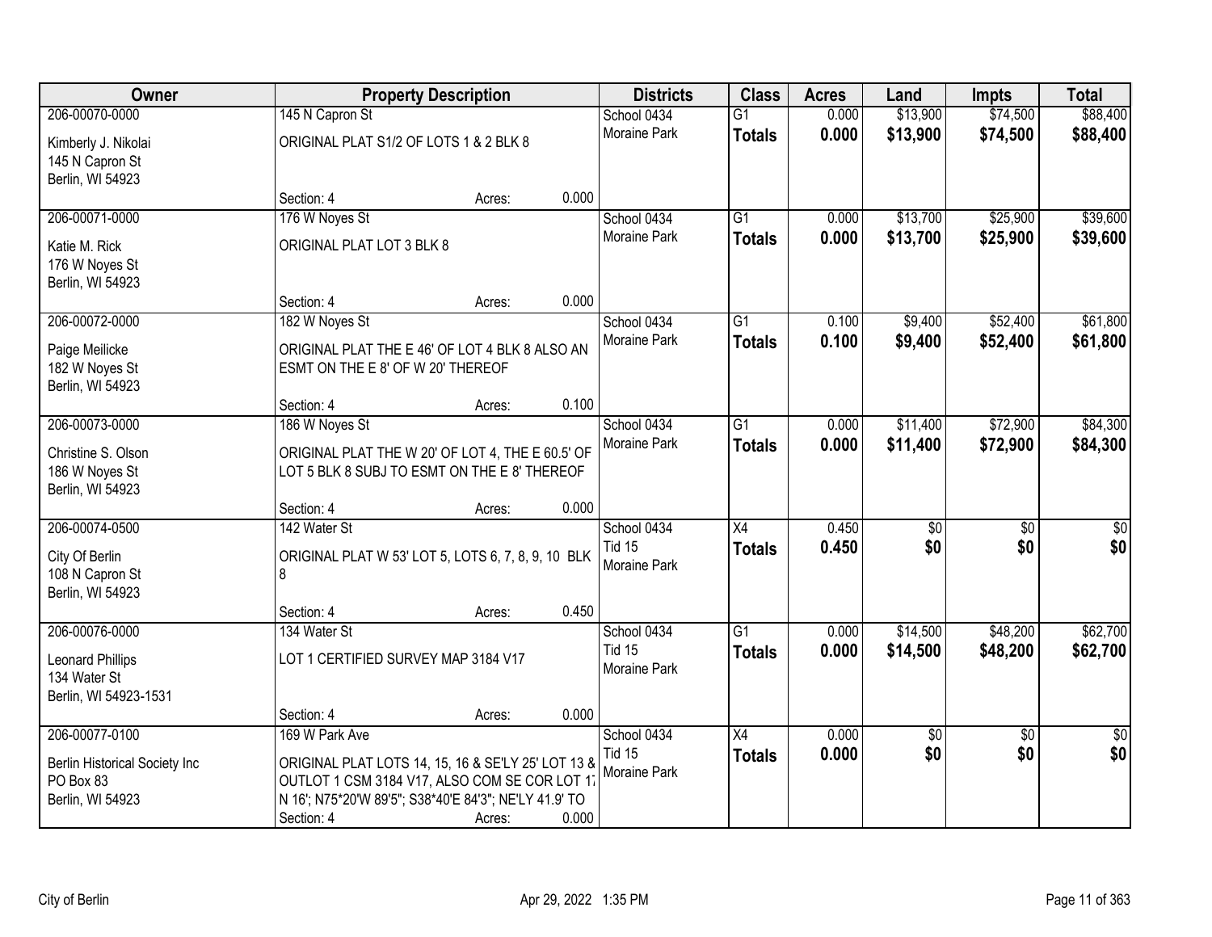| Owner | Property Description | Districts | Class | Acres | Land | Impts | Total |
|---|---|---|---|---|---|---|---|
| 206-00070-0000<br>Kimberly J. Nikolai<br>145 N Capron St<br>Berlin, WI 54923 | 145 N Capron St<br>ORIGINAL PLAT S1/2 OF LOTS 1 & 2 BLK 8<br>Section: 4 Acres: 0.000 | School 0434<br>Moraine Park | G1<br>**Totals** | 0.000<br>**0.000** | $13,900<br>**$13,900** | $74,500<br>**$74,500** | $88,400<br>**$88,400** |
| 206-00071-0000<br>Katie M. Rick<br>176 W Noyes St<br>Berlin, WI 54923 | 176 W Noyes St<br>ORIGINAL PLAT LOT 3 BLK 8<br>Section: 4 Acres: 0.000 | School 0434<br>Moraine Park | G1<br>**Totals** | 0.000<br>**0.000** | $13,700<br>**$13,700** | $25,900<br>**$25,900** | $39,600<br>**$39,600** |
| 206-00072-0000<br>Paige Meilicke<br>182 W Noyes St<br>Berlin, WI 54923 | 182 W Noyes St<br>ORIGINAL PLAT THE E 46' OF LOT 4 BLK 8 ALSO AN ESMT ON THE E 8' OF W 20' THEREOF<br>Section: 4 Acres: 0.100 | School 0434<br>Moraine Park | G1<br>**Totals** | 0.100<br>**0.100** | $9,400<br>**$9,400** | $52,400<br>**$52,400** | $61,800<br>**$61,800** |
| 206-00073-0000<br>Christine S. Olson<br>186 W Noyes St<br>Berlin, WI 54923 | 186 W Noyes St<br>ORIGINAL PLAT THE W 20' OF LOT 4, THE E 60.5' OF LOT 5 BLK 8 SUBJ TO ESMT ON THE E 8' THEREOF<br>Section: 4 Acres: 0.000 | School 0434<br>Moraine Park | G1<br>**Totals** | 0.000<br>**0.000** | $11,400<br>**$11,400** | $72,900<br>**$72,900** | $84,300<br>**$84,300** |
| 206-00074-0500<br>City Of Berlin<br>108 N Capron St<br>Berlin, WI 54923 | 142 Water St<br>ORIGINAL PLAT W 53' LOT 5, LOTS 6, 7, 8, 9, 10 BLK 8<br>Section: 4 Acres: 0.450 | School 0434<br>Tid 15<br>Moraine Park | X4<br>**Totals** | 0.450<br>**0.450** | $0<br>**$0** | $0<br>**$0** | $0<br>**$0** |
| 206-00076-0000<br>Leonard Phillips<br>134 Water St<br>Berlin, WI 54923-1531 | 134 Water St<br>LOT 1 CERTIFIED SURVEY MAP 3184 V17<br>Section: 4 Acres: 0.000 | School 0434<br>Tid 15<br>Moraine Park | G1<br>**Totals** | 0.000<br>**0.000** | $14,500<br>**$14,500** | $48,200<br>**$48,200** | $62,700<br>**$62,700** |
| 206-00077-0100<br>Berlin Historical Society Inc<br>PO Box 83<br>Berlin, WI 54923 | 169 W Park Ave<br>ORIGINAL PLAT LOTS 14, 15, 16 & SE'LY 25' LOT 13 & OUTLOT 1 CSM 3184 V17, ALSO COM SE COR LOT 17 N 16'; N75*20'W 89'5"; S38*40'E 84'3"; NE'LY 41.9' TO<br>Section: 4 Acres: 0.000 | School 0434<br>Tid 15<br>Moraine Park | X4<br>**Totals** | 0.000<br>**0.000** | $0<br>**$0** | $0<br>**$0** | $0<br>**$0** |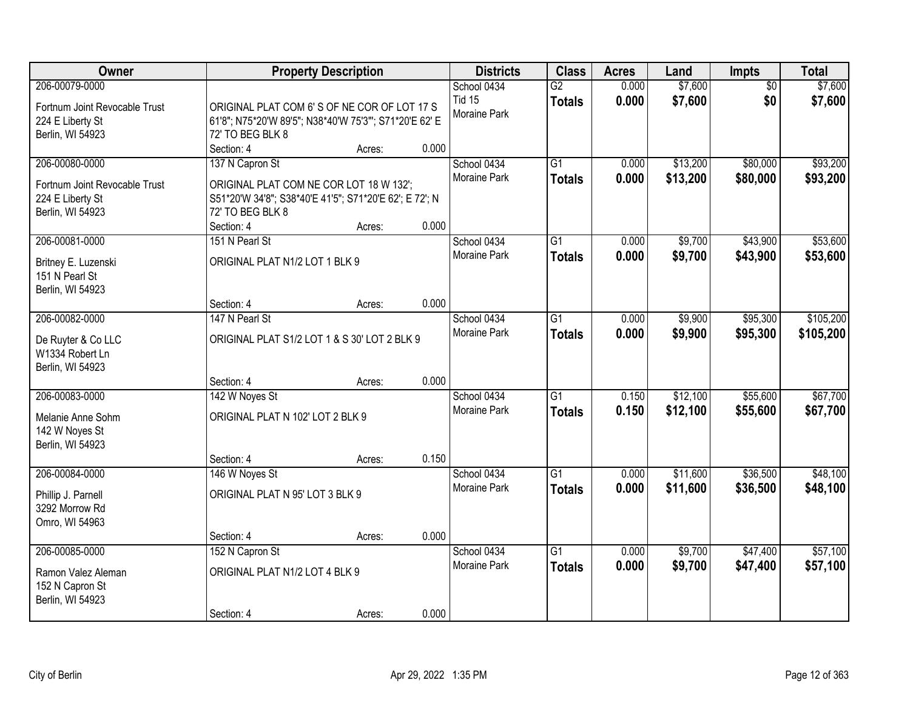| Owner | Property Description | Districts | Class | Acres | Land | Impts | Total |
|---|---|---|---|---|---|---|---|
| 206-00079-0000<br>Fortnum Joint Revocable Trust<br>224 E Liberty St<br>Berlin, WI 54923 | ORIGINAL PLAT COM 6' S OF NE COR OF LOT 17 S 61'8"; N75*20'W 89'5"; N38*40'W 75'3""; S71*20'E 62' E 72' TO BEG BLK 8<br>Section: 4 Acres: 0.000 | School 0434<br>Tid 15<br>Moraine Park | G2<br>**Totals** | 0.000<br>**0.000** | $7,600<br>**$7,600** | $0<br>**$0** | $7,600<br>**$7,600** |
| 206-00080-0000<br>Fortnum Joint Revocable Trust<br>224 E Liberty St<br>Berlin, WI 54923 | 137 N Capron St<br>ORIGINAL PLAT COM NE COR LOT 18 W 132'; S51*20'W 34'8"; S38*40'E 41'5"; S71*20'E 62'; E 72'; N 72' TO BEG BLK 8<br>Section: 4 Acres: 0.000 | School 0434<br>Moraine Park | G1<br>**Totals** | 0.000<br>**0.000** | $13,200<br>**$13,200** | $80,000<br>**$80,000** | $93,200<br>**$93,200** |
| 206-00081-0000<br>Britney E. Luzenski<br>151 N Pearl St<br>Berlin, WI 54923 | 151 N Pearl St<br>ORIGINAL PLAT N1/2 LOT 1 BLK 9<br>Section: 4 Acres: 0.000 | School 0434<br>Moraine Park | G1<br>**Totals** | 0.000<br>**0.000** | $9,700<br>**$9,700** | $43,900<br>**$43,900** | $53,600<br>**$53,600** |
| 206-00082-0000<br>De Ruyter & Co LLC<br>W1334 Robert Ln<br>Berlin, WI 54923 | 147 N Pearl St<br>ORIGINAL PLAT S1/2 LOT 1 & S 30' LOT 2 BLK 9<br>Section: 4 Acres: 0.000 | School 0434<br>Moraine Park | G1<br>**Totals** | 0.000<br>**0.000** | $9,900<br>**$9,900** | $95,300<br>**$95,300** | $105,200<br>**$105,200** |
| 206-00083-0000<br>Melanie Anne Sohm<br>142 W Noyes St<br>Berlin, WI 54923 | 142 W Noyes St<br>ORIGINAL PLAT N 102' LOT 2 BLK 9<br>Section: 4 Acres: 0.150 | School 0434<br>Moraine Park | G1<br>**Totals** | 0.150<br>**0.150** | $12,100<br>**$12,100** | $55,600<br>**$55,600** | $67,700<br>**$67,700** |
| 206-00084-0000<br>Phillip J. Parnell<br>3292 Morrow Rd<br>Omro, WI 54963 | 146 W Noyes St<br>ORIGINAL PLAT N 95' LOT 3 BLK 9<br>Section: 4 Acres: 0.000 | School 0434<br>Moraine Park | G1<br>**Totals** | 0.000<br>**0.000** | $11,600<br>**$11,600** | $36,500<br>**$36,500** | $48,100<br>**$48,100** |
| 206-00085-0000<br>Ramon Valez Aleman<br>152 N Capron St<br>Berlin, WI 54923 | 152 N Capron St<br>ORIGINAL PLAT N1/2 LOT 4 BLK 9<br>Section: 4 Acres: 0.000 | School 0434<br>Moraine Park | G1<br>**Totals** | 0.000<br>**0.000** | $9,700<br>**$9,700** | $47,400<br>**$47,400** | $57,100<br>**$57,100** |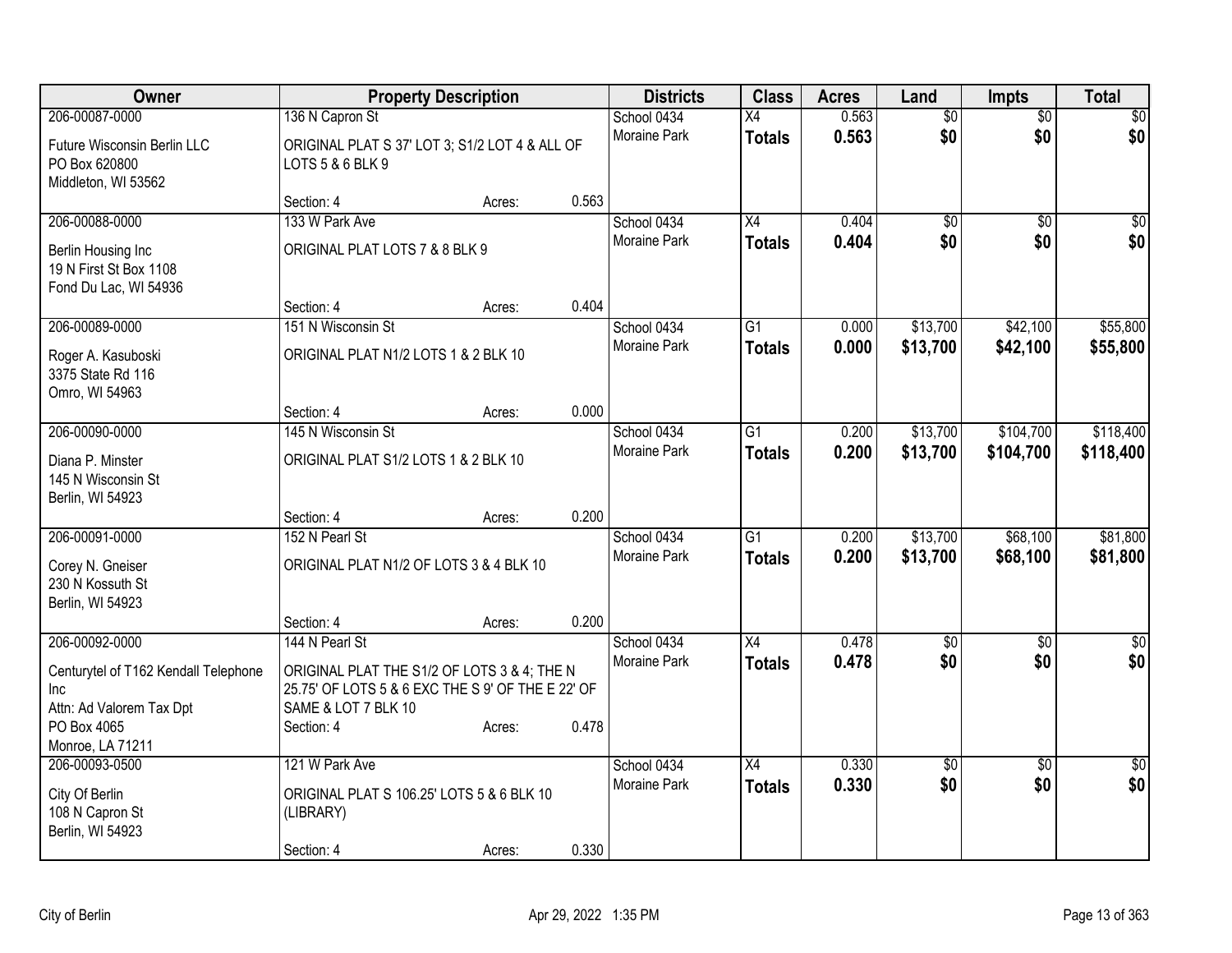| Owner | Property Description | | | Districts | Class | Acres | Land | Impts | Total |
|---|---|---|---|---|---|---|---|---|---|
| 206-00087-0000<br>Future Wisconsin Berlin LLC<br>PO Box 620800<br>Middleton, WI 53562 | 136 N Capron St<br>ORIGINAL PLAT S 37' LOT 3; S1/2 LOT 4 & ALL OF LOTS 5 & 6 BLK 9<br>Section: 4 | Acres: | 0.563 | School 0434<br>Moraine Park | X4<br>**Totals** | 0.563<br>**0.563** | $0<br>**$0** | $0<br>**$0** | $0<br>**$0** |
| 206-00088-0000<br>Berlin Housing Inc<br>19 N First St Box 1108<br>Fond Du Lac, WI 54936 | 133 W Park Ave<br>ORIGINAL PLAT LOTS 7 & 8 BLK 9<br>Section: 4 | Acres: | 0.404 | School 0434<br>Moraine Park | X4<br>**Totals** | 0.404<br>**0.404** | $0<br>**$0** | $0<br>**$0** | $0<br>**$0** |
| 206-00089-0000<br>Roger A. Kasuboski<br>3375 State Rd 116<br>Omro, WI 54963 | 151 N Wisconsin St<br>ORIGINAL PLAT N1/2 LOTS 1 & 2 BLK 10<br>Section: 4 | Acres: | 0.000 | School 0434<br>Moraine Park | G1<br>**Totals** | 0.000<br>**0.000** | $13,700<br>**$13,700** | $42,100<br>**$42,100** | $55,800<br>**$55,800** |
| 206-00090-0000<br>Diana P. Minster<br>145 N Wisconsin St<br>Berlin, WI 54923 | 145 N Wisconsin St<br>ORIGINAL PLAT S1/2 LOTS 1 & 2 BLK 10<br>Section: 4 | Acres: | 0.200 | School 0434<br>Moraine Park | G1<br>**Totals** | 0.200<br>**0.200** | $13,700<br>**$13,700** | $104,700<br>**$104,700** | $118,400<br>**$118,400** |
| 206-00091-0000<br>Corey N. Gneiser<br>230 N Kossuth St<br>Berlin, WI 54923 | 152 N Pearl St<br>ORIGINAL PLAT N1/2 OF LOTS 3 & 4 BLK 10<br>Section: 4 | Acres: | 0.200 | School 0434<br>Moraine Park | G1<br>**Totals** | 0.200<br>**0.200** | $13,700<br>**$13,700** | $68,100<br>**$68,100** | $81,800<br>**$81,800** |
| 206-00092-0000<br>Centurytel of T162 Kendall Telephone Inc<br>Attn: Ad Valorem Tax Dpt<br>PO Box 4065<br>Monroe, LA 71211 | 144 N Pearl St<br>ORIGINAL PLAT THE S1/2 OF LOTS 3 & 4; THE N 25.75' OF LOTS 5 & 6 EXC THE S 9' OF THE E 22' OF SAME & LOT 7 BLK 10<br>Section: 4 | Acres: | 0.478 | School 0434<br>Moraine Park | X4<br>**Totals** | 0.478<br>**0.478** | $0<br>**$0** | $0<br>**$0** | $0<br>**$0** |
| 206-00093-0500<br>City Of Berlin<br>108 N Capron St<br>Berlin, WI 54923 | 121 W Park Ave<br>ORIGINAL PLAT S 106.25' LOTS 5 & 6 BLK 10 (LIBRARY)<br>Section: 4 | Acres: | 0.330 | School 0434<br>Moraine Park | X4<br>**Totals** | 0.330<br>**0.330** | $0<br>**$0** | $0<br>**$0** | $0<br>**$0** |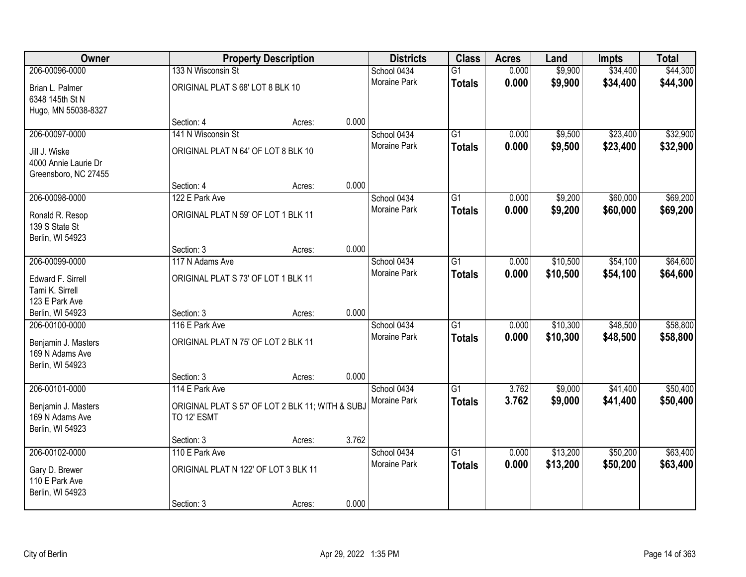| Owner | Property Description | | | Districts | Class | Acres | Land | Impts | Total |
|---|---|---|---|---|---|---|---|---|---|
| 206-00096-0000<br>Brian L. Palmer<br>6348 145th St N<br>Hugo, MN 55038-8327 | 133 N Wisconsin St<br>ORIGINAL PLAT S 68' LOT 8 BLK 10<br>Section: 4 | Acres: | 0.000 | School 0434<br>Moraine Park | G1<br>**Totals** | 0.000<br>**0.000** | $9,900<br>**$9,900** | $34,400<br>**$34,400** | $44,300<br>**$44,300** |
| 206-00097-0000<br>Jill J. Wiske<br>4000 Annie Laurie Dr<br>Greensboro, NC 27455 | 141 N Wisconsin St<br>ORIGINAL PLAT N 64' OF LOT 8 BLK 10<br>Section: 4 | Acres: | 0.000 | School 0434<br>Moraine Park | G1<br>**Totals** | 0.000<br>**0.000** | $9,500<br>**$9,500** | $23,400<br>**$23,400** | $32,900<br>**$32,900** |
| 206-00098-0000<br>Ronald R. Resop<br>139 S State St<br>Berlin, WI 54923 | 122 E Park Ave<br>ORIGINAL PLAT N 59' OF LOT 1 BLK 11<br>Section: 3 | Acres: | 0.000 | School 0434<br>Moraine Park | G1<br>**Totals** | 0.000<br>**0.000** | $9,200<br>**$9,200** | $60,000<br>**$60,000** | $69,200<br>**$69,200** |
| 206-00099-0000<br>Edward F. Sirrell<br>Tami K. Sirrell<br>123 E Park Ave<br>Berlin, WI 54923 | 117 N Adams Ave<br>ORIGINAL PLAT S 73' OF LOT 1 BLK 11<br>Section: 3 | Acres: | 0.000 | School 0434<br>Moraine Park | G1<br>**Totals** | 0.000<br>**0.000** | $10,500<br>**$10,500** | $54,100<br>**$54,100** | $64,600<br>**$64,600** |
| 206-00100-0000<br>Benjamin J. Masters<br>169 N Adams Ave<br>Berlin, WI 54923 | 116 E Park Ave<br>ORIGINAL PLAT N 75' OF LOT 2 BLK 11<br>Section: 3 | Acres: | 0.000 | School 0434<br>Moraine Park | G1<br>**Totals** | 0.000<br>**0.000** | $10,300<br>**$10,300** | $48,500<br>**$48,500** | $58,800<br>**$58,800** |
| 206-00101-0000<br>Benjamin J. Masters<br>169 N Adams Ave<br>Berlin, WI 54923 | 114 E Park Ave<br>ORIGINAL PLAT S 57' OF LOT 2 BLK 11; WITH & SUBJ TO 12' ESMT<br>Section: 3 | Acres: | 3.762 | School 0434<br>Moraine Park | G1<br>**Totals** | 3.762<br>**3.762** | $9,000<br>**$9,000** | $41,400<br>**$41,400** | $50,400<br>**$50,400** |
| 206-00102-0000<br>Gary D. Brewer<br>110 E Park Ave<br>Berlin, WI 54923 | 110 E Park Ave<br>ORIGINAL PLAT N 122' OF LOT 3 BLK 11<br>Section: 3 | Acres: | 0.000 | School 0434<br>Moraine Park | G1<br>**Totals** | 0.000<br>**0.000** | $13,200<br>**$13,200** | $50,200<br>**$50,200** | $63,400<br>**$63,400** |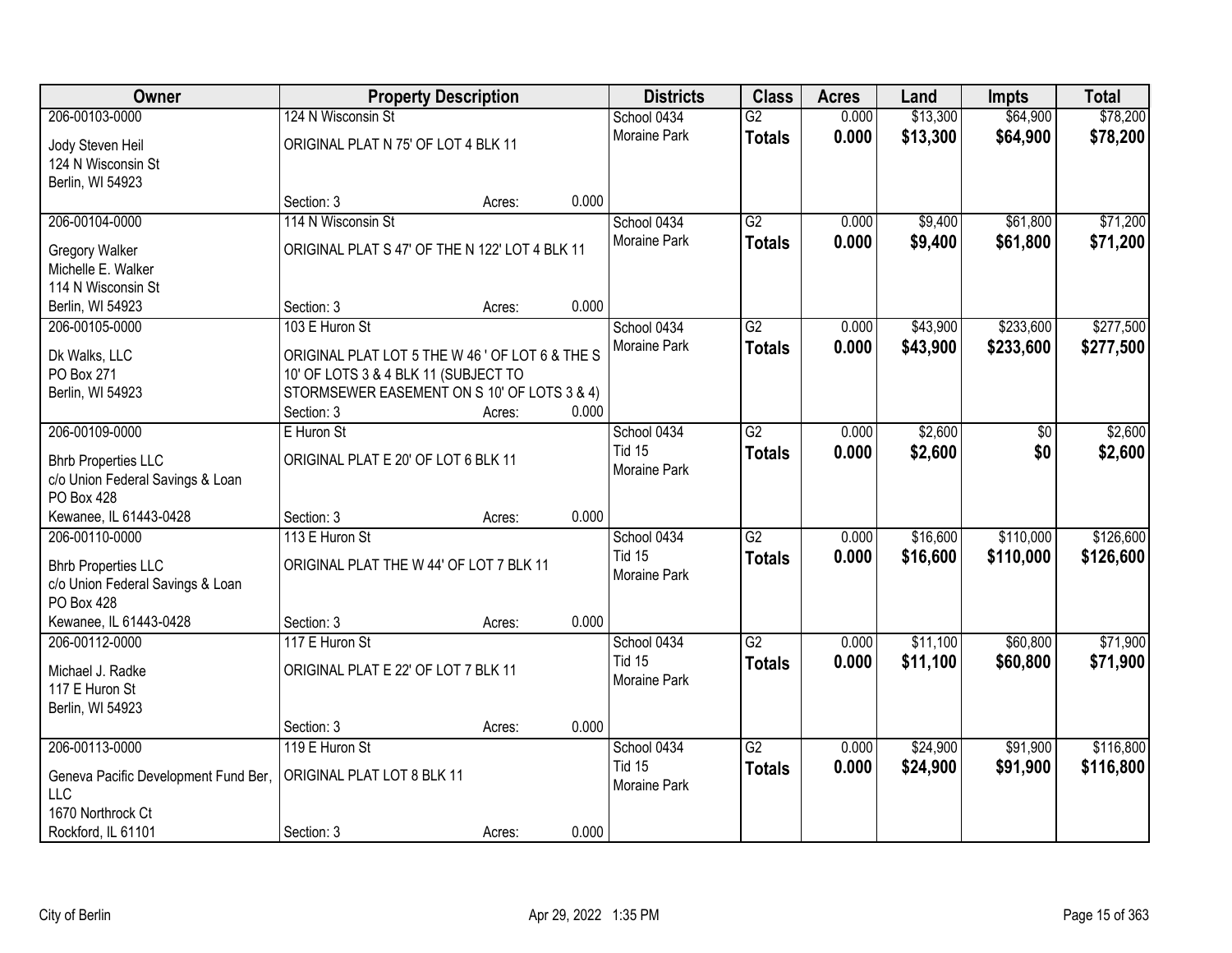| Owner | Property Description | Districts | Class | Acres | Land | Impts | Total |
|---|---|---|---|---|---|---|---|
| 206-00103-0000<br>Jody Steven Heil<br>124 N Wisconsin St<br>Berlin, WI 54923 | 124 N Wisconsin St<br>ORIGINAL PLAT N 75' OF LOT 4 BLK 11<br>Section: 3 Acres: 0.000 | School 0434<br>Moraine Park | G2<br>**Totals** | 0.000<br>**0.000** | $13,300<br>**$13,300** | $64,900<br>**$64,900** | $78,200<br>**$78,200** |
| 206-00104-0000<br>Gregory Walker<br>Michelle E. Walker<br>114 N Wisconsin St<br>Berlin, WI 54923 | 114 N Wisconsin St<br>ORIGINAL PLAT S 47' OF THE N 122' LOT 4 BLK 11<br>Section: 3 Acres: 0.000 | School 0434<br>Moraine Park | G2<br>**Totals** | 0.000<br>**0.000** | $9,400<br>**$9,400** | $61,800<br>**$61,800** | $71,200<br>**$71,200** |
| 206-00105-0000<br>Dk Walks, LLC<br>PO Box 271<br>Berlin, WI 54923 | 103 E Huron St<br>ORIGINAL PLAT LOT 5 THE W 46 ' OF LOT 6 & THE S 10' OF LOTS 3 & 4 BLK 11 (SUBJECT TO STORMSEWER EASEMENT ON S 10' OF LOTS 3 & 4)<br>Section: 3 Acres: 0.000 | School 0434<br>Moraine Park | G2<br>**Totals** | 0.000<br>**0.000** | $43,900<br>**$43,900** | $233,600<br>**$233,600** | $277,500<br>**$277,500** |
| 206-00109-0000<br>Bhrb Properties LLC<br>c/o Union Federal Savings & Loan<br>PO Box 428<br>Kewanee, IL 61443-0428 | E Huron St<br>ORIGINAL PLAT E 20' OF LOT 6 BLK 11<br>Section: 3 Acres: 0.000 | School 0434<br>Tid 15<br>Moraine Park | G2<br>**Totals** | 0.000<br>**0.000** | $2,600<br>**$2,600** | $0<br>**$0** | $2,600<br>**$2,600** |
| 206-00110-0000<br>Bhrb Properties LLC<br>c/o Union Federal Savings & Loan<br>PO Box 428<br>Kewanee, IL 61443-0428 | 113 E Huron St<br>ORIGINAL PLAT THE W 44' OF LOT 7 BLK 11<br>Section: 3 Acres: 0.000 | School 0434<br>Tid 15<br>Moraine Park | G2<br>**Totals** | 0.000<br>**0.000** | $16,600<br>**$16,600** | $110,000<br>**$110,000** | $126,600<br>**$126,600** |
| 206-00112-0000<br>Michael J. Radke<br>117 E Huron St<br>Berlin, WI 54923 | 117 E Huron St<br>ORIGINAL PLAT E 22' OF LOT 7 BLK 11<br>Section: 3 Acres: 0.000 | School 0434<br>Tid 15<br>Moraine Park | G2<br>**Totals** | 0.000<br>**0.000** | $11,100<br>**$11,100** | $60,800<br>**$60,800** | $71,900<br>**$71,900** |
| 206-00113-0000<br>Geneva Pacific Development Fund Ber, LLC<br>1670 Northrock Ct<br>Rockford, IL 61101 | 119 E Huron St<br>ORIGINAL PLAT LOT 8 BLK 11<br>Section: 3 Acres: 0.000 | School 0434<br>Tid 15<br>Moraine Park | G2<br>**Totals** | 0.000<br>**0.000** | $24,900<br>**$24,900** | $91,900<br>**$91,900** | $116,800<br>**$116,800** |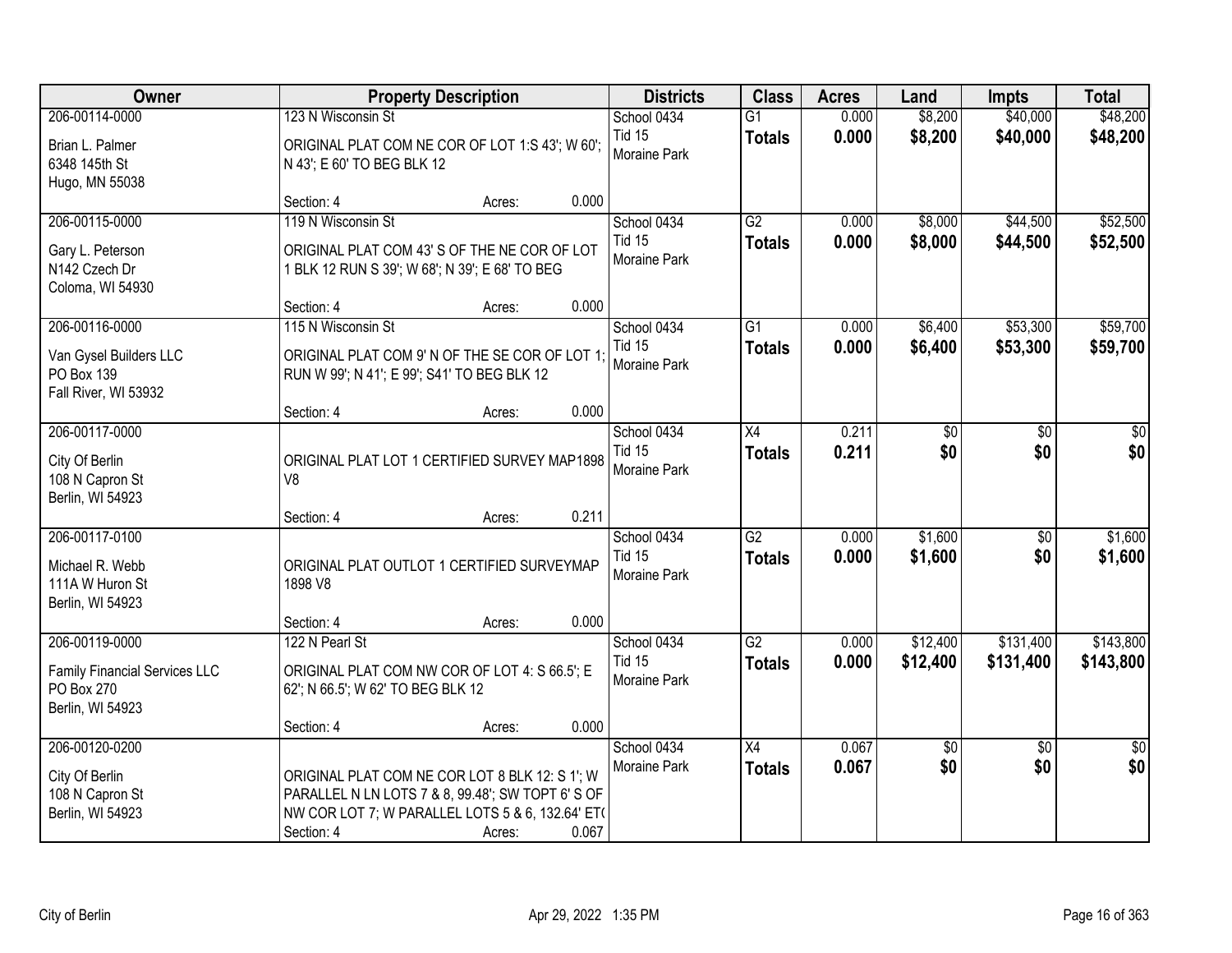| Owner | Property Description | Districts | Class | Acres | Land | Impts | Total |
|---|---|---|---|---|---|---|---|
| 206-00114-0000<br>Brian L. Palmer<br>6348 145th St<br>Hugo, MN 55038 | 123 N Wisconsin St<br>ORIGINAL PLAT COM NE COR OF LOT 1:S 43'; W 60'; N 43'; E 60' TO BEG BLK 12<br>Section: 4 Acres: 0.000 | School 0434<br>Tid 15<br>Moraine Park | G1<br>**Totals** | 0.000<br>**0.000** | $8,200<br>**$8,200** | $40,000<br>**$40,000** | $48,200<br>**$48,200** |
| 206-00115-0000<br>Gary L. Peterson<br>N142 Czech Dr<br>Coloma, WI 54930 | 119 N Wisconsin St<br>ORIGINAL PLAT COM 43' S OF THE NE COR OF LOT 1 BLK 12 RUN S 39'; W 68'; N 39'; E 68' TO BEG<br>Section: 4 Acres: 0.000 | School 0434<br>Tid 15<br>Moraine Park | G2<br>**Totals** | 0.000<br>**0.000** | $8,000<br>**$8,000** | $44,500<br>**$44,500** | $52,500<br>**$52,500** |
| 206-00116-0000<br>Van Gysel Builders LLC<br>PO Box 139<br>Fall River, WI 53932 | 115 N Wisconsin St<br>ORIGINAL PLAT COM 9' N OF THE SE COR OF LOT 1; RUN W 99'; N 41'; E 99'; S41' TO BEG BLK 12<br>Section: 4 Acres: 0.000 | School 0434<br>Tid 15<br>Moraine Park | G1<br>**Totals** | 0.000<br>**0.000** | $6,400<br>**$6,400** | $53,300<br>**$53,300** | $59,700<br>**$59,700** |
| 206-00117-0000<br>City Of Berlin<br>108 N Capron St<br>Berlin, WI 54923 | ORIGINAL PLAT LOT 1 CERTIFIED SURVEY MAP1898 V8<br>Section: 4 Acres: 0.211 | School 0434<br>Tid 15<br>Moraine Park | X4<br>**Totals** | 0.211<br>**0.211** | $0<br>**$0** | $0<br>**$0** | $0<br>**$0** |
| 206-00117-0100<br>Michael R. Webb<br>111A W Huron St<br>Berlin, WI 54923 | ORIGINAL PLAT OUTLOT 1 CERTIFIED SURVEYMAP 1898 V8<br>Section: 4 Acres: 0.000 | School 0434<br>Tid 15<br>Moraine Park | G2<br>**Totals** | 0.000<br>**0.000** | $1,600<br>**$1,600** | $0<br>**$0** | $1,600<br>**$1,600** |
| 206-00119-0000<br>Family Financial Services LLC<br>PO Box 270<br>Berlin, WI 54923 | 122 N Pearl St<br>ORIGINAL PLAT COM NW COR OF LOT 4: S 66.5'; E 62'; N 66.5'; W 62' TO BEG BLK 12<br>Section: 4 Acres: 0.000 | School 0434<br>Tid 15<br>Moraine Park | G2<br>**Totals** | 0.000<br>**0.000** | $12,400<br>**$12,400** | $131,400<br>**$131,400** | $143,800<br>**$143,800** |
| 206-00120-0200<br>City Of Berlin<br>108 N Capron St<br>Berlin, WI 54923 | ORIGINAL PLAT COM NE COR LOT 8 BLK 12: S 1'; W PARALLEL N LN LOTS 7 & 8, 99.48'; SW TOPT 6' S OF NW COR LOT 7; W PARALLEL LOTS 5 & 6, 132.64' ET(<br>Section: 4 Acres: 0.067 | School 0434<br>Moraine Park | X4<br>**Totals** | 0.067<br>**0.067** | $0<br>**$0** | $0<br>**$0** | $0<br>**$0** |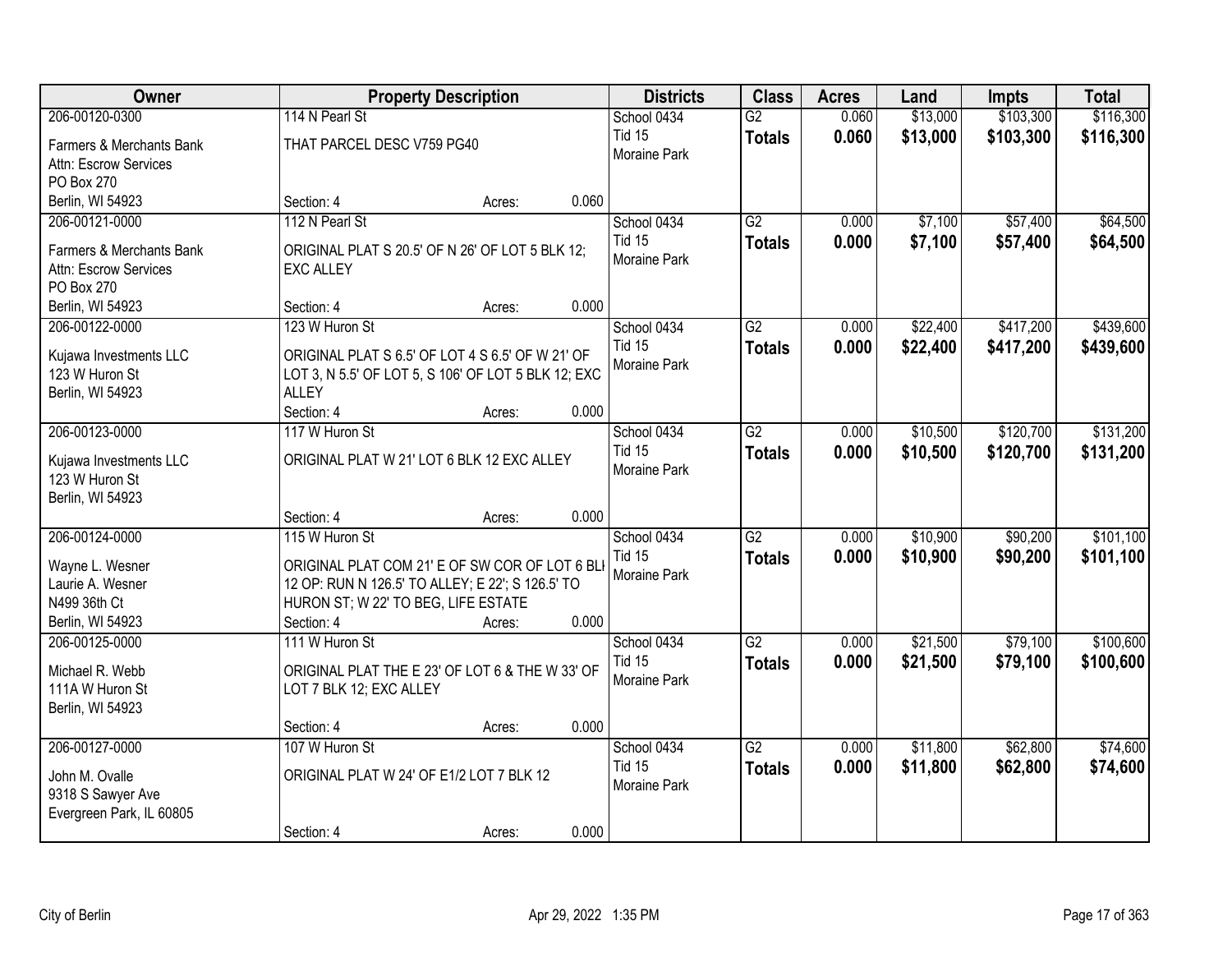| Owner | Property Description | | | Districts | Class | Acres | Land | Impts | Total |
|---|---|---|---|---|---|---|---|---|---|
| 206-00120-0300<br>Farmers & Merchants Bank<br>Attn: Escrow Services<br>PO Box 270<br>Berlin, WI 54923 | 114 N Pearl St<br>THAT PARCEL DESC V759 PG40<br>Section: 4 | Acres: | 0.060 | School 0434<br>Tid 15<br>Moraine Park | G2<br>**Totals** | 0.060<br>**0.060** | $13,000<br>**$13,000** | $103,300<br>**$103,300** | $116,300<br>**$116,300** |
| 206-00121-0000<br>Farmers & Merchants Bank<br>Attn: Escrow Services<br>PO Box 270<br>Berlin, WI 54923 | 112 N Pearl St<br>ORIGINAL PLAT S 20.5' OF N 26' OF LOT 5 BLK 12; EXC ALLEY<br>Section: 4 | Acres: | 0.000 | School 0434<br>Tid 15<br>Moraine Park | G2<br>**Totals** | 0.000<br>**0.000** | $7,100<br>**$7,100** | $57,400<br>**$57,400** | $64,500<br>**$64,500** |
| 206-00122-0000<br>Kujawa Investments LLC<br>123 W Huron St<br>Berlin, WI 54923 | 123 W Huron St<br>ORIGINAL PLAT S 6.5' OF LOT 4 S 6.5' OF W 21' OF LOT 3, N 5.5' OF LOT 5, S 106' OF LOT 5 BLK 12; EXC ALLEY<br>Section: 4 | Acres: | 0.000 | School 0434<br>Tid 15<br>Moraine Park | G2<br>**Totals** | 0.000<br>**0.000** | $22,400<br>**$22,400** | $417,200<br>**$417,200** | $439,600<br>**$439,600** |
| 206-00123-0000<br>Kujawa Investments LLC<br>123 W Huron St<br>Berlin, WI 54923 | 117 W Huron St<br>ORIGINAL PLAT W 21' LOT 6 BLK 12 EXC ALLEY<br>Section: 4 | Acres: | 0.000 | School 0434<br>Tid 15<br>Moraine Park | G2<br>**Totals** | 0.000<br>**0.000** | $10,500<br>**$10,500** | $120,700<br>**$120,700** | $131,200<br>**$131,200** |
| 206-00124-0000<br>Wayne L. Wesner<br>Laurie A. Wesner<br>N499 36th Ct<br>Berlin, WI 54923 | 115 W Huron St<br>ORIGINAL PLAT COM 21' E OF SW COR OF LOT 6 BLI 12 OP: RUN N 126.5' TO ALLEY; E 22'; S 126.5' TO HURON ST; W 22' TO BEG, LIFE ESTATE<br>Section: 4 | Acres: | 0.000 | School 0434<br>Tid 15<br>Moraine Park | G2<br>**Totals** | 0.000<br>**0.000** | $10,900<br>**$10,900** | $90,200<br>**$90,200** | $101,100<br>**$101,100** |
| 206-00125-0000<br>Michael R. Webb<br>111A W Huron St<br>Berlin, WI 54923 | 111 W Huron St<br>ORIGINAL PLAT THE E 23' OF LOT 6 & THE W 33' OF LOT 7 BLK 12; EXC ALLEY<br>Section: 4 | Acres: | 0.000 | School 0434<br>Tid 15<br>Moraine Park | G2<br>**Totals** | 0.000<br>**0.000** | $21,500<br>**$21,500** | $79,100<br>**$79,100** | $100,600<br>**$100,600** |
| 206-00127-0000<br>John M. Ovalle<br>9318 S Sawyer Ave<br>Evergreen Park, IL 60805 | 107 W Huron St<br>ORIGINAL PLAT W 24' OF E1/2 LOT 7 BLK 12<br>Section: 4 | Acres: | 0.000 | School 0434<br>Tid 15<br>Moraine Park | G2<br>**Totals** | 0.000<br>**0.000** | $11,800<br>**$11,800** | $62,800<br>**$62,800** | $74,600<br>**$74,600** |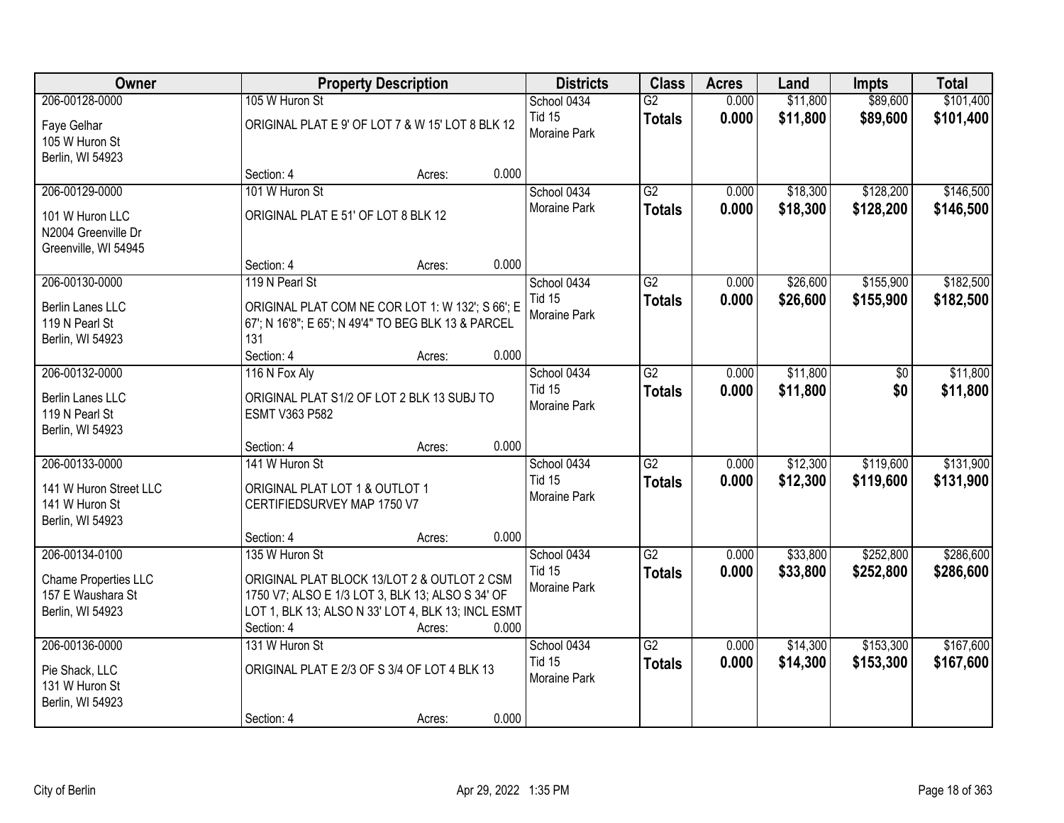| Owner | Property Description | Districts | Class | Acres | Land | Impts | Total |
|---|---|---|---|---|---|---|---|
| 206-00128-0000<br>Faye Gelhar<br>105 W Huron St<br>Berlin, WI 54923 | 105 W Huron St<br>ORIGINAL PLAT E 9' OF LOT 7 & W 15' LOT 8 BLK 12<br>Section: 4 Acres: 0.000 | School 0434<br>Tid 15<br>Moraine Park | G2<br>**Totals** | 0.000<br>**0.000** | $11,800<br>**$11,800** | $89,600<br>**$89,600** | $101,400<br>**$101,400** |
| 206-00129-0000<br>101 W Huron LLC<br>N2004 Greenville Dr<br>Greenville, WI 54945 | 101 W Huron St<br>ORIGINAL PLAT E 51' OF LOT 8 BLK 12<br>Section: 4 Acres: 0.000 | School 0434<br>Moraine Park | G2<br>**Totals** | 0.000<br>**0.000** | $18,300<br>**$18,300** | $128,200<br>**$128,200** | $146,500<br>**$146,500** |
| 206-00130-0000<br>Berlin Lanes LLC<br>119 N Pearl St<br>Berlin, WI 54923 | 119 N Pearl St<br>ORIGINAL PLAT COM NE COR LOT 1: W 132'; S 66'; E 67'; N 16'8"; E 65'; N 49'4" TO BEG BLK 13 & PARCEL 131<br>Section: 4 Acres: 0.000 | School 0434<br>Tid 15<br>Moraine Park | G2<br>**Totals** | 0.000<br>**0.000** | $26,600<br>**$26,600** | $155,900<br>**$155,900** | $182,500<br>**$182,500** |
| 206-00132-0000<br>Berlin Lanes LLC<br>119 N Pearl St<br>Berlin, WI 54923 | 116 N Fox Aly<br>ORIGINAL PLAT S1/2 OF LOT 2 BLK 13 SUBJ TO ESMT V363 P582<br>Section: 4 Acres: 0.000 | School 0434<br>Tid 15<br>Moraine Park | G2<br>**Totals** | 0.000<br>**0.000** | $11,800<br>**$11,800** | $0<br>**$0** | $11,800<br>**$11,800** |
| 206-00133-0000<br>141 W Huron Street LLC<br>141 W Huron St<br>Berlin, WI 54923 | 141 W Huron St<br>ORIGINAL PLAT LOT 1 & OUTLOT 1 CERTIFIEDSURVEY MAP 1750 V7<br>Section: 4 Acres: 0.000 | School 0434<br>Tid 15<br>Moraine Park | G2<br>**Totals** | 0.000<br>**0.000** | $12,300<br>**$12,300** | $119,600<br>**$119,600** | $131,900<br>**$131,900** |
| 206-00134-0100<br>Chame Properties LLC<br>157 E Waushara St<br>Berlin, WI 54923 | 135 W Huron St<br>ORIGINAL PLAT BLOCK 13/LOT 2 & OUTLOT 2 CSM 1750 V7; ALSO E 1/3 LOT 3, BLK 13; ALSO S 34' OF LOT 1, BLK 13; ALSO N 33' LOT 4, BLK 13; INCL ESMT<br>Section: 4 Acres: 0.000 | School 0434<br>Tid 15<br>Moraine Park | G2<br>**Totals** | 0.000<br>**0.000** | $33,800<br>**$33,800** | $252,800<br>**$252,800** | $286,600<br>**$286,600** |
| 206-00136-0000<br>Pie Shack, LLC<br>131 W Huron St<br>Berlin, WI 54923 | 131 W Huron St<br>ORIGINAL PLAT E 2/3 OF S 3/4 OF LOT 4 BLK 13<br>Section: 4 Acres: 0.000 | School 0434<br>Tid 15<br>Moraine Park | G2<br>**Totals** | 0.000<br>**0.000** | $14,300<br>**$14,300** | $153,300<br>**$153,300** | $167,600<br>**$167,600** |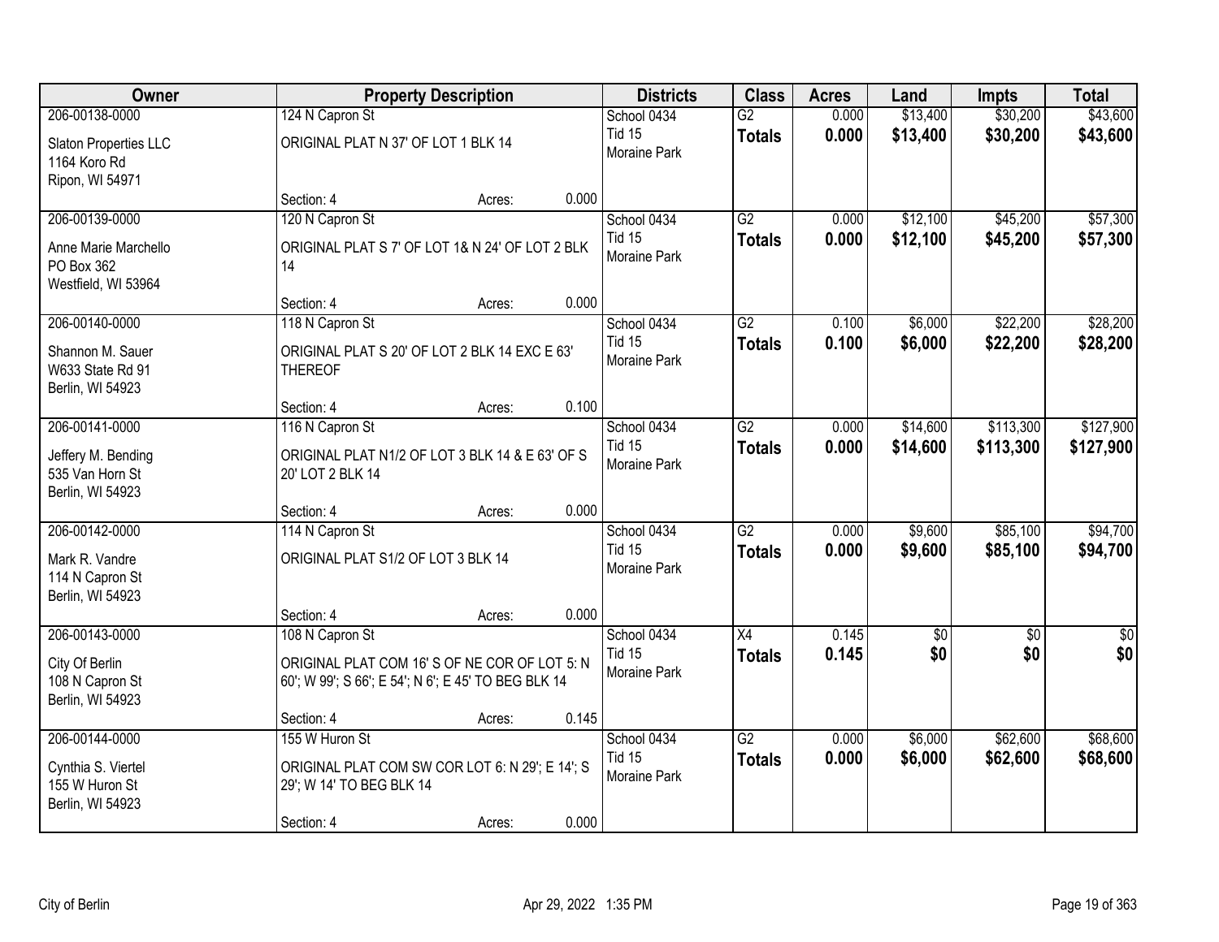| Owner | Property Description | | | Districts | Class | Acres | Land | Impts | Total |
|---|---|---|---|---|---|---|---|---|---|
| 206-00138-0000<br>Slaton Properties LLC<br>1164 Koro Rd<br>Ripon, WI 54971 | 124 N Capron St<br>ORIGINAL PLAT N 37' OF LOT 1 BLK 14<br>Section: 4 | Acres: | 0.000 | School 0434<br>Tid 15<br>Moraine Park | G2<br>**Totals** | 0.000<br>**0.000** | $13,400<br>**$13,400** | $30,200<br>**$30,200** | $43,600<br>**$43,600** |
| 206-00139-0000<br>Anne Marie Marchello<br>PO Box 362<br>Westfield, WI 53964 | 120 N Capron St<br>ORIGINAL PLAT S 7' OF LOT 1& N 24' OF LOT 2 BLK 14<br>Section: 4 | Acres: | 0.000 | School 0434<br>Tid 15<br>Moraine Park | G2<br>**Totals** | 0.000<br>**0.000** | $12,100<br>**$12,100** | $45,200<br>**$45,200** | $57,300<br>**$57,300** |
| 206-00140-0000<br>Shannon M. Sauer<br>W633 State Rd 91<br>Berlin, WI 54923 | 118 N Capron St<br>ORIGINAL PLAT S 20' OF LOT 2 BLK 14 EXC E 63' THEREOF<br>Section: 4 | Acres: | 0.100 | School 0434<br>Tid 15<br>Moraine Park | G2<br>**Totals** | 0.100<br>**0.100** | $6,000<br>**$6,000** | $22,200<br>**$22,200** | $28,200<br>**$28,200** |
| 206-00141-0000<br>Jeffery M. Bending<br>535 Van Horn St<br>Berlin, WI 54923 | 116 N Capron St<br>ORIGINAL PLAT N1/2 OF LOT 3 BLK 14 & E 63' OF S 20' LOT 2 BLK 14<br>Section: 4 | Acres: | 0.000 | School 0434<br>Tid 15<br>Moraine Park | G2<br>**Totals** | 0.000<br>**0.000** | $14,600<br>**$14,600** | $113,300<br>**$113,300** | $127,900<br>**$127,900** |
| 206-00142-0000<br>Mark R. Vandre<br>114 N Capron St<br>Berlin, WI 54923 | 114 N Capron St<br>ORIGINAL PLAT S1/2 OF LOT 3 BLK 14<br>Section: 4 | Acres: | 0.000 | School 0434<br>Tid 15<br>Moraine Park | G2<br>**Totals** | 0.000<br>**0.000** | $9,600<br>**$9,600** | $85,100<br>**$85,100** | $94,700<br>**$94,700** |
| 206-00143-0000<br>City Of Berlin<br>108 N Capron St<br>Berlin, WI 54923 | 108 N Capron St<br>ORIGINAL PLAT COM 16' S OF NE COR OF LOT 5: N 60'; W 99'; S 66'; E 54'; N 6'; E 45' TO BEG BLK 14<br>Section: 4 | Acres: | 0.145 | School 0434<br>Tid 15<br>Moraine Park | X4<br>**Totals** | 0.145<br>**0.145** | $0<br>**$0** | $0<br>**$0** | $0<br>**$0** |
| 206-00144-0000<br>Cynthia S. Viertel<br>155 W Huron St<br>Berlin, WI 54923 | 155 W Huron St<br>ORIGINAL PLAT COM SW COR LOT 6: N 29'; E 14'; S 29'; W 14' TO BEG BLK 14<br>Section: 4 | Acres: | 0.000 | School 0434<br>Tid 15<br>Moraine Park | G2<br>**Totals** | 0.000<br>**0.000** | $6,000<br>**$6,000** | $62,600<br>**$62,600** | $68,600<br>**$68,600** |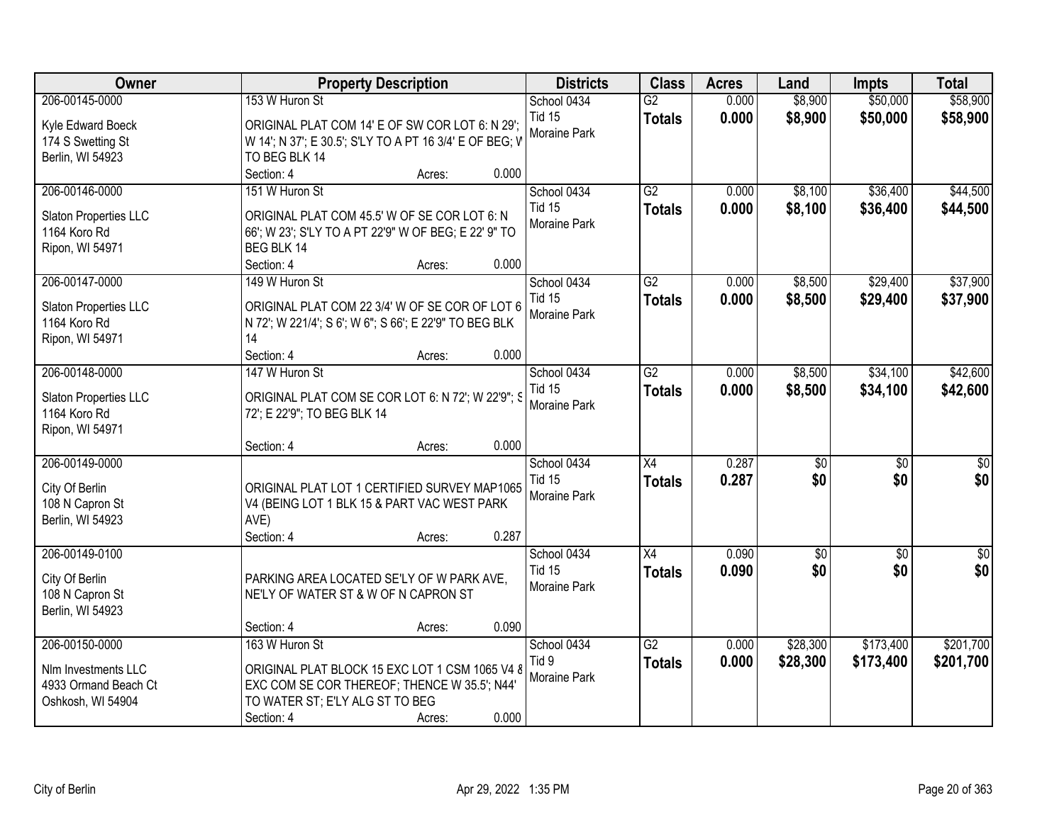| Owner | Property Description | Districts | Class | Acres | Land | Impts | Total |
|---|---|---|---|---|---|---|---|
| 206-00145-0000<br>Kyle Edward Boeck<br>174 S Swetting St<br>Berlin, WI 54923 | 153 W Huron St<br>ORIGINAL PLAT COM 14' E OF SW COR LOT 6: N 29'; W 14'; N 37'; E 30.5'; S'LY TO A PT 16 3/4' E OF BEG; W TO BEG BLK 14<br>Section: 4 Acres: 0.000 | School 0434<br>Tid 15<br>Moraine Park | G2<br>**Totals** | 0.000<br>**0.000** | $8,900<br>**$8,900** | $50,000<br>**$50,000** | $58,900<br>**$58,900** |
| 206-00146-0000<br>Slaton Properties LLC<br>1164 Koro Rd<br>Ripon, WI 54971 | 151 W Huron St<br>ORIGINAL PLAT COM 45.5' W OF SE COR LOT 6: N 66'; W 23'; S'LY TO A PT 22'9" W OF BEG; E 22' 9" TO BEG BLK 14<br>Section: 4 Acres: 0.000 | School 0434<br>Tid 15<br>Moraine Park | G2<br>**Totals** | 0.000<br>**0.000** | $8,100<br>**$8,100** | $36,400<br>**$36,400** | $44,500<br>**$44,500** |
| 206-00147-0000<br>Slaton Properties LLC<br>1164 Koro Rd<br>Ripon, WI 54971 | 149 W Huron St<br>ORIGINAL PLAT COM 22 3/4' W OF SE COR OF LOT 6 N 72'; W 221/4'; S 6'; W 6"; S 66'; E 22'9" TO BEG BLK 14<br>Section: 4 Acres: 0.000 | School 0434<br>Tid 15<br>Moraine Park | G2<br>**Totals** | 0.000<br>**0.000** | $8,500<br>**$8,500** | $29,400<br>**$29,400** | $37,900<br>**$37,900** |
| 206-00148-0000<br>Slaton Properties LLC<br>1164 Koro Rd<br>Ripon, WI 54971 | 147 W Huron St<br>ORIGINAL PLAT COM SE COR LOT 6: N 72'; W 22'9"; S 72'; E 22'9"; TO BEG BLK 14<br>Section: 4 Acres: 0.000 | School 0434<br>Tid 15<br>Moraine Park | G2<br>**Totals** | 0.000<br>**0.000** | $8,500<br>**$8,500** | $34,100<br>**$34,100** | $42,600<br>**$42,600** |
| 206-00149-0000<br>City Of Berlin<br>108 N Capron St<br>Berlin, WI 54923 | ORIGINAL PLAT LOT 1 CERTIFIED SURVEY MAP1065 V4 (BEING LOT 1 BLK 15 & PART VAC WEST PARK AVE)<br>Section: 4 Acres: 0.287 | School 0434<br>Tid 15<br>Moraine Park | X4<br>**Totals** | 0.287<br>**0.287** | $0<br>**$0** | $0<br>**$0** | $0<br>**$0** |
| 206-00149-0100<br>City Of Berlin<br>108 N Capron St<br>Berlin, WI 54923 | PARKING AREA LOCATED SE'LY OF W PARK AVE, NE'LY OF WATER ST & W OF N CAPRON ST<br>Section: 4 Acres: 0.090 | School 0434<br>Tid 15<br>Moraine Park | X4<br>**Totals** | 0.090<br>**0.090** | $0<br>**$0** | $0<br>**$0** | $0<br>**$0** |
| 206-00150-0000<br>Nlm Investments LLC<br>4933 Ormand Beach Ct<br>Oshkosh, WI 54904 | 163 W Huron St<br>ORIGINAL PLAT BLOCK 15 EXC LOT 1 CSM 1065 V4 & EXC COM SE COR THEREOF; THENCE W 35.5'; N44' TO WATER ST; E'LY ALG ST TO BEG<br>Section: 4 Acres: 0.000 | School 0434<br>Tid 9<br>Moraine Park | G2<br>**Totals** | 0.000<br>**0.000** | $28,300<br>**$28,300** | $173,400<br>**$173,400** | $201,700<br>**$201,700** |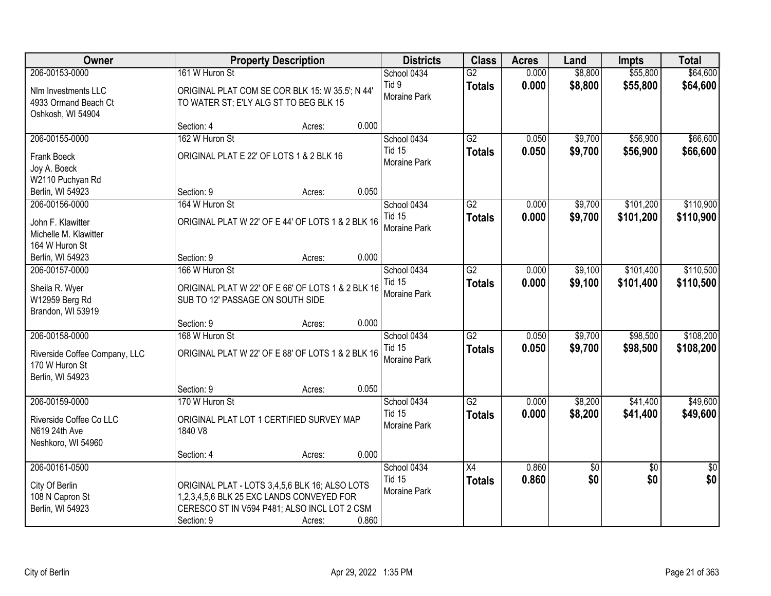| Owner | Property Description | | | Districts | Class | Acres | Land | Impts | Total |
|---|---|---|---|---|---|---|---|---|---|
| 206-00153-0000 | 161 W Huron St | | | School 0434 | G2 | 0.000 | $8,800 | $55,800 | $64,600 |
| Nlm Investments LLC<br>4933 Ormand Beach Ct<br>Oshkosh, WI 54904 | ORIGINAL PLAT COM SE COR BLK 15: W 35.5'; N 44' TO WATER ST; E'LY ALG ST TO BEG BLK 15 | | | Tid 9<br>Moraine Park | **Totals** | **0.000** | **$8,800** | **$55,800** | **$64,600** |
| | Section: 4 | Acres: | 0.000 | | | | | | |
| 206-00155-0000 | 162 W Huron St | | | School 0434 | G2 | 0.050 | $9,700 | $56,900 | $66,600 |
| Frank Boeck<br>Joy A. Boeck<br>W2110 Puchyan Rd<br>Berlin, WI 54923 | ORIGINAL PLAT E 22' OF LOTS 1 & 2 BLK 16 | | | Tid 15<br>Moraine Park | **Totals** | **0.050** | **$9,700** | **$56,900** | **$66,600** |
| | Section: 9 | Acres: | 0.050 | | | | | | |
| 206-00156-0000 | 164 W Huron St | | | School 0434 | G2 | 0.000 | $9,700 | $101,200 | $110,900 |
| John F. Klawitter<br>Michelle M. Klawitter<br>164 W Huron St<br>Berlin, WI 54923 | ORIGINAL PLAT W 22' OF E 44' OF LOTS 1 & 2 BLK 16 | | | Tid 15<br>Moraine Park | **Totals** | **0.000** | **$9,700** | **$101,200** | **$110,900** |
| | Section: 9 | Acres: | 0.000 | | | | | | |
| 206-00157-0000 | 166 W Huron St | | | School 0434 | G2 | 0.000 | $9,100 | $101,400 | $110,500 |
| Sheila R. Wyer<br>W12959 Berg Rd<br>Brandon, WI 53919 | ORIGINAL PLAT W 22' OF E 66' OF LOTS 1 & 2 BLK 16 SUB TO 12' PASSAGE ON SOUTH SIDE | | | Tid 15<br>Moraine Park | **Totals** | **0.000** | **$9,100** | **$101,400** | **$110,500** |
| | Section: 9 | Acres: | 0.000 | | | | | | |
| 206-00158-0000 | 168 W Huron St | | | School 0434 | G2 | 0.050 | $9,700 | $98,500 | $108,200 |
| Riverside Coffee Company, LLC<br>170 W Huron St<br>Berlin, WI 54923 | ORIGINAL PLAT W 22' OF E 88' OF LOTS 1 & 2 BLK 16 | | | Tid 15<br>Moraine Park | **Totals** | **0.050** | **$9,700** | **$98,500** | **$108,200** |
| | Section: 9 | Acres: | 0.050 | | | | | | |
| 206-00159-0000 | 170 W Huron St | | | School 0434 | G2 | 0.000 | $8,200 | $41,400 | $49,600 |
| Riverside Coffee Co LLC<br>N619 24th Ave<br>Neshkoro, WI 54960 | ORIGINAL PLAT LOT 1 CERTIFIED SURVEY MAP 1840 V8 | | | Tid 15<br>Moraine Park | **Totals** | **0.000** | **$8,200** | **$41,400** | **$49,600** |
| | Section: 4 | Acres: | 0.000 | | | | | | |
| 206-00161-0500 | | | | School 0434 | X4 | 0.860 | $0 | $0 | $0 |
| City Of Berlin<br>108 N Capron St<br>Berlin, WI 54923 | ORIGINAL PLAT - LOTS 3,4,5,6 BLK 16; ALSO LOTS 1,2,3,4,5,6 BLK 25 EXC LANDS CONVEYED FOR CERESCO ST IN V594 P481; ALSO INCL LOT 2 CSM | | | Tid 15<br>Moraine Park | **Totals** | **0.860** | **$0** | **$0** | **$0** |
| | Section: 9 | Acres: | 0.860 | | | | | | |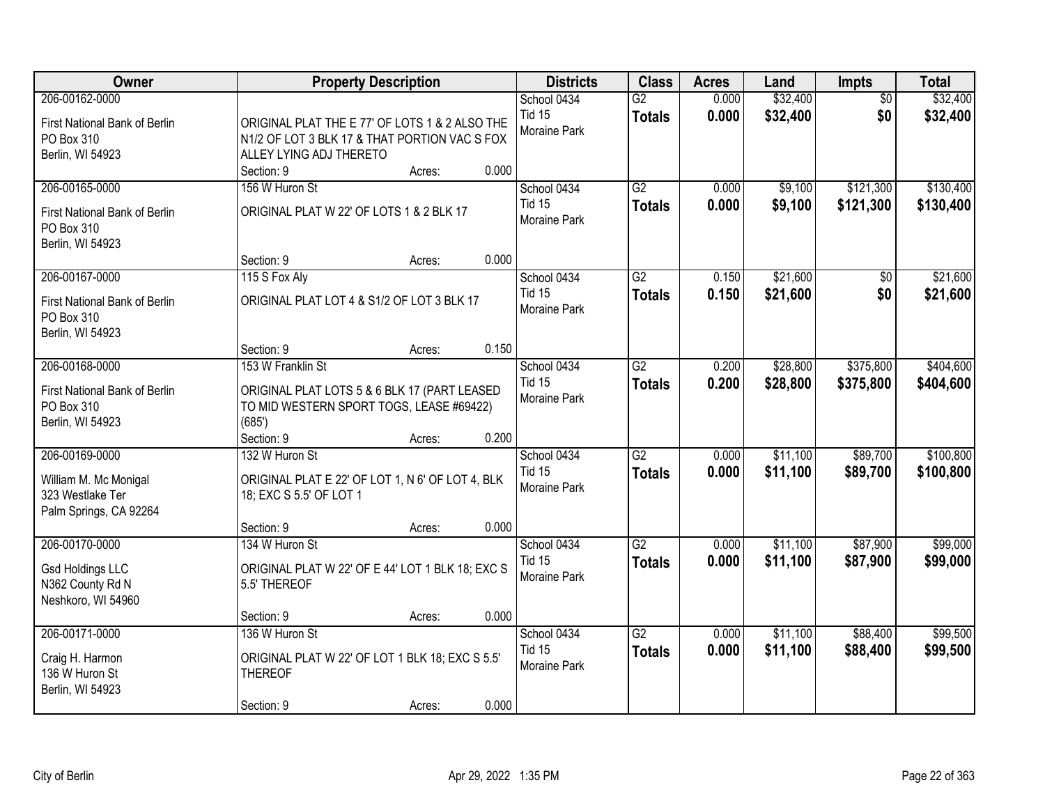| Owner | Property Description | Districts | Class | Acres | Land | Impts | Total |
|---|---|---|---|---|---|---|---|
| 206-00162-0000<br>First National Bank of Berlin<br>PO Box 310<br>Berlin, WI 54923 | ORIGINAL PLAT THE E 77' OF LOTS 1 & 2 ALSO THE N1/2 OF LOT 3 BLK 17 & THAT PORTION VAC S FOX ALLEY LYING ADJ THERETO<br>Section: 9 Acres: 0.000 | School 0434<br>Tid 15<br>Moraine Park | G2<br>**Totals** | 0.000<br>**0.000** | $32,400<br>**$32,400** | $0<br>**$0** | $32,400<br>**$32,400** |
| 206-00165-0000<br>First National Bank of Berlin<br>PO Box 310<br>Berlin, WI 54923 | 156 W Huron St<br>ORIGINAL PLAT W 22' OF LOTS 1 & 2 BLK 17<br>Section: 9 Acres: 0.000 | School 0434<br>Tid 15<br>Moraine Park | G2<br>**Totals** | 0.000<br>**0.000** | $9,100<br>**$9,100** | $121,300<br>**$121,300** | $130,400<br>**$130,400** |
| 206-00167-0000<br>First National Bank of Berlin<br>PO Box 310<br>Berlin, WI 54923 | 115 S Fox Aly<br>ORIGINAL PLAT LOT 4 & S1/2 OF LOT 3 BLK 17<br>Section: 9 Acres: 0.150 | School 0434<br>Tid 15<br>Moraine Park | G2<br>**Totals** | 0.150<br>**0.150** | $21,600<br>**$21,600** | $0<br>**$0** | $21,600<br>**$21,600** |
| 206-00168-0000<br>First National Bank of Berlin<br>PO Box 310<br>Berlin, WI 54923 | 153 W Franklin St<br>ORIGINAL PLAT LOTS 5 & 6 BLK 17 (PART LEASED TO MID WESTERN SPORT TOGS, LEASE #69422) (685')<br>Section: 9 Acres: 0.200 | School 0434<br>Tid 15<br>Moraine Park | G2<br>**Totals** | 0.200<br>**0.200** | $28,800<br>**$28,800** | $375,800<br>**$375,800** | $404,600<br>**$404,600** |
| 206-00169-0000<br>William M. Mc Monigal<br>323 Westlake Ter<br>Palm Springs, CA 92264 | 132 W Huron St<br>ORIGINAL PLAT E 22' OF LOT 1, N 6' OF LOT 4, BLK 18; EXC S 5.5' OF LOT 1<br>Section: 9 Acres: 0.000 | School 0434<br>Tid 15<br>Moraine Park | G2<br>**Totals** | 0.000<br>**0.000** | $11,100<br>**$11,100** | $89,700<br>**$89,700** | $100,800<br>**$100,800** |
| 206-00170-0000<br>Gsd Holdings LLC<br>N362 County Rd N<br>Neshkoro, WI 54960 | 134 W Huron St<br>ORIGINAL PLAT W 22' OF E 44' LOT 1 BLK 18; EXC S 5.5' THEREOF<br>Section: 9 Acres: 0.000 | School 0434<br>Tid 15<br>Moraine Park | G2<br>**Totals** | 0.000<br>**0.000** | $11,100<br>**$11,100** | $87,900<br>**$87,900** | $99,000<br>**$99,000** |
| 206-00171-0000<br>Craig H. Harmon<br>136 W Huron St<br>Berlin, WI 54923 | 136 W Huron St<br>ORIGINAL PLAT W 22' OF LOT 1 BLK 18; EXC S 5.5' THEREOF<br>Section: 9 Acres: 0.000 | School 0434<br>Tid 15<br>Moraine Park | G2<br>**Totals** | 0.000<br>**0.000** | $11,100<br>**$11,100** | $88,400<br>**$88,400** | $99,500<br>**$99,500** |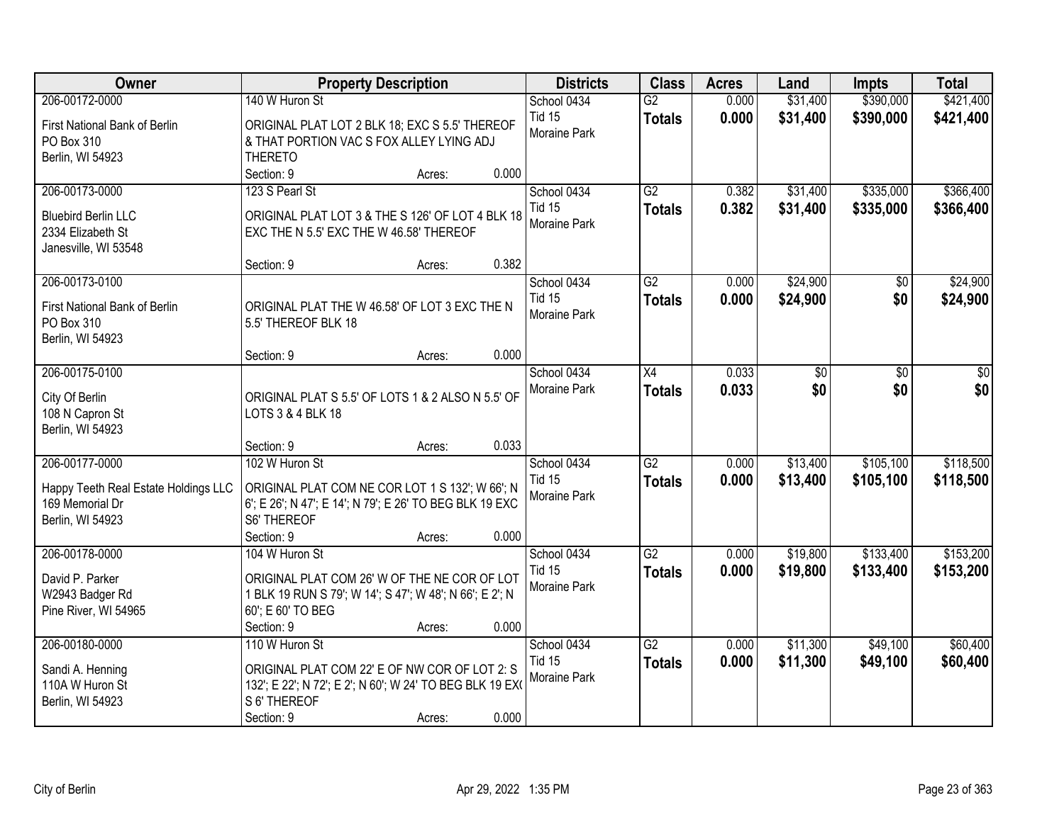| Owner | Property Description | Districts | Class | Acres | Land | Impts | Total |
|---|---|---|---|---|---|---|---|
| 206-00172-0000<br>First National Bank of Berlin<br>PO Box 310<br>Berlin, WI 54923 | 140 W Huron St<br>ORIGINAL PLAT LOT 2 BLK 18; EXC S 5.5' THEREOF & THAT PORTION VAC S FOX ALLEY LYING ADJ THERETO<br>Section: 9 Acres: 0.000 | School 0434<br>Tid 15<br>Moraine Park | G2<br>**Totals** | 0.000<br>**0.000** | $31,400<br>**$31,400** | $390,000<br>**$390,000** | $421,400<br>**$421,400** |
| 206-00173-0000<br>Bluebird Berlin LLC<br>2334 Elizabeth St<br>Janesville, WI 53548 | 123 S Pearl St<br>ORIGINAL PLAT LOT 3 & THE S 126' OF LOT 4 BLK 18 EXC THE N 5.5' EXC THE W 46.58' THEREOF<br>Section: 9 Acres: 0.382 | School 0434<br>Tid 15<br>Moraine Park | G2<br>**Totals** | 0.382<br>**0.382** | $31,400<br>**$31,400** | $335,000<br>**$335,000** | $366,400<br>**$366,400** |
| 206-00173-0100<br>First National Bank of Berlin<br>PO Box 310<br>Berlin, WI 54923 | ORIGINAL PLAT THE W 46.58' OF LOT 3 EXC THE N 5.5' THEREOF BLK 18<br>Section: 9 Acres: 0.000 | School 0434<br>Tid 15<br>Moraine Park | G2<br>**Totals** | 0.000<br>**0.000** | $24,900<br>**$24,900** | $0<br>**$0** | $24,900<br>**$24,900** |
| 206-00175-0100<br>City Of Berlin<br>108 N Capron St<br>Berlin, WI 54923 | ORIGINAL PLAT S 5.5' OF LOTS 1 & 2 ALSO N 5.5' OF LOTS 3 & 4 BLK 18<br>Section: 9 Acres: 0.033 | School 0434<br>Moraine Park | X4<br>**Totals** | 0.033<br>**0.033** | $0<br>**$0** | $0<br>**$0** | $0<br>**$0** |
| 206-00177-0000<br>Happy Teeth Real Estate Holdings LLC<br>169 Memorial Dr<br>Berlin, WI 54923 | 102 W Huron St<br>ORIGINAL PLAT COM NE COR LOT 1 S 132'; W 66'; N 6'; E 26'; N 47'; E 14'; N 79'; E 26' TO BEG BLK 19 EXC S6' THEREOF<br>Section: 9 Acres: 0.000 | School 0434<br>Tid 15<br>Moraine Park | G2<br>**Totals** | 0.000<br>**0.000** | $13,400<br>**$13,400** | $105,100<br>**$105,100** | $118,500<br>**$118,500** |
| 206-00178-0000<br>David P. Parker<br>W2943 Badger Rd<br>Pine River, WI 54965 | 104 W Huron St<br>ORIGINAL PLAT COM 26' W OF THE NE COR OF LOT 1 BLK 19 RUN S 79'; W 14'; S 47'; W 48'; N 66'; E 2'; N 60'; E 60' TO BEG<br>Section: 9 Acres: 0.000 | School 0434<br>Tid 15<br>Moraine Park | G2<br>**Totals** | 0.000<br>**0.000** | $19,800<br>**$19,800** | $133,400<br>**$133,400** | $153,200<br>**$153,200** |
| 206-00180-0000<br>Sandi A. Henning<br>110A W Huron St<br>Berlin, WI 54923 | 110 W Huron St<br>ORIGINAL PLAT COM 22' E OF NW COR OF LOT 2: S 132'; E 22'; N 72'; E 2'; N 60'; W 24' TO BEG BLK 19 EXC S 6' THEREOF<br>Section: 9 Acres: 0.000 | School 0434<br>Tid 15<br>Moraine Park | G2<br>**Totals** | 0.000<br>**0.000** | $11,300<br>**$11,300** | $49,100<br>**$49,100** | $60,400<br>**$60,400** |

City of Berlin Apr 29, 2022 1:35 PM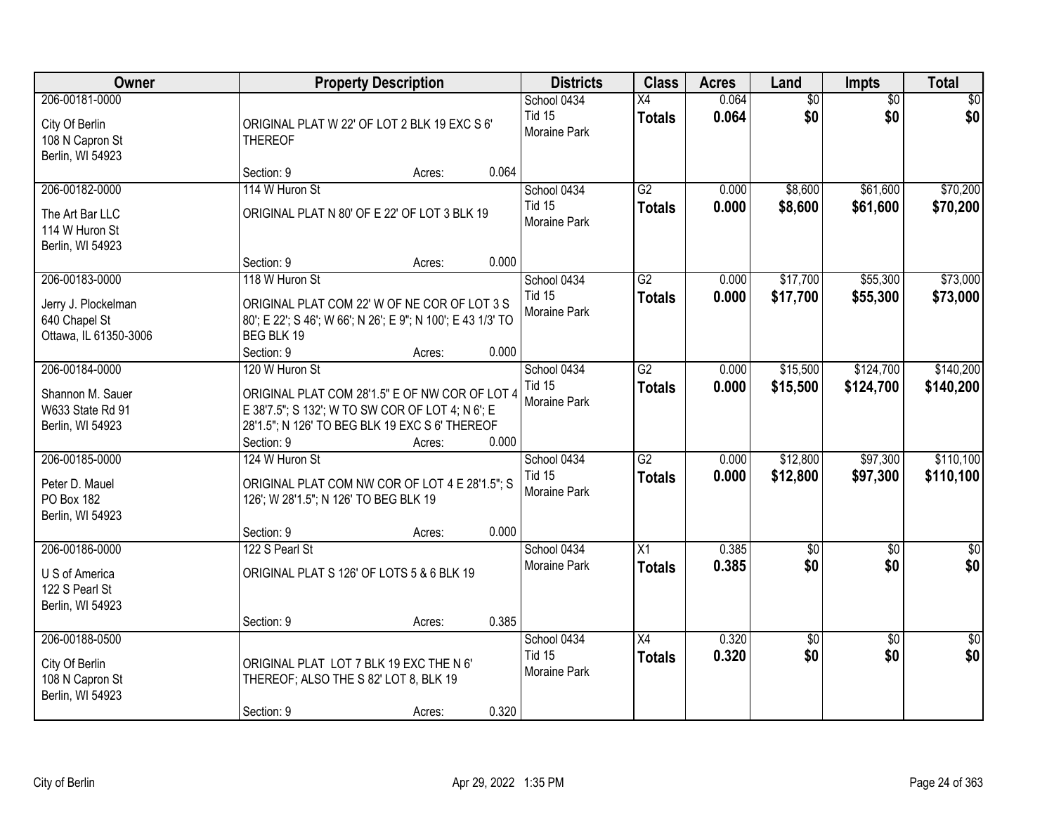| Owner | Property Description | Districts | Class | Acres | Land | Impts | Total |
|---|---|---|---|---|---|---|---|
| 206-00181-0000<br>City Of Berlin<br>108 N Capron St<br>Berlin, WI 54923 | ORIGINAL PLAT W 22' OF LOT 2 BLK 19 EXC S 6' THEREOF<br>Section: 9 Acres: 0.064 | School 0434<br>Tid 15<br>Moraine Park | X4<br>**Totals** | 0.064<br>**0.064** | $0<br>**$0** | $0<br>**$0** | $0<br>**$0** |
| 206-00182-0000<br>The Art Bar LLC<br>114 W Huron St<br>Berlin, WI 54923 | 114 W Huron St<br>ORIGINAL PLAT N 80' OF E 22' OF LOT 3 BLK 19<br>Section: 9 Acres: 0.000 | School 0434<br>Tid 15<br>Moraine Park | G2<br>**Totals** | 0.000<br>**0.000** | $8,600<br>**$8,600** | $61,600<br>**$61,600** | $70,200<br>**$70,200** |
| 206-00183-0000<br>Jerry J. Plockelman<br>640 Chapel St<br>Ottawa, IL 61350-3006 | 118 W Huron St<br>ORIGINAL PLAT COM 22' W OF NE COR OF LOT 3 S 80'; E 22'; S 46'; W 66'; N 26'; E 9"; N 100'; E 43 1/3' TO BEG BLK 19<br>Section: 9 Acres: 0.000 | School 0434<br>Tid 15<br>Moraine Park | G2<br>**Totals** | 0.000<br>**0.000** | $17,700<br>**$17,700** | $55,300<br>**$55,300** | $73,000<br>**$73,000** |
| 206-00184-0000<br>Shannon M. Sauer<br>W633 State Rd 91<br>Berlin, WI 54923 | 120 W Huron St<br>ORIGINAL PLAT COM 28'1.5" E OF NW COR OF LOT 4 E 38'7.5"; S 132'; W TO SW COR OF LOT 4; N 6'; E 28'1.5"; N 126' TO BEG BLK 19 EXC S 6' THEREOF<br>Section: 9 Acres: 0.000 | School 0434<br>Tid 15<br>Moraine Park | G2<br>**Totals** | 0.000<br>**0.000** | $15,500<br>**$15,500** | $124,700<br>**$124,700** | $140,200<br>**$140,200** |
| 206-00185-0000<br>Peter D. Mauel<br>PO Box 182<br>Berlin, WI 54923 | 124 W Huron St<br>ORIGINAL PLAT COM NW COR OF LOT 4 E 28'1.5"; S 126'; W 28'1.5"; N 126' TO BEG BLK 19<br>Section: 9 Acres: 0.000 | School 0434<br>Tid 15<br>Moraine Park | G2<br>**Totals** | 0.000<br>**0.000** | $12,800<br>**$12,800** | $97,300<br>**$97,300** | $110,100<br>**$110,100** |
| 206-00186-0000<br>U S of America<br>122 S Pearl St<br>Berlin, WI 54923 | 122 S Pearl St<br>ORIGINAL PLAT S 126' OF LOTS 5 & 6 BLK 19<br>Section: 9 Acres: 0.385 | School 0434<br>Moraine Park | X1<br>**Totals** | 0.385<br>**0.385** | $0<br>**$0** | $0<br>**$0** | $0<br>**$0** |
| 206-00188-0500<br>City Of Berlin<br>108 N Capron St<br>Berlin, WI 54923 | ORIGINAL PLAT LOT 7 BLK 19 EXC THE N 6' THEREOF; ALSO THE S 82' LOT 8, BLK 19<br>Section: 9 Acres: 0.320 | School 0434<br>Tid 15<br>Moraine Park | X4<br>**Totals** | 0.320<br>**0.320** | $0<br>**$0** | $0<br>**$0** | $0<br>**$0** |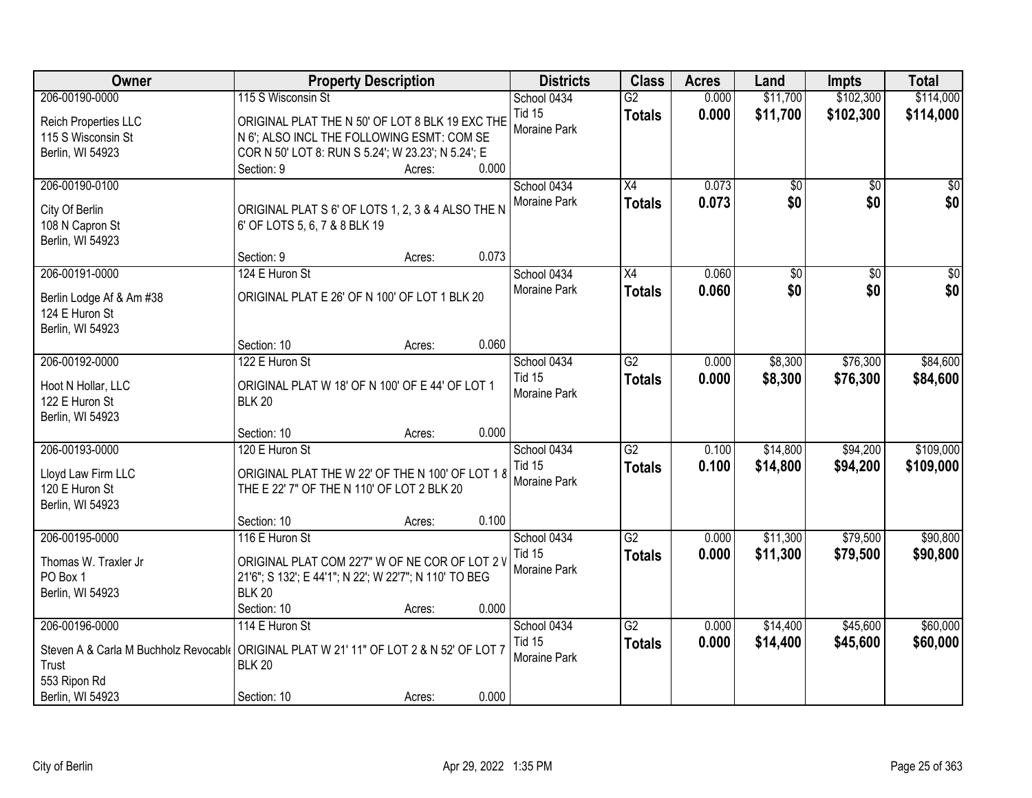| Owner | Property Description | Districts | Class | Acres | Land | Impts | Total |
|---|---|---|---|---|---|---|---|
| 206-00190-0000<br>Reich Properties LLC<br>115 S Wisconsin St<br>Berlin, WI 54923 | 115 S Wisconsin St<br>ORIGINAL PLAT THE N 50' OF LOT 8 BLK 19 EXC THE N 6'; ALSO INCL THE FOLLOWING ESMT: COM SE COR N 50' LOT 8: RUN S 5.24'; W 23.23'; N 5.24'; E<br>Section: 9 Acres: 0.000 | School 0434<br>Tid 15<br>Moraine Park | G2<br>**Totals** | 0.000<br>**0.000** | $11,700<br>**$11,700** | $102,300<br>**$102,300** | $114,000<br>**$114,000** |
| 206-00190-0100<br>City Of Berlin<br>108 N Capron St<br>Berlin, WI 54923 | ORIGINAL PLAT S 6' OF LOTS 1, 2, 3 & 4 ALSO THE N 6' OF LOTS 5, 6, 7 & 8 BLK 19<br>Section: 9 Acres: 0.073 | School 0434<br>Moraine Park | X4<br>**Totals** | 0.073<br>**0.073** | $0<br>**$0** | $0<br>**$0** | $0<br>**$0** |
| 206-00191-0000<br>Berlin Lodge Af & Am #38<br>124 E Huron St<br>Berlin, WI 54923 | 124 E Huron St<br>ORIGINAL PLAT E 26' OF N 100' OF LOT 1 BLK 20<br>Section: 10 Acres: 0.060 | School 0434<br>Moraine Park | X4<br>**Totals** | 0.060<br>**0.060** | $0<br>**$0** | $0<br>**$0** | $0<br>**$0** |
| 206-00192-0000<br>Hoot N Hollar, LLC<br>122 E Huron St<br>Berlin, WI 54923 | 122 E Huron St<br>ORIGINAL PLAT W 18' OF N 100' OF E 44' OF LOT 1 BLK 20<br>Section: 10 Acres: 0.000 | School 0434<br>Tid 15<br>Moraine Park | G2<br>**Totals** | 0.000<br>**0.000** | $8,300<br>**$8,300** | $76,300<br>**$76,300** | $84,600<br>**$84,600** |
| 206-00193-0000<br>Lloyd Law Firm LLC<br>120 E Huron St<br>Berlin, WI 54923 | 120 E Huron St<br>ORIGINAL PLAT THE W 22' OF THE N 100' OF LOT 1 & THE E 22' 7" OF THE N 110' OF LOT 2 BLK 20<br>Section: 10 Acres: 0.100 | School 0434<br>Tid 15<br>Moraine Park | G2<br>**Totals** | 0.100<br>**0.100** | $14,800<br>**$14,800** | $94,200<br>**$94,200** | $109,000<br>**$109,000** |
| 206-00195-0000<br>Thomas W. Traxler Jr<br>PO Box 1<br>Berlin, WI 54923 | 116 E Huron St<br>ORIGINAL PLAT COM 22'7" W OF NE COR OF LOT 2 W 21'6"; S 132'; E 44'1"; N 22'; W 22'7"; N 110' TO BEG BLK 20<br>Section: 10 Acres: 0.000 | School 0434<br>Tid 15<br>Moraine Park | G2<br>**Totals** | 0.000<br>**0.000** | $11,300<br>**$11,300** | $79,500<br>**$79,500** | $90,800<br>**$90,800** |
| 206-00196-0000<br>Steven A & Carla M Buchholz Revocable Trust<br>553 Ripon Rd<br>Berlin, WI 54923 | 114 E Huron St<br>ORIGINAL PLAT W 21' 11" OF LOT 2 & N 52' OF LOT 7 BLK 20<br>Section: 10 Acres: 0.000 | School 0434<br>Tid 15<br>Moraine Park | G2<br>**Totals** | 0.000<br>**0.000** | $14,400<br>**$14,400** | $45,600<br>**$45,600** | $60,000<br>**$60,000** |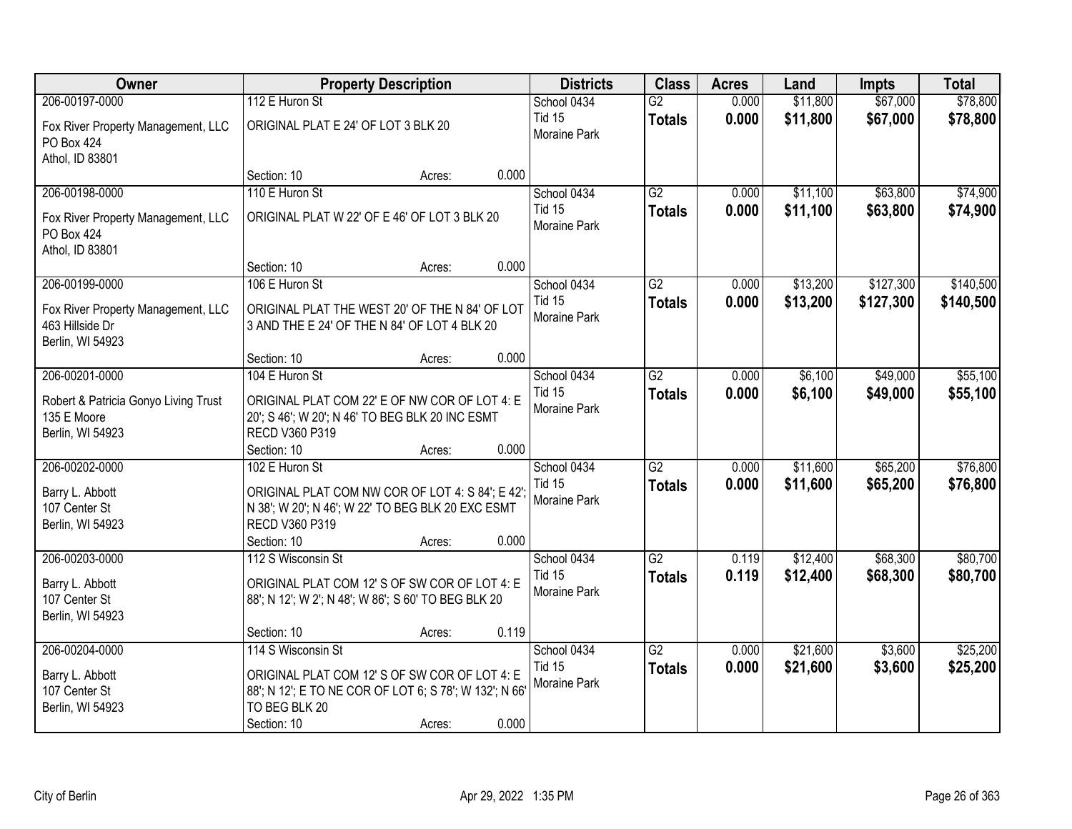| Owner | Property Description | | | Districts | Class | Acres | Land | Impts | Total |
|---|---|---|---|---|---|---|---|---|---|
| 206-00197-0000 | 112 E Huron St | | | School 0434 | G2 | 0.000 | $11,800 | $67,000 | $78,800 |
| Fox River Property Management, LLC<br>PO Box 424<br>Athol, ID 83801 | ORIGINAL PLAT E 24' OF LOT 3 BLK 20 | | | Tid 15<br>Moraine Park | **Totals** | **0.000** | **$11,800** | **$67,000** | **$78,800** |
| | Section: 10 | Acres: | 0.000 | | | | | | |
| 206-00198-0000 | 110 E Huron St | | | School 0434 | G2 | 0.000 | $11,100 | $63,800 | $74,900 |
| Fox River Property Management, LLC<br>PO Box 424<br>Athol, ID 83801 | ORIGINAL PLAT W 22' OF E 46' OF LOT 3 BLK 20 | | | Tid 15<br>Moraine Park | **Totals** | **0.000** | **$11,100** | **$63,800** | **$74,900** |
| | Section: 10 | Acres: | 0.000 | | | | | | |
| 206-00199-0000 | 106 E Huron St | | | School 0434 | G2 | 0.000 | $13,200 | $127,300 | $140,500 |
| Fox River Property Management, LLC<br>463 Hillside Dr<br>Berlin, WI 54923 | ORIGINAL PLAT THE WEST 20' OF THE N 84' OF LOT 3 AND THE E 24' OF THE N 84' OF LOT 4 BLK 20 | | | Tid 15<br>Moraine Park | **Totals** | **0.000** | **$13,200** | **$127,300** | **$140,500** |
| | Section: 10 | Acres: | 0.000 | | | | | | |
| 206-00201-0000 | 104 E Huron St | | | School 0434 | G2 | 0.000 | $6,100 | $49,000 | $55,100 |
| Robert & Patricia Gonyo Living Trust<br>135 E Moore<br>Berlin, WI 54923 | ORIGINAL PLAT COM 22' E OF NW COR OF LOT 4: E 20'; S 46'; W 20'; N 46' TO BEG BLK 20 INC ESMT RECD V360 P319 | | | Tid 15<br>Moraine Park | **Totals** | **0.000** | **$6,100** | **$49,000** | **$55,100** |
| | Section: 10 | Acres: | 0.000 | | | | | | |
| 206-00202-0000 | 102 E Huron St | | | School 0434 | G2 | 0.000 | $11,600 | $65,200 | $76,800 |
| Barry L. Abbott<br>107 Center St<br>Berlin, WI 54923 | ORIGINAL PLAT COM NW COR OF LOT 4: S 84'; E 42'; N 38'; W 20'; N 46'; W 22' TO BEG BLK 20 EXC ESMT RECD V360 P319 | | | Tid 15<br>Moraine Park | **Totals** | **0.000** | **$11,600** | **$65,200** | **$76,800** |
| | Section: 10 | Acres: | 0.000 | | | | | | |
| 206-00203-0000 | 112 S Wisconsin St | | | School 0434 | G2 | 0.119 | $12,400 | $68,300 | $80,700 |
| Barry L. Abbott<br>107 Center St<br>Berlin, WI 54923 | ORIGINAL PLAT COM 12' S OF SW COR OF LOT 4: E 88'; N 12'; W 2'; N 48'; W 86'; S 60' TO BEG BLK 20 | | | Tid 15<br>Moraine Park | **Totals** | **0.119** | **$12,400** | **$68,300** | **$80,700** |
| | Section: 10 | Acres: | 0.119 | | | | | | |
| 206-00204-0000 | 114 S Wisconsin St | | | School 0434 | G2 | 0.000 | $21,600 | $3,600 | $25,200 |
| Barry L. Abbott<br>107 Center St<br>Berlin, WI 54923 | ORIGINAL PLAT COM 12' S OF SW COR OF LOT 4: E 88'; N 12'; E TO NE COR OF LOT 6; S 78'; W 132'; N 66' TO BEG BLK 20 | | | Tid 15<br>Moraine Park | **Totals** | **0.000** | **$21,600** | **$3,600** | **$25,200** |
| | Section: 10 | Acres: | 0.000 | | | | | | |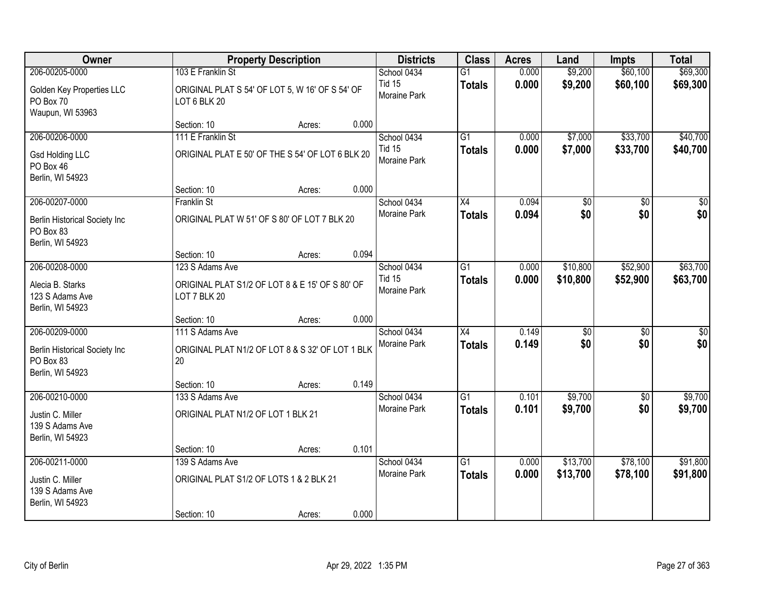| Owner | Property Description | Districts | Class | Acres | Land | Impts | Total |
|---|---|---|---|---|---|---|---|
| 206-00205-0000<br>Golden Key Properties LLC<br>PO Box 70<br>Waupun, WI 53963 | 103 E Franklin St<br>ORIGINAL PLAT S 54' OF LOT 5, W 16' OF S 54' OF LOT 6 BLK 20<br>Section: 10 Acres: 0.000 | School 0434<br>Tid 15<br>Moraine Park | G1<br>**Totals** | 0.000<br>**0.000** | $9,200<br>**$9,200** | $60,100<br>**$60,100** | $69,300<br>**$69,300** |
| 206-00206-0000<br>Gsd Holding LLC<br>PO Box 46<br>Berlin, WI 54923 | 111 E Franklin St<br>ORIGINAL PLAT E 50' OF THE S 54' OF LOT 6 BLK 20<br>Section: 10 Acres: 0.000 | School 0434<br>Tid 15<br>Moraine Park | G1<br>**Totals** | 0.000<br>**0.000** | $7,000<br>**$7,000** | $33,700<br>**$33,700** | $40,700<br>**$40,700** |
| 206-00207-0000<br>Berlin Historical Society Inc<br>PO Box 83<br>Berlin, WI 54923 | Franklin St<br>ORIGINAL PLAT W 51' OF S 80' OF LOT 7 BLK 20<br>Section: 10 Acres: 0.094 | School 0434<br>Moraine Park | X4<br>**Totals** | 0.094<br>**0.094** | $0<br>**$0** | $0<br>**$0** | $0<br>**$0** |
| 206-00208-0000<br>Alecia B. Starks<br>123 S Adams Ave<br>Berlin, WI 54923 | 123 S Adams Ave<br>ORIGINAL PLAT S1/2 OF LOT 8 & E 15' OF S 80' OF LOT 7 BLK 20<br>Section: 10 Acres: 0.000 | School 0434<br>Tid 15<br>Moraine Park | G1<br>**Totals** | 0.000<br>**0.000** | $10,800<br>**$10,800** | $52,900<br>**$52,900** | $63,700<br>**$63,700** |
| 206-00209-0000<br>Berlin Historical Society Inc<br>PO Box 83<br>Berlin, WI 54923 | 111 S Adams Ave<br>ORIGINAL PLAT N1/2 OF LOT 8 & S 32' OF LOT 1 BLK 20<br>Section: 10 Acres: 0.149 | School 0434<br>Moraine Park | X4<br>**Totals** | 0.149<br>**0.149** | $0<br>**$0** | $0<br>**$0** | $0<br>**$0** |
| 206-00210-0000<br>Justin C. Miller<br>139 S Adams Ave<br>Berlin, WI 54923 | 133 S Adams Ave<br>ORIGINAL PLAT N1/2 OF LOT 1 BLK 21<br>Section: 10 Acres: 0.101 | School 0434<br>Moraine Park | G1<br>**Totals** | 0.101<br>**0.101** | $9,700<br>**$9,700** | $0<br>**$0** | $9,700<br>**$9,700** |
| 206-00211-0000<br>Justin C. Miller<br>139 S Adams Ave<br>Berlin, WI 54923 | 139 S Adams Ave<br>ORIGINAL PLAT S1/2 OF LOTS 1 & 2 BLK 21<br>Section: 10 Acres: 0.000 | School 0434<br>Moraine Park | G1<br>**Totals** | 0.000<br>**0.000** | $13,700<br>**$13,700** | $78,100<br>**$78,100** | $91,800<br>**$91,800** |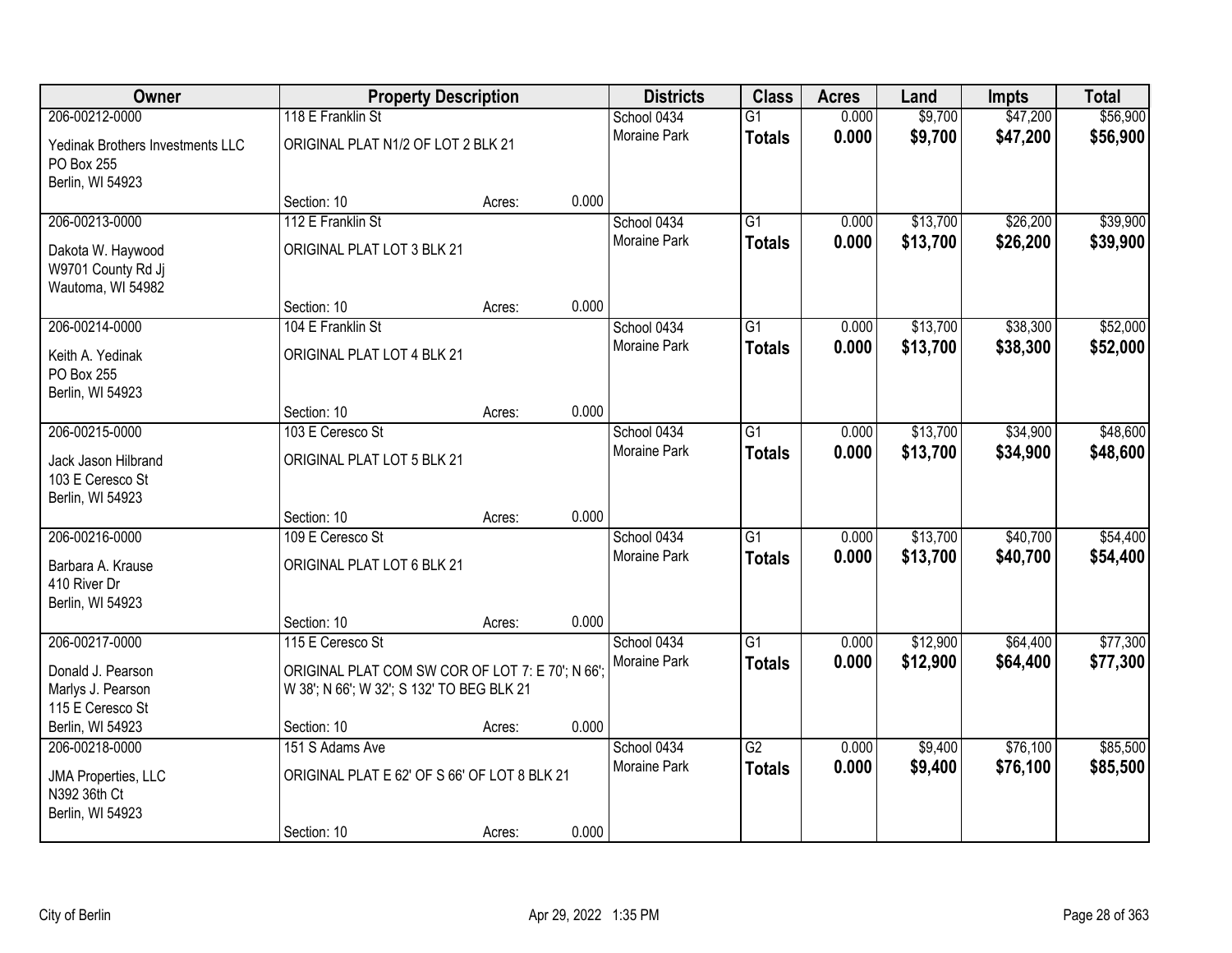| Owner | Property Description | | | Districts | Class | Acres | Land | Impts | Total |
|---|---|---|---|---|---|---|---|---|---|
| 206-00212-0000 | 118 E Franklin St | | | School 0434 | G1 | 0.000 | $9,700 | $47,200 | $56,900 |
| Yedinak Brothers Investments LLC<br>PO Box 255<br>Berlin, WI 54923 | ORIGINAL PLAT N1/2 OF LOT 2 BLK 21 | | | Moraine Park | **Totals** | **0.000** | **$9,700** | **$47,200** | **$56,900** |
| | Section: 10 | Acres: | 0.000 | | | | | | |
| 206-00213-0000 | 112 E Franklin St | | | School 0434 | G1 | 0.000 | $13,700 | $26,200 | $39,900 |
| Dakota W. Haywood<br>W9701 County Rd Jj<br>Wautoma, WI 54982 | ORIGINAL PLAT LOT 3 BLK 21 | | | Moraine Park | **Totals** | **0.000** | **$13,700** | **$26,200** | **$39,900** |
| | Section: 10 | Acres: | 0.000 | | | | | | |
| 206-00214-0000 | 104 E Franklin St | | | School 0434 | G1 | 0.000 | $13,700 | $38,300 | $52,000 |
| Keith A. Yedinak<br>PO Box 255<br>Berlin, WI 54923 | ORIGINAL PLAT LOT 4 BLK 21 | | | Moraine Park | **Totals** | **0.000** | **$13,700** | **$38,300** | **$52,000** |
| | Section: 10 | Acres: | 0.000 | | | | | | |
| 206-00215-0000 | 103 E Ceresco St | | | School 0434 | G1 | 0.000 | $13,700 | $34,900 | $48,600 |
| Jack Jason Hilbrand<br>103 E Ceresco St<br>Berlin, WI 54923 | ORIGINAL PLAT LOT 5 BLK 21 | | | Moraine Park | **Totals** | **0.000** | **$13,700** | **$34,900** | **$48,600** |
| | Section: 10 | Acres: | 0.000 | | | | | | |
| 206-00216-0000 | 109 E Ceresco St | | | School 0434 | G1 | 0.000 | $13,700 | $40,700 | $54,400 |
| Barbara A. Krause<br>410 River Dr<br>Berlin, WI 54923 | ORIGINAL PLAT LOT 6 BLK 21 | | | Moraine Park | **Totals** | **0.000** | **$13,700** | **$40,700** | **$54,400** |
| | Section: 10 | Acres: | 0.000 | | | | | | |
| 206-00217-0000 | 115 E Ceresco St | | | School 0434 | G1 | 0.000 | $12,900 | $64,400 | $77,300 |
| Donald J. Pearson<br>Marlys J. Pearson<br>115 E Ceresco St<br>Berlin, WI 54923 | ORIGINAL PLAT COM SW COR OF LOT 7: E 70'; N 66'; W 38'; N 66'; W 32'; S 132' TO BEG BLK 21 | | | Moraine Park | **Totals** | **0.000** | **$12,900** | **$64,400** | **$77,300** |
| | Section: 10 | Acres: | 0.000 | | | | | | |
| 206-00218-0000 | 151 S Adams Ave | | | School 0434 | G2 | 0.000 | $9,400 | $76,100 | $85,500 |
| JMA Properties, LLC<br>N392 36th Ct<br>Berlin, WI 54923 | ORIGINAL PLAT E 62' OF S 66' OF LOT 8 BLK 21 | | | Moraine Park | **Totals** | **0.000** | **$9,400** | **$76,100** | **$85,500** |
| | Section: 10 | Acres: | 0.000 | | | | | | |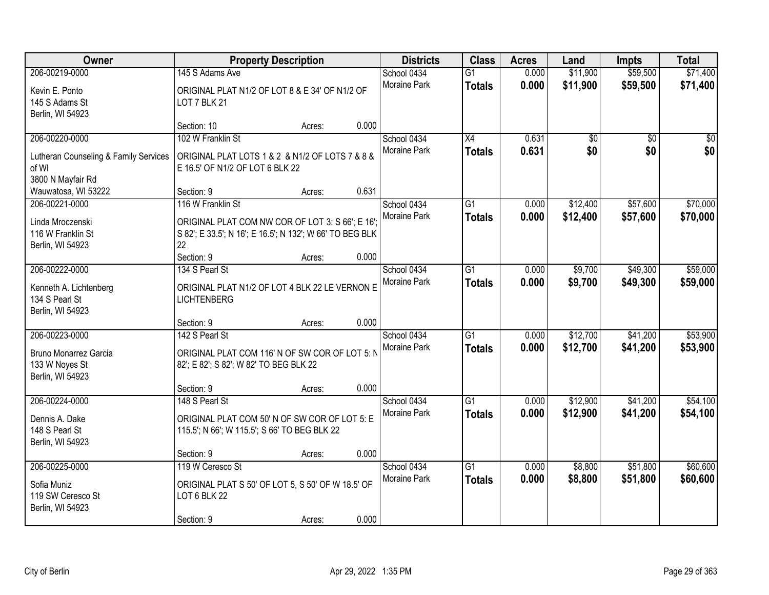| Owner | Property Description | Districts | Class | Acres | Land | Impts | Total |
|---|---|---|---|---|---|---|---|
| 206-00219-0000<br>Kevin E. Ponto<br>145 S Adams St<br>Berlin, WI 54923 | 145 S Adams Ave<br>ORIGINAL PLAT N1/2 OF LOT 8 & E 34' OF N1/2 OF LOT 7 BLK 21<br>Section: 10 Acres: 0.000 | School 0434<br>Moraine Park | G1<br>**Totals** | 0.000<br>**0.000** | $11,900<br>**$11,900** | $59,500<br>**$59,500** | $71,400<br>**$71,400** |
| 206-00220-0000<br>Lutheran Counseling & Family Services of WI<br>3800 N Mayfair Rd<br>Wauwatosa, WI 53222 | 102 W Franklin St<br>ORIGINAL PLAT LOTS 1 & 2 & N1/2 OF LOTS 7 & 8 & E 16.5' OF N1/2 OF LOT 6 BLK 22<br>Section: 9 Acres: 0.631 | School 0434<br>Moraine Park | X4<br>**Totals** | 0.631<br>**0.631** | $0<br>**$0** | $0<br>**$0** | $0<br>**$0** |
| 206-00221-0000<br>Linda Mroczenski<br>116 W Franklin St<br>Berlin, WI 54923 | 116 W Franklin St<br>ORIGINAL PLAT COM NW COR OF LOT 3: S 66'; E 16'; S 82'; E 33.5'; N 16'; E 16.5'; N 132'; W 66' TO BEG BLK 22<br>Section: 9 Acres: 0.000 | School 0434<br>Moraine Park | G1<br>**Totals** | 0.000<br>**0.000** | $12,400<br>**$12,400** | $57,600<br>**$57,600** | $70,000<br>**$70,000** |
| 206-00222-0000<br>Kenneth A. Lichtenberg<br>134 S Pearl St<br>Berlin, WI 54923 | 134 S Pearl St<br>ORIGINAL PLAT N1/2 OF LOT 4 BLK 22 LE VERNON E LICHTENBERG<br>Section: 9 Acres: 0.000 | School 0434<br>Moraine Park | G1<br>**Totals** | 0.000<br>**0.000** | $9,700<br>**$9,700** | $49,300<br>**$49,300** | $59,000<br>**$59,000** |
| 206-00223-0000<br>Bruno Monarrez Garcia<br>133 W Noyes St<br>Berlin, WI 54923 | 142 S Pearl St<br>ORIGINAL PLAT COM 116' N OF SW COR OF LOT 5: N 82'; E 82'; S 82'; W 82' TO BEG BLK 22<br>Section: 9 Acres: 0.000 | School 0434<br>Moraine Park | G1<br>**Totals** | 0.000<br>**0.000** | $12,700<br>**$12,700** | $41,200<br>**$41,200** | $53,900<br>**$53,900** |
| 206-00224-0000<br>Dennis A. Dake<br>148 S Pearl St<br>Berlin, WI 54923 | 148 S Pearl St<br>ORIGINAL PLAT COM 50' N OF SW COR OF LOT 5: E 115.5'; N 66'; W 115.5'; S 66' TO BEG BLK 22<br>Section: 9 Acres: 0.000 | School 0434<br>Moraine Park | G1<br>**Totals** | 0.000<br>**0.000** | $12,900<br>**$12,900** | $41,200<br>**$41,200** | $54,100<br>**$54,100** |
| 206-00225-0000<br>Sofia Muniz<br>119 SW Ceresco St<br>Berlin, WI 54923 | 119 W Ceresco St<br>ORIGINAL PLAT S 50' OF LOT 5, S 50' OF W 18.5' OF LOT 6 BLK 22<br>Section: 9 Acres: 0.000 | School 0434<br>Moraine Park | G1<br>**Totals** | 0.000<br>**0.000** | $8,800<br>**$8,800** | $51,800<br>**$51,800** | $60,600<br>**$60,600** |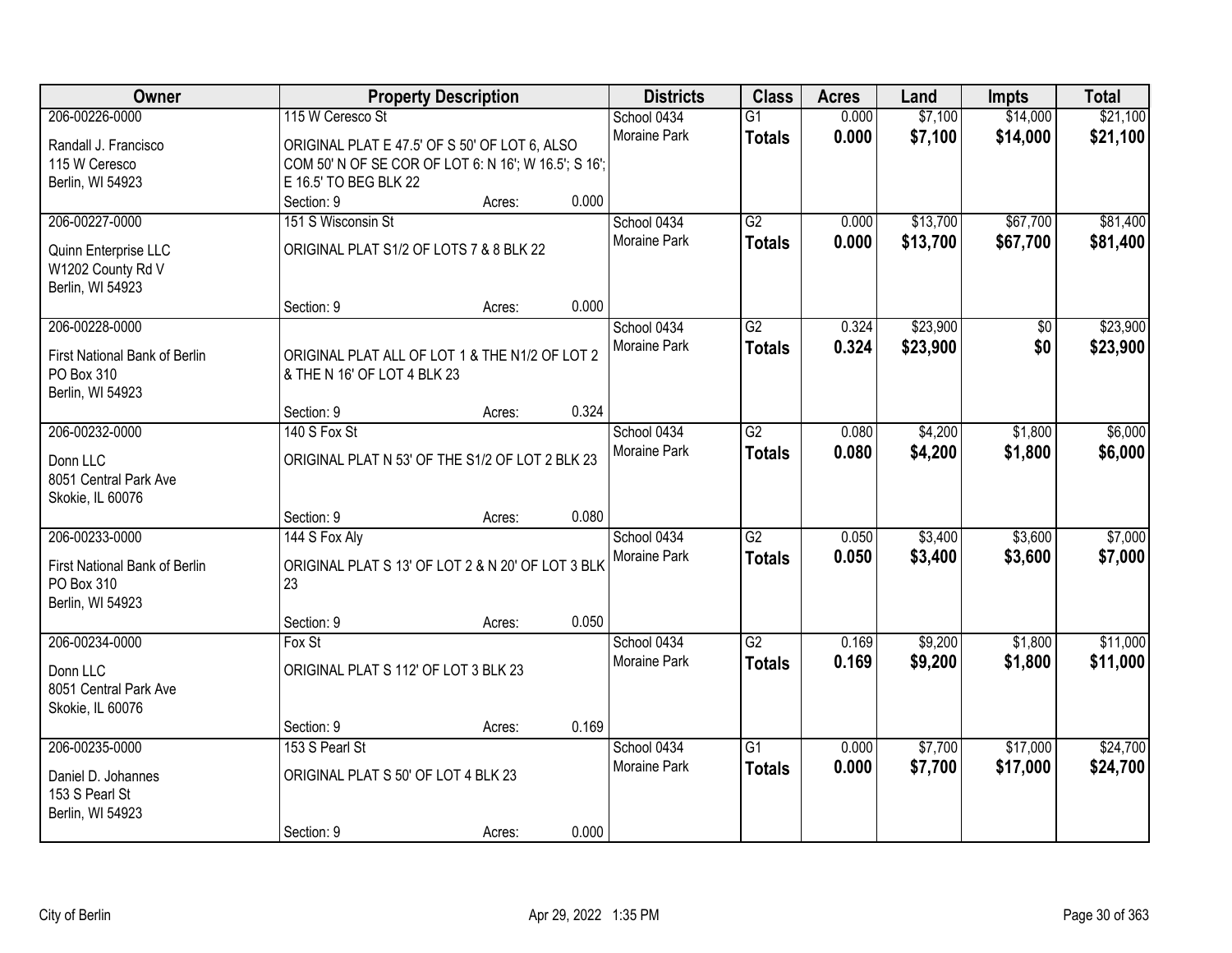| Owner | Property Description | Districts | Class | Acres | Land | Impts | Total |
|---|---|---|---|---|---|---|---|
| 206-00226-0000<br>Randall J. Francisco<br>115 W Ceresco<br>Berlin, WI 54923 | 115 W Ceresco St<br>ORIGINAL PLAT E 47.5' OF S 50' OF LOT 6, ALSO COM 50' N OF SE COR OF LOT 6: N 16'; W 16.5'; S 16'; E 16.5' TO BEG BLK 22<br>Section: 9 Acres: 0.000 | School 0434<br>Moraine Park | G1<br>**Totals** | 0.000<br>**0.000** | $7,100<br>**$7,100** | $14,000<br>**$14,000** | $21,100<br>**$21,100** |
| 206-00227-0000<br>Quinn Enterprise LLC<br>W1202 County Rd V<br>Berlin, WI 54923 | 151 S Wisconsin St<br>ORIGINAL PLAT S1/2 OF LOTS 7 & 8 BLK 22<br>Section: 9 Acres: 0.000 | School 0434<br>Moraine Park | G2<br>**Totals** | 0.000<br>**0.000** | $13,700<br>**$13,700** | $67,700<br>**$67,700** | $81,400<br>**$81,400** |
| 206-00228-0000<br>First National Bank of Berlin<br>PO Box 310<br>Berlin, WI 54923 | ORIGINAL PLAT ALL OF LOT 1 & THE N1/2 OF LOT 2 & THE N 16' OF LOT 4 BLK 23<br>Section: 9 Acres: 0.324 | School 0434<br>Moraine Park | G2<br>**Totals** | 0.324<br>**0.324** | $23,900<br>**$23,900** | $0<br>**$0** | $23,900<br>**$23,900** |
| 206-00232-0000<br>Donn LLC<br>8051 Central Park Ave<br>Skokie, IL 60076 | 140 S Fox St<br>ORIGINAL PLAT N 53' OF THE S1/2 OF LOT 2 BLK 23<br>Section: 9 Acres: 0.080 | School 0434<br>Moraine Park | G2<br>**Totals** | 0.080<br>**0.080** | $4,200<br>**$4,200** | $1,800<br>**$1,800** | $6,000<br>**$6,000** |
| 206-00233-0000<br>First National Bank of Berlin<br>PO Box 310<br>Berlin, WI 54923 | 144 S Fox Aly<br>ORIGINAL PLAT S 13' OF LOT 2 & N 20' OF LOT 3 BLK 23<br>Section: 9 Acres: 0.050 | School 0434<br>Moraine Park | G2<br>**Totals** | 0.050<br>**0.050** | $3,400<br>**$3,400** | $3,600<br>**$3,600** | $7,000<br>**$7,000** |
| 206-00234-0000<br>Donn LLC<br>8051 Central Park Ave<br>Skokie, IL 60076 | Fox St<br>ORIGINAL PLAT S 112' OF LOT 3 BLK 23<br>Section: 9 Acres: 0.169 | School 0434<br>Moraine Park | G2<br>**Totals** | 0.169<br>**0.169** | $9,200<br>**$9,200** | $1,800<br>**$1,800** | $11,000<br>**$11,000** |
| 206-00235-0000<br>Daniel D. Johannes<br>153 S Pearl St<br>Berlin, WI 54923 | 153 S Pearl St<br>ORIGINAL PLAT S 50' OF LOT 4 BLK 23<br>Section: 9 Acres: 0.000 | School 0434<br>Moraine Park | G1<br>**Totals** | 0.000<br>**0.000** | $7,700<br>**$7,700** | $17,000<br>**$17,000** | $24,700<br>**$24,700** |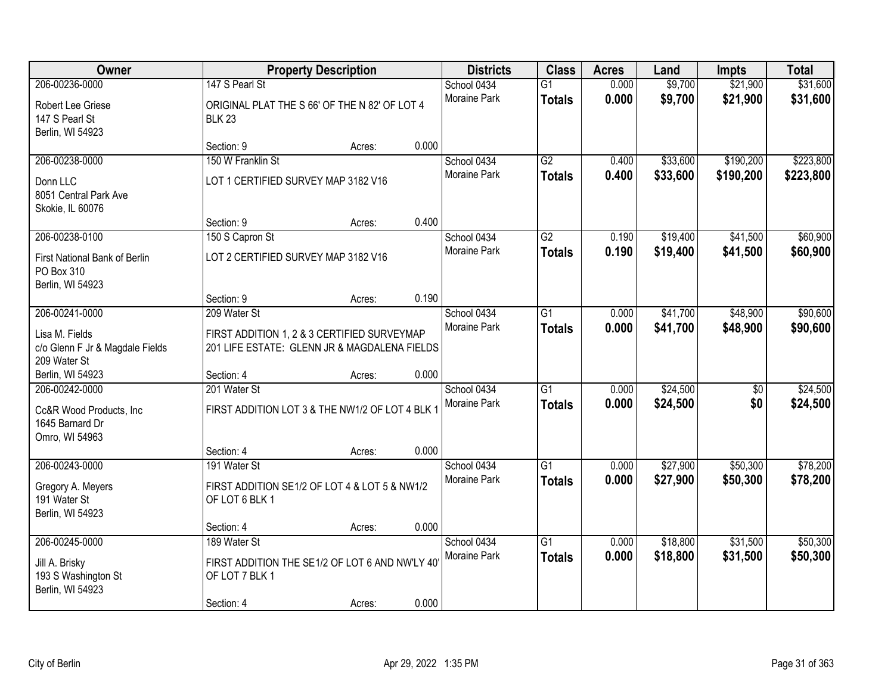| Owner | Property Description | | | Districts | Class | Acres | Land | Impts | Total |
|---|---|---|---|---|---|---|---|---|---|
| 206-00236-0000 | 147 S Pearl St | | | School 0434 | G1 | 0.000 | $9,700 | $21,900 | $31,600 |
| Robert Lee Griese<br>147 S Pearl St<br>Berlin, WI 54923 | ORIGINAL PLAT THE S 66' OF THE N 82' OF LOT 4 BLK 23 | | | Moraine Park | **Totals** | **0.000** | **$9,700** | **$21,900** | **$31,600** |
| | Section: 9 | Acres: | 0.000 | | | | | | |
| 206-00238-0000 | 150 W Franklin St | | | School 0434 | G2 | 0.400 | $33,600 | $190,200 | $223,800 |
| Donn LLC<br>8051 Central Park Ave<br>Skokie, IL 60076 | LOT 1 CERTIFIED SURVEY MAP 3182 V16 | | | Moraine Park | **Totals** | **0.400** | **$33,600** | **$190,200** | **$223,800** |
| | Section: 9 | Acres: | 0.400 | | | | | | |
| 206-00238-0100 | 150 S Capron St | | | School 0434 | G2 | 0.190 | $19,400 | $41,500 | $60,900 |
| First National Bank of Berlin<br>PO Box 310<br>Berlin, WI 54923 | LOT 2 CERTIFIED SURVEY MAP 3182 V16 | | | Moraine Park | **Totals** | **0.190** | **$19,400** | **$41,500** | **$60,900** |
| | Section: 9 | Acres: | 0.190 | | | | | | |
| 206-00241-0000 | 209 Water St | | | School 0434 | G1 | 0.000 | $41,700 | $48,900 | $90,600 |
| Lisa M. Fields<br>c/o Glenn F Jr & Magdale Fields<br>209 Water St<br>Berlin, WI 54923 | FIRST ADDITION 1, 2 & 3 CERTIFIED SURVEYMAP 201 LIFE ESTATE: GLENN JR & MAGDALENA FIELDS | | | Moraine Park | **Totals** | **0.000** | **$41,700** | **$48,900** | **$90,600** |
| | Section: 4 | Acres: | 0.000 | | | | | | |
| 206-00242-0000 | 201 Water St | | | School 0434 | G1 | 0.000 | $24,500 | $0 | $24,500 |
| Cc&R Wood Products, Inc<br>1645 Barnard Dr<br>Omro, WI 54963 | FIRST ADDITION LOT 3 & THE NW1/2 OF LOT 4 BLK 1 | | | Moraine Park | **Totals** | **0.000** | **$24,500** | **$0** | **$24,500** |
| | Section: 4 | Acres: | 0.000 | | | | | | |
| 206-00243-0000 | 191 Water St | | | School 0434 | G1 | 0.000 | $27,900 | $50,300 | $78,200 |
| Gregory A. Meyers<br>191 Water St<br>Berlin, WI 54923 | FIRST ADDITION SE1/2 OF LOT 4 & LOT 5 & NW1/2 OF LOT 6 BLK 1 | | | Moraine Park | **Totals** | **0.000** | **$27,900** | **$50,300** | **$78,200** |
| | Section: 4 | Acres: | 0.000 | | | | | | |
| 206-00245-0000 | 189 Water St | | | School 0434 | G1 | 0.000 | $18,800 | $31,500 | $50,300 |
| Jill A. Brisky<br>193 S Washington St<br>Berlin, WI 54923 | FIRST ADDITION THE SE1/2 OF LOT 6 AND NW'LY 40' OF LOT 7 BLK 1 | | | Moraine Park | **Totals** | **0.000** | **$18,800** | **$31,500** | **$50,300** |
| | Section: 4 | Acres: | 0.000 | | | | | | |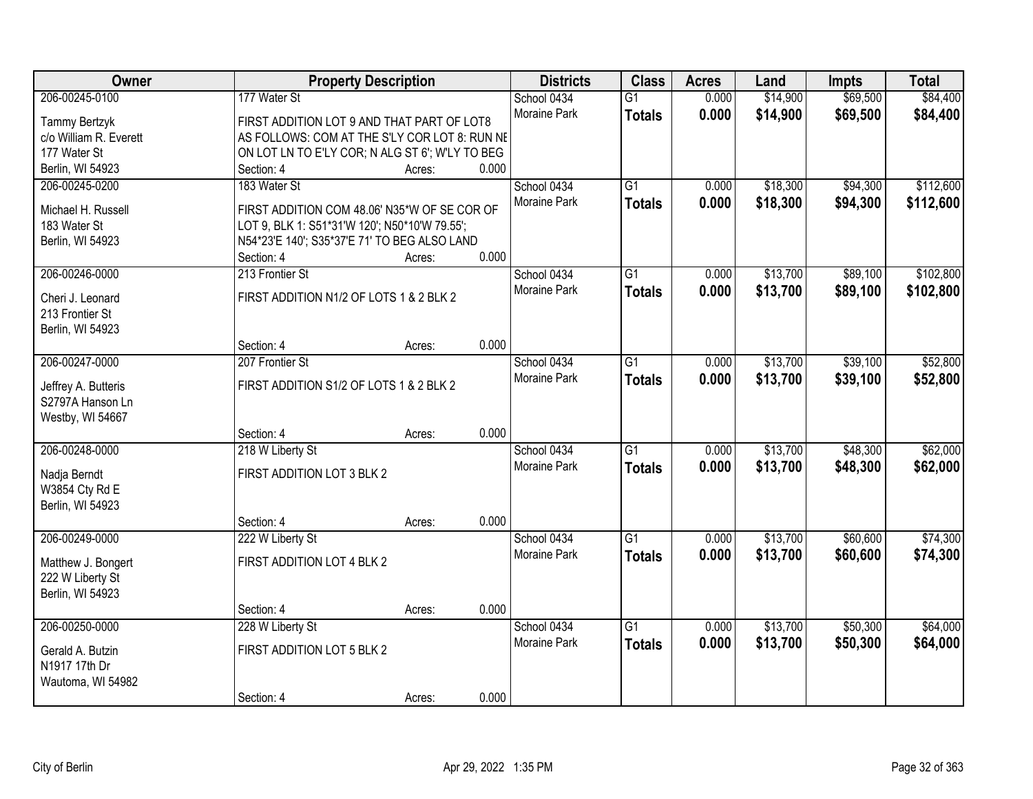| Owner | Property Description | Districts | Class | Acres | Land | Impts | Total |
|---|---|---|---|---|---|---|---|
| 206-00245-0100<br>Tammy Bertzyk<br>c/o William R. Everett<br>177 Water St<br>Berlin, WI 54923 | 177 Water St<br>FIRST ADDITION LOT 9 AND THAT PART OF LOT8 AS FOLLOWS: COM AT THE S'LY COR LOT 8: RUN NE ON LOT LN TO E'LY COR; N ALG ST 6'; W'LY TO BEG<br>Section: 4 Acres: 0.000 | School 0434<br>Moraine Park | G1<br>**Totals** | 0.000<br>**0.000** | $14,900<br>**$14,900** | $69,500<br>**$69,500** | $84,400<br>**$84,400** |
| 206-00245-0200<br>Michael H. Russell<br>183 Water St<br>Berlin, WI 54923 | 183 Water St<br>FIRST ADDITION COM 48.06' N35*W OF SE COR OF LOT 9, BLK 1: S51*31'W 120'; N50*10'W 79.55'; N54*23'E 140'; S35*37'E 71' TO BEG ALSO LAND<br>Section: 4 Acres: 0.000 | School 0434<br>Moraine Park | G1<br>**Totals** | 0.000<br>**0.000** | $18,300<br>**$18,300** | $94,300<br>**$94,300** | $112,600<br>**$112,600** |
| 206-00246-0000<br>Cheri J. Leonard<br>213 Frontier St<br>Berlin, WI 54923 | 213 Frontier St<br>FIRST ADDITION N1/2 OF LOTS 1 & 2 BLK 2<br>Section: 4 Acres: 0.000 | School 0434<br>Moraine Park | G1<br>**Totals** | 0.000<br>**0.000** | $13,700<br>**$13,700** | $89,100<br>**$89,100** | $102,800<br>**$102,800** |
| 206-00247-0000<br>Jeffrey A. Butteris<br>S2797A Hanson Ln<br>Westby, WI 54667 | 207 Frontier St<br>FIRST ADDITION S1/2 OF LOTS 1 & 2 BLK 2<br>Section: 4 Acres: 0.000 | School 0434<br>Moraine Park | G1<br>**Totals** | 0.000<br>**0.000** | $13,700<br>**$13,700** | $39,100<br>**$39,100** | $52,800<br>**$52,800** |
| 206-00248-0000<br>Nadja Berndt<br>W3854 Cty Rd E<br>Berlin, WI 54923 | 218 W Liberty St<br>FIRST ADDITION LOT 3 BLK 2<br>Section: 4 Acres: 0.000 | School 0434<br>Moraine Park | G1<br>**Totals** | 0.000<br>**0.000** | $13,700<br>**$13,700** | $48,300<br>**$48,300** | $62,000<br>**$62,000** |
| 206-00249-0000<br>Matthew J. Bongert<br>222 W Liberty St<br>Berlin, WI 54923 | 222 W Liberty St<br>FIRST ADDITION LOT 4 BLK 2<br>Section: 4 Acres: 0.000 | School 0434<br>Moraine Park | G1<br>**Totals** | 0.000<br>**0.000** | $13,700<br>**$13,700** | $60,600<br>**$60,600** | $74,300<br>**$74,300** |
| 206-00250-0000<br>Gerald A. Butzin<br>N1917 17th Dr<br>Wautoma, WI 54982 | 228 W Liberty St<br>FIRST ADDITION LOT 5 BLK 2<br>Section: 4 Acres: 0.000 | School 0434<br>Moraine Park | G1<br>**Totals** | 0.000<br>**0.000** | $13,700<br>**$13,700** | $50,300<br>**$50,300** | $64,000<br>**$64,000** |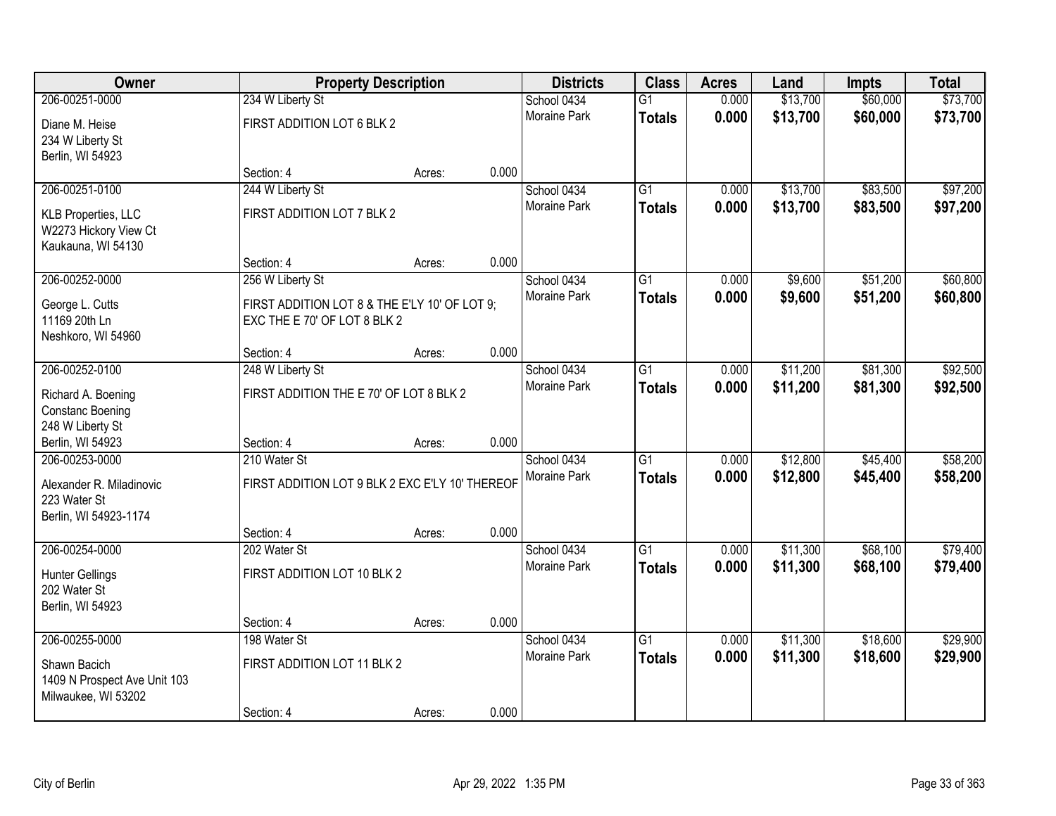| Owner | Property Description | | | Districts | Class | Acres | Land | Impts | Total |
|---|---|---|---|---|---|---|---|---|---|
| 206-00251-0000 | 234 W Liberty St | | | School 0434 | G1 | 0.000 | $13,700 | $60,000 | $73,700 |
| Diane M. Heise<br>234 W Liberty St<br>Berlin, WI 54923 | FIRST ADDITION LOT 6 BLK 2 | | | Moraine Park | **Totals** | **0.000** | **$13,700** | **$60,000** | **$73,700** |
| | Section: 4 | Acres: | 0.000 | | | | | | |
| 206-00251-0100 | 244 W Liberty St | | | School 0434 | G1 | 0.000 | $13,700 | $83,500 | $97,200 |
| KLB Properties, LLC<br>W2273 Hickory View Ct<br>Kaukauna, WI 54130 | FIRST ADDITION LOT 7 BLK 2 | | | Moraine Park | **Totals** | **0.000** | **$13,700** | **$83,500** | **$97,200** |
| | Section: 4 | Acres: | 0.000 | | | | | | |
| 206-00252-0000 | 256 W Liberty St | | | School 0434 | G1 | 0.000 | $9,600 | $51,200 | $60,800 |
| George L. Cutts<br>11169 20th Ln<br>Neshkoro, WI 54960 | FIRST ADDITION LOT 8 & THE E'LY 10' OF LOT 9; EXC THE E 70' OF LOT 8 BLK 2 | | | Moraine Park | **Totals** | **0.000** | **$9,600** | **$51,200** | **$60,800** |
| | Section: 4 | Acres: | 0.000 | | | | | | |
| 206-00252-0100 | 248 W Liberty St | | | School 0434 | G1 | 0.000 | $11,200 | $81,300 | $92,500 |
| Richard A. Boening<br>Constanc Boening<br>248 W Liberty St<br>Berlin, WI 54923 | FIRST ADDITION THE E 70' OF LOT 8 BLK 2 | | | Moraine Park | **Totals** | **0.000** | **$11,200** | **$81,300** | **$92,500** |
| | Section: 4 | Acres: | 0.000 | | | | | | |
| 206-00253-0000 | 210 Water St | | | School 0434 | G1 | 0.000 | $12,800 | $45,400 | $58,200 |
| Alexander R. Miladinovic<br>223 Water St<br>Berlin, WI 54923-1174 | FIRST ADDITION LOT 9 BLK 2 EXC E'LY 10' THEREOF | | | Moraine Park | **Totals** | **0.000** | **$12,800** | **$45,400** | **$58,200** |
| | Section: 4 | Acres: | 0.000 | | | | | | |
| 206-00254-0000 | 202 Water St | | | School 0434 | G1 | 0.000 | $11,300 | $68,100 | $79,400 |
| Hunter Gellings<br>202 Water St<br>Berlin, WI 54923 | FIRST ADDITION LOT 10 BLK 2 | | | Moraine Park | **Totals** | **0.000** | **$11,300** | **$68,100** | **$79,400** |
| | Section: 4 | Acres: | 0.000 | | | | | | |
| 206-00255-0000 | 198 Water St | | | School 0434 | G1 | 0.000 | $11,300 | $18,600 | $29,900 |
| Shawn Bacich<br>1409 N Prospect Ave Unit 103<br>Milwaukee, WI 53202 | FIRST ADDITION LOT 11 BLK 2 | | | Moraine Park | **Totals** | **0.000** | **$11,300** | **$18,600** | **$29,900** |
| | Section: 4 | Acres: | 0.000 | | | | | | |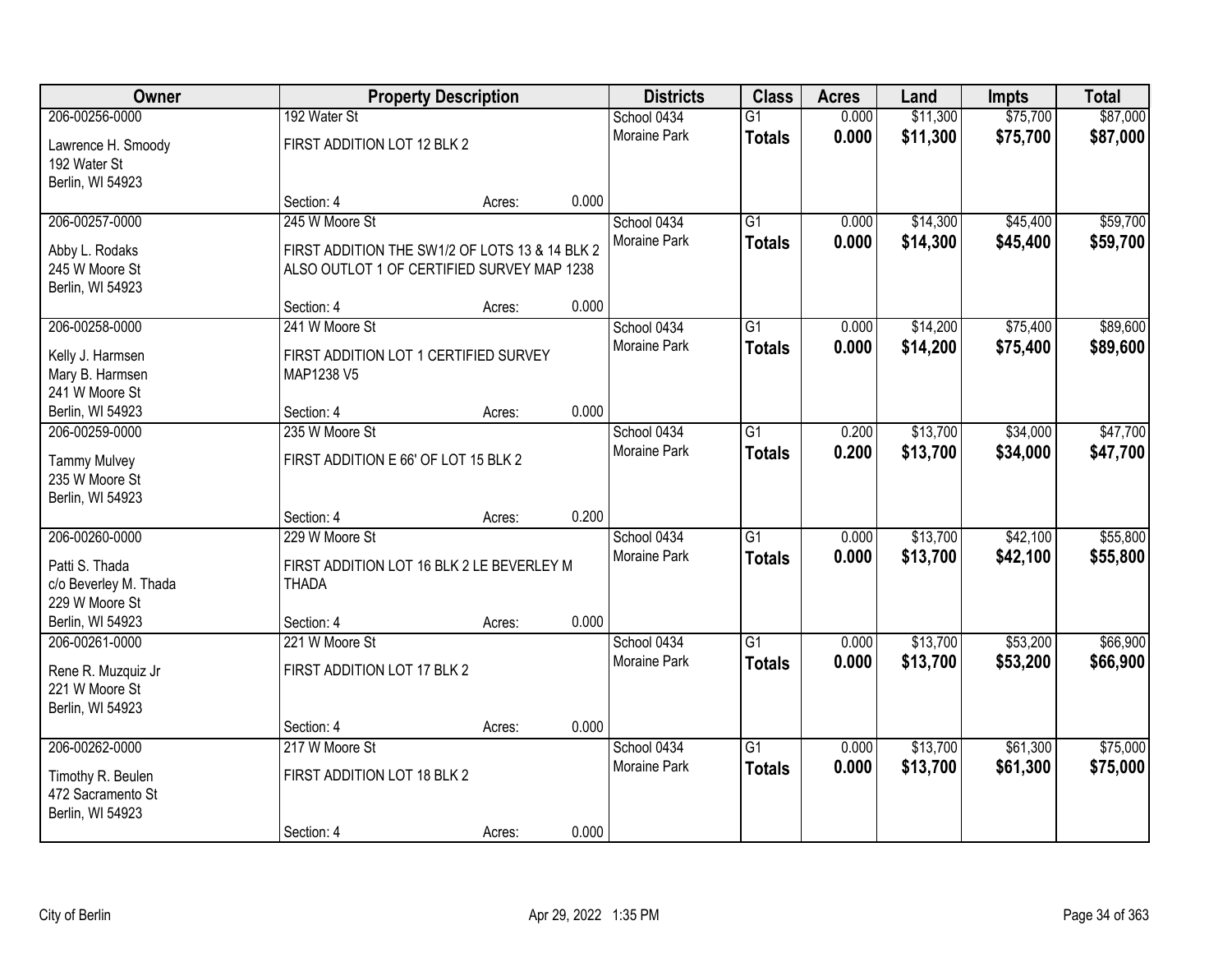| Owner | Property Description | | | Districts | Class | Acres | Land | Impts | Total |
|---|---|---|---|---|---|---|---|---|---|
| 206-00256-0000 | 192 Water St | | | School 0434 | G1 | 0.000 | $11,300 | $75,700 | $87,000 |
| Lawrence H. Smoody<br>192 Water St<br>Berlin, WI 54923 | FIRST ADDITION LOT 12 BLK 2 | | | Moraine Park | **Totals** | **0.000** | **$11,300** | **$75,700** | **$87,000** |
| | Section: 4 | Acres: | 0.000 | | | | | | |
| 206-00257-0000 | 245 W Moore St | | | School 0434 | G1 | 0.000 | $14,300 | $45,400 | $59,700 |
| Abby L. Rodaks<br>245 W Moore St<br>Berlin, WI 54923 | FIRST ADDITION THE SW1/2 OF LOTS 13 & 14 BLK 2 ALSO OUTLOT 1 OF CERTIFIED SURVEY MAP 1238 | | | Moraine Park | **Totals** | **0.000** | **$14,300** | **$45,400** | **$59,700** |
| | Section: 4 | Acres: | 0.000 | | | | | | |
| 206-00258-0000 | 241 W Moore St | | | School 0434 | G1 | 0.000 | $14,200 | $75,400 | $89,600 |
| Kelly J. Harmsen<br>Mary B. Harmsen<br>241 W Moore St<br>Berlin, WI 54923 | FIRST ADDITION LOT 1 CERTIFIED SURVEY MAP1238 V5 | | | Moraine Park | **Totals** | **0.000** | **$14,200** | **$75,400** | **$89,600** |
| | Section: 4 | Acres: | 0.000 | | | | | | |
| 206-00259-0000 | 235 W Moore St | | | School 0434 | G1 | 0.200 | $13,700 | $34,000 | $47,700 |
| Tammy Mulvey<br>235 W Moore St<br>Berlin, WI 54923 | FIRST ADDITION E 66' OF LOT 15 BLK 2 | | | Moraine Park | **Totals** | **0.200** | **$13,700** | **$34,000** | **$47,700** |
| | Section: 4 | Acres: | 0.200 | | | | | | |
| 206-00260-0000 | 229 W Moore St | | | School 0434 | G1 | 0.000 | $13,700 | $42,100 | $55,800 |
| Patti S. Thada<br>c/o Beverley M. Thada<br>229 W Moore St<br>Berlin, WI 54923 | FIRST ADDITION LOT 16 BLK 2 LE BEVERLEY M THADA | | | Moraine Park | **Totals** | **0.000** | **$13,700** | **$42,100** | **$55,800** |
| | Section: 4 | Acres: | 0.000 | | | | | | |
| 206-00261-0000 | 221 W Moore St | | | School 0434 | G1 | 0.000 | $13,700 | $53,200 | $66,900 |
| Rene R. Muzquiz Jr<br>221 W Moore St<br>Berlin, WI 54923 | FIRST ADDITION LOT 17 BLK 2 | | | Moraine Park | **Totals** | **0.000** | **$13,700** | **$53,200** | **$66,900** |
| | Section: 4 | Acres: | 0.000 | | | | | | |
| 206-00262-0000 | 217 W Moore St | | | School 0434 | G1 | 0.000 | $13,700 | $61,300 | $75,000 |
| Timothy R. Beulen<br>472 Sacramento St<br>Berlin, WI 54923 | FIRST ADDITION LOT 18 BLK 2 | | | Moraine Park | **Totals** | **0.000** | **$13,700** | **$61,300** | **$75,000** |
| | Section: 4 | Acres: | 0.000 | | | | | | |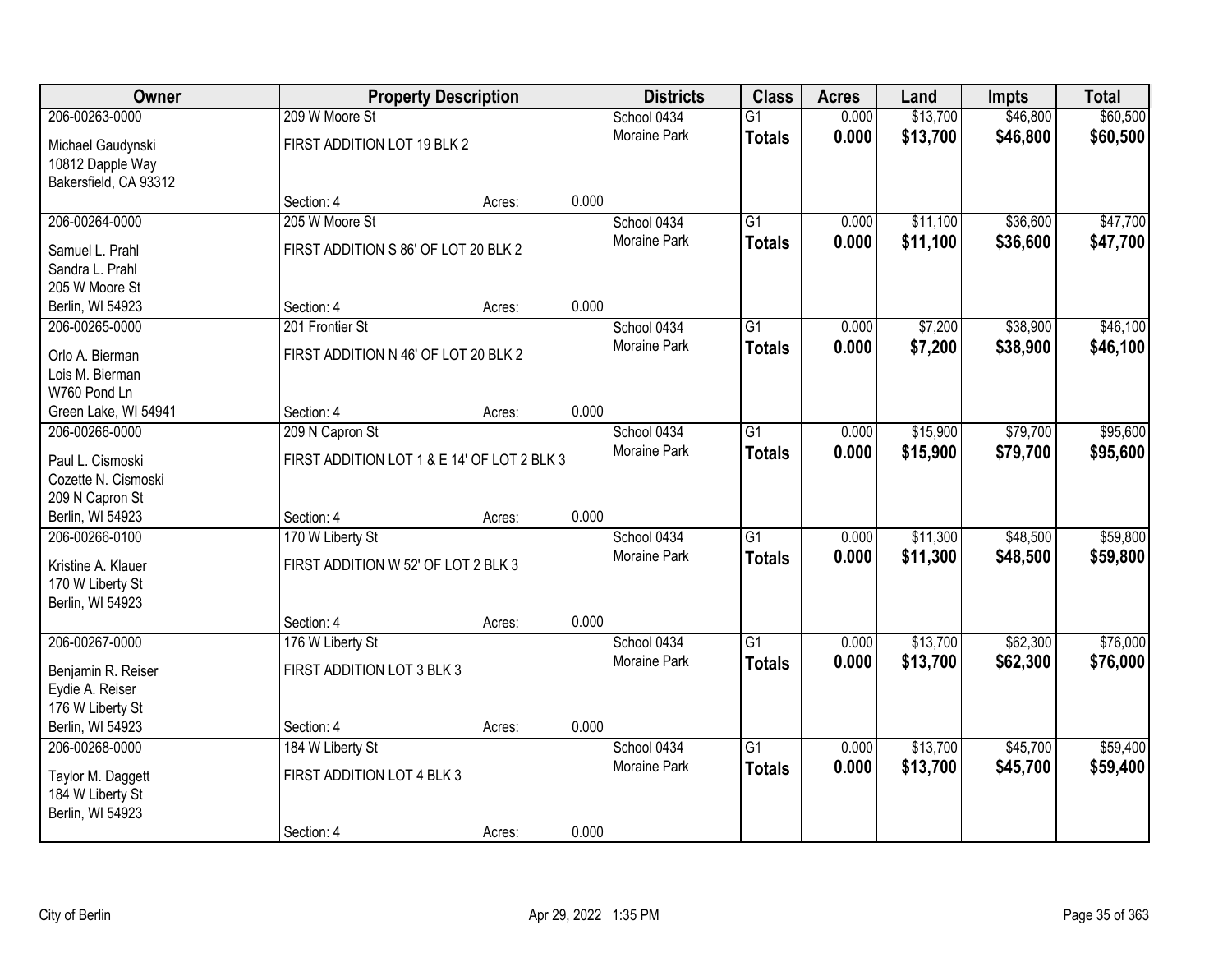| Owner | Property Description | | | Districts | Class | Acres | Land | Impts | Total |
|---|---|---|---|---|---|---|---|---|---|
| 206-00263-0000 | 209 W Moore St | | | School 0434 | G1 | 0.000 | $13,700 | $46,800 | $60,500 |
| Michael Gaudynski<br>10812 Dapple Way<br>Bakersfield, CA 93312 | FIRST ADDITION LOT 19 BLK 2 | | | Moraine Park | **Totals** | **0.000** | **$13,700** | **$46,800** | **$60,500** |
| | Section: 4 | Acres: | 0.000 | | | | | | |
| 206-00264-0000 | 205 W Moore St | | | School 0434 | G1 | 0.000 | $11,100 | $36,600 | $47,700 |
| Samuel L. Prahl<br>Sandra L. Prahl<br>205 W Moore St<br>Berlin, WI 54923 | FIRST ADDITION S 86' OF LOT 20 BLK 2 | | | Moraine Park | **Totals** | **0.000** | **$11,100** | **$36,600** | **$47,700** |
| | Section: 4 | Acres: | 0.000 | | | | | | |
| 206-00265-0000 | 201 Frontier St | | | School 0434 | G1 | 0.000 | $7,200 | $38,900 | $46,100 |
| Orlo A. Bierman<br>Lois M. Bierman<br>W760 Pond Ln<br>Green Lake, WI 54941 | FIRST ADDITION N 46' OF LOT 20 BLK 2 | | | Moraine Park | **Totals** | **0.000** | **$7,200** | **$38,900** | **$46,100** |
| | Section: 4 | Acres: | 0.000 | | | | | | |
| 206-00266-0000 | 209 N Capron St | | | School 0434 | G1 | 0.000 | $15,900 | $79,700 | $95,600 |
| Paul L. Cismoski<br>Cozette N. Cismoski<br>209 N Capron St<br>Berlin, WI 54923 | FIRST ADDITION LOT 1 & E 14' OF LOT 2 BLK 3 | | | Moraine Park | **Totals** | **0.000** | **$15,900** | **$79,700** | **$95,600** |
| | Section: 4 | Acres: | 0.000 | | | | | | |
| 206-00266-0100 | 170 W Liberty St | | | School 0434 | G1 | 0.000 | $11,300 | $48,500 | $59,800 |
| Kristine A. Klauer<br>170 W Liberty St<br>Berlin, WI 54923 | FIRST ADDITION W 52' OF LOT 2 BLK 3 | | | Moraine Park | **Totals** | **0.000** | **$11,300** | **$48,500** | **$59,800** |
| | Section: 4 | Acres: | 0.000 | | | | | | |
| 206-00267-0000 | 176 W Liberty St | | | School 0434 | G1 | 0.000 | $13,700 | $62,300 | $76,000 |
| Benjamin R. Reiser<br>Eydie A. Reiser<br>176 W Liberty St<br>Berlin, WI 54923 | FIRST ADDITION LOT 3 BLK 3 | | | Moraine Park | **Totals** | **0.000** | **$13,700** | **$62,300** | **$76,000** |
| | Section: 4 | Acres: | 0.000 | | | | | | |
| 206-00268-0000 | 184 W Liberty St | | | School 0434 | G1 | 0.000 | $13,700 | $45,700 | $59,400 |
| Taylor M. Daggett<br>184 W Liberty St<br>Berlin, WI 54923 | FIRST ADDITION LOT 4 BLK 3 | | | Moraine Park | **Totals** | **0.000** | **$13,700** | **$45,700** | **$59,400** |
| | Section: 4 | Acres: | 0.000 | | | | | | |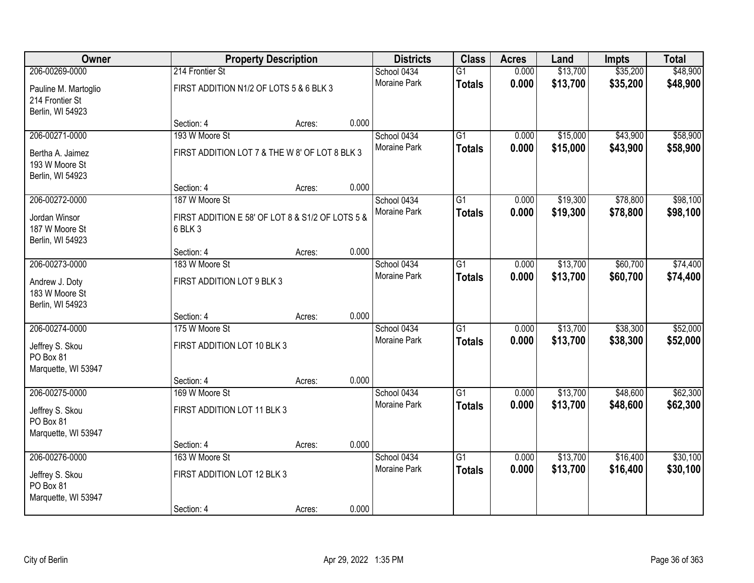| Owner | Property Description | | | Districts | Class | Acres | Land | Impts | Total |
|---|---|---|---|---|---|---|---|---|---|
| 206-00269-0000<br>Pauline M. Martoglio<br>214 Frontier St<br>Berlin, WI 54923 | 214 Frontier St<br>FIRST ADDITION N1/2 OF LOTS 5 & 6 BLK 3<br>Section: 4 | Acres: | 0.000 | School 0434<br>Moraine Park | G1<br>**Totals** | 0.000<br>**0.000** | $13,700<br>**$13,700** | $35,200<br>**$35,200** | $48,900<br>**$48,900** |
| 206-00271-0000<br>Bertha A. Jaimez<br>193 W Moore St<br>Berlin, WI 54923 | 193 W Moore St<br>FIRST ADDITION LOT 7 & THE W 8' OF LOT 8 BLK 3<br>Section: 4 | Acres: | 0.000 | School 0434<br>Moraine Park | G1<br>**Totals** | 0.000<br>**0.000** | $15,000<br>**$15,000** | $43,900<br>**$43,900** | $58,900<br>**$58,900** |
| 206-00272-0000<br>Jordan Winsor<br>187 W Moore St<br>Berlin, WI 54923 | 187 W Moore St<br>FIRST ADDITION E 58' OF LOT 8 & S1/2 OF LOTS 5 & 6 BLK 3<br>Section: 4 | Acres: | 0.000 | School 0434<br>Moraine Park | G1<br>**Totals** | 0.000<br>**0.000** | $19,300<br>**$19,300** | $78,800<br>**$78,800** | $98,100<br>**$98,100** |
| 206-00273-0000<br>Andrew J. Doty<br>183 W Moore St<br>Berlin, WI 54923 | 183 W Moore St<br>FIRST ADDITION LOT 9 BLK 3<br>Section: 4 | Acres: | 0.000 | School 0434<br>Moraine Park | G1<br>**Totals** | 0.000<br>**0.000** | $13,700<br>**$13,700** | $60,700<br>**$60,700** | $74,400<br>**$74,400** |
| 206-00274-0000<br>Jeffrey S. Skou<br>PO Box 81<br>Marquette, WI 53947 | 175 W Moore St<br>FIRST ADDITION LOT 10 BLK 3<br>Section: 4 | Acres: | 0.000 | School 0434<br>Moraine Park | G1<br>**Totals** | 0.000<br>**0.000** | $13,700<br>**$13,700** | $38,300<br>**$38,300** | $52,000<br>**$52,000** |
| 206-00275-0000<br>Jeffrey S. Skou<br>PO Box 81<br>Marquette, WI 53947 | 169 W Moore St<br>FIRST ADDITION LOT 11 BLK 3<br>Section: 4 | Acres: | 0.000 | School 0434<br>Moraine Park | G1<br>**Totals** | 0.000<br>**0.000** | $13,700<br>**$13,700** | $48,600<br>**$48,600** | $62,300<br>**$62,300** |
| 206-00276-0000<br>Jeffrey S. Skou<br>PO Box 81<br>Marquette, WI 53947 | 163 W Moore St<br>FIRST ADDITION LOT 12 BLK 3<br>Section: 4 | Acres: | 0.000 | School 0434<br>Moraine Park | G1<br>**Totals** | 0.000<br>**0.000** | $13,700<br>**$13,700** | $16,400<br>**$16,400** | $30,100<br>**$30,100** |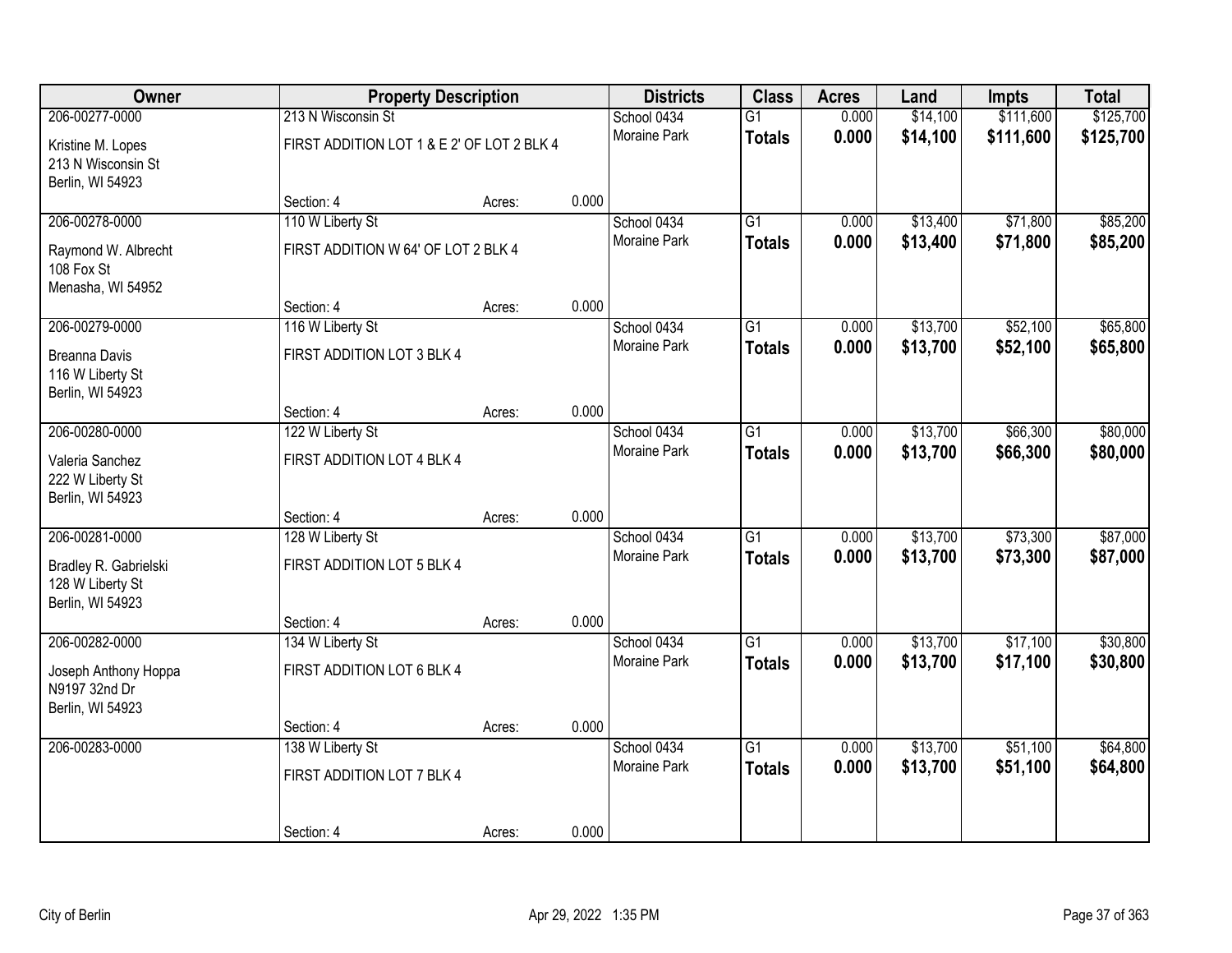| Owner | Property Description | | | Districts | Class | Acres | Land | Impts | Total |
|---|---|---|---|---|---|---|---|---|---|
| 206-00277-0000 | 213 N Wisconsin St | | | School 0434 | G1 | 0.000 | $14,100 | $111,600 | $125,700 |
| Kristine M. Lopes<br>213 N Wisconsin St<br>Berlin, WI 54923 | FIRST ADDITION LOT 1 & E 2' OF LOT 2 BLK 4 | | | Moraine Park | **Totals** | **0.000** | **$14,100** | **$111,600** | **$125,700** |
| | Section: 4 | Acres: | 0.000 | | | | | | |
| 206-00278-0000 | 110 W Liberty St | | | School 0434 | G1 | 0.000 | $13,400 | $71,800 | $85,200 |
| Raymond W. Albrecht<br>108 Fox St<br>Menasha, WI 54952 | FIRST ADDITION W 64' OF LOT 2 BLK 4 | | | Moraine Park | **Totals** | **0.000** | **$13,400** | **$71,800** | **$85,200** |
| | Section: 4 | Acres: | 0.000 | | | | | | |
| 206-00279-0000 | 116 W Liberty St | | | School 0434 | G1 | 0.000 | $13,700 | $52,100 | $65,800 |
| Breanna Davis<br>116 W Liberty St<br>Berlin, WI 54923 | FIRST ADDITION LOT 3 BLK 4 | | | Moraine Park | **Totals** | **0.000** | **$13,700** | **$52,100** | **$65,800** |
| | Section: 4 | Acres: | 0.000 | | | | | | |
| 206-00280-0000 | 122 W Liberty St | | | School 0434 | G1 | 0.000 | $13,700 | $66,300 | $80,000 |
| Valeria Sanchez<br>222 W Liberty St<br>Berlin, WI 54923 | FIRST ADDITION LOT 4 BLK 4 | | | Moraine Park | **Totals** | **0.000** | **$13,700** | **$66,300** | **$80,000** |
| | Section: 4 | Acres: | 0.000 | | | | | | |
| 206-00281-0000 | 128 W Liberty St | | | School 0434 | G1 | 0.000 | $13,700 | $73,300 | $87,000 |
| Bradley R. Gabrielski<br>128 W Liberty St<br>Berlin, WI 54923 | FIRST ADDITION LOT 5 BLK 4 | | | Moraine Park | **Totals** | **0.000** | **$13,700** | **$73,300** | **$87,000** |
| | Section: 4 | Acres: | 0.000 | | | | | | |
| 206-00282-0000 | 134 W Liberty St | | | School 0434 | G1 | 0.000 | $13,700 | $17,100 | $30,800 |
| Joseph Anthony Hoppa<br>N9197 32nd Dr<br>Berlin, WI 54923 | FIRST ADDITION LOT 6 BLK 4 | | | Moraine Park | **Totals** | **0.000** | **$13,700** | **$17,100** | **$30,800** |
| | Section: 4 | Acres: | 0.000 | | | | | | |
| 206-00283-0000 | 138 W Liberty St | | | School 0434 | G1 | 0.000 | $13,700 | $51,100 | $64,800 |
| | FIRST ADDITION LOT 7 BLK 4 | | | Moraine Park | **Totals** | **0.000** | **$13,700** | **$51,100** | **$64,800** |
| | Section: 4 | Acres: | 0.000 | | | | | | |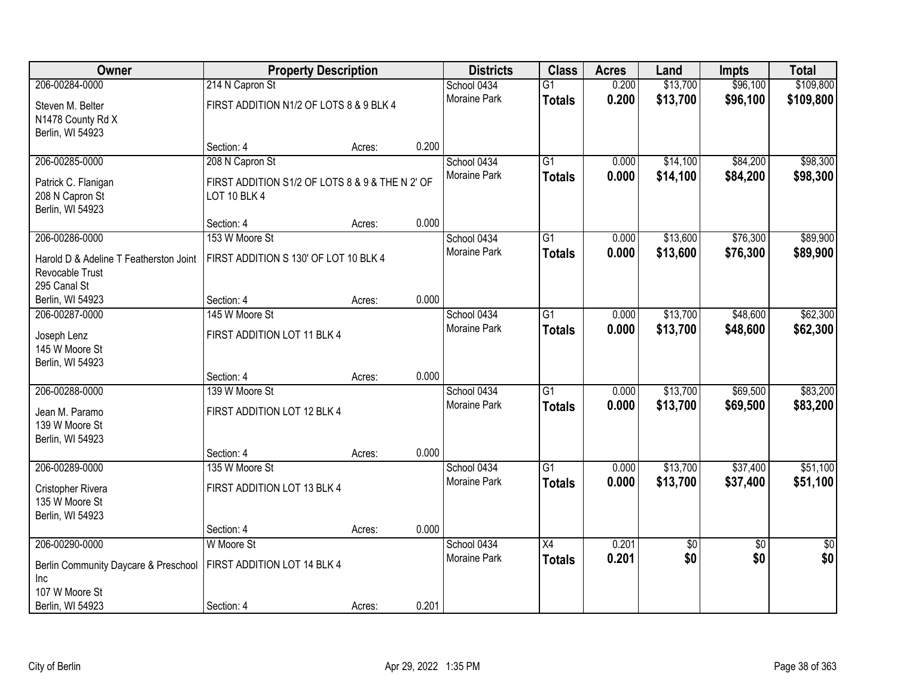| Owner | Property Description | | | Districts | Class | Acres | Land | Impts | Total |
|---|---|---|---|---|---|---|---|---|---|
| 206-00284-0000 | 214 N Capron St | | | School 0434 | G1 | 0.200 | $13,700 | $96,100 | $109,800 |
| Steven M. Belter<br>N1478 County Rd X<br>Berlin, WI 54923 | FIRST ADDITION N1/2 OF LOTS 8 & 9 BLK 4 | | | Moraine Park | **Totals** | **0.200** | **$13,700** | **$96,100** | **$109,800** |
| | Section: 4 | Acres: | 0.200 | | | | | | |
| 206-00285-0000 | 208 N Capron St | | | School 0434 | G1 | 0.000 | $14,100 | $84,200 | $98,300 |
| Patrick C. Flanigan<br>208 N Capron St<br>Berlin, WI 54923 | FIRST ADDITION S1/2 OF LOTS 8 & 9 & THE N 2' OF LOT 10 BLK 4 | | | Moraine Park | **Totals** | **0.000** | **$14,100** | **$84,200** | **$98,300** |
| | Section: 4 | Acres: | 0.000 | | | | | | |
| 206-00286-0000 | 153 W Moore St | | | School 0434 | G1 | 0.000 | $13,600 | $76,300 | $89,900 |
| Harold D & Adeline T Featherston Joint Revocable Trust<br>295 Canal St<br>Berlin, WI 54923 | FIRST ADDITION S 130' OF LOT 10 BLK 4 | | | Moraine Park | **Totals** | **0.000** | **$13,600** | **$76,300** | **$89,900** |
| | Section: 4 | Acres: | 0.000 | | | | | | |
| 206-00287-0000 | 145 W Moore St | | | School 0434 | G1 | 0.000 | $13,700 | $48,600 | $62,300 |
| Joseph Lenz<br>145 W Moore St<br>Berlin, WI 54923 | FIRST ADDITION LOT 11 BLK 4 | | | Moraine Park | **Totals** | **0.000** | **$13,700** | **$48,600** | **$62,300** |
| | Section: 4 | Acres: | 0.000 | | | | | | |
| 206-00288-0000 | 139 W Moore St | | | School 0434 | G1 | 0.000 | $13,700 | $69,500 | $83,200 |
| Jean M. Paramo<br>139 W Moore St<br>Berlin, WI 54923 | FIRST ADDITION LOT 12 BLK 4 | | | Moraine Park | **Totals** | **0.000** | **$13,700** | **$69,500** | **$83,200** |
| | Section: 4 | Acres: | 0.000 | | | | | | |
| 206-00289-0000 | 135 W Moore St | | | School 0434 | G1 | 0.000 | $13,700 | $37,400 | $51,100 |
| Cristopher Rivera<br>135 W Moore St<br>Berlin, WI 54923 | FIRST ADDITION LOT 13 BLK 4 | | | Moraine Park | **Totals** | **0.000** | **$13,700** | **$37,400** | **$51,100** |
| | Section: 4 | Acres: | 0.000 | | | | | | |
| 206-00290-0000 | W Moore St | | | School 0434 | X4 | 0.201 | $0 | $0 | $0 |
| Berlin Community Daycare & Preschool Inc<br>107 W Moore St<br>Berlin, WI 54923 | FIRST ADDITION LOT 14 BLK 4 | | | Moraine Park | **Totals** | **0.201** | **$0** | **$0** | **$0** |
| | Section: 4 | Acres: | 0.201 | | | | | | |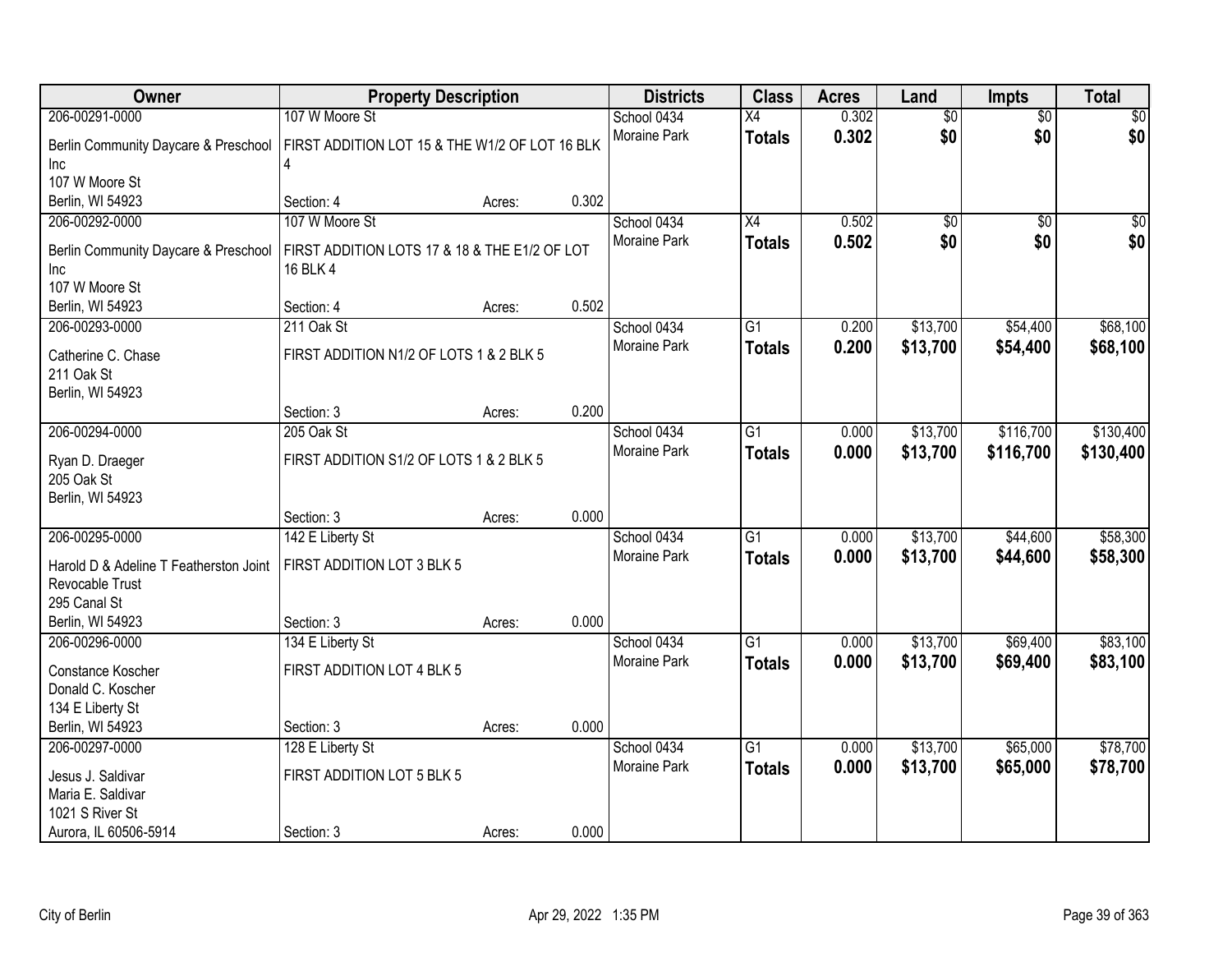| Owner | Property Description | | | Districts | Class | Acres | Land | Impts | Total |
|---|---|---|---|---|---|---|---|---|---|
| 206-00291-0000 | 107 W Moore St | | | School 0434 | X4 | 0.302 | $0 | $0 | $0 |
| Berlin Community Daycare & Preschool Inc 107 W Moore St Berlin, WI 54923 | FIRST ADDITION LOT 15 & THE W1/2 OF LOT 16 BLK 4 | | | Moraine Park | **Totals** | **0.302** | **$0** | **$0** | **$0** |
| | Section: 4 | Acres: | 0.302 | | | | | | |
| 206-00292-0000 | 107 W Moore St | | | School 0434 | X4 | 0.502 | $0 | $0 | $0 |
| Berlin Community Daycare & Preschool Inc 107 W Moore St Berlin, WI 54923 | FIRST ADDITION LOTS 17 & 18 & THE E1/2 OF LOT 16 BLK 4 | | | Moraine Park | **Totals** | **0.502** | **$0** | **$0** | **$0** |
| | Section: 4 | Acres: | 0.502 | | | | | | |
| 206-00293-0000 | 211 Oak St | | | School 0434 | G1 | 0.200 | $13,700 | $54,400 | $68,100 |
| Catherine C. Chase 211 Oak St Berlin, WI 54923 | FIRST ADDITION N1/2 OF LOTS 1 & 2 BLK 5 | | | Moraine Park | **Totals** | **0.200** | **$13,700** | **$54,400** | **$68,100** |
| | Section: 3 | Acres: | 0.200 | | | | | | |
| 206-00294-0000 | 205 Oak St | | | School 0434 | G1 | 0.000 | $13,700 | $116,700 | $130,400 |
| Ryan D. Draeger 205 Oak St Berlin, WI 54923 | FIRST ADDITION S1/2 OF LOTS 1 & 2 BLK 5 | | | Moraine Park | **Totals** | **0.000** | **$13,700** | **$116,700** | **$130,400** |
| | Section: 3 | Acres: | 0.000 | | | | | | |
| 206-00295-0000 | 142 E Liberty St | | | School 0434 | G1 | 0.000 | $13,700 | $44,600 | $58,300 |
| Harold D & Adeline T Featherston Joint Revocable Trust 295 Canal St Berlin, WI 54923 | FIRST ADDITION LOT 3 BLK 5 | | | Moraine Park | **Totals** | **0.000** | **$13,700** | **$44,600** | **$58,300** |
| | Section: 3 | Acres: | 0.000 | | | | | | |
| 206-00296-0000 | 134 E Liberty St | | | School 0434 | G1 | 0.000 | $13,700 | $69,400 | $83,100 |
| Constance Koscher Donald C. Koscher 134 E Liberty St Berlin, WI 54923 | FIRST ADDITION LOT 4 BLK 5 | | | Moraine Park | **Totals** | **0.000** | **$13,700** | **$69,400** | **$83,100** |
| | Section: 3 | Acres: | 0.000 | | | | | | |
| 206-00297-0000 | 128 E Liberty St | | | School 0434 | G1 | 0.000 | $13,700 | $65,000 | $78,700 |
| Jesus J. Saldivar Maria E. Saldivar 1021 S River St Aurora, IL 60506-5914 | FIRST ADDITION LOT 5 BLK 5 | | | Moraine Park | **Totals** | **0.000** | **$13,700** | **$65,000** | **$78,700** |
| | Section: 3 | Acres: | 0.000 | | | | | | |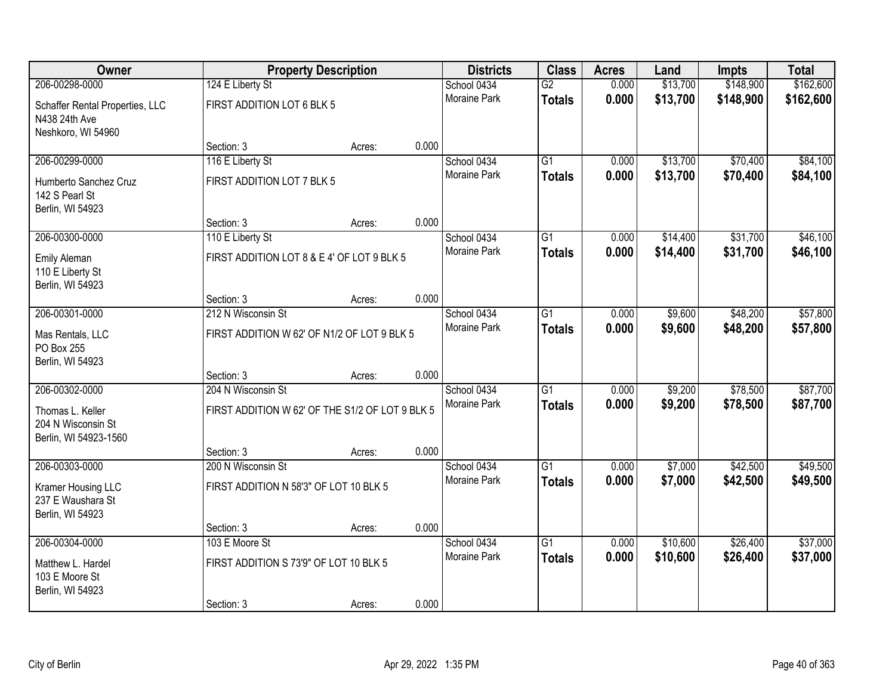| Owner | Property Description | | | Districts | Class | Acres | Land | Impts | Total |
|---|---|---|---|---|---|---|---|---|---|
| 206-00298-0000 | 124 E Liberty St | | | School 0434 | G2 | 0.000 | $13,700 | $148,900 | $162,600 |
| Schaffer Rental Properties, LLC<br>N438 24th Ave<br>Neshkoro, WI 54960 | FIRST ADDITION LOT 6 BLK 5 | | | Moraine Park | **Totals** | **0.000** | **$13,700** | **$148,900** | **$162,600** |
| | Section: 3 | Acres: | 0.000 | | | | | | |
| 206-00299-0000 | 116 E Liberty St | | | School 0434 | G1 | 0.000 | $13,700 | $70,400 | $84,100 |
| Humberto Sanchez Cruz<br>142 S Pearl St<br>Berlin, WI 54923 | FIRST ADDITION LOT 7 BLK 5 | | | Moraine Park | **Totals** | **0.000** | **$13,700** | **$70,400** | **$84,100** |
| | Section: 3 | Acres: | 0.000 | | | | | | |
| 206-00300-0000 | 110 E Liberty St | | | School 0434 | G1 | 0.000 | $14,400 | $31,700 | $46,100 |
| Emily Aleman<br>110 E Liberty St<br>Berlin, WI 54923 | FIRST ADDITION LOT 8 & E 4' OF LOT 9 BLK 5 | | | Moraine Park | **Totals** | **0.000** | **$14,400** | **$31,700** | **$46,100** |
| | Section: 3 | Acres: | 0.000 | | | | | | |
| 206-00301-0000 | 212 N Wisconsin St | | | School 0434 | G1 | 0.000 | $9,600 | $48,200 | $57,800 |
| Mas Rentals, LLC<br>PO Box 255<br>Berlin, WI 54923 | FIRST ADDITION W 62' OF N1/2 OF LOT 9 BLK 5 | | | Moraine Park | **Totals** | **0.000** | **$9,600** | **$48,200** | **$57,800** |
| | Section: 3 | Acres: | 0.000 | | | | | | |
| 206-00302-0000 | 204 N Wisconsin St | | | School 0434 | G1 | 0.000 | $9,200 | $78,500 | $87,700 |
| Thomas L. Keller<br>204 N Wisconsin St<br>Berlin, WI 54923-1560 | FIRST ADDITION W 62' OF THE S1/2 OF LOT 9 BLK 5 | | | Moraine Park | **Totals** | **0.000** | **$9,200** | **$78,500** | **$87,700** |
| | Section: 3 | Acres: | 0.000 | | | | | | |
| 206-00303-0000 | 200 N Wisconsin St | | | School 0434 | G1 | 0.000 | $7,000 | $42,500 | $49,500 |
| Kramer Housing LLC<br>237 E Waushara St<br>Berlin, WI 54923 | FIRST ADDITION N 58'3" OF LOT 10 BLK 5 | | | Moraine Park | **Totals** | **0.000** | **$7,000** | **$42,500** | **$49,500** |
| | Section: 3 | Acres: | 0.000 | | | | | | |
| 206-00304-0000 | 103 E Moore St | | | School 0434 | G1 | 0.000 | $10,600 | $26,400 | $37,000 |
| Matthew L. Hardel<br>103 E Moore St<br>Berlin, WI 54923 | FIRST ADDITION S 73'9" OF LOT 10 BLK 5 | | | Moraine Park | **Totals** | **0.000** | **$10,600** | **$26,400** | **$37,000** |
| | Section: 3 | Acres: | 0.000 | | | | | | |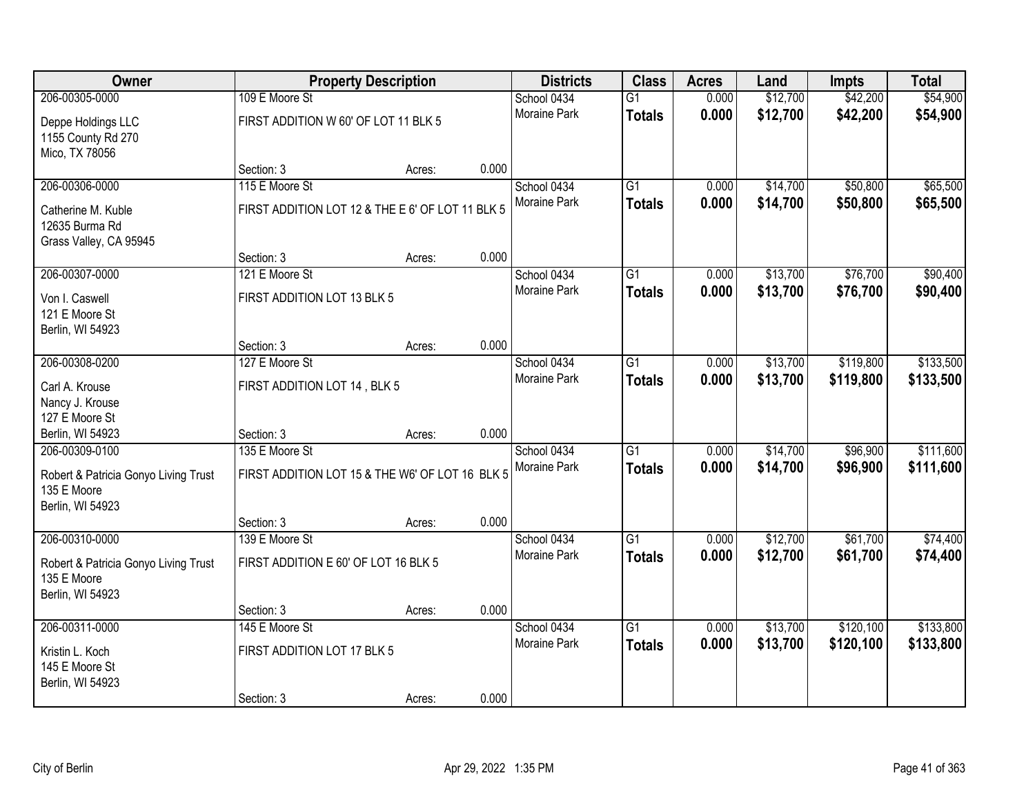| Owner | Property Description | | | Districts | Class | Acres | Land | Impts | Total |
|---|---|---|---|---|---|---|---|---|---|
| 206-00305-0000 | 109 E Moore St | | | School 0434 | G1 | 0.000 | $12,700 | $42,200 | $54,900 |
| Deppe Holdings LLC<br>1155 County Rd 270<br>Mico, TX 78056 | FIRST ADDITION W 60' OF LOT 11 BLK 5 | | | Moraine Park | **Totals** | **0.000** | **$12,700** | **$42,200** | **$54,900** |
| | Section: 3 | Acres: | 0.000 | | | | | | |
| 206-00306-0000 | 115 E Moore St | | | School 0434 | G1 | 0.000 | $14,700 | $50,800 | $65,500 |
| Catherine M. Kuble<br>12635 Burma Rd<br>Grass Valley, CA 95945 | FIRST ADDITION LOT 12 & THE E 6' OF LOT 11 BLK 5 | | | Moraine Park | **Totals** | **0.000** | **$14,700** | **$50,800** | **$65,500** |
| | Section: 3 | Acres: | 0.000 | | | | | | |
| 206-00307-0000 | 121 E Moore St | | | School 0434 | G1 | 0.000 | $13,700 | $76,700 | $90,400 |
| Von I. Caswell<br>121 E Moore St<br>Berlin, WI 54923 | FIRST ADDITION LOT 13 BLK 5 | | | Moraine Park | **Totals** | **0.000** | **$13,700** | **$76,700** | **$90,400** |
| | Section: 3 | Acres: | 0.000 | | | | | | |
| 206-00308-0200 | 127 E Moore St | | | School 0434 | G1 | 0.000 | $13,700 | $119,800 | $133,500 |
| Carl A. Krouse<br>Nancy J. Krouse<br>127 E Moore St<br>Berlin, WI 54923 | FIRST ADDITION LOT 14 , BLK 5 | | | Moraine Park | **Totals** | **0.000** | **$13,700** | **$119,800** | **$133,500** |
| | Section: 3 | Acres: | 0.000 | | | | | | |
| 206-00309-0100 | 135 E Moore St | | | School 0434 | G1 | 0.000 | $14,700 | $96,900 | $111,600 |
| Robert & Patricia Gonyo Living Trust<br>135 E Moore<br>Berlin, WI 54923 | FIRST ADDITION LOT 15 & THE W6' OF LOT 16 BLK 5 | | | Moraine Park | **Totals** | **0.000** | **$14,700** | **$96,900** | **$111,600** |
| | Section: 3 | Acres: | 0.000 | | | | | | |
| 206-00310-0000 | 139 E Moore St | | | School 0434 | G1 | 0.000 | $12,700 | $61,700 | $74,400 |
| Robert & Patricia Gonyo Living Trust<br>135 E Moore<br>Berlin, WI 54923 | FIRST ADDITION E 60' OF LOT 16 BLK 5 | | | Moraine Park | **Totals** | **0.000** | **$12,700** | **$61,700** | **$74,400** |
| | Section: 3 | Acres: | 0.000 | | | | | | |
| 206-00311-0000 | 145 E Moore St | | | School 0434 | G1 | 0.000 | $13,700 | $120,100 | $133,800 |
| Kristin L. Koch<br>145 E Moore St<br>Berlin, WI 54923 | FIRST ADDITION LOT 17 BLK 5 | | | Moraine Park | **Totals** | **0.000** | **$13,700** | **$120,100** | **$133,800** |
| | Section: 3 | Acres: | 0.000 | | | | | | |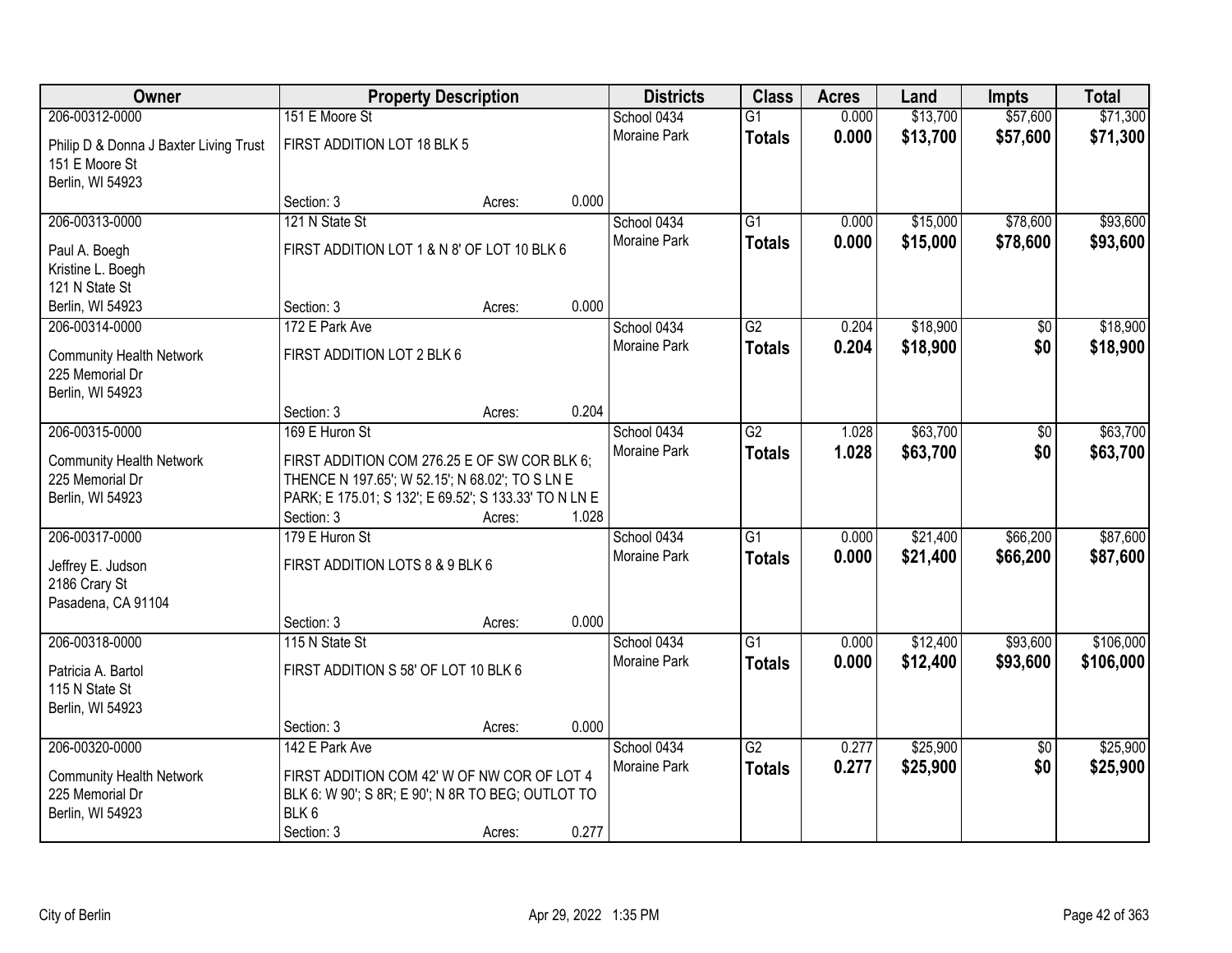| Owner | Property Description | | | Districts | Class | Acres | Land | Impts | Total |
|---|---|---|---|---|---|---|---|---|---|
| 206-00312-0000 | 151 E Moore St | | | School 0434 | G1 | 0.000 | $13,700 | $57,600 | $71,300 |
| Philip D & Donna J Baxter Living Trust<br>151 E Moore St<br>Berlin, WI 54923 | FIRST ADDITION LOT 18 BLK 5 | | | Moraine Park | **Totals** | **0.000** | **$13,700** | **$57,600** | **$71,300** |
| | Section: 3 | Acres: | 0.000 | | | | | | |
| 206-00313-0000 | 121 N State St | | | School 0434 | G1 | 0.000 | $15,000 | $78,600 | $93,600 |
| Paul A. Boegh<br>Kristine L. Boegh<br>121 N State St<br>Berlin, WI 54923 | FIRST ADDITION LOT 1 & N 8' OF LOT 10 BLK 6 | | | Moraine Park | **Totals** | **0.000** | **$15,000** | **$78,600** | **$93,600** |
| | Section: 3 | Acres: | 0.000 | | | | | | |
| 206-00314-0000 | 172 E Park Ave | | | School 0434 | G2 | 0.204 | $18,900 | $0 | $18,900 |
| Community Health Network<br>225 Memorial Dr<br>Berlin, WI 54923 | FIRST ADDITION LOT 2 BLK 6 | | | Moraine Park | **Totals** | **0.204** | **$18,900** | **$0** | **$18,900** |
| | Section: 3 | Acres: | 0.204 | | | | | | |
| 206-00315-0000 | 169 E Huron St | | | School 0434 | G2 | 1.028 | $63,700 | $0 | $63,700 |
| Community Health Network<br>225 Memorial Dr<br>Berlin, WI 54923 | FIRST ADDITION COM 276.25 E OF SW COR BLK 6; THENCE N 197.65'; W 52.15'; N 68.02'; TO S LN E PARK; E 175.01; S 132'; E 69.52'; S 133.33' TO N LN E | | | Moraine Park | **Totals** | **1.028** | **$63,700** | **$0** | **$63,700** |
| | Section: 3 | Acres: | 1.028 | | | | | | |
| 206-00317-0000 | 179 E Huron St | | | School 0434 | G1 | 0.000 | $21,400 | $66,200 | $87,600 |
| Jeffrey E. Judson<br>2186 Crary St<br>Pasadena, CA 91104 | FIRST ADDITION LOTS 8 & 9 BLK 6 | | | Moraine Park | **Totals** | **0.000** | **$21,400** | **$66,200** | **$87,600** |
| | Section: 3 | Acres: | 0.000 | | | | | | |
| 206-00318-0000 | 115 N State St | | | School 0434 | G1 | 0.000 | $12,400 | $93,600 | $106,000 |
| Patricia A. Bartol<br>115 N State St<br>Berlin, WI 54923 | FIRST ADDITION S 58' OF LOT 10 BLK 6 | | | Moraine Park | **Totals** | **0.000** | **$12,400** | **$93,600** | **$106,000** |
| | Section: 3 | Acres: | 0.000 | | | | | | |
| 206-00320-0000 | 142 E Park Ave | | | School 0434 | G2 | 0.277 | $25,900 | $0 | $25,900 |
| Community Health Network<br>225 Memorial Dr<br>Berlin, WI 54923 | FIRST ADDITION COM 42' W OF NW COR OF LOT 4 BLK 6: W 90'; S 8R; E 90'; N 8R TO BEG; OUTLOT TO BLK 6 | | | Moraine Park | **Totals** | **0.277** | **$25,900** | **$0** | **$25,900** |
| | Section: 3 | Acres: | 0.277 | | | | | | |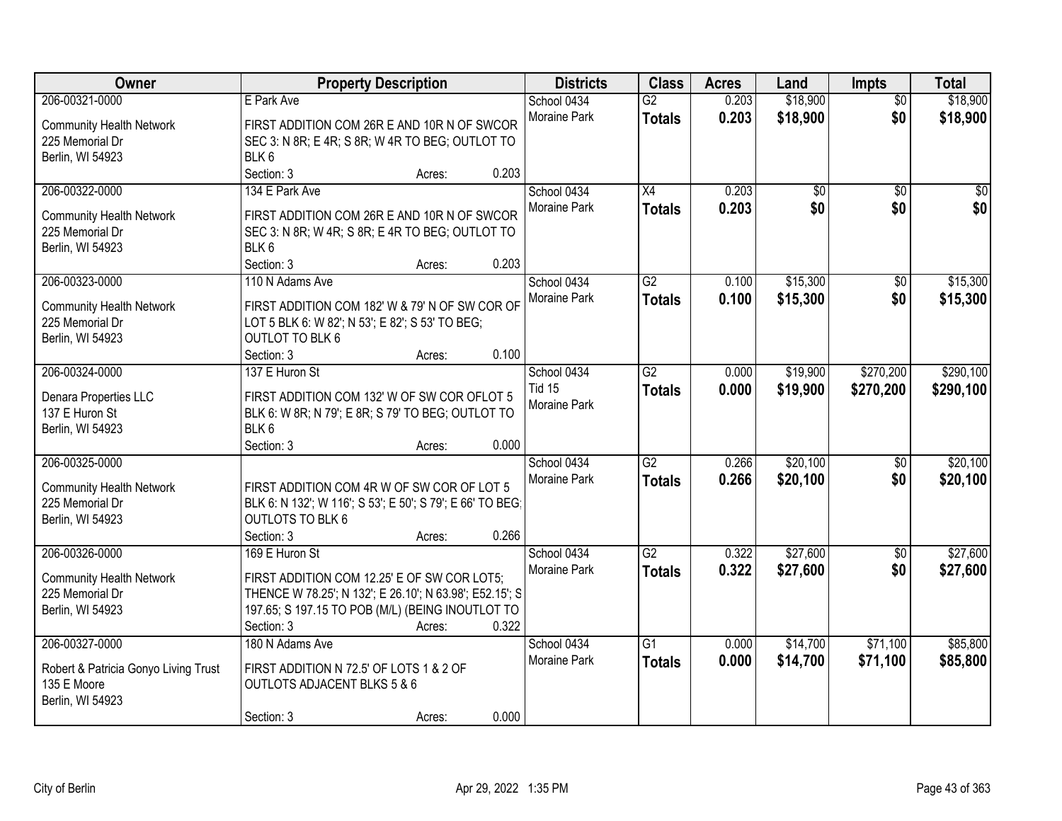| Owner | Property Description | Districts | Class | Acres | Land | Impts | Total |
|---|---|---|---|---|---|---|---|
| 206-00321-0000<br>Community Health Network<br>225 Memorial Dr<br>Berlin, WI 54923 | E Park Ave<br>FIRST ADDITION COM 26R E AND 10R N OF SWCOR SEC 3: N 8R; E 4R; S 8R; W 4R TO BEG; OUTLOT TO BLK 6<br>Section: 3 Acres: 0.203 | School 0434<br>Moraine Park | G2<br>**Totals** | 0.203<br>**0.203** | $18,900<br>**$18,900** | $0<br>**$0** | $18,900<br>**$18,900** |
| 206-00322-0000<br>Community Health Network<br>225 Memorial Dr<br>Berlin, WI 54923 | 134 E Park Ave<br>FIRST ADDITION COM 26R E AND 10R N OF SWCOR SEC 3: N 8R; W 4R; S 8R; E 4R TO BEG; OUTLOT TO BLK 6<br>Section: 3 Acres: 0.203 | School 0434<br>Moraine Park | X4<br>**Totals** | 0.203<br>**0.203** | $0<br>**$0** | $0<br>**$0** | $0<br>**$0** |
| 206-00323-0000<br>Community Health Network<br>225 Memorial Dr<br>Berlin, WI 54923 | 110 N Adams Ave<br>FIRST ADDITION COM 182' W & 79' N OF SW COR OF LOT 5 BLK 6: W 82'; N 53'; E 82'; S 53' TO BEG; OUTLOT TO BLK 6<br>Section: 3 Acres: 0.100 | School 0434<br>Moraine Park | G2<br>**Totals** | 0.100<br>**0.100** | $15,300<br>**$15,300** | $0<br>**$0** | $15,300<br>**$15,300** |
| 206-00324-0000<br>Denara Properties LLC<br>137 E Huron St<br>Berlin, WI 54923 | 137 E Huron St<br>FIRST ADDITION COM 132' W OF SW COR OFLOT 5 BLK 6: W 8R; N 79'; E 8R; S 79' TO BEG; OUTLOT TO BLK 6<br>Section: 3 Acres: 0.000 | School 0434<br>Tid 15<br>Moraine Park | G2<br>**Totals** | 0.000<br>**0.000** | $19,900<br>**$19,900** | $270,200<br>**$270,200** | $290,100<br>**$290,100** |
| 206-00325-0000<br>Community Health Network<br>225 Memorial Dr<br>Berlin, WI 54923 | FIRST ADDITION COM 4R W OF SW COR OF LOT 5 BLK 6: N 132'; W 116'; S 53'; E 50'; S 79'; E 66' TO BEG; OUTLOTS TO BLK 6<br>Section: 3 Acres: 0.266 | School 0434<br>Moraine Park | G2<br>**Totals** | 0.266<br>**0.266** | $20,100<br>**$20,100** | $0<br>**$0** | $20,100<br>**$20,100** |
| 206-00326-0000<br>Community Health Network<br>225 Memorial Dr<br>Berlin, WI 54923 | 169 E Huron St<br>FIRST ADDITION COM 12.25' E OF SW COR LOT5; THENCE W 78.25'; N 132'; E 26.10'; N 63.98'; E52.15'; S 197.65; S 197.15 TO POB (M/L) (BEING INOUTLOT TO<br>Section: 3 Acres: 0.322 | School 0434<br>Moraine Park | G2<br>**Totals** | 0.322<br>**0.322** | $27,600<br>**$27,600** | $0<br>**$0** | $27,600<br>**$27,600** |
| 206-00327-0000<br>Robert & Patricia Gonyo Living Trust<br>135 E Moore<br>Berlin, WI 54923 | 180 N Adams Ave<br>FIRST ADDITION N 72.5' OF LOTS 1 & 2 OF OUTLOTS ADJACENT BLKS 5 & 6<br>Section: 3 Acres: 0.000 | School 0434<br>Moraine Park | G1<br>**Totals** | 0.000<br>**0.000** | $14,700<br>**$14,700** | $71,100<br>**$71,100** | $85,800<br>**$85,800** |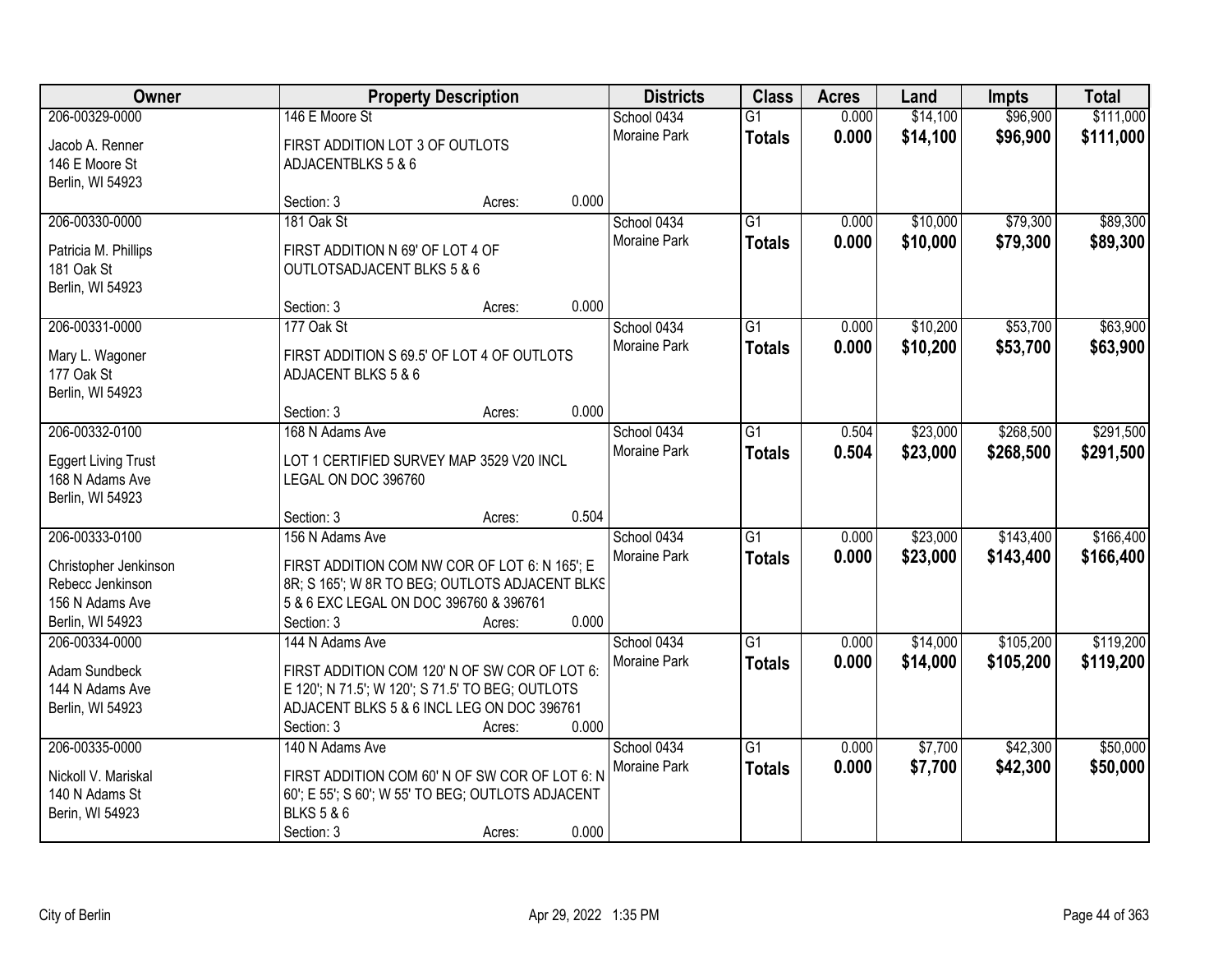| Owner | Property Description | Districts | Class | Acres | Land | Impts | Total |
|---|---|---|---|---|---|---|---|
| 206-00329-0000<br>Jacob A. Renner<br>146 E Moore St<br>Berlin, WI 54923 | 146 E Moore St<br>FIRST ADDITION LOT 3 OF OUTLOTS ADJACENTBLKS 5 & 6<br>Section: 3 Acres: 0.000 | School 0434<br>Moraine Park | G1<br>**Totals** | 0.000<br>**0.000** | $14,100<br>**$14,100** | $96,900<br>**$96,900** | $111,000<br>**$111,000** |
| 206-00330-0000<br>Patricia M. Phillips<br>181 Oak St<br>Berlin, WI 54923 | 181 Oak St<br>FIRST ADDITION N 69' OF LOT 4 OF OUTLOTSADJACENT BLKS 5 & 6<br>Section: 3 Acres: 0.000 | School 0434<br>Moraine Park | G1<br>**Totals** | 0.000<br>**0.000** | $10,000<br>**$10,000** | $79,300<br>**$79,300** | $89,300<br>**$89,300** |
| 206-00331-0000<br>Mary L. Wagoner<br>177 Oak St<br>Berlin, WI 54923 | 177 Oak St<br>FIRST ADDITION S 69.5' OF LOT 4 OF OUTLOTS ADJACENT BLKS 5 & 6<br>Section: 3 Acres: 0.000 | School 0434<br>Moraine Park | G1<br>**Totals** | 0.000<br>**0.000** | $10,200<br>**$10,200** | $53,700<br>**$53,700** | $63,900<br>**$63,900** |
| 206-00332-0100<br>Eggert Living Trust<br>168 N Adams Ave<br>Berlin, WI 54923 | 168 N Adams Ave<br>LOT 1 CERTIFIED SURVEY MAP 3529 V20 INCL LEGAL ON DOC 396760<br>Section: 3 Acres: 0.504 | School 0434<br>Moraine Park | G1<br>**Totals** | 0.504<br>**0.504** | $23,000<br>**$23,000** | $268,500<br>**$268,500** | $291,500<br>**$291,500** |
| 206-00333-0100<br>Christopher Jenkinson<br>Rebecc Jenkinson<br>156 N Adams Ave<br>Berlin, WI 54923 | 156 N Adams Ave<br>FIRST ADDITION COM NW COR OF LOT 6: N 165'; E 8R; S 165'; W 8R TO BEG; OUTLOTS ADJACENT BLKS 5 & 6 EXC LEGAL ON DOC 396760 & 396761<br>Section: 3 Acres: 0.000 | School 0434<br>Moraine Park | G1<br>**Totals** | 0.000<br>**0.000** | $23,000<br>**$23,000** | $143,400<br>**$143,400** | $166,400<br>**$166,400** |
| 206-00334-0000<br>Adam Sundbeck<br>144 N Adams Ave<br>Berlin, WI 54923 | 144 N Adams Ave<br>FIRST ADDITION COM 120' N OF SW COR OF LOT 6: E 120'; N 71.5'; W 120'; S 71.5' TO BEG; OUTLOTS ADJACENT BLKS 5 & 6 INCL LEG ON DOC 396761<br>Section: 3 Acres: 0.000 | School 0434<br>Moraine Park | G1<br>**Totals** | 0.000<br>**0.000** | $14,000<br>**$14,000** | $105,200<br>**$105,200** | $119,200<br>**$119,200** |
| 206-00335-0000<br>Nickoll V. Mariskal<br>140 N Adams St<br>Berin, WI 54923 | 140 N Adams Ave<br>FIRST ADDITION COM 60' N OF SW COR OF LOT 6: N 60'; E 55'; S 60'; W 55' TO BEG; OUTLOTS ADJACENT BLKS 5 & 6<br>Section: 3 Acres: 0.000 | School 0434<br>Moraine Park | G1<br>**Totals** | 0.000<br>**0.000** | $7,700<br>**$7,700** | $42,300<br>**$42,300** | $50,000<br>**$50,000** |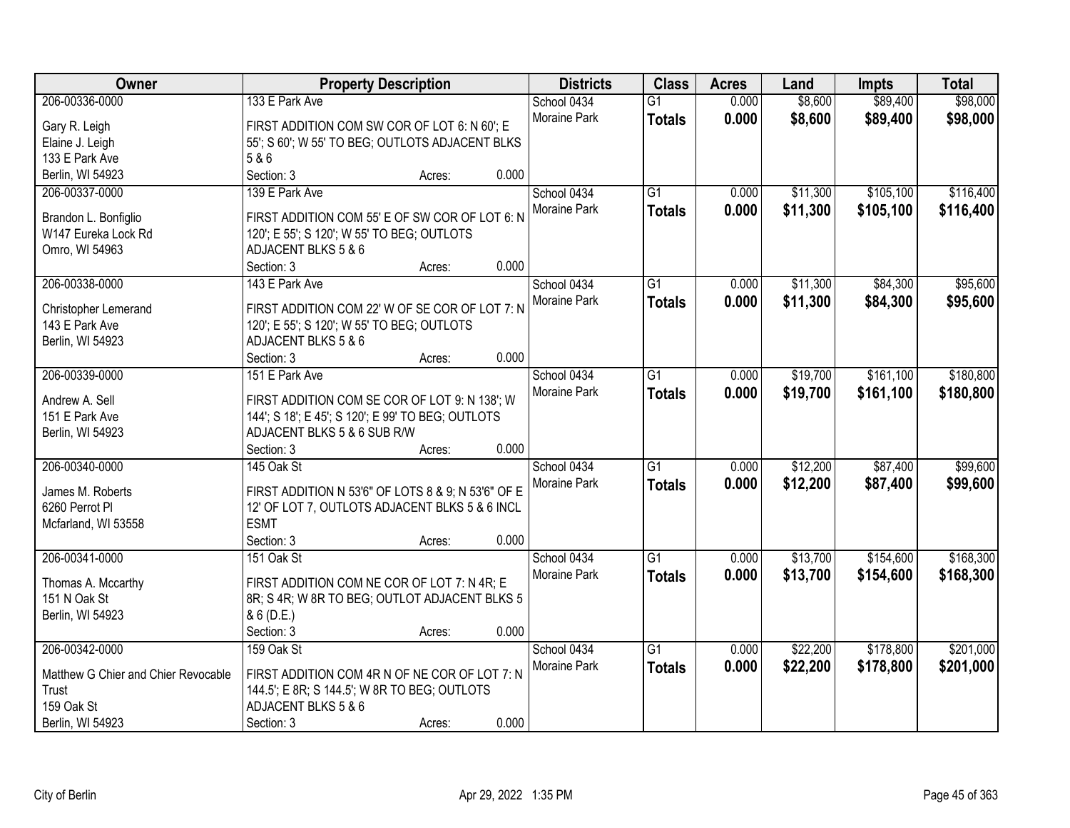| Owner | Property Description | Districts | Class | Acres | Land | Impts | Total |
|---|---|---|---|---|---|---|---|
| 206-00336-0000<br>Gary R. Leigh<br>Elaine J. Leigh<br>133 E Park Ave<br>Berlin, WI 54923 | 133 E Park Ave<br>FIRST ADDITION COM SW COR OF LOT 6: N 60'; E 55'; S 60'; W 55' TO BEG; OUTLOTS ADJACENT BLKS 5 & 6<br>Section: 3 Acres: 0.000 | School 0434<br>Moraine Park | G1<br>**Totals** | 0.000<br>**0.000** | $8,600<br>**$8,600** | $89,400<br>**$89,400** | $98,000<br>**$98,000** |
| 206-00337-0000<br>Brandon L. Bonfiglio<br>W147 Eureka Lock Rd<br>Omro, WI 54963 | 139 E Park Ave<br>FIRST ADDITION COM 55' E OF SW COR OF LOT 6: N 120'; E 55'; S 120'; W 55' TO BEG; OUTLOTS ADJACENT BLKS 5 & 6<br>Section: 3 Acres: 0.000 | School 0434<br>Moraine Park | G1<br>**Totals** | 0.000<br>**0.000** | $11,300<br>**$11,300** | $105,100<br>**$105,100** | $116,400<br>**$116,400** |
| 206-00338-0000<br>Christopher Lemerand<br>143 E Park Ave<br>Berlin, WI 54923 | 143 E Park Ave<br>FIRST ADDITION COM 22' W OF SE COR OF LOT 7: N 120'; E 55'; S 120'; W 55' TO BEG; OUTLOTS ADJACENT BLKS 5 & 6<br>Section: 3 Acres: 0.000 | School 0434<br>Moraine Park | G1<br>**Totals** | 0.000<br>**0.000** | $11,300<br>**$11,300** | $84,300<br>**$84,300** | $95,600<br>**$95,600** |
| 206-00339-0000<br>Andrew A. Sell<br>151 E Park Ave<br>Berlin, WI 54923 | 151 E Park Ave<br>FIRST ADDITION COM SE COR OF LOT 9: N 138'; W 144'; S 18'; E 45'; S 120'; E 99' TO BEG; OUTLOTS ADJACENT BLKS 5 & 6 SUB R/W<br>Section: 3 Acres: 0.000 | School 0434<br>Moraine Park | G1<br>**Totals** | 0.000<br>**0.000** | $19,700<br>**$19,700** | $161,100<br>**$161,100** | $180,800<br>**$180,800** |
| 206-00340-0000<br>James M. Roberts<br>6260 Perrot Pl<br>Mcfarland, WI 53558 | 145 Oak St<br>FIRST ADDITION N 53'6" OF LOTS 8 & 9; N 53'6" OF E 12' OF LOT 7, OUTLOTS ADJACENT BLKS 5 & 6 INCL ESMT<br>Section: 3 Acres: 0.000 | School 0434<br>Moraine Park | G1<br>**Totals** | 0.000<br>**0.000** | $12,200<br>**$12,200** | $87,400<br>**$87,400** | $99,600<br>**$99,600** |
| 206-00341-0000<br>Thomas A. Mccarthy<br>151 N Oak St<br>Berlin, WI 54923 | 151 Oak St<br>FIRST ADDITION COM NE COR OF LOT 7: N 4R; E 8R; S 4R; W 8R TO BEG; OUTLOT ADJACENT BLKS 5 & 6 (D.E.)<br>Section: 3 Acres: 0.000 | School 0434<br>Moraine Park | G1<br>**Totals** | 0.000<br>**0.000** | $13,700<br>**$13,700** | $154,600<br>**$154,600** | $168,300<br>**$168,300** |
| 206-00342-0000<br>Matthew G Chier and Chier Revocable Trust<br>159 Oak St<br>Berlin, WI 54923 | 159 Oak St<br>FIRST ADDITION COM 4R N OF NE COR OF LOT 7: N 144.5'; E 8R; S 144.5'; W 8R TO BEG; OUTLOTS ADJACENT BLKS 5 & 6<br>Section: 3 Acres: 0.000 | School 0434<br>Moraine Park | G1<br>**Totals** | 0.000<br>**0.000** | $22,200<br>**$22,200** | $178,800<br>**$178,800** | $201,000<br>**$201,000** |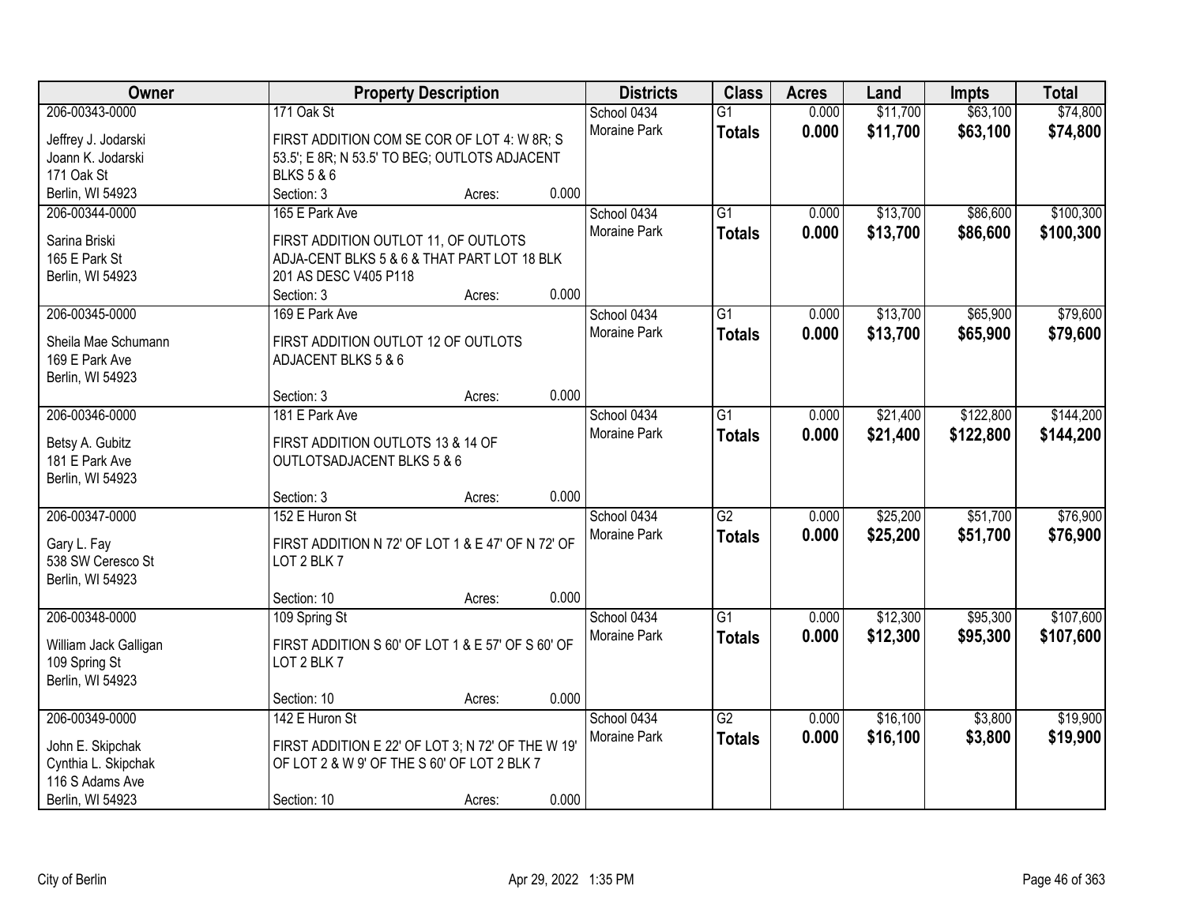| Owner | Property Description | Districts | Class | Acres | Land | Impts | Total |
|---|---|---|---|---|---|---|---|
| 206-00343-0000<br>Jeffrey J. Jodarski<br>Joann K. Jodarski<br>171 Oak St<br>Berlin, WI 54923 | 171 Oak St<br>FIRST ADDITION COM SE COR OF LOT 4: W 8R; S 53.5'; E 8R; N 53.5' TO BEG; OUTLOTS ADJACENT BLKS 5 & 6<br>Section: 3 Acres: 0.000 | School 0434<br>Moraine Park | G1<br>**Totals** | 0.000<br>**0.000** | $11,700<br>**$11,700** | $63,100<br>**$63,100** | $74,800<br>**$74,800** |
| 206-00344-0000<br>Sarina Briski<br>165 E Park St<br>Berlin, WI 54923 | 165 E Park Ave<br>FIRST ADDITION OUTLOT 11, OF OUTLOTS ADJA-CENT BLKS 5 & 6 & THAT PART LOT 18 BLK 201 AS DESC V405 P118<br>Section: 3 Acres: 0.000 | School 0434<br>Moraine Park | G1<br>**Totals** | 0.000<br>**0.000** | $13,700<br>**$13,700** | $86,600<br>**$86,600** | $100,300<br>**$100,300** |
| 206-00345-0000<br>Sheila Mae Schumann<br>169 E Park Ave<br>Berlin, WI 54923 | 169 E Park Ave<br>FIRST ADDITION OUTLOT 12 OF OUTLOTS ADJACENT BLKS 5 & 6<br>Section: 3 Acres: 0.000 | School 0434<br>Moraine Park | G1<br>**Totals** | 0.000<br>**0.000** | $13,700<br>**$13,700** | $65,900<br>**$65,900** | $79,600<br>**$79,600** |
| 206-00346-0000<br>Betsy A. Gubitz<br>181 E Park Ave<br>Berlin, WI 54923 | 181 E Park Ave<br>FIRST ADDITION OUTLOTS 13 & 14 OF OUTLOTSADJACENT BLKS 5 & 6<br>Section: 3 Acres: 0.000 | School 0434<br>Moraine Park | G1<br>**Totals** | 0.000<br>**0.000** | $21,400<br>**$21,400** | $122,800<br>**$122,800** | $144,200<br>**$144,200** |
| 206-00347-0000<br>Gary L. Fay<br>538 SW Ceresco St<br>Berlin, WI 54923 | 152 E Huron St<br>FIRST ADDITION N 72' OF LOT 1 & E 47' OF N 72' OF LOT 2 BLK 7<br>Section: 10 Acres: 0.000 | School 0434<br>Moraine Park | G2<br>**Totals** | 0.000<br>**0.000** | $25,200<br>**$25,200** | $51,700<br>**$51,700** | $76,900<br>**$76,900** |
| 206-00348-0000<br>William Jack Galligan<br>109 Spring St<br>Berlin, WI 54923 | 109 Spring St<br>FIRST ADDITION S 60' OF LOT 1 & E 57' OF S 60' OF LOT 2 BLK 7<br>Section: 10 Acres: 0.000 | School 0434<br>Moraine Park | G1<br>**Totals** | 0.000<br>**0.000** | $12,300<br>**$12,300** | $95,300<br>**$95,300** | $107,600<br>**$107,600** |
| 206-00349-0000<br>John E. Skipchak<br>Cynthia L. Skipchak<br>116 S Adams Ave<br>Berlin, WI 54923 | 142 E Huron St<br>FIRST ADDITION E 22' OF LOT 3; N 72' OF THE W 19' OF LOT 2 & W 9' OF THE S 60' OF LOT 2 BLK 7<br>Section: 10 Acres: 0.000 | School 0434<br>Moraine Park | G2<br>**Totals** | 0.000<br>**0.000** | $16,100<br>**$16,100** | $3,800<br>**$3,800** | $19,900<br>**$19,900** |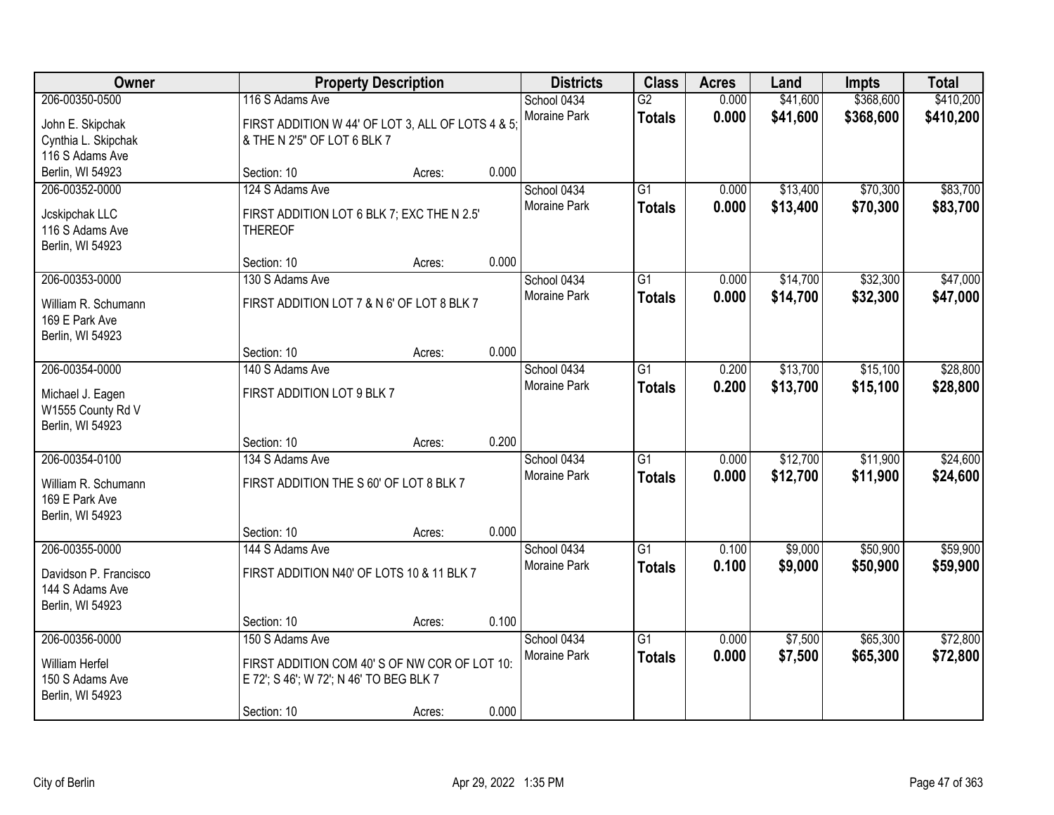| Owner | Property Description | | | Districts | Class | Acres | Land | Impts | Total |
|---|---|---|---|---|---|---|---|---|---|
| 206-00350-0500 | 116 S Adams Ave | | | School 0434 | G2 | 0.000 | $41,600 | $368,600 | $410,200 |
| John E. Skipchak<br>Cynthia L. Skipchak<br>116 S Adams Ave<br>Berlin, WI 54923 | FIRST ADDITION W 44' OF LOT 3, ALL OF LOTS 4 & 5; & THE N 2'5" OF LOT 6 BLK 7 | | | Moraine Park | **Totals** | **0.000** | **$41,600** | **$368,600** | **$410,200** |
| | Section: 10 | Acres: | 0.000 | | | | | | |
| 206-00352-0000 | 124 S Adams Ave | | | School 0434 | G1 | 0.000 | $13,400 | $70,300 | $83,700 |
| Jcskipchak LLC<br>116 S Adams Ave<br>Berlin, WI 54923 | FIRST ADDITION LOT 6 BLK 7; EXC THE N 2.5' THEREOF | | | Moraine Park | **Totals** | **0.000** | **$13,400** | **$70,300** | **$83,700** |
| | Section: 10 | Acres: | 0.000 | | | | | | |
| 206-00353-0000 | 130 S Adams Ave | | | School 0434 | G1 | 0.000 | $14,700 | $32,300 | $47,000 |
| William R. Schumann<br>169 E Park Ave<br>Berlin, WI 54923 | FIRST ADDITION LOT 7 & N 6' OF LOT 8 BLK 7 | | | Moraine Park | **Totals** | **0.000** | **$14,700** | **$32,300** | **$47,000** |
| | Section: 10 | Acres: | 0.000 | | | | | | |
| 206-00354-0000 | 140 S Adams Ave | | | School 0434 | G1 | 0.200 | $13,700 | $15,100 | $28,800 |
| Michael J. Eagen<br>W1555 County Rd V<br>Berlin, WI 54923 | FIRST ADDITION LOT 9 BLK 7 | | | Moraine Park | **Totals** | **0.200** | **$13,700** | **$15,100** | **$28,800** |
| | Section: 10 | Acres: | 0.200 | | | | | | |
| 206-00354-0100 | 134 S Adams Ave | | | School 0434 | G1 | 0.000 | $12,700 | $11,900 | $24,600 |
| William R. Schumann<br>169 E Park Ave<br>Berlin, WI 54923 | FIRST ADDITION THE S 60' OF LOT 8 BLK 7 | | | Moraine Park | **Totals** | **0.000** | **$12,700** | **$11,900** | **$24,600** |
| | Section: 10 | Acres: | 0.000 | | | | | | |
| 206-00355-0000 | 144 S Adams Ave | | | School 0434 | G1 | 0.100 | $9,000 | $50,900 | $59,900 |
| Davidson P. Francisco<br>144 S Adams Ave<br>Berlin, WI 54923 | FIRST ADDITION N40' OF LOTS 10 & 11 BLK 7 | | | Moraine Park | **Totals** | **0.100** | **$9,000** | **$50,900** | **$59,900** |
| | Section: 10 | Acres: | 0.100 | | | | | | |
| 206-00356-0000 | 150 S Adams Ave | | | School 0434 | G1 | 0.000 | $7,500 | $65,300 | $72,800 |
| William Herfel<br>150 S Adams Ave<br>Berlin, WI 54923 | FIRST ADDITION COM 40' S OF NW COR OF LOT 10: E 72'; S 46'; W 72'; N 46' TO BEG BLK 7 | | | Moraine Park | **Totals** | **0.000** | **$7,500** | **$65,300** | **$72,800** |
| | Section: 10 | Acres: | 0.000 | | | | | | |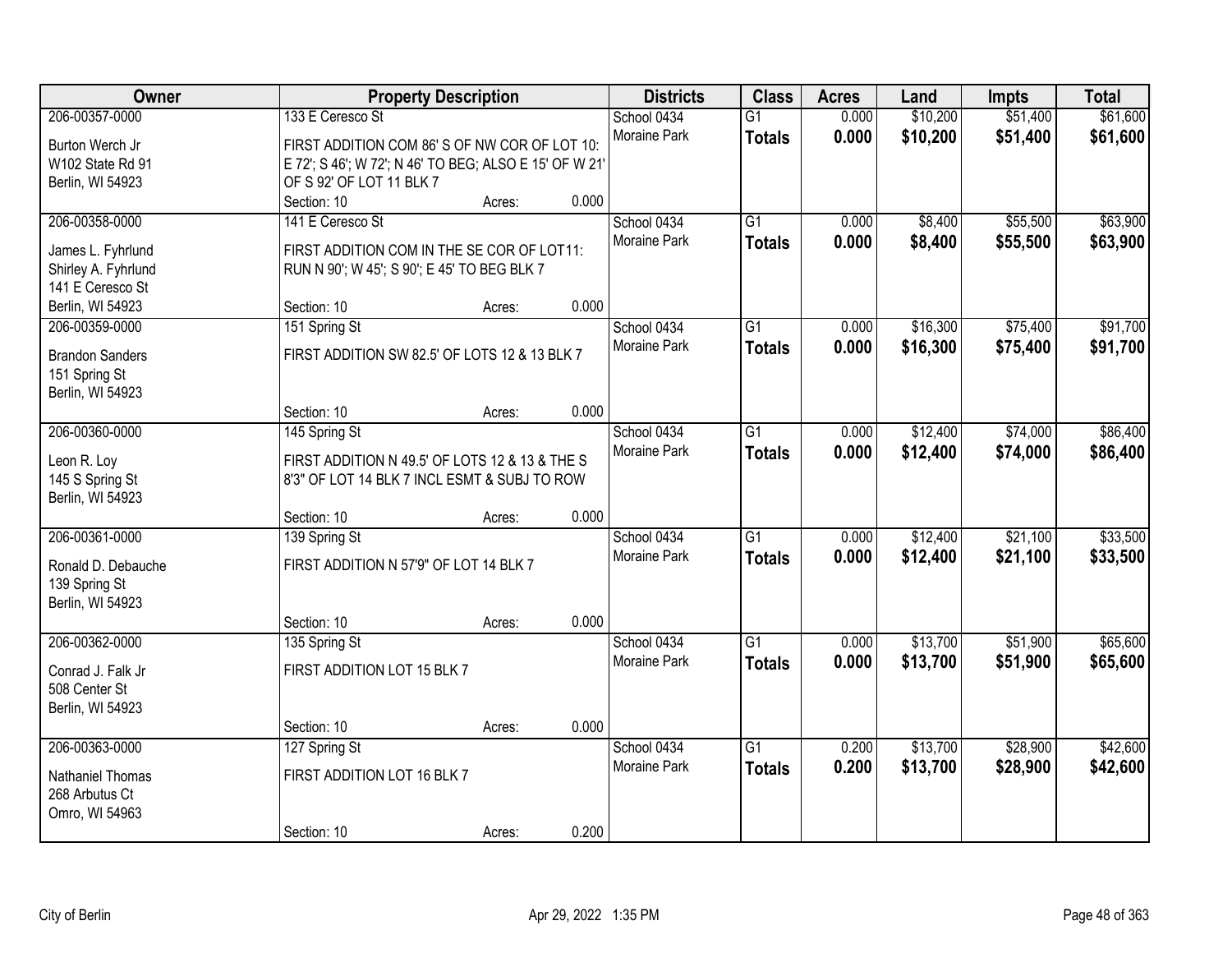| Owner | Property Description | Districts | Class | Acres | Land | Impts | Total |
|---|---|---|---|---|---|---|---|
| 206-00357-0000<br>Burton Werch Jr<br>W102 State Rd 91<br>Berlin, WI 54923 | 133 E Ceresco St<br>FIRST ADDITION COM 86' S OF NW COR OF LOT 10: E 72'; S 46'; W 72'; N 46' TO BEG; ALSO E 15' OF W 21' OF S 92' OF LOT 11 BLK 7<br>Section: 10 Acres: 0.000 | School 0434<br>Moraine Park | G1<br>**Totals** | 0.000<br>**0.000** | $10,200<br>**$10,200** | $51,400<br>**$51,400** | $61,600<br>**$61,600** |
| 206-00358-0000<br>James L. Fyhrlund<br>Shirley A. Fyhrlund<br>141 E Ceresco St<br>Berlin, WI 54923 | 141 E Ceresco St<br>FIRST ADDITION COM IN THE SE COR OF LOT11: RUN N 90'; W 45'; S 90'; E 45' TO BEG BLK 7<br>Section: 10 Acres: 0.000 | School 0434<br>Moraine Park | G1<br>**Totals** | 0.000<br>**0.000** | $8,400<br>**$8,400** | $55,500<br>**$55,500** | $63,900<br>**$63,900** |
| 206-00359-0000<br>Brandon Sanders<br>151 Spring St<br>Berlin, WI 54923 | 151 Spring St<br>FIRST ADDITION SW 82.5' OF LOTS 12 & 13 BLK 7<br>Section: 10 Acres: 0.000 | School 0434<br>Moraine Park | G1<br>**Totals** | 0.000<br>**0.000** | $16,300<br>**$16,300** | $75,400<br>**$75,400** | $91,700<br>**$91,700** |
| 206-00360-0000<br>Leon R. Loy<br>145 S Spring St<br>Berlin, WI 54923 | 145 Spring St<br>FIRST ADDITION N 49.5' OF LOTS 12 & 13 & THE S 8'3" OF LOT 14 BLK 7 INCL ESMT & SUBJ TO ROW<br>Section: 10 Acres: 0.000 | School 0434<br>Moraine Park | G1<br>**Totals** | 0.000<br>**0.000** | $12,400<br>**$12,400** | $74,000<br>**$74,000** | $86,400<br>**$86,400** |
| 206-00361-0000<br>Ronald D. Debauche<br>139 Spring St<br>Berlin, WI 54923 | 139 Spring St<br>FIRST ADDITION N 57'9" OF LOT 14 BLK 7<br>Section: 10 Acres: 0.000 | School 0434<br>Moraine Park | G1<br>**Totals** | 0.000<br>**0.000** | $12,400<br>**$12,400** | $21,100<br>**$21,100** | $33,500<br>**$33,500** |
| 206-00362-0000<br>Conrad J. Falk Jr<br>508 Center St<br>Berlin, WI 54923 | 135 Spring St<br>FIRST ADDITION LOT 15 BLK 7<br>Section: 10 Acres: 0.000 | School 0434<br>Moraine Park | G1<br>**Totals** | 0.000<br>**0.000** | $13,700<br>**$13,700** | $51,900<br>**$51,900** | $65,600<br>**$65,600** |
| 206-00363-0000<br>Nathaniel Thomas<br>268 Arbutus Ct<br>Omro, WI 54963 | 127 Spring St<br>FIRST ADDITION LOT 16 BLK 7<br>Section: 10 Acres: 0.200 | School 0434<br>Moraine Park | G1<br>**Totals** | 0.200<br>**0.200** | $13,700<br>**$13,700** | $28,900<br>**$28,900** | $42,600<br>**$42,600** |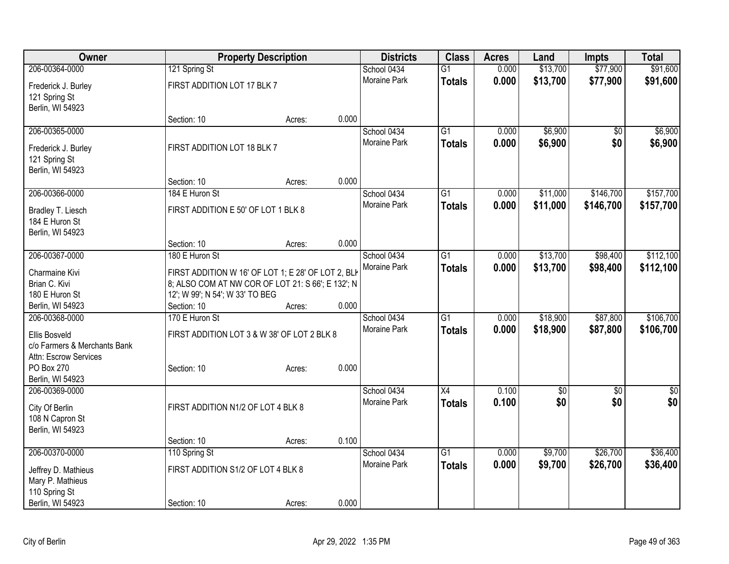| Owner | Property Description | | Districts | Class | Acres | Land | Impts | Total |
|---|---|---|---|---|---|---|---|---|
| 206-00364-0000<br>Frederick J. Burley<br>121 Spring St<br>Berlin, WI 54923 | 121 Spring St<br>FIRST ADDITION LOT 17 BLK 7<br>Section: 10 | Acres: 0.000 | School 0434<br>Moraine Park | G1<br>**Totals** | 0.000<br>**0.000** | $13,700<br>**$13,700** | $77,900<br>**$77,900** | $91,600<br>**$91,600** |
| 206-00365-0000<br>Frederick J. Burley<br>121 Spring St<br>Berlin, WI 54923 | FIRST ADDITION LOT 18 BLK 7<br>Section: 10 | Acres: 0.000 | School 0434<br>Moraine Park | G1<br>**Totals** | 0.000<br>**0.000** | $6,900<br>**$6,900** | $0<br>**$0** | $6,900<br>**$6,900** |
| 206-00366-0000<br>Bradley T. Liesch<br>184 E Huron St<br>Berlin, WI 54923 | 184 E Huron St<br>FIRST ADDITION E 50' OF LOT 1 BLK 8<br>Section: 10 | Acres: 0.000 | School 0434<br>Moraine Park | G1<br>**Totals** | 0.000<br>**0.000** | $11,000<br>**$11,000** | $146,700<br>**$146,700** | $157,700<br>**$157,700** |
| 206-00367-0000<br>Charmaine Kivi<br>Brian C. Kivi<br>180 E Huron St<br>Berlin, WI 54923 | 180 E Huron St<br>FIRST ADDITION W 16' OF LOT 1; E 28' OF LOT 2, BLK 8; ALSO COM AT NW COR OF LOT 21: S 66'; E 132'; N 12'; W 99'; N 54'; W 33' TO BEG<br>Section: 10 | Acres: 0.000 | School 0434<br>Moraine Park | G1<br>**Totals** | 0.000<br>**0.000** | $13,700<br>**$13,700** | $98,400<br>**$98,400** | $112,100<br>**$112,100** |
| 206-00368-0000<br>Ellis Bosveld<br>c/o Farmers & Merchants Bank<br>Attn: Escrow Services<br>PO Box 270<br>Berlin, WI 54923 | 170 E Huron St<br>FIRST ADDITION LOT 3 & W 38' OF LOT 2 BLK 8<br>Section: 10 | Acres: 0.000 | School 0434<br>Moraine Park | G1<br>**Totals** | 0.000<br>**0.000** | $18,900<br>**$18,900** | $87,800<br>**$87,800** | $106,700<br>**$106,700** |
| 206-00369-0000<br>City Of Berlin<br>108 N Capron St<br>Berlin, WI 54923 | FIRST ADDITION N1/2 OF LOT 4 BLK 8<br>Section: 10 | Acres: 0.100 | School 0434<br>Moraine Park | X4<br>**Totals** | 0.100<br>**0.100** | $0<br>**$0** | $0<br>**$0** | $0<br>**$0** |
| 206-00370-0000<br>Jeffrey D. Mathieus<br>Mary P. Mathieus<br>110 Spring St<br>Berlin, WI 54923 | 110 Spring St<br>FIRST ADDITION S1/2 OF LOT 4 BLK 8<br>Section: 10 | Acres: 0.000 | School 0434<br>Moraine Park | G1<br>**Totals** | 0.000<br>**0.000** | $9,700<br>**$9,700** | $26,700<br>**$26,700** | $36,400<br>**$36,400** |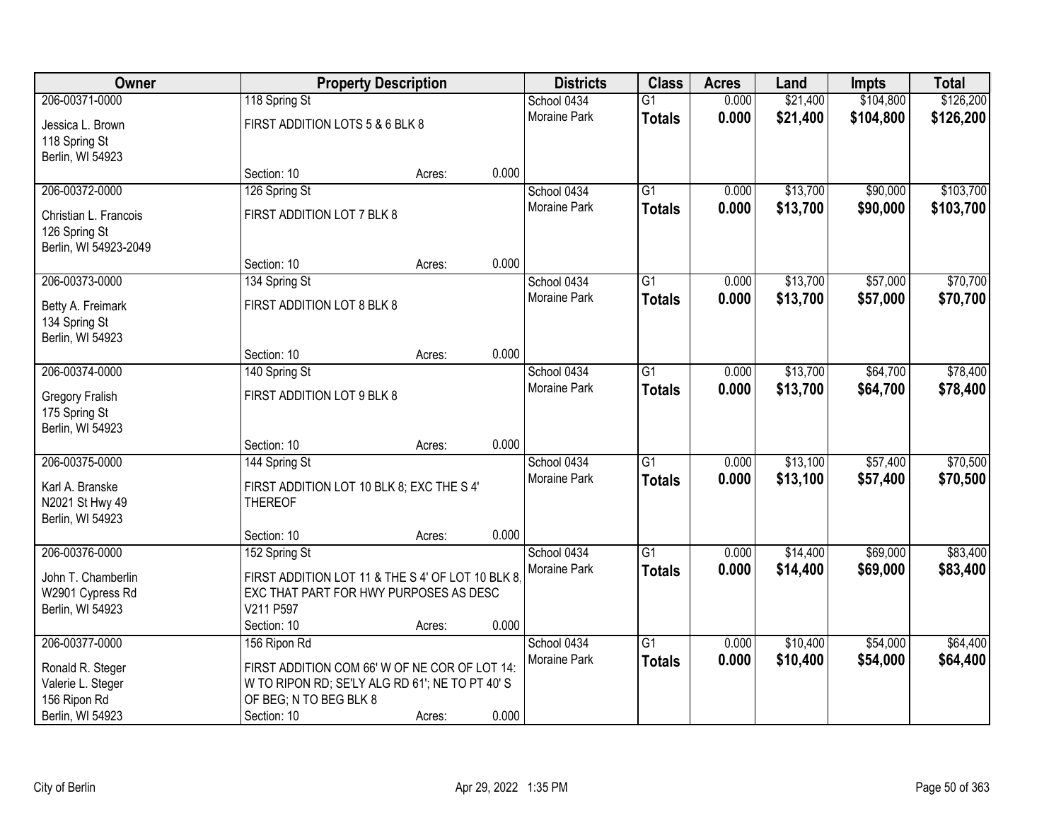| Owner | Property Description | | | Districts | Class | Acres | Land | Impts | Total |
|---|---|---|---|---|---|---|---|---|---|
| 206-00371-0000 | 118 Spring St | | | School 0434 | G1 | 0.000 | $21,400 | $104,800 | $126,200 |
| Jessica L. Brown<br>118 Spring St<br>Berlin, WI 54923 | FIRST ADDITION LOTS 5 & 6 BLK 8 | | | Moraine Park | **Totals** | **0.000** | **$21,400** | **$104,800** | **$126,200** |
| | Section: 10 | Acres: | 0.000 | | | | | | |
| 206-00372-0000 | 126 Spring St | | | School 0434 | G1 | 0.000 | $13,700 | $90,000 | $103,700 |
| Christian L. Francois<br>126 Spring St<br>Berlin, WI 54923-2049 | FIRST ADDITION LOT 7 BLK 8 | | | Moraine Park | **Totals** | **0.000** | **$13,700** | **$90,000** | **$103,700** |
| | Section: 10 | Acres: | 0.000 | | | | | | |
| 206-00373-0000 | 134 Spring St | | | School 0434 | G1 | 0.000 | $13,700 | $57,000 | $70,700 |
| Betty A. Freimark<br>134 Spring St<br>Berlin, WI 54923 | FIRST ADDITION LOT 8 BLK 8 | | | Moraine Park | **Totals** | **0.000** | **$13,700** | **$57,000** | **$70,700** |
| | Section: 10 | Acres: | 0.000 | | | | | | |
| 206-00374-0000 | 140 Spring St | | | School 0434 | G1 | 0.000 | $13,700 | $64,700 | $78,400 |
| Gregory Fralish<br>175 Spring St<br>Berlin, WI 54923 | FIRST ADDITION LOT 9 BLK 8 | | | Moraine Park | **Totals** | **0.000** | **$13,700** | **$64,700** | **$78,400** |
| | Section: 10 | Acres: | 0.000 | | | | | | |
| 206-00375-0000 | 144 Spring St | | | School 0434 | G1 | 0.000 | $13,100 | $57,400 | $70,500 |
| Karl A. Branske<br>N2021 St Hwy 49<br>Berlin, WI 54923 | FIRST ADDITION LOT 10 BLK 8; EXC THE S 4' THEREOF | | | Moraine Park | **Totals** | **0.000** | **$13,100** | **$57,400** | **$70,500** |
| | Section: 10 | Acres: | 0.000 | | | | | | |
| 206-00376-0000 | 152 Spring St | | | School 0434 | G1 | 0.000 | $14,400 | $69,000 | $83,400 |
| John T. Chamberlin<br>W2901 Cypress Rd<br>Berlin, WI 54923 | FIRST ADDITION LOT 11 & THE S 4' OF LOT 10 BLK 8, EXC THAT PART FOR HWY PURPOSES AS DESC V211 P597 | | | Moraine Park | **Totals** | **0.000** | **$14,400** | **$69,000** | **$83,400** |
| | Section: 10 | Acres: | 0.000 | | | | | | |
| 206-00377-0000 | 156 Ripon Rd | | | School 0434 | G1 | 0.000 | $10,400 | $54,000 | $64,400 |
| Ronald R. Steger<br>Valerie L. Steger<br>156 Ripon Rd<br>Berlin, WI 54923 | FIRST ADDITION COM 66' W OF NE COR OF LOT 14: W TO RIPON RD; SE'LY ALG RD 61'; NE TO PT 40' S OF BEG; N TO BEG BLK 8 | | | Moraine Park | **Totals** | **0.000** | **$10,400** | **$54,000** | **$64,400** |
| | Section: 10 | Acres: | 0.000 | | | | | | |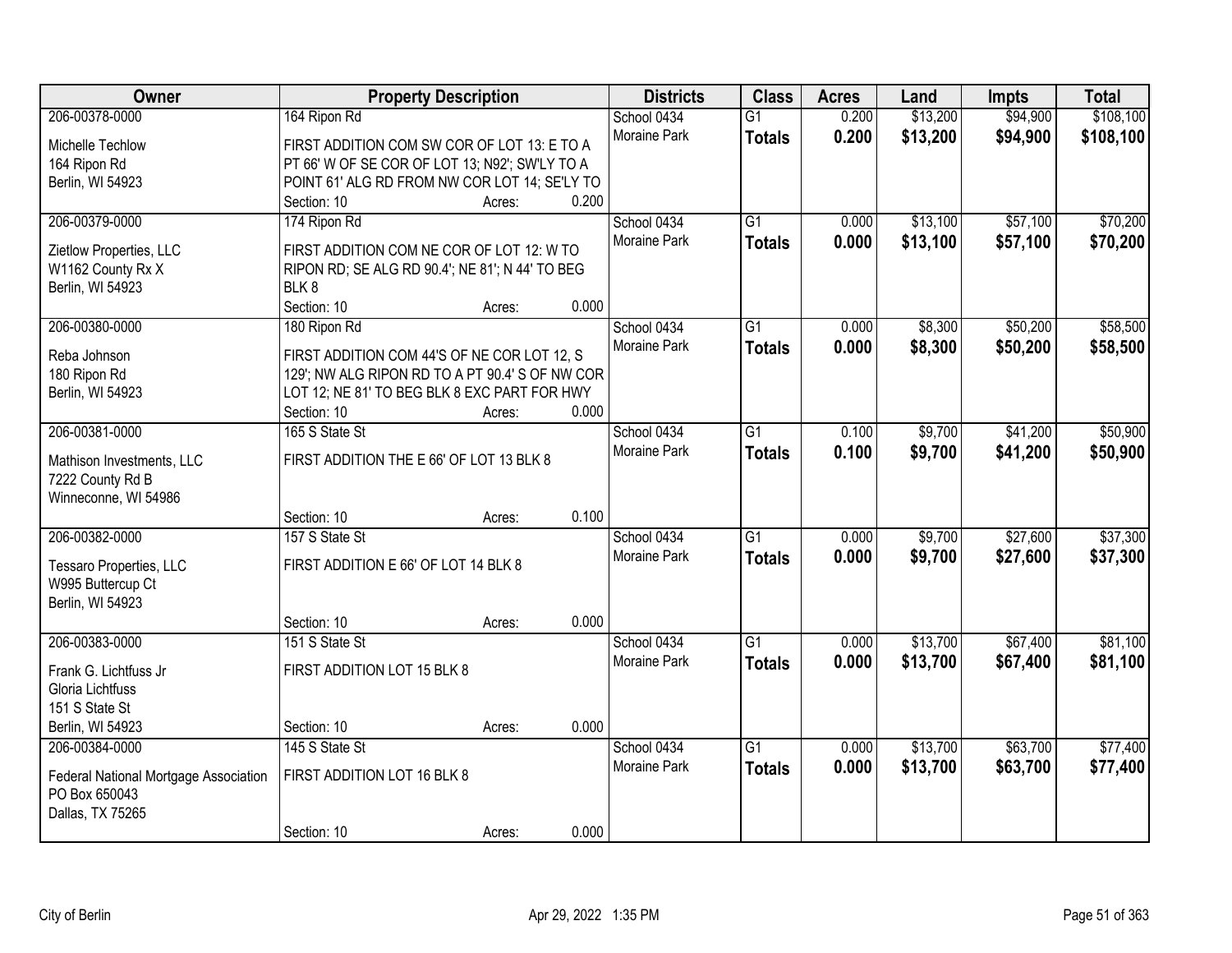| Owner | Property Description | Districts | Class | Acres | Land | Impts | Total |
|---|---|---|---|---|---|---|---|
| 206-00378-0000<br>Michelle Techlow<br>164 Ripon Rd<br>Berlin, WI 54923 | 164 Ripon Rd<br>FIRST ADDITION COM SW COR OF LOT 13: E TO A PT 66' W OF SE COR OF LOT 13; N92'; SW'LY TO A POINT 61' ALG RD FROM NW COR LOT 14; SE'LY TO<br>Section: 10 Acres: 0.200 | School 0434<br>Moraine Park | G1<br>**Totals** | 0.200<br>**0.200** | $13,200<br>**$13,200** | $94,900<br>**$94,900** | $108,100<br>**$108,100** |
| 206-00379-0000<br>Zietlow Properties, LLC<br>W1162 County Rx X<br>Berlin, WI 54923 | 174 Ripon Rd<br>FIRST ADDITION COM NE COR OF LOT 12: W TO RIPON RD; SE ALG RD 90.4'; NE 81'; N 44' TO BEG BLK 8<br>Section: 10 Acres: 0.000 | School 0434<br>Moraine Park | G1<br>**Totals** | 0.000<br>**0.000** | $13,100<br>**$13,100** | $57,100<br>**$57,100** | $70,200<br>**$70,200** |
| 206-00380-0000<br>Reba Johnson<br>180 Ripon Rd<br>Berlin, WI 54923 | 180 Ripon Rd<br>FIRST ADDITION COM 44'S OF NE COR LOT 12, S 129'; NW ALG RIPON RD TO A PT 90.4' S OF NW COR LOT 12; NE 81' TO BEG BLK 8 EXC PART FOR HWY<br>Section: 10 Acres: 0.000 | School 0434<br>Moraine Park | G1<br>**Totals** | 0.000<br>**0.000** | $8,300<br>**$8,300** | $50,200<br>**$50,200** | $58,500<br>**$58,500** |
| 206-00381-0000<br>Mathison Investments, LLC<br>7222 County Rd B<br>Winneconne, WI 54986 | 165 S State St<br>FIRST ADDITION THE E 66' OF LOT 13 BLK 8<br>Section: 10 Acres: 0.100 | School 0434<br>Moraine Park | G1<br>**Totals** | 0.100<br>**0.100** | $9,700<br>**$9,700** | $41,200<br>**$41,200** | $50,900<br>**$50,900** |
| 206-00382-0000<br>Tessaro Properties, LLC<br>W995 Buttercup Ct<br>Berlin, WI 54923 | 157 S State St<br>FIRST ADDITION E 66' OF LOT 14 BLK 8<br>Section: 10 Acres: 0.000 | School 0434<br>Moraine Park | G1<br>**Totals** | 0.000<br>**0.000** | $9,700<br>**$9,700** | $27,600<br>**$27,600** | $37,300<br>**$37,300** |
| 206-00383-0000<br>Frank G. Lichtfuss Jr<br>Gloria Lichtfuss<br>151 S State St<br>Berlin, WI 54923 | 151 S State St<br>FIRST ADDITION LOT 15 BLK 8<br>Section: 10 Acres: 0.000 | School 0434<br>Moraine Park | G1<br>**Totals** | 0.000<br>**0.000** | $13,700<br>**$13,700** | $67,400<br>**$67,400** | $81,100<br>**$81,100** |
| 206-00384-0000<br>Federal National Mortgage Association<br>PO Box 650043<br>Dallas, TX 75265 | 145 S State St<br>FIRST ADDITION LOT 16 BLK 8<br>Section: 10 Acres: 0.000 | School 0434<br>Moraine Park | G1<br>**Totals** | 0.000<br>**0.000** | $13,700<br>**$13,700** | $63,700<br>**$63,700** | $77,400<br>**$77,400** |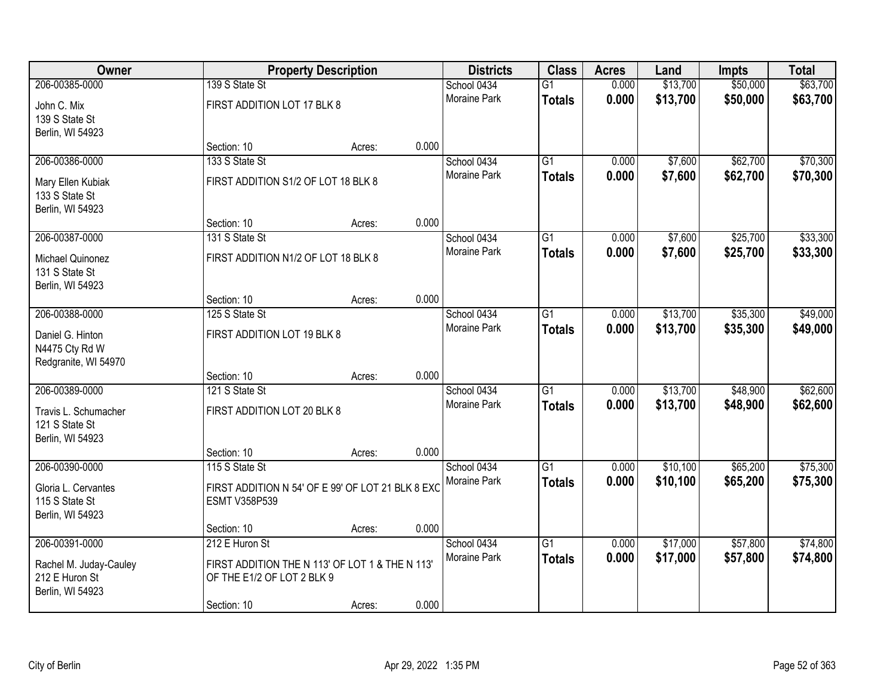| Owner | Property Description | | | Districts | Class | Acres | Land | Impts | Total |
|---|---|---|---|---|---|---|---|---|---|
| 206-00385-0000 | 139 S State St | | | School 0434 | G1 | 0.000 | $13,700 | $50,000 | $63,700 |
| John C. Mix<br>139 S State St<br>Berlin, WI 54923 | FIRST ADDITION LOT 17 BLK 8 | | | Moraine Park | **Totals** | **0.000** | **$13,700** | **$50,000** | **$63,700** |
| | Section: 10 | Acres: | 0.000 | | | | | | |
| 206-00386-0000 | 133 S State St | | | School 0434 | G1 | 0.000 | $7,600 | $62,700 | $70,300 |
| Mary Ellen Kubiak<br>133 S State St<br>Berlin, WI 54923 | FIRST ADDITION S1/2 OF LOT 18 BLK 8 | | | Moraine Park | **Totals** | **0.000** | **$7,600** | **$62,700** | **$70,300** |
| | Section: 10 | Acres: | 0.000 | | | | | | |
| 206-00387-0000 | 131 S State St | | | School 0434 | G1 | 0.000 | $7,600 | $25,700 | $33,300 |
| Michael Quinonez<br>131 S State St<br>Berlin, WI 54923 | FIRST ADDITION N1/2 OF LOT 18 BLK 8 | | | Moraine Park | **Totals** | **0.000** | **$7,600** | **$25,700** | **$33,300** |
| | Section: 10 | Acres: | 0.000 | | | | | | |
| 206-00388-0000 | 125 S State St | | | School 0434 | G1 | 0.000 | $13,700 | $35,300 | $49,000 |
| Daniel G. Hinton<br>N4475 Cty Rd W<br>Redgranite, WI 54970 | FIRST ADDITION LOT 19 BLK 8 | | | Moraine Park | **Totals** | **0.000** | **$13,700** | **$35,300** | **$49,000** |
| | Section: 10 | Acres: | 0.000 | | | | | | |
| 206-00389-0000 | 121 S State St | | | School 0434 | G1 | 0.000 | $13,700 | $48,900 | $62,600 |
| Travis L. Schumacher<br>121 S State St<br>Berlin, WI 54923 | FIRST ADDITION LOT 20 BLK 8 | | | Moraine Park | **Totals** | **0.000** | **$13,700** | **$48,900** | **$62,600** |
| | Section: 10 | Acres: | 0.000 | | | | | | |
| 206-00390-0000 | 115 S State St | | | School 0434 | G1 | 0.000 | $10,100 | $65,200 | $75,300 |
| Gloria L. Cervantes<br>115 S State St<br>Berlin, WI 54923 | FIRST ADDITION N 54' OF E 99' OF LOT 21 BLK 8 EXC ESMT V358P539 | | | Moraine Park | **Totals** | **0.000** | **$10,100** | **$65,200** | **$75,300** |
| | Section: 10 | Acres: | 0.000 | | | | | | |
| 206-00391-0000 | 212 E Huron St | | | School 0434 | G1 | 0.000 | $17,000 | $57,800 | $74,800 |
| Rachel M. Juday-Cauley<br>212 E Huron St<br>Berlin, WI 54923 | FIRST ADDITION THE N 113' OF LOT 1 & THE N 113' OF THE E1/2 OF LOT 2 BLK 9 | | | Moraine Park | **Totals** | **0.000** | **$17,000** | **$57,800** | **$74,800** |
| | Section: 10 | Acres: | 0.000 | | | | | | |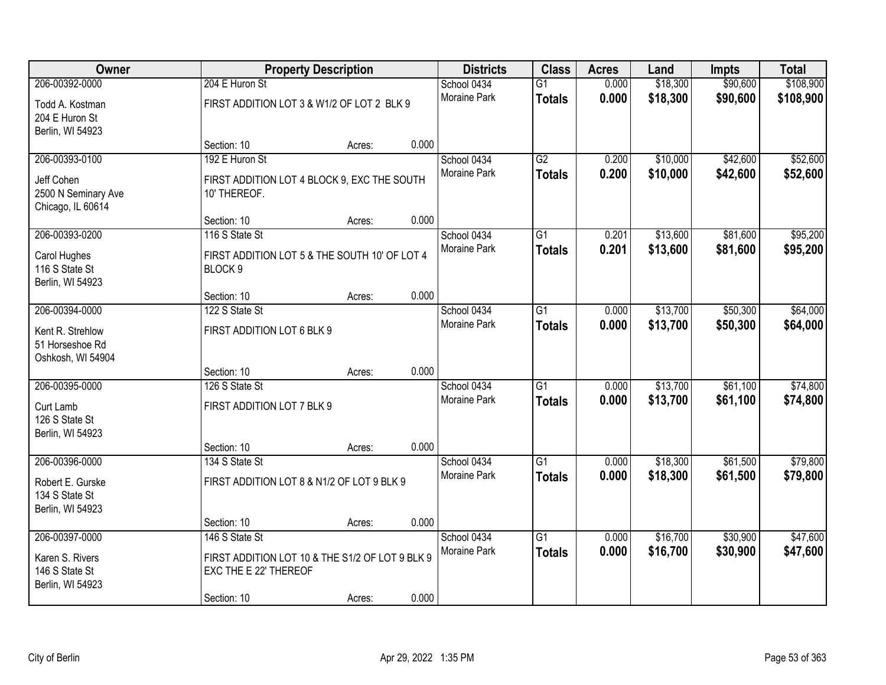| Owner | Property Description | | | Districts | Class | Acres | Land | Impts | Total |
|---|---|---|---|---|---|---|---|---|---|
| 206-00392-0000 | 204 E Huron St | | | School 0434 | G1 | 0.000 | $18,300 | $90,600 | $108,900 |
| Todd A. Kostman<br>204 E Huron St<br>Berlin, WI 54923 | FIRST ADDITION LOT 3 & W1/2 OF LOT 2 BLK 9 | | | Moraine Park | **Totals** | **0.000** | **$18,300** | **$90,600** | **$108,900** |
| | Section: 10 | Acres: | 0.000 | | | | | | |
| 206-00393-0100 | 192 E Huron St | | | School 0434 | G2 | 0.200 | $10,000 | $42,600 | $52,600 |
| Jeff Cohen<br>2500 N Seminary Ave<br>Chicago, IL 60614 | FIRST ADDITION LOT 4 BLOCK 9, EXC THE SOUTH 10' THEREOF. | | | Moraine Park | **Totals** | **0.200** | **$10,000** | **$42,600** | **$52,600** |
| | Section: 10 | Acres: | 0.000 | | | | | | |
| 206-00393-0200 | 116 S State St | | | School 0434 | G1 | 0.201 | $13,600 | $81,600 | $95,200 |
| Carol Hughes<br>116 S State St<br>Berlin, WI 54923 | FIRST ADDITION LOT 5 & THE SOUTH 10' OF LOT 4 BLOCK 9 | | | Moraine Park | **Totals** | **0.201** | **$13,600** | **$81,600** | **$95,200** |
| | Section: 10 | Acres: | 0.000 | | | | | | |
| 206-00394-0000 | 122 S State St | | | School 0434 | G1 | 0.000 | $13,700 | $50,300 | $64,000 |
| Kent R. Strehlow<br>51 Horseshoe Rd<br>Oshkosh, WI 54904 | FIRST ADDITION LOT 6 BLK 9 | | | Moraine Park | **Totals** | **0.000** | **$13,700** | **$50,300** | **$64,000** |
| | Section: 10 | Acres: | 0.000 | | | | | | |
| 206-00395-0000 | 126 S State St | | | School 0434 | G1 | 0.000 | $13,700 | $61,100 | $74,800 |
| Curt Lamb<br>126 S State St<br>Berlin, WI 54923 | FIRST ADDITION LOT 7 BLK 9 | | | Moraine Park | **Totals** | **0.000** | **$13,700** | **$61,100** | **$74,800** |
| | Section: 10 | Acres: | 0.000 | | | | | | |
| 206-00396-0000 | 134 S State St | | | School 0434 | G1 | 0.000 | $18,300 | $61,500 | $79,800 |
| Robert E. Gurske<br>134 S State St<br>Berlin, WI 54923 | FIRST ADDITION LOT 8 & N1/2 OF LOT 9 BLK 9 | | | Moraine Park | **Totals** | **0.000** | **$18,300** | **$61,500** | **$79,800** |
| | Section: 10 | Acres: | 0.000 | | | | | | |
| 206-00397-0000 | 146 S State St | | | School 0434 | G1 | 0.000 | $16,700 | $30,900 | $47,600 |
| Karen S. Rivers<br>146 S State St<br>Berlin, WI 54923 | FIRST ADDITION LOT 10 & THE S1/2 OF LOT 9 BLK 9 EXC THE E 22' THEREOF | | | Moraine Park | **Totals** | **0.000** | **$16,700** | **$30,900** | **$47,600** |
| | Section: 10 | Acres: | 0.000 | | | | | | |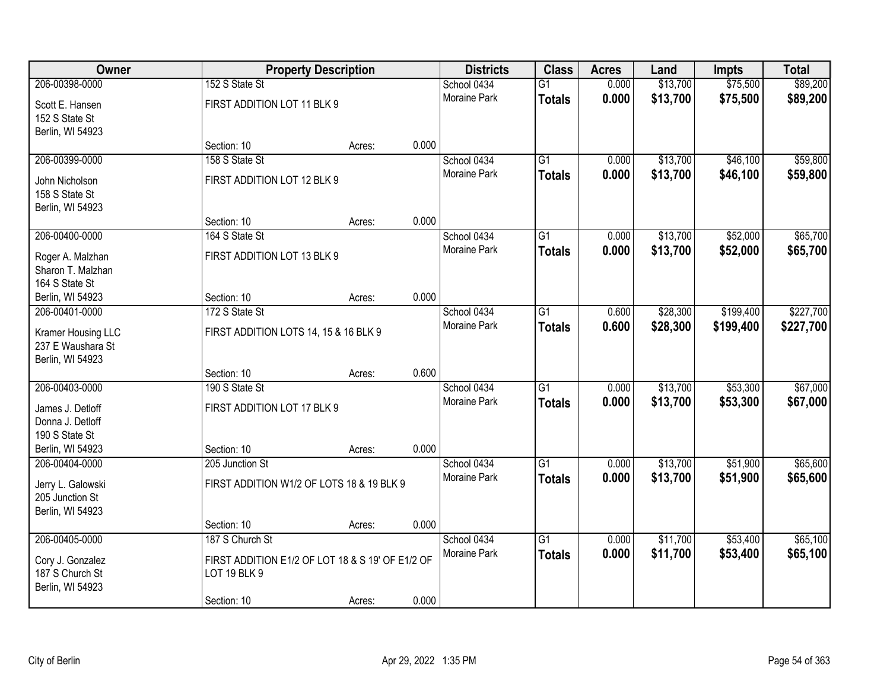| Owner | Property Description | | | Districts | Class | Acres | Land | Impts | Total |
|---|---|---|---|---|---|---|---|---|---|
| 206-00398-0000 | 152 S State St | | | School 0434 | G1 | 0.000 | $13,700 | $75,500 | $89,200 |
| Scott E. Hansen<br>152 S State St<br>Berlin, WI 54923 | FIRST ADDITION LOT 11 BLK 9 | | | Moraine Park | **Totals** | **0.000** | **$13,700** | **$75,500** | **$89,200** |
| | Section: 10 | Acres: | 0.000 | | | | | | |
| 206-00399-0000 | 158 S State St | | | School 0434 | G1 | 0.000 | $13,700 | $46,100 | $59,800 |
| John Nicholson<br>158 S State St<br>Berlin, WI 54923 | FIRST ADDITION LOT 12 BLK 9 | | | Moraine Park | **Totals** | **0.000** | **$13,700** | **$46,100** | **$59,800** |
| | Section: 10 | Acres: | 0.000 | | | | | | |
| 206-00400-0000 | 164 S State St | | | School 0434 | G1 | 0.000 | $13,700 | $52,000 | $65,700 |
| Roger A. Malzhan<br>Sharon T. Malzhan<br>164 S State St<br>Berlin, WI 54923 | FIRST ADDITION LOT 13 BLK 9 | | | Moraine Park | **Totals** | **0.000** | **$13,700** | **$52,000** | **$65,700** |
| | Section: 10 | Acres: | 0.000 | | | | | | |
| 206-00401-0000 | 172 S State St | | | School 0434 | G1 | 0.600 | $28,300 | $199,400 | $227,700 |
| Kramer Housing LLC<br>237 E Waushara St<br>Berlin, WI 54923 | FIRST ADDITION LOTS 14, 15 & 16 BLK 9 | | | Moraine Park | **Totals** | **0.600** | **$28,300** | **$199,400** | **$227,700** |
| | Section: 10 | Acres: | 0.600 | | | | | | |
| 206-00403-0000 | 190 S State St | | | School 0434 | G1 | 0.000 | $13,700 | $53,300 | $67,000 |
| James J. Detloff<br>Donna J. Detloff<br>190 S State St<br>Berlin, WI 54923 | FIRST ADDITION LOT 17 BLK 9 | | | Moraine Park | **Totals** | **0.000** | **$13,700** | **$53,300** | **$67,000** |
| | Section: 10 | Acres: | 0.000 | | | | | | |
| 206-00404-0000 | 205 Junction St | | | School 0434 | G1 | 0.000 | $13,700 | $51,900 | $65,600 |
| Jerry L. Galowski<br>205 Junction St<br>Berlin, WI 54923 | FIRST ADDITION W1/2 OF LOTS 18 & 19 BLK 9 | | | Moraine Park | **Totals** | **0.000** | **$13,700** | **$51,900** | **$65,600** |
| | Section: 10 | Acres: | 0.000 | | | | | | |
| 206-00405-0000 | 187 S Church St | | | School 0434 | G1 | 0.000 | $11,700 | $53,400 | $65,100 |
| Cory J. Gonzalez<br>187 S Church St<br>Berlin, WI 54923 | FIRST ADDITION E1/2 OF LOT 18 & S 19' OF E1/2 OF LOT 19 BLK 9 | | | Moraine Park | **Totals** | **0.000** | **$11,700** | **$53,400** | **$65,100** |
| | Section: 10 | Acres: | 0.000 | | | | | | |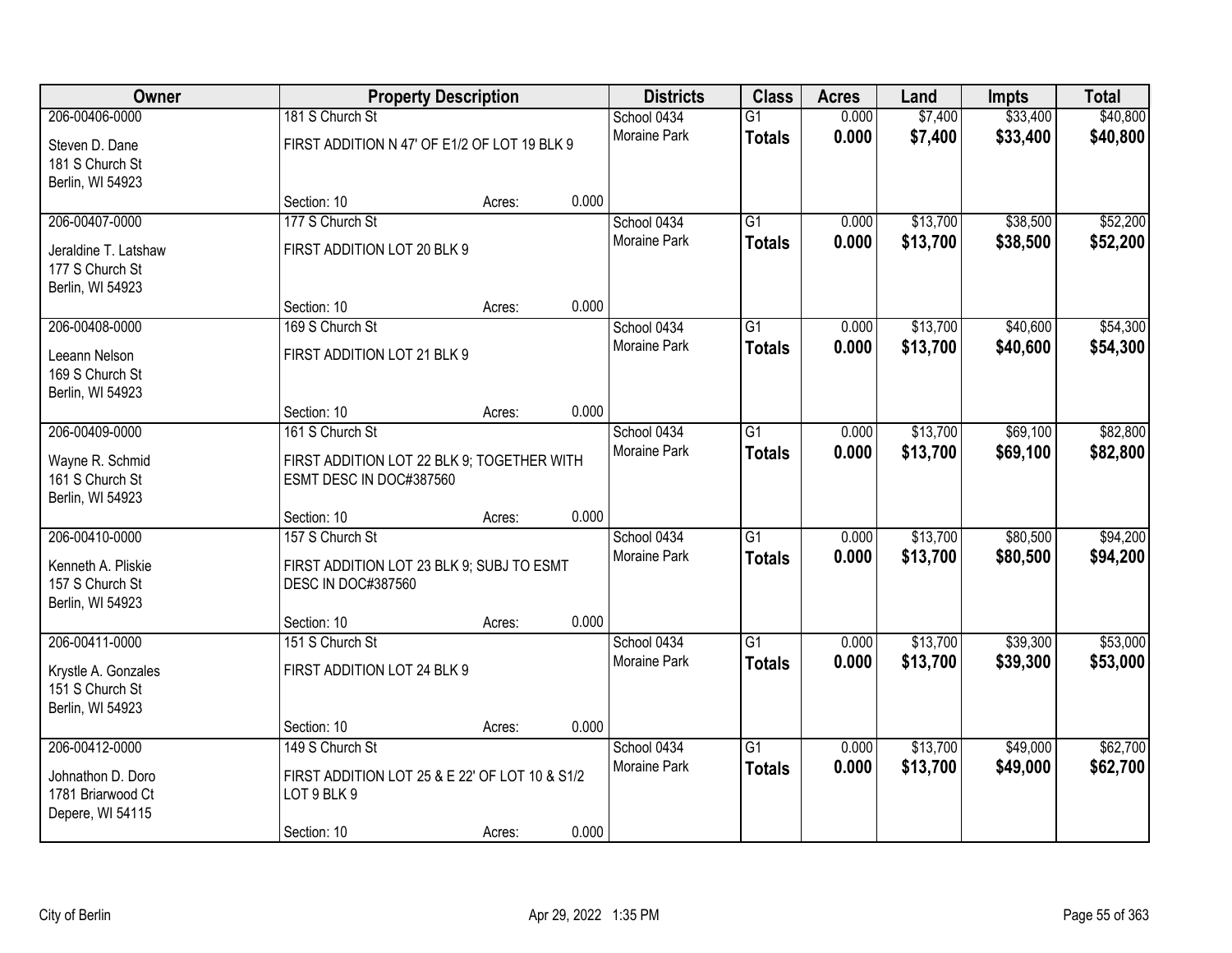| Owner | Property Description | | | Districts | Class | Acres | Land | Impts | Total |
|---|---|---|---|---|---|---|---|---|---|
| 206-00406-0000 | 181 S Church St | | | School 0434 | G1 | 0.000 | $7,400 | $33,400 | $40,800 |
| Steven D. Dane<br>181 S Church St<br>Berlin, WI 54923 | FIRST ADDITION N 47' OF E1/2 OF LOT 19 BLK 9 | | | Moraine Park | **Totals** | **0.000** | **$7,400** | **$33,400** | **$40,800** |
| | Section: 10 | Acres: | 0.000 | | | | | | |
| 206-00407-0000 | 177 S Church St | | | School 0434 | G1 | 0.000 | $13,700 | $38,500 | $52,200 |
| Jeraldine T. Latshaw<br>177 S Church St<br>Berlin, WI 54923 | FIRST ADDITION LOT 20 BLK 9 | | | Moraine Park | **Totals** | **0.000** | **$13,700** | **$38,500** | **$52,200** |
| | Section: 10 | Acres: | 0.000 | | | | | | |
| 206-00408-0000 | 169 S Church St | | | School 0434 | G1 | 0.000 | $13,700 | $40,600 | $54,300 |
| Leeann Nelson<br>169 S Church St<br>Berlin, WI 54923 | FIRST ADDITION LOT 21 BLK 9 | | | Moraine Park | **Totals** | **0.000** | **$13,700** | **$40,600** | **$54,300** |
| | Section: 10 | Acres: | 0.000 | | | | | | |
| 206-00409-0000 | 161 S Church St | | | School 0434 | G1 | 0.000 | $13,700 | $69,100 | $82,800 |
| Wayne R. Schmid<br>161 S Church St<br>Berlin, WI 54923 | FIRST ADDITION LOT 22 BLK 9; TOGETHER WITH ESMT DESC IN DOC#387560 | | | Moraine Park | **Totals** | **0.000** | **$13,700** | **$69,100** | **$82,800** |
| | Section: 10 | Acres: | 0.000 | | | | | | |
| 206-00410-0000 | 157 S Church St | | | School 0434 | G1 | 0.000 | $13,700 | $80,500 | $94,200 |
| Kenneth A. Pliskie<br>157 S Church St<br>Berlin, WI 54923 | FIRST ADDITION LOT 23 BLK 9; SUBJ TO ESMT DESC IN DOC#387560 | | | Moraine Park | **Totals** | **0.000** | **$13,700** | **$80,500** | **$94,200** |
| | Section: 10 | Acres: | 0.000 | | | | | | |
| 206-00411-0000 | 151 S Church St | | | School 0434 | G1 | 0.000 | $13,700 | $39,300 | $53,000 |
| Krystle A. Gonzales<br>151 S Church St<br>Berlin, WI 54923 | FIRST ADDITION LOT 24 BLK 9 | | | Moraine Park | **Totals** | **0.000** | **$13,700** | **$39,300** | **$53,000** |
| | Section: 10 | Acres: | 0.000 | | | | | | |
| 206-00412-0000 | 149 S Church St | | | School 0434 | G1 | 0.000 | $13,700 | $49,000 | $62,700 |
| Johnathon D. Doro<br>1781 Briarwood Ct<br>Depere, WI 54115 | FIRST ADDITION LOT 25 & E 22' OF LOT 10 & S1/2 LOT 9 BLK 9 | | | Moraine Park | **Totals** | **0.000** | **$13,700** | **$49,000** | **$62,700** |
| | Section: 10 | Acres: | 0.000 | | | | | | |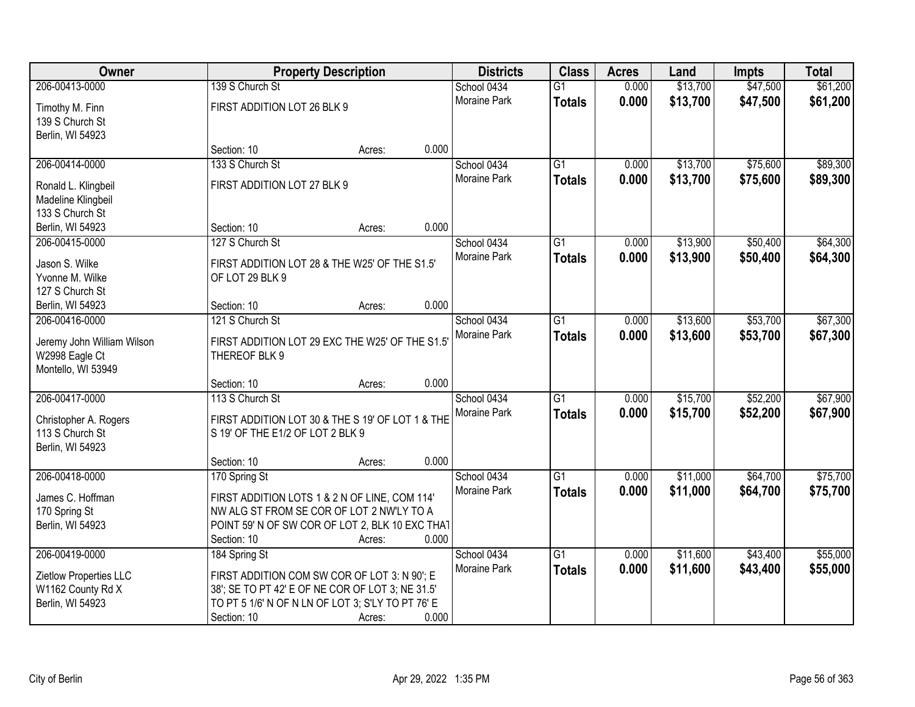| Owner | Property Description | | | Districts | Class | Acres | Land | Impts | Total |
|---|---|---|---|---|---|---|---|---|---|
| 206-00413-0000 | 139 S Church St | | | School 0434 | G1 | 0.000 | $13,700 | $47,500 | $61,200 |
| Timothy M. Finn<br>139 S Church St<br>Berlin, WI 54923 | FIRST ADDITION LOT 26 BLK 9 | | | Moraine Park | **Totals** | **0.000** | **$13,700** | **$47,500** | **$61,200** |
| | Section: 10 | Acres: | 0.000 | | | | | | |
| 206-00414-0000 | 133 S Church St | | | School 0434 | G1 | 0.000 | $13,700 | $75,600 | $89,300 |
| Ronald L. Klingbeil<br>Madeline Klingbeil<br>133 S Church St<br>Berlin, WI 54923 | FIRST ADDITION LOT 27 BLK 9 | | | Moraine Park | **Totals** | **0.000** | **$13,700** | **$75,600** | **$89,300** |
| | Section: 10 | Acres: | 0.000 | | | | | | |
| 206-00415-0000 | 127 S Church St | | | School 0434 | G1 | 0.000 | $13,900 | $50,400 | $64,300 |
| Jason S. Wilke<br>Yvonne M. Wilke<br>127 S Church St<br>Berlin, WI 54923 | FIRST ADDITION LOT 28 & THE W25' OF THE S1.5' OF LOT 29 BLK 9 | | | Moraine Park | **Totals** | **0.000** | **$13,900** | **$50,400** | **$64,300** |
| | Section: 10 | Acres: | 0.000 | | | | | | |
| 206-00416-0000 | 121 S Church St | | | School 0434 | G1 | 0.000 | $13,600 | $53,700 | $67,300 |
| Jeremy John William Wilson<br>W2998 Eagle Ct<br>Montello, WI 53949 | FIRST ADDITION LOT 29 EXC THE W25' OF THE S1.5' THEREOF BLK 9 | | | Moraine Park | **Totals** | **0.000** | **$13,600** | **$53,700** | **$67,300** |
| | Section: 10 | Acres: | 0.000 | | | | | | |
| 206-00417-0000 | 113 S Church St | | | School 0434 | G1 | 0.000 | $15,700 | $52,200 | $67,900 |
| Christopher A. Rogers<br>113 S Church St<br>Berlin, WI 54923 | FIRST ADDITION LOT 30 & THE S 19' OF LOT 1 & THE S 19' OF THE E1/2 OF LOT 2 BLK 9 | | | Moraine Park | **Totals** | **0.000** | **$15,700** | **$52,200** | **$67,900** |
| | Section: 10 | Acres: | 0.000 | | | | | | |
| 206-00418-0000 | 170 Spring St | | | School 0434 | G1 | 0.000 | $11,000 | $64,700 | $75,700 |
| James C. Hoffman<br>170 Spring St<br>Berlin, WI 54923 | FIRST ADDITION LOTS 1 & 2 N OF LINE, COM 114' NW ALG ST FROM SE COR OF LOT 2 NW'LY TO A POINT 59' N OF SW COR OF LOT 2, BLK 10 EXC THAT | | | Moraine Park | **Totals** | **0.000** | **$11,000** | **$64,700** | **$75,700** |
| | Section: 10 | Acres: | 0.000 | | | | | | |
| 206-00419-0000 | 184 Spring St | | | School 0434 | G1 | 0.000 | $11,600 | $43,400 | $55,000 |
| Zietlow Properties LLC<br>W1162 County Rd X<br>Berlin, WI 54923 | FIRST ADDITION COM SW COR OF LOT 3: N 90'; E 38'; SE TO PT 42' E OF NE COR OF LOT 3; NE 31.5' TO PT 5 1/6' N OF N LN OF LOT 3; S'LY TO PT 76' E | | | Moraine Park | **Totals** | **0.000** | **$11,600** | **$43,400** | **$55,000** |
| | Section: 10 | Acres: | 0.000 | | | | | | |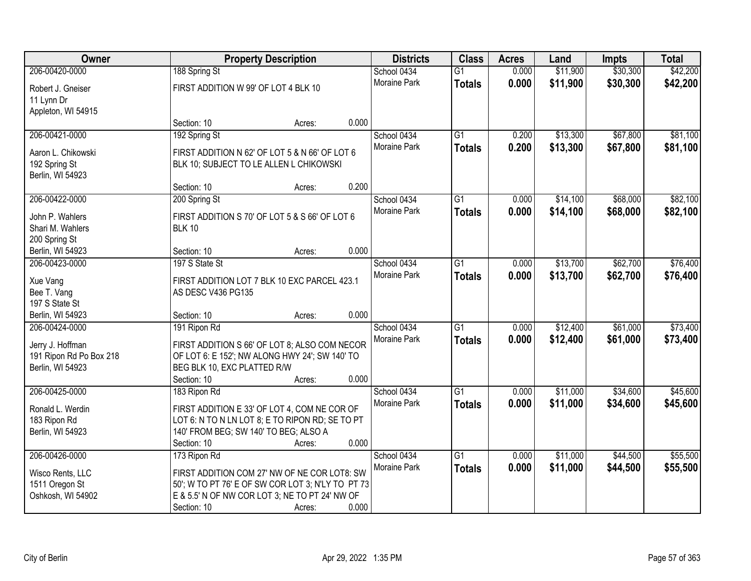| Owner | Property Description | Districts | Class | Acres | Land | Impts | Total |
|---|---|---|---|---|---|---|---|
| 206-00420-0000<br>Robert J. Gneiser<br>11 Lynn Dr<br>Appleton, WI 54915 | 188 Spring St<br>FIRST ADDITION W 99' OF LOT 4 BLK 10<br>Section: 10 Acres: 0.000 | School 0434<br>Moraine Park | G1<br>**Totals** | 0.000<br>**0.000** | $11,900<br>**$11,900** | $30,300<br>**$30,300** | $42,200<br>**$42,200** |
| 206-00421-0000<br>Aaron L. Chikowski<br>192 Spring St<br>Berlin, WI 54923 | 192 Spring St<br>FIRST ADDITION N 62' OF LOT 5 & N 66' OF LOT 6 BLK 10; SUBJECT TO LE ALLEN L CHIKOWSKI<br>Section: 10 Acres: 0.200 | School 0434<br>Moraine Park | G1<br>**Totals** | 0.200<br>**0.200** | $13,300<br>**$13,300** | $67,800<br>**$67,800** | $81,100<br>**$81,100** |
| 206-00422-0000<br>John P. Wahlers<br>Shari M. Wahlers<br>200 Spring St<br>Berlin, WI 54923 | 200 Spring St<br>FIRST ADDITION S 70' OF LOT 5 & S 66' OF LOT 6 BLK 10<br>Section: 10 Acres: 0.000 | School 0434<br>Moraine Park | G1<br>**Totals** | 0.000<br>**0.000** | $14,100<br>**$14,100** | $68,000<br>**$68,000** | $82,100<br>**$82,100** |
| 206-00423-0000<br>Xue Vang<br>Bee T. Vang<br>197 S State St<br>Berlin, WI 54923 | 197 S State St<br>FIRST ADDITION LOT 7 BLK 10 EXC PARCEL 423.1 AS DESC V436 PG135<br>Section: 10 Acres: 0.000 | School 0434<br>Moraine Park | G1<br>**Totals** | 0.000<br>**0.000** | $13,700<br>**$13,700** | $62,700<br>**$62,700** | $76,400<br>**$76,400** |
| 206-00424-0000<br>Jerry J. Hoffman<br>191 Ripon Rd Po Box 218<br>Berlin, WI 54923 | 191 Ripon Rd<br>FIRST ADDITION S 66' OF LOT 8; ALSO COM NECOR OF LOT 6: E 152'; NW ALONG HWY 24'; SW 140' TO BEG BLK 10, EXC PLATTED R/W<br>Section: 10 Acres: 0.000 | School 0434<br>Moraine Park | G1<br>**Totals** | 0.000<br>**0.000** | $12,400<br>**$12,400** | $61,000<br>**$61,000** | $73,400<br>**$73,400** |
| 206-00425-0000<br>Ronald L. Werdin<br>183 Ripon Rd<br>Berlin, WI 54923 | 183 Ripon Rd<br>FIRST ADDITION E 33' OF LOT 4, COM NE COR OF LOT 6: N TO N LN LOT 8; E TO RIPON RD; SE TO PT 140' FROM BEG; SW 140' TO BEG; ALSO A<br>Section: 10 Acres: 0.000 | School 0434<br>Moraine Park | G1<br>**Totals** | 0.000<br>**0.000** | $11,000<br>**$11,000** | $34,600<br>**$34,600** | $45,600<br>**$45,600** |
| 206-00426-0000<br>Wisco Rents, LLC<br>1511 Oregon St<br>Oshkosh, WI 54902 | 173 Ripon Rd<br>FIRST ADDITION COM 27' NW OF NE COR LOT8: SW 50'; W TO PT 76' E OF SW COR LOT 3; N'LY TO PT 73 E & 5.5' N OF NW COR LOT 3; NE TO PT 24' NW OF<br>Section: 10 Acres: 0.000 | School 0434<br>Moraine Park | G1<br>**Totals** | 0.000<br>**0.000** | $11,000<br>**$11,000** | $44,500<br>**$44,500** | $55,500<br>**$55,500** |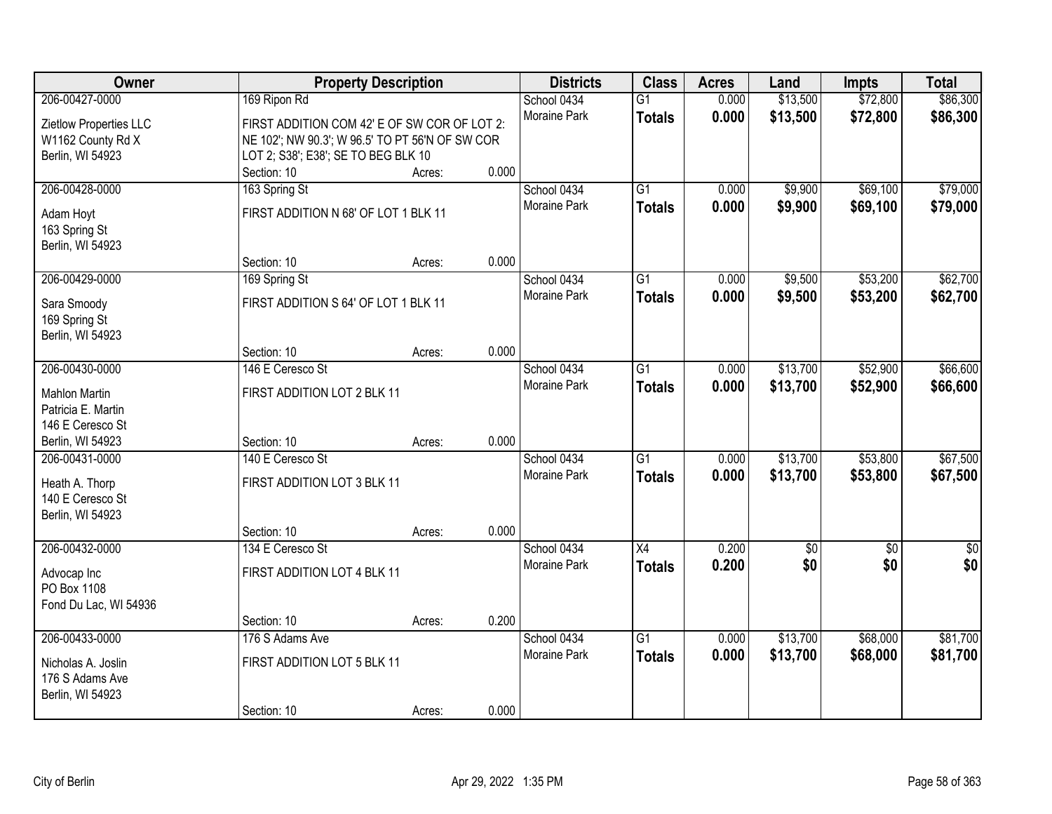| Owner | Property Description | | | Districts | Class | Acres | Land | Impts | Total |
|---|---|---|---|---|---|---|---|---|---|
| 206-00427-0000<br>Zietlow Properties LLC<br>W1162 County Rd X<br>Berlin, WI 54923 | 169 Ripon Rd<br>FIRST ADDITION COM 42' E OF SW COR OF LOT 2: NE 102'; NW 90.3'; W 96.5' TO PT 56'N OF SW COR LOT 2; S38'; E38'; SE TO BEG BLK 10<br>Section: 10 | Acres: | 0.000 | School 0434<br>Moraine Park | G1<br>**Totals** | 0.000<br>**0.000** | $13,500<br>**$13,500** | $72,800<br>**$72,800** | $86,300<br>**$86,300** |
| 206-00428-0000<br>Adam Hoyt<br>163 Spring St<br>Berlin, WI 54923 | 163 Spring St<br>FIRST ADDITION N 68' OF LOT 1 BLK 11<br>Section: 10 | Acres: | 0.000 | School 0434<br>Moraine Park | G1<br>**Totals** | 0.000<br>**0.000** | $9,900<br>**$9,900** | $69,100<br>**$69,100** | $79,000<br>**$79,000** |
| 206-00429-0000<br>Sara Smoody<br>169 Spring St<br>Berlin, WI 54923 | 169 Spring St<br>FIRST ADDITION S 64' OF LOT 1 BLK 11<br>Section: 10 | Acres: | 0.000 | School 0434<br>Moraine Park | G1<br>**Totals** | 0.000<br>**0.000** | $9,500<br>**$9,500** | $53,200<br>**$53,200** | $62,700<br>**$62,700** |
| 206-00430-0000<br>Mahlon Martin<br>Patricia E. Martin<br>146 E Ceresco St<br>Berlin, WI 54923 | 146 E Ceresco St<br>FIRST ADDITION LOT 2 BLK 11<br>Section: 10 | Acres: | 0.000 | School 0434<br>Moraine Park | G1<br>**Totals** | 0.000<br>**0.000** | $13,700<br>**$13,700** | $52,900<br>**$52,900** | $66,600<br>**$66,600** |
| 206-00431-0000<br>Heath A. Thorp<br>140 E Ceresco St<br>Berlin, WI 54923 | 140 E Ceresco St<br>FIRST ADDITION LOT 3 BLK 11<br>Section: 10 | Acres: | 0.000 | School 0434<br>Moraine Park | G1<br>**Totals** | 0.000<br>**0.000** | $13,700<br>**$13,700** | $53,800<br>**$53,800** | $67,500<br>**$67,500** |
| 206-00432-0000<br>Advocap Inc<br>PO Box 1108<br>Fond Du Lac, WI 54936 | 134 E Ceresco St<br>FIRST ADDITION LOT 4 BLK 11<br>Section: 10 | Acres: | 0.200 | School 0434<br>Moraine Park | X4<br>**Totals** | 0.200<br>**0.200** | $0<br>**$0** | $0<br>**$0** | $0<br>**$0** |
| 206-00433-0000<br>Nicholas A. Joslin<br>176 S Adams Ave<br>Berlin, WI 54923 | 176 S Adams Ave<br>FIRST ADDITION LOT 5 BLK 11<br>Section: 10 | Acres: | 0.000 | School 0434<br>Moraine Park | G1<br>**Totals** | 0.000<br>**0.000** | $13,700<br>**$13,700** | $68,000<br>**$68,000** | $81,700<br>**$81,700** |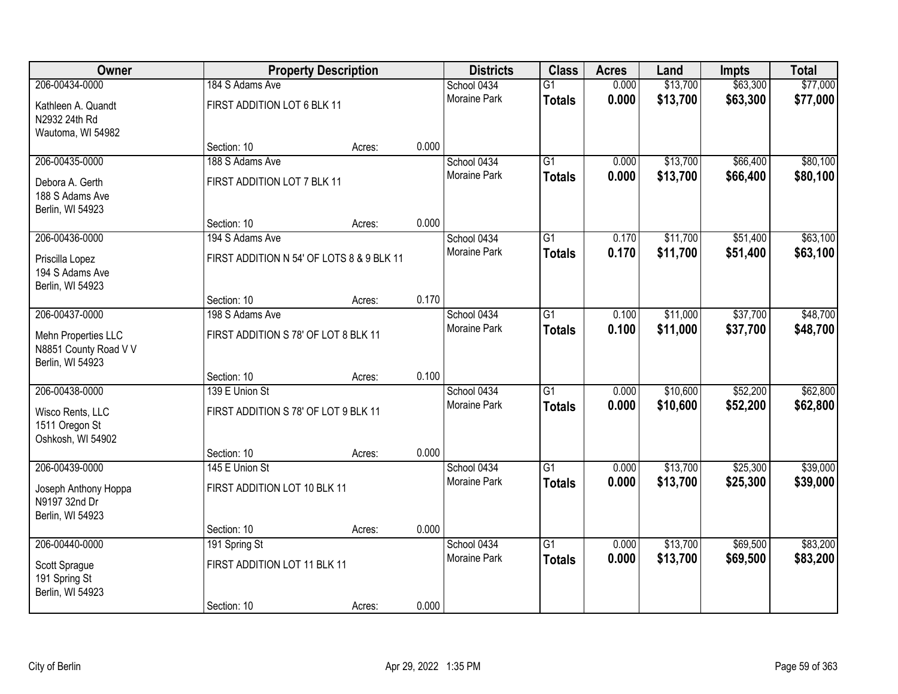| Owner | Property Description | | | Districts | Class | Acres | Land | Impts | Total |
|---|---|---|---|---|---|---|---|---|---|
| 206-00434-0000 | 184 S Adams Ave | | | School 0434 | G1 | 0.000 | $13,700 | $63,300 | $77,000 |
| Kathleen A. Quandt<br>N2932 24th Rd<br>Wautoma, WI 54982 | FIRST ADDITION LOT 6 BLK 11 | | | Moraine Park | **Totals** | **0.000** | **$13,700** | **$63,300** | **$77,000** |
| | Section: 10 | Acres: | 0.000 | | | | | | |
| 206-00435-0000 | 188 S Adams Ave | | | School 0434 | G1 | 0.000 | $13,700 | $66,400 | $80,100 |
| Debora A. Gerth<br>188 S Adams Ave<br>Berlin, WI 54923 | FIRST ADDITION LOT 7 BLK 11 | | | Moraine Park | **Totals** | **0.000** | **$13,700** | **$66,400** | **$80,100** |
| | Section: 10 | Acres: | 0.000 | | | | | | |
| 206-00436-0000 | 194 S Adams Ave | | | School 0434 | G1 | 0.170 | $11,700 | $51,400 | $63,100 |
| Priscilla Lopez<br>194 S Adams Ave<br>Berlin, WI 54923 | FIRST ADDITION N 54' OF LOTS 8 & 9 BLK 11 | | | Moraine Park | **Totals** | **0.170** | **$11,700** | **$51,400** | **$63,100** |
| | Section: 10 | Acres: | 0.170 | | | | | | |
| 206-00437-0000 | 198 S Adams Ave | | | School 0434 | G1 | 0.100 | $11,000 | $37,700 | $48,700 |
| Mehn Properties LLC<br>N8851 County Road V V<br>Berlin, WI 54923 | FIRST ADDITION S 78' OF LOT 8 BLK 11 | | | Moraine Park | **Totals** | **0.100** | **$11,000** | **$37,700** | **$48,700** |
| | Section: 10 | Acres: | 0.100 | | | | | | |
| 206-00438-0000 | 139 E Union St | | | School 0434 | G1 | 0.000 | $10,600 | $52,200 | $62,800 |
| Wisco Rents, LLC<br>1511 Oregon St<br>Oshkosh, WI 54902 | FIRST ADDITION S 78' OF LOT 9 BLK 11 | | | Moraine Park | **Totals** | **0.000** | **$10,600** | **$52,200** | **$62,800** |
| | Section: 10 | Acres: | 0.000 | | | | | | |
| 206-00439-0000 | 145 E Union St | | | School 0434 | G1 | 0.000 | $13,700 | $25,300 | $39,000 |
| Joseph Anthony Hoppa<br>N9197 32nd Dr<br>Berlin, WI 54923 | FIRST ADDITION LOT 10 BLK 11 | | | Moraine Park | **Totals** | **0.000** | **$13,700** | **$25,300** | **$39,000** |
| | Section: 10 | Acres: | 0.000 | | | | | | |
| 206-00440-0000 | 191 Spring St | | | School 0434 | G1 | 0.000 | $13,700 | $69,500 | $83,200 |
| Scott Sprague<br>191 Spring St<br>Berlin, WI 54923 | FIRST ADDITION LOT 11 BLK 11 | | | Moraine Park | **Totals** | **0.000** | **$13,700** | **$69,500** | **$83,200** |
| | Section: 10 | Acres: | 0.000 | | | | | | |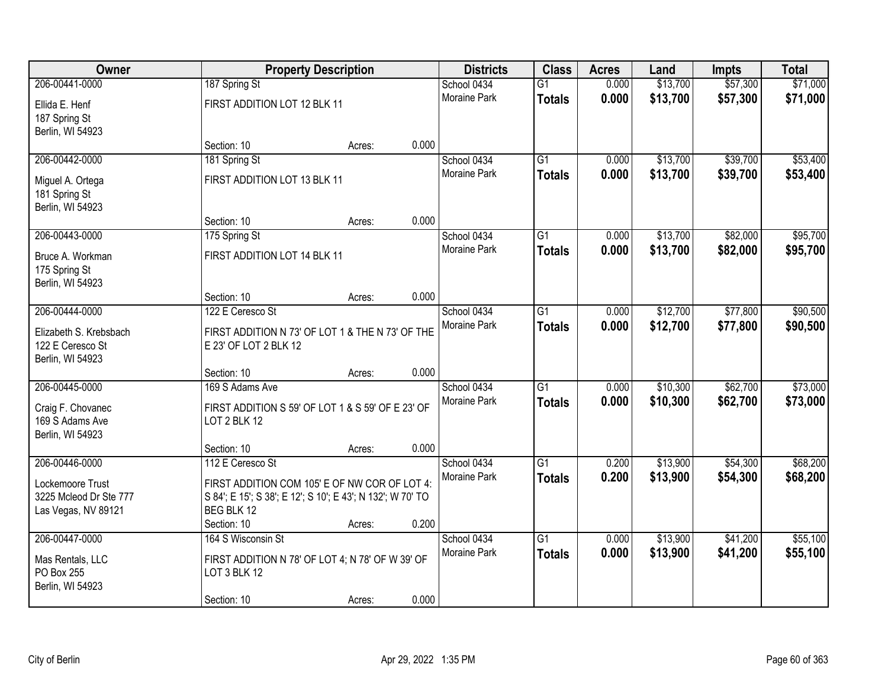| Owner | Property Description | | | Districts | Class | Acres | Land | Impts | Total |
|---|---|---|---|---|---|---|---|---|---|
| 206-00441-0000 | 187 Spring St | | | School 0434 | G1 | 0.000 | $13,700 | $57,300 | $71,000 |
| Ellida E. Henf<br>187 Spring St<br>Berlin, WI 54923 | FIRST ADDITION LOT 12 BLK 11 | | | Moraine Park | **Totals** | **0.000** | **$13,700** | **$57,300** | **$71,000** |
| | Section: 10 | Acres: | 0.000 | | | | | | |
| 206-00442-0000 | 181 Spring St | | | School 0434 | G1 | 0.000 | $13,700 | $39,700 | $53,400 |
| Miguel A. Ortega<br>181 Spring St<br>Berlin, WI 54923 | FIRST ADDITION LOT 13 BLK 11 | | | Moraine Park | **Totals** | **0.000** | **$13,700** | **$39,700** | **$53,400** |
| | Section: 10 | Acres: | 0.000 | | | | | | |
| 206-00443-0000 | 175 Spring St | | | School 0434 | G1 | 0.000 | $13,700 | $82,000 | $95,700 |
| Bruce A. Workman<br>175 Spring St<br>Berlin, WI 54923 | FIRST ADDITION LOT 14 BLK 11 | | | Moraine Park | **Totals** | **0.000** | **$13,700** | **$82,000** | **$95,700** |
| | Section: 10 | Acres: | 0.000 | | | | | | |
| 206-00444-0000 | 122 E Ceresco St | | | School 0434 | G1 | 0.000 | $12,700 | $77,800 | $90,500 |
| Elizabeth S. Krebsbach<br>122 E Ceresco St<br>Berlin, WI 54923 | FIRST ADDITION N 73' OF LOT 1 & THE N 73' OF THE E 23' OF LOT 2 BLK 12 | | | Moraine Park | **Totals** | **0.000** | **$12,700** | **$77,800** | **$90,500** |
| | Section: 10 | Acres: | 0.000 | | | | | | |
| 206-00445-0000 | 169 S Adams Ave | | | School 0434 | G1 | 0.000 | $10,300 | $62,700 | $73,000 |
| Craig F. Chovanec<br>169 S Adams Ave<br>Berlin, WI 54923 | FIRST ADDITION S 59' OF LOT 1 & S 59' OF E 23' OF LOT 2 BLK 12 | | | Moraine Park | **Totals** | **0.000** | **$10,300** | **$62,700** | **$73,000** |
| | Section: 10 | Acres: | 0.000 | | | | | | |
| 206-00446-0000 | 112 E Ceresco St | | | School 0434 | G1 | 0.200 | $13,900 | $54,300 | $68,200 |
| Lockemoore Trust<br>3225 Mcleod Dr Ste 777<br>Las Vegas, NV 89121 | FIRST ADDITION COM 105' E OF NW COR OF LOT 4: S 84'; E 15'; S 38'; E 12'; S 10'; E 43'; N 132'; W 70' TO BEG BLK 12 | | | Moraine Park | **Totals** | **0.200** | **$13,900** | **$54,300** | **$68,200** |
| | Section: 10 | Acres: | 0.200 | | | | | | |
| 206-00447-0000 | 164 S Wisconsin St | | | School 0434 | G1 | 0.000 | $13,900 | $41,200 | $55,100 |
| Mas Rentals, LLC<br>PO Box 255<br>Berlin, WI 54923 | FIRST ADDITION N 78' OF LOT 4; N 78' OF W 39' OF LOT 3 BLK 12 | | | Moraine Park | **Totals** | **0.000** | **$13,900** | **$41,200** | **$55,100** |
| | Section: 10 | Acres: | 0.000 | | | | | | |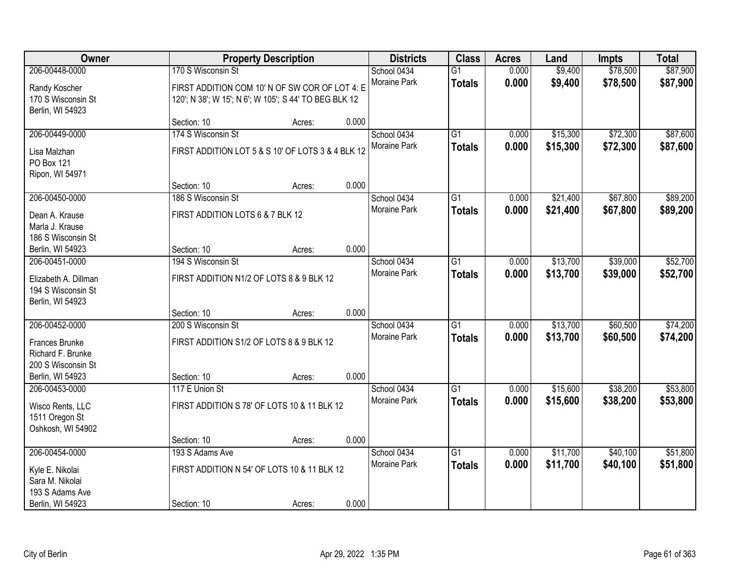| Owner | Property Description | | | Districts | Class | Acres | Land | Impts | Total |
|---|---|---|---|---|---|---|---|---|---|
| 206-00448-0000<br>Randy Koscher<br>170 S Wisconsin St<br>Berlin, WI 54923 | 170 S Wisconsin St<br>FIRST ADDITION COM 10' N OF SW COR OF LOT 4: E 120'; N 38'; W 15'; N 6'; W 105'; S 44' TO BEG BLK 12<br>Section: 10 | Acres: | 0.000 | School 0434<br>Moraine Park | G1<br>**Totals** | 0.000<br>**0.000** | $9,400<br>**$9,400** | $78,500<br>**$78,500** | $87,900<br>**$87,900** |
| 206-00449-0000<br>Lisa Malzhan<br>PO Box 121<br>Ripon, WI 54971 | 174 S Wisconsin St<br>FIRST ADDITION LOT 5 & S 10' OF LOTS 3 & 4 BLK 12<br>Section: 10 | Acres: | 0.000 | School 0434<br>Moraine Park | G1<br>**Totals** | 0.000<br>**0.000** | $15,300<br>**$15,300** | $72,300<br>**$72,300** | $87,600<br>**$87,600** |
| 206-00450-0000<br>Dean A. Krause<br>Marla J. Krause<br>186 S Wisconsin St<br>Berlin, WI 54923 | 186 S Wisconsin St<br>FIRST ADDITION LOTS 6 & 7 BLK 12<br>Section: 10 | Acres: | 0.000 | School 0434<br>Moraine Park | G1<br>**Totals** | 0.000<br>**0.000** | $21,400<br>**$21,400** | $67,800<br>**$67,800** | $89,200<br>**$89,200** |
| 206-00451-0000<br>Elizabeth A. Dillman<br>194 S Wisconsin St<br>Berlin, WI 54923 | 194 S Wisconsin St<br>FIRST ADDITION N1/2 OF LOTS 8 & 9 BLK 12<br>Section: 10 | Acres: | 0.000 | School 0434<br>Moraine Park | G1<br>**Totals** | 0.000<br>**0.000** | $13,700<br>**$13,700** | $39,000<br>**$39,000** | $52,700<br>**$52,700** |
| 206-00452-0000<br>Frances Brunke<br>Richard F. Brunke<br>200 S Wisconsin St<br>Berlin, WI 54923 | 200 S Wisconsin St<br>FIRST ADDITION S1/2 OF LOTS 8 & 9 BLK 12<br>Section: 10 | Acres: | 0.000 | School 0434<br>Moraine Park | G1<br>**Totals** | 0.000<br>**0.000** | $13,700<br>**$13,700** | $60,500<br>**$60,500** | $74,200<br>**$74,200** |
| 206-00453-0000<br>Wisco Rents, LLC<br>1511 Oregon St<br>Oshkosh, WI 54902 | 117 E Union St<br>FIRST ADDITION S 78' OF LOTS 10 & 11 BLK 12<br>Section: 10 | Acres: | 0.000 | School 0434<br>Moraine Park | G1<br>**Totals** | 0.000<br>**0.000** | $15,600<br>**$15,600** | $38,200<br>**$38,200** | $53,800<br>**$53,800** |
| 206-00454-0000<br>Kyle E. Nikolai<br>Sara M. Nikolai<br>193 S Adams Ave<br>Berlin, WI 54923 | 193 S Adams Ave<br>FIRST ADDITION N 54' OF LOTS 10 & 11 BLK 12<br>Section: 10 | Acres: | 0.000 | School 0434<br>Moraine Park | G1<br>**Totals** | 0.000<br>**0.000** | $11,700<br>**$11,700** | $40,100<br>**$40,100** | $51,800<br>**$51,800** |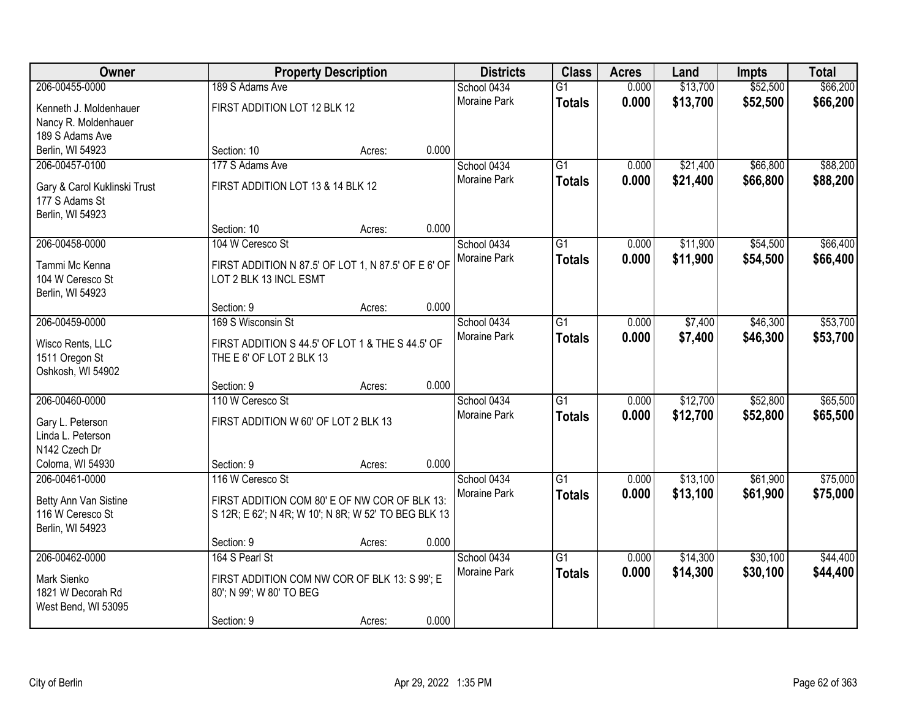| Owner | Property Description | | | Districts | Class | Acres | Land | Impts | Total |
|---|---|---|---|---|---|---|---|---|---|
| 206-00455-0000<br>Kenneth J. Moldenhauer<br>Nancy R. Moldenhauer<br>189 S Adams Ave<br>Berlin, WI 54923 | 189 S Adams Ave<br>FIRST ADDITION LOT 12 BLK 12<br>Section: 10 | Acres: | 0.000 | School 0434<br>Moraine Park | G1<br>**Totals** | 0.000<br>**0.000** | $13,700<br>**$13,700** | $52,500<br>**$52,500** | $66,200<br>**$66,200** |
| 206-00457-0100<br>Gary & Carol Kuklinski Trust<br>177 S Adams St<br>Berlin, WI 54923 | 177 S Adams Ave<br>FIRST ADDITION LOT 13 & 14 BLK 12<br>Section: 10 | Acres: | 0.000 | School 0434<br>Moraine Park | G1<br>**Totals** | 0.000<br>**0.000** | $21,400<br>**$21,400** | $66,800<br>**$66,800** | $88,200<br>**$88,200** |
| 206-00458-0000<br>Tammi Mc Kenna<br>104 W Ceresco St<br>Berlin, WI 54923 | 104 W Ceresco St<br>FIRST ADDITION N 87.5' OF LOT 1, N 87.5' OF E 6' OF LOT 2 BLK 13 INCL ESMT<br>Section: 9 | Acres: | 0.000 | School 0434<br>Moraine Park | G1<br>**Totals** | 0.000<br>**0.000** | $11,900<br>**$11,900** | $54,500<br>**$54,500** | $66,400<br>**$66,400** |
| 206-00459-0000<br>Wisco Rents, LLC<br>1511 Oregon St<br>Oshkosh, WI 54902 | 169 S Wisconsin St<br>FIRST ADDITION S 44.5' OF LOT 1 & THE S 44.5' OF THE E 6' OF LOT 2 BLK 13<br>Section: 9 | Acres: | 0.000 | School 0434<br>Moraine Park | G1<br>**Totals** | 0.000<br>**0.000** | $7,400<br>**$7,400** | $46,300<br>**$46,300** | $53,700<br>**$53,700** |
| 206-00460-0000<br>Gary L. Peterson<br>Linda L. Peterson<br>N142 Czech Dr<br>Coloma, WI 54930 | 110 W Ceresco St<br>FIRST ADDITION W 60' OF LOT 2 BLK 13<br>Section: 9 | Acres: | 0.000 | School 0434<br>Moraine Park | G1<br>**Totals** | 0.000<br>**0.000** | $12,700<br>**$12,700** | $52,800<br>**$52,800** | $65,500<br>**$65,500** |
| 206-00461-0000<br>Betty Ann Van Sistine<br>116 W Ceresco St<br>Berlin, WI 54923 | 116 W Ceresco St<br>FIRST ADDITION COM 80' E OF NW COR OF BLK 13: S 12R; E 62'; N 4R; W 10'; N 8R; W 52' TO BEG BLK 13<br>Section: 9 | Acres: | 0.000 | School 0434<br>Moraine Park | G1<br>**Totals** | 0.000<br>**0.000** | $13,100<br>**$13,100** | $61,900<br>**$61,900** | $75,000<br>**$75,000** |
| 206-00462-0000<br>Mark Sienko<br>1821 W Decorah Rd<br>West Bend, WI 53095 | 164 S Pearl St<br>FIRST ADDITION COM NW COR OF BLK 13: S 99'; E 80'; N 99'; W 80' TO BEG<br>Section: 9 | Acres: | 0.000 | School 0434<br>Moraine Park | G1<br>**Totals** | 0.000<br>**0.000** | $14,300<br>**$14,300** | $30,100<br>**$30,100** | $44,400<br>**$44,400** |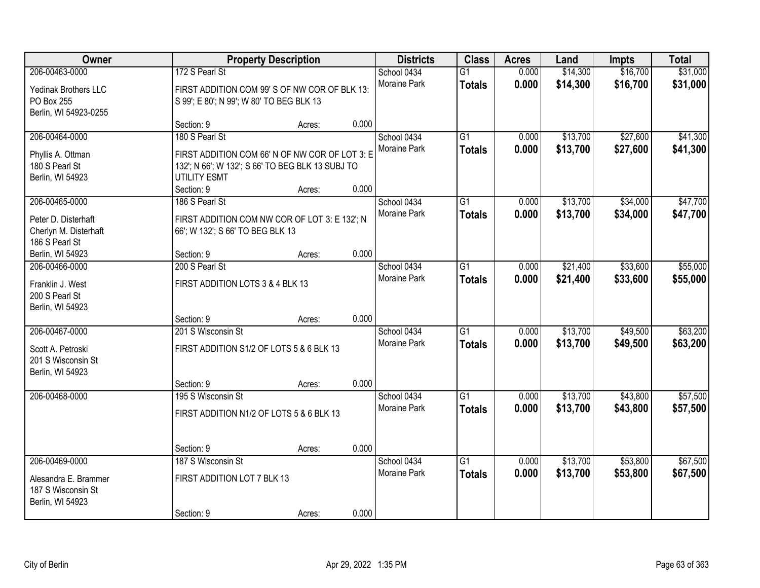| Owner | Property Description | | | Districts | Class | Acres | Land | Impts | Total |
|---|---|---|---|---|---|---|---|---|---|
| 206-00463-0000 | 172 S Pearl St | | | School 0434 | G1 | 0.000 | $14,300 | $16,700 | $31,000 |
| Yedinak Brothers LLC<br>PO Box 255<br>Berlin, WI 54923-0255 | FIRST ADDITION COM 99' S OF NW COR OF BLK 13: S 99'; E 80'; N 99'; W 80' TO BEG BLK 13 | | | Moraine Park | **Totals** | **0.000** | **$14,300** | **$16,700** | **$31,000** |
| | Section: 9 | Acres: | 0.000 | | | | | | |
| 206-00464-0000 | 180 S Pearl St | | | School 0434 | G1 | 0.000 | $13,700 | $27,600 | $41,300 |
| Phyllis A. Ottman<br>180 S Pearl St<br>Berlin, WI 54923 | FIRST ADDITION COM 66' N OF NW COR OF LOT 3: E 132'; N 66'; W 132'; S 66' TO BEG BLK 13 SUBJ TO UTILITY ESMT | | | Moraine Park | **Totals** | **0.000** | **$13,700** | **$27,600** | **$41,300** |
| | Section: 9 | Acres: | 0.000 | | | | | | |
| 206-00465-0000 | 186 S Pearl St | | | School 0434 | G1 | 0.000 | $13,700 | $34,000 | $47,700 |
| Peter D. Disterhaft<br>Cherlyn M. Disterhaft<br>186 S Pearl St<br>Berlin, WI 54923 | FIRST ADDITION COM NW COR OF LOT 3: E 132'; N 66'; W 132'; S 66' TO BEG BLK 13 | | | Moraine Park | **Totals** | **0.000** | **$13,700** | **$34,000** | **$47,700** |
| | Section: 9 | Acres: | 0.000 | | | | | | |
| 206-00466-0000 | 200 S Pearl St | | | School 0434 | G1 | 0.000 | $21,400 | $33,600 | $55,000 |
| Franklin J. West<br>200 S Pearl St<br>Berlin, WI 54923 | FIRST ADDITION LOTS 3 & 4 BLK 13 | | | Moraine Park | **Totals** | **0.000** | **$21,400** | **$33,600** | **$55,000** |
| | Section: 9 | Acres: | 0.000 | | | | | | |
| 206-00467-0000 | 201 S Wisconsin St | | | School 0434 | G1 | 0.000 | $13,700 | $49,500 | $63,200 |
| Scott A. Petroski<br>201 S Wisconsin St<br>Berlin, WI 54923 | FIRST ADDITION S1/2 OF LOTS 5 & 6 BLK 13 | | | Moraine Park | **Totals** | **0.000** | **$13,700** | **$49,500** | **$63,200** |
| | Section: 9 | Acres: | 0.000 | | | | | | |
| 206-00468-0000 | 195 S Wisconsin St | | | School 0434 | G1 | 0.000 | $13,700 | $43,800 | $57,500 |
| | FIRST ADDITION N1/2 OF LOTS 5 & 6 BLK 13 | | | Moraine Park | **Totals** | **0.000** | **$13,700** | **$43,800** | **$57,500** |
| | Section: 9 | Acres: | 0.000 | | | | | | |
| 206-00469-0000 | 187 S Wisconsin St | | | School 0434 | G1 | 0.000 | $13,700 | $53,800 | $67,500 |
| Alesandra E. Brammer<br>187 S Wisconsin St<br>Berlin, WI 54923 | FIRST ADDITION LOT 7 BLK 13 | | | Moraine Park | **Totals** | **0.000** | **$13,700** | **$53,800** | **$67,500** |
| | Section: 9 | Acres: | 0.000 | | | | | | |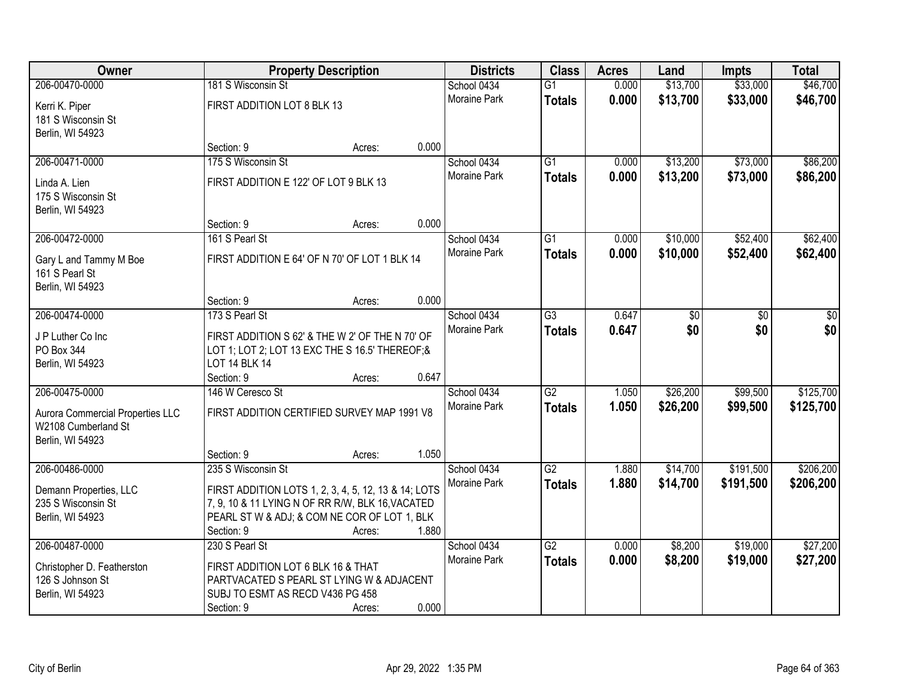| Owner | Property Description | | | Districts | Class | Acres | Land | Impts | Total |
|---|---|---|---|---|---|---|---|---|---|
| 206-00470-0000 | 181 S Wisconsin St | | | School 0434 | G1 | 0.000 | $13,700 | $33,000 | $46,700 |
| Kerri K. Piper<br>181 S Wisconsin St<br>Berlin, WI 54923 | FIRST ADDITION LOT 8 BLK 13 | | | Moraine Park | **Totals** | **0.000** | **$13,700** | **$33,000** | **$46,700** |
| | Section: 9 | Acres: | 0.000 | | | | | | |
| 206-00471-0000 | 175 S Wisconsin St | | | School 0434 | G1 | 0.000 | $13,200 | $73,000 | $86,200 |
| Linda A. Lien<br>175 S Wisconsin St<br>Berlin, WI 54923 | FIRST ADDITION E 122' OF LOT 9 BLK 13 | | | Moraine Park | **Totals** | **0.000** | **$13,200** | **$73,000** | **$86,200** |
| | Section: 9 | Acres: | 0.000 | | | | | | |
| 206-00472-0000 | 161 S Pearl St | | | School 0434 | G1 | 0.000 | $10,000 | $52,400 | $62,400 |
| Gary L and Tammy M Boe<br>161 S Pearl St<br>Berlin, WI 54923 | FIRST ADDITION E 64' OF N 70' OF LOT 1 BLK 14 | | | Moraine Park | **Totals** | **0.000** | **$10,000** | **$52,400** | **$62,400** |
| | Section: 9 | Acres: | 0.000 | | | | | | |
| 206-00474-0000 | 173 S Pearl St | | | School 0434 | G3 | 0.647 | $0 | $0 | $0 |
| J P Luther Co Inc<br>PO Box 344<br>Berlin, WI 54923 | FIRST ADDITION S 62' & THE W 2' OF THE N 70' OF LOT 1; LOT 2; LOT 13 EXC THE S 16.5' THEREOF;& LOT 14 BLK 14 | | | Moraine Park | **Totals** | **0.647** | **$0** | **$0** | **$0** |
| | Section: 9 | Acres: | 0.647 | | | | | | |
| 206-00475-0000 | 146 W Ceresco St | | | School 0434 | G2 | 1.050 | $26,200 | $99,500 | $125,700 |
| Aurora Commercial Properties LLC<br>W2108 Cumberland St<br>Berlin, WI 54923 | FIRST ADDITION CERTIFIED SURVEY MAP 1991 V8 | | | Moraine Park | **Totals** | **1.050** | **$26,200** | **$99,500** | **$125,700** |
| | Section: 9 | Acres: | 1.050 | | | | | | |
| 206-00486-0000 | 235 S Wisconsin St | | | School 0434 | G2 | 1.880 | $14,700 | $191,500 | $206,200 |
| Demann Properties, LLC<br>235 S Wisconsin St<br>Berlin, WI 54923 | FIRST ADDITION LOTS 1, 2, 3, 4, 5, 12, 13 & 14; LOTS 7, 9, 10 & 11 LYING N OF RR R/W, BLK 16,VACATED PEARL ST W & ADJ; & COM NE COR OF LOT 1, BLK | | | Moraine Park | **Totals** | **1.880** | **$14,700** | **$191,500** | **$206,200** |
| | Section: 9 | Acres: | 1.880 | | | | | | |
| 206-00487-0000 | 230 S Pearl St | | | School 0434 | G2 | 0.000 | $8,200 | $19,000 | $27,200 |
| Christopher D. Featherston<br>126 S Johnson St<br>Berlin, WI 54923 | FIRST ADDITION LOT 6 BLK 16 & THAT PARTVACATED S PEARL ST LYING W & ADJACENT SUBJ TO ESMT AS RECD V436 PG 458 | | | Moraine Park | **Totals** | **0.000** | **$8,200** | **$19,000** | **$27,200** |
| | Section: 9 | Acres: | 0.000 | | | | | | |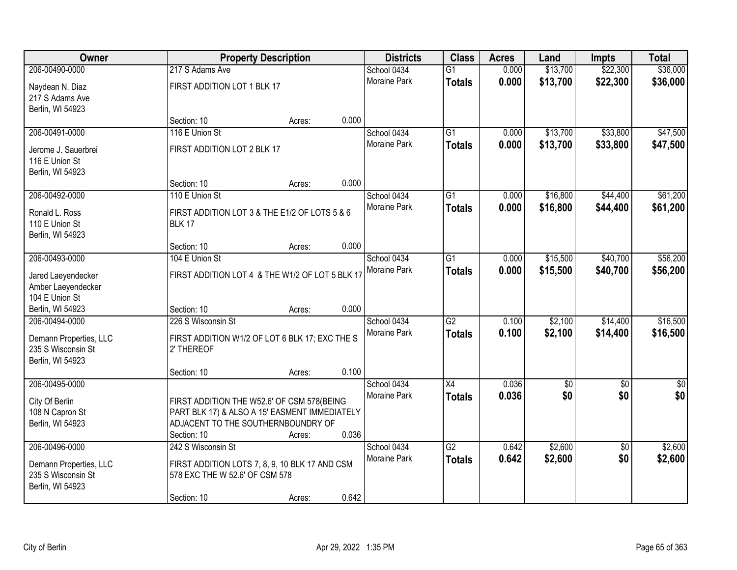| Owner | Property Description | | | Districts | Class | Acres | Land | Impts | Total |
|---|---|---|---|---|---|---|---|---|---|
| 206-00490-0000<br>Naydean N. Diaz<br>217 S Adams Ave<br>Berlin, WI 54923 | 217 S Adams Ave<br>FIRST ADDITION LOT 1 BLK 17<br>Section: 10 | Acres: | 0.000 | School 0434<br>Moraine Park | G1<br>**Totals** | 0.000<br>**0.000** | $13,700<br>**$13,700** | $22,300<br>**$22,300** | $36,000<br>**$36,000** |
| 206-00491-0000<br>Jerome J. Sauerbrei<br>116 E Union St<br>Berlin, WI 54923 | 116 E Union St<br>FIRST ADDITION LOT 2 BLK 17<br>Section: 10 | Acres: | 0.000 | School 0434<br>Moraine Park | G1<br>**Totals** | 0.000<br>**0.000** | $13,700<br>**$13,700** | $33,800<br>**$33,800** | $47,500<br>**$47,500** |
| 206-00492-0000<br>Ronald L. Ross<br>110 E Union St<br>Berlin, WI 54923 | 110 E Union St<br>FIRST ADDITION LOT 3 & THE E1/2 OF LOTS 5 & 6 BLK 17<br>Section: 10 | Acres: | 0.000 | School 0434<br>Moraine Park | G1<br>**Totals** | 0.000<br>**0.000** | $16,800<br>**$16,800** | $44,400<br>**$44,400** | $61,200<br>**$61,200** |
| 206-00493-0000<br>Jared Laeyendecker<br>Amber Laeyendecker<br>104 E Union St<br>Berlin, WI 54923 | 104 E Union St<br>FIRST ADDITION LOT 4 & THE W1/2 OF LOT 5 BLK 17<br>Section: 10 | Acres: | 0.000 | School 0434<br>Moraine Park | G1<br>**Totals** | 0.000<br>**0.000** | $15,500<br>**$15,500** | $40,700<br>**$40,700** | $56,200<br>**$56,200** |
| 206-00494-0000<br>Demann Properties, LLC<br>235 S Wisconsin St<br>Berlin, WI 54923 | 226 S Wisconsin St<br>FIRST ADDITION W1/2 OF LOT 6 BLK 17; EXC THE S 2' THEREOF<br>Section: 10 | Acres: | 0.100 | School 0434<br>Moraine Park | G2<br>**Totals** | 0.100<br>**0.100** | $2,100<br>**$2,100** | $14,400<br>**$14,400** | $16,500<br>**$16,500** |
| 206-00495-0000<br>City Of Berlin<br>108 N Capron St<br>Berlin, WI 54923 | FIRST ADDITION THE W52.6' OF CSM 578(BEING PART BLK 17) & ALSO A 15' EASMENT IMMEDIATELY ADJACENT TO THE SOUTHERNBOUNDRY OF<br>Section: 10 | Acres: | 0.036 | School 0434<br>Moraine Park | X4<br>**Totals** | 0.036<br>**0.036** | $0<br>**$0** | $0<br>**$0** | $0<br>**$0** |
| 206-00496-0000<br>Demann Properties, LLC<br>235 S Wisconsin St<br>Berlin, WI 54923 | 242 S Wisconsin St<br>FIRST ADDITION LOTS 7, 8, 9, 10 BLK 17 AND CSM 578 EXC THE W 52.6' OF CSM 578<br>Section: 10 | Acres: | 0.642 | School 0434<br>Moraine Park | G2<br>**Totals** | 0.642<br>**0.642** | $2,600<br>**$2,600** | $0<br>**$0** | $2,600<br>**$2,600** |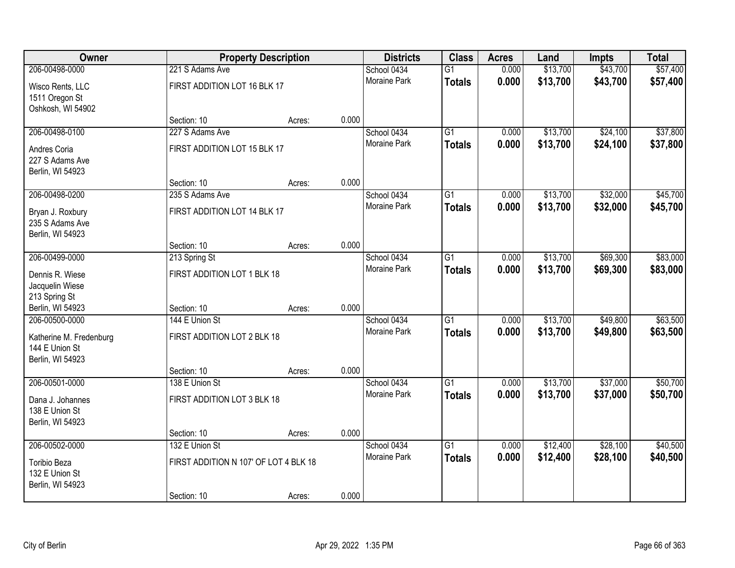| Owner | Property Description | | | Districts | Class | Acres | Land | Impts | Total |
|---|---|---|---|---|---|---|---|---|---|
| 206-00498-0000<br>Wisco Rents, LLC<br>1511 Oregon St<br>Oshkosh, WI 54902 | 221 S Adams Ave<br>FIRST ADDITION LOT 16 BLK 17<br>Section: 10 | Acres: | 0.000 | School 0434<br>Moraine Park | G1<br>**Totals** | 0.000<br>**0.000** | $13,700<br>**$13,700** | $43,700<br>**$43,700** | $57,400<br>**$57,400** |
| 206-00498-0100<br>Andres Coria<br>227 S Adams Ave<br>Berlin, WI 54923 | 227 S Adams Ave<br>FIRST ADDITION LOT 15 BLK 17<br>Section: 10 | Acres: | 0.000 | School 0434<br>Moraine Park | G1<br>**Totals** | 0.000<br>**0.000** | $13,700<br>**$13,700** | $24,100<br>**$24,100** | $37,800<br>**$37,800** |
| 206-00498-0200<br>Bryan J. Roxbury<br>235 S Adams Ave<br>Berlin, WI 54923 | 235 S Adams Ave<br>FIRST ADDITION LOT 14 BLK 17<br>Section: 10 | Acres: | 0.000 | School 0434<br>Moraine Park | G1<br>**Totals** | 0.000<br>**0.000** | $13,700<br>**$13,700** | $32,000<br>**$32,000** | $45,700<br>**$45,700** |
| 206-00499-0000<br>Dennis R. Wiese<br>Jacquelin Wiese<br>213 Spring St<br>Berlin, WI 54923 | 213 Spring St<br>FIRST ADDITION LOT 1 BLK 18<br>Section: 10 | Acres: | 0.000 | School 0434<br>Moraine Park | G1<br>**Totals** | 0.000<br>**0.000** | $13,700<br>**$13,700** | $69,300<br>**$69,300** | $83,000<br>**$83,000** |
| 206-00500-0000<br>Katherine M. Fredenburg<br>144 E Union St<br>Berlin, WI 54923 | 144 E Union St<br>FIRST ADDITION LOT 2 BLK 18<br>Section: 10 | Acres: | 0.000 | School 0434<br>Moraine Park | G1<br>**Totals** | 0.000<br>**0.000** | $13,700<br>**$13,700** | $49,800<br>**$49,800** | $63,500<br>**$63,500** |
| 206-00501-0000<br>Dana J. Johannes<br>138 E Union St<br>Berlin, WI 54923 | 138 E Union St<br>FIRST ADDITION LOT 3 BLK 18<br>Section: 10 | Acres: | 0.000 | School 0434<br>Moraine Park | G1<br>**Totals** | 0.000<br>**0.000** | $13,700<br>**$13,700** | $37,000<br>**$37,000** | $50,700<br>**$50,700** |
| 206-00502-0000<br>Toribio Beza<br>132 E Union St<br>Berlin, WI 54923 | 132 E Union St<br>FIRST ADDITION N 107' OF LOT 4 BLK 18<br>Section: 10 | Acres: | 0.000 | School 0434<br>Moraine Park | G1<br>**Totals** | 0.000<br>**0.000** | $12,400<br>**$12,400** | $28,100<br>**$28,100** | $40,500<br>**$40,500** |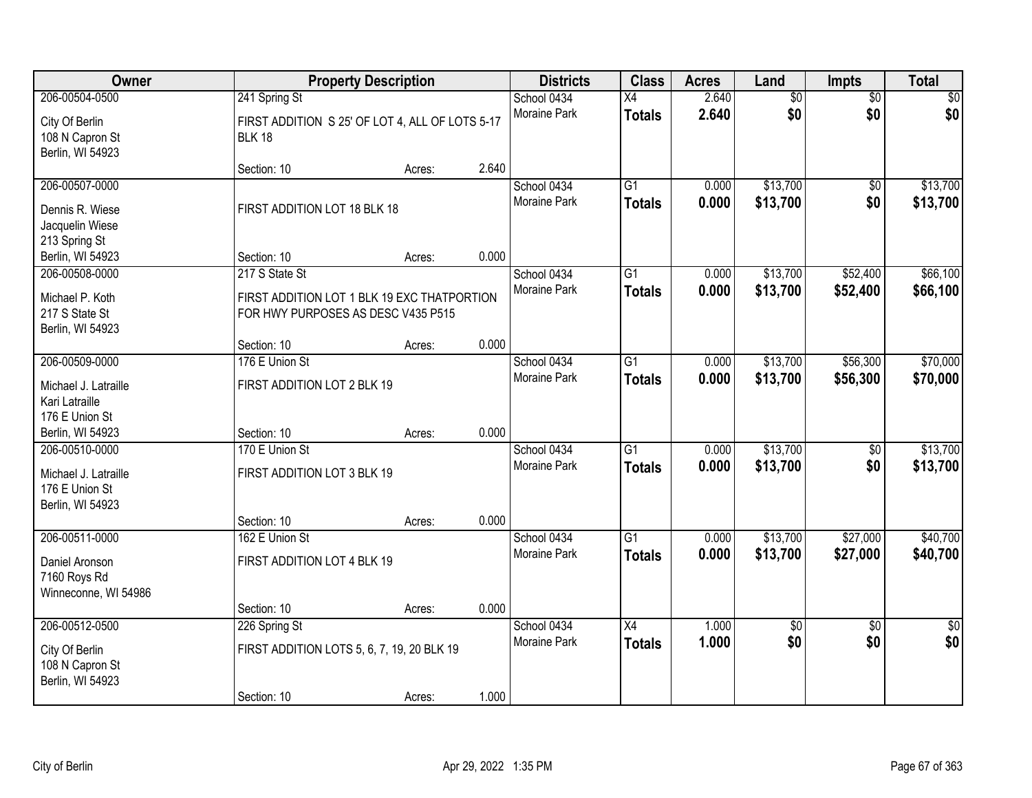| Owner | Property Description | | | Districts | Class | Acres | Land | Impts | Total |
|---|---|---|---|---|---|---|---|---|---|
| 206-00504-0500 | 241 Spring St | | | School 0434 | X4 | 2.640 | $0 | $0 | $0 |
| City Of Berlin<br>108 N Capron St<br>Berlin, WI 54923 | FIRST ADDITION S 25' OF LOT 4, ALL OF LOTS 5-17 BLK 18 | | | Moraine Park | **Totals** | **2.640** | **$0** | **$0** | **$0** |
| | Section: 10 | Acres: | 2.640 | | | | | | |
| 206-00507-0000 | | | | School 0434 | G1 | 0.000 | $13,700 | $0 | $13,700 |
| Dennis R. Wiese<br>Jacquelin Wiese<br>213 Spring St<br>Berlin, WI 54923 | FIRST ADDITION LOT 18 BLK 18 | | | Moraine Park | **Totals** | **0.000** | **$13,700** | **$0** | **$13,700** |
| | Section: 10 | Acres: | 0.000 | | | | | | |
| 206-00508-0000 | 217 S State St | | | School 0434 | G1 | 0.000 | $13,700 | $52,400 | $66,100 |
| Michael P. Koth<br>217 S State St<br>Berlin, WI 54923 | FIRST ADDITION LOT 1 BLK 19 EXC THATPORTION FOR HWY PURPOSES AS DESC V435 P515 | | | Moraine Park | **Totals** | **0.000** | **$13,700** | **$52,400** | **$66,100** |
| | Section: 10 | Acres: | 0.000 | | | | | | |
| 206-00509-0000 | 176 E Union St | | | School 0434 | G1 | 0.000 | $13,700 | $56,300 | $70,000 |
| Michael J. Latraille<br>Kari Latraille<br>176 E Union St<br>Berlin, WI 54923 | FIRST ADDITION LOT 2 BLK 19 | | | Moraine Park | **Totals** | **0.000** | **$13,700** | **$56,300** | **$70,000** |
| | Section: 10 | Acres: | 0.000 | | | | | | |
| 206-00510-0000 | 170 E Union St | | | School 0434 | G1 | 0.000 | $13,700 | $0 | $13,700 |
| Michael J. Latraille<br>176 E Union St<br>Berlin, WI 54923 | FIRST ADDITION LOT 3 BLK 19 | | | Moraine Park | **Totals** | **0.000** | **$13,700** | **$0** | **$13,700** |
| | Section: 10 | Acres: | 0.000 | | | | | | |
| 206-00511-0000 | 162 E Union St | | | School 0434 | G1 | 0.000 | $13,700 | $27,000 | $40,700 |
| Daniel Aronson<br>7160 Roys Rd<br>Winneconne, WI 54986 | FIRST ADDITION LOT 4 BLK 19 | | | Moraine Park | **Totals** | **0.000** | **$13,700** | **$27,000** | **$40,700** |
| | Section: 10 | Acres: | 0.000 | | | | | | |
| 206-00512-0500 | 226 Spring St | | | School 0434 | X4 | 1.000 | $0 | $0 | $0 |
| City Of Berlin<br>108 N Capron St<br>Berlin, WI 54923 | FIRST ADDITION LOTS 5, 6, 7, 19, 20 BLK 19 | | | Moraine Park | **Totals** | **1.000** | **$0** | **$0** | **$0** |
| | Section: 10 | Acres: | 1.000 | | | | | | |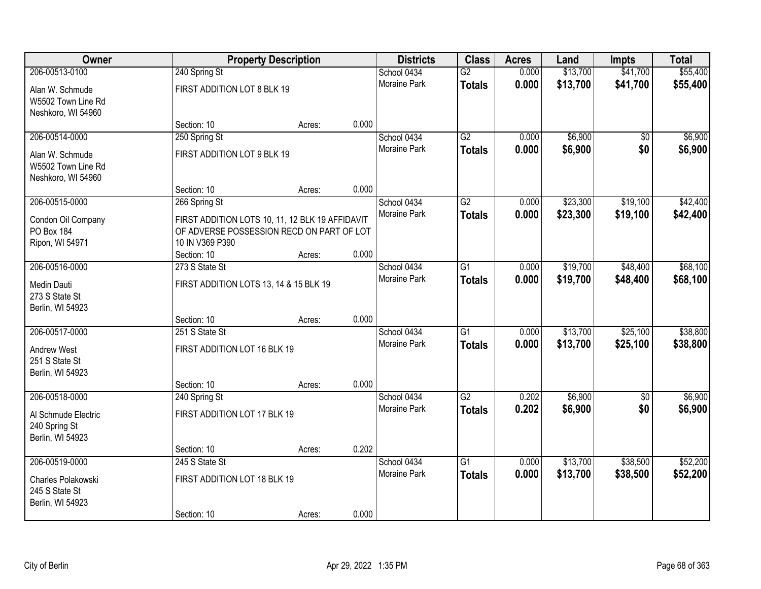| Owner | Property Description | | | Districts | Class | Acres | Land | Impts | Total |
|---|---|---|---|---|---|---|---|---|---|
| 206-00513-0100 | 240 Spring St | | | School 0434 | G2 | 0.000 | $13,700 | $41,700 | $55,400 |
| Alan W. Schmude<br>W5502 Town Line Rd<br>Neshkoro, WI 54960 | FIRST ADDITION LOT 8 BLK 19 | | | Moraine Park | **Totals** | **0.000** | **$13,700** | **$41,700** | **$55,400** |
| | Section: 10 | Acres: | 0.000 | | | | | | |
| 206-00514-0000 | 250 Spring St | | | School 0434 | G2 | 0.000 | $6,900 | $0 | $6,900 |
| Alan W. Schmude<br>W5502 Town Line Rd<br>Neshkoro, WI 54960 | FIRST ADDITION LOT 9 BLK 19 | | | Moraine Park | **Totals** | **0.000** | **$6,900** | **$0** | **$6,900** |
| | Section: 10 | Acres: | 0.000 | | | | | | |
| 206-00515-0000 | 266 Spring St | | | School 0434 | G2 | 0.000 | $23,300 | $19,100 | $42,400 |
| Condon Oil Company<br>PO Box 184<br>Ripon, WI 54971 | FIRST ADDITION LOTS 10, 11, 12 BLK 19 AFFIDAVIT OF ADVERSE POSSESSION RECD ON PART OF LOT 10 IN V369 P390 | | | Moraine Park | **Totals** | **0.000** | **$23,300** | **$19,100** | **$42,400** |
| | Section: 10 | Acres: | 0.000 | | | | | | |
| 206-00516-0000 | 273 S State St | | | School 0434 | G1 | 0.000 | $19,700 | $48,400 | $68,100 |
| Medin Dauti<br>273 S State St<br>Berlin, WI 54923 | FIRST ADDITION LOTS 13, 14 & 15 BLK 19 | | | Moraine Park | **Totals** | **0.000** | **$19,700** | **$48,400** | **$68,100** |
| | Section: 10 | Acres: | 0.000 | | | | | | |
| 206-00517-0000 | 251 S State St | | | School 0434 | G1 | 0.000 | $13,700 | $25,100 | $38,800 |
| Andrew West<br>251 S State St<br>Berlin, WI 54923 | FIRST ADDITION LOT 16 BLK 19 | | | Moraine Park | **Totals** | **0.000** | **$13,700** | **$25,100** | **$38,800** |
| | Section: 10 | Acres: | 0.000 | | | | | | |
| 206-00518-0000 | 240 Spring St | | | School 0434 | G2 | 0.202 | $6,900 | $0 | $6,900 |
| Al Schmude Electric<br>240 Spring St<br>Berlin, WI 54923 | FIRST ADDITION LOT 17 BLK 19 | | | Moraine Park | **Totals** | **0.202** | **$6,900** | **$0** | **$6,900** |
| | Section: 10 | Acres: | 0.202 | | | | | | |
| 206-00519-0000 | 245 S State St | | | School 0434 | G1 | 0.000 | $13,700 | $38,500 | $52,200 |
| Charles Polakowski<br>245 S State St<br>Berlin, WI 54923 | FIRST ADDITION LOT 18 BLK 19 | | | Moraine Park | **Totals** | **0.000** | **$13,700** | **$38,500** | **$52,200** |
| | Section: 10 | Acres: | 0.000 | | | | | | |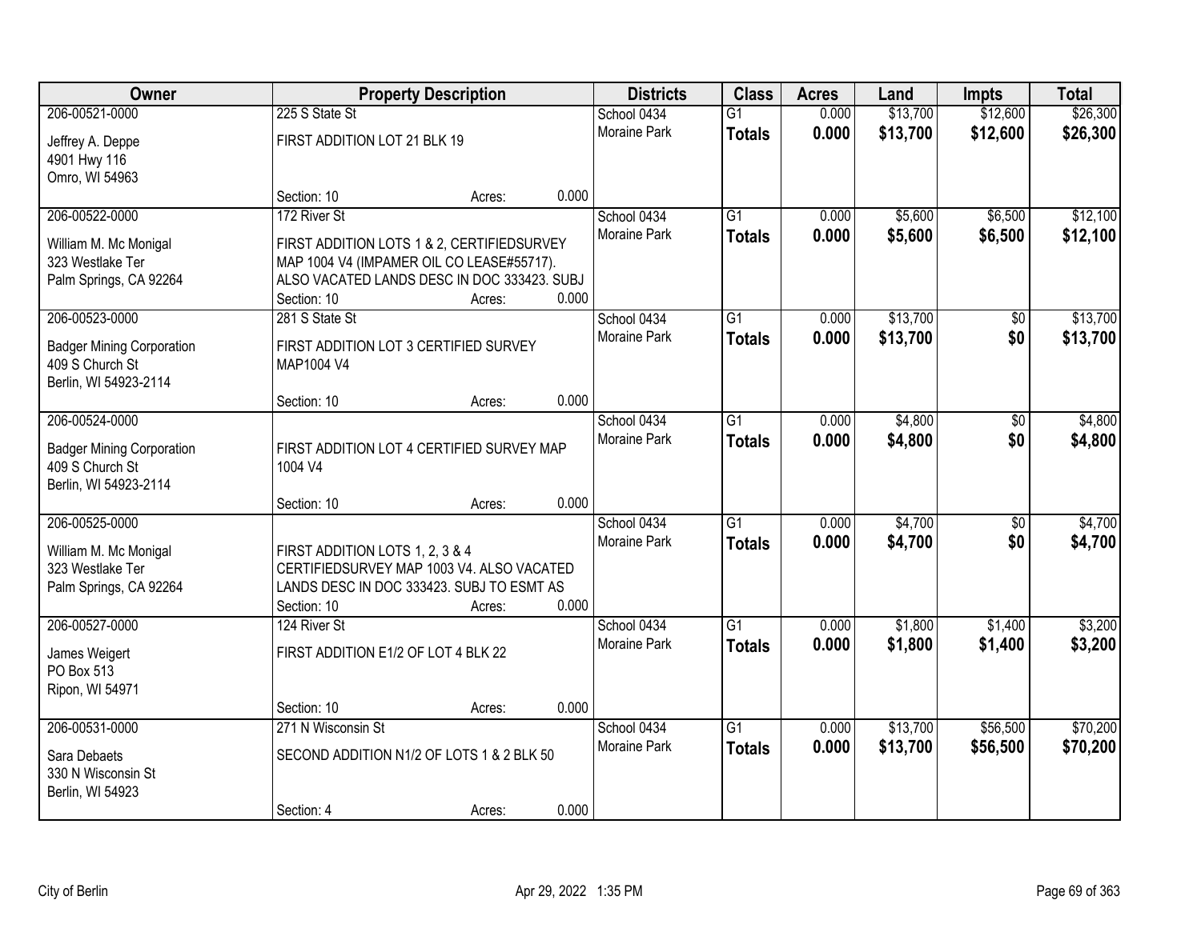| Owner | Property Description | | | Districts | Class | Acres | Land | Impts | Total |
|---|---|---|---|---|---|---|---|---|---|
| 206-00521-0000 | 225 S State St | | | School 0434 | G1 | 0.000 | $13,700 | $12,600 | $26,300 |
| Jeffrey A. Deppe<br>4901 Hwy 116<br>Omro, WI 54963 | FIRST ADDITION LOT 21 BLK 19 | | | Moraine Park | **Totals** | **0.000** | **$13,700** | **$12,600** | **$26,300** |
| | Section: 10 | Acres: | 0.000 | | | | | | |
| 206-00522-0000 | 172 River St | | | School 0434 | G1 | 0.000 | $5,600 | $6,500 | $12,100 |
| William M. Mc Monigal<br>323 Westlake Ter<br>Palm Springs, CA 92264 | FIRST ADDITION LOTS 1 & 2, CERTIFIEDSURVEY MAP 1004 V4 (IMPAMER OIL CO LEASE#55717). ALSO VACATED LANDS DESC IN DOC 333423. SUBJ | | | Moraine Park | **Totals** | **0.000** | **$5,600** | **$6,500** | **$12,100** |
| | Section: 10 | Acres: | 0.000 | | | | | | |
| 206-00523-0000 | 281 S State St | | | School 0434 | G1 | 0.000 | $13,700 | $0 | $13,700 |
| Badger Mining Corporation<br>409 S Church St<br>Berlin, WI 54923-2114 | FIRST ADDITION LOT 3 CERTIFIED SURVEY MAP1004 V4 | | | Moraine Park | **Totals** | **0.000** | **$13,700** | **$0** | **$13,700** |
| | Section: 10 | Acres: | 0.000 | | | | | | |
| 206-00524-0000 | | | | School 0434 | G1 | 0.000 | $4,800 | $0 | $4,800 |
| Badger Mining Corporation<br>409 S Church St<br>Berlin, WI 54923-2114 | FIRST ADDITION LOT 4 CERTIFIED SURVEY MAP 1004 V4 | | | Moraine Park | **Totals** | **0.000** | **$4,800** | **$0** | **$4,800** |
| | Section: 10 | Acres: | 0.000 | | | | | | |
| 206-00525-0000 | | | | School 0434 | G1 | 0.000 | $4,700 | $0 | $4,700 |
| William M. Mc Monigal<br>323 Westlake Ter<br>Palm Springs, CA 92264 | FIRST ADDITION LOTS 1, 2, 3 & 4 CERTIFIEDSURVEY MAP 1003 V4. ALSO VACATED LANDS DESC IN DOC 333423. SUBJ TO ESMT AS | | | Moraine Park | **Totals** | **0.000** | **$4,700** | **$0** | **$4,700** |
| | Section: 10 | Acres: | 0.000 | | | | | | |
| 206-00527-0000 | 124 River St | | | School 0434 | G1 | 0.000 | $1,800 | $1,400 | $3,200 |
| James Weigert<br>PO Box 513<br>Ripon, WI 54971 | FIRST ADDITION E1/2 OF LOT 4 BLK 22 | | | Moraine Park | **Totals** | **0.000** | **$1,800** | **$1,400** | **$3,200** |
| | Section: 10 | Acres: | 0.000 | | | | | | |
| 206-00531-0000 | 271 N Wisconsin St | | | School 0434 | G1 | 0.000 | $13,700 | $56,500 | $70,200 |
| Sara Debaets<br>330 N Wisconsin St<br>Berlin, WI 54923 | SECOND ADDITION N1/2 OF LOTS 1 & 2 BLK 50 | | | Moraine Park | **Totals** | **0.000** | **$13,700** | **$56,500** | **$70,200** |
| | Section: 4 | Acres: | 0.000 | | | | | | |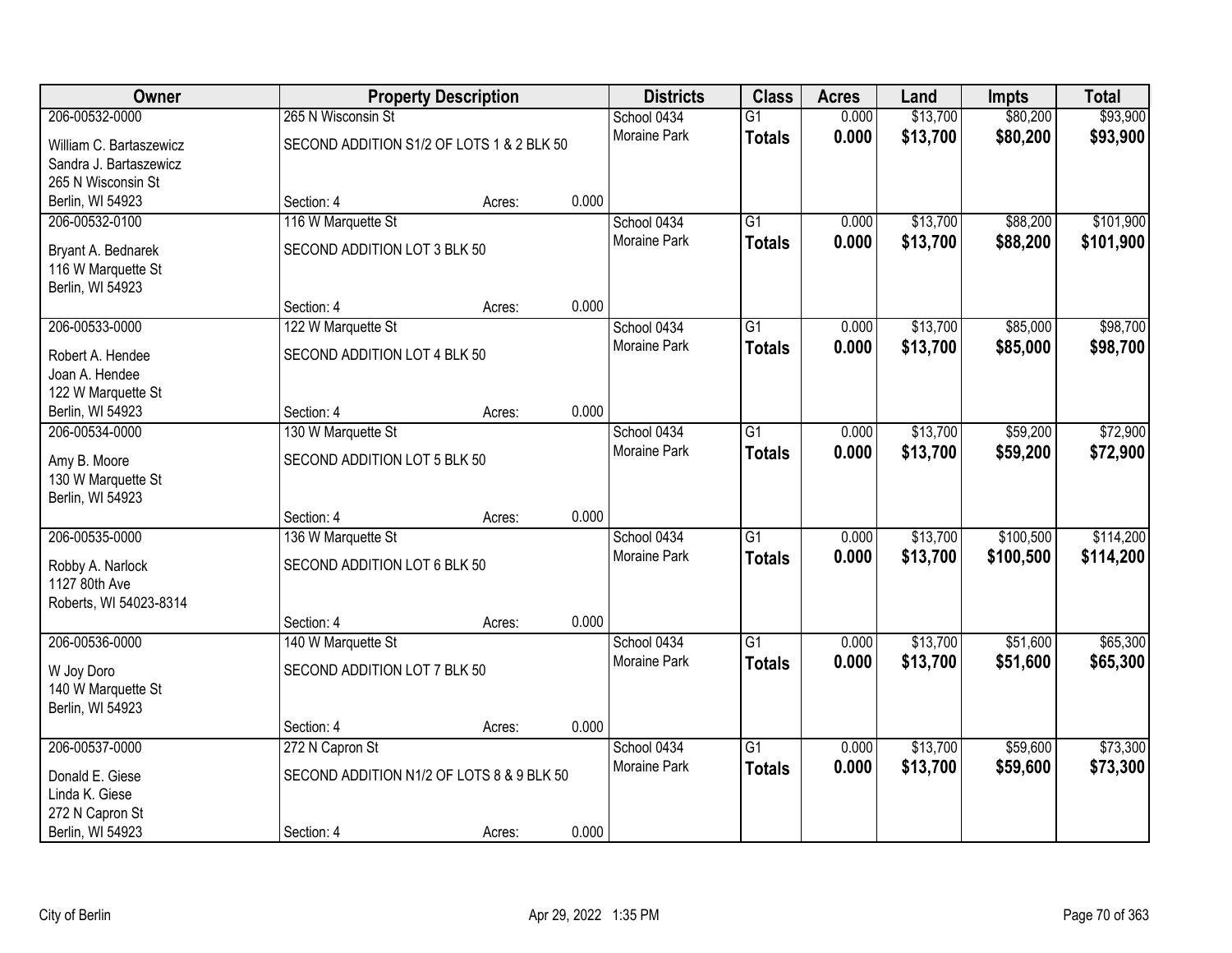| Owner | Property Description | | | Districts | Class | Acres | Land | Impts | Total |
|---|---|---|---|---|---|---|---|---|---|
| 206-00532-0000 | 265 N Wisconsin St | | | School 0434 | G1 | 0.000 | $13,700 | $80,200 | $93,900 |
| William C. Bartaszewicz<br>Sandra J. Bartaszewicz<br>265 N Wisconsin St<br>Berlin, WI 54923 | SECOND ADDITION S1/2 OF LOTS 1 & 2 BLK 50 | | | Moraine Park | **Totals** | **0.000** | **$13,700** | **$80,200** | **$93,900** |
| | Section: 4 | Acres: | 0.000 | | | | | | |
| 206-00532-0100 | 116 W Marquette St | | | School 0434 | G1 | 0.000 | $13,700 | $88,200 | $101,900 |
| Bryant A. Bednarek<br>116 W Marquette St<br>Berlin, WI 54923 | SECOND ADDITION LOT 3 BLK 50 | | | Moraine Park | **Totals** | **0.000** | **$13,700** | **$88,200** | **$101,900** |
| | Section: 4 | Acres: | 0.000 | | | | | | |
| 206-00533-0000 | 122 W Marquette St | | | School 0434 | G1 | 0.000 | $13,700 | $85,000 | $98,700 |
| Robert A. Hendee<br>Joan A. Hendee<br>122 W Marquette St<br>Berlin, WI 54923 | SECOND ADDITION LOT 4 BLK 50 | | | Moraine Park | **Totals** | **0.000** | **$13,700** | **$85,000** | **$98,700** |
| | Section: 4 | Acres: | 0.000 | | | | | | |
| 206-00534-0000 | 130 W Marquette St | | | School 0434 | G1 | 0.000 | $13,700 | $59,200 | $72,900 |
| Amy B. Moore<br>130 W Marquette St<br>Berlin, WI 54923 | SECOND ADDITION LOT 5 BLK 50 | | | Moraine Park | **Totals** | **0.000** | **$13,700** | **$59,200** | **$72,900** |
| | Section: 4 | Acres: | 0.000 | | | | | | |
| 206-00535-0000 | 136 W Marquette St | | | School 0434 | G1 | 0.000 | $13,700 | $100,500 | $114,200 |
| Robby A. Narlock<br>1127 80th Ave<br>Roberts, WI 54023-8314 | SECOND ADDITION LOT 6 BLK 50 | | | Moraine Park | **Totals** | **0.000** | **$13,700** | **$100,500** | **$114,200** |
| | Section: 4 | Acres: | 0.000 | | | | | | |
| 206-00536-0000 | 140 W Marquette St | | | School 0434 | G1 | 0.000 | $13,700 | $51,600 | $65,300 |
| W Joy Doro<br>140 W Marquette St<br>Berlin, WI 54923 | SECOND ADDITION LOT 7 BLK 50 | | | Moraine Park | **Totals** | **0.000** | **$13,700** | **$51,600** | **$65,300** |
| | Section: 4 | Acres: | 0.000 | | | | | | |
| 206-00537-0000 | 272 N Capron St | | | School 0434 | G1 | 0.000 | $13,700 | $59,600 | $73,300 |
| Donald E. Giese<br>Linda K. Giese<br>272 N Capron St<br>Berlin, WI 54923 | SECOND ADDITION N1/2 OF LOTS 8 & 9 BLK 50 | | | Moraine Park | **Totals** | **0.000** | **$13,700** | **$59,600** | **$73,300** |
| | Section: 4 | Acres: | 0.000 | | | | | | |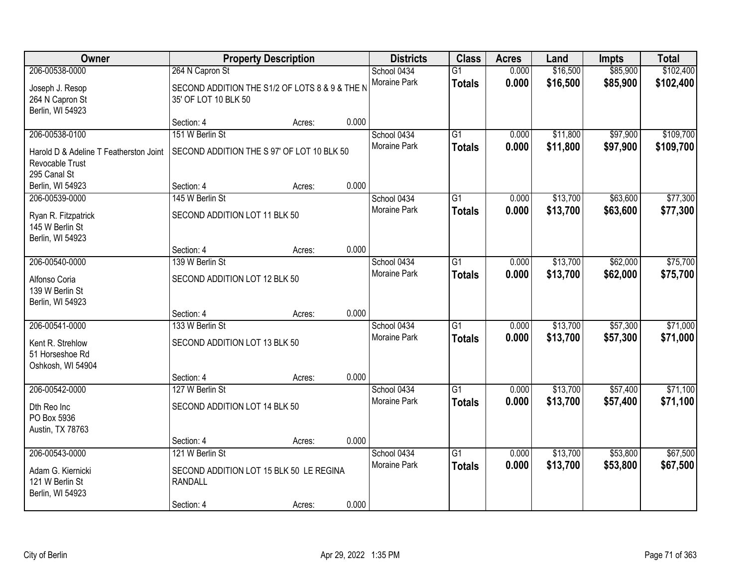| Owner | Property Description | Districts | Class | Acres | Land | Impts | Total |
|---|---|---|---|---|---|---|---|
| 206-00538-0000<br>Joseph J. Resop<br>264 N Capron St<br>Berlin, WI 54923 | 264 N Capron St<br>SECOND ADDITION THE S1/2 OF LOTS 8 & 9 & THE N 35' OF LOT 10 BLK 50<br>Section: 4 Acres: 0.000 | School 0434<br>Moraine Park | G1<br>**Totals** | 0.000<br>**0.000** | $16,500<br>**$16,500** | $85,900<br>**$85,900** | $102,400<br>**$102,400** |
| 206-00538-0100<br>Harold D & Adeline T Featherston Joint Revocable Trust<br>295 Canal St<br>Berlin, WI 54923 | 151 W Berlin St<br>SECOND ADDITION THE S 97' OF LOT 10 BLK 50<br>Section: 4 Acres: 0.000 | School 0434<br>Moraine Park | G1<br>**Totals** | 0.000<br>**0.000** | $11,800<br>**$11,800** | $97,900<br>**$97,900** | $109,700<br>**$109,700** |
| 206-00539-0000<br>Ryan R. Fitzpatrick<br>145 W Berlin St<br>Berlin, WI 54923 | 145 W Berlin St<br>SECOND ADDITION LOT 11 BLK 50<br>Section: 4 Acres: 0.000 | School 0434<br>Moraine Park | G1<br>**Totals** | 0.000<br>**0.000** | $13,700<br>**$13,700** | $63,600<br>**$63,600** | $77,300<br>**$77,300** |
| 206-00540-0000<br>Alfonso Coria<br>139 W Berlin St<br>Berlin, WI 54923 | 139 W Berlin St<br>SECOND ADDITION LOT 12 BLK 50<br>Section: 4 Acres: 0.000 | School 0434<br>Moraine Park | G1<br>**Totals** | 0.000<br>**0.000** | $13,700<br>**$13,700** | $62,000<br>**$62,000** | $75,700<br>**$75,700** |
| 206-00541-0000<br>Kent R. Strehlow<br>51 Horseshoe Rd<br>Oshkosh, WI 54904 | 133 W Berlin St<br>SECOND ADDITION LOT 13 BLK 50<br>Section: 4 Acres: 0.000 | School 0434<br>Moraine Park | G1<br>**Totals** | 0.000<br>**0.000** | $13,700<br>**$13,700** | $57,300<br>**$57,300** | $71,000<br>**$71,000** |
| 206-00542-0000<br>Dth Reo Inc<br>PO Box 5936<br>Austin, TX 78763 | 127 W Berlin St<br>SECOND ADDITION LOT 14 BLK 50<br>Section: 4 Acres: 0.000 | School 0434<br>Moraine Park | G1<br>**Totals** | 0.000<br>**0.000** | $13,700<br>**$13,700** | $57,400<br>**$57,400** | $71,100<br>**$71,100** |
| 206-00543-0000<br>Adam G. Kiernicki<br>121 W Berlin St<br>Berlin, WI 54923 | 121 W Berlin St<br>SECOND ADDITION LOT 15 BLK 50 LE REGINA RANDALL<br>Section: 4 Acres: 0.000 | School 0434<br>Moraine Park | G1<br>**Totals** | 0.000<br>**0.000** | $13,700<br>**$13,700** | $53,800<br>**$53,800** | $67,500<br>**$67,500** |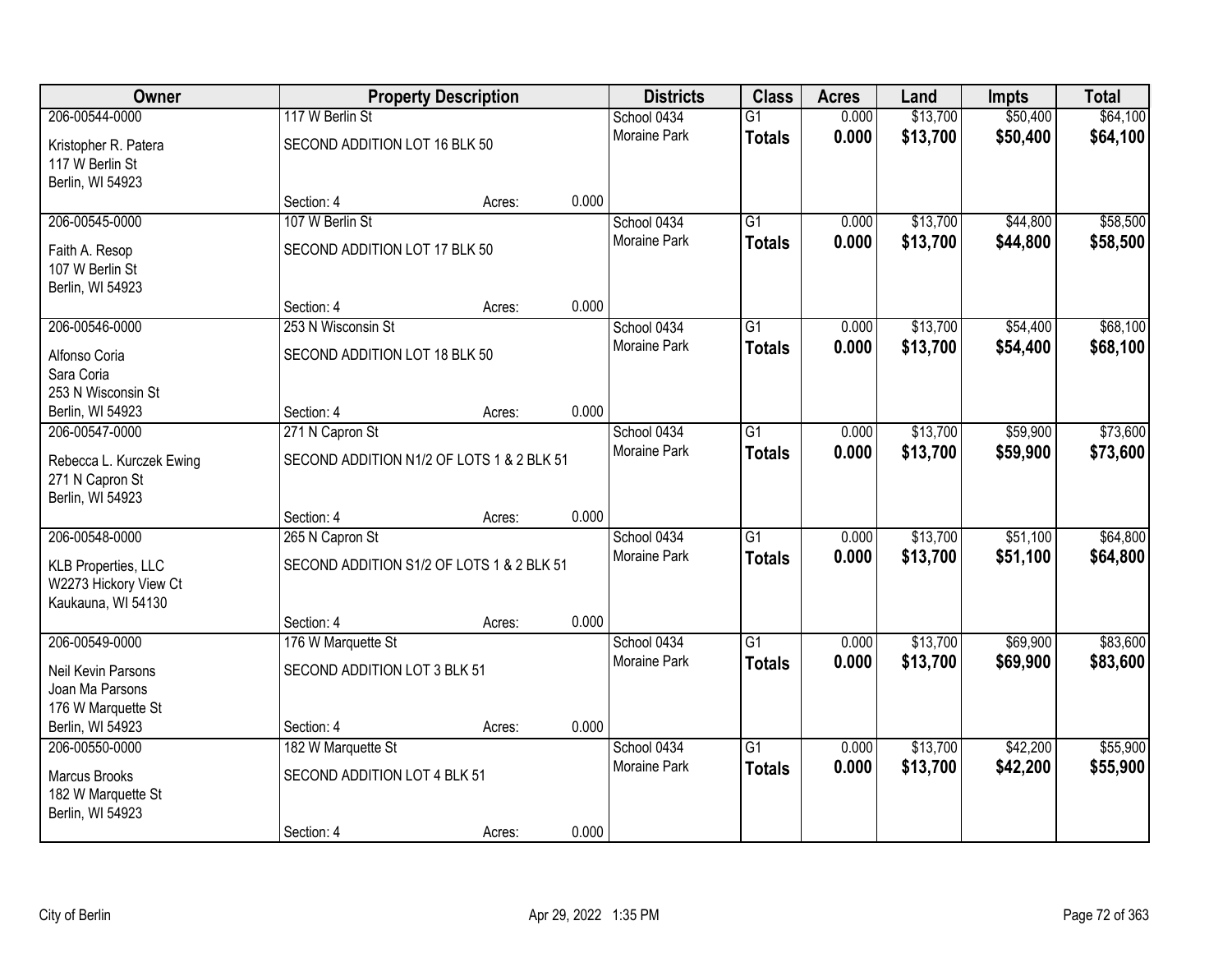| Owner | Property Description | | | Districts | Class | Acres | Land | Impts | Total |
|---|---|---|---|---|---|---|---|---|---|
| 206-00544-0000 | 117 W Berlin St | | | School 0434 | G1 | 0.000 | $13,700 | $50,400 | $64,100 |
| Kristopher R. Patera<br>117 W Berlin St<br>Berlin, WI 54923 | SECOND ADDITION LOT 16 BLK 50 | | | Moraine Park | **Totals** | **0.000** | **$13,700** | **$50,400** | **$64,100** |
| | Section: 4 | Acres: | 0.000 | | | | | | |
| 206-00545-0000 | 107 W Berlin St | | | School 0434 | G1 | 0.000 | $13,700 | $44,800 | $58,500 |
| Faith A. Resop<br>107 W Berlin St<br>Berlin, WI 54923 | SECOND ADDITION LOT 17 BLK 50 | | | Moraine Park | **Totals** | **0.000** | **$13,700** | **$44,800** | **$58,500** |
| | Section: 4 | Acres: | 0.000 | | | | | | |
| 206-00546-0000 | 253 N Wisconsin St | | | School 0434 | G1 | 0.000 | $13,700 | $54,400 | $68,100 |
| Alfonso Coria<br>Sara Coria<br>253 N Wisconsin St<br>Berlin, WI 54923 | SECOND ADDITION LOT 18 BLK 50 | | | Moraine Park | **Totals** | **0.000** | **$13,700** | **$54,400** | **$68,100** |
| | Section: 4 | Acres: | 0.000 | | | | | | |
| 206-00547-0000 | 271 N Capron St | | | School 0434 | G1 | 0.000 | $13,700 | $59,900 | $73,600 |
| Rebecca L. Kurczek Ewing<br>271 N Capron St<br>Berlin, WI 54923 | SECOND ADDITION N1/2 OF LOTS 1 & 2 BLK 51 | | | Moraine Park | **Totals** | **0.000** | **$13,700** | **$59,900** | **$73,600** |
| | Section: 4 | Acres: | 0.000 | | | | | | |
| 206-00548-0000 | 265 N Capron St | | | School 0434 | G1 | 0.000 | $13,700 | $51,100 | $64,800 |
| KLB Properties, LLC<br>W2273 Hickory View Ct<br>Kaukauna, WI 54130 | SECOND ADDITION S1/2 OF LOTS 1 & 2 BLK 51 | | | Moraine Park | **Totals** | **0.000** | **$13,700** | **$51,100** | **$64,800** |
| | Section: 4 | Acres: | 0.000 | | | | | | |
| 206-00549-0000 | 176 W Marquette St | | | School 0434 | G1 | 0.000 | $13,700 | $69,900 | $83,600 |
| Neil Kevin Parsons<br>Joan Ma Parsons<br>176 W Marquette St<br>Berlin, WI 54923 | SECOND ADDITION LOT 3 BLK 51 | | | Moraine Park | **Totals** | **0.000** | **$13,700** | **$69,900** | **$83,600** |
| | Section: 4 | Acres: | 0.000 | | | | | | |
| 206-00550-0000 | 182 W Marquette St | | | School 0434 | G1 | 0.000 | $13,700 | $42,200 | $55,900 |
| Marcus Brooks<br>182 W Marquette St<br>Berlin, WI 54923 | SECOND ADDITION LOT 4 BLK 51 | | | Moraine Park | **Totals** | **0.000** | **$13,700** | **$42,200** | **$55,900** |
| | Section: 4 | Acres: | 0.000 | | | | | | |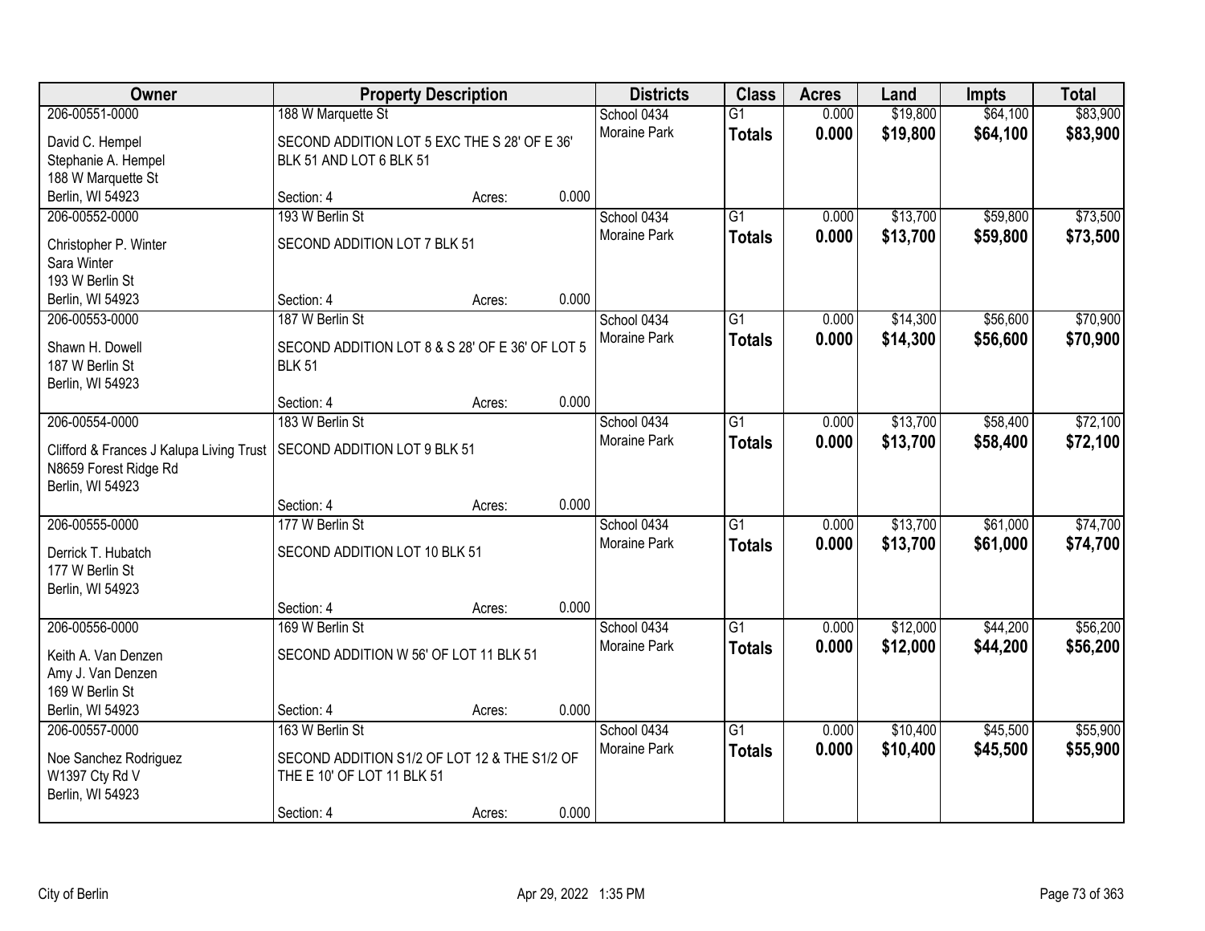| Owner | Property Description | Districts | Class | Acres | Land | Impts | Total |
|---|---|---|---|---|---|---|---|
| 206-00551-0000<br>David C. Hempel<br>Stephanie A. Hempel<br>188 W Marquette St<br>Berlin, WI 54923 | 188 W Marquette St<br>SECOND ADDITION LOT 5 EXC THE S 28' OF E 36' BLK 51 AND LOT 6 BLK 51<br>Section: 4 Acres: 0.000 | School 0434<br>Moraine Park | G1<br>**Totals** | 0.000<br>**0.000** | $19,800<br>**$19,800** | $64,100<br>**$64,100** | $83,900<br>**$83,900** |
| 206-00552-0000<br>Christopher P. Winter<br>Sara Winter<br>193 W Berlin St<br>Berlin, WI 54923 | 193 W Berlin St<br>SECOND ADDITION LOT 7 BLK 51<br>Section: 4 Acres: 0.000 | School 0434<br>Moraine Park | G1<br>**Totals** | 0.000<br>**0.000** | $13,700<br>**$13,700** | $59,800<br>**$59,800** | $73,500<br>**$73,500** |
| 206-00553-0000<br>Shawn H. Dowell<br>187 W Berlin St<br>Berlin, WI 54923 | 187 W Berlin St<br>SECOND ADDITION LOT 8 & S 28' OF E 36' OF LOT 5 BLK 51<br>Section: 4 Acres: 0.000 | School 0434<br>Moraine Park | G1<br>**Totals** | 0.000<br>**0.000** | $14,300<br>**$14,300** | $56,600<br>**$56,600** | $70,900<br>**$70,900** |
| 206-00554-0000<br>Clifford & Frances J Kalupa Living Trust<br>N8659 Forest Ridge Rd<br>Berlin, WI 54923 | 183 W Berlin St<br>SECOND ADDITION LOT 9 BLK 51<br>Section: 4 Acres: 0.000 | School 0434<br>Moraine Park | G1<br>**Totals** | 0.000<br>**0.000** | $13,700<br>**$13,700** | $58,400<br>**$58,400** | $72,100<br>**$72,100** |
| 206-00555-0000<br>Derrick T. Hubatch<br>177 W Berlin St<br>Berlin, WI 54923 | 177 W Berlin St<br>SECOND ADDITION LOT 10 BLK 51<br>Section: 4 Acres: 0.000 | School 0434<br>Moraine Park | G1<br>**Totals** | 0.000<br>**0.000** | $13,700<br>**$13,700** | $61,000<br>**$61,000** | $74,700<br>**$74,700** |
| 206-00556-0000<br>Keith A. Van Denzen<br>Amy J. Van Denzen<br>169 W Berlin St<br>Berlin, WI 54923 | 169 W Berlin St<br>SECOND ADDITION W 56' OF LOT 11 BLK 51<br>Section: 4 Acres: 0.000 | School 0434<br>Moraine Park | G1<br>**Totals** | 0.000<br>**0.000** | $12,000<br>**$12,000** | $44,200<br>**$44,200** | $56,200<br>**$56,200** |
| 206-00557-0000<br>Noe Sanchez Rodriguez<br>W1397 Cty Rd V<br>Berlin, WI 54923 | 163 W Berlin St<br>SECOND ADDITION S1/2 OF LOT 12 & THE S1/2 OF THE E 10' OF LOT 11 BLK 51<br>Section: 4 Acres: 0.000 | School 0434<br>Moraine Park | G1<br>**Totals** | 0.000<br>**0.000** | $10,400<br>**$10,400** | $45,500<br>**$45,500** | $55,900<br>**$55,900** |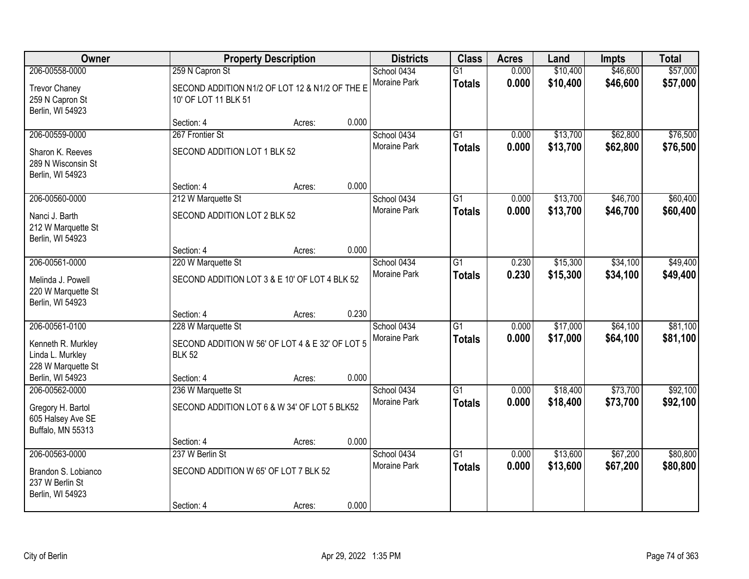| Owner | Property Description | Districts | Class | Acres | Land | Impts | Total |
|---|---|---|---|---|---|---|---|
| 206-00558-0000<br>Trevor Chaney<br>259 N Capron St<br>Berlin, WI 54923 | 259 N Capron St<br>SECOND ADDITION N1/2 OF LOT 12 & N1/2 OF THE E 10' OF LOT 11 BLK 51<br>Section: 4 Acres: 0.000 | School 0434<br>Moraine Park | G1<br>**Totals** | 0.000<br>**0.000** | $10,400<br>**$10,400** | $46,600<br>**$46,600** | $57,000<br>**$57,000** |
| 206-00559-0000<br>Sharon K. Reeves<br>289 N Wisconsin St<br>Berlin, WI 54923 | 267 Frontier St<br>SECOND ADDITION LOT 1 BLK 52<br>Section: 4 Acres: 0.000 | School 0434<br>Moraine Park | G1<br>**Totals** | 0.000<br>**0.000** | $13,700<br>**$13,700** | $62,800<br>**$62,800** | $76,500<br>**$76,500** |
| 206-00560-0000<br>Nanci J. Barth<br>212 W Marquette St<br>Berlin, WI 54923 | 212 W Marquette St<br>SECOND ADDITION LOT 2 BLK 52<br>Section: 4 Acres: 0.000 | School 0434<br>Moraine Park | G1<br>**Totals** | 0.000<br>**0.000** | $13,700<br>**$13,700** | $46,700<br>**$46,700** | $60,400<br>**$60,400** |
| 206-00561-0000<br>Melinda J. Powell<br>220 W Marquette St<br>Berlin, WI 54923 | 220 W Marquette St<br>SECOND ADDITION LOT 3 & E 10' OF LOT 4 BLK 52<br>Section: 4 Acres: 0.230 | School 0434<br>Moraine Park | G1<br>**Totals** | 0.230<br>**0.230** | $15,300<br>**$15,300** | $34,100<br>**$34,100** | $49,400<br>**$49,400** |
| 206-00561-0100<br>Kenneth R. Murkley<br>Linda L. Murkley<br>228 W Marquette St<br>Berlin, WI 54923 | 228 W Marquette St<br>SECOND ADDITION W 56' OF LOT 4 & E 32' OF LOT 5 BLK 52<br>Section: 4 Acres: 0.000 | School 0434<br>Moraine Park | G1<br>**Totals** | 0.000<br>**0.000** | $17,000<br>**$17,000** | $64,100<br>**$64,100** | $81,100<br>**$81,100** |
| 206-00562-0000<br>Gregory H. Bartol<br>605 Halsey Ave SE<br>Buffalo, MN 55313 | 236 W Marquette St<br>SECOND ADDITION LOT 6 & W 34' OF LOT 5 BLK52<br>Section: 4 Acres: 0.000 | School 0434<br>Moraine Park | G1<br>**Totals** | 0.000<br>**0.000** | $18,400<br>**$18,400** | $73,700<br>**$73,700** | $92,100<br>**$92,100** |
| 206-00563-0000<br>Brandon S. Lobianco<br>237 W Berlin St<br>Berlin, WI 54923 | 237 W Berlin St<br>SECOND ADDITION W 65' OF LOT 7 BLK 52<br>Section: 4 Acres: 0.000 | School 0434<br>Moraine Park | G1<br>**Totals** | 0.000<br>**0.000** | $13,600<br>**$13,600** | $67,200<br>**$67,200** | $80,800<br>**$80,800** |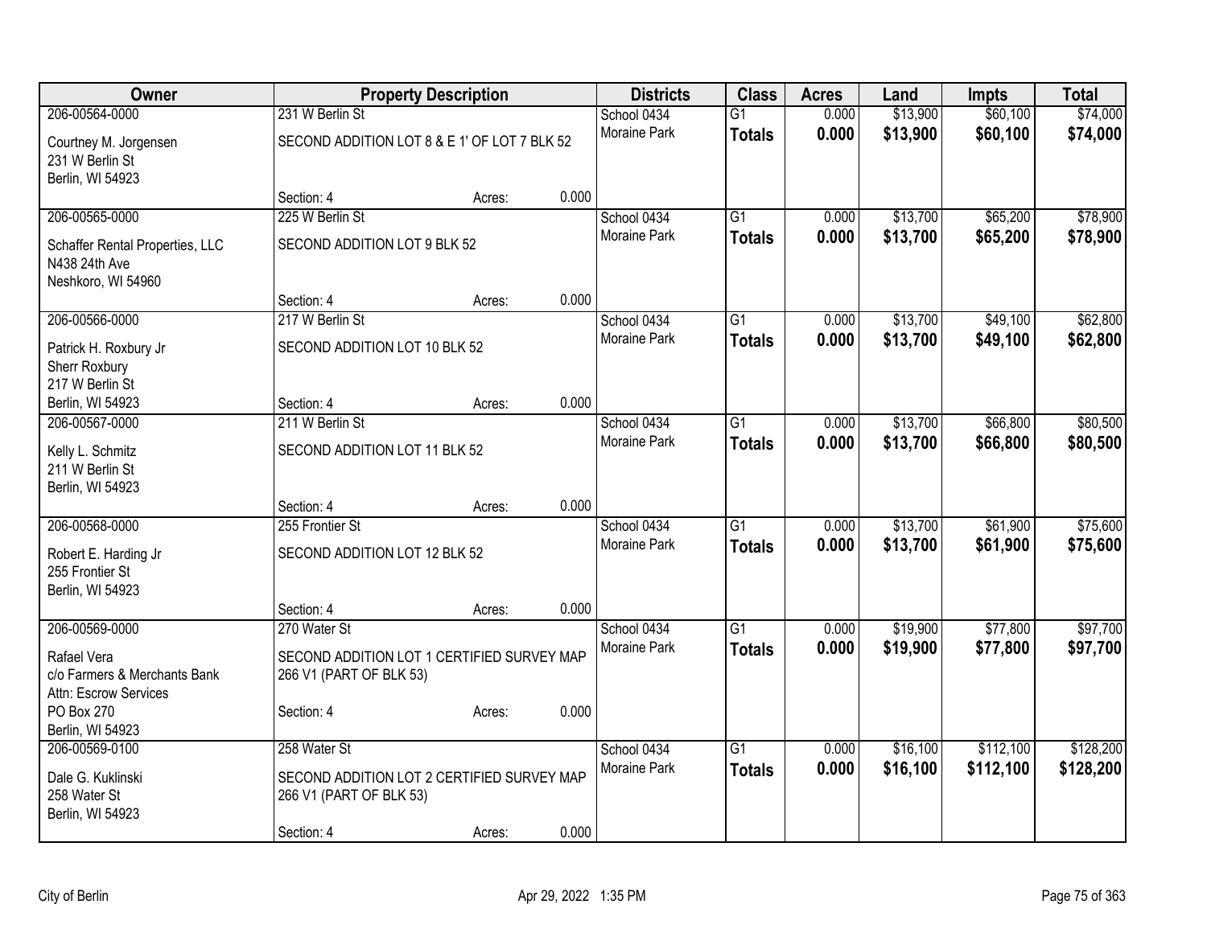| Owner | Property Description | | | Districts | Class | Acres | Land | Impts | Total |
|---|---|---|---|---|---|---|---|---|---|
| 206-00564-0000 | 231 W Berlin St | | | School 0434 | G1 | 0.000 | $13,900 | $60,100 | $74,000 |
| Courtney M. Jorgensen<br>231 W Berlin St<br>Berlin, WI 54923 | SECOND ADDITION LOT 8 & E 1' OF LOT 7 BLK 52 | | | Moraine Park | **Totals** | **0.000** | **$13,900** | **$60,100** | **$74,000** |
| | Section: 4 | Acres: | 0.000 | | | | | | |
| 206-00565-0000 | 225 W Berlin St | | | School 0434 | G1 | 0.000 | $13,700 | $65,200 | $78,900 |
| Schaffer Rental Properties, LLC<br>N438 24th Ave<br>Neshkoro, WI 54960 | SECOND ADDITION LOT 9 BLK 52 | | | Moraine Park | **Totals** | **0.000** | **$13,700** | **$65,200** | **$78,900** |
| | Section: 4 | Acres: | 0.000 | | | | | | |
| 206-00566-0000 | 217 W Berlin St | | | School 0434 | G1 | 0.000 | $13,700 | $49,100 | $62,800 |
| Patrick H. Roxbury Jr<br>Sherr Roxbury<br>217 W Berlin St<br>Berlin, WI 54923 | SECOND ADDITION LOT 10 BLK 52 | | | Moraine Park | **Totals** | **0.000** | **$13,700** | **$49,100** | **$62,800** |
| | Section: 4 | Acres: | 0.000 | | | | | | |
| 206-00567-0000 | 211 W Berlin St | | | School 0434 | G1 | 0.000 | $13,700 | $66,800 | $80,500 |
| Kelly L. Schmitz<br>211 W Berlin St<br>Berlin, WI 54923 | SECOND ADDITION LOT 11 BLK 52 | | | Moraine Park | **Totals** | **0.000** | **$13,700** | **$66,800** | **$80,500** |
| | Section: 4 | Acres: | 0.000 | | | | | | |
| 206-00568-0000 | 255 Frontier St | | | School 0434 | G1 | 0.000 | $13,700 | $61,900 | $75,600 |
| Robert E. Harding Jr<br>255 Frontier St<br>Berlin, WI 54923 | SECOND ADDITION LOT 12 BLK 52 | | | Moraine Park | **Totals** | **0.000** | **$13,700** | **$61,900** | **$75,600** |
| | Section: 4 | Acres: | 0.000 | | | | | | |
| 206-00569-0000 | 270 Water St | | | School 0434 | G1 | 0.000 | $19,900 | $77,800 | $97,700 |
| Rafael Vera<br>c/o Farmers & Merchants Bank<br>Attn: Escrow Services<br>PO Box 270<br>Berlin, WI 54923 | SECOND ADDITION LOT 1 CERTIFIED SURVEY MAP 266 V1 (PART OF BLK 53) | | | Moraine Park | **Totals** | **0.000** | **$19,900** | **$77,800** | **$97,700** |
| | Section: 4 | Acres: | 0.000 | | | | | | |
| 206-00569-0100 | 258 Water St | | | School 0434 | G1 | 0.000 | $16,100 | $112,100 | $128,200 |
| Dale G. Kuklinski<br>258 Water St<br>Berlin, WI 54923 | SECOND ADDITION LOT 2 CERTIFIED SURVEY MAP 266 V1 (PART OF BLK 53) | | | Moraine Park | **Totals** | **0.000** | **$16,100** | **$112,100** | **$128,200** |
| | Section: 4 | Acres: | 0.000 | | | | | | |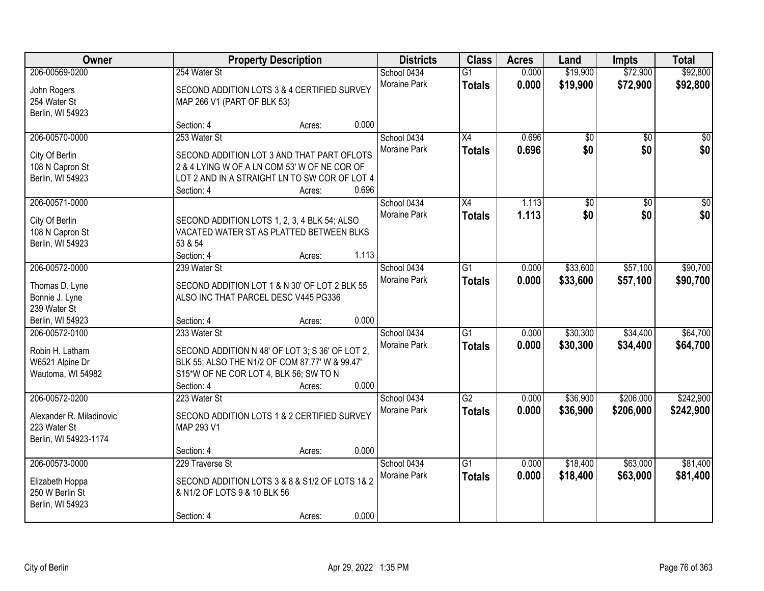| Owner | Property Description | Districts | Class | Acres | Land | Impts | Total |
|---|---|---|---|---|---|---|---|
| 206-00569-0200<br>John Rogers<br>254 Water St<br>Berlin, WI 54923 | 254 Water St<br>SECOND ADDITION LOTS 3 & 4 CERTIFIED SURVEY MAP 266 V1 (PART OF BLK 53)<br>Section: 4 Acres: 0.000 | School 0434<br>Moraine Park | G1<br>**Totals** | 0.000<br>**0.000** | $19,900<br>**$19,900** | $72,900<br>**$72,900** | $92,800<br>**$92,800** |
| 206-00570-0000<br>City Of Berlin<br>108 N Capron St<br>Berlin, WI 54923 | 253 Water St<br>SECOND ADDITION LOT 3 AND THAT PART OFLOTS 2 & 4 LYING W OF A LN COM 53' W OF NE COR OF LOT 2 AND IN A STRAIGHT LN TO SW COR OF LOT 4<br>Section: 4 Acres: 0.696 | School 0434<br>Moraine Park | X4<br>**Totals** | 0.696<br>**0.696** | $0<br>**$0** | $0<br>**$0** | $0<br>**$0** |
| 206-00571-0000<br>City Of Berlin<br>108 N Capron St<br>Berlin, WI 54923 | SECOND ADDITION LOTS 1, 2, 3, 4 BLK 54; ALSO VACATED WATER ST AS PLATTED BETWEEN BLKS 53 & 54<br>Section: 4 Acres: 1.113 | School 0434<br>Moraine Park | X4<br>**Totals** | 1.113<br>**1.113** | $0<br>**$0** | $0<br>**$0** | $0<br>**$0** |
| 206-00572-0000<br>Thomas D. Lyne<br>Bonnie J. Lyne<br>239 Water St<br>Berlin, WI 54923 | 239 Water St<br>SECOND ADDITION LOT 1 & N 30' OF LOT 2 BLK 55 ALSO INC THAT PARCEL DESC V445 PG336<br>Section: 4 Acres: 0.000 | School 0434<br>Moraine Park | G1<br>**Totals** | 0.000<br>**0.000** | $33,600<br>**$33,600** | $57,100<br>**$57,100** | $90,700<br>**$90,700** |
| 206-00572-0100<br>Robin H. Latham<br>W6521 Alpine Dr<br>Wautoma, WI 54982 | 233 Water St<br>SECOND ADDITION N 48' OF LOT 3; S 36' OF LOT 2, BLK 55; ALSO THE N1/2 OF COM 87.77' W & 99.47' S15*W OF NE COR LOT 4, BLK 56; SW TO N<br>Section: 4 Acres: 0.000 | School 0434<br>Moraine Park | G1<br>**Totals** | 0.000<br>**0.000** | $30,300<br>**$30,300** | $34,400<br>**$34,400** | $64,700<br>**$64,700** |
| 206-00572-0200<br>Alexander R. Miladinovic<br>223 Water St<br>Berlin, WI 54923-1174 | 223 Water St<br>SECOND ADDITION LOTS 1 & 2 CERTIFIED SURVEY MAP 293 V1<br>Section: 4 Acres: 0.000 | School 0434<br>Moraine Park | G2<br>**Totals** | 0.000<br>**0.000** | $36,900<br>**$36,900** | $206,000<br>**$206,000** | $242,900<br>**$242,900** |
| 206-00573-0000<br>Elizabeth Hoppa<br>250 W Berlin St<br>Berlin, WI 54923 | 229 Traverse St<br>SECOND ADDITION LOTS 3 & 8 & S1/2 OF LOTS 1& 2 & N1/2 OF LOTS 9 & 10 BLK 56<br>Section: 4 Acres: 0.000 | School 0434<br>Moraine Park | G1<br>**Totals** | 0.000<br>**0.000** | $18,400<br>**$18,400** | $63,000<br>**$63,000** | $81,400<br>**$81,400** |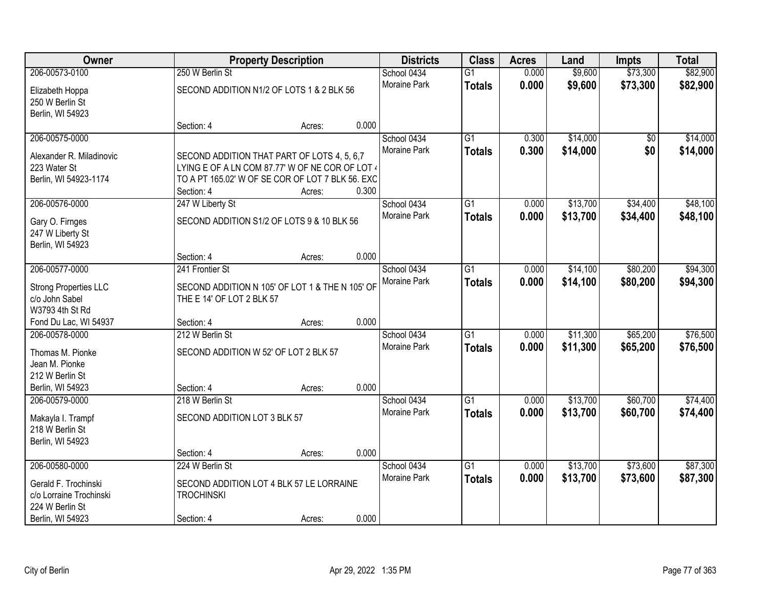| Owner | Property Description | Districts | Class | Acres | Land | Impts | Total |
|---|---|---|---|---|---|---|---|
| 206-00573-0100<br>Elizabeth Hoppa<br>250 W Berlin St<br>Berlin, WI 54923 | 250 W Berlin St<br>SECOND ADDITION N1/2 OF LOTS 1 & 2 BLK 56<br>Section: 4 Acres: 0.000 | School 0434<br>Moraine Park | G1<br>**Totals** | 0.000<br>**0.000** | $9,600<br>**$9,600** | $73,300<br>**$73,300** | $82,900<br>**$82,900** |
| 206-00575-0000<br>Alexander R. Miladinovic<br>223 Water St<br>Berlin, WI 54923-1174 | SECOND ADDITION THAT PART OF LOTS 4, 5, 6,7 LYING E OF A LN COM 87.77' W OF NE COR OF LOT 4 TO A PT 165.02' W OF SE COR OF LOT 7 BLK 56. EXC<br>Section: 4 Acres: 0.300 | School 0434<br>Moraine Park | G1<br>**Totals** | 0.300<br>**0.300** | $14,000<br>**$14,000** | $0<br>**$0** | $14,000<br>**$14,000** |
| 206-00576-0000<br>Gary O. Firnges<br>247 W Liberty St<br>Berlin, WI 54923 | 247 W Liberty St<br>SECOND ADDITION S1/2 OF LOTS 9 & 10 BLK 56<br>Section: 4 Acres: 0.000 | School 0434<br>Moraine Park | G1<br>**Totals** | 0.000<br>**0.000** | $13,700<br>**$13,700** | $34,400<br>**$34,400** | $48,100<br>**$48,100** |
| 206-00577-0000<br>Strong Properties LLC<br>c/o John Sabel<br>W3793 4th St Rd<br>Fond Du Lac, WI 54937 | 241 Frontier St<br>SECOND ADDITION N 105' OF LOT 1 & THE N 105' OF THE E 14' OF LOT 2 BLK 57<br>Section: 4 Acres: 0.000 | School 0434<br>Moraine Park | G1<br>**Totals** | 0.000<br>**0.000** | $14,100<br>**$14,100** | $80,200<br>**$80,200** | $94,300<br>**$94,300** |
| 206-00578-0000<br>Thomas M. Pionke<br>Jean M. Pionke<br>212 W Berlin St<br>Berlin, WI 54923 | 212 W Berlin St<br>SECOND ADDITION W 52' OF LOT 2 BLK 57<br>Section: 4 Acres: 0.000 | School 0434<br>Moraine Park | G1<br>**Totals** | 0.000<br>**0.000** | $11,300<br>**$11,300** | $65,200<br>**$65,200** | $76,500<br>**$76,500** |
| 206-00579-0000<br>Makayla I. Trampf<br>218 W Berlin St<br>Berlin, WI 54923 | 218 W Berlin St<br>SECOND ADDITION LOT 3 BLK 57<br>Section: 4 Acres: 0.000 | School 0434<br>Moraine Park | G1<br>**Totals** | 0.000<br>**0.000** | $13,700<br>**$13,700** | $60,700<br>**$60,700** | $74,400<br>**$74,400** |
| 206-00580-0000<br>Gerald F. Trochinski<br>c/o Lorraine Trochinski<br>224 W Berlin St<br>Berlin, WI 54923 | 224 W Berlin St<br>SECOND ADDITION LOT 4 BLK 57 LE LORRAINE TROCHINSKI<br>Section: 4 Acres: 0.000 | School 0434<br>Moraine Park | G1<br>**Totals** | 0.000<br>**0.000** | $13,700<br>**$13,700** | $73,600<br>**$73,600** | $87,300<br>**$87,300** |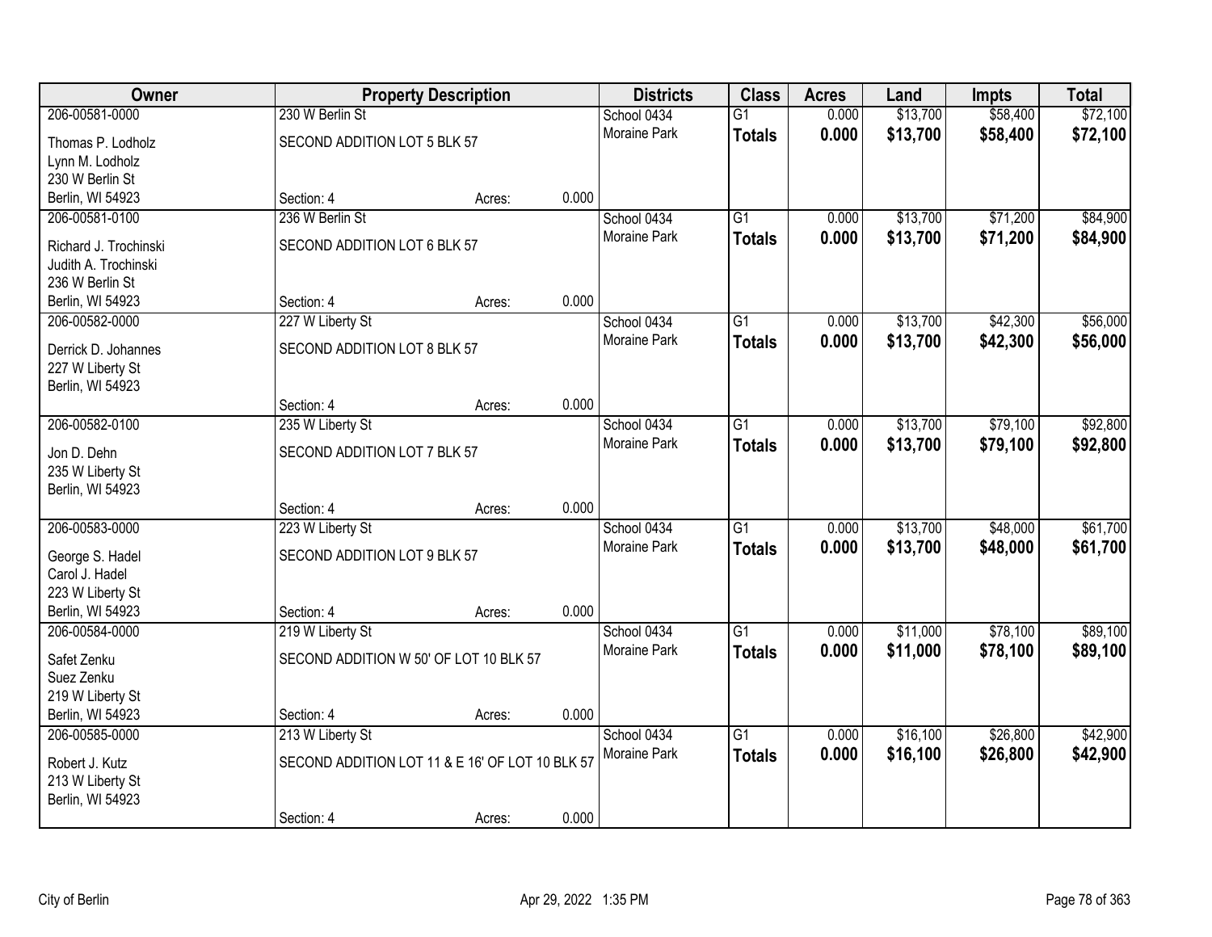| Owner | Property Description | | | Districts | Class | Acres | Land | Impts | Total |
|---|---|---|---|---|---|---|---|---|---|
| 206-00581-0000 | 230 W Berlin St | | | School 0434 | G1 | 0.000 | $13,700 | $58,400 | $72,100 |
| Thomas P. Lodholz<br>Lynn M. Lodholz<br>230 W Berlin St<br>Berlin, WI 54923 | SECOND ADDITION LOT 5 BLK 57 | | | Moraine Park | **Totals** | **0.000** | **$13,700** | **$58,400** | **$72,100** |
| | Section: 4 | Acres: | 0.000 | | | | | | |
| 206-00581-0100 | 236 W Berlin St | | | School 0434 | G1 | 0.000 | $13,700 | $71,200 | $84,900 |
| Richard J. Trochinski<br>Judith A. Trochinski<br>236 W Berlin St<br>Berlin, WI 54923 | SECOND ADDITION LOT 6 BLK 57 | | | Moraine Park | **Totals** | **0.000** | **$13,700** | **$71,200** | **$84,900** |
| | Section: 4 | Acres: | 0.000 | | | | | | |
| 206-00582-0000 | 227 W Liberty St | | | School 0434 | G1 | 0.000 | $13,700 | $42,300 | $56,000 |
| Derrick D. Johannes<br>227 W Liberty St<br>Berlin, WI 54923 | SECOND ADDITION LOT 8 BLK 57 | | | Moraine Park | **Totals** | **0.000** | **$13,700** | **$42,300** | **$56,000** |
| | Section: 4 | Acres: | 0.000 | | | | | | |
| 206-00582-0100 | 235 W Liberty St | | | School 0434 | G1 | 0.000 | $13,700 | $79,100 | $92,800 |
| Jon D. Dehn<br>235 W Liberty St<br>Berlin, WI 54923 | SECOND ADDITION LOT 7 BLK 57 | | | Moraine Park | **Totals** | **0.000** | **$13,700** | **$79,100** | **$92,800** |
| | Section: 4 | Acres: | 0.000 | | | | | | |
| 206-00583-0000 | 223 W Liberty St | | | School 0434 | G1 | 0.000 | $13,700 | $48,000 | $61,700 |
| George S. Hadel<br>Carol J. Hadel<br>223 W Liberty St<br>Berlin, WI 54923 | SECOND ADDITION LOT 9 BLK 57 | | | Moraine Park | **Totals** | **0.000** | **$13,700** | **$48,000** | **$61,700** |
| | Section: 4 | Acres: | 0.000 | | | | | | |
| 206-00584-0000 | 219 W Liberty St | | | School 0434 | G1 | 0.000 | $11,000 | $78,100 | $89,100 |
| Safet Zenku<br>Suez Zenku<br>219 W Liberty St<br>Berlin, WI 54923 | SECOND ADDITION W 50' OF LOT 10 BLK 57 | | | Moraine Park | **Totals** | **0.000** | **$11,000** | **$78,100** | **$89,100** |
| | Section: 4 | Acres: | 0.000 | | | | | | |
| 206-00585-0000 | 213 W Liberty St | | | School 0434 | G1 | 0.000 | $16,100 | $26,800 | $42,900 |
| Robert J. Kutz<br>213 W Liberty St<br>Berlin, WI 54923 | SECOND ADDITION LOT 11 & E 16' OF LOT 10 BLK 57 | | | Moraine Park | **Totals** | **0.000** | **$16,100** | **$26,800** | **$42,900** |
| | Section: 4 | Acres: | 0.000 | | | | | | |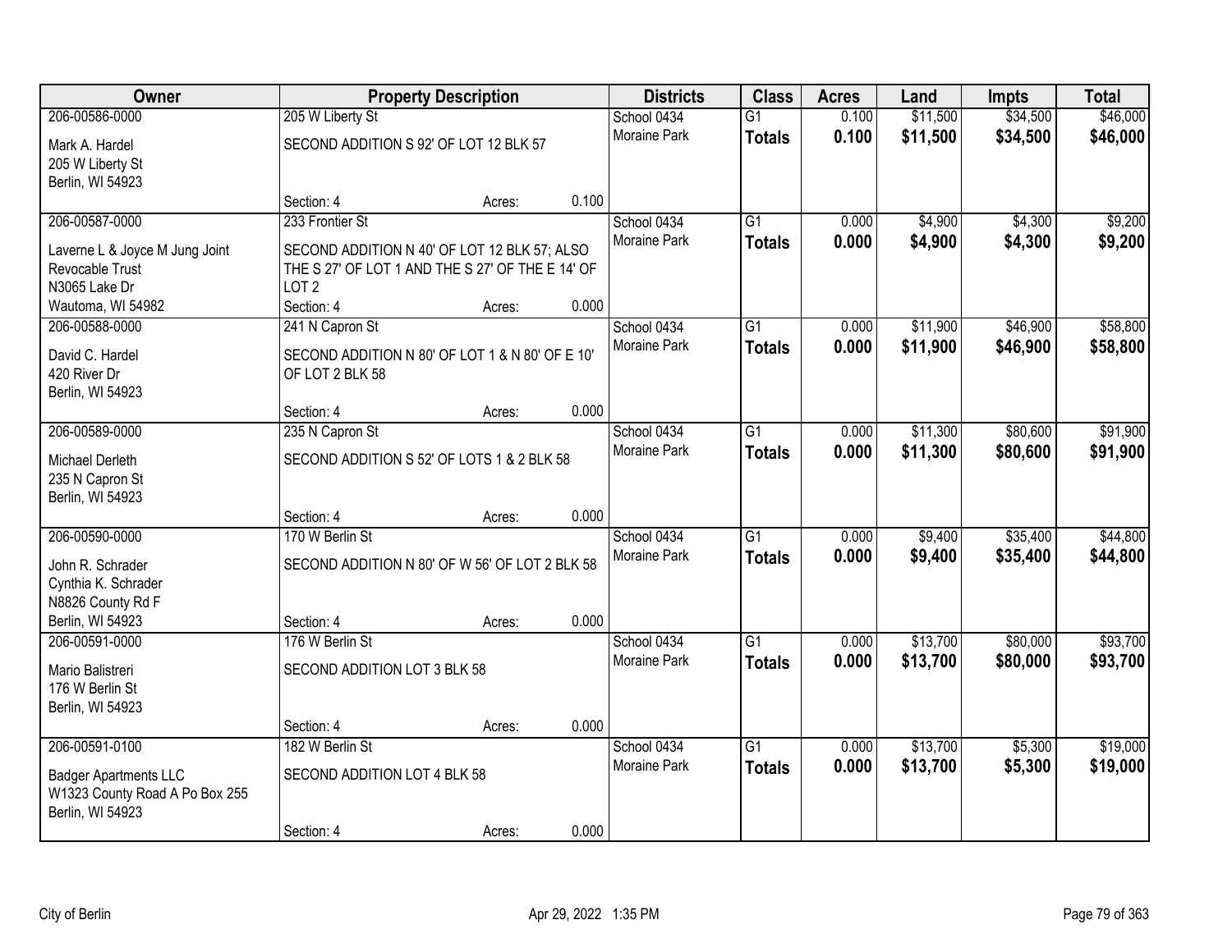| Owner | Property Description | Districts | Class | Acres | Land | Impts | Total |
|---|---|---|---|---|---|---|---|
| 206-00586-0000<br>Mark A. Hardel<br>205 W Liberty St<br>Berlin, WI 54923 | 205 W Liberty St<br>SECOND ADDITION S 92' OF LOT 12 BLK 57<br>Section: 4 Acres: 0.100 | School 0434<br>Moraine Park | G1<br>**Totals** | 0.100<br>**0.100** | $11,500<br>**$11,500** | $34,500<br>**$34,500** | $46,000<br>**$46,000** |
| 206-00587-0000<br>Laverne L & Joyce M Jung Joint Revocable Trust<br>N3065 Lake Dr<br>Wautoma, WI 54982 | 233 Frontier St<br>SECOND ADDITION N 40' OF LOT 12 BLK 57; ALSO THE S 27' OF LOT 1 AND THE S 27' OF THE E 14' OF LOT 2<br>Section: 4 Acres: 0.000 | School 0434<br>Moraine Park | G1<br>**Totals** | 0.000<br>**0.000** | $4,900<br>**$4,900** | $4,300<br>**$4,300** | $9,200<br>**$9,200** |
| 206-00588-0000<br>David C. Hardel<br>420 River Dr<br>Berlin, WI 54923 | 241 N Capron St<br>SECOND ADDITION N 80' OF LOT 1 & N 80' OF E 10' OF LOT 2 BLK 58<br>Section: 4 Acres: 0.000 | School 0434<br>Moraine Park | G1<br>**Totals** | 0.000<br>**0.000** | $11,900<br>**$11,900** | $46,900<br>**$46,900** | $58,800<br>**$58,800** |
| 206-00589-0000<br>Michael Derleth<br>235 N Capron St<br>Berlin, WI 54923 | 235 N Capron St<br>SECOND ADDITION S 52' OF LOTS 1 & 2 BLK 58<br>Section: 4 Acres: 0.000 | School 0434<br>Moraine Park | G1<br>**Totals** | 0.000<br>**0.000** | $11,300<br>**$11,300** | $80,600<br>**$80,600** | $91,900<br>**$91,900** |
| 206-00590-0000<br>John R. Schrader<br>Cynthia K. Schrader<br>N8826 County Rd F<br>Berlin, WI 54923 | 170 W Berlin St<br>SECOND ADDITION N 80' OF W 56' OF LOT 2 BLK 58<br>Section: 4 Acres: 0.000 | School 0434<br>Moraine Park | G1<br>**Totals** | 0.000<br>**0.000** | $9,400<br>**$9,400** | $35,400<br>**$35,400** | $44,800<br>**$44,800** |
| 206-00591-0000<br>Mario Balistreri<br>176 W Berlin St<br>Berlin, WI 54923 | 176 W Berlin St<br>SECOND ADDITION LOT 3 BLK 58<br>Section: 4 Acres: 0.000 | School 0434<br>Moraine Park | G1<br>**Totals** | 0.000<br>**0.000** | $13,700<br>**$13,700** | $80,000<br>**$80,000** | $93,700<br>**$93,700** |
| 206-00591-0100<br>Badger Apartments LLC<br>W1323 County Road A Po Box 255<br>Berlin, WI 54923 | 182 W Berlin St<br>SECOND ADDITION LOT 4 BLK 58<br>Section: 4 Acres: 0.000 | School 0434<br>Moraine Park | G1<br>**Totals** | 0.000<br>**0.000** | $13,700<br>**$13,700** | $5,300<br>**$5,300** | $19,000<br>**$19,000** |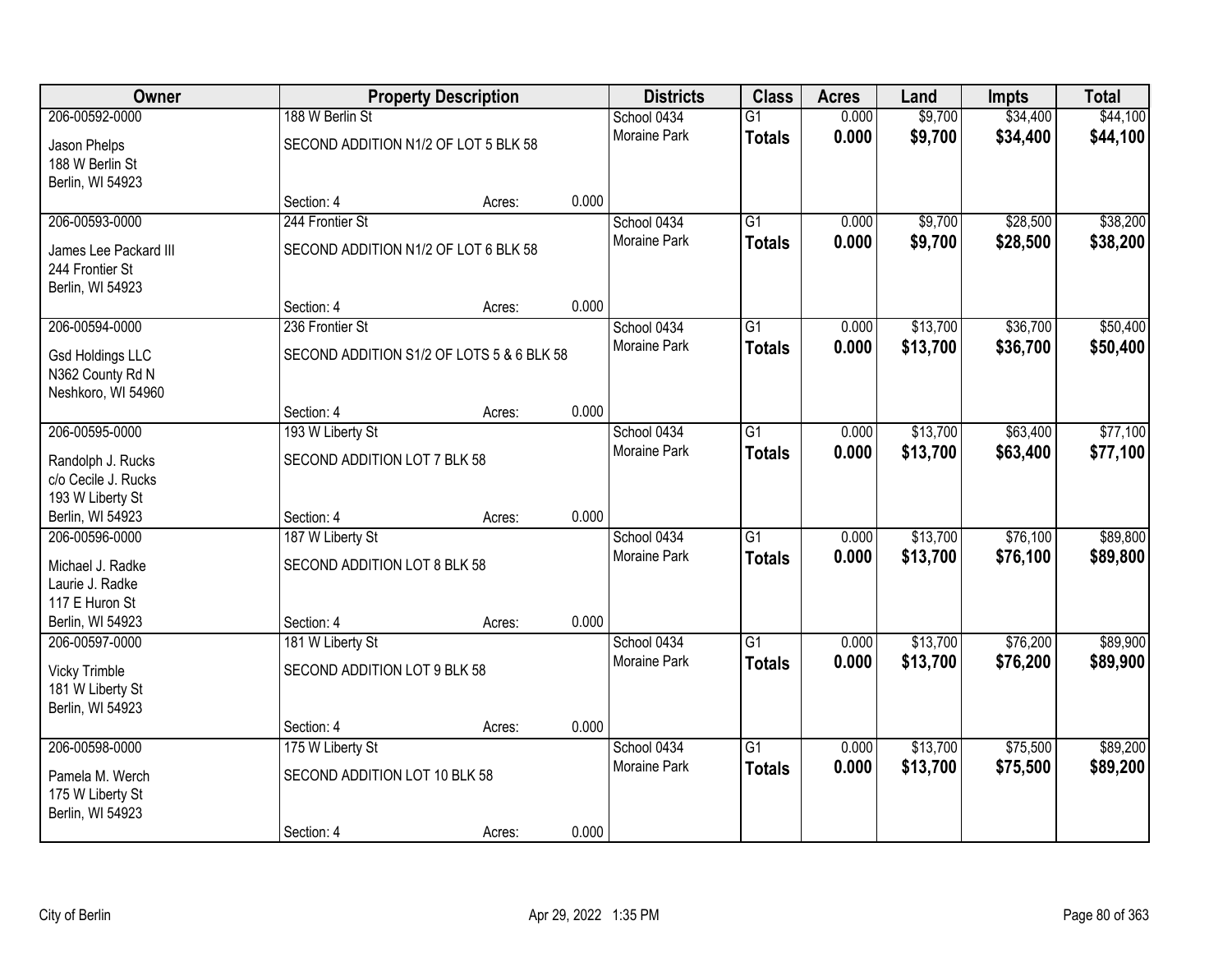| Owner | Property Description | | | Districts | Class | Acres | Land | Impts | Total |
|---|---|---|---|---|---|---|---|---|---|
| 206-00592-0000 | 188 W Berlin St | | | School 0434 | G1 | 0.000 | $9,700 | $34,400 | $44,100 |
| Jason Phelps<br>188 W Berlin St<br>Berlin, WI 54923 | SECOND ADDITION N1/2 OF LOT 5 BLK 58 | | | Moraine Park | **Totals** | **0.000** | **$9,700** | **$34,400** | **$44,100** |
| | Section: 4 | Acres: | 0.000 | | | | | | |
| 206-00593-0000 | 244 Frontier St | | | School 0434 | G1 | 0.000 | $9,700 | $28,500 | $38,200 |
| James Lee Packard III<br>244 Frontier St<br>Berlin, WI 54923 | SECOND ADDITION N1/2 OF LOT 6 BLK 58 | | | Moraine Park | **Totals** | **0.000** | **$9,700** | **$28,500** | **$38,200** |
| | Section: 4 | Acres: | 0.000 | | | | | | |
| 206-00594-0000 | 236 Frontier St | | | School 0434 | G1 | 0.000 | $13,700 | $36,700 | $50,400 |
| Gsd Holdings LLC<br>N362 County Rd N<br>Neshkoro, WI 54960 | SECOND ADDITION S1/2 OF LOTS 5 & 6 BLK 58 | | | Moraine Park | **Totals** | **0.000** | **$13,700** | **$36,700** | **$50,400** |
| | Section: 4 | Acres: | 0.000 | | | | | | |
| 206-00595-0000 | 193 W Liberty St | | | School 0434 | G1 | 0.000 | $13,700 | $63,400 | $77,100 |
| Randolph J. Rucks<br>c/o Cecile J. Rucks<br>193 W Liberty St<br>Berlin, WI 54923 | SECOND ADDITION LOT 7 BLK 58 | | | Moraine Park | **Totals** | **0.000** | **$13,700** | **$63,400** | **$77,100** |
| | Section: 4 | Acres: | 0.000 | | | | | | |
| 206-00596-0000 | 187 W Liberty St | | | School 0434 | G1 | 0.000 | $13,700 | $76,100 | $89,800 |
| Michael J. Radke<br>Laurie J. Radke<br>117 E Huron St<br>Berlin, WI 54923 | SECOND ADDITION LOT 8 BLK 58 | | | Moraine Park | **Totals** | **0.000** | **$13,700** | **$76,100** | **$89,800** |
| | Section: 4 | Acres: | 0.000 | | | | | | |
| 206-00597-0000 | 181 W Liberty St | | | School 0434 | G1 | 0.000 | $13,700 | $76,200 | $89,900 |
| Vicky Trimble<br>181 W Liberty St<br>Berlin, WI 54923 | SECOND ADDITION LOT 9 BLK 58 | | | Moraine Park | **Totals** | **0.000** | **$13,700** | **$76,200** | **$89,900** |
| | Section: 4 | Acres: | 0.000 | | | | | | |
| 206-00598-0000 | 175 W Liberty St | | | School 0434 | G1 | 0.000 | $13,700 | $75,500 | $89,200 |
| Pamela M. Werch<br>175 W Liberty St<br>Berlin, WI 54923 | SECOND ADDITION LOT 10 BLK 58 | | | Moraine Park | **Totals** | **0.000** | **$13,700** | **$75,500** | **$89,200** |
| | Section: 4 | Acres: | 0.000 | | | | | | |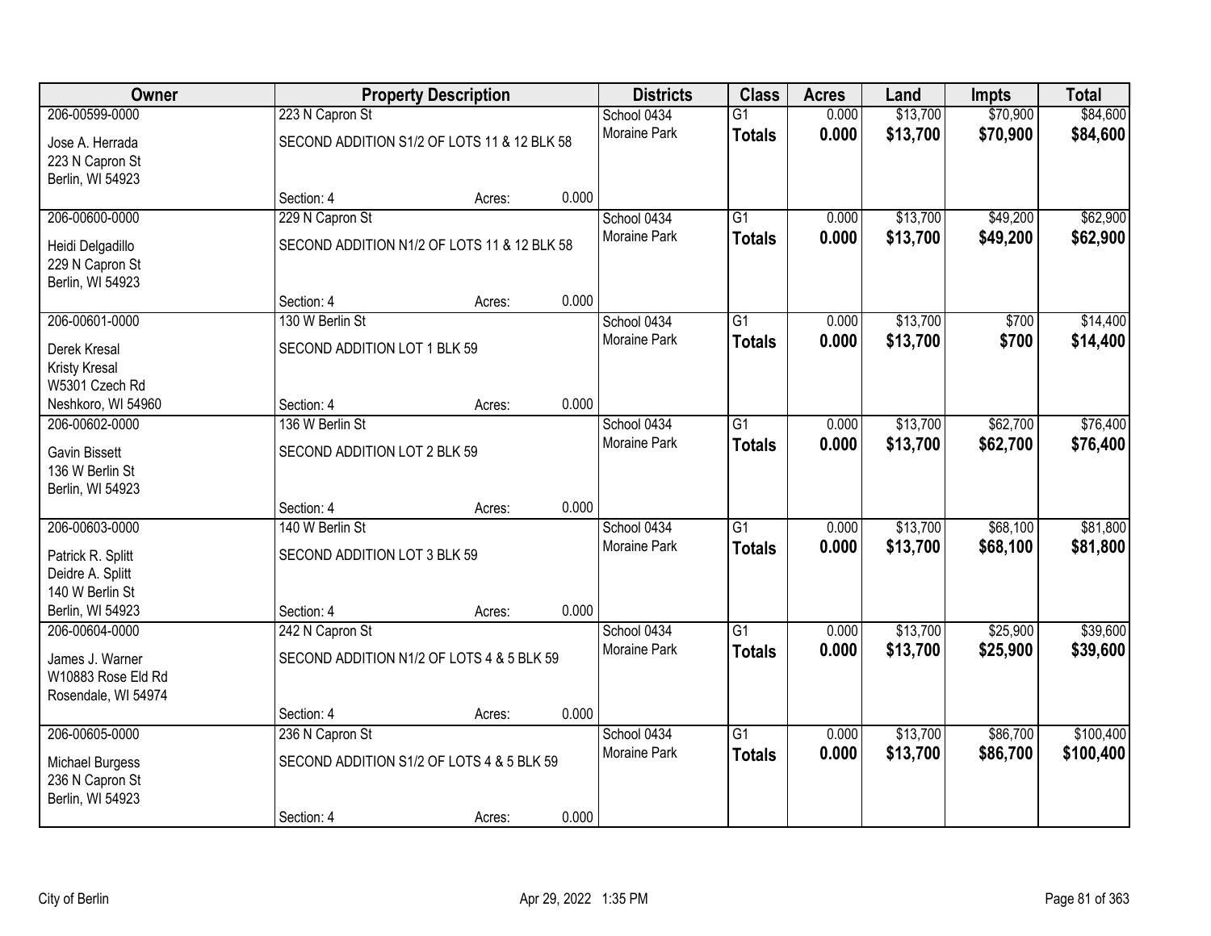| Owner | Property Description | | | Districts | Class | Acres | Land | Impts | Total |
|---|---|---|---|---|---|---|---|---|---|
| 206-00599-0000 | 223 N Capron St | | | School 0434 | G1 | 0.000 | $13,700 | $70,900 | $84,600 |
| Jose A. Herrada<br>223 N Capron St<br>Berlin, WI 54923 | SECOND ADDITION S1/2 OF LOTS 11 & 12 BLK 58 | | | Moraine Park | **Totals** | **0.000** | **$13,700** | **$70,900** | **$84,600** |
| | Section: 4 | Acres: | 0.000 | | | | | | |
| 206-00600-0000 | 229 N Capron St | | | School 0434 | G1 | 0.000 | $13,700 | $49,200 | $62,900 |
| Heidi Delgadillo<br>229 N Capron St<br>Berlin, WI 54923 | SECOND ADDITION N1/2 OF LOTS 11 & 12 BLK 58 | | | Moraine Park | **Totals** | **0.000** | **$13,700** | **$49,200** | **$62,900** |
| | Section: 4 | Acres: | 0.000 | | | | | | |
| 206-00601-0000 | 130 W Berlin St | | | School 0434 | G1 | 0.000 | $13,700 | $700 | $14,400 |
| Derek Kresal<br>Kristy Kresal<br>W5301 Czech Rd<br>Neshkoro, WI 54960 | SECOND ADDITION LOT 1 BLK 59 | | | Moraine Park | **Totals** | **0.000** | **$13,700** | **$700** | **$14,400** |
| | Section: 4 | Acres: | 0.000 | | | | | | |
| 206-00602-0000 | 136 W Berlin St | | | School 0434 | G1 | 0.000 | $13,700 | $62,700 | $76,400 |
| Gavin Bissett<br>136 W Berlin St<br>Berlin, WI 54923 | SECOND ADDITION LOT 2 BLK 59 | | | Moraine Park | **Totals** | **0.000** | **$13,700** | **$62,700** | **$76,400** |
| | Section: 4 | Acres: | 0.000 | | | | | | |
| 206-00603-0000 | 140 W Berlin St | | | School 0434 | G1 | 0.000 | $13,700 | $68,100 | $81,800 |
| Patrick R. Splitt<br>Deidre A. Splitt<br>140 W Berlin St<br>Berlin, WI 54923 | SECOND ADDITION LOT 3 BLK 59 | | | Moraine Park | **Totals** | **0.000** | **$13,700** | **$68,100** | **$81,800** |
| | Section: 4 | Acres: | 0.000 | | | | | | |
| 206-00604-0000 | 242 N Capron St | | | School 0434 | G1 | 0.000 | $13,700 | $25,900 | $39,600 |
| James J. Warner<br>W10883 Rose Eld Rd<br>Rosendale, WI 54974 | SECOND ADDITION N1/2 OF LOTS 4 & 5 BLK 59 | | | Moraine Park | **Totals** | **0.000** | **$13,700** | **$25,900** | **$39,600** |
| | Section: 4 | Acres: | 0.000 | | | | | | |
| 206-00605-0000 | 236 N Capron St | | | School 0434 | G1 | 0.000 | $13,700 | $86,700 | $100,400 |
| Michael Burgess<br>236 N Capron St<br>Berlin, WI 54923 | SECOND ADDITION S1/2 OF LOTS 4 & 5 BLK 59 | | | Moraine Park | **Totals** | **0.000** | **$13,700** | **$86,700** | **$100,400** |
| | Section: 4 | Acres: | 0.000 | | | | | | |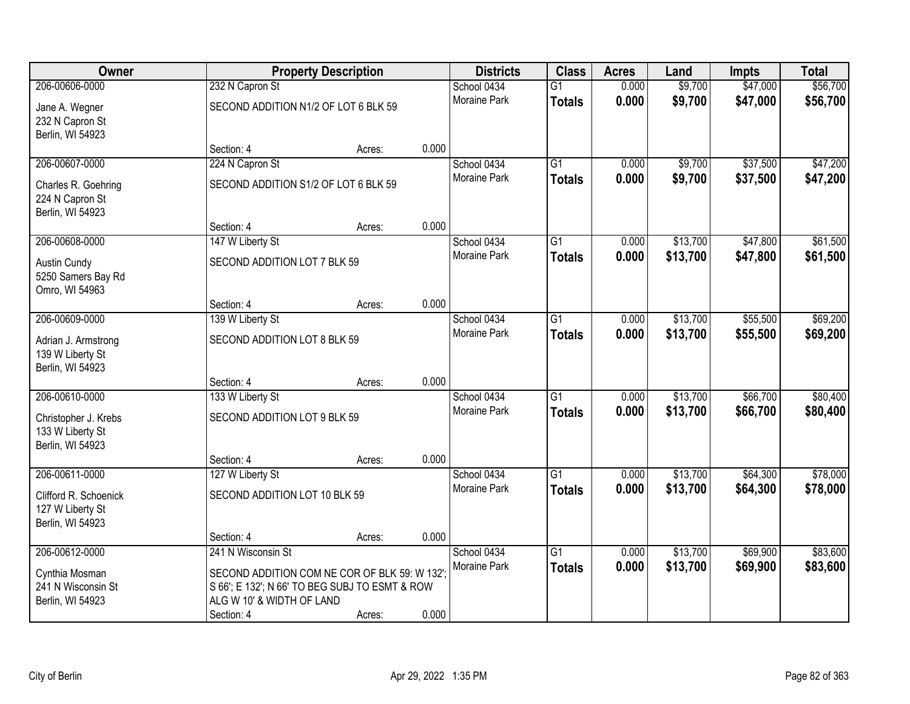| Owner | Property Description | | | Districts | Class | Acres | Land | Impts | Total |
|---|---|---|---|---|---|---|---|---|---|
| 206-00606-0000 | 232 N Capron St | | | School 0434 | G1 | 0.000 | $9,700 | $47,000 | $56,700 |
| Jane A. Wegner<br>232 N Capron St<br>Berlin, WI 54923 | SECOND ADDITION N1/2 OF LOT 6 BLK 59 | | | Moraine Park | **Totals** | **0.000** | **$9,700** | **$47,000** | **$56,700** |
| | Section: 4 | Acres: | 0.000 | | | | | | |
| 206-00607-0000 | 224 N Capron St | | | School 0434 | G1 | 0.000 | $9,700 | $37,500 | $47,200 |
| Charles R. Goehring<br>224 N Capron St<br>Berlin, WI 54923 | SECOND ADDITION S1/2 OF LOT 6 BLK 59 | | | Moraine Park | **Totals** | **0.000** | **$9,700** | **$37,500** | **$47,200** |
| | Section: 4 | Acres: | 0.000 | | | | | | |
| 206-00608-0000 | 147 W Liberty St | | | School 0434 | G1 | 0.000 | $13,700 | $47,800 | $61,500 |
| Austin Cundy<br>5250 Samers Bay Rd<br>Omro, WI 54963 | SECOND ADDITION LOT 7 BLK 59 | | | Moraine Park | **Totals** | **0.000** | **$13,700** | **$47,800** | **$61,500** |
| | Section: 4 | Acres: | 0.000 | | | | | | |
| 206-00609-0000 | 139 W Liberty St | | | School 0434 | G1 | 0.000 | $13,700 | $55,500 | $69,200 |
| Adrian J. Armstrong<br>139 W Liberty St<br>Berlin, WI 54923 | SECOND ADDITION LOT 8 BLK 59 | | | Moraine Park | **Totals** | **0.000** | **$13,700** | **$55,500** | **$69,200** |
| | Section: 4 | Acres: | 0.000 | | | | | | |
| 206-00610-0000 | 133 W Liberty St | | | School 0434 | G1 | 0.000 | $13,700 | $66,700 | $80,400 |
| Christopher J. Krebs<br>133 W Liberty St<br>Berlin, WI 54923 | SECOND ADDITION LOT 9 BLK 59 | | | Moraine Park | **Totals** | **0.000** | **$13,700** | **$66,700** | **$80,400** |
| | Section: 4 | Acres: | 0.000 | | | | | | |
| 206-00611-0000 | 127 W Liberty St | | | School 0434 | G1 | 0.000 | $13,700 | $64,300 | $78,000 |
| Clifford R. Schoenick<br>127 W Liberty St<br>Berlin, WI 54923 | SECOND ADDITION LOT 10 BLK 59 | | | Moraine Park | **Totals** | **0.000** | **$13,700** | **$64,300** | **$78,000** |
| | Section: 4 | Acres: | 0.000 | | | | | | |
| 206-00612-0000 | 241 N Wisconsin St | | | School 0434 | G1 | 0.000 | $13,700 | $69,900 | $83,600 |
| Cynthia Mosman<br>241 N Wisconsin St<br>Berlin, WI 54923 | SECOND ADDITION COM NE COR OF BLK 59: W 132'; S 66'; E 132'; N 66' TO BEG SUBJ TO ESMT & ROW ALG W 10' & WIDTH OF LAND | | | Moraine Park | **Totals** | **0.000** | **$13,700** | **$69,900** | **$83,600** |
| | Section: 4 | Acres: | 0.000 | | | | | | |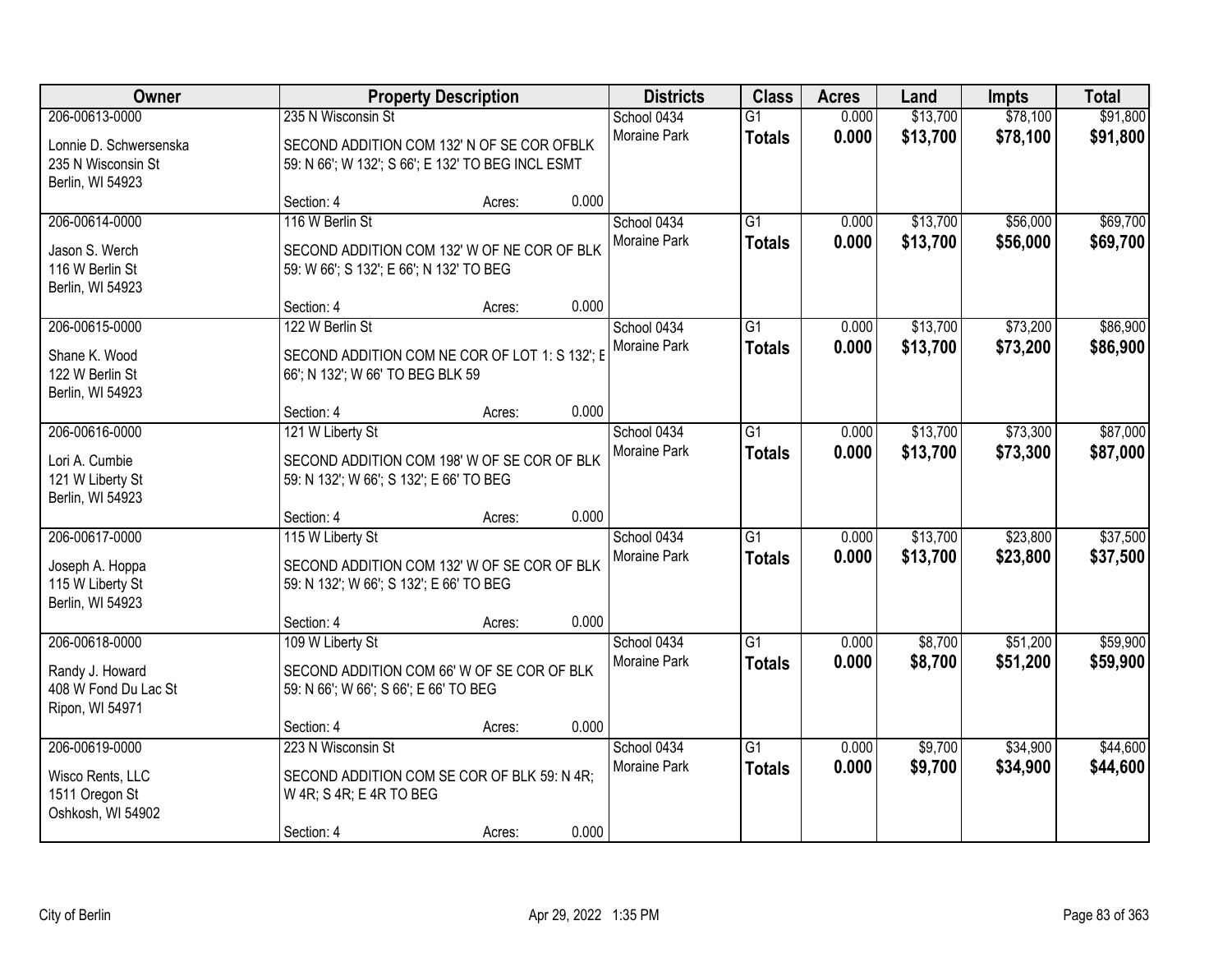| Owner | Property Description | Districts | Class | Acres | Land | Impts | Total |
|---|---|---|---|---|---|---|---|
| 206-00613-0000<br>Lonnie D. Schwersenska<br>235 N Wisconsin St<br>Berlin, WI 54923 | 235 N Wisconsin St<br>SECOND ADDITION COM 132' N OF SE COR OFBLK 59: N 66'; W 132'; S 66'; E 132' TO BEG INCL ESMT<br>Section: 4 Acres: 0.000 | School 0434<br>Moraine Park | G1<br>**Totals** | 0.000<br>**0.000** | $13,700<br>**$13,700** | $78,100<br>**$78,100** | $91,800<br>**$91,800** |
| 206-00614-0000<br>Jason S. Werch<br>116 W Berlin St<br>Berlin, WI 54923 | 116 W Berlin St<br>SECOND ADDITION COM 132' W OF NE COR OF BLK 59: W 66'; S 132'; E 66'; N 132' TO BEG<br>Section: 4 Acres: 0.000 | School 0434<br>Moraine Park | G1<br>**Totals** | 0.000<br>**0.000** | $13,700<br>**$13,700** | $56,000<br>**$56,000** | $69,700<br>**$69,700** |
| 206-00615-0000<br>Shane K. Wood<br>122 W Berlin St<br>Berlin, WI 54923 | 122 W Berlin St<br>SECOND ADDITION COM NE COR OF LOT 1: S 132'; E 66'; N 132'; W 66' TO BEG BLK 59<br>Section: 4 Acres: 0.000 | School 0434<br>Moraine Park | G1<br>**Totals** | 0.000<br>**0.000** | $13,700<br>**$13,700** | $73,200<br>**$73,200** | $86,900<br>**$86,900** |
| 206-00616-0000<br>Lori A. Cumbie<br>121 W Liberty St<br>Berlin, WI 54923 | 121 W Liberty St<br>SECOND ADDITION COM 198' W OF SE COR OF BLK 59: N 132'; W 66'; S 132'; E 66' TO BEG<br>Section: 4 Acres: 0.000 | School 0434<br>Moraine Park | G1<br>**Totals** | 0.000<br>**0.000** | $13,700<br>**$13,700** | $73,300<br>**$73,300** | $87,000<br>**$87,000** |
| 206-00617-0000<br>Joseph A. Hoppa<br>115 W Liberty St<br>Berlin, WI 54923 | 115 W Liberty St<br>SECOND ADDITION COM 132' W OF SE COR OF BLK 59: N 132'; W 66'; S 132'; E 66' TO BEG<br>Section: 4 Acres: 0.000 | School 0434<br>Moraine Park | G1<br>**Totals** | 0.000<br>**0.000** | $13,700<br>**$13,700** | $23,800<br>**$23,800** | $37,500<br>**$37,500** |
| 206-00618-0000<br>Randy J. Howard<br>408 W Fond Du Lac St<br>Ripon, WI 54971 | 109 W Liberty St<br>SECOND ADDITION COM 66' W OF SE COR OF BLK 59: N 66'; W 66'; S 66'; E 66' TO BEG<br>Section: 4 Acres: 0.000 | School 0434<br>Moraine Park | G1<br>**Totals** | 0.000<br>**0.000** | $8,700<br>**$8,700** | $51,200<br>**$51,200** | $59,900<br>**$59,900** |
| 206-00619-0000<br>Wisco Rents, LLC<br>1511 Oregon St<br>Oshkosh, WI 54902 | 223 N Wisconsin St<br>SECOND ADDITION COM SE COR OF BLK 59: N 4R; W 4R; S 4R; E 4R TO BEG<br>Section: 4 Acres: 0.000 | School 0434<br>Moraine Park | G1<br>**Totals** | 0.000<br>**0.000** | $9,700<br>**$9,700** | $34,900<br>**$34,900** | $44,600<br>**$44,600** |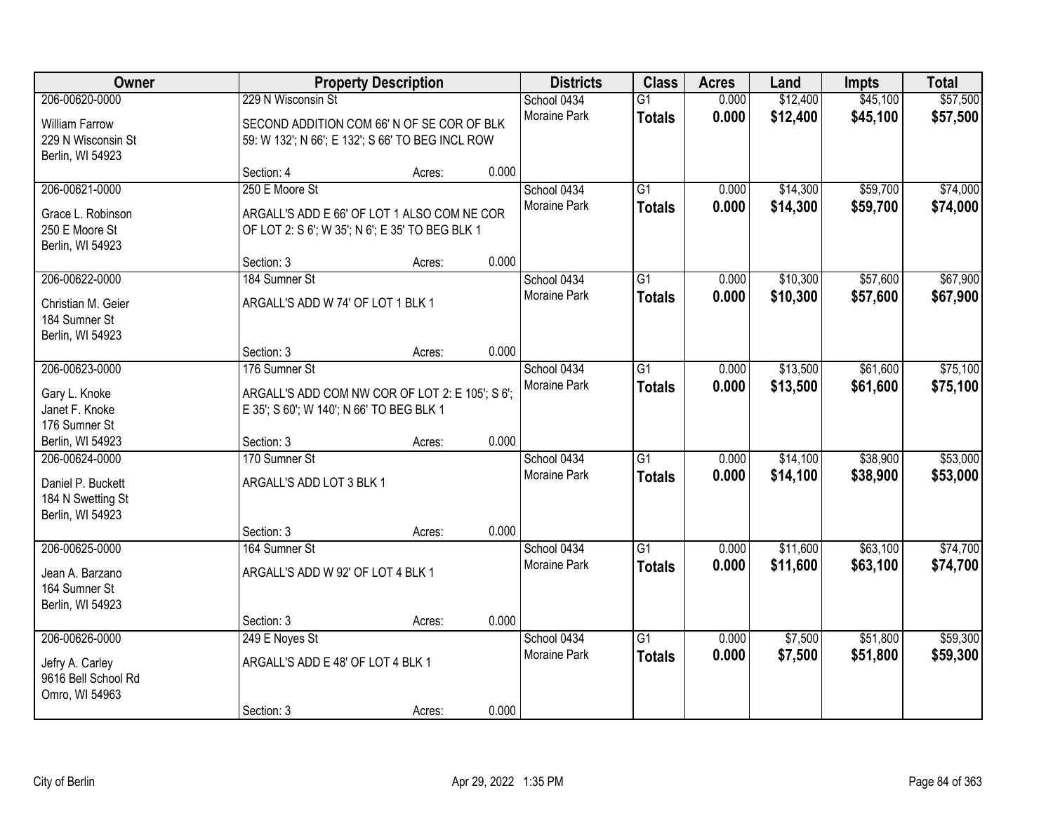| Owner | Property Description | Districts | Class | Acres | Land | Impts | Total |
|---|---|---|---|---|---|---|---|
| 206-00620-0000<br>William Farrow<br>229 N Wisconsin St<br>Berlin, WI 54923 | 229 N Wisconsin St<br>SECOND ADDITION COM 66' N OF SE COR OF BLK 59: W 132'; N 66'; E 132'; S 66' TO BEG INCL ROW<br>Section: 4 Acres: 0.000 | School 0434<br>Moraine Park | G1<br>**Totals** | 0.000<br>**0.000** | $12,400<br>**$12,400** | $45,100<br>**$45,100** | $57,500<br>**$57,500** |
| 206-00621-0000<br>Grace L. Robinson<br>250 E Moore St<br>Berlin, WI 54923 | 250 E Moore St<br>ARGALL'S ADD E 66' OF LOT 1 ALSO COM NE COR OF LOT 2: S 6'; W 35'; N 6'; E 35' TO BEG BLK 1<br>Section: 3 Acres: 0.000 | School 0434<br>Moraine Park | G1<br>**Totals** | 0.000<br>**0.000** | $14,300<br>**$14,300** | $59,700<br>**$59,700** | $74,000<br>**$74,000** |
| 206-00622-0000<br>Christian M. Geier<br>184 Sumner St<br>Berlin, WI 54923 | 184 Sumner St<br>ARGALL'S ADD W 74' OF LOT 1 BLK 1<br>Section: 3 Acres: 0.000 | School 0434<br>Moraine Park | G1<br>**Totals** | 0.000<br>**0.000** | $10,300<br>**$10,300** | $57,600<br>**$57,600** | $67,900<br>**$67,900** |
| 206-00623-0000<br>Gary L. Knoke<br>Janet F. Knoke<br>176 Sumner St<br>Berlin, WI 54923 | 176 Sumner St<br>ARGALL'S ADD COM NW COR OF LOT 2: E 105'; S 6'; E 35'; S 60'; W 140'; N 66' TO BEG BLK 1<br>Section: 3 Acres: 0.000 | School 0434<br>Moraine Park | G1<br>**Totals** | 0.000<br>**0.000** | $13,500<br>**$13,500** | $61,600<br>**$61,600** | $75,100<br>**$75,100** |
| 206-00624-0000<br>Daniel P. Buckett<br>184 N Swetting St<br>Berlin, WI 54923 | 170 Sumner St<br>ARGALL'S ADD LOT 3 BLK 1<br>Section: 3 Acres: 0.000 | School 0434<br>Moraine Park | G1<br>**Totals** | 0.000<br>**0.000** | $14,100<br>**$14,100** | $38,900<br>**$38,900** | $53,000<br>**$53,000** |
| 206-00625-0000<br>Jean A. Barzano<br>164 Sumner St<br>Berlin, WI 54923 | 164 Sumner St<br>ARGALL'S ADD W 92' OF LOT 4 BLK 1<br>Section: 3 Acres: 0.000 | School 0434<br>Moraine Park | G1<br>**Totals** | 0.000<br>**0.000** | $11,600<br>**$11,600** | $63,100<br>**$63,100** | $74,700<br>**$74,700** |
| 206-00626-0000<br>Jefry A. Carley<br>9616 Bell School Rd<br>Omro, WI 54963 | 249 E Noyes St<br>ARGALL'S ADD E 48' OF LOT 4 BLK 1<br>Section: 3 Acres: 0.000 | School 0434<br>Moraine Park | G1<br>**Totals** | 0.000<br>**0.000** | $7,500<br>**$7,500** | $51,800<br>**$51,800** | $59,300<br>**$59,300** |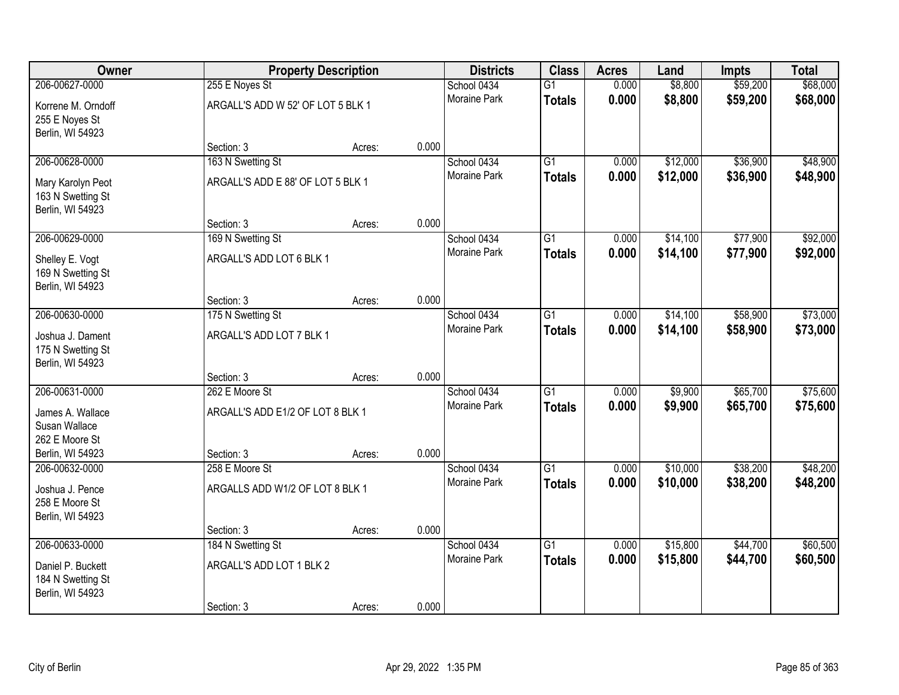| Owner | Property Description | | | Districts | Class | Acres | Land | Impts | Total |
|---|---|---|---|---|---|---|---|---|---|
| 206-00627-0000 | 255 E Noyes St | | | School 0434 | G1 | 0.000 | $8,800 | $59,200 | $68,000 |
| Korrene M. Orndoff<br>255 E Noyes St<br>Berlin, WI 54923 | ARGALL'S ADD W 52' OF LOT 5 BLK 1 | | | Moraine Park | **Totals** | **0.000** | **$8,800** | **$59,200** | **$68,000** |
| | Section: 3 | Acres: | 0.000 | | | | | | |
| 206-00628-0000 | 163 N Swetting St | | | School 0434 | G1 | 0.000 | $12,000 | $36,900 | $48,900 |
| Mary Karolyn Peot<br>163 N Swetting St<br>Berlin, WI 54923 | ARGALL'S ADD E 88' OF LOT 5 BLK 1 | | | Moraine Park | **Totals** | **0.000** | **$12,000** | **$36,900** | **$48,900** |
| | Section: 3 | Acres: | 0.000 | | | | | | |
| 206-00629-0000 | 169 N Swetting St | | | School 0434 | G1 | 0.000 | $14,100 | $77,900 | $92,000 |
| Shelley E. Vogt<br>169 N Swetting St<br>Berlin, WI 54923 | ARGALL'S ADD LOT 6 BLK 1 | | | Moraine Park | **Totals** | **0.000** | **$14,100** | **$77,900** | **$92,000** |
| | Section: 3 | Acres: | 0.000 | | | | | | |
| 206-00630-0000 | 175 N Swetting St | | | School 0434 | G1 | 0.000 | $14,100 | $58,900 | $73,000 |
| Joshua J. Dament<br>175 N Swetting St<br>Berlin, WI 54923 | ARGALL'S ADD LOT 7 BLK 1 | | | Moraine Park | **Totals** | **0.000** | **$14,100** | **$58,900** | **$73,000** |
| | Section: 3 | Acres: | 0.000 | | | | | | |
| 206-00631-0000 | 262 E Moore St | | | School 0434 | G1 | 0.000 | $9,900 | $65,700 | $75,600 |
| James A. Wallace<br>Susan Wallace<br>262 E Moore St<br>Berlin, WI 54923 | ARGALL'S ADD E1/2 OF LOT 8 BLK 1 | | | Moraine Park | **Totals** | **0.000** | **$9,900** | **$65,700** | **$75,600** |
| | Section: 3 | Acres: | 0.000 | | | | | | |
| 206-00632-0000 | 258 E Moore St | | | School 0434 | G1 | 0.000 | $10,000 | $38,200 | $48,200 |
| Joshua J. Pence<br>258 E Moore St<br>Berlin, WI 54923 | ARGALLS ADD W1/2 OF LOT 8 BLK 1 | | | Moraine Park | **Totals** | **0.000** | **$10,000** | **$38,200** | **$48,200** |
| | Section: 3 | Acres: | 0.000 | | | | | | |
| 206-00633-0000 | 184 N Swetting St | | | School 0434 | G1 | 0.000 | $15,800 | $44,700 | $60,500 |
| Daniel P. Buckett<br>184 N Swetting St<br>Berlin, WI 54923 | ARGALL'S ADD LOT 1 BLK 2 | | | Moraine Park | **Totals** | **0.000** | **$15,800** | **$44,700** | **$60,500** |
| | Section: 3 | Acres: | 0.000 | | | | | | |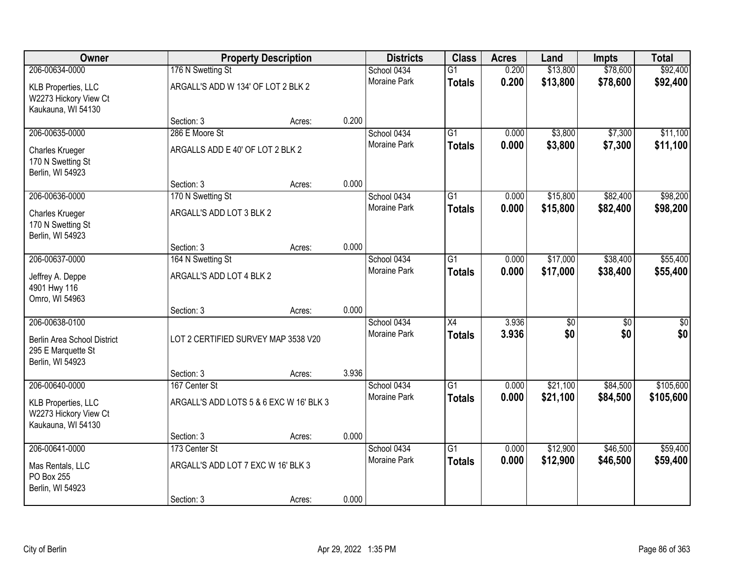| Owner | Property Description | | | Districts | Class | Acres | Land | Impts | Total |
|---|---|---|---|---|---|---|---|---|---|
| 206-00634-0000 | 176 N Swetting St | | | School 0434 | G1 | 0.200 | $13,800 | $78,600 | $92,400 |
| KLB Properties, LLC<br>W2273 Hickory View Ct<br>Kaukauna, WI 54130 | ARGALL'S ADD W 134' OF LOT 2 BLK 2 | | | Moraine Park | **Totals** | **0.200** | **$13,800** | **$78,600** | **$92,400** |
| | Section: 3 | Acres: | 0.200 | | | | | | |
| 206-00635-0000 | 286 E Moore St | | | School 0434 | G1 | 0.000 | $3,800 | $7,300 | $11,100 |
| Charles Krueger<br>170 N Swetting St<br>Berlin, WI 54923 | ARGALLS ADD E 40' OF LOT 2 BLK 2 | | | Moraine Park | **Totals** | **0.000** | **$3,800** | **$7,300** | **$11,100** |
| | Section: 3 | Acres: | 0.000 | | | | | | |
| 206-00636-0000 | 170 N Swetting St | | | School 0434 | G1 | 0.000 | $15,800 | $82,400 | $98,200 |
| Charles Krueger<br>170 N Swetting St<br>Berlin, WI 54923 | ARGALL'S ADD LOT 3 BLK 2 | | | Moraine Park | **Totals** | **0.000** | **$15,800** | **$82,400** | **$98,200** |
| | Section: 3 | Acres: | 0.000 | | | | | | |
| 206-00637-0000 | 164 N Swetting St | | | School 0434 | G1 | 0.000 | $17,000 | $38,400 | $55,400 |
| Jeffrey A. Deppe<br>4901 Hwy 116<br>Omro, WI 54963 | ARGALL'S ADD LOT 4 BLK 2 | | | Moraine Park | **Totals** | **0.000** | **$17,000** | **$38,400** | **$55,400** |
| | Section: 3 | Acres: | 0.000 | | | | | | |
| 206-00638-0100 | | | | School 0434 | X4 | 3.936 | $0 | $0 | $0 |
| Berlin Area School District<br>295 E Marquette St<br>Berlin, WI 54923 | LOT 2 CERTIFIED SURVEY MAP 3538 V20 | | | Moraine Park | **Totals** | **3.936** | **$0** | **$0** | **$0** |
| | Section: 3 | Acres: | 3.936 | | | | | | |
| 206-00640-0000 | 167 Center St | | | School 0434 | G1 | 0.000 | $21,100 | $84,500 | $105,600 |
| KLB Properties, LLC<br>W2273 Hickory View Ct<br>Kaukauna, WI 54130 | ARGALL'S ADD LOTS 5 & 6 EXC W 16' BLK 3 | | | Moraine Park | **Totals** | **0.000** | **$21,100** | **$84,500** | **$105,600** |
| | Section: 3 | Acres: | 0.000 | | | | | | |
| 206-00641-0000 | 173 Center St | | | School 0434 | G1 | 0.000 | $12,900 | $46,500 | $59,400 |
| Mas Rentals, LLC<br>PO Box 255<br>Berlin, WI 54923 | ARGALL'S ADD LOT 7 EXC W 16' BLK 3 | | | Moraine Park | **Totals** | **0.000** | **$12,900** | **$46,500** | **$59,400** |
| | Section: 3 | Acres: | 0.000 | | | | | | |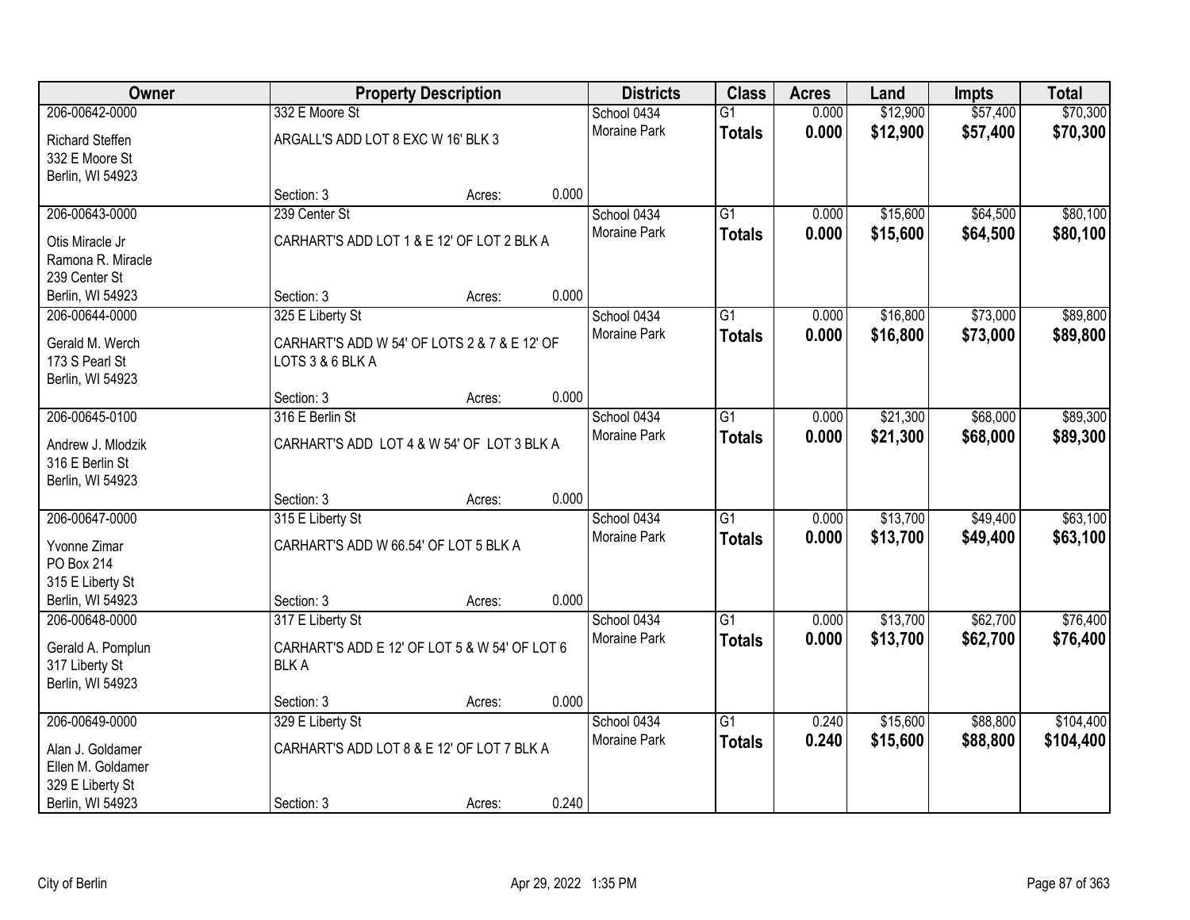| Owner | Property Description | | | Districts | Class | Acres | Land | Impts | Total |
|---|---|---|---|---|---|---|---|---|---|
| 206-00642-0000 | 332 E Moore St | | | School 0434 | G1 | 0.000 | $12,900 | $57,400 | $70,300 |
| Richard Steffen<br>332 E Moore St<br>Berlin, WI 54923 | ARGALL'S ADD LOT 8 EXC W 16' BLK 3 | | | Moraine Park | **Totals** | **0.000** | **$12,900** | **$57,400** | **$70,300** |
| | Section: 3 | Acres: | 0.000 | | | | | | |
| 206-00643-0000 | 239 Center St | | | School 0434 | G1 | 0.000 | $15,600 | $64,500 | $80,100 |
| Otis Miracle Jr<br>Ramona R. Miracle<br>239 Center St<br>Berlin, WI 54923 | CARHART'S ADD LOT 1 & E 12' OF LOT 2 BLK A | | | Moraine Park | **Totals** | **0.000** | **$15,600** | **$64,500** | **$80,100** |
| | Section: 3 | Acres: | 0.000 | | | | | | |
| 206-00644-0000 | 325 E Liberty St | | | School 0434 | G1 | 0.000 | $16,800 | $73,000 | $89,800 |
| Gerald M. Werch<br>173 S Pearl St<br>Berlin, WI 54923 | CARHART'S ADD W 54' OF LOTS 2 & 7 & E 12' OF LOTS 3 & 6 BLK A | | | Moraine Park | **Totals** | **0.000** | **$16,800** | **$73,000** | **$89,800** |
| | Section: 3 | Acres: | 0.000 | | | | | | |
| 206-00645-0100 | 316 E Berlin St | | | School 0434 | G1 | 0.000 | $21,300 | $68,000 | $89,300 |
| Andrew J. Mlodzik<br>316 E Berlin St<br>Berlin, WI 54923 | CARHART'S ADD LOT 4 & W 54' OF LOT 3 BLK A | | | Moraine Park | **Totals** | **0.000** | **$21,300** | **$68,000** | **$89,300** |
| | Section: 3 | Acres: | 0.000 | | | | | | |
| 206-00647-0000 | 315 E Liberty St | | | School 0434 | G1 | 0.000 | $13,700 | $49,400 | $63,100 |
| Yvonne Zimar<br>PO Box 214<br>315 E Liberty St<br>Berlin, WI 54923 | CARHART'S ADD W 66.54' OF LOT 5 BLK A | | | Moraine Park | **Totals** | **0.000** | **$13,700** | **$49,400** | **$63,100** |
| | Section: 3 | Acres: | 0.000 | | | | | | |
| 206-00648-0000 | 317 E Liberty St | | | School 0434 | G1 | 0.000 | $13,700 | $62,700 | $76,400 |
| Gerald A. Pomplun<br>317 Liberty St<br>Berlin, WI 54923 | CARHART'S ADD E 12' OF LOT 5 & W 54' OF LOT 6 BLK A | | | Moraine Park | **Totals** | **0.000** | **$13,700** | **$62,700** | **$76,400** |
| | Section: 3 | Acres: | 0.000 | | | | | | |
| 206-00649-0000 | 329 E Liberty St | | | School 0434 | G1 | 0.240 | $15,600 | $88,800 | $104,400 |
| Alan J. Goldamer<br>Ellen M. Goldamer<br>329 E Liberty St<br>Berlin, WI 54923 | CARHART'S ADD LOT 8 & E 12' OF LOT 7 BLK A | | | Moraine Park | **Totals** | **0.240** | **$15,600** | **$88,800** | **$104,400** |
| | Section: 3 | Acres: | 0.240 | | | | | | |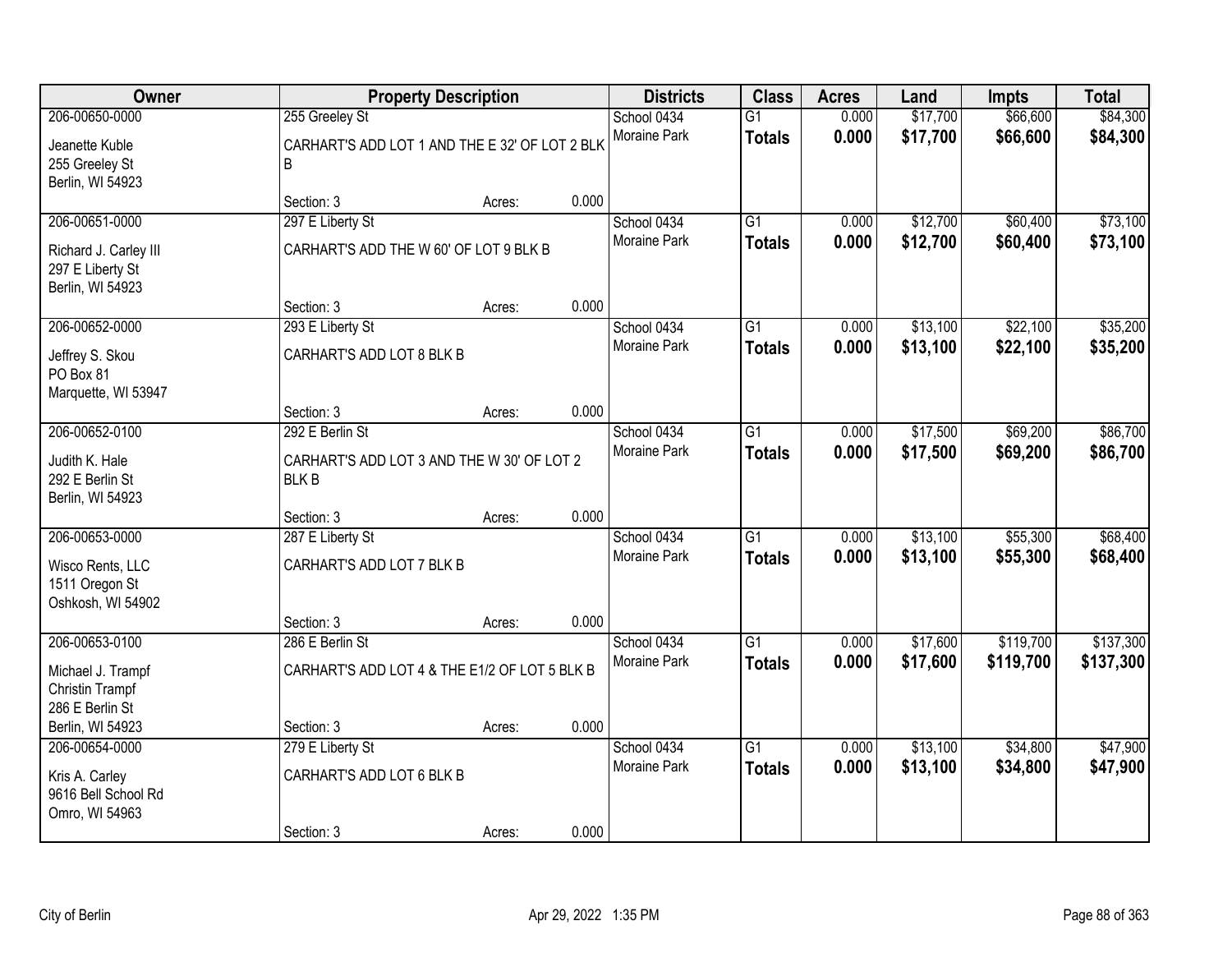| Owner | Property Description | | | Districts | Class | Acres | Land | Impts | Total |
|---|---|---|---|---|---|---|---|---|---|
| 206-00650-0000 | 255 Greeley St | | | School 0434 | G1 | 0.000 | $17,700 | $66,600 | $84,300 |
| Jeanette Kuble<br>255 Greeley St<br>Berlin, WI 54923 | CARHART'S ADD LOT 1 AND THE E 32' OF LOT 2 BLK B | | | Moraine Park | **Totals** | **0.000** | **$17,700** | **$66,600** | **$84,300** |
| | Section: 3 | Acres: | 0.000 | | | | | | |
| 206-00651-0000 | 297 E Liberty St | | | School 0434 | G1 | 0.000 | $12,700 | $60,400 | $73,100 |
| Richard J. Carley III<br>297 E Liberty St<br>Berlin, WI 54923 | CARHART'S ADD THE W 60' OF LOT 9 BLK B | | | Moraine Park | **Totals** | **0.000** | **$12,700** | **$60,400** | **$73,100** |
| | Section: 3 | Acres: | 0.000 | | | | | | |
| 206-00652-0000 | 293 E Liberty St | | | School 0434 | G1 | 0.000 | $13,100 | $22,100 | $35,200 |
| Jeffrey S. Skou<br>PO Box 81<br>Marquette, WI 53947 | CARHART'S ADD LOT 8 BLK B | | | Moraine Park | **Totals** | **0.000** | **$13,100** | **$22,100** | **$35,200** |
| | Section: 3 | Acres: | 0.000 | | | | | | |
| 206-00652-0100 | 292 E Berlin St | | | School 0434 | G1 | 0.000 | $17,500 | $69,200 | $86,700 |
| Judith K. Hale<br>292 E Berlin St<br>Berlin, WI 54923 | CARHART'S ADD LOT 3 AND THE W 30' OF LOT 2 BLK B | | | Moraine Park | **Totals** | **0.000** | **$17,500** | **$69,200** | **$86,700** |
| | Section: 3 | Acres: | 0.000 | | | | | | |
| 206-00653-0000 | 287 E Liberty St | | | School 0434 | G1 | 0.000 | $13,100 | $55,300 | $68,400 |
| Wisco Rents, LLC<br>1511 Oregon St<br>Oshkosh, WI 54902 | CARHART'S ADD LOT 7 BLK B | | | Moraine Park | **Totals** | **0.000** | **$13,100** | **$55,300** | **$68,400** |
| | Section: 3 | Acres: | 0.000 | | | | | | |
| 206-00653-0100 | 286 E Berlin St | | | School 0434 | G1 | 0.000 | $17,600 | $119,700 | $137,300 |
| Michael J. Trampf<br>Christin Trampf<br>286 E Berlin St<br>Berlin, WI 54923 | CARHART'S ADD LOT 4 & THE E1/2 OF LOT 5 BLK B | | | Moraine Park | **Totals** | **0.000** | **$17,600** | **$119,700** | **$137,300** |
| | Section: 3 | Acres: | 0.000 | | | | | | |
| 206-00654-0000 | 279 E Liberty St | | | School 0434 | G1 | 0.000 | $13,100 | $34,800 | $47,900 |
| Kris A. Carley<br>9616 Bell School Rd<br>Omro, WI 54963 | CARHART'S ADD LOT 6 BLK B | | | Moraine Park | **Totals** | **0.000** | **$13,100** | **$34,800** | **$47,900** |
| | Section: 3 | Acres: | 0.000 | | | | | | |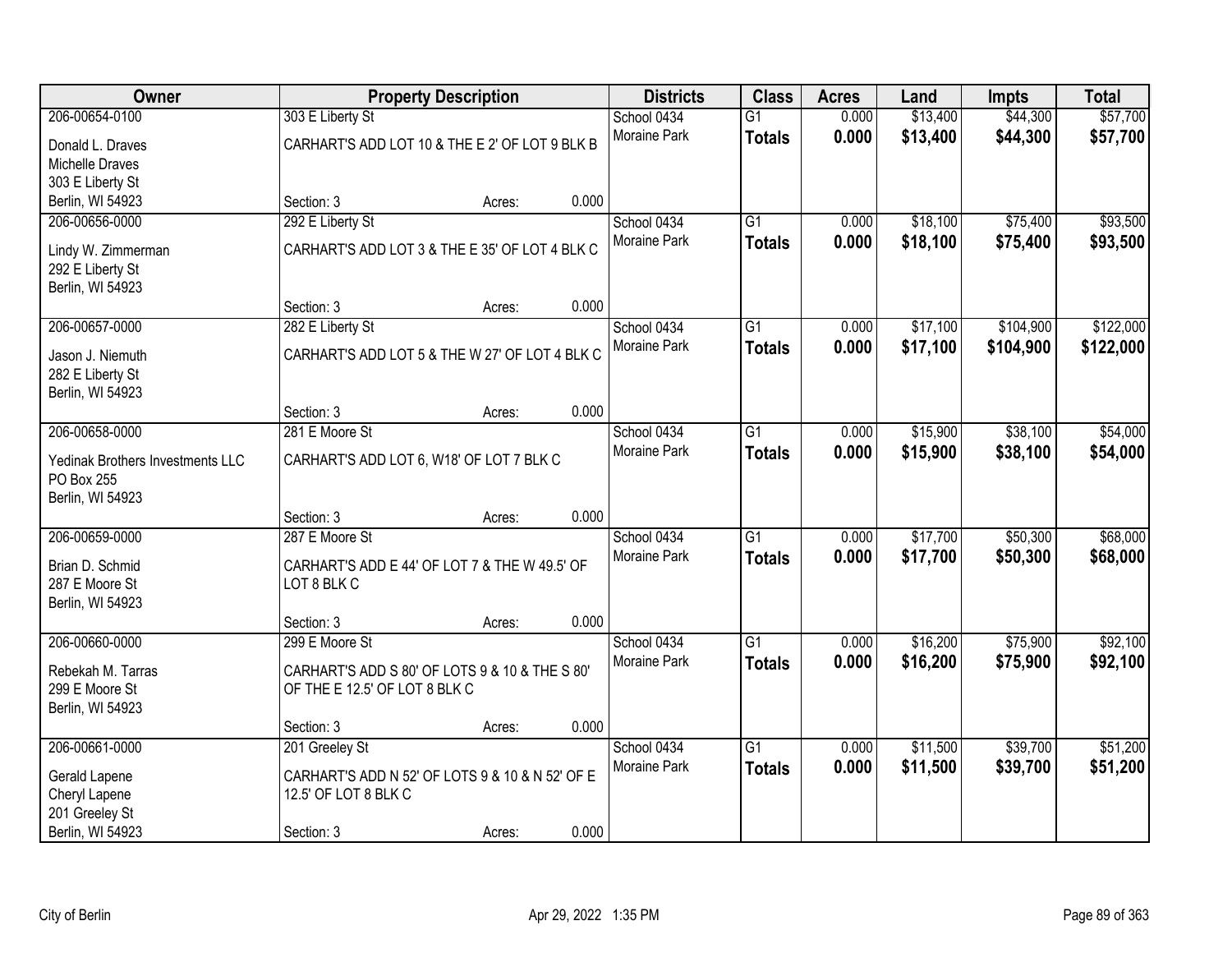| Owner | Property Description | Districts | Class | Acres | Land | Impts | Total |
|---|---|---|---|---|---|---|---|
| 206-00654-0100<br>Donald L. Draves<br>Michelle Draves<br>303 E Liberty St<br>Berlin, WI 54923 | 303 E Liberty St<br>CARHART'S ADD LOT 10 & THE E 2' OF LOT 9 BLK B<br>Section: 3 Acres: 0.000 | School 0434<br>Moraine Park | G1<br>**Totals** | 0.000<br>**0.000** | $13,400<br>**$13,400** | $44,300<br>**$44,300** | $57,700<br>**$57,700** |
| 206-00656-0000<br>Lindy W. Zimmerman<br>292 E Liberty St<br>Berlin, WI 54923 | 292 E Liberty St<br>CARHART'S ADD LOT 3 & THE E 35' OF LOT 4 BLK C<br>Section: 3 Acres: 0.000 | School 0434<br>Moraine Park | G1<br>**Totals** | 0.000<br>**0.000** | $18,100<br>**$18,100** | $75,400<br>**$75,400** | $93,500<br>**$93,500** |
| 206-00657-0000<br>Jason J. Niemuth<br>282 E Liberty St<br>Berlin, WI 54923 | 282 E Liberty St<br>CARHART'S ADD LOT 5 & THE W 27' OF LOT 4 BLK C<br>Section: 3 Acres: 0.000 | School 0434<br>Moraine Park | G1<br>**Totals** | 0.000<br>**0.000** | $17,100<br>**$17,100** | $104,900<br>**$104,900** | $122,000<br>**$122,000** |
| 206-00658-0000<br>Yedinak Brothers Investments LLC<br>PO Box 255<br>Berlin, WI 54923 | 281 E Moore St<br>CARHART'S ADD LOT 6, W18' OF LOT 7 BLK C<br>Section: 3 Acres: 0.000 | School 0434<br>Moraine Park | G1<br>**Totals** | 0.000<br>**0.000** | $15,900<br>**$15,900** | $38,100<br>**$38,100** | $54,000<br>**$54,000** |
| 206-00659-0000<br>Brian D. Schmid<br>287 E Moore St<br>Berlin, WI 54923 | 287 E Moore St<br>CARHART'S ADD E 44' OF LOT 7 & THE W 49.5' OF LOT 8 BLK C<br>Section: 3 Acres: 0.000 | School 0434<br>Moraine Park | G1<br>**Totals** | 0.000<br>**0.000** | $17,700<br>**$17,700** | $50,300<br>**$50,300** | $68,000<br>**$68,000** |
| 206-00660-0000<br>Rebekah M. Tarras<br>299 E Moore St<br>Berlin, WI 54923 | 299 E Moore St<br>CARHART'S ADD S 80' OF LOTS 9 & 10 & THE S 80' OF THE E 12.5' OF LOT 8 BLK C<br>Section: 3 Acres: 0.000 | School 0434<br>Moraine Park | G1<br>**Totals** | 0.000<br>**0.000** | $16,200<br>**$16,200** | $75,900<br>**$75,900** | $92,100<br>**$92,100** |
| 206-00661-0000<br>Gerald Lapene<br>Cheryl Lapene<br>201 Greeley St<br>Berlin, WI 54923 | 201 Greeley St<br>CARHART'S ADD N 52' OF LOTS 9 & 10 & N 52' OF E 12.5' OF LOT 8 BLK C<br>Section: 3 Acres: 0.000 | School 0434<br>Moraine Park | G1<br>**Totals** | 0.000<br>**0.000** | $11,500<br>**$11,500** | $39,700<br>**$39,700** | $51,200<br>**$51,200** |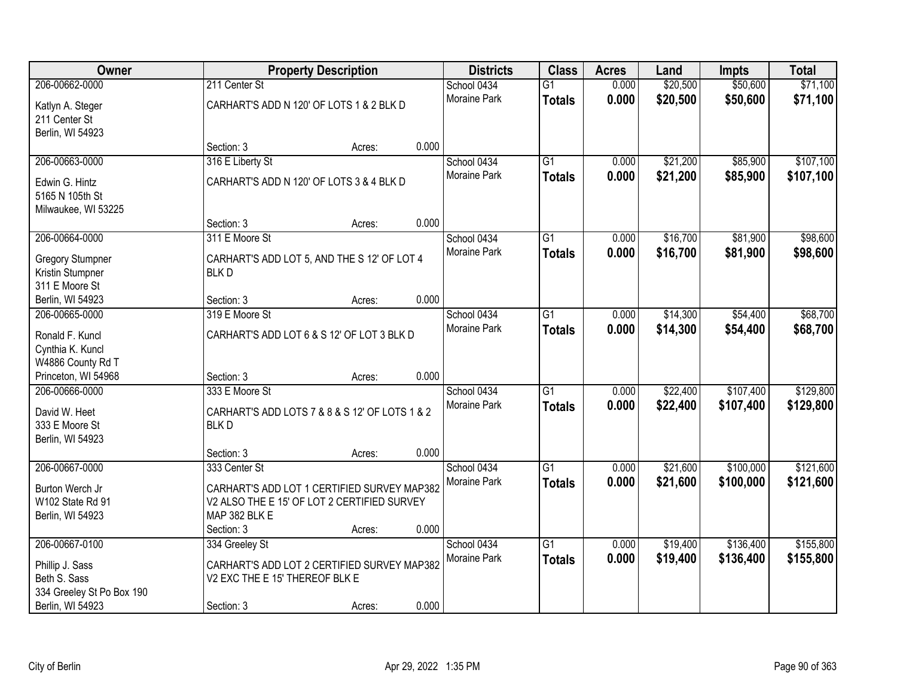| Owner | Property Description | | | Districts | Class | Acres | Land | Impts | Total |
|---|---|---|---|---|---|---|---|---|---|
| 206-00662-0000 | 211 Center St | | | School 0434 | G1 | 0.000 | $20,500 | $50,600 | $71,100 |
| Katlyn A. Steger<br>211 Center St<br>Berlin, WI 54923 | CARHART'S ADD N 120' OF LOTS 1 & 2 BLK D | | | Moraine Park | **Totals** | **0.000** | **$20,500** | **$50,600** | **$71,100** |
| | Section: 3 | Acres: | 0.000 | | | | | | |
| 206-00663-0000 | 316 E Liberty St | | | School 0434 | G1 | 0.000 | $21,200 | $85,900 | $107,100 |
| Edwin G. Hintz<br>5165 N 105th St<br>Milwaukee, WI 53225 | CARHART'S ADD N 120' OF LOTS 3 & 4 BLK D | | | Moraine Park | **Totals** | **0.000** | **$21,200** | **$85,900** | **$107,100** |
| | Section: 3 | Acres: | 0.000 | | | | | | |
| 206-00664-0000 | 311 E Moore St | | | School 0434 | G1 | 0.000 | $16,700 | $81,900 | $98,600 |
| Gregory Stumpner<br>Kristin Stumpner<br>311 E Moore St<br>Berlin, WI 54923 | CARHART'S ADD LOT 5, AND THE S 12' OF LOT 4 BLK D | | | Moraine Park | **Totals** | **0.000** | **$16,700** | **$81,900** | **$98,600** |
| | Section: 3 | Acres: | 0.000 | | | | | | |
| 206-00665-0000 | 319 E Moore St | | | School 0434 | G1 | 0.000 | $14,300 | $54,400 | $68,700 |
| Ronald F. Kuncl<br>Cynthia K. Kuncl<br>W4886 County Rd T<br>Princeton, WI 54968 | CARHART'S ADD LOT 6 & S 12' OF LOT 3 BLK D | | | Moraine Park | **Totals** | **0.000** | **$14,300** | **$54,400** | **$68,700** |
| | Section: 3 | Acres: | 0.000 | | | | | | |
| 206-00666-0000 | 333 E Moore St | | | School 0434 | G1 | 0.000 | $22,400 | $107,400 | $129,800 |
| David W. Heet<br>333 E Moore St<br>Berlin, WI 54923 | CARHART'S ADD LOTS 7 & 8 & S 12' OF LOTS 1 & 2 BLK D | | | Moraine Park | **Totals** | **0.000** | **$22,400** | **$107,400** | **$129,800** |
| | Section: 3 | Acres: | 0.000 | | | | | | |
| 206-00667-0000 | 333 Center St | | | School 0434 | G1 | 0.000 | $21,600 | $100,000 | $121,600 |
| Burton Werch Jr<br>W102 State Rd 91<br>Berlin, WI 54923 | CARHART'S ADD LOT 1 CERTIFIED SURVEY MAP382 V2 ALSO THE E 15' OF LOT 2 CERTIFIED SURVEY MAP 382 BLK E | | | Moraine Park | **Totals** | **0.000** | **$21,600** | **$100,000** | **$121,600** |
| | Section: 3 | Acres: | 0.000 | | | | | | |
| 206-00667-0100 | 334 Greeley St | | | School 0434 | G1 | 0.000 | $19,400 | $136,400 | $155,800 |
| Phillip J. Sass<br>Beth S. Sass<br>334 Greeley St Po Box 190<br>Berlin, WI 54923 | CARHART'S ADD LOT 2 CERTIFIED SURVEY MAP382 V2 EXC THE E 15' THEREOF BLK E | | | Moraine Park | **Totals** | **0.000** | **$19,400** | **$136,400** | **$155,800** |
| | Section: 3 | Acres: | 0.000 | | | | | | |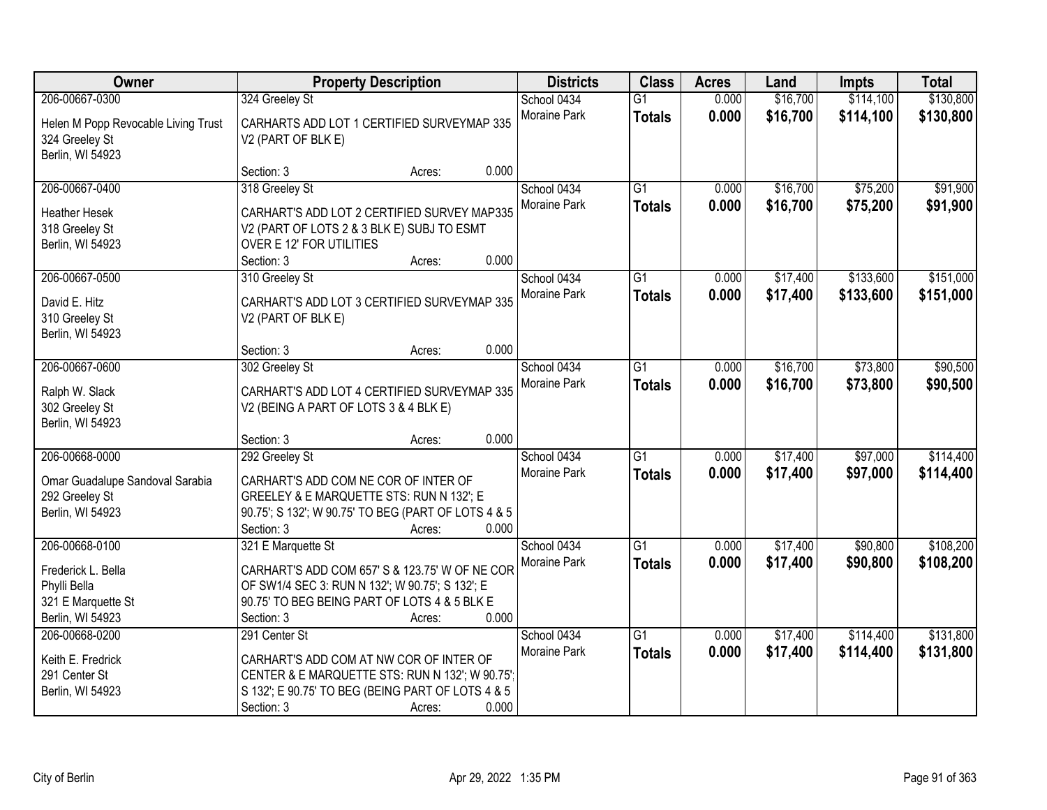| Owner | Property Description | Districts | Class | Acres | Land | Impts | Total |
|---|---|---|---|---|---|---|---|
| 206-00667-0300<br>Helen M Popp Revocable Living Trust<br>324 Greeley St<br>Berlin, WI 54923 | 324 Greeley St<br>CARHARTS ADD LOT 1 CERTIFIED SURVEYMAP 335 V2 (PART OF BLK E)<br>Section: 3 Acres: 0.000 | School 0434<br>Moraine Park | G1<br>**Totals** | 0.000<br>**0.000** | $16,700<br>**$16,700** | $114,100<br>**$114,100** | $130,800<br>**$130,800** |
| 206-00667-0400<br>Heather Hesek<br>318 Greeley St<br>Berlin, WI 54923 | 318 Greeley St<br>CARHART'S ADD LOT 2 CERTIFIED SURVEY MAP335 V2 (PART OF LOTS 2 & 3 BLK E) SUBJ TO ESMT OVER E 12' FOR UTILITIES<br>Section: 3 Acres: 0.000 | School 0434<br>Moraine Park | G1<br>**Totals** | 0.000<br>**0.000** | $16,700<br>**$16,700** | $75,200<br>**$75,200** | $91,900<br>**$91,900** |
| 206-00667-0500<br>David E. Hitz<br>310 Greeley St<br>Berlin, WI 54923 | 310 Greeley St<br>CARHART'S ADD LOT 3 CERTIFIED SURVEYMAP 335 V2 (PART OF BLK E)<br>Section: 3 Acres: 0.000 | School 0434<br>Moraine Park | G1<br>**Totals** | 0.000<br>**0.000** | $17,400<br>**$17,400** | $133,600<br>**$133,600** | $151,000<br>**$151,000** |
| 206-00667-0600<br>Ralph W. Slack<br>302 Greeley St<br>Berlin, WI 54923 | 302 Greeley St<br>CARHART'S ADD LOT 4 CERTIFIED SURVEYMAP 335 V2 (BEING A PART OF LOTS 3 & 4 BLK E)<br>Section: 3 Acres: 0.000 | School 0434<br>Moraine Park | G1<br>**Totals** | 0.000<br>**0.000** | $16,700<br>**$16,700** | $73,800<br>**$73,800** | $90,500<br>**$90,500** |
| 206-00668-0000<br>Omar Guadalupe Sandoval Sarabia<br>292 Greeley St<br>Berlin, WI 54923 | 292 Greeley St<br>CARHART'S ADD COM NE COR OF INTER OF GREELEY & E MARQUETTE STS: RUN N 132'; E 90.75'; S 132'; W 90.75' TO BEG (PART OF LOTS 4 & 5<br>Section: 3 Acres: 0.000 | School 0434<br>Moraine Park | G1<br>**Totals** | 0.000<br>**0.000** | $17,400<br>**$17,400** | $97,000<br>**$97,000** | $114,400<br>**$114,400** |
| 206-00668-0100<br>Frederick L. Bella<br>Phylli Bella<br>321 E Marquette St<br>Berlin, WI 54923 | 321 E Marquette St<br>CARHART'S ADD COM 657' S & 123.75' W OF NE COR OF SW1/4 SEC 3: RUN N 132'; W 90.75'; S 132'; E 90.75' TO BEG BEING PART OF LOTS 4 & 5 BLK E<br>Section: 3 Acres: 0.000 | School 0434<br>Moraine Park | G1<br>**Totals** | 0.000<br>**0.000** | $17,400<br>**$17,400** | $90,800<br>**$90,800** | $108,200<br>**$108,200** |
| 206-00668-0200<br>Keith E. Fredrick<br>291 Center St<br>Berlin, WI 54923 | 291 Center St<br>CARHART'S ADD COM AT NW COR OF INTER OF CENTER & E MARQUETTE STS: RUN N 132'; W 90.75'; S 132'; E 90.75' TO BEG (BEING PART OF LOTS 4 & 5<br>Section: 3 Acres: 0.000 | School 0434<br>Moraine Park | G1<br>**Totals** | 0.000<br>**0.000** | $17,400<br>**$17,400** | $114,400<br>**$114,400** | $131,800<br>**$131,800** |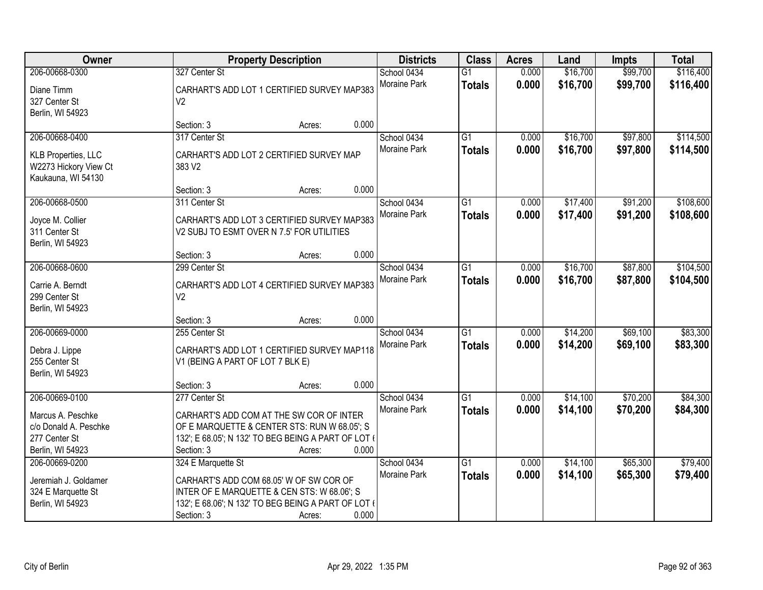| Owner | Property Description | Districts | Class | Acres | Land | Impts | Total |
|---|---|---|---|---|---|---|---|
| 206-00668-0300<br>Diane Timm<br>327 Center St<br>Berlin, WI 54923 | 327 Center St<br>CARHART'S ADD LOT 1 CERTIFIED SURVEY MAP383 V2<br>Section: 3 Acres: 0.000 | School 0434<br>Moraine Park | G1<br>**Totals** | 0.000<br>**0.000** | $16,700<br>**$16,700** | $99,700<br>**$99,700** | $116,400<br>**$116,400** |
| 206-00668-0400<br>KLB Properties, LLC<br>W2273 Hickory View Ct<br>Kaukauna, WI 54130 | 317 Center St<br>CARHART'S ADD LOT 2 CERTIFIED SURVEY MAP 383 V2<br>Section: 3 Acres: 0.000 | School 0434<br>Moraine Park | G1<br>**Totals** | 0.000<br>**0.000** | $16,700<br>**$16,700** | $97,800<br>**$97,800** | $114,500<br>**$114,500** |
| 206-00668-0500<br>Joyce M. Collier<br>311 Center St<br>Berlin, WI 54923 | 311 Center St<br>CARHART'S ADD LOT 3 CERTIFIED SURVEY MAP383 V2 SUBJ TO ESMT OVER N 7.5' FOR UTILITIES<br>Section: 3 Acres: 0.000 | School 0434<br>Moraine Park | G1<br>**Totals** | 0.000<br>**0.000** | $17,400<br>**$17,400** | $91,200<br>**$91,200** | $108,600<br>**$108,600** |
| 206-00668-0600<br>Carrie A. Berndt<br>299 Center St<br>Berlin, WI 54923 | 299 Center St<br>CARHART'S ADD LOT 4 CERTIFIED SURVEY MAP383 V2<br>Section: 3 Acres: 0.000 | School 0434<br>Moraine Park | G1<br>**Totals** | 0.000<br>**0.000** | $16,700<br>**$16,700** | $87,800<br>**$87,800** | $104,500<br>**$104,500** |
| 206-00669-0000<br>Debra J. Lippe<br>255 Center St<br>Berlin, WI 54923 | 255 Center St<br>CARHART'S ADD LOT 1 CERTIFIED SURVEY MAP118 V1 (BEING A PART OF LOT 7 BLK E)<br>Section: 3 Acres: 0.000 | School 0434<br>Moraine Park | G1<br>**Totals** | 0.000<br>**0.000** | $14,200<br>**$14,200** | $69,100<br>**$69,100** | $83,300<br>**$83,300** |
| 206-00669-0100<br>Marcus A. Peschke<br>c/o Donald A. Peschke<br>277 Center St<br>Berlin, WI 54923 | 277 Center St<br>CARHART'S ADD COM AT THE SW COR OF INTER OF E MARQUETTE & CENTER STS: RUN W 68.05'; S 132'; E 68.05'; N 132' TO BEG BEING A PART OF LOT (<br>Section: 3 Acres: 0.000 | School 0434<br>Moraine Park | G1<br>**Totals** | 0.000<br>**0.000** | $14,100<br>**$14,100** | $70,200<br>**$70,200** | $84,300<br>**$84,300** |
| 206-00669-0200<br>Jeremiah J. Goldamer<br>324 E Marquette St<br>Berlin, WI 54923 | 324 E Marquette St<br>CARHART'S ADD COM 68.05' W OF SW COR OF INTER OF E MARQUETTE & CEN STS: W 68.06'; S 132'; E 68.06'; N 132' TO BEG BEING A PART OF LOT (<br>Section: 3 Acres: 0.000 | School 0434<br>Moraine Park | G1<br>**Totals** | 0.000<br>**0.000** | $14,100<br>**$14,100** | $65,300<br>**$65,300** | $79,400<br>**$79,400** |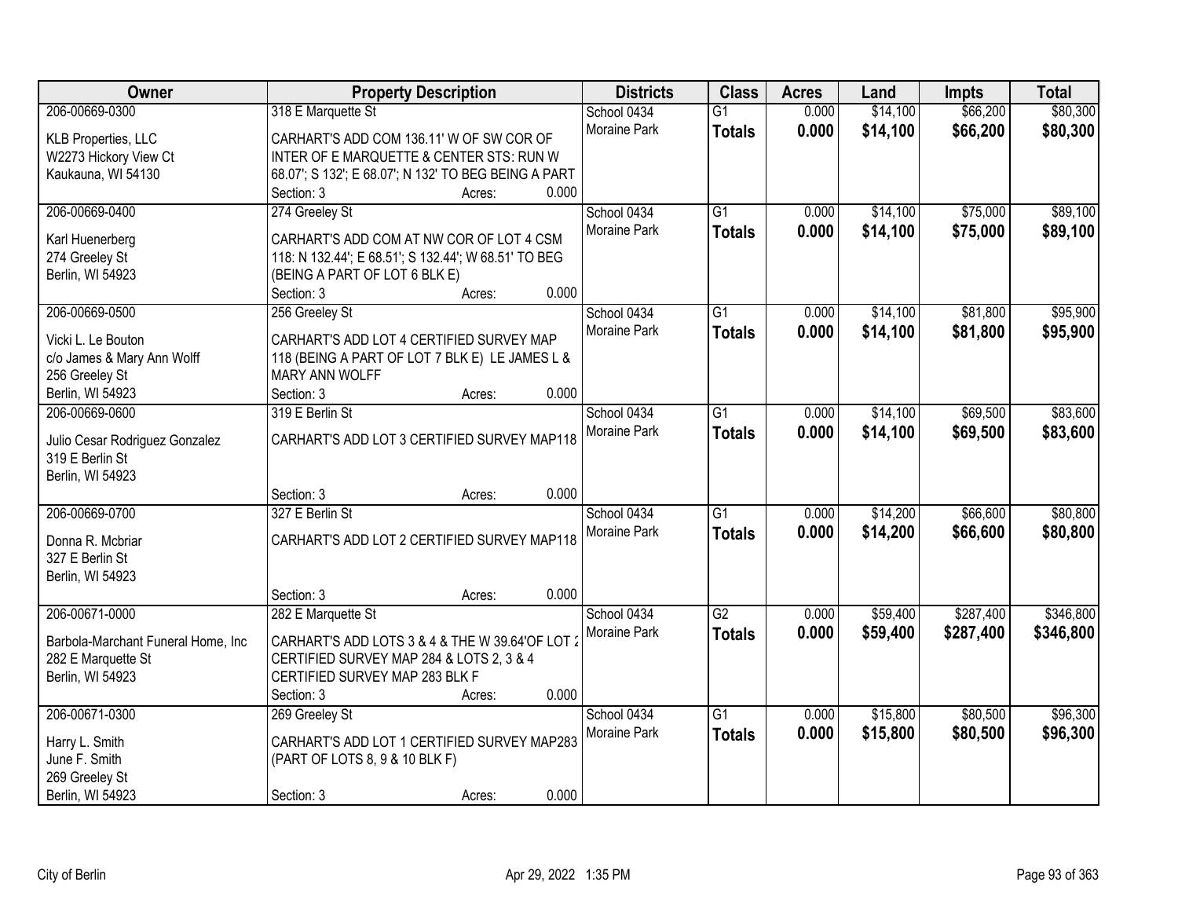| Owner | Property Description | Districts | Class | Acres | Land | Impts | Total |
|---|---|---|---|---|---|---|---|
| 206-00669-0300 | 318 E Marquette St | School 0434 | G1 | 0.000 | $14,100 | $66,200 | $80,300 |
| KLB Properties, LLC<br>W2273 Hickory View Ct<br>Kaukauna, WI 54130 | CARHART'S ADD COM 136.11' W OF SW COR OF INTER OF E MARQUETTE & CENTER STS: RUN W 68.07'; S 132'; E 68.07'; N 132' TO BEG BEING A PART<br>Section: 3 Acres: 0.000 | Moraine Park | **Totals** | **0.000** | **$14,100** | **$66,200** | **$80,300** |
| 206-00669-0400 | 274 Greeley St | School 0434 | G1 | 0.000 | $14,100 | $75,000 | $89,100 |
| Karl Huenerberg<br>274 Greeley St<br>Berlin, WI 54923 | CARHART'S ADD COM AT NW COR OF LOT 4 CSM 118: N 132.44'; E 68.51'; S 132.44'; W 68.51' TO BEG (BEING A PART OF LOT 6 BLK E)<br>Section: 3 Acres: 0.000 | Moraine Park | **Totals** | **0.000** | **$14,100** | **$75,000** | **$89,100** |
| 206-00669-0500 | 256 Greeley St | School 0434 | G1 | 0.000 | $14,100 | $81,800 | $95,900 |
| Vicki L. Le Bouton<br>c/o James & Mary Ann Wolff<br>256 Greeley St<br>Berlin, WI 54923 | CARHART'S ADD LOT 4 CERTIFIED SURVEY MAP 118 (BEING A PART OF LOT 7 BLK E) LE JAMES L & MARY ANN WOLFF<br>Section: 3 Acres: 0.000 | Moraine Park | **Totals** | **0.000** | **$14,100** | **$81,800** | **$95,900** |
| 206-00669-0600 | 319 E Berlin St | School 0434 | G1 | 0.000 | $14,100 | $69,500 | $83,600 |
| Julio Cesar Rodriguez Gonzalez<br>319 E Berlin St<br>Berlin, WI 54923 | CARHART'S ADD LOT 3 CERTIFIED SURVEY MAP118<br>Section: 3 Acres: 0.000 | Moraine Park | **Totals** | **0.000** | **$14,100** | **$69,500** | **$83,600** |
| 206-00669-0700 | 327 E Berlin St | School 0434 | G1 | 0.000 | $14,200 | $66,600 | $80,800 |
| Donna R. Mcbriar<br>327 E Berlin St<br>Berlin, WI 54923 | CARHART'S ADD LOT 2 CERTIFIED SURVEY MAP118<br>Section: 3 Acres: 0.000 | Moraine Park | **Totals** | **0.000** | **$14,200** | **$66,600** | **$80,800** |
| 206-00671-0000 | 282 E Marquette St | School 0434 | G2 | 0.000 | $59,400 | $287,400 | $346,800 |
| Barbola-Marchant Funeral Home, Inc<br>282 E Marquette St<br>Berlin, WI 54923 | CARHART'S ADD LOTS 3 & 4 & THE W 39.64'OF LOT 2 CERTIFIED SURVEY MAP 284 & LOTS 2, 3 & 4 CERTIFIED SURVEY MAP 283 BLK F<br>Section: 3 Acres: 0.000 | Moraine Park | **Totals** | **0.000** | **$59,400** | **$287,400** | **$346,800** |
| 206-00671-0300 | 269 Greeley St | School 0434 | G1 | 0.000 | $15,800 | $80,500 | $96,300 |
| Harry L. Smith<br>June F. Smith<br>269 Greeley St<br>Berlin, WI 54923 | CARHART'S ADD LOT 1 CERTIFIED SURVEY MAP283 (PART OF LOTS 8, 9 & 10 BLK F)<br>Section: 3 Acres: 0.000 | Moraine Park | **Totals** | **0.000** | **$15,800** | **$80,500** | **$96,300** |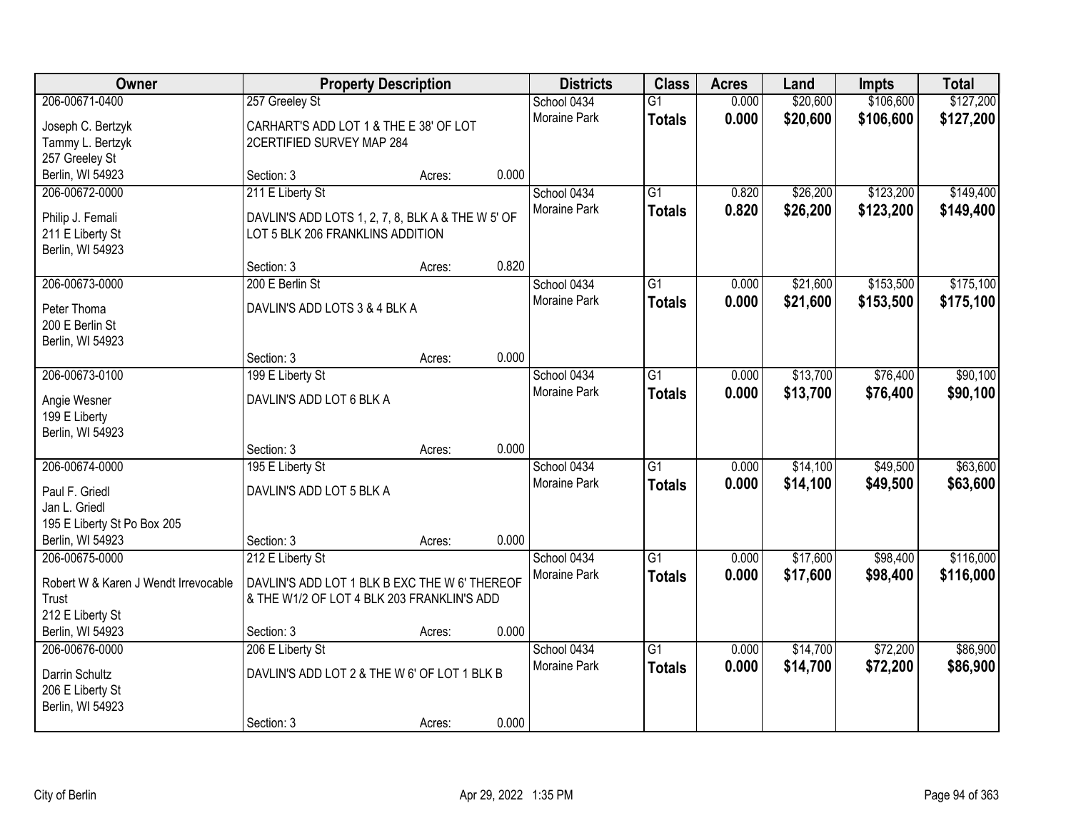| Owner | Property Description | | | Districts | Class | Acres | Land | Impts | Total |
|---|---|---|---|---|---|---|---|---|---|
| 206-00671-0400 | 257 Greeley St | | | School 0434 | G1 | 0.000 | $20,600 | $106,600 | $127,200 |
| Joseph C. Bertzyk<br>Tammy L. Bertzyk<br>257 Greeley St<br>Berlin, WI 54923 | CARHART'S ADD LOT 1 & THE E 38' OF LOT 2CERTIFIED SURVEY MAP 284 | | | Moraine Park | **Totals** | **0.000** | **$20,600** | **$106,600** | **$127,200** |
| | Section: 3 | Acres: | 0.000 | | | | | | |
| 206-00672-0000 | 211 E Liberty St | | | School 0434 | G1 | 0.820 | $26,200 | $123,200 | $149,400 |
| Philip J. Femali<br>211 E Liberty St<br>Berlin, WI 54923 | DAVLIN'S ADD LOTS 1, 2, 7, 8, BLK A & THE W 5' OF LOT 5 BLK 206 FRANKLINS ADDITION | | | Moraine Park | **Totals** | **0.820** | **$26,200** | **$123,200** | **$149,400** |
| | Section: 3 | Acres: | 0.820 | | | | | | |
| 206-00673-0000 | 200 E Berlin St | | | School 0434 | G1 | 0.000 | $21,600 | $153,500 | $175,100 |
| Peter Thoma<br>200 E Berlin St<br>Berlin, WI 54923 | DAVLIN'S ADD LOTS 3 & 4 BLK A | | | Moraine Park | **Totals** | **0.000** | **$21,600** | **$153,500** | **$175,100** |
| | Section: 3 | Acres: | 0.000 | | | | | | |
| 206-00673-0100 | 199 E Liberty St | | | School 0434 | G1 | 0.000 | $13,700 | $76,400 | $90,100 |
| Angie Wesner<br>199 E Liberty<br>Berlin, WI 54923 | DAVLIN'S ADD LOT 6 BLK A | | | Moraine Park | **Totals** | **0.000** | **$13,700** | **$76,400** | **$90,100** |
| | Section: 3 | Acres: | 0.000 | | | | | | |
| 206-00674-0000 | 195 E Liberty St | | | School 0434 | G1 | 0.000 | $14,100 | $49,500 | $63,600 |
| Paul F. Griedl<br>Jan L. Griedl<br>195 E Liberty St Po Box 205<br>Berlin, WI 54923 | DAVLIN'S ADD LOT 5 BLK A | | | Moraine Park | **Totals** | **0.000** | **$14,100** | **$49,500** | **$63,600** |
| | Section: 3 | Acres: | 0.000 | | | | | | |
| 206-00675-0000 | 212 E Liberty St | | | School 0434 | G1 | 0.000 | $17,600 | $98,400 | $116,000 |
| Robert W & Karen J Wendt Irrevocable Trust<br>212 E Liberty St<br>Berlin, WI 54923 | DAVLIN'S ADD LOT 1 BLK B EXC THE W 6' THEREOF & THE W1/2 OF LOT 4 BLK 203 FRANKLIN'S ADD | | | Moraine Park | **Totals** | **0.000** | **$17,600** | **$98,400** | **$116,000** |
| | Section: 3 | Acres: | 0.000 | | | | | | |
| 206-00676-0000 | 206 E Liberty St | | | School 0434 | G1 | 0.000 | $14,700 | $72,200 | $86,900 |
| Darrin Schultz<br>206 E Liberty St<br>Berlin, WI 54923 | DAVLIN'S ADD LOT 2 & THE W 6' OF LOT 1 BLK B | | | Moraine Park | **Totals** | **0.000** | **$14,700** | **$72,200** | **$86,900** |
| | Section: 3 | Acres: | 0.000 | | | | | | |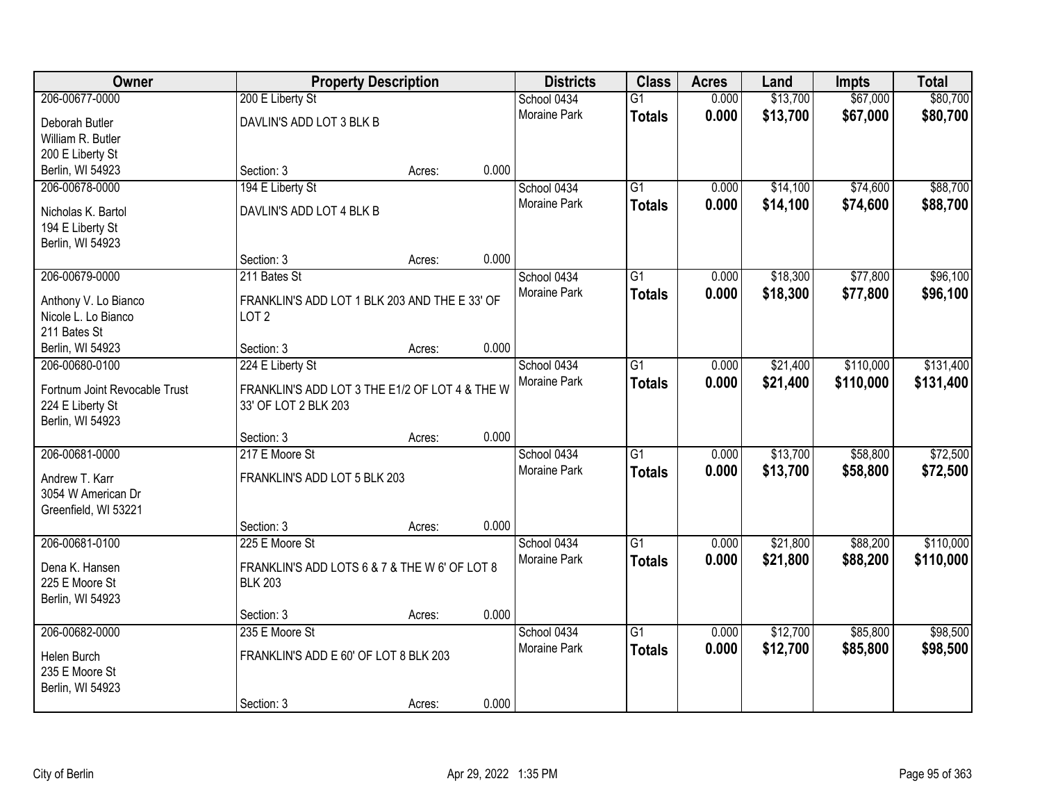| Owner | Property Description | | | Districts | Class | Acres | Land | Impts | Total |
|---|---|---|---|---|---|---|---|---|---|
| 206-00677-0000 | 200 E Liberty St | | | School 0434 | G1 | 0.000 | $13,700 | $67,000 | $80,700 |
| Deborah Butler<br>William R. Butler<br>200 E Liberty St<br>Berlin, WI 54923 | DAVLIN'S ADD LOT 3 BLK B | | | Moraine Park | **Totals** | **0.000** | **$13,700** | **$67,000** | **$80,700** |
| | Section: 3 | Acres: | 0.000 | | | | | | |
| 206-00678-0000 | 194 E Liberty St | | | School 0434 | G1 | 0.000 | $14,100 | $74,600 | $88,700 |
| Nicholas K. Bartol<br>194 E Liberty St<br>Berlin, WI 54923 | DAVLIN'S ADD LOT 4 BLK B | | | Moraine Park | **Totals** | **0.000** | **$14,100** | **$74,600** | **$88,700** |
| | Section: 3 | Acres: | 0.000 | | | | | | |
| 206-00679-0000 | 211 Bates St | | | School 0434 | G1 | 0.000 | $18,300 | $77,800 | $96,100 |
| Anthony V. Lo Bianco<br>Nicole L. Lo Bianco<br>211 Bates St<br>Berlin, WI 54923 | FRANKLIN'S ADD LOT 1 BLK 203 AND THE E 33' OF LOT 2 | | | Moraine Park | **Totals** | **0.000** | **$18,300** | **$77,800** | **$96,100** |
| | Section: 3 | Acres: | 0.000 | | | | | | |
| 206-00680-0100 | 224 E Liberty St | | | School 0434 | G1 | 0.000 | $21,400 | $110,000 | $131,400 |
| Fortnum Joint Revocable Trust<br>224 E Liberty St<br>Berlin, WI 54923 | FRANKLIN'S ADD LOT 3 THE E1/2 OF LOT 4 & THE W 33' OF LOT 2 BLK 203 | | | Moraine Park | **Totals** | **0.000** | **$21,400** | **$110,000** | **$131,400** |
| | Section: 3 | Acres: | 0.000 | | | | | | |
| 206-00681-0000 | 217 E Moore St | | | School 0434 | G1 | 0.000 | $13,700 | $58,800 | $72,500 |
| Andrew T. Karr<br>3054 W American Dr<br>Greenfield, WI 53221 | FRANKLIN'S ADD LOT 5 BLK 203 | | | Moraine Park | **Totals** | **0.000** | **$13,700** | **$58,800** | **$72,500** |
| | Section: 3 | Acres: | 0.000 | | | | | | |
| 206-00681-0100 | 225 E Moore St | | | School 0434 | G1 | 0.000 | $21,800 | $88,200 | $110,000 |
| Dena K. Hansen<br>225 E Moore St<br>Berlin, WI 54923 | FRANKLIN'S ADD LOTS 6 & 7 & THE W 6' OF LOT 8 BLK 203 | | | Moraine Park | **Totals** | **0.000** | **$21,800** | **$88,200** | **$110,000** |
| | Section: 3 | Acres: | 0.000 | | | | | | |
| 206-00682-0000 | 235 E Moore St | | | School 0434 | G1 | 0.000 | $12,700 | $85,800 | $98,500 |
| Helen Burch<br>235 E Moore St<br>Berlin, WI 54923 | FRANKLIN'S ADD E 60' OF LOT 8 BLK 203 | | | Moraine Park | **Totals** | **0.000** | **$12,700** | **$85,800** | **$98,500** |
| | Section: 3 | Acres: | 0.000 | | | | | | |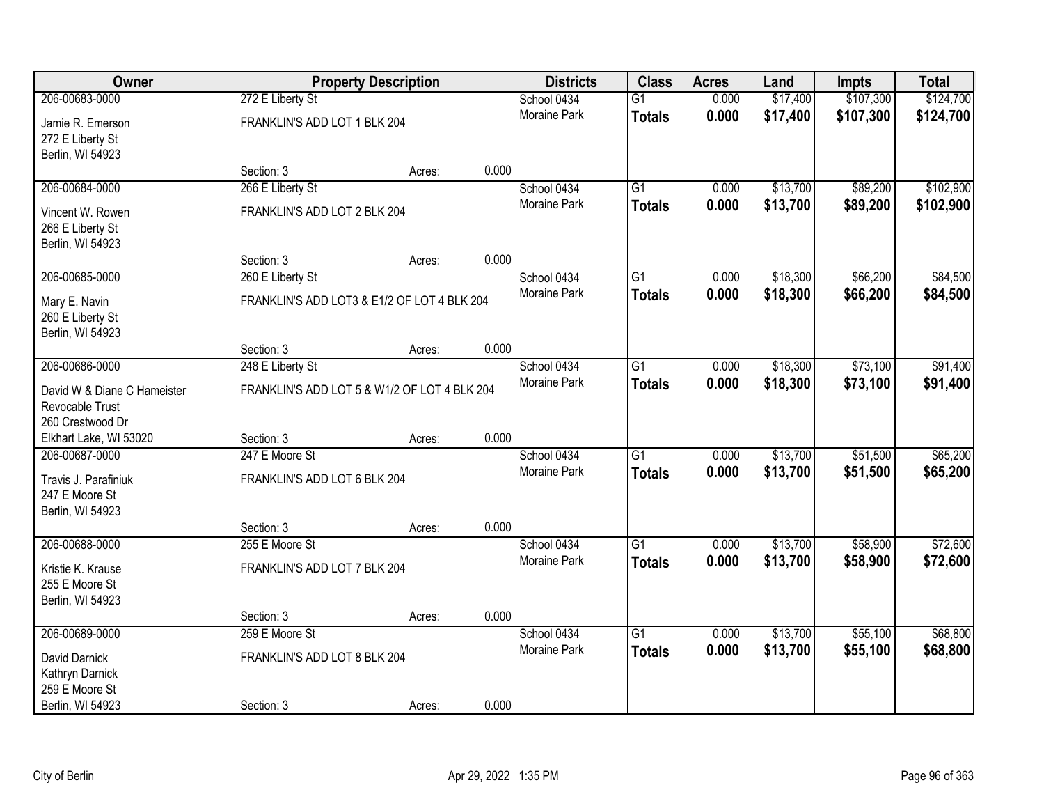| Owner | Property Description | | | Districts | Class | Acres | Land | Impts | Total |
|---|---|---|---|---|---|---|---|---|---|
| 206-00683-0000 | 272 E Liberty St | | | School 0434 | G1 | 0.000 | $17,400 | $107,300 | $124,700 |
| Jamie R. Emerson<br>272 E Liberty St<br>Berlin, WI 54923 | FRANKLIN'S ADD LOT 1 BLK 204 | | | Moraine Park | **Totals** | **0.000** | **$17,400** | **$107,300** | **$124,700** |
| | Section: 3 | Acres: | 0.000 | | | | | | |
| 206-00684-0000 | 266 E Liberty St | | | School 0434 | G1 | 0.000 | $13,700 | $89,200 | $102,900 |
| Vincent W. Rowen<br>266 E Liberty St<br>Berlin, WI 54923 | FRANKLIN'S ADD LOT 2 BLK 204 | | | Moraine Park | **Totals** | **0.000** | **$13,700** | **$89,200** | **$102,900** |
| | Section: 3 | Acres: | 0.000 | | | | | | |
| 206-00685-0000 | 260 E Liberty St | | | School 0434 | G1 | 0.000 | $18,300 | $66,200 | $84,500 |
| Mary E. Navin<br>260 E Liberty St<br>Berlin, WI 54923 | FRANKLIN'S ADD LOT3 & E1/2 OF LOT 4 BLK 204 | | | Moraine Park | **Totals** | **0.000** | **$18,300** | **$66,200** | **$84,500** |
| | Section: 3 | Acres: | 0.000 | | | | | | |
| 206-00686-0000 | 248 E Liberty St | | | School 0434 | G1 | 0.000 | $18,300 | $73,100 | $91,400 |
| David W & Diane C Hameister<br>Revocable Trust<br>260 Crestwood Dr<br>Elkhart Lake, WI 53020 | FRANKLIN'S ADD LOT 5 & W1/2 OF LOT 4 BLK 204 | | | Moraine Park | **Totals** | **0.000** | **$18,300** | **$73,100** | **$91,400** |
| | Section: 3 | Acres: | 0.000 | | | | | | |
| 206-00687-0000 | 247 E Moore St | | | School 0434 | G1 | 0.000 | $13,700 | $51,500 | $65,200 |
| Travis J. Parafiniuk<br>247 E Moore St<br>Berlin, WI 54923 | FRANKLIN'S ADD LOT 6 BLK 204 | | | Moraine Park | **Totals** | **0.000** | **$13,700** | **$51,500** | **$65,200** |
| | Section: 3 | Acres: | 0.000 | | | | | | |
| 206-00688-0000 | 255 E Moore St | | | School 0434 | G1 | 0.000 | $13,700 | $58,900 | $72,600 |
| Kristie K. Krause<br>255 E Moore St<br>Berlin, WI 54923 | FRANKLIN'S ADD LOT 7 BLK 204 | | | Moraine Park | **Totals** | **0.000** | **$13,700** | **$58,900** | **$72,600** |
| | Section: 3 | Acres: | 0.000 | | | | | | |
| 206-00689-0000 | 259 E Moore St | | | School 0434 | G1 | 0.000 | $13,700 | $55,100 | $68,800 |
| David Darnick<br>Kathryn Darnick<br>259 E Moore St<br>Berlin, WI 54923 | FRANKLIN'S ADD LOT 8 BLK 204 | | | Moraine Park | **Totals** | **0.000** | **$13,700** | **$55,100** | **$68,800** |
| | Section: 3 | Acres: | 0.000 | | | | | | |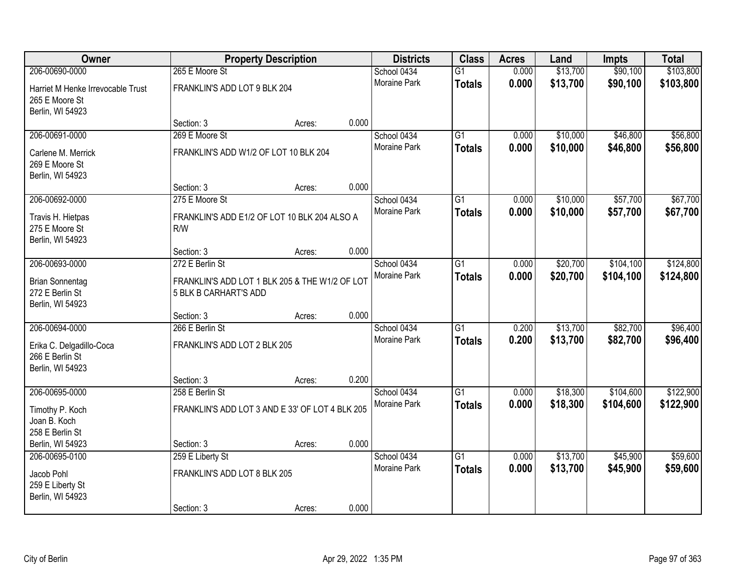| Owner | Property Description | Districts | Class | Acres | Land | Impts | Total |
|---|---|---|---|---|---|---|---|
| 206-00690-0000<br>Harriet M Henke Irrevocable Trust<br>265 E Moore St<br>Berlin, WI 54923 | 265 E Moore St<br>FRANKLIN'S ADD LOT 9 BLK 204<br>Section: 3 Acres: 0.000 | School 0434<br>Moraine Park | G1<br>**Totals** | 0.000<br>**0.000** | $13,700<br>**$13,700** | $90,100<br>**$90,100** | $103,800<br>**$103,800** |
| 206-00691-0000<br>Carlene M. Merrick<br>269 E Moore St<br>Berlin, WI 54923 | 269 E Moore St<br>FRANKLIN'S ADD W1/2 OF LOT 10 BLK 204<br>Section: 3 Acres: 0.000 | School 0434<br>Moraine Park | G1<br>**Totals** | 0.000<br>**0.000** | $10,000<br>**$10,000** | $46,800<br>**$46,800** | $56,800<br>**$56,800** |
| 206-00692-0000<br>Travis H. Hietpas<br>275 E Moore St<br>Berlin, WI 54923 | 275 E Moore St<br>FRANKLIN'S ADD E1/2 OF LOT 10 BLK 204 ALSO A R/W<br>Section: 3 Acres: 0.000 | School 0434<br>Moraine Park | G1<br>**Totals** | 0.000<br>**0.000** | $10,000<br>**$10,000** | $57,700<br>**$57,700** | $67,700<br>**$67,700** |
| 206-00693-0000<br>Brian Sonnentag<br>272 E Berlin St<br>Berlin, WI 54923 | 272 E Berlin St<br>FRANKLIN'S ADD LOT 1 BLK 205 & THE W1/2 OF LOT 5 BLK B CARHART'S ADD<br>Section: 3 Acres: 0.000 | School 0434<br>Moraine Park | G1<br>**Totals** | 0.000<br>**0.000** | $20,700<br>**$20,700** | $104,100<br>**$104,100** | $124,800<br>**$124,800** |
| 206-00694-0000<br>Erika C. Delgadillo-Coca<br>266 E Berlin St<br>Berlin, WI 54923 | 266 E Berlin St<br>FRANKLIN'S ADD LOT 2 BLK 205<br>Section: 3 Acres: 0.200 | School 0434<br>Moraine Park | G1<br>**Totals** | 0.200<br>**0.200** | $13,700<br>**$13,700** | $82,700<br>**$82,700** | $96,400<br>**$96,400** |
| 206-00695-0000<br>Timothy P. Koch<br>Joan B. Koch<br>258 E Berlin St<br>Berlin, WI 54923 | 258 E Berlin St<br>FRANKLIN'S ADD LOT 3 AND E 33' OF LOT 4 BLK 205<br>Section: 3 Acres: 0.000 | School 0434<br>Moraine Park | G1<br>**Totals** | 0.000<br>**0.000** | $18,300<br>**$18,300** | $104,600<br>**$104,600** | $122,900<br>**$122,900** |
| 206-00695-0100<br>Jacob Pohl<br>259 E Liberty St<br>Berlin, WI 54923 | 259 E Liberty St<br>FRANKLIN'S ADD LOT 8 BLK 205<br>Section: 3 Acres: 0.000 | School 0434<br>Moraine Park | G1<br>**Totals** | 0.000<br>**0.000** | $13,700<br>**$13,700** | $45,900<br>**$45,900** | $59,600<br>**$59,600** |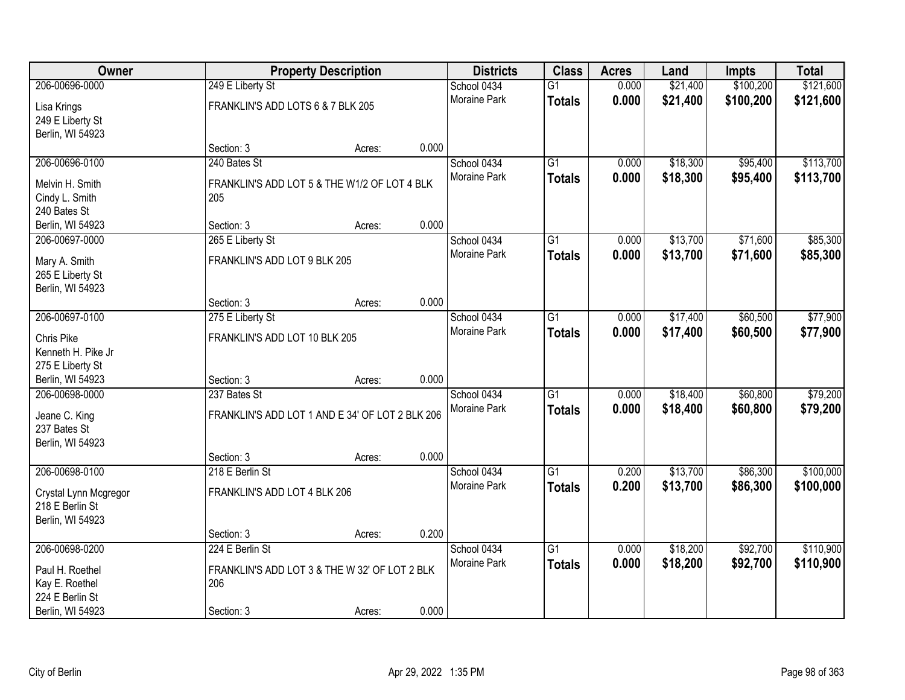| Owner | Property Description | Districts | Class | Acres | Land | Impts | Total |
|---|---|---|---|---|---|---|---|
| 206-00696-0000<br>Lisa Krings<br>249 E Liberty St<br>Berlin, WI 54923 | 249 E Liberty St<br>FRANKLIN'S ADD LOTS 6 & 7 BLK 205<br>Section: 3 Acres: 0.000 | School 0434<br>Moraine Park | G1<br>**Totals** | 0.000<br>**0.000** | $21,400<br>**$21,400** | $100,200<br>**$100,200** | $121,600<br>**$121,600** |
| 206-00696-0100<br>Melvin H. Smith<br>Cindy L. Smith<br>240 Bates St<br>Berlin, WI 54923 | 240 Bates St<br>FRANKLIN'S ADD LOT 5 & THE W1/2 OF LOT 4 BLK 205<br>Section: 3 Acres: 0.000 | School 0434<br>Moraine Park | G1<br>**Totals** | 0.000<br>**0.000** | $18,300<br>**$18,300** | $95,400<br>**$95,400** | $113,700<br>**$113,700** |
| 206-00697-0000<br>Mary A. Smith<br>265 E Liberty St<br>Berlin, WI 54923 | 265 E Liberty St<br>FRANKLIN'S ADD LOT 9 BLK 205<br>Section: 3 Acres: 0.000 | School 0434<br>Moraine Park | G1<br>**Totals** | 0.000<br>**0.000** | $13,700<br>**$13,700** | $71,600<br>**$71,600** | $85,300<br>**$85,300** |
| 206-00697-0100<br>Chris Pike<br>Kenneth H. Pike Jr<br>275 E Liberty St<br>Berlin, WI 54923 | 275 E Liberty St<br>FRANKLIN'S ADD LOT 10 BLK 205<br>Section: 3 Acres: 0.000 | School 0434<br>Moraine Park | G1<br>**Totals** | 0.000<br>**0.000** | $17,400<br>**$17,400** | $60,500<br>**$60,500** | $77,900<br>**$77,900** |
| 206-00698-0000<br>Jeane C. King<br>237 Bates St<br>Berlin, WI 54923 | 237 Bates St<br>FRANKLIN'S ADD LOT 1 AND E 34' OF LOT 2 BLK 206<br>Section: 3 Acres: 0.000 | School 0434<br>Moraine Park | G1<br>**Totals** | 0.000<br>**0.000** | $18,400<br>**$18,400** | $60,800<br>**$60,800** | $79,200<br>**$79,200** |
| 206-00698-0100<br>Crystal Lynn Mcgregor<br>218 E Berlin St<br>Berlin, WI 54923 | 218 E Berlin St<br>FRANKLIN'S ADD LOT 4 BLK 206<br>Section: 3 Acres: 0.200 | School 0434<br>Moraine Park | G1<br>**Totals** | 0.200<br>**0.200** | $13,700<br>**$13,700** | $86,300<br>**$86,300** | $100,000<br>**$100,000** |
| 206-00698-0200<br>Paul H. Roethel<br>Kay E. Roethel<br>224 E Berlin St<br>Berlin, WI 54923 | 224 E Berlin St<br>FRANKLIN'S ADD LOT 3 & THE W 32' OF LOT 2 BLK 206<br>Section: 3 Acres: 0.000 | School 0434<br>Moraine Park | G1<br>**Totals** | 0.000<br>**0.000** | $18,200<br>**$18,200** | $92,700<br>**$92,700** | $110,900<br>**$110,900** |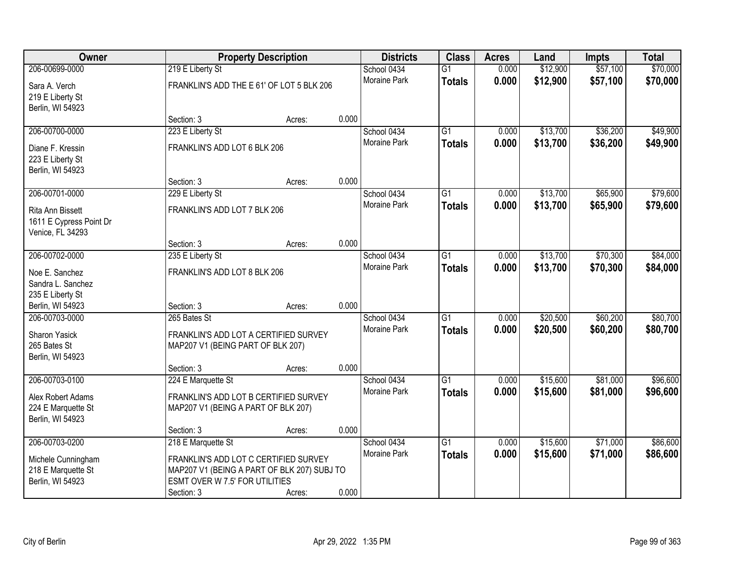| Owner | Property Description | | | Districts | Class | Acres | Land | Impts | Total |
|---|---|---|---|---|---|---|---|---|---|
| 206-00699-0000 | 219 E Liberty St | | | School 0434 | G1 | 0.000 | $12,900 | $57,100 | $70,000 |
| Sara A. Verch<br>219 E Liberty St<br>Berlin, WI 54923 | FRANKLIN'S ADD THE E 61' OF LOT 5 BLK 206 | | | Moraine Park | **Totals** | **0.000** | **$12,900** | **$57,100** | **$70,000** |
| | Section: 3 | Acres: | 0.000 | | | | | | |
| 206-00700-0000 | 223 E Liberty St | | | School 0434 | G1 | 0.000 | $13,700 | $36,200 | $49,900 |
| Diane F. Kressin<br>223 E Liberty St<br>Berlin, WI 54923 | FRANKLIN'S ADD LOT 6 BLK 206 | | | Moraine Park | **Totals** | **0.000** | **$13,700** | **$36,200** | **$49,900** |
| | Section: 3 | Acres: | 0.000 | | | | | | |
| 206-00701-0000 | 229 E Liberty St | | | School 0434 | G1 | 0.000 | $13,700 | $65,900 | $79,600 |
| Rita Ann Bissett<br>1611 E Cypress Point Dr<br>Venice, FL 34293 | FRANKLIN'S ADD LOT 7 BLK 206 | | | Moraine Park | **Totals** | **0.000** | **$13,700** | **$65,900** | **$79,600** |
| | Section: 3 | Acres: | 0.000 | | | | | | |
| 206-00702-0000 | 235 E Liberty St | | | School 0434 | G1 | 0.000 | $13,700 | $70,300 | $84,000 |
| Noe E. Sanchez<br>Sandra L. Sanchez<br>235 E Liberty St<br>Berlin, WI 54923 | FRANKLIN'S ADD LOT 8 BLK 206 | | | Moraine Park | **Totals** | **0.000** | **$13,700** | **$70,300** | **$84,000** |
| | Section: 3 | Acres: | 0.000 | | | | | | |
| 206-00703-0000 | 265 Bates St | | | School 0434 | G1 | 0.000 | $20,500 | $60,200 | $80,700 |
| Sharon Yasick<br>265 Bates St<br>Berlin, WI 54923 | FRANKLIN'S ADD LOT A CERTIFIED SURVEY MAP207 V1 (BEING PART OF BLK 207) | | | Moraine Park | **Totals** | **0.000** | **$20,500** | **$60,200** | **$80,700** |
| | Section: 3 | Acres: | 0.000 | | | | | | |
| 206-00703-0100 | 224 E Marquette St | | | School 0434 | G1 | 0.000 | $15,600 | $81,000 | $96,600 |
| Alex Robert Adams<br>224 E Marquette St<br>Berlin, WI 54923 | FRANKLIN'S ADD LOT B CERTIFIED SURVEY MAP207 V1 (BEING A PART OF BLK 207) | | | Moraine Park | **Totals** | **0.000** | **$15,600** | **$81,000** | **$96,600** |
| | Section: 3 | Acres: | 0.000 | | | | | | |
| 206-00703-0200 | 218 E Marquette St | | | School 0434 | G1 | 0.000 | $15,600 | $71,000 | $86,600 |
| Michele Cunningham<br>218 E Marquette St<br>Berlin, WI 54923 | FRANKLIN'S ADD LOT C CERTIFIED SURVEY MAP207 V1 (BEING A PART OF BLK 207) SUBJ TO ESMT OVER W 7.5' FOR UTILITIES | | | Moraine Park | **Totals** | **0.000** | **$15,600** | **$71,000** | **$86,600** |
| | Section: 3 | Acres: | 0.000 | | | | | | |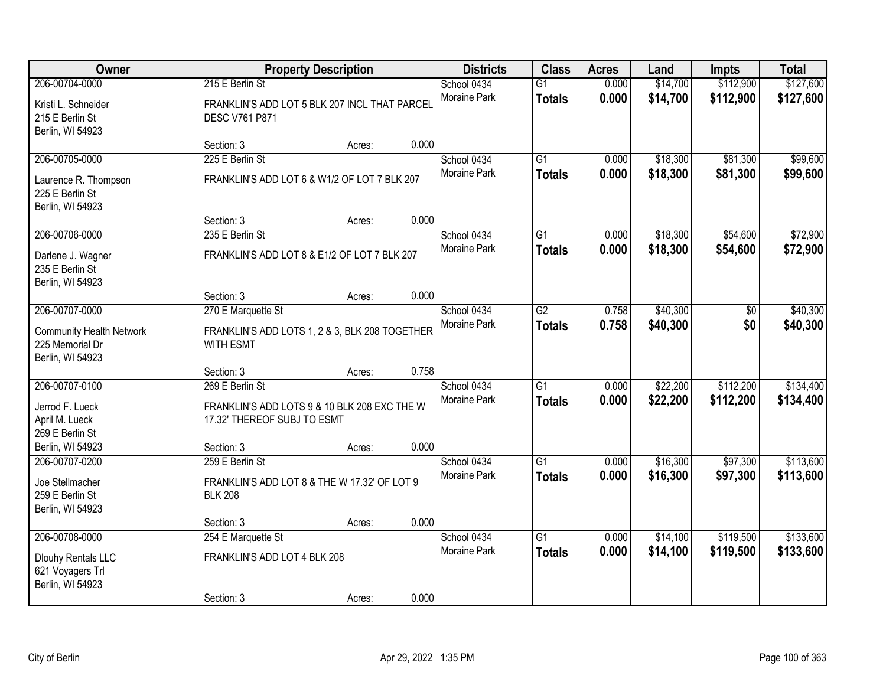| Owner | Property Description | Districts | Class | Acres | Land | Impts | Total |
|---|---|---|---|---|---|---|---|
| 206-00704-0000<br>Kristi L. Schneider<br>215 E Berlin St<br>Berlin, WI 54923 | 215 E Berlin St<br>FRANKLIN'S ADD LOT 5 BLK 207 INCL THAT PARCEL DESC V761 P871<br>Section: 3 Acres: 0.000 | School 0434<br>Moraine Park | G1<br>**Totals** | 0.000<br>**0.000** | $14,700<br>**$14,700** | $112,900<br>**$112,900** | $127,600<br>**$127,600** |
| 206-00705-0000<br>Laurence R. Thompson<br>225 E Berlin St<br>Berlin, WI 54923 | 225 E Berlin St<br>FRANKLIN'S ADD LOT 6 & W1/2 OF LOT 7 BLK 207<br>Section: 3 Acres: 0.000 | School 0434<br>Moraine Park | G1<br>**Totals** | 0.000<br>**0.000** | $18,300<br>**$18,300** | $81,300<br>**$81,300** | $99,600<br>**$99,600** |
| 206-00706-0000<br>Darlene J. Wagner<br>235 E Berlin St<br>Berlin, WI 54923 | 235 E Berlin St<br>FRANKLIN'S ADD LOT 8 & E1/2 OF LOT 7 BLK 207<br>Section: 3 Acres: 0.000 | School 0434<br>Moraine Park | G1<br>**Totals** | 0.000<br>**0.000** | $18,300<br>**$18,300** | $54,600<br>**$54,600** | $72,900<br>**$72,900** |
| 206-00707-0000<br>Community Health Network<br>225 Memorial Dr<br>Berlin, WI 54923 | 270 E Marquette St<br>FRANKLIN'S ADD LOTS 1, 2 & 3, BLK 208 TOGETHER WITH ESMT<br>Section: 3 Acres: 0.758 | School 0434<br>Moraine Park | G2<br>**Totals** | 0.758<br>**0.758** | $40,300<br>**$40,300** | $0<br>**$0** | $40,300<br>**$40,300** |
| 206-00707-0100<br>Jerrod F. Lueck<br>April M. Lueck<br>269 E Berlin St<br>Berlin, WI 54923 | 269 E Berlin St<br>FRANKLIN'S ADD LOTS 9 & 10 BLK 208 EXC THE W 17.32' THEREOF SUBJ TO ESMT<br>Section: 3 Acres: 0.000 | School 0434<br>Moraine Park | G1<br>**Totals** | 0.000<br>**0.000** | $22,200<br>**$22,200** | $112,200<br>**$112,200** | $134,400<br>**$134,400** |
| 206-00707-0200<br>Joe Stellmacher<br>259 E Berlin St<br>Berlin, WI 54923 | 259 E Berlin St<br>FRANKLIN'S ADD LOT 8 & THE W 17.32' OF LOT 9 BLK 208<br>Section: 3 Acres: 0.000 | School 0434<br>Moraine Park | G1<br>**Totals** | 0.000<br>**0.000** | $16,300<br>**$16,300** | $97,300<br>**$97,300** | $113,600<br>**$113,600** |
| 206-00708-0000<br>Dlouhy Rentals LLC<br>621 Voyagers Trl<br>Berlin, WI 54923 | 254 E Marquette St<br>FRANKLIN'S ADD LOT 4 BLK 208<br>Section: 3 Acres: 0.000 | School 0434<br>Moraine Park | G1<br>**Totals** | 0.000<br>**0.000** | $14,100<br>**$14,100** | $119,500<br>**$119,500** | $133,600<br>**$133,600** |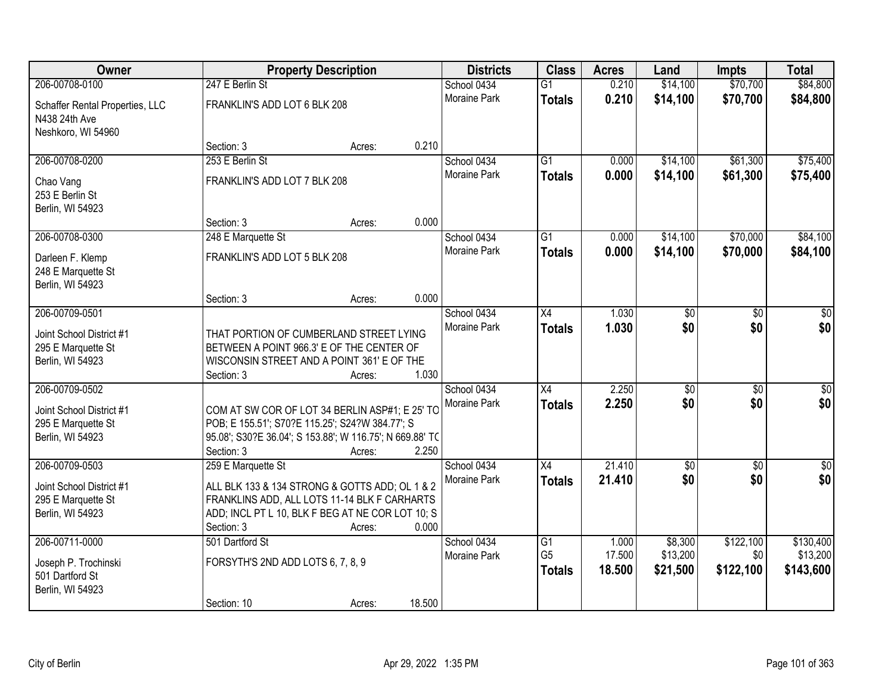| Owner | Property Description | | | Districts | Class | Acres | Land | Impts | Total |
|---|---|---|---|---|---|---|---|---|---|
| 206-00708-0100 | 247 E Berlin St | | | School 0434 | G1 | 0.210 | $14,100 | $70,700 | $84,800 |
| Schaffer Rental Properties, LLC<br>N438 24th Ave<br>Neshkoro, WI 54960 | FRANKLIN'S ADD LOT 6 BLK 208 | | | Moraine Park | **Totals** | **0.210** | **$14,100** | **$70,700** | **$84,800** |
| | Section: 3 | Acres: | 0.210 | | | | | | |
| 206-00708-0200 | 253 E Berlin St | | | School 0434 | G1 | 0.000 | $14,100 | $61,300 | $75,400 |
| Chao Vang<br>253 E Berlin St<br>Berlin, WI 54923 | FRANKLIN'S ADD LOT 7 BLK 208 | | | Moraine Park | **Totals** | **0.000** | **$14,100** | **$61,300** | **$75,400** |
| | Section: 3 | Acres: | 0.000 | | | | | | |
| 206-00708-0300 | 248 E Marquette St | | | School 0434 | G1 | 0.000 | $14,100 | $70,000 | $84,100 |
| Darleen F. Klemp<br>248 E Marquette St<br>Berlin, WI 54923 | FRANKLIN'S ADD LOT 5 BLK 208 | | | Moraine Park | **Totals** | **0.000** | **$14,100** | **$70,000** | **$84,100** |
| | Section: 3 | Acres: | 0.000 | | | | | | |
| 206-00709-0501 | | | | School 0434 | X4 | 1.030 | $0 | $0 | $0 |
| Joint School District #1<br>295 E Marquette St<br>Berlin, WI 54923 | THAT PORTION OF CUMBERLAND STREET LYING BETWEEN A POINT 966.3' E OF THE CENTER OF WISCONSIN STREET AND A POINT 361' E OF THE | | | Moraine Park | **Totals** | **1.030** | **$0** | **$0** | **$0** |
| | Section: 3 | Acres: | 1.030 | | | | | | |
| 206-00709-0502 | | | | School 0434 | X4 | 2.250 | $0 | $0 | $0 |
| Joint School District #1<br>295 E Marquette St<br>Berlin, WI 54923 | COM AT SW COR OF LOT 34 BERLIN ASP#1; E 25' TO POB; E 155.51'; S70?E 115.25'; S24?W 384.77'; S 95.08'; S30?E 36.04'; S 153.88'; W 116.75'; N 669.88' TC | | | Moraine Park | **Totals** | **2.250** | **$0** | **$0** | **$0** |
| | Section: 3 | Acres: | 2.250 | | | | | | |
| 206-00709-0503 | 259 E Marquette St | | | School 0434 | X4 | 21.410 | $0 | $0 | $0 |
| Joint School District #1<br>295 E Marquette St<br>Berlin, WI 54923 | ALL BLK 133 & 134 STRONG & GOTTS ADD; OL 1 & 2 FRANKLINS ADD, ALL LOTS 11-14 BLK F CARHARTS ADD; INCL PT L 10, BLK F BEG AT NE COR LOT 10; S | | | Moraine Park | **Totals** | **21.410** | **$0** | **$0** | **$0** |
| | Section: 3 | Acres: | 0.000 | | | | | | |
| 206-00711-0000 | 501 Dartford St | | | School 0434 | G1 | 1.000 | $8,300 | $122,100 | $130,400 |
| Joseph P. Trochinski<br>501 Dartford St<br>Berlin, WI 54923 | FORSYTH'S 2ND ADD LOTS 6, 7, 8, 9 | | | Moraine Park | G5 | 17.500 | $13,200 | $0 | $13,200 |
| | | | | | **Totals** | **18.500** | **$21,500** | **$122,100** | **$143,600** |
| | Section: 10 | Acres: | 18.500 | | | | | | |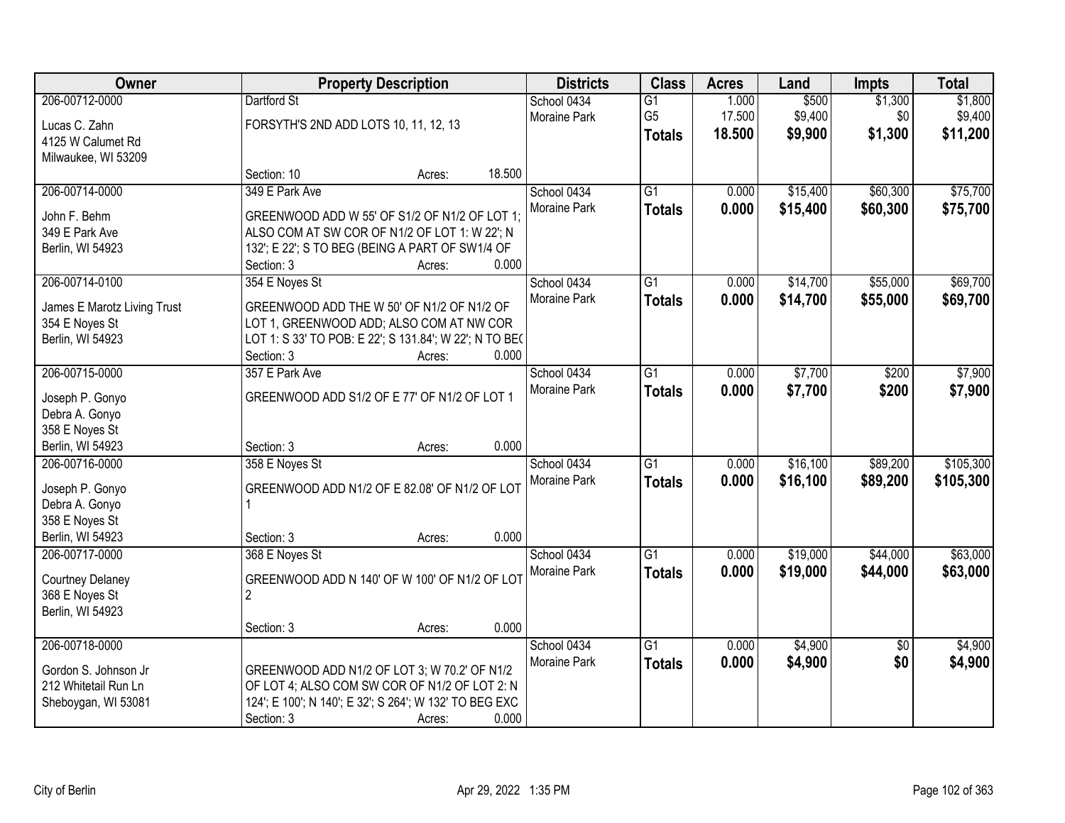| Owner | Property Description | Districts | Class | Acres | Land | Impts | Total |
|---|---|---|---|---|---|---|---|
| 206-00712-0000<br>Lucas C. Zahn<br>4125 W Calumet Rd<br>Milwaukee, WI 53209 | Dartford St<br>FORSYTH'S 2ND ADD LOTS 10, 11, 12, 13<br>Section: 10 Acres: 18.500 | School 0434<br>Moraine Park | G1<br>G5<br>**Totals** | 1.000<br>17.500<br>**18.500** | $500<br>$9,400<br>**$9,900** | $1,300<br>$0<br>**$1,300** | $1,800<br>$9,400<br>**$11,200** |
| 206-00714-0000<br>John F. Behm<br>349 E Park Ave<br>Berlin, WI 54923 | 349 E Park Ave<br>GREENWOOD ADD W 55' OF S1/2 OF N1/2 OF LOT 1; ALSO COM AT SW COR OF N1/2 OF LOT 1: W 22'; N 132'; E 22'; S TO BEG (BEING A PART OF SW1/4 OF<br>Section: 3 Acres: 0.000 | School 0434<br>Moraine Park | G1<br>**Totals** | 0.000<br>**0.000** | $15,400<br>**$15,400** | $60,300<br>**$60,300** | $75,700<br>**$75,700** |
| 206-00714-0100<br>James E Marotz Living Trust<br>354 E Noyes St<br>Berlin, WI 54923 | 354 E Noyes St<br>GREENWOOD ADD THE W 50' OF N1/2 OF N1/2 OF LOT 1, GREENWOOD ADD; ALSO COM AT NW COR LOT 1: S 33' TO POB: E 22'; S 131.84'; W 22'; N TO BEG<br>Section: 3 Acres: 0.000 | School 0434<br>Moraine Park | G1<br>**Totals** | 0.000<br>**0.000** | $14,700<br>**$14,700** | $55,000<br>**$55,000** | $69,700<br>**$69,700** |
| 206-00715-0000<br>Joseph P. Gonyo<br>Debra A. Gonyo<br>358 E Noyes St<br>Berlin, WI 54923 | 357 E Park Ave<br>GREENWOOD ADD S1/2 OF E 77' OF N1/2 OF LOT 1<br>Section: 3 Acres: 0.000 | School 0434<br>Moraine Park | G1<br>**Totals** | 0.000<br>**0.000** | $7,700<br>**$7,700** | $200<br>**$200** | $7,900<br>**$7,900** |
| 206-00716-0000<br>Joseph P. Gonyo<br>Debra A. Gonyo<br>358 E Noyes St<br>Berlin, WI 54923 | 358 E Noyes St<br>GREENWOOD ADD N1/2 OF E 82.08' OF N1/2 OF LOT 1<br>Section: 3 Acres: 0.000 | School 0434<br>Moraine Park | G1<br>**Totals** | 0.000<br>**0.000** | $16,100<br>**$16,100** | $89,200<br>**$89,200** | $105,300<br>**$105,300** |
| 206-00717-0000<br>Courtney Delaney<br>368 E Noyes St<br>Berlin, WI 54923 | 368 E Noyes St<br>GREENWOOD ADD N 140' OF W 100' OF N1/2 OF LOT 2<br>Section: 3 Acres: 0.000 | School 0434<br>Moraine Park | G1<br>**Totals** | 0.000<br>**0.000** | $19,000<br>**$19,000** | $44,000<br>**$44,000** | $63,000<br>**$63,000** |
| 206-00718-0000<br>Gordon S. Johnson Jr<br>212 Whitetail Run Ln<br>Sheboygan, WI 53081 | GREENWOOD ADD N1/2 OF LOT 3; W 70.2' OF N1/2 OF LOT 4; ALSO COM SW COR OF N1/2 OF LOT 2: N 124'; E 100'; N 140'; E 32'; S 264'; W 132' TO BEG EXC<br>Section: 3 Acres: 0.000 | School 0434<br>Moraine Park | G1<br>**Totals** | 0.000<br>**0.000** | $4,900<br>**$4,900** | $0<br>**$0** | $4,900<br>**$4,900** |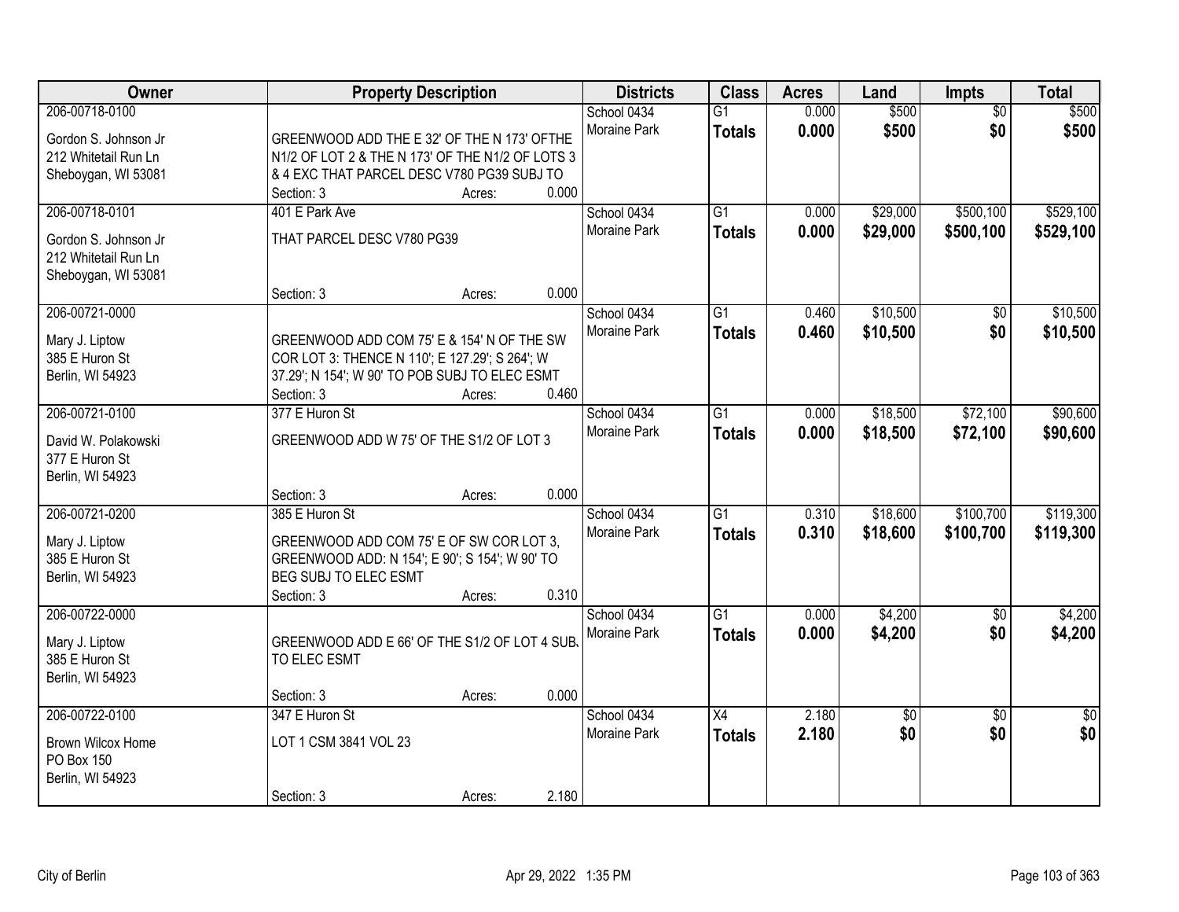| Owner | Property Description | Districts | Class | Acres | Land | Impts | Total |
|---|---|---|---|---|---|---|---|
| 206-00718-0100<br>Gordon S. Johnson Jr<br>212 Whitetail Run Ln<br>Sheboygan, WI 53081 | GREENWOOD ADD THE E 32' OF THE N 173' OFTHE N1/2 OF LOT 2 & THE N 173' OF THE N1/2 OF LOTS 3 & 4 EXC THAT PARCEL DESC V780 PG39 SUBJ TO<br>Section: 3 Acres: 0.000 | School 0434<br>Moraine Park | G1<br>**Totals** | 0.000<br>**0.000** | $500<br>**$500** | $0<br>**$0** | $500<br>**$500** |
| 206-00718-0101<br>Gordon S. Johnson Jr<br>212 Whitetail Run Ln<br>Sheboygan, WI 53081 | 401 E Park Ave<br>THAT PARCEL DESC V780 PG39<br>Section: 3 Acres: 0.000 | School 0434<br>Moraine Park | G1<br>**Totals** | 0.000<br>**0.000** | $29,000<br>**$29,000** | $500,100<br>**$500,100** | $529,100<br>**$529,100** |
| 206-00721-0000<br>Mary J. Liptow<br>385 E Huron St<br>Berlin, WI 54923 | GREENWOOD ADD COM 75' E & 154' N OF THE SW COR LOT 3: THENCE N 110'; E 127.29'; S 264'; W 37.29'; N 154'; W 90' TO POB SUBJ TO ELEC ESMT<br>Section: 3 Acres: 0.460 | School 0434<br>Moraine Park | G1<br>**Totals** | 0.460<br>**0.460** | $10,500<br>**$10,500** | $0<br>**$0** | $10,500<br>**$10,500** |
| 206-00721-0100<br>David W. Polakowski<br>377 E Huron St<br>Berlin, WI 54923 | 377 E Huron St<br>GREENWOOD ADD W 75' OF THE S1/2 OF LOT 3<br>Section: 3 Acres: 0.000 | School 0434<br>Moraine Park | G1<br>**Totals** | 0.000<br>**0.000** | $18,500<br>**$18,500** | $72,100<br>**$72,100** | $90,600<br>**$90,600** |
| 206-00721-0200<br>Mary J. Liptow<br>385 E Huron St<br>Berlin, WI 54923 | 385 E Huron St<br>GREENWOOD ADD COM 75' E OF SW COR LOT 3, GREENWOOD ADD: N 154'; E 90'; S 154'; W 90' TO BEG SUBJ TO ELEC ESMT<br>Section: 3 Acres: 0.310 | School 0434<br>Moraine Park | G1<br>**Totals** | 0.310<br>**0.310** | $18,600<br>**$18,600** | $100,700<br>**$100,700** | $119,300<br>**$119,300** |
| 206-00722-0000<br>Mary J. Liptow<br>385 E Huron St<br>Berlin, WI 54923 | GREENWOOD ADD E 66' OF THE S1/2 OF LOT 4 SUBJ TO ELEC ESMT<br>Section: 3 Acres: 0.000 | School 0434<br>Moraine Park | G1<br>**Totals** | 0.000<br>**0.000** | $4,200<br>**$4,200** | $0<br>**$0** | $4,200<br>**$4,200** |
| 206-00722-0100<br>Brown Wilcox Home<br>PO Box 150<br>Berlin, WI 54923 | 347 E Huron St<br>LOT 1 CSM 3841 VOL 23<br>Section: 3 Acres: 2.180 | School 0434<br>Moraine Park | X4<br>**Totals** | 2.180<br>**2.180** | $0<br>**$0** | $0<br>**$0** | $0<br>**$0** |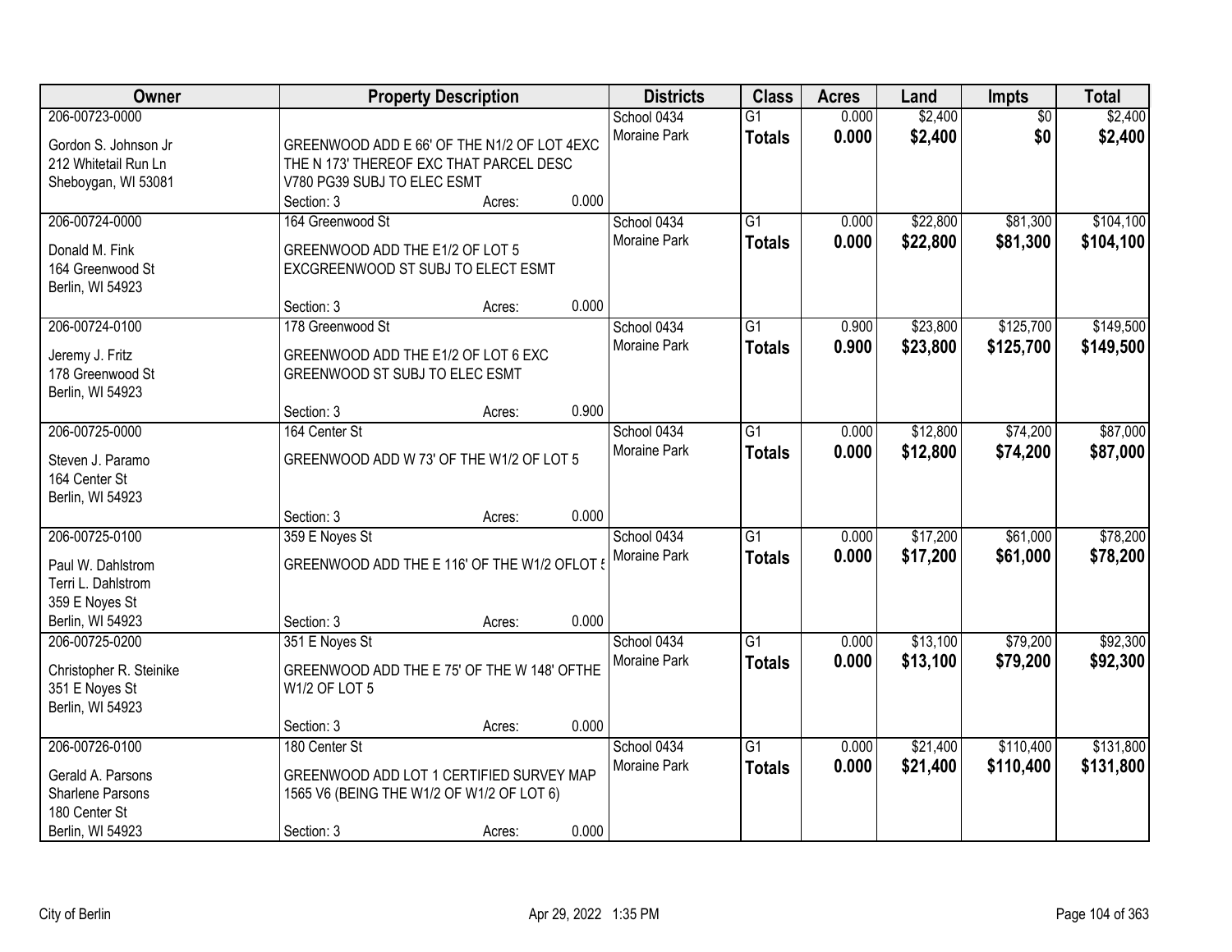| Owner | Property Description | Districts | Class | Acres | Land | Impts | Total |
|---|---|---|---|---|---|---|---|
| 206-00723-0000<br>Gordon S. Johnson Jr<br>212 Whitetail Run Ln<br>Sheboygan, WI 53081 | GREENWOOD ADD E 66' OF THE N1/2 OF LOT 4EXC THE N 173' THEREOF EXC THAT PARCEL DESC V780 PG39 SUBJ TO ELEC ESMT<br>Section: 3 Acres: 0.000 | School 0434<br>Moraine Park | G1<br>**Totals** | 0.000<br>**0.000** | $2,400<br>**$2,400** | $0<br>**$0** | $2,400<br>**$2,400** |
| 206-00724-0000<br>Donald M. Fink<br>164 Greenwood St<br>Berlin, WI 54923 | 164 Greenwood St<br>GREENWOOD ADD THE E1/2 OF LOT 5 EXCGREENWOOD ST SUBJ TO ELECT ESMT<br>Section: 3 Acres: 0.000 | School 0434<br>Moraine Park | G1<br>**Totals** | 0.000<br>**0.000** | $22,800<br>**$22,800** | $81,300<br>**$81,300** | $104,100<br>**$104,100** |
| 206-00724-0100<br>Jeremy J. Fritz<br>178 Greenwood St<br>Berlin, WI 54923 | 178 Greenwood St<br>GREENWOOD ADD THE E1/2 OF LOT 6 EXC GREENWOOD ST SUBJ TO ELEC ESMT<br>Section: 3 Acres: 0.900 | School 0434<br>Moraine Park | G1<br>**Totals** | 0.900<br>**0.900** | $23,800<br>**$23,800** | $125,700<br>**$125,700** | $149,500<br>**$149,500** |
| 206-00725-0000<br>Steven J. Paramo<br>164 Center St<br>Berlin, WI 54923 | 164 Center St<br>GREENWOOD ADD W 73' OF THE W1/2 OF LOT 5<br>Section: 3 Acres: 0.000 | School 0434<br>Moraine Park | G1<br>**Totals** | 0.000<br>**0.000** | $12,800<br>**$12,800** | $74,200<br>**$74,200** | $87,000<br>**$87,000** |
| 206-00725-0100<br>Paul W. Dahlstrom<br>Terri L. Dahlstrom<br>359 E Noyes St<br>Berlin, WI 54923 | 359 E Noyes St<br>GREENWOOD ADD THE E 116' OF THE W1/2 OFLOT 5<br>Section: 3 Acres: 0.000 | School 0434<br>Moraine Park | G1<br>**Totals** | 0.000<br>**0.000** | $17,200<br>**$17,200** | $61,000<br>**$61,000** | $78,200<br>**$78,200** |
| 206-00725-0200<br>Christopher R. Steinike<br>351 E Noyes St<br>Berlin, WI 54923 | 351 E Noyes St<br>GREENWOOD ADD THE E 75' OF THE W 148' OFTHE W1/2 OF LOT 5<br>Section: 3 Acres: 0.000 | School 0434<br>Moraine Park | G1<br>**Totals** | 0.000<br>**0.000** | $13,100<br>**$13,100** | $79,200<br>**$79,200** | $92,300<br>**$92,300** |
| 206-00726-0100<br>Gerald A. Parsons<br>Sharlene Parsons<br>180 Center St<br>Berlin, WI 54923 | 180 Center St<br>GREENWOOD ADD LOT 1 CERTIFIED SURVEY MAP 1565 V6 (BEING THE W1/2 OF W1/2 OF LOT 6)<br>Section: 3 Acres: 0.000 | School 0434<br>Moraine Park | G1<br>**Totals** | 0.000<br>**0.000** | $21,400<br>**$21,400** | $110,400<br>**$110,400** | $131,800<br>**$131,800** |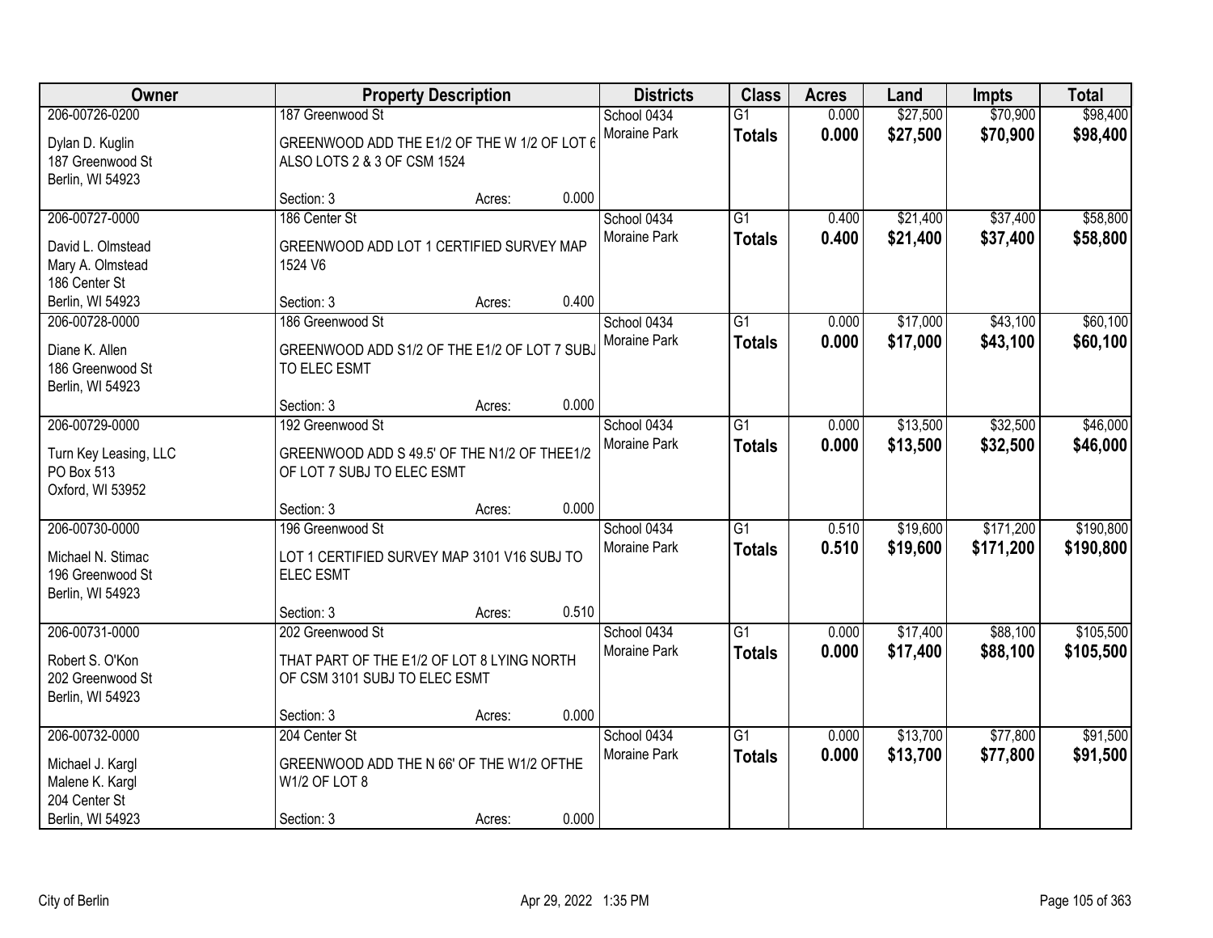| Owner | Property Description | | | Districts | Class | Acres | Land | Impts | Total |
|---|---|---|---|---|---|---|---|---|---|
| 206-00726-0200<br>Dylan D. Kuglin<br>187 Greenwood St<br>Berlin, WI 54923 | 187 Greenwood St<br>GREENWOOD ADD THE E1/2 OF THE W 1/2 OF LOT 6 ALSO LOTS 2 & 3 OF CSM 1524<br>Section: 3 | Acres: | 0.000 | School 0434<br>Moraine Park | G1<br>**Totals** | 0.000<br>**0.000** | $27,500<br>**$27,500** | $70,900<br>**$70,900** | $98,400<br>**$98,400** |
| 206-00727-0000<br>David L. Olmstead<br>Mary A. Olmstead<br>186 Center St<br>Berlin, WI 54923 | 186 Center St<br>GREENWOOD ADD LOT 1 CERTIFIED SURVEY MAP 1524 V6<br>Section: 3 | Acres: | 0.400 | School 0434<br>Moraine Park | G1<br>**Totals** | 0.400<br>**0.400** | $21,400<br>**$21,400** | $37,400<br>**$37,400** | $58,800<br>**$58,800** |
| 206-00728-0000<br>Diane K. Allen<br>186 Greenwood St<br>Berlin, WI 54923 | 186 Greenwood St<br>GREENWOOD ADD S1/2 OF THE E1/2 OF LOT 7 SUBJ TO ELEC ESMT<br>Section: 3 | Acres: | 0.000 | School 0434<br>Moraine Park | G1<br>**Totals** | 0.000<br>**0.000** | $17,000<br>**$17,000** | $43,100<br>**$43,100** | $60,100<br>**$60,100** |
| 206-00729-0000<br>Turn Key Leasing, LLC<br>PO Box 513<br>Oxford, WI 53952 | 192 Greenwood St<br>GREENWOOD ADD S 49.5' OF THE N1/2 OF THEE1/2 OF LOT 7 SUBJ TO ELEC ESMT<br>Section: 3 | Acres: | 0.000 | School 0434<br>Moraine Park | G1<br>**Totals** | 0.000<br>**0.000** | $13,500<br>**$13,500** | $32,500<br>**$32,500** | $46,000<br>**$46,000** |
| 206-00730-0000<br>Michael N. Stimac<br>196 Greenwood St<br>Berlin, WI 54923 | 196 Greenwood St<br>LOT 1 CERTIFIED SURVEY MAP 3101 V16 SUBJ TO ELEC ESMT<br>Section: 3 | Acres: | 0.510 | School 0434<br>Moraine Park | G1<br>**Totals** | 0.510<br>**0.510** | $19,600<br>**$19,600** | $171,200<br>**$171,200** | $190,800<br>**$190,800** |
| 206-00731-0000<br>Robert S. O'Kon<br>202 Greenwood St<br>Berlin, WI 54923 | 202 Greenwood St<br>THAT PART OF THE E1/2 OF LOT 8 LYING NORTH OF CSM 3101 SUBJ TO ELEC ESMT<br>Section: 3 | Acres: | 0.000 | School 0434<br>Moraine Park | G1<br>**Totals** | 0.000<br>**0.000** | $17,400<br>**$17,400** | $88,100<br>**$88,100** | $105,500<br>**$105,500** |
| 206-00732-0000<br>Michael J. Kargl<br>Malene K. Kargl<br>204 Center St<br>Berlin, WI 54923 | 204 Center St<br>GREENWOOD ADD THE N 66' OF THE W1/2 OFTHE W1/2 OF LOT 8<br>Section: 3 | Acres: | 0.000 | School 0434<br>Moraine Park | G1<br>**Totals** | 0.000<br>**0.000** | $13,700<br>**$13,700** | $77,800<br>**$77,800** | $91,500<br>**$91,500** |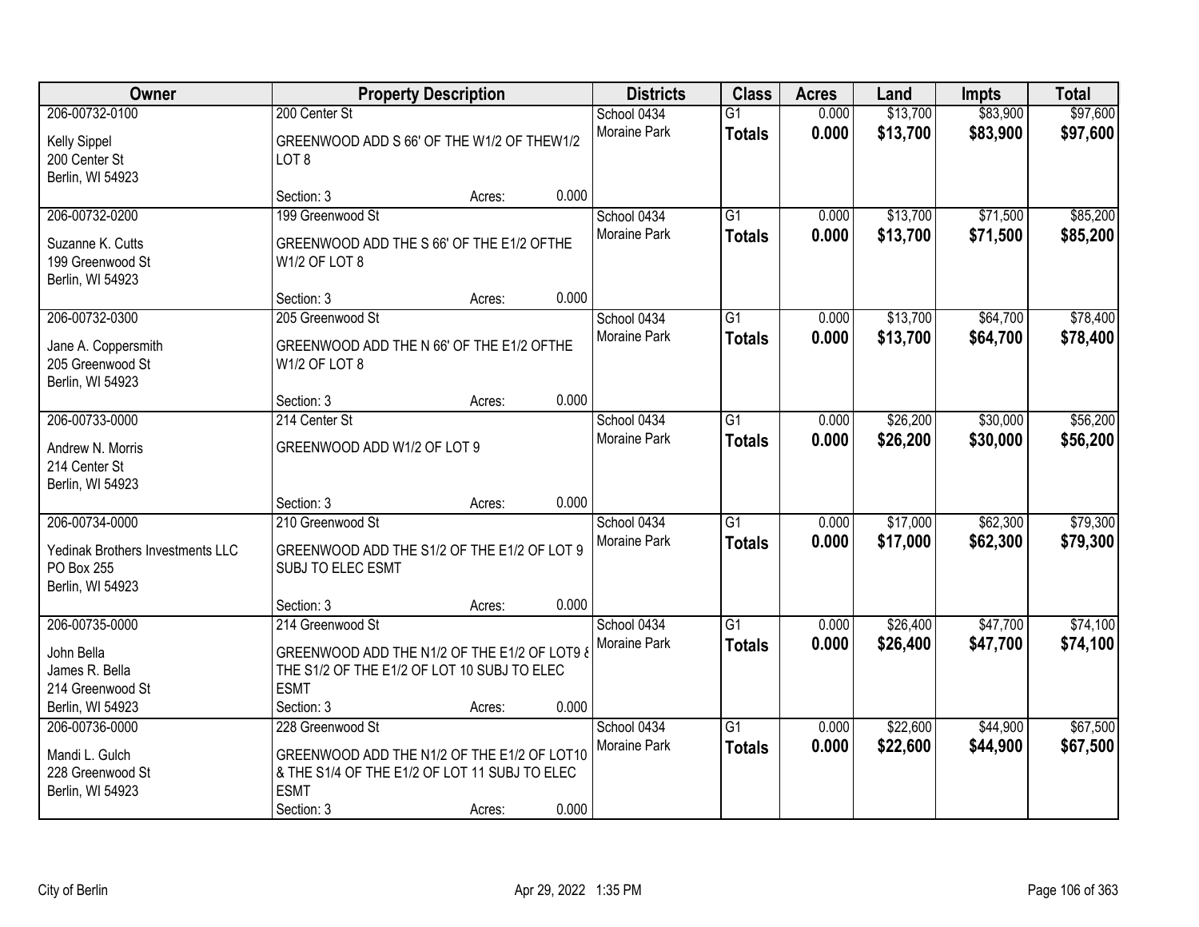| Owner | Property Description | Districts | Class | Acres | Land | Impts | Total |
|---|---|---|---|---|---|---|---|
| 206-00732-0100<br>Kelly Sippel<br>200 Center St<br>Berlin, WI 54923 | 200 Center St<br>GREENWOOD ADD S 66' OF THE W1/2 OF THEW1/2 LOT 8<br>Section: 3 Acres: 0.000 | School 0434<br>Moraine Park | G1<br>**Totals** | 0.000<br>**0.000** | $13,700<br>**$13,700** | $83,900<br>**$83,900** | $97,600<br>**$97,600** |
| 206-00732-0200<br>Suzanne K. Cutts<br>199 Greenwood St<br>Berlin, WI 54923 | 199 Greenwood St<br>GREENWOOD ADD THE S 66' OF THE E1/2 OFTHE W1/2 OF LOT 8<br>Section: 3 Acres: 0.000 | School 0434<br>Moraine Park | G1<br>**Totals** | 0.000<br>**0.000** | $13,700<br>**$13,700** | $71,500<br>**$71,500** | $85,200<br>**$85,200** |
| 206-00732-0300<br>Jane A. Coppersmith<br>205 Greenwood St<br>Berlin, WI 54923 | 205 Greenwood St<br>GREENWOOD ADD THE N 66' OF THE E1/2 OFTHE W1/2 OF LOT 8<br>Section: 3 Acres: 0.000 | School 0434<br>Moraine Park | G1<br>**Totals** | 0.000<br>**0.000** | $13,700<br>**$13,700** | $64,700<br>**$64,700** | $78,400<br>**$78,400** |
| 206-00733-0000<br>Andrew N. Morris<br>214 Center St<br>Berlin, WI 54923 | 214 Center St<br>GREENWOOD ADD W1/2 OF LOT 9<br>Section: 3 Acres: 0.000 | School 0434<br>Moraine Park | G1<br>**Totals** | 0.000<br>**0.000** | $26,200<br>**$26,200** | $30,000<br>**$30,000** | $56,200<br>**$56,200** |
| 206-00734-0000<br>Yedinak Brothers Investments LLC<br>PO Box 255<br>Berlin, WI 54923 | 210 Greenwood St<br>GREENWOOD ADD THE S1/2 OF THE E1/2 OF LOT 9 SUBJ TO ELEC ESMT<br>Section: 3 Acres: 0.000 | School 0434<br>Moraine Park | G1<br>**Totals** | 0.000<br>**0.000** | $17,000<br>**$17,000** | $62,300<br>**$62,300** | $79,300<br>**$79,300** |
| 206-00735-0000<br>John Bella<br>James R. Bella<br>214 Greenwood St<br>Berlin, WI 54923 | 214 Greenwood St<br>GREENWOOD ADD THE N1/2 OF THE E1/2 OF LOT9 & THE S1/2 OF THE E1/2 OF LOT 10 SUBJ TO ELEC ESMT<br>Section: 3 Acres: 0.000 | School 0434<br>Moraine Park | G1<br>**Totals** | 0.000<br>**0.000** | $26,400<br>**$26,400** | $47,700<br>**$47,700** | $74,100<br>**$74,100** |
| 206-00736-0000<br>Mandi L. Gulch<br>228 Greenwood St<br>Berlin, WI 54923 | 228 Greenwood St<br>GREENWOOD ADD THE N1/2 OF THE E1/2 OF LOT10 & THE S1/4 OF THE E1/2 OF LOT 11 SUBJ TO ELEC ESMT<br>Section: 3 Acres: 0.000 | School 0434<br>Moraine Park | G1<br>**Totals** | 0.000<br>**0.000** | $22,600<br>**$22,600** | $44,900<br>**$44,900** | $67,500<br>**$67,500** |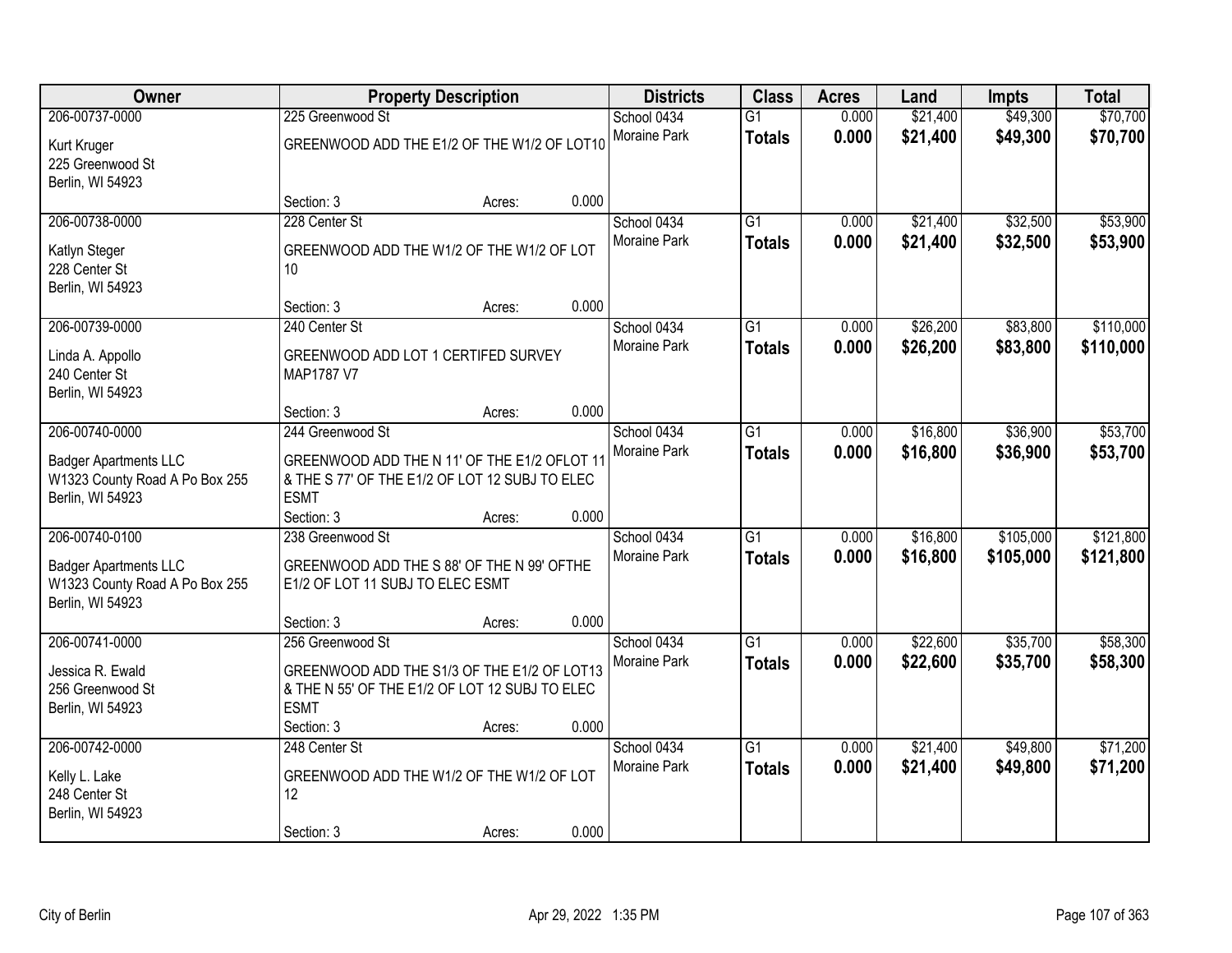| Owner | Property Description | Districts | Class | Acres | Land | Impts | Total |
|---|---|---|---|---|---|---|---|
| 206-00737-0000<br>Kurt Kruger<br>225 Greenwood St<br>Berlin, WI 54923 | 225 Greenwood St<br>GREENWOOD ADD THE E1/2 OF THE W1/2 OF LOT10<br>Section: 3 Acres: 0.000 | School 0434<br>Moraine Park | G1<br>**Totals** | 0.000<br>**0.000** | $21,400<br>**$21,400** | $49,300<br>**$49,300** | $70,700<br>**$70,700** |
| 206-00738-0000<br>Katlyn Steger<br>228 Center St<br>Berlin, WI 54923 | 228 Center St<br>GREENWOOD ADD THE W1/2 OF THE W1/2 OF LOT 10<br>Section: 3 Acres: 0.000 | School 0434<br>Moraine Park | G1<br>**Totals** | 0.000<br>**0.000** | $21,400<br>**$21,400** | $32,500<br>**$32,500** | $53,900<br>**$53,900** |
| 206-00739-0000<br>Linda A. Appollo<br>240 Center St<br>Berlin, WI 54923 | 240 Center St<br>GREENWOOD ADD LOT 1 CERTIFED SURVEY MAP1787 V7<br>Section: 3 Acres: 0.000 | School 0434<br>Moraine Park | G1<br>**Totals** | 0.000<br>**0.000** | $26,200<br>**$26,200** | $83,800<br>**$83,800** | $110,000<br>**$110,000** |
| 206-00740-0000<br>Badger Apartments LLC<br>W1323 County Road A Po Box 255<br>Berlin, WI 54923 | 244 Greenwood St<br>GREENWOOD ADD THE N 11' OF THE E1/2 OFLOT 11 & THE S 77' OF THE E1/2 OF LOT 12 SUBJ TO ELEC ESMT<br>Section: 3 Acres: 0.000 | School 0434<br>Moraine Park | G1<br>**Totals** | 0.000<br>**0.000** | $16,800<br>**$16,800** | $36,900<br>**$36,900** | $53,700<br>**$53,700** |
| 206-00740-0100<br>Badger Apartments LLC<br>W1323 County Road A Po Box 255<br>Berlin, WI 54923 | 238 Greenwood St<br>GREENWOOD ADD THE S 88' OF THE N 99' OFTHE E1/2 OF LOT 11 SUBJ TO ELEC ESMT<br>Section: 3 Acres: 0.000 | School 0434<br>Moraine Park | G1<br>**Totals** | 0.000<br>**0.000** | $16,800<br>**$16,800** | $105,000<br>**$105,000** | $121,800<br>**$121,800** |
| 206-00741-0000<br>Jessica R. Ewald<br>256 Greenwood St<br>Berlin, WI 54923 | 256 Greenwood St<br>GREENWOOD ADD THE S1/3 OF THE E1/2 OF LOT13 & THE N 55' OF THE E1/2 OF LOT 12 SUBJ TO ELEC ESMT<br>Section: 3 Acres: 0.000 | School 0434<br>Moraine Park | G1<br>**Totals** | 0.000<br>**0.000** | $22,600<br>**$22,600** | $35,700<br>**$35,700** | $58,300<br>**$58,300** |
| 206-00742-0000<br>Kelly L. Lake<br>248 Center St<br>Berlin, WI 54923 | 248 Center St<br>GREENWOOD ADD THE W1/2 OF THE W1/2 OF LOT 12<br>Section: 3 Acres: 0.000 | School 0434<br>Moraine Park | G1<br>**Totals** | 0.000<br>**0.000** | $21,400<br>**$21,400** | $49,800<br>**$49,800** | $71,200<br>**$71,200** |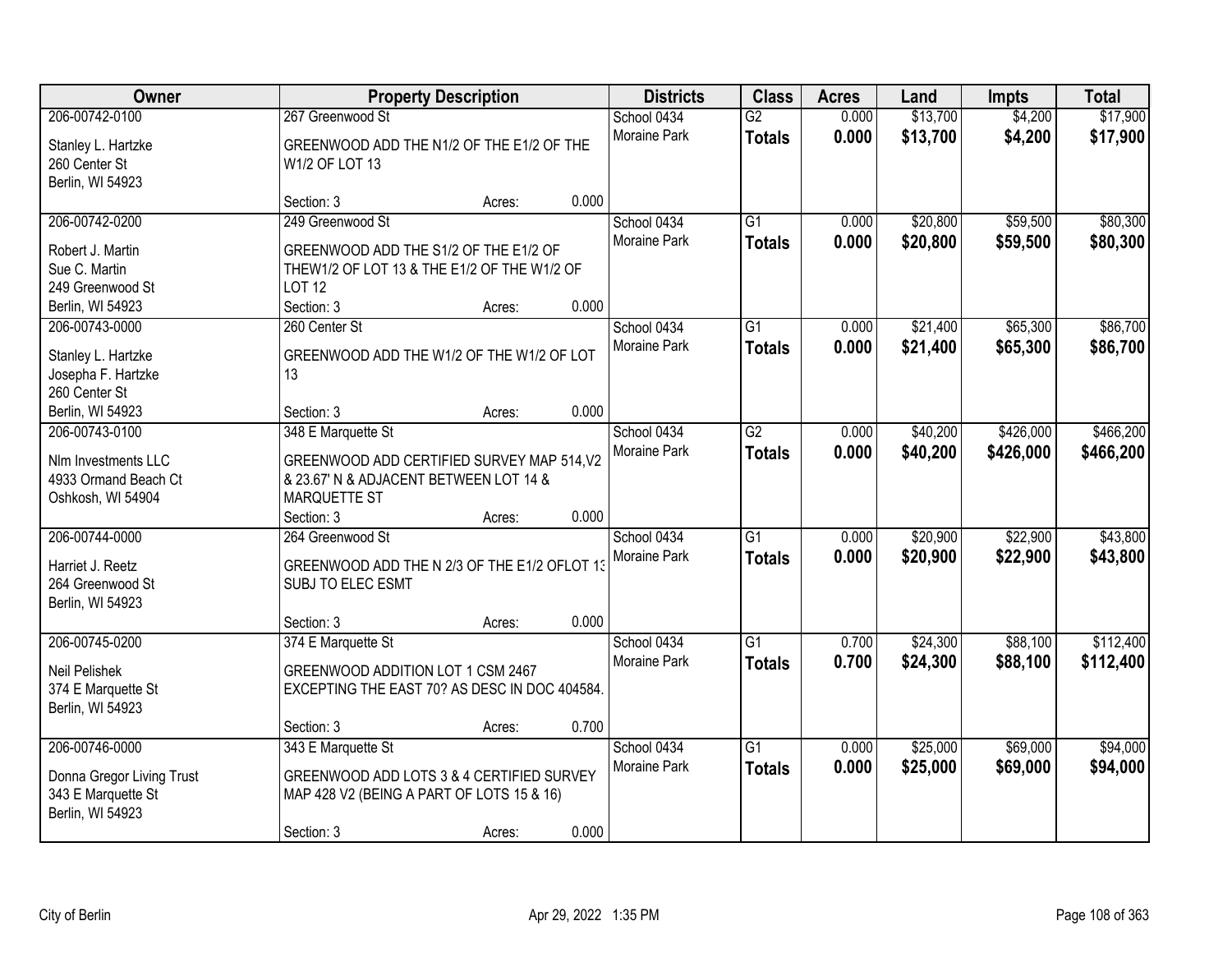| Owner | Property Description | | | Districts | Class | Acres | Land | Impts | Total |
|---|---|---|---|---|---|---|---|---|---|
| 206-00742-0100<br>Stanley L. Hartzke<br>260 Center St<br>Berlin, WI 54923 | 267 Greenwood St<br>GREENWOOD ADD THE N1/2 OF THE E1/2 OF THE W1/2 OF LOT 13<br>Section: 3 | Acres: | 0.000 | School 0434<br>Moraine Park | G2<br>**Totals** | 0.000<br>**0.000** | $13,700<br>**$13,700** | $4,200<br>**$4,200** | $17,900<br>**$17,900** |
| 206-00742-0200<br>Robert J. Martin<br>Sue C. Martin<br>249 Greenwood St<br>Berlin, WI 54923 | 249 Greenwood St<br>GREENWOOD ADD THE S1/2 OF THE E1/2 OF THEW1/2 OF LOT 13 & THE E1/2 OF THE W1/2 OF LOT 12<br>Section: 3 | Acres: | 0.000 | School 0434<br>Moraine Park | G1<br>**Totals** | 0.000<br>**0.000** | $20,800<br>**$20,800** | $59,500<br>**$59,500** | $80,300<br>**$80,300** |
| 206-00743-0000<br>Stanley L. Hartzke<br>Josepha F. Hartzke<br>260 Center St<br>Berlin, WI 54923 | 260 Center St<br>GREENWOOD ADD THE W1/2 OF THE W1/2 OF LOT 13<br>Section: 3 | Acres: | 0.000 | School 0434<br>Moraine Park | G1<br>**Totals** | 0.000<br>**0.000** | $21,400<br>**$21,400** | $65,300<br>**$65,300** | $86,700<br>**$86,700** |
| 206-00743-0100<br>Nlm Investments LLC<br>4933 Ormand Beach Ct<br>Oshkosh, WI 54904 | 348 E Marquette St<br>GREENWOOD ADD CERTIFIED SURVEY MAP 514,V2 & 23.67' N & ADJACENT BETWEEN LOT 14 & MARQUETTE ST<br>Section: 3 | Acres: | 0.000 | School 0434<br>Moraine Park | G2<br>**Totals** | 0.000<br>**0.000** | $40,200<br>**$40,200** | $426,000<br>**$426,000** | $466,200<br>**$466,200** |
| 206-00744-0000<br>Harriet J. Reetz<br>264 Greenwood St<br>Berlin, WI 54923 | 264 Greenwood St<br>GREENWOOD ADD THE N 2/3 OF THE E1/2 OFLOT 13 SUBJ TO ELEC ESMT<br>Section: 3 | Acres: | 0.000 | School 0434<br>Moraine Park | G1<br>**Totals** | 0.000<br>**0.000** | $20,900<br>**$20,900** | $22,900<br>**$22,900** | $43,800<br>**$43,800** |
| 206-00745-0200<br>Neil Pelishek<br>374 E Marquette St<br>Berlin, WI 54923 | 374 E Marquette St<br>GREENWOOD ADDITION LOT 1 CSM 2467 EXCEPTING THE EAST 70? AS DESC IN DOC 404584.<br>Section: 3 | Acres: | 0.700 | School 0434<br>Moraine Park | G1<br>**Totals** | 0.700<br>**0.700** | $24,300<br>**$24,300** | $88,100<br>**$88,100** | $112,400<br>**$112,400** |
| 206-00746-0000<br>Donna Gregor Living Trust<br>343 E Marquette St<br>Berlin, WI 54923 | 343 E Marquette St<br>GREENWOOD ADD LOTS 3 & 4 CERTIFIED SURVEY MAP 428 V2 (BEING A PART OF LOTS 15 & 16)<br>Section: 3 | Acres: | 0.000 | School 0434<br>Moraine Park | G1<br>**Totals** | 0.000<br>**0.000** | $25,000<br>**$25,000** | $69,000<br>**$69,000** | $94,000<br>**$94,000** |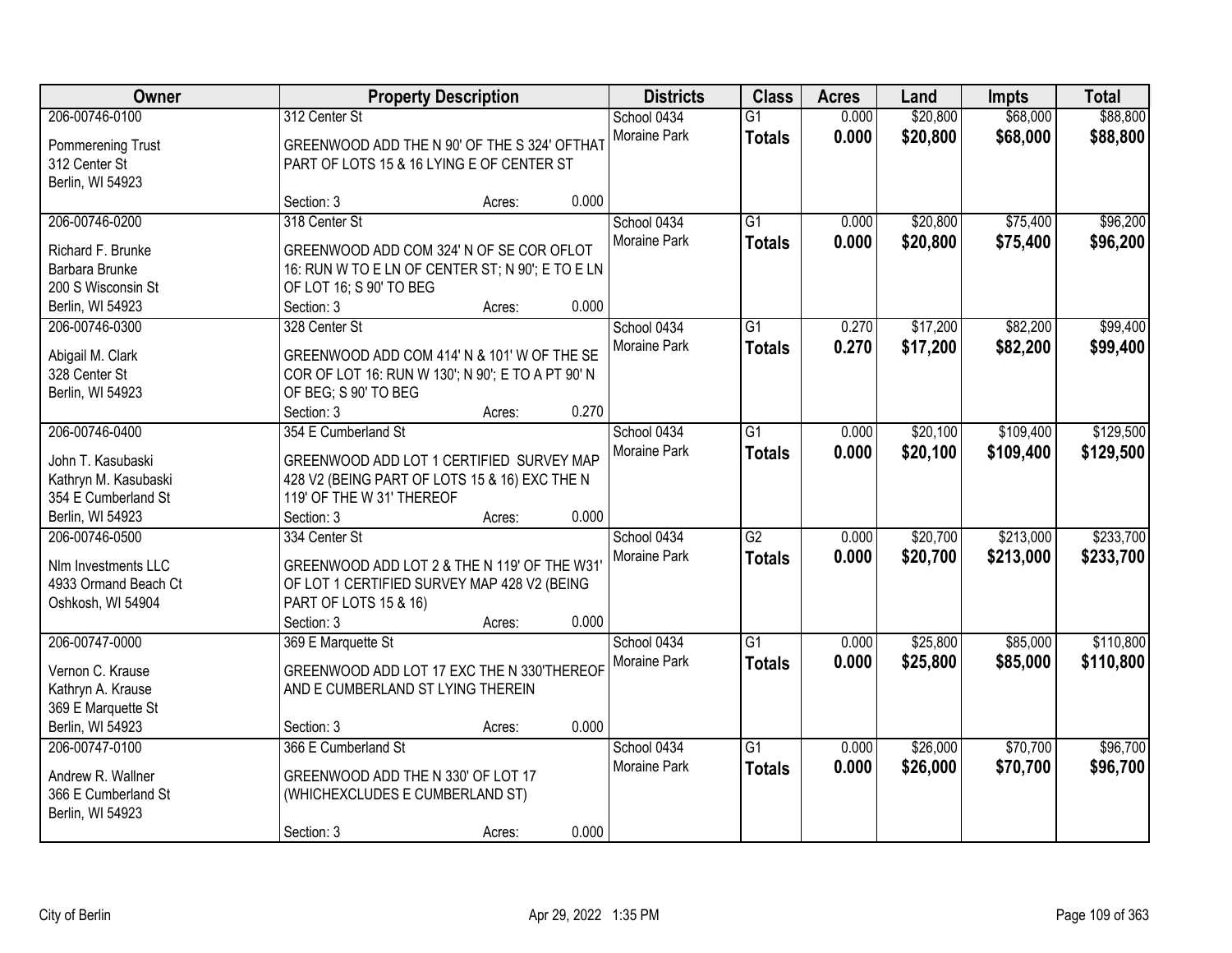| Owner | Property Description | Districts | Class | Acres | Land | Impts | Total |
|---|---|---|---|---|---|---|---|
| 206-00746-0100<br>Pommerening Trust<br>312 Center St<br>Berlin, WI 54923 | 312 Center St<br>GREENWOOD ADD THE N 90' OF THE S 324' OFTHAT PART OF LOTS 15 & 16 LYING E OF CENTER ST<br>Section: 3 Acres: 0.000 | School 0434<br>Moraine Park | G1<br>**Totals** | 0.000<br>**0.000** | \$20,800<br>**\$20,800** | \$68,000<br>**\$68,000** | \$88,800<br>**\$88,800** |
| 206-00746-0200<br>Richard F. Brunke<br>Barbara Brunke<br>200 S Wisconsin St<br>Berlin, WI 54923 | 318 Center St<br>GREENWOOD ADD COM 324' N OF SE COR OFLOT 16: RUN W TO E LN OF CENTER ST; N 90'; E TO E LN OF LOT 16; S 90' TO BEG<br>Section: 3 Acres: 0.000 | School 0434<br>Moraine Park | G1<br>**Totals** | 0.000<br>**0.000** | \$20,800<br>**\$20,800** | \$75,400<br>**\$75,400** | \$96,200<br>**\$96,200** |
| 206-00746-0300<br>Abigail M. Clark<br>328 Center St<br>Berlin, WI 54923 | 328 Center St<br>GREENWOOD ADD COM 414' N & 101' W OF THE SE COR OF LOT 16: RUN W 130'; N 90'; E TO A PT 90' N OF BEG; S 90' TO BEG<br>Section: 3 Acres: 0.270 | School 0434<br>Moraine Park | G1<br>**Totals** | 0.270<br>**0.270** | \$17,200<br>**\$17,200** | \$82,200<br>**\$82,200** | \$99,400<br>**\$99,400** |
| 206-00746-0400<br>John T. Kasubaski<br>Kathryn M. Kasubaski<br>354 E Cumberland St<br>Berlin, WI 54923 | 354 E Cumberland St<br>GREENWOOD ADD LOT 1 CERTIFIED SURVEY MAP 428 V2 (BEING PART OF LOTS 15 & 16) EXC THE N 119' OF THE W 31' THEREOF<br>Section: 3 Acres: 0.000 | School 0434<br>Moraine Park | G1<br>**Totals** | 0.000<br>**0.000** | \$20,100<br>**\$20,100** | \$109,400<br>**\$109,400** | \$129,500<br>**\$129,500** |
| 206-00746-0500<br>Nlm Investments LLC<br>4933 Ormand Beach Ct<br>Oshkosh, WI 54904 | 334 Center St<br>GREENWOOD ADD LOT 2 & THE N 119' OF THE W31' OF LOT 1 CERTIFIED SURVEY MAP 428 V2 (BEING PART OF LOTS 15 & 16)<br>Section: 3 Acres: 0.000 | School 0434<br>Moraine Park | G2<br>**Totals** | 0.000<br>**0.000** | \$20,700<br>**\$20,700** | \$213,000<br>**\$213,000** | \$233,700<br>**\$233,700** |
| 206-00747-0000<br>Vernon C. Krause<br>Kathryn A. Krause<br>369 E Marquette St<br>Berlin, WI 54923 | 369 E Marquette St<br>GREENWOOD ADD LOT 17 EXC THE N 330'THEREOF AND E CUMBERLAND ST LYING THEREIN<br>Section: 3 Acres: 0.000 | School 0434<br>Moraine Park | G1<br>**Totals** | 0.000<br>**0.000** | \$25,800<br>**\$25,800** | \$85,000<br>**\$85,000** | \$110,800<br>**\$110,800** |
| 206-00747-0100<br>Andrew R. Wallner<br>366 E Cumberland St<br>Berlin, WI 54923 | 366 E Cumberland St<br>GREENWOOD ADD THE N 330' OF LOT 17 (WHICHEXCLUDES E CUMBERLAND ST)<br>Section: 3 Acres: 0.000 | School 0434<br>Moraine Park | G1<br>**Totals** | 0.000<br>**0.000** | \$26,000<br>**\$26,000** | \$70,700<br>**\$70,700** | \$96,700<br>**\$96,700** |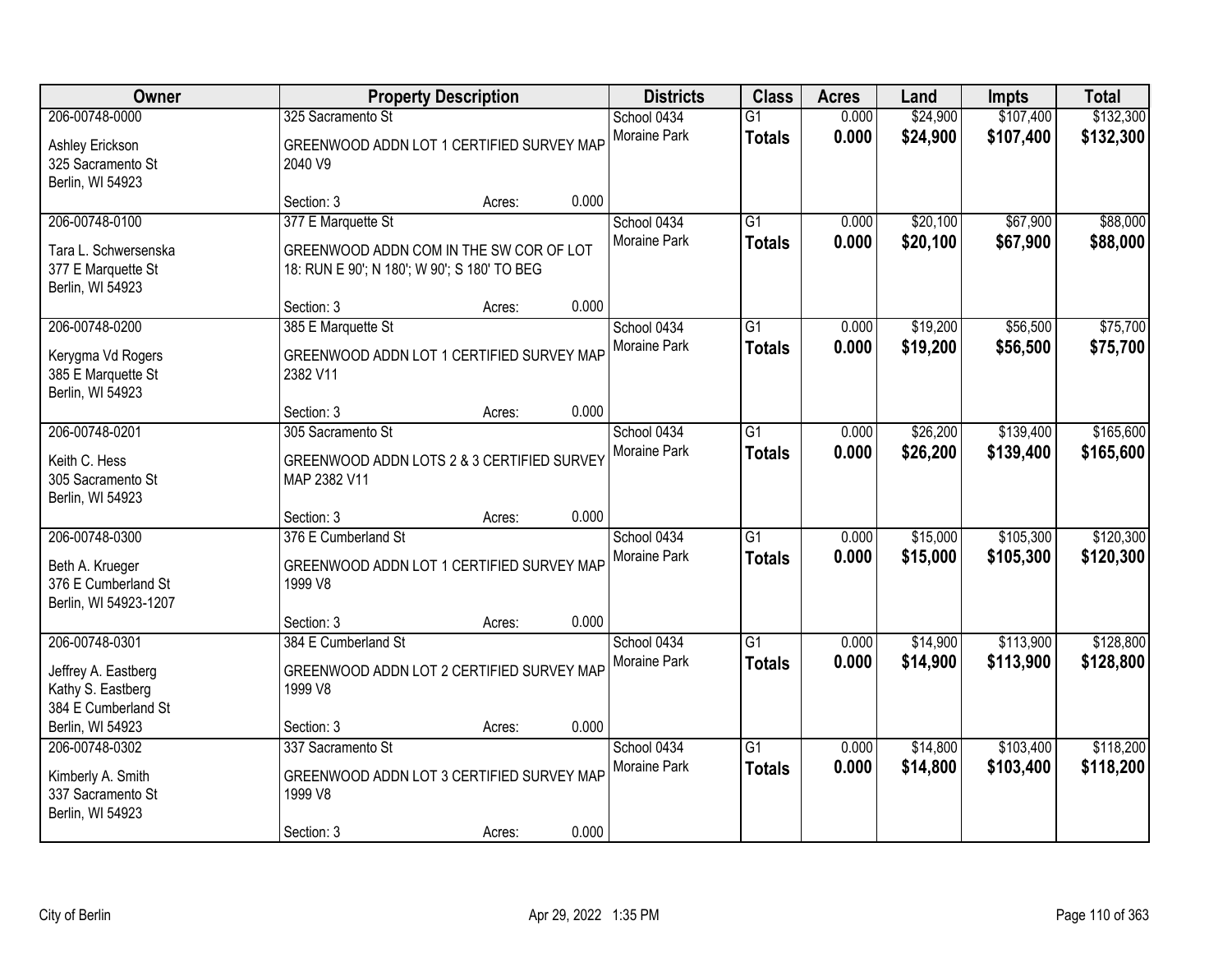| Owner | Property Description | Districts | Class | Acres | Land | Impts | Total |
|---|---|---|---|---|---|---|---|
| 206-00748-0000<br>Ashley Erickson<br>325 Sacramento St<br>Berlin, WI 54923 | 325 Sacramento St<br>GREENWOOD ADDN LOT 1 CERTIFIED SURVEY MAP 2040 V9<br>Section: 3 Acres: 0.000 | School 0434<br>Moraine Park | G1<br>**Totals** | 0.000<br>**0.000** | $24,900<br>**$24,900** | $107,400<br>**$107,400** | $132,300<br>**$132,300** |
| 206-00748-0100<br>Tara L. Schwersenska<br>377 E Marquette St<br>Berlin, WI 54923 | 377 E Marquette St<br>GREENWOOD ADDN COM IN THE SW COR OF LOT 18: RUN E 90'; N 180'; W 90'; S 180' TO BEG<br>Section: 3 Acres: 0.000 | School 0434<br>Moraine Park | G1<br>**Totals** | 0.000<br>**0.000** | $20,100<br>**$20,100** | $67,900<br>**$67,900** | $88,000<br>**$88,000** |
| 206-00748-0200<br>Kerygma Vd Rogers<br>385 E Marquette St<br>Berlin, WI 54923 | 385 E Marquette St<br>GREENWOOD ADDN LOT 1 CERTIFIED SURVEY MAP 2382 V11<br>Section: 3 Acres: 0.000 | School 0434<br>Moraine Park | G1<br>**Totals** | 0.000<br>**0.000** | $19,200<br>**$19,200** | $56,500<br>**$56,500** | $75,700<br>**$75,700** |
| 206-00748-0201<br>Keith C. Hess<br>305 Sacramento St<br>Berlin, WI 54923 | 305 Sacramento St<br>GREENWOOD ADDN LOTS 2 & 3 CERTIFIED SURVEY MAP 2382 V11<br>Section: 3 Acres: 0.000 | School 0434<br>Moraine Park | G1<br>**Totals** | 0.000<br>**0.000** | $26,200<br>**$26,200** | $139,400<br>**$139,400** | $165,600<br>**$165,600** |
| 206-00748-0300<br>Beth A. Krueger<br>376 E Cumberland St<br>Berlin, WI 54923-1207 | 376 E Cumberland St<br>GREENWOOD ADDN LOT 1 CERTIFIED SURVEY MAP 1999 V8<br>Section: 3 Acres: 0.000 | School 0434<br>Moraine Park | G1<br>**Totals** | 0.000<br>**0.000** | $15,000<br>**$15,000** | $105,300<br>**$105,300** | $120,300<br>**$120,300** |
| 206-00748-0301<br>Jeffrey A. Eastberg<br>Kathy S. Eastberg<br>384 E Cumberland St<br>Berlin, WI 54923 | 384 E Cumberland St<br>GREENWOOD ADDN LOT 2 CERTIFIED SURVEY MAP 1999 V8<br>Section: 3 Acres: 0.000 | School 0434<br>Moraine Park | G1<br>**Totals** | 0.000<br>**0.000** | $14,900<br>**$14,900** | $113,900<br>**$113,900** | $128,800<br>**$128,800** |
| 206-00748-0302<br>Kimberly A. Smith<br>337 Sacramento St<br>Berlin, WI 54923 | 337 Sacramento St<br>GREENWOOD ADDN LOT 3 CERTIFIED SURVEY MAP 1999 V8<br>Section: 3 Acres: 0.000 | School 0434<br>Moraine Park | G1<br>**Totals** | 0.000<br>**0.000** | $14,800<br>**$14,800** | $103,400<br>**$103,400** | $118,200<br>**$118,200** |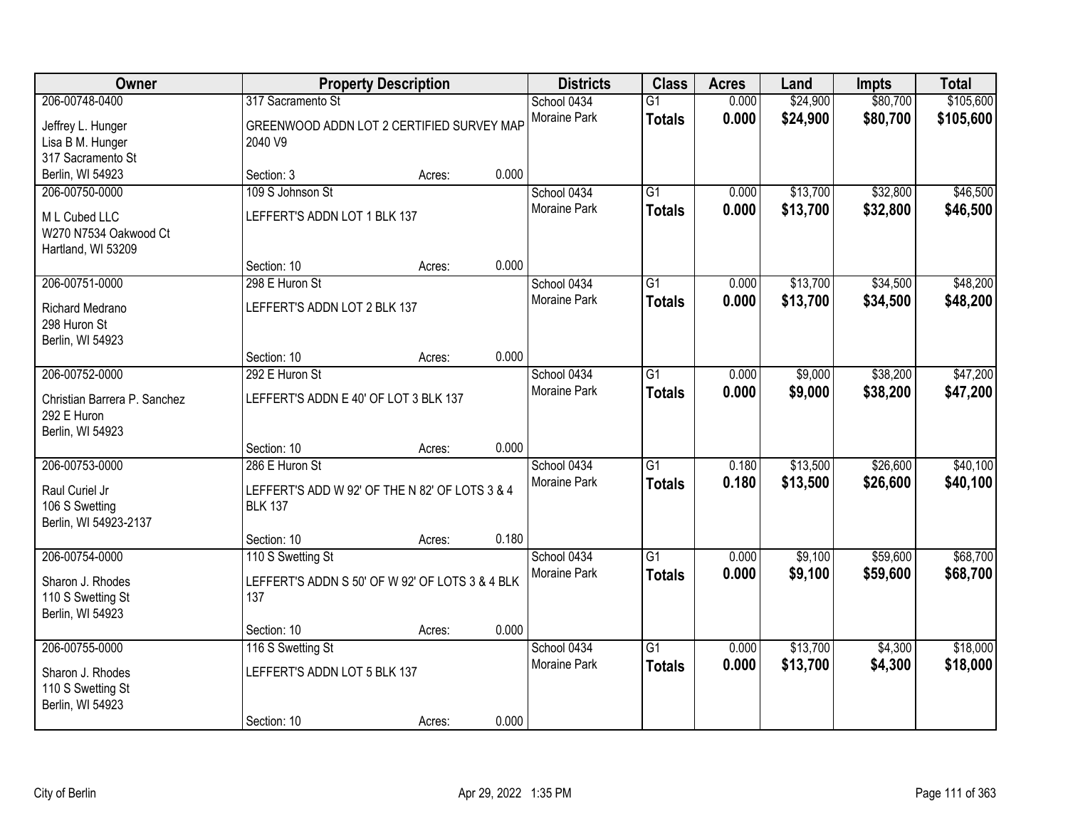| Owner | Property Description | | | Districts | Class | Acres | Land | Impts | Total |
|---|---|---|---|---|---|---|---|---|---|
| 206-00748-0400 | 317 Sacramento St | | | School 0434 | G1 | 0.000 | $24,900 | $80,700 | $105,600 |
| Jeffrey L. Hunger<br>Lisa B M. Hunger<br>317 Sacramento St<br>Berlin, WI 54923 | GREENWOOD ADDN LOT 2 CERTIFIED SURVEY MAP 2040 V9 | | | Moraine Park | **Totals** | **0.000** | **$24,900** | **$80,700** | **$105,600** |
| | Section: 3 | Acres: | 0.000 | | | | | | |
| 206-00750-0000 | 109 S Johnson St | | | School 0434 | G1 | 0.000 | $13,700 | $32,800 | $46,500 |
| M L Cubed LLC<br>W270 N7534 Oakwood Ct<br>Hartland, WI 53209 | LEFFERT'S ADDN LOT 1 BLK 137 | | | Moraine Park | **Totals** | **0.000** | **$13,700** | **$32,800** | **$46,500** |
| | Section: 10 | Acres: | 0.000 | | | | | | |
| 206-00751-0000 | 298 E Huron St | | | School 0434 | G1 | 0.000 | $13,700 | $34,500 | $48,200 |
| Richard Medrano<br>298 Huron St<br>Berlin, WI 54923 | LEFFERT'S ADDN LOT 2 BLK 137 | | | Moraine Park | **Totals** | **0.000** | **$13,700** | **$34,500** | **$48,200** |
| | Section: 10 | Acres: | 0.000 | | | | | | |
| 206-00752-0000 | 292 E Huron St | | | School 0434 | G1 | 0.000 | $9,000 | $38,200 | $47,200 |
| Christian Barrera P. Sanchez<br>292 E Huron<br>Berlin, WI 54923 | LEFFERT'S ADDN E 40' OF LOT 3 BLK 137 | | | Moraine Park | **Totals** | **0.000** | **$9,000** | **$38,200** | **$47,200** |
| | Section: 10 | Acres: | 0.000 | | | | | | |
| 206-00753-0000 | 286 E Huron St | | | School 0434 | G1 | 0.180 | $13,500 | $26,600 | $40,100 |
| Raul Curiel Jr<br>106 S Swetting<br>Berlin, WI 54923-2137 | LEFFERT'S ADD W 92' OF THE N 82' OF LOTS 3 & 4 BLK 137 | | | Moraine Park | **Totals** | **0.180** | **$13,500** | **$26,600** | **$40,100** |
| | Section: 10 | Acres: | 0.180 | | | | | | |
| 206-00754-0000 | 110 S Swetting St | | | School 0434 | G1 | 0.000 | $9,100 | $59,600 | $68,700 |
| Sharon J. Rhodes<br>110 S Swetting St<br>Berlin, WI 54923 | LEFFERT'S ADDN S 50' OF W 92' OF LOTS 3 & 4 BLK 137 | | | Moraine Park | **Totals** | **0.000** | **$9,100** | **$59,600** | **$68,700** |
| | Section: 10 | Acres: | 0.000 | | | | | | |
| 206-00755-0000 | 116 S Swetting St | | | School 0434 | G1 | 0.000 | $13,700 | $4,300 | $18,000 |
| Sharon J. Rhodes<br>110 S Swetting St<br>Berlin, WI 54923 | LEFFERT'S ADDN LOT 5 BLK 137 | | | Moraine Park | **Totals** | **0.000** | **$13,700** | **$4,300** | **$18,000** |
| | Section: 10 | Acres: | 0.000 | | | | | | |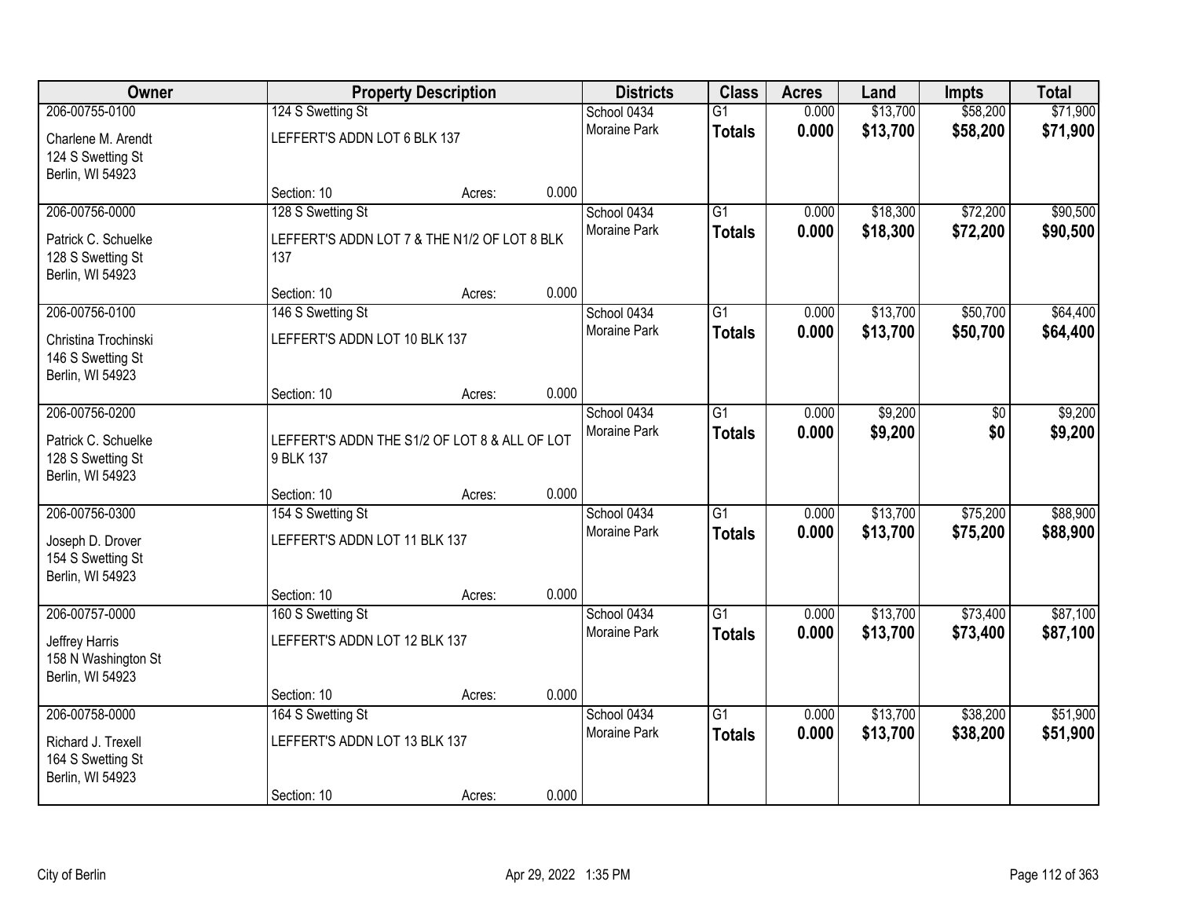| Owner | Property Description | Districts | Class | Acres | Land | Impts | Total |
|---|---|---|---|---|---|---|---|
| 206-00755-0100<br>Charlene M. Arendt<br>124 S Swetting St<br>Berlin, WI 54923 | 124 S Swetting St<br>LEFFERT'S ADDN LOT 6 BLK 137<br>Section: 10 Acres: 0.000 | School 0434<br>Moraine Park | G1<br>**Totals** | 0.000<br>**0.000** | $13,700<br>**$13,700** | $58,200<br>**$58,200** | $71,900<br>**$71,900** |
| 206-00756-0000<br>Patrick C. Schuelke<br>128 S Swetting St<br>Berlin, WI 54923 | 128 S Swetting St<br>LEFFERT'S ADDN LOT 7 & THE N1/2 OF LOT 8 BLK 137<br>Section: 10 Acres: 0.000 | School 0434<br>Moraine Park | G1<br>**Totals** | 0.000<br>**0.000** | $18,300<br>**$18,300** | $72,200<br>**$72,200** | $90,500<br>**$90,500** |
| 206-00756-0100<br>Christina Trochinski<br>146 S Swetting St<br>Berlin, WI 54923 | 146 S Swetting St<br>LEFFERT'S ADDN LOT 10 BLK 137<br>Section: 10 Acres: 0.000 | School 0434<br>Moraine Park | G1<br>**Totals** | 0.000<br>**0.000** | $13,700<br>**$13,700** | $50,700<br>**$50,700** | $64,400<br>**$64,400** |
| 206-00756-0200<br>Patrick C. Schuelke<br>128 S Swetting St<br>Berlin, WI 54923 | LEFFERT'S ADDN THE S1/2 OF LOT 8 & ALL OF LOT 9 BLK 137<br>Section: 10 Acres: 0.000 | School 0434<br>Moraine Park | G1<br>**Totals** | 0.000<br>**0.000** | $9,200<br>**$9,200** | $0<br>**$0** | $9,200<br>**$9,200** |
| 206-00756-0300<br>Joseph D. Drover<br>154 S Swetting St<br>Berlin, WI 54923 | 154 S Swetting St<br>LEFFERT'S ADDN LOT 11 BLK 137<br>Section: 10 Acres: 0.000 | School 0434<br>Moraine Park | G1<br>**Totals** | 0.000<br>**0.000** | $13,700<br>**$13,700** | $75,200<br>**$75,200** | $88,900<br>**$88,900** |
| 206-00757-0000<br>Jeffrey Harris<br>158 N Washington St<br>Berlin, WI 54923 | 160 S Swetting St<br>LEFFERT'S ADDN LOT 12 BLK 137<br>Section: 10 Acres: 0.000 | School 0434<br>Moraine Park | G1<br>**Totals** | 0.000<br>**0.000** | $13,700<br>**$13,700** | $73,400<br>**$73,400** | $87,100<br>**$87,100** |
| 206-00758-0000<br>Richard J. Trexell<br>164 S Swetting St<br>Berlin, WI 54923 | 164 S Swetting St<br>LEFFERT'S ADDN LOT 13 BLK 137<br>Section: 10 Acres: 0.000 | School 0434<br>Moraine Park | G1<br>**Totals** | 0.000<br>**0.000** | $13,700<br>**$13,700** | $38,200<br>**$38,200** | $51,900<br>**$51,900** |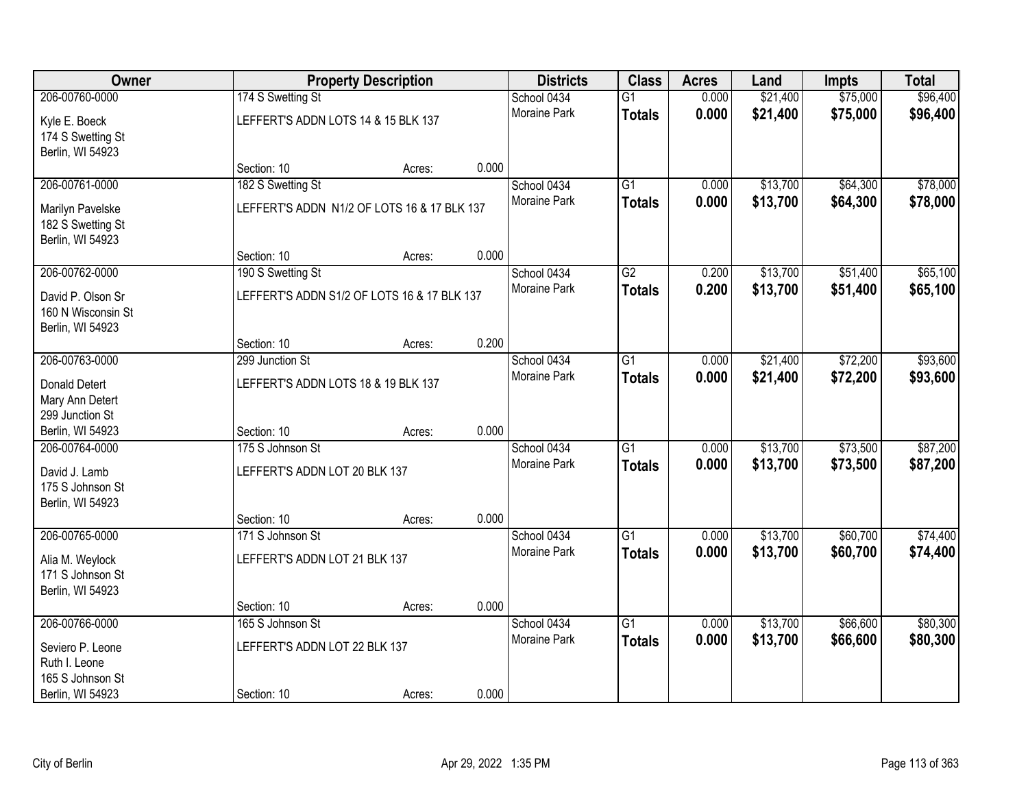| Owner | Property Description | | | Districts | Class | Acres | Land | Impts | Total |
|---|---|---|---|---|---|---|---|---|---|
| 206-00760-0000 | 174 S Swetting St | | | School 0434 | G1 | 0.000 | $21,400 | $75,000 | $96,400 |
| Kyle E. Boeck<br>174 S Swetting St<br>Berlin, WI 54923 | LEFFERT'S ADDN LOTS 14 & 15 BLK 137 | | | Moraine Park | **Totals** | **0.000** | **$21,400** | **$75,000** | **$96,400** |
| | Section: 10 | Acres: | 0.000 | | | | | | |
| 206-00761-0000 | 182 S Swetting St | | | School 0434 | G1 | 0.000 | $13,700 | $64,300 | $78,000 |
| Marilyn Pavelske<br>182 S Swetting St<br>Berlin, WI 54923 | LEFFERT'S ADDN N1/2 OF LOTS 16 & 17 BLK 137 | | | Moraine Park | **Totals** | **0.000** | **$13,700** | **$64,300** | **$78,000** |
| | Section: 10 | Acres: | 0.000 | | | | | | |
| 206-00762-0000 | 190 S Swetting St | | | School 0434 | G2 | 0.200 | $13,700 | $51,400 | $65,100 |
| David P. Olson Sr<br>160 N Wisconsin St<br>Berlin, WI 54923 | LEFFERT'S ADDN S1/2 OF LOTS 16 & 17 BLK 137 | | | Moraine Park | **Totals** | **0.200** | **$13,700** | **$51,400** | **$65,100** |
| | Section: 10 | Acres: | 0.200 | | | | | | |
| 206-00763-0000 | 299 Junction St | | | School 0434 | G1 | 0.000 | $21,400 | $72,200 | $93,600 |
| Donald Detert<br>Mary Ann Detert<br>299 Junction St<br>Berlin, WI 54923 | LEFFERT'S ADDN LOTS 18 & 19 BLK 137 | | | Moraine Park | **Totals** | **0.000** | **$21,400** | **$72,200** | **$93,600** |
| | Section: 10 | Acres: | 0.000 | | | | | | |
| 206-00764-0000 | 175 S Johnson St | | | School 0434 | G1 | 0.000 | $13,700 | $73,500 | $87,200 |
| David J. Lamb<br>175 S Johnson St<br>Berlin, WI 54923 | LEFFERT'S ADDN LOT 20 BLK 137 | | | Moraine Park | **Totals** | **0.000** | **$13,700** | **$73,500** | **$87,200** |
| | Section: 10 | Acres: | 0.000 | | | | | | |
| 206-00765-0000 | 171 S Johnson St | | | School 0434 | G1 | 0.000 | $13,700 | $60,700 | $74,400 |
| Alia M. Weylock<br>171 S Johnson St<br>Berlin, WI 54923 | LEFFERT'S ADDN LOT 21 BLK 137 | | | Moraine Park | **Totals** | **0.000** | **$13,700** | **$60,700** | **$74,400** |
| | Section: 10 | Acres: | 0.000 | | | | | | |
| 206-00766-0000 | 165 S Johnson St | | | School 0434 | G1 | 0.000 | $13,700 | $66,600 | $80,300 |
| Seviero P. Leone<br>Ruth I. Leone<br>165 S Johnson St<br>Berlin, WI 54923 | LEFFERT'S ADDN LOT 22 BLK 137 | | | Moraine Park | **Totals** | **0.000** | **$13,700** | **$66,600** | **$80,300** |
| | Section: 10 | Acres: | 0.000 | | | | | | |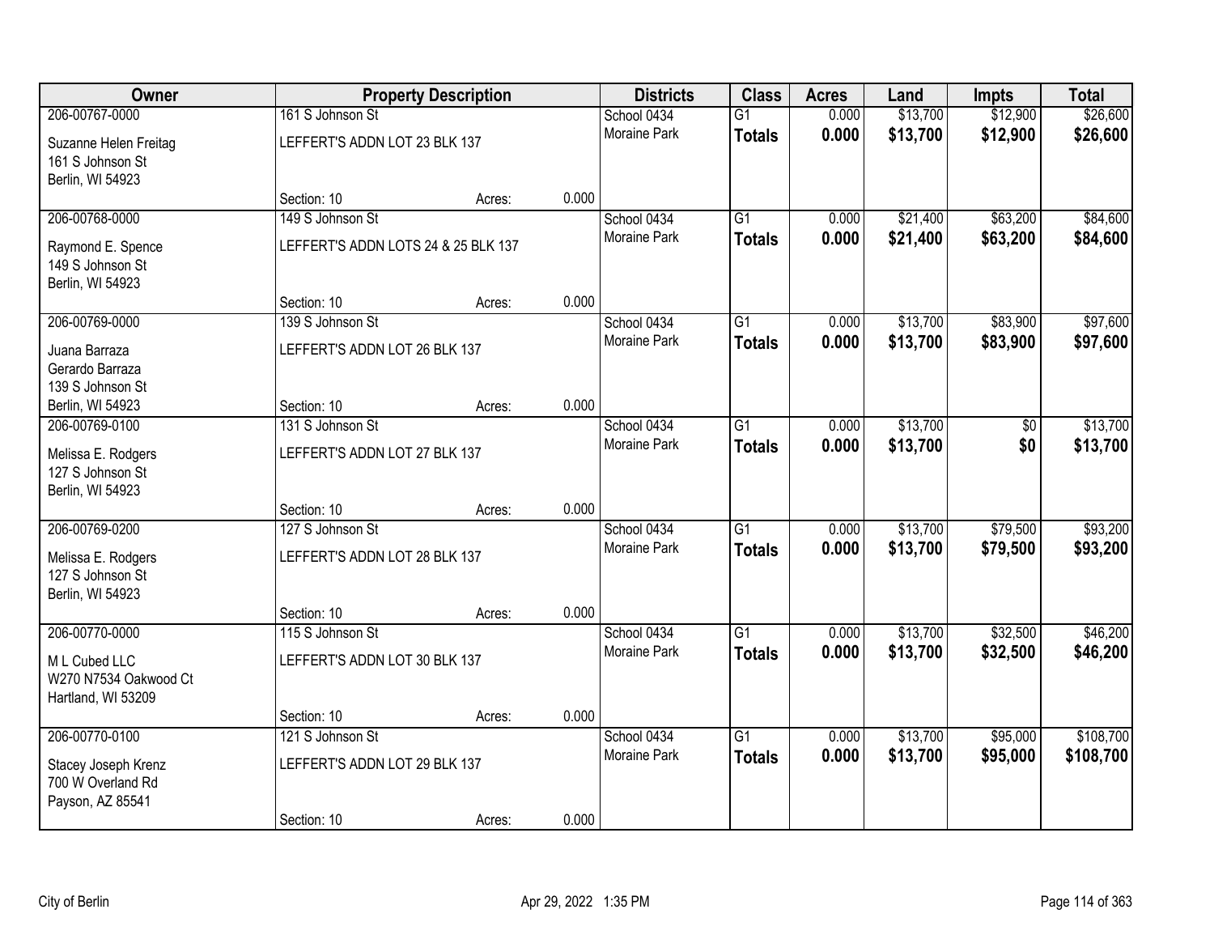| Owner | Property Description | | | Districts | Class | Acres | Land | Impts | Total |
|---|---|---|---|---|---|---|---|---|---|
| 206-00767-0000 | 161 S Johnson St | | | School 0434 | G1 | 0.000 | $13,700 | $12,900 | $26,600 |
| Suzanne Helen Freitag<br>161 S Johnson St<br>Berlin, WI 54923 | LEFFERT'S ADDN LOT 23 BLK 137 | | | Moraine Park | **Totals** | **0.000** | **$13,700** | **$12,900** | **$26,600** |
| | Section: 10 | Acres: | 0.000 | | | | | | |
| 206-00768-0000 | 149 S Johnson St | | | School 0434 | G1 | 0.000 | $21,400 | $63,200 | $84,600 |
| Raymond E. Spence<br>149 S Johnson St<br>Berlin, WI 54923 | LEFFERT'S ADDN LOTS 24 & 25 BLK 137 | | | Moraine Park | **Totals** | **0.000** | **$21,400** | **$63,200** | **$84,600** |
| | Section: 10 | Acres: | 0.000 | | | | | | |
| 206-00769-0000 | 139 S Johnson St | | | School 0434 | G1 | 0.000 | $13,700 | $83,900 | $97,600 |
| Juana Barraza<br>Gerardo Barraza<br>139 S Johnson St<br>Berlin, WI 54923 | LEFFERT'S ADDN LOT 26 BLK 137 | | | Moraine Park | **Totals** | **0.000** | **$13,700** | **$83,900** | **$97,600** |
| | Section: 10 | Acres: | 0.000 | | | | | | |
| 206-00769-0100 | 131 S Johnson St | | | School 0434 | G1 | 0.000 | $13,700 | $0 | $13,700 |
| Melissa E. Rodgers<br>127 S Johnson St<br>Berlin, WI 54923 | LEFFERT'S ADDN LOT 27 BLK 137 | | | Moraine Park | **Totals** | **0.000** | **$13,700** | **$0** | **$13,700** |
| | Section: 10 | Acres: | 0.000 | | | | | | |
| 206-00769-0200 | 127 S Johnson St | | | School 0434 | G1 | 0.000 | $13,700 | $79,500 | $93,200 |
| Melissa E. Rodgers<br>127 S Johnson St<br>Berlin, WI 54923 | LEFFERT'S ADDN LOT 28 BLK 137 | | | Moraine Park | **Totals** | **0.000** | **$13,700** | **$79,500** | **$93,200** |
| | Section: 10 | Acres: | 0.000 | | | | | | |
| 206-00770-0000 | 115 S Johnson St | | | School 0434 | G1 | 0.000 | $13,700 | $32,500 | $46,200 |
| M L Cubed LLC<br>W270 N7534 Oakwood Ct<br>Hartland, WI 53209 | LEFFERT'S ADDN LOT 30 BLK 137 | | | Moraine Park | **Totals** | **0.000** | **$13,700** | **$32,500** | **$46,200** |
| | Section: 10 | Acres: | 0.000 | | | | | | |
| 206-00770-0100 | 121 S Johnson St | | | School 0434 | G1 | 0.000 | $13,700 | $95,000 | $108,700 |
| Stacey Joseph Krenz<br>700 W Overland Rd<br>Payson, AZ 85541 | LEFFERT'S ADDN LOT 29 BLK 137 | | | Moraine Park | **Totals** | **0.000** | **$13,700** | **$95,000** | **$108,700** |
| | Section: 10 | Acres: | 0.000 | | | | | | |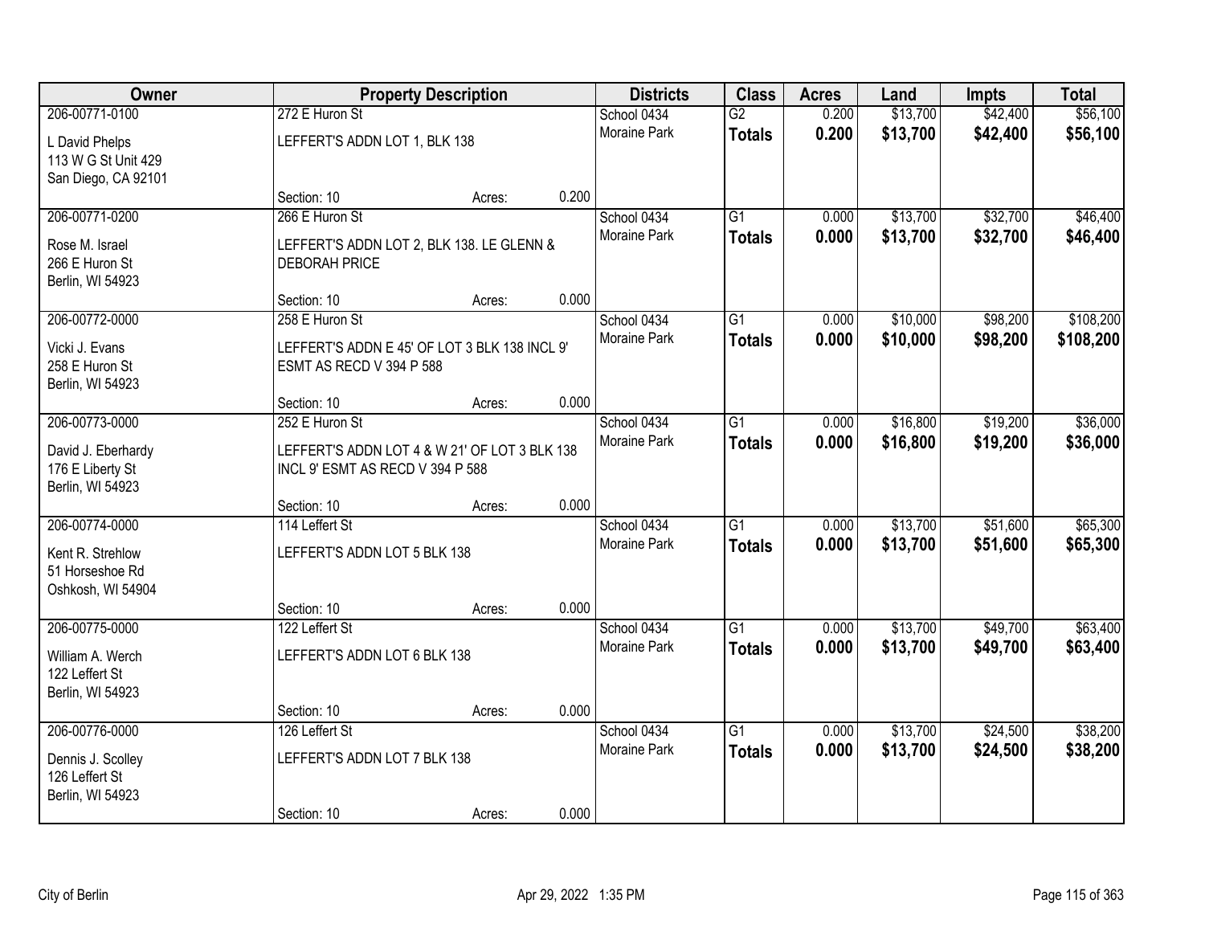| Owner | Property Description | | | Districts | Class | Acres | Land | Impts | Total |
|---|---|---|---|---|---|---|---|---|---|
| 206-00771-0100 | 272 E Huron St | | | School 0434 | G2 | 0.200 | $13,700 | $42,400 | $56,100 |
| L David Phelps<br>113 W G St Unit 429<br>San Diego, CA 92101 | LEFFERT'S ADDN LOT 1, BLK 138 | | | Moraine Park | **Totals** | **0.200** | **$13,700** | **$42,400** | **$56,100** |
| | Section: 10 | Acres: | 0.200 | | | | | | |
| 206-00771-0200 | 266 E Huron St | | | School 0434 | G1 | 0.000 | $13,700 | $32,700 | $46,400 |
| Rose M. Israel<br>266 E Huron St<br>Berlin, WI 54923 | LEFFERT'S ADDN LOT 2, BLK 138. LE GLENN & DEBORAH PRICE | | | Moraine Park | **Totals** | **0.000** | **$13,700** | **$32,700** | **$46,400** |
| | Section: 10 | Acres: | 0.000 | | | | | | |
| 206-00772-0000 | 258 E Huron St | | | School 0434 | G1 | 0.000 | $10,000 | $98,200 | $108,200 |
| Vicki J. Evans<br>258 E Huron St<br>Berlin, WI 54923 | LEFFERT'S ADDN E 45' OF LOT 3 BLK 138 INCL 9' ESMT AS RECD V 394 P 588 | | | Moraine Park | **Totals** | **0.000** | **$10,000** | **$98,200** | **$108,200** |
| | Section: 10 | Acres: | 0.000 | | | | | | |
| 206-00773-0000 | 252 E Huron St | | | School 0434 | G1 | 0.000 | $16,800 | $19,200 | $36,000 |
| David J. Eberhardy<br>176 E Liberty St<br>Berlin, WI 54923 | LEFFERT'S ADDN LOT 4 & W 21' OF LOT 3 BLK 138 INCL 9' ESMT AS RECD V 394 P 588 | | | Moraine Park | **Totals** | **0.000** | **$16,800** | **$19,200** | **$36,000** |
| | Section: 10 | Acres: | 0.000 | | | | | | |
| 206-00774-0000 | 114 Leffert St | | | School 0434 | G1 | 0.000 | $13,700 | $51,600 | $65,300 |
| Kent R. Strehlow<br>51 Horseshoe Rd<br>Oshkosh, WI 54904 | LEFFERT'S ADDN LOT 5 BLK 138 | | | Moraine Park | **Totals** | **0.000** | **$13,700** | **$51,600** | **$65,300** |
| | Section: 10 | Acres: | 0.000 | | | | | | |
| 206-00775-0000 | 122 Leffert St | | | School 0434 | G1 | 0.000 | $13,700 | $49,700 | $63,400 |
| William A. Werch<br>122 Leffert St<br>Berlin, WI 54923 | LEFFERT'S ADDN LOT 6 BLK 138 | | | Moraine Park | **Totals** | **0.000** | **$13,700** | **$49,700** | **$63,400** |
| | Section: 10 | Acres: | 0.000 | | | | | | |
| 206-00776-0000 | 126 Leffert St | | | School 0434 | G1 | 0.000 | $13,700 | $24,500 | $38,200 |
| Dennis J. Scolley<br>126 Leffert St<br>Berlin, WI 54923 | LEFFERT'S ADDN LOT 7 BLK 138 | | | Moraine Park | **Totals** | **0.000** | **$13,700** | **$24,500** | **$38,200** |
| | Section: 10 | Acres: | 0.000 | | | | | | |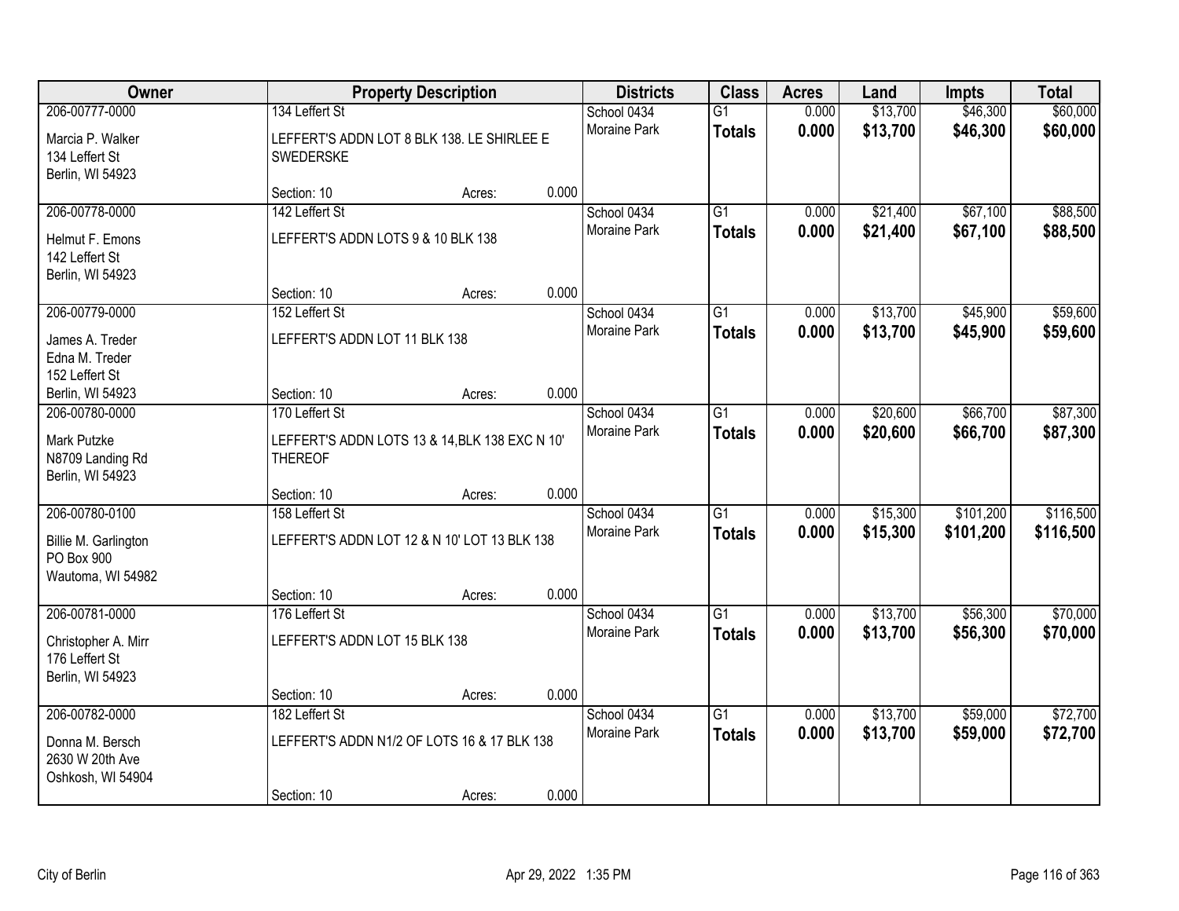| Owner | Property Description | | | Districts | Class | Acres | Land | Impts | Total |
|---|---|---|---|---|---|---|---|---|---|
| 206-00777-0000 | 134 Leffert St | | | School 0434 | G1 | 0.000 | $13,700 | $46,300 | $60,000 |
| Marcia P. Walker<br>134 Leffert St<br>Berlin, WI 54923 | LEFFERT'S ADDN LOT 8 BLK 138. LE SHIRLEE E SWEDERSKE | | | Moraine Park | **Totals** | **0.000** | **$13,700** | **$46,300** | **$60,000** |
| | Section: 10 | Acres: | 0.000 | | | | | | |
| 206-00778-0000 | 142 Leffert St | | | School 0434 | G1 | 0.000 | $21,400 | $67,100 | $88,500 |
| Helmut F. Emons<br>142 Leffert St<br>Berlin, WI 54923 | LEFFERT'S ADDN LOTS 9 & 10 BLK 138 | | | Moraine Park | **Totals** | **0.000** | **$21,400** | **$67,100** | **$88,500** |
| | Section: 10 | Acres: | 0.000 | | | | | | |
| 206-00779-0000 | 152 Leffert St | | | School 0434 | G1 | 0.000 | $13,700 | $45,900 | $59,600 |
| James A. Treder<br>Edna M. Treder<br>152 Leffert St<br>Berlin, WI 54923 | LEFFERT'S ADDN LOT 11 BLK 138 | | | Moraine Park | **Totals** | **0.000** | **$13,700** | **$45,900** | **$59,600** |
| | Section: 10 | Acres: | 0.000 | | | | | | |
| 206-00780-0000 | 170 Leffert St | | | School 0434 | G1 | 0.000 | $20,600 | $66,700 | $87,300 |
| Mark Putzke<br>N8709 Landing Rd<br>Berlin, WI 54923 | LEFFERT'S ADDN LOTS 13 & 14,BLK 138 EXC N 10' THEREOF | | | Moraine Park | **Totals** | **0.000** | **$20,600** | **$66,700** | **$87,300** |
| | Section: 10 | Acres: | 0.000 | | | | | | |
| 206-00780-0100 | 158 Leffert St | | | School 0434 | G1 | 0.000 | $15,300 | $101,200 | $116,500 |
| Billie M. Garlington<br>PO Box 900<br>Wautoma, WI 54982 | LEFFERT'S ADDN LOT 12 & N 10' LOT 13 BLK 138 | | | Moraine Park | **Totals** | **0.000** | **$15,300** | **$101,200** | **$116,500** |
| | Section: 10 | Acres: | 0.000 | | | | | | |
| 206-00781-0000 | 176 Leffert St | | | School 0434 | G1 | 0.000 | $13,700 | $56,300 | $70,000 |
| Christopher A. Mirr<br>176 Leffert St<br>Berlin, WI 54923 | LEFFERT'S ADDN LOT 15 BLK 138 | | | Moraine Park | **Totals** | **0.000** | **$13,700** | **$56,300** | **$70,000** |
| | Section: 10 | Acres: | 0.000 | | | | | | |
| 206-00782-0000 | 182 Leffert St | | | School 0434 | G1 | 0.000 | $13,700 | $59,000 | $72,700 |
| Donna M. Bersch<br>2630 W 20th Ave<br>Oshkosh, WI 54904 | LEFFERT'S ADDN N1/2 OF LOTS 16 & 17 BLK 138 | | | Moraine Park | **Totals** | **0.000** | **$13,700** | **$59,000** | **$72,700** |
| | Section: 10 | Acres: | 0.000 | | | | | | |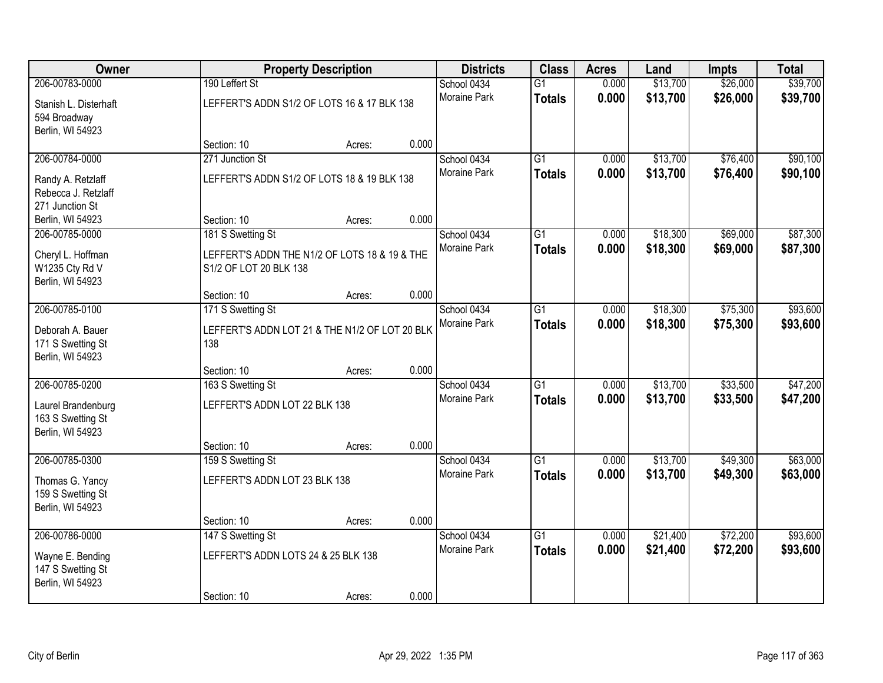| Owner | Property Description | Districts | Class | Acres | Land | Impts | Total |
|---|---|---|---|---|---|---|---|
| 206-00783-0000<br>Stanish L. Disterhaft<br>594 Broadway<br>Berlin, WI 54923 | 190 Leffert St<br>LEFFERT'S ADDN S1/2 OF LOTS 16 & 17 BLK 138<br>Section: 10 Acres: 0.000 | School 0434<br>Moraine Park | G1<br>**Totals** | 0.000<br>**0.000** | $13,700<br>**$13,700** | $26,000<br>**$26,000** | $39,700<br>**$39,700** |
| 206-00784-0000<br>Randy A. Retzlaff<br>Rebecca J. Retzlaff<br>271 Junction St<br>Berlin, WI 54923 | 271 Junction St<br>LEFFERT'S ADDN S1/2 OF LOTS 18 & 19 BLK 138<br>Section: 10 Acres: 0.000 | School 0434<br>Moraine Park | G1<br>**Totals** | 0.000<br>**0.000** | $13,700<br>**$13,700** | $76,400<br>**$76,400** | $90,100<br>**$90,100** |
| 206-00785-0000<br>Cheryl L. Hoffman<br>W1235 Cty Rd V<br>Berlin, WI 54923 | 181 S Swetting St<br>LEFFERT'S ADDN THE N1/2 OF LOTS 18 & 19 & THE S1/2 OF LOT 20 BLK 138<br>Section: 10 Acres: 0.000 | School 0434<br>Moraine Park | G1<br>**Totals** | 0.000<br>**0.000** | $18,300<br>**$18,300** | $69,000<br>**$69,000** | $87,300<br>**$87,300** |
| 206-00785-0100<br>Deborah A. Bauer<br>171 S Swetting St<br>Berlin, WI 54923 | 171 S Swetting St<br>LEFFERT'S ADDN LOT 21 & THE N1/2 OF LOT 20 BLK 138<br>Section: 10 Acres: 0.000 | School 0434<br>Moraine Park | G1<br>**Totals** | 0.000<br>**0.000** | $18,300<br>**$18,300** | $75,300<br>**$75,300** | $93,600<br>**$93,600** |
| 206-00785-0200<br>Laurel Brandenburg<br>163 S Swetting St<br>Berlin, WI 54923 | 163 S Swetting St<br>LEFFERT'S ADDN LOT 22 BLK 138<br>Section: 10 Acres: 0.000 | School 0434<br>Moraine Park | G1<br>**Totals** | 0.000<br>**0.000** | $13,700<br>**$13,700** | $33,500<br>**$33,500** | $47,200<br>**$47,200** |
| 206-00785-0300<br>Thomas G. Yancy<br>159 S Swetting St<br>Berlin, WI 54923 | 159 S Swetting St<br>LEFFERT'S ADDN LOT 23 BLK 138<br>Section: 10 Acres: 0.000 | School 0434<br>Moraine Park | G1<br>**Totals** | 0.000<br>**0.000** | $13,700<br>**$13,700** | $49,300<br>**$49,300** | $63,000<br>**$63,000** |
| 206-00786-0000<br>Wayne E. Bending<br>147 S Swetting St<br>Berlin, WI 54923 | 147 S Swetting St<br>LEFFERT'S ADDN LOTS 24 & 25 BLK 138<br>Section: 10 Acres: 0.000 | School 0434<br>Moraine Park | G1<br>**Totals** | 0.000<br>**0.000** | $21,400<br>**$21,400** | $72,200<br>**$72,200** | $93,600<br>**$93,600** |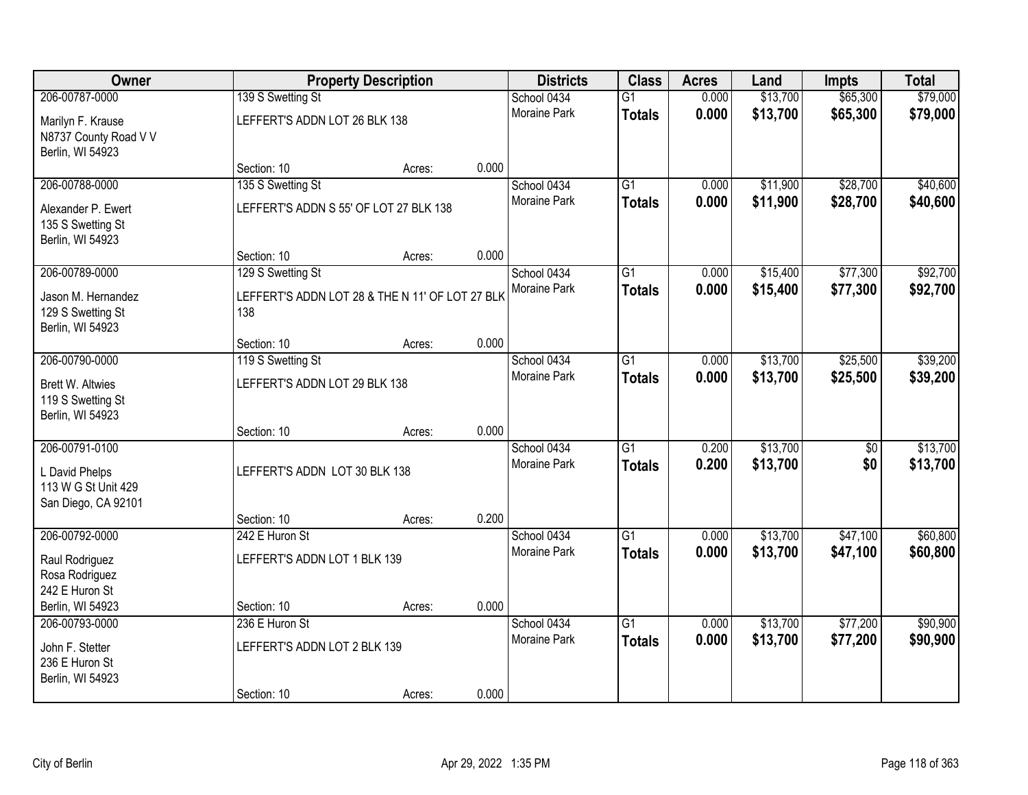| Owner | Property Description | | | Districts | Class | Acres | Land | Impts | Total |
|---|---|---|---|---|---|---|---|---|---|
| 206-00787-0000 | 139 S Swetting St | | | School 0434 | G1 | 0.000 | $13,700 | $65,300 | $79,000 |
| Marilyn F. Krause<br>N8737 County Road V V<br>Berlin, WI 54923 | LEFFERT'S ADDN LOT 26 BLK 138 | | | Moraine Park | **Totals** | **0.000** | **$13,700** | **$65,300** | **$79,000** |
| | Section: 10 | Acres: | 0.000 | | | | | | |
| 206-00788-0000 | 135 S Swetting St | | | School 0434 | G1 | 0.000 | $11,900 | $28,700 | $40,600 |
| Alexander P. Ewert<br>135 S Swetting St<br>Berlin, WI 54923 | LEFFERT'S ADDN S 55' OF LOT 27 BLK 138 | | | Moraine Park | **Totals** | **0.000** | **$11,900** | **$28,700** | **$40,600** |
| | Section: 10 | Acres: | 0.000 | | | | | | |
| 206-00789-0000 | 129 S Swetting St | | | School 0434 | G1 | 0.000 | $15,400 | $77,300 | $92,700 |
| Jason M. Hernandez<br>129 S Swetting St<br>Berlin, WI 54923 | LEFFERT'S ADDN LOT 28 & THE N 11' OF LOT 27 BLK 138 | | | Moraine Park | **Totals** | **0.000** | **$15,400** | **$77,300** | **$92,700** |
| | Section: 10 | Acres: | 0.000 | | | | | | |
| 206-00790-0000 | 119 S Swetting St | | | School 0434 | G1 | 0.000 | $13,700 | $25,500 | $39,200 |
| Brett W. Altwies<br>119 S Swetting St<br>Berlin, WI 54923 | LEFFERT'S ADDN LOT 29 BLK 138 | | | Moraine Park | **Totals** | **0.000** | **$13,700** | **$25,500** | **$39,200** |
| | Section: 10 | Acres: | 0.000 | | | | | | |
| 206-00791-0100 | | | | School 0434 | G1 | 0.200 | $13,700 | $0 | $13,700 |
| L David Phelps<br>113 W G St Unit 429<br>San Diego, CA 92101 | LEFFERT'S ADDN LOT 30 BLK 138 | | | Moraine Park | **Totals** | **0.200** | **$13,700** | **$0** | **$13,700** |
| | Section: 10 | Acres: | 0.200 | | | | | | |
| 206-00792-0000 | 242 E Huron St | | | School 0434 | G1 | 0.000 | $13,700 | $47,100 | $60,800 |
| Raul Rodriguez<br>Rosa Rodriguez<br>242 E Huron St<br>Berlin, WI 54923 | LEFFERT'S ADDN LOT 1 BLK 139 | | | Moraine Park | **Totals** | **0.000** | **$13,700** | **$47,100** | **$60,800** |
| | Section: 10 | Acres: | 0.000 | | | | | | |
| 206-00793-0000 | 236 E Huron St | | | School 0434 | G1 | 0.000 | $13,700 | $77,200 | $90,900 |
| John F. Stetter<br>236 E Huron St<br>Berlin, WI 54923 | LEFFERT'S ADDN LOT 2 BLK 139 | | | Moraine Park | **Totals** | **0.000** | **$13,700** | **$77,200** | **$90,900** |
| | Section: 10 | Acres: | 0.000 | | | | | | |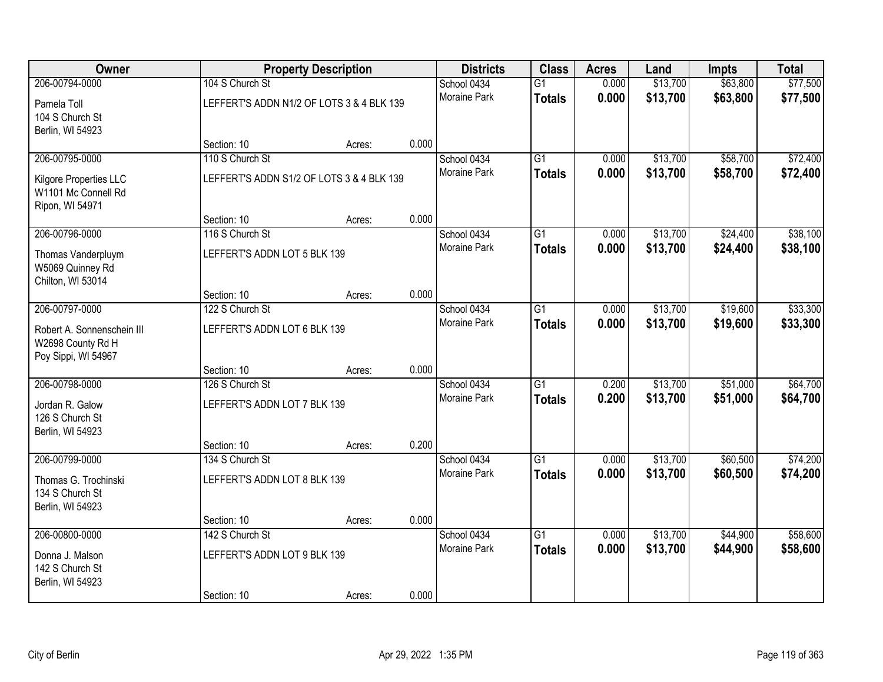| Owner | Property Description | | | Districts | Class | Acres | Land | Impts | Total |
|---|---|---|---|---|---|---|---|---|---|
| 206-00794-0000 | 104 S Church St | | | School 0434 | G1 | 0.000 | $13,700 | $63,800 | $77,500 |
| Pamela Toll<br>104 S Church St<br>Berlin, WI 54923 | LEFFERT'S ADDN N1/2 OF LOTS 3 & 4 BLK 139 | | | Moraine Park | **Totals** | **0.000** | **$13,700** | **$63,800** | **$77,500** |
| | Section: 10 | Acres: | 0.000 | | | | | | |
| 206-00795-0000 | 110 S Church St | | | School 0434 | G1 | 0.000 | $13,700 | $58,700 | $72,400 |
| Kilgore Properties LLC<br>W1101 Mc Connell Rd<br>Ripon, WI 54971 | LEFFERT'S ADDN S1/2 OF LOTS 3 & 4 BLK 139 | | | Moraine Park | **Totals** | **0.000** | **$13,700** | **$58,700** | **$72,400** |
| | Section: 10 | Acres: | 0.000 | | | | | | |
| 206-00796-0000 | 116 S Church St | | | School 0434 | G1 | 0.000 | $13,700 | $24,400 | $38,100 |
| Thomas Vanderpluym<br>W5069 Quinney Rd<br>Chilton, WI 53014 | LEFFERT'S ADDN LOT 5 BLK 139 | | | Moraine Park | **Totals** | **0.000** | **$13,700** | **$24,400** | **$38,100** |
| | Section: 10 | Acres: | 0.000 | | | | | | |
| 206-00797-0000 | 122 S Church St | | | School 0434 | G1 | 0.000 | $13,700 | $19,600 | $33,300 |
| Robert A. Sonnenschein III<br>W2698 County Rd H<br>Poy Sippi, WI 54967 | LEFFERT'S ADDN LOT 6 BLK 139 | | | Moraine Park | **Totals** | **0.000** | **$13,700** | **$19,600** | **$33,300** |
| | Section: 10 | Acres: | 0.000 | | | | | | |
| 206-00798-0000 | 126 S Church St | | | School 0434 | G1 | 0.200 | $13,700 | $51,000 | $64,700 |
| Jordan R. Galow<br>126 S Church St<br>Berlin, WI 54923 | LEFFERT'S ADDN LOT 7 BLK 139 | | | Moraine Park | **Totals** | **0.200** | **$13,700** | **$51,000** | **$64,700** |
| | Section: 10 | Acres: | 0.200 | | | | | | |
| 206-00799-0000 | 134 S Church St | | | School 0434 | G1 | 0.000 | $13,700 | $60,500 | $74,200 |
| Thomas G. Trochinski<br>134 S Church St<br>Berlin, WI 54923 | LEFFERT'S ADDN LOT 8 BLK 139 | | | Moraine Park | **Totals** | **0.000** | **$13,700** | **$60,500** | **$74,200** |
| | Section: 10 | Acres: | 0.000 | | | | | | |
| 206-00800-0000 | 142 S Church St | | | School 0434 | G1 | 0.000 | $13,700 | $44,900 | $58,600 |
| Donna J. Malson<br>142 S Church St<br>Berlin, WI 54923 | LEFFERT'S ADDN LOT 9 BLK 139 | | | Moraine Park | **Totals** | **0.000** | **$13,700** | **$44,900** | **$58,600** |
| | Section: 10 | Acres: | 0.000 | | | | | | |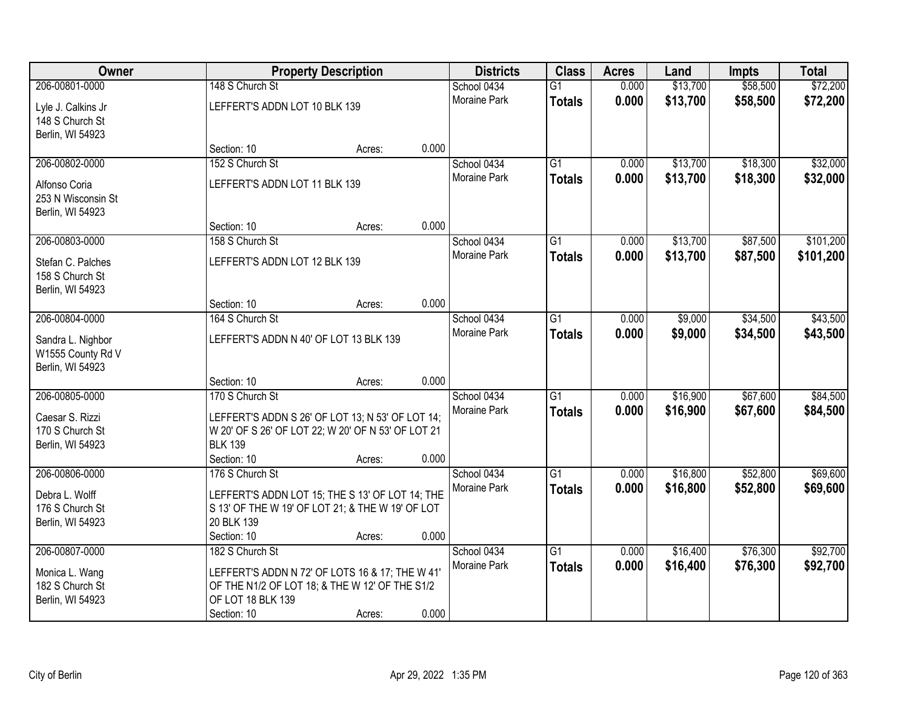| Owner | Property Description | Districts | Class | Acres | Land | Impts | Total |
|---|---|---|---|---|---|---|---|
| 206-00801-0000<br>Lyle J. Calkins Jr<br>148 S Church St<br>Berlin, WI 54923 | 148 S Church St<br>LEFFERT'S ADDN LOT 10 BLK 139<br>Section: 10 Acres: 0.000 | School 0434<br>Moraine Park | G1<br>**Totals** | 0.000<br>**0.000** | $13,700<br>**$13,700** | $58,500<br>**$58,500** | $72,200<br>**$72,200** |
| 206-00802-0000<br>Alfonso Coria<br>253 N Wisconsin St<br>Berlin, WI 54923 | 152 S Church St<br>LEFFERT'S ADDN LOT 11 BLK 139<br>Section: 10 Acres: 0.000 | School 0434<br>Moraine Park | G1<br>**Totals** | 0.000<br>**0.000** | $13,700<br>**$13,700** | $18,300<br>**$18,300** | $32,000<br>**$32,000** |
| 206-00803-0000<br>Stefan C. Palches<br>158 S Church St<br>Berlin, WI 54923 | 158 S Church St<br>LEFFERT'S ADDN LOT 12 BLK 139<br>Section: 10 Acres: 0.000 | School 0434<br>Moraine Park | G1<br>**Totals** | 0.000<br>**0.000** | $13,700<br>**$13,700** | $87,500<br>**$87,500** | $101,200<br>**$101,200** |
| 206-00804-0000<br>Sandra L. Nighbor<br>W1555 County Rd V<br>Berlin, WI 54923 | 164 S Church St<br>LEFFERT'S ADDN N 40' OF LOT 13 BLK 139<br>Section: 10 Acres: 0.000 | School 0434<br>Moraine Park | G1<br>**Totals** | 0.000<br>**0.000** | $9,000<br>**$9,000** | $34,500<br>**$34,500** | $43,500<br>**$43,500** |
| 206-00805-0000<br>Caesar S. Rizzi<br>170 S Church St<br>Berlin, WI 54923 | 170 S Church St<br>LEFFERT'S ADDN S 26' OF LOT 13; N 53' OF LOT 14; W 20' OF S 26' OF LOT 22; W 20' OF N 53' OF LOT 21 BLK 139<br>Section: 10 Acres: 0.000 | School 0434<br>Moraine Park | G1<br>**Totals** | 0.000<br>**0.000** | $16,900<br>**$16,900** | $67,600<br>**$67,600** | $84,500<br>**$84,500** |
| 206-00806-0000<br>Debra L. Wolff<br>176 S Church St<br>Berlin, WI 54923 | 176 S Church St<br>LEFFERT'S ADDN LOT 15; THE S 13' OF LOT 14; THE S 13' OF THE W 19' OF LOT 21; & THE W 19' OF LOT 20 BLK 139<br>Section: 10 Acres: 0.000 | School 0434<br>Moraine Park | G1<br>**Totals** | 0.000<br>**0.000** | $16,800<br>**$16,800** | $52,800<br>**$52,800** | $69,600<br>**$69,600** |
| 206-00807-0000<br>Monica L. Wang<br>182 S Church St<br>Berlin, WI 54923 | 182 S Church St<br>LEFFERT'S ADDN N 72' OF LOTS 16 & 17; THE W 41' OF THE N1/2 OF LOT 18; & THE W 12' OF THE S1/2 OF LOT 18 BLK 139<br>Section: 10 Acres: 0.000 | School 0434<br>Moraine Park | G1<br>**Totals** | 0.000<br>**0.000** | $16,400<br>**$16,400** | $76,300<br>**$76,300** | $92,700<br>**$92,700** |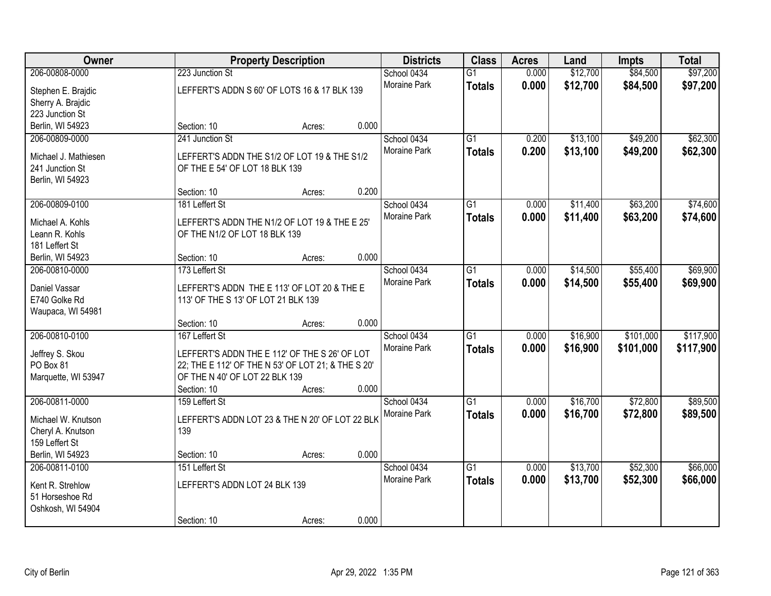| Owner | Property Description | Districts | Class | Acres | Land | Impts | Total |
|---|---|---|---|---|---|---|---|
| 206-00808-0000<br>Stephen E. Brajdic<br>Sherry A. Brajdic<br>223 Junction St<br>Berlin, WI 54923 | 223 Junction St<br>LEFFERT'S ADDN S 60' OF LOTS 16 & 17 BLK 139<br>Section: 10 Acres: 0.000 | School 0434<br>Moraine Park | G1<br>**Totals** | 0.000<br>**0.000** | $12,700<br>**$12,700** | $84,500<br>**$84,500** | $97,200<br>**$97,200** |
| 206-00809-0000<br>Michael J. Mathiesen<br>241 Junction St<br>Berlin, WI 54923 | 241 Junction St<br>LEFFERT'S ADDN THE S1/2 OF LOT 19 & THE S1/2 OF THE E 54' OF LOT 18 BLK 139<br>Section: 10 Acres: 0.200 | School 0434<br>Moraine Park | G1<br>**Totals** | 0.200<br>**0.200** | $13,100<br>**$13,100** | $49,200<br>**$49,200** | $62,300<br>**$62,300** |
| 206-00809-0100<br>Michael A. Kohls<br>Leann R. Kohls<br>181 Leffert St<br>Berlin, WI 54923 | 181 Leffert St<br>LEFFERT'S ADDN THE N1/2 OF LOT 19 & THE E 25' OF THE N1/2 OF LOT 18 BLK 139<br>Section: 10 Acres: 0.000 | School 0434<br>Moraine Park | G1<br>**Totals** | 0.000<br>**0.000** | $11,400<br>**$11,400** | $63,200<br>**$63,200** | $74,600<br>**$74,600** |
| 206-00810-0000<br>Daniel Vassar<br>E740 Golke Rd<br>Waupaca, WI 54981 | 173 Leffert St<br>LEFFERT'S ADDN THE E 113' OF LOT 20 & THE E 113' OF THE S 13' OF LOT 21 BLK 139<br>Section: 10 Acres: 0.000 | School 0434<br>Moraine Park | G1<br>**Totals** | 0.000<br>**0.000** | $14,500<br>**$14,500** | $55,400<br>**$55,400** | $69,900<br>**$69,900** |
| 206-00810-0100<br>Jeffrey S. Skou<br>PO Box 81<br>Marquette, WI 53947 | 167 Leffert St<br>LEFFERT'S ADDN THE E 112' OF THE S 26' OF LOT 22; THE E 112' OF THE N 53' OF LOT 21; & THE S 20' OF THE N 40' OF LOT 22 BLK 139<br>Section: 10 Acres: 0.000 | School 0434<br>Moraine Park | G1<br>**Totals** | 0.000<br>**0.000** | $16,900<br>**$16,900** | $101,000<br>**$101,000** | $117,900<br>**$117,900** |
| 206-00811-0000<br>Michael W. Knutson<br>Cheryl A. Knutson<br>159 Leffert St<br>Berlin, WI 54923 | 159 Leffert St<br>LEFFERT'S ADDN LOT 23 & THE N 20' OF LOT 22 BLK 139<br>Section: 10 Acres: 0.000 | School 0434<br>Moraine Park | G1<br>**Totals** | 0.000<br>**0.000** | $16,700<br>**$16,700** | $72,800<br>**$72,800** | $89,500<br>**$89,500** |
| 206-00811-0100<br>Kent R. Strehlow<br>51 Horseshoe Rd<br>Oshkosh, WI 54904 | 151 Leffert St<br>LEFFERT'S ADDN LOT 24 BLK 139<br>Section: 10 Acres: 0.000 | School 0434<br>Moraine Park | G1<br>**Totals** | 0.000<br>**0.000** | $13,700<br>**$13,700** | $52,300<br>**$52,300** | $66,000<br>**$66,000** |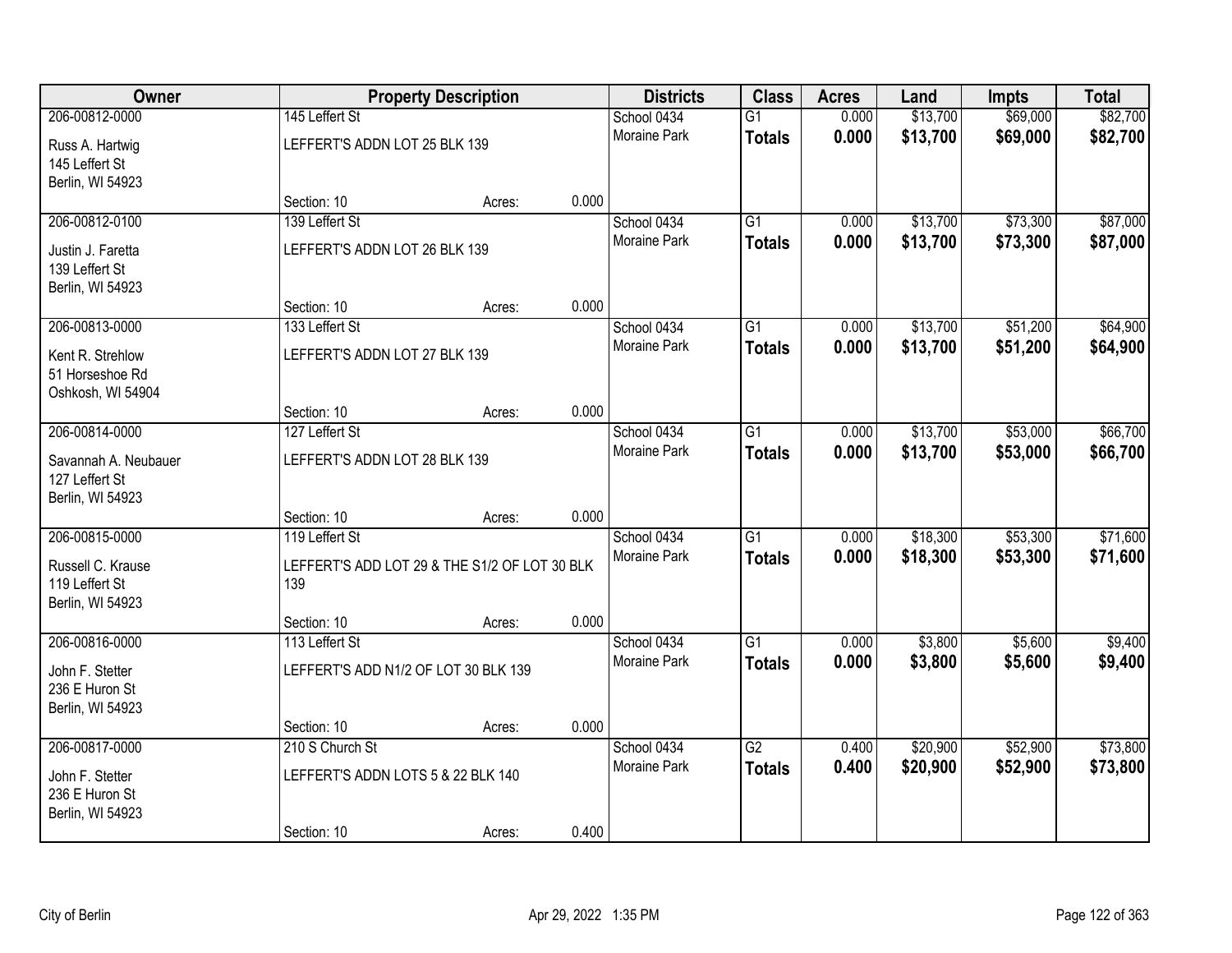| Owner | Property Description | | | Districts | Class | Acres | Land | Impts | Total |
|---|---|---|---|---|---|---|---|---|---|
| 206-00812-0000 | 145 Leffert St | | | School 0434 | G1 | 0.000 | $13,700 | $69,000 | $82,700 |
| Russ A. Hartwig<br>145 Leffert St<br>Berlin, WI 54923 | LEFFERT'S ADDN LOT 25 BLK 139 | | | Moraine Park | **Totals** | **0.000** | **$13,700** | **$69,000** | **$82,700** |
| | Section: 10 | Acres: | 0.000 | | | | | | |
| 206-00812-0100 | 139 Leffert St | | | School 0434 | G1 | 0.000 | $13,700 | $73,300 | $87,000 |
| Justin J. Faretta<br>139 Leffert St<br>Berlin, WI 54923 | LEFFERT'S ADDN LOT 26 BLK 139 | | | Moraine Park | **Totals** | **0.000** | **$13,700** | **$73,300** | **$87,000** |
| | Section: 10 | Acres: | 0.000 | | | | | | |
| 206-00813-0000 | 133 Leffert St | | | School 0434 | G1 | 0.000 | $13,700 | $51,200 | $64,900 |
| Kent R. Strehlow<br>51 Horseshoe Rd<br>Oshkosh, WI 54904 | LEFFERT'S ADDN LOT 27 BLK 139 | | | Moraine Park | **Totals** | **0.000** | **$13,700** | **$51,200** | **$64,900** |
| | Section: 10 | Acres: | 0.000 | | | | | | |
| 206-00814-0000 | 127 Leffert St | | | School 0434 | G1 | 0.000 | $13,700 | $53,000 | $66,700 |
| Savannah A. Neubauer<br>127 Leffert St<br>Berlin, WI 54923 | LEFFERT'S ADDN LOT 28 BLK 139 | | | Moraine Park | **Totals** | **0.000** | **$13,700** | **$53,000** | **$66,700** |
| | Section: 10 | Acres: | 0.000 | | | | | | |
| 206-00815-0000 | 119 Leffert St | | | School 0434 | G1 | 0.000 | $18,300 | $53,300 | $71,600 |
| Russell C. Krause<br>119 Leffert St<br>Berlin, WI 54923 | LEFFERT'S ADD LOT 29 & THE S1/2 OF LOT 30 BLK 139 | | | Moraine Park | **Totals** | **0.000** | **$18,300** | **$53,300** | **$71,600** |
| | Section: 10 | Acres: | 0.000 | | | | | | |
| 206-00816-0000 | 113 Leffert St | | | School 0434 | G1 | 0.000 | $3,800 | $5,600 | $9,400 |
| John F. Stetter<br>236 E Huron St<br>Berlin, WI 54923 | LEFFERT'S ADD N1/2 OF LOT 30 BLK 139 | | | Moraine Park | **Totals** | **0.000** | **$3,800** | **$5,600** | **$9,400** |
| | Section: 10 | Acres: | 0.000 | | | | | | |
| 206-00817-0000 | 210 S Church St | | | School 0434 | G2 | 0.400 | $20,900 | $52,900 | $73,800 |
| John F. Stetter<br>236 E Huron St<br>Berlin, WI 54923 | LEFFERT'S ADDN LOTS 5 & 22 BLK 140 | | | Moraine Park | **Totals** | **0.400** | **$20,900** | **$52,900** | **$73,800** |
| | Section: 10 | Acres: | 0.400 | | | | | | |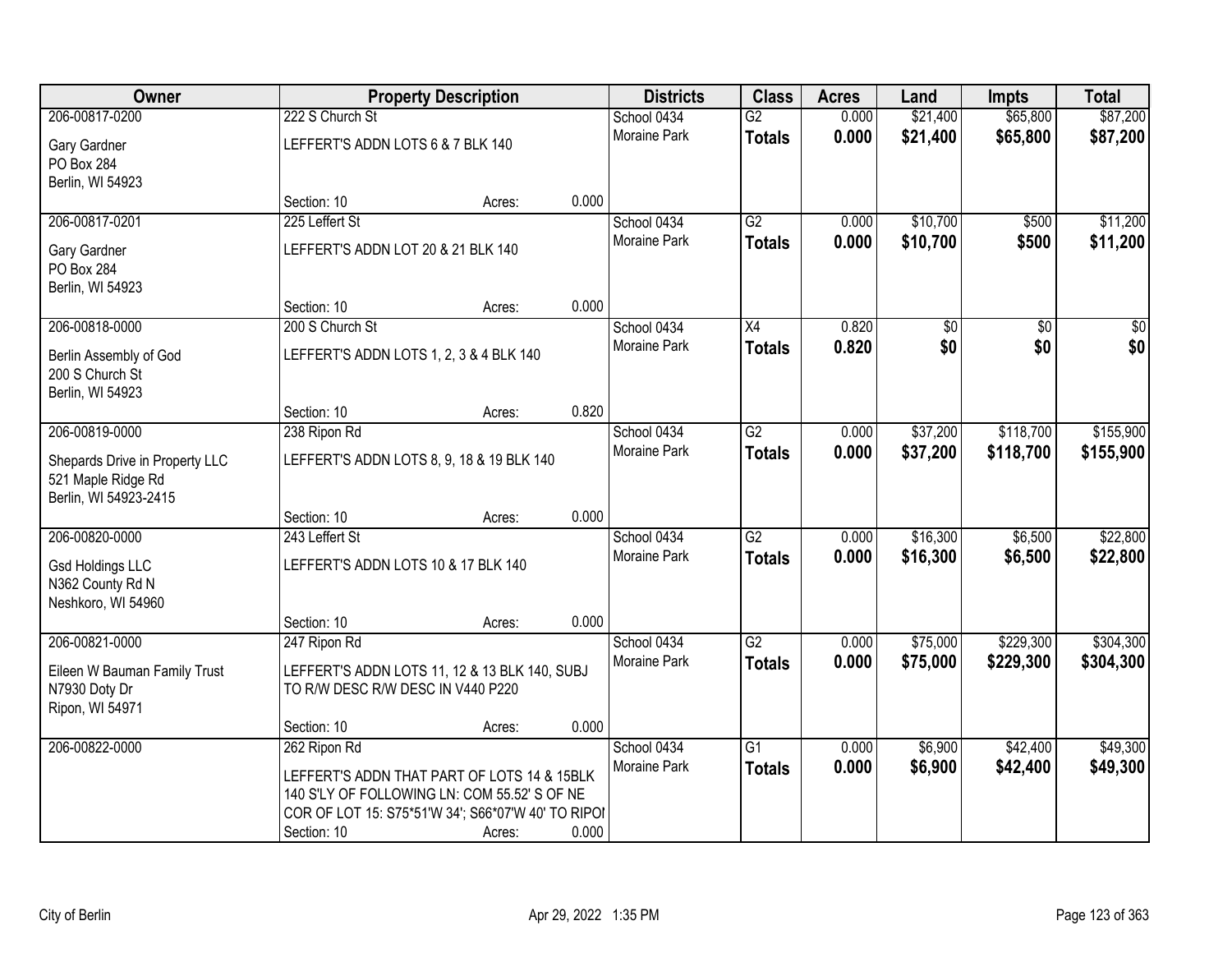| Owner | Property Description | | | Districts | Class | Acres | Land | Impts | Total |
|---|---|---|---|---|---|---|---|---|---|
| 206-00817-0200 | 222 S Church St | | | School 0434 | G2 | 0.000 | $21,400 | $65,800 | $87,200 |
| Gary Gardner<br>PO Box 284<br>Berlin, WI 54923 | LEFFERT'S ADDN LOTS 6 & 7 BLK 140 | | | Moraine Park | **Totals** | **0.000** | **$21,400** | **$65,800** | **$87,200** |
| | Section: 10 | Acres: | 0.000 | | | | | | |
| 206-00817-0201 | 225 Leffert St | | | School 0434 | G2 | 0.000 | $10,700 | $500 | $11,200 |
| Gary Gardner<br>PO Box 284<br>Berlin, WI 54923 | LEFFERT'S ADDN LOT 20 & 21 BLK 140 | | | Moraine Park | **Totals** | **0.000** | **$10,700** | **$500** | **$11,200** |
| | Section: 10 | Acres: | 0.000 | | | | | | |
| 206-00818-0000 | 200 S Church St | | | School 0434 | X4 | 0.820 | $0 | $0 | $0 |
| Berlin Assembly of God<br>200 S Church St<br>Berlin, WI 54923 | LEFFERT'S ADDN LOTS 1, 2, 3 & 4 BLK 140 | | | Moraine Park | **Totals** | **0.820** | **$0** | **$0** | **$0** |
| | Section: 10 | Acres: | 0.820 | | | | | | |
| 206-00819-0000 | 238 Ripon Rd | | | School 0434 | G2 | 0.000 | $37,200 | $118,700 | $155,900 |
| Shepards Drive in Property LLC<br>521 Maple Ridge Rd<br>Berlin, WI 54923-2415 | LEFFERT'S ADDN LOTS 8, 9, 18 & 19 BLK 140 | | | Moraine Park | **Totals** | **0.000** | **$37,200** | **$118,700** | **$155,900** |
| | Section: 10 | Acres: | 0.000 | | | | | | |
| 206-00820-0000 | 243 Leffert St | | | School 0434 | G2 | 0.000 | $16,300 | $6,500 | $22,800 |
| Gsd Holdings LLC<br>N362 County Rd N<br>Neshkoro, WI 54960 | LEFFERT'S ADDN LOTS 10 & 17 BLK 140 | | | Moraine Park | **Totals** | **0.000** | **$16,300** | **$6,500** | **$22,800** |
| | Section: 10 | Acres: | 0.000 | | | | | | |
| 206-00821-0000 | 247 Ripon Rd | | | School 0434 | G2 | 0.000 | $75,000 | $229,300 | $304,300 |
| Eileen W Bauman Family Trust<br>N7930 Doty Dr<br>Ripon, WI 54971 | LEFFERT'S ADDN LOTS 11, 12 & 13 BLK 140, SUBJ TO R/W DESC R/W DESC IN V440 P220 | | | Moraine Park | **Totals** | **0.000** | **$75,000** | **$229,300** | **$304,300** |
| | Section: 10 | Acres: | 0.000 | | | | | | |
| 206-00822-0000 | 262 Ripon Rd | | | School 0434 | G1 | 0.000 | $6,900 | $42,400 | $49,300 |
| | LEFFERT'S ADDN THAT PART OF LOTS 14 & 15BLK 140 S'LY OF FOLLOWING LN: COM 55.52' S OF NE COR OF LOT 15: S75*51'W 34'; S66*07'W 40' TO RIPOI | | | Moraine Park | **Totals** | **0.000** | **$6,900** | **$42,400** | **$49,300** |
| | Section: 10 | Acres: | 0.000 | | | | | | |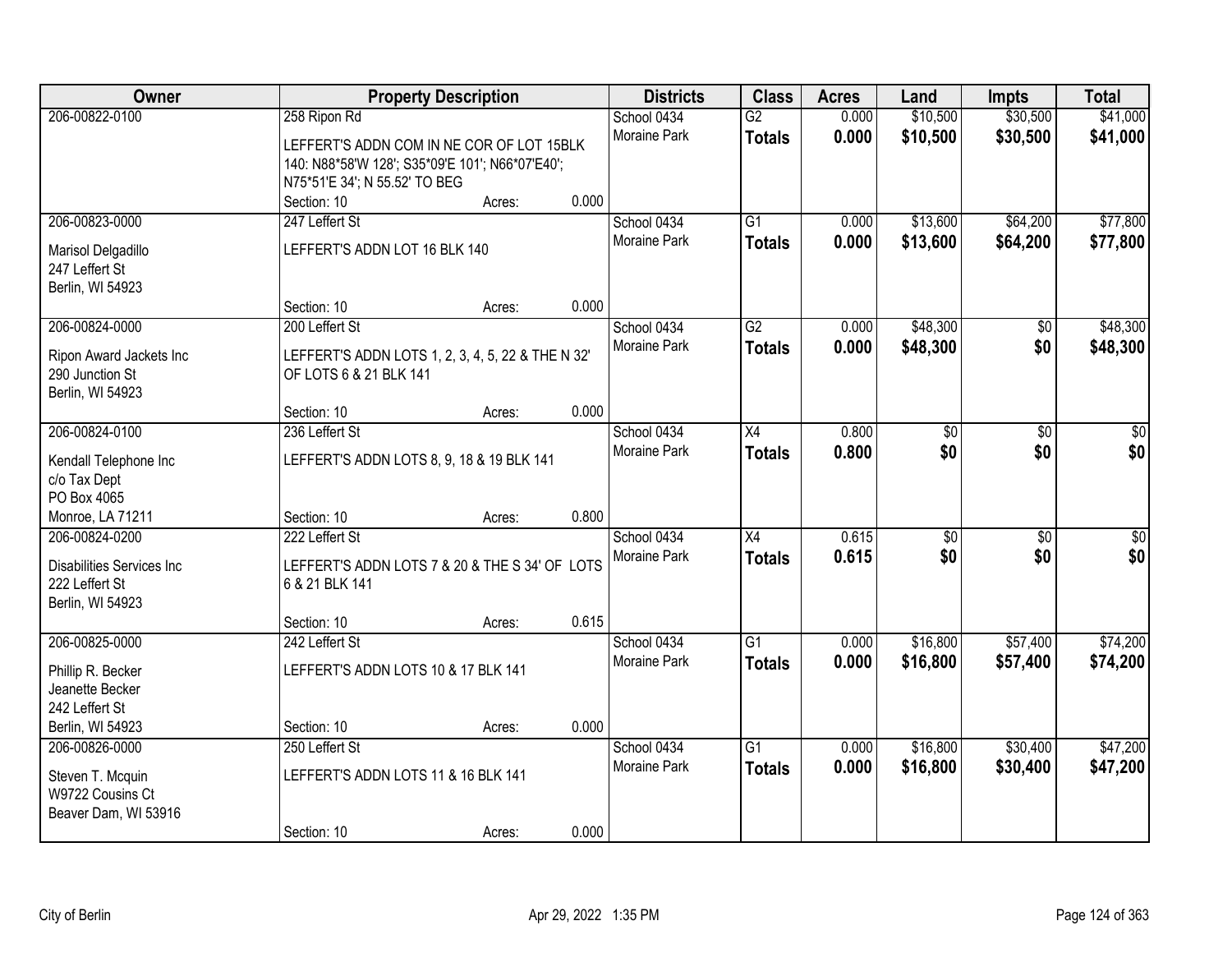| Owner | Property Description | | | Districts | Class | Acres | Land | Impts | Total |
|---|---|---|---|---|---|---|---|---|---|
| 206-00822-0100 | 258 Ripon Rd<br>LEFFERT'S ADDN COM IN NE COR OF LOT 15BLK 140: N88*58'W 128'; S35*09'E 101'; N66*07'E40'; N75*51'E 34'; N 55.52' TO BEG | | | School 0434<br>Moraine Park | G2<br>**Totals** | 0.000<br>**0.000** | $10,500<br>**$10,500** | $30,500<br>**$30,500** | $41,000<br>**$41,000** |
| | Section: 10 | Acres: | 0.000 | | | | | | |
| 206-00823-0000<br>Marisol Delgadillo<br>247 Leffert St<br>Berlin, WI 54923 | 247 Leffert St<br>LEFFERT'S ADDN LOT 16 BLK 140 | | | School 0434<br>Moraine Park | G1<br>**Totals** | 0.000<br>**0.000** | $13,600<br>**$13,600** | $64,200<br>**$64,200** | $77,800<br>**$77,800** |
| | Section: 10 | Acres: | 0.000 | | | | | | |
| 206-00824-0000<br>Ripon Award Jackets Inc<br>290 Junction St<br>Berlin, WI 54923 | 200 Leffert St<br>LEFFERT'S ADDN LOTS 1, 2, 3, 4, 5, 22 & THE N 32' OF LOTS 6 & 21 BLK 141 | | | School 0434<br>Moraine Park | G2<br>**Totals** | 0.000<br>**0.000** | $48,300<br>**$48,300** | $0<br>**$0** | $48,300<br>**$48,300** |
| | Section: 10 | Acres: | 0.000 | | | | | | |
| 206-00824-0100<br>Kendall Telephone Inc<br>c/o Tax Dept<br>PO Box 4065<br>Monroe, LA 71211 | 236 Leffert St<br>LEFFERT'S ADDN LOTS 8, 9, 18 & 19 BLK 141 | | | School 0434<br>Moraine Park | X4<br>**Totals** | 0.800<br>**0.800** | $0<br>**$0** | $0<br>**$0** | $0<br>**$0** |
| | Section: 10 | Acres: | 0.800 | | | | | | |
| 206-00824-0200<br>Disabilities Services Inc<br>222 Leffert St<br>Berlin, WI 54923 | 222 Leffert St<br>LEFFERT'S ADDN LOTS 7 & 20 & THE S 34' OF LOTS 6 & 21 BLK 141 | | | School 0434<br>Moraine Park | X4<br>**Totals** | 0.615<br>**0.615** | $0<br>**$0** | $0<br>**$0** | $0<br>**$0** |
| | Section: 10 | Acres: | 0.615 | | | | | | |
| 206-00825-0000<br>Phillip R. Becker<br>Jeanette Becker<br>242 Leffert St<br>Berlin, WI 54923 | 242 Leffert St<br>LEFFERT'S ADDN LOTS 10 & 17 BLK 141 | | | School 0434<br>Moraine Park | G1<br>**Totals** | 0.000<br>**0.000** | $16,800<br>**$16,800** | $57,400<br>**$57,400** | $74,200<br>**$74,200** |
| | Section: 10 | Acres: | 0.000 | | | | | | |
| 206-00826-0000<br>Steven T. Mcquin<br>W9722 Cousins Ct<br>Beaver Dam, WI 53916 | 250 Leffert St<br>LEFFERT'S ADDN LOTS 11 & 16 BLK 141 | | | School 0434<br>Moraine Park | G1<br>**Totals** | 0.000<br>**0.000** | $16,800<br>**$16,800** | $30,400<br>**$30,400** | $47,200<br>**$47,200** |
| | Section: 10 | Acres: | 0.000 | | | | | | |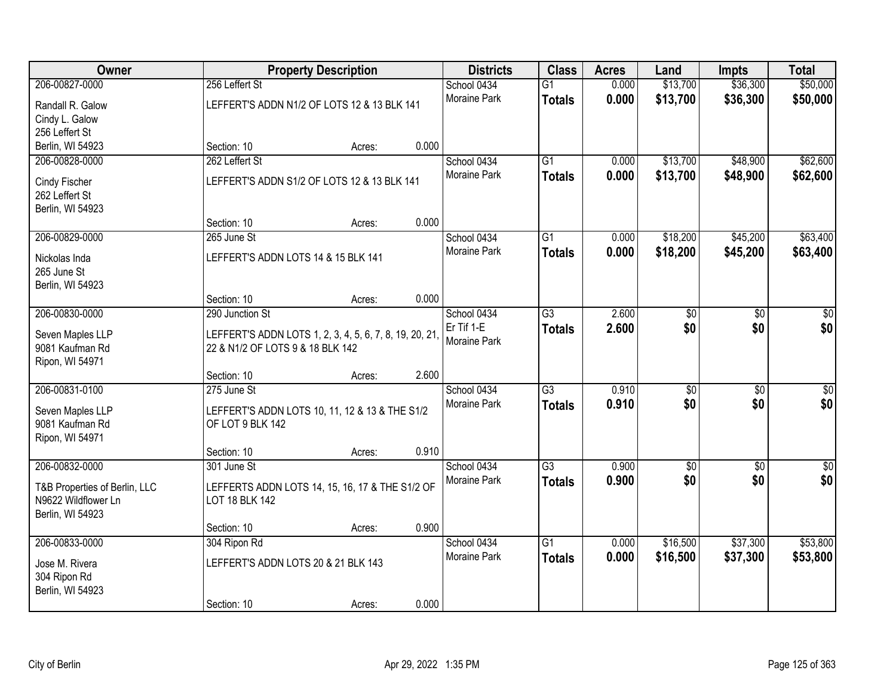| Owner | Property Description | Districts | Class | Acres | Land | Impts | Total |
|---|---|---|---|---|---|---|---|
| 206-00827-0000<br>Randall R. Galow<br>Cindy L. Galow<br>256 Leffert St<br>Berlin, WI 54923 | 256 Leffert St<br>LEFFERT'S ADDN N1/2 OF LOTS 12 & 13 BLK 141<br>Section: 10 Acres: 0.000 | School 0434<br>Moraine Park | G1<br>**Totals** | 0.000<br>**0.000** | $13,700<br>**$13,700** | $36,300<br>**$36,300** | $50,000<br>**$50,000** |
| 206-00828-0000<br>Cindy Fischer<br>262 Leffert St<br>Berlin, WI 54923 | 262 Leffert St<br>LEFFERT'S ADDN S1/2 OF LOTS 12 & 13 BLK 141<br>Section: 10 Acres: 0.000 | School 0434<br>Moraine Park | G1<br>**Totals** | 0.000<br>**0.000** | $13,700<br>**$13,700** | $48,900<br>**$48,900** | $62,600<br>**$62,600** |
| 206-00829-0000<br>Nickolas Inda<br>265 June St<br>Berlin, WI 54923 | 265 June St<br>LEFFERT'S ADDN LOTS 14 & 15 BLK 141<br>Section: 10 Acres: 0.000 | School 0434<br>Moraine Park | G1<br>**Totals** | 0.000<br>**0.000** | $18,200<br>**$18,200** | $45,200<br>**$45,200** | $63,400<br>**$63,400** |
| 206-00830-0000<br>Seven Maples LLP<br>9081 Kaufman Rd<br>Ripon, WI 54971 | 290 Junction St<br>LEFFERT'S ADDN LOTS 1, 2, 3, 4, 5, 6, 7, 8, 19, 20, 21, 22 & N1/2 OF LOTS 9 & 18 BLK 142<br>Section: 10 Acres: 2.600 | School 0434<br>Er Tif 1-E<br>Moraine Park | G3<br>**Totals** | 2.600<br>**2.600** | $0<br>**$0** | $0<br>**$0** | $0<br>**$0** |
| 206-00831-0100<br>Seven Maples LLP<br>9081 Kaufman Rd<br>Ripon, WI 54971 | 275 June St<br>LEFFERT'S ADDN LOTS 10, 11, 12 & 13 & THE S1/2 OF LOT 9 BLK 142<br>Section: 10 Acres: 0.910 | School 0434<br>Moraine Park | G3<br>**Totals** | 0.910<br>**0.910** | $0<br>**$0** | $0<br>**$0** | $0<br>**$0** |
| 206-00832-0000<br>T&B Properties of Berlin, LLC<br>N9622 Wildflower Ln<br>Berlin, WI 54923 | 301 June St<br>LEFFERTS ADDN LOTS 14, 15, 16, 17 & THE S1/2 OF LOT 18 BLK 142<br>Section: 10 Acres: 0.900 | School 0434<br>Moraine Park | G3<br>**Totals** | 0.900<br>**0.900** | $0<br>**$0** | $0<br>**$0** | $0<br>**$0** |
| 206-00833-0000<br>Jose M. Rivera<br>304 Ripon Rd<br>Berlin, WI 54923 | 304 Ripon Rd<br>LEFFERT'S ADDN LOTS 20 & 21 BLK 143<br>Section: 10 Acres: 0.000 | School 0434<br>Moraine Park | G1<br>**Totals** | 0.000<br>**0.000** | $16,500<br>**$16,500** | $37,300<br>**$37,300** | $53,800<br>**$53,800** |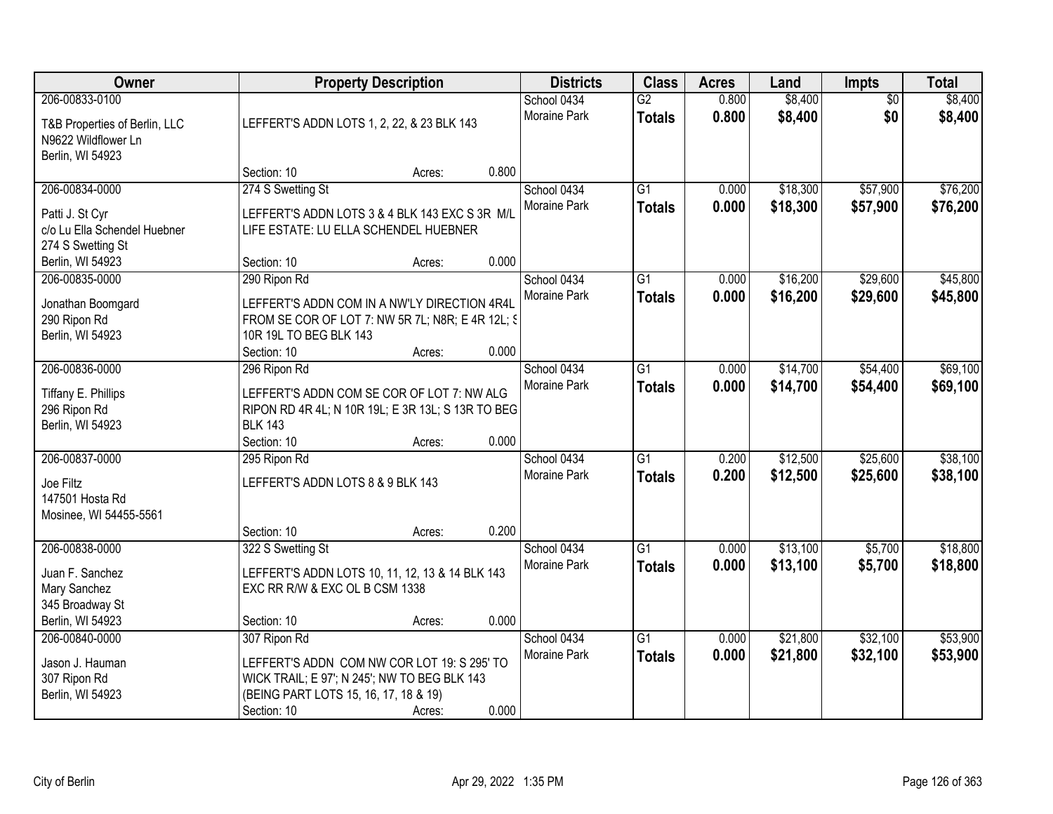| Owner | Property Description | Districts | Class | Acres | Land | Impts | Total |
|---|---|---|---|---|---|---|---|
| 206-00833-0100<br>T&B Properties of Berlin, LLC<br>N9622 Wildflower Ln<br>Berlin, WI 54923 | LEFFERT'S ADDN LOTS 1, 2, 22, & 23 BLK 143<br>Section: 10 Acres: 0.800 | School 0434<br>Moraine Park | G2<br>**Totals** | 0.800<br>**0.800** | $8,400<br>**$8,400** | $0<br>**$0** | $8,400<br>**$8,400** |
| 206-00834-0000<br>Patti J. St Cyr<br>c/o Lu Ella Schendel Huebner<br>274 S Swetting St<br>Berlin, WI 54923 | 274 S Swetting St<br>LEFFERT'S ADDN LOTS 3 & 4 BLK 143 EXC S 3R M/L LIFE ESTATE: LU ELLA SCHENDEL HUEBNER<br>Section: 10 Acres: 0.000 | School 0434<br>Moraine Park | G1<br>**Totals** | 0.000<br>**0.000** | $18,300<br>**$18,300** | $57,900<br>**$57,900** | $76,200<br>**$76,200** |
| 206-00835-0000<br>Jonathan Boomgard<br>290 Ripon Rd<br>Berlin, WI 54923 | 290 Ripon Rd<br>LEFFERT'S ADDN COM IN A NW'LY DIRECTION 4R4L FROM SE COR OF LOT 7: NW 5R 7L; N8R; E 4R 12L; S 10R 19L TO BEG BLK 143<br>Section: 10 Acres: 0.000 | School 0434<br>Moraine Park | G1<br>**Totals** | 0.000<br>**0.000** | $16,200<br>**$16,200** | $29,600<br>**$29,600** | $45,800<br>**$45,800** |
| 206-00836-0000<br>Tiffany E. Phillips<br>296 Ripon Rd<br>Berlin, WI 54923 | 296 Ripon Rd<br>LEFFERT'S ADDN COM SE COR OF LOT 7: NW ALG RIPON RD 4R 4L; N 10R 19L; E 3R 13L; S 13R TO BEG BLK 143<br>Section: 10 Acres: 0.000 | School 0434<br>Moraine Park | G1<br>**Totals** | 0.000<br>**0.000** | $14,700<br>**$14,700** | $54,400<br>**$54,400** | $69,100<br>**$69,100** |
| 206-00837-0000<br>Joe Filtz<br>147501 Hosta Rd<br>Mosinee, WI 54455-5561 | 295 Ripon Rd<br>LEFFERT'S ADDN LOTS 8 & 9 BLK 143<br>Section: 10 Acres: 0.200 | School 0434<br>Moraine Park | G1<br>**Totals** | 0.200<br>**0.200** | $12,500<br>**$12,500** | $25,600<br>**$25,600** | $38,100<br>**$38,100** |
| 206-00838-0000<br>Juan F. Sanchez<br>Mary Sanchez<br>345 Broadway St<br>Berlin, WI 54923 | 322 S Swetting St<br>LEFFERT'S ADDN LOTS 10, 11, 12, 13 & 14 BLK 143 EXC RR R/W & EXC OL B CSM 1338<br>Section: 10 Acres: 0.000 | School 0434<br>Moraine Park | G1<br>**Totals** | 0.000<br>**0.000** | $13,100<br>**$13,100** | $5,700<br>**$5,700** | $18,800<br>**$18,800** |
| 206-00840-0000<br>Jason J. Hauman<br>307 Ripon Rd<br>Berlin, WI 54923 | 307 Ripon Rd<br>LEFFERT'S ADDN COM NW COR LOT 19: S 295' TO WICK TRAIL; E 97'; N 245'; NW TO BEG BLK 143 (BEING PART LOTS 15, 16, 17, 18 & 19)<br>Section: 10 Acres: 0.000 | School 0434<br>Moraine Park | G1<br>**Totals** | 0.000<br>**0.000** | $21,800<br>**$21,800** | $32,100<br>**$32,100** | $53,900<br>**$53,900** |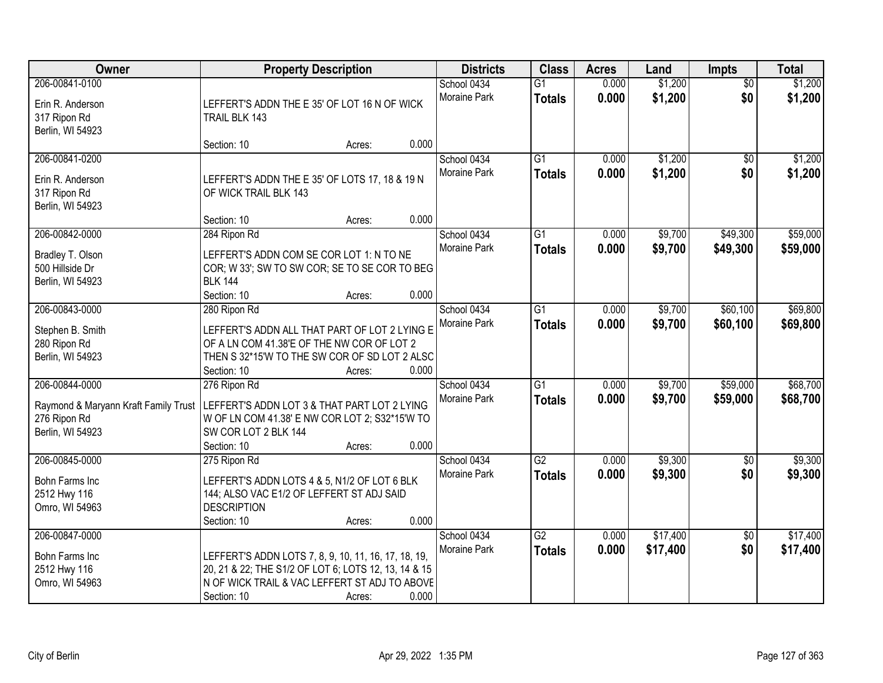| Owner | Property Description | Districts | Class | Acres | Land | Impts | Total |
|---|---|---|---|---|---|---|---|
| 206-00841-0100<br>Erin R. Anderson<br>317 Ripon Rd<br>Berlin, WI 54923 | LEFFERT'S ADDN THE E 35' OF LOT 16 N OF WICK TRAIL BLK 143<br>Section: 10 Acres: 0.000 | School 0434<br>Moraine Park | G1<br>**Totals** | 0.000<br>**0.000** | $1,200<br>**$1,200** | $0<br>**$0** | $1,200<br>**$1,200** |
| 206-00841-0200<br>Erin R. Anderson<br>317 Ripon Rd<br>Berlin, WI 54923 | LEFFERT'S ADDN THE E 35' OF LOTS 17, 18 & 19 N OF WICK TRAIL BLK 143<br>Section: 10 Acres: 0.000 | School 0434<br>Moraine Park | G1<br>**Totals** | 0.000<br>**0.000** | $1,200<br>**$1,200** | $0<br>**$0** | $1,200<br>**$1,200** |
| 206-00842-0000<br>Bradley T. Olson<br>500 Hillside Dr<br>Berlin, WI 54923 | 284 Ripon Rd<br>LEFFERT'S ADDN COM SE COR LOT 1: N TO NE COR; W 33'; SW TO SW COR; SE TO SE COR TO BEG BLK 144<br>Section: 10 Acres: 0.000 | School 0434<br>Moraine Park | G1<br>**Totals** | 0.000<br>**0.000** | $9,700<br>**$9,700** | $49,300<br>**$49,300** | $59,000<br>**$59,000** |
| 206-00843-0000<br>Stephen B. Smith<br>280 Ripon Rd<br>Berlin, WI 54923 | 280 Ripon Rd<br>LEFFERT'S ADDN ALL THAT PART OF LOT 2 LYING E OF A LN COM 41.38'E OF THE NW COR OF LOT 2 THEN S 32*15'W TO THE SW COR OF SD LOT 2 ALSO<br>Section: 10 Acres: 0.000 | School 0434<br>Moraine Park | G1<br>**Totals** | 0.000<br>**0.000** | $9,700<br>**$9,700** | $60,100<br>**$60,100** | $69,800<br>**$69,800** |
| 206-00844-0000<br>Raymond & Maryann Kraft Family Trust<br>276 Ripon Rd<br>Berlin, WI 54923 | 276 Ripon Rd<br>LEFFERT'S ADDN LOT 3 & THAT PART LOT 2 LYING W OF LN COM 41.38' E NW COR LOT 2; S32*15'W TO SW COR LOT 2 BLK 144<br>Section: 10 Acres: 0.000 | School 0434<br>Moraine Park | G1<br>**Totals** | 0.000<br>**0.000** | $9,700<br>**$9,700** | $59,000<br>**$59,000** | $68,700<br>**$68,700** |
| 206-00845-0000<br>Bohn Farms Inc<br>2512 Hwy 116<br>Omro, WI 54963 | 275 Ripon Rd<br>LEFFERT'S ADDN LOTS 4 & 5, N1/2 OF LOT 6 BLK 144; ALSO VAC E1/2 OF LEFFERT ST ADJ SAID DESCRIPTION<br>Section: 10 Acres: 0.000 | School 0434<br>Moraine Park | G2<br>**Totals** | 0.000<br>**0.000** | $9,300<br>**$9,300** | $0<br>**$0** | $9,300<br>**$9,300** |
| 206-00847-0000<br>Bohn Farms Inc<br>2512 Hwy 116<br>Omro, WI 54963 | LEFFERT'S ADDN LOTS 7, 8, 9, 10, 11, 16, 17, 18, 19, 20, 21 & 22; THE S1/2 OF LOT 6; LOTS 12, 13, 14 & 15 N OF WICK TRAIL & VAC LEFFERT ST ADJ TO ABOVE<br>Section: 10 Acres: 0.000 | School 0434<br>Moraine Park | G2<br>**Totals** | 0.000<br>**0.000** | $17,400<br>**$17,400** | $0<br>**$0** | $17,400<br>**$17,400** |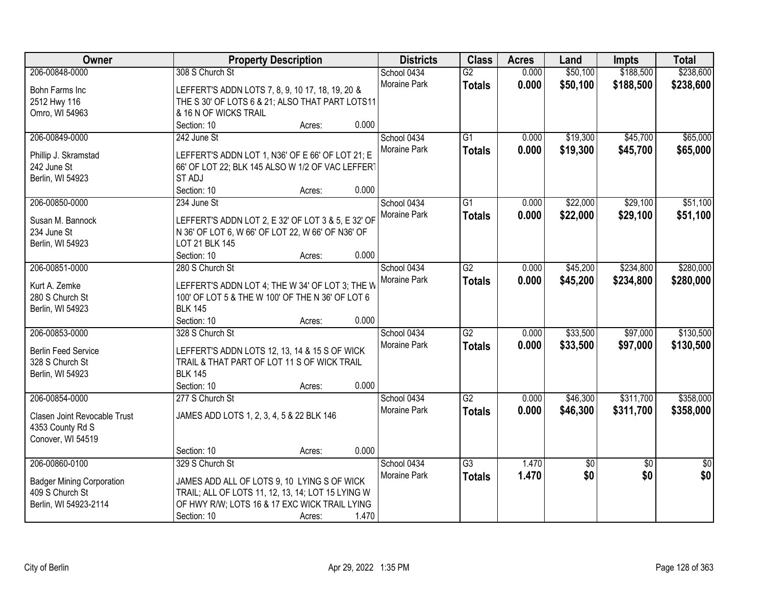| Owner | Property Description | Districts | Class | Acres | Land | Impts | Total |
|---|---|---|---|---|---|---|---|
| 206-00848-0000<br>Bohn Farms Inc<br>2512 Hwy 116<br>Omro, WI 54963 | 308 S Church St<br>LEFFERT'S ADDN LOTS 7, 8, 9, 10 17, 18, 19, 20 & THE S 30' OF LOTS 6 & 21; ALSO THAT PART LOTS11 & 16 N OF WICKS TRAIL<br>Section: 10 Acres: 0.000 | School 0434<br>Moraine Park | G2<br>**Totals** | 0.000<br>**0.000** | $50,100<br>**$50,100** | $188,500<br>**$188,500** | $238,600<br>**$238,600** |
| 206-00849-0000<br>Phillip J. Skramstad<br>242 June St<br>Berlin, WI 54923 | 242 June St<br>LEFFERT'S ADDN LOT 1, N36' OF E 66' OF LOT 21; E 66' OF LOT 22; BLK 145 ALSO W 1/2 OF VAC LEFFERT ST ADJ<br>Section: 10 Acres: 0.000 | School 0434<br>Moraine Park | G1<br>**Totals** | 0.000<br>**0.000** | $19,300<br>**$19,300** | $45,700<br>**$45,700** | $65,000<br>**$65,000** |
| 206-00850-0000<br>Susan M. Bannock<br>234 June St<br>Berlin, WI 54923 | 234 June St<br>LEFFERT'S ADDN LOT 2, E 32' OF LOT 3 & 5, E 32' OF N 36' OF LOT 6, W 66' OF LOT 22, W 66' OF N36' OF LOT 21 BLK 145<br>Section: 10 Acres: 0.000 | School 0434<br>Moraine Park | G1<br>**Totals** | 0.000<br>**0.000** | $22,000<br>**$22,000** | $29,100<br>**$29,100** | $51,100<br>**$51,100** |
| 206-00851-0000<br>Kurt A. Zemke<br>280 S Church St<br>Berlin, WI 54923 | 280 S Church St<br>LEFFERT'S ADDN LOT 4; THE W 34' OF LOT 3; THE W 100' OF LOT 5 & THE W 100' OF THE N 36' OF LOT 6 BLK 145<br>Section: 10 Acres: 0.000 | School 0434<br>Moraine Park | G2<br>**Totals** | 0.000<br>**0.000** | $45,200<br>**$45,200** | $234,800<br>**$234,800** | $280,000<br>**$280,000** |
| 206-00853-0000<br>Berlin Feed Service<br>328 S Church St<br>Berlin, WI 54923 | 328 S Church St<br>LEFFERT'S ADDN LOTS 12, 13, 14 & 15 S OF WICK TRAIL & THAT PART OF LOT 11 S OF WICK TRAIL BLK 145<br>Section: 10 Acres: 0.000 | School 0434<br>Moraine Park | G2<br>**Totals** | 0.000<br>**0.000** | $33,500<br>**$33,500** | $97,000<br>**$97,000** | $130,500<br>**$130,500** |
| 206-00854-0000<br>Clasen Joint Revocable Trust<br>4353 County Rd S<br>Conover, WI 54519 | 277 S Church St<br>JAMES ADD LOTS 1, 2, 3, 4, 5 & 22 BLK 146<br>Section: 10 Acres: 0.000 | School 0434<br>Moraine Park | G2<br>**Totals** | 0.000<br>**0.000** | $46,300<br>**$46,300** | $311,700<br>**$311,700** | $358,000<br>**$358,000** |
| 206-00860-0100<br>Badger Mining Corporation<br>409 S Church St<br>Berlin, WI 54923-2114 | 329 S Church St<br>JAMES ADD ALL OF LOTS 9, 10 LYING S OF WICK TRAIL; ALL OF LOTS 11, 12, 13, 14; LOT 15 LYING W OF HWY R/W; LOTS 16 & 17 EXC WICK TRAIL LYING<br>Section: 10 Acres: 1.470 | School 0434<br>Moraine Park | G3<br>**Totals** | 1.470<br>**1.470** | $0<br>**$0** | $0<br>**$0** | $0<br>**$0** |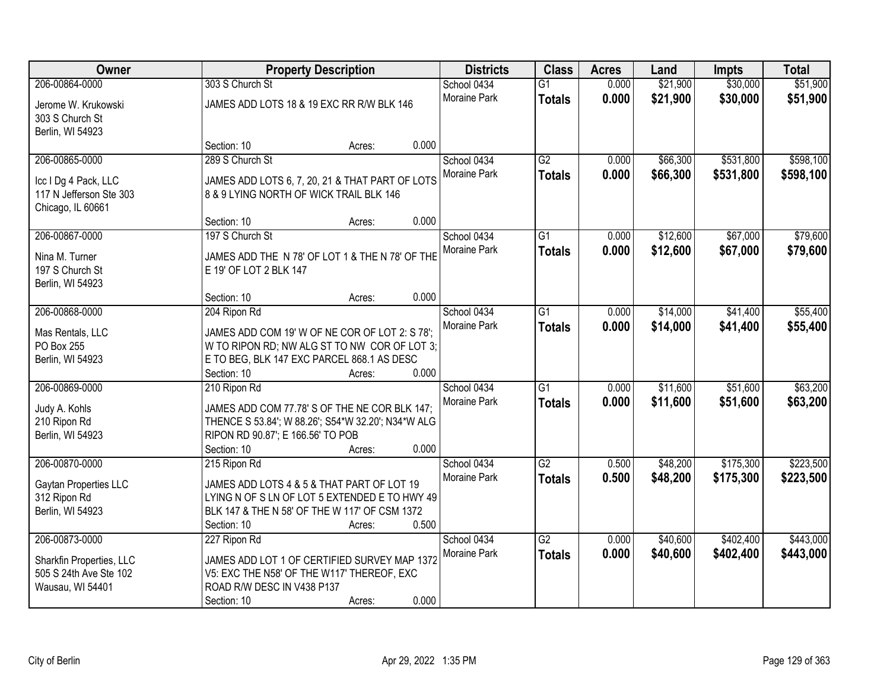| Owner | Property Description | Districts | Class | Acres | Land | Impts | Total |
|---|---|---|---|---|---|---|---|
| 206-00864-0000<br><br>Jerome W. Krukowski<br>303 S Church St<br>Berlin, WI 54923 | 303 S Church St<br><br>JAMES ADD LOTS 18 & 19 EXC RR R/W BLK 146<br><br>Section: 10 Acres: 0.000 | School 0434<br>Moraine Park | G1<br>**Totals** | 0.000<br>**0.000** | $21,900<br>**$21,900** | $30,000<br>**$30,000** | $51,900<br>**$51,900** |
| 206-00865-0000<br><br>Icc I Dg 4 Pack, LLC<br>117 N Jefferson Ste 303<br>Chicago, IL 60661 | 289 S Church St<br><br>JAMES ADD LOTS 6, 7, 20, 21 & THAT PART OF LOTS 8 & 9 LYING NORTH OF WICK TRAIL BLK 146<br><br>Section: 10 Acres: 0.000 | School 0434<br>Moraine Park | G2<br>**Totals** | 0.000<br>**0.000** | $66,300<br>**$66,300** | $531,800<br>**$531,800** | $598,100<br>**$598,100** |
| 206-00867-0000<br><br>Nina M. Turner<br>197 S Church St<br>Berlin, WI 54923 | 197 S Church St<br><br>JAMES ADD THE N 78' OF LOT 1 & THE N 78' OF THE E 19' OF LOT 2 BLK 147<br><br>Section: 10 Acres: 0.000 | School 0434<br>Moraine Park | G1<br>**Totals** | 0.000<br>**0.000** | $12,600<br>**$12,600** | $67,000<br>**$67,000** | $79,600<br>**$79,600** |
| 206-00868-0000<br><br>Mas Rentals, LLC<br>PO Box 255<br>Berlin, WI 54923 | 204 Ripon Rd<br><br>JAMES ADD COM 19' W OF NE COR OF LOT 2: S 78'; W TO RIPON RD; NW ALG ST TO NW COR OF LOT 3; E TO BEG, BLK 147 EXC PARCEL 868.1 AS DESC<br>Section: 10 Acres: 0.000 | School 0434<br>Moraine Park | G1<br>**Totals** | 0.000<br>**0.000** | $14,000<br>**$14,000** | $41,400<br>**$41,400** | $55,400<br>**$55,400** |
| 206-00869-0000<br><br>Judy A. Kohls<br>210 Ripon Rd<br>Berlin, WI 54923 | 210 Ripon Rd<br><br>JAMES ADD COM 77.78' S OF THE NE COR BLK 147; THENCE S 53.84'; W 88.26'; S54*W 32.20'; N34*W ALG RIPON RD 90.87'; E 166.56' TO POB<br>Section: 10 Acres: 0.000 | School 0434<br>Moraine Park | G1<br>**Totals** | 0.000<br>**0.000** | $11,600<br>**$11,600** | $51,600<br>**$51,600** | $63,200<br>**$63,200** |
| 206-00870-0000<br><br>Gaytan Properties LLC<br>312 Ripon Rd<br>Berlin, WI 54923 | 215 Ripon Rd<br><br>JAMES ADD LOTS 4 & 5 & THAT PART OF LOT 19 LYING N OF S LN OF LOT 5 EXTENDED E TO HWY 49 BLK 147 & THE N 58' OF THE W 117' OF CSM 1372<br>Section: 10 Acres: 0.500 | School 0434<br>Moraine Park | G2<br>**Totals** | 0.500<br>**0.500** | $48,200<br>**$48,200** | $175,300<br>**$175,300** | $223,500<br>**$223,500** |
| 206-00873-0000<br><br>Sharkfin Properties, LLC<br>505 S 24th Ave Ste 102<br>Wausau, WI 54401 | 227 Ripon Rd<br><br>JAMES ADD LOT 1 OF CERTIFIED SURVEY MAP 1372 V5: EXC THE N58' OF THE W117' THEREOF, EXC ROAD R/W DESC IN V438 P137<br>Section: 10 Acres: 0.000 | School 0434<br>Moraine Park | G2<br>**Totals** | 0.000<br>**0.000** | $40,600<br>**$40,600** | $402,400<br>**$402,400** | $443,000<br>**$443,000** |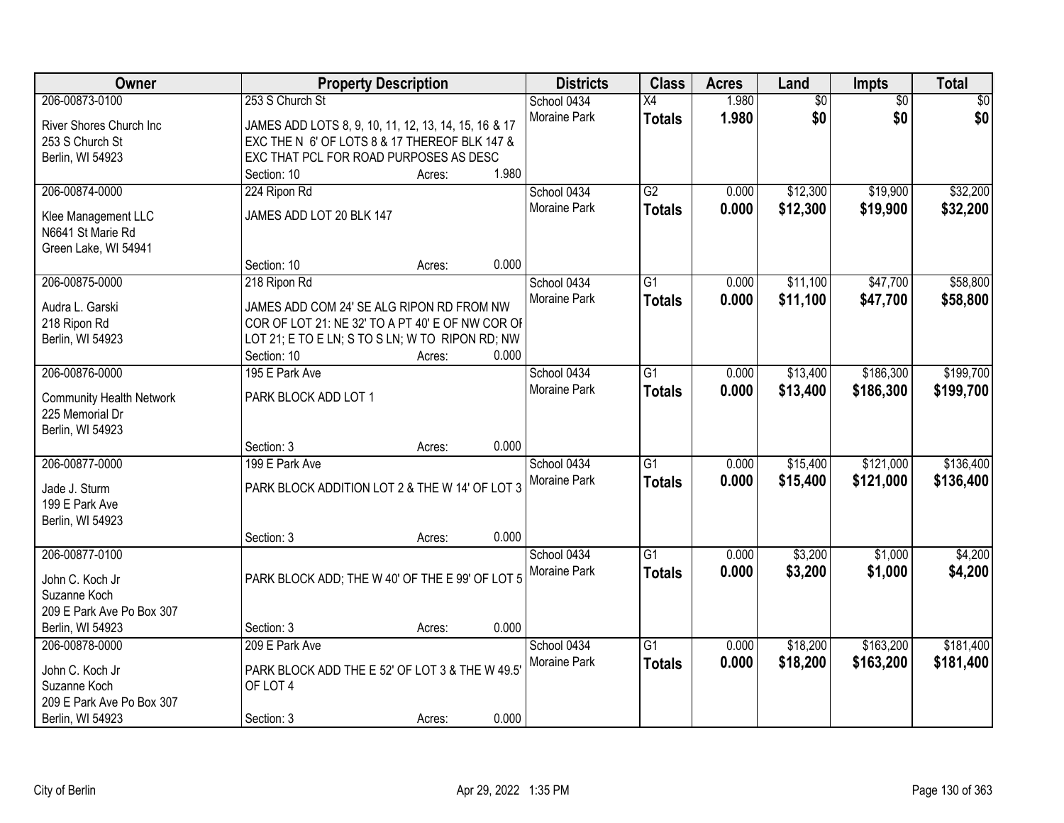| Owner | Property Description | Districts | Class | Acres | Land | Impts | Total |
|---|---|---|---|---|---|---|---|
| 206-00873-0100 | 253 S Church St | School 0434 | X4 | 1.980 | $0 | $0 | $0 |
| River Shores Church Inc<br>253 S Church St<br>Berlin, WI 54923 | JAMES ADD LOTS 8, 9, 10, 11, 12, 13, 14, 15, 16 & 17 EXC THE N 6' OF LOTS 8 & 17 THEREOF BLK 147 & EXC THAT PCL FOR ROAD PURPOSES AS DESC<br>Section: 10 Acres: 1.980 | Moraine Park | **Totals** | **1.980** | **$0** | **$0** | **$0** |
| 206-00874-0000 | 224 Ripon Rd | School 0434 | G2 | 0.000 | $12,300 | $19,900 | $32,200 |
| Klee Management LLC<br>N6641 St Marie Rd<br>Green Lake, WI 54941 | JAMES ADD LOT 20 BLK 147<br>Section: 10 Acres: 0.000 | Moraine Park | **Totals** | **0.000** | **$12,300** | **$19,900** | **$32,200** |
| 206-00875-0000 | 218 Ripon Rd | School 0434 | G1 | 0.000 | $11,100 | $47,700 | $58,800 |
| Audra L. Garski<br>218 Ripon Rd<br>Berlin, WI 54923 | JAMES ADD COM 24' SE ALG RIPON RD FROM NW COR OF LOT 21: NE 32' TO A PT 40' E OF NW COR OF LOT 21; E TO E LN; S TO S LN; W TO RIPON RD; NW<br>Section: 10 Acres: 0.000 | Moraine Park | **Totals** | **0.000** | **$11,100** | **$47,700** | **$58,800** |
| 206-00876-0000 | 195 E Park Ave | School 0434 | G1 | 0.000 | $13,400 | $186,300 | $199,700 |
| Community Health Network<br>225 Memorial Dr<br>Berlin, WI 54923 | PARK BLOCK ADD LOT 1<br>Section: 3 Acres: 0.000 | Moraine Park | **Totals** | **0.000** | **$13,400** | **$186,300** | **$199,700** |
| 206-00877-0000 | 199 E Park Ave | School 0434 | G1 | 0.000 | $15,400 | $121,000 | $136,400 |
| Jade J. Sturm<br>199 E Park Ave<br>Berlin, WI 54923 | PARK BLOCK ADDITION LOT 2 & THE W 14' OF LOT 3<br>Section: 3 Acres: 0.000 | Moraine Park | **Totals** | **0.000** | **$15,400** | **$121,000** | **$136,400** |
| 206-00877-0100 | | School 0434 | G1 | 0.000 | $3,200 | $1,000 | $4,200 |
| John C. Koch Jr<br>Suzanne Koch<br>209 E Park Ave Po Box 307<br>Berlin, WI 54923 | PARK BLOCK ADD; THE W 40' OF THE E 99' OF LOT 5<br>Section: 3 Acres: 0.000 | Moraine Park | **Totals** | **0.000** | **$3,200** | **$1,000** | **$4,200** |
| 206-00878-0000 | 209 E Park Ave | School 0434 | G1 | 0.000 | $18,200 | $163,200 | $181,400 |
| John C. Koch Jr<br>Suzanne Koch<br>209 E Park Ave Po Box 307<br>Berlin, WI 54923 | PARK BLOCK ADD THE E 52' OF LOT 3 & THE W 49.5' OF LOT 4<br>Section: 3 Acres: 0.000 | Moraine Park | **Totals** | **0.000** | **$18,200** | **$163,200** | **$181,400** |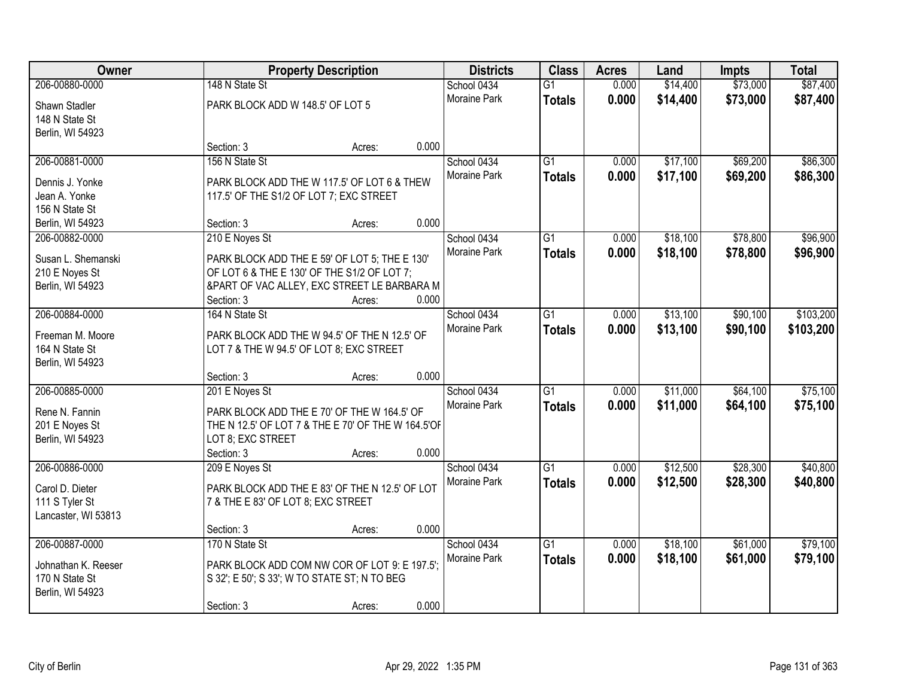| Owner | Property Description | Districts | Class | Acres | Land | Impts | Total |
|---|---|---|---|---|---|---|---|
| 206-00880-0000<br>Shawn Stadler<br>148 N State St<br>Berlin, WI 54923 | 148 N State St<br>PARK BLOCK ADD W 148.5' OF LOT 5<br>Section: 3 Acres: 0.000 | School 0434<br>Moraine Park | G1<br>**Totals** | 0.000<br>**0.000** | $14,400<br>**$14,400** | $73,000<br>**$73,000** | $87,400<br>**$87,400** |
| 206-00881-0000<br>Dennis J. Yonke<br>Jean A. Yonke<br>156 N State St<br>Berlin, WI 54923 | 156 N State St<br>PARK BLOCK ADD THE W 117.5' OF LOT 6 & THEW 117.5' OF THE S1/2 OF LOT 7; EXC STREET<br>Section: 3 Acres: 0.000 | School 0434<br>Moraine Park | G1<br>**Totals** | 0.000<br>**0.000** | $17,100<br>**$17,100** | $69,200<br>**$69,200** | $86,300<br>**$86,300** |
| 206-00882-0000<br>Susan L. Shemanski<br>210 E Noyes St<br>Berlin, WI 54923 | 210 E Noyes St<br>PARK BLOCK ADD THE E 59' OF LOT 5; THE E 130' OF LOT 6 & THE E 130' OF THE S1/2 OF LOT 7; &PART OF VAC ALLEY, EXC STREET LE BARBARA M<br>Section: 3 Acres: 0.000 | School 0434<br>Moraine Park | G1<br>**Totals** | 0.000<br>**0.000** | $18,100<br>**$18,100** | $78,800<br>**$78,800** | $96,900<br>**$96,900** |
| 206-00884-0000<br>Freeman M. Moore<br>164 N State St<br>Berlin, WI 54923 | 164 N State St<br>PARK BLOCK ADD THE W 94.5' OF THE N 12.5' OF LOT 7 & THE W 94.5' OF LOT 8; EXC STREET<br>Section: 3 Acres: 0.000 | School 0434<br>Moraine Park | G1<br>**Totals** | 0.000<br>**0.000** | $13,100<br>**$13,100** | $90,100<br>**$90,100** | $103,200<br>**$103,200** |
| 206-00885-0000<br>Rene N. Fannin<br>201 E Noyes St<br>Berlin, WI 54923 | 201 E Noyes St<br>PARK BLOCK ADD THE E 70' OF THE W 164.5' OF THE N 12.5' OF LOT 7 & THE E 70' OF THE W 164.5'OF LOT 8; EXC STREET<br>Section: 3 Acres: 0.000 | School 0434<br>Moraine Park | G1<br>**Totals** | 0.000<br>**0.000** | $11,000<br>**$11,000** | $64,100<br>**$64,100** | $75,100<br>**$75,100** |
| 206-00886-0000<br>Carol D. Dieter<br>111 S Tyler St<br>Lancaster, WI 53813 | 209 E Noyes St<br>PARK BLOCK ADD THE E 83' OF THE N 12.5' OF LOT 7 & THE E 83' OF LOT 8; EXC STREET<br>Section: 3 Acres: 0.000 | School 0434<br>Moraine Park | G1<br>**Totals** | 0.000<br>**0.000** | $12,500<br>**$12,500** | $28,300<br>**$28,300** | $40,800<br>**$40,800** |
| 206-00887-0000<br>Johnathan K. Reeser<br>170 N State St<br>Berlin, WI 54923 | 170 N State St<br>PARK BLOCK ADD COM NW COR OF LOT 9: E 197.5'; S 32'; E 50'; S 33'; W TO STATE ST; N TO BEG<br>Section: 3 Acres: 0.000 | School 0434<br>Moraine Park | G1<br>**Totals** | 0.000<br>**0.000** | $18,100<br>**$18,100** | $61,000<br>**$61,000** | $79,100<br>**$79,100** |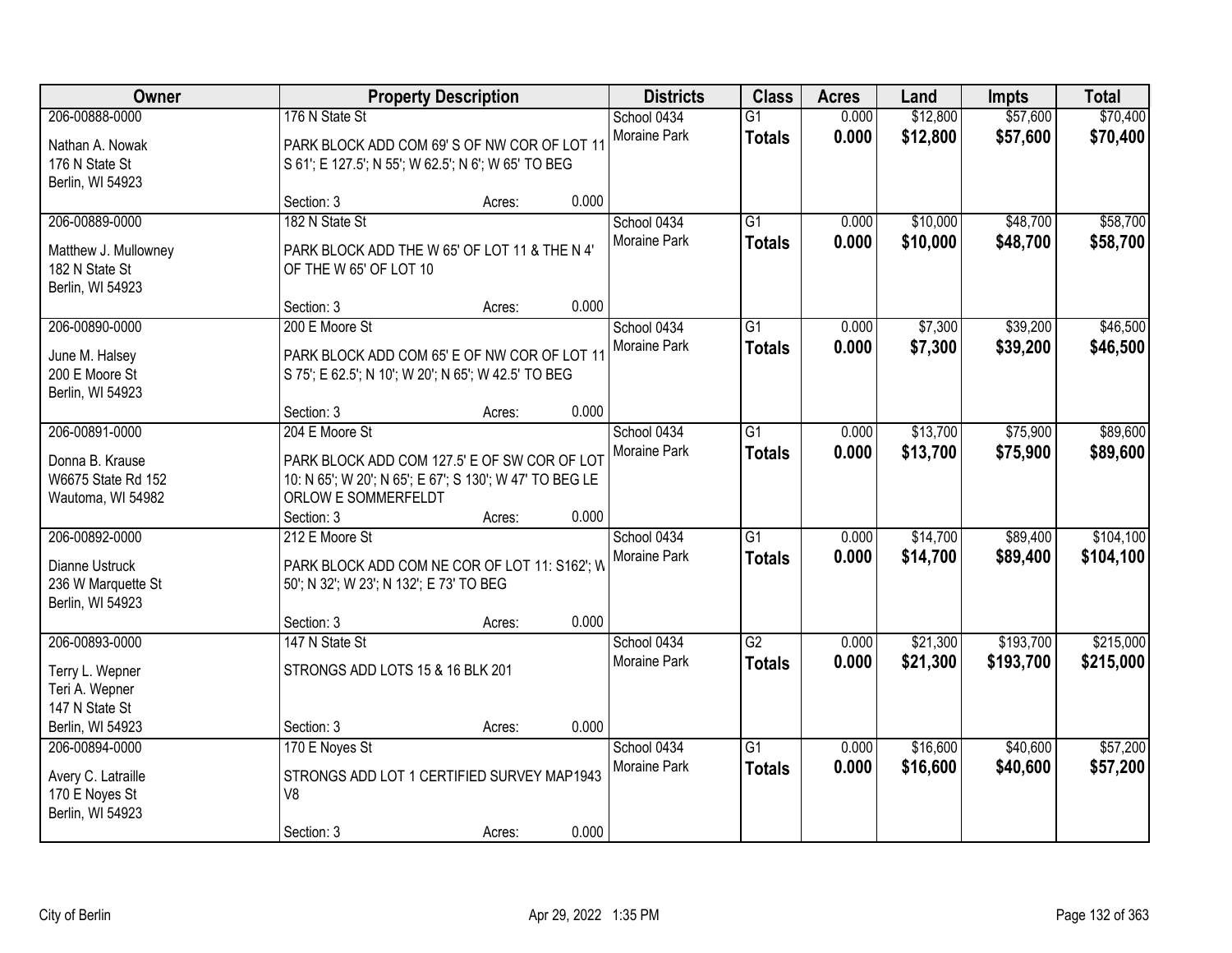| Owner | Property Description | Districts | Class | Acres | Land | Impts | Total |
|---|---|---|---|---|---|---|---|
| 206-00888-0000<br>Nathan A. Nowak<br>176 N State St<br>Berlin, WI 54923 | 176 N State St<br>PARK BLOCK ADD COM 69' S OF NW COR OF LOT 11 S 61'; E 127.5'; N 55'; W 62.5'; N 6'; W 65' TO BEG<br>Section: 3 Acres: 0.000 | School 0434<br>Moraine Park | G1<br>**Totals** | 0.000<br>**0.000** | $12,800<br>**$12,800** | $57,600<br>**$57,600** | $70,400<br>**$70,400** |
| 206-00889-0000<br>Matthew J. Mullowney<br>182 N State St<br>Berlin, WI 54923 | 182 N State St<br>PARK BLOCK ADD THE W 65' OF LOT 11 & THE N 4' OF THE W 65' OF LOT 10<br>Section: 3 Acres: 0.000 | School 0434<br>Moraine Park | G1<br>**Totals** | 0.000<br>**0.000** | $10,000<br>**$10,000** | $48,700<br>**$48,700** | $58,700<br>**$58,700** |
| 206-00890-0000<br>June M. Halsey<br>200 E Moore St<br>Berlin, WI 54923 | 200 E Moore St<br>PARK BLOCK ADD COM 65' E OF NW COR OF LOT 11 S 75'; E 62.5'; N 10'; W 20'; N 65'; W 42.5' TO BEG<br>Section: 3 Acres: 0.000 | School 0434<br>Moraine Park | G1<br>**Totals** | 0.000<br>**0.000** | $7,300<br>**$7,300** | $39,200<br>**$39,200** | $46,500<br>**$46,500** |
| 206-00891-0000<br>Donna B. Krause<br>W6675 State Rd 152<br>Wautoma, WI 54982 | 204 E Moore St<br>PARK BLOCK ADD COM 127.5' E OF SW COR OF LOT 10: N 65'; W 20'; N 65'; E 67'; S 130'; W 47' TO BEG LE ORLOW E SOMMERFELDT<br>Section: 3 Acres: 0.000 | School 0434<br>Moraine Park | G1<br>**Totals** | 0.000<br>**0.000** | $13,700<br>**$13,700** | $75,900<br>**$75,900** | $89,600<br>**$89,600** |
| 206-00892-0000<br>Dianne Ustruck<br>236 W Marquette St<br>Berlin, WI 54923 | 212 E Moore St<br>PARK BLOCK ADD COM NE COR OF LOT 11: S162'; W 50'; N 32'; W 23'; N 132'; E 73' TO BEG<br>Section: 3 Acres: 0.000 | School 0434<br>Moraine Park | G1<br>**Totals** | 0.000<br>**0.000** | $14,700<br>**$14,700** | $89,400<br>**$89,400** | $104,100<br>**$104,100** |
| 206-00893-0000<br>Terry L. Wepner<br>Teri A. Wepner<br>147 N State St<br>Berlin, WI 54923 | 147 N State St<br>STRONGS ADD LOTS 15 & 16 BLK 201<br>Section: 3 Acres: 0.000 | School 0434<br>Moraine Park | G2<br>**Totals** | 0.000<br>**0.000** | $21,300<br>**$21,300** | $193,700<br>**$193,700** | $215,000<br>**$215,000** |
| 206-00894-0000<br>Avery C. Latraille<br>170 E Noyes St<br>Berlin, WI 54923 | 170 E Noyes St<br>STRONGS ADD LOT 1 CERTIFIED SURVEY MAP1943 V8<br>Section: 3 Acres: 0.000 | School 0434<br>Moraine Park | G1<br>**Totals** | 0.000<br>**0.000** | $16,600<br>**$16,600** | $40,600<br>**$40,600** | $57,200<br>**$57,200** |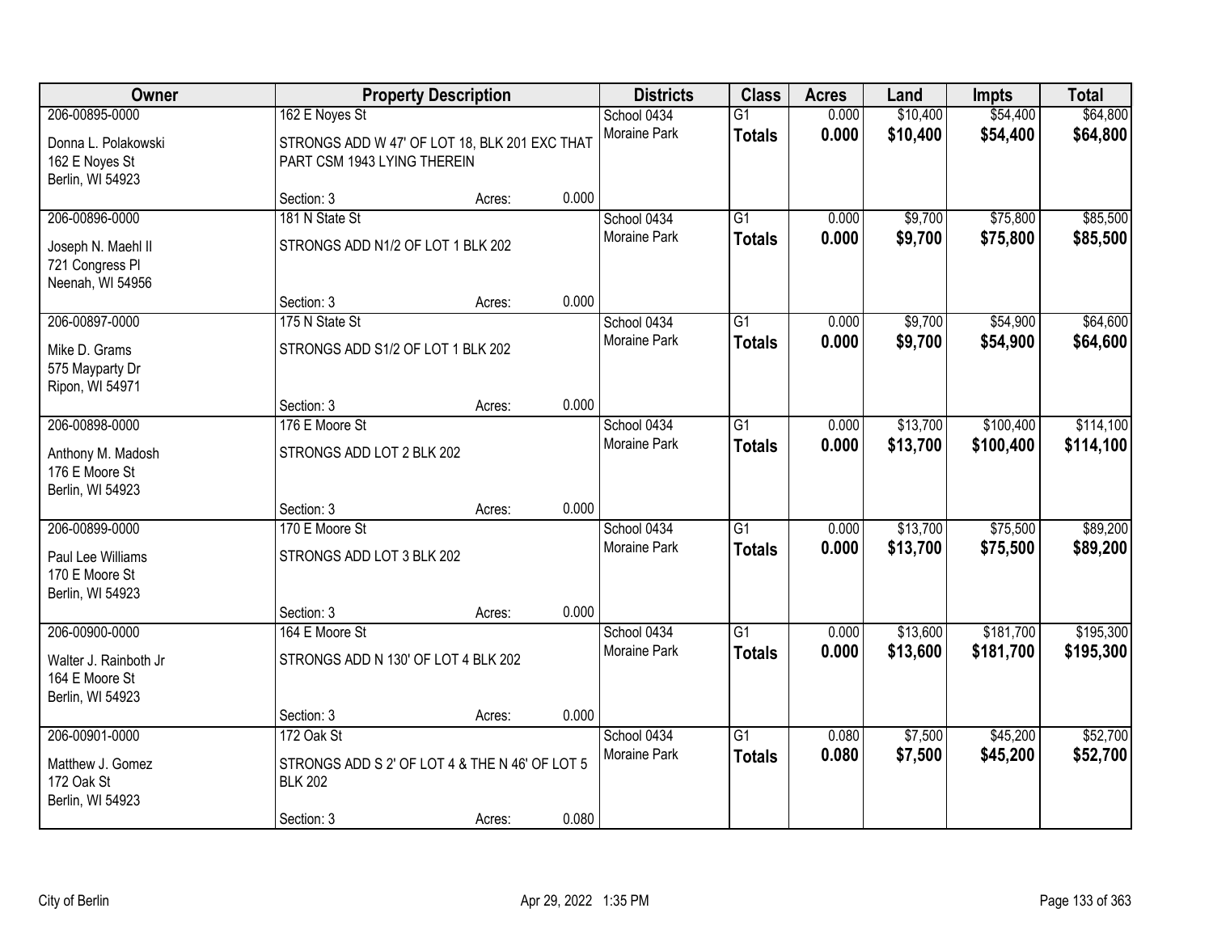| Owner | Property Description | | | Districts | Class | Acres | Land | Impts | Total |
|---|---|---|---|---|---|---|---|---|---|
| 206-00895-0000 | 162 E Noyes St | | | School 0434 | G1 | 0.000 | $10,400 | $54,400 | $64,800 |
| Donna L. Polakowski<br>162 E Noyes St<br>Berlin, WI 54923 | STRONGS ADD W 47' OF LOT 18, BLK 201 EXC THAT PART CSM 1943 LYING THEREIN | | | Moraine Park | **Totals** | **0.000** | **$10,400** | **$54,400** | **$64,800** |
| | Section: 3 | Acres: | 0.000 | | | | | | |
| 206-00896-0000 | 181 N State St | | | School 0434 | G1 | 0.000 | $9,700 | $75,800 | $85,500 |
| Joseph N. Maehl II<br>721 Congress Pl<br>Neenah, WI 54956 | STRONGS ADD N1/2 OF LOT 1 BLK 202 | | | Moraine Park | **Totals** | **0.000** | **$9,700** | **$75,800** | **$85,500** |
| | Section: 3 | Acres: | 0.000 | | | | | | |
| 206-00897-0000 | 175 N State St | | | School 0434 | G1 | 0.000 | $9,700 | $54,900 | $64,600 |
| Mike D. Grams<br>575 Mayparty Dr<br>Ripon, WI 54971 | STRONGS ADD S1/2 OF LOT 1 BLK 202 | | | Moraine Park | **Totals** | **0.000** | **$9,700** | **$54,900** | **$64,600** |
| | Section: 3 | Acres: | 0.000 | | | | | | |
| 206-00898-0000 | 176 E Moore St | | | School 0434 | G1 | 0.000 | $13,700 | $100,400 | $114,100 |
| Anthony M. Madosh<br>176 E Moore St<br>Berlin, WI 54923 | STRONGS ADD LOT 2 BLK 202 | | | Moraine Park | **Totals** | **0.000** | **$13,700** | **$100,400** | **$114,100** |
| | Section: 3 | Acres: | 0.000 | | | | | | |
| 206-00899-0000 | 170 E Moore St | | | School 0434 | G1 | 0.000 | $13,700 | $75,500 | $89,200 |
| Paul Lee Williams<br>170 E Moore St<br>Berlin, WI 54923 | STRONGS ADD LOT 3 BLK 202 | | | Moraine Park | **Totals** | **0.000** | **$13,700** | **$75,500** | **$89,200** |
| | Section: 3 | Acres: | 0.000 | | | | | | |
| 206-00900-0000 | 164 E Moore St | | | School 0434 | G1 | 0.000 | $13,600 | $181,700 | $195,300 |
| Walter J. Rainboth Jr<br>164 E Moore St<br>Berlin, WI 54923 | STRONGS ADD N 130' OF LOT 4 BLK 202 | | | Moraine Park | **Totals** | **0.000** | **$13,600** | **$181,700** | **$195,300** |
| | Section: 3 | Acres: | 0.000 | | | | | | |
| 206-00901-0000 | 172 Oak St | | | School 0434 | G1 | 0.080 | $7,500 | $45,200 | $52,700 |
| Matthew J. Gomez<br>172 Oak St<br>Berlin, WI 54923 | STRONGS ADD S 2' OF LOT 4 & THE N 46' OF LOT 5 BLK 202 | | | Moraine Park | **Totals** | **0.080** | **$7,500** | **$45,200** | **$52,700** |
| | Section: 3 | Acres: | 0.080 | | | | | | |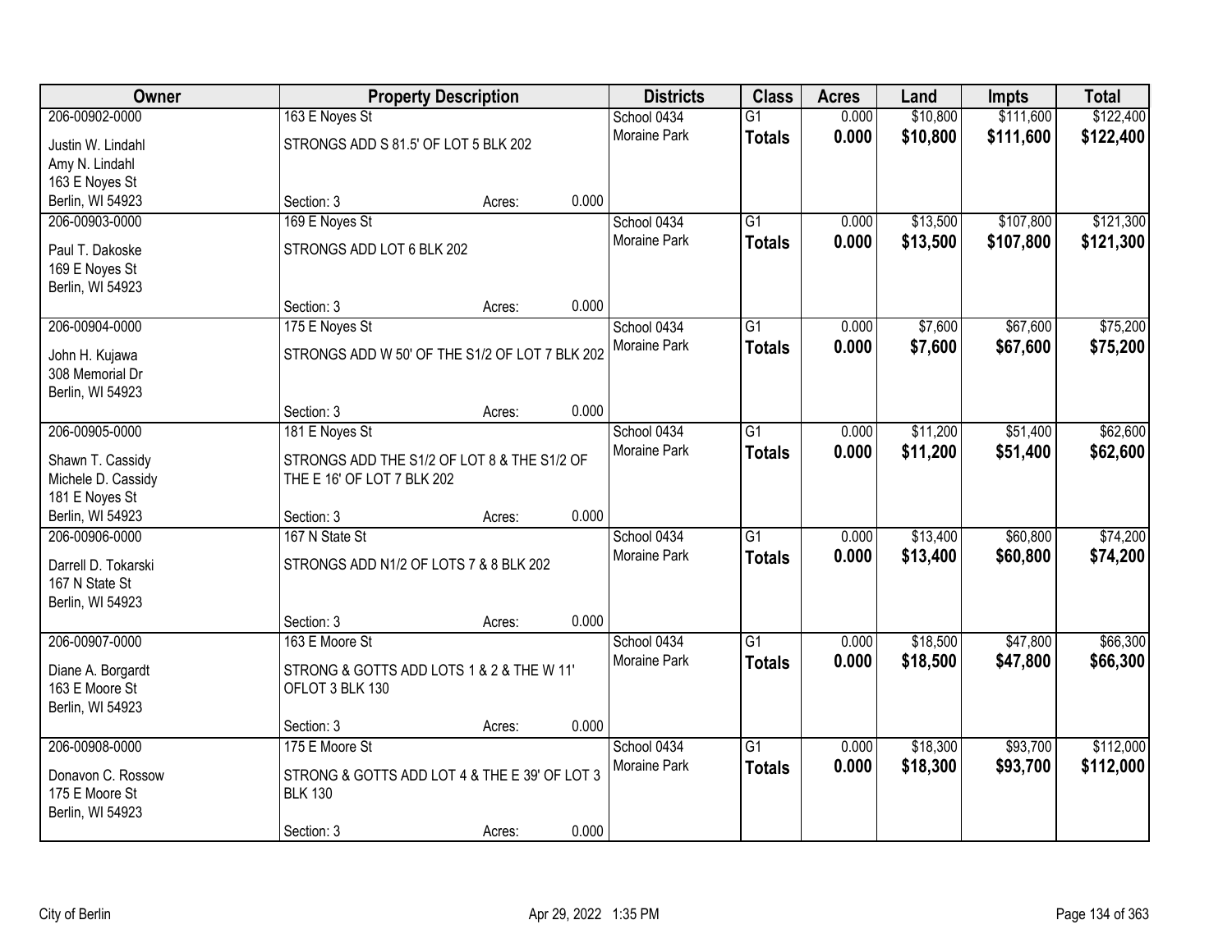| Owner | Property Description | | | Districts | Class | Acres | Land | Impts | Total |
|---|---|---|---|---|---|---|---|---|---|
| 206-00902-0000 | 163 E Noyes St | | | School 0434 | G1 | 0.000 | $10,800 | $111,600 | $122,400 |
| Justin W. Lindahl<br>Amy N. Lindahl<br>163 E Noyes St<br>Berlin, WI 54923 | STRONGS ADD S 81.5' OF LOT 5 BLK 202 | | | Moraine Park | **Totals** | **0.000** | **$10,800** | **$111,600** | **$122,400** |
| | Section: 3 | Acres: | 0.000 | | | | | | |
| 206-00903-0000 | 169 E Noyes St | | | School 0434 | G1 | 0.000 | $13,500 | $107,800 | $121,300 |
| Paul T. Dakoske<br>169 E Noyes St<br>Berlin, WI 54923 | STRONGS ADD LOT 6 BLK 202 | | | Moraine Park | **Totals** | **0.000** | **$13,500** | **$107,800** | **$121,300** |
| | Section: 3 | Acres: | 0.000 | | | | | | |
| 206-00904-0000 | 175 E Noyes St | | | School 0434 | G1 | 0.000 | $7,600 | $67,600 | $75,200 |
| John H. Kujawa<br>308 Memorial Dr<br>Berlin, WI 54923 | STRONGS ADD W 50' OF THE S1/2 OF LOT 7 BLK 202 | | | Moraine Park | **Totals** | **0.000** | **$7,600** | **$67,600** | **$75,200** |
| | Section: 3 | Acres: | 0.000 | | | | | | |
| 206-00905-0000 | 181 E Noyes St | | | School 0434 | G1 | 0.000 | $11,200 | $51,400 | $62,600 |
| Shawn T. Cassidy<br>Michele D. Cassidy<br>181 E Noyes St<br>Berlin, WI 54923 | STRONGS ADD THE S1/2 OF LOT 8 & THE S1/2 OF THE E 16' OF LOT 7 BLK 202 | | | Moraine Park | **Totals** | **0.000** | **$11,200** | **$51,400** | **$62,600** |
| | Section: 3 | Acres: | 0.000 | | | | | | |
| 206-00906-0000 | 167 N State St | | | School 0434 | G1 | 0.000 | $13,400 | $60,800 | $74,200 |
| Darrell D. Tokarski<br>167 N State St<br>Berlin, WI 54923 | STRONGS ADD N1/2 OF LOTS 7 & 8 BLK 202 | | | Moraine Park | **Totals** | **0.000** | **$13,400** | **$60,800** | **$74,200** |
| | Section: 3 | Acres: | 0.000 | | | | | | |
| 206-00907-0000 | 163 E Moore St | | | School 0434 | G1 | 0.000 | $18,500 | $47,800 | $66,300 |
| Diane A. Borgardt<br>163 E Moore St<br>Berlin, WI 54923 | STRONG & GOTTS ADD LOTS 1 & 2 & THE W 11' OFLOT 3 BLK 130 | | | Moraine Park | **Totals** | **0.000** | **$18,500** | **$47,800** | **$66,300** |
| | Section: 3 | Acres: | 0.000 | | | | | | |
| 206-00908-0000 | 175 E Moore St | | | School 0434 | G1 | 0.000 | $18,300 | $93,700 | $112,000 |
| Donavon C. Rossow<br>175 E Moore St<br>Berlin, WI 54923 | STRONG & GOTTS ADD LOT 4 & THE E 39' OF LOT 3 BLK 130 | | | Moraine Park | **Totals** | **0.000** | **$18,300** | **$93,700** | **$112,000** |
| | Section: 3 | Acres: | 0.000 | | | | | | |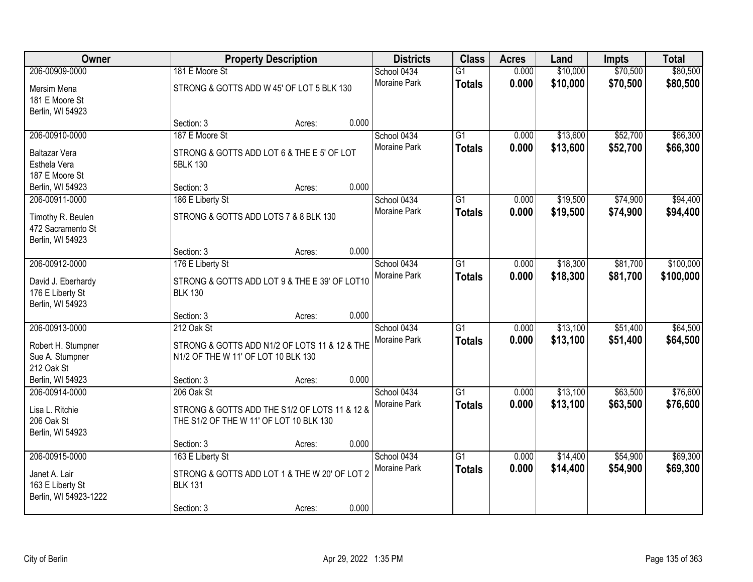| Owner | Property Description | | | Districts | Class | Acres | Land | Impts | Total |
|---|---|---|---|---|---|---|---|---|---|
| 206-00909-0000 | 181 E Moore St | | | School 0434 | G1 | 0.000 | $10,000 | $70,500 | $80,500 |
| Mersim Mena<br>181 E Moore St<br>Berlin, WI 54923 | STRONG & GOTTS ADD W 45' OF LOT 5 BLK 130 | | | Moraine Park | **Totals** | **0.000** | **$10,000** | **$70,500** | **$80,500** |
| | Section: 3 | Acres: | 0.000 | | | | | | |
| 206-00910-0000 | 187 E Moore St | | | School 0434 | G1 | 0.000 | $13,600 | $52,700 | $66,300 |
| Baltazar Vera<br>Esthela Vera<br>187 E Moore St<br>Berlin, WI 54923 | STRONG & GOTTS ADD LOT 6 & THE E 5' OF LOT 5BLK 130 | | | Moraine Park | **Totals** | **0.000** | **$13,600** | **$52,700** | **$66,300** |
| | Section: 3 | Acres: | 0.000 | | | | | | |
| 206-00911-0000 | 186 E Liberty St | | | School 0434 | G1 | 0.000 | $19,500 | $74,900 | $94,400 |
| Timothy R. Beulen<br>472 Sacramento St<br>Berlin, WI 54923 | STRONG & GOTTS ADD LOTS 7 & 8 BLK 130 | | | Moraine Park | **Totals** | **0.000** | **$19,500** | **$74,900** | **$94,400** |
| | Section: 3 | Acres: | 0.000 | | | | | | |
| 206-00912-0000 | 176 E Liberty St | | | School 0434 | G1 | 0.000 | $18,300 | $81,700 | $100,000 |
| David J. Eberhardy<br>176 E Liberty St<br>Berlin, WI 54923 | STRONG & GOTTS ADD LOT 9 & THE E 39' OF LOT10 BLK 130 | | | Moraine Park | **Totals** | **0.000** | **$18,300** | **$81,700** | **$100,000** |
| | Section: 3 | Acres: | 0.000 | | | | | | |
| 206-00913-0000 | 212 Oak St | | | School 0434 | G1 | 0.000 | $13,100 | $51,400 | $64,500 |
| Robert H. Stumpner<br>Sue A. Stumpner<br>212 Oak St<br>Berlin, WI 54923 | STRONG & GOTTS ADD N1/2 OF LOTS 11 & 12 & THE N1/2 OF THE W 11' OF LOT 10 BLK 130 | | | Moraine Park | **Totals** | **0.000** | **$13,100** | **$51,400** | **$64,500** |
| | Section: 3 | Acres: | 0.000 | | | | | | |
| 206-00914-0000 | 206 Oak St | | | School 0434 | G1 | 0.000 | $13,100 | $63,500 | $76,600 |
| Lisa L. Ritchie<br>206 Oak St<br>Berlin, WI 54923 | STRONG & GOTTS ADD THE S1/2 OF LOTS 11 & 12 & THE S1/2 OF THE W 11' OF LOT 10 BLK 130 | | | Moraine Park | **Totals** | **0.000** | **$13,100** | **$63,500** | **$76,600** |
| | Section: 3 | Acres: | 0.000 | | | | | | |
| 206-00915-0000 | 163 E Liberty St | | | School 0434 | G1 | 0.000 | $14,400 | $54,900 | $69,300 |
| Janet A. Lair<br>163 E Liberty St<br>Berlin, WI 54923-1222 | STRONG & GOTTS ADD LOT 1 & THE W 20' OF LOT 2 BLK 131 | | | Moraine Park | **Totals** | **0.000** | **$14,400** | **$54,900** | **$69,300** |
| | Section: 3 | Acres: | 0.000 | | | | | | |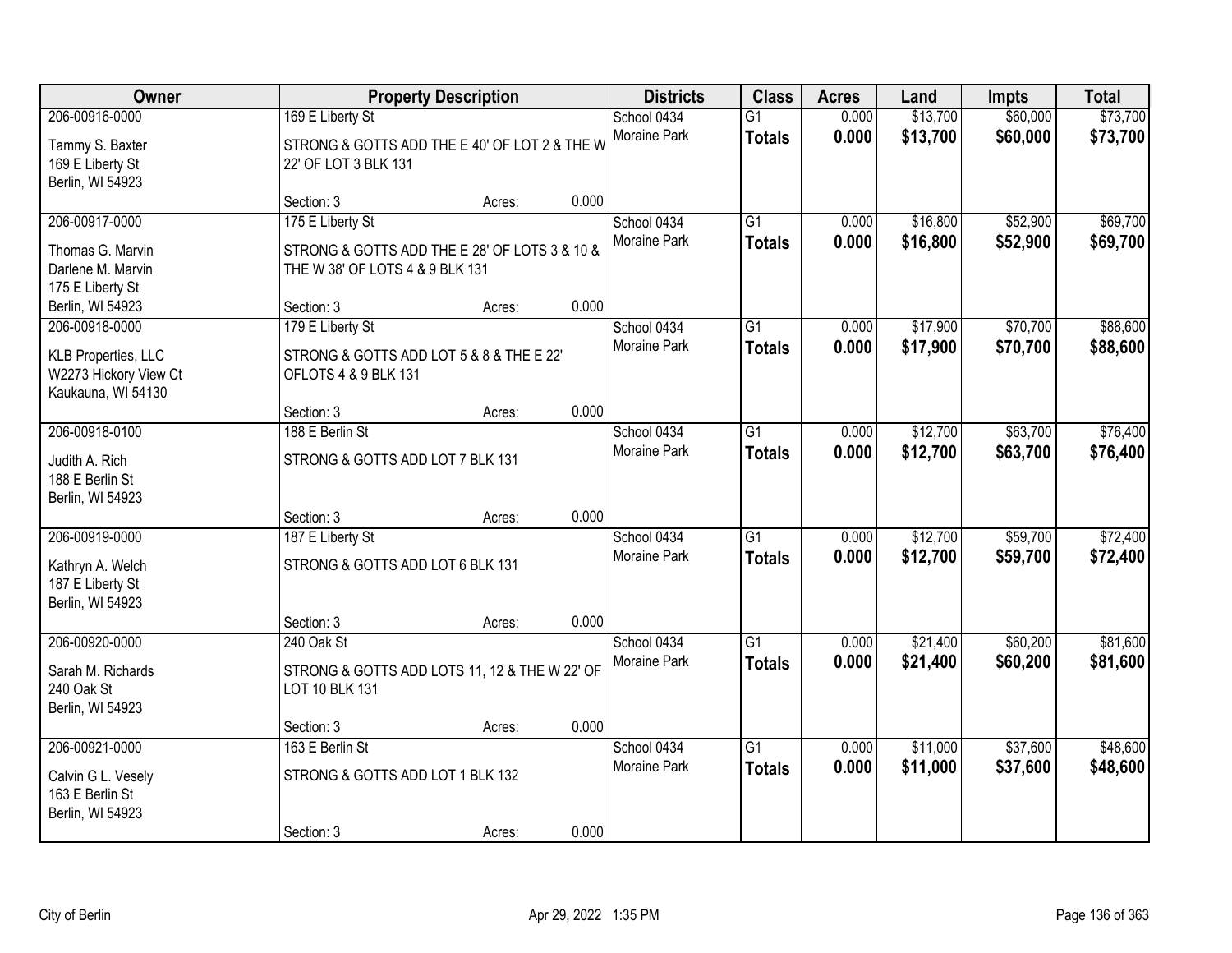| Owner | Property Description | | | Districts | Class | Acres | Land | Impts | Total |
|---|---|---|---|---|---|---|---|---|---|
| 206-00916-0000<br>Tammy S. Baxter<br>169 E Liberty St<br>Berlin, WI 54923 | 169 E Liberty St<br>STRONG & GOTTS ADD THE E 40' OF LOT 2 & THE W 22' OF LOT 3 BLK 131<br>Section: 3 | Acres: | 0.000 | School 0434<br>Moraine Park | G1<br>**Totals** | 0.000<br>**0.000** | $13,700<br>**$13,700** | $60,000<br>**$60,000** | $73,700<br>**$73,700** |
| 206-00917-0000<br>Thomas G. Marvin<br>Darlene M. Marvin<br>175 E Liberty St<br>Berlin, WI 54923 | 175 E Liberty St<br>STRONG & GOTTS ADD THE E 28' OF LOTS 3 & 10 & THE W 38' OF LOTS 4 & 9 BLK 131<br>Section: 3 | Acres: | 0.000 | School 0434<br>Moraine Park | G1<br>**Totals** | 0.000<br>**0.000** | $16,800<br>**$16,800** | $52,900<br>**$52,900** | $69,700<br>**$69,700** |
| 206-00918-0000<br>KLB Properties, LLC<br>W2273 Hickory View Ct<br>Kaukauna, WI 54130 | 179 E Liberty St<br>STRONG & GOTTS ADD LOT 5 & 8 & THE E 22' OFLOTS 4 & 9 BLK 131<br>Section: 3 | Acres: | 0.000 | School 0434<br>Moraine Park | G1<br>**Totals** | 0.000<br>**0.000** | $17,900<br>**$17,900** | $70,700<br>**$70,700** | $88,600<br>**$88,600** |
| 206-00918-0100<br>Judith A. Rich<br>188 E Berlin St<br>Berlin, WI 54923 | 188 E Berlin St<br>STRONG & GOTTS ADD LOT 7 BLK 131<br>Section: 3 | Acres: | 0.000 | School 0434<br>Moraine Park | G1<br>**Totals** | 0.000<br>**0.000** | $12,700<br>**$12,700** | $63,700<br>**$63,700** | $76,400<br>**$76,400** |
| 206-00919-0000<br>Kathryn A. Welch<br>187 E Liberty St<br>Berlin, WI 54923 | 187 E Liberty St<br>STRONG & GOTTS ADD LOT 6 BLK 131<br>Section: 3 | Acres: | 0.000 | School 0434<br>Moraine Park | G1<br>**Totals** | 0.000<br>**0.000** | $12,700<br>**$12,700** | $59,700<br>**$59,700** | $72,400<br>**$72,400** |
| 206-00920-0000<br>Sarah M. Richards<br>240 Oak St<br>Berlin, WI 54923 | 240 Oak St<br>STRONG & GOTTS ADD LOTS 11, 12 & THE W 22' OF LOT 10 BLK 131<br>Section: 3 | Acres: | 0.000 | School 0434<br>Moraine Park | G1<br>**Totals** | 0.000<br>**0.000** | $21,400<br>**$21,400** | $60,200<br>**$60,200** | $81,600<br>**$81,600** |
| 206-00921-0000<br>Calvin G L. Vesely<br>163 E Berlin St<br>Berlin, WI 54923 | 163 E Berlin St<br>STRONG & GOTTS ADD LOT 1 BLK 132<br>Section: 3 | Acres: | 0.000 | School 0434<br>Moraine Park | G1<br>**Totals** | 0.000<br>**0.000** | $11,000<br>**$11,000** | $37,600<br>**$37,600** | $48,600<br>**$48,600** |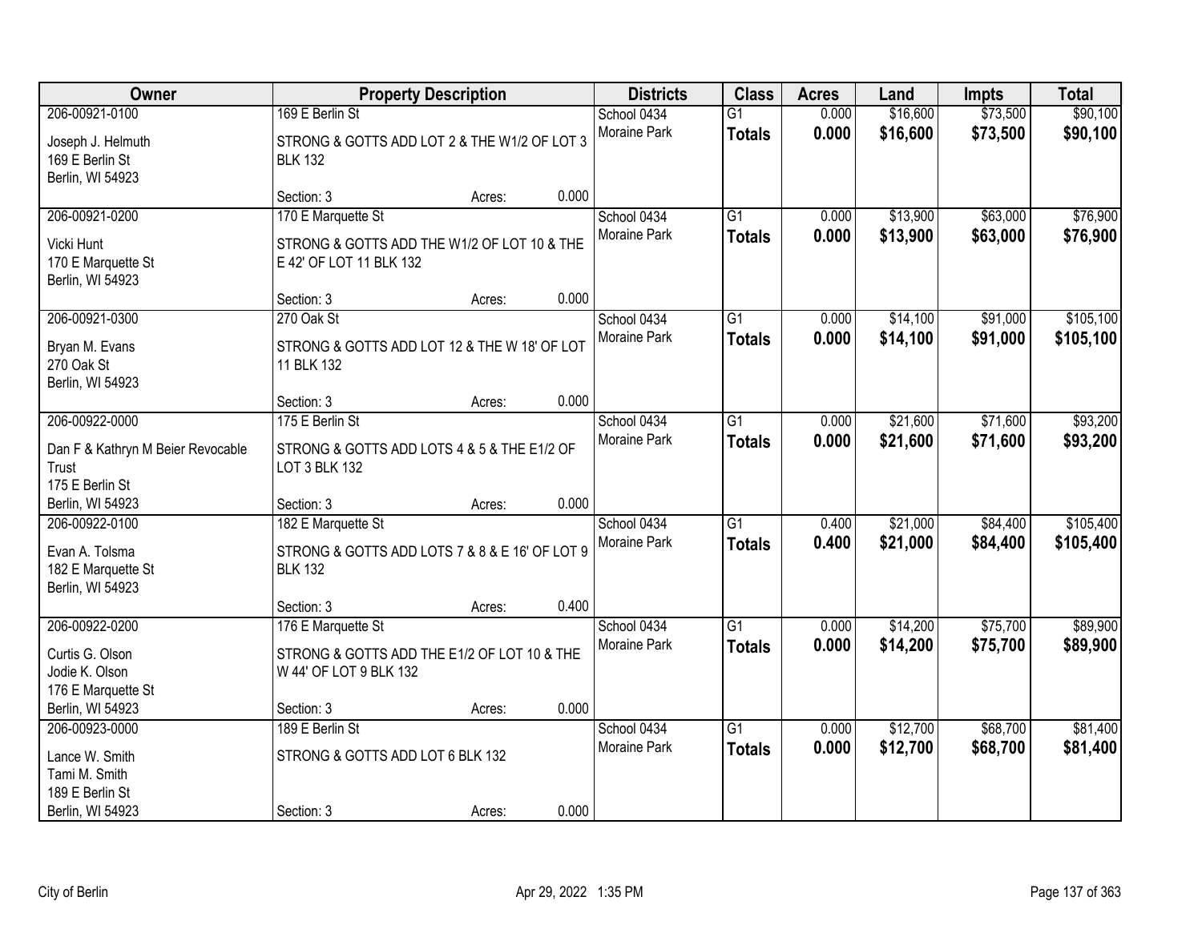| Owner | Property Description | | | Districts | Class | Acres | Land | Impts | Total |
|---|---|---|---|---|---|---|---|---|---|
| 206-00921-0100<br>Joseph J. Helmuth<br>169 E Berlin St<br>Berlin, WI 54923 | 169 E Berlin St<br>STRONG & GOTTS ADD LOT 2 & THE W1/2 OF LOT 3 BLK 132<br>Section: 3 | Acres: | 0.000 | School 0434<br>Moraine Park | G1<br>**Totals** | 0.000<br>**0.000** | $16,600<br>**$16,600** | $73,500<br>**$73,500** | $90,100<br>**$90,100** |
| 206-00921-0200<br>Vicki Hunt<br>170 E Marquette St<br>Berlin, WI 54923 | 170 E Marquette St<br>STRONG & GOTTS ADD THE W1/2 OF LOT 10 & THE E 42' OF LOT 11 BLK 132<br>Section: 3 | Acres: | 0.000 | School 0434<br>Moraine Park | G1<br>**Totals** | 0.000<br>**0.000** | $13,900<br>**$13,900** | $63,000<br>**$63,000** | $76,900<br>**$76,900** |
| 206-00921-0300<br>Bryan M. Evans<br>270 Oak St<br>Berlin, WI 54923 | 270 Oak St<br>STRONG & GOTTS ADD LOT 12 & THE W 18' OF LOT 11 BLK 132<br>Section: 3 | Acres: | 0.000 | School 0434<br>Moraine Park | G1<br>**Totals** | 0.000<br>**0.000** | $14,100<br>**$14,100** | $91,000<br>**$91,000** | $105,100<br>**$105,100** |
| 206-00922-0000<br>Dan F & Kathryn M Beier Revocable Trust<br>175 E Berlin St<br>Berlin, WI 54923 | 175 E Berlin St<br>STRONG & GOTTS ADD LOTS 4 & 5 & THE E1/2 OF LOT 3 BLK 132<br>Section: 3 | Acres: | 0.000 | School 0434<br>Moraine Park | G1<br>**Totals** | 0.000<br>**0.000** | $21,600<br>**$21,600** | $71,600<br>**$71,600** | $93,200<br>**$93,200** |
| 206-00922-0100<br>Evan A. Tolsma<br>182 E Marquette St<br>Berlin, WI 54923 | 182 E Marquette St<br>STRONG & GOTTS ADD LOTS 7 & 8 & E 16' OF LOT 9 BLK 132<br>Section: 3 | Acres: | 0.400 | School 0434<br>Moraine Park | G1<br>**Totals** | 0.400<br>**0.400** | $21,000<br>**$21,000** | $84,400<br>**$84,400** | $105,400<br>**$105,400** |
| 206-00922-0200<br>Curtis G. Olson<br>Jodie K. Olson<br>176 E Marquette St<br>Berlin, WI 54923 | 176 E Marquette St<br>STRONG & GOTTS ADD THE E1/2 OF LOT 10 & THE W 44' OF LOT 9 BLK 132<br>Section: 3 | Acres: | 0.000 | School 0434<br>Moraine Park | G1<br>**Totals** | 0.000<br>**0.000** | $14,200<br>**$14,200** | $75,700<br>**$75,700** | $89,900<br>**$89,900** |
| 206-00923-0000<br>Lance W. Smith<br>Tami M. Smith<br>189 E Berlin St<br>Berlin, WI 54923 | 189 E Berlin St<br>STRONG & GOTTS ADD LOT 6 BLK 132<br>Section: 3 | Acres: | 0.000 | School 0434<br>Moraine Park | G1<br>**Totals** | 0.000<br>**0.000** | $12,700<br>**$12,700** | $68,700<br>**$68,700** | $81,400<br>**$81,400** |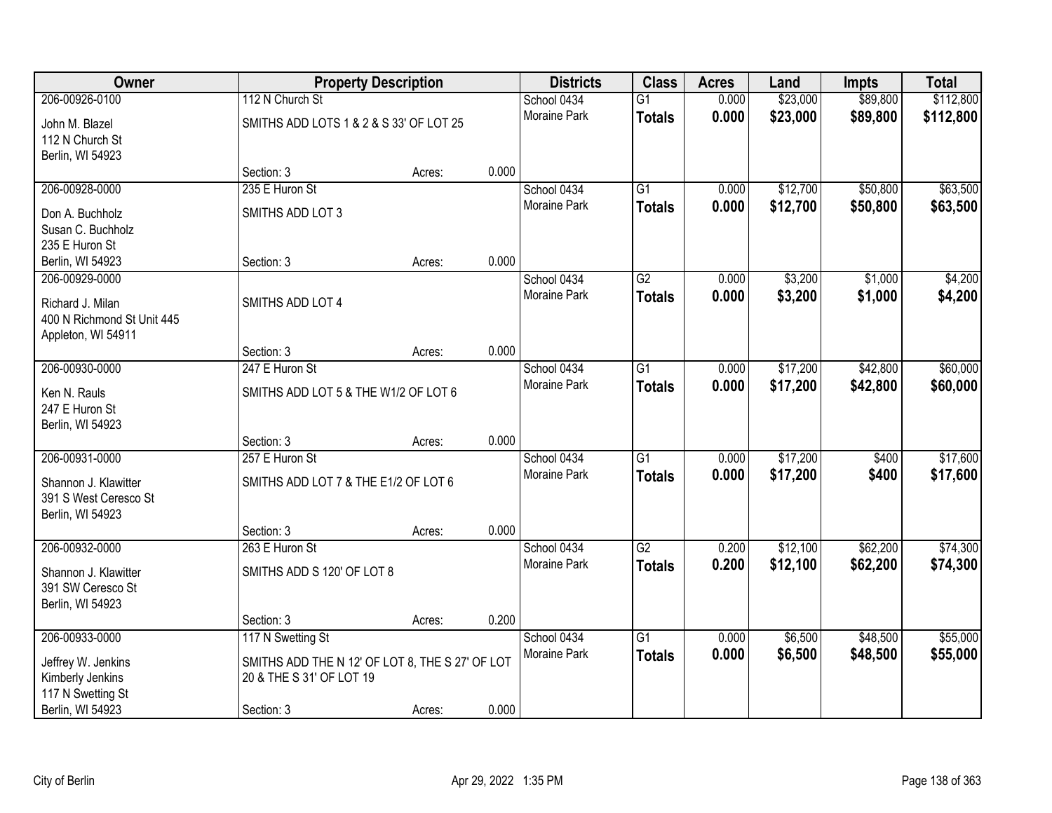| Owner | Property Description | | | Districts | Class | Acres | Land | Impts | Total |
|---|---|---|---|---|---|---|---|---|---|
| 206-00926-0100 | 112 N Church St | | | School 0434 | G1 | 0.000 | $23,000 | $89,800 | $112,800 |
| John M. Blazel<br>112 N Church St<br>Berlin, WI 54923 | SMITHS ADD LOTS 1 & 2 & S 33' OF LOT 25 | | | Moraine Park | **Totals** | **0.000** | **$23,000** | **$89,800** | **$112,800** |
| | Section: 3 | Acres: | 0.000 | | | | | | |
| 206-00928-0000 | 235 E Huron St | | | School 0434 | G1 | 0.000 | $12,700 | $50,800 | $63,500 |
| Don A. Buchholz<br>Susan C. Buchholz<br>235 E Huron St<br>Berlin, WI 54923 | SMITHS ADD LOT 3 | | | Moraine Park | **Totals** | **0.000** | **$12,700** | **$50,800** | **$63,500** |
| | Section: 3 | Acres: | 0.000 | | | | | | |
| 206-00929-0000 | | | | School 0434 | G2 | 0.000 | $3,200 | $1,000 | $4,200 |
| Richard J. Milan<br>400 N Richmond St Unit 445<br>Appleton, WI 54911 | SMITHS ADD LOT 4 | | | Moraine Park | **Totals** | **0.000** | **$3,200** | **$1,000** | **$4,200** |
| | Section: 3 | Acres: | 0.000 | | | | | | |
| 206-00930-0000 | 247 E Huron St | | | School 0434 | G1 | 0.000 | $17,200 | $42,800 | $60,000 |
| Ken N. Rauls<br>247 E Huron St<br>Berlin, WI 54923 | SMITHS ADD LOT 5 & THE W1/2 OF LOT 6 | | | Moraine Park | **Totals** | **0.000** | **$17,200** | **$42,800** | **$60,000** |
| | Section: 3 | Acres: | 0.000 | | | | | | |
| 206-00931-0000 | 257 E Huron St | | | School 0434 | G1 | 0.000 | $17,200 | $400 | $17,600 |
| Shannon J. Klawitter<br>391 S West Ceresco St<br>Berlin, WI 54923 | SMITHS ADD LOT 7 & THE E1/2 OF LOT 6 | | | Moraine Park | **Totals** | **0.000** | **$17,200** | **$400** | **$17,600** |
| | Section: 3 | Acres: | 0.000 | | | | | | |
| 206-00932-0000 | 263 E Huron St | | | School 0434 | G2 | 0.200 | $12,100 | $62,200 | $74,300 |
| Shannon J. Klawitter<br>391 SW Ceresco St<br>Berlin, WI 54923 | SMITHS ADD S 120' OF LOT 8 | | | Moraine Park | **Totals** | **0.200** | **$12,100** | **$62,200** | **$74,300** |
| | Section: 3 | Acres: | 0.200 | | | | | | |
| 206-00933-0000 | 117 N Swetting St | | | School 0434 | G1 | 0.000 | $6,500 | $48,500 | $55,000 |
| Jeffrey W. Jenkins<br>Kimberly Jenkins<br>117 N Swetting St<br>Berlin, WI 54923 | SMITHS ADD THE N 12' OF LOT 8, THE S 27' OF LOT 20 & THE S 31' OF LOT 19 | | | Moraine Park | **Totals** | **0.000** | **$6,500** | **$48,500** | **$55,000** |
| | Section: 3 | Acres: | 0.000 | | | | | | |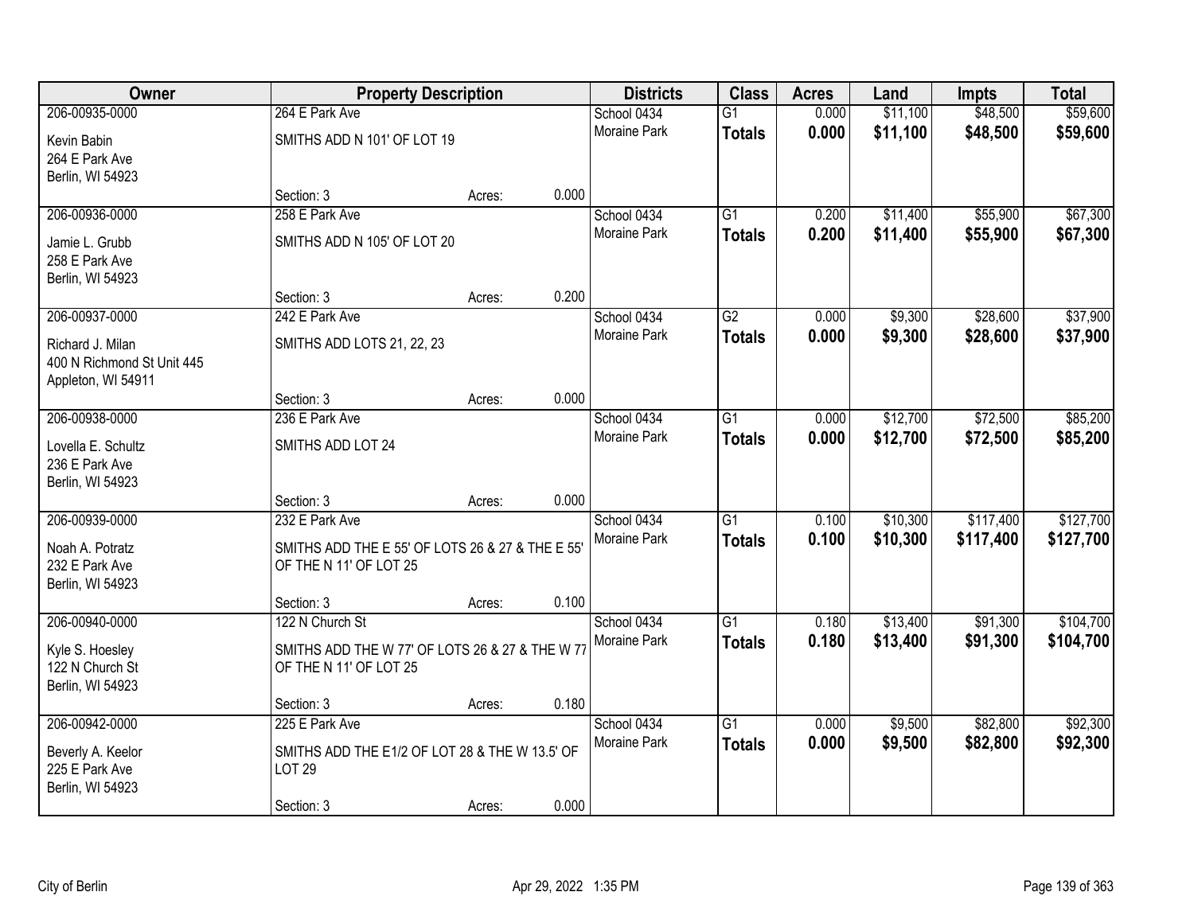| Owner | Property Description | | | Districts | Class | Acres | Land | Impts | Total |
|---|---|---|---|---|---|---|---|---|---|
| 206-00935-0000<br>Kevin Babin<br>264 E Park Ave<br>Berlin, WI 54923 | 264 E Park Ave<br>SMITHS ADD N 101' OF LOT 19<br>Section: 3 | Acres: | 0.000 | School 0434<br>Moraine Park | G1<br>**Totals** | 0.000<br>**0.000** | $11,100<br>**$11,100** | $48,500<br>**$48,500** | $59,600<br>**$59,600** |
| 206-00936-0000<br>Jamie L. Grubb<br>258 E Park Ave<br>Berlin, WI 54923 | 258 E Park Ave<br>SMITHS ADD N 105' OF LOT 20<br>Section: 3 | Acres: | 0.200 | School 0434<br>Moraine Park | G1<br>**Totals** | 0.200<br>**0.200** | $11,400<br>**$11,400** | $55,900<br>**$55,900** | $67,300<br>**$67,300** |
| 206-00937-0000<br>Richard J. Milan<br>400 N Richmond St Unit 445<br>Appleton, WI 54911 | 242 E Park Ave<br>SMITHS ADD LOTS 21, 22, 23<br>Section: 3 | Acres: | 0.000 | School 0434<br>Moraine Park | G2<br>**Totals** | 0.000<br>**0.000** | $9,300<br>**$9,300** | $28,600<br>**$28,600** | $37,900<br>**$37,900** |
| 206-00938-0000<br>Lovella E. Schultz<br>236 E Park Ave<br>Berlin, WI 54923 | 236 E Park Ave<br>SMITHS ADD LOT 24<br>Section: 3 | Acres: | 0.000 | School 0434<br>Moraine Park | G1<br>**Totals** | 0.000<br>**0.000** | $12,700<br>**$12,700** | $72,500<br>**$72,500** | $85,200<br>**$85,200** |
| 206-00939-0000<br>Noah A. Potratz<br>232 E Park Ave<br>Berlin, WI 54923 | 232 E Park Ave<br>SMITHS ADD THE E 55' OF LOTS 26 & 27 & THE E 55' OF THE N 11' OF LOT 25<br>Section: 3 | Acres: | 0.100 | School 0434<br>Moraine Park | G1<br>**Totals** | 0.100<br>**0.100** | $10,300<br>**$10,300** | $117,400<br>**$117,400** | $127,700<br>**$127,700** |
| 206-00940-0000<br>Kyle S. Hoesley<br>122 N Church St<br>Berlin, WI 54923 | 122 N Church St<br>SMITHS ADD THE W 77' OF LOTS 26 & 27 & THE W 77 OF THE N 11' OF LOT 25<br>Section: 3 | Acres: | 0.180 | School 0434<br>Moraine Park | G1<br>**Totals** | 0.180<br>**0.180** | $13,400<br>**$13,400** | $91,300<br>**$91,300** | $104,700<br>**$104,700** |
| 206-00942-0000<br>Beverly A. Keelor<br>225 E Park Ave<br>Berlin, WI 54923 | 225 E Park Ave<br>SMITHS ADD THE E1/2 OF LOT 28 & THE W 13.5' OF LOT 29<br>Section: 3 | Acres: | 0.000 | School 0434<br>Moraine Park | G1<br>**Totals** | 0.000<br>**0.000** | $9,500<br>**$9,500** | $82,800<br>**$82,800** | $92,300<br>**$92,300** |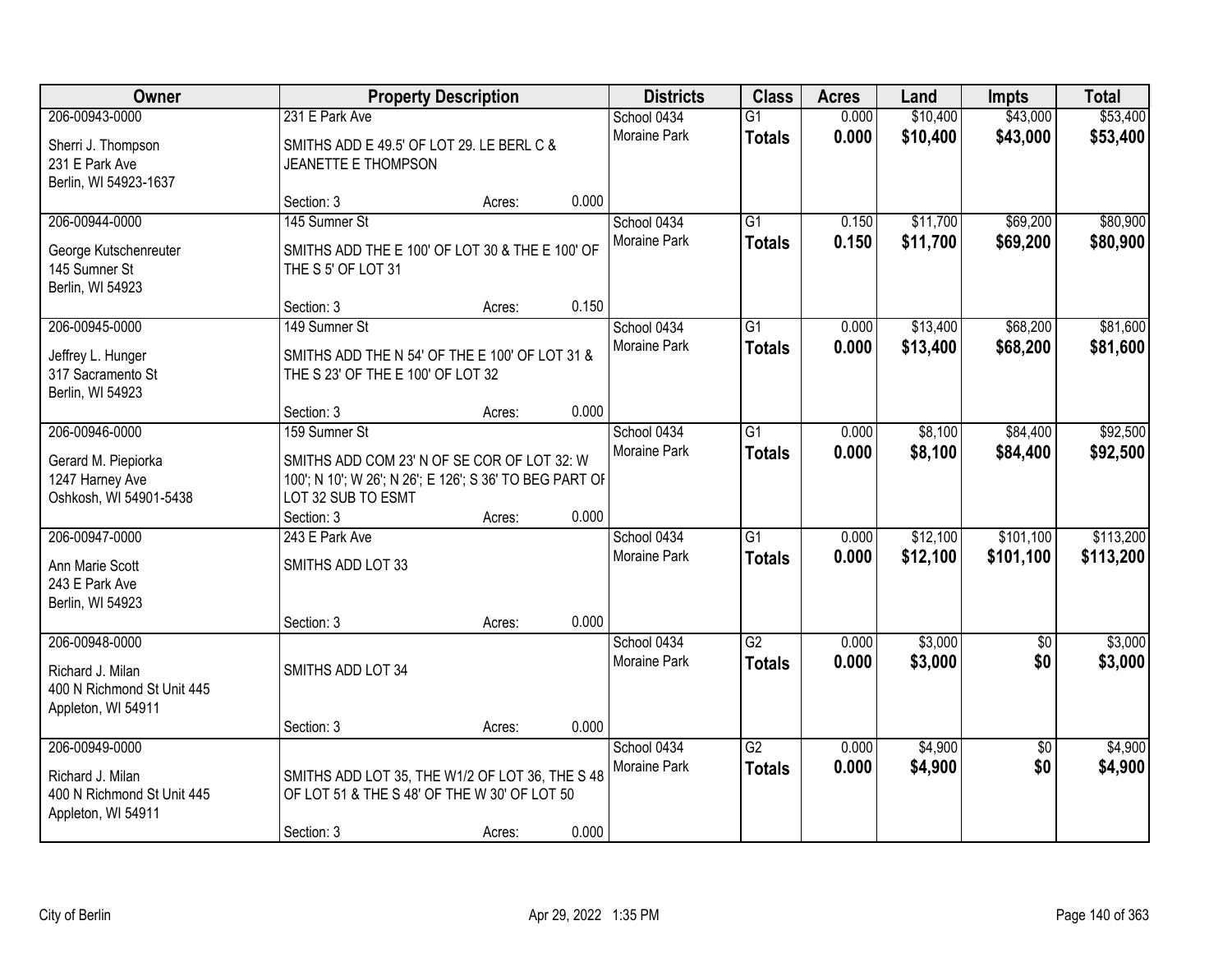| Owner | Property Description | | | Districts | Class | Acres | Land | Impts | Total |
|---|---|---|---|---|---|---|---|---|---|
| 206-00943-0000 | 231 E Park Ave | | | School 0434 | G1 | 0.000 | $10,400 | $43,000 | $53,400 |
| Sherri J. Thompson<br>231 E Park Ave<br>Berlin, WI 54923-1637 | SMITHS ADD E 49.5' OF LOT 29. LE BERL C & JEANETTE E THOMPSON | | | Moraine Park | **Totals** | **0.000** | **$10,400** | **$43,000** | **$53,400** |
| | Section: 3 | Acres: | 0.000 | | | | | | |
| 206-00944-0000 | 145 Sumner St | | | School 0434 | G1 | 0.150 | $11,700 | $69,200 | $80,900 |
| George Kutschenreuter<br>145 Sumner St<br>Berlin, WI 54923 | SMITHS ADD THE E 100' OF LOT 30 & THE E 100' OF THE S 5' OF LOT 31 | | | Moraine Park | **Totals** | **0.150** | **$11,700** | **$69,200** | **$80,900** |
| | Section: 3 | Acres: | 0.150 | | | | | | |
| 206-00945-0000 | 149 Sumner St | | | School 0434 | G1 | 0.000 | $13,400 | $68,200 | $81,600 |
| Jeffrey L. Hunger<br>317 Sacramento St<br>Berlin, WI 54923 | SMITHS ADD THE N 54' OF THE E 100' OF LOT 31 & THE S 23' OF THE E 100' OF LOT 32 | | | Moraine Park | **Totals** | **0.000** | **$13,400** | **$68,200** | **$81,600** |
| | Section: 3 | Acres: | 0.000 | | | | | | |
| 206-00946-0000 | 159 Sumner St | | | School 0434 | G1 | 0.000 | $8,100 | $84,400 | $92,500 |
| Gerard M. Piepiorka<br>1247 Harney Ave<br>Oshkosh, WI 54901-5438 | SMITHS ADD COM 23' N OF SE COR OF LOT 32: W 100'; N 10'; W 26'; N 26'; E 126'; S 36' TO BEG PART OF LOT 32 SUB TO ESMT | | | Moraine Park | **Totals** | **0.000** | **$8,100** | **$84,400** | **$92,500** |
| | Section: 3 | Acres: | 0.000 | | | | | | |
| 206-00947-0000 | 243 E Park Ave | | | School 0434 | G1 | 0.000 | $12,100 | $101,100 | $113,200 |
| Ann Marie Scott<br>243 E Park Ave<br>Berlin, WI 54923 | SMITHS ADD LOT 33 | | | Moraine Park | **Totals** | **0.000** | **$12,100** | **$101,100** | **$113,200** |
| | Section: 3 | Acres: | 0.000 | | | | | | |
| 206-00948-0000 | | | | School 0434 | G2 | 0.000 | $3,000 | $0 | $3,000 |
| Richard J. Milan<br>400 N Richmond St Unit 445<br>Appleton, WI 54911 | SMITHS ADD LOT 34 | | | Moraine Park | **Totals** | **0.000** | **$3,000** | **$0** | **$3,000** |
| | Section: 3 | Acres: | 0.000 | | | | | | |
| 206-00949-0000 | | | | School 0434 | G2 | 0.000 | $4,900 | $0 | $4,900 |
| Richard J. Milan<br>400 N Richmond St Unit 445<br>Appleton, WI 54911 | SMITHS ADD LOT 35, THE W1/2 OF LOT 36, THE S 48 OF LOT 51 & THE S 48' OF THE W 30' OF LOT 50 | | | Moraine Park | **Totals** | **0.000** | **$4,900** | **$0** | **$4,900** |
| | Section: 3 | Acres: | 0.000 | | | | | | |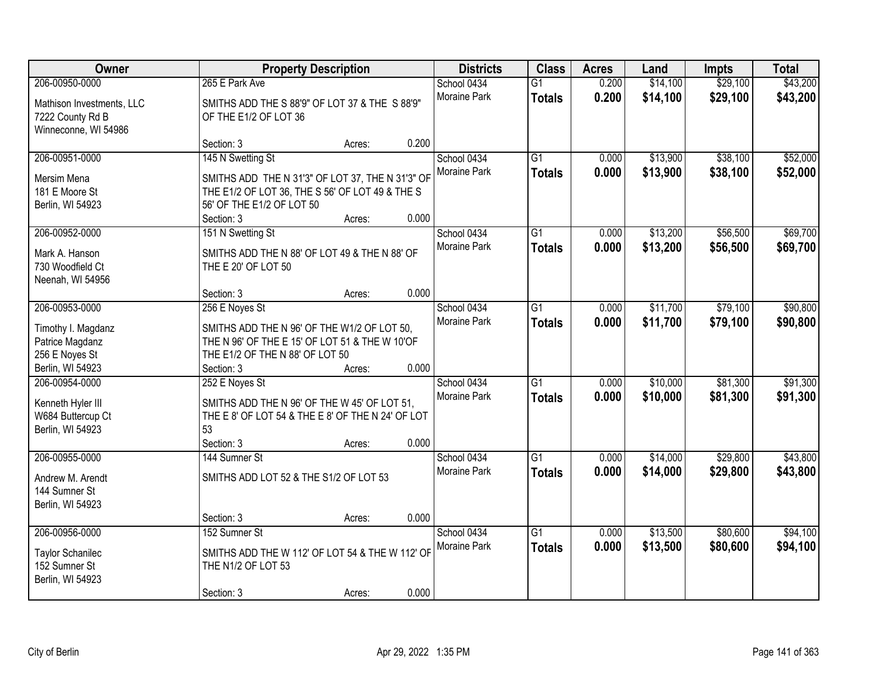| Owner | Property Description | Districts | Class | Acres | Land | Impts | Total |
|---|---|---|---|---|---|---|---|
| 206-00950-0000<br>Mathison Investments, LLC<br>7222 County Rd B<br>Winneconne, WI 54986 | 265 E Park Ave<br>SMITHS ADD THE S 88'9" OF LOT 37 & THE S 88'9" OF THE E1/2 OF LOT 36<br>Section: 3 Acres: 0.200 | School 0434<br>Moraine Park | G1<br>**Totals** | 0.200<br>**0.200** | $14,100<br>**$14,100** | $29,100<br>**$29,100** | $43,200<br>**$43,200** |
| 206-00951-0000<br>Mersim Mena<br>181 E Moore St<br>Berlin, WI 54923 | 145 N Swetting St<br>SMITHS ADD THE N 31'3" OF LOT 37, THE N 31'3" OF THE E1/2 OF LOT 36, THE S 56' OF LOT 49 & THE S 56' OF THE E1/2 OF LOT 50<br>Section: 3 Acres: 0.000 | School 0434<br>Moraine Park | G1<br>**Totals** | 0.000<br>**0.000** | $13,900<br>**$13,900** | $38,100<br>**$38,100** | $52,000<br>**$52,000** |
| 206-00952-0000<br>Mark A. Hanson<br>730 Woodfield Ct<br>Neenah, WI 54956 | 151 N Swetting St<br>SMITHS ADD THE N 88' OF LOT 49 & THE N 88' OF THE E 20' OF LOT 50<br>Section: 3 Acres: 0.000 | School 0434<br>Moraine Park | G1<br>**Totals** | 0.000<br>**0.000** | $13,200<br>**$13,200** | $56,500<br>**$56,500** | $69,700<br>**$69,700** |
| 206-00953-0000<br>Timothy I. Magdanz<br>Patrice Magdanz<br>256 E Noyes St<br>Berlin, WI 54923 | 256 E Noyes St<br>SMITHS ADD THE N 96' OF THE W1/2 OF LOT 50, THE N 96' OF THE E 15' OF LOT 51 & THE W 10'OF THE E1/2 OF THE N 88' OF LOT 50<br>Section: 3 Acres: 0.000 | School 0434<br>Moraine Park | G1<br>**Totals** | 0.000<br>**0.000** | $11,700<br>**$11,700** | $79,100<br>**$79,100** | $90,800<br>**$90,800** |
| 206-00954-0000<br>Kenneth Hyler III<br>W684 Buttercup Ct<br>Berlin, WI 54923 | 252 E Noyes St<br>SMITHS ADD THE N 96' OF THE W 45' OF LOT 51, THE E 8' OF LOT 54 & THE E 8' OF THE N 24' OF LOT 53<br>Section: 3 Acres: 0.000 | School 0434<br>Moraine Park | G1<br>**Totals** | 0.000<br>**0.000** | $10,000<br>**$10,000** | $81,300<br>**$81,300** | $91,300<br>**$91,300** |
| 206-00955-0000<br>Andrew M. Arendt<br>144 Sumner St<br>Berlin, WI 54923 | 144 Sumner St<br>SMITHS ADD LOT 52 & THE S1/2 OF LOT 53<br>Section: 3 Acres: 0.000 | School 0434<br>Moraine Park | G1<br>**Totals** | 0.000<br>**0.000** | $14,000<br>**$14,000** | $29,800<br>**$29,800** | $43,800<br>**$43,800** |
| 206-00956-0000<br>Taylor Schanilec<br>152 Sumner St<br>Berlin, WI 54923 | 152 Sumner St<br>SMITHS ADD THE W 112' OF LOT 54 & THE W 112' OF THE N1/2 OF LOT 53<br>Section: 3 Acres: 0.000 | School 0434<br>Moraine Park | G1<br>**Totals** | 0.000<br>**0.000** | $13,500<br>**$13,500** | $80,600<br>**$80,600** | $94,100<br>**$94,100** |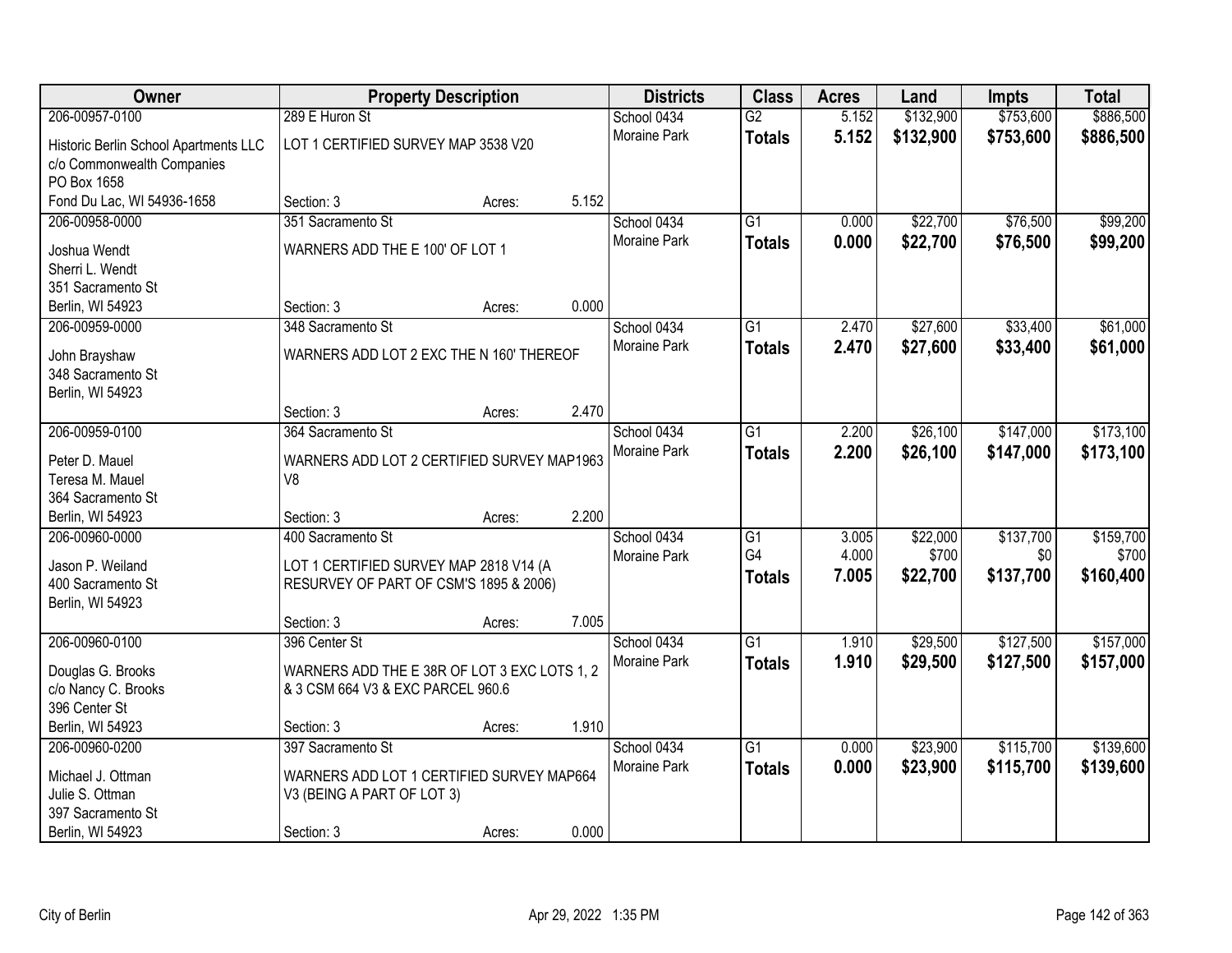| Owner | Property Description | | | Districts | Class | Acres | Land | Impts | Total |
|---|---|---|---|---|---|---|---|---|---|
| 206-00957-0100 | 289 E Huron St | | | School 0434 | G2 | 5.152 | $132,900 | $753,600 | $886,500 |
| Historic Berlin School Apartments LLC c/o Commonwealth Companies PO Box 1658 Fond Du Lac, WI 54936-1658 | LOT 1 CERTIFIED SURVEY MAP 3538 V20 | | | Moraine Park | **Totals** | **5.152** | **$132,900** | **$753,600** | **$886,500** |
| | Section: 3 | Acres: | 5.152 | | | | | | |
| 206-00958-0000 | 351 Sacramento St | | | School 0434 | G1 | 0.000 | $22,700 | $76,500 | $99,200 |
| Joshua Wendt Sherri L. Wendt 351 Sacramento St Berlin, WI 54923 | WARNERS ADD THE E 100' OF LOT 1 | | | Moraine Park | **Totals** | **0.000** | **$22,700** | **$76,500** | **$99,200** |
| | Section: 3 | Acres: | 0.000 | | | | | | |
| 206-00959-0000 | 348 Sacramento St | | | School 0434 | G1 | 2.470 | $27,600 | $33,400 | $61,000 |
| John Brayshaw 348 Sacramento St Berlin, WI 54923 | WARNERS ADD LOT 2 EXC THE N 160' THEREOF | | | Moraine Park | **Totals** | **2.470** | **$27,600** | **$33,400** | **$61,000** |
| | Section: 3 | Acres: | 2.470 | | | | | | |
| 206-00959-0100 | 364 Sacramento St | | | School 0434 | G1 | 2.200 | $26,100 | $147,000 | $173,100 |
| Peter D. Mauel Teresa M. Mauel 364 Sacramento St Berlin, WI 54923 | WARNERS ADD LOT 2 CERTIFIED SURVEY MAP1963 V8 | | | Moraine Park | **Totals** | **2.200** | **$26,100** | **$147,000** | **$173,100** |
| | Section: 3 | Acres: | 2.200 | | | | | | |
| 206-00960-0000 | 400 Sacramento St | | | School 0434 | G1 | 3.005 | $22,000 | $137,700 | $159,700 |
| Jason P. Weiland 400 Sacramento St Berlin, WI 54923 | LOT 1 CERTIFIED SURVEY MAP 2818 V14 (A RESURVEY OF PART OF CSM'S 1895 & 2006) | | | Moraine Park | G4 | 4.000 | $700 | $0 | $700 |
| | | | | | **Totals** | **7.005** | **$22,700** | **$137,700** | **$160,400** |
| | Section: 3 | Acres: | 7.005 | | | | | | |
| 206-00960-0100 | 396 Center St | | | School 0434 | G1 | 1.910 | $29,500 | $127,500 | $157,000 |
| Douglas G. Brooks c/o Nancy C. Brooks 396 Center St Berlin, WI 54923 | WARNERS ADD THE E 38R OF LOT 3 EXC LOTS 1, 2 & 3 CSM 664 V3 & EXC PARCEL 960.6 | | | Moraine Park | **Totals** | **1.910** | **$29,500** | **$127,500** | **$157,000** |
| | Section: 3 | Acres: | 1.910 | | | | | | |
| 206-00960-0200 | 397 Sacramento St | | | School 0434 | G1 | 0.000 | $23,900 | $115,700 | $139,600 |
| Michael J. Ottman Julie S. Ottman 397 Sacramento St Berlin, WI 54923 | WARNERS ADD LOT 1 CERTIFIED SURVEY MAP664 V3 (BEING A PART OF LOT 3) | | | Moraine Park | **Totals** | **0.000** | **$23,900** | **$115,700** | **$139,600** |
| | Section: 3 | Acres: | 0.000 | | | | | | |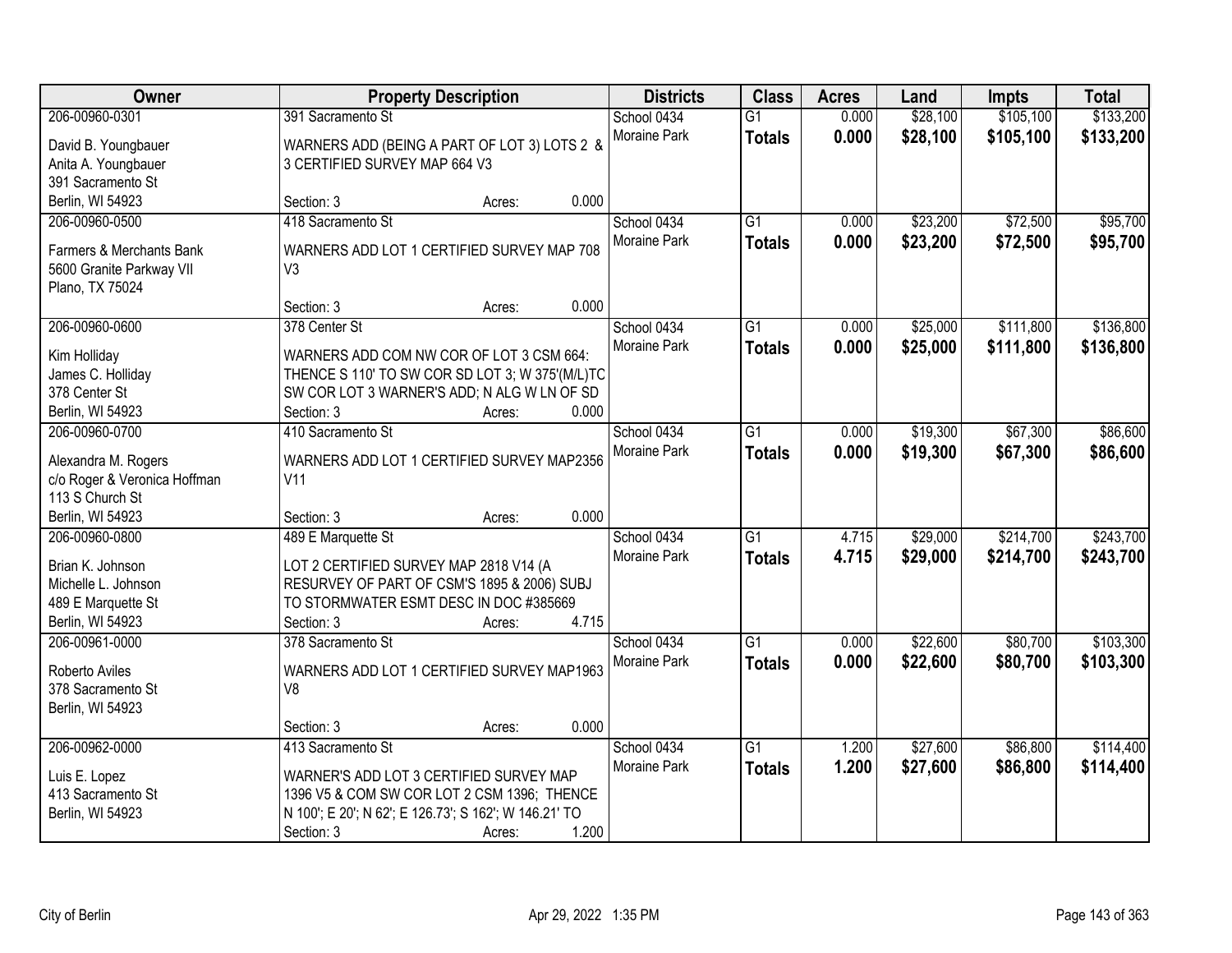| Owner | Property Description | Districts | Class | Acres | Land | Impts | Total |
|---|---|---|---|---|---|---|---|
| 206-00960-0301<br>David B. Youngbauer<br>Anita A. Youngbauer<br>391 Sacramento St<br>Berlin, WI 54923 | 391 Sacramento St<br>WARNERS ADD (BEING A PART OF LOT 3) LOTS 2 & 3 CERTIFIED SURVEY MAP 664 V3<br>Section: 3 Acres: 0.000 | School 0434<br>Moraine Park | G1<br>**Totals** | 0.000<br>**0.000** | $28,100<br>**$28,100** | $105,100<br>**$105,100** | $133,200<br>**$133,200** |
| 206-00960-0500<br>Farmers & Merchants Bank<br>5600 Granite Parkway VII<br>Plano, TX 75024 | 418 Sacramento St<br>WARNERS ADD LOT 1 CERTIFIED SURVEY MAP 708 V3<br>Section: 3 Acres: 0.000 | School 0434<br>Moraine Park | G1<br>**Totals** | 0.000<br>**0.000** | $23,200<br>**$23,200** | $72,500<br>**$72,500** | $95,700<br>**$95,700** |
| 206-00960-0600<br>Kim Holliday<br>James C. Holliday<br>378 Center St<br>Berlin, WI 54923 | 378 Center St<br>WARNERS ADD COM NW COR OF LOT 3 CSM 664: THENCE S 110' TO SW COR SD LOT 3; W 375'(M/L)TC SW COR LOT 3 WARNER'S ADD; N ALG W LN OF SD<br>Section: 3 Acres: 0.000 | School 0434<br>Moraine Park | G1<br>**Totals** | 0.000<br>**0.000** | $25,000<br>**$25,000** | $111,800<br>**$111,800** | $136,800<br>**$136,800** |
| 206-00960-0700<br>Alexandra M. Rogers<br>c/o Roger & Veronica Hoffman<br>113 S Church St<br>Berlin, WI 54923 | 410 Sacramento St<br>WARNERS ADD LOT 1 CERTIFIED SURVEY MAP2356 V11<br>Section: 3 Acres: 0.000 | School 0434<br>Moraine Park | G1<br>**Totals** | 0.000<br>**0.000** | $19,300<br>**$19,300** | $67,300<br>**$67,300** | $86,600<br>**$86,600** |
| 206-00960-0800<br>Brian K. Johnson<br>Michelle L. Johnson<br>489 E Marquette St<br>Berlin, WI 54923 | 489 E Marquette St<br>LOT 2 CERTIFIED SURVEY MAP 2818 V14 (A RESURVEY OF PART OF CSM'S 1895 & 2006) SUBJ TO STORMWATER ESMT DESC IN DOC #385669<br>Section: 3 Acres: 4.715 | School 0434<br>Moraine Park | G1<br>**Totals** | 4.715<br>**4.715** | $29,000<br>**$29,000** | $214,700<br>**$214,700** | $243,700<br>**$243,700** |
| 206-00961-0000<br>Roberto Aviles<br>378 Sacramento St<br>Berlin, WI 54923 | 378 Sacramento St<br>WARNERS ADD LOT 1 CERTIFIED SURVEY MAP1963 V8<br>Section: 3 Acres: 0.000 | School 0434<br>Moraine Park | G1<br>**Totals** | 0.000<br>**0.000** | $22,600<br>**$22,600** | $80,700<br>**$80,700** | $103,300<br>**$103,300** |
| 206-00962-0000<br>Luis E. Lopez<br>413 Sacramento St<br>Berlin, WI 54923 | 413 Sacramento St<br>WARNER'S ADD LOT 3 CERTIFIED SURVEY MAP 1396 V5 & COM SW COR LOT 2 CSM 1396; THENCE N 100'; E 20'; N 62'; E 126.73'; S 162'; W 146.21' TO<br>Section: 3 Acres: 1.200 | School 0434<br>Moraine Park | G1<br>**Totals** | 1.200<br>**1.200** | $27,600<br>**$27,600** | $86,800<br>**$86,800** | $114,400<br>**$114,400** |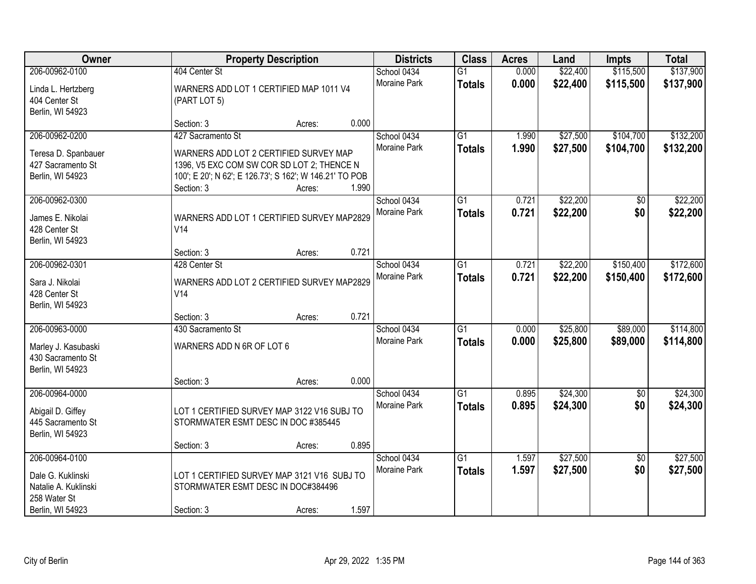| Owner | Property Description | | | Districts | Class | Acres | Land | Impts | Total |
|---|---|---|---|---|---|---|---|---|---|
| 206-00962-0100<br>Linda L. Hertzberg<br>404 Center St<br>Berlin, WI 54923 | 404 Center St<br>WARNERS ADD LOT 1 CERTIFIED MAP 1011 V4 (PART LOT 5)<br>Section: 3 | Acres: | 0.000 | School 0434<br>Moraine Park | G1<br>**Totals** | 0.000<br>**0.000** | $22,400<br>**$22,400** | $115,500<br>**$115,500** | $137,900<br>**$137,900** |
| 206-00962-0200<br>Teresa D. Spanbauer<br>427 Sacramento St<br>Berlin, WI 54923 | 427 Sacramento St<br>WARNERS ADD LOT 2 CERTIFIED SURVEY MAP 1396, V5 EXC COM SW COR SD LOT 2; THENCE N 100'; E 20'; N 62'; E 126.73'; S 162'; W 146.21' TO POB<br>Section: 3 | Acres: | 1.990 | School 0434<br>Moraine Park | G1<br>**Totals** | 1.990<br>**1.990** | $27,500<br>**$27,500** | $104,700<br>**$104,700** | $132,200<br>**$132,200** |
| 206-00962-0300<br>James E. Nikolai<br>428 Center St<br>Berlin, WI 54923 | WARNERS ADD LOT 1 CERTIFIED SURVEY MAP2829 V14<br>Section: 3 | Acres: | 0.721 | School 0434<br>Moraine Park | G1<br>**Totals** | 0.721<br>**0.721** | $22,200<br>**$22,200** | $0<br>**$0** | $22,200<br>**$22,200** |
| 206-00962-0301<br>Sara J. Nikolai<br>428 Center St<br>Berlin, WI 54923 | 428 Center St<br>WARNERS ADD LOT 2 CERTIFIED SURVEY MAP2829 V14<br>Section: 3 | Acres: | 0.721 | School 0434<br>Moraine Park | G1<br>**Totals** | 0.721<br>**0.721** | $22,200<br>**$22,200** | $150,400<br>**$150,400** | $172,600<br>**$172,600** |
| 206-00963-0000<br>Marley J. Kasubaski<br>430 Sacramento St<br>Berlin, WI 54923 | 430 Sacramento St<br>WARNERS ADD N 6R OF LOT 6<br>Section: 3 | Acres: | 0.000 | School 0434<br>Moraine Park | G1<br>**Totals** | 0.000<br>**0.000** | $25,800<br>**$25,800** | $89,000<br>**$89,000** | $114,800<br>**$114,800** |
| 206-00964-0000<br>Abigail D. Giffey<br>445 Sacramento St<br>Berlin, WI 54923 | LOT 1 CERTIFIED SURVEY MAP 3122 V16 SUBJ TO STORMWATER ESMT DESC IN DOC #385445<br>Section: 3 | Acres: | 0.895 | School 0434<br>Moraine Park | G1<br>**Totals** | 0.895<br>**0.895** | $24,300<br>**$24,300** | $0<br>**$0** | $24,300<br>**$24,300** |
| 206-00964-0100<br>Dale G. Kuklinski<br>Natalie A. Kuklinski<br>258 Water St<br>Berlin, WI 54923 | LOT 1 CERTIFIED SURVEY MAP 3121 V16 SUBJ TO STORMWATER ESMT DESC IN DOC#384496<br>Section: 3 | Acres: | 1.597 | School 0434<br>Moraine Park | G1<br>**Totals** | 1.597<br>**1.597** | $27,500<br>**$27,500** | $0<br>**$0** | $27,500<br>**$27,500** |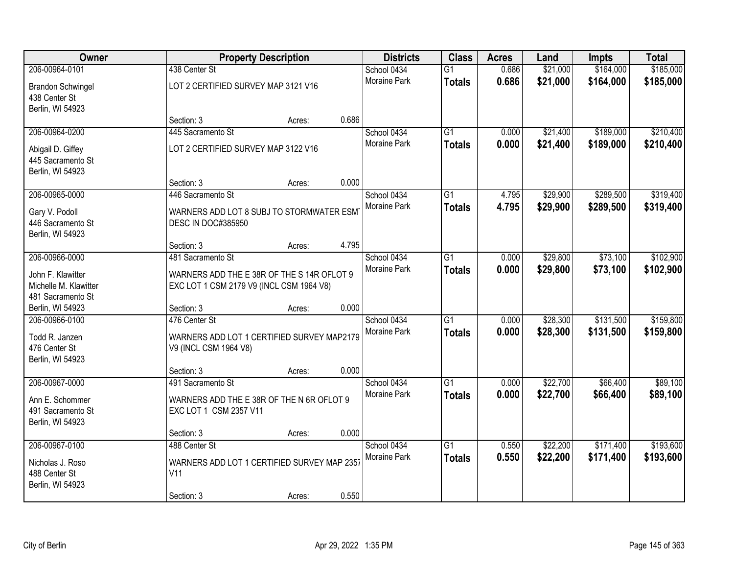| Owner | Property Description | | | Districts | Class | Acres | Land | Impts | Total |
|---|---|---|---|---|---|---|---|---|---|
| 206-00964-0101<br>Brandon Schwingel<br>438 Center St<br>Berlin, WI 54923 | 438 Center St<br>LOT 2 CERTIFIED SURVEY MAP 3121 V16<br>Section: 3 | Acres: | 0.686 | School 0434<br>Moraine Park | G1<br>**Totals** | 0.686<br>**0.686** | $21,000<br>**$21,000** | $164,000<br>**$164,000** | $185,000<br>**$185,000** |
| 206-00964-0200<br>Abigail D. Giffey<br>445 Sacramento St<br>Berlin, WI 54923 | 445 Sacramento St<br>LOT 2 CERTIFIED SURVEY MAP 3122 V16<br>Section: 3 | Acres: | 0.000 | School 0434<br>Moraine Park | G1<br>**Totals** | 0.000<br>**0.000** | $21,400<br>**$21,400** | $189,000<br>**$189,000** | $210,400<br>**$210,400** |
| 206-00965-0000<br>Gary V. Podoll<br>446 Sacramento St<br>Berlin, WI 54923 | 446 Sacramento St<br>WARNERS ADD LOT 8 SUBJ TO STORMWATER ESMT DESC IN DOC#385950<br>Section: 3 | Acres: | 4.795 | School 0434<br>Moraine Park | G1<br>**Totals** | 4.795<br>**4.795** | $29,900<br>**$29,900** | $289,500<br>**$289,500** | $319,400<br>**$319,400** |
| 206-00966-0000<br>John F. Klawitter<br>Michelle M. Klawitter<br>481 Sacramento St<br>Berlin, WI 54923 | 481 Sacramento St<br>WARNERS ADD THE E 38R OF THE S 14R OFLOT 9 EXC LOT 1 CSM 2179 V9 (INCL CSM 1964 V8)<br>Section: 3 | Acres: | 0.000 | School 0434<br>Moraine Park | G1<br>**Totals** | 0.000<br>**0.000** | $29,800<br>**$29,800** | $73,100<br>**$73,100** | $102,900<br>**$102,900** |
| 206-00966-0100<br>Todd R. Janzen<br>476 Center St<br>Berlin, WI 54923 | 476 Center St<br>WARNERS ADD LOT 1 CERTIFIED SURVEY MAP2179 V9 (INCL CSM 1964 V8)<br>Section: 3 | Acres: | 0.000 | School 0434<br>Moraine Park | G1<br>**Totals** | 0.000<br>**0.000** | $28,300<br>**$28,300** | $131,500<br>**$131,500** | $159,800<br>**$159,800** |
| 206-00967-0000<br>Ann E. Schommer<br>491 Sacramento St<br>Berlin, WI 54923 | 491 Sacramento St<br>WARNERS ADD THE E 38R OF THE N 6R OFLOT 9 EXC LOT 1 CSM 2357 V11<br>Section: 3 | Acres: | 0.000 | School 0434<br>Moraine Park | G1<br>**Totals** | 0.000<br>**0.000** | $22,700<br>**$22,700** | $66,400<br>**$66,400** | $89,100<br>**$89,100** |
| 206-00967-0100<br>Nicholas J. Roso<br>488 Center St<br>Berlin, WI 54923 | 488 Center St<br>WARNERS ADD LOT 1 CERTIFIED SURVEY MAP 2357 V11<br>Section: 3 | Acres: | 0.550 | School 0434<br>Moraine Park | G1<br>**Totals** | 0.550<br>**0.550** | $22,200<br>**$22,200** | $171,400<br>**$171,400** | $193,600<br>**$193,600** |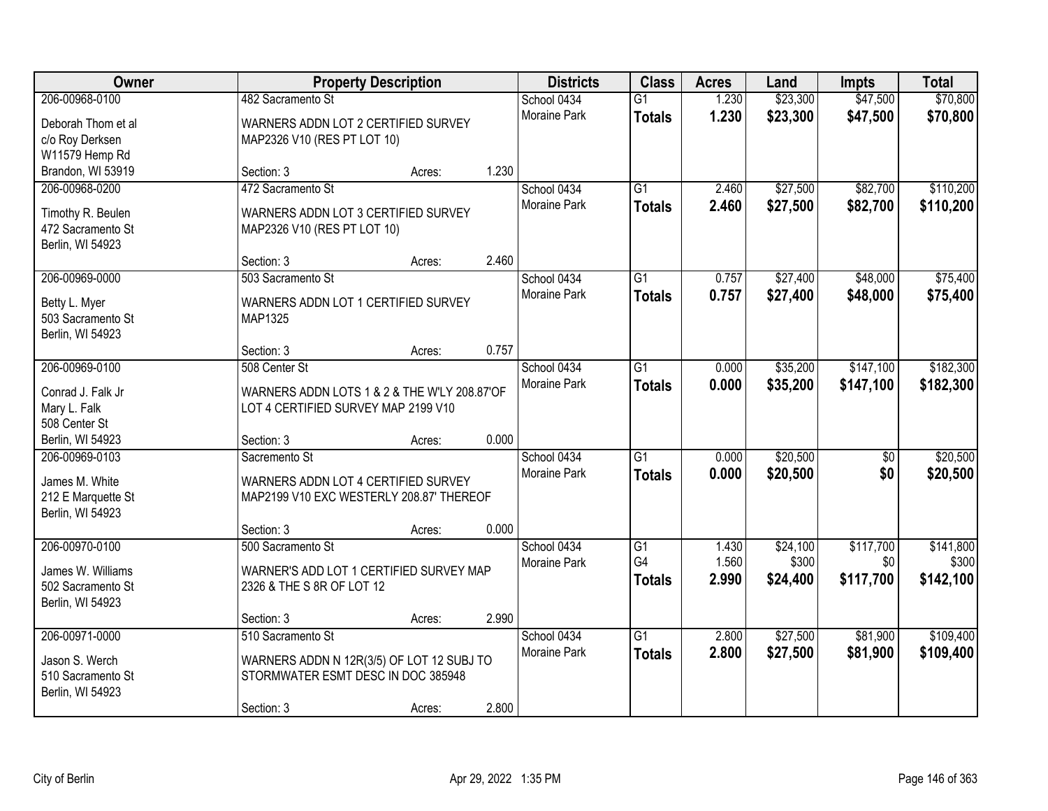| Owner | Property Description | | | Districts | Class | Acres | Land | Impts | Total |
|---|---|---|---|---|---|---|---|---|---|
| 206-00968-0100 | 482 Sacramento St | | | School 0434 | G1 | 1.230 | $23,300 | $47,500 | $70,800 |
| Deborah Thom et al<br>c/o Roy Derksen<br>W11579 Hemp Rd<br>Brandon, WI 53919 | WARNERS ADDN LOT 2 CERTIFIED SURVEY MAP2326 V10 (RES PT LOT 10) | | | Moraine Park | **Totals** | **1.230** | **$23,300** | **$47,500** | **$70,800** |
| | Section: 3 | Acres: | 1.230 | | | | | | |
| 206-00968-0200 | 472 Sacramento St | | | School 0434 | G1 | 2.460 | $27,500 | $82,700 | $110,200 |
| Timothy R. Beulen<br>472 Sacramento St<br>Berlin, WI 54923 | WARNERS ADDN LOT 3 CERTIFIED SURVEY MAP2326 V10 (RES PT LOT 10) | | | Moraine Park | **Totals** | **2.460** | **$27,500** | **$82,700** | **$110,200** |
| | Section: 3 | Acres: | 2.460 | | | | | | |
| 206-00969-0000 | 503 Sacramento St | | | School 0434 | G1 | 0.757 | $27,400 | $48,000 | $75,400 |
| Betty L. Myer<br>503 Sacramento St<br>Berlin, WI 54923 | WARNERS ADDN LOT 1 CERTIFIED SURVEY MAP1325 | | | Moraine Park | **Totals** | **0.757** | **$27,400** | **$48,000** | **$75,400** |
| | Section: 3 | Acres: | 0.757 | | | | | | |
| 206-00969-0100 | 508 Center St | | | School 0434 | G1 | 0.000 | $35,200 | $147,100 | $182,300 |
| Conrad J. Falk Jr<br>Mary L. Falk<br>508 Center St<br>Berlin, WI 54923 | WARNERS ADDN LOTS 1 & 2 & THE W'LY 208.87'OF LOT 4 CERTIFIED SURVEY MAP 2199 V10 | | | Moraine Park | **Totals** | **0.000** | **$35,200** | **$147,100** | **$182,300** |
| | Section: 3 | Acres: | 0.000 | | | | | | |
| 206-00969-0103 | Sacremento St | | | School 0434 | G1 | 0.000 | $20,500 | $0 | $20,500 |
| James M. White<br>212 E Marquette St<br>Berlin, WI 54923 | WARNERS ADDN LOT 4 CERTIFIED SURVEY MAP2199 V10 EXC WESTERLY 208.87' THEREOF | | | Moraine Park | **Totals** | **0.000** | **$20,500** | **$0** | **$20,500** |
| | Section: 3 | Acres: | 0.000 | | | | | | |
| 206-00970-0100 | 500 Sacramento St | | | School 0434 | G1 | 1.430 | $24,100 | $117,700 | $141,800 |
| James W. Williams<br>502 Sacramento St<br>Berlin, WI 54923 | WARNER'S ADD LOT 1 CERTIFIED SURVEY MAP 2326 & THE S 8R OF LOT 12 | | | Moraine Park | G4 | 1.560 | $300 | $0 | $300 |
| | | | | | **Totals** | **2.990** | **$24,400** | **$117,700** | **$142,100** |
| | Section: 3 | Acres: | 2.990 | | | | | | |
| 206-00971-0000 | 510 Sacramento St | | | School 0434 | G1 | 2.800 | $27,500 | $81,900 | $109,400 |
| Jason S. Werch<br>510 Sacramento St<br>Berlin, WI 54923 | WARNERS ADDN N 12R(3/5) OF LOT 12 SUBJ TO STORMWATER ESMT DESC IN DOC 385948 | | | Moraine Park | **Totals** | **2.800** | **$27,500** | **$81,900** | **$109,400** |
| | Section: 3 | Acres: | 2.800 | | | | | | |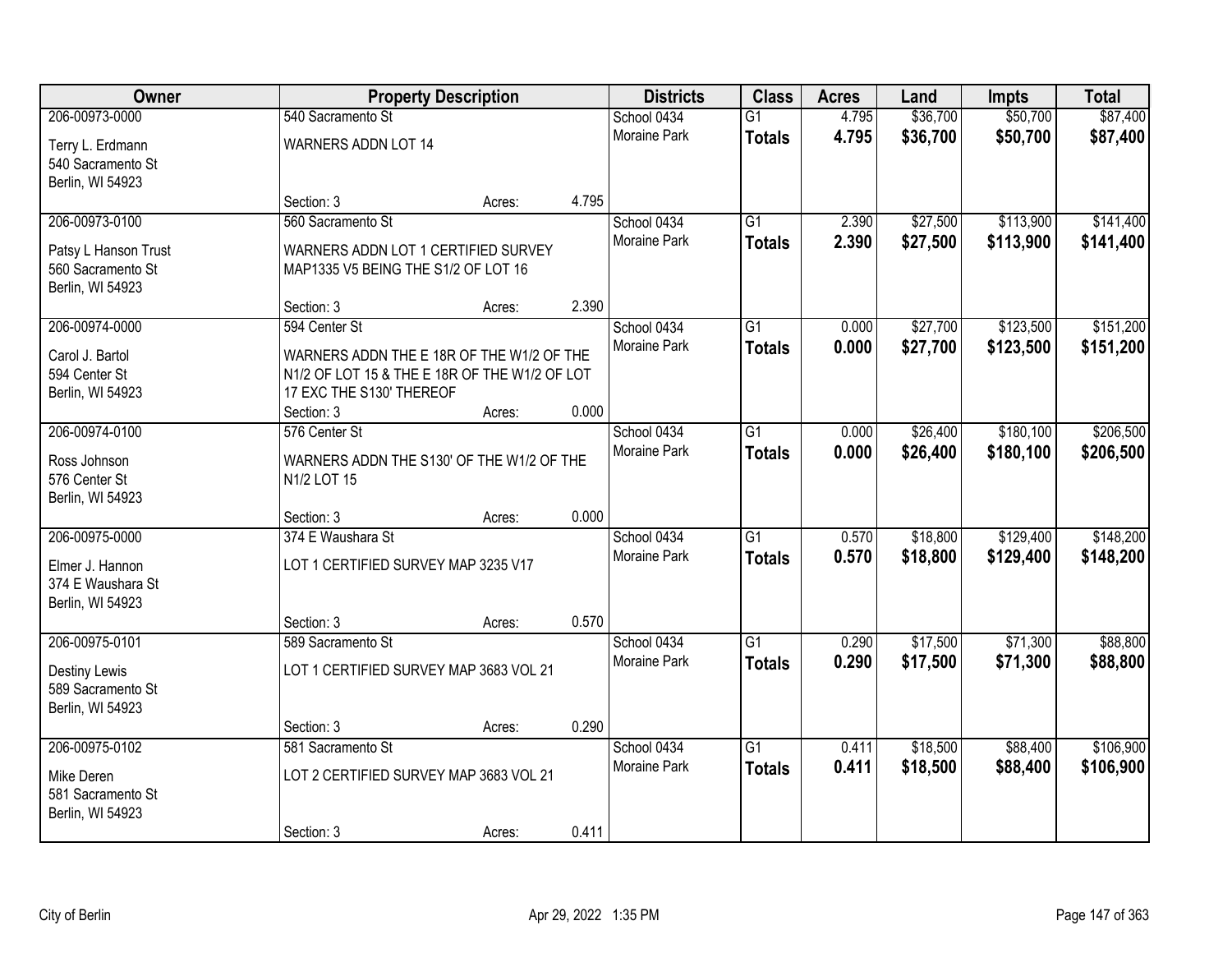| Owner | Property Description | | | Districts | Class | Acres | Land | Impts | Total |
|---|---|---|---|---|---|---|---|---|---|
| 206-00973-0000 | 540 Sacramento St | | | School 0434 | G1 | 4.795 | $36,700 | $50,700 | $87,400 |
| Terry L. Erdmann<br>540 Sacramento St<br>Berlin, WI 54923 | WARNERS ADDN LOT 14 | | | Moraine Park | **Totals** | **4.795** | **$36,700** | **$50,700** | **$87,400** |
| | Section: 3 | Acres: | 4.795 | | | | | | |
| 206-00973-0100 | 560 Sacramento St | | | School 0434 | G1 | 2.390 | $27,500 | $113,900 | $141,400 |
| Patsy L Hanson Trust<br>560 Sacramento St<br>Berlin, WI 54923 | WARNERS ADDN LOT 1 CERTIFIED SURVEY MAP1335 V5 BEING THE S1/2 OF LOT 16 | | | Moraine Park | **Totals** | **2.390** | **$27,500** | **$113,900** | **$141,400** |
| | Section: 3 | Acres: | 2.390 | | | | | | |
| 206-00974-0000 | 594 Center St | | | School 0434 | G1 | 0.000 | $27,700 | $123,500 | $151,200 |
| Carol J. Bartol<br>594 Center St<br>Berlin, WI 54923 | WARNERS ADDN THE E 18R OF THE W1/2 OF THE N1/2 OF LOT 15 & THE E 18R OF THE W1/2 OF LOT 17 EXC THE S130' THEREOF | | | Moraine Park | **Totals** | **0.000** | **$27,700** | **$123,500** | **$151,200** |
| | Section: 3 | Acres: | 0.000 | | | | | | |
| 206-00974-0100 | 576 Center St | | | School 0434 | G1 | 0.000 | $26,400 | $180,100 | $206,500 |
| Ross Johnson<br>576 Center St<br>Berlin, WI 54923 | WARNERS ADDN THE S130' OF THE W1/2 OF THE N1/2 LOT 15 | | | Moraine Park | **Totals** | **0.000** | **$26,400** | **$180,100** | **$206,500** |
| | Section: 3 | Acres: | 0.000 | | | | | | |
| 206-00975-0000 | 374 E Waushara St | | | School 0434 | G1 | 0.570 | $18,800 | $129,400 | $148,200 |
| Elmer J. Hannon<br>374 E Waushara St<br>Berlin, WI 54923 | LOT 1 CERTIFIED SURVEY MAP 3235 V17 | | | Moraine Park | **Totals** | **0.570** | **$18,800** | **$129,400** | **$148,200** |
| | Section: 3 | Acres: | 0.570 | | | | | | |
| 206-00975-0101 | 589 Sacramento St | | | School 0434 | G1 | 0.290 | $17,500 | $71,300 | $88,800 |
| Destiny Lewis<br>589 Sacramento St<br>Berlin, WI 54923 | LOT 1 CERTIFIED SURVEY MAP 3683 VOL 21 | | | Moraine Park | **Totals** | **0.290** | **$17,500** | **$71,300** | **$88,800** |
| | Section: 3 | Acres: | 0.290 | | | | | | |
| 206-00975-0102 | 581 Sacramento St | | | School 0434 | G1 | 0.411 | $18,500 | $88,400 | $106,900 |
| Mike Deren<br>581 Sacramento St<br>Berlin, WI 54923 | LOT 2 CERTIFIED SURVEY MAP 3683 VOL 21 | | | Moraine Park | **Totals** | **0.411** | **$18,500** | **$88,400** | **$106,900** |
| | Section: 3 | Acres: | 0.411 | | | | | | |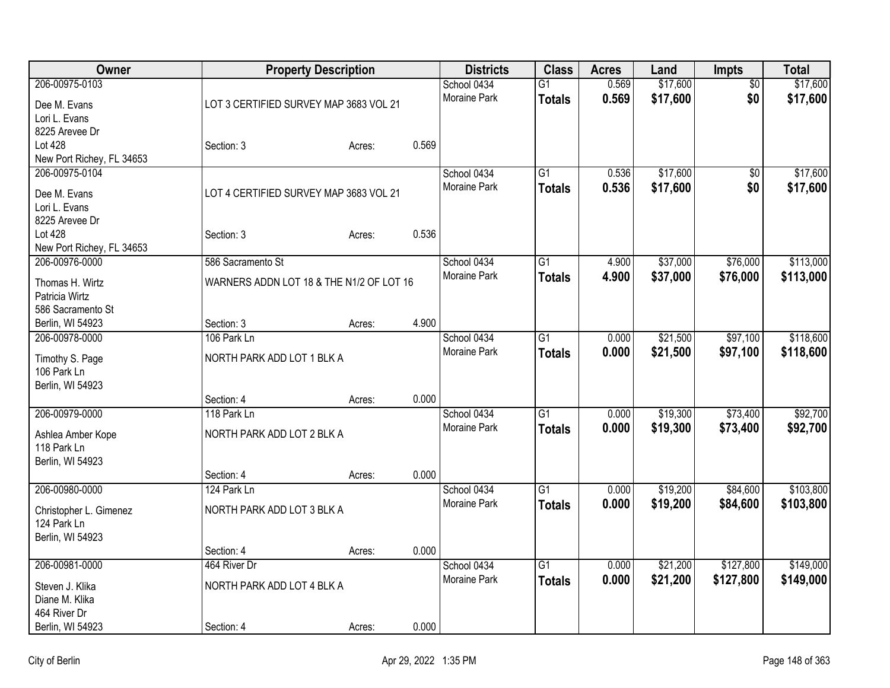| Owner | Property Description | | | Districts | Class | Acres | Land | Impts | Total |
|---|---|---|---|---|---|---|---|---|---|
| 206-00975-0103 | | | | School 0434 | G1 | 0.569 | $17,600 | $0 | $17,600 |
| Dee M. Evans<br>Lori L. Evans<br>8225 Arevee Dr<br>Lot 428<br>New Port Richey, FL 34653 | LOT 3 CERTIFIED SURVEY MAP 3683 VOL 21 | | | Moraine Park | **Totals** | **0.569** | **$17,600** | **$0** | **$17,600** |
| | Section: 3 | Acres: | 0.569 | | | | | | |
| 206-00975-0104 | | | | School 0434 | G1 | 0.536 | $17,600 | $0 | $17,600 |
| Dee M. Evans<br>Lori L. Evans<br>8225 Arevee Dr<br>Lot 428<br>New Port Richey, FL 34653 | LOT 4 CERTIFIED SURVEY MAP 3683 VOL 21 | | | Moraine Park | **Totals** | **0.536** | **$17,600** | **$0** | **$17,600** |
| | Section: 3 | Acres: | 0.536 | | | | | | |
| 206-00976-0000 | 586 Sacramento St | | | School 0434 | G1 | 4.900 | $37,000 | $76,000 | $113,000 |
| Thomas H. Wirtz<br>Patricia Wirtz<br>586 Sacramento St<br>Berlin, WI 54923 | WARNERS ADDN LOT 18 & THE N1/2 OF LOT 16 | | | Moraine Park | **Totals** | **4.900** | **$37,000** | **$76,000** | **$113,000** |
| | Section: 3 | Acres: | 4.900 | | | | | | |
| 206-00978-0000 | 106 Park Ln | | | School 0434 | G1 | 0.000 | $21,500 | $97,100 | $118,600 |
| Timothy S. Page<br>106 Park Ln<br>Berlin, WI 54923 | NORTH PARK ADD LOT 1 BLK A | | | Moraine Park | **Totals** | **0.000** | **$21,500** | **$97,100** | **$118,600** |
| | Section: 4 | Acres: | 0.000 | | | | | | |
| 206-00979-0000 | 118 Park Ln | | | School 0434 | G1 | 0.000 | $19,300 | $73,400 | $92,700 |
| Ashlea Amber Kope<br>118 Park Ln<br>Berlin, WI 54923 | NORTH PARK ADD LOT 2 BLK A | | | Moraine Park | **Totals** | **0.000** | **$19,300** | **$73,400** | **$92,700** |
| | Section: 4 | Acres: | 0.000 | | | | | | |
| 206-00980-0000 | 124 Park Ln | | | School 0434 | G1 | 0.000 | $19,200 | $84,600 | $103,800 |
| Christopher L. Gimenez<br>124 Park Ln<br>Berlin, WI 54923 | NORTH PARK ADD LOT 3 BLK A | | | Moraine Park | **Totals** | **0.000** | **$19,200** | **$84,600** | **$103,800** |
| | Section: 4 | Acres: | 0.000 | | | | | | |
| 206-00981-0000 | 464 River Dr | | | School 0434 | G1 | 0.000 | $21,200 | $127,800 | $149,000 |
| Steven J. Klika<br>Diane M. Klika<br>464 River Dr<br>Berlin, WI 54923 | NORTH PARK ADD LOT 4 BLK A | | | Moraine Park | **Totals** | **0.000** | **$21,200** | **$127,800** | **$149,000** |
| | Section: 4 | Acres: | 0.000 | | | | | | |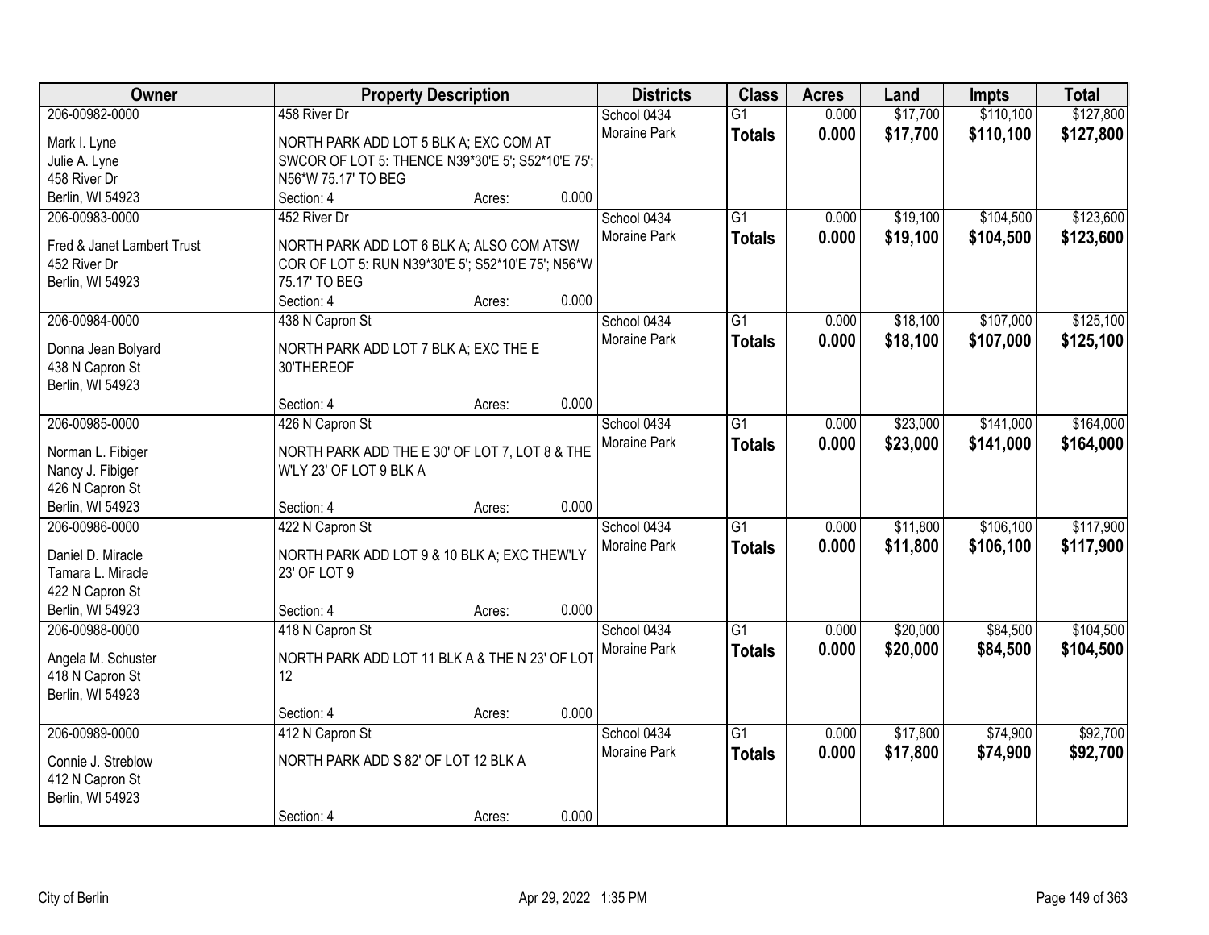| Owner | Property Description | Districts | Class | Acres | Land | Impts | Total |
|---|---|---|---|---|---|---|---|
| 206-00982-0000<br>Mark I. Lyne<br>Julie A. Lyne<br>458 River Dr<br>Berlin, WI 54923 | 458 River Dr<br>NORTH PARK ADD LOT 5 BLK A; EXC COM AT SWCOR OF LOT 5: THENCE N39*30'E 5'; S52*10'E 75'; N56*W 75.17' TO BEG<br>Section: 4 Acres: 0.000 | School 0434<br>Moraine Park | G1<br>**Totals** | 0.000<br>**0.000** | $17,700<br>**$17,700** | $110,100<br>**$110,100** | $127,800<br>**$127,800** |
| 206-00983-0000<br>Fred & Janet Lambert Trust<br>452 River Dr<br>Berlin, WI 54923 | 452 River Dr<br>NORTH PARK ADD LOT 6 BLK A; ALSO COM ATSW COR OF LOT 5: RUN N39*30'E 5'; S52*10'E 75'; N56*W 75.17' TO BEG<br>Section: 4 Acres: 0.000 | School 0434<br>Moraine Park | G1<br>**Totals** | 0.000<br>**0.000** | $19,100<br>**$19,100** | $104,500<br>**$104,500** | $123,600<br>**$123,600** |
| 206-00984-0000<br>Donna Jean Bolyard<br>438 N Capron St<br>Berlin, WI 54923 | 438 N Capron St<br>NORTH PARK ADD LOT 7 BLK A; EXC THE E 30'THEREOF<br>Section: 4 Acres: 0.000 | School 0434<br>Moraine Park | G1<br>**Totals** | 0.000<br>**0.000** | $18,100<br>**$18,100** | $107,000<br>**$107,000** | $125,100<br>**$125,100** |
| 206-00985-0000<br>Norman L. Fibiger<br>Nancy J. Fibiger<br>426 N Capron St<br>Berlin, WI 54923 | 426 N Capron St<br>NORTH PARK ADD THE E 30' OF LOT 7, LOT 8 & THE W'LY 23' OF LOT 9 BLK A<br>Section: 4 Acres: 0.000 | School 0434<br>Moraine Park | G1<br>**Totals** | 0.000<br>**0.000** | $23,000<br>**$23,000** | $141,000<br>**$141,000** | $164,000<br>**$164,000** |
| 206-00986-0000<br>Daniel D. Miracle<br>Tamara L. Miracle<br>422 N Capron St<br>Berlin, WI 54923 | 422 N Capron St<br>NORTH PARK ADD LOT 9 & 10 BLK A; EXC THEW'LY 23' OF LOT 9<br>Section: 4 Acres: 0.000 | School 0434<br>Moraine Park | G1<br>**Totals** | 0.000<br>**0.000** | $11,800<br>**$11,800** | $106,100<br>**$106,100** | $117,900<br>**$117,900** |
| 206-00988-0000<br>Angela M. Schuster<br>418 N Capron St<br>Berlin, WI 54923 | 418 N Capron St<br>NORTH PARK ADD LOT 11 BLK A & THE N 23' OF LOT 12<br>Section: 4 Acres: 0.000 | School 0434<br>Moraine Park | G1<br>**Totals** | 0.000<br>**0.000** | $20,000<br>**$20,000** | $84,500<br>**$84,500** | $104,500<br>**$104,500** |
| 206-00989-0000<br>Connie J. Streblow<br>412 N Capron St<br>Berlin, WI 54923 | 412 N Capron St<br>NORTH PARK ADD S 82' OF LOT 12 BLK A<br>Section: 4 Acres: 0.000 | School 0434<br>Moraine Park | G1<br>**Totals** | 0.000<br>**0.000** | $17,800<br>**$17,800** | $74,900<br>**$74,900** | $92,700<br>**$92,700** |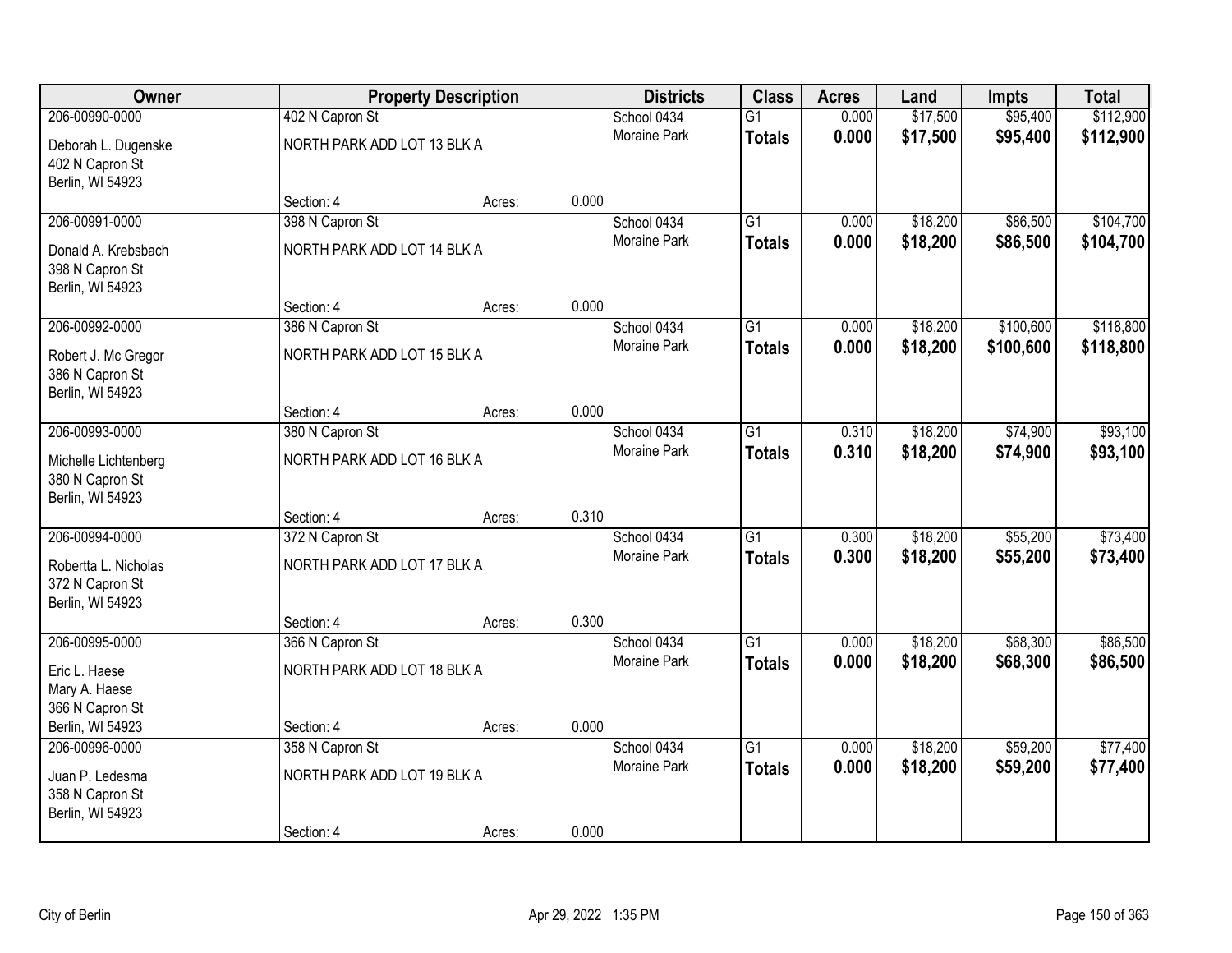| Owner | Property Description | | | Districts | Class | Acres | Land | Impts | Total |
|---|---|---|---|---|---|---|---|---|---|
| 206-00990-0000 | 402 N Capron St | | | School 0434 | G1 | 0.000 | $17,500 | $95,400 | $112,900 |
| Deborah L. Dugenske<br>402 N Capron St<br>Berlin, WI 54923 | NORTH PARK ADD LOT 13 BLK A | | | Moraine Park | **Totals** | **0.000** | **$17,500** | **$95,400** | **$112,900** |
| | Section: 4 | Acres: | 0.000 | | | | | | |
| 206-00991-0000 | 398 N Capron St | | | School 0434 | G1 | 0.000 | $18,200 | $86,500 | $104,700 |
| Donald A. Krebsbach<br>398 N Capron St<br>Berlin, WI 54923 | NORTH PARK ADD LOT 14 BLK A | | | Moraine Park | **Totals** | **0.000** | **$18,200** | **$86,500** | **$104,700** |
| | Section: 4 | Acres: | 0.000 | | | | | | |
| 206-00992-0000 | 386 N Capron St | | | School 0434 | G1 | 0.000 | $18,200 | $100,600 | $118,800 |
| Robert J. Mc Gregor<br>386 N Capron St<br>Berlin, WI 54923 | NORTH PARK ADD LOT 15 BLK A | | | Moraine Park | **Totals** | **0.000** | **$18,200** | **$100,600** | **$118,800** |
| | Section: 4 | Acres: | 0.000 | | | | | | |
| 206-00993-0000 | 380 N Capron St | | | School 0434 | G1 | 0.310 | $18,200 | $74,900 | $93,100 |
| Michelle Lichtenberg<br>380 N Capron St<br>Berlin, WI 54923 | NORTH PARK ADD LOT 16 BLK A | | | Moraine Park | **Totals** | **0.310** | **$18,200** | **$74,900** | **$93,100** |
| | Section: 4 | Acres: | 0.310 | | | | | | |
| 206-00994-0000 | 372 N Capron St | | | School 0434 | G1 | 0.300 | $18,200 | $55,200 | $73,400 |
| Robertta L. Nicholas<br>372 N Capron St<br>Berlin, WI 54923 | NORTH PARK ADD LOT 17 BLK A | | | Moraine Park | **Totals** | **0.300** | **$18,200** | **$55,200** | **$73,400** |
| | Section: 4 | Acres: | 0.300 | | | | | | |
| 206-00995-0000 | 366 N Capron St | | | School 0434 | G1 | 0.000 | $18,200 | $68,300 | $86,500 |
| Eric L. Haese<br>Mary A. Haese<br>366 N Capron St<br>Berlin, WI 54923 | NORTH PARK ADD LOT 18 BLK A | | | Moraine Park | **Totals** | **0.000** | **$18,200** | **$68,300** | **$86,500** |
| | Section: 4 | Acres: | 0.000 | | | | | | |
| 206-00996-0000 | 358 N Capron St | | | School 0434 | G1 | 0.000 | $18,200 | $59,200 | $77,400 |
| Juan P. Ledesma<br>358 N Capron St<br>Berlin, WI 54923 | NORTH PARK ADD LOT 19 BLK A | | | Moraine Park | **Totals** | **0.000** | **$18,200** | **$59,200** | **$77,400** |
| | Section: 4 | Acres: | 0.000 | | | | | | |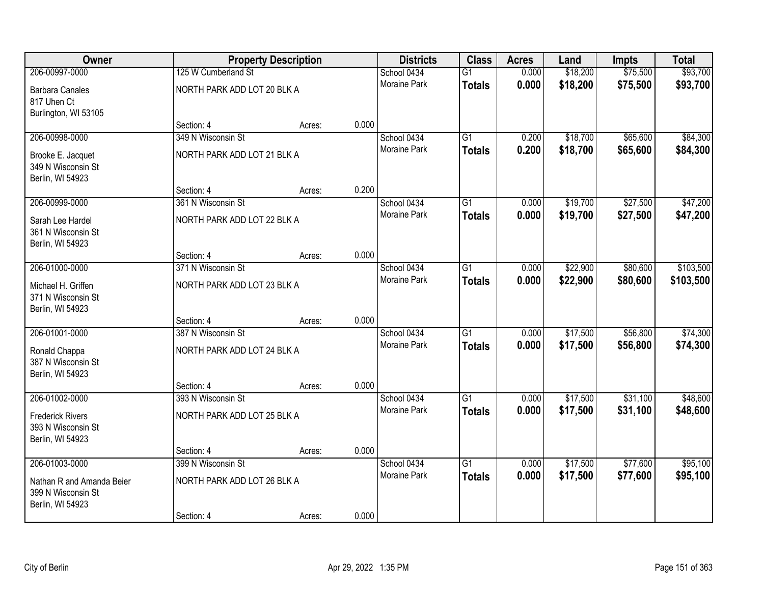| Owner | Property Description | | | Districts | Class | Acres | Land | Impts | Total |
|---|---|---|---|---|---|---|---|---|---|
| 206-00997-0000 | 125 W Cumberland St | | | School 0434 | G1 | 0.000 | $18,200 | $75,500 | $93,700 |
| Barbara Canales<br>817 Uhen Ct<br>Burlington, WI 53105 | NORTH PARK ADD LOT 20 BLK A | | | Moraine Park | **Totals** | **0.000** | **$18,200** | **$75,500** | **$93,700** |
| | Section: 4 | Acres: | 0.000 | | | | | | |
| 206-00998-0000 | 349 N Wisconsin St | | | School 0434 | G1 | 0.200 | $18,700 | $65,600 | $84,300 |
| Brooke E. Jacquet<br>349 N Wisconsin St<br>Berlin, WI 54923 | NORTH PARK ADD LOT 21 BLK A | | | Moraine Park | **Totals** | **0.200** | **$18,700** | **$65,600** | **$84,300** |
| | Section: 4 | Acres: | 0.200 | | | | | | |
| 206-00999-0000 | 361 N Wisconsin St | | | School 0434 | G1 | 0.000 | $19,700 | $27,500 | $47,200 |
| Sarah Lee Hardel<br>361 N Wisconsin St<br>Berlin, WI 54923 | NORTH PARK ADD LOT 22 BLK A | | | Moraine Park | **Totals** | **0.000** | **$19,700** | **$27,500** | **$47,200** |
| | Section: 4 | Acres: | 0.000 | | | | | | |
| 206-01000-0000 | 371 N Wisconsin St | | | School 0434 | G1 | 0.000 | $22,900 | $80,600 | $103,500 |
| Michael H. Griffen<br>371 N Wisconsin St<br>Berlin, WI 54923 | NORTH PARK ADD LOT 23 BLK A | | | Moraine Park | **Totals** | **0.000** | **$22,900** | **$80,600** | **$103,500** |
| | Section: 4 | Acres: | 0.000 | | | | | | |
| 206-01001-0000 | 387 N Wisconsin St | | | School 0434 | G1 | 0.000 | $17,500 | $56,800 | $74,300 |
| Ronald Chappa<br>387 N Wisconsin St<br>Berlin, WI 54923 | NORTH PARK ADD LOT 24 BLK A | | | Moraine Park | **Totals** | **0.000** | **$17,500** | **$56,800** | **$74,300** |
| | Section: 4 | Acres: | 0.000 | | | | | | |
| 206-01002-0000 | 393 N Wisconsin St | | | School 0434 | G1 | 0.000 | $17,500 | $31,100 | $48,600 |
| Frederick Rivers<br>393 N Wisconsin St<br>Berlin, WI 54923 | NORTH PARK ADD LOT 25 BLK A | | | Moraine Park | **Totals** | **0.000** | **$17,500** | **$31,100** | **$48,600** |
| | Section: 4 | Acres: | 0.000 | | | | | | |
| 206-01003-0000 | 399 N Wisconsin St | | | School 0434 | G1 | 0.000 | $17,500 | $77,600 | $95,100 |
| Nathan R and Amanda Beier<br>399 N Wisconsin St<br>Berlin, WI 54923 | NORTH PARK ADD LOT 26 BLK A | | | Moraine Park | **Totals** | **0.000** | **$17,500** | **$77,600** | **$95,100** |
| | Section: 4 | Acres: | 0.000 | | | | | | |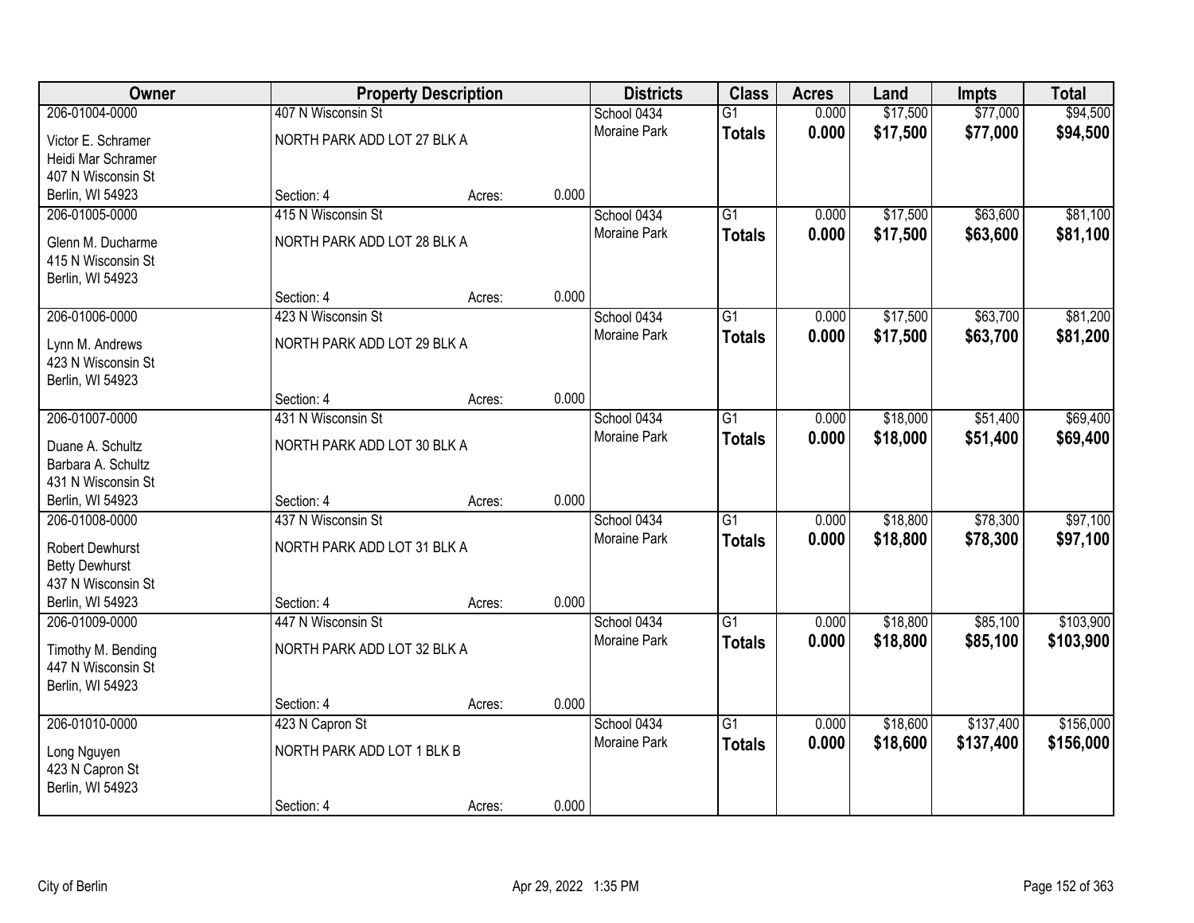| Owner | Property Description | | | Districts | Class | Acres | Land | Impts | Total |
|---|---|---|---|---|---|---|---|---|---|
| 206-01004-0000 | 407 N Wisconsin St | | | School 0434 | G1 | 0.000 | $17,500 | $77,000 | $94,500 |
| Victor E. Schramer<br>Heidi Mar Schramer<br>407 N Wisconsin St<br>Berlin, WI 54923 | NORTH PARK ADD LOT 27 BLK A | | | Moraine Park | **Totals** | **0.000** | **$17,500** | **$77,000** | **$94,500** |
| | Section: 4 | Acres: | 0.000 | | | | | | |
| 206-01005-0000 | 415 N Wisconsin St | | | School 0434 | G1 | 0.000 | $17,500 | $63,600 | $81,100 |
| Glenn M. Ducharme<br>415 N Wisconsin St<br>Berlin, WI 54923 | NORTH PARK ADD LOT 28 BLK A | | | Moraine Park | **Totals** | **0.000** | **$17,500** | **$63,600** | **$81,100** |
| | Section: 4 | Acres: | 0.000 | | | | | | |
| 206-01006-0000 | 423 N Wisconsin St | | | School 0434 | G1 | 0.000 | $17,500 | $63,700 | $81,200 |
| Lynn M. Andrews<br>423 N Wisconsin St<br>Berlin, WI 54923 | NORTH PARK ADD LOT 29 BLK A | | | Moraine Park | **Totals** | **0.000** | **$17,500** | **$63,700** | **$81,200** |
| | Section: 4 | Acres: | 0.000 | | | | | | |
| 206-01007-0000 | 431 N Wisconsin St | | | School 0434 | G1 | 0.000 | $18,000 | $51,400 | $69,400 |
| Duane A. Schultz<br>Barbara A. Schultz<br>431 N Wisconsin St<br>Berlin, WI 54923 | NORTH PARK ADD LOT 30 BLK A | | | Moraine Park | **Totals** | **0.000** | **$18,000** | **$51,400** | **$69,400** |
| | Section: 4 | Acres: | 0.000 | | | | | | |
| 206-01008-0000 | 437 N Wisconsin St | | | School 0434 | G1 | 0.000 | $18,800 | $78,300 | $97,100 |
| Robert Dewhurst<br>Betty Dewhurst<br>437 N Wisconsin St<br>Berlin, WI 54923 | NORTH PARK ADD LOT 31 BLK A | | | Moraine Park | **Totals** | **0.000** | **$18,800** | **$78,300** | **$97,100** |
| | Section: 4 | Acres: | 0.000 | | | | | | |
| 206-01009-0000 | 447 N Wisconsin St | | | School 0434 | G1 | 0.000 | $18,800 | $85,100 | $103,900 |
| Timothy M. Bending<br>447 N Wisconsin St<br>Berlin, WI 54923 | NORTH PARK ADD LOT 32 BLK A | | | Moraine Park | **Totals** | **0.000** | **$18,800** | **$85,100** | **$103,900** |
| | Section: 4 | Acres: | 0.000 | | | | | | |
| 206-01010-0000 | 423 N Capron St | | | School 0434 | G1 | 0.000 | $18,600 | $137,400 | $156,000 |
| Long Nguyen<br>423 N Capron St<br>Berlin, WI 54923 | NORTH PARK ADD LOT 1 BLK B | | | Moraine Park | **Totals** | **0.000** | **$18,600** | **$137,400** | **$156,000** |
| | Section: 4 | Acres: | 0.000 | | | | | | |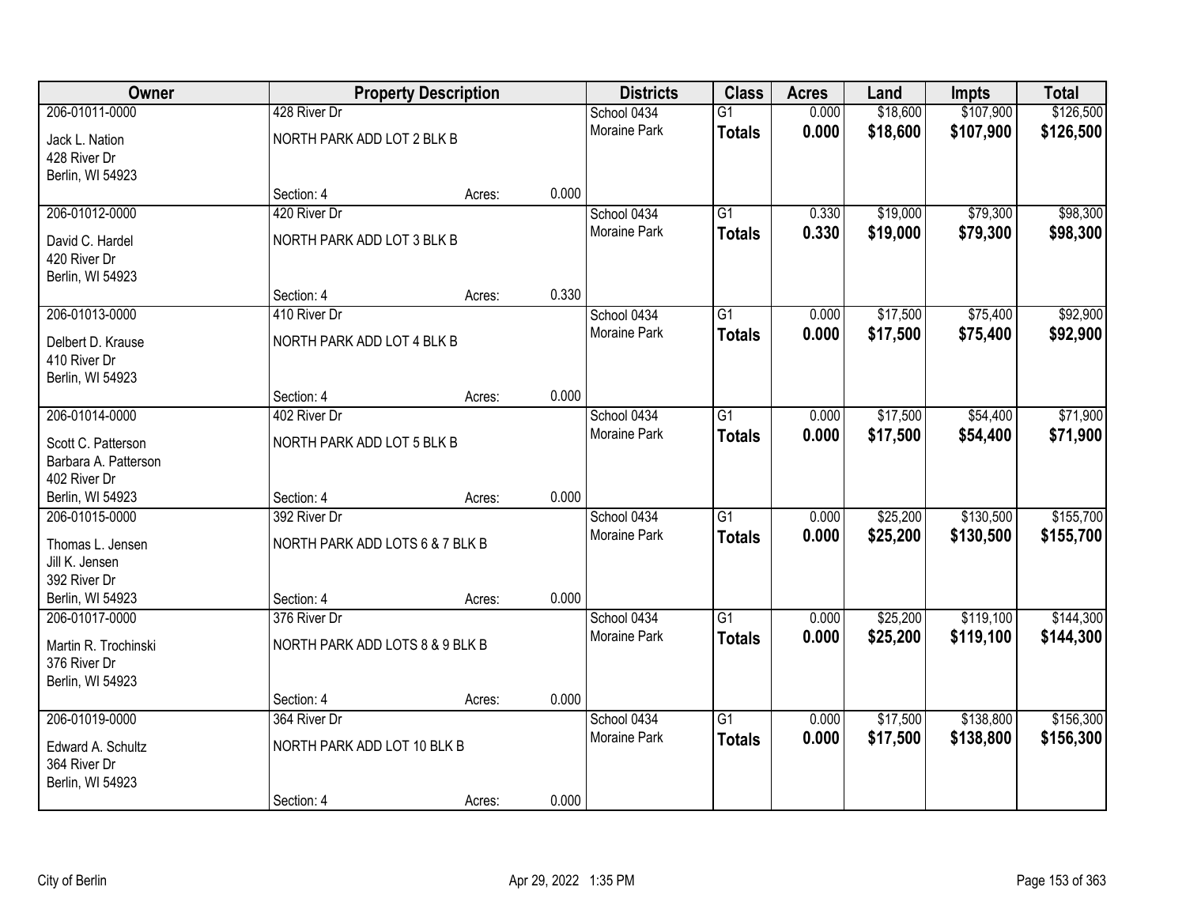| Owner | Property Description | | | Districts | Class | Acres | Land | Impts | Total |
|---|---|---|---|---|---|---|---|---|---|
| 206-01011-0000 | 428 River Dr | | | School 0434 | G1 | 0.000 | $18,600 | $107,900 | $126,500 |
| Jack L. Nation<br>428 River Dr<br>Berlin, WI 54923 | NORTH PARK ADD LOT 2 BLK B | | | Moraine Park | **Totals** | **0.000** | **$18,600** | **$107,900** | **$126,500** |
| | Section: 4 | Acres: | 0.000 | | | | | | |
| 206-01012-0000 | 420 River Dr | | | School 0434 | G1 | 0.330 | $19,000 | $79,300 | $98,300 |
| David C. Hardel<br>420 River Dr<br>Berlin, WI 54923 | NORTH PARK ADD LOT 3 BLK B | | | Moraine Park | **Totals** | **0.330** | **$19,000** | **$79,300** | **$98,300** |
| | Section: 4 | Acres: | 0.330 | | | | | | |
| 206-01013-0000 | 410 River Dr | | | School 0434 | G1 | 0.000 | $17,500 | $75,400 | $92,900 |
| Delbert D. Krause<br>410 River Dr<br>Berlin, WI 54923 | NORTH PARK ADD LOT 4 BLK B | | | Moraine Park | **Totals** | **0.000** | **$17,500** | **$75,400** | **$92,900** |
| | Section: 4 | Acres: | 0.000 | | | | | | |
| 206-01014-0000 | 402 River Dr | | | School 0434 | G1 | 0.000 | $17,500 | $54,400 | $71,900 |
| Scott C. Patterson<br>Barbara A. Patterson<br>402 River Dr<br>Berlin, WI 54923 | NORTH PARK ADD LOT 5 BLK B | | | Moraine Park | **Totals** | **0.000** | **$17,500** | **$54,400** | **$71,900** |
| | Section: 4 | Acres: | 0.000 | | | | | | |
| 206-01015-0000 | 392 River Dr | | | School 0434 | G1 | 0.000 | $25,200 | $130,500 | $155,700 |
| Thomas L. Jensen<br>Jill K. Jensen<br>392 River Dr<br>Berlin, WI 54923 | NORTH PARK ADD LOTS 6 & 7 BLK B | | | Moraine Park | **Totals** | **0.000** | **$25,200** | **$130,500** | **$155,700** |
| | Section: 4 | Acres: | 0.000 | | | | | | |
| 206-01017-0000 | 376 River Dr | | | School 0434 | G1 | 0.000 | $25,200 | $119,100 | $144,300 |
| Martin R. Trochinski<br>376 River Dr<br>Berlin, WI 54923 | NORTH PARK ADD LOTS 8 & 9 BLK B | | | Moraine Park | **Totals** | **0.000** | **$25,200** | **$119,100** | **$144,300** |
| | Section: 4 | Acres: | 0.000 | | | | | | |
| 206-01019-0000 | 364 River Dr | | | School 0434 | G1 | 0.000 | $17,500 | $138,800 | $156,300 |
| Edward A. Schultz<br>364 River Dr<br>Berlin, WI 54923 | NORTH PARK ADD LOT 10 BLK B | | | Moraine Park | **Totals** | **0.000** | **$17,500** | **$138,800** | **$156,300** |
| | Section: 4 | Acres: | 0.000 | | | | | | |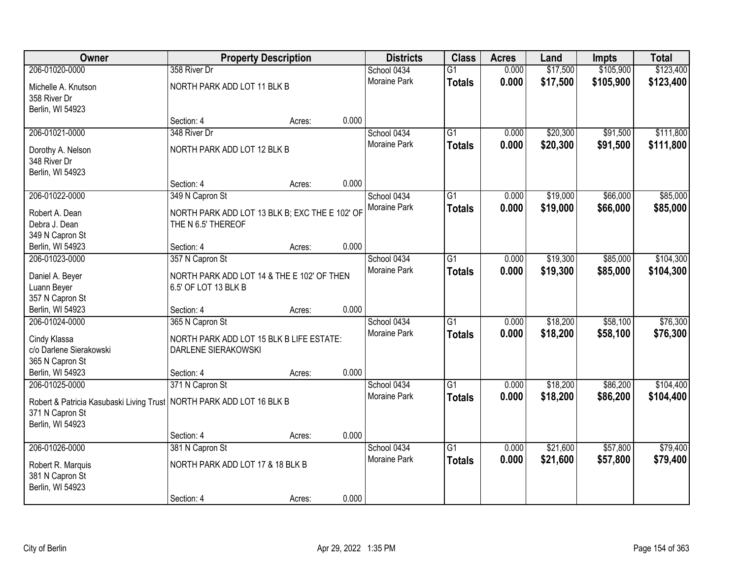| Owner | Property Description | Districts | Class | Acres | Land | Impts | Total |
|---|---|---|---|---|---|---|---|
| 206-01020-0000<br>Michelle A. Knutson<br>358 River Dr<br>Berlin, WI 54923 | 358 River Dr<br>NORTH PARK ADD LOT 11 BLK B<br>Section: 4 Acres: 0.000 | School 0434<br>Moraine Park | G1<br>**Totals** | 0.000<br>**0.000** | $17,500<br>**$17,500** | $105,900<br>**$105,900** | $123,400<br>**$123,400** |
| 206-01021-0000<br>Dorothy A. Nelson<br>348 River Dr<br>Berlin, WI 54923 | 348 River Dr<br>NORTH PARK ADD LOT 12 BLK B<br>Section: 4 Acres: 0.000 | School 0434<br>Moraine Park | G1<br>**Totals** | 0.000<br>**0.000** | $20,300<br>**$20,300** | $91,500<br>**$91,500** | $111,800<br>**$111,800** |
| 206-01022-0000<br>Robert A. Dean<br>Debra J. Dean<br>349 N Capron St<br>Berlin, WI 54923 | 349 N Capron St<br>NORTH PARK ADD LOT 13 BLK B; EXC THE E 102' OF THE N 6.5' THEREOF<br>Section: 4 Acres: 0.000 | School 0434<br>Moraine Park | G1<br>**Totals** | 0.000<br>**0.000** | $19,000<br>**$19,000** | $66,000<br>**$66,000** | $85,000<br>**$85,000** |
| 206-01023-0000<br>Daniel A. Beyer<br>Luann Beyer<br>357 N Capron St<br>Berlin, WI 54923 | 357 N Capron St<br>NORTH PARK ADD LOT 14 & THE E 102' OF THEN 6.5' OF LOT 13 BLK B<br>Section: 4 Acres: 0.000 | School 0434<br>Moraine Park | G1<br>**Totals** | 0.000<br>**0.000** | $19,300<br>**$19,300** | $85,000<br>**$85,000** | $104,300<br>**$104,300** |
| 206-01024-0000<br>Cindy Klassa<br>c/o Darlene Sierakowski<br>365 N Capron St<br>Berlin, WI 54923 | 365 N Capron St<br>NORTH PARK ADD LOT 15 BLK B LIFE ESTATE: DARLENE SIERAKOWSKI<br>Section: 4 Acres: 0.000 | School 0434<br>Moraine Park | G1<br>**Totals** | 0.000<br>**0.000** | $18,200<br>**$18,200** | $58,100<br>**$58,100** | $76,300<br>**$76,300** |
| 206-01025-0000<br>Robert & Patricia Kasubaski Living Trust<br>371 N Capron St<br>Berlin, WI 54923 | 371 N Capron St<br>NORTH PARK ADD LOT 16 BLK B<br>Section: 4 Acres: 0.000 | School 0434<br>Moraine Park | G1<br>**Totals** | 0.000<br>**0.000** | $18,200<br>**$18,200** | $86,200<br>**$86,200** | $104,400<br>**$104,400** |
| 206-01026-0000<br>Robert R. Marquis<br>381 N Capron St<br>Berlin, WI 54923 | 381 N Capron St<br>NORTH PARK ADD LOT 17 & 18 BLK B<br>Section: 4 Acres: 0.000 | School 0434<br>Moraine Park | G1<br>**Totals** | 0.000<br>**0.000** | $21,600<br>**$21,600** | $57,800<br>**$57,800** | $79,400<br>**$79,400** |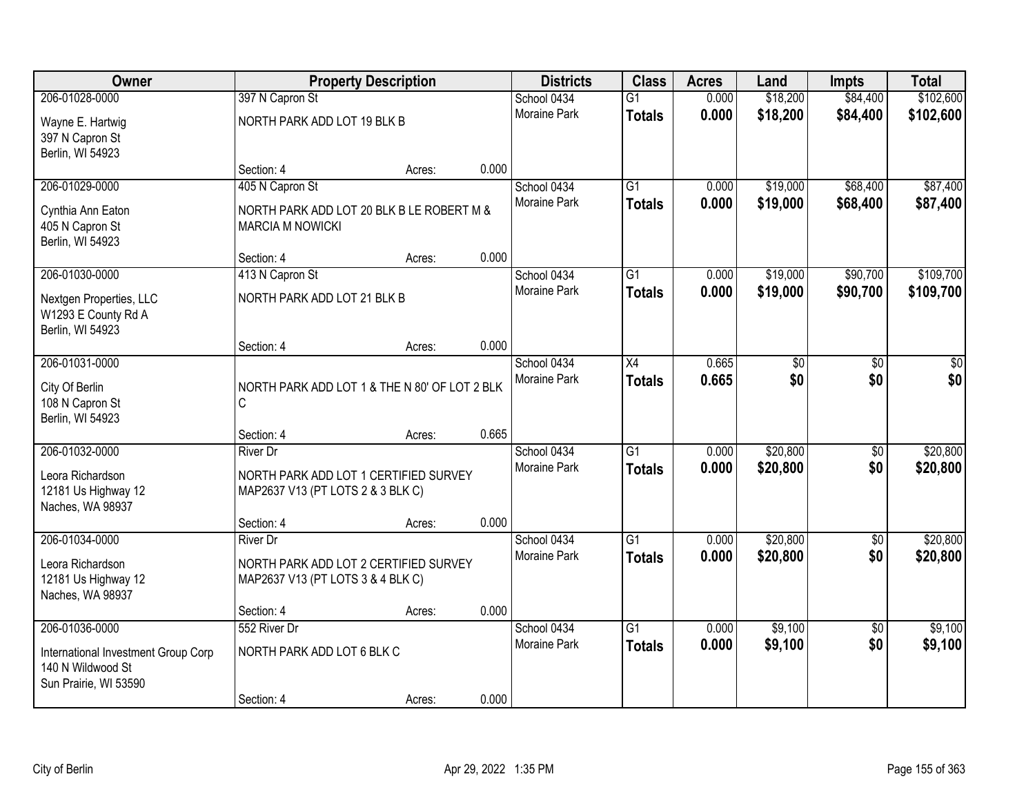| Owner | Property Description | Districts | Class | Acres | Land | Impts | Total |
|---|---|---|---|---|---|---|---|
| 206-01028-0000<br>Wayne E. Hartwig<br>397 N Capron St<br>Berlin, WI 54923 | 397 N Capron St<br>NORTH PARK ADD LOT 19 BLK B<br>Section: 4 Acres: 0.000 | School 0434<br>Moraine Park | G1<br>**Totals** | 0.000<br>**0.000** | $18,200<br>**$18,200** | $84,400<br>**$84,400** | $102,600<br>**$102,600** |
| 206-01029-0000<br>Cynthia Ann Eaton<br>405 N Capron St<br>Berlin, WI 54923 | 405 N Capron St<br>NORTH PARK ADD LOT 20 BLK B LE ROBERT M & MARCIA M NOWICKI<br>Section: 4 Acres: 0.000 | School 0434<br>Moraine Park | G1<br>**Totals** | 0.000<br>**0.000** | $19,000<br>**$19,000** | $68,400<br>**$68,400** | $87,400<br>**$87,400** |
| 206-01030-0000<br>Nextgen Properties, LLC<br>W1293 E County Rd A<br>Berlin, WI 54923 | 413 N Capron St<br>NORTH PARK ADD LOT 21 BLK B<br>Section: 4 Acres: 0.000 | School 0434<br>Moraine Park | G1<br>**Totals** | 0.000<br>**0.000** | $19,000<br>**$19,000** | $90,700<br>**$90,700** | $109,700<br>**$109,700** |
| 206-01031-0000<br>City Of Berlin<br>108 N Capron St<br>Berlin, WI 54923 | NORTH PARK ADD LOT 1 & THE N 80' OF LOT 2 BLK C<br>Section: 4 Acres: 0.665 | School 0434<br>Moraine Park | X4<br>**Totals** | 0.665<br>**0.665** | $0<br>**$0** | $0<br>**$0** | $0<br>**$0** |
| 206-01032-0000<br>Leora Richardson<br>12181 Us Highway 12<br>Naches, WA 98937 | River Dr<br>NORTH PARK ADD LOT 1 CERTIFIED SURVEY MAP2637 V13 (PT LOTS 2 & 3 BLK C)<br>Section: 4 Acres: 0.000 | School 0434<br>Moraine Park | G1<br>**Totals** | 0.000<br>**0.000** | $20,800<br>**$20,800** | $0<br>**$0** | $20,800<br>**$20,800** |
| 206-01034-0000<br>Leora Richardson<br>12181 Us Highway 12<br>Naches, WA 98937 | River Dr<br>NORTH PARK ADD LOT 2 CERTIFIED SURVEY MAP2637 V13 (PT LOTS 3 & 4 BLK C)<br>Section: 4 Acres: 0.000 | School 0434<br>Moraine Park | G1<br>**Totals** | 0.000<br>**0.000** | $20,800<br>**$20,800** | $0<br>**$0** | $20,800<br>**$20,800** |
| 206-01036-0000<br>International Investment Group Corp<br>140 N Wildwood St<br>Sun Prairie, WI 53590 | 552 River Dr<br>NORTH PARK ADD LOT 6 BLK C<br>Section: 4 Acres: 0.000 | School 0434<br>Moraine Park | G1<br>**Totals** | 0.000<br>**0.000** | $9,100<br>**$9,100** | $0<br>**$0** | $9,100<br>**$9,100** |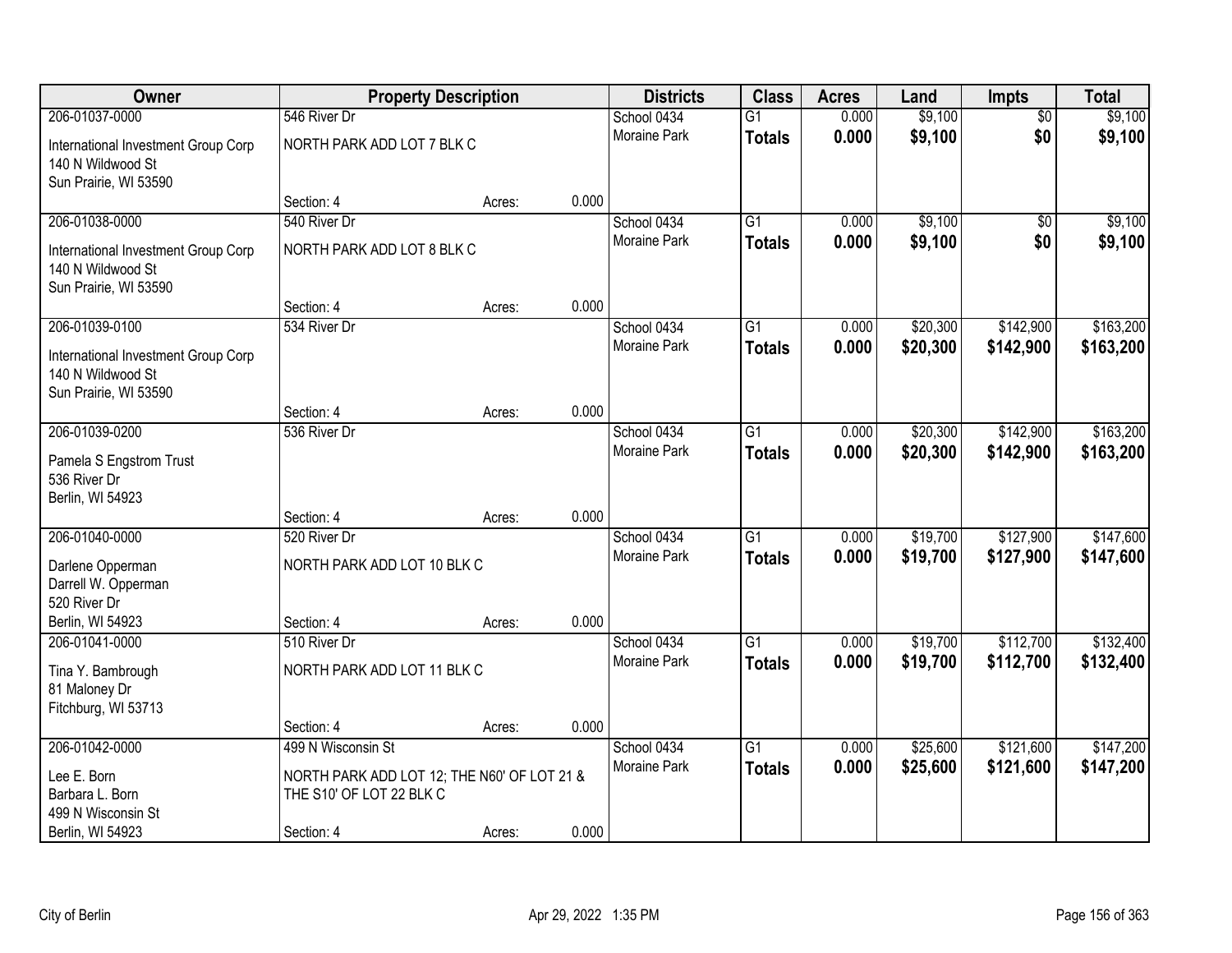| Owner | Property Description | | | Districts | Class | Acres | Land | Impts | Total |
|---|---|---|---|---|---|---|---|---|---|
| 206-01037-0000 | 546 River Dr | | | School 0434 | G1 | 0.000 | $9,100 | $0 | $9,100 |
| International Investment Group Corp<br>140 N Wildwood St<br>Sun Prairie, WI 53590 | NORTH PARK ADD LOT 7 BLK C | | | Moraine Park | **Totals** | **0.000** | **$9,100** | **$0** | **$9,100** |
| | Section: 4 | Acres: | 0.000 | | | | | | |
| 206-01038-0000 | 540 River Dr | | | School 0434 | G1 | 0.000 | $9,100 | $0 | $9,100 |
| International Investment Group Corp<br>140 N Wildwood St<br>Sun Prairie, WI 53590 | NORTH PARK ADD LOT 8 BLK C | | | Moraine Park | **Totals** | **0.000** | **$9,100** | **$0** | **$9,100** |
| | Section: 4 | Acres: | 0.000 | | | | | | |
| 206-01039-0100 | 534 River Dr | | | School 0434 | G1 | 0.000 | $20,300 | $142,900 | $163,200 |
| International Investment Group Corp<br>140 N Wildwood St<br>Sun Prairie, WI 53590 | | | | Moraine Park | **Totals** | **0.000** | **$20,300** | **$142,900** | **$163,200** |
| | Section: 4 | Acres: | 0.000 | | | | | | |
| 206-01039-0200 | 536 River Dr | | | School 0434 | G1 | 0.000 | $20,300 | $142,900 | $163,200 |
| Pamela S Engstrom Trust<br>536 River Dr<br>Berlin, WI 54923 | | | | Moraine Park | **Totals** | **0.000** | **$20,300** | **$142,900** | **$163,200** |
| | Section: 4 | Acres: | 0.000 | | | | | | |
| 206-01040-0000 | 520 River Dr | | | School 0434 | G1 | 0.000 | $19,700 | $127,900 | $147,600 |
| Darlene Opperman<br>Darrell W. Opperman<br>520 River Dr<br>Berlin, WI 54923 | NORTH PARK ADD LOT 10 BLK C | | | Moraine Park | **Totals** | **0.000** | **$19,700** | **$127,900** | **$147,600** |
| | Section: 4 | Acres: | 0.000 | | | | | | |
| 206-01041-0000 | 510 River Dr | | | School 0434 | G1 | 0.000 | $19,700 | $112,700 | $132,400 |
| Tina Y. Bambrough<br>81 Maloney Dr<br>Fitchburg, WI 53713 | NORTH PARK ADD LOT 11 BLK C | | | Moraine Park | **Totals** | **0.000** | **$19,700** | **$112,700** | **$132,400** |
| | Section: 4 | Acres: | 0.000 | | | | | | |
| 206-01042-0000 | 499 N Wisconsin St | | | School 0434 | G1 | 0.000 | $25,600 | $121,600 | $147,200 |
| Lee E. Born<br>Barbara L. Born<br>499 N Wisconsin St<br>Berlin, WI 54923 | NORTH PARK ADD LOT 12; THE N60' OF LOT 21 & THE S10' OF LOT 22 BLK C | | | Moraine Park | **Totals** | **0.000** | **$25,600** | **$121,600** | **$147,200** |
| | Section: 4 | Acres: | 0.000 | | | | | | |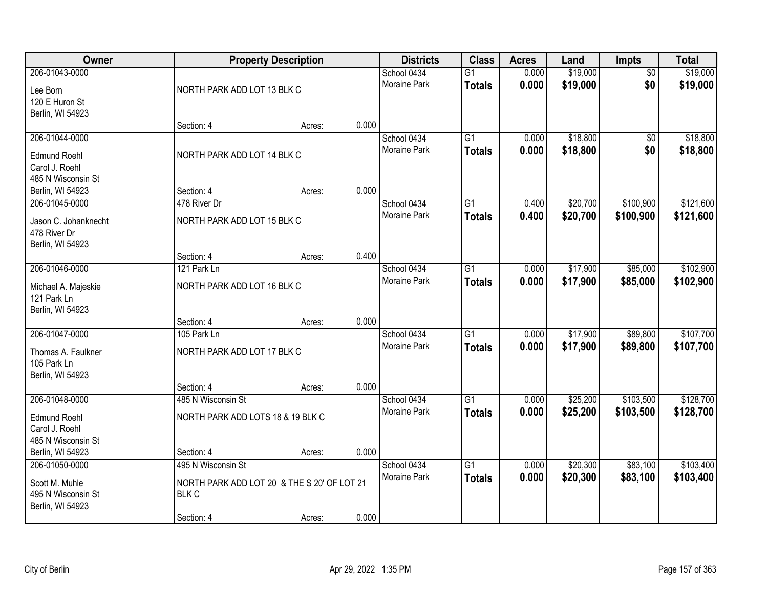| Owner | Property Description | | | Districts | Class | Acres | Land | Impts | Total |
|---|---|---|---|---|---|---|---|---|---|
| 206-01043-0000 | | | | School 0434 | G1 | 0.000 | $19,000 | $0 | $19,000 |
| Lee Born<br>120 E Huron St<br>Berlin, WI 54923 | NORTH PARK ADD LOT 13 BLK C | | | Moraine Park | **Totals** | **0.000** | **$19,000** | **$0** | **$19,000** |
| | Section: 4 | Acres: | 0.000 | | | | | | |
| 206-01044-0000 | | | | School 0434 | G1 | 0.000 | $18,800 | $0 | $18,800 |
| Edmund Roehl<br>Carol J. Roehl<br>485 N Wisconsin St<br>Berlin, WI 54923 | NORTH PARK ADD LOT 14 BLK C | | | Moraine Park | **Totals** | **0.000** | **$18,800** | **$0** | **$18,800** |
| | Section: 4 | Acres: | 0.000 | | | | | | |
| 206-01045-0000 | 478 River Dr | | | School 0434 | G1 | 0.400 | $20,700 | $100,900 | $121,600 |
| Jason C. Johanknecht<br>478 River Dr<br>Berlin, WI 54923 | NORTH PARK ADD LOT 15 BLK C | | | Moraine Park | **Totals** | **0.400** | **$20,700** | **$100,900** | **$121,600** |
| | Section: 4 | Acres: | 0.400 | | | | | | |
| 206-01046-0000 | 121 Park Ln | | | School 0434 | G1 | 0.000 | $17,900 | $85,000 | $102,900 |
| Michael A. Majeskie<br>121 Park Ln<br>Berlin, WI 54923 | NORTH PARK ADD LOT 16 BLK C | | | Moraine Park | **Totals** | **0.000** | **$17,900** | **$85,000** | **$102,900** |
| | Section: 4 | Acres: | 0.000 | | | | | | |
| 206-01047-0000 | 105 Park Ln | | | School 0434 | G1 | 0.000 | $17,900 | $89,800 | $107,700 |
| Thomas A. Faulkner<br>105 Park Ln<br>Berlin, WI 54923 | NORTH PARK ADD LOT 17 BLK C | | | Moraine Park | **Totals** | **0.000** | **$17,900** | **$89,800** | **$107,700** |
| | Section: 4 | Acres: | 0.000 | | | | | | |
| 206-01048-0000 | 485 N Wisconsin St | | | School 0434 | G1 | 0.000 | $25,200 | $103,500 | $128,700 |
| Edmund Roehl<br>Carol J. Roehl<br>485 N Wisconsin St<br>Berlin, WI 54923 | NORTH PARK ADD LOTS 18 & 19 BLK C | | | Moraine Park | **Totals** | **0.000** | **$25,200** | **$103,500** | **$128,700** |
| | Section: 4 | Acres: | 0.000 | | | | | | |
| 206-01050-0000 | 495 N Wisconsin St | | | School 0434 | G1 | 0.000 | $20,300 | $83,100 | $103,400 |
| Scott M. Muhle<br>495 N Wisconsin St<br>Berlin, WI 54923 | NORTH PARK ADD LOT 20 & THE S 20' OF LOT 21 BLK C | | | Moraine Park | **Totals** | **0.000** | **$20,300** | **$83,100** | **$103,400** |
| | Section: 4 | Acres: | 0.000 | | | | | | |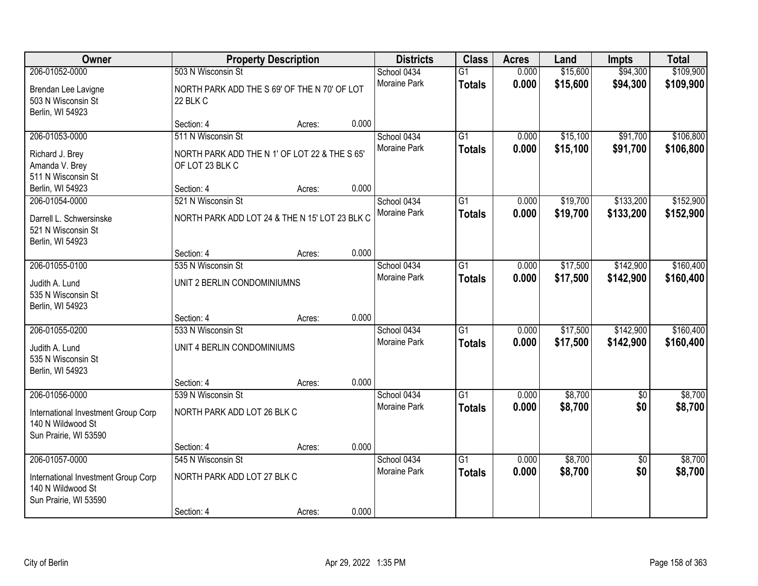| Owner | Property Description | | | Districts | Class | Acres | Land | Impts | Total |
|---|---|---|---|---|---|---|---|---|---|
| 206-01052-0000 | 503 N Wisconsin St | | | School 0434 | G1 | 0.000 | $15,600 | $94,300 | $109,900 |
| Brendan Lee Lavigne<br>503 N Wisconsin St<br>Berlin, WI 54923 | NORTH PARK ADD THE S 69' OF THE N 70' OF LOT 22 BLK C | | | Moraine Park | **Totals** | **0.000** | **$15,600** | **$94,300** | **$109,900** |
| | Section: 4 | Acres: | 0.000 | | | | | | |
| 206-01053-0000 | 511 N Wisconsin St | | | School 0434 | G1 | 0.000 | $15,100 | $91,700 | $106,800 |
| Richard J. Brey<br>Amanda V. Brey<br>511 N Wisconsin St<br>Berlin, WI 54923 | NORTH PARK ADD THE N 1' OF LOT 22 & THE S 65' OF LOT 23 BLK C | | | Moraine Park | **Totals** | **0.000** | **$15,100** | **$91,700** | **$106,800** |
| | Section: 4 | Acres: | 0.000 | | | | | | |
| 206-01054-0000 | 521 N Wisconsin St | | | School 0434 | G1 | 0.000 | $19,700 | $133,200 | $152,900 |
| Darrell L. Schwersinske<br>521 N Wisconsin St<br>Berlin, WI 54923 | NORTH PARK ADD LOT 24 & THE N 15' LOT 23 BLK C | | | Moraine Park | **Totals** | **0.000** | **$19,700** | **$133,200** | **$152,900** |
| | Section: 4 | Acres: | 0.000 | | | | | | |
| 206-01055-0100 | 535 N Wisconsin St | | | School 0434 | G1 | 0.000 | $17,500 | $142,900 | $160,400 |
| Judith A. Lund<br>535 N Wisconsin St<br>Berlin, WI 54923 | UNIT 2 BERLIN CONDOMINIUMNS | | | Moraine Park | **Totals** | **0.000** | **$17,500** | **$142,900** | **$160,400** |
| | Section: 4 | Acres: | 0.000 | | | | | | |
| 206-01055-0200 | 533 N Wisconsin St | | | School 0434 | G1 | 0.000 | $17,500 | $142,900 | $160,400 |
| Judith A. Lund<br>535 N Wisconsin St<br>Berlin, WI 54923 | UNIT 4 BERLIN CONDOMINIUMS | | | Moraine Park | **Totals** | **0.000** | **$17,500** | **$142,900** | **$160,400** |
| | Section: 4 | Acres: | 0.000 | | | | | | |
| 206-01056-0000 | 539 N Wisconsin St | | | School 0434 | G1 | 0.000 | $8,700 | $0 | $8,700 |
| International Investment Group Corp<br>140 N Wildwood St<br>Sun Prairie, WI 53590 | NORTH PARK ADD LOT 26 BLK C | | | Moraine Park | **Totals** | **0.000** | **$8,700** | **$0** | **$8,700** |
| | Section: 4 | Acres: | 0.000 | | | | | | |
| 206-01057-0000 | 545 N Wisconsin St | | | School 0434 | G1 | 0.000 | $8,700 | $0 | $8,700 |
| International Investment Group Corp<br>140 N Wildwood St<br>Sun Prairie, WI 53590 | NORTH PARK ADD LOT 27 BLK C | | | Moraine Park | **Totals** | **0.000** | **$8,700** | **$0** | **$8,700** |
| | Section: 4 | Acres: | 0.000 | | | | | | |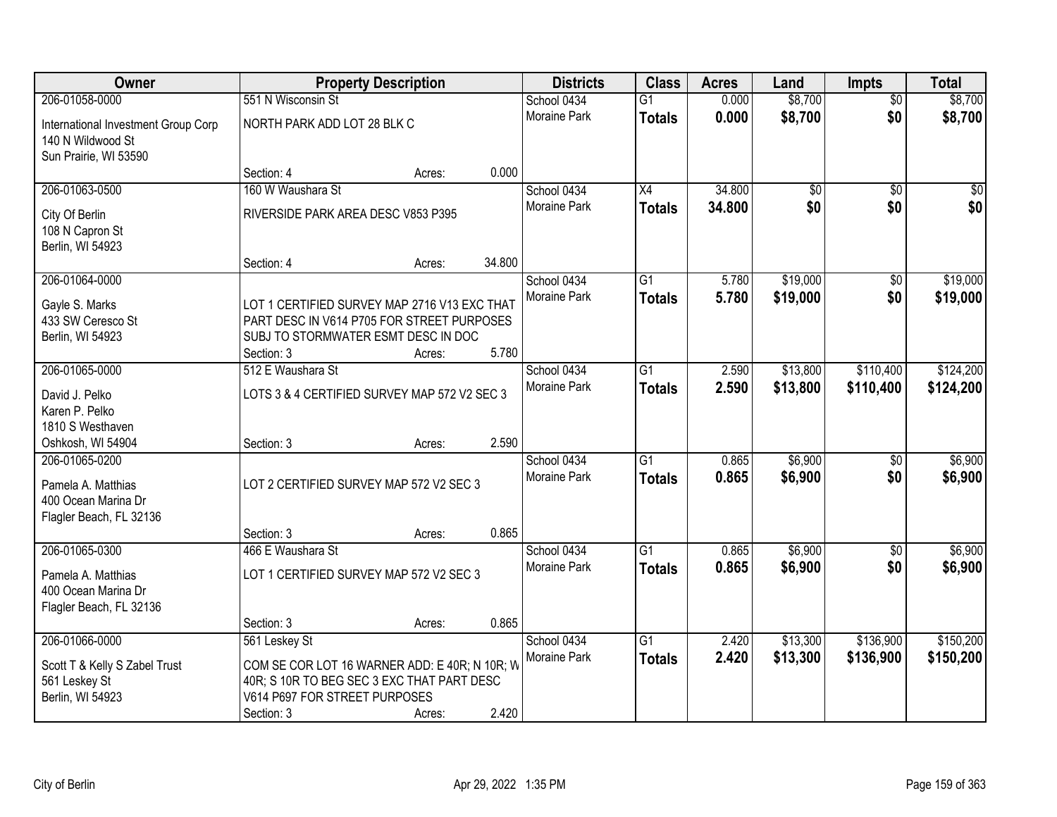| Owner | Property Description | | | Districts | Class | Acres | Land | Impts | Total |
|---|---|---|---|---|---|---|---|---|---|
| 206-01058-0000 | 551 N Wisconsin St | | | School 0434 | G1 | 0.000 | $8,700 | $0 | $8,700 |
| International Investment Group Corp<br>140 N Wildwood St<br>Sun Prairie, WI 53590 | NORTH PARK ADD LOT 28 BLK C | | | Moraine Park | **Totals** | **0.000** | **$8,700** | **$0** | **$8,700** |
| | Section: 4 | Acres: | 0.000 | | | | | | |
| 206-01063-0500 | 160 W Waushara St | | | School 0434 | X4 | 34.800 | $0 | $0 | $0 |
| City Of Berlin<br>108 N Capron St<br>Berlin, WI 54923 | RIVERSIDE PARK AREA DESC V853 P395 | | | Moraine Park | **Totals** | **34.800** | **$0** | **$0** | **$0** |
| | Section: 4 | Acres: | 34.800 | | | | | | |
| 206-01064-0000 | | | | School 0434 | G1 | 5.780 | $19,000 | $0 | $19,000 |
| Gayle S. Marks<br>433 SW Ceresco St<br>Berlin, WI 54923 | LOT 1 CERTIFIED SURVEY MAP 2716 V13 EXC THAT PART DESC IN V614 P705 FOR STREET PURPOSES SUBJ TO STORMWATER ESMT DESC IN DOC | | | Moraine Park | **Totals** | **5.780** | **$19,000** | **$0** | **$19,000** |
| | Section: 3 | Acres: | 5.780 | | | | | | |
| 206-01065-0000 | 512 E Waushara St | | | School 0434 | G1 | 2.590 | $13,800 | $110,400 | $124,200 |
| David J. Pelko<br>Karen P. Pelko<br>1810 S Westhaven<br>Oshkosh, WI 54904 | LOTS 3 & 4 CERTIFIED SURVEY MAP 572 V2 SEC 3 | | | Moraine Park | **Totals** | **2.590** | **$13,800** | **$110,400** | **$124,200** |
| | Section: 3 | Acres: | 2.590 | | | | | | |
| 206-01065-0200 | | | | School 0434 | G1 | 0.865 | $6,900 | $0 | $6,900 |
| Pamela A. Matthias<br>400 Ocean Marina Dr<br>Flagler Beach, FL 32136 | LOT 2 CERTIFIED SURVEY MAP 572 V2 SEC 3 | | | Moraine Park | **Totals** | **0.865** | **$6,900** | **$0** | **$6,900** |
| | Section: 3 | Acres: | 0.865 | | | | | | |
| 206-01065-0300 | 466 E Waushara St | | | School 0434 | G1 | 0.865 | $6,900 | $0 | $6,900 |
| Pamela A. Matthias<br>400 Ocean Marina Dr<br>Flagler Beach, FL 32136 | LOT 1 CERTIFIED SURVEY MAP 572 V2 SEC 3 | | | Moraine Park | **Totals** | **0.865** | **$6,900** | **$0** | **$6,900** |
| | Section: 3 | Acres: | 0.865 | | | | | | |
| 206-01066-0000 | 561 Leskey St | | | School 0434 | G1 | 2.420 | $13,300 | $136,900 | $150,200 |
| Scott T & Kelly S Zabel Trust<br>561 Leskey St<br>Berlin, WI 54923 | COM SE COR LOT 16 WARNER ADD: E 40R; N 10R; W 40R; S 10R TO BEG SEC 3 EXC THAT PART DESC V614 P697 FOR STREET PURPOSES | | | Moraine Park | **Totals** | **2.420** | **$13,300** | **$136,900** | **$150,200** |
| | Section: 3 | Acres: | 2.420 | | | | | | |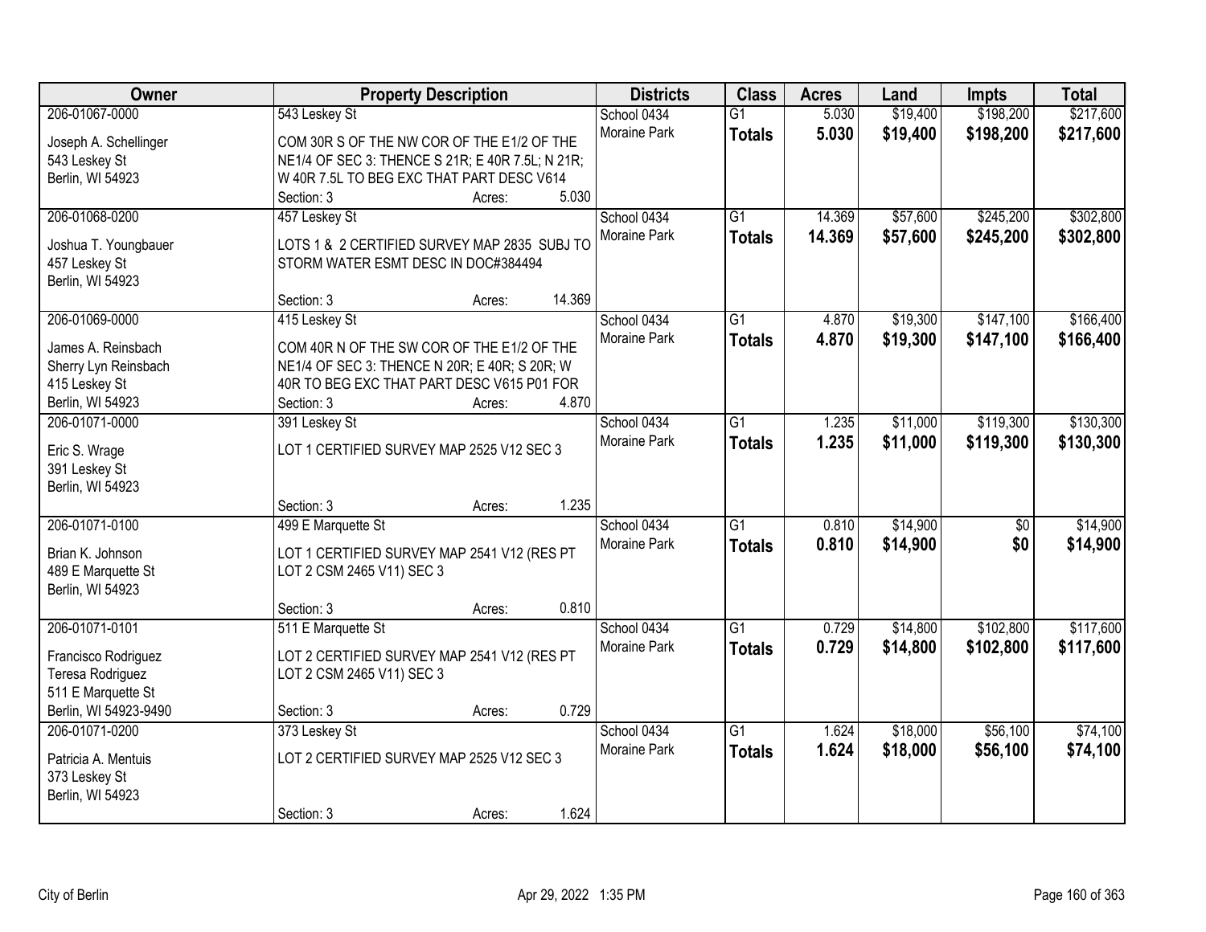| Owner | Property Description | Districts | Class | Acres | Land | Impts | Total |
|---|---|---|---|---|---|---|---|
| 206-01067-0000<br>Joseph A. Schellinger<br>543 Leskey St<br>Berlin, WI 54923 | 543 Leskey St<br>COM 30R S OF THE NW COR OF THE E1/2 OF THE NE1/4 OF SEC 3: THENCE S 21R; E 40R 7.5L; N 21R; W 40R 7.5L TO BEG EXC THAT PART DESC V614<br>Section: 3 Acres: 5.030 | School 0434<br>Moraine Park | G1<br>**Totals** | 5.030<br>**5.030** | $19,400<br>**$19,400** | $198,200<br>**$198,200** | $217,600<br>**$217,600** |
| 206-01068-0200<br>Joshua T. Youngbauer<br>457 Leskey St<br>Berlin, WI 54923 | 457 Leskey St<br>LOTS 1 & 2 CERTIFIED SURVEY MAP 2835 SUBJ TO STORM WATER ESMT DESC IN DOC#384494<br>Section: 3 Acres: 14.369 | School 0434<br>Moraine Park | G1<br>**Totals** | 14.369<br>**14.369** | $57,600<br>**$57,600** | $245,200<br>**$245,200** | $302,800<br>**$302,800** |
| 206-01069-0000<br>James A. Reinsbach<br>Sherry Lyn Reinsbach<br>415 Leskey St<br>Berlin, WI 54923 | 415 Leskey St<br>COM 40R N OF THE SW COR OF THE E1/2 OF THE NE1/4 OF SEC 3: THENCE N 20R; E 40R; S 20R; W 40R TO BEG EXC THAT PART DESC V615 P01 FOR<br>Section: 3 Acres: 4.870 | School 0434<br>Moraine Park | G1<br>**Totals** | 4.870<br>**4.870** | $19,300<br>**$19,300** | $147,100<br>**$147,100** | $166,400<br>**$166,400** |
| 206-01071-0000<br>Eric S. Wrage<br>391 Leskey St<br>Berlin, WI 54923 | 391 Leskey St<br>LOT 1 CERTIFIED SURVEY MAP 2525 V12 SEC 3<br>Section: 3 Acres: 1.235 | School 0434<br>Moraine Park | G1<br>**Totals** | 1.235<br>**1.235** | $11,000<br>**$11,000** | $119,300<br>**$119,300** | $130,300<br>**$130,300** |
| 206-01071-0100<br>Brian K. Johnson<br>489 E Marquette St<br>Berlin, WI 54923 | 499 E Marquette St<br>LOT 1 CERTIFIED SURVEY MAP 2541 V12 (RES PT LOT 2 CSM 2465 V11) SEC 3<br>Section: 3 Acres: 0.810 | School 0434<br>Moraine Park | G1<br>**Totals** | 0.810<br>**0.810** | $14,900<br>**$14,900** | $0<br>**$0** | $14,900<br>**$14,900** |
| 206-01071-0101<br>Francisco Rodriguez<br>Teresa Rodriguez<br>511 E Marquette St<br>Berlin, WI 54923-9490 | 511 E Marquette St<br>LOT 2 CERTIFIED SURVEY MAP 2541 V12 (RES PT LOT 2 CSM 2465 V11) SEC 3<br>Section: 3 Acres: 0.729 | School 0434<br>Moraine Park | G1<br>**Totals** | 0.729<br>**0.729** | $14,800<br>**$14,800** | $102,800<br>**$102,800** | $117,600<br>**$117,600** |
| 206-01071-0200<br>Patricia A. Mentuis<br>373 Leskey St<br>Berlin, WI 54923 | 373 Leskey St<br>LOT 2 CERTIFIED SURVEY MAP 2525 V12 SEC 3<br>Section: 3 Acres: 1.624 | School 0434<br>Moraine Park | G1<br>**Totals** | 1.624<br>**1.624** | $18,000<br>**$18,000** | $56,100<br>**$56,100** | $74,100<br>**$74,100** |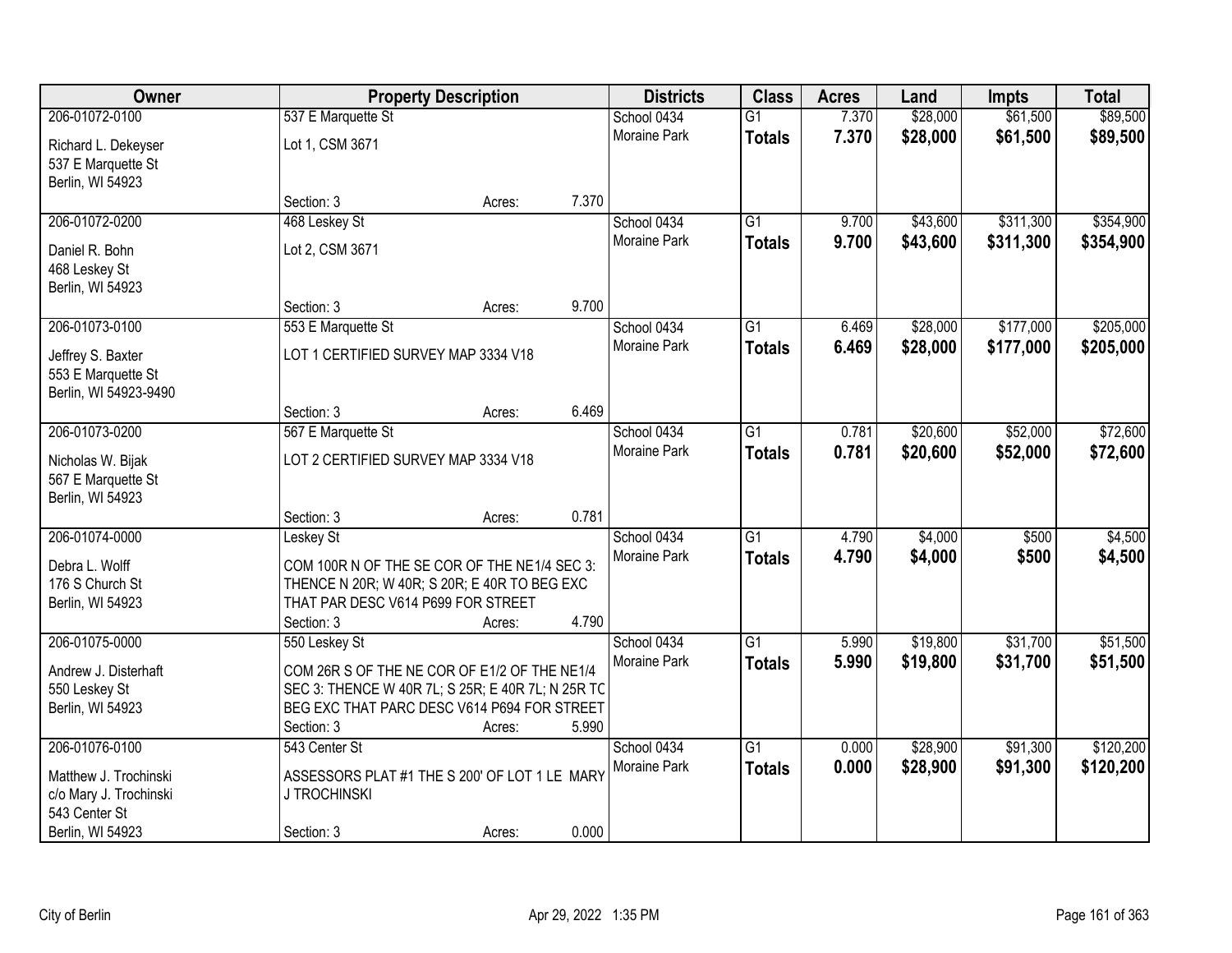| Owner | Property Description | | | Districts | Class | Acres | Land | Impts | Total |
|---|---|---|---|---|---|---|---|---|---|
| 206-01072-0100 | 537 E Marquette St | | | School 0434 | G1 | 7.370 | $28,000 | $61,500 | $89,500 |
| Richard L. Dekeyser<br>537 E Marquette St<br>Berlin, WI 54923 | Lot 1, CSM 3671 | | | Moraine Park | **Totals** | **7.370** | **$28,000** | **$61,500** | **$89,500** |
| | Section: 3 | Acres: | 7.370 | | | | | | |
| 206-01072-0200 | 468 Leskey St | | | School 0434 | G1 | 9.700 | $43,600 | $311,300 | $354,900 |
| Daniel R. Bohn<br>468 Leskey St<br>Berlin, WI 54923 | Lot 2, CSM 3671 | | | Moraine Park | **Totals** | **9.700** | **$43,600** | **$311,300** | **$354,900** |
| | Section: 3 | Acres: | 9.700 | | | | | | |
| 206-01073-0100 | 553 E Marquette St | | | School 0434 | G1 | 6.469 | $28,000 | $177,000 | $205,000 |
| Jeffrey S. Baxter<br>553 E Marquette St<br>Berlin, WI 54923-9490 | LOT 1 CERTIFIED SURVEY MAP 3334 V18 | | | Moraine Park | **Totals** | **6.469** | **$28,000** | **$177,000** | **$205,000** |
| | Section: 3 | Acres: | 6.469 | | | | | | |
| 206-01073-0200 | 567 E Marquette St | | | School 0434 | G1 | 0.781 | $20,600 | $52,000 | $72,600 |
| Nicholas W. Bijak<br>567 E Marquette St<br>Berlin, WI 54923 | LOT 2 CERTIFIED SURVEY MAP 3334 V18 | | | Moraine Park | **Totals** | **0.781** | **$20,600** | **$52,000** | **$72,600** |
| | Section: 3 | Acres: | 0.781 | | | | | | |
| 206-01074-0000 | Leskey St | | | School 0434 | G1 | 4.790 | $4,000 | $500 | $4,500 |
| Debra L. Wolff<br>176 S Church St<br>Berlin, WI 54923 | COM 100R N OF THE SE COR OF THE NE1/4 SEC 3: THENCE N 20R; W 40R; S 20R; E 40R TO BEG EXC THAT PAR DESC V614 P699 FOR STREET | | | Moraine Park | **Totals** | **4.790** | **$4,000** | **$500** | **$4,500** |
| | Section: 3 | Acres: | 4.790 | | | | | | |
| 206-01075-0000 | 550 Leskey St | | | School 0434 | G1 | 5.990 | $19,800 | $31,700 | $51,500 |
| Andrew J. Disterhaft<br>550 Leskey St<br>Berlin, WI 54923 | COM 26R S OF THE NE COR OF E1/2 OF THE NE1/4 SEC 3: THENCE W 40R 7L; S 25R; E 40R 7L; N 25R TO BEG EXC THAT PARC DESC V614 P694 FOR STREET | | | Moraine Park | **Totals** | **5.990** | **$19,800** | **$31,700** | **$51,500** |
| | Section: 3 | Acres: | 5.990 | | | | | | |
| 206-01076-0100 | 543 Center St | | | School 0434 | G1 | 0.000 | $28,900 | $91,300 | $120,200 |
| Matthew J. Trochinski<br>c/o Mary J. Trochinski<br>543 Center St<br>Berlin, WI 54923 | ASSESSORS PLAT #1 THE S 200' OF LOT 1 LE MARY J TROCHINSKI | | | Moraine Park | **Totals** | **0.000** | **$28,900** | **$91,300** | **$120,200** |
| | Section: 3 | Acres: | 0.000 | | | | | | |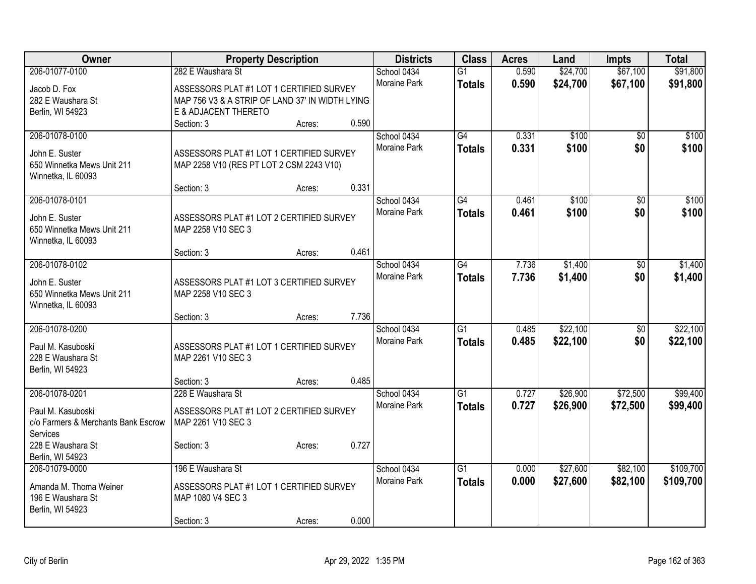| Owner | Property Description | Districts | Class | Acres | Land | Impts | Total |
|---|---|---|---|---|---|---|---|
| 206-01077-0100<br>Jacob D. Fox<br>282 E Waushara St<br>Berlin, WI 54923 | 282 E Waushara St<br>ASSESSORS PLAT #1 LOT 1 CERTIFIED SURVEY MAP 756 V3 & A STRIP OF LAND 37' IN WIDTH LYING E & ADJACENT THERETO<br>Section: 3 Acres: 0.590 | School 0434<br>Moraine Park | G1<br>**Totals** | 0.590<br>**0.590** | $24,700<br>**$24,700** | $67,100<br>**$67,100** | $91,800<br>**$91,800** |
| 206-01078-0100<br>John E. Suster<br>650 Winnetka Mews Unit 211<br>Winnetka, IL 60093 | ASSESSORS PLAT #1 LOT 1 CERTIFIED SURVEY MAP 2258 V10 (RES PT LOT 2 CSM 2243 V10)<br>Section: 3 Acres: 0.331 | School 0434<br>Moraine Park | G4<br>**Totals** | 0.331<br>**0.331** | $100<br>**$100** | $0<br>**$0** | $100<br>**$100** |
| 206-01078-0101<br>John E. Suster<br>650 Winnetka Mews Unit 211<br>Winnetka, IL 60093 | ASSESSORS PLAT #1 LOT 2 CERTIFIED SURVEY MAP 2258 V10 SEC 3<br>Section: 3 Acres: 0.461 | School 0434<br>Moraine Park | G4<br>**Totals** | 0.461<br>**0.461** | $100<br>**$100** | $0<br>**$0** | $100<br>**$100** |
| 206-01078-0102<br>John E. Suster<br>650 Winnetka Mews Unit 211<br>Winnetka, IL 60093 | ASSESSORS PLAT #1 LOT 3 CERTIFIED SURVEY MAP 2258 V10 SEC 3<br>Section: 3 Acres: 7.736 | School 0434<br>Moraine Park | G4<br>**Totals** | 7.736<br>**7.736** | $1,400<br>**$1,400** | $0<br>**$0** | $1,400<br>**$1,400** |
| 206-01078-0200<br>Paul M. Kasuboski<br>228 E Waushara St<br>Berlin, WI 54923 | ASSESSORS PLAT #1 LOT 1 CERTIFIED SURVEY MAP 2261 V10 SEC 3<br>Section: 3 Acres: 0.485 | School 0434<br>Moraine Park | G1<br>**Totals** | 0.485<br>**0.485** | $22,100<br>**$22,100** | $0<br>**$0** | $22,100<br>**$22,100** |
| 206-01078-0201<br>Paul M. Kasuboski<br>c/o Farmers & Merchants Bank Escrow Services<br>228 E Waushara St<br>Berlin, WI 54923 | 228 E Waushara St<br>ASSESSORS PLAT #1 LOT 2 CERTIFIED SURVEY MAP 2261 V10 SEC 3<br>Section: 3 Acres: 0.727 | School 0434<br>Moraine Park | G1<br>**Totals** | 0.727<br>**0.727** | $26,900<br>**$26,900** | $72,500<br>**$72,500** | $99,400<br>**$99,400** |
| 206-01079-0000<br>Amanda M. Thoma Weiner<br>196 E Waushara St<br>Berlin, WI 54923 | 196 E Waushara St<br>ASSESSORS PLAT #1 LOT 1 CERTIFIED SURVEY MAP 1080 V4 SEC 3<br>Section: 3 Acres: 0.000 | School 0434<br>Moraine Park | G1<br>**Totals** | 0.000<br>**0.000** | $27,600<br>**$27,600** | $82,100<br>**$82,100** | $109,700<br>**$109,700** |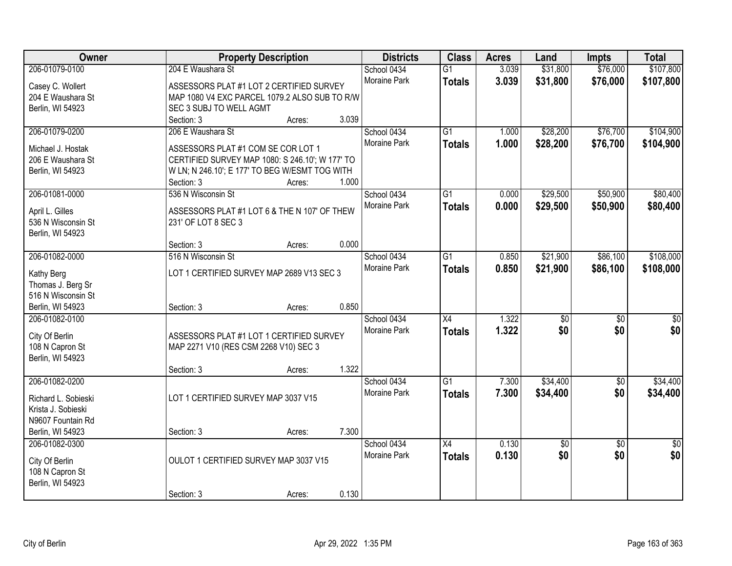| Owner | Property Description | Districts | Class | Acres | Land | Impts | Total |
|---|---|---|---|---|---|---|---|
| 206-01079-0100<br>Casey C. Wollert<br>204 E Waushara St<br>Berlin, WI 54923 | 204 E Waushara St<br>ASSESSORS PLAT #1 LOT 2 CERTIFIED SURVEY MAP 1080 V4 EXC PARCEL 1079.2 ALSO SUB TO R/W SEC 3 SUBJ TO WELL AGMT<br>Section: 3 Acres: 3.039 | School 0434<br>Moraine Park | G1<br>**Totals** | 3.039<br>**3.039** | $31,800<br>**$31,800** | $76,000<br>**$76,000** | $107,800<br>**$107,800** |
| 206-01079-0200<br>Michael J. Hostak<br>206 E Waushara St<br>Berlin, WI 54923 | 206 E Waushara St<br>ASSESSORS PLAT #1 COM SE COR LOT 1 CERTIFIED SURVEY MAP 1080: S 246.10'; W 177' TO W LN; N 246.10'; E 177' TO BEG W/ESMT TOG WITH<br>Section: 3 Acres: 1.000 | School 0434<br>Moraine Park | G1<br>**Totals** | 1.000<br>**1.000** | $28,200<br>**$28,200** | $76,700<br>**$76,700** | $104,900<br>**$104,900** |
| 206-01081-0000<br>April L. Gilles<br>536 N Wisconsin St<br>Berlin, WI 54923 | 536 N Wisconsin St<br>ASSESSORS PLAT #1 LOT 6 & THE N 107' OF THEW 231' OF LOT 8 SEC 3<br>Section: 3 Acres: 0.000 | School 0434<br>Moraine Park | G1<br>**Totals** | 0.000<br>**0.000** | $29,500<br>**$29,500** | $50,900<br>**$50,900** | $80,400<br>**$80,400** |
| 206-01082-0000<br>Kathy Berg<br>Thomas J. Berg Sr<br>516 N Wisconsin St<br>Berlin, WI 54923 | 516 N Wisconsin St<br>LOT 1 CERTIFIED SURVEY MAP 2689 V13 SEC 3<br>Section: 3 Acres: 0.850 | School 0434<br>Moraine Park | G1<br>**Totals** | 0.850<br>**0.850** | $21,900<br>**$21,900** | $86,100<br>**$86,100** | $108,000<br>**$108,000** |
| 206-01082-0100<br>City Of Berlin<br>108 N Capron St<br>Berlin, WI 54923 | ASSESSORS PLAT #1 LOT 1 CERTIFIED SURVEY MAP 2271 V10 (RES CSM 2268 V10) SEC 3<br>Section: 3 Acres: 1.322 | School 0434<br>Moraine Park | X4<br>**Totals** | 1.322<br>**1.322** | $0<br>**$0** | $0<br>**$0** | $0<br>**$0** |
| 206-01082-0200<br>Richard L. Sobieski<br>Krista J. Sobieski<br>N9607 Fountain Rd<br>Berlin, WI 54923 | LOT 1 CERTIFIED SURVEY MAP 3037 V15<br>Section: 3 Acres: 7.300 | School 0434<br>Moraine Park | G1<br>**Totals** | 7.300<br>**7.300** | $34,400<br>**$34,400** | $0<br>**$0** | $34,400<br>**$34,400** |
| 206-01082-0300<br>City Of Berlin<br>108 N Capron St<br>Berlin, WI 54923 | OULOT 1 CERTIFIED SURVEY MAP 3037 V15<br>Section: 3 Acres: 0.130 | School 0434<br>Moraine Park | X4<br>**Totals** | 0.130<br>**0.130** | $0<br>**$0** | $0<br>**$0** | $0<br>**$0** |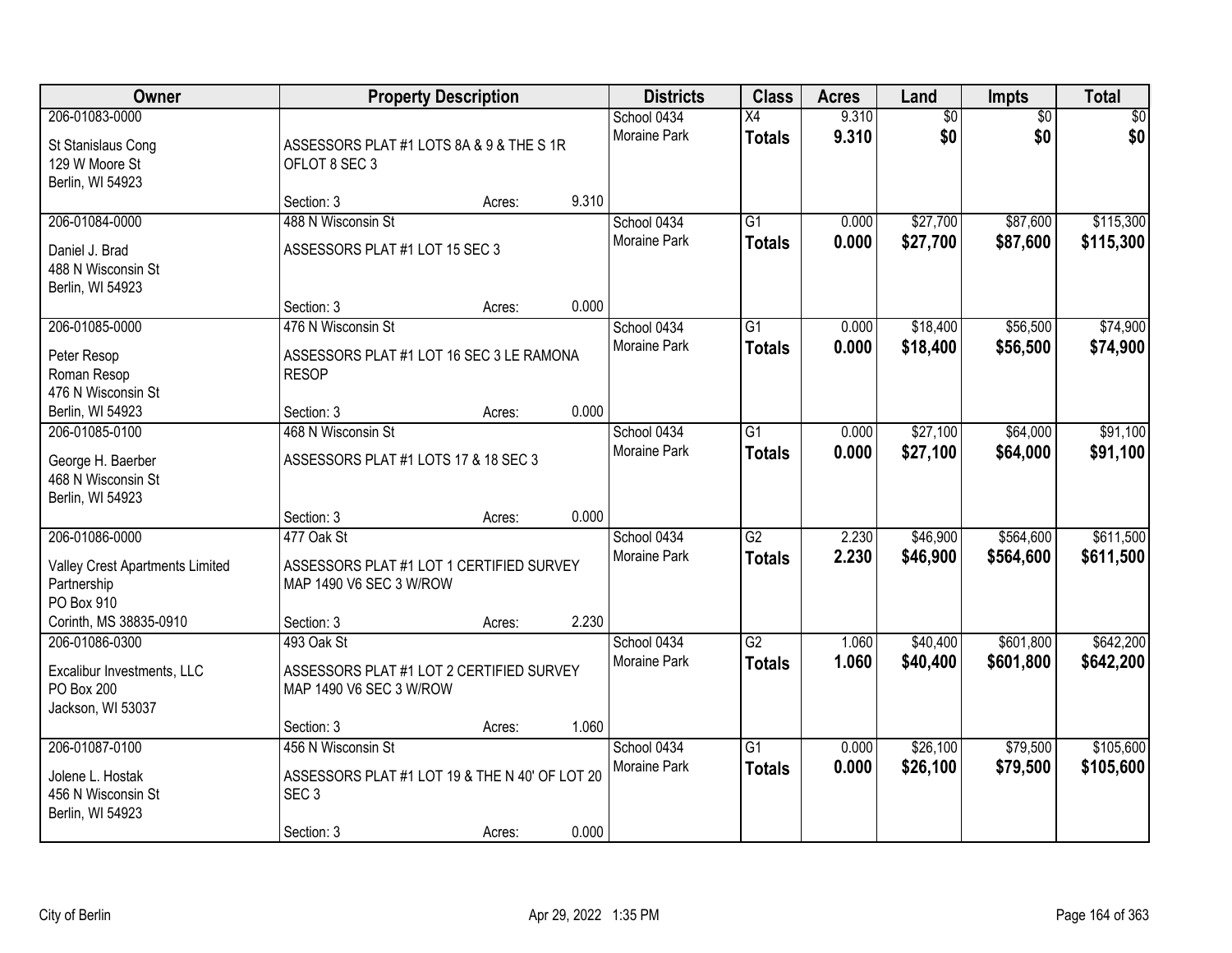| Owner | Property Description | Districts | Class | Acres | Land | Impts | Total |
|---|---|---|---|---|---|---|---|
| 206-01083-0000<br>St Stanislaus Cong<br>129 W Moore St<br>Berlin, WI 54923 | ASSESSORS PLAT #1 LOTS 8A & 9 & THE S 1R OFLOT 8 SEC 3<br>Section: 3 Acres: 9.310 | School 0434<br>Moraine Park | X4<br>**Totals** | 9.310<br>**9.310** | $0<br>**$0** | $0<br>**$0** | $0<br>**$0** |
| 206-01084-0000<br>Daniel J. Brad<br>488 N Wisconsin St<br>Berlin, WI 54923 | 488 N Wisconsin St<br>ASSESSORS PLAT #1 LOT 15 SEC 3<br>Section: 3 Acres: 0.000 | School 0434<br>Moraine Park | G1<br>**Totals** | 0.000<br>**0.000** | $27,700<br>**$27,700** | $87,600<br>**$87,600** | $115,300<br>**$115,300** |
| 206-01085-0000<br>Peter Resop<br>Roman Resop<br>476 N Wisconsin St<br>Berlin, WI 54923 | 476 N Wisconsin St<br>ASSESSORS PLAT #1 LOT 16 SEC 3 LE RAMONA RESOP<br>Section: 3 Acres: 0.000 | School 0434<br>Moraine Park | G1<br>**Totals** | 0.000<br>**0.000** | $18,400<br>**$18,400** | $56,500<br>**$56,500** | $74,900<br>**$74,900** |
| 206-01085-0100<br>George H. Baerber<br>468 N Wisconsin St<br>Berlin, WI 54923 | 468 N Wisconsin St<br>ASSESSORS PLAT #1 LOTS 17 & 18 SEC 3<br>Section: 3 Acres: 0.000 | School 0434<br>Moraine Park | G1<br>**Totals** | 0.000<br>**0.000** | $27,100<br>**$27,100** | $64,000<br>**$64,000** | $91,100<br>**$91,100** |
| 206-01086-0000<br>Valley Crest Apartments Limited Partnership<br>PO Box 910<br>Corinth, MS 38835-0910 | 477 Oak St<br>ASSESSORS PLAT #1 LOT 1 CERTIFIED SURVEY MAP 1490 V6 SEC 3 W/ROW<br>Section: 3 Acres: 2.230 | School 0434<br>Moraine Park | G2<br>**Totals** | 2.230<br>**2.230** | $46,900<br>**$46,900** | $564,600<br>**$564,600** | $611,500<br>**$611,500** |
| 206-01086-0300<br>Excalibur Investments, LLC<br>PO Box 200<br>Jackson, WI 53037 | 493 Oak St<br>ASSESSORS PLAT #1 LOT 2 CERTIFIED SURVEY MAP 1490 V6 SEC 3 W/ROW<br>Section: 3 Acres: 1.060 | School 0434<br>Moraine Park | G2<br>**Totals** | 1.060<br>**1.060** | $40,400<br>**$40,400** | $601,800<br>**$601,800** | $642,200<br>**$642,200** |
| 206-01087-0100<br>Jolene L. Hostak<br>456 N Wisconsin St<br>Berlin, WI 54923 | 456 N Wisconsin St<br>ASSESSORS PLAT #1 LOT 19 & THE N 40' OF LOT 20 SEC 3<br>Section: 3 Acres: 0.000 | School 0434<br>Moraine Park | G1<br>**Totals** | 0.000<br>**0.000** | $26,100<br>**$26,100** | $79,500<br>**$79,500** | $105,600<br>**$105,600** |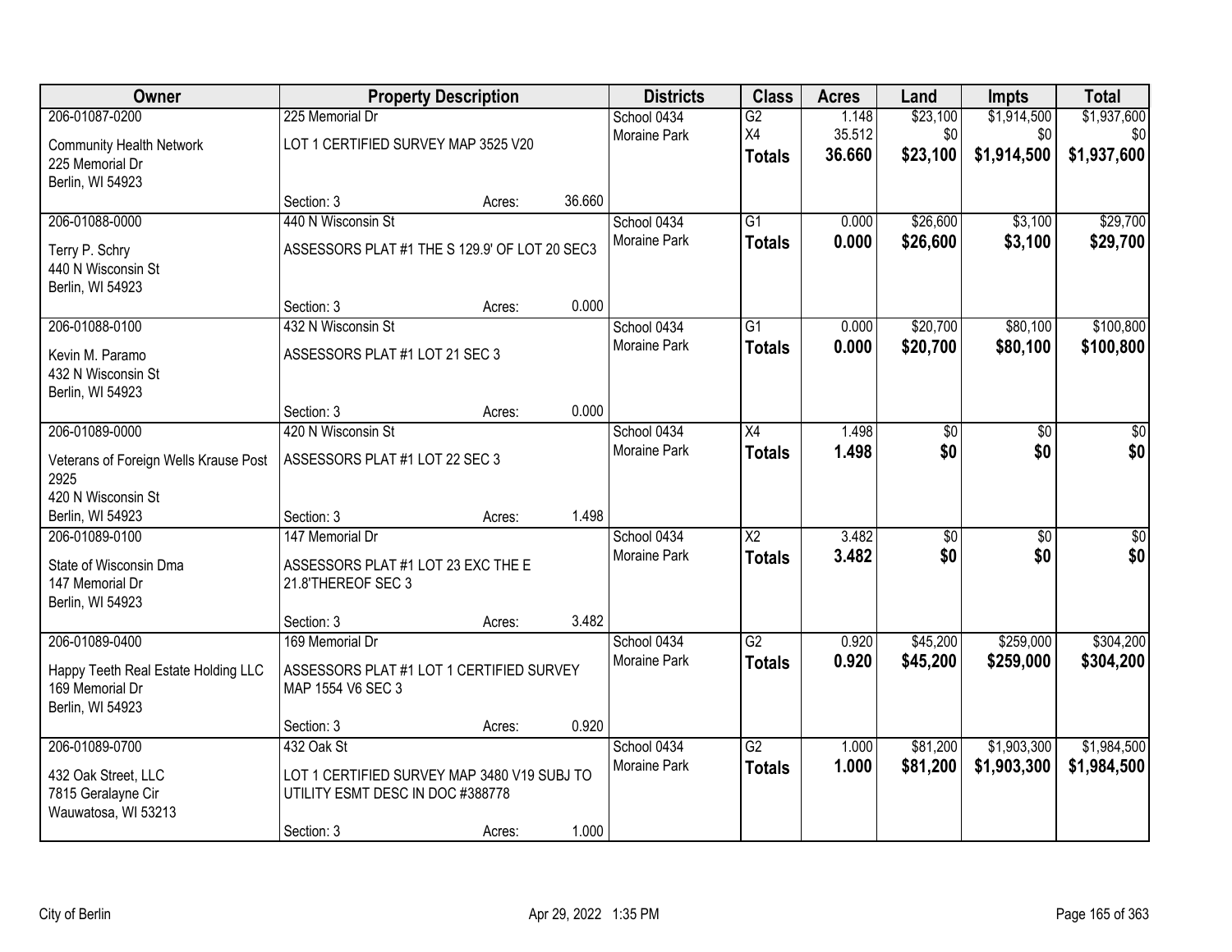| Owner | Property Description | | | Districts | Class | Acres | Land | Impts | Total |
|---|---|---|---|---|---|---|---|---|---|
| 206-01087-0200 | 225 Memorial Dr | | | School 0434 | G2 | 1.148 | $23,100 | $1,914,500 | $1,937,600 |
| Community Health Network<br>225 Memorial Dr<br>Berlin, WI 54923 | LOT 1 CERTIFIED SURVEY MAP 3525 V20 | | | Moraine Park | X4 | 35.512 | $0 | $0 | $0 |
| | | | | | **Totals** | **36.660** | **$23,100** | **$1,914,500** | **$1,937,600** |
| | Section: 3 | Acres: | 36.660 | | | | | | |
| 206-01088-0000 | 440 N Wisconsin St | | | School 0434 | G1 | 0.000 | $26,600 | $3,100 | $29,700 |
| Terry P. Schry<br>440 N Wisconsin St<br>Berlin, WI 54923 | ASSESSORS PLAT #1 THE S 129.9' OF LOT 20 SEC3 | | | Moraine Park | **Totals** | **0.000** | **$26,600** | **$3,100** | **$29,700** |
| | Section: 3 | Acres: | 0.000 | | | | | | |
| 206-01088-0100 | 432 N Wisconsin St | | | School 0434 | G1 | 0.000 | $20,700 | $80,100 | $100,800 |
| Kevin M. Paramo<br>432 N Wisconsin St<br>Berlin, WI 54923 | ASSESSORS PLAT #1 LOT 21 SEC 3 | | | Moraine Park | **Totals** | **0.000** | **$20,700** | **$80,100** | **$100,800** |
| | Section: 3 | Acres: | 0.000 | | | | | | |
| 206-01089-0000 | 420 N Wisconsin St | | | School 0434 | X4 | 1.498 | $0 | $0 | $0 |
| Veterans of Foreign Wells Krause Post 2925<br>420 N Wisconsin St<br>Berlin, WI 54923 | ASSESSORS PLAT #1 LOT 22 SEC 3 | | | Moraine Park | **Totals** | **1.498** | **$0** | **$0** | **$0** |
| | Section: 3 | Acres: | 1.498 | | | | | | |
| 206-01089-0100 | 147 Memorial Dr | | | School 0434 | X2 | 3.482 | $0 | $0 | $0 |
| State of Wisconsin Dma<br>147 Memorial Dr<br>Berlin, WI 54923 | ASSESSORS PLAT #1 LOT 23 EXC THE E 21.8'THEREOF SEC 3 | | | Moraine Park | **Totals** | **3.482** | **$0** | **$0** | **$0** |
| | Section: 3 | Acres: | 3.482 | | | | | | |
| 206-01089-0400 | 169 Memorial Dr | | | School 0434 | G2 | 0.920 | $45,200 | $259,000 | $304,200 |
| Happy Teeth Real Estate Holding LLC<br>169 Memorial Dr<br>Berlin, WI 54923 | ASSESSORS PLAT #1 LOT 1 CERTIFIED SURVEY MAP 1554 V6 SEC 3 | | | Moraine Park | **Totals** | **0.920** | **$45,200** | **$259,000** | **$304,200** |
| | Section: 3 | Acres: | 0.920 | | | | | | |
| 206-01089-0700 | 432 Oak St | | | School 0434 | G2 | 1.000 | $81,200 | $1,903,300 | $1,984,500 |
| 432 Oak Street, LLC<br>7815 Geralayne Cir<br>Wauwatosa, WI 53213 | LOT 1 CERTIFIED SURVEY MAP 3480 V19 SUBJ TO UTILITY ESMT DESC IN DOC #388778 | | | Moraine Park | **Totals** | **1.000** | **$81,200** | **$1,903,300** | **$1,984,500** |
| | Section: 3 | Acres: | 1.000 | | | | | | |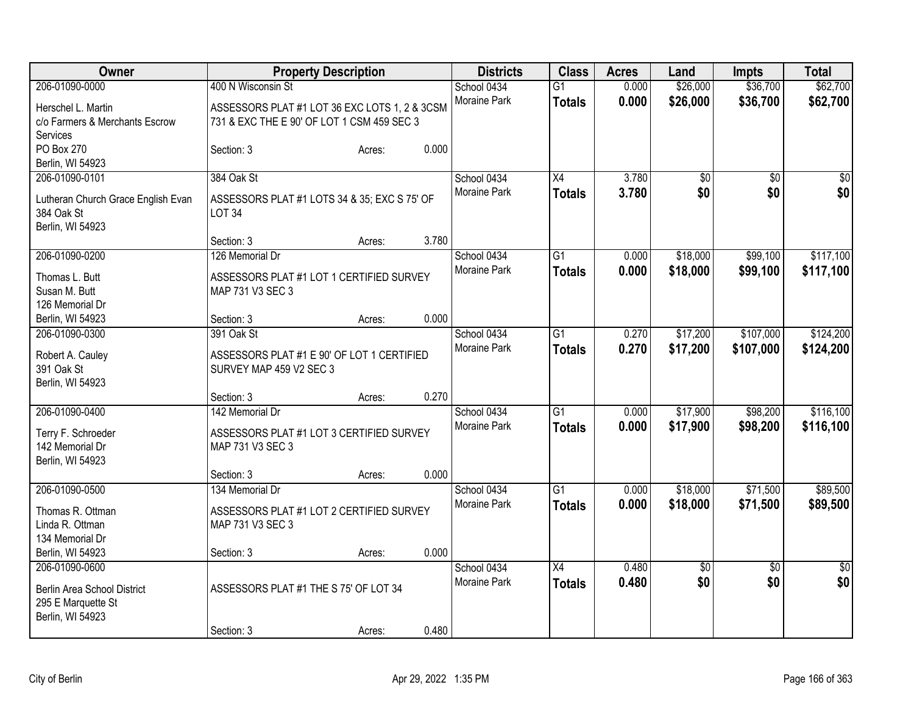| Owner | Property Description | | | Districts | Class | Acres | Land | Impts | Total |
|---|---|---|---|---|---|---|---|---|---|
| 206-01090-0000<br>Herschel L. Martin<br>c/o Farmers & Merchants Escrow Services<br>PO Box 270<br>Berlin, WI 54923 | 400 N Wisconsin St<br>ASSESSORS PLAT #1 LOT 36 EXC LOTS 1, 2 & 3CSM 731 & EXC THE E 90' OF LOT 1 CSM 459 SEC 3<br>Section: 3 | Acres: | 0.000 | School 0434<br>Moraine Park | G1<br>**Totals** | 0.000<br>**0.000** | $26,000<br>**$26,000** | $36,700<br>**$36,700** | $62,700<br>**$62,700** |
| 206-01090-0101<br>Lutheran Church Grace English Evan<br>384 Oak St<br>Berlin, WI 54923 | 384 Oak St<br>ASSESSORS PLAT #1 LOTS 34 & 35; EXC S 75' OF LOT 34<br>Section: 3 | Acres: | 3.780 | School 0434<br>Moraine Park | X4<br>**Totals** | 3.780<br>**3.780** | $0<br>**$0** | $0<br>**$0** | $0<br>**$0** |
| 206-01090-0200<br>Thomas L. Butt<br>Susan M. Butt<br>126 Memorial Dr<br>Berlin, WI 54923 | 126 Memorial Dr<br>ASSESSORS PLAT #1 LOT 1 CERTIFIED SURVEY MAP 731 V3 SEC 3<br>Section: 3 | Acres: | 0.000 | School 0434<br>Moraine Park | G1<br>**Totals** | 0.000<br>**0.000** | $18,000<br>**$18,000** | $99,100<br>**$99,100** | $117,100<br>**$117,100** |
| 206-01090-0300<br>Robert A. Cauley<br>391 Oak St<br>Berlin, WI 54923 | 391 Oak St<br>ASSESSORS PLAT #1 E 90' OF LOT 1 CERTIFIED SURVEY MAP 459 V2 SEC 3<br>Section: 3 | Acres: | 0.270 | School 0434<br>Moraine Park | G1<br>**Totals** | 0.270<br>**0.270** | $17,200<br>**$17,200** | $107,000<br>**$107,000** | $124,200<br>**$124,200** |
| 206-01090-0400<br>Terry F. Schroeder<br>142 Memorial Dr<br>Berlin, WI 54923 | 142 Memorial Dr<br>ASSESSORS PLAT #1 LOT 3 CERTIFIED SURVEY MAP 731 V3 SEC 3<br>Section: 3 | Acres: | 0.000 | School 0434<br>Moraine Park | G1<br>**Totals** | 0.000<br>**0.000** | $17,900<br>**$17,900** | $98,200<br>**$98,200** | $116,100<br>**$116,100** |
| 206-01090-0500<br>Thomas R. Ottman<br>Linda R. Ottman<br>134 Memorial Dr<br>Berlin, WI 54923 | 134 Memorial Dr<br>ASSESSORS PLAT #1 LOT 2 CERTIFIED SURVEY MAP 731 V3 SEC 3<br>Section: 3 | Acres: | 0.000 | School 0434<br>Moraine Park | G1<br>**Totals** | 0.000<br>**0.000** | $18,000<br>**$18,000** | $71,500<br>**$71,500** | $89,500<br>**$89,500** |
| 206-01090-0600<br>Berlin Area School District<br>295 E Marquette St<br>Berlin, WI 54923 | ASSESSORS PLAT #1 THE S 75' OF LOT 34<br>Section: 3 | Acres: | 0.480 | School 0434<br>Moraine Park | X4<br>**Totals** | 0.480<br>**0.480** | $0<br>**$0** | $0<br>**$0** | $0<br>**$0** |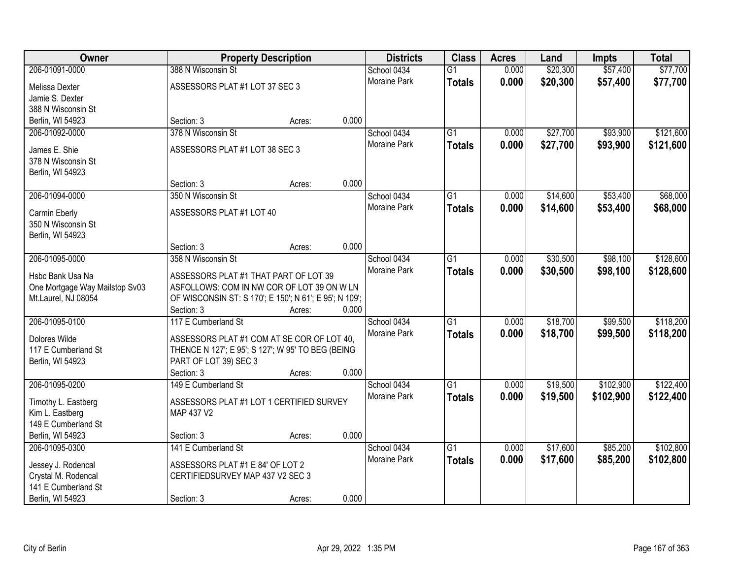| Owner | Property Description | Districts | Class | Acres | Land | Impts | Total |
|---|---|---|---|---|---|---|---|
| 206-01091-0000<br>Melissa Dexter<br>Jamie S. Dexter<br>388 N Wisconsin St<br>Berlin, WI 54923 | 388 N Wisconsin St<br>ASSESSORS PLAT #1 LOT 37 SEC 3<br>Section: 3 Acres: 0.000 | School 0434<br>Moraine Park | G1<br>**Totals** | 0.000<br>**0.000** | $20,300<br>**$20,300** | $57,400<br>**$57,400** | $77,700<br>**$77,700** |
| 206-01092-0000<br>James E. Shie<br>378 N Wisconsin St<br>Berlin, WI 54923 | 378 N Wisconsin St<br>ASSESSORS PLAT #1 LOT 38 SEC 3<br>Section: 3 Acres: 0.000 | School 0434<br>Moraine Park | G1<br>**Totals** | 0.000<br>**0.000** | $27,700<br>**$27,700** | $93,900<br>**$93,900** | $121,600<br>**$121,600** |
| 206-01094-0000<br>Carmin Eberly<br>350 N Wisconsin St<br>Berlin, WI 54923 | 350 N Wisconsin St<br>ASSESSORS PLAT #1 LOT 40<br>Section: 3 Acres: 0.000 | School 0434<br>Moraine Park | G1<br>**Totals** | 0.000<br>**0.000** | $14,600<br>**$14,600** | $53,400<br>**$53,400** | $68,000<br>**$68,000** |
| 206-01095-0000<br>Hsbc Bank Usa Na<br>One Mortgage Way Mailstop Sv03<br>Mt.Laurel, NJ 08054 | 358 N Wisconsin St<br>ASSESSORS PLAT #1 THAT PART OF LOT 39 ASFOLLOWS: COM IN NW COR OF LOT 39 ON W LN OF WISCONSIN ST: S 170'; E 150'; N 61'; E 95'; N 109';<br>Section: 3 Acres: 0.000 | School 0434<br>Moraine Park | G1<br>**Totals** | 0.000<br>**0.000** | $30,500<br>**$30,500** | $98,100<br>**$98,100** | $128,600<br>**$128,600** |
| 206-01095-0100<br>Dolores Wilde<br>117 E Cumberland St<br>Berlin, WI 54923 | 117 E Cumberland St<br>ASSESSORS PLAT #1 COM AT SE COR OF LOT 40, THENCE N 127'; E 95'; S 127'; W 95' TO BEG (BEING PART OF LOT 39) SEC 3<br>Section: 3 Acres: 0.000 | School 0434<br>Moraine Park | G1<br>**Totals** | 0.000<br>**0.000** | $18,700<br>**$18,700** | $99,500<br>**$99,500** | $118,200<br>**$118,200** |
| 206-01095-0200<br>Timothy L. Eastberg<br>Kim L. Eastberg<br>149 E Cumberland St<br>Berlin, WI 54923 | 149 E Cumberland St<br>ASSESSORS PLAT #1 LOT 1 CERTIFIED SURVEY MAP 437 V2<br>Section: 3 Acres: 0.000 | School 0434<br>Moraine Park | G1<br>**Totals** | 0.000<br>**0.000** | $19,500<br>**$19,500** | $102,900<br>**$102,900** | $122,400<br>**$122,400** |
| 206-01095-0300<br>Jessey J. Rodencal<br>Crystal M. Rodencal<br>141 E Cumberland St<br>Berlin, WI 54923 | 141 E Cumberland St<br>ASSESSORS PLAT #1 E 84' OF LOT 2 CERTIFIEDSURVEY MAP 437 V2 SEC 3<br>Section: 3 Acres: 0.000 | School 0434<br>Moraine Park | G1<br>**Totals** | 0.000<br>**0.000** | $17,600<br>**$17,600** | $85,200<br>**$85,200** | $102,800<br>**$102,800** |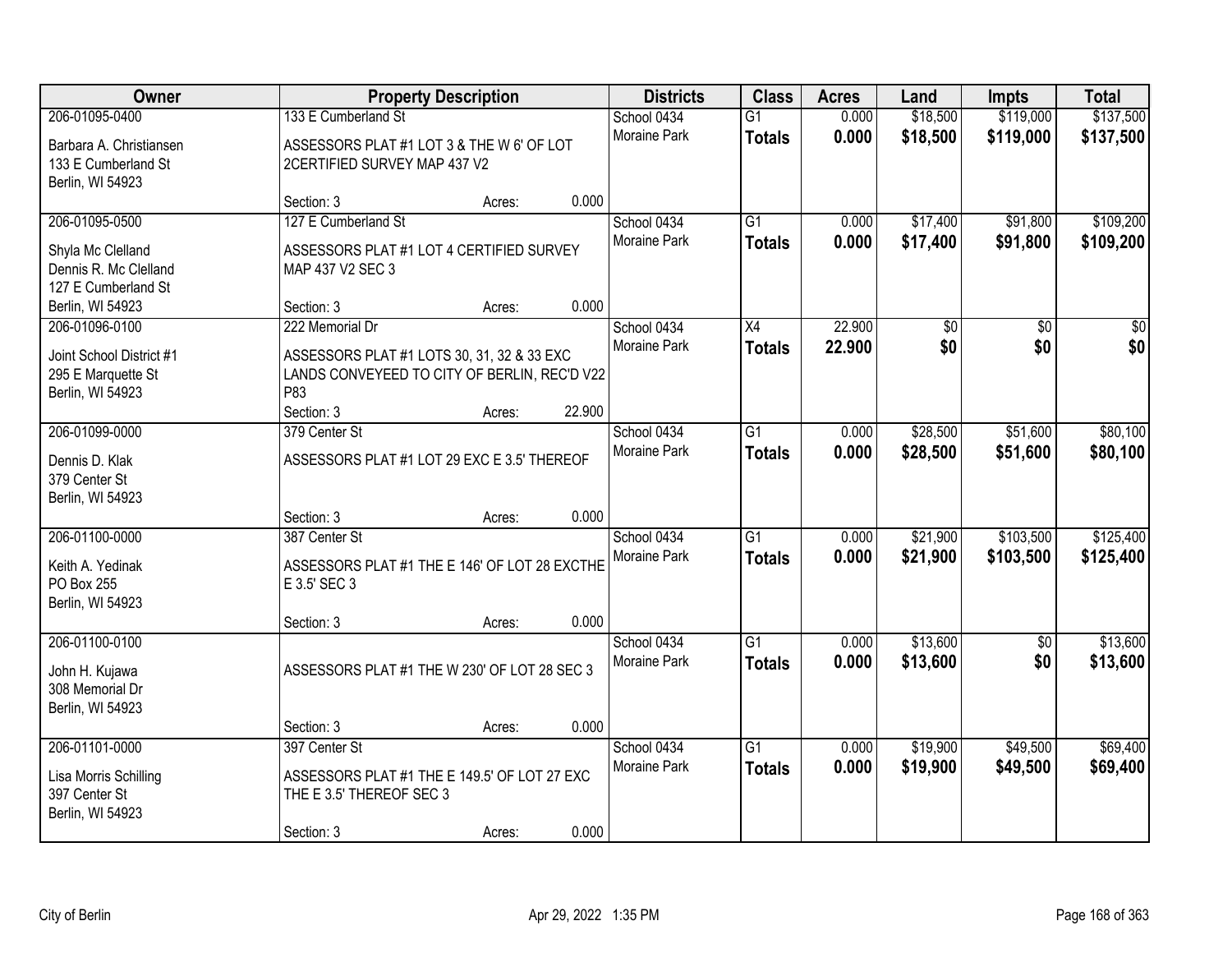| Owner | Property Description | | | Districts | Class | Acres | Land | Impts | Total |
|---|---|---|---|---|---|---|---|---|---|
| 206-01095-0400<br>Barbara A. Christiansen<br>133 E Cumberland St<br>Berlin, WI 54923 | 133 E Cumberland St<br>ASSESSORS PLAT #1 LOT 3 & THE W 6' OF LOT 2CERTIFIED SURVEY MAP 437 V2<br>Section: 3 | Acres: | 0.000 | School 0434<br>Moraine Park | G1<br>**Totals** | 0.000<br>**0.000** | $18,500<br>**$18,500** | $119,000<br>**$119,000** | $137,500<br>**$137,500** |
| 206-01095-0500<br>Shyla Mc Clelland<br>Dennis R. Mc Clelland<br>127 E Cumberland St<br>Berlin, WI 54923 | 127 E Cumberland St<br>ASSESSORS PLAT #1 LOT 4 CERTIFIED SURVEY MAP 437 V2 SEC 3<br>Section: 3 | Acres: | 0.000 | School 0434<br>Moraine Park | G1<br>**Totals** | 0.000<br>**0.000** | $17,400<br>**$17,400** | $91,800<br>**$91,800** | $109,200<br>**$109,200** |
| 206-01096-0100<br>Joint School District #1<br>295 E Marquette St<br>Berlin, WI 54923 | 222 Memorial Dr<br>ASSESSORS PLAT #1 LOTS 30, 31, 32 & 33 EXC LANDS CONVEYEED TO CITY OF BERLIN, REC'D V22 P83<br>Section: 3 | Acres: | 22.900 | School 0434<br>Moraine Park | X4<br>**Totals** | 22.900<br>**22.900** | $0<br>**$0** | $0<br>**$0** | $0<br>**$0** |
| 206-01099-0000<br>Dennis D. Klak<br>379 Center St<br>Berlin, WI 54923 | 379 Center St<br>ASSESSORS PLAT #1 LOT 29 EXC E 3.5' THEREOF<br>Section: 3 | Acres: | 0.000 | School 0434<br>Moraine Park | G1<br>**Totals** | 0.000<br>**0.000** | $28,500<br>**$28,500** | $51,600<br>**$51,600** | $80,100<br>**$80,100** |
| 206-01100-0000<br>Keith A. Yedinak<br>PO Box 255<br>Berlin, WI 54923 | 387 Center St<br>ASSESSORS PLAT #1 THE E 146' OF LOT 28 EXCTHE E 3.5' SEC 3<br>Section: 3 | Acres: | 0.000 | School 0434<br>Moraine Park | G1<br>**Totals** | 0.000<br>**0.000** | $21,900<br>**$21,900** | $103,500<br>**$103,500** | $125,400<br>**$125,400** |
| 206-01100-0100<br>John H. Kujawa<br>308 Memorial Dr<br>Berlin, WI 54923 | ASSESSORS PLAT #1 THE W 230' OF LOT 28 SEC 3<br>Section: 3 | Acres: | 0.000 | School 0434<br>Moraine Park | G1<br>**Totals** | 0.000<br>**0.000** | $13,600<br>**$13,600** | $0<br>**$0** | $13,600<br>**$13,600** |
| 206-01101-0000<br>Lisa Morris Schilling<br>397 Center St<br>Berlin, WI 54923 | 397 Center St<br>ASSESSORS PLAT #1 THE E 149.5' OF LOT 27 EXC THE E 3.5' THEREOF SEC 3<br>Section: 3 | Acres: | 0.000 | School 0434<br>Moraine Park | G1<br>**Totals** | 0.000<br>**0.000** | $19,900<br>**$19,900** | $49,500<br>**$49,500** | $69,400<br>**$69,400** |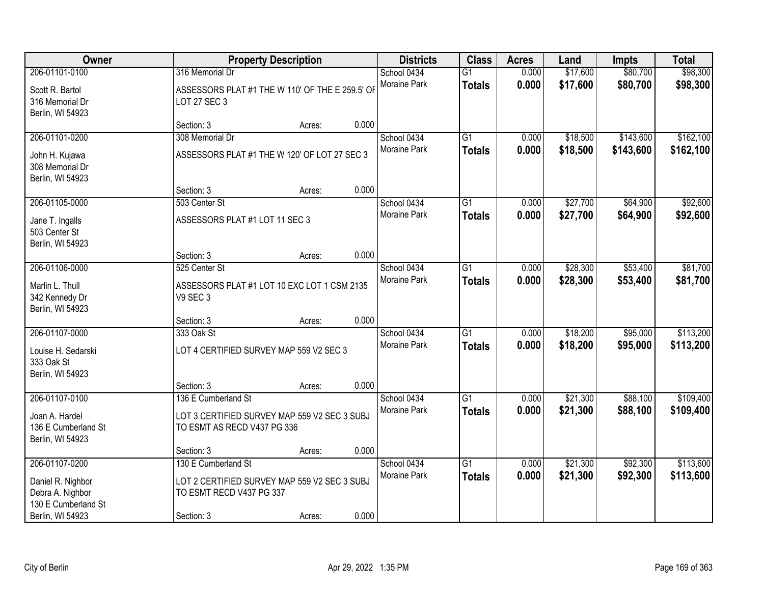| Owner | Property Description | Districts | Class | Acres | Land | Impts | Total |
|---|---|---|---|---|---|---|---|
| 206-01101-0100<br>Scott R. Bartol<br>316 Memorial Dr<br>Berlin, WI 54923 | 316 Memorial Dr<br>ASSESSORS PLAT #1 THE W 110' OF THE E 259.5' OF LOT 27 SEC 3<br>Section: 3 Acres: 0.000 | School 0434<br>Moraine Park | G1<br>**Totals** | 0.000<br>**0.000** | $17,600<br>**$17,600** | $80,700<br>**$80,700** | $98,300<br>**$98,300** |
| 206-01101-0200<br>John H. Kujawa<br>308 Memorial Dr<br>Berlin, WI 54923 | 308 Memorial Dr<br>ASSESSORS PLAT #1 THE W 120' OF LOT 27 SEC 3<br>Section: 3 Acres: 0.000 | School 0434<br>Moraine Park | G1<br>**Totals** | 0.000<br>**0.000** | $18,500<br>**$18,500** | $143,600<br>**$143,600** | $162,100<br>**$162,100** |
| 206-01105-0000<br>Jane T. Ingalls<br>503 Center St<br>Berlin, WI 54923 | 503 Center St<br>ASSESSORS PLAT #1 LOT 11 SEC 3<br>Section: 3 Acres: 0.000 | School 0434<br>Moraine Park | G1<br>**Totals** | 0.000<br>**0.000** | $27,700<br>**$27,700** | $64,900<br>**$64,900** | $92,600<br>**$92,600** |
| 206-01106-0000<br>Marlin L. Thull<br>342 Kennedy Dr<br>Berlin, WI 54923 | 525 Center St<br>ASSESSORS PLAT #1 LOT 10 EXC LOT 1 CSM 2135 V9 SEC 3<br>Section: 3 Acres: 0.000 | School 0434<br>Moraine Park | G1<br>**Totals** | 0.000<br>**0.000** | $28,300<br>**$28,300** | $53,400<br>**$53,400** | $81,700<br>**$81,700** |
| 206-01107-0000<br>Louise H. Sedarski<br>333 Oak St<br>Berlin, WI 54923 | 333 Oak St<br>LOT 4 CERTIFIED SURVEY MAP 559 V2 SEC 3<br>Section: 3 Acres: 0.000 | School 0434<br>Moraine Park | G1<br>**Totals** | 0.000<br>**0.000** | $18,200<br>**$18,200** | $95,000<br>**$95,000** | $113,200<br>**$113,200** |
| 206-01107-0100<br>Joan A. Hardel<br>136 E Cumberland St<br>Berlin, WI 54923 | 136 E Cumberland St<br>LOT 3 CERTIFIED SURVEY MAP 559 V2 SEC 3 SUBJ TO ESMT AS RECD V437 PG 336<br>Section: 3 Acres: 0.000 | School 0434<br>Moraine Park | G1<br>**Totals** | 0.000<br>**0.000** | $21,300<br>**$21,300** | $88,100<br>**$88,100** | $109,400<br>**$109,400** |
| 206-01107-0200<br>Daniel R. Nighbor<br>Debra A. Nighbor<br>130 E Cumberland St<br>Berlin, WI 54923 | 130 E Cumberland St<br>LOT 2 CERTIFIED SURVEY MAP 559 V2 SEC 3 SUBJ TO ESMT RECD V437 PG 337<br>Section: 3 Acres: 0.000 | School 0434<br>Moraine Park | G1<br>**Totals** | 0.000<br>**0.000** | $21,300<br>**$21,300** | $92,300<br>**$92,300** | $113,600<br>**$113,600** |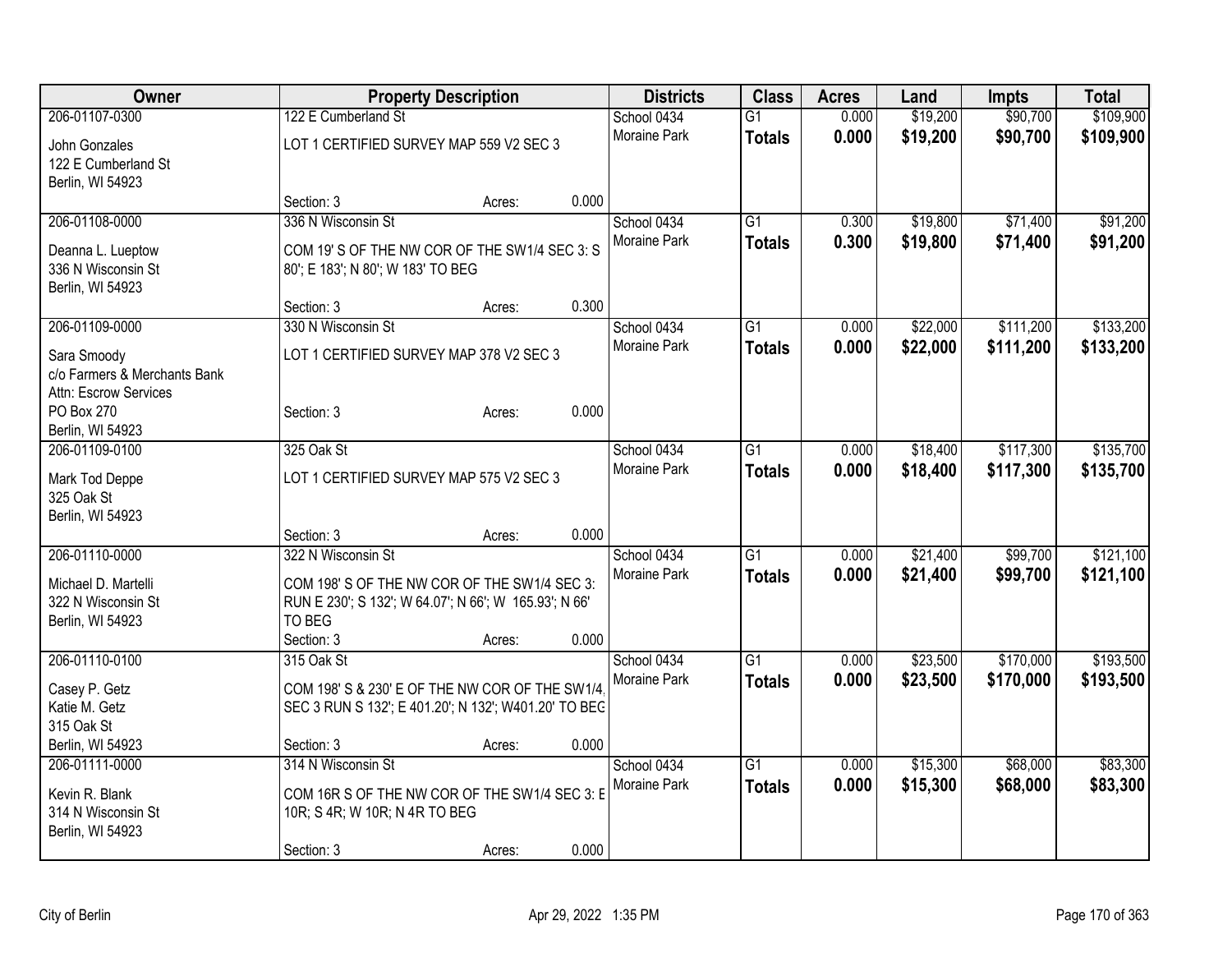| Owner | Property Description | Districts | Class | Acres | Land | Impts | Total |
|---|---|---|---|---|---|---|---|
| 206-01107-0300<br>John Gonzales<br>122 E Cumberland St<br>Berlin, WI 54923 | 122 E Cumberland St<br>LOT 1 CERTIFIED SURVEY MAP 559 V2 SEC 3<br>Section: 3 Acres: 0.000 | School 0434<br>Moraine Park | G1<br>**Totals** | 0.000<br>**0.000** | $19,200<br>**$19,200** | $90,700<br>**$90,700** | $109,900<br>**$109,900** |
| 206-01108-0000<br>Deanna L. Lueptow<br>336 N Wisconsin St<br>Berlin, WI 54923 | 336 N Wisconsin St<br>COM 19' S OF THE NW COR OF THE SW1/4 SEC 3: S 80'; E 183'; N 80'; W 183' TO BEG<br>Section: 3 Acres: 0.300 | School 0434<br>Moraine Park | G1<br>**Totals** | 0.300<br>**0.300** | $19,800<br>**$19,800** | $71,400<br>**$71,400** | $91,200<br>**$91,200** |
| 206-01109-0000<br>Sara Smoody<br>c/o Farmers & Merchants Bank<br>Attn: Escrow Services<br>PO Box 270<br>Berlin, WI 54923 | 330 N Wisconsin St<br>LOT 1 CERTIFIED SURVEY MAP 378 V2 SEC 3<br>Section: 3 Acres: 0.000 | School 0434<br>Moraine Park | G1<br>**Totals** | 0.000<br>**0.000** | $22,000<br>**$22,000** | $111,200<br>**$111,200** | $133,200<br>**$133,200** |
| 206-01109-0100<br>Mark Tod Deppe<br>325 Oak St<br>Berlin, WI 54923 | 325 Oak St<br>LOT 1 CERTIFIED SURVEY MAP 575 V2 SEC 3<br>Section: 3 Acres: 0.000 | School 0434<br>Moraine Park | G1<br>**Totals** | 0.000<br>**0.000** | $18,400<br>**$18,400** | $117,300<br>**$117,300** | $135,700<br>**$135,700** |
| 206-01110-0000<br>Michael D. Martelli<br>322 N Wisconsin St<br>Berlin, WI 54923 | 322 N Wisconsin St<br>COM 198' S OF THE NW COR OF THE SW1/4 SEC 3: RUN E 230'; S 132'; W 64.07'; N 66'; W 165.93'; N 66' TO BEG<br>Section: 3 Acres: 0.000 | School 0434<br>Moraine Park | G1<br>**Totals** | 0.000<br>**0.000** | $21,400<br>**$21,400** | $99,700<br>**$99,700** | $121,100<br>**$121,100** |
| 206-01110-0100<br>Casey P. Getz<br>Katie M. Getz<br>315 Oak St<br>Berlin, WI 54923 | 315 Oak St<br>COM 198' S & 230' E OF THE NW COR OF THE SW1/4, SEC 3 RUN S 132'; E 401.20'; N 132'; W401.20' TO BEG<br>Section: 3 Acres: 0.000 | School 0434<br>Moraine Park | G1<br>**Totals** | 0.000<br>**0.000** | $23,500<br>**$23,500** | $170,000<br>**$170,000** | $193,500<br>**$193,500** |
| 206-01111-0000<br>Kevin R. Blank<br>314 N Wisconsin St<br>Berlin, WI 54923 | 314 N Wisconsin St<br>COM 16R S OF THE NW COR OF THE SW1/4 SEC 3: E 10R; S 4R; W 10R; N 4R TO BEG<br>Section: 3 Acres: 0.000 | School 0434<br>Moraine Park | G1<br>**Totals** | 0.000<br>**0.000** | $15,300<br>**$15,300** | $68,000<br>**$68,000** | $83,300<br>**$83,300** |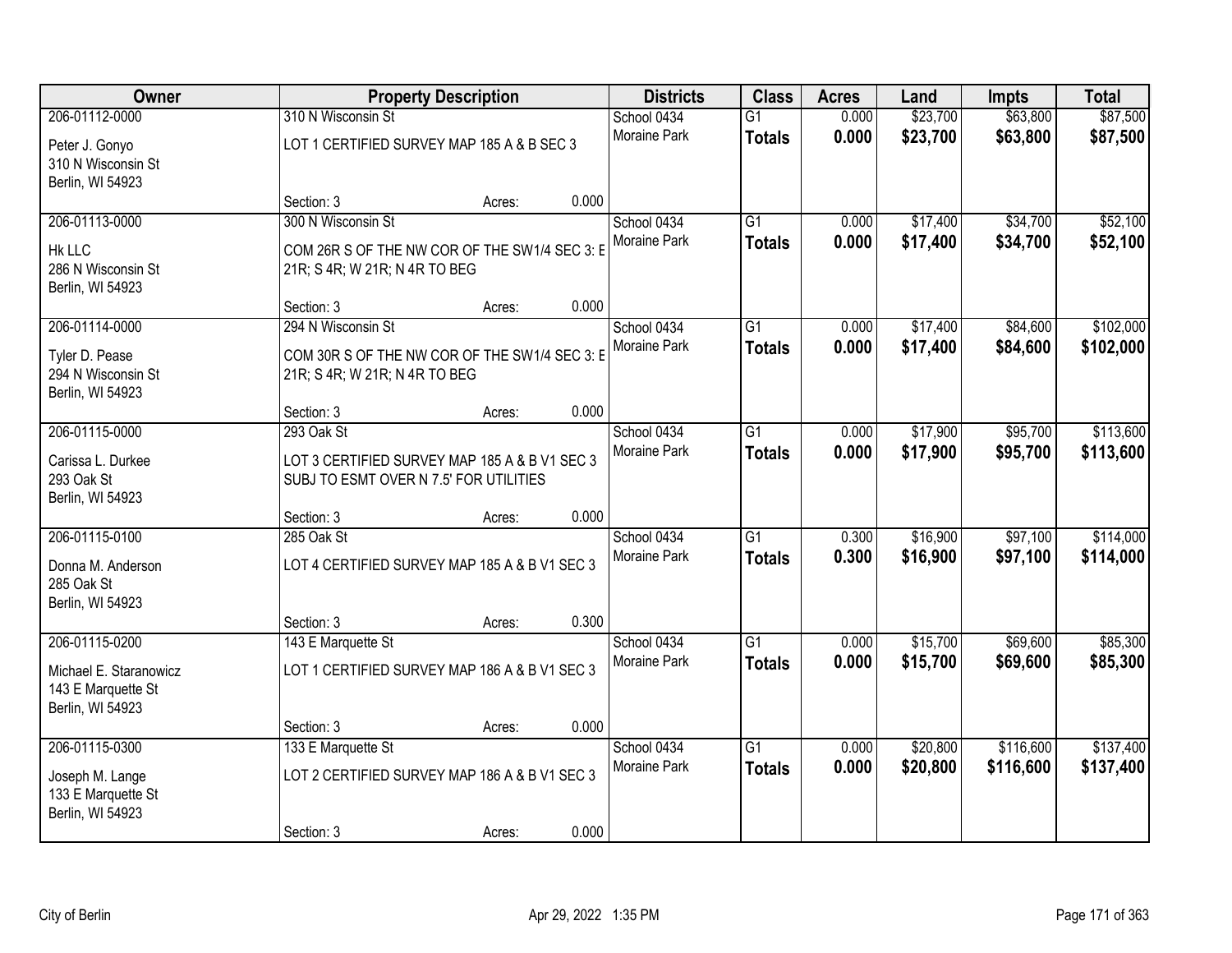| Owner | Property Description | Districts | Class | Acres | Land | Impts | Total |
|---|---|---|---|---|---|---|---|
| 206-01112-0000<br>Peter J. Gonyo<br>310 N Wisconsin St<br>Berlin, WI 54923 | 310 N Wisconsin St<br>LOT 1 CERTIFIED SURVEY MAP 185 A & B SEC 3<br>Section: 3 Acres: 0.000 | School 0434<br>Moraine Park | G1<br>**Totals** | 0.000<br>**0.000** | $23,700<br>**$23,700** | $63,800<br>**$63,800** | $87,500<br>**$87,500** |
| 206-01113-0000<br>Hk LLC<br>286 N Wisconsin St<br>Berlin, WI 54923 | 300 N Wisconsin St<br>COM 26R S OF THE NW COR OF THE SW1/4 SEC 3: E 21R; S 4R; W 21R; N 4R TO BEG<br>Section: 3 Acres: 0.000 | School 0434<br>Moraine Park | G1<br>**Totals** | 0.000<br>**0.000** | $17,400<br>**$17,400** | $34,700<br>**$34,700** | $52,100<br>**$52,100** |
| 206-01114-0000<br>Tyler D. Pease<br>294 N Wisconsin St<br>Berlin, WI 54923 | 294 N Wisconsin St<br>COM 30R S OF THE NW COR OF THE SW1/4 SEC 3: E 21R; S 4R; W 21R; N 4R TO BEG<br>Section: 3 Acres: 0.000 | School 0434<br>Moraine Park | G1<br>**Totals** | 0.000<br>**0.000** | $17,400<br>**$17,400** | $84,600<br>**$84,600** | $102,000<br>**$102,000** |
| 206-01115-0000<br>Carissa L. Durkee<br>293 Oak St<br>Berlin, WI 54923 | 293 Oak St<br>LOT 3 CERTIFIED SURVEY MAP 185 A & B V1 SEC 3 SUBJ TO ESMT OVER N 7.5' FOR UTILITIES<br>Section: 3 Acres: 0.000 | School 0434<br>Moraine Park | G1<br>**Totals** | 0.000<br>**0.000** | $17,900<br>**$17,900** | $95,700<br>**$95,700** | $113,600<br>**$113,600** |
| 206-01115-0100<br>Donna M. Anderson<br>285 Oak St<br>Berlin, WI 54923 | 285 Oak St<br>LOT 4 CERTIFIED SURVEY MAP 185 A & B V1 SEC 3<br>Section: 3 Acres: 0.300 | School 0434<br>Moraine Park | G1<br>**Totals** | 0.300<br>**0.300** | $16,900<br>**$16,900** | $97,100<br>**$97,100** | $114,000<br>**$114,000** |
| 206-01115-0200<br>Michael E. Staranowicz<br>143 E Marquette St<br>Berlin, WI 54923 | 143 E Marquette St<br>LOT 1 CERTIFIED SURVEY MAP 186 A & B V1 SEC 3<br>Section: 3 Acres: 0.000 | School 0434<br>Moraine Park | G1<br>**Totals** | 0.000<br>**0.000** | $15,700<br>**$15,700** | $69,600<br>**$69,600** | $85,300<br>**$85,300** |
| 206-01115-0300<br>Joseph M. Lange<br>133 E Marquette St<br>Berlin, WI 54923 | 133 E Marquette St<br>LOT 2 CERTIFIED SURVEY MAP 186 A & B V1 SEC 3<br>Section: 3 Acres: 0.000 | School 0434<br>Moraine Park | G1<br>**Totals** | 0.000<br>**0.000** | $20,800<br>**$20,800** | $116,600<br>**$116,600** | $137,400<br>**$137,400** |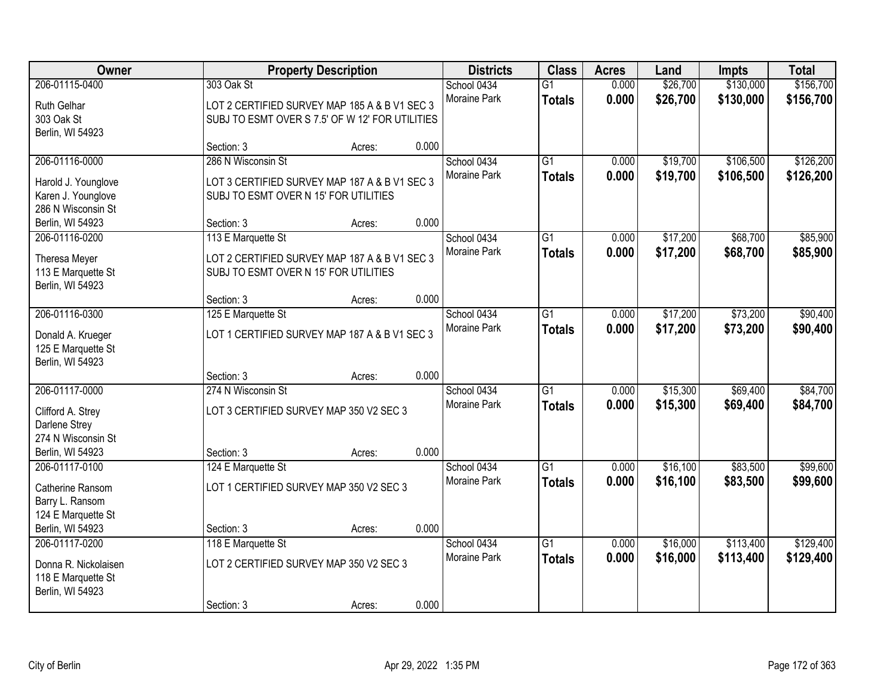| Owner | Property Description | | | Districts | Class | Acres | Land | Impts | Total |
|---|---|---|---|---|---|---|---|---|---|
| 206-01115-0400 | 303 Oak St | | | School 0434 | G1 | 0.000 | $26,700 | $130,000 | $156,700 |
| Ruth Gelhar<br>303 Oak St<br>Berlin, WI 54923 | LOT 2 CERTIFIED SURVEY MAP 185 A & B V1 SEC 3 SUBJ TO ESMT OVER S 7.5' OF W 12' FOR UTILITIES | | | Moraine Park | **Totals** | **0.000** | **$26,700** | **$130,000** | **$156,700** |
| | Section: 3 | Acres: | 0.000 | | | | | | |
| 206-01116-0000 | 286 N Wisconsin St | | | School 0434 | G1 | 0.000 | $19,700 | $106,500 | $126,200 |
| Harold J. Younglove<br>Karen J. Younglove<br>286 N Wisconsin St<br>Berlin, WI 54923 | LOT 3 CERTIFIED SURVEY MAP 187 A & B V1 SEC 3 SUBJ TO ESMT OVER N 15' FOR UTILITIES | | | Moraine Park | **Totals** | **0.000** | **$19,700** | **$106,500** | **$126,200** |
| | Section: 3 | Acres: | 0.000 | | | | | | |
| 206-01116-0200 | 113 E Marquette St | | | School 0434 | G1 | 0.000 | $17,200 | $68,700 | $85,900 |
| Theresa Meyer<br>113 E Marquette St<br>Berlin, WI 54923 | LOT 2 CERTIFIED SURVEY MAP 187 A & B V1 SEC 3 SUBJ TO ESMT OVER N 15' FOR UTILITIES | | | Moraine Park | **Totals** | **0.000** | **$17,200** | **$68,700** | **$85,900** |
| | Section: 3 | Acres: | 0.000 | | | | | | |
| 206-01116-0300 | 125 E Marquette St | | | School 0434 | G1 | 0.000 | $17,200 | $73,200 | $90,400 |
| Donald A. Krueger<br>125 E Marquette St<br>Berlin, WI 54923 | LOT 1 CERTIFIED SURVEY MAP 187 A & B V1 SEC 3 | | | Moraine Park | **Totals** | **0.000** | **$17,200** | **$73,200** | **$90,400** |
| | Section: 3 | Acres: | 0.000 | | | | | | |
| 206-01117-0000 | 274 N Wisconsin St | | | School 0434 | G1 | 0.000 | $15,300 | $69,400 | $84,700 |
| Clifford A. Strey<br>Darlene Strey<br>274 N Wisconsin St<br>Berlin, WI 54923 | LOT 3 CERTIFIED SURVEY MAP 350 V2 SEC 3 | | | Moraine Park | **Totals** | **0.000** | **$15,300** | **$69,400** | **$84,700** |
| | Section: 3 | Acres: | 0.000 | | | | | | |
| 206-01117-0100 | 124 E Marquette St | | | School 0434 | G1 | 0.000 | $16,100 | $83,500 | $99,600 |
| Catherine Ransom<br>Barry L. Ransom<br>124 E Marquette St<br>Berlin, WI 54923 | LOT 1 CERTIFIED SURVEY MAP 350 V2 SEC 3 | | | Moraine Park | **Totals** | **0.000** | **$16,100** | **$83,500** | **$99,600** |
| | Section: 3 | Acres: | 0.000 | | | | | | |
| 206-01117-0200 | 118 E Marquette St | | | School 0434 | G1 | 0.000 | $16,000 | $113,400 | $129,400 |
| Donna R. Nickolaisen<br>118 E Marquette St<br>Berlin, WI 54923 | LOT 2 CERTIFIED SURVEY MAP 350 V2 SEC 3 | | | Moraine Park | **Totals** | **0.000** | **$16,000** | **$113,400** | **$129,400** |
| | Section: 3 | Acres: | 0.000 | | | | | | |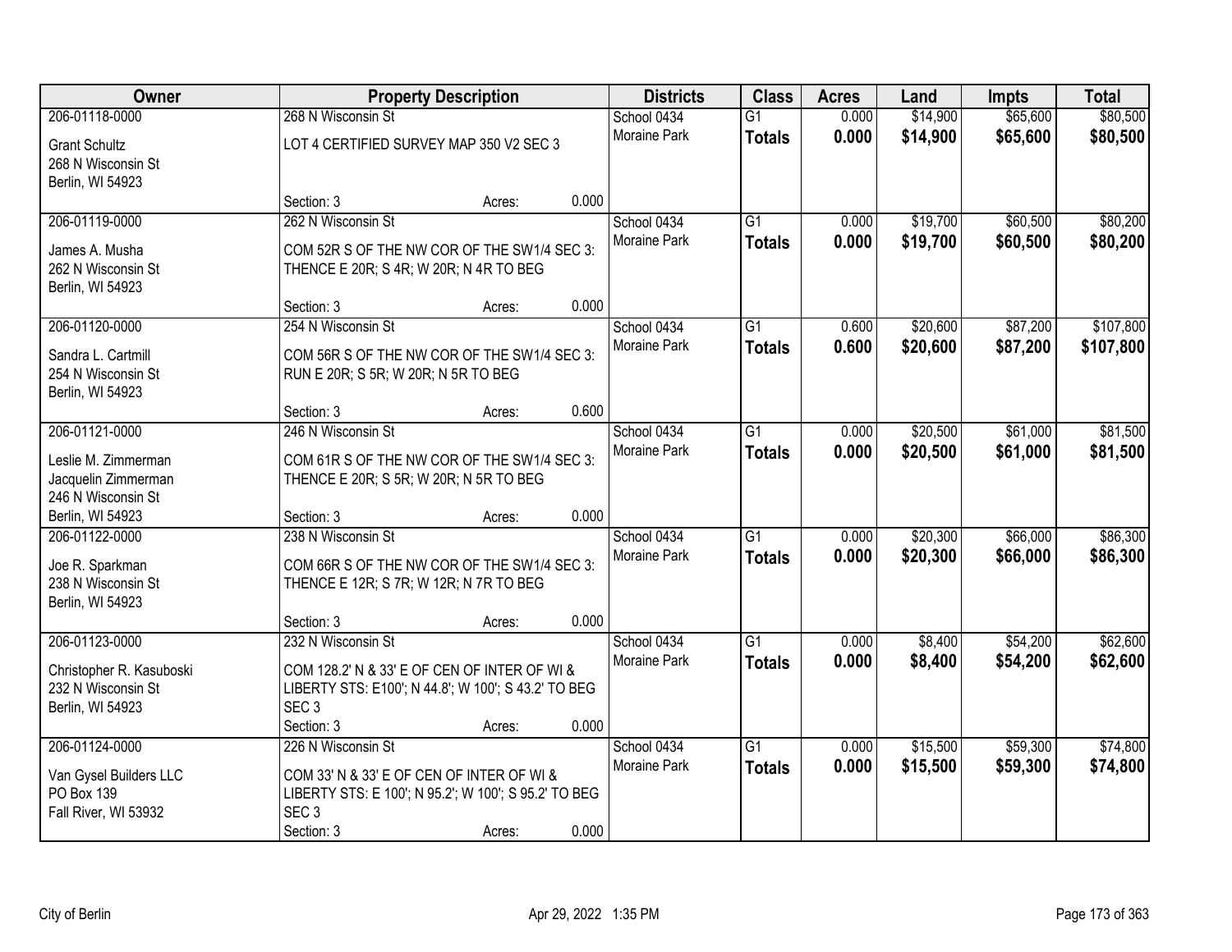| Owner | Property Description | Districts | Class | Acres | Land | Impts | Total |
|---|---|---|---|---|---|---|---|
| 206-01118-0000<br>Grant Schultz<br>268 N Wisconsin St<br>Berlin, WI 54923 | 268 N Wisconsin St<br>LOT 4 CERTIFIED SURVEY MAP 350 V2 SEC 3<br>Section: 3 Acres: 0.000 | School 0434<br>Moraine Park | G1<br>**Totals** | 0.000<br>**0.000** | $14,900<br>**$14,900** | $65,600<br>**$65,600** | $80,500<br>**$80,500** |
| 206-01119-0000<br>James A. Musha<br>262 N Wisconsin St<br>Berlin, WI 54923 | 262 N Wisconsin St<br>COM 52R S OF THE NW COR OF THE SW1/4 SEC 3: THENCE E 20R; S 4R; W 20R; N 4R TO BEG<br>Section: 3 Acres: 0.000 | School 0434<br>Moraine Park | G1<br>**Totals** | 0.000<br>**0.000** | $19,700<br>**$19,700** | $60,500<br>**$60,500** | $80,200<br>**$80,200** |
| 206-01120-0000<br>Sandra L. Cartmill<br>254 N Wisconsin St<br>Berlin, WI 54923 | 254 N Wisconsin St<br>COM 56R S OF THE NW COR OF THE SW1/4 SEC 3: RUN E 20R; S 5R; W 20R; N 5R TO BEG<br>Section: 3 Acres: 0.600 | School 0434<br>Moraine Park | G1<br>**Totals** | 0.600<br>**0.600** | $20,600<br>**$20,600** | $87,200<br>**$87,200** | $107,800<br>**$107,800** |
| 206-01121-0000<br>Leslie M. Zimmerman<br>Jacquelin Zimmerman<br>246 N Wisconsin St<br>Berlin, WI 54923 | 246 N Wisconsin St<br>COM 61R S OF THE NW COR OF THE SW1/4 SEC 3: THENCE E 20R; S 5R; W 20R; N 5R TO BEG<br>Section: 3 Acres: 0.000 | School 0434<br>Moraine Park | G1<br>**Totals** | 0.000<br>**0.000** | $20,500<br>**$20,500** | $61,000<br>**$61,000** | $81,500<br>**$81,500** |
| 206-01122-0000<br>Joe R. Sparkman<br>238 N Wisconsin St<br>Berlin, WI 54923 | 238 N Wisconsin St<br>COM 66R S OF THE NW COR OF THE SW1/4 SEC 3: THENCE E 12R; S 7R; W 12R; N 7R TO BEG<br>Section: 3 Acres: 0.000 | School 0434<br>Moraine Park | G1<br>**Totals** | 0.000<br>**0.000** | $20,300<br>**$20,300** | $66,000<br>**$66,000** | $86,300<br>**$86,300** |
| 206-01123-0000<br>Christopher R. Kasuboski<br>232 N Wisconsin St<br>Berlin, WI 54923 | 232 N Wisconsin St<br>COM 128.2' N & 33' E OF CEN OF INTER OF WI & LIBERTY STS: E100'; N 44.8'; W 100'; S 43.2' TO BEG SEC 3<br>Section: 3 Acres: 0.000 | School 0434<br>Moraine Park | G1<br>**Totals** | 0.000<br>**0.000** | $8,400<br>**$8,400** | $54,200<br>**$54,200** | $62,600<br>**$62,600** |
| 206-01124-0000<br>Van Gysel Builders LLC<br>PO Box 139<br>Fall River, WI 53932 | 226 N Wisconsin St<br>COM 33' N & 33' E OF CEN OF INTER OF WI & LIBERTY STS: E 100'; N 95.2'; W 100'; S 95.2' TO BEG SEC 3<br>Section: 3 Acres: 0.000 | School 0434<br>Moraine Park | G1<br>**Totals** | 0.000<br>**0.000** | $15,500<br>**$15,500** | $59,300<br>**$59,300** | $74,800<br>**$74,800** |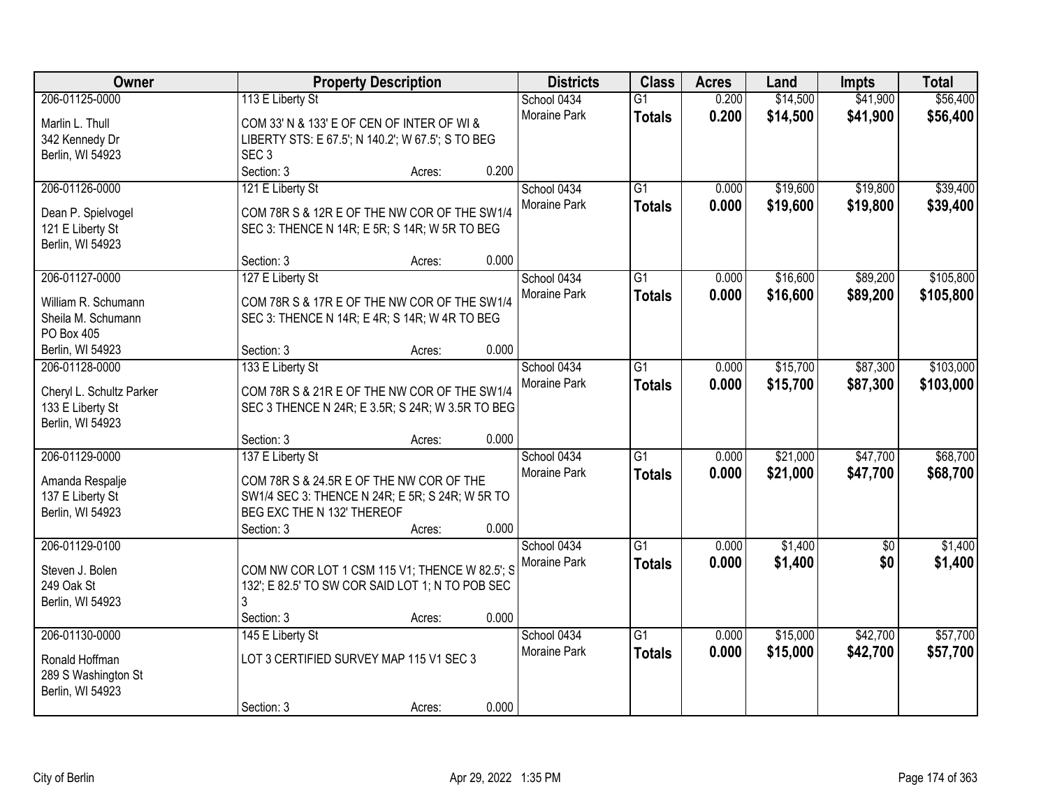| Owner | Property Description | Districts | Class | Acres | Land | Impts | Total |
|---|---|---|---|---|---|---|---|
| 206-01125-0000<br>Marlin L. Thull<br>342 Kennedy Dr<br>Berlin, WI 54923 | 113 E Liberty St<br>COM 33' N & 133' E OF CEN OF INTER OF WI & LIBERTY STS: E 67.5'; N 140.2'; W 67.5'; S TO BEG SEC 3<br>Section: 3 Acres: 0.200 | School 0434<br>Moraine Park | G1<br>**Totals** | 0.200<br>**0.200** | $14,500<br>**$14,500** | $41,900<br>**$41,900** | $56,400<br>**$56,400** |
| 206-01126-0000<br>Dean P. Spielvogel<br>121 E Liberty St<br>Berlin, WI 54923 | 121 E Liberty St<br>COM 78R S & 12R E OF THE NW COR OF THE SW1/4 SEC 3: THENCE N 14R; E 5R; S 14R; W 5R TO BEG<br>Section: 3 Acres: 0.000 | School 0434<br>Moraine Park | G1<br>**Totals** | 0.000<br>**0.000** | $19,600<br>**$19,600** | $19,800<br>**$19,800** | $39,400<br>**$39,400** |
| 206-01127-0000<br>William R. Schumann<br>Sheila M. Schumann<br>PO Box 405<br>Berlin, WI 54923 | 127 E Liberty St<br>COM 78R S & 17R E OF THE NW COR OF THE SW1/4 SEC 3: THENCE N 14R; E 4R; S 14R; W 4R TO BEG<br>Section: 3 Acres: 0.000 | School 0434<br>Moraine Park | G1<br>**Totals** | 0.000<br>**0.000** | $16,600<br>**$16,600** | $89,200<br>**$89,200** | $105,800<br>**$105,800** |
| 206-01128-0000<br>Cheryl L. Schultz Parker<br>133 E Liberty St<br>Berlin, WI 54923 | 133 E Liberty St<br>COM 78R S & 21R E OF THE NW COR OF THE SW1/4 SEC 3 THENCE N 24R; E 3.5R; S 24R; W 3.5R TO BEG<br>Section: 3 Acres: 0.000 | School 0434<br>Moraine Park | G1<br>**Totals** | 0.000<br>**0.000** | $15,700<br>**$15,700** | $87,300<br>**$87,300** | $103,000<br>**$103,000** |
| 206-01129-0000<br>Amanda Respalje<br>137 E Liberty St<br>Berlin, WI 54923 | 137 E Liberty St<br>COM 78R S & 24.5R E OF THE NW COR OF THE SW1/4 SEC 3: THENCE N 24R; E 5R; S 24R; W 5R TO BEG EXC THE N 132' THEREOF<br>Section: 3 Acres: 0.000 | School 0434<br>Moraine Park | G1<br>**Totals** | 0.000<br>**0.000** | $21,000<br>**$21,000** | $47,700<br>**$47,700** | $68,700<br>**$68,700** |
| 206-01129-0100<br>Steven J. Bolen<br>249 Oak St<br>Berlin, WI 54923 | COM NW COR LOT 1 CSM 115 V1; THENCE W 82.5'; S 132'; E 82.5' TO SW COR SAID LOT 1; N TO POB SEC 3<br>Section: 3 Acres: 0.000 | School 0434<br>Moraine Park | G1<br>**Totals** | 0.000<br>**0.000** | $1,400<br>**$1,400** | $0<br>**$0** | $1,400<br>**$1,400** |
| 206-01130-0000<br>Ronald Hoffman<br>289 S Washington St<br>Berlin, WI 54923 | 145 E Liberty St<br>LOT 3 CERTIFIED SURVEY MAP 115 V1 SEC 3<br>Section: 3 Acres: 0.000 | School 0434<br>Moraine Park | G1<br>**Totals** | 0.000<br>**0.000** | $15,000<br>**$15,000** | $42,700<br>**$42,700** | $57,700<br>**$57,700** |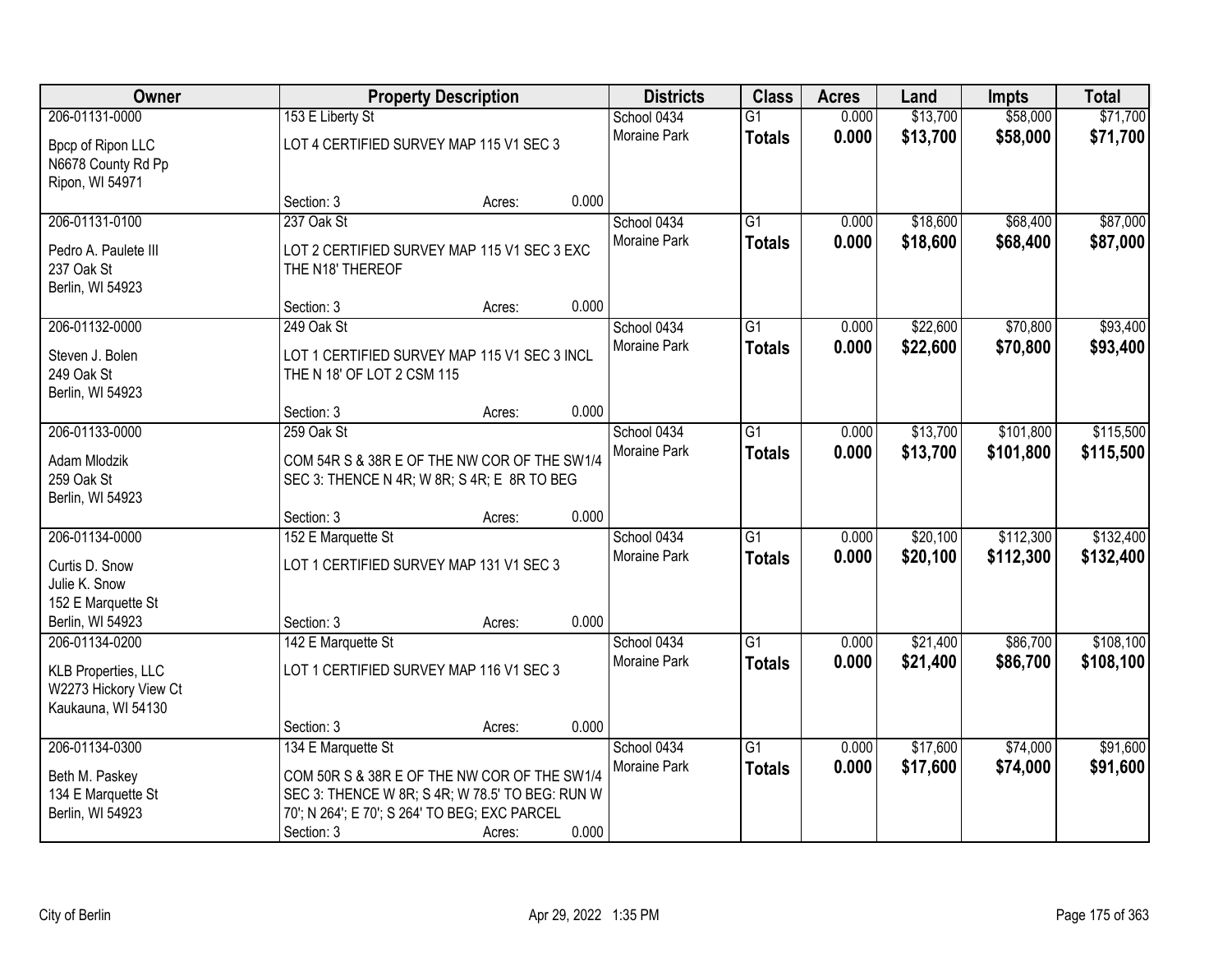| Owner | Property Description | | | Districts | Class | Acres | Land | Impts | Total |
|---|---|---|---|---|---|---|---|---|---|
| 206-01131-0000 | 153 E Liberty St | | | School 0434 | G1 | 0.000 | $13,700 | $58,000 | $71,700 |
| Bpcp of Ripon LLC<br>N6678 County Rd Pp<br>Ripon, WI 54971 | LOT 4 CERTIFIED SURVEY MAP 115 V1 SEC 3 | | | Moraine Park | **Totals** | **0.000** | **$13,700** | **$58,000** | **$71,700** |
| | Section: 3 | Acres: | 0.000 | | | | | | |
| 206-01131-0100 | 237 Oak St | | | School 0434 | G1 | 0.000 | $18,600 | $68,400 | $87,000 |
| Pedro A. Paulete III<br>237 Oak St<br>Berlin, WI 54923 | LOT 2 CERTIFIED SURVEY MAP 115 V1 SEC 3 EXC THE N18' THEREOF | | | Moraine Park | **Totals** | **0.000** | **$18,600** | **$68,400** | **$87,000** |
| | Section: 3 | Acres: | 0.000 | | | | | | |
| 206-01132-0000 | 249 Oak St | | | School 0434 | G1 | 0.000 | $22,600 | $70,800 | $93,400 |
| Steven J. Bolen<br>249 Oak St<br>Berlin, WI 54923 | LOT 1 CERTIFIED SURVEY MAP 115 V1 SEC 3 INCL THE N 18' OF LOT 2 CSM 115 | | | Moraine Park | **Totals** | **0.000** | **$22,600** | **$70,800** | **$93,400** |
| | Section: 3 | Acres: | 0.000 | | | | | | |
| 206-01133-0000 | 259 Oak St | | | School 0434 | G1 | 0.000 | $13,700 | $101,800 | $115,500 |
| Adam Mlodzik<br>259 Oak St<br>Berlin, WI 54923 | COM 54R S & 38R E OF THE NW COR OF THE SW1/4 SEC 3: THENCE N 4R; W 8R; S 4R; E 8R TO BEG | | | Moraine Park | **Totals** | **0.000** | **$13,700** | **$101,800** | **$115,500** |
| | Section: 3 | Acres: | 0.000 | | | | | | |
| 206-01134-0000 | 152 E Marquette St | | | School 0434 | G1 | 0.000 | $20,100 | $112,300 | $132,400 |
| Curtis D. Snow<br>Julie K. Snow<br>152 E Marquette St<br>Berlin, WI 54923 | LOT 1 CERTIFIED SURVEY MAP 131 V1 SEC 3 | | | Moraine Park | **Totals** | **0.000** | **$20,100** | **$112,300** | **$132,400** |
| | Section: 3 | Acres: | 0.000 | | | | | | |
| 206-01134-0200 | 142 E Marquette St | | | School 0434 | G1 | 0.000 | $21,400 | $86,700 | $108,100 |
| KLB Properties, LLC<br>W2273 Hickory View Ct<br>Kaukauna, WI 54130 | LOT 1 CERTIFIED SURVEY MAP 116 V1 SEC 3 | | | Moraine Park | **Totals** | **0.000** | **$21,400** | **$86,700** | **$108,100** |
| | Section: 3 | Acres: | 0.000 | | | | | | |
| 206-01134-0300 | 134 E Marquette St | | | School 0434 | G1 | 0.000 | $17,600 | $74,000 | $91,600 |
| Beth M. Paskey<br>134 E Marquette St<br>Berlin, WI 54923 | COM 50R S & 38R E OF THE NW COR OF THE SW1/4 SEC 3: THENCE W 8R; S 4R; W 78.5' TO BEG: RUN W 70'; N 264'; E 70'; S 264' TO BEG; EXC PARCEL | | | Moraine Park | **Totals** | **0.000** | **$17,600** | **$74,000** | **$91,600** |
| | Section: 3 | Acres: | 0.000 | | | | | | |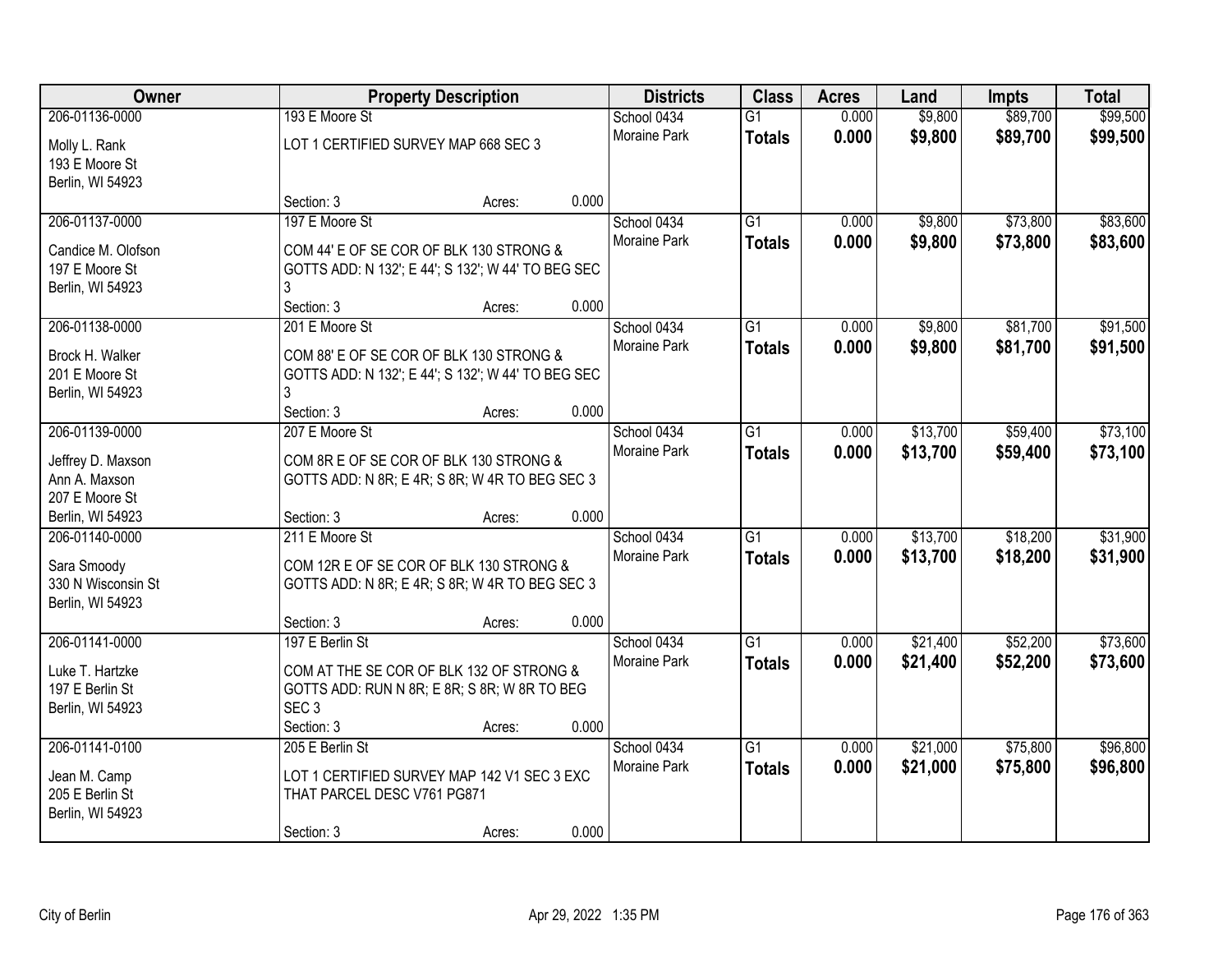| Owner | Property Description | Districts | Class | Acres | Land | Impts | Total |
|---|---|---|---|---|---|---|---|
| 206-01136-0000<br>Molly L. Rank<br>193 E Moore St<br>Berlin, WI 54923 | 193 E Moore St<br>LOT 1 CERTIFIED SURVEY MAP 668 SEC 3<br>Section: 3 Acres: 0.000 | School 0434<br>Moraine Park | G1<br>**Totals** | 0.000<br>**0.000** | $9,800<br>**$9,800** | $89,700<br>**$89,700** | $99,500<br>**$99,500** |
| 206-01137-0000<br>Candice M. Olofson<br>197 E Moore St<br>Berlin, WI 54923 | 197 E Moore St<br>COM 44' E OF SE COR OF BLK 130 STRONG & GOTTS ADD: N 132'; E 44'; S 132'; W 44' TO BEG SEC 3<br>Section: 3 Acres: 0.000 | School 0434<br>Moraine Park | G1<br>**Totals** | 0.000<br>**0.000** | $9,800<br>**$9,800** | $73,800<br>**$73,800** | $83,600<br>**$83,600** |
| 206-01138-0000<br>Brock H. Walker<br>201 E Moore St<br>Berlin, WI 54923 | 201 E Moore St<br>COM 88' E OF SE COR OF BLK 130 STRONG & GOTTS ADD: N 132'; E 44'; S 132'; W 44' TO BEG SEC 3<br>Section: 3 Acres: 0.000 | School 0434<br>Moraine Park | G1<br>**Totals** | 0.000<br>**0.000** | $9,800<br>**$9,800** | $81,700<br>**$81,700** | $91,500<br>**$91,500** |
| 206-01139-0000<br>Jeffrey D. Maxson<br>Ann A. Maxson<br>207 E Moore St<br>Berlin, WI 54923 | 207 E Moore St<br>COM 8R E OF SE COR OF BLK 130 STRONG & GOTTS ADD: N 8R; E 4R; S 8R; W 4R TO BEG SEC 3<br>Section: 3 Acres: 0.000 | School 0434<br>Moraine Park | G1<br>**Totals** | 0.000<br>**0.000** | $13,700<br>**$13,700** | $59,400<br>**$59,400** | $73,100<br>**$73,100** |
| 206-01140-0000<br>Sara Smoody<br>330 N Wisconsin St<br>Berlin, WI 54923 | 211 E Moore St<br>COM 12R E OF SE COR OF BLK 130 STRONG & GOTTS ADD: N 8R; E 4R; S 8R; W 4R TO BEG SEC 3<br>Section: 3 Acres: 0.000 | School 0434<br>Moraine Park | G1<br>**Totals** | 0.000<br>**0.000** | $13,700<br>**$13,700** | $18,200<br>**$18,200** | $31,900<br>**$31,900** |
| 206-01141-0000<br>Luke T. Hartzke<br>197 E Berlin St<br>Berlin, WI 54923 | 197 E Berlin St<br>COM AT THE SE COR OF BLK 132 OF STRONG & GOTTS ADD: RUN N 8R; E 8R; S 8R; W 8R TO BEG SEC 3<br>Section: 3 Acres: 0.000 | School 0434<br>Moraine Park | G1<br>**Totals** | 0.000<br>**0.000** | $21,400<br>**$21,400** | $52,200<br>**$52,200** | $73,600<br>**$73,600** |
| 206-01141-0100<br>Jean M. Camp<br>205 E Berlin St<br>Berlin, WI 54923 | 205 E Berlin St<br>LOT 1 CERTIFIED SURVEY MAP 142 V1 SEC 3 EXC THAT PARCEL DESC V761 PG871<br>Section: 3 Acres: 0.000 | School 0434<br>Moraine Park | G1<br>**Totals** | 0.000<br>**0.000** | $21,000<br>**$21,000** | $75,800<br>**$75,800** | $96,800<br>**$96,800** |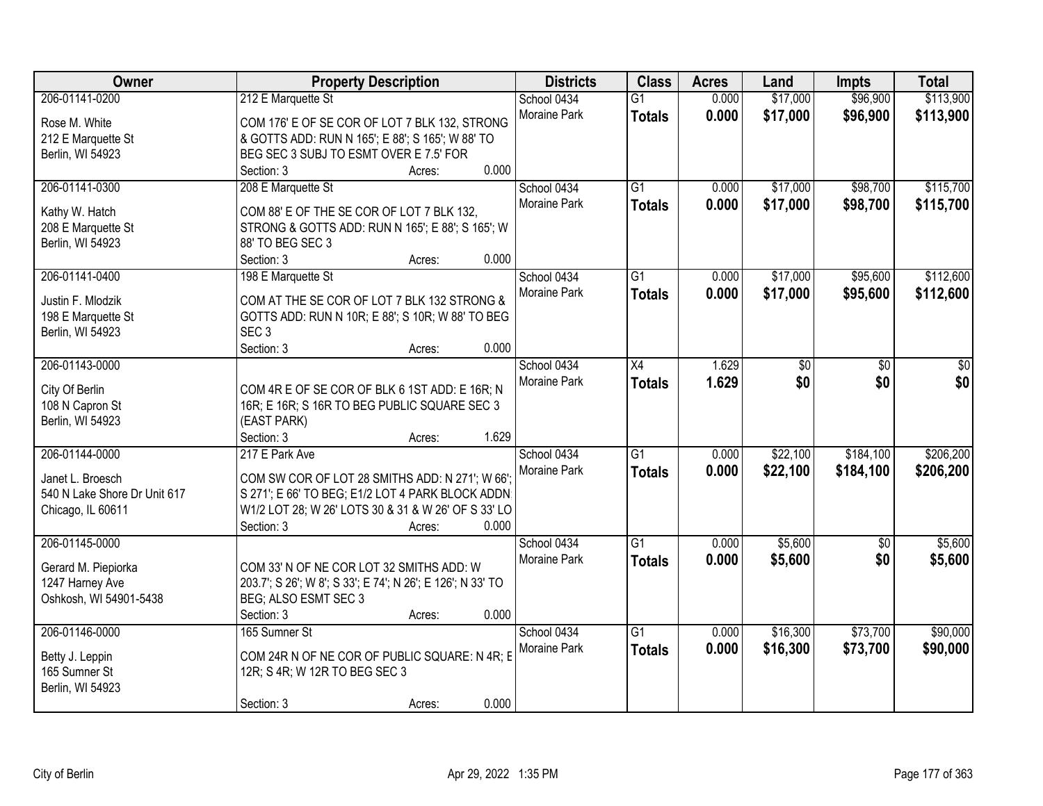| Owner | Property Description | Districts | Class | Acres | Land | Impts | Total |
|---|---|---|---|---|---|---|---|
| 206-01141-0200<br>Rose M. White<br>212 E Marquette St<br>Berlin, WI 54923 | 212 E Marquette St<br>COM 176' E OF SE COR OF LOT 7 BLK 132, STRONG & GOTTS ADD: RUN N 165'; E 88'; S 165'; W 88' TO BEG SEC 3 SUBJ TO ESMT OVER E 7.5' FOR<br>Section: 3 Acres: 0.000 | School 0434<br>Moraine Park | G1<br>**Totals** | 0.000<br>**0.000** | \$17,000<br>**\$17,000** | \$96,900<br>**\$96,900** | \$113,900<br>**\$113,900** |
| 206-01141-0300<br>Kathy W. Hatch<br>208 E Marquette St<br>Berlin, WI 54923 | 208 E Marquette St<br>COM 88' E OF THE SE COR OF LOT 7 BLK 132, STRONG & GOTTS ADD: RUN N 165'; E 88'; S 165'; W 88' TO BEG SEC 3<br>Section: 3 Acres: 0.000 | School 0434<br>Moraine Park | G1<br>**Totals** | 0.000<br>**0.000** | \$17,000<br>**\$17,000** | \$98,700<br>**\$98,700** | \$115,700<br>**\$115,700** |
| 206-01141-0400<br>Justin F. Mlodzik<br>198 E Marquette St<br>Berlin, WI 54923 | 198 E Marquette St<br>COM AT THE SE COR OF LOT 7 BLK 132 STRONG & GOTTS ADD: RUN N 10R; E 88'; S 10R; W 88' TO BEG SEC 3<br>Section: 3 Acres: 0.000 | School 0434<br>Moraine Park | G1<br>**Totals** | 0.000<br>**0.000** | \$17,000<br>**\$17,000** | \$95,600<br>**\$95,600** | \$112,600<br>**\$112,600** |
| 206-01143-0000<br>City Of Berlin<br>108 N Capron St<br>Berlin, WI 54923 | COM 4R E OF SE COR OF BLK 6 1ST ADD: E 16R; N 16R; E 16R; S 16R TO BEG PUBLIC SQUARE SEC 3 (EAST PARK)<br>Section: 3 Acres: 1.629 | School 0434<br>Moraine Park | X4<br>**Totals** | 1.629<br>**1.629** | \$0<br>**\$0** | \$0<br>**\$0** | \$0<br>**\$0** |
| 206-01144-0000<br>Janet L. Broesch<br>540 N Lake Shore Dr Unit 617<br>Chicago, IL 60611 | 217 E Park Ave<br>COM SW COR OF LOT 28 SMITHS ADD: N 271'; W 66'; S 271'; E 66' TO BEG; E1/2 LOT 4 PARK BLOCK ADDN: W1/2 LOT 28; W 26' LOTS 30 & 31 & W 26' OF S 33' LO<br>Section: 3 Acres: 0.000 | School 0434<br>Moraine Park | G1<br>**Totals** | 0.000<br>**0.000** | \$22,100<br>**\$22,100** | \$184,100<br>**\$184,100** | \$206,200<br>**\$206,200** |
| 206-01145-0000<br>Gerard M. Piepiorka<br>1247 Harney Ave<br>Oshkosh, WI 54901-5438 | COM 33' N OF NE COR LOT 32 SMITHS ADD: W 203.7'; S 26'; W 8'; S 33'; E 74'; N 26'; E 126'; N 33' TO BEG; ALSO ESMT SEC 3<br>Section: 3 Acres: 0.000 | School 0434<br>Moraine Park | G1<br>**Totals** | 0.000<br>**0.000** | \$5,600<br>**\$5,600** | \$0<br>**\$0** | \$5,600<br>**\$5,600** |
| 206-01146-0000<br>Betty J. Leppin<br>165 Sumner St<br>Berlin, WI 54923 | 165 Sumner St<br>COM 24R N OF NE COR OF PUBLIC SQUARE: N 4R; E 12R; S 4R; W 12R TO BEG SEC 3<br>Section: 3 Acres: 0.000 | School 0434<br>Moraine Park | G1<br>**Totals** | 0.000<br>**0.000** | \$16,300<br>**\$16,300** | \$73,700<br>**\$73,700** | \$90,000<br>**\$90,000** |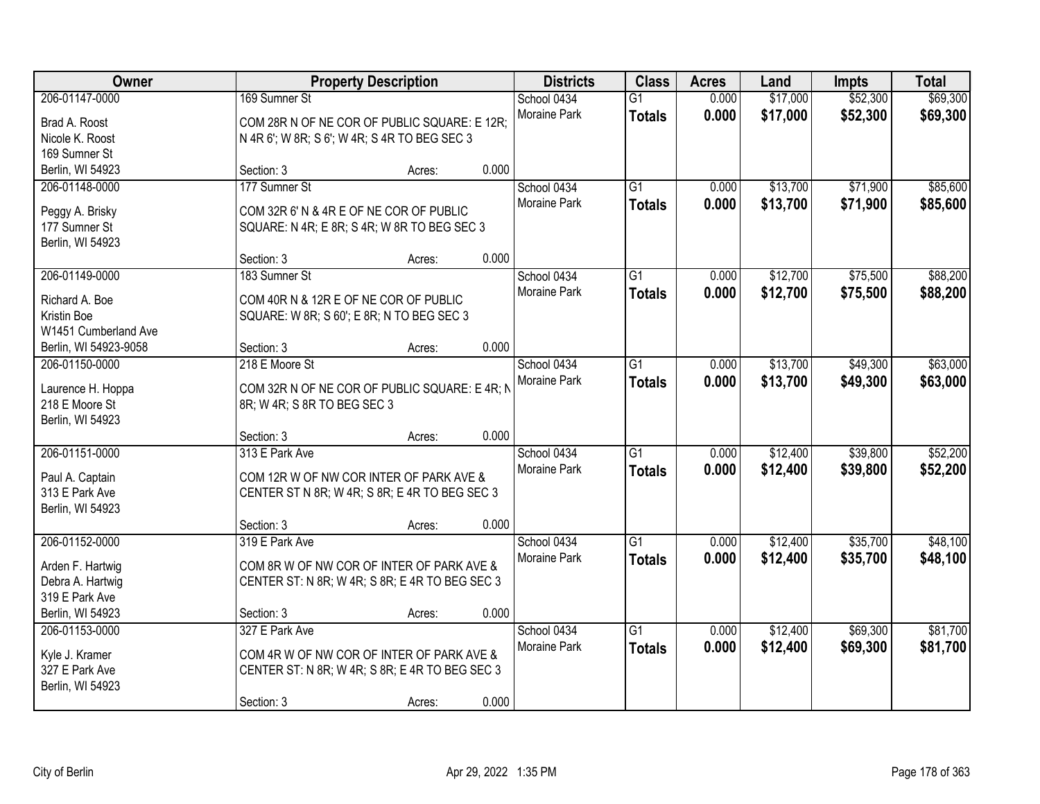| Owner | Property Description | Districts | Class | Acres | Land | Impts | Total |
|---|---|---|---|---|---|---|---|
| 206-01147-0000<br>Brad A. Roost<br>Nicole K. Roost<br>169 Sumner St<br>Berlin, WI 54923 | 169 Sumner St<br>COM 28R N OF NE COR OF PUBLIC SQUARE: E 12R; N 4R 6'; W 8R; S 6'; W 4R; S 4R TO BEG SEC 3<br>Section: 3 Acres: 0.000 | School 0434<br>Moraine Park | G1<br>**Totals** | 0.000<br>**0.000** | $17,000<br>**$17,000** | $52,300<br>**$52,300** | $69,300<br>**$69,300** |
| 206-01148-0000<br>Peggy A. Brisky<br>177 Sumner St<br>Berlin, WI 54923 | 177 Sumner St<br>COM 32R 6' N & 4R E OF NE COR OF PUBLIC SQUARE: N 4R; E 8R; S 4R; W 8R TO BEG SEC 3<br>Section: 3 Acres: 0.000 | School 0434<br>Moraine Park | G1<br>**Totals** | 0.000<br>**0.000** | $13,700<br>**$13,700** | $71,900<br>**$71,900** | $85,600<br>**$85,600** |
| 206-01149-0000<br>Richard A. Boe<br>Kristin Boe<br>W1451 Cumberland Ave<br>Berlin, WI 54923-9058 | 183 Sumner St<br>COM 40R N & 12R E OF NE COR OF PUBLIC SQUARE: W 8R; S 60'; E 8R; N TO BEG SEC 3<br>Section: 3 Acres: 0.000 | School 0434<br>Moraine Park | G1<br>**Totals** | 0.000<br>**0.000** | $12,700<br>**$12,700** | $75,500<br>**$75,500** | $88,200<br>**$88,200** |
| 206-01150-0000<br>Laurence H. Hoppa<br>218 E Moore St<br>Berlin, WI 54923 | 218 E Moore St<br>COM 32R N OF NE COR OF PUBLIC SQUARE: E 4R; N 8R; W 4R; S 8R TO BEG SEC 3<br>Section: 3 Acres: 0.000 | School 0434<br>Moraine Park | G1<br>**Totals** | 0.000<br>**0.000** | $13,700<br>**$13,700** | $49,300<br>**$49,300** | $63,000<br>**$63,000** |
| 206-01151-0000<br>Paul A. Captain<br>313 E Park Ave<br>Berlin, WI 54923 | 313 E Park Ave<br>COM 12R W OF NW COR INTER OF PARK AVE & CENTER ST N 8R; W 4R; S 8R; E 4R TO BEG SEC 3<br>Section: 3 Acres: 0.000 | School 0434<br>Moraine Park | G1<br>**Totals** | 0.000<br>**0.000** | $12,400<br>**$12,400** | $39,800<br>**$39,800** | $52,200<br>**$52,200** |
| 206-01152-0000<br>Arden F. Hartwig<br>Debra A. Hartwig<br>319 E Park Ave<br>Berlin, WI 54923 | 319 E Park Ave<br>COM 8R W OF NW COR OF INTER OF PARK AVE & CENTER ST: N 8R; W 4R; S 8R; E 4R TO BEG SEC 3<br>Section: 3 Acres: 0.000 | School 0434<br>Moraine Park | G1<br>**Totals** | 0.000<br>**0.000** | $12,400<br>**$12,400** | $35,700<br>**$35,700** | $48,100<br>**$48,100** |
| 206-01153-0000<br>Kyle J. Kramer<br>327 E Park Ave<br>Berlin, WI 54923 | 327 E Park Ave<br>COM 4R W OF NW COR OF INTER OF PARK AVE & CENTER ST: N 8R; W 4R; S 8R; E 4R TO BEG SEC 3<br>Section: 3 Acres: 0.000 | School 0434<br>Moraine Park | G1<br>**Totals** | 0.000<br>**0.000** | $12,400<br>**$12,400** | $69,300<br>**$69,300** | $81,700<br>**$81,700** |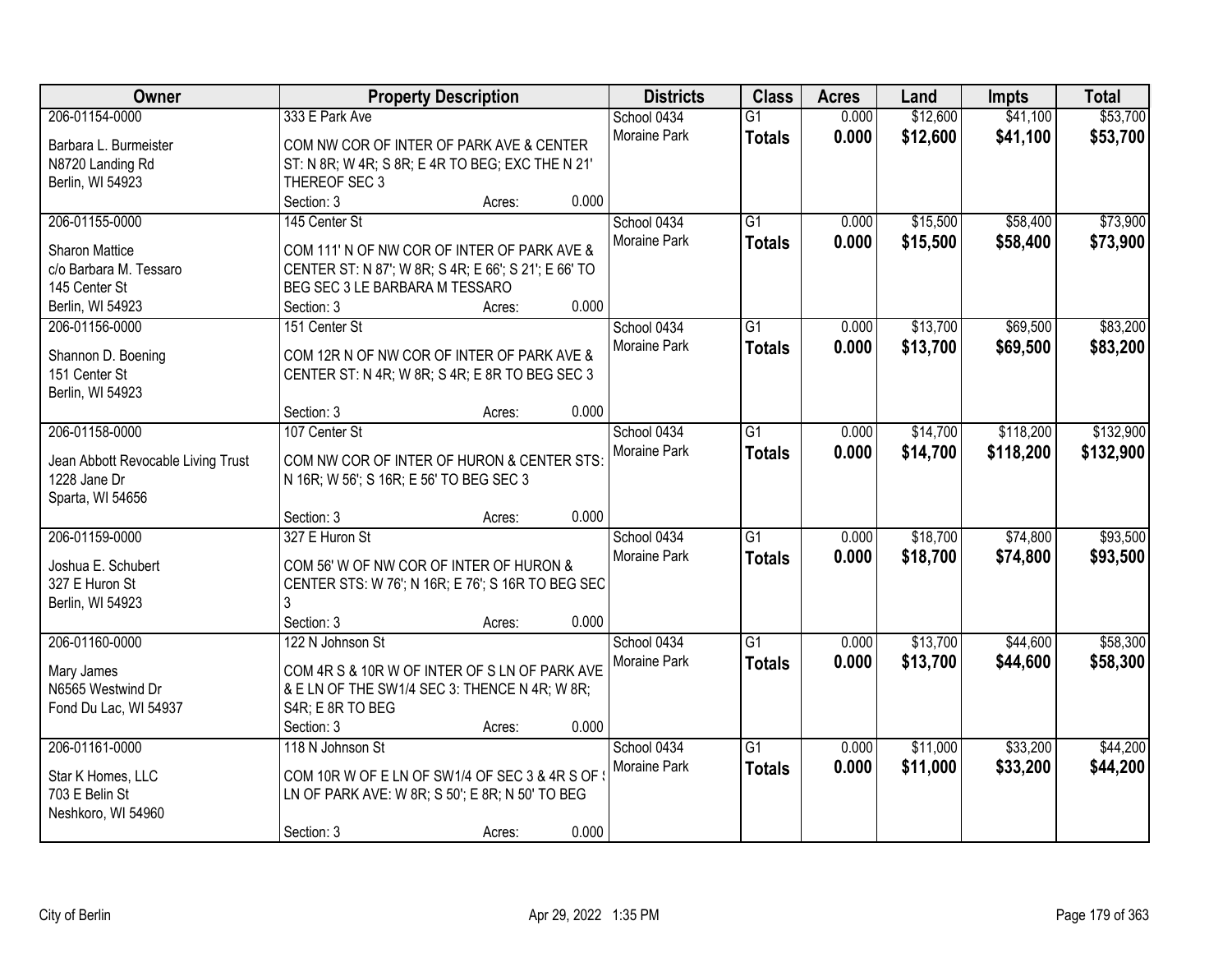| Owner | Property Description | Districts | Class | Acres | Land | Impts | Total |
|---|---|---|---|---|---|---|---|
| 206-01154-0000<br>Barbara L. Burmeister<br>N8720 Landing Rd<br>Berlin, WI 54923 | 333 E Park Ave<br>COM NW COR OF INTER OF PARK AVE & CENTER ST: N 8R; W 4R; S 8R; E 4R TO BEG; EXC THE N 21' THEREOF SEC 3<br>Section: 3 Acres: 0.000 | School 0434<br>Moraine Park | G1<br>**Totals** | 0.000<br>**0.000** | $12,600<br>**$12,600** | $41,100<br>**$41,100** | $53,700<br>**$53,700** |
| 206-01155-0000<br>Sharon Mattice<br>c/o Barbara M. Tessaro<br>145 Center St<br>Berlin, WI 54923 | 145 Center St<br>COM 111' N OF NW COR OF INTER OF PARK AVE & CENTER ST: N 87'; W 8R; S 4R; E 66'; S 21'; E 66' TO BEG SEC 3 LE BARBARA M TESSARO<br>Section: 3 Acres: 0.000 | School 0434<br>Moraine Park | G1<br>**Totals** | 0.000<br>**0.000** | $15,500<br>**$15,500** | $58,400<br>**$58,400** | $73,900<br>**$73,900** |
| 206-01156-0000<br>Shannon D. Boening<br>151 Center St<br>Berlin, WI 54923 | 151 Center St<br>COM 12R N OF NW COR OF INTER OF PARK AVE & CENTER ST: N 4R; W 8R; S 4R; E 8R TO BEG SEC 3<br>Section: 3 Acres: 0.000 | School 0434<br>Moraine Park | G1<br>**Totals** | 0.000<br>**0.000** | $13,700<br>**$13,700** | $69,500<br>**$69,500** | $83,200<br>**$83,200** |
| 206-01158-0000<br>Jean Abbott Revocable Living Trust<br>1228 Jane Dr<br>Sparta, WI 54656 | 107 Center St<br>COM NW COR OF INTER OF HURON & CENTER STS: N 16R; W 56'; S 16R; E 56' TO BEG SEC 3<br>Section: 3 Acres: 0.000 | School 0434<br>Moraine Park | G1<br>**Totals** | 0.000<br>**0.000** | $14,700<br>**$14,700** | $118,200<br>**$118,200** | $132,900<br>**$132,900** |
| 206-01159-0000<br>Joshua E. Schubert<br>327 E Huron St<br>Berlin, WI 54923 | 327 E Huron St<br>COM 56' W OF NW COR OF INTER OF HURON & CENTER STS: W 76'; N 16R; E 76'; S 16R TO BEG SEC 3<br>Section: 3 Acres: 0.000 | School 0434<br>Moraine Park | G1<br>**Totals** | 0.000<br>**0.000** | $18,700<br>**$18,700** | $74,800<br>**$74,800** | $93,500<br>**$93,500** |
| 206-01160-0000<br>Mary James<br>N6565 Westwind Dr<br>Fond Du Lac, WI 54937 | 122 N Johnson St<br>COM 4R S & 10R W OF INTER OF S LN OF PARK AVE & E LN OF THE SW1/4 SEC 3: THENCE N 4R; W 8R; S4R; E 8R TO BEG<br>Section: 3 Acres: 0.000 | School 0434<br>Moraine Park | G1<br>**Totals** | 0.000<br>**0.000** | $13,700<br>**$13,700** | $44,600<br>**$44,600** | $58,300<br>**$58,300** |
| 206-01161-0000<br>Star K Homes, LLC<br>703 E Belin St<br>Neshkoro, WI 54960 | 118 N Johnson St<br>COM 10R W OF E LN OF SW1/4 OF SEC 3 & 4R S OF S LN OF PARK AVE: W 8R; S 50'; E 8R; N 50' TO BEG<br>Section: 3 Acres: 0.000 | School 0434<br>Moraine Park | G1<br>**Totals** | 0.000<br>**0.000** | $11,000<br>**$11,000** | $33,200<br>**$33,200** | $44,200<br>**$44,200** |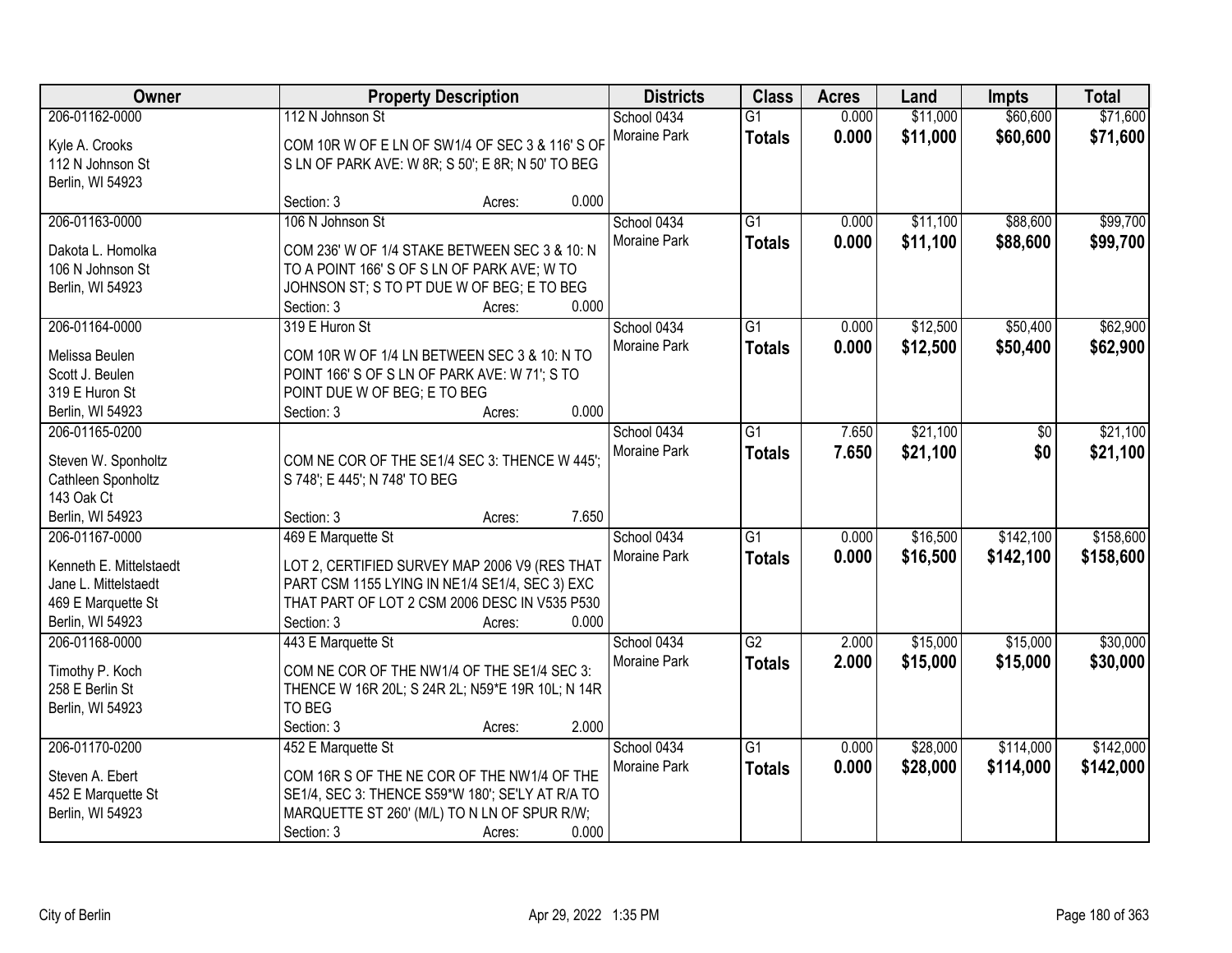| Owner | Property Description | Districts | Class | Acres | Land | Impts | Total |
|---|---|---|---|---|---|---|---|
| 206-01162-0000<br>Kyle A. Crooks<br>112 N Johnson St<br>Berlin, WI 54923 | 112 N Johnson St<br>COM 10R W OF E LN OF SW1/4 OF SEC 3 & 116' S OF S LN OF PARK AVE: W 8R; S 50'; E 8R; N 50' TO BEG<br>Section: 3 Acres: 0.000 | School 0434<br>Moraine Park | G1<br>**Totals** | 0.000<br>**0.000** | \$11,000<br>**\$11,000** | \$60,600<br>**\$60,600** | \$71,600<br>**\$71,600** |
| 206-01163-0000<br>Dakota L. Homolka<br>106 N Johnson St<br>Berlin, WI 54923 | 106 N Johnson St<br>COM 236' W OF 1/4 STAKE BETWEEN SEC 3 & 10: N TO A POINT 166' S OF S LN OF PARK AVE; W TO JOHNSON ST; S TO PT DUE W OF BEG; E TO BEG<br>Section: 3 Acres: 0.000 | School 0434<br>Moraine Park | G1<br>**Totals** | 0.000<br>**0.000** | \$11,100<br>**\$11,100** | \$88,600<br>**\$88,600** | \$99,700<br>**\$99,700** |
| 206-01164-0000<br>Melissa Beulen<br>Scott J. Beulen<br>319 E Huron St<br>Berlin, WI 54923 | 319 E Huron St<br>COM 10R W OF 1/4 LN BETWEEN SEC 3 & 10: N TO POINT 166' S OF S LN OF PARK AVE: W 71'; S TO POINT DUE W OF BEG; E TO BEG<br>Section: 3 Acres: 0.000 | School 0434<br>Moraine Park | G1<br>**Totals** | 0.000<br>**0.000** | \$12,500<br>**\$12,500** | \$50,400<br>**\$50,400** | \$62,900<br>**\$62,900** |
| 206-01165-0200<br>Steven W. Sponholtz<br>Cathleen Sponholtz<br>143 Oak Ct<br>Berlin, WI 54923 | COM NE COR OF THE SE1/4 SEC 3: THENCE W 445'; S 748'; E 445'; N 748' TO BEG<br>Section: 3 Acres: 7.650 | School 0434<br>Moraine Park | G1<br>**Totals** | 7.650<br>**7.650** | \$21,100<br>**\$21,100** | \$0<br>**\$0** | \$21,100<br>**\$21,100** |
| 206-01167-0000<br>Kenneth E. Mittelstaedt<br>Jane L. Mittelstaedt<br>469 E Marquette St<br>Berlin, WI 54923 | 469 E Marquette St<br>LOT 2, CERTIFIED SURVEY MAP 2006 V9 (RES THAT PART CSM 1155 LYING IN NE1/4 SE1/4, SEC 3) EXC THAT PART OF LOT 2 CSM 2006 DESC IN V535 P530<br>Section: 3 Acres: 0.000 | School 0434<br>Moraine Park | G1<br>**Totals** | 0.000<br>**0.000** | \$16,500<br>**\$16,500** | \$142,100<br>**\$142,100** | \$158,600<br>**\$158,600** |
| 206-01168-0000<br>Timothy P. Koch<br>258 E Berlin St<br>Berlin, WI 54923 | 443 E Marquette St<br>COM NE COR OF THE NW1/4 OF THE SE1/4 SEC 3: THENCE W 16R 20L; S 24R 2L; N59*E 19R 10L; N 14R TO BEG<br>Section: 3 Acres: 2.000 | School 0434<br>Moraine Park | G2<br>**Totals** | 2.000<br>**2.000** | \$15,000<br>**\$15,000** | \$15,000<br>**\$15,000** | \$30,000<br>**\$30,000** |
| 206-01170-0200<br>Steven A. Ebert<br>452 E Marquette St<br>Berlin, WI 54923 | 452 E Marquette St<br>COM 16R S OF THE NE COR OF THE NW1/4 OF THE SE1/4, SEC 3: THENCE S59*W 180'; SE'LY AT R/A TO MARQUETTE ST 260' (M/L) TO N LN OF SPUR R/W;<br>Section: 3 Acres: 0.000 | School 0434<br>Moraine Park | G1<br>**Totals** | 0.000<br>**0.000** | \$28,000<br>**\$28,000** | \$114,000<br>**\$114,000** | \$142,000<br>**\$142,000** |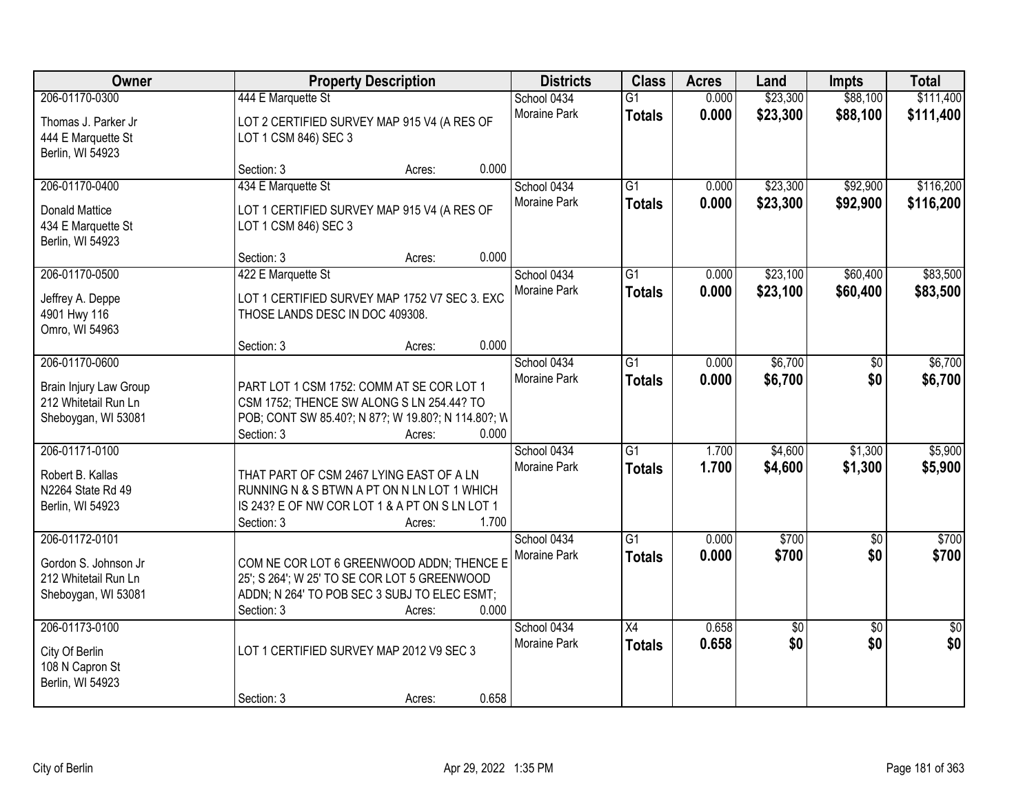| Owner | Property Description | Districts | Class | Acres | Land | Impts | Total |
|---|---|---|---|---|---|---|---|
| 206-01170-0300<br>Thomas J. Parker Jr<br>444 E Marquette St<br>Berlin, WI 54923 | 444 E Marquette St<br>LOT 2 CERTIFIED SURVEY MAP 915 V4 (A RES OF LOT 1 CSM 846) SEC 3<br>Section: 3 Acres: 0.000 | School 0434<br>Moraine Park | G1<br>**Totals** | 0.000<br>**0.000** | $23,300<br>**$23,300** | $88,100<br>**$88,100** | $111,400<br>**$111,400** |
| 206-01170-0400<br>Donald Mattice<br>434 E Marquette St<br>Berlin, WI 54923 | 434 E Marquette St<br>LOT 1 CERTIFIED SURVEY MAP 915 V4 (A RES OF LOT 1 CSM 846) SEC 3<br>Section: 3 Acres: 0.000 | School 0434<br>Moraine Park | G1<br>**Totals** | 0.000<br>**0.000** | $23,300<br>**$23,300** | $92,900<br>**$92,900** | $116,200<br>**$116,200** |
| 206-01170-0500<br>Jeffrey A. Deppe<br>4901 Hwy 116<br>Omro, WI 54963 | 422 E Marquette St<br>LOT 1 CERTIFIED SURVEY MAP 1752 V7 SEC 3. EXC THOSE LANDS DESC IN DOC 409308.<br>Section: 3 Acres: 0.000 | School 0434<br>Moraine Park | G1<br>**Totals** | 0.000<br>**0.000** | $23,100<br>**$23,100** | $60,400<br>**$60,400** | $83,500<br>**$83,500** |
| 206-01170-0600<br>Brain Injury Law Group<br>212 Whitetail Run Ln<br>Sheboygan, WI 53081 | PART LOT 1 CSM 1752: COMM AT SE COR LOT 1 CSM 1752; THENCE SW ALONG S LN 254.44? TO POB; CONT SW 85.40?; N 87?; W 19.80?; N 114.80?; W<br>Section: 3 Acres: 0.000 | School 0434<br>Moraine Park | G1<br>**Totals** | 0.000<br>**0.000** | $6,700<br>**$6,700** | $0<br>**$0** | $6,700<br>**$6,700** |
| 206-01171-0100<br>Robert B. Kallas<br>N2264 State Rd 49<br>Berlin, WI 54923 | THAT PART OF CSM 2467 LYING EAST OF A LN RUNNING N & S BTWN A PT ON N LN LOT 1 WHICH IS 243? E OF NW COR LOT 1 & A PT ON S LN LOT 1<br>Section: 3 Acres: 1.700 | School 0434<br>Moraine Park | G1<br>**Totals** | 1.700<br>**1.700** | $4,600<br>**$4,600** | $1,300<br>**$1,300** | $5,900<br>**$5,900** |
| 206-01172-0101<br>Gordon S. Johnson Jr<br>212 Whitetail Run Ln<br>Sheboygan, WI 53081 | COM NE COR LOT 6 GREENWOOD ADDN; THENCE E 25'; S 264'; W 25' TO SE COR LOT 5 GREENWOOD ADDN; N 264' TO POB SEC 3 SUBJ TO ELEC ESMT;<br>Section: 3 Acres: 0.000 | School 0434<br>Moraine Park | G1<br>**Totals** | 0.000<br>**0.000** | $700<br>**$700** | $0<br>**$0** | $700<br>**$700** |
| 206-01173-0100<br>City Of Berlin<br>108 N Capron St<br>Berlin, WI 54923 | LOT 1 CERTIFIED SURVEY MAP 2012 V9 SEC 3<br>Section: 3 Acres: 0.658 | School 0434<br>Moraine Park | X4<br>**Totals** | 0.658<br>**0.658** | $0<br>**$0** | $0<br>**$0** | $0<br>**$0** |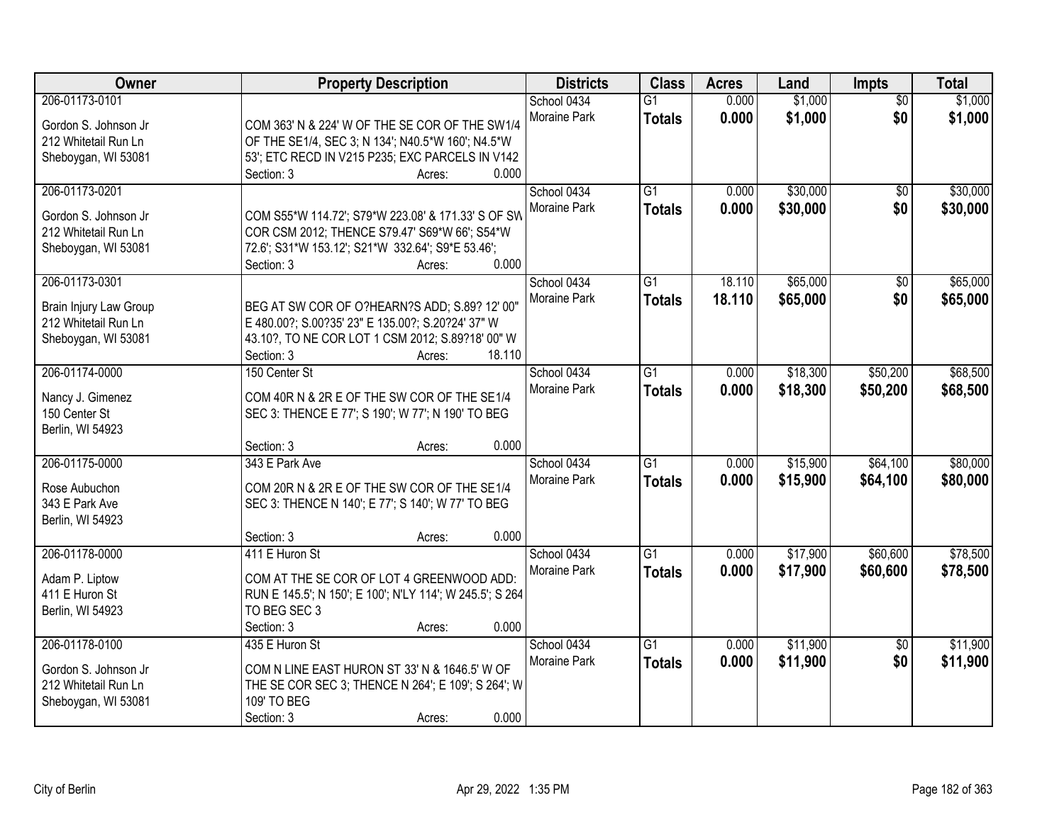| Owner | Property Description | Districts | Class | Acres | Land | Impts | Total |
|---|---|---|---|---|---|---|---|
| 206-01173-0101<br>Gordon S. Johnson Jr<br>212 Whitetail Run Ln<br>Sheboygan, WI 53081 | COM 363' N & 224' W OF THE SE COR OF THE SW1/4 OF THE SE1/4, SEC 3; N 134'; N40.5*W 160'; N4.5*W 53'; ETC RECD IN V215 P235; EXC PARCELS IN V142<br>Section: 3 Acres: 0.000 | School 0434<br>Moraine Park | G1<br>**Totals** | 0.000<br>**0.000** | $1,000<br>**$1,000** | $0<br>**$0** | $1,000<br>**$1,000** |
| 206-01173-0201<br>Gordon S. Johnson Jr<br>212 Whitetail Run Ln<br>Sheboygan, WI 53081 | COM S55*W 114.72'; S79*W 223.08' & 171.33' S OF SW COR CSM 2012; THENCE S79.47' S69*W 66'; S54*W 72.6'; S31*W 153.12'; S21*W 332.64'; S9*E 53.46';<br>Section: 3 Acres: 0.000 | School 0434<br>Moraine Park | G1<br>**Totals** | 0.000<br>**0.000** | $30,000<br>**$30,000** | $0<br>**$0** | $30,000<br>**$30,000** |
| 206-01173-0301<br>Brain Injury Law Group<br>212 Whitetail Run Ln<br>Sheboygan, WI 53081 | BEG AT SW COR OF O?HEARN?S ADD; S.89? 12' 00" E 480.00?; S.00?35' 23" E 135.00?; S.20?24' 37" W 43.10?, TO NE COR LOT 1 CSM 2012; S.89?18' 00" W<br>Section: 3 Acres: 18.110 | School 0434<br>Moraine Park | G1<br>**Totals** | 18.110<br>**18.110** | $65,000<br>**$65,000** | $0<br>**$0** | $65,000<br>**$65,000** |
| 206-01174-0000<br>Nancy J. Gimenez<br>150 Center St<br>Berlin, WI 54923 | 150 Center St<br>COM 40R N & 2R E OF THE SW COR OF THE SE1/4 SEC 3: THENCE E 77'; S 190'; W 77'; N 190' TO BEG<br>Section: 3 Acres: 0.000 | School 0434<br>Moraine Park | G1<br>**Totals** | 0.000<br>**0.000** | $18,300<br>**$18,300** | $50,200<br>**$50,200** | $68,500<br>**$68,500** |
| 206-01175-0000<br>Rose Aubuchon<br>343 E Park Ave<br>Berlin, WI 54923 | 343 E Park Ave<br>COM 20R N & 2R E OF THE SW COR OF THE SE1/4 SEC 3: THENCE N 140'; E 77'; S 140'; W 77' TO BEG<br>Section: 3 Acres: 0.000 | School 0434<br>Moraine Park | G1<br>**Totals** | 0.000<br>**0.000** | $15,900<br>**$15,900** | $64,100<br>**$64,100** | $80,000<br>**$80,000** |
| 206-01178-0000<br>Adam P. Liptow<br>411 E Huron St<br>Berlin, WI 54923 | 411 E Huron St<br>COM AT THE SE COR OF LOT 4 GREENWOOD ADD: RUN E 145.5'; N 150'; E 100'; N'LY 114'; W 245.5'; S 264 TO BEG SEC 3<br>Section: 3 Acres: 0.000 | School 0434<br>Moraine Park | G1<br>**Totals** | 0.000<br>**0.000** | $17,900<br>**$17,900** | $60,600<br>**$60,600** | $78,500<br>**$78,500** |
| 206-01178-0100<br>Gordon S. Johnson Jr<br>212 Whitetail Run Ln<br>Sheboygan, WI 53081 | 435 E Huron St<br>COM N LINE EAST HURON ST 33' N & 1646.5' W OF THE SE COR SEC 3; THENCE N 264'; E 109'; S 264'; W 109' TO BEG<br>Section: 3 Acres: 0.000 | School 0434<br>Moraine Park | G1<br>**Totals** | 0.000<br>**0.000** | $11,900<br>**$11,900** | $0<br>**$0** | $11,900<br>**$11,900** |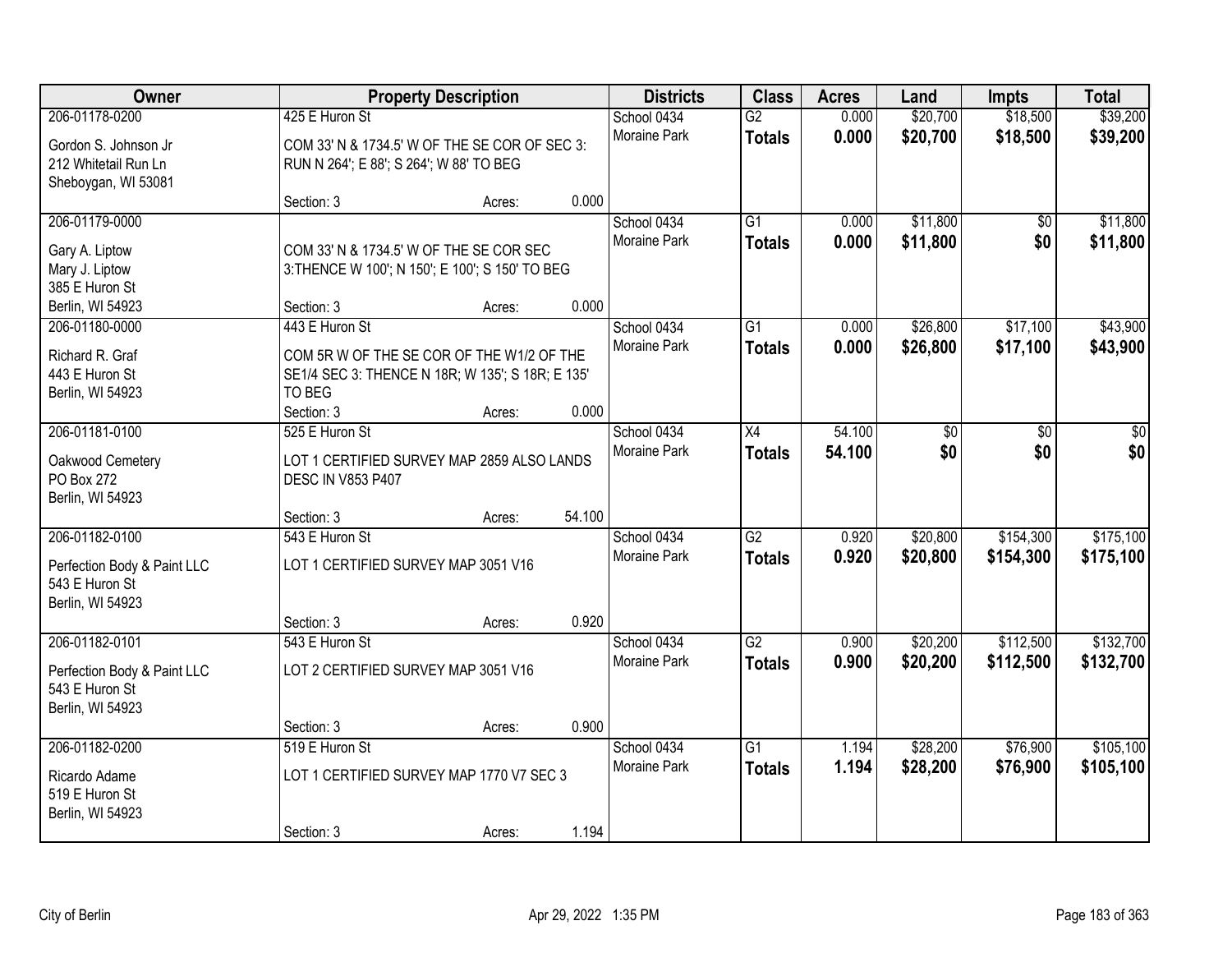| Owner | Property Description | | | Districts | Class | Acres | Land | Impts | Total |
|---|---|---|---|---|---|---|---|---|---|
| 206-01178-0200 | 425 E Huron St | | | School 0434 | G2 | 0.000 | $20,700 | $18,500 | $39,200 |
| Gordon S. Johnson Jr<br>212 Whitetail Run Ln<br>Sheboygan, WI 53081 | COM 33' N & 1734.5' W OF THE SE COR OF SEC 3: RUN N 264'; E 88'; S 264'; W 88' TO BEG | | | Moraine Park | **Totals** | **0.000** | **$20,700** | **$18,500** | **$39,200** |
| | Section: 3 | Acres: | 0.000 | | | | | | |
| 206-01179-0000 | | | | School 0434 | G1 | 0.000 | $11,800 | $0 | $11,800 |
| Gary A. Liptow<br>Mary J. Liptow<br>385 E Huron St<br>Berlin, WI 54923 | COM 33' N & 1734.5' W OF THE SE COR SEC 3:THENCE W 100'; N 150'; E 100'; S 150' TO BEG | | | Moraine Park | **Totals** | **0.000** | **$11,800** | **$0** | **$11,800** |
| | Section: 3 | Acres: | 0.000 | | | | | | |
| 206-01180-0000 | 443 E Huron St | | | School 0434 | G1 | 0.000 | $26,800 | $17,100 | $43,900 |
| Richard R. Graf<br>443 E Huron St<br>Berlin, WI 54923 | COM 5R W OF THE SE COR OF THE W1/2 OF THE SE1/4 SEC 3: THENCE N 18R; W 135'; S 18R; E 135' TO BEG | | | Moraine Park | **Totals** | **0.000** | **$26,800** | **$17,100** | **$43,900** |
| | Section: 3 | Acres: | 0.000 | | | | | | |
| 206-01181-0100 | 525 E Huron St | | | School 0434 | X4 | 54.100 | $0 | $0 | $0 |
| Oakwood Cemetery<br>PO Box 272<br>Berlin, WI 54923 | LOT 1 CERTIFIED SURVEY MAP 2859 ALSO LANDS DESC IN V853 P407 | | | Moraine Park | **Totals** | **54.100** | **$0** | **$0** | **$0** |
| | Section: 3 | Acres: | 54.100 | | | | | | |
| 206-01182-0100 | 543 E Huron St | | | School 0434 | G2 | 0.920 | $20,800 | $154,300 | $175,100 |
| Perfection Body & Paint LLC<br>543 E Huron St<br>Berlin, WI 54923 | LOT 1 CERTIFIED SURVEY MAP 3051 V16 | | | Moraine Park | **Totals** | **0.920** | **$20,800** | **$154,300** | **$175,100** |
| | Section: 3 | Acres: | 0.920 | | | | | | |
| 206-01182-0101 | 543 E Huron St | | | School 0434 | G2 | 0.900 | $20,200 | $112,500 | $132,700 |
| Perfection Body & Paint LLC<br>543 E Huron St<br>Berlin, WI 54923 | LOT 2 CERTIFIED SURVEY MAP 3051 V16 | | | Moraine Park | **Totals** | **0.900** | **$20,200** | **$112,500** | **$132,700** |
| | Section: 3 | Acres: | 0.900 | | | | | | |
| 206-01182-0200 | 519 E Huron St | | | School 0434 | G1 | 1.194 | $28,200 | $76,900 | $105,100 |
| Ricardo Adame<br>519 E Huron St<br>Berlin, WI 54923 | LOT 1 CERTIFIED SURVEY MAP 1770 V7 SEC 3 | | | Moraine Park | **Totals** | **1.194** | **$28,200** | **$76,900** | **$105,100** |
| | Section: 3 | Acres: | 1.194 | | | | | | |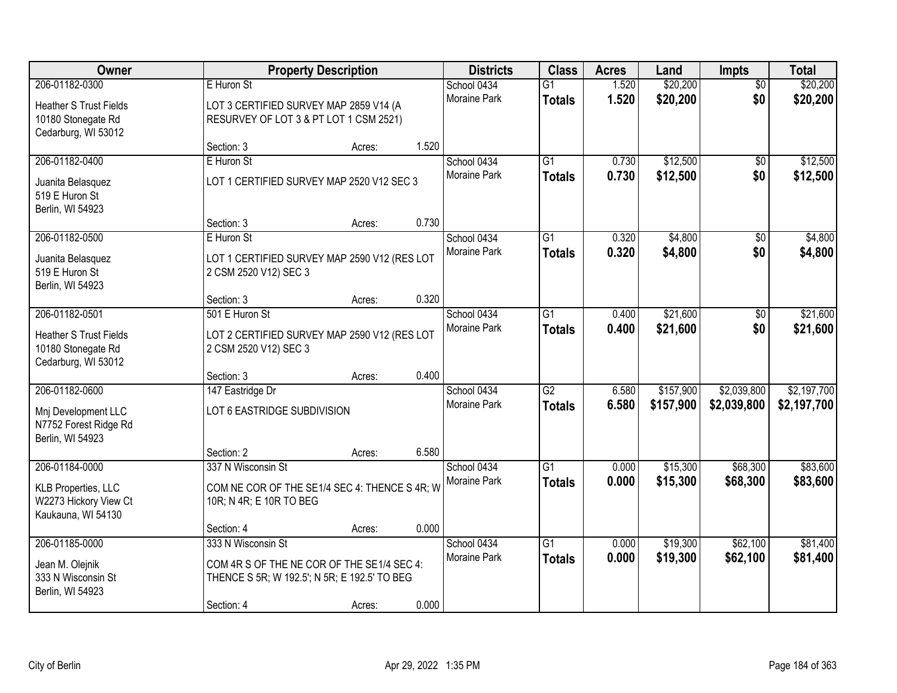| Owner | Property Description | | | Districts | Class | Acres | Land | Impts | Total |
|---|---|---|---|---|---|---|---|---|---|
| 206-01182-0300 | E Huron St | | | School 0434 | G1 | 1.520 | $20,200 | $0 | $20,200 |
| Heather S Trust Fields<br>10180 Stonegate Rd<br>Cedarburg, WI 53012 | LOT 3 CERTIFIED SURVEY MAP 2859 V14 (A RESURVEY OF LOT 3 & PT LOT 1 CSM 2521) | | | Moraine Park | **Totals** | **1.520** | **$20,200** | **$0** | **$20,200** |
| | Section: 3 | Acres: | 1.520 | | | | | | |
| 206-01182-0400 | E Huron St | | | School 0434 | G1 | 0.730 | $12,500 | $0 | $12,500 |
| Juanita Belasquez<br>519 E Huron St<br>Berlin, WI 54923 | LOT 1 CERTIFIED SURVEY MAP 2520 V12 SEC 3 | | | Moraine Park | **Totals** | **0.730** | **$12,500** | **$0** | **$12,500** |
| | Section: 3 | Acres: | 0.730 | | | | | | |
| 206-01182-0500 | E Huron St | | | School 0434 | G1 | 0.320 | $4,800 | $0 | $4,800 |
| Juanita Belasquez<br>519 E Huron St<br>Berlin, WI 54923 | LOT 1 CERTIFIED SURVEY MAP 2590 V12 (RES LOT 2 CSM 2520 V12) SEC 3 | | | Moraine Park | **Totals** | **0.320** | **$4,800** | **$0** | **$4,800** |
| | Section: 3 | Acres: | 0.320 | | | | | | |
| 206-01182-0501 | 501 E Huron St | | | School 0434 | G1 | 0.400 | $21,600 | $0 | $21,600 |
| Heather S Trust Fields<br>10180 Stonegate Rd<br>Cedarburg, WI 53012 | LOT 2 CERTIFIED SURVEY MAP 2590 V12 (RES LOT 2 CSM 2520 V12) SEC 3 | | | Moraine Park | **Totals** | **0.400** | **$21,600** | **$0** | **$21,600** |
| | Section: 3 | Acres: | 0.400 | | | | | | |
| 206-01182-0600 | 147 Eastridge Dr | | | School 0434 | G2 | 6.580 | $157,900 | $2,039,800 | $2,197,700 |
| Mnj Development LLC<br>N7752 Forest Ridge Rd<br>Berlin, WI 54923 | LOT 6 EASTRIDGE SUBDIVISION | | | Moraine Park | **Totals** | **6.580** | **$157,900** | **$2,039,800** | **$2,197,700** |
| | Section: 2 | Acres: | 6.580 | | | | | | |
| 206-01184-0000 | 337 N Wisconsin St | | | School 0434 | G1 | 0.000 | $15,300 | $68,300 | $83,600 |
| KLB Properties, LLC<br>W2273 Hickory View Ct<br>Kaukauna, WI 54130 | COM NE COR OF THE SE1/4 SEC 4: THENCE S 4R; W 10R; N 4R; E 10R TO BEG | | | Moraine Park | **Totals** | **0.000** | **$15,300** | **$68,300** | **$83,600** |
| | Section: 4 | Acres: | 0.000 | | | | | | |
| 206-01185-0000 | 333 N Wisconsin St | | | School 0434 | G1 | 0.000 | $19,300 | $62,100 | $81,400 |
| Jean M. Olejnik<br>333 N Wisconsin St<br>Berlin, WI 54923 | COM 4R S OF THE NE COR OF THE SE1/4 SEC 4: THENCE S 5R; W 192.5'; N 5R; E 192.5' TO BEG | | | Moraine Park | **Totals** | **0.000** | **$19,300** | **$62,100** | **$81,400** |
| | Section: 4 | Acres: | 0.000 | | | | | | |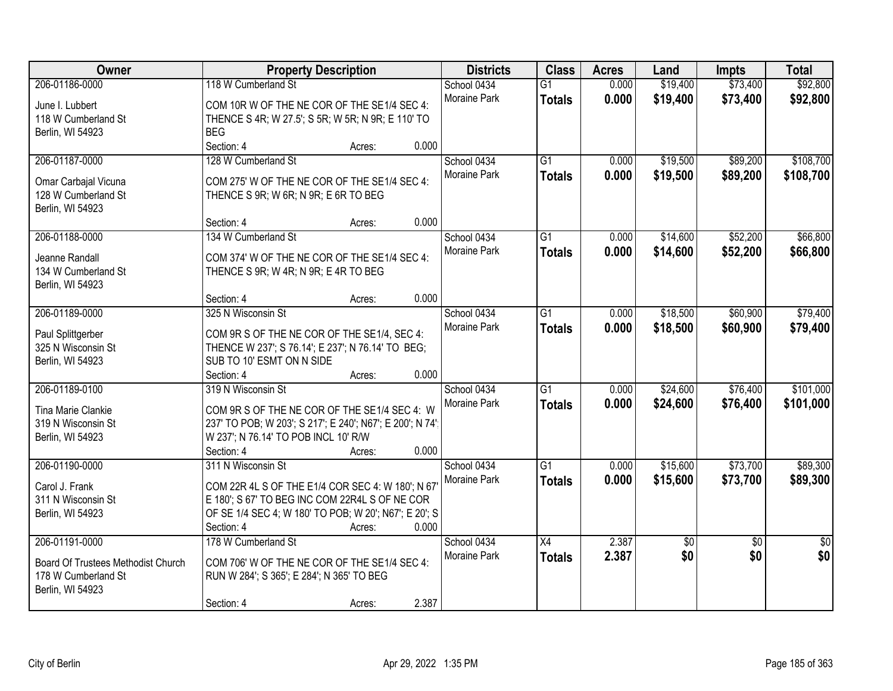| Owner | Property Description | Districts | Class | Acres | Land | Impts | Total |
|---|---|---|---|---|---|---|---|
| 206-01186-0000<br>June I. Lubbert<br>118 W Cumberland St<br>Berlin, WI 54923 | 118 W Cumberland St<br>COM 10R W OF THE NE COR OF THE SE1/4 SEC 4: THENCE S 4R; W 27.5'; S 5R; W 5R; N 9R; E 110' TO BEG<br>Section: 4 Acres: 0.000 | School 0434<br>Moraine Park | G1<br>**Totals** | 0.000<br>**0.000** | $19,400<br>**$19,400** | $73,400<br>**$73,400** | $92,800<br>**$92,800** |
| 206-01187-0000<br>Omar Carbajal Vicuna<br>128 W Cumberland St<br>Berlin, WI 54923 | 128 W Cumberland St<br>COM 275' W OF THE NE COR OF THE SE1/4 SEC 4: THENCE S 9R; W 6R; N 9R; E 6R TO BEG<br>Section: 4 Acres: 0.000 | School 0434<br>Moraine Park | G1<br>**Totals** | 0.000<br>**0.000** | $19,500<br>**$19,500** | $89,200<br>**$89,200** | $108,700<br>**$108,700** |
| 206-01188-0000<br>Jeanne Randall<br>134 W Cumberland St<br>Berlin, WI 54923 | 134 W Cumberland St<br>COM 374' W OF THE NE COR OF THE SE1/4 SEC 4: THENCE S 9R; W 4R; N 9R; E 4R TO BEG<br>Section: 4 Acres: 0.000 | School 0434<br>Moraine Park | G1<br>**Totals** | 0.000<br>**0.000** | $14,600<br>**$14,600** | $52,200<br>**$52,200** | $66,800<br>**$66,800** |
| 206-01189-0000<br>Paul Splittgerber<br>325 N Wisconsin St<br>Berlin, WI 54923 | 325 N Wisconsin St<br>COM 9R S OF THE NE COR OF THE SE1/4, SEC 4: THENCE W 237'; S 76.14'; E 237'; N 76.14' TO BEG; SUB TO 10' ESMT ON N SIDE<br>Section: 4 Acres: 0.000 | School 0434<br>Moraine Park | G1<br>**Totals** | 0.000<br>**0.000** | $18,500<br>**$18,500** | $60,900<br>**$60,900** | $79,400<br>**$79,400** |
| 206-01189-0100<br>Tina Marie Clankie<br>319 N Wisconsin St<br>Berlin, WI 54923 | 319 N Wisconsin St<br>COM 9R S OF THE NE COR OF THE SE1/4 SEC 4: W 237' TO POB; W 203'; S 217'; E 240'; N67'; E 200'; N 74'; W 237'; N 76.14' TO POB INCL 10' R/W<br>Section: 4 Acres: 0.000 | School 0434<br>Moraine Park | G1<br>**Totals** | 0.000<br>**0.000** | $24,600<br>**$24,600** | $76,400<br>**$76,400** | $101,000<br>**$101,000** |
| 206-01190-0000<br>Carol J. Frank<br>311 N Wisconsin St<br>Berlin, WI 54923 | 311 N Wisconsin St<br>COM 22R 4L S OF THE E1/4 COR SEC 4: W 180'; N 67' E 180'; S 67' TO BEG INC COM 22R4L S OF NE COR OF SE 1/4 SEC 4; W 180' TO POB; W 20'; N67'; E 20'; S<br>Section: 4 Acres: 0.000 | School 0434<br>Moraine Park | G1<br>**Totals** | 0.000<br>**0.000** | $15,600<br>**$15,600** | $73,700<br>**$73,700** | $89,300<br>**$89,300** |
| 206-01191-0000<br>Board Of Trustees Methodist Church<br>178 W Cumberland St<br>Berlin, WI 54923 | 178 W Cumberland St<br>COM 706' W OF THE NE COR OF THE SE1/4 SEC 4: RUN W 284'; S 365'; E 284'; N 365' TO BEG<br>Section: 4 Acres: 2.387 | School 0434<br>Moraine Park | X4<br>**Totals** | 2.387<br>**2.387** | $0<br>**$0** | $0<br>**$0** | $0<br>**$0** |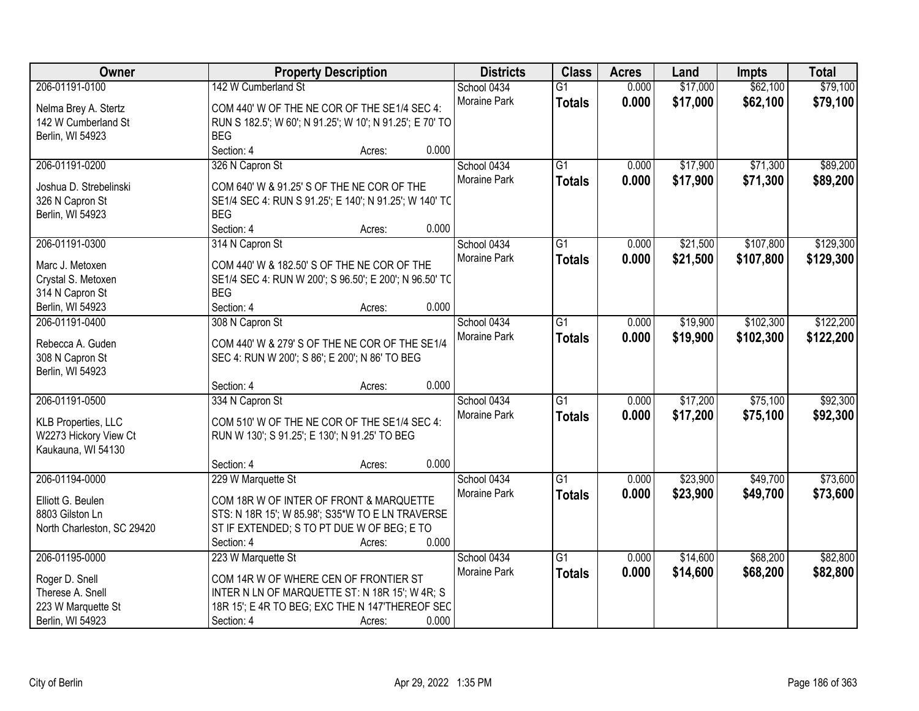| Owner | Property Description | Districts | Class | Acres | Land | Impts | Total |
|---|---|---|---|---|---|---|---|
| 206-01191-0100<br><br>Nelma Brey A. Stertz<br>142 W Cumberland St<br>Berlin, WI 54923 | 142 W Cumberland St<br><br>COM 440' W OF THE NE COR OF THE SE1/4 SEC 4: RUN S 182.5'; W 60'; N 91.25'; W 10'; N 91.25'; E 70' TO BEG<br>Section: 4 Acres: 0.000 | School 0434<br>Moraine Park | G1<br>**Totals** | 0.000<br>**0.000** | $17,000<br>**$17,000** | $62,100<br>**$62,100** | $79,100<br>**$79,100** |
| 206-01191-0200<br><br>Joshua D. Strebelinski<br>326 N Capron St<br>Berlin, WI 54923 | 326 N Capron St<br><br>COM 640' W & 91.25' S OF THE NE COR OF THE SE1/4 SEC 4: RUN S 91.25'; E 140'; N 91.25'; W 140' TO BEG<br>Section: 4 Acres: 0.000 | School 0434<br>Moraine Park | G1<br>**Totals** | 0.000<br>**0.000** | $17,900<br>**$17,900** | $71,300<br>**$71,300** | $89,200<br>**$89,200** |
| 206-01191-0300<br><br>Marc J. Metoxen<br>Crystal S. Metoxen<br>314 N Capron St<br>Berlin, WI 54923 | 314 N Capron St<br><br>COM 440' W & 182.50' S OF THE NE COR OF THE SE1/4 SEC 4: RUN W 200'; S 96.50'; E 200'; N 96.50' TO BEG<br>Section: 4 Acres: 0.000 | School 0434<br>Moraine Park | G1<br>**Totals** | 0.000<br>**0.000** | $21,500<br>**$21,500** | $107,800<br>**$107,800** | $129,300<br>**$129,300** |
| 206-01191-0400<br><br>Rebecca A. Guden<br>308 N Capron St<br>Berlin, WI 54923 | 308 N Capron St<br><br>COM 440' W & 279' S OF THE NE COR OF THE SE1/4 SEC 4: RUN W 200'; S 86'; E 200'; N 86' TO BEG<br>Section: 4 Acres: 0.000 | School 0434<br>Moraine Park | G1<br>**Totals** | 0.000<br>**0.000** | $19,900<br>**$19,900** | $102,300<br>**$102,300** | $122,200<br>**$122,200** |
| 206-01191-0500<br><br>KLB Properties, LLC<br>W2273 Hickory View Ct<br>Kaukauna, WI 54130 | 334 N Capron St<br><br>COM 510' W OF THE NE COR OF THE SE1/4 SEC 4: RUN W 130'; S 91.25'; E 130'; N 91.25' TO BEG<br>Section: 4 Acres: 0.000 | School 0434<br>Moraine Park | G1<br>**Totals** | 0.000<br>**0.000** | $17,200<br>**$17,200** | $75,100<br>**$75,100** | $92,300<br>**$92,300** |
| 206-01194-0000<br><br>Elliott G. Beulen<br>8803 Gilston Ln<br>North Charleston, SC 29420 | 229 W Marquette St<br><br>COM 18R W OF INTER OF FRONT & MARQUETTE STS: N 18R 15'; W 85.98'; S35*W TO E LN TRAVERSE ST IF EXTENDED; S TO PT DUE W OF BEG; E TO<br>Section: 4 Acres: 0.000 | School 0434<br>Moraine Park | G1<br>**Totals** | 0.000<br>**0.000** | $23,900<br>**$23,900** | $49,700<br>**$49,700** | $73,600<br>**$73,600** |
| 206-01195-0000<br><br>Roger D. Snell<br>Therese A. Snell<br>223 W Marquette St<br>Berlin, WI 54923 | 223 W Marquette St<br><br>COM 14R W OF WHERE CEN OF FRONTIER ST INTER N LN OF MARQUETTE ST: N 18R 15'; W 4R; S 18R 15'; E 4R TO BEG; EXC THE N 147'THEREOF SEC<br>Section: 4 Acres: 0.000 | School 0434<br>Moraine Park | G1<br>**Totals** | 0.000<br>**0.000** | $14,600<br>**$14,600** | $68,200<br>**$68,200** | $82,800<br>**$82,800** |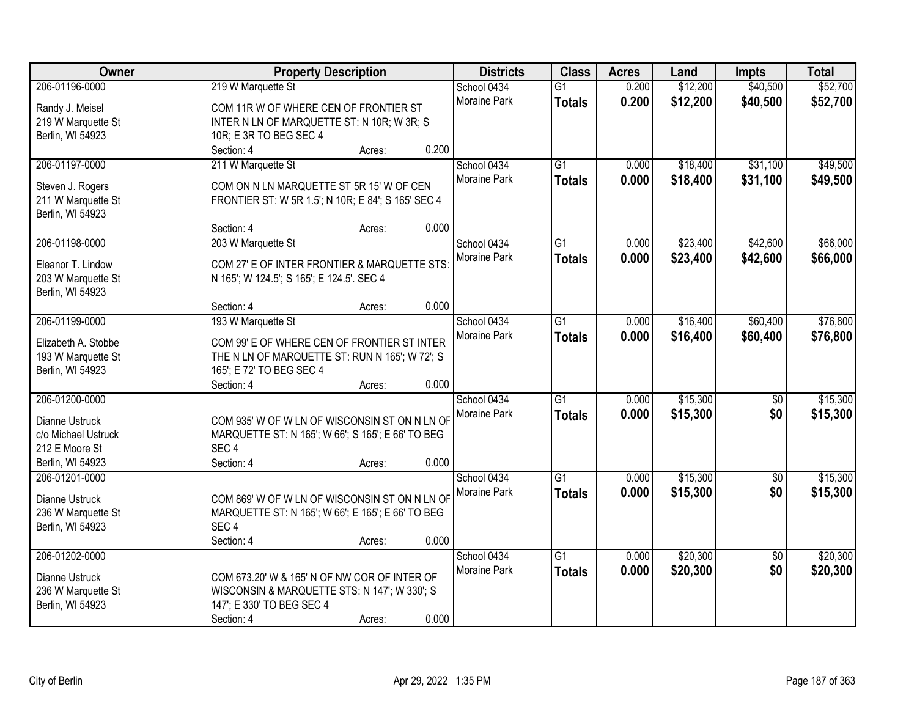| Owner | Property Description | Districts | Class | Acres | Land | Impts | Total |
|---|---|---|---|---|---|---|---|
| 206-01196-0000<br>Randy J. Meisel<br>219 W Marquette St<br>Berlin, WI 54923 | 219 W Marquette St<br>COM 11R W OF WHERE CEN OF FRONTIER ST INTER N LN OF MARQUETTE ST: N 10R; W 3R; S 10R; E 3R TO BEG SEC 4<br>Section: 4 Acres: 0.200 | School 0434<br>Moraine Park | G1<br>**Totals** | 0.200<br>**0.200** | $12,200<br>**$12,200** | $40,500<br>**$40,500** | $52,700<br>**$52,700** |
| 206-01197-0000<br>Steven J. Rogers<br>211 W Marquette St<br>Berlin, WI 54923 | 211 W Marquette St<br>COM ON N LN MARQUETTE ST 5R 15' W OF CEN FRONTIER ST: W 5R 1.5'; N 10R; E 84'; S 165' SEC 4<br>Section: 4 Acres: 0.000 | School 0434<br>Moraine Park | G1<br>**Totals** | 0.000<br>**0.000** | $18,400<br>**$18,400** | $31,100<br>**$31,100** | $49,500<br>**$49,500** |
| 206-01198-0000<br>Eleanor T. Lindow<br>203 W Marquette St<br>Berlin, WI 54923 | 203 W Marquette St<br>COM 27' E OF INTER FRONTIER & MARQUETTE STS: N 165'; W 124.5'; S 165'; E 124.5'. SEC 4<br>Section: 4 Acres: 0.000 | School 0434<br>Moraine Park | G1<br>**Totals** | 0.000<br>**0.000** | $23,400<br>**$23,400** | $42,600<br>**$42,600** | $66,000<br>**$66,000** |
| 206-01199-0000<br>Elizabeth A. Stobbe<br>193 W Marquette St<br>Berlin, WI 54923 | 193 W Marquette St<br>COM 99' E OF WHERE CEN OF FRONTIER ST INTER THE N LN OF MARQUETTE ST: RUN N 165'; W 72'; S 165'; E 72' TO BEG SEC 4<br>Section: 4 Acres: 0.000 | School 0434<br>Moraine Park | G1<br>**Totals** | 0.000<br>**0.000** | $16,400<br>**$16,400** | $60,400<br>**$60,400** | $76,800<br>**$76,800** |
| 206-01200-0000<br>Dianne Ustruck<br>c/o Michael Ustruck<br>212 E Moore St<br>Berlin, WI 54923 | COM 935' W OF W LN OF WISCONSIN ST ON N LN OF MARQUETTE ST: N 165'; W 66'; S 165'; E 66' TO BEG SEC 4<br>Section: 4 Acres: 0.000 | School 0434<br>Moraine Park | G1<br>**Totals** | 0.000<br>**0.000** | $15,300<br>**$15,300** | $0<br>**$0** | $15,300<br>**$15,300** |
| 206-01201-0000<br>Dianne Ustruck<br>236 W Marquette St<br>Berlin, WI 54923 | COM 869' W OF W LN OF WISCONSIN ST ON N LN OF MARQUETTE ST: N 165'; W 66'; E 165'; E 66' TO BEG SEC 4<br>Section: 4 Acres: 0.000 | School 0434<br>Moraine Park | G1<br>**Totals** | 0.000<br>**0.000** | $15,300<br>**$15,300** | $0<br>**$0** | $15,300<br>**$15,300** |
| 206-01202-0000<br>Dianne Ustruck<br>236 W Marquette St<br>Berlin, WI 54923 | COM 673.20' W & 165' N OF NW COR OF INTER OF WISCONSIN & MARQUETTE STS: N 147'; W 330'; S 147'; E 330' TO BEG SEC 4<br>Section: 4 Acres: 0.000 | School 0434<br>Moraine Park | G1<br>**Totals** | 0.000<br>**0.000** | $20,300<br>**$20,300** | $0<br>**$0** | $20,300<br>**$20,300** |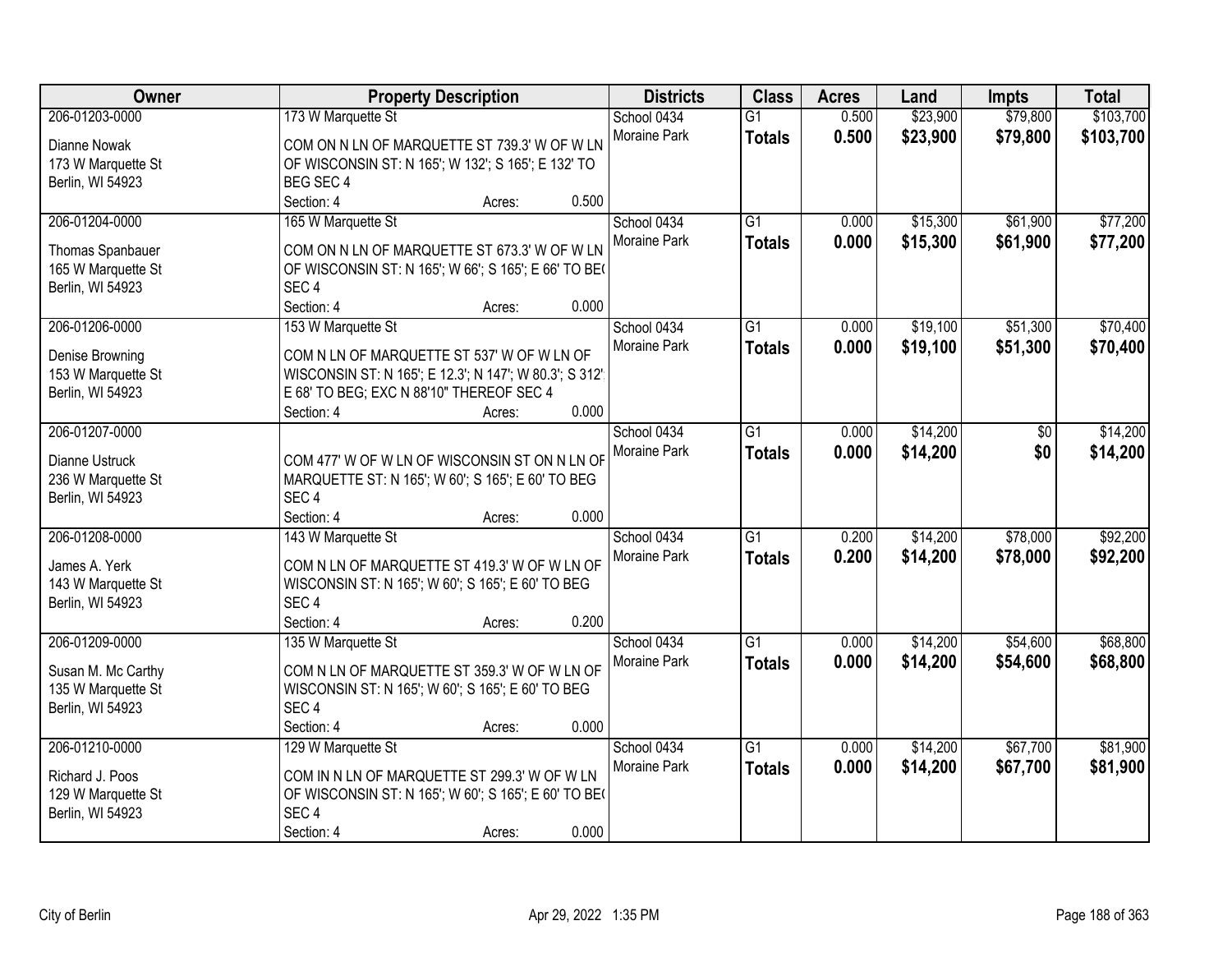| Owner | Property Description | Districts | Class | Acres | Land | Impts | Total |
|---|---|---|---|---|---|---|---|
| 206-01203-0000<br>Dianne Nowak<br>173 W Marquette St<br>Berlin, WI 54923 | 173 W Marquette St<br>COM ON N LN OF MARQUETTE ST 739.3' W OF W LN OF WISCONSIN ST: N 165'; W 132'; S 165'; E 132' TO BEG SEC 4<br>Section: 4 Acres: 0.500 | School 0434<br>Moraine Park | G1<br>**Totals** | 0.500<br>**0.500** | $23,900<br>**$23,900** | $79,800<br>**$79,800** | $103,700<br>**$103,700** |
| 206-01204-0000<br>Thomas Spanbauer<br>165 W Marquette St<br>Berlin, WI 54923 | 165 W Marquette St<br>COM ON N LN OF MARQUETTE ST 673.3' W OF W LN OF WISCONSIN ST: N 165'; W 66'; S 165'; E 66' TO BEG SEC 4<br>Section: 4 Acres: 0.000 | School 0434<br>Moraine Park | G1<br>**Totals** | 0.000<br>**0.000** | $15,300<br>**$15,300** | $61,900<br>**$61,900** | $77,200<br>**$77,200** |
| 206-01206-0000<br>Denise Browning<br>153 W Marquette St<br>Berlin, WI 54923 | 153 W Marquette St<br>COM N LN OF MARQUETTE ST 537' W OF W LN OF WISCONSIN ST: N 165'; E 12.3'; N 147'; W 80.3'; S 312'; E 68' TO BEG; EXC N 88'10" THEREOF SEC 4<br>Section: 4 Acres: 0.000 | School 0434<br>Moraine Park | G1<br>**Totals** | 0.000<br>**0.000** | $19,100<br>**$19,100** | $51,300<br>**$51,300** | $70,400<br>**$70,400** |
| 206-01207-0000<br>Dianne Ustruck<br>236 W Marquette St<br>Berlin, WI 54923 | COM 477' W OF W LN OF WISCONSIN ST ON N LN OF MARQUETTE ST: N 165'; W 60'; S 165'; E 60' TO BEG SEC 4<br>Section: 4 Acres: 0.000 | School 0434<br>Moraine Park | G1<br>**Totals** | 0.000<br>**0.000** | $14,200<br>**$14,200** | $0<br>**$0** | $14,200<br>**$14,200** |
| 206-01208-0000<br>James A. Yerk<br>143 W Marquette St<br>Berlin, WI 54923 | 143 W Marquette St<br>COM N LN OF MARQUETTE ST 419.3' W OF W LN OF WISCONSIN ST: N 165'; W 60'; S 165'; E 60' TO BEG SEC 4<br>Section: 4 Acres: 0.200 | School 0434<br>Moraine Park | G1<br>**Totals** | 0.200<br>**0.200** | $14,200<br>**$14,200** | $78,000<br>**$78,000** | $92,200<br>**$92,200** |
| 206-01209-0000<br>Susan M. Mc Carthy<br>135 W Marquette St<br>Berlin, WI 54923 | 135 W Marquette St<br>COM N LN OF MARQUETTE ST 359.3' W OF W LN OF WISCONSIN ST: N 165'; W 60'; S 165'; E 60' TO BEG SEC 4<br>Section: 4 Acres: 0.000 | School 0434<br>Moraine Park | G1<br>**Totals** | 0.000<br>**0.000** | $14,200<br>**$14,200** | $54,600<br>**$54,600** | $68,800<br>**$68,800** |
| 206-01210-0000<br>Richard J. Poos<br>129 W Marquette St<br>Berlin, WI 54923 | 129 W Marquette St<br>COM IN N LN OF MARQUETTE ST 299.3' W OF W LN OF WISCONSIN ST: N 165'; W 60'; S 165'; E 60' TO BEG SEC 4<br>Section: 4 Acres: 0.000 | School 0434<br>Moraine Park | G1<br>**Totals** | 0.000<br>**0.000** | $14,200<br>**$14,200** | $67,700<br>**$67,700** | $81,900<br>**$81,900** |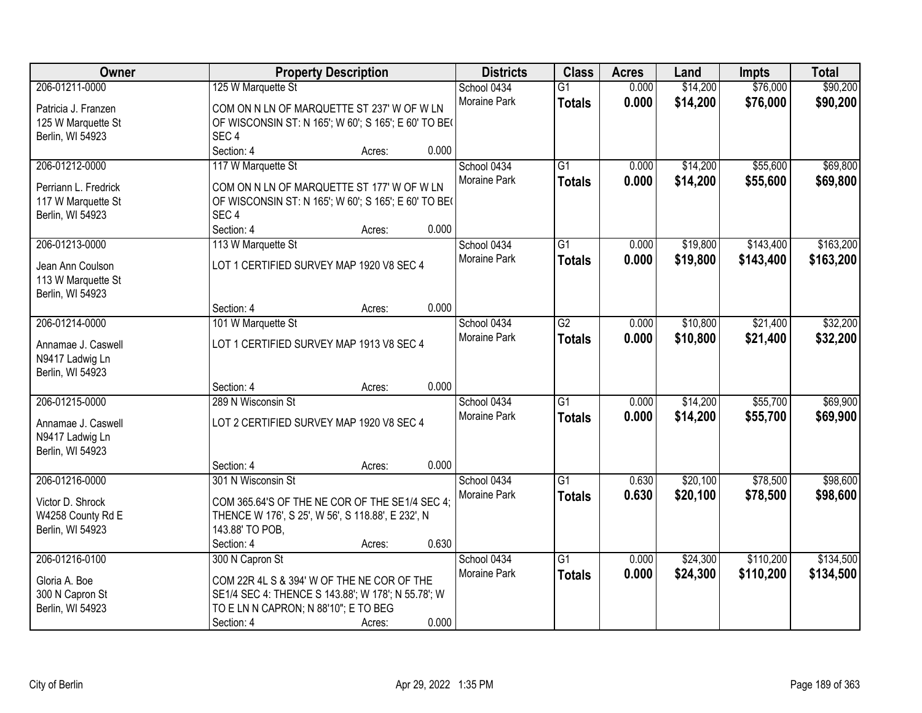| Owner | Property Description | | | Districts | Class | Acres | Land | Impts | Total |
|---|---|---|---|---|---|---|---|---|---|
| 206-01211-0000 | 125 W Marquette St | | | School 0434 | G1 | 0.000 | $14,200 | $76,000 | $90,200 |
| Patricia J. Franzen<br>125 W Marquette St<br>Berlin, WI 54923 | COM ON N LN OF MARQUETTE ST 237' W OF W LN OF WISCONSIN ST: N 165'; W 60'; S 165'; E 60' TO BE( SEC 4 | | | Moraine Park | **Totals** | **0.000** | **$14,200** | **$76,000** | **$90,200** |
| | Section: 4 | Acres: | 0.000 | | | | | | |
| 206-01212-0000 | 117 W Marquette St | | | School 0434 | G1 | 0.000 | $14,200 | $55,600 | $69,800 |
| Perriann L. Fredrick<br>117 W Marquette St<br>Berlin, WI 54923 | COM ON N LN OF MARQUETTE ST 177' W OF W LN OF WISCONSIN ST: N 165'; W 60'; S 165'; E 60' TO BE( SEC 4 | | | Moraine Park | **Totals** | **0.000** | **$14,200** | **$55,600** | **$69,800** |
| | Section: 4 | Acres: | 0.000 | | | | | | |
| 206-01213-0000 | 113 W Marquette St | | | School 0434 | G1 | 0.000 | $19,800 | $143,400 | $163,200 |
| Jean Ann Coulson<br>113 W Marquette St<br>Berlin, WI 54923 | LOT 1 CERTIFIED SURVEY MAP 1920 V8 SEC 4 | | | Moraine Park | **Totals** | **0.000** | **$19,800** | **$143,400** | **$163,200** |
| | Section: 4 | Acres: | 0.000 | | | | | | |
| 206-01214-0000 | 101 W Marquette St | | | School 0434 | G2 | 0.000 | $10,800 | $21,400 | $32,200 |
| Annamae J. Caswell<br>N9417 Ladwig Ln<br>Berlin, WI 54923 | LOT 1 CERTIFIED SURVEY MAP 1913 V8 SEC 4 | | | Moraine Park | **Totals** | **0.000** | **$10,800** | **$21,400** | **$32,200** |
| | Section: 4 | Acres: | 0.000 | | | | | | |
| 206-01215-0000 | 289 N Wisconsin St | | | School 0434 | G1 | 0.000 | $14,200 | $55,700 | $69,900 |
| Annamae J. Caswell<br>N9417 Ladwig Ln<br>Berlin, WI 54923 | LOT 2 CERTIFIED SURVEY MAP 1920 V8 SEC 4 | | | Moraine Park | **Totals** | **0.000** | **$14,200** | **$55,700** | **$69,900** |
| | Section: 4 | Acres: | 0.000 | | | | | | |
| 206-01216-0000 | 301 N Wisconsin St | | | School 0434 | G1 | 0.630 | $20,100 | $78,500 | $98,600 |
| Victor D. Shrock<br>W4258 County Rd E<br>Berlin, WI 54923 | COM 365.64'S OF THE NE COR OF THE SE1/4 SEC 4; THENCE W 176', S 25', W 56', S 118.88', E 232', N 143.88' TO POB, | | | Moraine Park | **Totals** | **0.630** | **$20,100** | **$78,500** | **$98,600** |
| | Section: 4 | Acres: | 0.630 | | | | | | |
| 206-01216-0100 | 300 N Capron St | | | School 0434 | G1 | 0.000 | $24,300 | $110,200 | $134,500 |
| Gloria A. Boe<br>300 N Capron St<br>Berlin, WI 54923 | COM 22R 4L S & 394' W OF THE NE COR OF THE SE1/4 SEC 4: THENCE S 143.88'; W 178'; N 55.78'; W TO E LN N CAPRON; N 88'10"; E TO BEG | | | Moraine Park | **Totals** | **0.000** | **$24,300** | **$110,200** | **$134,500** |
| | Section: 4 | Acres: | 0.000 | | | | | | |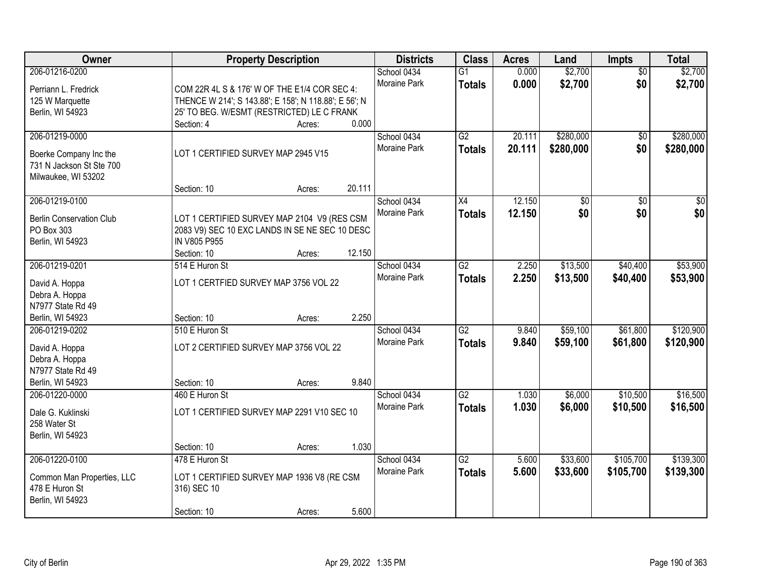| Owner | Property Description | Districts | Class | Acres | Land | Impts | Total |
|---|---|---|---|---|---|---|---|
| 206-01216-0200<br>Perriann L. Fredrick<br>125 W Marquette<br>Berlin, WI 54923 | COM 22R 4L S & 176' W OF THE E1/4 COR SEC 4: THENCE W 214'; S 143.88'; E 158'; N 118.88'; E 56'; N 25' TO BEG. W/ESMT (RESTRICTED) LE C FRANK<br>Section: 4 Acres: 0.000 | School 0434<br>Moraine Park | G1<br>**Totals** | 0.000<br>**0.000** | $2,700<br>**$2,700** | $0<br>**$0** | $2,700<br>**$2,700** |
| 206-01219-0000<br>Boerke Company Inc the<br>731 N Jackson St Ste 700<br>Milwaukee, WI 53202 | LOT 1 CERTIFIED SURVEY MAP 2945 V15<br>Section: 10 Acres: 20.111 | School 0434<br>Moraine Park | G2<br>**Totals** | 20.111<br>**20.111** | $280,000<br>**$280,000** | $0<br>**$0** | $280,000<br>**$280,000** |
| 206-01219-0100<br>Berlin Conservation Club<br>PO Box 303<br>Berlin, WI 54923 | LOT 1 CERTIFIED SURVEY MAP 2104 V9 (RES CSM 2083 V9) SEC 10 EXC LANDS IN SE NE SEC 10 DESC IN V805 P955<br>Section: 10 Acres: 12.150 | School 0434<br>Moraine Park | X4<br>**Totals** | 12.150<br>**12.150** | $0<br>**$0** | $0<br>**$0** | $0<br>**$0** |
| 206-01219-0201<br>David A. Hoppa<br>Debra A. Hoppa<br>N7977 State Rd 49<br>Berlin, WI 54923 | 514 E Huron St<br>LOT 1 CERTFIED SURVEY MAP 3756 VOL 22<br>Section: 10 Acres: 2.250 | School 0434<br>Moraine Park | G2<br>**Totals** | 2.250<br>**2.250** | $13,500<br>**$13,500** | $40,400<br>**$40,400** | $53,900<br>**$53,900** |
| 206-01219-0202<br>David A. Hoppa<br>Debra A. Hoppa<br>N7977 State Rd 49<br>Berlin, WI 54923 | 510 E Huron St<br>LOT 2 CERTIFIED SURVEY MAP 3756 VOL 22<br>Section: 10 Acres: 9.840 | School 0434<br>Moraine Park | G2<br>**Totals** | 9.840<br>**9.840** | $59,100<br>**$59,100** | $61,800<br>**$61,800** | $120,900<br>**$120,900** |
| 206-01220-0000<br>Dale G. Kuklinski<br>258 Water St<br>Berlin, WI 54923 | 460 E Huron St<br>LOT 1 CERTIFIED SURVEY MAP 2291 V10 SEC 10<br>Section: 10 Acres: 1.030 | School 0434<br>Moraine Park | G2<br>**Totals** | 1.030<br>**1.030** | $6,000<br>**$6,000** | $10,500<br>**$10,500** | $16,500<br>**$16,500** |
| 206-01220-0100<br>Common Man Properties, LLC<br>478 E Huron St<br>Berlin, WI 54923 | 478 E Huron St<br>LOT 1 CERTIFIED SURVEY MAP 1936 V8 (RE CSM 316) SEC 10<br>Section: 10 Acres: 5.600 | School 0434<br>Moraine Park | G2<br>**Totals** | 5.600<br>**5.600** | $33,600<br>**$33,600** | $105,700<br>**$105,700** | $139,300<br>**$139,300** |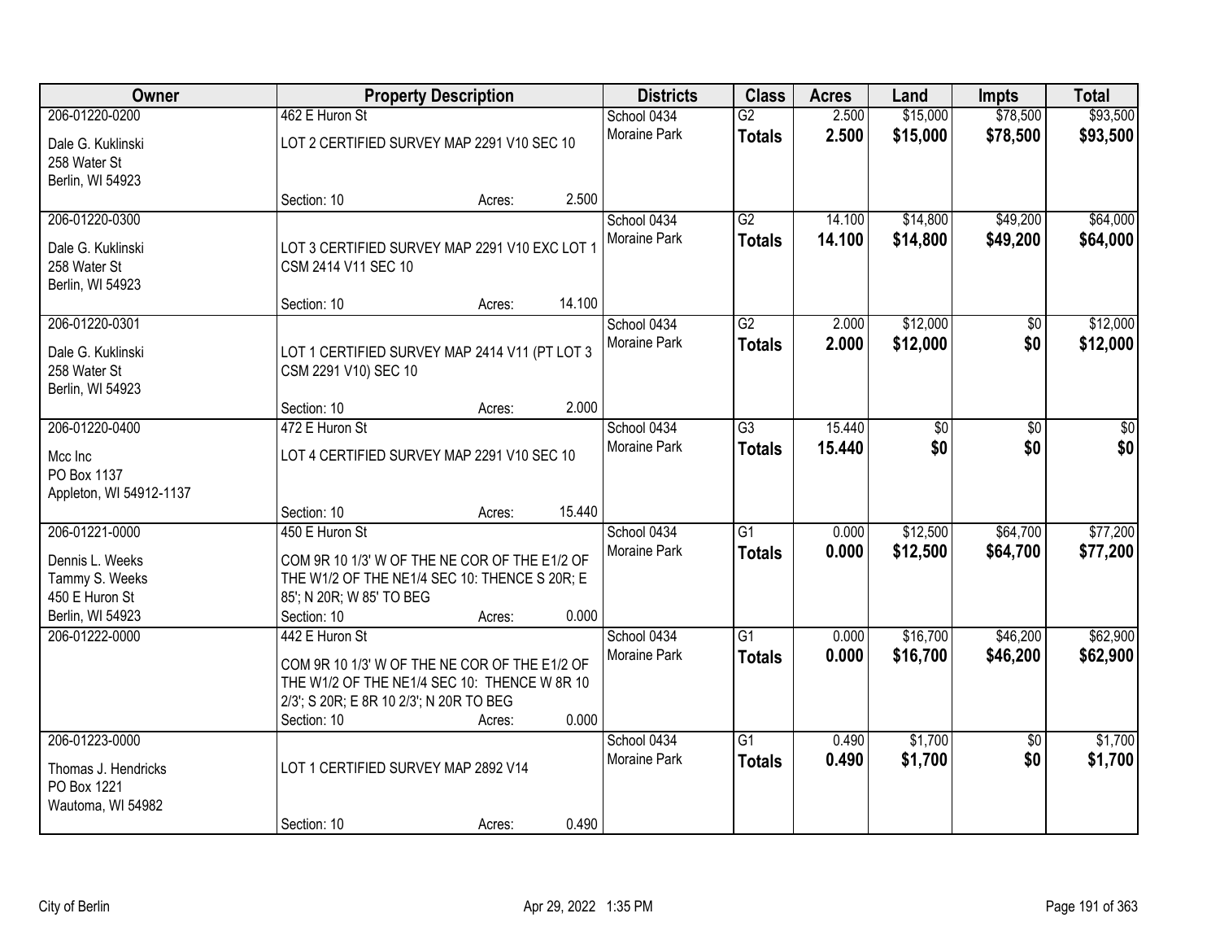| Owner | Property Description | | | Districts | Class | Acres | Land | Impts | Total |
|---|---|---|---|---|---|---|---|---|---|
| 206-01220-0200<br>Dale G. Kuklinski<br>258 Water St<br>Berlin, WI 54923 | 462 E Huron St<br>LOT 2 CERTIFIED SURVEY MAP 2291 V10 SEC 10 | | | School 0434<br>Moraine Park | G2<br>**Totals** | 2.500<br>**2.500** | $15,000<br>**$15,000** | $78,500<br>**$78,500** | $93,500<br>**$93,500** |
| | Section: 10 | Acres: | 2.500 | | | | | | |
| 206-01220-0300<br>Dale G. Kuklinski<br>258 Water St<br>Berlin, WI 54923 | LOT 3 CERTIFIED SURVEY MAP 2291 V10 EXC LOT 1 CSM 2414 V11 SEC 10 | | | School 0434<br>Moraine Park | G2<br>**Totals** | 14.100<br>**14.100** | $14,800<br>**$14,800** | $49,200<br>**$49,200** | $64,000<br>**$64,000** |
| | Section: 10 | Acres: | 14.100 | | | | | | |
| 206-01220-0301<br>Dale G. Kuklinski<br>258 Water St<br>Berlin, WI 54923 | LOT 1 CERTIFIED SURVEY MAP 2414 V11 (PT LOT 3 CSM 2291 V10) SEC 10 | | | School 0434<br>Moraine Park | G2<br>**Totals** | 2.000<br>**2.000** | $12,000<br>**$12,000** | $0<br>**$0** | $12,000<br>**$12,000** |
| | Section: 10 | Acres: | 2.000 | | | | | | |
| 206-01220-0400<br>Mcc Inc<br>PO Box 1137<br>Appleton, WI 54912-1137 | 472 E Huron St<br>LOT 4 CERTIFIED SURVEY MAP 2291 V10 SEC 10 | | | School 0434<br>Moraine Park | G3<br>**Totals** | 15.440<br>**15.440** | $0<br>**$0** | $0<br>**$0** | $0<br>**$0** |
| | Section: 10 | Acres: | 15.440 | | | | | | |
| 206-01221-0000<br>Dennis L. Weeks<br>Tammy S. Weeks<br>450 E Huron St<br>Berlin, WI 54923 | 450 E Huron St<br>COM 9R 10 1/3' W OF THE NE COR OF THE E1/2 OF THE W1/2 OF THE NE1/4 SEC 10: THENCE S 20R; E 85'; N 20R; W 85' TO BEG | | | School 0434<br>Moraine Park | G1<br>**Totals** | 0.000<br>**0.000** | $12,500<br>**$12,500** | $64,700<br>**$64,700** | $77,200<br>**$77,200** |
| | Section: 10 | Acres: | 0.000 | | | | | | |
| 206-01222-0000 | 442 E Huron St<br>COM 9R 10 1/3' W OF THE NE COR OF THE E1/2 OF THE W1/2 OF THE NE1/4 SEC 10: THENCE W 8R 10 2/3'; S 20R; E 8R 10 2/3'; N 20R TO BEG | | | School 0434<br>Moraine Park | G1<br>**Totals** | 0.000<br>**0.000** | $16,700<br>**$16,700** | $46,200<br>**$46,200** | $62,900<br>**$62,900** |
| | Section: 10 | Acres: | 0.000 | | | | | | |
| 206-01223-0000<br>Thomas J. Hendricks<br>PO Box 1221<br>Wautoma, WI 54982 | LOT 1 CERTIFIED SURVEY MAP 2892 V14 | | | School 0434<br>Moraine Park | G1<br>**Totals** | 0.490<br>**0.490** | $1,700<br>**$1,700** | $0<br>**$0** | $1,700<br>**$1,700** |
| | Section: 10 | Acres: | 0.490 | | | | | | |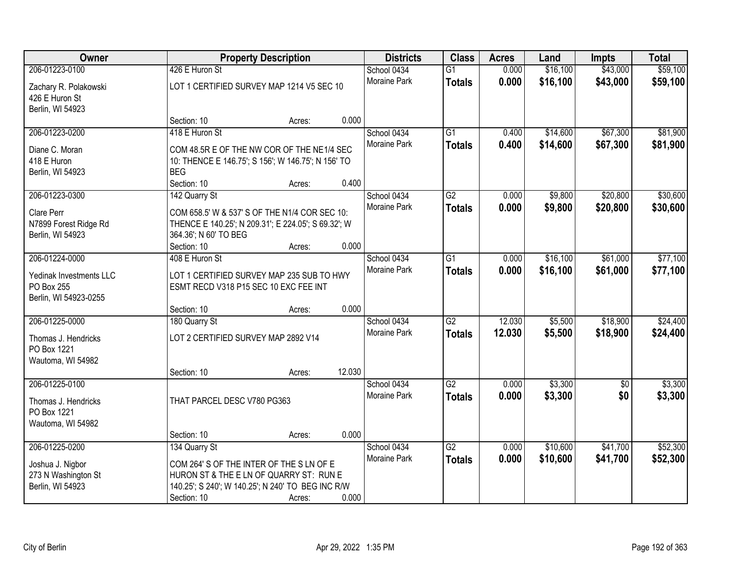| Owner | Property Description | | | Districts | Class | Acres | Land | Impts | Total |
|---|---|---|---|---|---|---|---|---|---|
| 206-01223-0100<br>Zachary R. Polakowski<br>426 E Huron St<br>Berlin, WI 54923 | 426 E Huron St<br>LOT 1 CERTIFIED SURVEY MAP 1214 V5 SEC 10 | | | School 0434<br>Moraine Park | G1<br>**Totals** | 0.000<br>**0.000** | $16,100<br>**$16,100** | $43,000<br>**$43,000** | $59,100<br>**$59,100** |
| | Section: 10 | Acres: | 0.000 | | | | | | |
| 206-01223-0200<br>Diane C. Moran<br>418 E Huron<br>Berlin, WI 54923 | 418 E Huron St<br>COM 48.5R E OF THE NW COR OF THE NE1/4 SEC 10: THENCE E 146.75'; S 156'; W 146.75'; N 156' TO BEG | | | School 0434<br>Moraine Park | G1<br>**Totals** | 0.400<br>**0.400** | $14,600<br>**$14,600** | $67,300<br>**$67,300** | $81,900<br>**$81,900** |
| | Section: 10 | Acres: | 0.400 | | | | | | |
| 206-01223-0300<br>Clare Perr<br>N7899 Forest Ridge Rd<br>Berlin, WI 54923 | 142 Quarry St<br>COM 658.5' W & 537' S OF THE N1/4 COR SEC 10: THENCE E 140.25'; N 209.31'; E 224.05'; S 69.32'; W 364.36'; N 60' TO BEG | | | School 0434<br>Moraine Park | G2<br>**Totals** | 0.000<br>**0.000** | $9,800<br>**$9,800** | $20,800<br>**$20,800** | $30,600<br>**$30,600** |
| | Section: 10 | Acres: | 0.000 | | | | | | |
| 206-01224-0000<br>Yedinak Investments LLC<br>PO Box 255<br>Berlin, WI 54923-0255 | 408 E Huron St<br>LOT 1 CERTIFIED SURVEY MAP 235 SUB TO HWY ESMT RECD V318 P15 SEC 10 EXC FEE INT | | | School 0434<br>Moraine Park | G1<br>**Totals** | 0.000<br>**0.000** | $16,100<br>**$16,100** | $61,000<br>**$61,000** | $77,100<br>**$77,100** |
| | Section: 10 | Acres: | 0.000 | | | | | | |
| 206-01225-0000<br>Thomas J. Hendricks<br>PO Box 1221<br>Wautoma, WI 54982 | 180 Quarry St<br>LOT 2 CERTIFIED SURVEY MAP 2892 V14 | | | School 0434<br>Moraine Park | G2<br>**Totals** | 12.030<br>**12.030** | $5,500<br>**$5,500** | $18,900<br>**$18,900** | $24,400<br>**$24,400** |
| | Section: 10 | Acres: | 12.030 | | | | | | |
| 206-01225-0100<br>Thomas J. Hendricks<br>PO Box 1221<br>Wautoma, WI 54982 | THAT PARCEL DESC V780 PG363 | | | School 0434<br>Moraine Park | G2<br>**Totals** | 0.000<br>**0.000** | $3,300<br>**$3,300** | $0<br>**$0** | $3,300<br>**$3,300** |
| | Section: 10 | Acres: | 0.000 | | | | | | |
| 206-01225-0200<br>Joshua J. Nigbor<br>273 N Washington St<br>Berlin, WI 54923 | 134 Quarry St<br>COM 264' S OF THE INTER OF THE S LN OF E HURON ST & THE E LN OF QUARRY ST: RUN E 140.25'; S 240'; W 140.25'; N 240' TO BEG INC R/W | | | School 0434<br>Moraine Park | G2<br>**Totals** | 0.000<br>**0.000** | $10,600<br>**$10,600** | $41,700<br>**$41,700** | $52,300<br>**$52,300** |
| | Section: 10 | Acres: | 0.000 | | | | | | |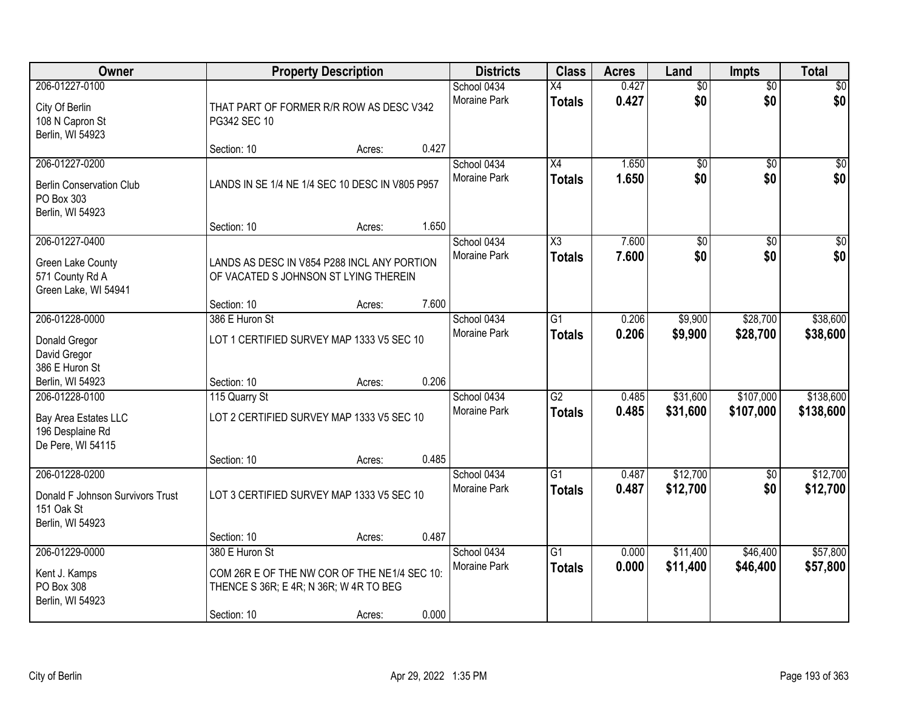| Owner | Property Description | Districts | Class | Acres | Land | Impts | Total |
|---|---|---|---|---|---|---|---|
| 206-01227-0100<br>City Of Berlin<br>108 N Capron St<br>Berlin, WI 54923 | THAT PART OF FORMER R/R ROW AS DESC V342 PG342 SEC 10<br>Section: 10 Acres: 0.427 | School 0434<br>Moraine Park | X4<br>**Totals** | 0.427<br>**0.427** | $0<br>**$0** | $0<br>**$0** | $0<br>**$0** |
| 206-01227-0200<br>Berlin Conservation Club<br>PO Box 303<br>Berlin, WI 54923 | LANDS IN SE 1/4 NE 1/4 SEC 10 DESC IN V805 P957<br>Section: 10 Acres: 1.650 | School 0434<br>Moraine Park | X4<br>**Totals** | 1.650<br>**1.650** | $0<br>**$0** | $0<br>**$0** | $0<br>**$0** |
| 206-01227-0400<br>Green Lake County<br>571 County Rd A<br>Green Lake, WI 54941 | LANDS AS DESC IN V854 P288 INCL ANY PORTION OF VACATED S JOHNSON ST LYING THEREIN<br>Section: 10 Acres: 7.600 | School 0434<br>Moraine Park | X3<br>**Totals** | 7.600<br>**7.600** | $0<br>**$0** | $0<br>**$0** | $0<br>**$0** |
| 206-01228-0000<br>Donald Gregor<br>David Gregor<br>386 E Huron St<br>Berlin, WI 54923 | 386 E Huron St<br>LOT 1 CERTIFIED SURVEY MAP 1333 V5 SEC 10<br>Section: 10 Acres: 0.206 | School 0434<br>Moraine Park | G1<br>**Totals** | 0.206<br>**0.206** | $9,900<br>**$9,900** | $28,700<br>**$28,700** | $38,600<br>**$38,600** |
| 206-01228-0100<br>Bay Area Estates LLC<br>196 Desplaine Rd<br>De Pere, WI 54115 | 115 Quarry St<br>LOT 2 CERTIFIED SURVEY MAP 1333 V5 SEC 10<br>Section: 10 Acres: 0.485 | School 0434<br>Moraine Park | G2<br>**Totals** | 0.485<br>**0.485** | $31,600<br>**$31,600** | $107,000<br>**$107,000** | $138,600<br>**$138,600** |
| 206-01228-0200<br>Donald F Johnson Survivors Trust<br>151 Oak St<br>Berlin, WI 54923 | LOT 3 CERTIFIED SURVEY MAP 1333 V5 SEC 10<br>Section: 10 Acres: 0.487 | School 0434<br>Moraine Park | G1<br>**Totals** | 0.487<br>**0.487** | $12,700<br>**$12,700** | $0<br>**$0** | $12,700<br>**$12,700** |
| 206-01229-0000<br>Kent J. Kamps<br>PO Box 308<br>Berlin, WI 54923 | 380 E Huron St<br>COM 26R E OF THE NW COR OF THE NE1/4 SEC 10: THENCE S 36R; E 4R; N 36R; W 4R TO BEG<br>Section: 10 Acres: 0.000 | School 0434<br>Moraine Park | G1<br>**Totals** | 0.000<br>**0.000** | $11,400<br>**$11,400** | $46,400<br>**$46,400** | $57,800<br>**$57,800** |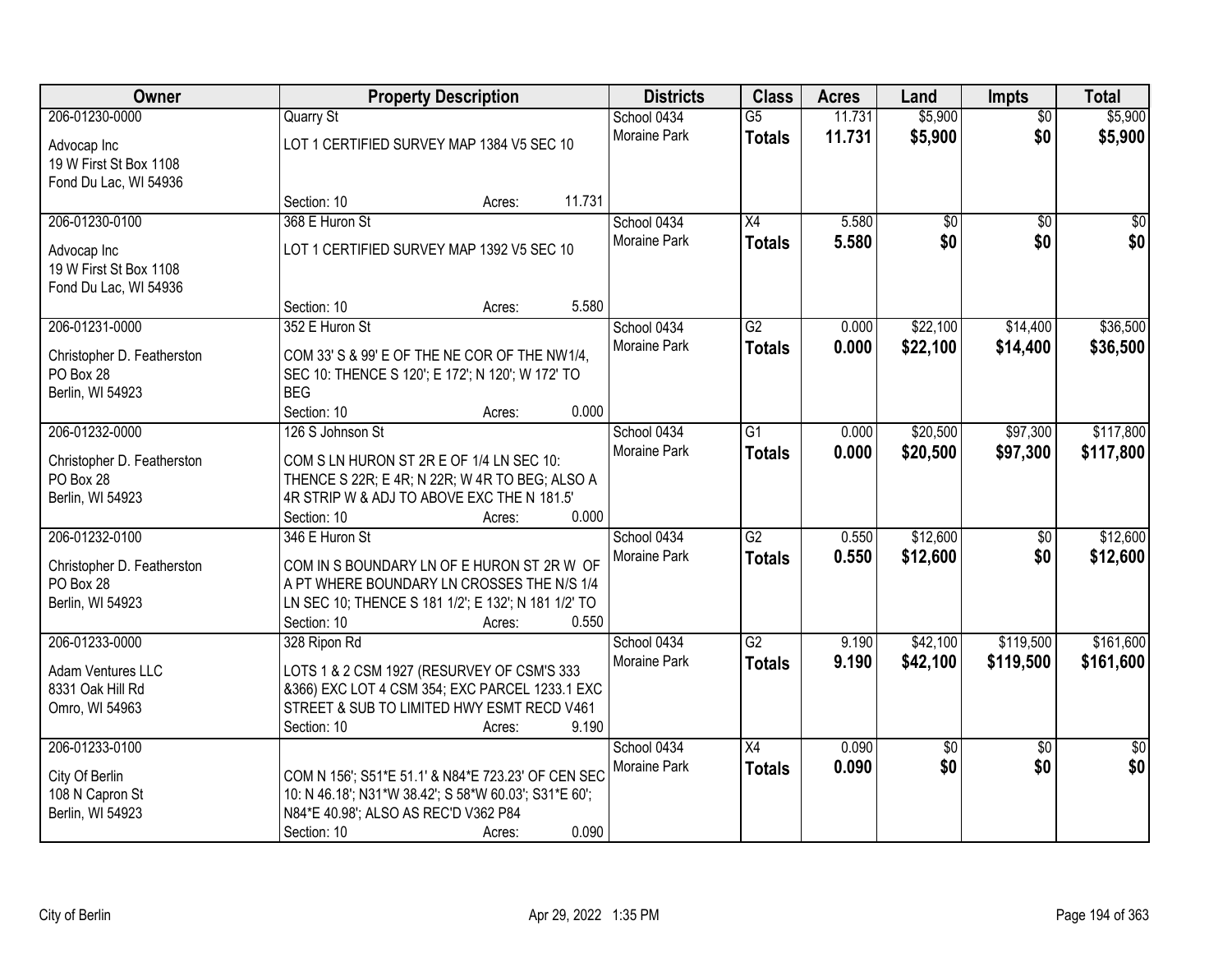| Owner | Property Description | Districts | Class | Acres | Land | Impts | Total |
|---|---|---|---|---|---|---|---|
| 206-01230-0000<br>Advocap Inc<br>19 W First St Box 1108<br>Fond Du Lac, WI 54936 | Quarry St<br>LOT 1 CERTIFIED SURVEY MAP 1384 V5 SEC 10<br>Section: 10 Acres: 11.731 | School 0434<br>Moraine Park | G5<br>**Totals** | 11.731<br>**11.731** | $5,900<br>**$5,900** | $0<br>**$0** | $5,900<br>**$5,900** |
| 206-01230-0100<br>Advocap Inc<br>19 W First St Box 1108<br>Fond Du Lac, WI 54936 | 368 E Huron St<br>LOT 1 CERTIFIED SURVEY MAP 1392 V5 SEC 10<br>Section: 10 Acres: 5.580 | School 0434<br>Moraine Park | X4<br>**Totals** | 5.580<br>**5.580** | $0<br>**$0** | $0<br>**$0** | $0<br>**$0** |
| 206-01231-0000<br>Christopher D. Featherston<br>PO Box 28<br>Berlin, WI 54923 | 352 E Huron St<br>COM 33' S & 99' E OF THE NE COR OF THE NW1/4, SEC 10: THENCE S 120'; E 172'; N 120'; W 172' TO BEG<br>Section: 10 Acres: 0.000 | School 0434<br>Moraine Park | G2<br>**Totals** | 0.000<br>**0.000** | $22,100<br>**$22,100** | $14,400<br>**$14,400** | $36,500<br>**$36,500** |
| 206-01232-0000<br>Christopher D. Featherston<br>PO Box 28<br>Berlin, WI 54923 | 126 S Johnson St<br>COM S LN HURON ST 2R E OF 1/4 LN SEC 10: THENCE S 22R; E 4R; N 22R; W 4R TO BEG; ALSO A 4R STRIP W & ADJ TO ABOVE EXC THE N 181.5'<br>Section: 10 Acres: 0.000 | School 0434<br>Moraine Park | G1<br>**Totals** | 0.000<br>**0.000** | $20,500<br>**$20,500** | $97,300<br>**$97,300** | $117,800<br>**$117,800** |
| 206-01232-0100<br>Christopher D. Featherston<br>PO Box 28<br>Berlin, WI 54923 | 346 E Huron St<br>COM IN S BOUNDARY LN OF E HURON ST 2R W OF A PT WHERE BOUNDARY LN CROSSES THE N/S 1/4 LN SEC 10; THENCE S 181 1/2'; E 132'; N 181 1/2' TO<br>Section: 10 Acres: 0.550 | School 0434<br>Moraine Park | G2<br>**Totals** | 0.550<br>**0.550** | $12,600<br>**$12,600** | $0<br>**$0** | $12,600<br>**$12,600** |
| 206-01233-0000<br>Adam Ventures LLC<br>8331 Oak Hill Rd<br>Omro, WI 54963 | 328 Ripon Rd<br>LOTS 1 & 2 CSM 1927 (RESURVEY OF CSM'S 333 &366) EXC LOT 4 CSM 354; EXC PARCEL 1233.1 EXC STREET & SUB TO LIMITED HWY ESMT RECD V461<br>Section: 10 Acres: 9.190 | School 0434<br>Moraine Park | G2<br>**Totals** | 9.190<br>**9.190** | $42,100<br>**$42,100** | $119,500<br>**$119,500** | $161,600<br>**$161,600** |
| 206-01233-0100<br>City Of Berlin<br>108 N Capron St<br>Berlin, WI 54923 | COM N 156'; S51*E 51.1' & N84*E 723.23' OF CEN SEC 10: N 46.18'; N31*W 38.42'; S 58*W 60.03'; S31*E 60'; N84*E 40.98'; ALSO AS REC'D V362 P84<br>Section: 10 Acres: 0.090 | School 0434<br>Moraine Park | X4<br>**Totals** | 0.090<br>**0.090** | $0<br>**$0** | $0<br>**$0** | $0<br>**$0** |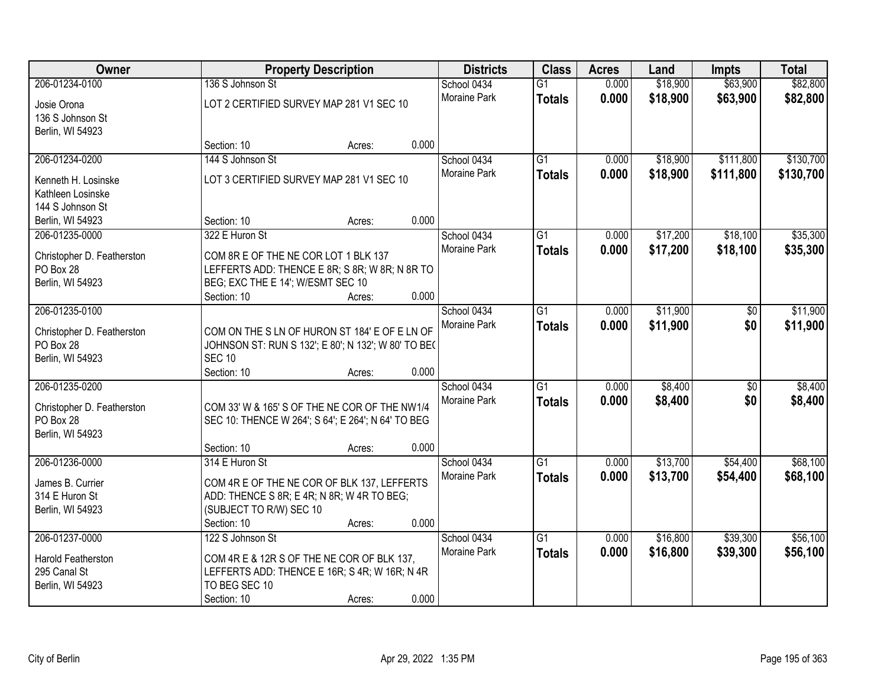| Owner | Property Description | Districts | Class | Acres | Land | Impts | Total |
|---|---|---|---|---|---|---|---|
| 206-01234-0100<br>Josie Orona<br>136 S Johnson St<br>Berlin, WI 54923 | 136 S Johnson St<br>LOT 2 CERTIFIED SURVEY MAP 281 V1 SEC 10<br>Section: 10 Acres: 0.000 | School 0434<br>Moraine Park | G1<br>**Totals** | 0.000<br>**0.000** | $18,900<br>**$18,900** | $63,900<br>**$63,900** | $82,800<br>**$82,800** |
| 206-01234-0200<br>Kenneth H. Losinske<br>Kathleen Losinske<br>144 S Johnson St<br>Berlin, WI 54923 | 144 S Johnson St<br>LOT 3 CERTIFIED SURVEY MAP 281 V1 SEC 10<br>Section: 10 Acres: 0.000 | School 0434<br>Moraine Park | G1<br>**Totals** | 0.000<br>**0.000** | $18,900<br>**$18,900** | $111,800<br>**$111,800** | $130,700<br>**$130,700** |
| 206-01235-0000<br>Christopher D. Featherston<br>PO Box 28<br>Berlin, WI 54923 | 322 E Huron St<br>COM 8R E OF THE NE COR LOT 1 BLK 137 LEFFERTS ADD: THENCE E 8R; S 8R; W 8R; N 8R TO BEG; EXC THE E 14'; W/ESMT SEC 10<br>Section: 10 Acres: 0.000 | School 0434<br>Moraine Park | G1<br>**Totals** | 0.000<br>**0.000** | $17,200<br>**$17,200** | $18,100<br>**$18,100** | $35,300<br>**$35,300** |
| 206-01235-0100<br>Christopher D. Featherston<br>PO Box 28<br>Berlin, WI 54923 | COM ON THE S LN OF HURON ST 184' E OF E LN OF JOHNSON ST: RUN S 132'; E 80'; N 132'; W 80' TO BEG SEC 10<br>Section: 10 Acres: 0.000 | School 0434<br>Moraine Park | G1<br>**Totals** | 0.000<br>**0.000** | $11,900<br>**$11,900** | $0<br>**$0** | $11,900<br>**$11,900** |
| 206-01235-0200<br>Christopher D. Featherston<br>PO Box 28<br>Berlin, WI 54923 | COM 33' W & 165' S OF THE NE COR OF THE NW1/4 SEC 10: THENCE W 264'; S 64'; E 264'; N 64' TO BEG<br>Section: 10 Acres: 0.000 | School 0434<br>Moraine Park | G1<br>**Totals** | 0.000<br>**0.000** | $8,400<br>**$8,400** | $0<br>**$0** | $8,400<br>**$8,400** |
| 206-01236-0000<br>James B. Currier<br>314 E Huron St<br>Berlin, WI 54923 | 314 E Huron St<br>COM 4R E OF THE NE COR OF BLK 137, LEFFERTS ADD: THENCE S 8R; E 4R; N 8R; W 4R TO BEG; (SUBJECT TO R/W) SEC 10<br>Section: 10 Acres: 0.000 | School 0434<br>Moraine Park | G1<br>**Totals** | 0.000<br>**0.000** | $13,700<br>**$13,700** | $54,400<br>**$54,400** | $68,100<br>**$68,100** |
| 206-01237-0000<br>Harold Featherston<br>295 Canal St<br>Berlin, WI 54923 | 122 S Johnson St<br>COM 4R E & 12R S OF THE NE COR OF BLK 137, LEFFERTS ADD: THENCE E 16R; S 4R; W 16R; N 4R TO BEG SEC 10<br>Section: 10 Acres: 0.000 | School 0434<br>Moraine Park | G1<br>**Totals** | 0.000<br>**0.000** | $16,800<br>**$16,800** | $39,300<br>**$39,300** | $56,100<br>**$56,100** |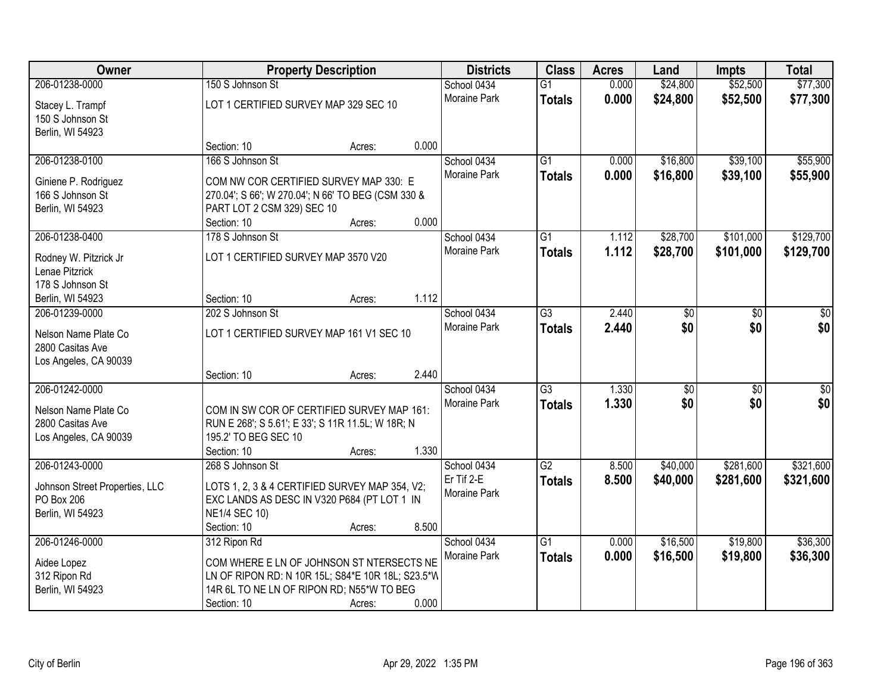| Owner | Property Description | Districts | Class | Acres | Land | Impts | Total |
|---|---|---|---|---|---|---|---|
| 206-01238-0000<br>Stacey L. Trampf<br>150 S Johnson St<br>Berlin, WI 54923 | 150 S Johnson St<br>LOT 1 CERTIFIED SURVEY MAP 329 SEC 10<br>Section: 10 Acres: 0.000 | School 0434<br>Moraine Park | G1<br>**Totals** | 0.000<br>**0.000** | $24,800<br>**$24,800** | $52,500<br>**$52,500** | $77,300<br>**$77,300** |
| 206-01238-0100<br>Giniene P. Rodriguez<br>166 S Johnson St<br>Berlin, WI 54923 | 166 S Johnson St<br>COM NW COR CERTIFIED SURVEY MAP 330: E 270.04'; S 66'; W 270.04'; N 66' TO BEG (CSM 330 & PART LOT 2 CSM 329) SEC 10<br>Section: 10 Acres: 0.000 | School 0434<br>Moraine Park | G1<br>**Totals** | 0.000<br>**0.000** | $16,800<br>**$16,800** | $39,100<br>**$39,100** | $55,900<br>**$55,900** |
| 206-01238-0400<br>Rodney W. Pitzrick Jr<br>Lenae Pitzrick<br>178 S Johnson St<br>Berlin, WI 54923 | 178 S Johnson St<br>LOT 1 CERTIFIED SURVEY MAP 3570 V20<br>Section: 10 Acres: 1.112 | School 0434<br>Moraine Park | G1<br>**Totals** | 1.112<br>**1.112** | $28,700<br>**$28,700** | $101,000<br>**$101,000** | $129,700<br>**$129,700** |
| 206-01239-0000<br>Nelson Name Plate Co<br>2800 Casitas Ave<br>Los Angeles, CA 90039 | 202 S Johnson St<br>LOT 1 CERTIFIED SURVEY MAP 161 V1 SEC 10<br>Section: 10 Acres: 2.440 | School 0434<br>Moraine Park | G3<br>**Totals** | 2.440<br>**2.440** | $0<br>**$0** | $0<br>**$0** | $0<br>**$0** |
| 206-01242-0000<br>Nelson Name Plate Co<br>2800 Casitas Ave<br>Los Angeles, CA 90039 | COM IN SW COR OF CERTIFIED SURVEY MAP 161: RUN E 268'; S 5.61'; E 33'; S 11R 11.5L; W 18R; N 195.2' TO BEG SEC 10<br>Section: 10 Acres: 1.330 | School 0434<br>Moraine Park | G3<br>**Totals** | 1.330<br>**1.330** | $0<br>**$0** | $0<br>**$0** | $0<br>**$0** |
| 206-01243-0000<br>Johnson Street Properties, LLC<br>PO Box 206<br>Berlin, WI 54923 | 268 S Johnson St<br>LOTS 1, 2, 3 & 4 CERTIFIED SURVEY MAP 354, V2; EXC LANDS AS DESC IN V320 P684 (PT LOT 1 IN NE1/4 SEC 10)<br>Section: 10 Acres: 8.500 | School 0434<br>Er Tif 2-E<br>Moraine Park | G2<br>**Totals** | 8.500<br>**8.500** | $40,000<br>**$40,000** | $281,600<br>**$281,600** | $321,600<br>**$321,600** |
| 206-01246-0000<br>Aidee Lopez<br>312 Ripon Rd<br>Berlin, WI 54923 | 312 Ripon Rd<br>COM WHERE E LN OF JOHNSON ST NTERSECTS NE LN OF RIPON RD: N 10R 15L; S84*E 10R 18L; S23.5*W 14R 6L TO NE LN OF RIPON RD; N55*W TO BEG<br>Section: 10 Acres: 0.000 | School 0434<br>Moraine Park | G1<br>**Totals** | 0.000<br>**0.000** | $16,500<br>**$16,500** | $19,800<br>**$19,800** | $36,300<br>**$36,300** |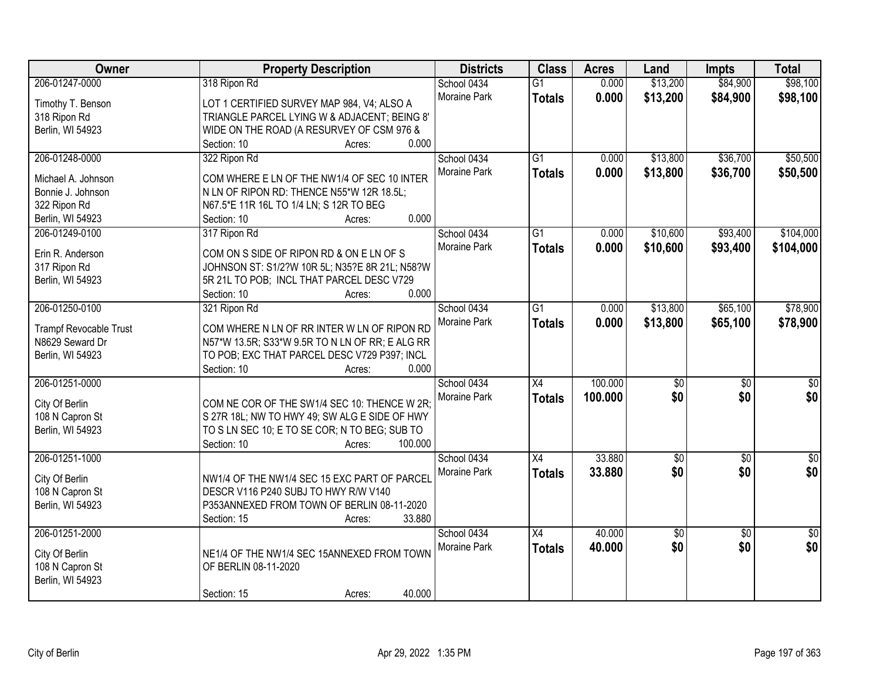| Owner | Property Description | Districts | Class | Acres | Land | Impts | Total |
|---|---|---|---|---|---|---|---|
| 206-01247-0000<br>Timothy T. Benson<br>318 Ripon Rd<br>Berlin, WI 54923 | 318 Ripon Rd<br>LOT 1 CERTIFIED SURVEY MAP 984, V4; ALSO A TRIANGLE PARCEL LYING W & ADJACENT; BEING 8' WIDE ON THE ROAD (A RESURVEY OF CSM 976 &<br>Section: 10 Acres: 0.000 | School 0434<br>Moraine Park | G1<br>**Totals** | 0.000<br>**0.000** | $13,200<br>**$13,200** | $84,900<br>**$84,900** | $98,100<br>**$98,100** |
| 206-01248-0000<br>Michael A. Johnson<br>Bonnie J. Johnson<br>322 Ripon Rd<br>Berlin, WI 54923 | 322 Ripon Rd<br>COM WHERE E LN OF THE NW1/4 OF SEC 10 INTER N LN OF RIPON RD: THENCE N55*W 12R 18.5L; N67.5*E 11R 16L TO 1/4 LN; S 12R TO BEG<br>Section: 10 Acres: 0.000 | School 0434<br>Moraine Park | G1<br>**Totals** | 0.000<br>**0.000** | $13,800<br>**$13,800** | $36,700<br>**$36,700** | $50,500<br>**$50,500** |
| 206-01249-0100<br>Erin R. Anderson<br>317 Ripon Rd<br>Berlin, WI 54923 | 317 Ripon Rd<br>COM ON S SIDE OF RIPON RD & ON E LN OF S JOHNSON ST: S1/2?W 10R 5L; N35?E 8R 21L; N58?W 5R 21L TO POB; INCL THAT PARCEL DESC V729<br>Section: 10 Acres: 0.000 | School 0434<br>Moraine Park | G1<br>**Totals** | 0.000<br>**0.000** | $10,600<br>**$10,600** | $93,400<br>**$93,400** | $104,000<br>**$104,000** |
| 206-01250-0100<br>Trampf Revocable Trust<br>N8629 Seward Dr<br>Berlin, WI 54923 | 321 Ripon Rd<br>COM WHERE N LN OF RR INTER W LN OF RIPON RD N57*W 13.5R; S33*W 9.5R TO N LN OF RR; E ALG RR TO POB; EXC THAT PARCEL DESC V729 P397; INCL<br>Section: 10 Acres: 0.000 | School 0434<br>Moraine Park | G1<br>**Totals** | 0.000<br>**0.000** | $13,800<br>**$13,800** | $65,100<br>**$65,100** | $78,900<br>**$78,900** |
| 206-01251-0000<br>City Of Berlin<br>108 N Capron St<br>Berlin, WI 54923 | COM NE COR OF THE SW1/4 SEC 10: THENCE W 2R; S 27R 18L; NW TO HWY 49; SW ALG E SIDE OF HWY TO S LN SEC 10; E TO SE COR; N TO BEG; SUB TO<br>Section: 10 Acres: 100.000 | School 0434<br>Moraine Park | X4<br>**Totals** | 100.000<br>**100.000** | $0<br>**$0** | $0<br>**$0** | $0<br>**$0** |
| 206-01251-1000<br>City Of Berlin<br>108 N Capron St<br>Berlin, WI 54923 | NW1/4 OF THE NW1/4 SEC 15 EXC PART OF PARCEL DESCR V116 P240 SUBJ TO HWY R/W V140 P353ANNEXED FROM TOWN OF BERLIN 08-11-2020<br>Section: 15 Acres: 33.880 | School 0434<br>Moraine Park | X4<br>**Totals** | 33.880<br>**33.880** | $0<br>**$0** | $0<br>**$0** | $0<br>**$0** |
| 206-01251-2000<br>City Of Berlin<br>108 N Capron St<br>Berlin, WI 54923 | NE1/4 OF THE NW1/4 SEC 15ANNEXED FROM TOWN OF BERLIN 08-11-2020<br>Section: 15 Acres: 40.000 | School 0434<br>Moraine Park | X4<br>**Totals** | 40.000<br>**40.000** | $0<br>**$0** | $0<br>**$0** | $0<br>**$0** |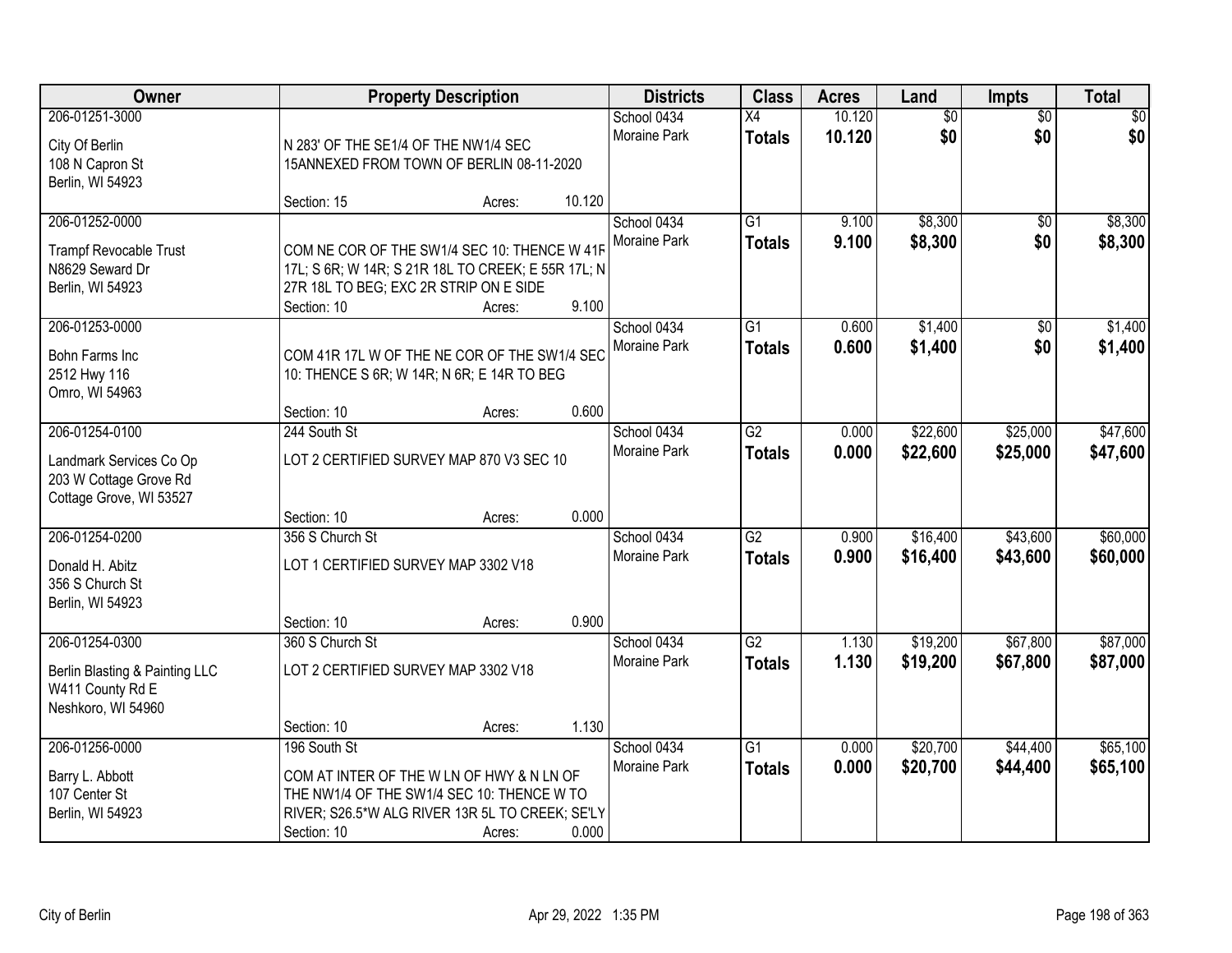| Owner | Property Description | Districts | Class | Acres | Land | Impts | Total |
|---|---|---|---|---|---|---|---|
| 206-01251-3000<br>City Of Berlin<br>108 N Capron St<br>Berlin, WI 54923 | N 283' OF THE SE1/4 OF THE NW1/4 SEC 15ANNEXED FROM TOWN OF BERLIN 08-11-2020<br>Section: 15 Acres: 10.120 | School 0434<br>Moraine Park | X4<br>**Totals** | 10.120<br>**10.120** | $0<br>**$0** | $0<br>**$0** | $0<br>**$0** |
| 206-01252-0000<br>Trampf Revocable Trust<br>N8629 Seward Dr<br>Berlin, WI 54923 | COM NE COR OF THE SW1/4 SEC 10: THENCE W 41R 17L; S 6R; W 14R; S 21R 18L TO CREEK; E 55R 17L; N 27R 18L TO BEG; EXC 2R STRIP ON E SIDE<br>Section: 10 Acres: 9.100 | School 0434<br>Moraine Park | G1<br>**Totals** | 9.100<br>**9.100** | $8,300<br>**$8,300** | $0<br>**$0** | $8,300<br>**$8,300** |
| 206-01253-0000<br>Bohn Farms Inc<br>2512 Hwy 116<br>Omro, WI 54963 | COM 41R 17L W OF THE NE COR OF THE SW1/4 SEC 10: THENCE S 6R; W 14R; N 6R; E 14R TO BEG<br>Section: 10 Acres: 0.600 | School 0434<br>Moraine Park | G1<br>**Totals** | 0.600<br>**0.600** | $1,400<br>**$1,400** | $0<br>**$0** | $1,400<br>**$1,400** |
| 206-01254-0100<br>Landmark Services Co Op<br>203 W Cottage Grove Rd<br>Cottage Grove, WI 53527 | 244 South St<br>LOT 2 CERTIFIED SURVEY MAP 870 V3 SEC 10<br>Section: 10 Acres: 0.000 | School 0434<br>Moraine Park | G2<br>**Totals** | 0.000<br>**0.000** | $22,600<br>**$22,600** | $25,000<br>**$25,000** | $47,600<br>**$47,600** |
| 206-01254-0200<br>Donald H. Abitz<br>356 S Church St<br>Berlin, WI 54923 | 356 S Church St<br>LOT 1 CERTIFIED SURVEY MAP 3302 V18<br>Section: 10 Acres: 0.900 | School 0434<br>Moraine Park | G2<br>**Totals** | 0.900<br>**0.900** | $16,400<br>**$16,400** | $43,600<br>**$43,600** | $60,000<br>**$60,000** |
| 206-01254-0300<br>Berlin Blasting & Painting LLC<br>W411 County Rd E<br>Neshkoro, WI 54960 | 360 S Church St<br>LOT 2 CERTIFIED SURVEY MAP 3302 V18<br>Section: 10 Acres: 1.130 | School 0434<br>Moraine Park | G2<br>**Totals** | 1.130<br>**1.130** | $19,200<br>**$19,200** | $67,800<br>**$67,800** | $87,000<br>**$87,000** |
| 206-01256-0000<br>Barry L. Abbott<br>107 Center St<br>Berlin, WI 54923 | 196 South St<br>COM AT INTER OF THE W LN OF HWY & N LN OF THE NW1/4 OF THE SW1/4 SEC 10: THENCE W TO RIVER; S26.5*W ALG RIVER 13R 5L TO CREEK; SE'LY<br>Section: 10 Acres: 0.000 | School 0434<br>Moraine Park | G1<br>**Totals** | 0.000<br>**0.000** | $20,700<br>**$20,700** | $44,400<br>**$44,400** | $65,100<br>**$65,100** |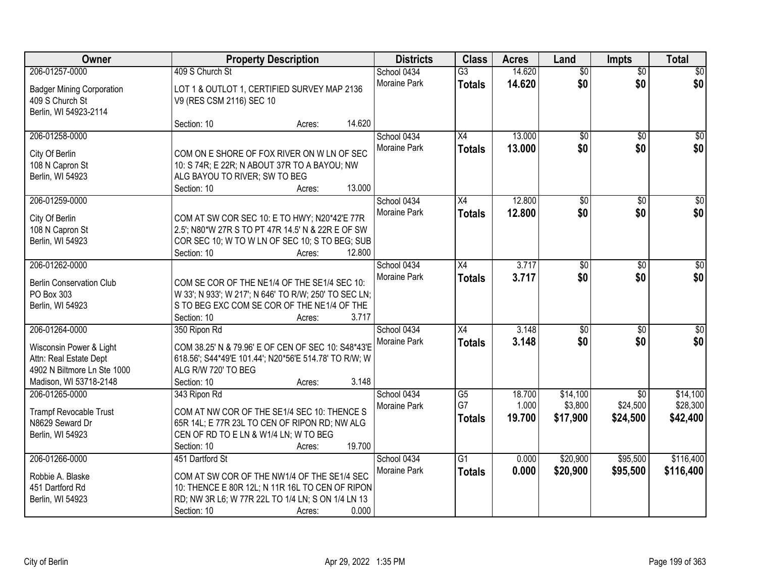| Owner | Property Description | Districts | Class | Acres | Land | Impts | Total |
|---|---|---|---|---|---|---|---|
| 206-01257-0000<br>Badger Mining Corporation<br>409 S Church St<br>Berlin, WI 54923-2114 | 409 S Church St<br>LOT 1 & OUTLOT 1, CERTIFIED SURVEY MAP 2136 V9 (RES CSM 2116) SEC 10<br>Section: 10 Acres: 14.620 | School 0434<br>Moraine Park | G3<br>**Totals** | 14.620<br>**14.620** | $0<br>**$0** | $0<br>**$0** | $0<br>**$0** |
| 206-01258-0000<br>City Of Berlin<br>108 N Capron St<br>Berlin, WI 54923 | COM ON E SHORE OF FOX RIVER ON W LN OF SEC 10: S 74R; E 22R; N ABOUT 37R TO A BAYOU; NW ALG BAYOU TO RIVER; SW TO BEG<br>Section: 10 Acres: 13.000 | School 0434<br>Moraine Park | X4<br>**Totals** | 13.000<br>**13.000** | $0<br>**$0** | $0<br>**$0** | $0<br>**$0** |
| 206-01259-0000<br>City Of Berlin<br>108 N Capron St<br>Berlin, WI 54923 | COM AT SW COR SEC 10: E TO HWY; N20*42'E 77R 2.5'; N80*W 27R S TO PT 47R 14.5' N & 22R E OF SW COR SEC 10; W TO W LN OF SEC 10; S TO BEG; SUB<br>Section: 10 Acres: 12.800 | School 0434<br>Moraine Park | X4<br>**Totals** | 12.800<br>**12.800** | $0<br>**$0** | $0<br>**$0** | $0<br>**$0** |
| 206-01262-0000<br>Berlin Conservation Club<br>PO Box 303<br>Berlin, WI 54923 | COM SE COR OF THE NE1/4 OF THE SE1/4 SEC 10: W 33'; N 933'; W 217'; N 646' TO R/W; 250' TO SEC LN; S TO BEG EXC COM SE COR OF THE NE1/4 OF THE<br>Section: 10 Acres: 3.717 | School 0434<br>Moraine Park | X4<br>**Totals** | 3.717<br>**3.717** | $0<br>**$0** | $0<br>**$0** | $0<br>**$0** |
| 206-01264-0000<br>Wisconsin Power & Light<br>Attn: Real Estate Dept<br>4902 N Biltmore Ln Ste 1000<br>Madison, WI 53718-2148 | 350 Ripon Rd<br>COM 38.25' N & 79.96' E OF CEN OF SEC 10: S48*43'E 618.56'; S44*49'E 101.44'; N20*56'E 514.78' TO R/W; W ALG R/W 720' TO BEG<br>Section: 10 Acres: 3.148 | School 0434<br>Moraine Park | X4<br>**Totals** | 3.148<br>**3.148** | $0<br>**$0** | $0<br>**$0** | $0<br>**$0** |
| 206-01265-0000<br>Trampf Revocable Trust<br>N8629 Seward Dr<br>Berlin, WI 54923 | 343 Ripon Rd<br>COM AT NW COR OF THE SE1/4 SEC 10: THENCE S 65R 14L; E 77R 23L TO CEN OF RIPON RD; NW ALG CEN OF RD TO E LN & W1/4 LN; W TO BEG<br>Section: 10 Acres: 19.700 | School 0434<br>Moraine Park | G5<br>G7<br>**Totals** | 18.700<br>1.000<br>**19.700** | $14,100<br>$3,800<br>**$17,900** | $0<br>$24,500<br>**$24,500** | $14,100<br>$28,300<br>**$42,400** |
| 206-01266-0000<br>Robbie A. Blaske<br>451 Dartford Rd<br>Berlin, WI 54923 | 451 Dartford St<br>COM AT SW COR OF THE NW1/4 OF THE SE1/4 SEC 10: THENCE E 80R 12L; N 11R 16L TO CEN OF RIPON RD; NW 3R L6; W 77R 22L TO 1/4 LN; S ON 1/4 LN 13<br>Section: 10 Acres: 0.000 | School 0434<br>Moraine Park | G1<br>**Totals** | 0.000<br>**0.000** | $20,900<br>**$20,900** | $95,500<br>**$95,500** | $116,400<br>**$116,400** |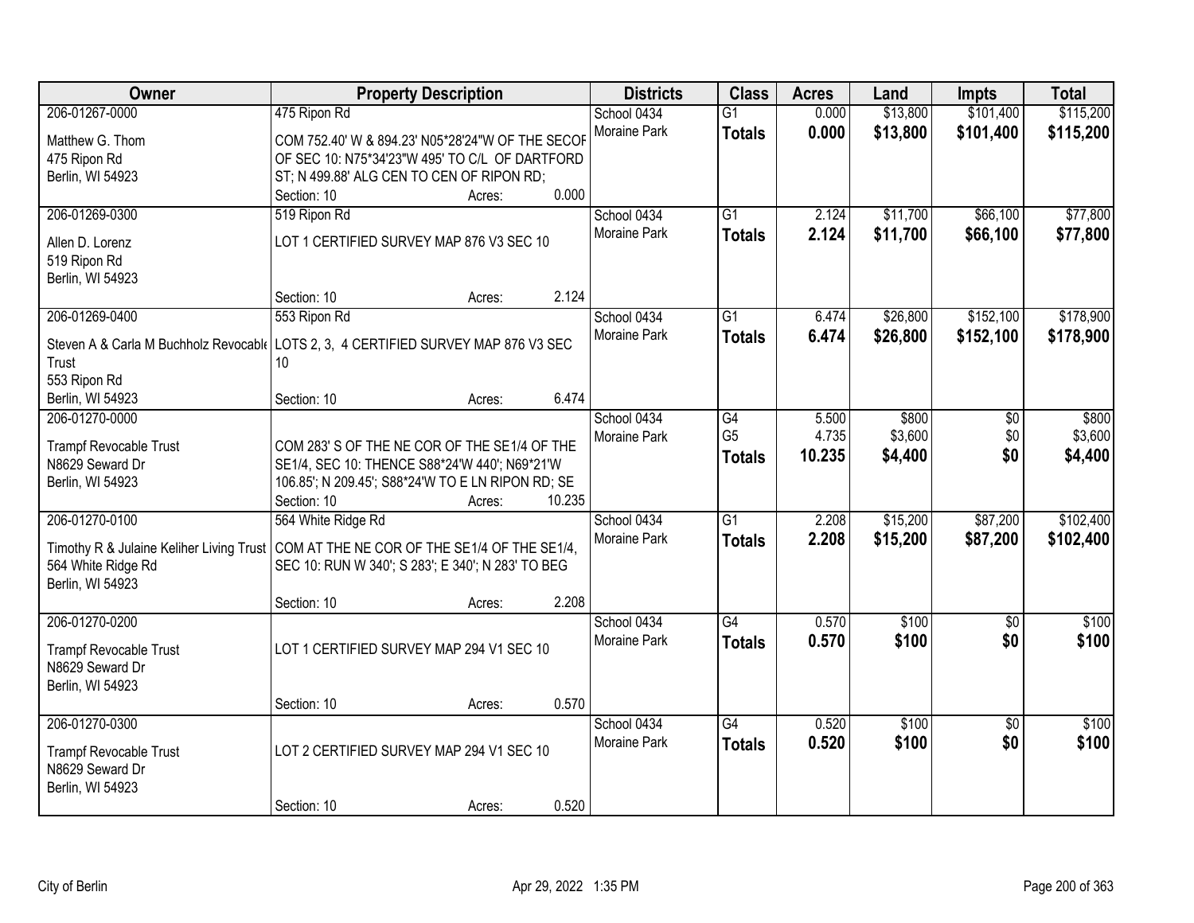| Owner | Property Description | Districts | Class | Acres | Land | Impts | Total |
|---|---|---|---|---|---|---|---|
| 206-01267-0000<br>Matthew G. Thom<br>475 Ripon Rd<br>Berlin, WI 54923 | 475 Ripon Rd<br>COM 752.40' W & 894.23' N05*28'24"W OF THE SECOF OF SEC 10: N75*34'23"W 495' TO C/L OF DARTFORD ST; N 499.88' ALG CEN TO CEN OF RIPON RD;<br>Section: 10 Acres: 0.000 | School 0434<br>Moraine Park | G1<br>**Totals** | 0.000<br>**0.000** | $13,800<br>**$13,800** | $101,400<br>**$101,400** | $115,200<br>**$115,200** |
| 206-01269-0300<br>Allen D. Lorenz<br>519 Ripon Rd<br>Berlin, WI 54923 | 519 Ripon Rd<br>LOT 1 CERTIFIED SURVEY MAP 876 V3 SEC 10<br>Section: 10 Acres: 2.124 | School 0434<br>Moraine Park | G1<br>**Totals** | 2.124<br>**2.124** | $11,700<br>**$11,700** | $66,100<br>**$66,100** | $77,800<br>**$77,800** |
| 206-01269-0400<br>Steven A & Carla M Buchholz Revocable Trust<br>553 Ripon Rd<br>Berlin, WI 54923 | 553 Ripon Rd<br>LOTS 2, 3, 4 CERTIFIED SURVEY MAP 876 V3 SEC 10<br>Section: 10 Acres: 6.474 | School 0434<br>Moraine Park | G1<br>**Totals** | 6.474<br>**6.474** | $26,800<br>**$26,800** | $152,100<br>**$152,100** | $178,900<br>**$178,900** |
| 206-01270-0000<br>Trampf Revocable Trust<br>N8629 Seward Dr<br>Berlin, WI 54923 | COM 283' S OF THE NE COR OF THE SE1/4 OF THE SE1/4, SEC 10: THENCE S88*24'W 440'; N69*21'W 106.85'; N 209.45'; S88*24'W TO E LN RIPON RD; SE<br>Section: 10 Acres: 10.235 | School 0434<br>Moraine Park | G4<br>G5<br>**Totals** | 5.500<br>4.735<br>**10.235** | $800<br>$3,600<br>**$4,400** | $0<br>$0<br>**$0** | $800<br>$3,600<br>**$4,400** |
| 206-01270-0100<br>Timothy R & Julaine Keliher Living Trust<br>564 White Ridge Rd<br>Berlin, WI 54923 | 564 White Ridge Rd<br>COM AT THE NE COR OF THE SE1/4 OF THE SE1/4, SEC 10: RUN W 340'; S 283'; E 340'; N 283' TO BEG<br>Section: 10 Acres: 2.208 | School 0434<br>Moraine Park | G1<br>**Totals** | 2.208<br>**2.208** | $15,200<br>**$15,200** | $87,200<br>**$87,200** | $102,400<br>**$102,400** |
| 206-01270-0200<br>Trampf Revocable Trust<br>N8629 Seward Dr<br>Berlin, WI 54923 | LOT 1 CERTIFIED SURVEY MAP 294 V1 SEC 10<br>Section: 10 Acres: 0.570 | School 0434<br>Moraine Park | G4<br>**Totals** | 0.570<br>**0.570** | $100<br>**$100** | $0<br>**$0** | $100<br>**$100** |
| 206-01270-0300<br>Trampf Revocable Trust<br>N8629 Seward Dr<br>Berlin, WI 54923 | LOT 2 CERTIFIED SURVEY MAP 294 V1 SEC 10<br>Section: 10 Acres: 0.520 | School 0434<br>Moraine Park | G4<br>**Totals** | 0.520<br>**0.520** | $100<br>**$100** | $0<br>**$0** | $100<br>**$100** |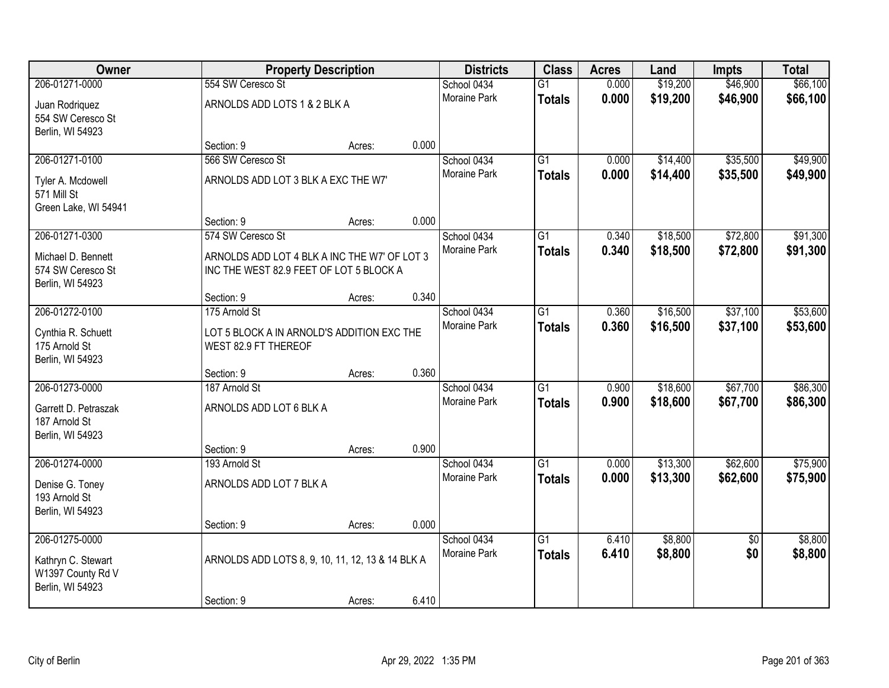| Owner | Property Description | | | Districts | Class | Acres | Land | Impts | Total |
|---|---|---|---|---|---|---|---|---|---|
| 206-01271-0000 | 554 SW Ceresco St | | | School 0434 | G1 | 0.000 | $19,200 | $46,900 | $66,100 |
| Juan Rodriquez<br>554 SW Ceresco St<br>Berlin, WI 54923 | ARNOLDS ADD LOTS 1 & 2 BLK A | | | Moraine Park | **Totals** | **0.000** | **$19,200** | **$46,900** | **$66,100** |
| | Section: 9 | Acres: | 0.000 | | | | | | |
| 206-01271-0100 | 566 SW Ceresco St | | | School 0434 | G1 | 0.000 | $14,400 | $35,500 | $49,900 |
| Tyler A. Mcdowell<br>571 Mill St<br>Green Lake, WI 54941 | ARNOLDS ADD LOT 3 BLK A EXC THE W7' | | | Moraine Park | **Totals** | **0.000** | **$14,400** | **$35,500** | **$49,900** |
| | Section: 9 | Acres: | 0.000 | | | | | | |
| 206-01271-0300 | 574 SW Ceresco St | | | School 0434 | G1 | 0.340 | $18,500 | $72,800 | $91,300 |
| Michael D. Bennett<br>574 SW Ceresco St<br>Berlin, WI 54923 | ARNOLDS ADD LOT 4 BLK A INC THE W7' OF LOT 3 INC THE WEST 82.9 FEET OF LOT 5 BLOCK A | | | Moraine Park | **Totals** | **0.340** | **$18,500** | **$72,800** | **$91,300** |
| | Section: 9 | Acres: | 0.340 | | | | | | |
| 206-01272-0100 | 175 Arnold St | | | School 0434 | G1 | 0.360 | $16,500 | $37,100 | $53,600 |
| Cynthia R. Schuett<br>175 Arnold St<br>Berlin, WI 54923 | LOT 5 BLOCK A IN ARNOLD'S ADDITION EXC THE WEST 82.9 FT THEREOF | | | Moraine Park | **Totals** | **0.360** | **$16,500** | **$37,100** | **$53,600** |
| | Section: 9 | Acres: | 0.360 | | | | | | |
| 206-01273-0000 | 187 Arnold St | | | School 0434 | G1 | 0.900 | $18,600 | $67,700 | $86,300 |
| Garrett D. Petraszak<br>187 Arnold St<br>Berlin, WI 54923 | ARNOLDS ADD LOT 6 BLK A | | | Moraine Park | **Totals** | **0.900** | **$18,600** | **$67,700** | **$86,300** |
| | Section: 9 | Acres: | 0.900 | | | | | | |
| 206-01274-0000 | 193 Arnold St | | | School 0434 | G1 | 0.000 | $13,300 | $62,600 | $75,900 |
| Denise G. Toney<br>193 Arnold St<br>Berlin, WI 54923 | ARNOLDS ADD LOT 7 BLK A | | | Moraine Park | **Totals** | **0.000** | **$13,300** | **$62,600** | **$75,900** |
| | Section: 9 | Acres: | 0.000 | | | | | | |
| 206-01275-0000 | | | | School 0434 | G1 | 6.410 | $8,800 | $0 | $8,800 |
| Kathryn C. Stewart<br>W1397 County Rd V<br>Berlin, WI 54923 | ARNOLDS ADD LOTS 8, 9, 10, 11, 12, 13 & 14 BLK A | | | Moraine Park | **Totals** | **6.410** | **$8,800** | **$0** | **$8,800** |
| | Section: 9 | Acres: | 6.410 | | | | | | |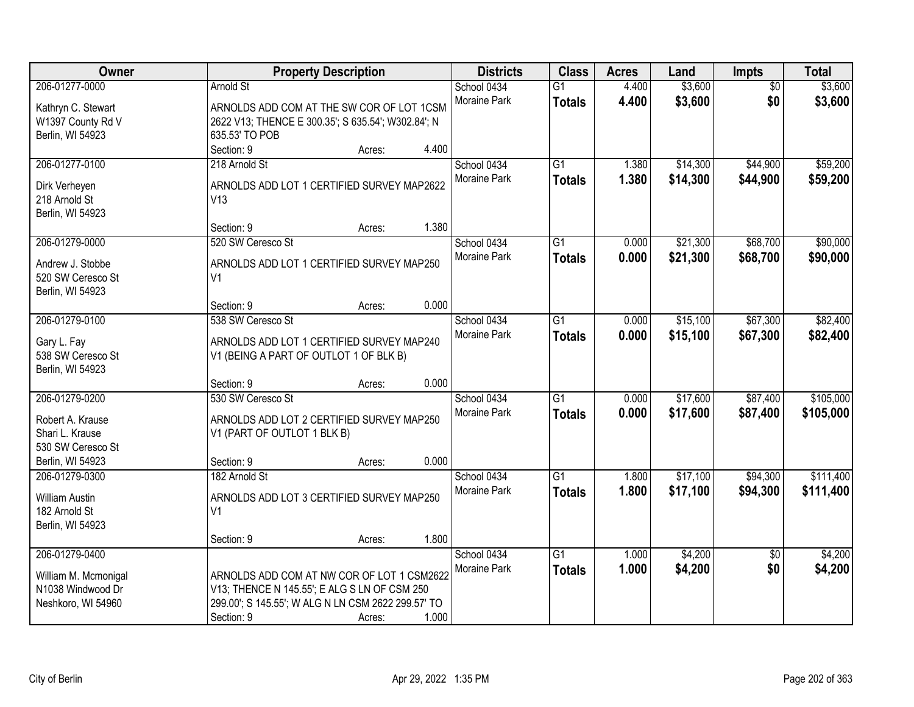| Owner | Property Description | Districts | Class | Acres | Land | Impts | Total |
|---|---|---|---|---|---|---|---|
| 206-01277-0000<br>Kathryn C. Stewart<br>W1397 County Rd V<br>Berlin, WI 54923 | Arnold St<br>ARNOLDS ADD COM AT THE SW COR OF LOT 1CSM 2622 V13; THENCE E 300.35'; S 635.54'; W302.84'; N 635.53' TO POB<br>Section: 9 Acres: 4.400 | School 0434<br>Moraine Park | G1<br>**Totals** | 4.400<br>**4.400** | $3,600<br>**$3,600** | $0<br>**$0** | $3,600<br>**$3,600** |
| 206-01277-0100<br>Dirk Verheyen<br>218 Arnold St<br>Berlin, WI 54923 | 218 Arnold St<br>ARNOLDS ADD LOT 1 CERTIFIED SURVEY MAP2622 V13<br>Section: 9 Acres: 1.380 | School 0434<br>Moraine Park | G1<br>**Totals** | 1.380<br>**1.380** | $14,300<br>**$14,300** | $44,900<br>**$44,900** | $59,200<br>**$59,200** |
| 206-01279-0000<br>Andrew J. Stobbe<br>520 SW Ceresco St<br>Berlin, WI 54923 | 520 SW Ceresco St<br>ARNOLDS ADD LOT 1 CERTIFIED SURVEY MAP250 V1<br>Section: 9 Acres: 0.000 | School 0434<br>Moraine Park | G1<br>**Totals** | 0.000<br>**0.000** | $21,300<br>**$21,300** | $68,700<br>**$68,700** | $90,000<br>**$90,000** |
| 206-01279-0100<br>Gary L. Fay<br>538 SW Ceresco St<br>Berlin, WI 54923 | 538 SW Ceresco St<br>ARNOLDS ADD LOT 1 CERTIFIED SURVEY MAP240 V1 (BEING A PART OF OUTLOT 1 OF BLK B)<br>Section: 9 Acres: 0.000 | School 0434<br>Moraine Park | G1<br>**Totals** | 0.000<br>**0.000** | $15,100<br>**$15,100** | $67,300<br>**$67,300** | $82,400<br>**$82,400** |
| 206-01279-0200<br>Robert A. Krause<br>Shari L. Krause<br>530 SW Ceresco St<br>Berlin, WI 54923 | 530 SW Ceresco St<br>ARNOLDS ADD LOT 2 CERTIFIED SURVEY MAP250 V1 (PART OF OUTLOT 1 BLK B)<br>Section: 9 Acres: 0.000 | School 0434<br>Moraine Park | G1<br>**Totals** | 0.000<br>**0.000** | $17,600<br>**$17,600** | $87,400<br>**$87,400** | $105,000<br>**$105,000** |
| 206-01279-0300<br>William Austin<br>182 Arnold St<br>Berlin, WI 54923 | 182 Arnold St<br>ARNOLDS ADD LOT 3 CERTIFIED SURVEY MAP250 V1<br>Section: 9 Acres: 1.800 | School 0434<br>Moraine Park | G1<br>**Totals** | 1.800<br>**1.800** | $17,100<br>**$17,100** | $94,300<br>**$94,300** | $111,400<br>**$111,400** |
| 206-01279-0400<br>William M. Mcmonigal<br>N1038 Windwood Dr<br>Neshkoro, WI 54960 | ARNOLDS ADD COM AT NW COR OF LOT 1 CSM2622 V13; THENCE N 145.55'; E ALG S LN OF CSM 250 299.00'; S 145.55'; W ALG N LN CSM 2622 299.57' TO<br>Section: 9 Acres: 1.000 | School 0434<br>Moraine Park | G1<br>**Totals** | 1.000<br>**1.000** | $4,200<br>**$4,200** | $0<br>**$0** | $4,200<br>**$4,200** |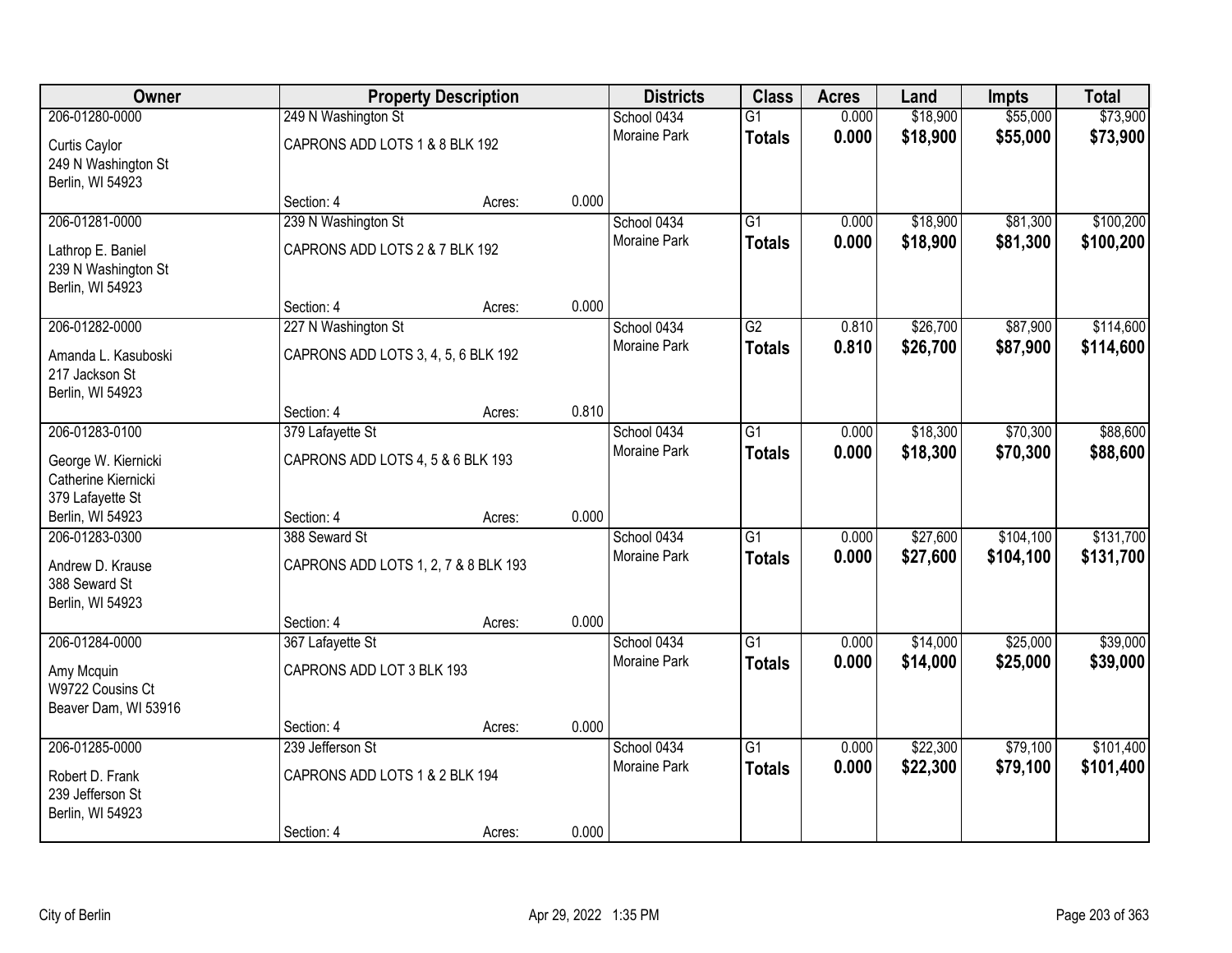| Owner | Property Description | | | Districts | Class | Acres | Land | Impts | Total |
|---|---|---|---|---|---|---|---|---|---|
| 206-01280-0000 | 249 N Washington St | | | School 0434 | G1 | 0.000 | $18,900 | $55,000 | $73,900 |
| Curtis Caylor<br>249 N Washington St<br>Berlin, WI 54923 | CAPRONS ADD LOTS 1 & 8 BLK 192 | | | Moraine Park | **Totals** | **0.000** | **$18,900** | **$55,000** | **$73,900** |
| | Section: 4 | Acres: | 0.000 | | | | | | |
| 206-01281-0000 | 239 N Washington St | | | School 0434 | G1 | 0.000 | $18,900 | $81,300 | $100,200 |
| Lathrop E. Baniel<br>239 N Washington St<br>Berlin, WI 54923 | CAPRONS ADD LOTS 2 & 7 BLK 192 | | | Moraine Park | **Totals** | **0.000** | **$18,900** | **$81,300** | **$100,200** |
| | Section: 4 | Acres: | 0.000 | | | | | | |
| 206-01282-0000 | 227 N Washington St | | | School 0434 | G2 | 0.810 | $26,700 | $87,900 | $114,600 |
| Amanda L. Kasuboski<br>217 Jackson St<br>Berlin, WI 54923 | CAPRONS ADD LOTS 3, 4, 5, 6 BLK 192 | | | Moraine Park | **Totals** | **0.810** | **$26,700** | **$87,900** | **$114,600** |
| | Section: 4 | Acres: | 0.810 | | | | | | |
| 206-01283-0100 | 379 Lafayette St | | | School 0434 | G1 | 0.000 | $18,300 | $70,300 | $88,600 |
| George W. Kiernicki<br>Catherine Kiernicki<br>379 Lafayette St<br>Berlin, WI 54923 | CAPRONS ADD LOTS 4, 5 & 6 BLK 193 | | | Moraine Park | **Totals** | **0.000** | **$18,300** | **$70,300** | **$88,600** |
| | Section: 4 | Acres: | 0.000 | | | | | | |
| 206-01283-0300 | 388 Seward St | | | School 0434 | G1 | 0.000 | $27,600 | $104,100 | $131,700 |
| Andrew D. Krause<br>388 Seward St<br>Berlin, WI 54923 | CAPRONS ADD LOTS 1, 2, 7 & 8 BLK 193 | | | Moraine Park | **Totals** | **0.000** | **$27,600** | **$104,100** | **$131,700** |
| | Section: 4 | Acres: | 0.000 | | | | | | |
| 206-01284-0000 | 367 Lafayette St | | | School 0434 | G1 | 0.000 | $14,000 | $25,000 | $39,000 |
| Amy Mcquin<br>W9722 Cousins Ct<br>Beaver Dam, WI 53916 | CAPRONS ADD LOT 3 BLK 193 | | | Moraine Park | **Totals** | **0.000** | **$14,000** | **$25,000** | **$39,000** |
| | Section: 4 | Acres: | 0.000 | | | | | | |
| 206-01285-0000 | 239 Jefferson St | | | School 0434 | G1 | 0.000 | $22,300 | $79,100 | $101,400 |
| Robert D. Frank<br>239 Jefferson St<br>Berlin, WI 54923 | CAPRONS ADD LOTS 1 & 2 BLK 194 | | | Moraine Park | **Totals** | **0.000** | **$22,300** | **$79,100** | **$101,400** |
| | Section: 4 | Acres: | 0.000 | | | | | | |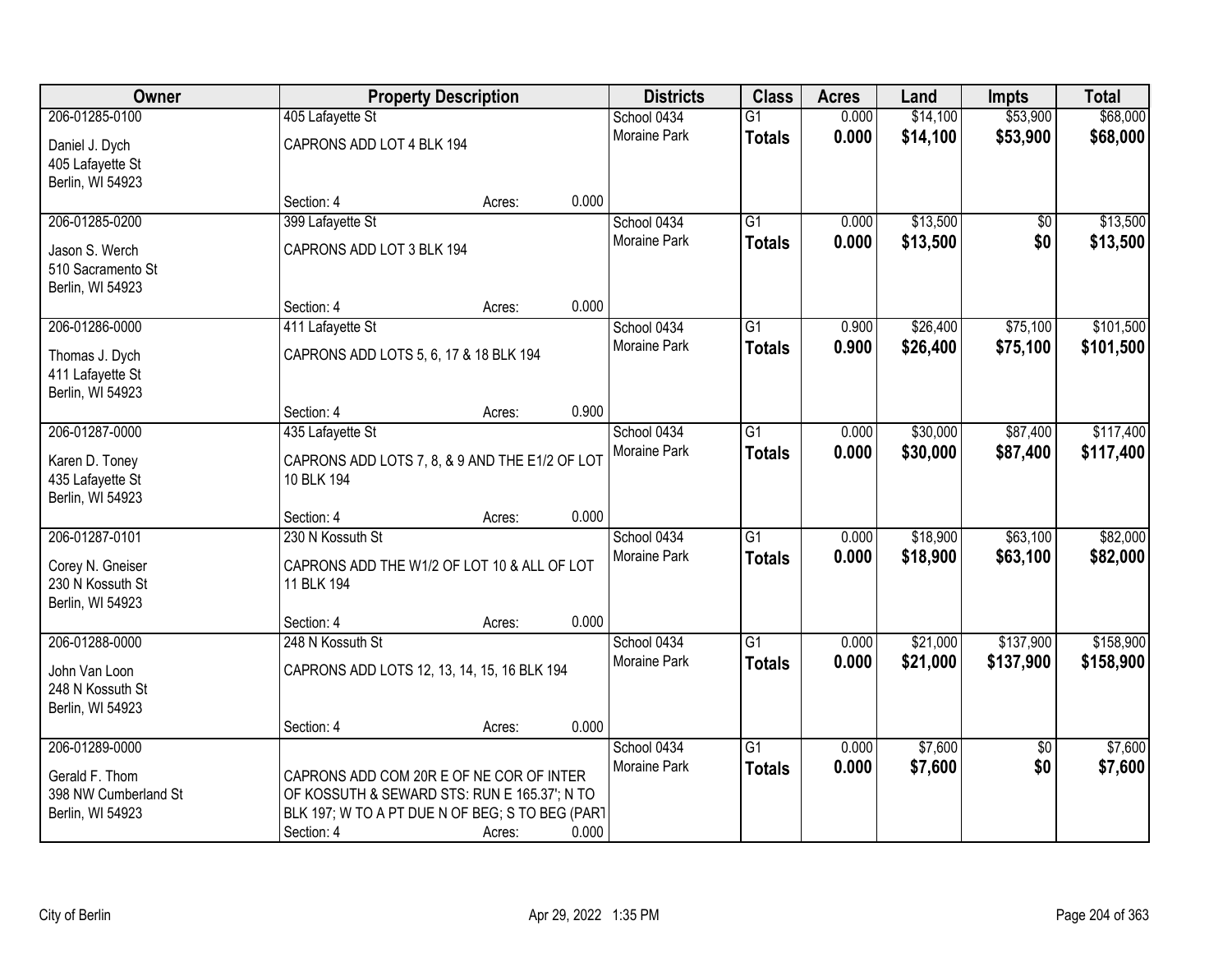| Owner | Property Description | | | Districts | Class | Acres | Land | Impts | Total |
|---|---|---|---|---|---|---|---|---|---|
| 206-01285-0100 | 405 Lafayette St | | | School 0434 | G1 | 0.000 | $14,100 | $53,900 | $68,000 |
| Daniel J. Dych<br>405 Lafayette St<br>Berlin, WI 54923 | CAPRONS ADD LOT 4 BLK 194 | | | Moraine Park | **Totals** | **0.000** | **$14,100** | **$53,900** | **$68,000** |
| | Section: 4 | Acres: | 0.000 | | | | | | |
| 206-01285-0200 | 399 Lafayette St | | | School 0434 | G1 | 0.000 | $13,500 | $0 | $13,500 |
| Jason S. Werch<br>510 Sacramento St<br>Berlin, WI 54923 | CAPRONS ADD LOT 3 BLK 194 | | | Moraine Park | **Totals** | **0.000** | **$13,500** | **$0** | **$13,500** |
| | Section: 4 | Acres: | 0.000 | | | | | | |
| 206-01286-0000 | 411 Lafayette St | | | School 0434 | G1 | 0.900 | $26,400 | $75,100 | $101,500 |
| Thomas J. Dych<br>411 Lafayette St<br>Berlin, WI 54923 | CAPRONS ADD LOTS 5, 6, 17 & 18 BLK 194 | | | Moraine Park | **Totals** | **0.900** | **$26,400** | **$75,100** | **$101,500** |
| | Section: 4 | Acres: | 0.900 | | | | | | |
| 206-01287-0000 | 435 Lafayette St | | | School 0434 | G1 | 0.000 | $30,000 | $87,400 | $117,400 |
| Karen D. Toney<br>435 Lafayette St<br>Berlin, WI 54923 | CAPRONS ADD LOTS 7, 8, & 9 AND THE E1/2 OF LOT 10 BLK 194 | | | Moraine Park | **Totals** | **0.000** | **$30,000** | **$87,400** | **$117,400** |
| | Section: 4 | Acres: | 0.000 | | | | | | |
| 206-01287-0101 | 230 N Kossuth St | | | School 0434 | G1 | 0.000 | $18,900 | $63,100 | $82,000 |
| Corey N. Gneiser<br>230 N Kossuth St<br>Berlin, WI 54923 | CAPRONS ADD THE W1/2 OF LOT 10 & ALL OF LOT 11 BLK 194 | | | Moraine Park | **Totals** | **0.000** | **$18,900** | **$63,100** | **$82,000** |
| | Section: 4 | Acres: | 0.000 | | | | | | |
| 206-01288-0000 | 248 N Kossuth St | | | School 0434 | G1 | 0.000 | $21,000 | $137,900 | $158,900 |
| John Van Loon<br>248 N Kossuth St<br>Berlin, WI 54923 | CAPRONS ADD LOTS 12, 13, 14, 15, 16 BLK 194 | | | Moraine Park | **Totals** | **0.000** | **$21,000** | **$137,900** | **$158,900** |
| | Section: 4 | Acres: | 0.000 | | | | | | |
| 206-01289-0000 | | | | School 0434 | G1 | 0.000 | $7,600 | $0 | $7,600 |
| Gerald F. Thom<br>398 NW Cumberland St<br>Berlin, WI 54923 | CAPRONS ADD COM 20R E OF NE COR OF INTER OF KOSSUTH & SEWARD STS: RUN E 165.37'; N TO BLK 197; W TO A PT DUE N OF BEG; S TO BEG (PART | | | Moraine Park | **Totals** | **0.000** | **$7,600** | **$0** | **$7,600** |
| | Section: 4 | Acres: | 0.000 | | | | | | |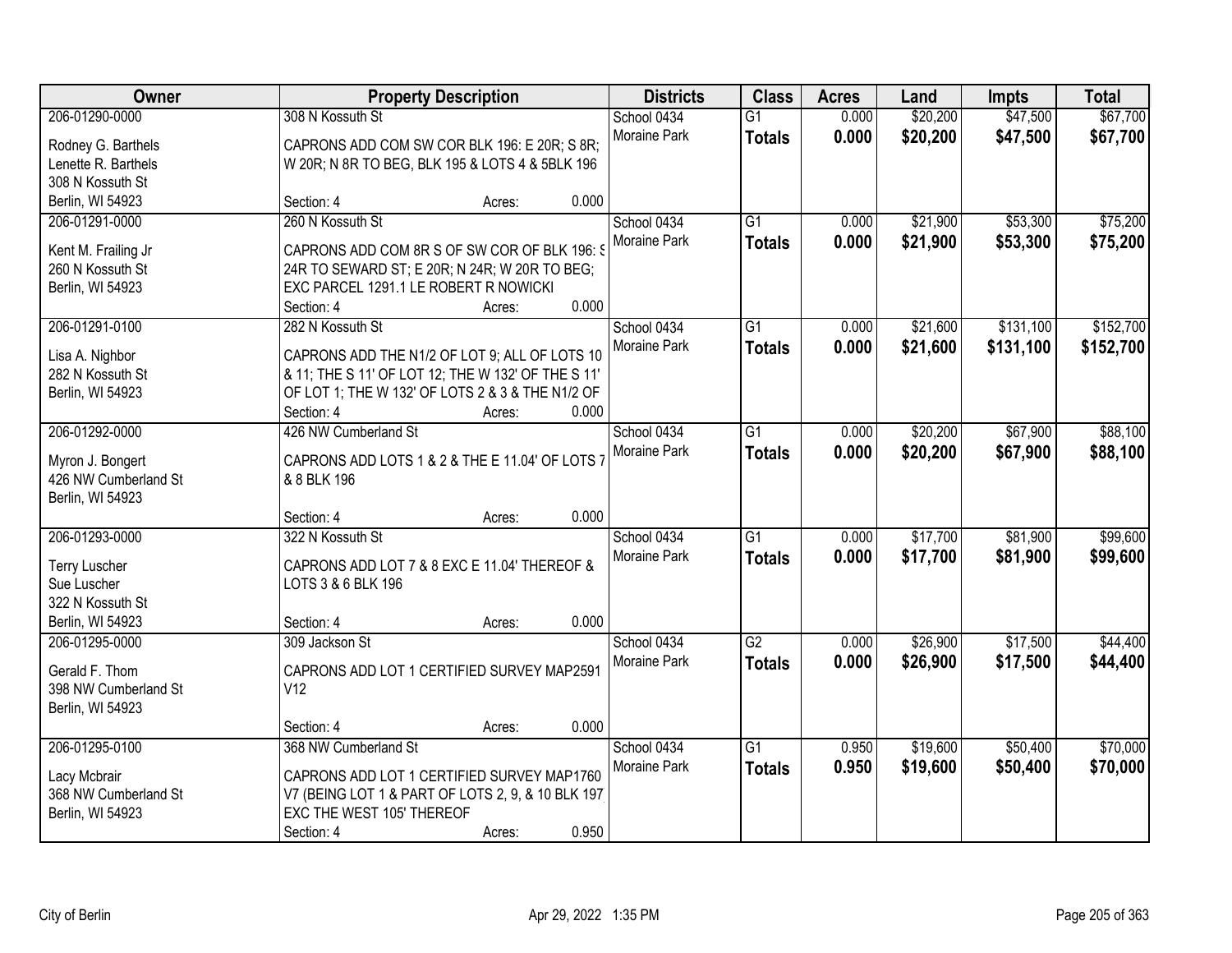| Owner | Property Description | Districts | Class | Acres | Land | Impts | Total |
|---|---|---|---|---|---|---|---|
| 206-01290-0000<br>Rodney G. Barthels<br>Lenette R. Barthels<br>308 N Kossuth St<br>Berlin, WI 54923 | 308 N Kossuth St<br>CAPRONS ADD COM SW COR BLK 196: E 20R; S 8R; W 20R; N 8R TO BEG, BLK 195 & LOTS 4 & 5BLK 196<br>Section: 4 Acres: 0.000 | School 0434<br>Moraine Park | G1<br>**Totals** | 0.000<br>**0.000** | $20,200<br>**$20,200** | $47,500<br>**$47,500** | $67,700<br>**$67,700** |
| 206-01291-0000<br>Kent M. Frailing Jr<br>260 N Kossuth St<br>Berlin, WI 54923 | 260 N Kossuth St<br>CAPRONS ADD COM 8R S OF SW COR OF BLK 196: S 24R TO SEWARD ST; E 20R; N 24R; W 20R TO BEG; EXC PARCEL 1291.1 LE ROBERT R NOWICKI<br>Section: 4 Acres: 0.000 | School 0434<br>Moraine Park | G1<br>**Totals** | 0.000<br>**0.000** | $21,900<br>**$21,900** | $53,300<br>**$53,300** | $75,200<br>**$75,200** |
| 206-01291-0100<br>Lisa A. Nighbor<br>282 N Kossuth St<br>Berlin, WI 54923 | 282 N Kossuth St<br>CAPRONS ADD THE N1/2 OF LOT 9; ALL OF LOTS 10 & 11; THE S 11' OF LOT 12; THE W 132' OF THE S 11' OF LOT 1; THE W 132' OF LOTS 2 & 3 & THE N1/2 OF<br>Section: 4 Acres: 0.000 | School 0434<br>Moraine Park | G1<br>**Totals** | 0.000<br>**0.000** | $21,600<br>**$21,600** | $131,100<br>**$131,100** | $152,700<br>**$152,700** |
| 206-01292-0000<br>Myron J. Bongert<br>426 NW Cumberland St<br>Berlin, WI 54923 | 426 NW Cumberland St<br>CAPRONS ADD LOTS 1 & 2 & THE E 11.04' OF LOTS 7 & 8 BLK 196<br>Section: 4 Acres: 0.000 | School 0434<br>Moraine Park | G1<br>**Totals** | 0.000<br>**0.000** | $20,200<br>**$20,200** | $67,900<br>**$67,900** | $88,100<br>**$88,100** |
| 206-01293-0000<br>Terry Luscher<br>Sue Luscher<br>322 N Kossuth St<br>Berlin, WI 54923 | 322 N Kossuth St<br>CAPRONS ADD LOT 7 & 8 EXC E 11.04' THEREOF & LOTS 3 & 6 BLK 196<br>Section: 4 Acres: 0.000 | School 0434<br>Moraine Park | G1<br>**Totals** | 0.000<br>**0.000** | $17,700<br>**$17,700** | $81,900<br>**$81,900** | $99,600<br>**$99,600** |
| 206-01295-0000<br>Gerald F. Thom<br>398 NW Cumberland St<br>Berlin, WI 54923 | 309 Jackson St<br>CAPRONS ADD LOT 1 CERTIFIED SURVEY MAP2591 V12<br>Section: 4 Acres: 0.000 | School 0434<br>Moraine Park | G2<br>**Totals** | 0.000<br>**0.000** | $26,900<br>**$26,900** | $17,500<br>**$17,500** | $44,400<br>**$44,400** |
| 206-01295-0100<br>Lacy Mcbrair<br>368 NW Cumberland St<br>Berlin, WI 54923 | 368 NW Cumberland St<br>CAPRONS ADD LOT 1 CERTIFIED SURVEY MAP1760 V7 (BEING LOT 1 & PART OF LOTS 2, 9, & 10 BLK 197 EXC THE WEST 105' THEREOF<br>Section: 4 Acres: 0.950 | School 0434<br>Moraine Park | G1<br>**Totals** | 0.950<br>**0.950** | $19,600<br>**$19,600** | $50,400<br>**$50,400** | $70,000<br>**$70,000** |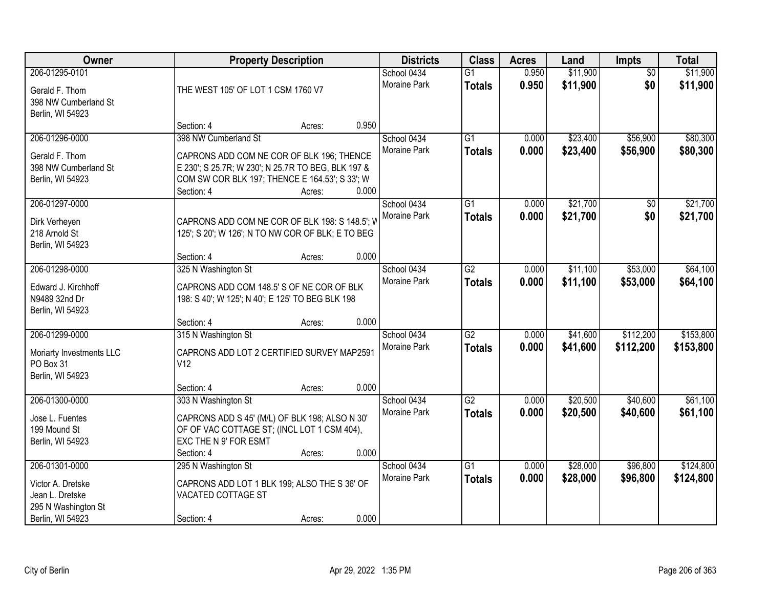| Owner | Property Description | Districts | Class | Acres | Land | Impts | Total |
|---|---|---|---|---|---|---|---|
| 206-01295-0101<br>Gerald F. Thom<br>398 NW Cumberland St<br>Berlin, WI 54923 | THE WEST 105' OF LOT 1 CSM 1760 V7<br>Section: 4 Acres: 0.950 | School 0434<br>Moraine Park | G1<br>**Totals** | 0.950<br>**0.950** | $11,900<br>**$11,900** | $0<br>**$0** | $11,900<br>**$11,900** |
| 206-01296-0000<br>Gerald F. Thom<br>398 NW Cumberland St<br>Berlin, WI 54923 | 398 NW Cumberland St<br>CAPRONS ADD COM NE COR OF BLK 196; THENCE E 230'; S 25.7R; W 230'; N 25.7R TO BEG, BLK 197 & COM SW COR BLK 197; THENCE E 164.53'; S 33'; W<br>Section: 4 Acres: 0.000 | School 0434<br>Moraine Park | G1<br>**Totals** | 0.000<br>**0.000** | $23,400<br>**$23,400** | $56,900<br>**$56,900** | $80,300<br>**$80,300** |
| 206-01297-0000<br>Dirk Verheyen<br>218 Arnold St<br>Berlin, WI 54923 | CAPRONS ADD COM NE COR OF BLK 198: S 148.5'; W 125'; S 20'; W 126'; N TO NW COR OF BLK; E TO BEG<br>Section: 4 Acres: 0.000 | School 0434<br>Moraine Park | G1<br>**Totals** | 0.000<br>**0.000** | $21,700<br>**$21,700** | $0<br>**$0** | $21,700<br>**$21,700** |
| 206-01298-0000<br>Edward J. Kirchhoff<br>N9489 32nd Dr<br>Berlin, WI 54923 | 325 N Washington St<br>CAPRONS ADD COM 148.5' S OF NE COR OF BLK 198: S 40'; W 125'; N 40'; E 125' TO BEG BLK 198<br>Section: 4 Acres: 0.000 | School 0434<br>Moraine Park | G2<br>**Totals** | 0.000<br>**0.000** | $11,100<br>**$11,100** | $53,000<br>**$53,000** | $64,100<br>**$64,100** |
| 206-01299-0000<br>Moriarty Investments LLC<br>PO Box 31<br>Berlin, WI 54923 | 315 N Washington St<br>CAPRONS ADD LOT 2 CERTIFIED SURVEY MAP2591 V12<br>Section: 4 Acres: 0.000 | School 0434<br>Moraine Park | G2<br>**Totals** | 0.000<br>**0.000** | $41,600<br>**$41,600** | $112,200<br>**$112,200** | $153,800<br>**$153,800** |
| 206-01300-0000<br>Jose L. Fuentes<br>199 Mound St<br>Berlin, WI 54923 | 303 N Washington St<br>CAPRONS ADD S 45' (M/L) OF BLK 198; ALSO N 30' OF OF VAC COTTAGE ST; (INCL LOT 1 CSM 404), EXC THE N 9' FOR ESMT<br>Section: 4 Acres: 0.000 | School 0434<br>Moraine Park | G2<br>**Totals** | 0.000<br>**0.000** | $20,500<br>**$20,500** | $40,600<br>**$40,600** | $61,100<br>**$61,100** |
| 206-01301-0000<br>Victor A. Dretske<br>Jean L. Dretske<br>295 N Washington St<br>Berlin, WI 54923 | 295 N Washington St<br>CAPRONS ADD LOT 1 BLK 199; ALSO THE S 36' OF VACATED COTTAGE ST<br>Section: 4 Acres: 0.000 | School 0434<br>Moraine Park | G1<br>**Totals** | 0.000<br>**0.000** | $28,000<br>**$28,000** | $96,800<br>**$96,800** | $124,800<br>**$124,800** |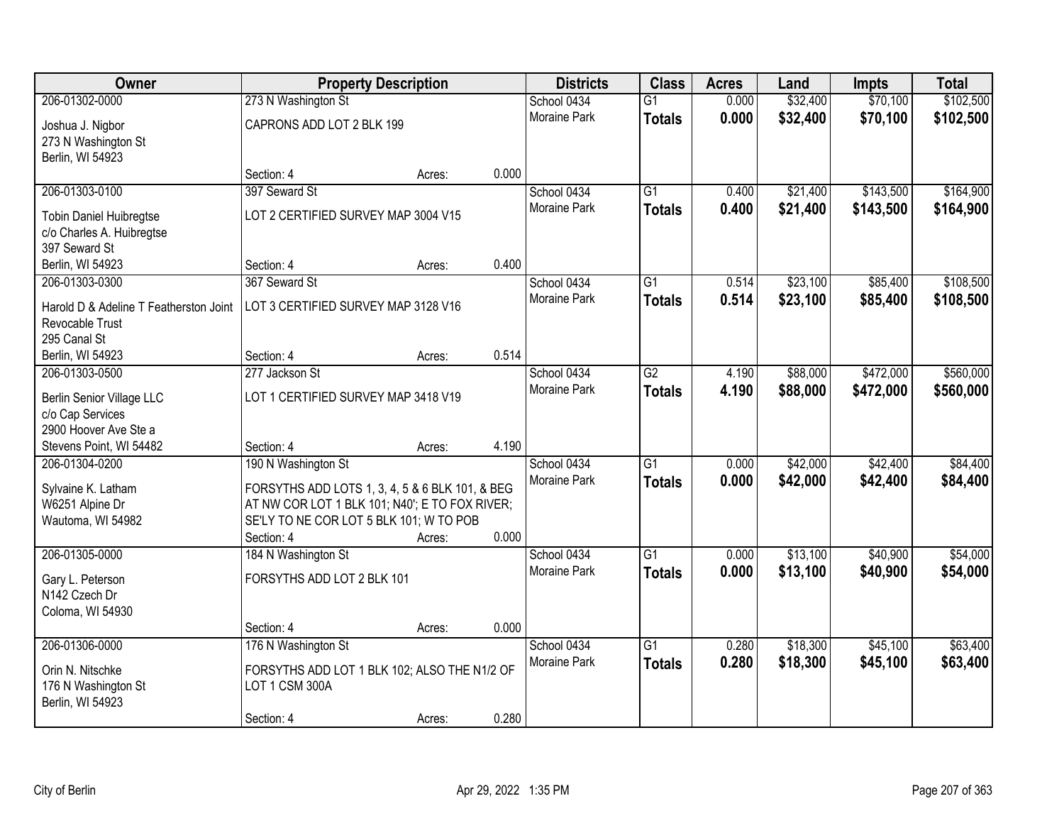| Owner | Property Description | | | Districts | Class | Acres | Land | Impts | Total |
|---|---|---|---|---|---|---|---|---|---|
| 206-01302-0000 | 273 N Washington St | | | School 0434 | G1 | 0.000 | $32,400 | $70,100 | $102,500 |
| Joshua J. Nigbor<br>273 N Washington St<br>Berlin, WI 54923 | CAPRONS ADD LOT 2 BLK 199 | | | Moraine Park | **Totals** | **0.000** | **$32,400** | **$70,100** | **$102,500** |
| | Section: 4 | Acres: | 0.000 | | | | | | |
| 206-01303-0100 | 397 Seward St | | | School 0434 | G1 | 0.400 | $21,400 | $143,500 | $164,900 |
| Tobin Daniel Huibregtse<br>c/o Charles A. Huibregtse<br>397 Seward St<br>Berlin, WI 54923 | LOT 2 CERTIFIED SURVEY MAP 3004 V15 | | | Moraine Park | **Totals** | **0.400** | **$21,400** | **$143,500** | **$164,900** |
| | Section: 4 | Acres: | 0.400 | | | | | | |
| 206-01303-0300 | 367 Seward St | | | School 0434 | G1 | 0.514 | $23,100 | $85,400 | $108,500 |
| Harold D & Adeline T Featherston Joint Revocable Trust<br>295 Canal St<br>Berlin, WI 54923 | LOT 3 CERTIFIED SURVEY MAP 3128 V16 | | | Moraine Park | **Totals** | **0.514** | **$23,100** | **$85,400** | **$108,500** |
| | Section: 4 | Acres: | 0.514 | | | | | | |
| 206-01303-0500 | 277 Jackson St | | | School 0434 | G2 | 4.190 | $88,000 | $472,000 | $560,000 |
| Berlin Senior Village LLC<br>c/o Cap Services<br>2900 Hoover Ave Ste a<br>Stevens Point, WI 54482 | LOT 1 CERTIFIED SURVEY MAP 3418 V19 | | | Moraine Park | **Totals** | **4.190** | **$88,000** | **$472,000** | **$560,000** |
| | Section: 4 | Acres: | 4.190 | | | | | | |
| 206-01304-0200 | 190 N Washington St | | | School 0434 | G1 | 0.000 | $42,000 | $42,400 | $84,400 |
| Sylvaine K. Latham<br>W6251 Alpine Dr<br>Wautoma, WI 54982 | FORSYTHS ADD LOTS 1, 3, 4, 5 & 6 BLK 101, & BEG AT NW COR LOT 1 BLK 101; N40'; E TO FOX RIVER; SE'LY TO NE COR LOT 5 BLK 101; W TO POB | | | Moraine Park | **Totals** | **0.000** | **$42,000** | **$42,400** | **$84,400** |
| | Section: 4 | Acres: | 0.000 | | | | | | |
| 206-01305-0000 | 184 N Washington St | | | School 0434 | G1 | 0.000 | $13,100 | $40,900 | $54,000 |
| Gary L. Peterson<br>N142 Czech Dr<br>Coloma, WI 54930 | FORSYTHS ADD LOT 2 BLK 101 | | | Moraine Park | **Totals** | **0.000** | **$13,100** | **$40,900** | **$54,000** |
| | Section: 4 | Acres: | 0.000 | | | | | | |
| 206-01306-0000 | 176 N Washington St | | | School 0434 | G1 | 0.280 | $18,300 | $45,100 | $63,400 |
| Orin N. Nitschke<br>176 N Washington St<br>Berlin, WI 54923 | FORSYTHS ADD LOT 1 BLK 102; ALSO THE N1/2 OF LOT 1 CSM 300A | | | Moraine Park | **Totals** | **0.280** | **$18,300** | **$45,100** | **$63,400** |
| | Section: 4 | Acres: | 0.280 | | | | | | |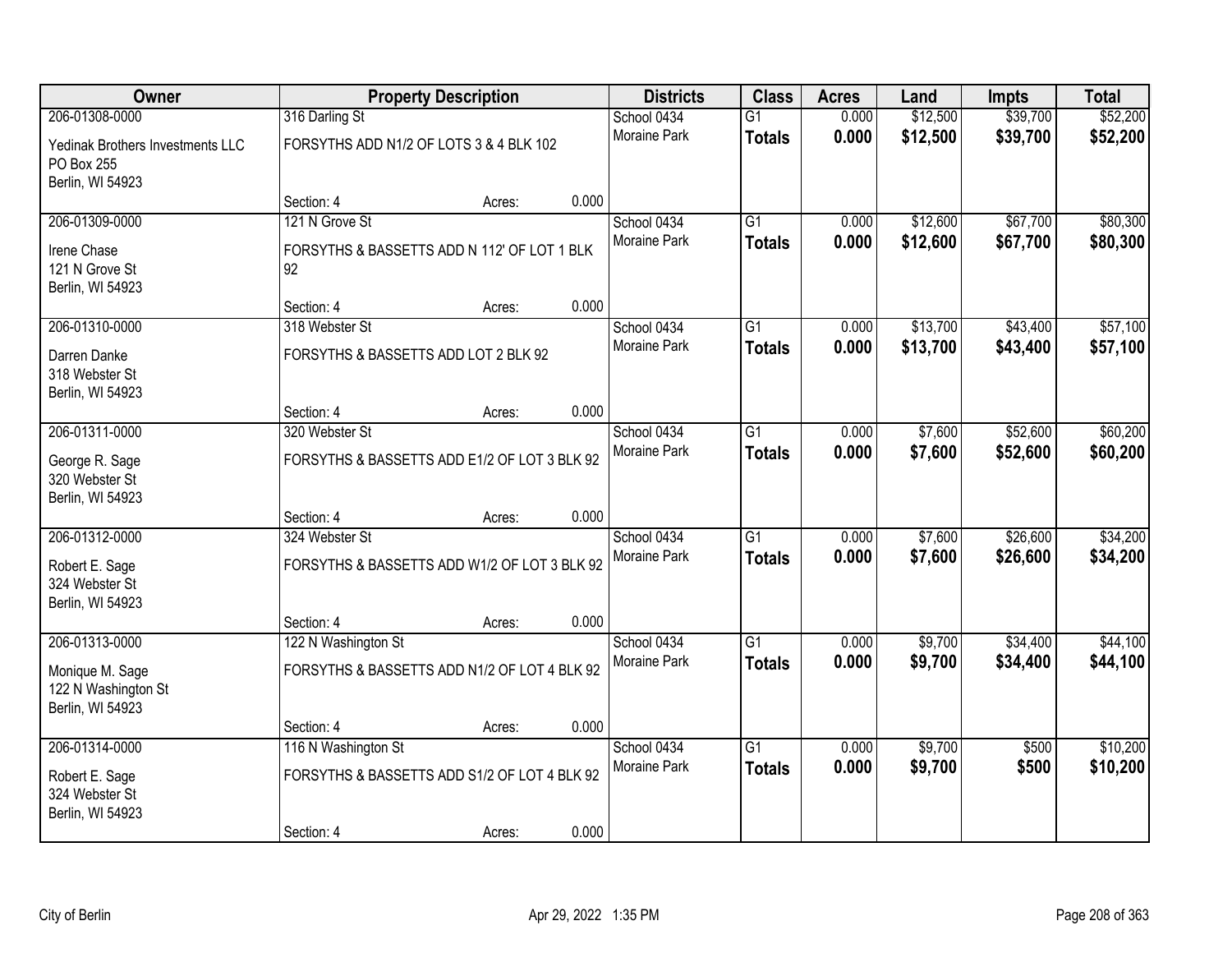| Owner | Property Description | Districts | Class | Acres | Land | Impts | Total |
|---|---|---|---|---|---|---|---|
| 206-01308-0000 | 316 Darling St | School 0434 | G1 | 0.000 | $12,500 | $39,700 | $52,200 |
| Yedinak Brothers Investments LLC<br>PO Box 255<br>Berlin, WI 54923 | FORSYTHS ADD N1/2 OF LOTS 3 & 4 BLK 102<br><br>Section: 4 Acres: 0.000 | Moraine Park | **Totals** | **0.000** | **$12,500** | **$39,700** | **$52,200** |
| 206-01309-0000 | 121 N Grove St | School 0434 | G1 | 0.000 | $12,600 | $67,700 | $80,300 |
| Irene Chase<br>121 N Grove St<br>Berlin, WI 54923 | FORSYTHS & BASSETTS ADD N 112' OF LOT 1 BLK 92<br><br>Section: 4 Acres: 0.000 | Moraine Park | **Totals** | **0.000** | **$12,600** | **$67,700** | **$80,300** |
| 206-01310-0000 | 318 Webster St | School 0434 | G1 | 0.000 | $13,700 | $43,400 | $57,100 |
| Darren Danke<br>318 Webster St<br>Berlin, WI 54923 | FORSYTHS & BASSETTS ADD LOT 2 BLK 92<br><br>Section: 4 Acres: 0.000 | Moraine Park | **Totals** | **0.000** | **$13,700** | **$43,400** | **$57,100** |
| 206-01311-0000 | 320 Webster St | School 0434 | G1 | 0.000 | $7,600 | $52,600 | $60,200 |
| George R. Sage<br>320 Webster St<br>Berlin, WI 54923 | FORSYTHS & BASSETTS ADD E1/2 OF LOT 3 BLK 92<br><br>Section: 4 Acres: 0.000 | Moraine Park | **Totals** | **0.000** | **$7,600** | **$52,600** | **$60,200** |
| 206-01312-0000 | 324 Webster St | School 0434 | G1 | 0.000 | $7,600 | $26,600 | $34,200 |
| Robert E. Sage<br>324 Webster St<br>Berlin, WI 54923 | FORSYTHS & BASSETTS ADD W1/2 OF LOT 3 BLK 92<br><br>Section: 4 Acres: 0.000 | Moraine Park | **Totals** | **0.000** | **$7,600** | **$26,600** | **$34,200** |
| 206-01313-0000 | 122 N Washington St | School 0434 | G1 | 0.000 | $9,700 | $34,400 | $44,100 |
| Monique M. Sage<br>122 N Washington St<br>Berlin, WI 54923 | FORSYTHS & BASSETTS ADD N1/2 OF LOT 4 BLK 92<br><br>Section: 4 Acres: 0.000 | Moraine Park | **Totals** | **0.000** | **$9,700** | **$34,400** | **$44,100** |
| 206-01314-0000 | 116 N Washington St | School 0434 | G1 | 0.000 | $9,700 | $500 | $10,200 |
| Robert E. Sage<br>324 Webster St<br>Berlin, WI 54923 | FORSYTHS & BASSETTS ADD S1/2 OF LOT 4 BLK 92<br><br>Section: 4 Acres: 0.000 | Moraine Park | **Totals** | **0.000** | **$9,700** | **$500** | **$10,200** |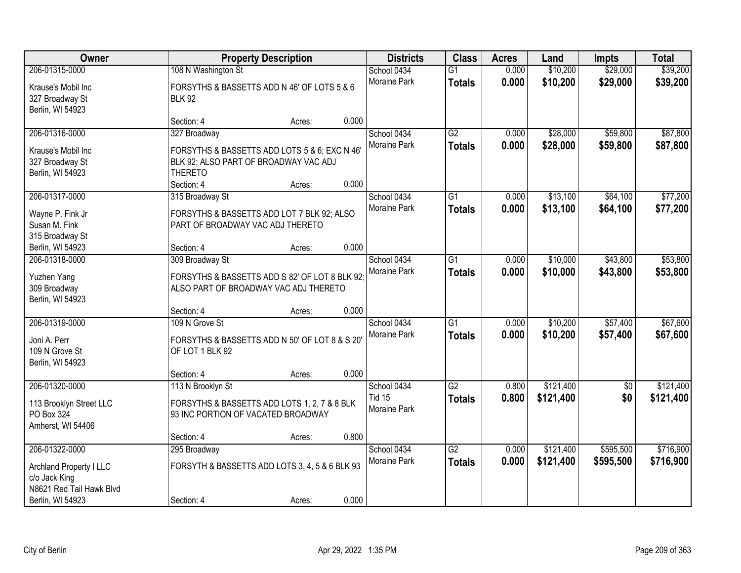| Owner | Property Description | Districts | Class | Acres | Land | Impts | Total |
|---|---|---|---|---|---|---|---|
| 206-01315-0000<br>Krause's Mobil Inc<br>327 Broadway St<br>Berlin, WI 54923 | 108 N Washington St<br>FORSYTHS & BASSETTS ADD N 46' OF LOTS 5 & 6 BLK 92<br>Section: 4 Acres: 0.000 | School 0434<br>Moraine Park | G1<br>**Totals** | 0.000<br>**0.000** | $10,200<br>**$10,200** | $29,000<br>**$29,000** | $39,200<br>**$39,200** |
| 206-01316-0000<br>Krause's Mobil Inc<br>327 Broadway St<br>Berlin, WI 54923 | 327 Broadway<br>FORSYTHS & BASSETTS ADD LOTS 5 & 6; EXC N 46' BLK 92; ALSO PART OF BROADWAY VAC ADJ THERETO<br>Section: 4 Acres: 0.000 | School 0434<br>Moraine Park | G2<br>**Totals** | 0.000<br>**0.000** | $28,000<br>**$28,000** | $59,800<br>**$59,800** | $87,800<br>**$87,800** |
| 206-01317-0000<br>Wayne P. Fink Jr<br>Susan M. Fink<br>315 Broadway St<br>Berlin, WI 54923 | 315 Broadway St<br>FORSYTHS & BASSETTS ADD LOT 7 BLK 92; ALSO PART OF BROADWAY VAC ADJ THERETO<br>Section: 4 Acres: 0.000 | School 0434<br>Moraine Park | G1<br>**Totals** | 0.000<br>**0.000** | $13,100<br>**$13,100** | $64,100<br>**$64,100** | $77,200<br>**$77,200** |
| 206-01318-0000<br>Yuzhen Yang<br>309 Broadway<br>Berlin, WI 54923 | 309 Broadway St<br>FORSYTHS & BASSETTS ADD S 82' OF LOT 8 BLK 92; ALSO PART OF BROADWAY VAC ADJ THERETO<br>Section: 4 Acres: 0.000 | School 0434<br>Moraine Park | G1<br>**Totals** | 0.000<br>**0.000** | $10,000<br>**$10,000** | $43,800<br>**$43,800** | $53,800<br>**$53,800** |
| 206-01319-0000<br>Joni A. Perr<br>109 N Grove St<br>Berlin, WI 54923 | 109 N Grove St<br>FORSYTHS & BASSETTS ADD N 50' OF LOT 8 & S 20' OF LOT 1 BLK 92<br>Section: 4 Acres: 0.000 | School 0434<br>Moraine Park | G1<br>**Totals** | 0.000<br>**0.000** | $10,200<br>**$10,200** | $57,400<br>**$57,400** | $67,600<br>**$67,600** |
| 206-01320-0000<br>113 Brooklyn Street LLC<br>PO Box 324<br>Amherst, WI 54406 | 113 N Brooklyn St<br>FORSYTHS & BASSETTS ADD LOTS 1, 2, 7 & 8 BLK 93 INC PORTION OF VACATED BROADWAY<br>Section: 4 Acres: 0.800 | School 0434<br>Tid 15<br>Moraine Park | G2<br>**Totals** | 0.800<br>**0.800** | $121,400<br>**$121,400** | $0<br>**$0** | $121,400<br>**$121,400** |
| 206-01322-0000<br>Archland Property I LLC<br>c/o Jack King<br>N8621 Red Tail Hawk Blvd<br>Berlin, WI 54923 | 295 Broadway<br>FORSYTH & BASSETTS ADD LOTS 3, 4, 5 & 6 BLK 93<br>Section: 4 Acres: 0.000 | School 0434<br>Moraine Park | G2<br>**Totals** | 0.000<br>**0.000** | $121,400<br>**$121,400** | $595,500<br>**$595,500** | $716,900<br>**$716,900** |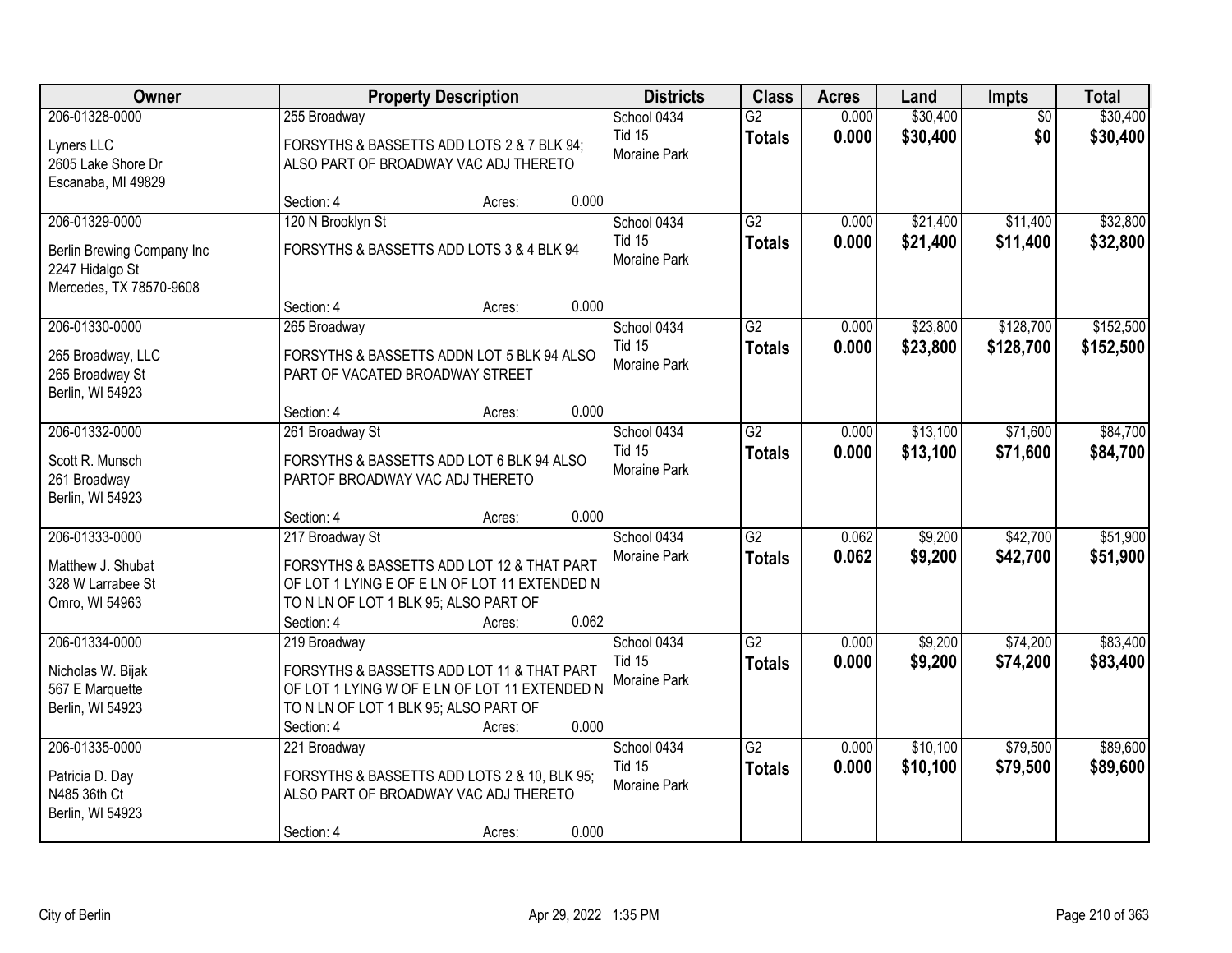| Owner | Property Description | Districts | Class | Acres | Land | Impts | Total |
|---|---|---|---|---|---|---|---|
| 206-01328-0000<br>Lyners LLC<br>2605 Lake Shore Dr<br>Escanaba, MI 49829 | 255 Broadway<br>FORSYTHS & BASSETTS ADD LOTS 2 & 7 BLK 94; ALSO PART OF BROADWAY VAC ADJ THERETO<br>Section: 4 Acres: 0.000 | School 0434<br>Tid 15<br>Moraine Park | G2<br>**Totals** | 0.000<br>**0.000** | $30,400<br>**$30,400** | $0<br>**$0** | $30,400<br>**$30,400** |
| 206-01329-0000<br>Berlin Brewing Company Inc<br>2247 Hidalgo St<br>Mercedes, TX 78570-9608 | 120 N Brooklyn St<br>FORSYTHS & BASSETTS ADD LOTS 3 & 4 BLK 94<br>Section: 4 Acres: 0.000 | School 0434<br>Tid 15<br>Moraine Park | G2<br>**Totals** | 0.000<br>**0.000** | $21,400<br>**$21,400** | $11,400<br>**$11,400** | $32,800<br>**$32,800** |
| 206-01330-0000<br>265 Broadway, LLC<br>265 Broadway St<br>Berlin, WI 54923 | 265 Broadway<br>FORSYTHS & BASSETTS ADDN LOT 5 BLK 94 ALSO PART OF VACATED BROADWAY STREET<br>Section: 4 Acres: 0.000 | School 0434<br>Tid 15<br>Moraine Park | G2<br>**Totals** | 0.000<br>**0.000** | $23,800<br>**$23,800** | $128,700<br>**$128,700** | $152,500<br>**$152,500** |
| 206-01332-0000<br>Scott R. Munsch<br>261 Broadway<br>Berlin, WI 54923 | 261 Broadway St<br>FORSYTHS & BASSETTS ADD LOT 6 BLK 94 ALSO PARTOF BROADWAY VAC ADJ THERETO<br>Section: 4 Acres: 0.000 | School 0434<br>Tid 15<br>Moraine Park | G2<br>**Totals** | 0.000<br>**0.000** | $13,100<br>**$13,100** | $71,600<br>**$71,600** | $84,700<br>**$84,700** |
| 206-01333-0000<br>Matthew J. Shubat<br>328 W Larrabee St<br>Omro, WI 54963 | 217 Broadway St<br>FORSYTHS & BASSETTS ADD LOT 12 & THAT PART OF LOT 1 LYING E OF E LN OF LOT 11 EXTENDED N TO N LN OF LOT 1 BLK 95; ALSO PART OF<br>Section: 4 Acres: 0.062 | School 0434<br>Moraine Park | G2<br>**Totals** | 0.062<br>**0.062** | $9,200<br>**$9,200** | $42,700<br>**$42,700** | $51,900<br>**$51,900** |
| 206-01334-0000<br>Nicholas W. Bijak<br>567 E Marquette<br>Berlin, WI 54923 | 219 Broadway<br>FORSYTHS & BASSETTS ADD LOT 11 & THAT PART OF LOT 1 LYING W OF E LN OF LOT 11 EXTENDED N TO N LN OF LOT 1 BLK 95; ALSO PART OF<br>Section: 4 Acres: 0.000 | School 0434<br>Tid 15<br>Moraine Park | G2<br>**Totals** | 0.000<br>**0.000** | $9,200<br>**$9,200** | $74,200<br>**$74,200** | $83,400<br>**$83,400** |
| 206-01335-0000<br>Patricia D. Day<br>N485 36th Ct<br>Berlin, WI 54923 | 221 Broadway<br>FORSYTHS & BASSETTS ADD LOTS 2 & 10, BLK 95; ALSO PART OF BROADWAY VAC ADJ THERETO<br>Section: 4 Acres: 0.000 | School 0434<br>Tid 15<br>Moraine Park | G2<br>**Totals** | 0.000<br>**0.000** | $10,100<br>**$10,100** | $79,500<br>**$79,500** | $89,600<br>**$89,600** |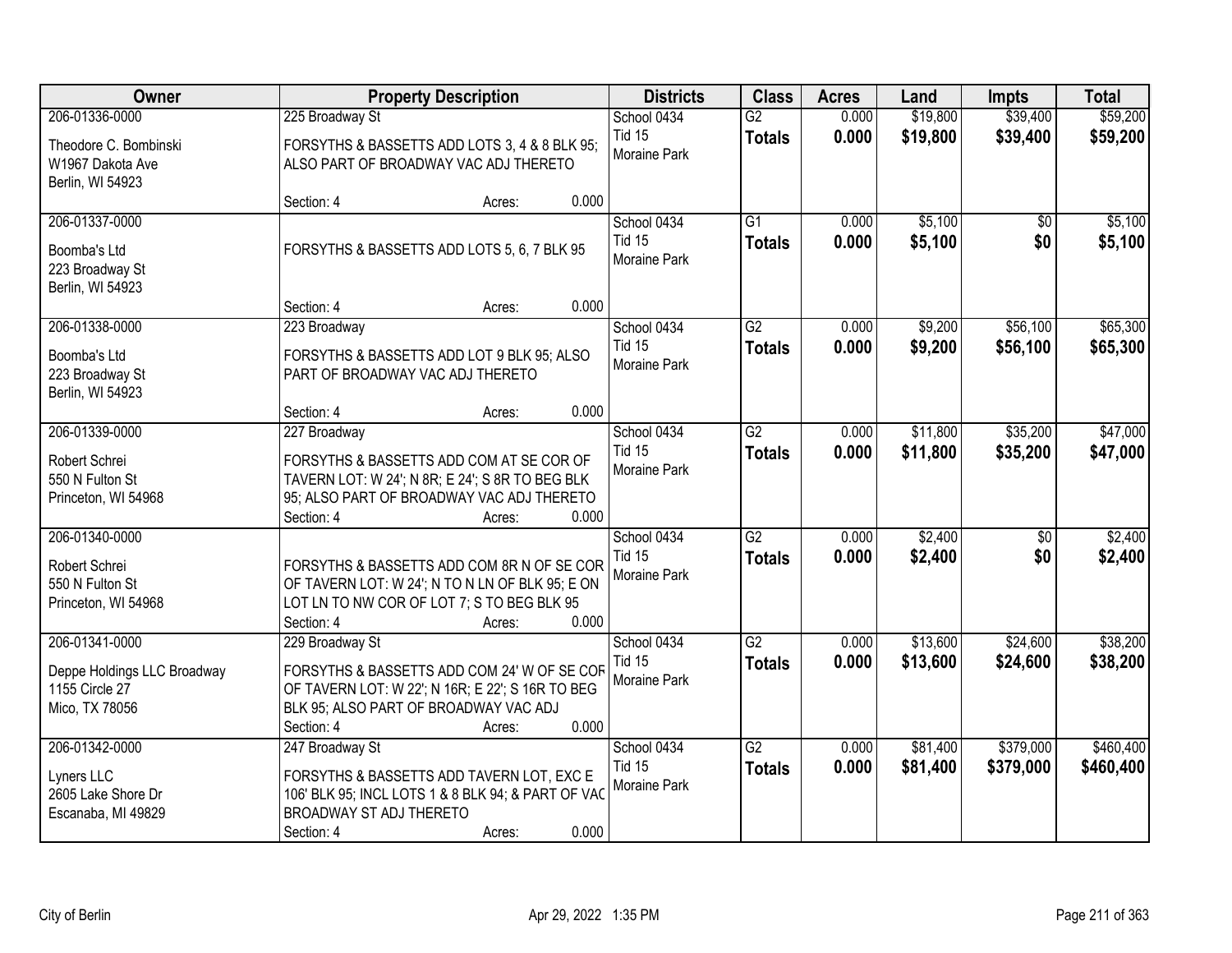| Owner | Property Description | Districts | Class | Acres | Land | Impts | Total |
|---|---|---|---|---|---|---|---|
| 206-01336-0000<br>Theodore C. Bombinski<br>W1967 Dakota Ave<br>Berlin, WI 54923 | 225 Broadway St<br>FORSYTHS & BASSETTS ADD LOTS 3, 4 & 8 BLK 95; ALSO PART OF BROADWAY VAC ADJ THERETO<br>Section: 4 Acres: 0.000 | School 0434<br>Tid 15<br>Moraine Park | G2<br>**Totals** | 0.000<br>**0.000** | $19,800<br>**$19,800** | $39,400<br>**$39,400** | $59,200<br>**$59,200** |
| 206-01337-0000<br>Boomba's Ltd<br>223 Broadway St<br>Berlin, WI 54923 | FORSYTHS & BASSETTS ADD LOTS 5, 6, 7 BLK 95<br>Section: 4 Acres: 0.000 | School 0434<br>Tid 15<br>Moraine Park | G1<br>**Totals** | 0.000<br>**0.000** | $5,100<br>**$5,100** | $0<br>**$0** | $5,100<br>**$5,100** |
| 206-01338-0000<br>Boomba's Ltd<br>223 Broadway St<br>Berlin, WI 54923 | 223 Broadway<br>FORSYTHS & BASSETTS ADD LOT 9 BLK 95; ALSO PART OF BROADWAY VAC ADJ THERETO<br>Section: 4 Acres: 0.000 | School 0434<br>Tid 15<br>Moraine Park | G2<br>**Totals** | 0.000<br>**0.000** | $9,200<br>**$9,200** | $56,100<br>**$56,100** | $65,300<br>**$65,300** |
| 206-01339-0000<br>Robert Schrei<br>550 N Fulton St<br>Princeton, WI 54968 | 227 Broadway<br>FORSYTHS & BASSETTS ADD COM AT SE COR OF TAVERN LOT: W 24'; N 8R; E 24'; S 8R TO BEG BLK 95; ALSO PART OF BROADWAY VAC ADJ THERETO<br>Section: 4 Acres: 0.000 | School 0434<br>Tid 15<br>Moraine Park | G2<br>**Totals** | 0.000<br>**0.000** | $11,800<br>**$11,800** | $35,200<br>**$35,200** | $47,000<br>**$47,000** |
| 206-01340-0000<br>Robert Schrei<br>550 N Fulton St<br>Princeton, WI 54968 | FORSYTHS & BASSETTS ADD COM 8R N OF SE COR OF TAVERN LOT: W 24'; N TO N LN OF BLK 95; E ON LOT LN TO NW COR OF LOT 7; S TO BEG BLK 95<br>Section: 4 Acres: 0.000 | School 0434<br>Tid 15<br>Moraine Park | G2<br>**Totals** | 0.000<br>**0.000** | $2,400<br>**$2,400** | $0<br>**$0** | $2,400<br>**$2,400** |
| 206-01341-0000<br>Deppe Holdings LLC Broadway<br>1155 Circle 27<br>Mico, TX 78056 | 229 Broadway St<br>FORSYTHS & BASSETTS ADD COM 24' W OF SE COR OF TAVERN LOT: W 22'; N 16R; E 22'; S 16R TO BEG BLK 95; ALSO PART OF BROADWAY VAC ADJ<br>Section: 4 Acres: 0.000 | School 0434<br>Tid 15<br>Moraine Park | G2<br>**Totals** | 0.000<br>**0.000** | $13,600<br>**$13,600** | $24,600<br>**$24,600** | $38,200<br>**$38,200** |
| 206-01342-0000<br>Lyners LLC<br>2605 Lake Shore Dr<br>Escanaba, MI 49829 | 247 Broadway St<br>FORSYTHS & BASSETTS ADD TAVERN LOT, EXC E 106' BLK 95; INCL LOTS 1 & 8 BLK 94; & PART OF VAC BROADWAY ST ADJ THERETO<br>Section: 4 Acres: 0.000 | School 0434<br>Tid 15<br>Moraine Park | G2<br>**Totals** | 0.000<br>**0.000** | $81,400<br>**$81,400** | $379,000<br>**$379,000** | $460,400<br>**$460,400** |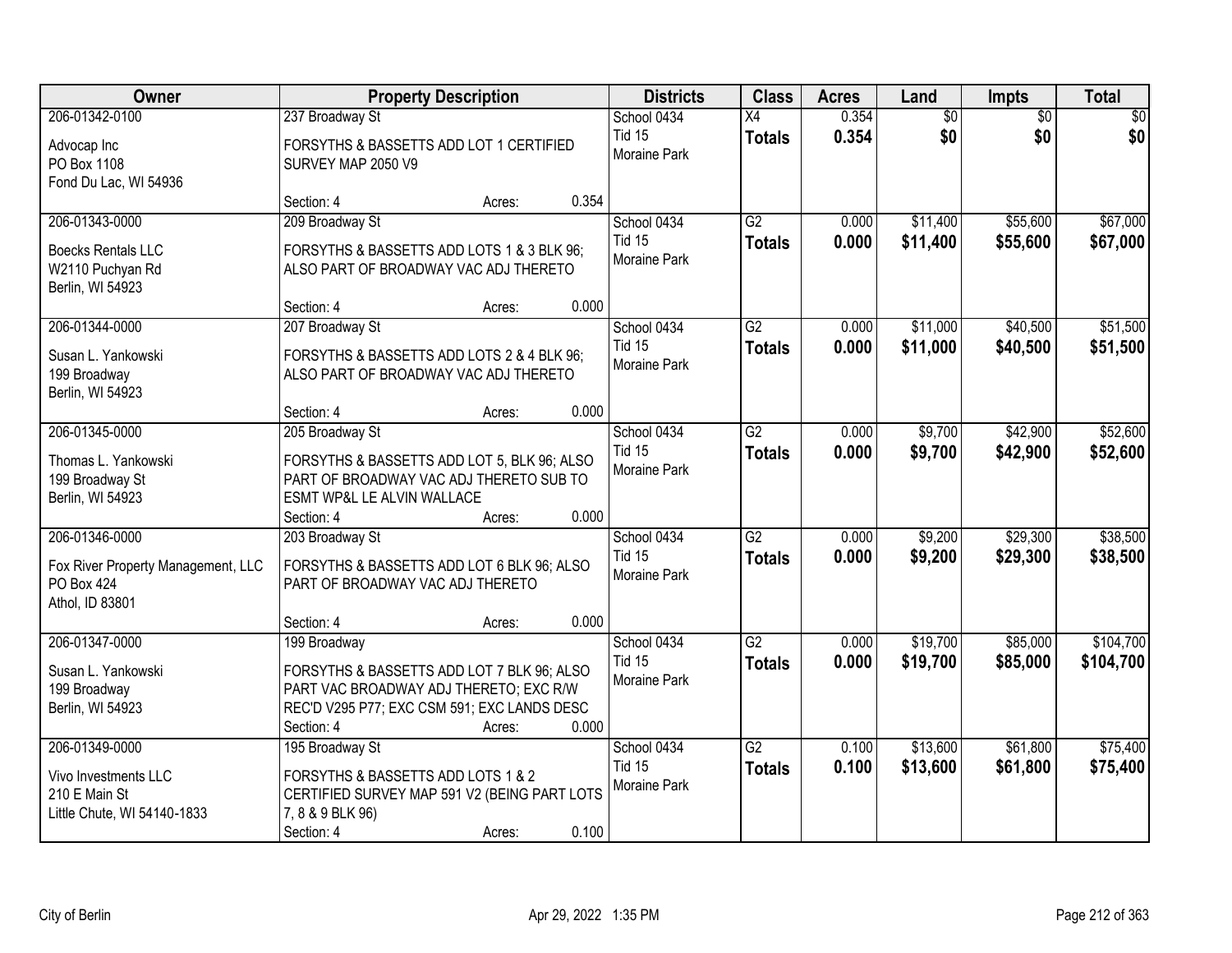| Owner | Property Description | | | Districts | Class | Acres | Land | Impts | Total |
|---|---|---|---|---|---|---|---|---|---|
| 206-01342-0100<br>Advocap Inc<br>PO Box 1108<br>Fond Du Lac, WI 54936 | 237 Broadway St<br>FORSYTHS & BASSETTS ADD LOT 1 CERTIFIED SURVEY MAP 2050 V9<br>Section: 4 | Acres: | 0.354 | School 0434<br>Tid 15<br>Moraine Park | X4<br>**Totals** | 0.354<br>**0.354** | $0<br>**$0** | $0<br>**$0** | $0<br>**$0** |
| 206-01343-0000<br>Boecks Rentals LLC<br>W2110 Puchyan Rd<br>Berlin, WI 54923 | 209 Broadway St<br>FORSYTHS & BASSETTS ADD LOTS 1 & 3 BLK 96; ALSO PART OF BROADWAY VAC ADJ THERETO<br>Section: 4 | Acres: | 0.000 | School 0434<br>Tid 15<br>Moraine Park | G2<br>**Totals** | 0.000<br>**0.000** | $11,400<br>**$11,400** | $55,600<br>**$55,600** | $67,000<br>**$67,000** |
| 206-01344-0000<br>Susan L. Yankowski<br>199 Broadway<br>Berlin, WI 54923 | 207 Broadway St<br>FORSYTHS & BASSETTS ADD LOTS 2 & 4 BLK 96; ALSO PART OF BROADWAY VAC ADJ THERETO<br>Section: 4 | Acres: | 0.000 | School 0434<br>Tid 15<br>Moraine Park | G2<br>**Totals** | 0.000<br>**0.000** | $11,000<br>**$11,000** | $40,500<br>**$40,500** | $51,500<br>**$51,500** |
| 206-01345-0000<br>Thomas L. Yankowski<br>199 Broadway St<br>Berlin, WI 54923 | 205 Broadway St<br>FORSYTHS & BASSETTS ADD LOT 5, BLK 96; ALSO PART OF BROADWAY VAC ADJ THERETO SUB TO ESMT WP&L LE ALVIN WALLACE<br>Section: 4 | Acres: | 0.000 | School 0434<br>Tid 15<br>Moraine Park | G2<br>**Totals** | 0.000<br>**0.000** | $9,700<br>**$9,700** | $42,900<br>**$42,900** | $52,600<br>**$52,600** |
| 206-01346-0000<br>Fox River Property Management, LLC<br>PO Box 424<br>Athol, ID 83801 | 203 Broadway St<br>FORSYTHS & BASSETTS ADD LOT 6 BLK 96; ALSO PART OF BROADWAY VAC ADJ THERETO<br>Section: 4 | Acres: | 0.000 | School 0434<br>Tid 15<br>Moraine Park | G2<br>**Totals** | 0.000<br>**0.000** | $9,200<br>**$9,200** | $29,300<br>**$29,300** | $38,500<br>**$38,500** |
| 206-01347-0000<br>Susan L. Yankowski<br>199 Broadway<br>Berlin, WI 54923 | 199 Broadway<br>FORSYTHS & BASSETTS ADD LOT 7 BLK 96; ALSO PART VAC BROADWAY ADJ THERETO; EXC R/W REC'D V295 P77; EXC CSM 591; EXC LANDS DESC<br>Section: 4 | Acres: | 0.000 | School 0434<br>Tid 15<br>Moraine Park | G2<br>**Totals** | 0.000<br>**0.000** | $19,700<br>**$19,700** | $85,000<br>**$85,000** | $104,700<br>**$104,700** |
| 206-01349-0000<br>Vivo Investments LLC<br>210 E Main St<br>Little Chute, WI 54140-1833 | 195 Broadway St<br>FORSYTHS & BASSETTS ADD LOTS 1 & 2 CERTIFIED SURVEY MAP 591 V2 (BEING PART LOTS 7, 8 & 9 BLK 96)<br>Section: 4 | Acres: | 0.100 | School 0434<br>Tid 15<br>Moraine Park | G2<br>**Totals** | 0.100<br>**0.100** | $13,600<br>**$13,600** | $61,800<br>**$61,800** | $75,400<br>**$75,400** |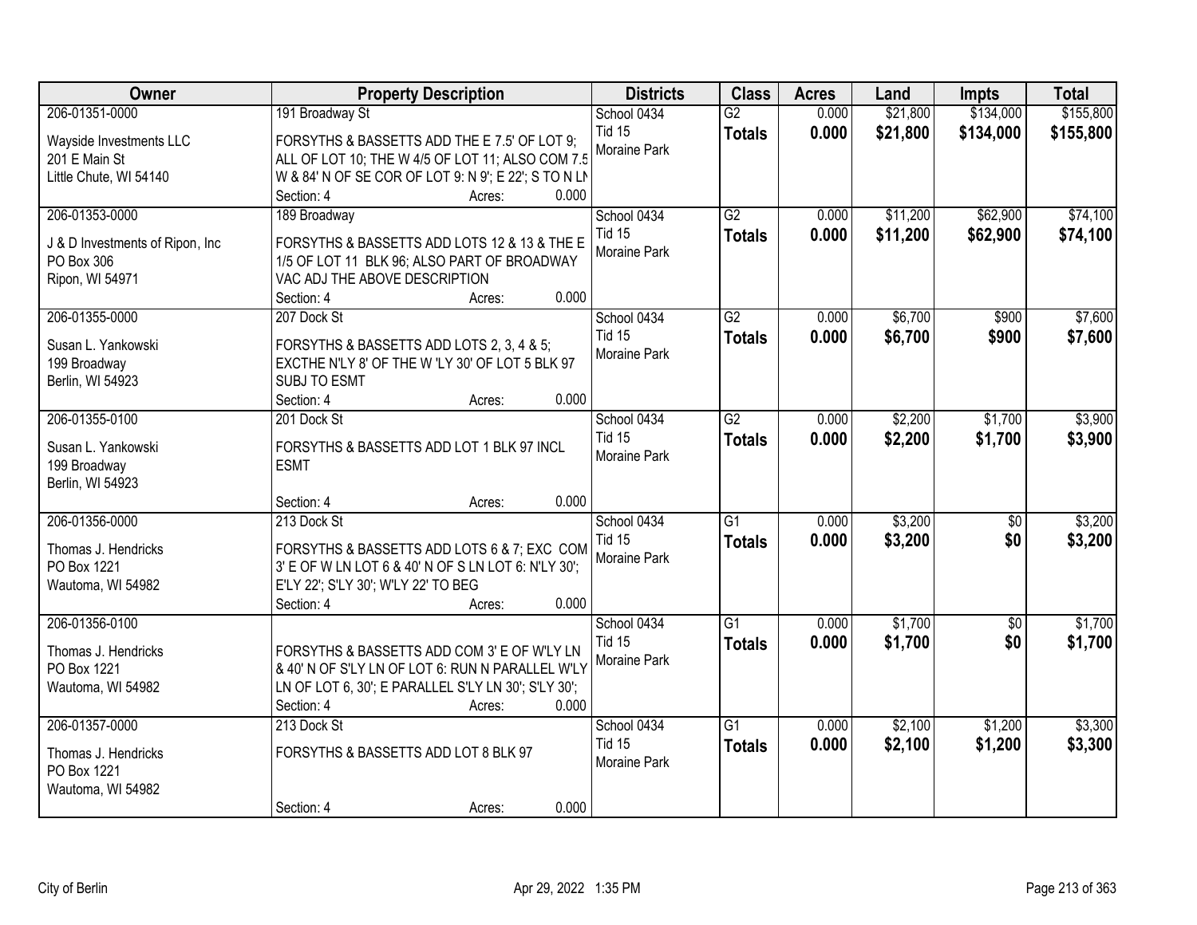| Owner | Property Description | Districts | Class | Acres | Land | Impts | Total |
|---|---|---|---|---|---|---|---|
| 206-01351-0000<br>Wayside Investments LLC<br>201 E Main St<br>Little Chute, WI 54140 | 191 Broadway St<br>FORSYTHS & BASSETTS ADD THE E 7.5' OF LOT 9; ALL OF LOT 10; THE W 4/5 OF LOT 11; ALSO COM 7.5 W & 84' N OF SE COR OF LOT 9: N 9'; E 22'; S TO N LN<br>Section: 4 Acres: 0.000 | School 0434<br>Tid 15<br>Moraine Park | G2<br>**Totals** | 0.000<br>**0.000** | \$21,800<br>**\$21,800** | \$134,000<br>**\$134,000** | \$155,800<br>**\$155,800** |
| 206-01353-0000<br>J & D Investments of Ripon, Inc<br>PO Box 306<br>Ripon, WI 54971 | 189 Broadway<br>FORSYTHS & BASSETTS ADD LOTS 12 & 13 & THE E 1/5 OF LOT 11 BLK 96; ALSO PART OF BROADWAY VAC ADJ THE ABOVE DESCRIPTION<br>Section: 4 Acres: 0.000 | School 0434<br>Tid 15<br>Moraine Park | G2<br>**Totals** | 0.000<br>**0.000** | \$11,200<br>**\$11,200** | \$62,900<br>**\$62,900** | \$74,100<br>**\$74,100** |
| 206-01355-0000<br>Susan L. Yankowski<br>199 Broadway<br>Berlin, WI 54923 | 207 Dock St<br>FORSYTHS & BASSETTS ADD LOTS 2, 3, 4 & 5; EXCTHE N'LY 8' OF THE W 'LY 30' OF LOT 5 BLK 97 SUBJ TO ESMT<br>Section: 4 Acres: 0.000 | School 0434<br>Tid 15<br>Moraine Park | G2<br>**Totals** | 0.000<br>**0.000** | \$6,700<br>**\$6,700** | \$900<br>**\$900** | \$7,600<br>**\$7,600** |
| 206-01355-0100<br>Susan L. Yankowski<br>199 Broadway<br>Berlin, WI 54923 | 201 Dock St<br>FORSYTHS & BASSETTS ADD LOT 1 BLK 97 INCL ESMT<br>Section: 4 Acres: 0.000 | School 0434<br>Tid 15<br>Moraine Park | G2<br>**Totals** | 0.000<br>**0.000** | \$2,200<br>**\$2,200** | \$1,700<br>**\$1,700** | \$3,900<br>**\$3,900** |
| 206-01356-0000<br>Thomas J. Hendricks<br>PO Box 1221<br>Wautoma, WI 54982 | 213 Dock St<br>FORSYTHS & BASSETTS ADD LOTS 6 & 7; EXC COM 3' E OF W LN LOT 6 & 40' N OF S LN LOT 6: N'LY 30'; E'LY 22'; S'LY 30'; W'LY 22' TO BEG<br>Section: 4 Acres: 0.000 | School 0434<br>Tid 15<br>Moraine Park | G1<br>**Totals** | 0.000<br>**0.000** | \$3,200<br>**\$3,200** | \$0<br>**\$0** | \$3,200<br>**\$3,200** |
| 206-01356-0100<br>Thomas J. Hendricks<br>PO Box 1221<br>Wautoma, WI 54982 | FORSYTHS & BASSETTS ADD COM 3' E OF W'LY LN & 40' N OF S'LY LN OF LOT 6: RUN N PARALLEL W'LY LN OF LOT 6, 30'; E PARALLEL S'LY LN 30'; S'LY 30';<br>Section: 4 Acres: 0.000 | School 0434<br>Tid 15<br>Moraine Park | G1<br>**Totals** | 0.000<br>**0.000** | \$1,700<br>**\$1,700** | \$0<br>**\$0** | \$1,700<br>**\$1,700** |
| 206-01357-0000<br>Thomas J. Hendricks<br>PO Box 1221<br>Wautoma, WI 54982 | 213 Dock St<br>FORSYTHS & BASSETTS ADD LOT 8 BLK 97<br>Section: 4 Acres: 0.000 | School 0434<br>Tid 15<br>Moraine Park | G1<br>**Totals** | 0.000<br>**0.000** | \$2,100<br>**\$2,100** | \$1,200<br>**\$1,200** | \$3,300<br>**\$3,300** |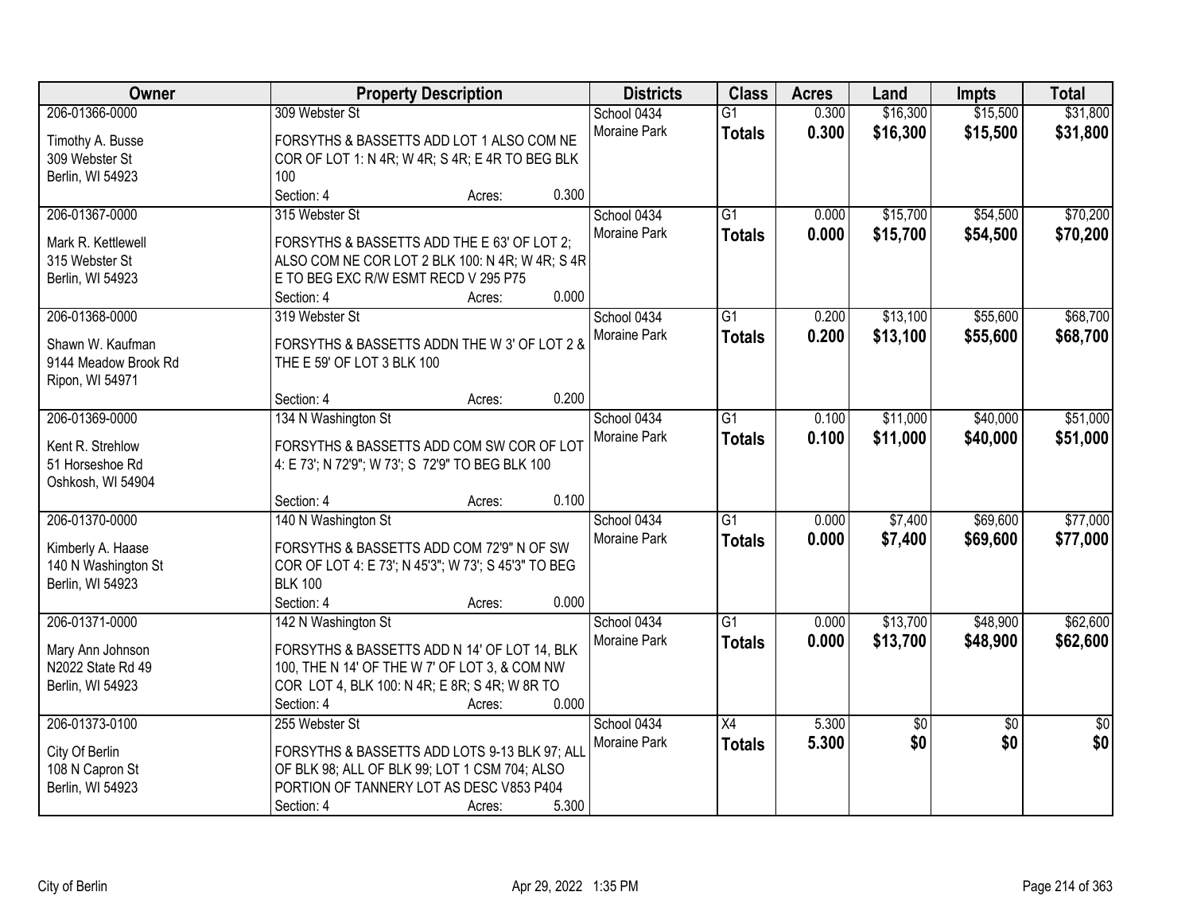| Owner | Property Description | Districts | Class | Acres | Land | Impts | Total |
|---|---|---|---|---|---|---|---|
| 206-01366-0000<br>Timothy A. Busse<br>309 Webster St<br>Berlin, WI 54923 | 309 Webster St<br>FORSYTHS & BASSETTS ADD LOT 1 ALSO COM NE COR OF LOT 1: N 4R; W 4R; S 4R; E 4R TO BEG BLK 100<br>Section: 4 Acres: 0.300 | School 0434<br>Moraine Park | G1<br>**Totals** | 0.300<br>**0.300** | $16,300<br>**$16,300** | $15,500<br>**$15,500** | $31,800<br>**$31,800** |
| 206-01367-0000<br>Mark R. Kettlewell<br>315 Webster St<br>Berlin, WI 54923 | 315 Webster St<br>FORSYTHS & BASSETTS ADD THE E 63' OF LOT 2; ALSO COM NE COR LOT 2 BLK 100: N 4R; W 4R; S 4R E TO BEG EXC R/W ESMT RECD V 295 P75<br>Section: 4 Acres: 0.000 | School 0434<br>Moraine Park | G1<br>**Totals** | 0.000<br>**0.000** | $15,700<br>**$15,700** | $54,500<br>**$54,500** | $70,200<br>**$70,200** |
| 206-01368-0000<br>Shawn W. Kaufman<br>9144 Meadow Brook Rd<br>Ripon, WI 54971 | 319 Webster St<br>FORSYTHS & BASSETTS ADDN THE W 3' OF LOT 2 & THE E 59' OF LOT 3 BLK 100<br>Section: 4 Acres: 0.200 | School 0434<br>Moraine Park | G1<br>**Totals** | 0.200<br>**0.200** | $13,100<br>**$13,100** | $55,600<br>**$55,600** | $68,700<br>**$68,700** |
| 206-01369-0000<br>Kent R. Strehlow<br>51 Horseshoe Rd<br>Oshkosh, WI 54904 | 134 N Washington St<br>FORSYTHS & BASSETTS ADD COM SW COR OF LOT 4: E 73'; N 72'9"; W 73'; S 72'9" TO BEG BLK 100<br>Section: 4 Acres: 0.100 | School 0434<br>Moraine Park | G1<br>**Totals** | 0.100<br>**0.100** | $11,000<br>**$11,000** | $40,000<br>**$40,000** | $51,000<br>**$51,000** |
| 206-01370-0000<br>Kimberly A. Haase<br>140 N Washington St<br>Berlin, WI 54923 | 140 N Washington St<br>FORSYTHS & BASSETTS ADD COM 72'9" N OF SW COR OF LOT 4: E 73'; N 45'3"; W 73'; S 45'3" TO BEG BLK 100<br>Section: 4 Acres: 0.000 | School 0434<br>Moraine Park | G1<br>**Totals** | 0.000<br>**0.000** | $7,400<br>**$7,400** | $69,600<br>**$69,600** | $77,000<br>**$77,000** |
| 206-01371-0000<br>Mary Ann Johnson<br>N2022 State Rd 49<br>Berlin, WI 54923 | 142 N Washington St<br>FORSYTHS & BASSETTS ADD N 14' OF LOT 14, BLK 100, THE N 14' OF THE W 7' OF LOT 3, & COM NW COR LOT 4, BLK 100: N 4R; E 8R; S 4R; W 8R TO<br>Section: 4 Acres: 0.000 | School 0434<br>Moraine Park | G1<br>**Totals** | 0.000<br>**0.000** | $13,700<br>**$13,700** | $48,900<br>**$48,900** | $62,600<br>**$62,600** |
| 206-01373-0100<br>City Of Berlin<br>108 N Capron St<br>Berlin, WI 54923 | 255 Webster St<br>FORSYTHS & BASSETTS ADD LOTS 9-13 BLK 97; ALL OF BLK 98; ALL OF BLK 99; LOT 1 CSM 704; ALSO PORTION OF TANNERY LOT AS DESC V853 P404<br>Section: 4 Acres: 5.300 | School 0434<br>Moraine Park | X4<br>**Totals** | 5.300<br>**5.300** | $0<br>**$0** | $0<br>**$0** | $0<br>**$0** |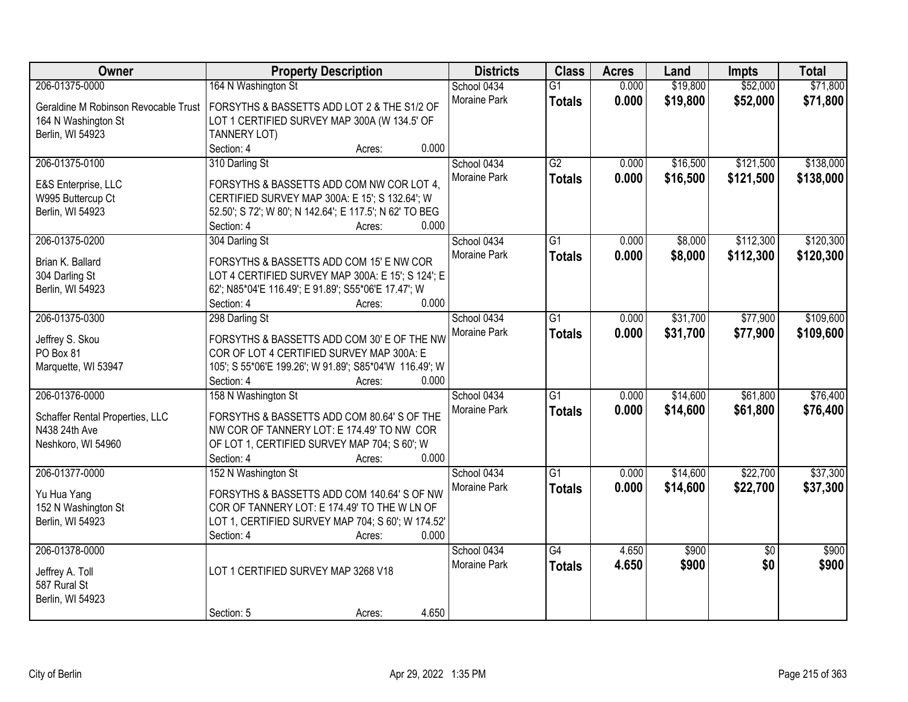| Owner | Property Description | Districts | Class | Acres | Land | Impts | Total |
|---|---|---|---|---|---|---|---|
| 206-01375-0000 | 164 N Washington St | School 0434 | G1 | 0.000 | $19,800 | $52,000 | $71,800 |
| Geraldine M Robinson Revocable Trust<br>164 N Washington St<br>Berlin, WI 54923 | FORSYTHS & BASSETTS ADD LOT 2 & THE S1/2 OF LOT 1 CERTIFIED SURVEY MAP 300A (W 134.5' OF TANNERY LOT)<br>Section: 4 Acres: 0.000 | Moraine Park | **Totals** | **0.000** | **$19,800** | **$52,000** | **$71,800** |
| 206-01375-0100 | 310 Darling St | School 0434 | G2 | 0.000 | $16,500 | $121,500 | $138,000 |
| E&S Enterprise, LLC<br>W995 Buttercup Ct<br>Berlin, WI 54923 | FORSYTHS & BASSETTS ADD COM NW COR LOT 4, CERTIFIED SURVEY MAP 300A: E 15'; S 132.64'; W 52.50'; S 72'; W 80'; N 142.64'; E 117.5'; N 62' TO BEG<br>Section: 4 Acres: 0.000 | Moraine Park | **Totals** | **0.000** | **$16,500** | **$121,500** | **$138,000** |
| 206-01375-0200 | 304 Darling St | School 0434 | G1 | 0.000 | $8,000 | $112,300 | $120,300 |
| Brian K. Ballard<br>304 Darling St<br>Berlin, WI 54923 | FORSYTHS & BASSETTS ADD COM 15' E NW COR LOT 4 CERTIFIED SURVEY MAP 300A: E 15'; S 124'; E 62'; N85*04'E 116.49'; E 91.89'; S55*06'E 17.47'; W<br>Section: 4 Acres: 0.000 | Moraine Park | **Totals** | **0.000** | **$8,000** | **$112,300** | **$120,300** |
| 206-01375-0300 | 298 Darling St | School 0434 | G1 | 0.000 | $31,700 | $77,900 | $109,600 |
| Jeffrey S. Skou<br>PO Box 81<br>Marquette, WI 53947 | FORSYTHS & BASSETTS ADD COM 30' E OF THE NW COR OF LOT 4 CERTIFIED SURVEY MAP 300A: E 105'; S 55*06'E 199.26'; W 91.89'; S85*04'W 116.49'; W<br>Section: 4 Acres: 0.000 | Moraine Park | **Totals** | **0.000** | **$31,700** | **$77,900** | **$109,600** |
| 206-01376-0000 | 158 N Washington St | School 0434 | G1 | 0.000 | $14,600 | $61,800 | $76,400 |
| Schaffer Rental Properties, LLC<br>N438 24th Ave<br>Neshkoro, WI 54960 | FORSYTHS & BASSETTS ADD COM 80.64' S OF THE NW COR OF TANNERY LOT: E 174.49' TO NW COR OF LOT 1, CERTIFIED SURVEY MAP 704; S 60'; W<br>Section: 4 Acres: 0.000 | Moraine Park | **Totals** | **0.000** | **$14,600** | **$61,800** | **$76,400** |
| 206-01377-0000 | 152 N Washington St | School 0434 | G1 | 0.000 | $14,600 | $22,700 | $37,300 |
| Yu Hua Yang<br>152 N Washington St<br>Berlin, WI 54923 | FORSYTHS & BASSETTS ADD COM 140.64' S OF NW COR OF TANNERY LOT: E 174.49' TO THE W LN OF LOT 1, CERTIFIED SURVEY MAP 704; S 60'; W 174.52'<br>Section: 4 Acres: 0.000 | Moraine Park | **Totals** | **0.000** | **$14,600** | **$22,700** | **$37,300** |
| 206-01378-0000 | | School 0434 | G4 | 4.650 | $900 | $0 | $900 |
| Jeffrey A. Toll<br>587 Rural St<br>Berlin, WI 54923 | LOT 1 CERTIFIED SURVEY MAP 3268 V18<br>Section: 5 Acres: 4.650 | Moraine Park | **Totals** | **4.650** | **$900** | **$0** | **$900** |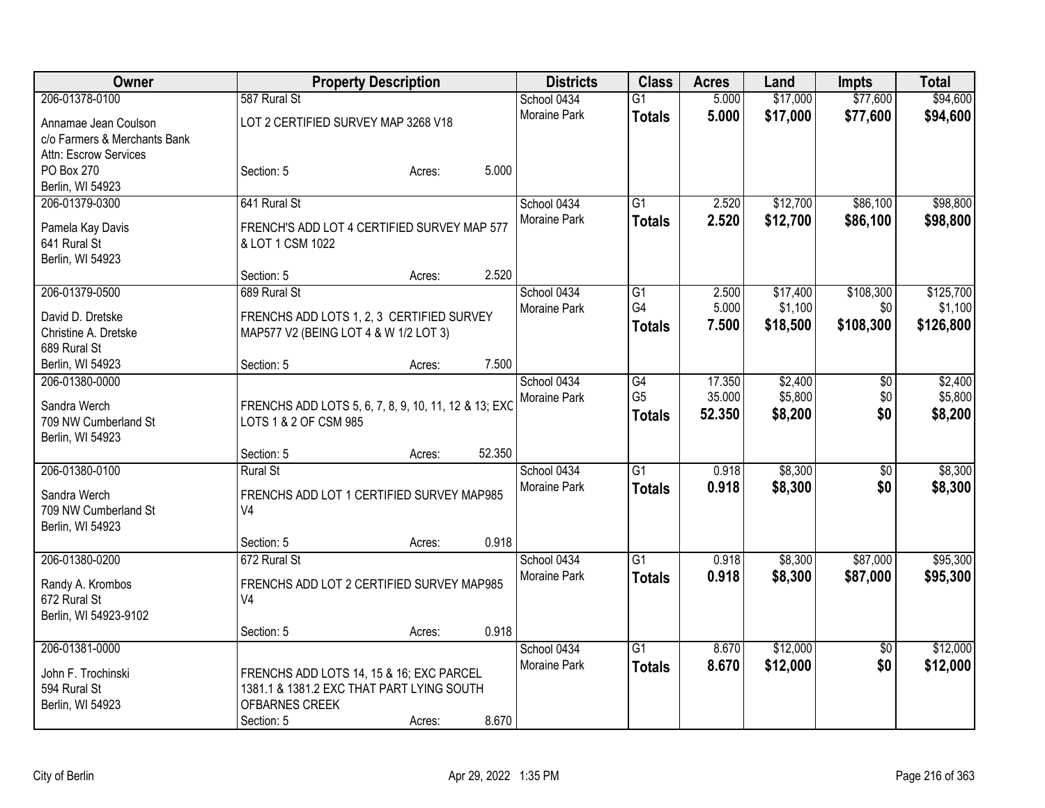| Owner | Property Description | Districts | Class | Acres | Land | Impts | Total |
|---|---|---|---|---|---|---|---|
| 206-01378-0100<br>Annamae Jean Coulson<br>c/o Farmers & Merchants Bank<br>Attn: Escrow Services<br>PO Box 270<br>Berlin, WI 54923 | 587 Rural St<br>LOT 2 CERTIFIED SURVEY MAP 3268 V18<br>Section: 5 Acres: 5.000 | School 0434<br>Moraine Park | G1<br>**Totals** | 5.000<br>**5.000** | $17,000<br>**$17,000** | $77,600<br>**$77,600** | $94,600<br>**$94,600** |
| 206-01379-0300<br>Pamela Kay Davis<br>641 Rural St<br>Berlin, WI 54923 | 641 Rural St<br>FRENCH'S ADD LOT 4 CERTIFIED SURVEY MAP 577 & LOT 1 CSM 1022<br>Section: 5 Acres: 2.520 | School 0434<br>Moraine Park | G1<br>**Totals** | 2.520<br>**2.520** | $12,700<br>**$12,700** | $86,100<br>**$86,100** | $98,800<br>**$98,800** |
| 206-01379-0500<br>David D. Dretske<br>Christine A. Dretske<br>689 Rural St<br>Berlin, WI 54923 | 689 Rural St<br>FRENCHS ADD LOTS 1, 2, 3 CERTIFIED SURVEY MAP577 V2 (BEING LOT 4 & W 1/2 LOT 3)<br>Section: 5 Acres: 7.500 | School 0434<br>Moraine Park | G1<br>G4<br>**Totals** | 2.500<br>5.000<br>**7.500** | $17,400<br>$1,100<br>**$18,500** | $108,300<br>$0<br>**$108,300** | $125,700<br>$1,100<br>**$126,800** |
| 206-01380-0000<br>Sandra Werch<br>709 NW Cumberland St<br>Berlin, WI 54923 | FRENCHS ADD LOTS 5, 6, 7, 8, 9, 10, 11, 12 & 13; EXC LOTS 1 & 2 OF CSM 985<br>Section: 5 Acres: 52.350 | School 0434<br>Moraine Park | G4<br>G5<br>**Totals** | 17.350<br>35.000<br>**52.350** | $2,400<br>$5,800<br>**$8,200** | $0<br>$0<br>**$0** | $2,400<br>$5,800<br>**$8,200** |
| 206-01380-0100<br>Sandra Werch<br>709 NW Cumberland St<br>Berlin, WI 54923 | Rural St<br>FRENCHS ADD LOT 1 CERTIFIED SURVEY MAP985 V4<br>Section: 5 Acres: 0.918 | School 0434<br>Moraine Park | G1<br>**Totals** | 0.918<br>**0.918** | $8,300<br>**$8,300** | $0<br>**$0** | $8,300<br>**$8,300** |
| 206-01380-0200<br>Randy A. Krombos<br>672 Rural St<br>Berlin, WI 54923-9102 | 672 Rural St<br>FRENCHS ADD LOT 2 CERTIFIED SURVEY MAP985 V4<br>Section: 5 Acres: 0.918 | School 0434<br>Moraine Park | G1<br>**Totals** | 0.918<br>**0.918** | $8,300<br>**$8,300** | $87,000<br>**$87,000** | $95,300<br>**$95,300** |
| 206-01381-0000<br>John F. Trochinski<br>594 Rural St<br>Berlin, WI 54923 | FRENCHS ADD LOTS 14, 15 & 16; EXC PARCEL 1381.1 & 1381.2 EXC THAT PART LYING SOUTH OFBARNES CREEK<br>Section: 5 Acres: 8.670 | School 0434<br>Moraine Park | G1<br>**Totals** | 8.670<br>**8.670** | $12,000<br>**$12,000** | $0<br>**$0** | $12,000<br>**$12,000** |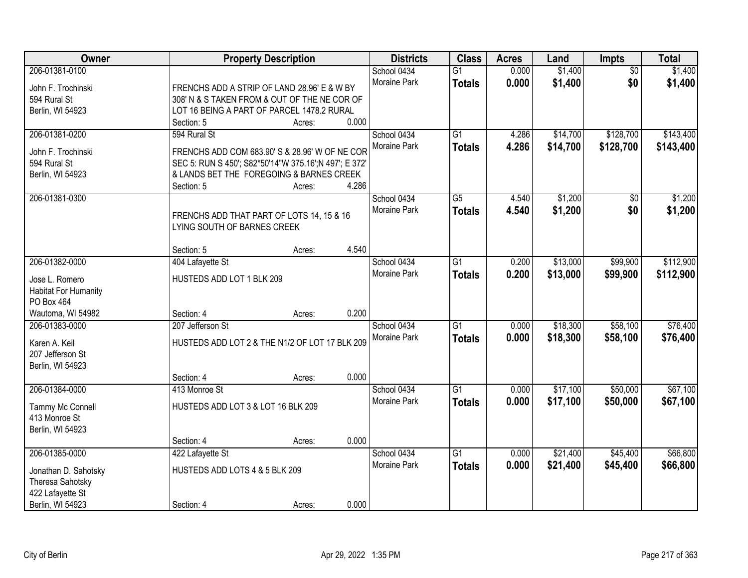| Owner | Property Description | Districts | Class | Acres | Land | Impts | Total |
|---|---|---|---|---|---|---|---|
| 206-01381-0100<br>John F. Trochinski<br>594 Rural St<br>Berlin, WI 54923 | FRENCHS ADD A STRIP OF LAND 28.96' E & W BY 308' N & S TAKEN FROM & OUT OF THE NE COR OF LOT 16 BEING A PART OF PARCEL 1478.2 RURAL<br>Section: 5 Acres: 0.000 | School 0434<br>Moraine Park | G1<br>**Totals** | 0.000<br>**0.000** | $1,400<br>**$1,400** | $0<br>**$0** | $1,400<br>**$1,400** |
| 206-01381-0200<br>John F. Trochinski<br>594 Rural St<br>Berlin, WI 54923 | 594 Rural St<br>FRENCHS ADD COM 683.90' S & 28.96' W OF NE COR SEC 5: RUN S 450'; S82*50'14"W 375.16';N 497'; E 372' & LANDS BET THE FOREGOING & BARNES CREEK<br>Section: 5 Acres: 4.286 | School 0434<br>Moraine Park | G1<br>**Totals** | 4.286<br>**4.286** | $14,700<br>**$14,700** | $128,700<br>**$128,700** | $143,400<br>**$143,400** |
| 206-01381-0300 | FRENCHS ADD THAT PART OF LOTS 14, 15 & 16 LYING SOUTH OF BARNES CREEK<br>Section: 5 Acres: 4.540 | School 0434<br>Moraine Park | G5<br>**Totals** | 4.540<br>**4.540** | $1,200<br>**$1,200** | $0<br>**$0** | $1,200<br>**$1,200** |
| 206-01382-0000<br>Jose L. Romero<br>Habitat For Humanity<br>PO Box 464<br>Wautoma, WI 54982 | 404 Lafayette St<br>HUSTEDS ADD LOT 1 BLK 209<br>Section: 4 Acres: 0.200 | School 0434<br>Moraine Park | G1<br>**Totals** | 0.200<br>**0.200** | $13,000<br>**$13,000** | $99,900<br>**$99,900** | $112,900<br>**$112,900** |
| 206-01383-0000<br>Karen A. Keil<br>207 Jefferson St<br>Berlin, WI 54923 | 207 Jefferson St<br>HUSTEDS ADD LOT 2 & THE N1/2 OF LOT 17 BLK 209<br>Section: 4 Acres: 0.000 | School 0434<br>Moraine Park | G1<br>**Totals** | 0.000<br>**0.000** | $18,300<br>**$18,300** | $58,100<br>**$58,100** | $76,400<br>**$76,400** |
| 206-01384-0000<br>Tammy Mc Connell<br>413 Monroe St<br>Berlin, WI 54923 | 413 Monroe St<br>HUSTEDS ADD LOT 3 & LOT 16 BLK 209<br>Section: 4 Acres: 0.000 | School 0434<br>Moraine Park | G1<br>**Totals** | 0.000<br>**0.000** | $17,100<br>**$17,100** | $50,000<br>**$50,000** | $67,100<br>**$67,100** |
| 206-01385-0000<br>Jonathan D. Sahotsky<br>Theresa Sahotsky<br>422 Lafayette St<br>Berlin, WI 54923 | 422 Lafayette St<br>HUSTEDS ADD LOTS 4 & 5 BLK 209<br>Section: 4 Acres: 0.000 | School 0434<br>Moraine Park | G1<br>**Totals** | 0.000<br>**0.000** | $21,400<br>**$21,400** | $45,400<br>**$45,400** | $66,800<br>**$66,800** |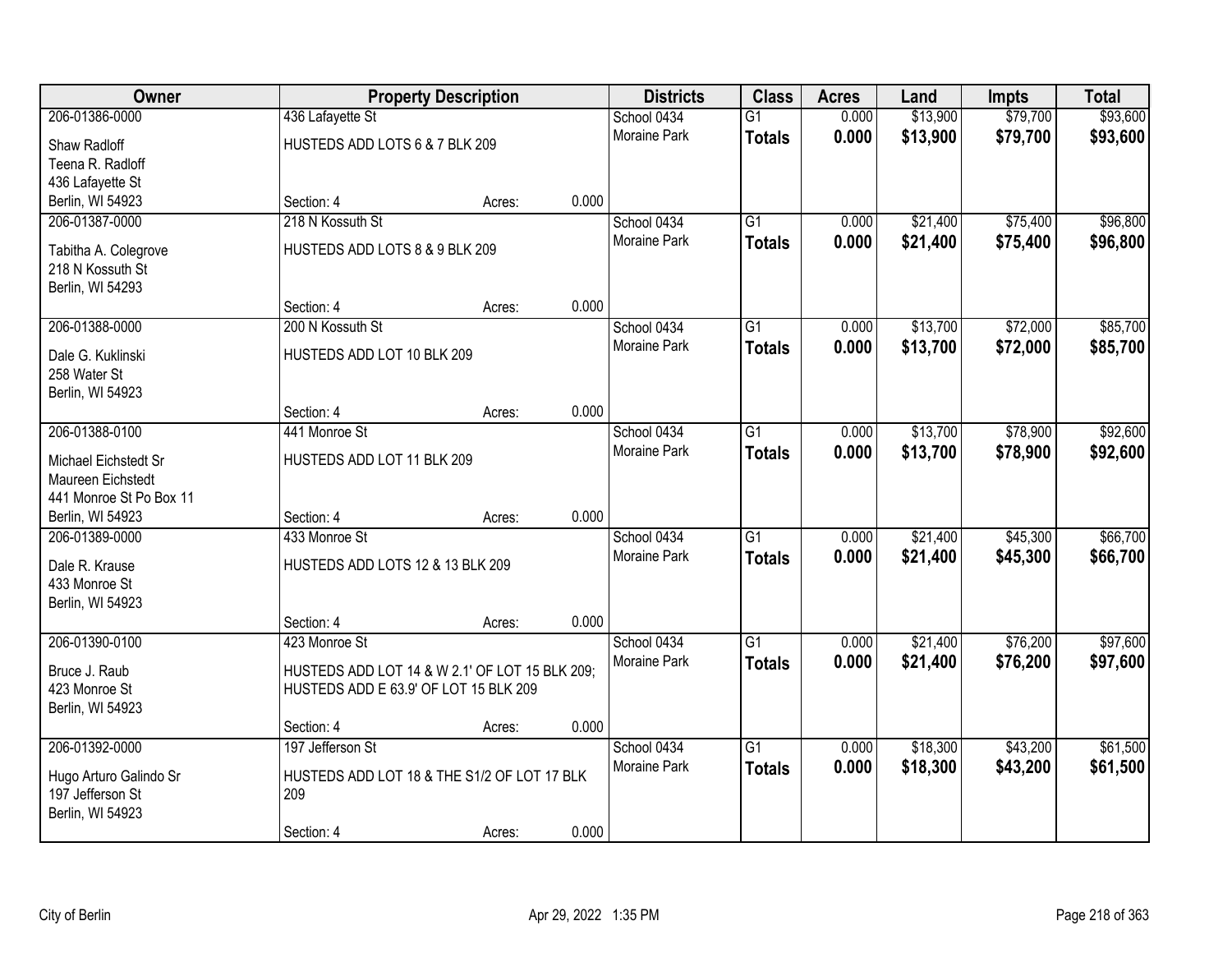| Owner | Property Description | | | Districts | Class | Acres | Land | Impts | Total |
|---|---|---|---|---|---|---|---|---|---|
| 206-01386-0000 | 436 Lafayette St | | | School 0434 | G1 | 0.000 | $13,900 | $79,700 | $93,600 |
| Shaw Radloff<br>Teena R. Radloff<br>436 Lafayette St<br>Berlin, WI 54923 | HUSTEDS ADD LOTS 6 & 7 BLK 209 | | | Moraine Park | **Totals** | **0.000** | **$13,900** | **$79,700** | **$93,600** |
| | Section: 4 | Acres: | 0.000 | | | | | | |
| 206-01387-0000 | 218 N Kossuth St | | | School 0434 | G1 | 0.000 | $21,400 | $75,400 | $96,800 |
| Tabitha A. Colegrove<br>218 N Kossuth St<br>Berlin, WI 54293 | HUSTEDS ADD LOTS 8 & 9 BLK 209 | | | Moraine Park | **Totals** | **0.000** | **$21,400** | **$75,400** | **$96,800** |
| | Section: 4 | Acres: | 0.000 | | | | | | |
| 206-01388-0000 | 200 N Kossuth St | | | School 0434 | G1 | 0.000 | $13,700 | $72,000 | $85,700 |
| Dale G. Kuklinski<br>258 Water St<br>Berlin, WI 54923 | HUSTEDS ADD LOT 10 BLK 209 | | | Moraine Park | **Totals** | **0.000** | **$13,700** | **$72,000** | **$85,700** |
| | Section: 4 | Acres: | 0.000 | | | | | | |
| 206-01388-0100 | 441 Monroe St | | | School 0434 | G1 | 0.000 | $13,700 | $78,900 | $92,600 |
| Michael Eichstedt Sr<br>Maureen Eichstedt<br>441 Monroe St Po Box 11<br>Berlin, WI 54923 | HUSTEDS ADD LOT 11 BLK 209 | | | Moraine Park | **Totals** | **0.000** | **$13,700** | **$78,900** | **$92,600** |
| | Section: 4 | Acres: | 0.000 | | | | | | |
| 206-01389-0000 | 433 Monroe St | | | School 0434 | G1 | 0.000 | $21,400 | $45,300 | $66,700 |
| Dale R. Krause<br>433 Monroe St<br>Berlin, WI 54923 | HUSTEDS ADD LOTS 12 & 13 BLK 209 | | | Moraine Park | **Totals** | **0.000** | **$21,400** | **$45,300** | **$66,700** |
| | Section: 4 | Acres: | 0.000 | | | | | | |
| 206-01390-0100 | 423 Monroe St | | | School 0434 | G1 | 0.000 | $21,400 | $76,200 | $97,600 |
| Bruce J. Raub<br>423 Monroe St<br>Berlin, WI 54923 | HUSTEDS ADD LOT 14 & W 2.1' OF LOT 15 BLK 209; HUSTEDS ADD E 63.9' OF LOT 15 BLK 209 | | | Moraine Park | **Totals** | **0.000** | **$21,400** | **$76,200** | **$97,600** |
| | Section: 4 | Acres: | 0.000 | | | | | | |
| 206-01392-0000 | 197 Jefferson St | | | School 0434 | G1 | 0.000 | $18,300 | $43,200 | $61,500 |
| Hugo Arturo Galindo Sr<br>197 Jefferson St<br>Berlin, WI 54923 | HUSTEDS ADD LOT 18 & THE S1/2 OF LOT 17 BLK 209 | | | Moraine Park | **Totals** | **0.000** | **$18,300** | **$43,200** | **$61,500** |
| | Section: 4 | Acres: | 0.000 | | | | | | |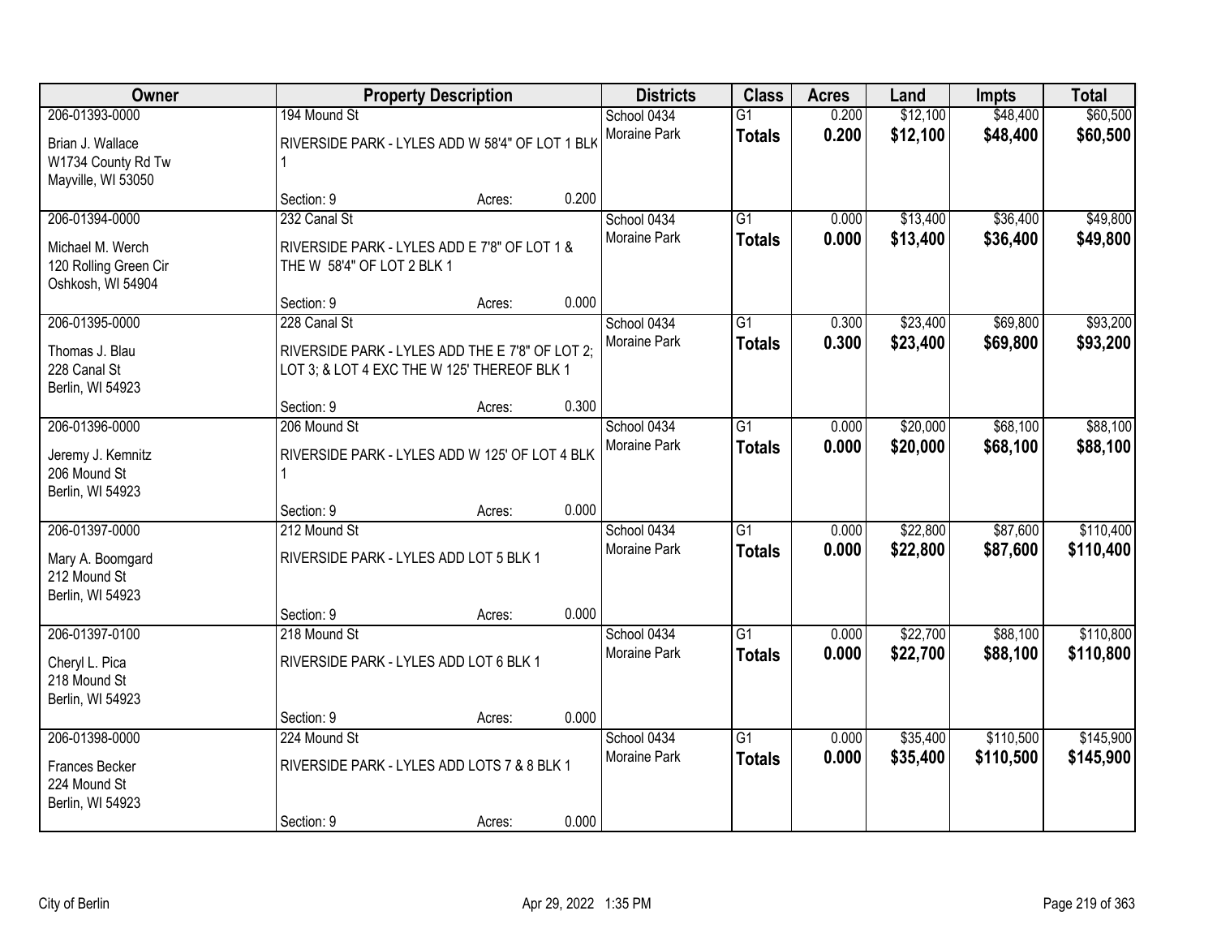| Owner | Property Description | Districts | Class | Acres | Land | Impts | Total |
|---|---|---|---|---|---|---|---|
| 206-01393-0000<br>Brian J. Wallace<br>W1734 County Rd Tw<br>Mayville, WI 53050 | 194 Mound St<br>RIVERSIDE PARK - LYLES ADD W 58'4" OF LOT 1 BLK 1<br>Section: 9 Acres: 0.200 | School 0434<br>Moraine Park | G1<br>**Totals** | 0.200<br>**0.200** | $12,100<br>**$12,100** | $48,400<br>**$48,400** | $60,500<br>**$60,500** |
| 206-01394-0000<br>Michael M. Werch<br>120 Rolling Green Cir<br>Oshkosh, WI 54904 | 232 Canal St<br>RIVERSIDE PARK - LYLES ADD E 7'8" OF LOT 1 & THE W 58'4" OF LOT 2 BLK 1<br>Section: 9 Acres: 0.000 | School 0434<br>Moraine Park | G1<br>**Totals** | 0.000<br>**0.000** | $13,400<br>**$13,400** | $36,400<br>**$36,400** | $49,800<br>**$49,800** |
| 206-01395-0000<br>Thomas J. Blau<br>228 Canal St<br>Berlin, WI 54923 | 228 Canal St<br>RIVERSIDE PARK - LYLES ADD THE E 7'8" OF LOT 2; LOT 3; & LOT 4 EXC THE W 125' THEREOF BLK 1<br>Section: 9 Acres: 0.300 | School 0434<br>Moraine Park | G1<br>**Totals** | 0.300<br>**0.300** | $23,400<br>**$23,400** | $69,800<br>**$69,800** | $93,200<br>**$93,200** |
| 206-01396-0000<br>Jeremy J. Kemnitz<br>206 Mound St<br>Berlin, WI 54923 | 206 Mound St<br>RIVERSIDE PARK - LYLES ADD W 125' OF LOT 4 BLK 1<br>Section: 9 Acres: 0.000 | School 0434<br>Moraine Park | G1<br>**Totals** | 0.000<br>**0.000** | $20,000<br>**$20,000** | $68,100<br>**$68,100** | $88,100<br>**$88,100** |
| 206-01397-0000<br>Mary A. Boomgard<br>212 Mound St<br>Berlin, WI 54923 | 212 Mound St<br>RIVERSIDE PARK - LYLES ADD LOT 5 BLK 1<br>Section: 9 Acres: 0.000 | School 0434<br>Moraine Park | G1<br>**Totals** | 0.000<br>**0.000** | $22,800<br>**$22,800** | $87,600<br>**$87,600** | $110,400<br>**$110,400** |
| 206-01397-0100<br>Cheryl L. Pica<br>218 Mound St<br>Berlin, WI 54923 | 218 Mound St<br>RIVERSIDE PARK - LYLES ADD LOT 6 BLK 1<br>Section: 9 Acres: 0.000 | School 0434<br>Moraine Park | G1<br>**Totals** | 0.000<br>**0.000** | $22,700<br>**$22,700** | $88,100<br>**$88,100** | $110,800<br>**$110,800** |
| 206-01398-0000<br>Frances Becker<br>224 Mound St<br>Berlin, WI 54923 | 224 Mound St<br>RIVERSIDE PARK - LYLES ADD LOTS 7 & 8 BLK 1<br>Section: 9 Acres: 0.000 | School 0434<br>Moraine Park | G1<br>**Totals** | 0.000<br>**0.000** | $35,400<br>**$35,400** | $110,500<br>**$110,500** | $145,900<br>**$145,900** |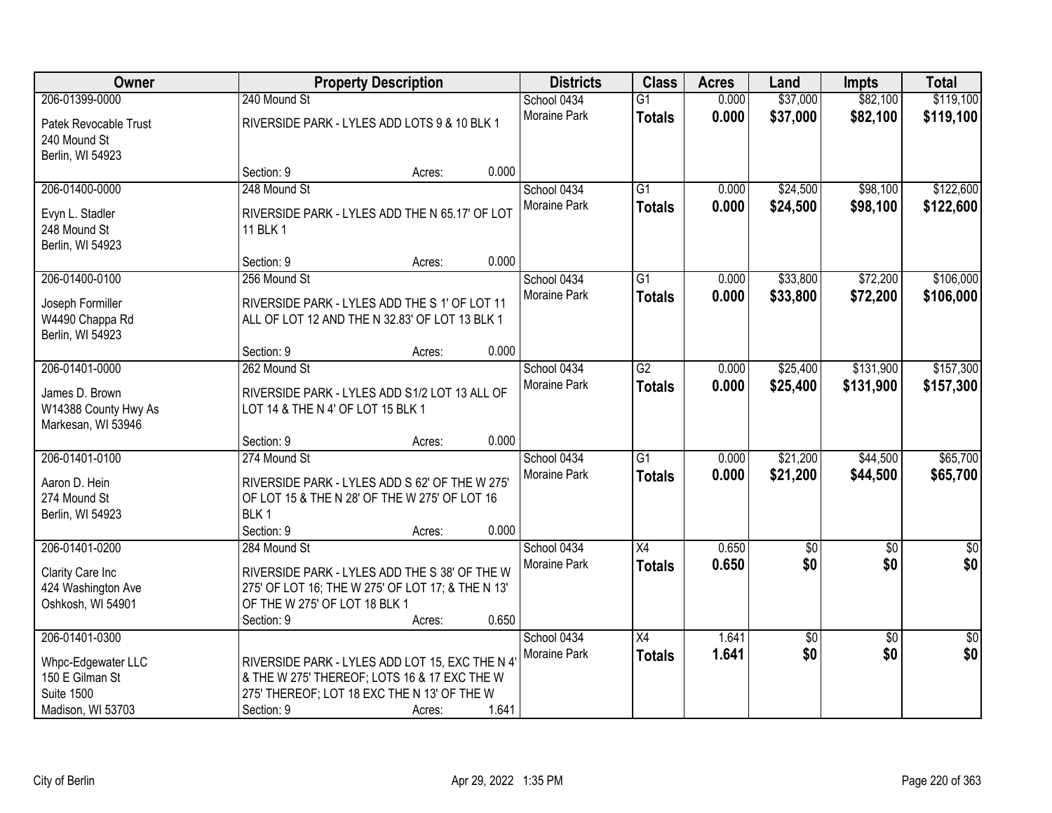| Owner | Property Description | Districts | Class | Acres | Land | Impts | Total |
|---|---|---|---|---|---|---|---|
| 206-01399-0000<br>Patek Revocable Trust<br>240 Mound St<br>Berlin, WI 54923 | 240 Mound St<br>RIVERSIDE PARK - LYLES ADD LOTS 9 & 10 BLK 1<br>Section: 9 Acres: 0.000 | School 0434<br>Moraine Park | G1<br>**Totals** | 0.000<br>**0.000** | $37,000<br>**$37,000** | $82,100<br>**$82,100** | $119,100<br>**$119,100** |
| 206-01400-0000<br>Evyn L. Stadler<br>248 Mound St<br>Berlin, WI 54923 | 248 Mound St<br>RIVERSIDE PARK - LYLES ADD THE N 65.17' OF LOT 11 BLK 1<br>Section: 9 Acres: 0.000 | School 0434<br>Moraine Park | G1<br>**Totals** | 0.000<br>**0.000** | $24,500<br>**$24,500** | $98,100<br>**$98,100** | $122,600<br>**$122,600** |
| 206-01400-0100<br>Joseph Formiller<br>W4490 Chappa Rd<br>Berlin, WI 54923 | 256 Mound St<br>RIVERSIDE PARK - LYLES ADD THE S 1' OF LOT 11 ALL OF LOT 12 AND THE N 32.83' OF LOT 13 BLK 1<br>Section: 9 Acres: 0.000 | School 0434<br>Moraine Park | G1<br>**Totals** | 0.000<br>**0.000** | $33,800<br>**$33,800** | $72,200<br>**$72,200** | $106,000<br>**$106,000** |
| 206-01401-0000<br>James D. Brown<br>W14388 County Hwy As<br>Markesan, WI 53946 | 262 Mound St<br>RIVERSIDE PARK - LYLES ADD S1/2 LOT 13 ALL OF LOT 14 & THE N 4' OF LOT 15 BLK 1<br>Section: 9 Acres: 0.000 | School 0434<br>Moraine Park | G2<br>**Totals** | 0.000<br>**0.000** | $25,400<br>**$25,400** | $131,900<br>**$131,900** | $157,300<br>**$157,300** |
| 206-01401-0100<br>Aaron D. Hein<br>274 Mound St<br>Berlin, WI 54923 | 274 Mound St<br>RIVERSIDE PARK - LYLES ADD S 62' OF THE W 275' OF LOT 15 & THE N 28' OF THE W 275' OF LOT 16 BLK 1<br>Section: 9 Acres: 0.000 | School 0434<br>Moraine Park | G1<br>**Totals** | 0.000<br>**0.000** | $21,200<br>**$21,200** | $44,500<br>**$44,500** | $65,700<br>**$65,700** |
| 206-01401-0200<br>Clarity Care Inc<br>424 Washington Ave<br>Oshkosh, WI 54901 | 284 Mound St<br>RIVERSIDE PARK - LYLES ADD THE S 38' OF THE W 275' OF LOT 16; THE W 275' OF LOT 17; & THE N 13' OF THE W 275' OF LOT 18 BLK 1<br>Section: 9 Acres: 0.650 | School 0434<br>Moraine Park | X4<br>**Totals** | 0.650<br>**0.650** | $0<br>**$0** | $0<br>**$0** | $0<br>**$0** |
| 206-01401-0300<br>Whpc-Edgewater LLC<br>150 E Gilman St<br>Suite 1500<br>Madison, WI 53703 | RIVERSIDE PARK - LYLES ADD LOT 15, EXC THE N 4' & THE W 275' THEREOF; LOTS 16 & 17 EXC THE W 275' THEREOF; LOT 18 EXC THE N 13' OF THE W<br>Section: 9 Acres: 1.641 | School 0434<br>Moraine Park | X4<br>**Totals** | 1.641<br>**1.641** | $0<br>**$0** | $0<br>**$0** | $0<br>**$0** |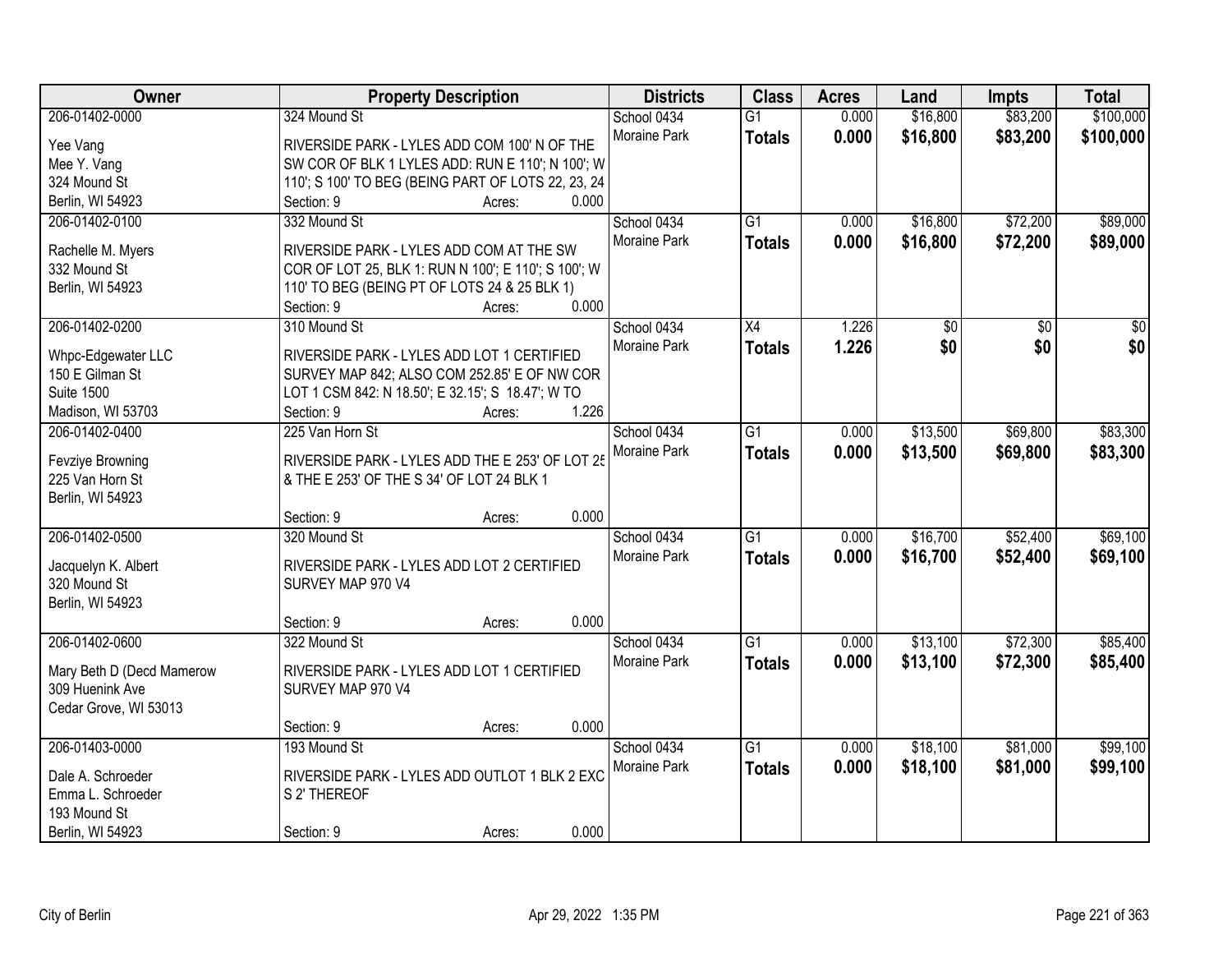| Owner | Property Description | Districts | Class | Acres | Land | Impts | Total |
|---|---|---|---|---|---|---|---|
| 206-01402-0000<br>Yee Vang<br>Mee Y. Vang<br>324 Mound St<br>Berlin, WI 54923 | 324 Mound St<br>RIVERSIDE PARK - LYLES ADD COM 100' N OF THE SW COR OF BLK 1 LYLES ADD: RUN E 110'; N 100'; W 110'; S 100' TO BEG (BEING PART OF LOTS 22, 23, 24<br>Section: 9 Acres: 0.000 | School 0434<br>Moraine Park | G1<br>**Totals** | 0.000<br>**0.000** | $16,800<br>**$16,800** | $83,200<br>**$83,200** | $100,000<br>**$100,000** |
| 206-01402-0100<br>Rachelle M. Myers<br>332 Mound St<br>Berlin, WI 54923 | 332 Mound St<br>RIVERSIDE PARK - LYLES ADD COM AT THE SW COR OF LOT 25, BLK 1: RUN N 100'; E 110'; S 100'; W 110' TO BEG (BEING PT OF LOTS 24 & 25 BLK 1)<br>Section: 9 Acres: 0.000 | School 0434<br>Moraine Park | G1<br>**Totals** | 0.000<br>**0.000** | $16,800<br>**$16,800** | $72,200<br>**$72,200** | $89,000<br>**$89,000** |
| 206-01402-0200<br>Whpc-Edgewater LLC<br>150 E Gilman St<br>Suite 1500<br>Madison, WI 53703 | 310 Mound St<br>RIVERSIDE PARK - LYLES ADD LOT 1 CERTIFIED SURVEY MAP 842; ALSO COM 252.85' E OF NW COR LOT 1 CSM 842: N 18.50'; E 32.15'; S 18.47'; W TO<br>Section: 9 Acres: 1.226 | School 0434<br>Moraine Park | X4<br>**Totals** | 1.226<br>**1.226** | $0<br>**$0** | $0<br>**$0** | $0<br>**$0** |
| 206-01402-0400<br>Fevziye Browning<br>225 Van Horn St<br>Berlin, WI 54923 | 225 Van Horn St<br>RIVERSIDE PARK - LYLES ADD THE E 253' OF LOT 25 & THE E 253' OF THE S 34' OF LOT 24 BLK 1<br>Section: 9 Acres: 0.000 | School 0434<br>Moraine Park | G1<br>**Totals** | 0.000<br>**0.000** | $13,500<br>**$13,500** | $69,800<br>**$69,800** | $83,300<br>**$83,300** |
| 206-01402-0500<br>Jacquelyn K. Albert<br>320 Mound St<br>Berlin, WI 54923 | 320 Mound St<br>RIVERSIDE PARK - LYLES ADD LOT 2 CERTIFIED SURVEY MAP 970 V4<br>Section: 9 Acres: 0.000 | School 0434<br>Moraine Park | G1<br>**Totals** | 0.000<br>**0.000** | $16,700<br>**$16,700** | $52,400<br>**$52,400** | $69,100<br>**$69,100** |
| 206-01402-0600<br>Mary Beth D (Decd Mamerow<br>309 Huenink Ave<br>Cedar Grove, WI 53013 | 322 Mound St<br>RIVERSIDE PARK - LYLES ADD LOT 1 CERTIFIED SURVEY MAP 970 V4<br>Section: 9 Acres: 0.000 | School 0434<br>Moraine Park | G1<br>**Totals** | 0.000<br>**0.000** | $13,100<br>**$13,100** | $72,300<br>**$72,300** | $85,400<br>**$85,400** |
| 206-01403-0000<br>Dale A. Schroeder<br>Emma L. Schroeder<br>193 Mound St<br>Berlin, WI 54923 | 193 Mound St<br>RIVERSIDE PARK - LYLES ADD OUTLOT 1 BLK 2 EXC S 2' THEREOF<br>Section: 9 Acres: 0.000 | School 0434<br>Moraine Park | G1<br>**Totals** | 0.000<br>**0.000** | $18,100<br>**$18,100** | $81,000<br>**$81,000** | $99,100<br>**$99,100** |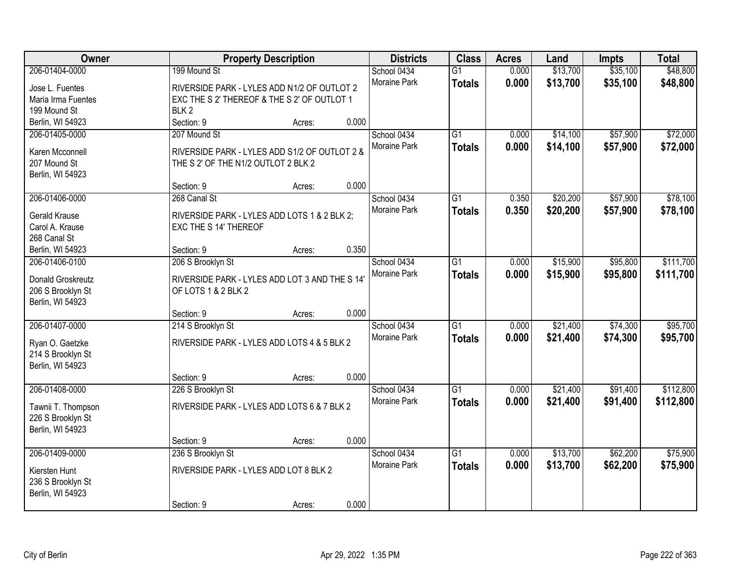| Owner | Property Description | Districts | Class | Acres | Land | Impts | Total |
|---|---|---|---|---|---|---|---|
| 206-01404-0000<br>Jose L. Fuentes<br>Maria Irma Fuentes<br>199 Mound St<br>Berlin, WI 54923 | 199 Mound St<br>RIVERSIDE PARK - LYLES ADD N1/2 OF OUTLOT 2 EXC THE S 2' THEREOF & THE S 2' OF OUTLOT 1 BLK 2<br>Section: 9 Acres: 0.000 | School 0434<br>Moraine Park | G1<br>**Totals** | 0.000<br>**0.000** | $13,700<br>**$13,700** | $35,100<br>**$35,100** | $48,800<br>**$48,800** |
| 206-01405-0000<br>Karen Mcconnell<br>207 Mound St<br>Berlin, WI 54923 | 207 Mound St<br>RIVERSIDE PARK - LYLES ADD S1/2 OF OUTLOT 2 & THE S 2' OF THE N1/2 OUTLOT 2 BLK 2<br>Section: 9 Acres: 0.000 | School 0434<br>Moraine Park | G1<br>**Totals** | 0.000<br>**0.000** | $14,100<br>**$14,100** | $57,900<br>**$57,900** | $72,000<br>**$72,000** |
| 206-01406-0000<br>Gerald Krause<br>Carol A. Krause<br>268 Canal St<br>Berlin, WI 54923 | 268 Canal St<br>RIVERSIDE PARK - LYLES ADD LOTS 1 & 2 BLK 2; EXC THE S 14' THEREOF<br>Section: 9 Acres: 0.350 | School 0434<br>Moraine Park | G1<br>**Totals** | 0.350<br>**0.350** | $20,200<br>**$20,200** | $57,900<br>**$57,900** | $78,100<br>**$78,100** |
| 206-01406-0100<br>Donald Groskreutz<br>206 S Brooklyn St<br>Berlin, WI 54923 | 206 S Brooklyn St<br>RIVERSIDE PARK - LYLES ADD LOT 3 AND THE S 14' OF LOTS 1 & 2 BLK 2<br>Section: 9 Acres: 0.000 | School 0434<br>Moraine Park | G1<br>**Totals** | 0.000<br>**0.000** | $15,900<br>**$15,900** | $95,800<br>**$95,800** | $111,700<br>**$111,700** |
| 206-01407-0000<br>Ryan O. Gaetzke<br>214 S Brooklyn St<br>Berlin, WI 54923 | 214 S Brooklyn St<br>RIVERSIDE PARK - LYLES ADD LOTS 4 & 5 BLK 2<br>Section: 9 Acres: 0.000 | School 0434<br>Moraine Park | G1<br>**Totals** | 0.000<br>**0.000** | $21,400<br>**$21,400** | $74,300<br>**$74,300** | $95,700<br>**$95,700** |
| 206-01408-0000<br>Tawnii T. Thompson<br>226 S Brooklyn St<br>Berlin, WI 54923 | 226 S Brooklyn St<br>RIVERSIDE PARK - LYLES ADD LOTS 6 & 7 BLK 2<br>Section: 9 Acres: 0.000 | School 0434<br>Moraine Park | G1<br>**Totals** | 0.000<br>**0.000** | $21,400<br>**$21,400** | $91,400<br>**$91,400** | $112,800<br>**$112,800** |
| 206-01409-0000<br>Kiersten Hunt<br>236 S Brooklyn St<br>Berlin, WI 54923 | 236 S Brooklyn St<br>RIVERSIDE PARK - LYLES ADD LOT 8 BLK 2<br>Section: 9 Acres: 0.000 | School 0434<br>Moraine Park | G1<br>**Totals** | 0.000<br>**0.000** | $13,700<br>**$13,700** | $62,200<br>**$62,200** | $75,900<br>**$75,900** |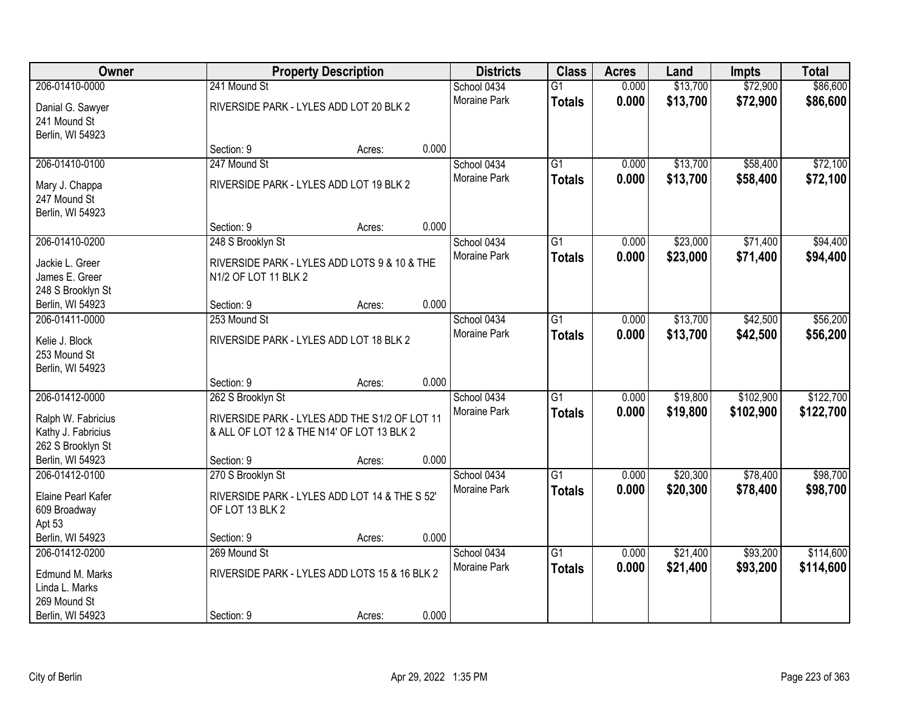| Owner | Property Description | | | Districts | Class | Acres | Land | Impts | Total |
|---|---|---|---|---|---|---|---|---|---|
| 206-01410-0000 | 241 Mound St | | | School 0434 | G1 | 0.000 | $13,700 | $72,900 | $86,600 |
| Danial G. Sawyer<br>241 Mound St<br>Berlin, WI 54923 | RIVERSIDE PARK - LYLES ADD LOT 20 BLK 2 | | | Moraine Park | **Totals** | **0.000** | **$13,700** | **$72,900** | **$86,600** |
| | Section: 9 | Acres: | 0.000 | | | | | | |
| 206-01410-0100 | 247 Mound St | | | School 0434 | G1 | 0.000 | $13,700 | $58,400 | $72,100 |
| Mary J. Chappa<br>247 Mound St<br>Berlin, WI 54923 | RIVERSIDE PARK - LYLES ADD LOT 19 BLK 2 | | | Moraine Park | **Totals** | **0.000** | **$13,700** | **$58,400** | **$72,100** |
| | Section: 9 | Acres: | 0.000 | | | | | | |
| 206-01410-0200 | 248 S Brooklyn St | | | School 0434 | G1 | 0.000 | $23,000 | $71,400 | $94,400 |
| Jackie L. Greer<br>James E. Greer<br>248 S Brooklyn St<br>Berlin, WI 54923 | RIVERSIDE PARK - LYLES ADD LOTS 9 & 10 & THE N1/2 OF LOT 11 BLK 2 | | | Moraine Park | **Totals** | **0.000** | **$23,000** | **$71,400** | **$94,400** |
| | Section: 9 | Acres: | 0.000 | | | | | | |
| 206-01411-0000 | 253 Mound St | | | School 0434 | G1 | 0.000 | $13,700 | $42,500 | $56,200 |
| Kelie J. Block<br>253 Mound St<br>Berlin, WI 54923 | RIVERSIDE PARK - LYLES ADD LOT 18 BLK 2 | | | Moraine Park | **Totals** | **0.000** | **$13,700** | **$42,500** | **$56,200** |
| | Section: 9 | Acres: | 0.000 | | | | | | |
| 206-01412-0000 | 262 S Brooklyn St | | | School 0434 | G1 | 0.000 | $19,800 | $102,900 | $122,700 |
| Ralph W. Fabricius<br>Kathy J. Fabricius<br>262 S Brooklyn St<br>Berlin, WI 54923 | RIVERSIDE PARK - LYLES ADD THE S1/2 OF LOT 11 & ALL OF LOT 12 & THE N14' OF LOT 13 BLK 2 | | | Moraine Park | **Totals** | **0.000** | **$19,800** | **$102,900** | **$122,700** |
| | Section: 9 | Acres: | 0.000 | | | | | | |
| 206-01412-0100 | 270 S Brooklyn St | | | School 0434 | G1 | 0.000 | $20,300 | $78,400 | $98,700 |
| Elaine Pearl Kafer<br>609 Broadway<br>Apt 53<br>Berlin, WI 54923 | RIVERSIDE PARK - LYLES ADD LOT 14 & THE S 52' OF LOT 13 BLK 2 | | | Moraine Park | **Totals** | **0.000** | **$20,300** | **$78,400** | **$98,700** |
| | Section: 9 | Acres: | 0.000 | | | | | | |
| 206-01412-0200 | 269 Mound St | | | School 0434 | G1 | 0.000 | $21,400 | $93,200 | $114,600 |
| Edmund M. Marks<br>Linda L. Marks<br>269 Mound St<br>Berlin, WI 54923 | RIVERSIDE PARK - LYLES ADD LOTS 15 & 16 BLK 2 | | | Moraine Park | **Totals** | **0.000** | **$21,400** | **$93,200** | **$114,600** |
| | Section: 9 | Acres: | 0.000 | | | | | | |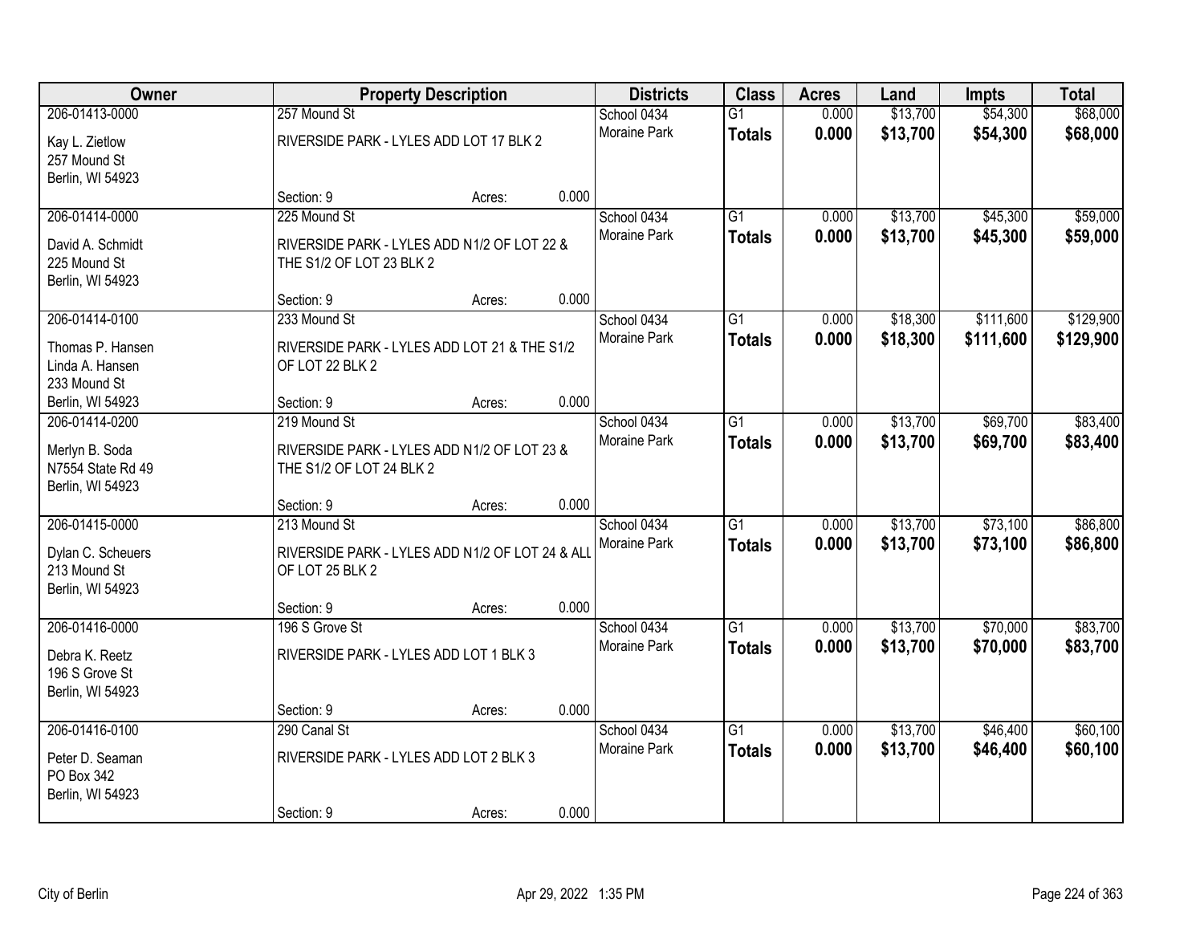| Owner | Property Description | | | Districts | Class | Acres | Land | Impts | Total |
|---|---|---|---|---|---|---|---|---|---|
| 206-01413-0000 | 257 Mound St | | | School 0434 | G1 | 0.000 | $13,700 | $54,300 | $68,000 |
| Kay L. Zietlow<br>257 Mound St<br>Berlin, WI 54923 | RIVERSIDE PARK - LYLES ADD LOT 17 BLK 2 | | | Moraine Park | **Totals** | **0.000** | **$13,700** | **$54,300** | **$68,000** |
| | Section: 9 | Acres: | 0.000 | | | | | | |
| 206-01414-0000 | 225 Mound St | | | School 0434 | G1 | 0.000 | $13,700 | $45,300 | $59,000 |
| David A. Schmidt<br>225 Mound St<br>Berlin, WI 54923 | RIVERSIDE PARK - LYLES ADD N1/2 OF LOT 22 & THE S1/2 OF LOT 23 BLK 2 | | | Moraine Park | **Totals** | **0.000** | **$13,700** | **$45,300** | **$59,000** |
| | Section: 9 | Acres: | 0.000 | | | | | | |
| 206-01414-0100 | 233 Mound St | | | School 0434 | G1 | 0.000 | $18,300 | $111,600 | $129,900 |
| Thomas P. Hansen<br>Linda A. Hansen<br>233 Mound St<br>Berlin, WI 54923 | RIVERSIDE PARK - LYLES ADD LOT 21 & THE S1/2 OF LOT 22 BLK 2 | | | Moraine Park | **Totals** | **0.000** | **$18,300** | **$111,600** | **$129,900** |
| | Section: 9 | Acres: | 0.000 | | | | | | |
| 206-01414-0200 | 219 Mound St | | | School 0434 | G1 | 0.000 | $13,700 | $69,700 | $83,400 |
| Merlyn B. Soda<br>N7554 State Rd 49<br>Berlin, WI 54923 | RIVERSIDE PARK - LYLES ADD N1/2 OF LOT 23 & THE S1/2 OF LOT 24 BLK 2 | | | Moraine Park | **Totals** | **0.000** | **$13,700** | **$69,700** | **$83,400** |
| | Section: 9 | Acres: | 0.000 | | | | | | |
| 206-01415-0000 | 213 Mound St | | | School 0434 | G1 | 0.000 | $13,700 | $73,100 | $86,800 |
| Dylan C. Scheuers<br>213 Mound St<br>Berlin, WI 54923 | RIVERSIDE PARK - LYLES ADD N1/2 OF LOT 24 & ALL OF LOT 25 BLK 2 | | | Moraine Park | **Totals** | **0.000** | **$13,700** | **$73,100** | **$86,800** |
| | Section: 9 | Acres: | 0.000 | | | | | | |
| 206-01416-0000 | 196 S Grove St | | | School 0434 | G1 | 0.000 | $13,700 | $70,000 | $83,700 |
| Debra K. Reetz<br>196 S Grove St<br>Berlin, WI 54923 | RIVERSIDE PARK - LYLES ADD LOT 1 BLK 3 | | | Moraine Park | **Totals** | **0.000** | **$13,700** | **$70,000** | **$83,700** |
| | Section: 9 | Acres: | 0.000 | | | | | | |
| 206-01416-0100 | 290 Canal St | | | School 0434 | G1 | 0.000 | $13,700 | $46,400 | $60,100 |
| Peter D. Seaman<br>PO Box 342<br>Berlin, WI 54923 | RIVERSIDE PARK - LYLES ADD LOT 2 BLK 3 | | | Moraine Park | **Totals** | **0.000** | **$13,700** | **$46,400** | **$60,100** |
| | Section: 9 | Acres: | 0.000 | | | | | | |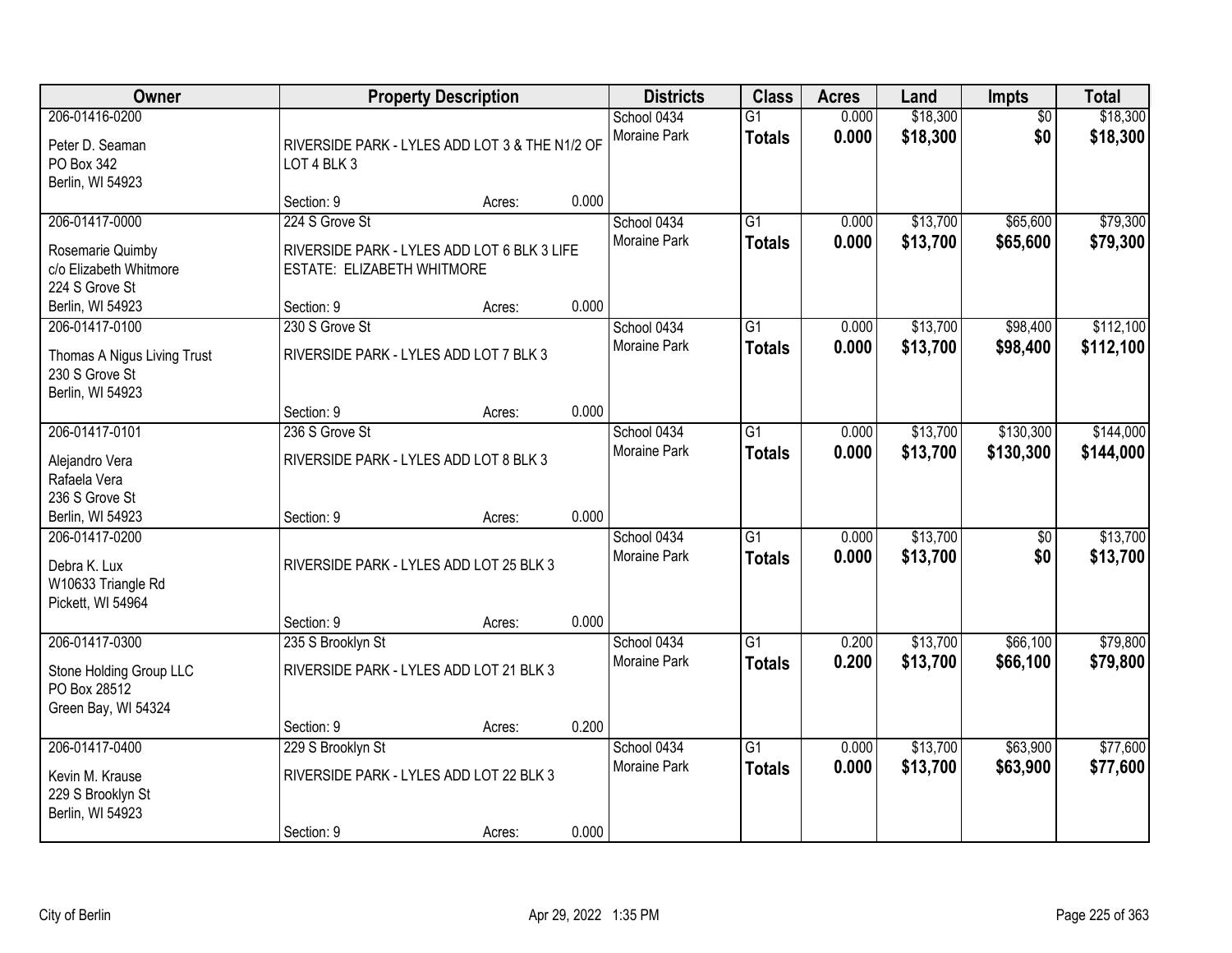| Owner | Property Description | Districts | Class | Acres | Land | Impts | Total |
|---|---|---|---|---|---|---|---|
| 206-01416-0200<br>Peter D. Seaman<br>PO Box 342<br>Berlin, WI 54923 | RIVERSIDE PARK - LYLES ADD LOT 3 & THE N1/2 OF LOT 4 BLK 3<br>Section: 9 Acres: 0.000 | School 0434<br>Moraine Park | G1<br>**Totals** | 0.000<br>**0.000** | $18,300<br>**$18,300** | $0<br>**$0** | $18,300<br>**$18,300** |
| 206-01417-0000<br>Rosemarie Quimby<br>c/o Elizabeth Whitmore<br>224 S Grove St<br>Berlin, WI 54923 | 224 S Grove St<br>RIVERSIDE PARK - LYLES ADD LOT 6 BLK 3 LIFE ESTATE: ELIZABETH WHITMORE<br>Section: 9 Acres: 0.000 | School 0434<br>Moraine Park | G1<br>**Totals** | 0.000<br>**0.000** | $13,700<br>**$13,700** | $65,600<br>**$65,600** | $79,300<br>**$79,300** |
| 206-01417-0100<br>Thomas A Nigus Living Trust<br>230 S Grove St<br>Berlin, WI 54923 | 230 S Grove St<br>RIVERSIDE PARK - LYLES ADD LOT 7 BLK 3<br>Section: 9 Acres: 0.000 | School 0434<br>Moraine Park | G1<br>**Totals** | 0.000<br>**0.000** | $13,700<br>**$13,700** | $98,400<br>**$98,400** | $112,100<br>**$112,100** |
| 206-01417-0101<br>Alejandro Vera<br>Rafaela Vera<br>236 S Grove St<br>Berlin, WI 54923 | 236 S Grove St<br>RIVERSIDE PARK - LYLES ADD LOT 8 BLK 3<br>Section: 9 Acres: 0.000 | School 0434<br>Moraine Park | G1<br>**Totals** | 0.000<br>**0.000** | $13,700<br>**$13,700** | $130,300<br>**$130,300** | $144,000<br>**$144,000** |
| 206-01417-0200<br>Debra K. Lux<br>W10633 Triangle Rd<br>Pickett, WI 54964 | RIVERSIDE PARK - LYLES ADD LOT 25 BLK 3<br>Section: 9 Acres: 0.000 | School 0434<br>Moraine Park | G1<br>**Totals** | 0.000<br>**0.000** | $13,700<br>**$13,700** | $0<br>**$0** | $13,700<br>**$13,700** |
| 206-01417-0300<br>Stone Holding Group LLC<br>PO Box 28512<br>Green Bay, WI 54324 | 235 S Brooklyn St<br>RIVERSIDE PARK - LYLES ADD LOT 21 BLK 3<br>Section: 9 Acres: 0.200 | School 0434<br>Moraine Park | G1<br>**Totals** | 0.200<br>**0.200** | $13,700<br>**$13,700** | $66,100<br>**$66,100** | $79,800<br>**$79,800** |
| 206-01417-0400<br>Kevin M. Krause<br>229 S Brooklyn St<br>Berlin, WI 54923 | 229 S Brooklyn St<br>RIVERSIDE PARK - LYLES ADD LOT 22 BLK 3<br>Section: 9 Acres: 0.000 | School 0434<br>Moraine Park | G1<br>**Totals** | 0.000<br>**0.000** | $13,700<br>**$13,700** | $63,900<br>**$63,900** | $77,600<br>**$77,600** |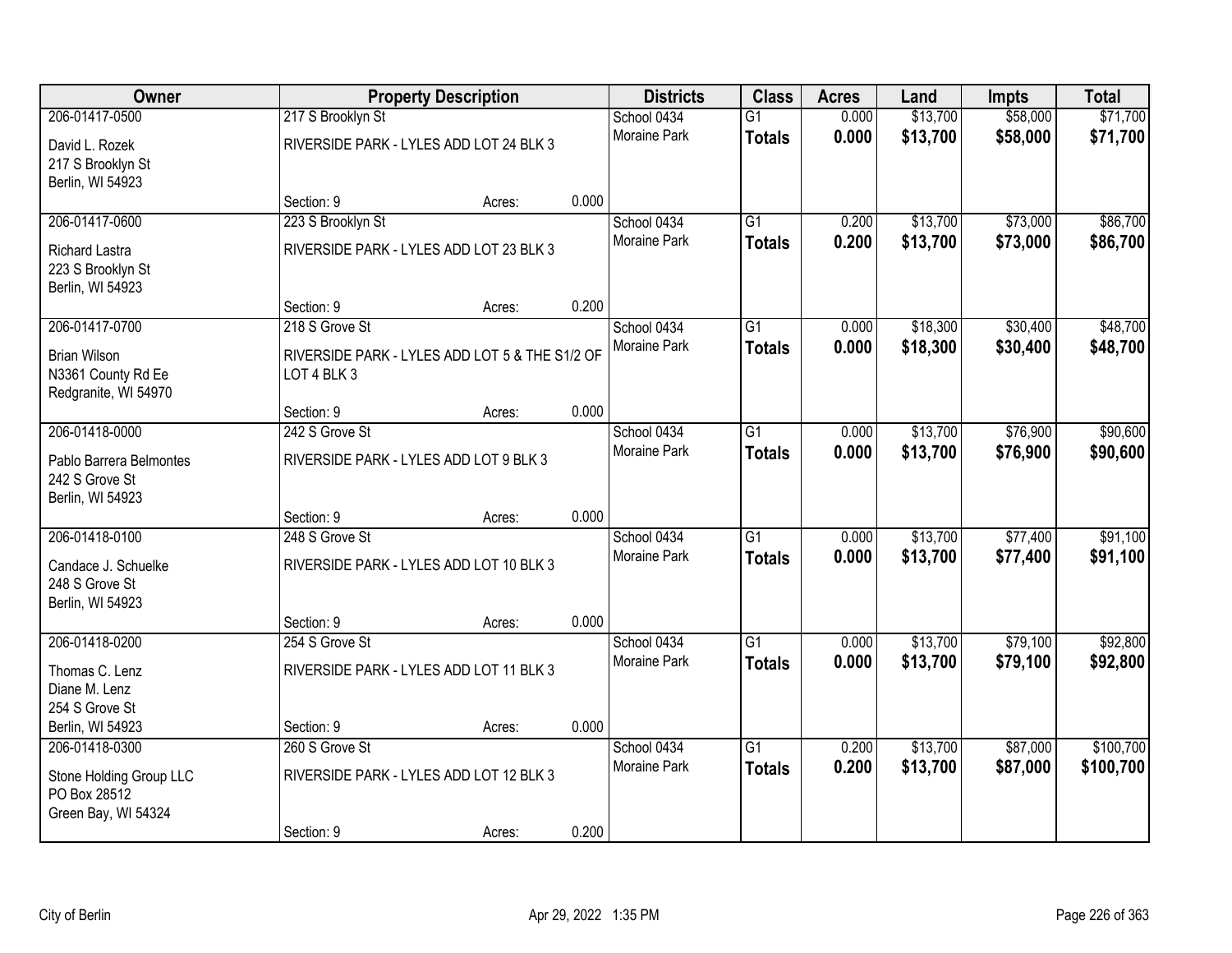| Owner | Property Description | | | Districts | Class | Acres | Land | Impts | Total |
|---|---|---|---|---|---|---|---|---|---|
| 206-01417-0500 | 217 S Brooklyn St | | | School 0434 | G1 | 0.000 | $13,700 | $58,000 | $71,700 |
| David L. Rozek<br>217 S Brooklyn St<br>Berlin, WI 54923 | RIVERSIDE PARK - LYLES ADD LOT 24 BLK 3 | | | Moraine Park | **Totals** | **0.000** | **$13,700** | **$58,000** | **$71,700** |
| | Section: 9 | Acres: | 0.000 | | | | | | |
| 206-01417-0600 | 223 S Brooklyn St | | | School 0434 | G1 | 0.200 | $13,700 | $73,000 | $86,700 |
| Richard Lastra<br>223 S Brooklyn St<br>Berlin, WI 54923 | RIVERSIDE PARK - LYLES ADD LOT 23 BLK 3 | | | Moraine Park | **Totals** | **0.200** | **$13,700** | **$73,000** | **$86,700** |
| | Section: 9 | Acres: | 0.200 | | | | | | |
| 206-01417-0700 | 218 S Grove St | | | School 0434 | G1 | 0.000 | $18,300 | $30,400 | $48,700 |
| Brian Wilson<br>N3361 County Rd Ee<br>Redgranite, WI 54970 | RIVERSIDE PARK - LYLES ADD LOT 5 & THE S1/2 OF LOT 4 BLK 3 | | | Moraine Park | **Totals** | **0.000** | **$18,300** | **$30,400** | **$48,700** |
| | Section: 9 | Acres: | 0.000 | | | | | | |
| 206-01418-0000 | 242 S Grove St | | | School 0434 | G1 | 0.000 | $13,700 | $76,900 | $90,600 |
| Pablo Barrera Belmontes<br>242 S Grove St<br>Berlin, WI 54923 | RIVERSIDE PARK - LYLES ADD LOT 9 BLK 3 | | | Moraine Park | **Totals** | **0.000** | **$13,700** | **$76,900** | **$90,600** |
| | Section: 9 | Acres: | 0.000 | | | | | | |
| 206-01418-0100 | 248 S Grove St | | | School 0434 | G1 | 0.000 | $13,700 | $77,400 | $91,100 |
| Candace J. Schuelke<br>248 S Grove St<br>Berlin, WI 54923 | RIVERSIDE PARK - LYLES ADD LOT 10 BLK 3 | | | Moraine Park | **Totals** | **0.000** | **$13,700** | **$77,400** | **$91,100** |
| | Section: 9 | Acres: | 0.000 | | | | | | |
| 206-01418-0200 | 254 S Grove St | | | School 0434 | G1 | 0.000 | $13,700 | $79,100 | $92,800 |
| Thomas C. Lenz<br>Diane M. Lenz<br>254 S Grove St<br>Berlin, WI 54923 | RIVERSIDE PARK - LYLES ADD LOT 11 BLK 3 | | | Moraine Park | **Totals** | **0.000** | **$13,700** | **$79,100** | **$92,800** |
| | Section: 9 | Acres: | 0.000 | | | | | | |
| 206-01418-0300 | 260 S Grove St | | | School 0434 | G1 | 0.200 | $13,700 | $87,000 | $100,700 |
| Stone Holding Group LLC<br>PO Box 28512<br>Green Bay, WI 54324 | RIVERSIDE PARK - LYLES ADD LOT 12 BLK 3 | | | Moraine Park | **Totals** | **0.200** | **$13,700** | **$87,000** | **$100,700** |
| | Section: 9 | Acres: | 0.200 | | | | | | |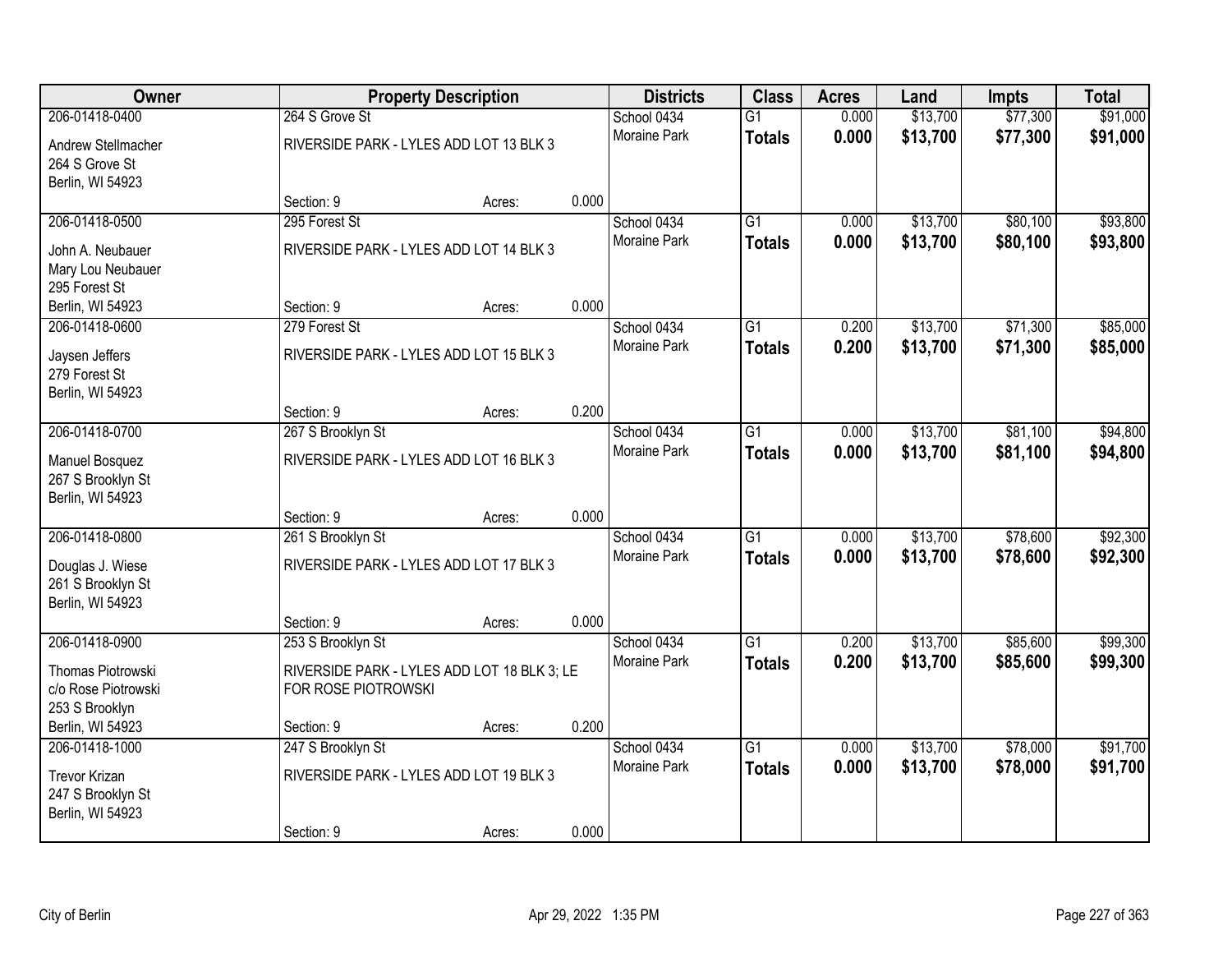| Owner | Property Description | | | Districts | Class | Acres | Land | Impts | Total |
|---|---|---|---|---|---|---|---|---|---|
| 206-01418-0400<br>Andrew Stellmacher<br>264 S Grove St<br>Berlin, WI 54923 | 264 S Grove St<br>RIVERSIDE PARK - LYLES ADD LOT 13 BLK 3<br>Section: 9 | Acres: | 0.000 | School 0434<br>Moraine Park | G1<br>**Totals** | 0.000<br>**0.000** | $13,700<br>**$13,700** | $77,300<br>**$77,300** | $91,000<br>**$91,000** |
| 206-01418-0500<br>John A. Neubauer<br>Mary Lou Neubauer<br>295 Forest St<br>Berlin, WI 54923 | 295 Forest St<br>RIVERSIDE PARK - LYLES ADD LOT 14 BLK 3<br>Section: 9 | Acres: | 0.000 | School 0434<br>Moraine Park | G1<br>**Totals** | 0.000<br>**0.000** | $13,700<br>**$13,700** | $80,100<br>**$80,100** | $93,800<br>**$93,800** |
| 206-01418-0600<br>Jaysen Jeffers<br>279 Forest St<br>Berlin, WI 54923 | 279 Forest St<br>RIVERSIDE PARK - LYLES ADD LOT 15 BLK 3<br>Section: 9 | Acres: | 0.200 | School 0434<br>Moraine Park | G1<br>**Totals** | 0.200<br>**0.200** | $13,700<br>**$13,700** | $71,300<br>**$71,300** | $85,000<br>**$85,000** |
| 206-01418-0700<br>Manuel Bosquez<br>267 S Brooklyn St<br>Berlin, WI 54923 | 267 S Brooklyn St<br>RIVERSIDE PARK - LYLES ADD LOT 16 BLK 3<br>Section: 9 | Acres: | 0.000 | School 0434<br>Moraine Park | G1<br>**Totals** | 0.000<br>**0.000** | $13,700<br>**$13,700** | $81,100<br>**$81,100** | $94,800<br>**$94,800** |
| 206-01418-0800<br>Douglas J. Wiese<br>261 S Brooklyn St<br>Berlin, WI 54923 | 261 S Brooklyn St<br>RIVERSIDE PARK - LYLES ADD LOT 17 BLK 3<br>Section: 9 | Acres: | 0.000 | School 0434<br>Moraine Park | G1<br>**Totals** | 0.000<br>**0.000** | $13,700<br>**$13,700** | $78,600<br>**$78,600** | $92,300<br>**$92,300** |
| 206-01418-0900<br>Thomas Piotrowski<br>c/o Rose Piotrowski<br>253 S Brooklyn<br>Berlin, WI 54923 | 253 S Brooklyn St<br>RIVERSIDE PARK - LYLES ADD LOT 18 BLK 3; LE FOR ROSE PIOTROWSKI<br>Section: 9 | Acres: | 0.200 | School 0434<br>Moraine Park | G1<br>**Totals** | 0.200<br>**0.200** | $13,700<br>**$13,700** | $85,600<br>**$85,600** | $99,300<br>**$99,300** |
| 206-01418-1000<br>Trevor Krizan<br>247 S Brooklyn St<br>Berlin, WI 54923 | 247 S Brooklyn St<br>RIVERSIDE PARK - LYLES ADD LOT 19 BLK 3<br>Section: 9 | Acres: | 0.000 | School 0434<br>Moraine Park | G1<br>**Totals** | 0.000<br>**0.000** | $13,700<br>**$13,700** | $78,000<br>**$78,000** | $91,700<br>**$91,700** |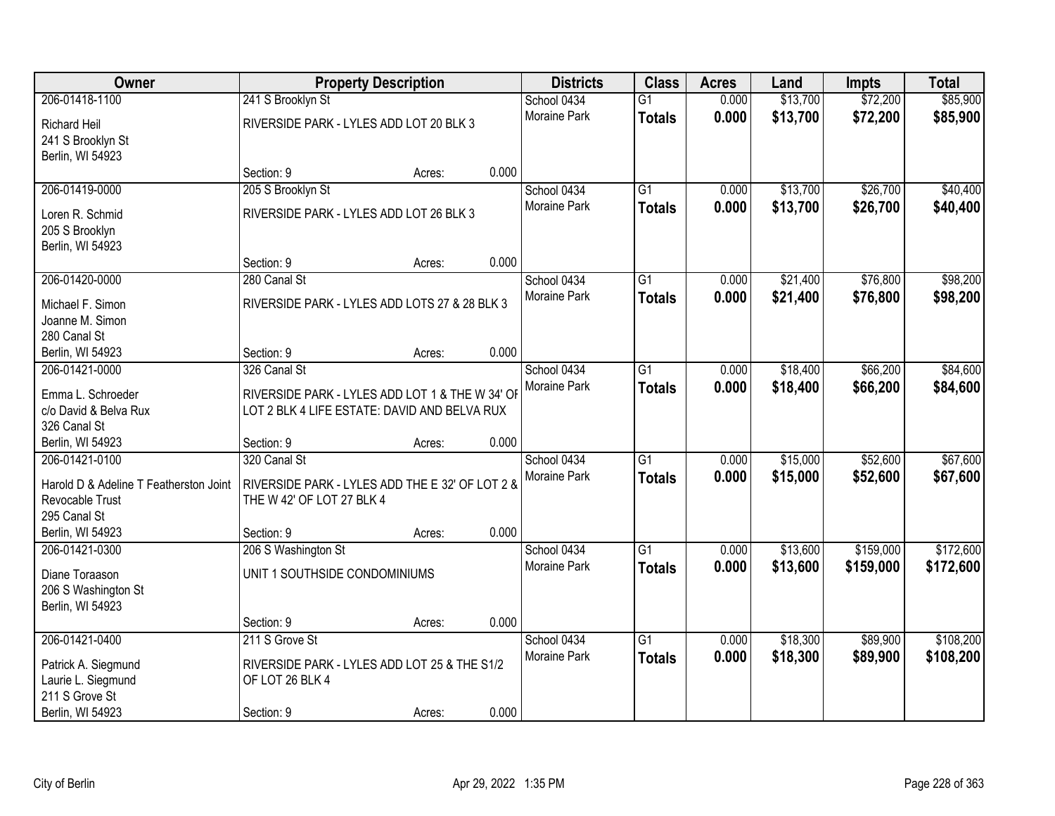| Owner | Property Description | | | Districts | Class | Acres | Land | Impts | Total |
|---|---|---|---|---|---|---|---|---|---|
| 206-01418-1100 | 241 S Brooklyn St | | | School 0434 | G1 | 0.000 | $13,700 | $72,200 | $85,900 |
| Richard Heil<br>241 S Brooklyn St<br>Berlin, WI 54923 | RIVERSIDE PARK - LYLES ADD LOT 20 BLK 3 | | | Moraine Park | **Totals** | **0.000** | **$13,700** | **$72,200** | **$85,900** |
| | Section: 9 | Acres: | 0.000 | | | | | | |
| 206-01419-0000 | 205 S Brooklyn St | | | School 0434 | G1 | 0.000 | $13,700 | $26,700 | $40,400 |
| Loren R. Schmid<br>205 S Brooklyn<br>Berlin, WI 54923 | RIVERSIDE PARK - LYLES ADD LOT 26 BLK 3 | | | Moraine Park | **Totals** | **0.000** | **$13,700** | **$26,700** | **$40,400** |
| | Section: 9 | Acres: | 0.000 | | | | | | |
| 206-01420-0000 | 280 Canal St | | | School 0434 | G1 | 0.000 | $21,400 | $76,800 | $98,200 |
| Michael F. Simon<br>Joanne M. Simon<br>280 Canal St<br>Berlin, WI 54923 | RIVERSIDE PARK - LYLES ADD LOTS 27 & 28 BLK 3 | | | Moraine Park | **Totals** | **0.000** | **$21,400** | **$76,800** | **$98,200** |
| | Section: 9 | Acres: | 0.000 | | | | | | |
| 206-01421-0000 | 326 Canal St | | | School 0434 | G1 | 0.000 | $18,400 | $66,200 | $84,600 |
| Emma L. Schroeder<br>c/o David & Belva Rux<br>326 Canal St<br>Berlin, WI 54923 | RIVERSIDE PARK - LYLES ADD LOT 1 & THE W 34' OF LOT 2 BLK 4 LIFE ESTATE: DAVID AND BELVA RUX | | | Moraine Park | **Totals** | **0.000** | **$18,400** | **$66,200** | **$84,600** |
| | Section: 9 | Acres: | 0.000 | | | | | | |
| 206-01421-0100 | 320 Canal St | | | School 0434 | G1 | 0.000 | $15,000 | $52,600 | $67,600 |
| Harold D & Adeline T Featherston Joint Revocable Trust<br>295 Canal St<br>Berlin, WI 54923 | RIVERSIDE PARK - LYLES ADD THE E 32' OF LOT 2 & THE W 42' OF LOT 27 BLK 4 | | | Moraine Park | **Totals** | **0.000** | **$15,000** | **$52,600** | **$67,600** |
| | Section: 9 | Acres: | 0.000 | | | | | | |
| 206-01421-0300 | 206 S Washington St | | | School 0434 | G1 | 0.000 | $13,600 | $159,000 | $172,600 |
| Diane Toraason<br>206 S Washington St<br>Berlin, WI 54923 | UNIT 1 SOUTHSIDE CONDOMINIUMS | | | Moraine Park | **Totals** | **0.000** | **$13,600** | **$159,000** | **$172,600** |
| | Section: 9 | Acres: | 0.000 | | | | | | |
| 206-01421-0400 | 211 S Grove St | | | School 0434 | G1 | 0.000 | $18,300 | $89,900 | $108,200 |
| Patrick A. Siegmund<br>Laurie L. Siegmund<br>211 S Grove St<br>Berlin, WI 54923 | RIVERSIDE PARK - LYLES ADD LOT 25 & THE S1/2 OF LOT 26 BLK 4 | | | Moraine Park | **Totals** | **0.000** | **$18,300** | **$89,900** | **$108,200** |
| | Section: 9 | Acres: | 0.000 | | | | | | |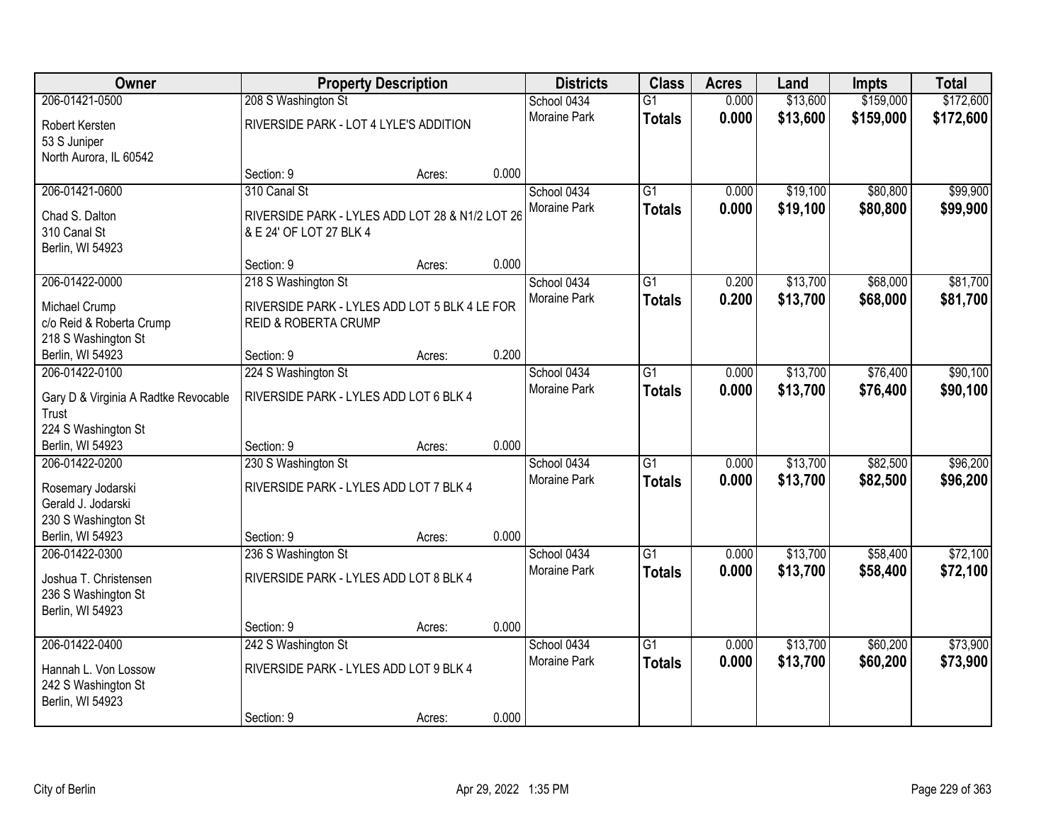| Owner | Property Description | | | Districts | Class | Acres | Land | Impts | Total |
|---|---|---|---|---|---|---|---|---|---|
| 206-01421-0500 | 208 S Washington St | | | School 0434 | G1 | 0.000 | $13,600 | $159,000 | $172,600 |
| Robert Kersten<br>53 S Juniper<br>North Aurora, IL 60542 | RIVERSIDE PARK - LOT 4 LYLE'S ADDITION | | | Moraine Park | **Totals** | **0.000** | **$13,600** | **$159,000** | **$172,600** |
| | Section: 9 | Acres: | 0.000 | | | | | | |
| 206-01421-0600 | 310 Canal St | | | School 0434 | G1 | 0.000 | $19,100 | $80,800 | $99,900 |
| Chad S. Dalton<br>310 Canal St<br>Berlin, WI 54923 | RIVERSIDE PARK - LYLES ADD LOT 28 & N1/2 LOT 26 & E 24' OF LOT 27 BLK 4 | | | Moraine Park | **Totals** | **0.000** | **$19,100** | **$80,800** | **$99,900** |
| | Section: 9 | Acres: | 0.000 | | | | | | |
| 206-01422-0000 | 218 S Washington St | | | School 0434 | G1 | 0.200 | $13,700 | $68,000 | $81,700 |
| Michael Crump<br>c/o Reid & Roberta Crump<br>218 S Washington St<br>Berlin, WI 54923 | RIVERSIDE PARK - LYLES ADD LOT 5 BLK 4 LE FOR REID & ROBERTA CRUMP | | | Moraine Park | **Totals** | **0.200** | **$13,700** | **$68,000** | **$81,700** |
| | Section: 9 | Acres: | 0.200 | | | | | | |
| 206-01422-0100 | 224 S Washington St | | | School 0434 | G1 | 0.000 | $13,700 | $76,400 | $90,100 |
| Gary D & Virginia A Radtke Revocable Trust<br>224 S Washington St<br>Berlin, WI 54923 | RIVERSIDE PARK - LYLES ADD LOT 6 BLK 4 | | | Moraine Park | **Totals** | **0.000** | **$13,700** | **$76,400** | **$90,100** |
| | Section: 9 | Acres: | 0.000 | | | | | | |
| 206-01422-0200 | 230 S Washington St | | | School 0434 | G1 | 0.000 | $13,700 | $82,500 | $96,200 |
| Rosemary Jodarski<br>Gerald J. Jodarski<br>230 S Washington St<br>Berlin, WI 54923 | RIVERSIDE PARK - LYLES ADD LOT 7 BLK 4 | | | Moraine Park | **Totals** | **0.000** | **$13,700** | **$82,500** | **$96,200** |
| | Section: 9 | Acres: | 0.000 | | | | | | |
| 206-01422-0300 | 236 S Washington St | | | School 0434 | G1 | 0.000 | $13,700 | $58,400 | $72,100 |
| Joshua T. Christensen<br>236 S Washington St<br>Berlin, WI 54923 | RIVERSIDE PARK - LYLES ADD LOT 8 BLK 4 | | | Moraine Park | **Totals** | **0.000** | **$13,700** | **$58,400** | **$72,100** |
| | Section: 9 | Acres: | 0.000 | | | | | | |
| 206-01422-0400 | 242 S Washington St | | | School 0434 | G1 | 0.000 | $13,700 | $60,200 | $73,900 |
| Hannah L. Von Lossow<br>242 S Washington St<br>Berlin, WI 54923 | RIVERSIDE PARK - LYLES ADD LOT 9 BLK 4 | | | Moraine Park | **Totals** | **0.000** | **$13,700** | **$60,200** | **$73,900** |
| | Section: 9 | Acres: | 0.000 | | | | | | |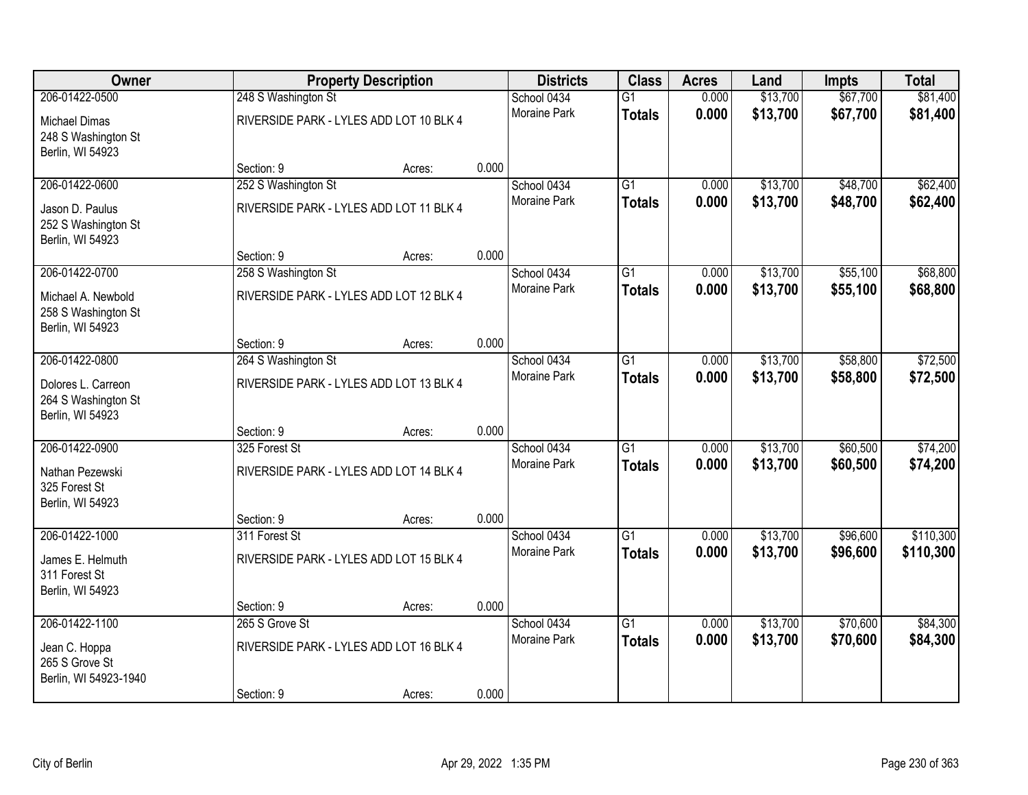| Owner | Property Description | | | Districts | Class | Acres | Land | Impts | Total |
|---|---|---|---|---|---|---|---|---|---|
| 206-01422-0500 | 248 S Washington St | | | School 0434 | G1 | 0.000 | $13,700 | $67,700 | $81,400 |
| Michael Dimas<br>248 S Washington St<br>Berlin, WI 54923 | RIVERSIDE PARK - LYLES ADD LOT 10 BLK 4 | | | Moraine Park | **Totals** | **0.000** | **$13,700** | **$67,700** | **$81,400** |
| | Section: 9 | Acres: | 0.000 | | | | | | |
| 206-01422-0600 | 252 S Washington St | | | School 0434 | G1 | 0.000 | $13,700 | $48,700 | $62,400 |
| Jason D. Paulus<br>252 S Washington St<br>Berlin, WI 54923 | RIVERSIDE PARK - LYLES ADD LOT 11 BLK 4 | | | Moraine Park | **Totals** | **0.000** | **$13,700** | **$48,700** | **$62,400** |
| | Section: 9 | Acres: | 0.000 | | | | | | |
| 206-01422-0700 | 258 S Washington St | | | School 0434 | G1 | 0.000 | $13,700 | $55,100 | $68,800 |
| Michael A. Newbold<br>258 S Washington St<br>Berlin, WI 54923 | RIVERSIDE PARK - LYLES ADD LOT 12 BLK 4 | | | Moraine Park | **Totals** | **0.000** | **$13,700** | **$55,100** | **$68,800** |
| | Section: 9 | Acres: | 0.000 | | | | | | |
| 206-01422-0800 | 264 S Washington St | | | School 0434 | G1 | 0.000 | $13,700 | $58,800 | $72,500 |
| Dolores L. Carreon<br>264 S Washington St<br>Berlin, WI 54923 | RIVERSIDE PARK - LYLES ADD LOT 13 BLK 4 | | | Moraine Park | **Totals** | **0.000** | **$13,700** | **$58,800** | **$72,500** |
| | Section: 9 | Acres: | 0.000 | | | | | | |
| 206-01422-0900 | 325 Forest St | | | School 0434 | G1 | 0.000 | $13,700 | $60,500 | $74,200 |
| Nathan Pezewski<br>325 Forest St<br>Berlin, WI 54923 | RIVERSIDE PARK - LYLES ADD LOT 14 BLK 4 | | | Moraine Park | **Totals** | **0.000** | **$13,700** | **$60,500** | **$74,200** |
| | Section: 9 | Acres: | 0.000 | | | | | | |
| 206-01422-1000 | 311 Forest St | | | School 0434 | G1 | 0.000 | $13,700 | $96,600 | $110,300 |
| James E. Helmuth<br>311 Forest St<br>Berlin, WI 54923 | RIVERSIDE PARK - LYLES ADD LOT 15 BLK 4 | | | Moraine Park | **Totals** | **0.000** | **$13,700** | **$96,600** | **$110,300** |
| | Section: 9 | Acres: | 0.000 | | | | | | |
| 206-01422-1100 | 265 S Grove St | | | School 0434 | G1 | 0.000 | $13,700 | $70,600 | $84,300 |
| Jean C. Hoppa<br>265 S Grove St<br>Berlin, WI 54923-1940 | RIVERSIDE PARK - LYLES ADD LOT 16 BLK 4 | | | Moraine Park | **Totals** | **0.000** | **$13,700** | **$70,600** | **$84,300** |
| | Section: 9 | Acres: | 0.000 | | | | | | |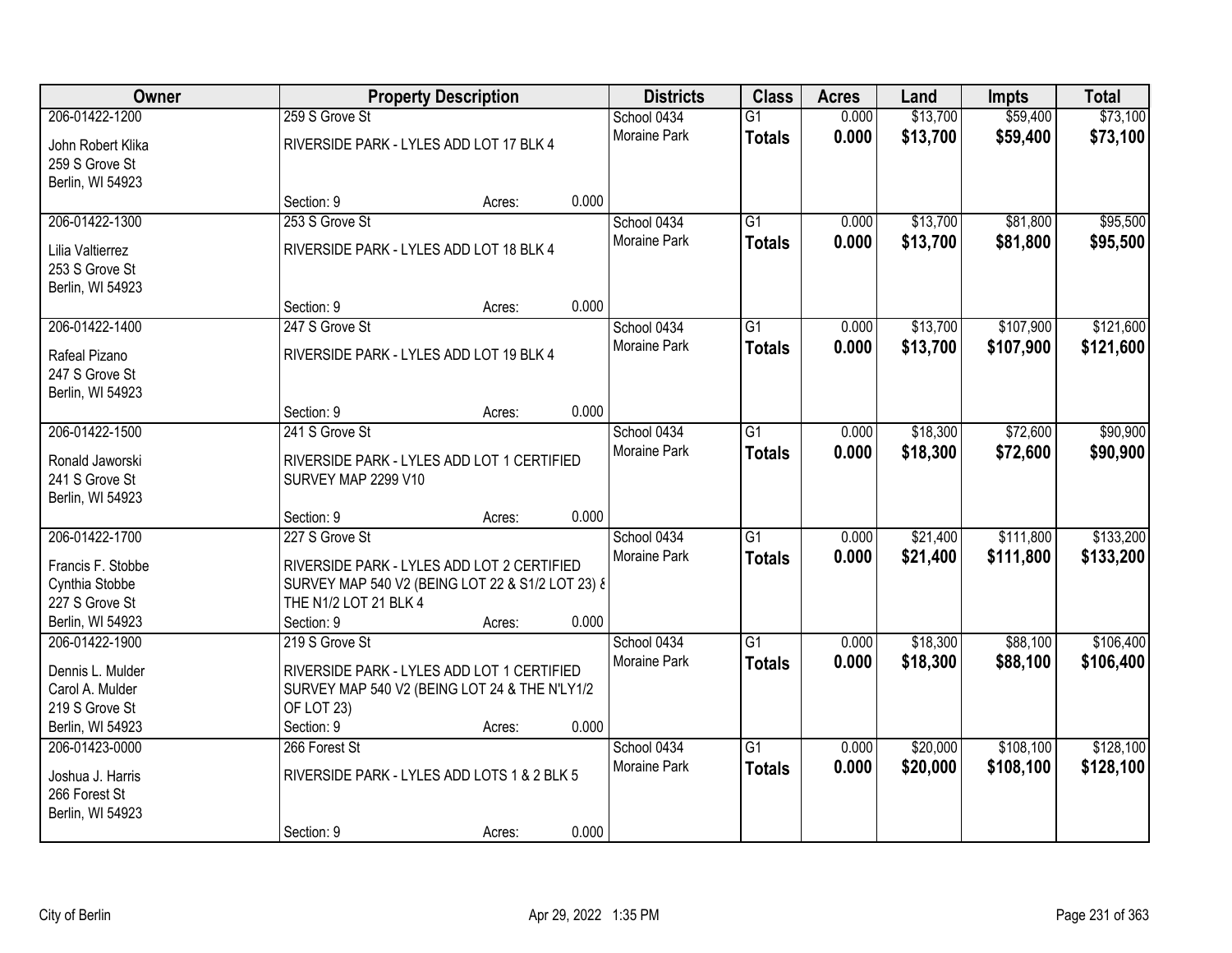| Owner | Property Description | | | Districts | Class | Acres | Land | Impts | Total |
|---|---|---|---|---|---|---|---|---|---|
| 206-01422-1200 | 259 S Grove St | | | School 0434 | G1 | 0.000 | $13,700 | $59,400 | $73,100 |
| John Robert Klika<br>259 S Grove St<br>Berlin, WI 54923 | RIVERSIDE PARK - LYLES ADD LOT 17 BLK 4 | | | Moraine Park | **Totals** | **0.000** | **$13,700** | **$59,400** | **$73,100** |
| | Section: 9 | Acres: | 0.000 | | | | | | |
| 206-01422-1300 | 253 S Grove St | | | School 0434 | G1 | 0.000 | $13,700 | $81,800 | $95,500 |
| Lilia Valtierrez<br>253 S Grove St<br>Berlin, WI 54923 | RIVERSIDE PARK - LYLES ADD LOT 18 BLK 4 | | | Moraine Park | **Totals** | **0.000** | **$13,700** | **$81,800** | **$95,500** |
| | Section: 9 | Acres: | 0.000 | | | | | | |
| 206-01422-1400 | 247 S Grove St | | | School 0434 | G1 | 0.000 | $13,700 | $107,900 | $121,600 |
| Rafeal Pizano<br>247 S Grove St<br>Berlin, WI 54923 | RIVERSIDE PARK - LYLES ADD LOT 19 BLK 4 | | | Moraine Park | **Totals** | **0.000** | **$13,700** | **$107,900** | **$121,600** |
| | Section: 9 | Acres: | 0.000 | | | | | | |
| 206-01422-1500 | 241 S Grove St | | | School 0434 | G1 | 0.000 | $18,300 | $72,600 | $90,900 |
| Ronald Jaworski<br>241 S Grove St<br>Berlin, WI 54923 | RIVERSIDE PARK - LYLES ADD LOT 1 CERTIFIED SURVEY MAP 2299 V10 | | | Moraine Park | **Totals** | **0.000** | **$18,300** | **$72,600** | **$90,900** |
| | Section: 9 | Acres: | 0.000 | | | | | | |
| 206-01422-1700 | 227 S Grove St | | | School 0434 | G1 | 0.000 | $21,400 | $111,800 | $133,200 |
| Francis F. Stobbe<br>Cynthia Stobbe<br>227 S Grove St<br>Berlin, WI 54923 | RIVERSIDE PARK - LYLES ADD LOT 2 CERTIFIED SURVEY MAP 540 V2 (BEING LOT 22 & S1/2 LOT 23) & THE N1/2 LOT 21 BLK 4 | | | Moraine Park | **Totals** | **0.000** | **$21,400** | **$111,800** | **$133,200** |
| | Section: 9 | Acres: | 0.000 | | | | | | |
| 206-01422-1900 | 219 S Grove St | | | School 0434 | G1 | 0.000 | $18,300 | $88,100 | $106,400 |
| Dennis L. Mulder<br>Carol A. Mulder<br>219 S Grove St<br>Berlin, WI 54923 | RIVERSIDE PARK - LYLES ADD LOT 1 CERTIFIED SURVEY MAP 540 V2 (BEING LOT 24 & THE N'LY1/2 OF LOT 23) | | | Moraine Park | **Totals** | **0.000** | **$18,300** | **$88,100** | **$106,400** |
| | Section: 9 | Acres: | 0.000 | | | | | | |
| 206-01423-0000 | 266 Forest St | | | School 0434 | G1 | 0.000 | $20,000 | $108,100 | $128,100 |
| Joshua J. Harris<br>266 Forest St<br>Berlin, WI 54923 | RIVERSIDE PARK - LYLES ADD LOTS 1 & 2 BLK 5 | | | Moraine Park | **Totals** | **0.000** | **$20,000** | **$108,100** | **$128,100** |
| | Section: 9 | Acres: | 0.000 | | | | | | |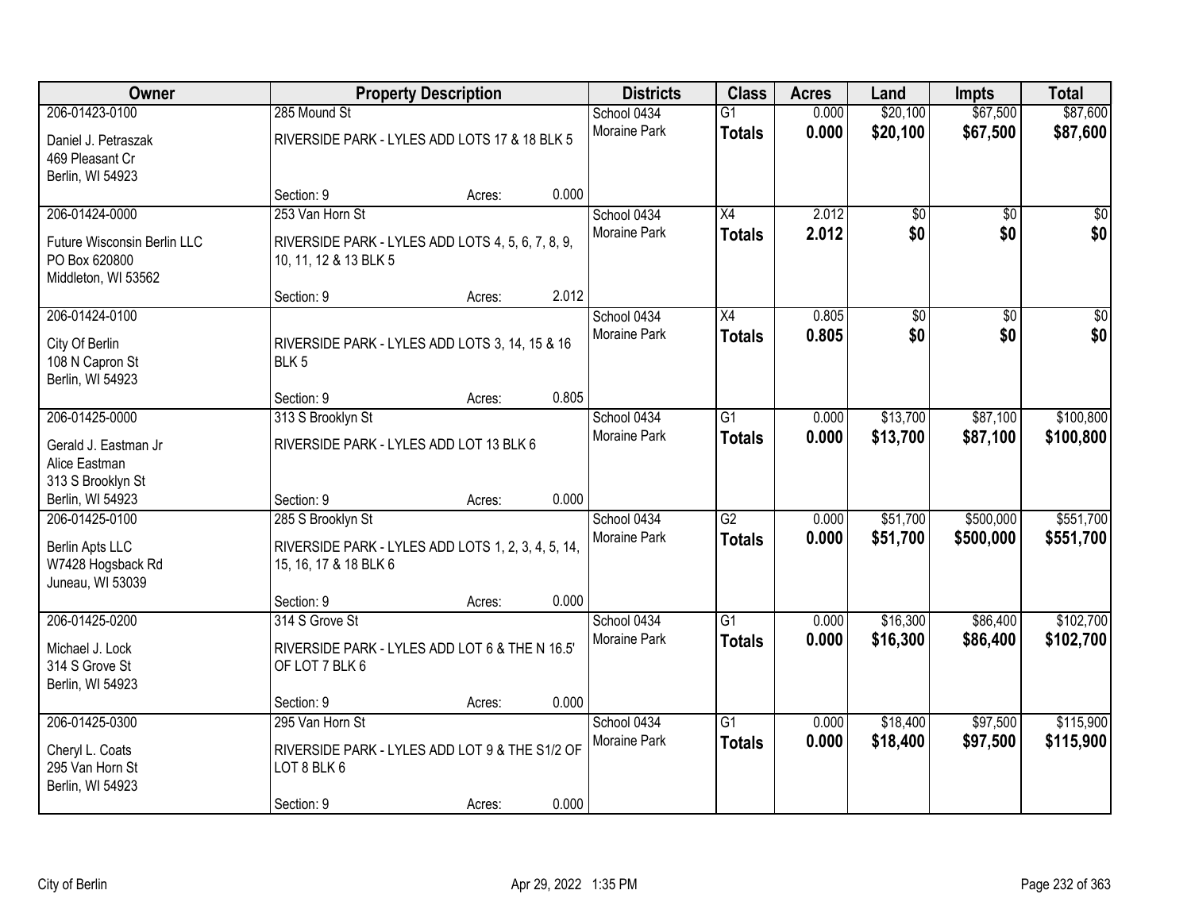| Owner | Property Description | | | Districts | Class | Acres | Land | Impts | Total |
|---|---|---|---|---|---|---|---|---|---|
| 206-01423-0100 | 285 Mound St | | | School 0434 | G1 | 0.000 | $20,100 | $67,500 | $87,600 |
| Daniel J. Petraszak<br>469 Pleasant Cr<br>Berlin, WI 54923 | RIVERSIDE PARK - LYLES ADD LOTS 17 & 18 BLK 5 | | | Moraine Park | **Totals** | **0.000** | **$20,100** | **$67,500** | **$87,600** |
| | Section: 9 | Acres: | 0.000 | | | | | | |
| 206-01424-0000 | 253 Van Horn St | | | School 0434 | X4 | 2.012 | $0 | $0 | $0 |
| Future Wisconsin Berlin LLC<br>PO Box 620800<br>Middleton, WI 53562 | RIVERSIDE PARK - LYLES ADD LOTS 4, 5, 6, 7, 8, 9, 10, 11, 12 & 13 BLK 5 | | | Moraine Park | **Totals** | **2.012** | **$0** | **$0** | **$0** |
| | Section: 9 | Acres: | 2.012 | | | | | | |
| 206-01424-0100 | | | | School 0434 | X4 | 0.805 | $0 | $0 | $0 |
| City Of Berlin<br>108 N Capron St<br>Berlin, WI 54923 | RIVERSIDE PARK - LYLES ADD LOTS 3, 14, 15 & 16 BLK 5 | | | Moraine Park | **Totals** | **0.805** | **$0** | **$0** | **$0** |
| | Section: 9 | Acres: | 0.805 | | | | | | |
| 206-01425-0000 | 313 S Brooklyn St | | | School 0434 | G1 | 0.000 | $13,700 | $87,100 | $100,800 |
| Gerald J. Eastman Jr<br>Alice Eastman<br>313 S Brooklyn St<br>Berlin, WI 54923 | RIVERSIDE PARK - LYLES ADD LOT 13 BLK 6 | | | Moraine Park | **Totals** | **0.000** | **$13,700** | **$87,100** | **$100,800** |
| | Section: 9 | Acres: | 0.000 | | | | | | |
| 206-01425-0100 | 285 S Brooklyn St | | | School 0434 | G2 | 0.000 | $51,700 | $500,000 | $551,700 |
| Berlin Apts LLC<br>W7428 Hogsback Rd<br>Juneau, WI 53039 | RIVERSIDE PARK - LYLES ADD LOTS 1, 2, 3, 4, 5, 14, 15, 16, 17 & 18 BLK 6 | | | Moraine Park | **Totals** | **0.000** | **$51,700** | **$500,000** | **$551,700** |
| | Section: 9 | Acres: | 0.000 | | | | | | |
| 206-01425-0200 | 314 S Grove St | | | School 0434 | G1 | 0.000 | $16,300 | $86,400 | $102,700 |
| Michael J. Lock<br>314 S Grove St<br>Berlin, WI 54923 | RIVERSIDE PARK - LYLES ADD LOT 6 & THE N 16.5' OF LOT 7 BLK 6 | | | Moraine Park | **Totals** | **0.000** | **$16,300** | **$86,400** | **$102,700** |
| | Section: 9 | Acres: | 0.000 | | | | | | |
| 206-01425-0300 | 295 Van Horn St | | | School 0434 | G1 | 0.000 | $18,400 | $97,500 | $115,900 |
| Cheryl L. Coats<br>295 Van Horn St<br>Berlin, WI 54923 | RIVERSIDE PARK - LYLES ADD LOT 9 & THE S1/2 OF LOT 8 BLK 6 | | | Moraine Park | **Totals** | **0.000** | **$18,400** | **$97,500** | **$115,900** |
| | Section: 9 | Acres: | 0.000 | | | | | | |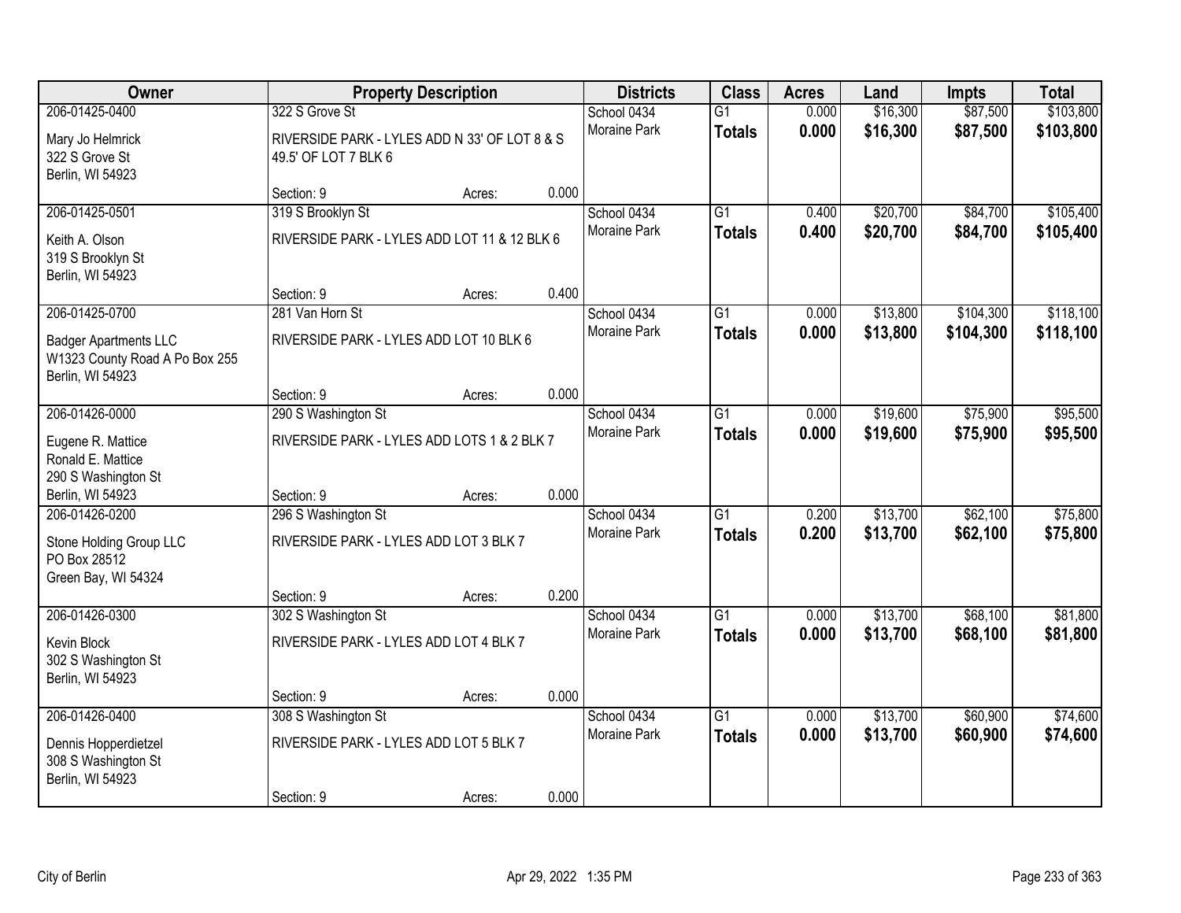| Owner | Property Description | Districts | Class | Acres | Land | Impts | Total |
|---|---|---|---|---|---|---|---|
| 206-01425-0400<br>Mary Jo Helmrick<br>322 S Grove St<br>Berlin, WI 54923 | 322 S Grove St<br>RIVERSIDE PARK - LYLES ADD N 33' OF LOT 8 & S 49.5' OF LOT 7 BLK 6<br>Section: 9 Acres: 0.000 | School 0434<br>Moraine Park | G1<br>**Totals** | 0.000<br>**0.000** | $16,300<br>**$16,300** | $87,500<br>**$87,500** | $103,800<br>**$103,800** |
| 206-01425-0501<br>Keith A. Olson<br>319 S Brooklyn St<br>Berlin, WI 54923 | 319 S Brooklyn St<br>RIVERSIDE PARK - LYLES ADD LOT 11 & 12 BLK 6<br>Section: 9 Acres: 0.400 | School 0434<br>Moraine Park | G1<br>**Totals** | 0.400<br>**0.400** | $20,700<br>**$20,700** | $84,700<br>**$84,700** | $105,400<br>**$105,400** |
| 206-01425-0700<br>Badger Apartments LLC<br>W1323 County Road A Po Box 255<br>Berlin, WI 54923 | 281 Van Horn St<br>RIVERSIDE PARK - LYLES ADD LOT 10 BLK 6<br>Section: 9 Acres: 0.000 | School 0434<br>Moraine Park | G1<br>**Totals** | 0.000<br>**0.000** | $13,800<br>**$13,800** | $104,300<br>**$104,300** | $118,100<br>**$118,100** |
| 206-01426-0000<br>Eugene R. Mattice<br>Ronald E. Mattice<br>290 S Washington St<br>Berlin, WI 54923 | 290 S Washington St<br>RIVERSIDE PARK - LYLES ADD LOTS 1 & 2 BLK 7<br>Section: 9 Acres: 0.000 | School 0434<br>Moraine Park | G1<br>**Totals** | 0.000<br>**0.000** | $19,600<br>**$19,600** | $75,900<br>**$75,900** | $95,500<br>**$95,500** |
| 206-01426-0200<br>Stone Holding Group LLC<br>PO Box 28512<br>Green Bay, WI 54324 | 296 S Washington St<br>RIVERSIDE PARK - LYLES ADD LOT 3 BLK 7<br>Section: 9 Acres: 0.200 | School 0434<br>Moraine Park | G1<br>**Totals** | 0.200<br>**0.200** | $13,700<br>**$13,700** | $62,100<br>**$62,100** | $75,800<br>**$75,800** |
| 206-01426-0300<br>Kevin Block<br>302 S Washington St<br>Berlin, WI 54923 | 302 S Washington St<br>RIVERSIDE PARK - LYLES ADD LOT 4 BLK 7<br>Section: 9 Acres: 0.000 | School 0434<br>Moraine Park | G1<br>**Totals** | 0.000<br>**0.000** | $13,700<br>**$13,700** | $68,100<br>**$68,100** | $81,800<br>**$81,800** |
| 206-01426-0400<br>Dennis Hopperdietzel<br>308 S Washington St<br>Berlin, WI 54923 | 308 S Washington St<br>RIVERSIDE PARK - LYLES ADD LOT 5 BLK 7<br>Section: 9 Acres: 0.000 | School 0434<br>Moraine Park | G1<br>**Totals** | 0.000<br>**0.000** | $13,700<br>**$13,700** | $60,900<br>**$60,900** | $74,600<br>**$74,600** |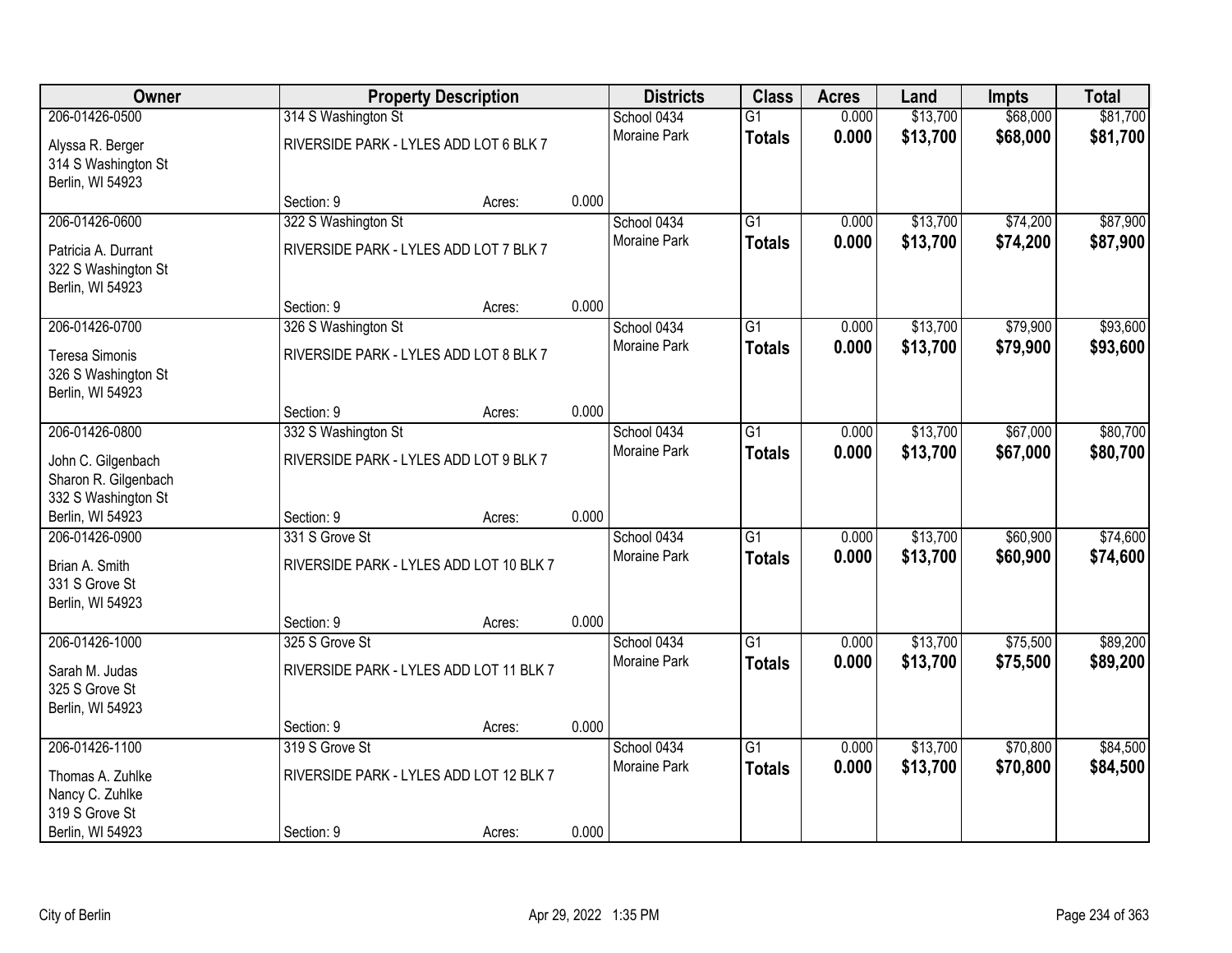| Owner | Property Description | | | Districts | Class | Acres | Land | Impts | Total |
|---|---|---|---|---|---|---|---|---|---|
| 206-01426-0500 | 314 S Washington St | | | School 0434 | G1 | 0.000 | $13,700 | $68,000 | $81,700 |
| Alyssa R. Berger<br>314 S Washington St<br>Berlin, WI 54923 | RIVERSIDE PARK - LYLES ADD LOT 6 BLK 7 | | | Moraine Park | **Totals** | **0.000** | **$13,700** | **$68,000** | **$81,700** |
| | Section: 9 | Acres: | 0.000 | | | | | | |
| 206-01426-0600 | 322 S Washington St | | | School 0434 | G1 | 0.000 | $13,700 | $74,200 | $87,900 |
| Patricia A. Durrant<br>322 S Washington St<br>Berlin, WI 54923 | RIVERSIDE PARK - LYLES ADD LOT 7 BLK 7 | | | Moraine Park | **Totals** | **0.000** | **$13,700** | **$74,200** | **$87,900** |
| | Section: 9 | Acres: | 0.000 | | | | | | |
| 206-01426-0700 | 326 S Washington St | | | School 0434 | G1 | 0.000 | $13,700 | $79,900 | $93,600 |
| Teresa Simonis<br>326 S Washington St<br>Berlin, WI 54923 | RIVERSIDE PARK - LYLES ADD LOT 8 BLK 7 | | | Moraine Park | **Totals** | **0.000** | **$13,700** | **$79,900** | **$93,600** |
| | Section: 9 | Acres: | 0.000 | | | | | | |
| 206-01426-0800 | 332 S Washington St | | | School 0434 | G1 | 0.000 | $13,700 | $67,000 | $80,700 |
| John C. Gilgenbach<br>Sharon R. Gilgenbach<br>332 S Washington St<br>Berlin, WI 54923 | RIVERSIDE PARK - LYLES ADD LOT 9 BLK 7 | | | Moraine Park | **Totals** | **0.000** | **$13,700** | **$67,000** | **$80,700** |
| | Section: 9 | Acres: | 0.000 | | | | | | |
| 206-01426-0900 | 331 S Grove St | | | School 0434 | G1 | 0.000 | $13,700 | $60,900 | $74,600 |
| Brian A. Smith<br>331 S Grove St<br>Berlin, WI 54923 | RIVERSIDE PARK - LYLES ADD LOT 10 BLK 7 | | | Moraine Park | **Totals** | **0.000** | **$13,700** | **$60,900** | **$74,600** |
| | Section: 9 | Acres: | 0.000 | | | | | | |
| 206-01426-1000 | 325 S Grove St | | | School 0434 | G1 | 0.000 | $13,700 | $75,500 | $89,200 |
| Sarah M. Judas<br>325 S Grove St<br>Berlin, WI 54923 | RIVERSIDE PARK - LYLES ADD LOT 11 BLK 7 | | | Moraine Park | **Totals** | **0.000** | **$13,700** | **$75,500** | **$89,200** |
| | Section: 9 | Acres: | 0.000 | | | | | | |
| 206-01426-1100 | 319 S Grove St | | | School 0434 | G1 | 0.000 | $13,700 | $70,800 | $84,500 |
| Thomas A. Zuhlke<br>Nancy C. Zuhlke<br>319 S Grove St<br>Berlin, WI 54923 | RIVERSIDE PARK - LYLES ADD LOT 12 BLK 7 | | | Moraine Park | **Totals** | **0.000** | **$13,700** | **$70,800** | **$84,500** |
| | Section: 9 | Acres: | 0.000 | | | | | | |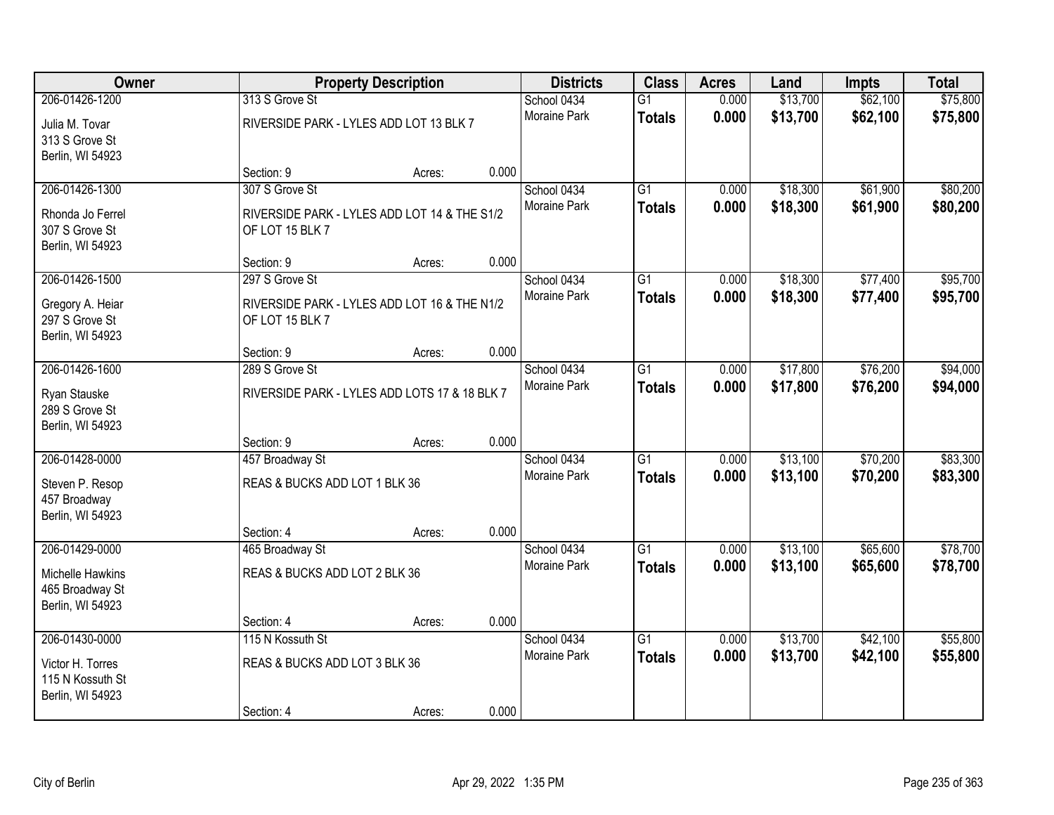| Owner | Property Description | Districts | Class | Acres | Land | Impts | Total |
|---|---|---|---|---|---|---|---|
| 206-01426-1200<br>Julia M. Tovar<br>313 S Grove St<br>Berlin, WI 54923 | 313 S Grove St<br>RIVERSIDE PARK - LYLES ADD LOT 13 BLK 7<br>Section: 9 Acres: 0.000 | School 0434<br>Moraine Park | G1<br>**Totals** | 0.000<br>**0.000** | $13,700<br>**$13,700** | $62,100<br>**$62,100** | $75,800<br>**$75,800** |
| 206-01426-1300<br>Rhonda Jo Ferrel<br>307 S Grove St<br>Berlin, WI 54923 | 307 S Grove St<br>RIVERSIDE PARK - LYLES ADD LOT 14 & THE S1/2 OF LOT 15 BLK 7<br>Section: 9 Acres: 0.000 | School 0434<br>Moraine Park | G1<br>**Totals** | 0.000<br>**0.000** | $18,300<br>**$18,300** | $61,900<br>**$61,900** | $80,200<br>**$80,200** |
| 206-01426-1500<br>Gregory A. Heiar<br>297 S Grove St<br>Berlin, WI 54923 | 297 S Grove St<br>RIVERSIDE PARK - LYLES ADD LOT 16 & THE N1/2 OF LOT 15 BLK 7<br>Section: 9 Acres: 0.000 | School 0434<br>Moraine Park | G1<br>**Totals** | 0.000<br>**0.000** | $18,300<br>**$18,300** | $77,400<br>**$77,400** | $95,700<br>**$95,700** |
| 206-01426-1600<br>Ryan Stauske<br>289 S Grove St<br>Berlin, WI 54923 | 289 S Grove St<br>RIVERSIDE PARK - LYLES ADD LOTS 17 & 18 BLK 7<br>Section: 9 Acres: 0.000 | School 0434<br>Moraine Park | G1<br>**Totals** | 0.000<br>**0.000** | $17,800<br>**$17,800** | $76,200<br>**$76,200** | $94,000<br>**$94,000** |
| 206-01428-0000<br>Steven P. Resop<br>457 Broadway<br>Berlin, WI 54923 | 457 Broadway St<br>REAS & BUCKS ADD LOT 1 BLK 36<br>Section: 4 Acres: 0.000 | School 0434<br>Moraine Park | G1<br>**Totals** | 0.000<br>**0.000** | $13,100<br>**$13,100** | $70,200<br>**$70,200** | $83,300<br>**$83,300** |
| 206-01429-0000<br>Michelle Hawkins<br>465 Broadway St<br>Berlin, WI 54923 | 465 Broadway St<br>REAS & BUCKS ADD LOT 2 BLK 36<br>Section: 4 Acres: 0.000 | School 0434<br>Moraine Park | G1<br>**Totals** | 0.000<br>**0.000** | $13,100<br>**$13,100** | $65,600<br>**$65,600** | $78,700<br>**$78,700** |
| 206-01430-0000<br>Victor H. Torres<br>115 N Kossuth St<br>Berlin, WI 54923 | 115 N Kossuth St<br>REAS & BUCKS ADD LOT 3 BLK 36<br>Section: 4 Acres: 0.000 | School 0434<br>Moraine Park | G1<br>**Totals** | 0.000<br>**0.000** | $13,700<br>**$13,700** | $42,100<br>**$42,100** | $55,800<br>**$55,800** |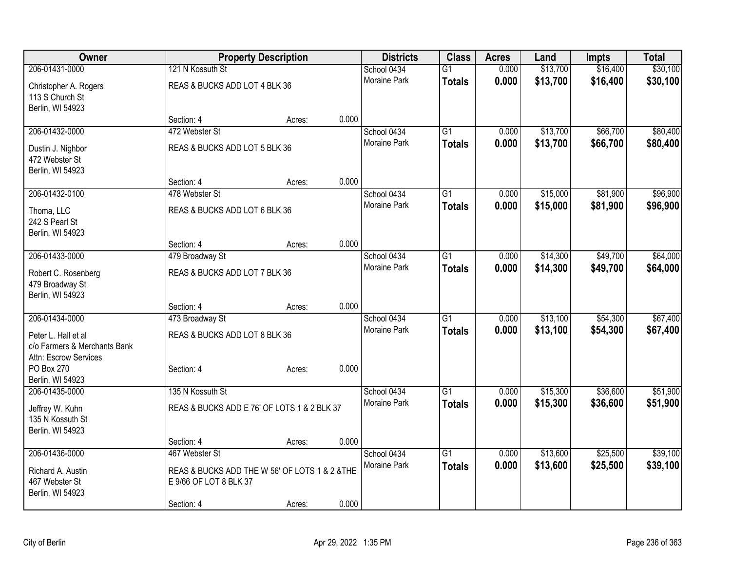| Owner | Property Description | | | Districts | Class | Acres | Land | Impts | Total |
|---|---|---|---|---|---|---|---|---|---|
| 206-01431-0000 | 121 N Kossuth St | | | School 0434 | G1 | 0.000 | $13,700 | $16,400 | $30,100 |
| Christopher A. Rogers<br>113 S Church St<br>Berlin, WI 54923 | REAS & BUCKS ADD LOT 4 BLK 36 | | | Moraine Park | **Totals** | **0.000** | **$13,700** | **$16,400** | **$30,100** |
| | Section: 4 | Acres: | 0.000 | | | | | | |
| 206-01432-0000 | 472 Webster St | | | School 0434 | G1 | 0.000 | $13,700 | $66,700 | $80,400 |
| Dustin J. Nighbor<br>472 Webster St<br>Berlin, WI 54923 | REAS & BUCKS ADD LOT 5 BLK 36 | | | Moraine Park | **Totals** | **0.000** | **$13,700** | **$66,700** | **$80,400** |
| | Section: 4 | Acres: | 0.000 | | | | | | |
| 206-01432-0100 | 478 Webster St | | | School 0434 | G1 | 0.000 | $15,000 | $81,900 | $96,900 |
| Thoma, LLC<br>242 S Pearl St<br>Berlin, WI 54923 | REAS & BUCKS ADD LOT 6 BLK 36 | | | Moraine Park | **Totals** | **0.000** | **$15,000** | **$81,900** | **$96,900** |
| | Section: 4 | Acres: | 0.000 | | | | | | |
| 206-01433-0000 | 479 Broadway St | | | School 0434 | G1 | 0.000 | $14,300 | $49,700 | $64,000 |
| Robert C. Rosenberg<br>479 Broadway St<br>Berlin, WI 54923 | REAS & BUCKS ADD LOT 7 BLK 36 | | | Moraine Park | **Totals** | **0.000** | **$14,300** | **$49,700** | **$64,000** |
| | Section: 4 | Acres: | 0.000 | | | | | | |
| 206-01434-0000 | 473 Broadway St | | | School 0434 | G1 | 0.000 | $13,100 | $54,300 | $67,400 |
| Peter L. Hall et al<br>c/o Farmers & Merchants Bank<br>Attn: Escrow Services | REAS & BUCKS ADD LOT 8 BLK 36 | | | Moraine Park | **Totals** | **0.000** | **$13,100** | **$54,300** | **$67,400** |
| PO Box 270<br>Berlin, WI 54923 | Section: 4 | Acres: | 0.000 | | | | | | |
| 206-01435-0000 | 135 N Kossuth St | | | School 0434 | G1 | 0.000 | $15,300 | $36,600 | $51,900 |
| Jeffrey W. Kuhn<br>135 N Kossuth St<br>Berlin, WI 54923 | REAS & BUCKS ADD E 76' OF LOTS 1 & 2 BLK 37 | | | Moraine Park | **Totals** | **0.000** | **$15,300** | **$36,600** | **$51,900** |
| | Section: 4 | Acres: | 0.000 | | | | | | |
| 206-01436-0000 | 467 Webster St | | | School 0434 | G1 | 0.000 | $13,600 | $25,500 | $39,100 |
| Richard A. Austin<br>467 Webster St<br>Berlin, WI 54923 | REAS & BUCKS ADD THE W 56' OF LOTS 1 & 2 &THE E 9/66 OF LOT 8 BLK 37 | | | Moraine Park | **Totals** | **0.000** | **$13,600** | **$25,500** | **$39,100** |
| | Section: 4 | Acres: | 0.000 | | | | | | |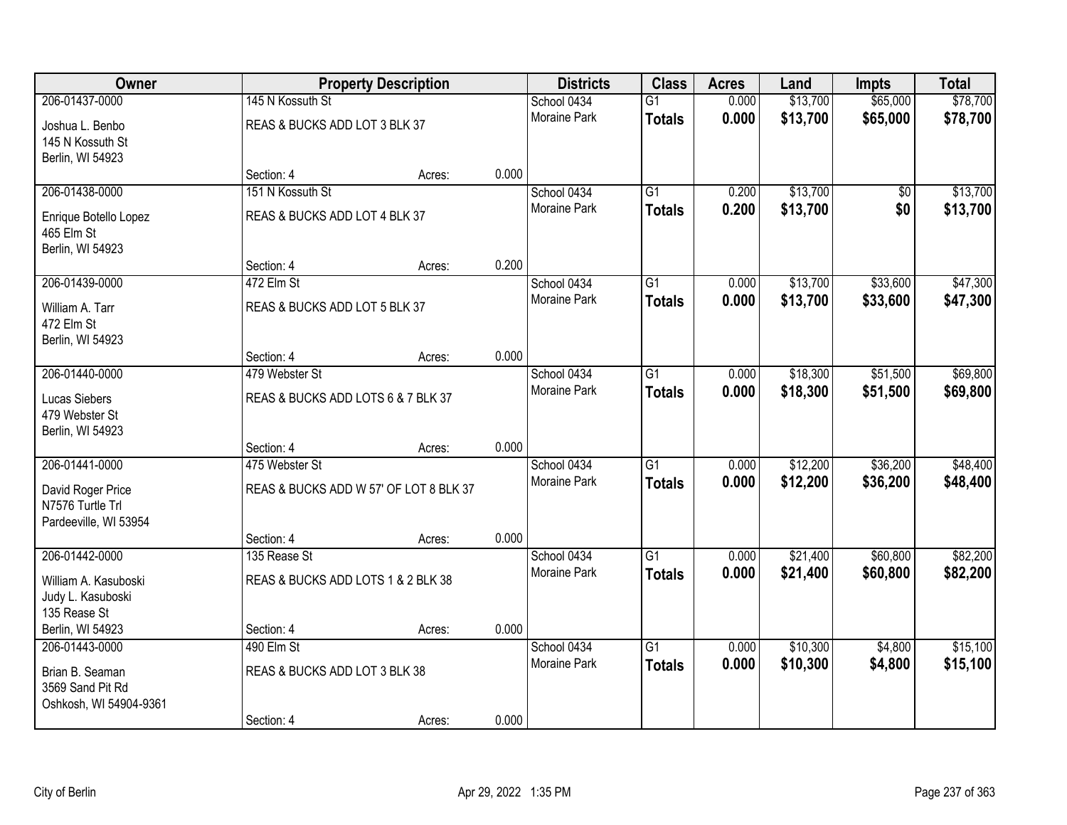| Owner | Property Description | | | Districts | Class | Acres | Land | Impts | Total |
|---|---|---|---|---|---|---|---|---|---|
| 206-01437-0000 | 145 N Kossuth St | | | School 0434 | G1 | 0.000 | $13,700 | $65,000 | $78,700 |
| Joshua L. Benbo<br>145 N Kossuth St<br>Berlin, WI 54923 | REAS & BUCKS ADD LOT 3 BLK 37 | | | Moraine Park | **Totals** | **0.000** | **$13,700** | **$65,000** | **$78,700** |
| | Section: 4 | Acres: | 0.000 | | | | | | |
| 206-01438-0000 | 151 N Kossuth St | | | School 0434 | G1 | 0.200 | $13,700 | $0 | $13,700 |
| Enrique Botello Lopez<br>465 Elm St<br>Berlin, WI 54923 | REAS & BUCKS ADD LOT 4 BLK 37 | | | Moraine Park | **Totals** | **0.200** | **$13,700** | **$0** | **$13,700** |
| | Section: 4 | Acres: | 0.200 | | | | | | |
| 206-01439-0000 | 472 Elm St | | | School 0434 | G1 | 0.000 | $13,700 | $33,600 | $47,300 |
| William A. Tarr<br>472 Elm St<br>Berlin, WI 54923 | REAS & BUCKS ADD LOT 5 BLK 37 | | | Moraine Park | **Totals** | **0.000** | **$13,700** | **$33,600** | **$47,300** |
| | Section: 4 | Acres: | 0.000 | | | | | | |
| 206-01440-0000 | 479 Webster St | | | School 0434 | G1 | 0.000 | $18,300 | $51,500 | $69,800 |
| Lucas Siebers<br>479 Webster St<br>Berlin, WI 54923 | REAS & BUCKS ADD LOTS 6 & 7 BLK 37 | | | Moraine Park | **Totals** | **0.000** | **$18,300** | **$51,500** | **$69,800** |
| | Section: 4 | Acres: | 0.000 | | | | | | |
| 206-01441-0000 | 475 Webster St | | | School 0434 | G1 | 0.000 | $12,200 | $36,200 | $48,400 |
| David Roger Price<br>N7576 Turtle Trl<br>Pardeeville, WI 53954 | REAS & BUCKS ADD W 57' OF LOT 8 BLK 37 | | | Moraine Park | **Totals** | **0.000** | **$12,200** | **$36,200** | **$48,400** |
| | Section: 4 | Acres: | 0.000 | | | | | | |
| 206-01442-0000 | 135 Rease St | | | School 0434 | G1 | 0.000 | $21,400 | $60,800 | $82,200 |
| William A. Kasuboski<br>Judy L. Kasuboski<br>135 Rease St<br>Berlin, WI 54923 | REAS & BUCKS ADD LOTS 1 & 2 BLK 38 | | | Moraine Park | **Totals** | **0.000** | **$21,400** | **$60,800** | **$82,200** |
| | Section: 4 | Acres: | 0.000 | | | | | | |
| 206-01443-0000 | 490 Elm St | | | School 0434 | G1 | 0.000 | $10,300 | $4,800 | $15,100 |
| Brian B. Seaman<br>3569 Sand Pit Rd<br>Oshkosh, WI 54904-9361 | REAS & BUCKS ADD LOT 3 BLK 38 | | | Moraine Park | **Totals** | **0.000** | **$10,300** | **$4,800** | **$15,100** |
| | Section: 4 | Acres: | 0.000 | | | | | | |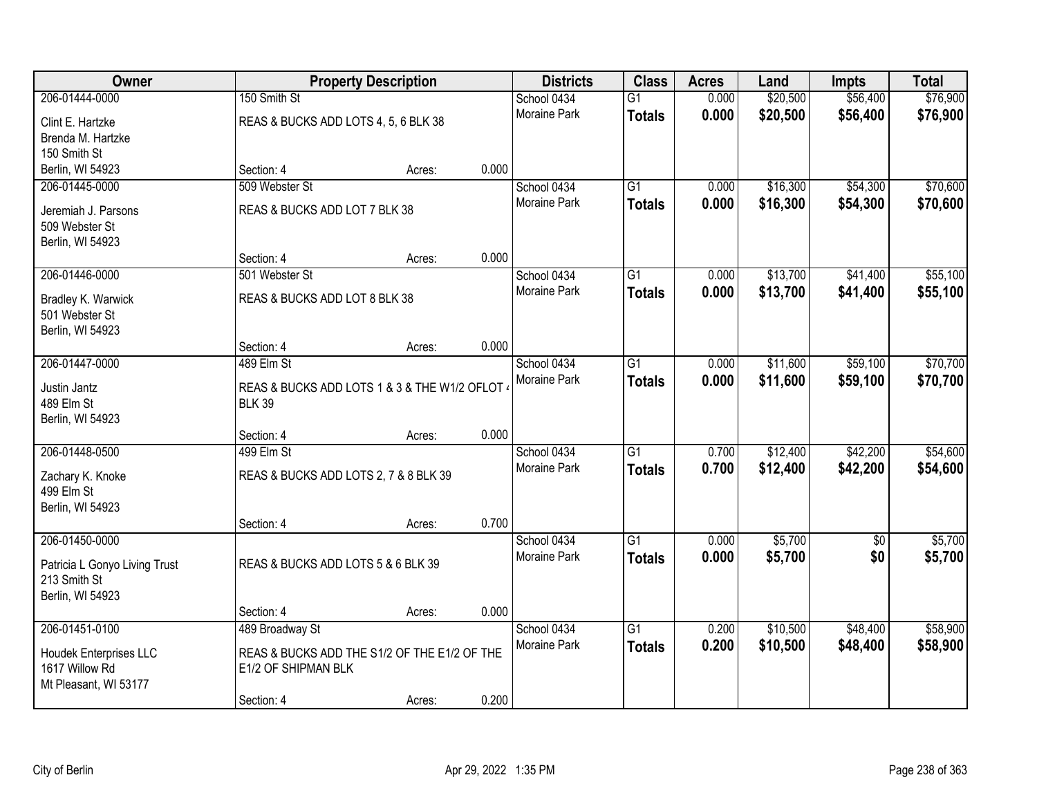| Owner | Property Description | | | Districts | Class | Acres | Land | Impts | Total |
|---|---|---|---|---|---|---|---|---|---|
| 206-01444-0000 | 150 Smith St | | | School 0434 | G1 | 0.000 | $20,500 | $56,400 | $76,900 |
| Clint E. Hartzke<br>Brenda M. Hartzke<br>150 Smith St<br>Berlin, WI 54923 | REAS & BUCKS ADD LOTS 4, 5, 6 BLK 38 | | | Moraine Park | **Totals** | **0.000** | **$20,500** | **$56,400** | **$76,900** |
| | Section: 4 | Acres: | 0.000 | | | | | | |
| 206-01445-0000 | 509 Webster St | | | School 0434 | G1 | 0.000 | $16,300 | $54,300 | $70,600 |
| Jeremiah J. Parsons<br>509 Webster St<br>Berlin, WI 54923 | REAS & BUCKS ADD LOT 7 BLK 38 | | | Moraine Park | **Totals** | **0.000** | **$16,300** | **$54,300** | **$70,600** |
| | Section: 4 | Acres: | 0.000 | | | | | | |
| 206-01446-0000 | 501 Webster St | | | School 0434 | G1 | 0.000 | $13,700 | $41,400 | $55,100 |
| Bradley K. Warwick<br>501 Webster St<br>Berlin, WI 54923 | REAS & BUCKS ADD LOT 8 BLK 38 | | | Moraine Park | **Totals** | **0.000** | **$13,700** | **$41,400** | **$55,100** |
| | Section: 4 | Acres: | 0.000 | | | | | | |
| 206-01447-0000 | 489 Elm St | | | School 0434 | G1 | 0.000 | $11,600 | $59,100 | $70,700 |
| Justin Jantz<br>489 Elm St<br>Berlin, WI 54923 | REAS & BUCKS ADD LOTS 1 & 3 & THE W1/2 OFLOT 4 BLK 39 | | | Moraine Park | **Totals** | **0.000** | **$11,600** | **$59,100** | **$70,700** |
| | Section: 4 | Acres: | 0.000 | | | | | | |
| 206-01448-0500 | 499 Elm St | | | School 0434 | G1 | 0.700 | $12,400 | $42,200 | $54,600 |
| Zachary K. Knoke<br>499 Elm St<br>Berlin, WI 54923 | REAS & BUCKS ADD LOTS 2, 7 & 8 BLK 39 | | | Moraine Park | **Totals** | **0.700** | **$12,400** | **$42,200** | **$54,600** |
| | Section: 4 | Acres: | 0.700 | | | | | | |
| 206-01450-0000 | | | | School 0434 | G1 | 0.000 | $5,700 | $0 | $5,700 |
| Patricia L Gonyo Living Trust<br>213 Smith St<br>Berlin, WI 54923 | REAS & BUCKS ADD LOTS 5 & 6 BLK 39 | | | Moraine Park | **Totals** | **0.000** | **$5,700** | **$0** | **$5,700** |
| | Section: 4 | Acres: | 0.000 | | | | | | |
| 206-01451-0100 | 489 Broadway St | | | School 0434 | G1 | 0.200 | $10,500 | $48,400 | $58,900 |
| Houdek Enterprises LLC<br>1617 Willow Rd<br>Mt Pleasant, WI 53177 | REAS & BUCKS ADD THE S1/2 OF THE E1/2 OF THE E1/2 OF SHIPMAN BLK | | | Moraine Park | **Totals** | **0.200** | **$10,500** | **$48,400** | **$58,900** |
| | Section: 4 | Acres: | 0.200 | | | | | | |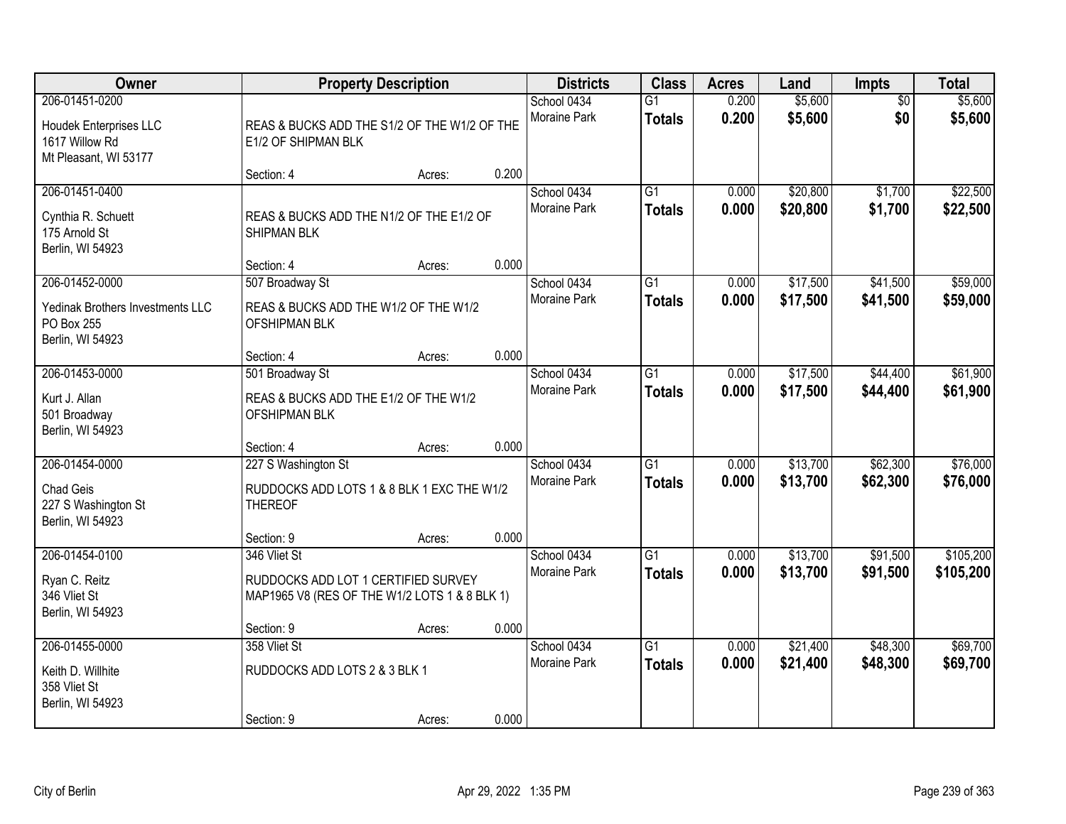| Owner | Property Description | Districts | Class | Acres | Land | Impts | Total |
|---|---|---|---|---|---|---|---|
| 206-01451-0200<br>Houdek Enterprises LLC<br>1617 Willow Rd<br>Mt Pleasant, WI 53177 | REAS & BUCKS ADD THE S1/2 OF THE W1/2 OF THE E1/2 OF SHIPMAN BLK<br>Section: 4 Acres: 0.200 | School 0434<br>Moraine Park | G1<br>**Totals** | 0.200<br>**0.200** | $5,600<br>**$5,600** | $0<br>**$0** | $5,600<br>**$5,600** |
| 206-01451-0400<br>Cynthia R. Schuett<br>175 Arnold St<br>Berlin, WI 54923 | REAS & BUCKS ADD THE N1/2 OF THE E1/2 OF SHIPMAN BLK<br>Section: 4 Acres: 0.000 | School 0434<br>Moraine Park | G1<br>**Totals** | 0.000<br>**0.000** | $20,800<br>**$20,800** | $1,700<br>**$1,700** | $22,500<br>**$22,500** |
| 206-01452-0000<br>Yedinak Brothers Investments LLC<br>PO Box 255<br>Berlin, WI 54923 | 507 Broadway St<br>REAS & BUCKS ADD THE W1/2 OF THE W1/2 OFSHIPMAN BLK<br>Section: 4 Acres: 0.000 | School 0434<br>Moraine Park | G1<br>**Totals** | 0.000<br>**0.000** | $17,500<br>**$17,500** | $41,500<br>**$41,500** | $59,000<br>**$59,000** |
| 206-01453-0000<br>Kurt J. Allan<br>501 Broadway<br>Berlin, WI 54923 | 501 Broadway St<br>REAS & BUCKS ADD THE E1/2 OF THE W1/2 OFSHIPMAN BLK<br>Section: 4 Acres: 0.000 | School 0434<br>Moraine Park | G1<br>**Totals** | 0.000<br>**0.000** | $17,500<br>**$17,500** | $44,400<br>**$44,400** | $61,900<br>**$61,900** |
| 206-01454-0000<br>Chad Geis<br>227 S Washington St<br>Berlin, WI 54923 | 227 S Washington St<br>RUDDOCKS ADD LOTS 1 & 8 BLK 1 EXC THE W1/2 THEREOF<br>Section: 9 Acres: 0.000 | School 0434<br>Moraine Park | G1<br>**Totals** | 0.000<br>**0.000** | $13,700<br>**$13,700** | $62,300<br>**$62,300** | $76,000<br>**$76,000** |
| 206-01454-0100<br>Ryan C. Reitz<br>346 Vliet St<br>Berlin, WI 54923 | 346 Vliet St<br>RUDDOCKS ADD LOT 1 CERTIFIED SURVEY MAP1965 V8 (RES OF THE W1/2 LOTS 1 & 8 BLK 1)<br>Section: 9 Acres: 0.000 | School 0434<br>Moraine Park | G1<br>**Totals** | 0.000<br>**0.000** | $13,700<br>**$13,700** | $91,500<br>**$91,500** | $105,200<br>**$105,200** |
| 206-01455-0000<br>Keith D. Willhite<br>358 Vliet St<br>Berlin, WI 54923 | 358 Vliet St<br>RUDDOCKS ADD LOTS 2 & 3 BLK 1<br>Section: 9 Acres: 0.000 | School 0434<br>Moraine Park | G1<br>**Totals** | 0.000<br>**0.000** | $21,400<br>**$21,400** | $48,300<br>**$48,300** | $69,700<br>**$69,700** |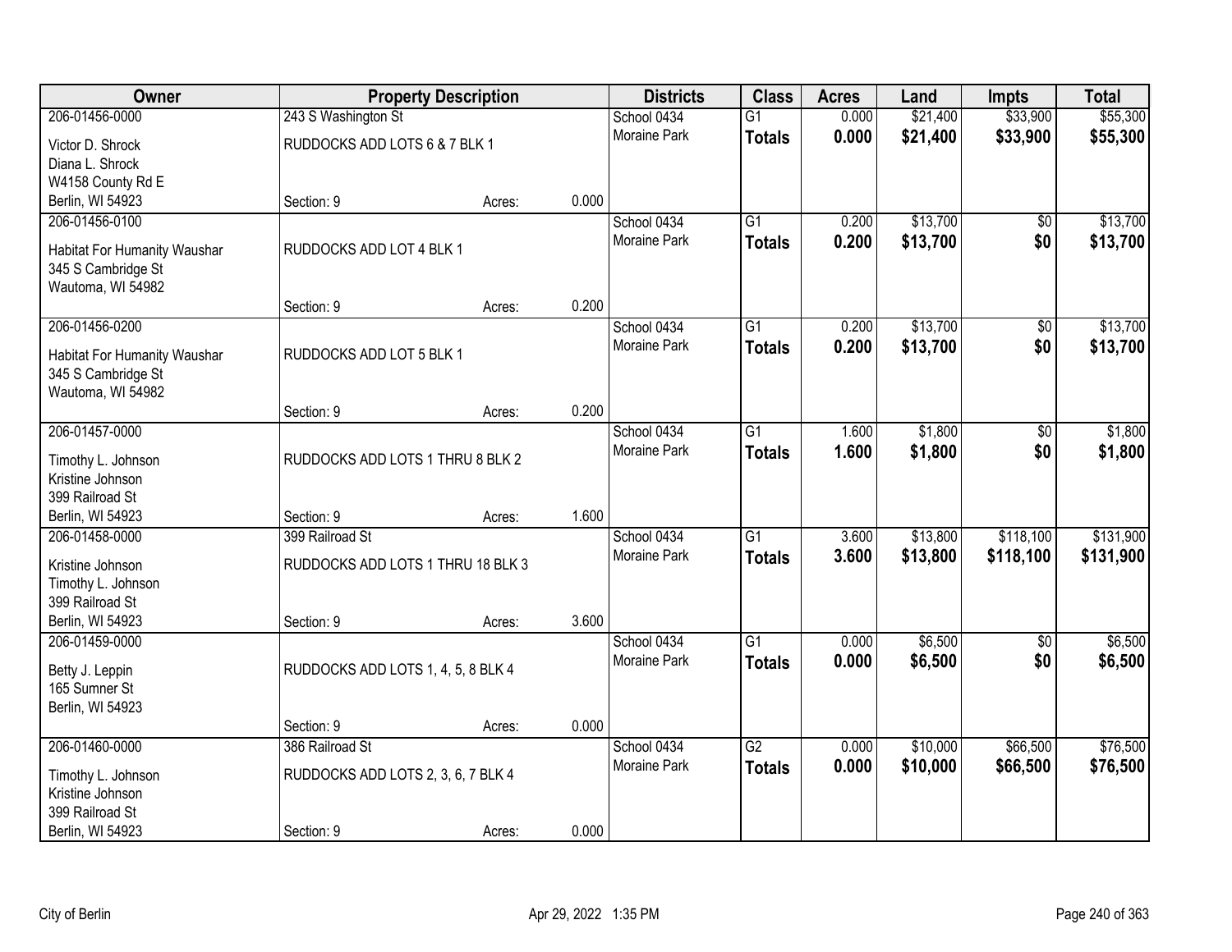| Owner | Property Description | | | Districts | Class | Acres | Land | Impts | Total |
|---|---|---|---|---|---|---|---|---|---|
| 206-01456-0000 | 243 S Washington St | | | School 0434 | G1 | 0.000 | $21,400 | $33,900 | $55,300 |
| Victor D. Shrock<br>Diana L. Shrock<br>W4158 County Rd E<br>Berlin, WI 54923 | RUDDOCKS ADD LOTS 6 & 7 BLK 1 | | | Moraine Park | **Totals** | **0.000** | **$21,400** | **$33,900** | **$55,300** |
| | Section: 9 | Acres: | 0.000 | | | | | | |
| 206-01456-0100 | | | | School 0434 | G1 | 0.200 | $13,700 | $0 | $13,700 |
| Habitat For Humanity Waushar<br>345 S Cambridge St<br>Wautoma, WI 54982 | RUDDOCKS ADD LOT 4 BLK 1 | | | Moraine Park | **Totals** | **0.200** | **$13,700** | **$0** | **$13,700** |
| | Section: 9 | Acres: | 0.200 | | | | | | |
| 206-01456-0200 | | | | School 0434 | G1 | 0.200 | $13,700 | $0 | $13,700 |
| Habitat For Humanity Waushar<br>345 S Cambridge St<br>Wautoma, WI 54982 | RUDDOCKS ADD LOT 5 BLK 1 | | | Moraine Park | **Totals** | **0.200** | **$13,700** | **$0** | **$13,700** |
| | Section: 9 | Acres: | 0.200 | | | | | | |
| 206-01457-0000 | | | | School 0434 | G1 | 1.600 | $1,800 | $0 | $1,800 |
| Timothy L. Johnson<br>Kristine Johnson<br>399 Railroad St<br>Berlin, WI 54923 | RUDDOCKS ADD LOTS 1 THRU 8 BLK 2 | | | Moraine Park | **Totals** | **1.600** | **$1,800** | **$0** | **$1,800** |
| | Section: 9 | Acres: | 1.600 | | | | | | |
| 206-01458-0000 | 399 Railroad St | | | School 0434 | G1 | 3.600 | $13,800 | $118,100 | $131,900 |
| Kristine Johnson<br>Timothy L. Johnson<br>399 Railroad St<br>Berlin, WI 54923 | RUDDOCKS ADD LOTS 1 THRU 18 BLK 3 | | | Moraine Park | **Totals** | **3.600** | **$13,800** | **$118,100** | **$131,900** |
| | Section: 9 | Acres: | 3.600 | | | | | | |
| 206-01459-0000 | | | | School 0434 | G1 | 0.000 | $6,500 | $0 | $6,500 |
| Betty J. Leppin<br>165 Sumner St<br>Berlin, WI 54923 | RUDDOCKS ADD LOTS 1, 4, 5, 8 BLK 4 | | | Moraine Park | **Totals** | **0.000** | **$6,500** | **$0** | **$6,500** |
| | Section: 9 | Acres: | 0.000 | | | | | | |
| 206-01460-0000 | 386 Railroad St | | | School 0434 | G2 | 0.000 | $10,000 | $66,500 | $76,500 |
| Timothy L. Johnson<br>Kristine Johnson<br>399 Railroad St<br>Berlin, WI 54923 | RUDDOCKS ADD LOTS 2, 3, 6, 7 BLK 4 | | | Moraine Park | **Totals** | **0.000** | **$10,000** | **$66,500** | **$76,500** |
| | Section: 9 | Acres: | 0.000 | | | | | | |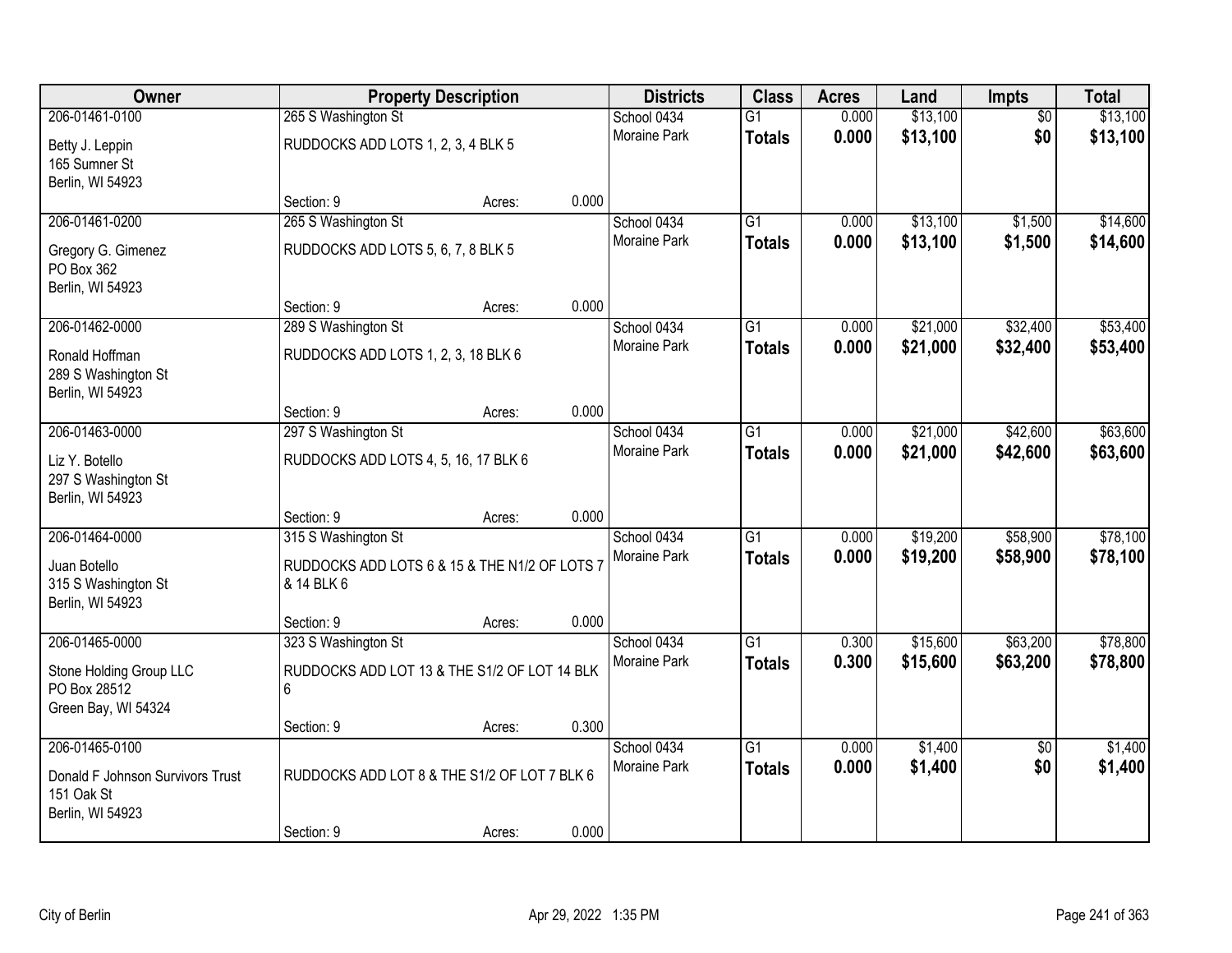| Owner | Property Description | | | Districts | Class | Acres | Land | Impts | Total |
|---|---|---|---|---|---|---|---|---|---|
| 206-01461-0100 | 265 S Washington St | | | School 0434 | G1 | 0.000 | $13,100 | $0 | $13,100 |
| Betty J. Leppin<br>165 Sumner St<br>Berlin, WI 54923 | RUDDOCKS ADD LOTS 1, 2, 3, 4 BLK 5 | | | Moraine Park | **Totals** | **0.000** | **$13,100** | **$0** | **$13,100** |
| | Section: 9 | Acres: | 0.000 | | | | | | |
| 206-01461-0200 | 265 S Washington St | | | School 0434 | G1 | 0.000 | $13,100 | $1,500 | $14,600 |
| Gregory G. Gimenez<br>PO Box 362<br>Berlin, WI 54923 | RUDDOCKS ADD LOTS 5, 6, 7, 8 BLK 5 | | | Moraine Park | **Totals** | **0.000** | **$13,100** | **$1,500** | **$14,600** |
| | Section: 9 | Acres: | 0.000 | | | | | | |
| 206-01462-0000 | 289 S Washington St | | | School 0434 | G1 | 0.000 | $21,000 | $32,400 | $53,400 |
| Ronald Hoffman<br>289 S Washington St<br>Berlin, WI 54923 | RUDDOCKS ADD LOTS 1, 2, 3, 18 BLK 6 | | | Moraine Park | **Totals** | **0.000** | **$21,000** | **$32,400** | **$53,400** |
| | Section: 9 | Acres: | 0.000 | | | | | | |
| 206-01463-0000 | 297 S Washington St | | | School 0434 | G1 | 0.000 | $21,000 | $42,600 | $63,600 |
| Liz Y. Botello<br>297 S Washington St<br>Berlin, WI 54923 | RUDDOCKS ADD LOTS 4, 5, 16, 17 BLK 6 | | | Moraine Park | **Totals** | **0.000** | **$21,000** | **$42,600** | **$63,600** |
| | Section: 9 | Acres: | 0.000 | | | | | | |
| 206-01464-0000 | 315 S Washington St | | | School 0434 | G1 | 0.000 | $19,200 | $58,900 | $78,100 |
| Juan Botello<br>315 S Washington St<br>Berlin, WI 54923 | RUDDOCKS ADD LOTS 6 & 15 & THE N1/2 OF LOTS 7 & 14 BLK 6 | | | Moraine Park | **Totals** | **0.000** | **$19,200** | **$58,900** | **$78,100** |
| | Section: 9 | Acres: | 0.000 | | | | | | |
| 206-01465-0000 | 323 S Washington St | | | School 0434 | G1 | 0.300 | $15,600 | $63,200 | $78,800 |
| Stone Holding Group LLC<br>PO Box 28512<br>Green Bay, WI 54324 | RUDDOCKS ADD LOT 13 & THE S1/2 OF LOT 14 BLK 6 | | | Moraine Park | **Totals** | **0.300** | **$15,600** | **$63,200** | **$78,800** |
| | Section: 9 | Acres: | 0.300 | | | | | | |
| 206-01465-0100 | | | | School 0434 | G1 | 0.000 | $1,400 | $0 | $1,400 |
| Donald F Johnson Survivors Trust<br>151 Oak St<br>Berlin, WI 54923 | RUDDOCKS ADD LOT 8 & THE S1/2 OF LOT 7 BLK 6 | | | Moraine Park | **Totals** | **0.000** | **$1,400** | **$0** | **$1,400** |
| | Section: 9 | Acres: | 0.000 | | | | | | |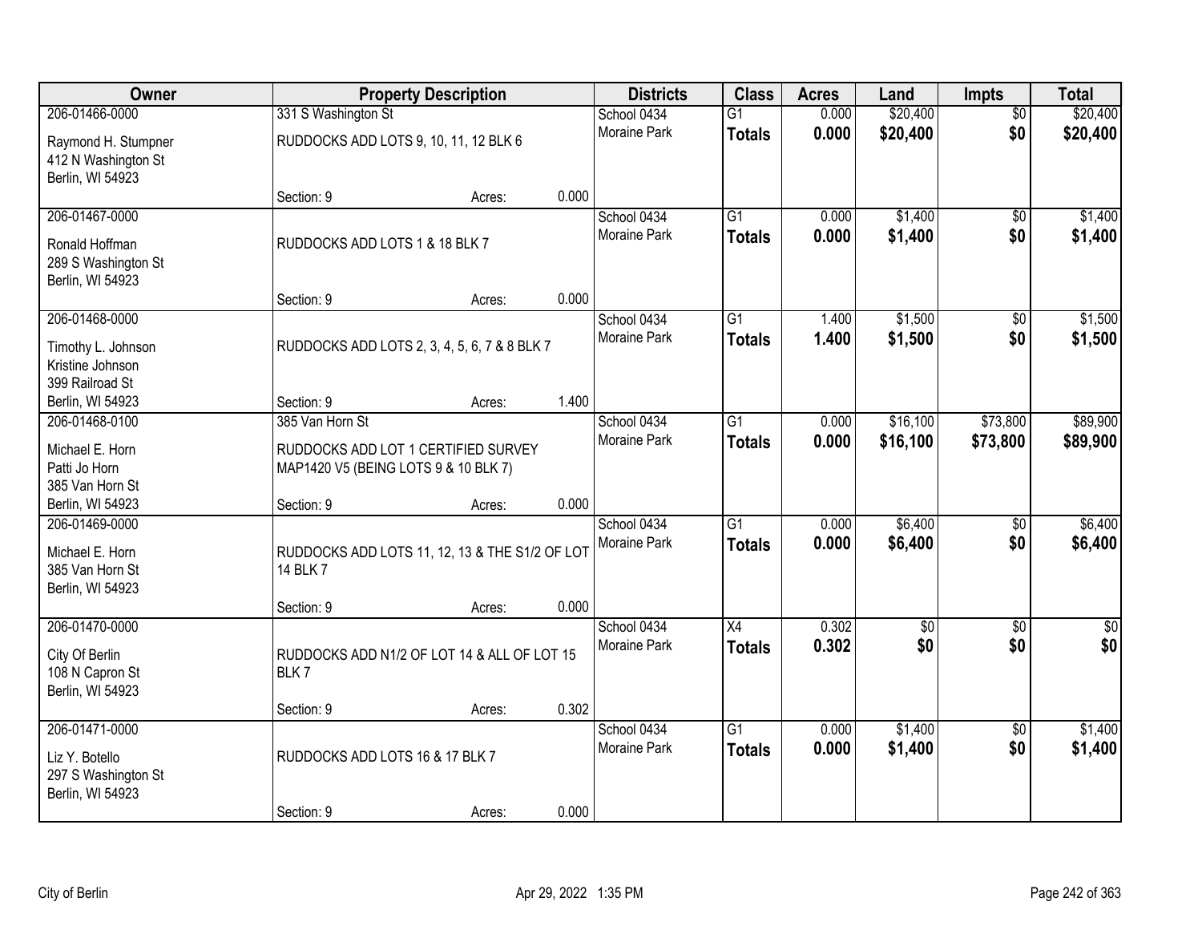| Owner | Property Description | | | Districts | Class | Acres | Land | Impts | Total |
|---|---|---|---|---|---|---|---|---|---|
| 206-01466-0000 | 331 S Washington St | | | School 0434 | G1 | 0.000 | $20,400 | $0 | $20,400 |
| Raymond H. Stumpner<br>412 N Washington St<br>Berlin, WI 54923 | RUDDOCKS ADD LOTS 9, 10, 11, 12 BLK 6 | | | Moraine Park | **Totals** | **0.000** | **$20,400** | **$0** | **$20,400** |
| | Section: 9 | Acres: | 0.000 | | | | | | |
| 206-01467-0000 | | | | School 0434 | G1 | 0.000 | $1,400 | $0 | $1,400 |
| Ronald Hoffman<br>289 S Washington St<br>Berlin, WI 54923 | RUDDOCKS ADD LOTS 1 & 18 BLK 7 | | | Moraine Park | **Totals** | **0.000** | **$1,400** | **$0** | **$1,400** |
| | Section: 9 | Acres: | 0.000 | | | | | | |
| 206-01468-0000 | | | | School 0434 | G1 | 1.400 | $1,500 | $0 | $1,500 |
| Timothy L. Johnson<br>Kristine Johnson<br>399 Railroad St<br>Berlin, WI 54923 | RUDDOCKS ADD LOTS 2, 3, 4, 5, 6, 7 & 8 BLK 7 | | | Moraine Park | **Totals** | **1.400** | **$1,500** | **$0** | **$1,500** |
| | Section: 9 | Acres: | 1.400 | | | | | | |
| 206-01468-0100 | 385 Van Horn St | | | School 0434 | G1 | 0.000 | $16,100 | $73,800 | $89,900 |
| Michael E. Horn<br>Patti Jo Horn<br>385 Van Horn St<br>Berlin, WI 54923 | RUDDOCKS ADD LOT 1 CERTIFIED SURVEY MAP1420 V5 (BEING LOTS 9 & 10 BLK 7) | | | Moraine Park | **Totals** | **0.000** | **$16,100** | **$73,800** | **$89,900** |
| | Section: 9 | Acres: | 0.000 | | | | | | |
| 206-01469-0000 | | | | School 0434 | G1 | 0.000 | $6,400 | $0 | $6,400 |
| Michael E. Horn<br>385 Van Horn St<br>Berlin, WI 54923 | RUDDOCKS ADD LOTS 11, 12, 13 & THE S1/2 OF LOT 14 BLK 7 | | | Moraine Park | **Totals** | **0.000** | **$6,400** | **$0** | **$6,400** |
| | Section: 9 | Acres: | 0.000 | | | | | | |
| 206-01470-0000 | | | | School 0434 | X4 | 0.302 | $0 | $0 | $0 |
| City Of Berlin<br>108 N Capron St<br>Berlin, WI 54923 | RUDDOCKS ADD N1/2 OF LOT 14 & ALL OF LOT 15 BLK 7 | | | Moraine Park | **Totals** | **0.302** | **$0** | **$0** | **$0** |
| | Section: 9 | Acres: | 0.302 | | | | | | |
| 206-01471-0000 | | | | School 0434 | G1 | 0.000 | $1,400 | $0 | $1,400 |
| Liz Y. Botello<br>297 S Washington St<br>Berlin, WI 54923 | RUDDOCKS ADD LOTS 16 & 17 BLK 7 | | | Moraine Park | **Totals** | **0.000** | **$1,400** | **$0** | **$1,400** |
| | Section: 9 | Acres: | 0.000 | | | | | | |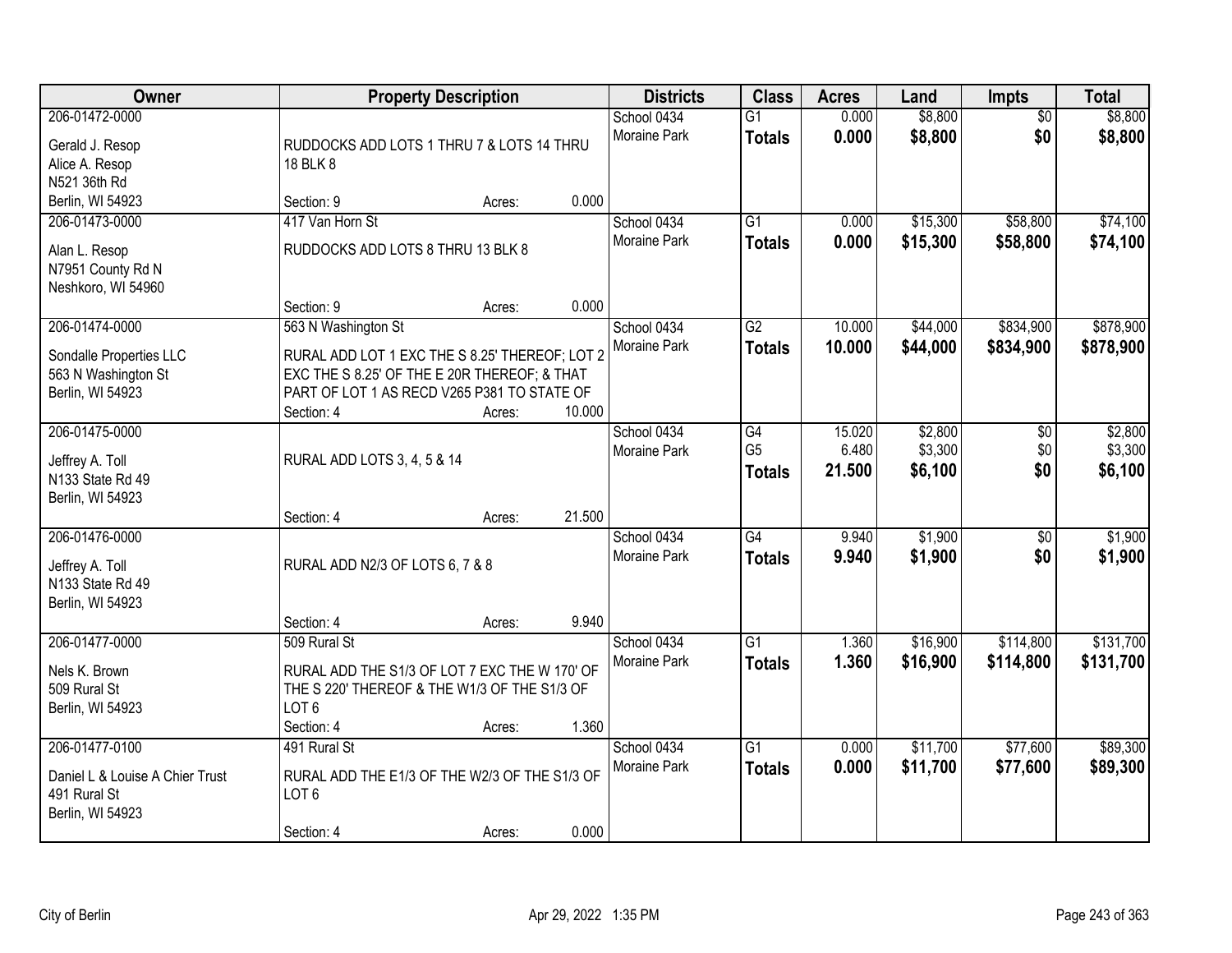| Owner | Property Description | Districts | Class | Acres | Land | Impts | Total |
|---|---|---|---|---|---|---|---|
| 206-01472-0000<br>Gerald J. Resop<br>Alice A. Resop<br>N521 36th Rd<br>Berlin, WI 54923 | RUDDOCKS ADD LOTS 1 THRU 7 & LOTS 14 THRU 18 BLK 8<br>Section: 9 Acres: 0.000 | School 0434<br>Moraine Park | G1<br>**Totals** | 0.000<br>**0.000** | $8,800<br>**$8,800** | $0<br>**$0** | $8,800<br>**$8,800** |
| 206-01473-0000<br>Alan L. Resop<br>N7951 County Rd N<br>Neshkoro, WI 54960 | 417 Van Horn St<br>RUDDOCKS ADD LOTS 8 THRU 13 BLK 8<br>Section: 9 Acres: 0.000 | School 0434<br>Moraine Park | G1<br>**Totals** | 0.000<br>**0.000** | $15,300<br>**$15,300** | $58,800<br>**$58,800** | $74,100<br>**$74,100** |
| 206-01474-0000<br>Sondalle Properties LLC<br>563 N Washington St<br>Berlin, WI 54923 | 563 N Washington St<br>RURAL ADD LOT 1 EXC THE S 8.25' THEREOF; LOT 2 EXC THE S 8.25' OF THE E 20R THEREOF; & THAT PART OF LOT 1 AS RECD V265 P381 TO STATE OF<br>Section: 4 Acres: 10.000 | School 0434<br>Moraine Park | G2<br>**Totals** | 10.000<br>**10.000** | $44,000<br>**$44,000** | $834,900<br>**$834,900** | $878,900<br>**$878,900** |
| 206-01475-0000<br>Jeffrey A. Toll<br>N133 State Rd 49<br>Berlin, WI 54923 | RURAL ADD LOTS 3, 4, 5 & 14<br>Section: 4 Acres: 21.500 | School 0434<br>Moraine Park | G4<br>G5<br>**Totals** | 15.020<br>6.480<br>**21.500** | $2,800<br>$3,300<br>**$6,100** | $0<br>$0<br>**$0** | $2,800<br>$3,300<br>**$6,100** |
| 206-01476-0000<br>Jeffrey A. Toll<br>N133 State Rd 49<br>Berlin, WI 54923 | RURAL ADD N2/3 OF LOTS 6, 7 & 8<br>Section: 4 Acres: 9.940 | School 0434<br>Moraine Park | G4<br>**Totals** | 9.940<br>**9.940** | $1,900<br>**$1,900** | $0<br>**$0** | $1,900<br>**$1,900** |
| 206-01477-0000<br>Nels K. Brown<br>509 Rural St<br>Berlin, WI 54923 | 509 Rural St<br>RURAL ADD THE S1/3 OF LOT 7 EXC THE W 170' OF THE S 220' THEREOF & THE W1/3 OF THE S1/3 OF LOT 6<br>Section: 4 Acres: 1.360 | School 0434<br>Moraine Park | G1<br>**Totals** | 1.360<br>**1.360** | $16,900<br>**$16,900** | $114,800<br>**$114,800** | $131,700<br>**$131,700** |
| 206-01477-0100<br>Daniel L & Louise A Chier Trust<br>491 Rural St<br>Berlin, WI 54923 | 491 Rural St<br>RURAL ADD THE E1/3 OF THE W2/3 OF THE S1/3 OF LOT 6<br>Section: 4 Acres: 0.000 | School 0434<br>Moraine Park | G1<br>**Totals** | 0.000<br>**0.000** | $11,700<br>**$11,700** | $77,600<br>**$77,600** | $89,300<br>**$89,300** |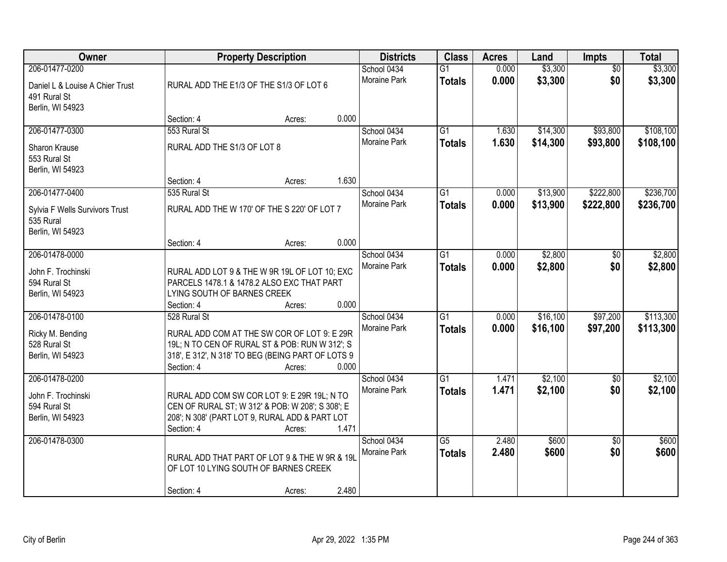| Owner | Property Description | Districts | Class | Acres | Land | Impts | Total |
|---|---|---|---|---|---|---|---|
| 206-01477-0200<br>Daniel L & Louise A Chier Trust<br>491 Rural St<br>Berlin, WI 54923 | RURAL ADD THE E1/3 OF THE S1/3 OF LOT 6<br>Section: 4 Acres: 0.000 | School 0434<br>Moraine Park | G1<br>**Totals** | 0.000<br>**0.000** | $3,300<br>**$3,300** | $0<br>**$0** | $3,300<br>**$3,300** |
| 206-01477-0300<br>Sharon Krause<br>553 Rural St<br>Berlin, WI 54923 | 553 Rural St<br>RURAL ADD THE S1/3 OF LOT 8<br>Section: 4 Acres: 1.630 | School 0434<br>Moraine Park | G1<br>**Totals** | 1.630<br>**1.630** | $14,300<br>**$14,300** | $93,800<br>**$93,800** | $108,100<br>**$108,100** |
| 206-01477-0400<br>Sylvia F Wells Survivors Trust<br>535 Rural<br>Berlin, WI 54923 | 535 Rural St<br>RURAL ADD THE W 170' OF THE S 220' OF LOT 7<br>Section: 4 Acres: 0.000 | School 0434<br>Moraine Park | G1<br>**Totals** | 0.000<br>**0.000** | $13,900<br>**$13,900** | $222,800<br>**$222,800** | $236,700<br>**$236,700** |
| 206-01478-0000<br>John F. Trochinski<br>594 Rural St<br>Berlin, WI 54923 | RURAL ADD LOT 9 & THE W 9R 19L OF LOT 10; EXC PARCELS 1478.1 & 1478.2 ALSO EXC THAT PART LYING SOUTH OF BARNES CREEK<br>Section: 4 Acres: 0.000 | School 0434<br>Moraine Park | G1<br>**Totals** | 0.000<br>**0.000** | $2,800<br>**$2,800** | $0<br>**$0** | $2,800<br>**$2,800** |
| 206-01478-0100<br>Ricky M. Bending<br>528 Rural St<br>Berlin, WI 54923 | 528 Rural St<br>RURAL ADD COM AT THE SW COR OF LOT 9: E 29R 19L; N TO CEN OF RURAL ST & POB: RUN W 312'; S 318', E 312', N 318' TO BEG (BEING PART OF LOTS 9<br>Section: 4 Acres: 0.000 | School 0434<br>Moraine Park | G1<br>**Totals** | 0.000<br>**0.000** | $16,100<br>**$16,100** | $97,200<br>**$97,200** | $113,300<br>**$113,300** |
| 206-01478-0200<br>John F. Trochinski<br>594 Rural St<br>Berlin, WI 54923 | RURAL ADD COM SW COR LOT 9: E 29R 19L; N TO CEN OF RURAL ST; W 312' & POB: W 208'; S 308'; E 208'; N 308' (PART LOT 9, RURAL ADD & PART LOT<br>Section: 4 Acres: 1.471 | School 0434<br>Moraine Park | G1<br>**Totals** | 1.471<br>**1.471** | $2,100<br>**$2,100** | $0<br>**$0** | $2,100<br>**$2,100** |
| 206-01478-0300 | RURAL ADD THAT PART OF LOT 9 & THE W 9R & 19L OF LOT 10 LYING SOUTH OF BARNES CREEK<br>Section: 4 Acres: 2.480 | School 0434<br>Moraine Park | G5<br>**Totals** | 2.480<br>**2.480** | $600<br>**$600** | $0<br>**$0** | $600<br>**$600** |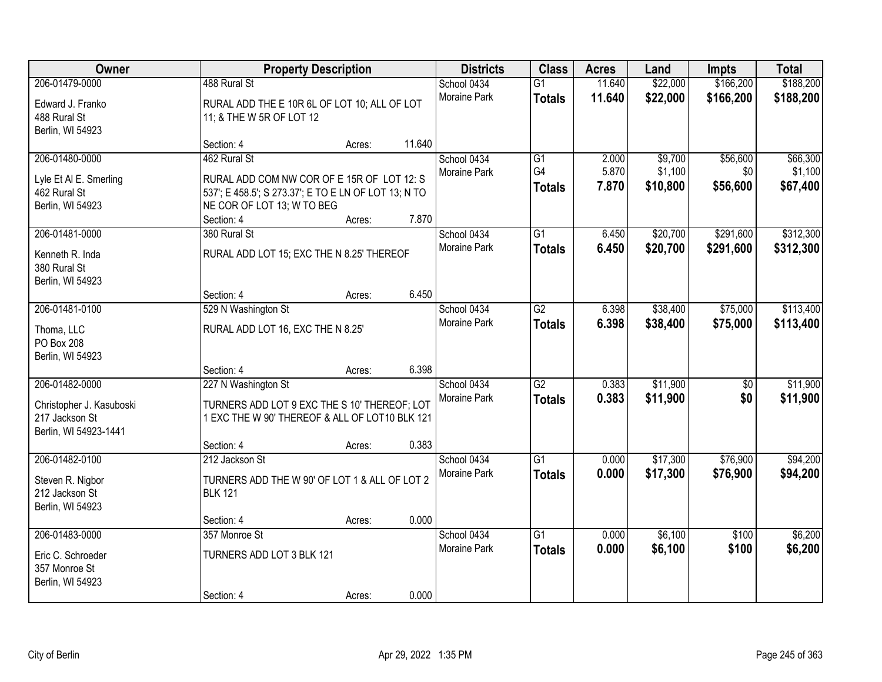| Owner | Property Description | Districts | Class | Acres | Land | Impts | Total |
|---|---|---|---|---|---|---|---|
| 206-01479-0000<br>Edward J. Franko<br>488 Rural St<br>Berlin, WI 54923 | 488 Rural St<br>RURAL ADD THE E 10R 6L OF LOT 10; ALL OF LOT 11; & THE W 5R OF LOT 12<br>Section: 4 Acres: 11.640 | School 0434<br>Moraine Park | G1<br>**Totals** | 11.640<br>**11.640** | \$22,000<br>**\$22,000** | \$166,200<br>**\$166,200** | \$188,200<br>**\$188,200** |
| 206-01480-0000<br>Lyle Et Al E. Smerling<br>462 Rural St<br>Berlin, WI 54923 | 462 Rural St<br>RURAL ADD COM NW COR OF E 15R OF LOT 12: S 537'; E 458.5'; S 273.37'; E TO E LN OF LOT 13; N TO NE COR OF LOT 13; W TO BEG<br>Section: 4 Acres: 7.870 | School 0434<br>Moraine Park | G1<br>G4<br>**Totals** | 2.000<br>5.870<br>**7.870** | \$9,700<br>\$1,100<br>**\$10,800** | \$56,600<br>\$0<br>**\$56,600** | \$66,300<br>\$1,100<br>**\$67,400** |
| 206-01481-0000<br>Kenneth R. Inda<br>380 Rural St<br>Berlin, WI 54923 | 380 Rural St<br>RURAL ADD LOT 15; EXC THE N 8.25' THEREOF<br>Section: 4 Acres: 6.450 | School 0434<br>Moraine Park | G1<br>**Totals** | 6.450<br>**6.450** | \$20,700<br>**\$20,700** | \$291,600<br>**\$291,600** | \$312,300<br>**\$312,300** |
| 206-01481-0100<br>Thoma, LLC<br>PO Box 208<br>Berlin, WI 54923 | 529 N Washington St<br>RURAL ADD LOT 16, EXC THE N 8.25'<br>Section: 4 Acres: 6.398 | School 0434<br>Moraine Park | G2<br>**Totals** | 6.398<br>**6.398** | \$38,400<br>**\$38,400** | \$75,000<br>**\$75,000** | \$113,400<br>**\$113,400** |
| 206-01482-0000<br>Christopher J. Kasuboski<br>217 Jackson St<br>Berlin, WI 54923-1441 | 227 N Washington St<br>TURNERS ADD LOT 9 EXC THE S 10' THEREOF; LOT 1 EXC THE W 90' THEREOF & ALL OF LOT10 BLK 121<br>Section: 4 Acres: 0.383 | School 0434<br>Moraine Park | G2<br>**Totals** | 0.383<br>**0.383** | \$11,900<br>**\$11,900** | \$0<br>**\$0** | \$11,900<br>**\$11,900** |
| 206-01482-0100<br>Steven R. Nigbor<br>212 Jackson St<br>Berlin, WI 54923 | 212 Jackson St<br>TURNERS ADD THE W 90' OF LOT 1 & ALL OF LOT 2 BLK 121<br>Section: 4 Acres: 0.000 | School 0434<br>Moraine Park | G1<br>**Totals** | 0.000<br>**0.000** | \$17,300<br>**\$17,300** | \$76,900<br>**\$76,900** | \$94,200<br>**\$94,200** |
| 206-01483-0000<br>Eric C. Schroeder<br>357 Monroe St<br>Berlin, WI 54923 | 357 Monroe St<br>TURNERS ADD LOT 3 BLK 121<br>Section: 4 Acres: 0.000 | School 0434<br>Moraine Park | G1<br>**Totals** | 0.000<br>**0.000** | \$6,100<br>**\$6,100** | \$100<br>**\$100** | \$6,200<br>**\$6,200** |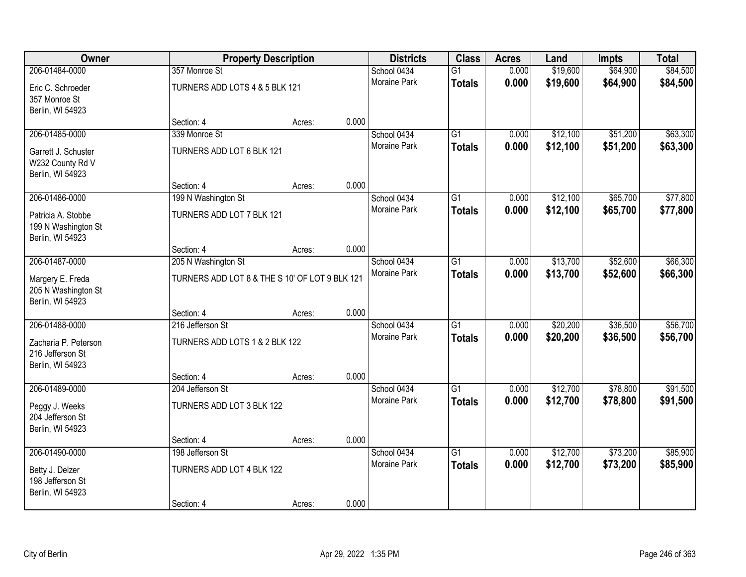| Owner | Property Description | | | Districts | Class | Acres | Land | Impts | Total |
|---|---|---|---|---|---|---|---|---|---|
| 206-01484-0000 | 357 Monroe St | | | School 0434 | G1 | 0.000 | $19,600 | $64,900 | $84,500 |
| Eric C. Schroeder<br>357 Monroe St<br>Berlin, WI 54923 | TURNERS ADD LOTS 4 & 5 BLK 121 | | | Moraine Park | **Totals** | **0.000** | **$19,600** | **$64,900** | **$84,500** |
| | Section: 4 | Acres: | 0.000 | | | | | | |
| 206-01485-0000 | 339 Monroe St | | | School 0434 | G1 | 0.000 | $12,100 | $51,200 | $63,300 |
| Garrett J. Schuster<br>W232 County Rd V<br>Berlin, WI 54923 | TURNERS ADD LOT 6 BLK 121 | | | Moraine Park | **Totals** | **0.000** | **$12,100** | **$51,200** | **$63,300** |
| | Section: 4 | Acres: | 0.000 | | | | | | |
| 206-01486-0000 | 199 N Washington St | | | School 0434 | G1 | 0.000 | $12,100 | $65,700 | $77,800 |
| Patricia A. Stobbe<br>199 N Washington St<br>Berlin, WI 54923 | TURNERS ADD LOT 7 BLK 121 | | | Moraine Park | **Totals** | **0.000** | **$12,100** | **$65,700** | **$77,800** |
| | Section: 4 | Acres: | 0.000 | | | | | | |
| 206-01487-0000 | 205 N Washington St | | | School 0434 | G1 | 0.000 | $13,700 | $52,600 | $66,300 |
| Margery E. Freda<br>205 N Washington St<br>Berlin, WI 54923 | TURNERS ADD LOT 8 & THE S 10' OF LOT 9 BLK 121 | | | Moraine Park | **Totals** | **0.000** | **$13,700** | **$52,600** | **$66,300** |
| | Section: 4 | Acres: | 0.000 | | | | | | |
| 206-01488-0000 | 216 Jefferson St | | | School 0434 | G1 | 0.000 | $20,200 | $36,500 | $56,700 |
| Zacharia P. Peterson<br>216 Jefferson St<br>Berlin, WI 54923 | TURNERS ADD LOTS 1 & 2 BLK 122 | | | Moraine Park | **Totals** | **0.000** | **$20,200** | **$36,500** | **$56,700** |
| | Section: 4 | Acres: | 0.000 | | | | | | |
| 206-01489-0000 | 204 Jefferson St | | | School 0434 | G1 | 0.000 | $12,700 | $78,800 | $91,500 |
| Peggy J. Weeks<br>204 Jefferson St<br>Berlin, WI 54923 | TURNERS ADD LOT 3 BLK 122 | | | Moraine Park | **Totals** | **0.000** | **$12,700** | **$78,800** | **$91,500** |
| | Section: 4 | Acres: | 0.000 | | | | | | |
| 206-01490-0000 | 198 Jefferson St | | | School 0434 | G1 | 0.000 | $12,700 | $73,200 | $85,900 |
| Betty J. Delzer<br>198 Jefferson St<br>Berlin, WI 54923 | TURNERS ADD LOT 4 BLK 122 | | | Moraine Park | **Totals** | **0.000** | **$12,700** | **$73,200** | **$85,900** |
| | Section: 4 | Acres: | 0.000 | | | | | | |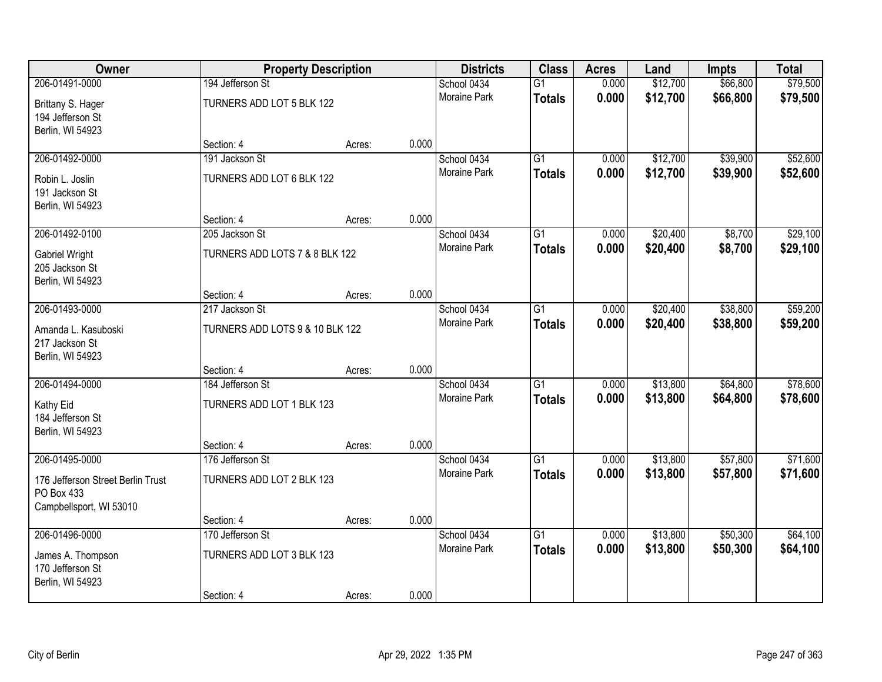| Owner | Property Description | | | Districts | Class | Acres | Land | Impts | Total |
|---|---|---|---|---|---|---|---|---|---|
| 206-01491-0000 | 194 Jefferson St | | | School 0434 | G1 | 0.000 | $12,700 | $66,800 | $79,500 |
| Brittany S. Hager<br>194 Jefferson St<br>Berlin, WI 54923 | TURNERS ADD LOT 5 BLK 122 | | | Moraine Park | **Totals** | **0.000** | **$12,700** | **$66,800** | **$79,500** |
| | Section: 4 | Acres: | 0.000 | | | | | | |
| 206-01492-0000 | 191 Jackson St | | | School 0434 | G1 | 0.000 | $12,700 | $39,900 | $52,600 |
| Robin L. Joslin<br>191 Jackson St<br>Berlin, WI 54923 | TURNERS ADD LOT 6 BLK 122 | | | Moraine Park | **Totals** | **0.000** | **$12,700** | **$39,900** | **$52,600** |
| | Section: 4 | Acres: | 0.000 | | | | | | |
| 206-01492-0100 | 205 Jackson St | | | School 0434 | G1 | 0.000 | $20,400 | $8,700 | $29,100 |
| Gabriel Wright<br>205 Jackson St<br>Berlin, WI 54923 | TURNERS ADD LOTS 7 & 8 BLK 122 | | | Moraine Park | **Totals** | **0.000** | **$20,400** | **$8,700** | **$29,100** |
| | Section: 4 | Acres: | 0.000 | | | | | | |
| 206-01493-0000 | 217 Jackson St | | | School 0434 | G1 | 0.000 | $20,400 | $38,800 | $59,200 |
| Amanda L. Kasuboski<br>217 Jackson St<br>Berlin, WI 54923 | TURNERS ADD LOTS 9 & 10 BLK 122 | | | Moraine Park | **Totals** | **0.000** | **$20,400** | **$38,800** | **$59,200** |
| | Section: 4 | Acres: | 0.000 | | | | | | |
| 206-01494-0000 | 184 Jefferson St | | | School 0434 | G1 | 0.000 | $13,800 | $64,800 | $78,600 |
| Kathy Eid<br>184 Jefferson St<br>Berlin, WI 54923 | TURNERS ADD LOT 1 BLK 123 | | | Moraine Park | **Totals** | **0.000** | **$13,800** | **$64,800** | **$78,600** |
| | Section: 4 | Acres: | 0.000 | | | | | | |
| 206-01495-0000 | 176 Jefferson St | | | School 0434 | G1 | 0.000 | $13,800 | $57,800 | $71,600 |
| 176 Jefferson Street Berlin Trust<br>PO Box 433<br>Campbellsport, WI 53010 | TURNERS ADD LOT 2 BLK 123 | | | Moraine Park | **Totals** | **0.000** | **$13,800** | **$57,800** | **$71,600** |
| | Section: 4 | Acres: | 0.000 | | | | | | |
| 206-01496-0000 | 170 Jefferson St | | | School 0434 | G1 | 0.000 | $13,800 | $50,300 | $64,100 |
| James A. Thompson<br>170 Jefferson St<br>Berlin, WI 54923 | TURNERS ADD LOT 3 BLK 123 | | | Moraine Park | **Totals** | **0.000** | **$13,800** | **$50,300** | **$64,100** |
| | Section: 4 | Acres: | 0.000 | | | | | | |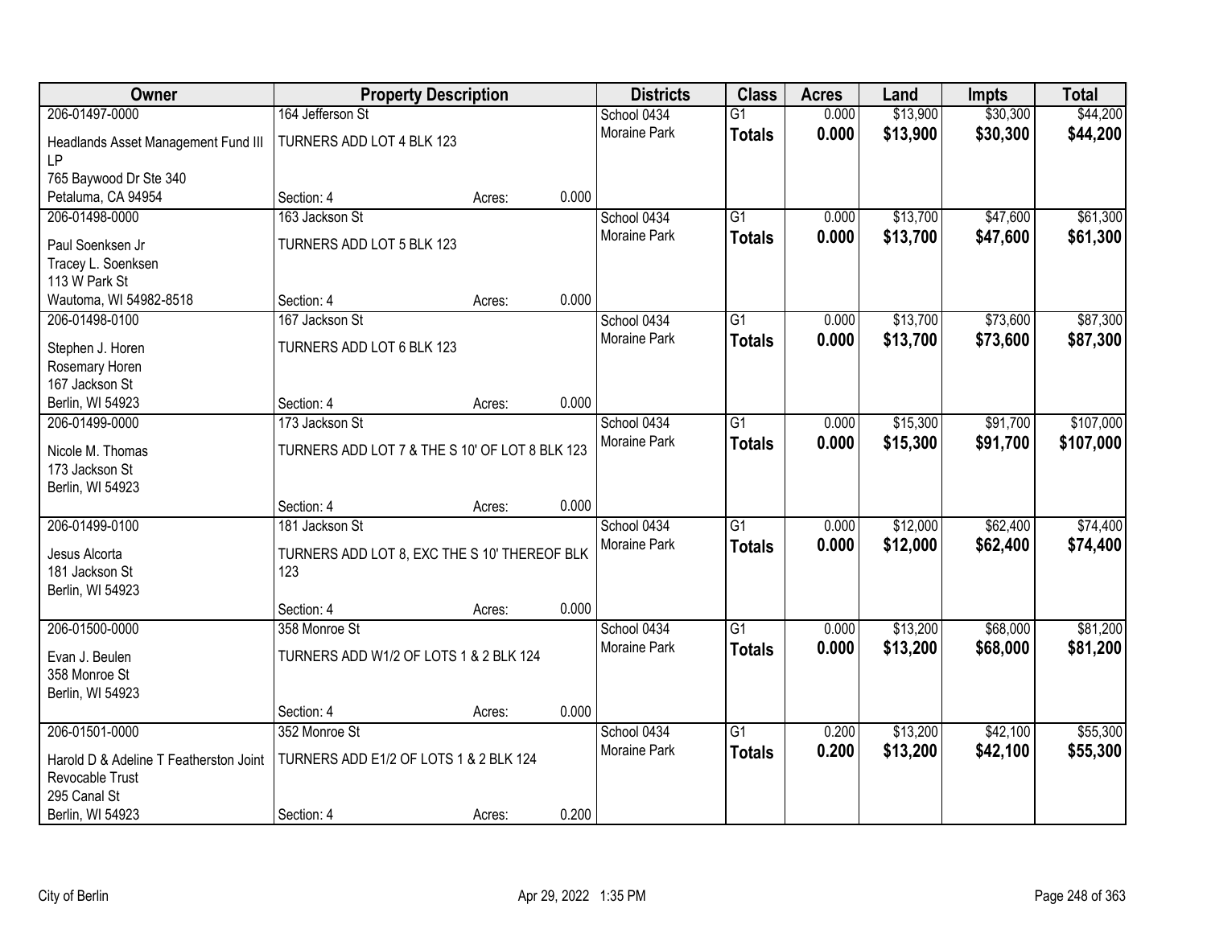| Owner | Property Description | | | Districts | Class | Acres | Land | Impts | Total |
|---|---|---|---|---|---|---|---|---|---|
| 206-01497-0000 | 164 Jefferson St | | | School 0434 | G1 | 0.000 | $13,900 | $30,300 | $44,200 |
| Headlands Asset Management Fund III LP<br>765 Baywood Dr Ste 340<br>Petaluma, CA 94954 | TURNERS ADD LOT 4 BLK 123 | | | Moraine Park | **Totals** | **0.000** | **$13,900** | **$30,300** | **$44,200** |
| | Section: 4 | Acres: | 0.000 | | | | | | |
| 206-01498-0000 | 163 Jackson St | | | School 0434 | G1 | 0.000 | $13,700 | $47,600 | $61,300 |
| Paul Soenksen Jr<br>Tracey L. Soenksen<br>113 W Park St<br>Wautoma, WI 54982-8518 | TURNERS ADD LOT 5 BLK 123 | | | Moraine Park | **Totals** | **0.000** | **$13,700** | **$47,600** | **$61,300** |
| | Section: 4 | Acres: | 0.000 | | | | | | |
| 206-01498-0100 | 167 Jackson St | | | School 0434 | G1 | 0.000 | $13,700 | $73,600 | $87,300 |
| Stephen J. Horen<br>Rosemary Horen<br>167 Jackson St<br>Berlin, WI 54923 | TURNERS ADD LOT 6 BLK 123 | | | Moraine Park | **Totals** | **0.000** | **$13,700** | **$73,600** | **$87,300** |
| | Section: 4 | Acres: | 0.000 | | | | | | |
| 206-01499-0000 | 173 Jackson St | | | School 0434 | G1 | 0.000 | $15,300 | $91,700 | $107,000 |
| Nicole M. Thomas<br>173 Jackson St<br>Berlin, WI 54923 | TURNERS ADD LOT 7 & THE S 10' OF LOT 8 BLK 123 | | | Moraine Park | **Totals** | **0.000** | **$15,300** | **$91,700** | **$107,000** |
| | Section: 4 | Acres: | 0.000 | | | | | | |
| 206-01499-0100 | 181 Jackson St | | | School 0434 | G1 | 0.000 | $12,000 | $62,400 | $74,400 |
| Jesus Alcorta<br>181 Jackson St<br>Berlin, WI 54923 | TURNERS ADD LOT 8, EXC THE S 10' THEREOF BLK 123 | | | Moraine Park | **Totals** | **0.000** | **$12,000** | **$62,400** | **$74,400** |
| | Section: 4 | Acres: | 0.000 | | | | | | |
| 206-01500-0000 | 358 Monroe St | | | School 0434 | G1 | 0.000 | $13,200 | $68,000 | $81,200 |
| Evan J. Beulen<br>358 Monroe St<br>Berlin, WI 54923 | TURNERS ADD W1/2 OF LOTS 1 & 2 BLK 124 | | | Moraine Park | **Totals** | **0.000** | **$13,200** | **$68,000** | **$81,200** |
| | Section: 4 | Acres: | 0.000 | | | | | | |
| 206-01501-0000 | 352 Monroe St | | | School 0434 | G1 | 0.200 | $13,200 | $42,100 | $55,300 |
| Harold D & Adeline T Featherston Joint Revocable Trust<br>295 Canal St<br>Berlin, WI 54923 | TURNERS ADD E1/2 OF LOTS 1 & 2 BLK 124 | | | Moraine Park | **Totals** | **0.200** | **$13,200** | **$42,100** | **$55,300** |
| | Section: 4 | Acres: | 0.200 | | | | | | |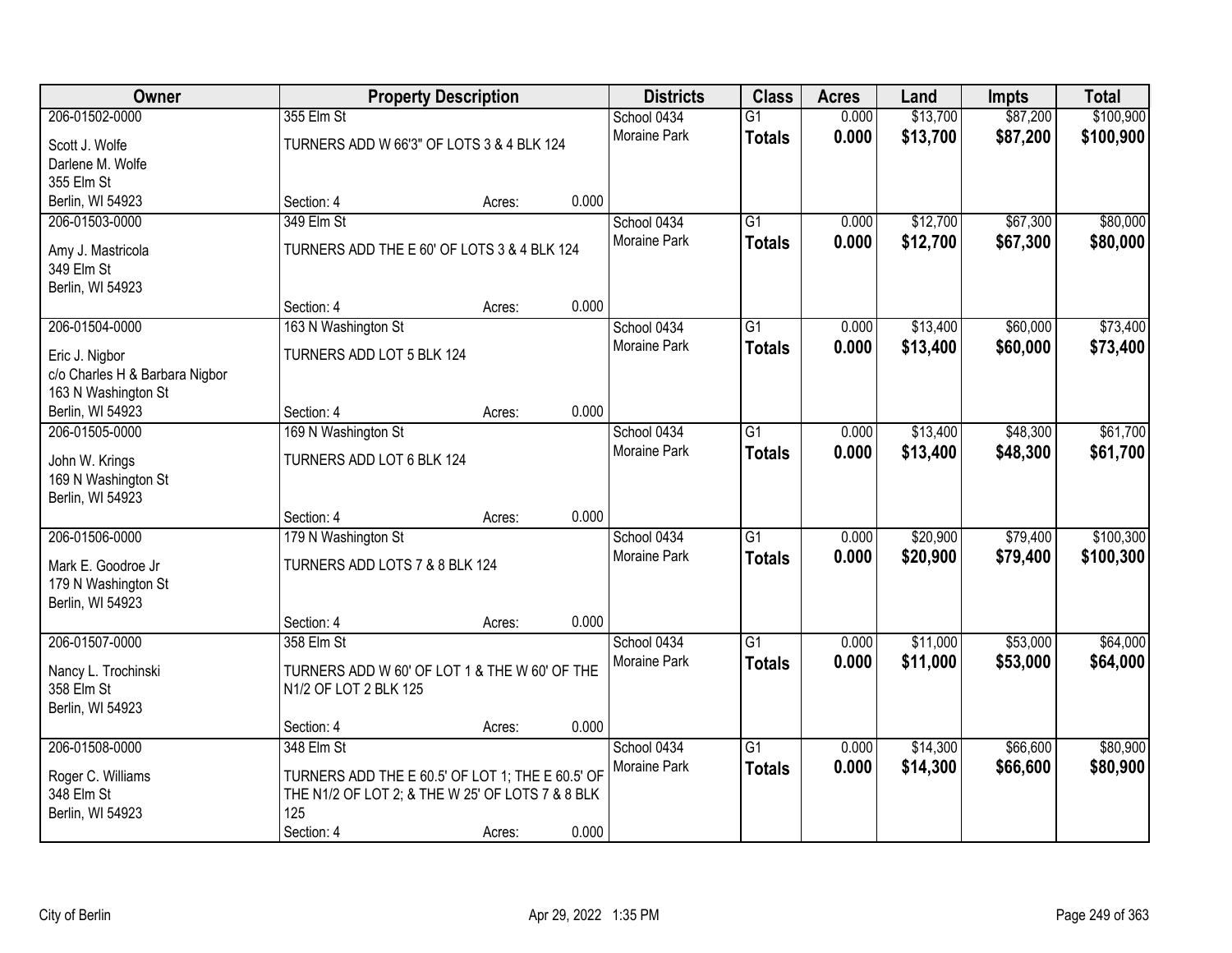| Owner | Property Description | Districts | Class | Acres | Land | Impts | Total |
|---|---|---|---|---|---|---|---|
| 206-01502-0000<br>Scott J. Wolfe<br>Darlene M. Wolfe<br>355 Elm St<br>Berlin, WI 54923 | 355 Elm St<br>TURNERS ADD W 66'3" OF LOTS 3 & 4 BLK 124<br>Section: 4 Acres: 0.000 | School 0434<br>Moraine Park | G1<br>**Totals** | 0.000<br>**0.000** | $13,700<br>**$13,700** | $87,200<br>**$87,200** | $100,900<br>**$100,900** |
| 206-01503-0000<br>Amy J. Mastricola<br>349 Elm St<br>Berlin, WI 54923 | 349 Elm St<br>TURNERS ADD THE E 60' OF LOTS 3 & 4 BLK 124<br>Section: 4 Acres: 0.000 | School 0434<br>Moraine Park | G1<br>**Totals** | 0.000<br>**0.000** | $12,700<br>**$12,700** | $67,300<br>**$67,300** | $80,000<br>**$80,000** |
| 206-01504-0000<br>Eric J. Nigbor<br>c/o Charles H & Barbara Nigbor<br>163 N Washington St<br>Berlin, WI 54923 | 163 N Washington St<br>TURNERS ADD LOT 5 BLK 124<br>Section: 4 Acres: 0.000 | School 0434<br>Moraine Park | G1<br>**Totals** | 0.000<br>**0.000** | $13,400<br>**$13,400** | $60,000<br>**$60,000** | $73,400<br>**$73,400** |
| 206-01505-0000<br>John W. Krings<br>169 N Washington St<br>Berlin, WI 54923 | 169 N Washington St<br>TURNERS ADD LOT 6 BLK 124<br>Section: 4 Acres: 0.000 | School 0434<br>Moraine Park | G1<br>**Totals** | 0.000<br>**0.000** | $13,400<br>**$13,400** | $48,300<br>**$48,300** | $61,700<br>**$61,700** |
| 206-01506-0000<br>Mark E. Goodroe Jr<br>179 N Washington St<br>Berlin, WI 54923 | 179 N Washington St<br>TURNERS ADD LOTS 7 & 8 BLK 124<br>Section: 4 Acres: 0.000 | School 0434<br>Moraine Park | G1<br>**Totals** | 0.000<br>**0.000** | $20,900<br>**$20,900** | $79,400<br>**$79,400** | $100,300<br>**$100,300** |
| 206-01507-0000<br>Nancy L. Trochinski<br>358 Elm St<br>Berlin, WI 54923 | 358 Elm St<br>TURNERS ADD W 60' OF LOT 1 & THE W 60' OF THE N1/2 OF LOT 2 BLK 125<br>Section: 4 Acres: 0.000 | School 0434<br>Moraine Park | G1<br>**Totals** | 0.000<br>**0.000** | $11,000<br>**$11,000** | $53,000<br>**$53,000** | $64,000<br>**$64,000** |
| 206-01508-0000<br>Roger C. Williams<br>348 Elm St<br>Berlin, WI 54923 | 348 Elm St<br>TURNERS ADD THE E 60.5' OF LOT 1; THE E 60.5' OF THE N1/2 OF LOT 2; & THE W 25' OF LOTS 7 & 8 BLK 125<br>Section: 4 Acres: 0.000 | School 0434<br>Moraine Park | G1<br>**Totals** | 0.000<br>**0.000** | $14,300<br>**$14,300** | $66,600<br>**$66,600** | $80,900<br>**$80,900** |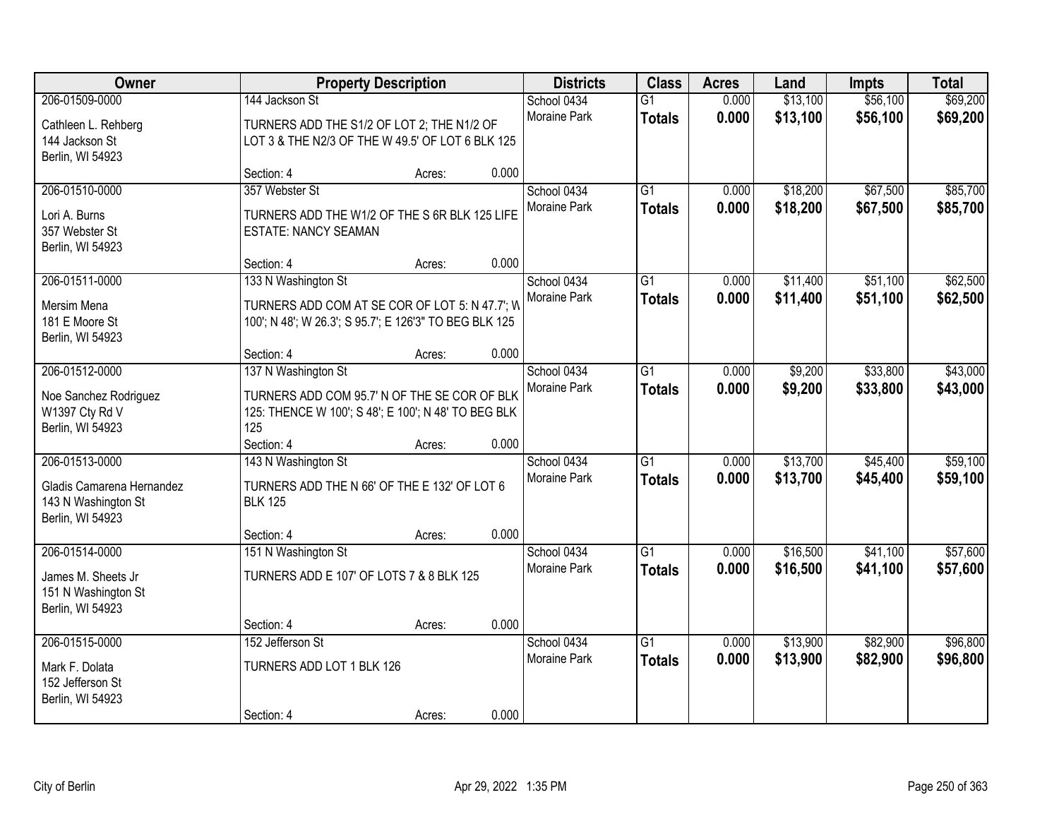| Owner | Property Description | Districts | Class | Acres | Land | Impts | Total |
|---|---|---|---|---|---|---|---|
| 206-01509-0000<br>Cathleen L. Rehberg<br>144 Jackson St<br>Berlin, WI 54923 | 144 Jackson St<br>TURNERS ADD THE S1/2 OF LOT 2; THE N1/2 OF LOT 3 & THE N2/3 OF THE W 49.5' OF LOT 6 BLK 125<br>Section: 4 Acres: 0.000 | School 0434<br>Moraine Park | G1<br>**Totals** | 0.000<br>**0.000** | $13,100<br>**$13,100** | $56,100<br>**$56,100** | $69,200<br>**$69,200** |
| 206-01510-0000<br>Lori A. Burns<br>357 Webster St<br>Berlin, WI 54923 | 357 Webster St<br>TURNERS ADD THE W1/2 OF THE S 6R BLK 125 LIFE ESTATE: NANCY SEAMAN<br>Section: 4 Acres: 0.000 | School 0434<br>Moraine Park | G1<br>**Totals** | 0.000<br>**0.000** | $18,200<br>**$18,200** | $67,500<br>**$67,500** | $85,700<br>**$85,700** |
| 206-01511-0000<br>Mersim Mena<br>181 E Moore St<br>Berlin, WI 54923 | 133 N Washington St<br>TURNERS ADD COM AT SE COR OF LOT 5: N 47.7'; W 100'; N 48'; W 26.3'; S 95.7'; E 126'3" TO BEG BLK 125<br>Section: 4 Acres: 0.000 | School 0434<br>Moraine Park | G1<br>**Totals** | 0.000<br>**0.000** | $11,400<br>**$11,400** | $51,100<br>**$51,100** | $62,500<br>**$62,500** |
| 206-01512-0000<br>Noe Sanchez Rodriguez<br>W1397 Cty Rd V<br>Berlin, WI 54923 | 137 N Washington St<br>TURNERS ADD COM 95.7' N OF THE SE COR OF BLK 125: THENCE W 100'; S 48'; E 100'; N 48' TO BEG BLK 125<br>Section: 4 Acres: 0.000 | School 0434<br>Moraine Park | G1<br>**Totals** | 0.000<br>**0.000** | $9,200<br>**$9,200** | $33,800<br>**$33,800** | $43,000<br>**$43,000** |
| 206-01513-0000<br>Gladis Camarena Hernandez<br>143 N Washington St<br>Berlin, WI 54923 | 143 N Washington St<br>TURNERS ADD THE N 66' OF THE E 132' OF LOT 6 BLK 125<br>Section: 4 Acres: 0.000 | School 0434<br>Moraine Park | G1<br>**Totals** | 0.000<br>**0.000** | $13,700<br>**$13,700** | $45,400<br>**$45,400** | $59,100<br>**$59,100** |
| 206-01514-0000<br>James M. Sheets Jr<br>151 N Washington St<br>Berlin, WI 54923 | 151 N Washington St<br>TURNERS ADD E 107' OF LOTS 7 & 8 BLK 125<br>Section: 4 Acres: 0.000 | School 0434<br>Moraine Park | G1<br>**Totals** | 0.000<br>**0.000** | $16,500<br>**$16,500** | $41,100<br>**$41,100** | $57,600<br>**$57,600** |
| 206-01515-0000<br>Mark F. Dolata<br>152 Jefferson St<br>Berlin, WI 54923 | 152 Jefferson St<br>TURNERS ADD LOT 1 BLK 126<br>Section: 4 Acres: 0.000 | School 0434<br>Moraine Park | G1<br>**Totals** | 0.000<br>**0.000** | $13,900<br>**$13,900** | $82,900<br>**$82,900** | $96,800<br>**$96,800** |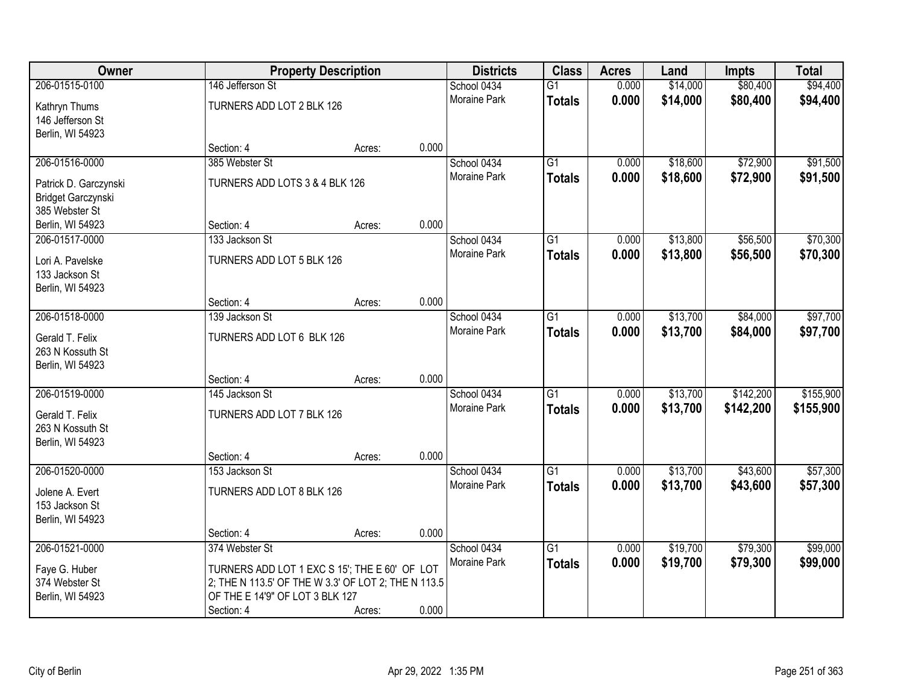| Owner | Property Description | | | Districts | Class | Acres | Land | Impts | Total |
|---|---|---|---|---|---|---|---|---|---|
| 206-01515-0100 | 146 Jefferson St | | | School 0434 | G1 | 0.000 | $14,000 | $80,400 | $94,400 |
| Kathryn Thums<br>146 Jefferson St<br>Berlin, WI 54923 | TURNERS ADD LOT 2 BLK 126 | | | Moraine Park | **Totals** | **0.000** | **$14,000** | **$80,400** | **$94,400** |
| | Section: 4 | Acres: | 0.000 | | | | | | |
| 206-01516-0000 | 385 Webster St | | | School 0434 | G1 | 0.000 | $18,600 | $72,900 | $91,500 |
| Patrick D. Garczynski<br>Bridget Garczynski<br>385 Webster St<br>Berlin, WI 54923 | TURNERS ADD LOTS 3 & 4 BLK 126 | | | Moraine Park | **Totals** | **0.000** | **$18,600** | **$72,900** | **$91,500** |
| | Section: 4 | Acres: | 0.000 | | | | | | |
| 206-01517-0000 | 133 Jackson St | | | School 0434 | G1 | 0.000 | $13,800 | $56,500 | $70,300 |
| Lori A. Pavelske<br>133 Jackson St<br>Berlin, WI 54923 | TURNERS ADD LOT 5 BLK 126 | | | Moraine Park | **Totals** | **0.000** | **$13,800** | **$56,500** | **$70,300** |
| | Section: 4 | Acres: | 0.000 | | | | | | |
| 206-01518-0000 | 139 Jackson St | | | School 0434 | G1 | 0.000 | $13,700 | $84,000 | $97,700 |
| Gerald T. Felix<br>263 N Kossuth St<br>Berlin, WI 54923 | TURNERS ADD LOT 6 BLK 126 | | | Moraine Park | **Totals** | **0.000** | **$13,700** | **$84,000** | **$97,700** |
| | Section: 4 | Acres: | 0.000 | | | | | | |
| 206-01519-0000 | 145 Jackson St | | | School 0434 | G1 | 0.000 | $13,700 | $142,200 | $155,900 |
| Gerald T. Felix<br>263 N Kossuth St<br>Berlin, WI 54923 | TURNERS ADD LOT 7 BLK 126 | | | Moraine Park | **Totals** | **0.000** | **$13,700** | **$142,200** | **$155,900** |
| | Section: 4 | Acres: | 0.000 | | | | | | |
| 206-01520-0000 | 153 Jackson St | | | School 0434 | G1 | 0.000 | $13,700 | $43,600 | $57,300 |
| Jolene A. Evert<br>153 Jackson St<br>Berlin, WI 54923 | TURNERS ADD LOT 8 BLK 126 | | | Moraine Park | **Totals** | **0.000** | **$13,700** | **$43,600** | **$57,300** |
| | Section: 4 | Acres: | 0.000 | | | | | | |
| 206-01521-0000 | 374 Webster St | | | School 0434 | G1 | 0.000 | $19,700 | $79,300 | $99,000 |
| Faye G. Huber<br>374 Webster St<br>Berlin, WI 54923 | TURNERS ADD LOT 1 EXC S 15'; THE E 60' OF LOT 2; THE N 113.5' OF THE W 3.3' OF LOT 2; THE N 113.5 OF THE E 14'9" OF LOT 3 BLK 127 | | | Moraine Park | **Totals** | **0.000** | **$19,700** | **$79,300** | **$99,000** |
| | Section: 4 | Acres: | 0.000 | | | | | | |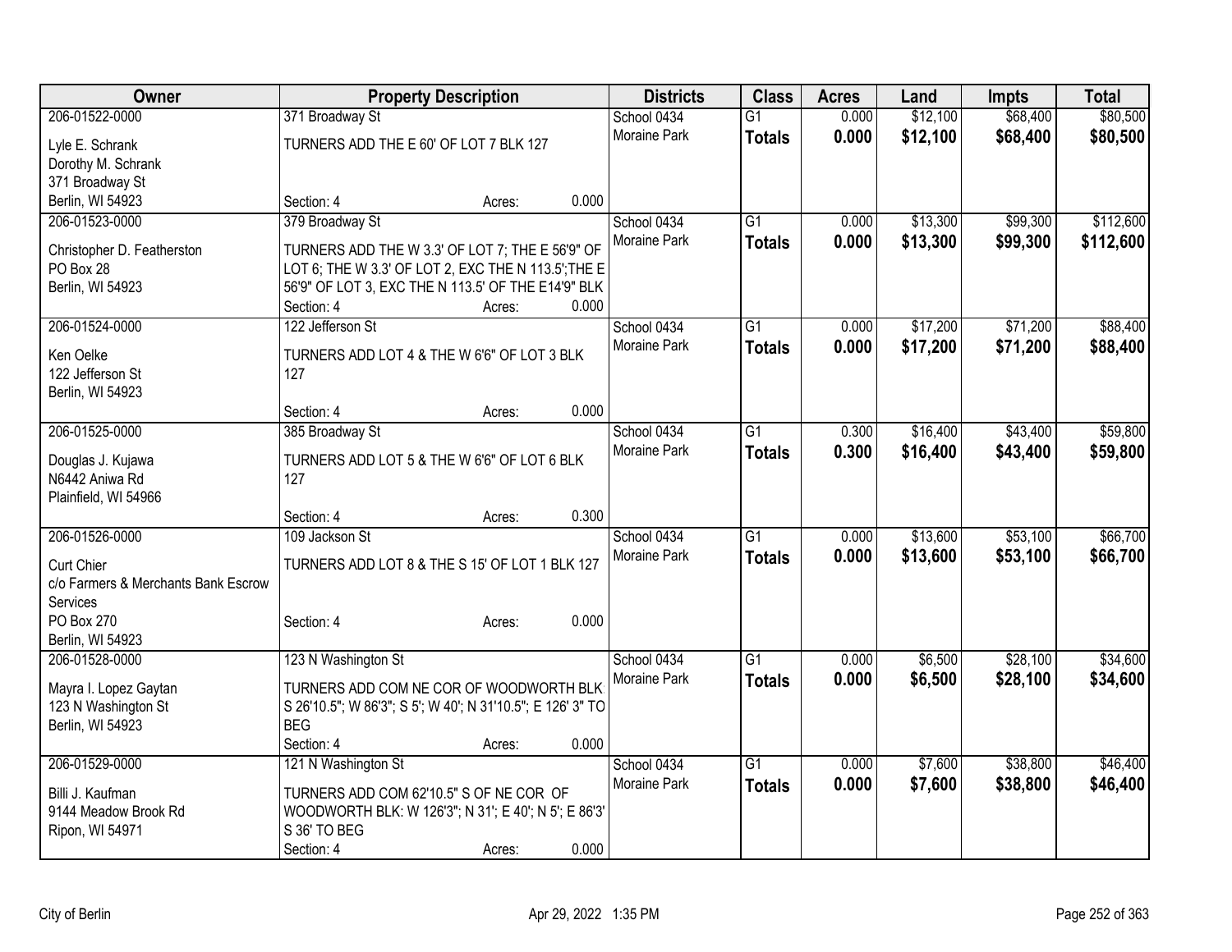| Owner | Property Description | Districts | Class | Acres | Land | Impts | Total |
|---|---|---|---|---|---|---|---|
| 206-01522-0000<br>Lyle E. Schrank<br>Dorothy M. Schrank<br>371 Broadway St<br>Berlin, WI 54923 | 371 Broadway St<br>TURNERS ADD THE E 60' OF LOT 7 BLK 127<br>Section: 4 Acres: 0.000 | School 0434<br>Moraine Park | G1<br>**Totals** | 0.000<br>**0.000** | $12,100<br>**$12,100** | $68,400<br>**$68,400** | $80,500<br>**$80,500** |
| 206-01523-0000<br>Christopher D. Featherston<br>PO Box 28<br>Berlin, WI 54923 | 379 Broadway St<br>TURNERS ADD THE W 3.3' OF LOT 7; THE E 56'9" OF LOT 6; THE W 3.3' OF LOT 2, EXC THE N 113.5';THE E 56'9" OF LOT 3, EXC THE N 113.5' OF THE E14'9" BLK<br>Section: 4 Acres: 0.000 | School 0434<br>Moraine Park | G1<br>**Totals** | 0.000<br>**0.000** | $13,300<br>**$13,300** | $99,300<br>**$99,300** | $112,600<br>**$112,600** |
| 206-01524-0000<br>Ken Oelke<br>122 Jefferson St<br>Berlin, WI 54923 | 122 Jefferson St<br>TURNERS ADD LOT 4 & THE W 6'6" OF LOT 3 BLK 127<br>Section: 4 Acres: 0.000 | School 0434<br>Moraine Park | G1<br>**Totals** | 0.000<br>**0.000** | $17,200<br>**$17,200** | $71,200<br>**$71,200** | $88,400<br>**$88,400** |
| 206-01525-0000<br>Douglas J. Kujawa<br>N6442 Aniwa Rd<br>Plainfield, WI 54966 | 385 Broadway St<br>TURNERS ADD LOT 5 & THE W 6'6" OF LOT 6 BLK 127<br>Section: 4 Acres: 0.300 | School 0434<br>Moraine Park | G1<br>**Totals** | 0.300<br>**0.300** | $16,400<br>**$16,400** | $43,400<br>**$43,400** | $59,800<br>**$59,800** |
| 206-01526-0000<br>Curt Chier<br>c/o Farmers & Merchants Bank Escrow Services<br>PO Box 270<br>Berlin, WI 54923 | 109 Jackson St<br>TURNERS ADD LOT 8 & THE S 15' OF LOT 1 BLK 127<br>Section: 4 Acres: 0.000 | School 0434<br>Moraine Park | G1<br>**Totals** | 0.000<br>**0.000** | $13,600<br>**$13,600** | $53,100<br>**$53,100** | $66,700<br>**$66,700** |
| 206-01528-0000<br>Mayra I. Lopez Gaytan<br>123 N Washington St<br>Berlin, WI 54923 | 123 N Washington St<br>TURNERS ADD COM NE COR OF WOODWORTH BLK: S 26'10.5"; W 86'3"; S 5'; W 40'; N 31'10.5"; E 126' 3" TO BEG<br>Section: 4 Acres: 0.000 | School 0434<br>Moraine Park | G1<br>**Totals** | 0.000<br>**0.000** | $6,500<br>**$6,500** | $28,100<br>**$28,100** | $34,600<br>**$34,600** |
| 206-01529-0000<br>Billi J. Kaufman<br>9144 Meadow Brook Rd<br>Ripon, WI 54971 | 121 N Washington St<br>TURNERS ADD COM 62'10.5" S OF NE COR OF WOODWORTH BLK: W 126'3"; N 31'; E 40'; N 5'; E 86'3' S 36' TO BEG<br>Section: 4 Acres: 0.000 | School 0434<br>Moraine Park | G1<br>**Totals** | 0.000<br>**0.000** | $7,600<br>**$7,600** | $38,800<br>**$38,800** | $46,400<br>**$46,400** |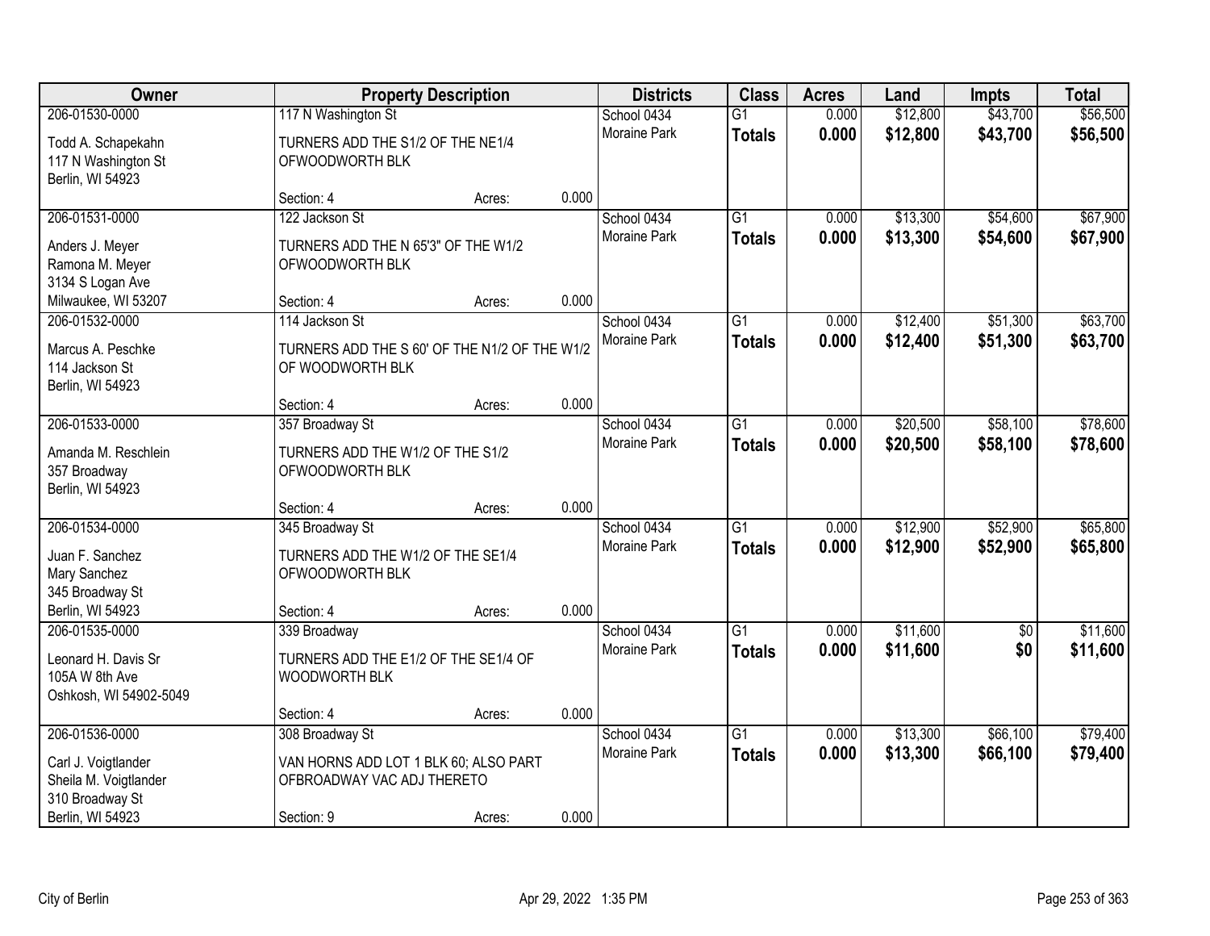| Owner | Property Description | | | Districts | Class | Acres | Land | Impts | Total |
|---|---|---|---|---|---|---|---|---|---|
| 206-01530-0000<br>Todd A. Schapekahn<br>117 N Washington St<br>Berlin, WI 54923 | 117 N Washington St<br>TURNERS ADD THE S1/2 OF THE NE1/4 OFWOODWORTH BLK<br>Section: 4 | Acres: | 0.000 | School 0434<br>Moraine Park | G1<br>**Totals** | 0.000<br>**0.000** | $12,800<br>**$12,800** | $43,700<br>**$43,700** | $56,500<br>**$56,500** |
| 206-01531-0000<br>Anders J. Meyer<br>Ramona M. Meyer<br>3134 S Logan Ave<br>Milwaukee, WI 53207 | 122 Jackson St<br>TURNERS ADD THE N 65'3" OF THE W1/2 OFWOODWORTH BLK<br>Section: 4 | Acres: | 0.000 | School 0434<br>Moraine Park | G1<br>**Totals** | 0.000<br>**0.000** | $13,300<br>**$13,300** | $54,600<br>**$54,600** | $67,900<br>**$67,900** |
| 206-01532-0000<br>Marcus A. Peschke<br>114 Jackson St<br>Berlin, WI 54923 | 114 Jackson St<br>TURNERS ADD THE S 60' OF THE N1/2 OF THE W1/2 OF WOODWORTH BLK<br>Section: 4 | Acres: | 0.000 | School 0434<br>Moraine Park | G1<br>**Totals** | 0.000<br>**0.000** | $12,400<br>**$12,400** | $51,300<br>**$51,300** | $63,700<br>**$63,700** |
| 206-01533-0000<br>Amanda M. Reschlein<br>357 Broadway<br>Berlin, WI 54923 | 357 Broadway St<br>TURNERS ADD THE W1/2 OF THE S1/2 OFWOODWORTH BLK<br>Section: 4 | Acres: | 0.000 | School 0434<br>Moraine Park | G1<br>**Totals** | 0.000<br>**0.000** | $20,500<br>**$20,500** | $58,100<br>**$58,100** | $78,600<br>**$78,600** |
| 206-01534-0000<br>Juan F. Sanchez<br>Mary Sanchez<br>345 Broadway St<br>Berlin, WI 54923 | 345 Broadway St<br>TURNERS ADD THE W1/2 OF THE SE1/4 OFWOODWORTH BLK<br>Section: 4 | Acres: | 0.000 | School 0434<br>Moraine Park | G1<br>**Totals** | 0.000<br>**0.000** | $12,900<br>**$12,900** | $52,900<br>**$52,900** | $65,800<br>**$65,800** |
| 206-01535-0000<br>Leonard H. Davis Sr<br>105A W 8th Ave<br>Oshkosh, WI 54902-5049 | 339 Broadway<br>TURNERS ADD THE E1/2 OF THE SE1/4 OF WOODWORTH BLK<br>Section: 4 | Acres: | 0.000 | School 0434<br>Moraine Park | G1<br>**Totals** | 0.000<br>**0.000** | $11,600<br>**$11,600** | $0<br>**$0** | $11,600<br>**$11,600** |
| 206-01536-0000<br>Carl J. Voigtlander<br>Sheila M. Voigtlander<br>310 Broadway St<br>Berlin, WI 54923 | 308 Broadway St<br>VAN HORNS ADD LOT 1 BLK 60; ALSO PART OFBROADWAY VAC ADJ THERETO<br>Section: 9 | Acres: | 0.000 | School 0434<br>Moraine Park | G1<br>**Totals** | 0.000<br>**0.000** | $13,300<br>**$13,300** | $66,100<br>**$66,100** | $79,400<br>**$79,400** |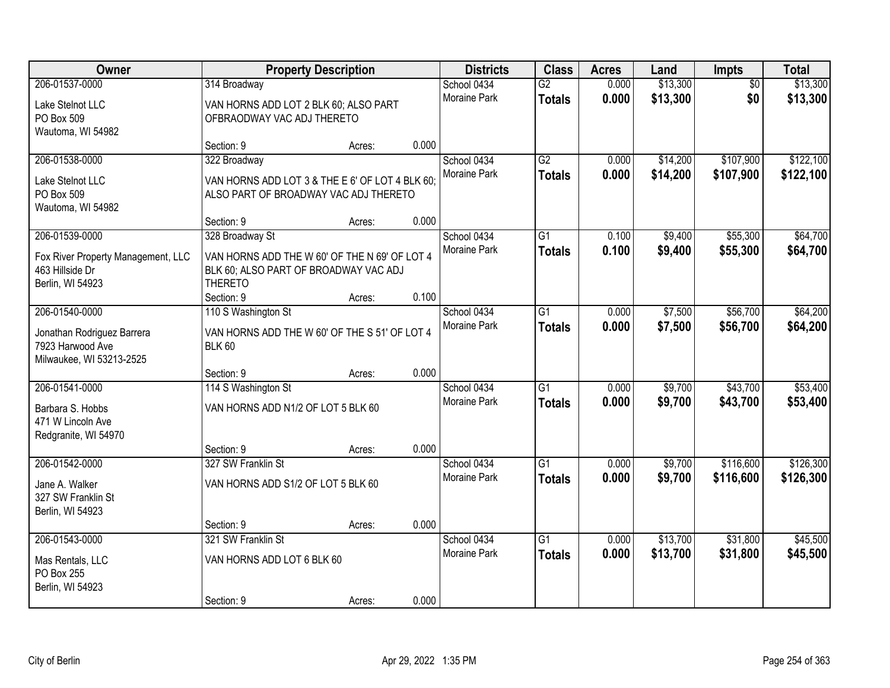| Owner | Property Description | | | Districts | Class | Acres | Land | Impts | Total |
|---|---|---|---|---|---|---|---|---|---|
| 206-01537-0000<br>Lake Stelnot LLC<br>PO Box 509<br>Wautoma, WI 54982 | 314 Broadway<br>VAN HORNS ADD LOT 2 BLK 60; ALSO PART OFBRAODWAY VAC ADJ THERETO<br>Section: 9 | Acres: | 0.000 | School 0434<br>Moraine Park | G2<br>**Totals** | 0.000<br>**0.000** | $13,300<br>**$13,300** | $0<br>**$0** | $13,300<br>**$13,300** |
| 206-01538-0000<br>Lake Stelnot LLC<br>PO Box 509<br>Wautoma, WI 54982 | 322 Broadway<br>VAN HORNS ADD LOT 3 & THE E 6' OF LOT 4 BLK 60; ALSO PART OF BROADWAY VAC ADJ THERETO<br>Section: 9 | Acres: | 0.000 | School 0434<br>Moraine Park | G2<br>**Totals** | 0.000<br>**0.000** | $14,200<br>**$14,200** | $107,900<br>**$107,900** | $122,100<br>**$122,100** |
| 206-01539-0000<br>Fox River Property Management, LLC<br>463 Hillside Dr<br>Berlin, WI 54923 | 328 Broadway St<br>VAN HORNS ADD THE W 60' OF THE N 69' OF LOT 4 BLK 60; ALSO PART OF BROADWAY VAC ADJ THERETO<br>Section: 9 | Acres: | 0.100 | School 0434<br>Moraine Park | G1<br>**Totals** | 0.100<br>**0.100** | $9,400<br>**$9,400** | $55,300<br>**$55,300** | $64,700<br>**$64,700** |
| 206-01540-0000<br>Jonathan Rodriguez Barrera<br>7923 Harwood Ave<br>Milwaukee, WI 53213-2525 | 110 S Washington St<br>VAN HORNS ADD THE W 60' OF THE S 51' OF LOT 4 BLK 60<br>Section: 9 | Acres: | 0.000 | School 0434<br>Moraine Park | G1<br>**Totals** | 0.000<br>**0.000** | $7,500<br>**$7,500** | $56,700<br>**$56,700** | $64,200<br>**$64,200** |
| 206-01541-0000<br>Barbara S. Hobbs<br>471 W Lincoln Ave<br>Redgranite, WI 54970 | 114 S Washington St<br>VAN HORNS ADD N1/2 OF LOT 5 BLK 60<br>Section: 9 | Acres: | 0.000 | School 0434<br>Moraine Park | G1<br>**Totals** | 0.000<br>**0.000** | $9,700<br>**$9,700** | $43,700<br>**$43,700** | $53,400<br>**$53,400** |
| 206-01542-0000<br>Jane A. Walker<br>327 SW Franklin St<br>Berlin, WI 54923 | 327 SW Franklin St<br>VAN HORNS ADD S1/2 OF LOT 5 BLK 60<br>Section: 9 | Acres: | 0.000 | School 0434<br>Moraine Park | G1<br>**Totals** | 0.000<br>**0.000** | $9,700<br>**$9,700** | $116,600<br>**$116,600** | $126,300<br>**$126,300** |
| 206-01543-0000<br>Mas Rentals, LLC<br>PO Box 255<br>Berlin, WI 54923 | 321 SW Franklin St<br>VAN HORNS ADD LOT 6 BLK 60<br>Section: 9 | Acres: | 0.000 | School 0434<br>Moraine Park | G1<br>**Totals** | 0.000<br>**0.000** | $13,700<br>**$13,700** | $31,800<br>**$31,800** | $45,500<br>**$45,500** |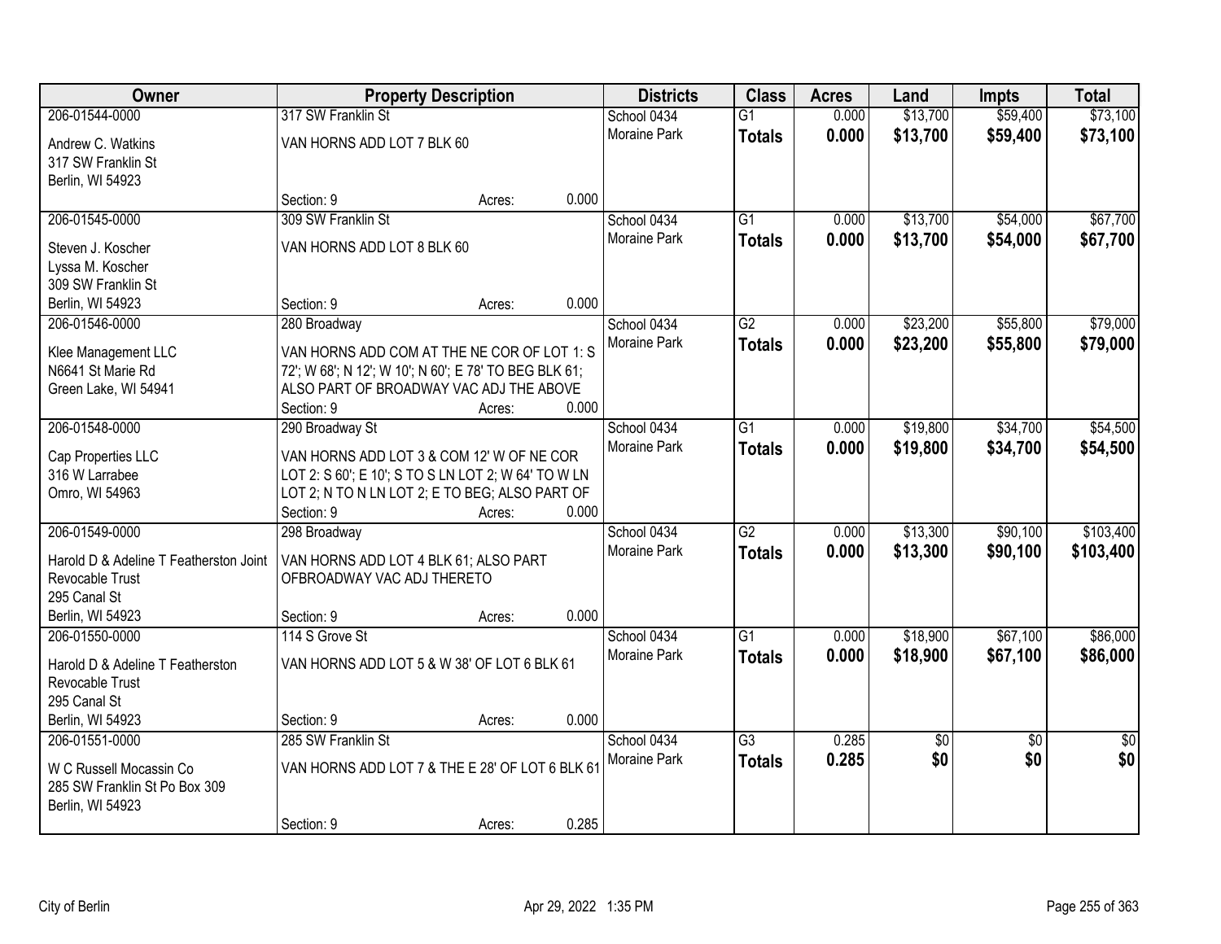| Owner | Property Description | Districts | Class | Acres | Land | Impts | Total |
|---|---|---|---|---|---|---|---|
| 206-01544-0000 | 317 SW Franklin St | School 0434 | G1 | 0.000 | $13,700 | $59,400 | $73,100 |
| Andrew C. Watkins<br>317 SW Franklin St<br>Berlin, WI 54923 | VAN HORNS ADD LOT 7 BLK 60<br><br>Section: 9 Acres: 0.000 | Moraine Park | **Totals** | **0.000** | **$13,700** | **$59,400** | **$73,100** |
| 206-01545-0000 | 309 SW Franklin St | School 0434 | G1 | 0.000 | $13,700 | $54,000 | $67,700 |
| Steven J. Koscher<br>Lyssa M. Koscher<br>309 SW Franklin St<br>Berlin, WI 54923 | VAN HORNS ADD LOT 8 BLK 60<br><br>Section: 9 Acres: 0.000 | Moraine Park | **Totals** | **0.000** | **$13,700** | **$54,000** | **$67,700** |
| 206-01546-0000 | 280 Broadway | School 0434 | G2 | 0.000 | $23,200 | $55,800 | $79,000 |
| Klee Management LLC<br>N6641 St Marie Rd<br>Green Lake, WI 54941 | VAN HORNS ADD COM AT THE NE COR OF LOT 1: S 72'; W 68'; N 12'; W 10'; N 60'; E 78' TO BEG BLK 61; ALSO PART OF BROADWAY VAC ADJ THE ABOVE<br>Section: 9 Acres: 0.000 | Moraine Park | **Totals** | **0.000** | **$23,200** | **$55,800** | **$79,000** |
| 206-01548-0000 | 290 Broadway St | School 0434 | G1 | 0.000 | $19,800 | $34,700 | $54,500 |
| Cap Properties LLC<br>316 W Larrabee<br>Omro, WI 54963 | VAN HORNS ADD LOT 3 & COM 12' W OF NE COR LOT 2: S 60'; E 10'; S TO S LN LOT 2; W 64' TO W LN LOT 2; N TO N LN LOT 2; E TO BEG; ALSO PART OF<br>Section: 9 Acres: 0.000 | Moraine Park | **Totals** | **0.000** | **$19,800** | **$34,700** | **$54,500** |
| 206-01549-0000 | 298 Broadway | School 0434 | G2 | 0.000 | $13,300 | $90,100 | $103,400 |
| Harold D & Adeline T Featherston Joint Revocable Trust<br>295 Canal St<br>Berlin, WI 54923 | VAN HORNS ADD LOT 4 BLK 61; ALSO PART OFBROADWAY VAC ADJ THERETO<br><br>Section: 9 Acres: 0.000 | Moraine Park | **Totals** | **0.000** | **$13,300** | **$90,100** | **$103,400** |
| 206-01550-0000 | 114 S Grove St | School 0434 | G1 | 0.000 | $18,900 | $67,100 | $86,000 |
| Harold D & Adeline T Featherston Revocable Trust<br>295 Canal St<br>Berlin, WI 54923 | VAN HORNS ADD LOT 5 & W 38' OF LOT 6 BLK 61<br><br>Section: 9 Acres: 0.000 | Moraine Park | **Totals** | **0.000** | **$18,900** | **$67,100** | **$86,000** |
| 206-01551-0000 | 285 SW Franklin St | School 0434 | G3 | 0.285 | $0 | $0 | $0 |
| W C Russell Mocassin Co<br>285 SW Franklin St Po Box 309<br>Berlin, WI 54923 | VAN HORNS ADD LOT 7 & THE E 28' OF LOT 6 BLK 61<br><br>Section: 9 Acres: 0.285 | Moraine Park | **Totals** | **0.285** | **$0** | **$0** | **$0** |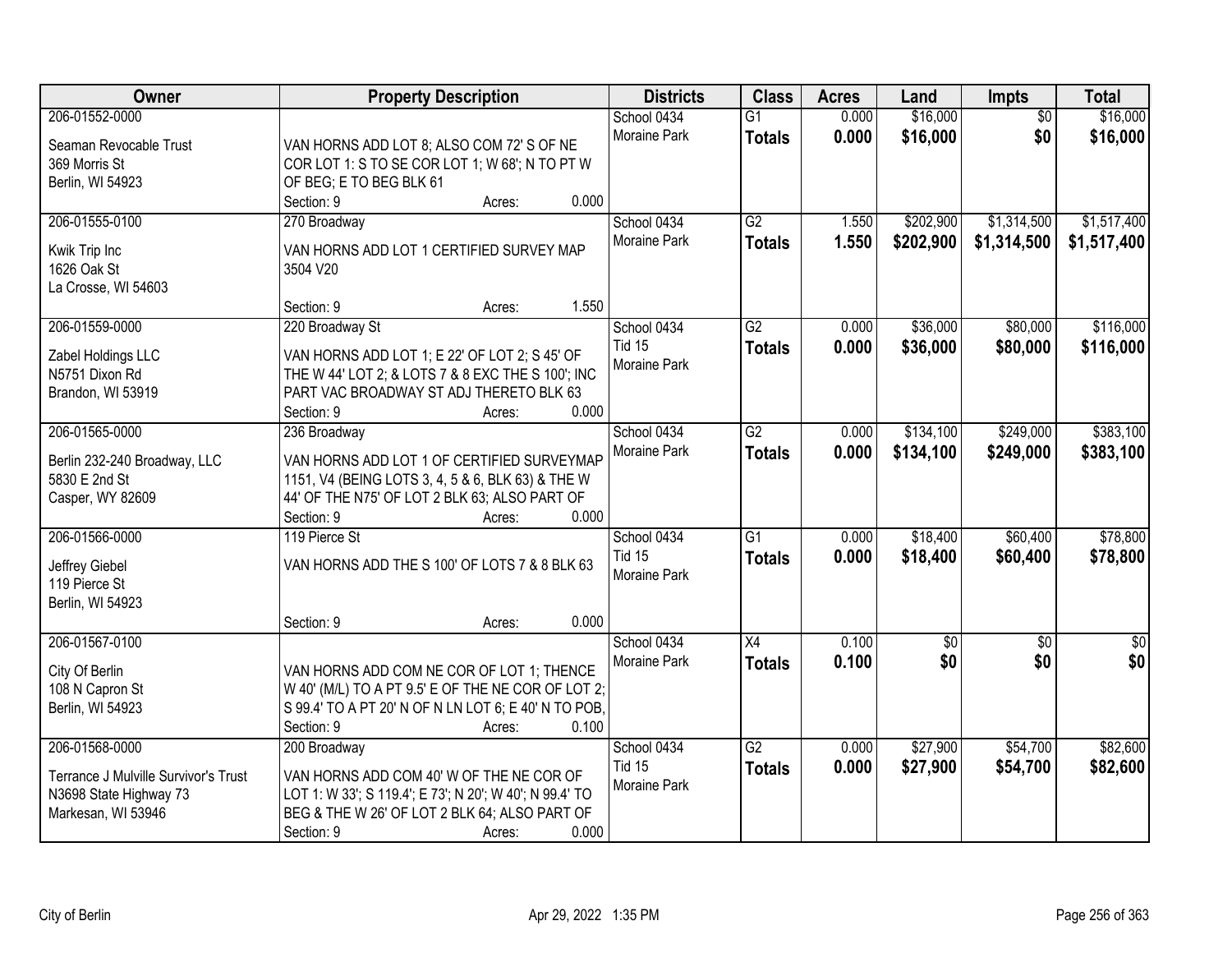| Owner | Property Description | Districts | Class | Acres | Land | Impts | Total |
|---|---|---|---|---|---|---|---|
| 206-01552-0000<br>Seaman Revocable Trust<br>369 Morris St<br>Berlin, WI 54923 | VAN HORNS ADD LOT 8; ALSO COM 72' S OF NE COR LOT 1: S TO SE COR LOT 1; W 68'; N TO PT W OF BEG; E TO BEG BLK 61<br>Section: 9 Acres: 0.000 | School 0434<br>Moraine Park | G1<br>**Totals** | 0.000<br>**0.000** | $16,000<br>**$16,000** | $0<br>**$0** | $16,000<br>**$16,000** |
| 206-01555-0100<br>Kwik Trip Inc<br>1626 Oak St<br>La Crosse, WI 54603 | 270 Broadway<br>VAN HORNS ADD LOT 1 CERTIFIED SURVEY MAP 3504 V20<br>Section: 9 Acres: 1.550 | School 0434<br>Moraine Park | G2<br>**Totals** | 1.550<br>**1.550** | $202,900<br>**$202,900** | $1,314,500<br>**$1,314,500** | $1,517,400<br>**$1,517,400** |
| 206-01559-0000<br>Zabel Holdings LLC<br>N5751 Dixon Rd<br>Brandon, WI 53919 | 220 Broadway St<br>VAN HORNS ADD LOT 1; E 22' OF LOT 2; S 45' OF THE W 44' LOT 2; & LOTS 7 & 8 EXC THE S 100'; INC PART VAC BROADWAY ST ADJ THERETO BLK 63<br>Section: 9 Acres: 0.000 | School 0434<br>Tid 15<br>Moraine Park | G2<br>**Totals** | 0.000<br>**0.000** | $36,000<br>**$36,000** | $80,000<br>**$80,000** | $116,000<br>**$116,000** |
| 206-01565-0000<br>Berlin 232-240 Broadway, LLC<br>5830 E 2nd St<br>Casper, WY 82609 | 236 Broadway<br>VAN HORNS ADD LOT 1 OF CERTIFIED SURVEYMAP 1151, V4 (BEING LOTS 3, 4, 5 & 6, BLK 63) & THE W 44' OF THE N75' OF LOT 2 BLK 63; ALSO PART OF<br>Section: 9 Acres: 0.000 | School 0434<br>Moraine Park | G2<br>**Totals** | 0.000<br>**0.000** | $134,100<br>**$134,100** | $249,000<br>**$249,000** | $383,100<br>**$383,100** |
| 206-01566-0000<br>Jeffrey Giebel<br>119 Pierce St<br>Berlin, WI 54923 | 119 Pierce St<br>VAN HORNS ADD THE S 100' OF LOTS 7 & 8 BLK 63<br>Section: 9 Acres: 0.000 | School 0434<br>Tid 15<br>Moraine Park | G1<br>**Totals** | 0.000<br>**0.000** | $18,400<br>**$18,400** | $60,400<br>**$60,400** | $78,800<br>**$78,800** |
| 206-01567-0100<br>City Of Berlin<br>108 N Capron St<br>Berlin, WI 54923 | VAN HORNS ADD COM NE COR OF LOT 1; THENCE W 40' (M/L) TO A PT 9.5' E OF THE NE COR OF LOT 2; S 99.4' TO A PT 20' N OF N LN LOT 6; E 40' N TO POB,<br>Section: 9 Acres: 0.100 | School 0434<br>Moraine Park | X4<br>**Totals** | 0.100<br>**0.100** | $0<br>**$0** | $0<br>**$0** | $0<br>**$0** |
| 206-01568-0000<br>Terrance J Mulville Survivor's Trust<br>N3698 State Highway 73<br>Markesan, WI 53946 | 200 Broadway<br>VAN HORNS ADD COM 40' W OF THE NE COR OF LOT 1: W 33'; S 119.4'; E 73'; N 20'; W 40'; N 99.4' TO BEG & THE W 26' OF LOT 2 BLK 64; ALSO PART OF<br>Section: 9 Acres: 0.000 | School 0434<br>Tid 15<br>Moraine Park | G2<br>**Totals** | 0.000<br>**0.000** | $27,900<br>**$27,900** | $54,700<br>**$54,700** | $82,600<br>**$82,600** |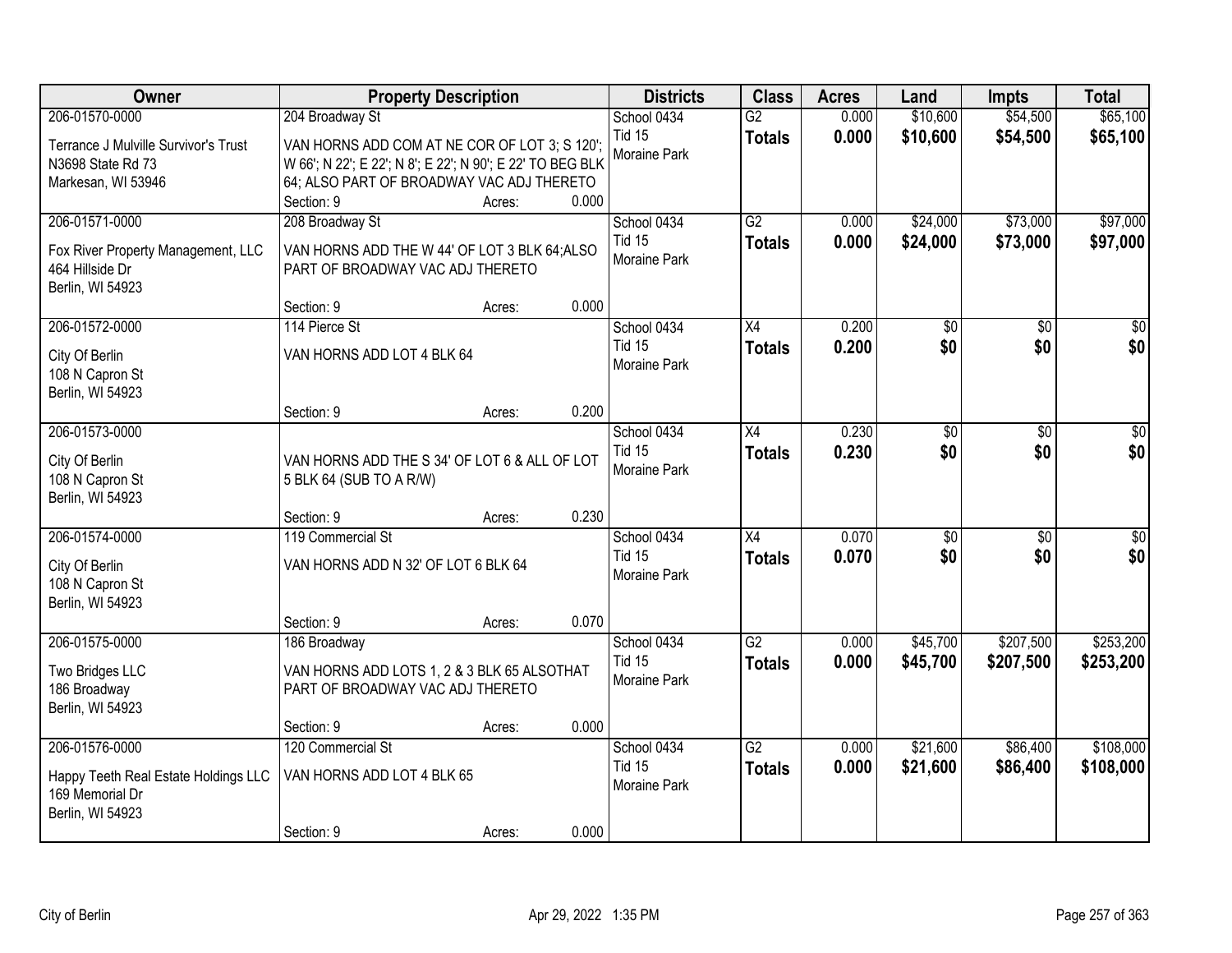| Owner | Property Description | Districts | Class | Acres | Land | Impts | Total |
|---|---|---|---|---|---|---|---|
| 206-01570-0000<br>Terrance J Mulville Survivor's Trust<br>N3698 State Rd 73<br>Markesan, WI 53946 | 204 Broadway St<br>VAN HORNS ADD COM AT NE COR OF LOT 3; S 120'; W 66'; N 22'; E 22'; N 8'; E 22'; N 90'; E 22' TO BEG BLK 64; ALSO PART OF BROADWAY VAC ADJ THERETO<br>Section: 9 Acres: 0.000 | School 0434<br>Tid 15<br>Moraine Park | G2<br>**Totals** | 0.000<br>**0.000** | $10,600<br>**$10,600** | $54,500<br>**$54,500** | $65,100<br>**$65,100** |
| 206-01571-0000<br>Fox River Property Management, LLC<br>464 Hillside Dr<br>Berlin, WI 54923 | 208 Broadway St<br>VAN HORNS ADD THE W 44' OF LOT 3 BLK 64;ALSO PART OF BROADWAY VAC ADJ THERETO<br>Section: 9 Acres: 0.000 | School 0434<br>Tid 15<br>Moraine Park | G2<br>**Totals** | 0.000<br>**0.000** | $24,000<br>**$24,000** | $73,000<br>**$73,000** | $97,000<br>**$97,000** |
| 206-01572-0000<br>City Of Berlin<br>108 N Capron St<br>Berlin, WI 54923 | 114 Pierce St<br>VAN HORNS ADD LOT 4 BLK 64<br>Section: 9 Acres: 0.200 | School 0434<br>Tid 15<br>Moraine Park | X4<br>**Totals** | 0.200<br>**0.200** | $0<br>**$0** | $0<br>**$0** | $0<br>**$0** |
| 206-01573-0000<br>City Of Berlin<br>108 N Capron St<br>Berlin, WI 54923 | VAN HORNS ADD THE S 34' OF LOT 6 & ALL OF LOT 5 BLK 64 (SUB TO A R/W)<br>Section: 9 Acres: 0.230 | School 0434<br>Tid 15<br>Moraine Park | X4<br>**Totals** | 0.230<br>**0.230** | $0<br>**$0** | $0<br>**$0** | $0<br>**$0** |
| 206-01574-0000<br>City Of Berlin<br>108 N Capron St<br>Berlin, WI 54923 | 119 Commercial St<br>VAN HORNS ADD N 32' OF LOT 6 BLK 64<br>Section: 9 Acres: 0.070 | School 0434<br>Tid 15<br>Moraine Park | X4<br>**Totals** | 0.070<br>**0.070** | $0<br>**$0** | $0<br>**$0** | $0<br>**$0** |
| 206-01575-0000<br>Two Bridges LLC<br>186 Broadway<br>Berlin, WI 54923 | 186 Broadway<br>VAN HORNS ADD LOTS 1, 2 & 3 BLK 65 ALSOTHAT PART OF BROADWAY VAC ADJ THERETO<br>Section: 9 Acres: 0.000 | School 0434<br>Tid 15<br>Moraine Park | G2<br>**Totals** | 0.000<br>**0.000** | $45,700<br>**$45,700** | $207,500<br>**$207,500** | $253,200<br>**$253,200** |
| 206-01576-0000<br>Happy Teeth Real Estate Holdings LLC<br>169 Memorial Dr<br>Berlin, WI 54923 | 120 Commercial St<br>VAN HORNS ADD LOT 4 BLK 65<br>Section: 9 Acres: 0.000 | School 0434<br>Tid 15<br>Moraine Park | G2<br>**Totals** | 0.000<br>**0.000** | $21,600<br>**$21,600** | $86,400<br>**$86,400** | $108,000<br>**$108,000** |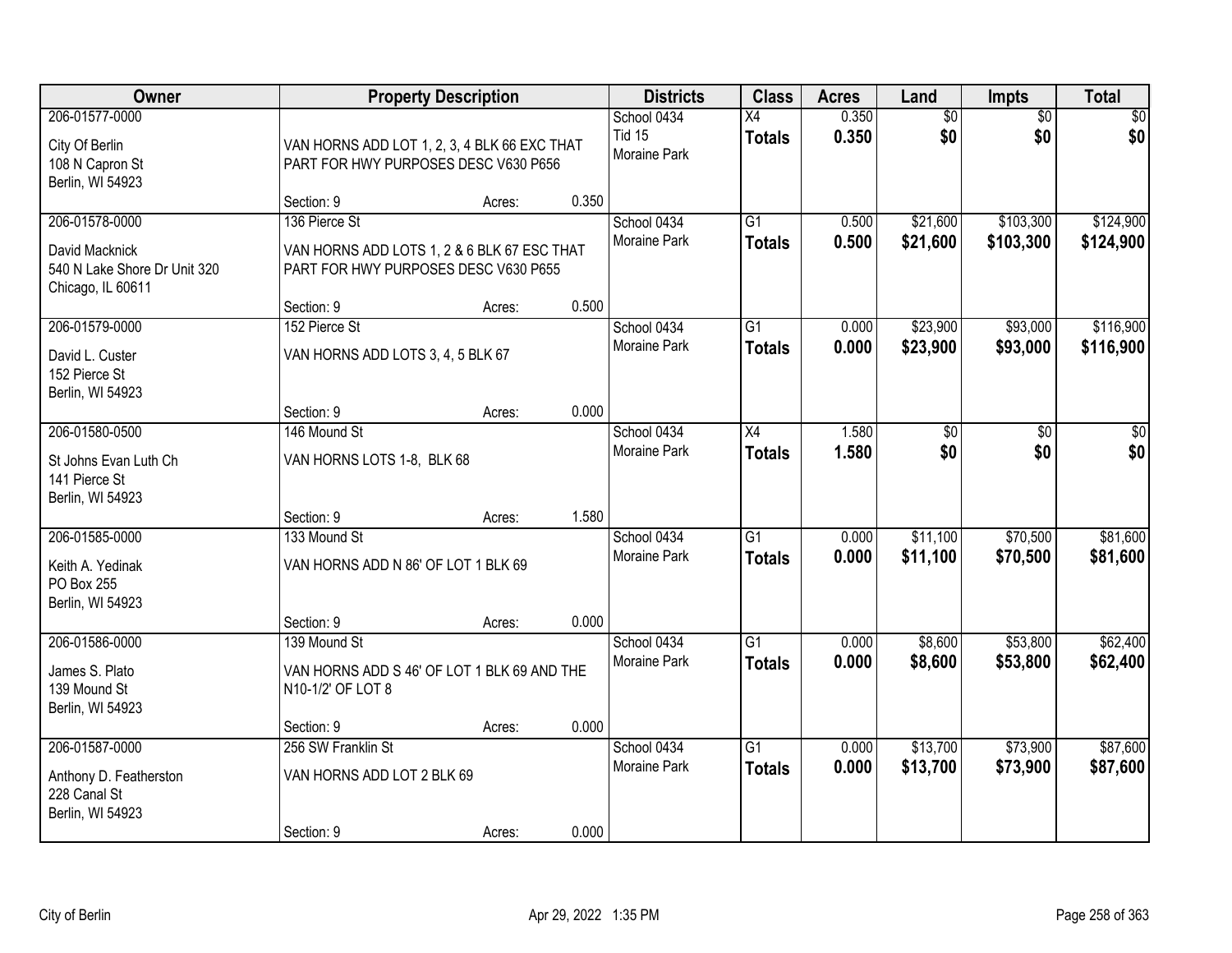| Owner | Property Description | Districts | Class | Acres | Land | Impts | Total |
|---|---|---|---|---|---|---|---|
| 206-01577-0000<br>City Of Berlin<br>108 N Capron St<br>Berlin, WI 54923 | VAN HORNS ADD LOT 1, 2, 3, 4 BLK 66 EXC THAT PART FOR HWY PURPOSES DESC V630 P656<br>Section: 9 Acres: 0.350 | School 0434<br>Tid 15<br>Moraine Park | X4<br>**Totals** | 0.350<br>**0.350** | $0<br>**$0** | $0<br>**$0** | $0<br>**$0** |
| 206-01578-0000<br>David Macknick<br>540 N Lake Shore Dr Unit 320<br>Chicago, IL 60611 | 136 Pierce St<br>VAN HORNS ADD LOTS 1, 2 & 6 BLK 67 ESC THAT PART FOR HWY PURPOSES DESC V630 P655<br>Section: 9 Acres: 0.500 | School 0434<br>Moraine Park | G1<br>**Totals** | 0.500<br>**0.500** | $21,600<br>**$21,600** | $103,300<br>**$103,300** | $124,900<br>**$124,900** |
| 206-01579-0000<br>David L. Custer<br>152 Pierce St<br>Berlin, WI 54923 | 152 Pierce St<br>VAN HORNS ADD LOTS 3, 4, 5 BLK 67<br>Section: 9 Acres: 0.000 | School 0434<br>Moraine Park | G1<br>**Totals** | 0.000<br>**0.000** | $23,900<br>**$23,900** | $93,000<br>**$93,000** | $116,900<br>**$116,900** |
| 206-01580-0500<br>St Johns Evan Luth Ch<br>141 Pierce St<br>Berlin, WI 54923 | 146 Mound St<br>VAN HORNS LOTS 1-8, BLK 68<br>Section: 9 Acres: 1.580 | School 0434<br>Moraine Park | X4<br>**Totals** | 1.580<br>**1.580** | $0<br>**$0** | $0<br>**$0** | $0<br>**$0** |
| 206-01585-0000<br>Keith A. Yedinak<br>PO Box 255<br>Berlin, WI 54923 | 133 Mound St<br>VAN HORNS ADD N 86' OF LOT 1 BLK 69<br>Section: 9 Acres: 0.000 | School 0434<br>Moraine Park | G1<br>**Totals** | 0.000<br>**0.000** | $11,100<br>**$11,100** | $70,500<br>**$70,500** | $81,600<br>**$81,600** |
| 206-01586-0000<br>James S. Plato<br>139 Mound St<br>Berlin, WI 54923 | 139 Mound St<br>VAN HORNS ADD S 46' OF LOT 1 BLK 69 AND THE N10-1/2' OF LOT 8<br>Section: 9 Acres: 0.000 | School 0434<br>Moraine Park | G1<br>**Totals** | 0.000<br>**0.000** | $8,600<br>**$8,600** | $53,800<br>**$53,800** | $62,400<br>**$62,400** |
| 206-01587-0000<br>Anthony D. Featherston<br>228 Canal St<br>Berlin, WI 54923 | 256 SW Franklin St<br>VAN HORNS ADD LOT 2 BLK 69<br>Section: 9 Acres: 0.000 | School 0434<br>Moraine Park | G1<br>**Totals** | 0.000<br>**0.000** | $13,700<br>**$13,700** | $73,900<br>**$73,900** | $87,600<br>**$87,600** |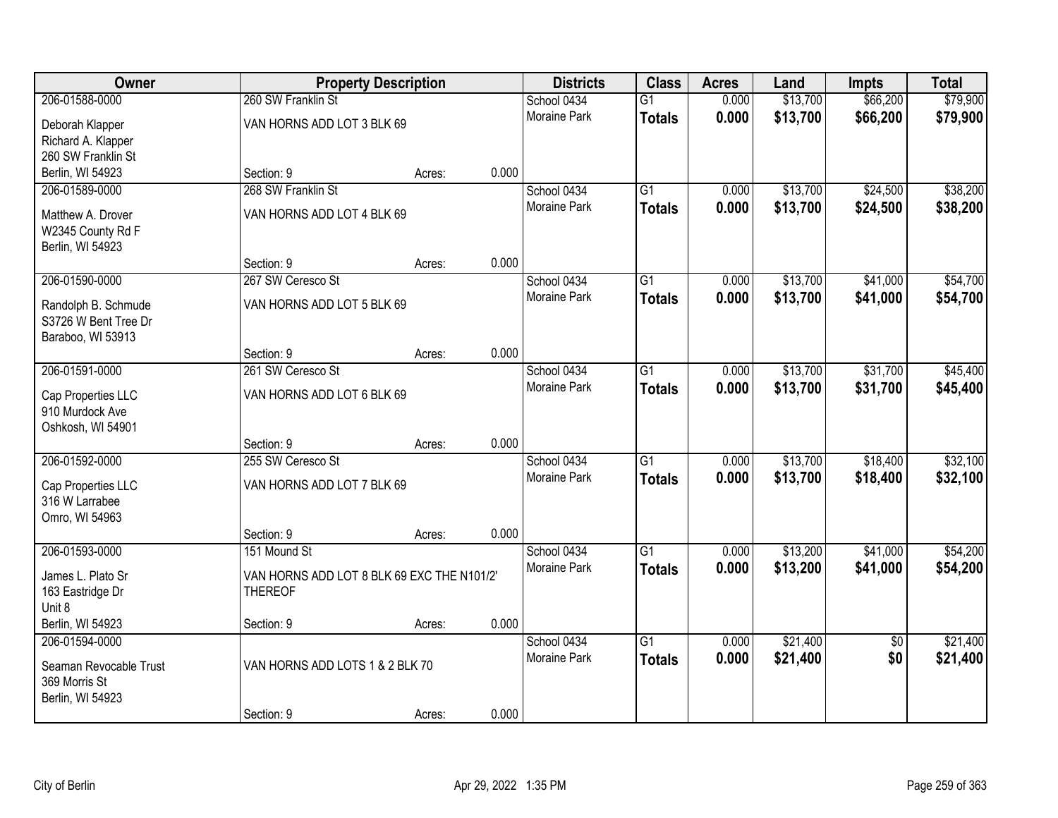| Owner | Property Description | | | Districts | Class | Acres | Land | Impts | Total |
|---|---|---|---|---|---|---|---|---|---|
| 206-01588-0000 | 260 SW Franklin St | | | School 0434 | G1 | 0.000 | $13,700 | $66,200 | $79,900 |
| Deborah Klapper<br>Richard A. Klapper<br>260 SW Franklin St<br>Berlin, WI 54923 | VAN HORNS ADD LOT 3 BLK 69 | | | Moraine Park | **Totals** | **0.000** | **$13,700** | **$66,200** | **$79,900** |
| | Section: 9 | Acres: | 0.000 | | | | | | |
| 206-01589-0000 | 268 SW Franklin St | | | School 0434 | G1 | 0.000 | $13,700 | $24,500 | $38,200 |
| Matthew A. Drover<br>W2345 County Rd F<br>Berlin, WI 54923 | VAN HORNS ADD LOT 4 BLK 69 | | | Moraine Park | **Totals** | **0.000** | **$13,700** | **$24,500** | **$38,200** |
| | Section: 9 | Acres: | 0.000 | | | | | | |
| 206-01590-0000 | 267 SW Ceresco St | | | School 0434 | G1 | 0.000 | $13,700 | $41,000 | $54,700 |
| Randolph B. Schmude<br>S3726 W Bent Tree Dr<br>Baraboo, WI 53913 | VAN HORNS ADD LOT 5 BLK 69 | | | Moraine Park | **Totals** | **0.000** | **$13,700** | **$41,000** | **$54,700** |
| | Section: 9 | Acres: | 0.000 | | | | | | |
| 206-01591-0000 | 261 SW Ceresco St | | | School 0434 | G1 | 0.000 | $13,700 | $31,700 | $45,400 |
| Cap Properties LLC<br>910 Murdock Ave<br>Oshkosh, WI 54901 | VAN HORNS ADD LOT 6 BLK 69 | | | Moraine Park | **Totals** | **0.000** | **$13,700** | **$31,700** | **$45,400** |
| | Section: 9 | Acres: | 0.000 | | | | | | |
| 206-01592-0000 | 255 SW Ceresco St | | | School 0434 | G1 | 0.000 | $13,700 | $18,400 | $32,100 |
| Cap Properties LLC<br>316 W Larrabee<br>Omro, WI 54963 | VAN HORNS ADD LOT 7 BLK 69 | | | Moraine Park | **Totals** | **0.000** | **$13,700** | **$18,400** | **$32,100** |
| | Section: 9 | Acres: | 0.000 | | | | | | |
| 206-01593-0000 | 151 Mound St | | | School 0434 | G1 | 0.000 | $13,200 | $41,000 | $54,200 |
| James L. Plato Sr<br>163 Eastridge Dr<br>Unit 8<br>Berlin, WI 54923 | VAN HORNS ADD LOT 8 BLK 69 EXC THE N101/2' THEREOF | | | Moraine Park | **Totals** | **0.000** | **$13,200** | **$41,000** | **$54,200** |
| | Section: 9 | Acres: | 0.000 | | | | | | |
| 206-01594-0000 | | | | School 0434 | G1 | 0.000 | $21,400 | $0 | $21,400 |
| Seaman Revocable Trust<br>369 Morris St<br>Berlin, WI 54923 | VAN HORNS ADD LOTS 1 & 2 BLK 70 | | | Moraine Park | **Totals** | **0.000** | **$21,400** | **$0** | **$21,400** |
| | Section: 9 | Acres: | 0.000 | | | | | | |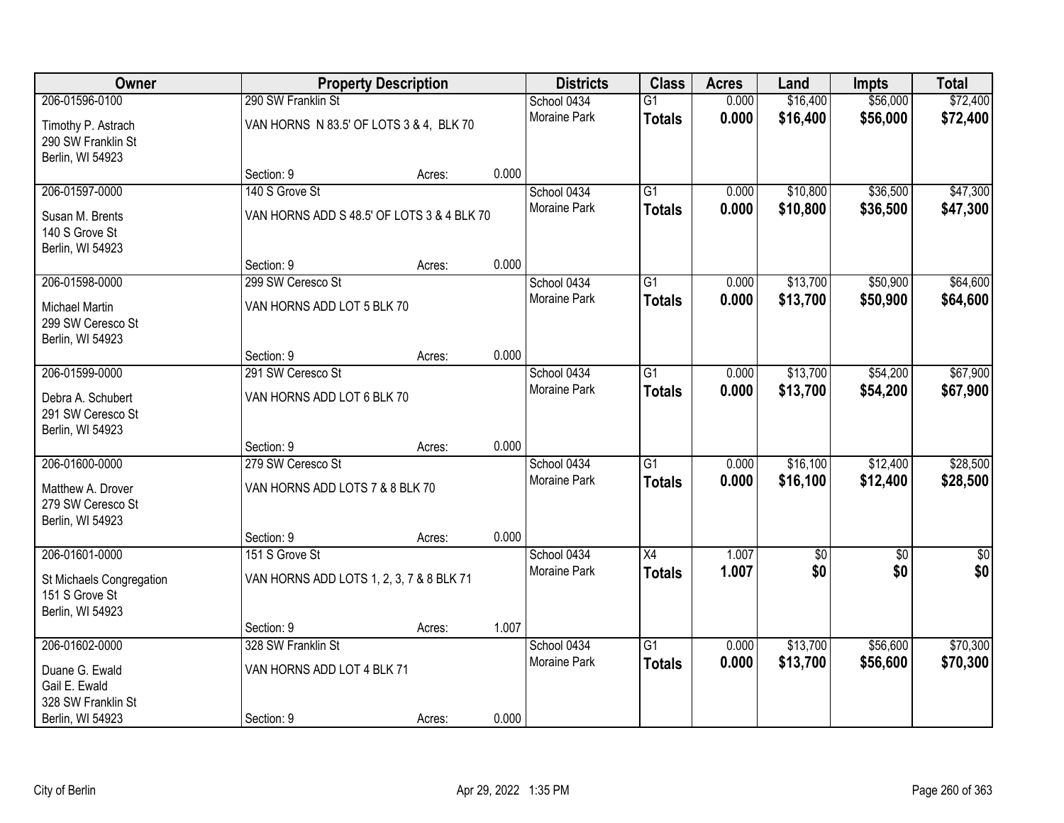| Owner | Property Description | | | Districts | Class | Acres | Land | Impts | Total |
|---|---|---|---|---|---|---|---|---|---|
| 206-01596-0100 | 290 SW Franklin St | | | School 0434 | G1 | 0.000 | $16,400 | $56,000 | $72,400 |
| Timothy P. Astrach<br>290 SW Franklin St<br>Berlin, WI 54923 | VAN HORNS N 83.5' OF LOTS 3 & 4, BLK 70 | | | Moraine Park | **Totals** | **0.000** | **$16,400** | **$56,000** | **$72,400** |
| | Section: 9 | Acres: | 0.000 | | | | | | |
| 206-01597-0000 | 140 S Grove St | | | School 0434 | G1 | 0.000 | $10,800 | $36,500 | $47,300 |
| Susan M. Brents<br>140 S Grove St<br>Berlin, WI 54923 | VAN HORNS ADD S 48.5' OF LOTS 3 & 4 BLK 70 | | | Moraine Park | **Totals** | **0.000** | **$10,800** | **$36,500** | **$47,300** |
| | Section: 9 | Acres: | 0.000 | | | | | | |
| 206-01598-0000 | 299 SW Ceresco St | | | School 0434 | G1 | 0.000 | $13,700 | $50,900 | $64,600 |
| Michael Martin<br>299 SW Ceresco St<br>Berlin, WI 54923 | VAN HORNS ADD LOT 5 BLK 70 | | | Moraine Park | **Totals** | **0.000** | **$13,700** | **$50,900** | **$64,600** |
| | Section: 9 | Acres: | 0.000 | | | | | | |
| 206-01599-0000 | 291 SW Ceresco St | | | School 0434 | G1 | 0.000 | $13,700 | $54,200 | $67,900 |
| Debra A. Schubert<br>291 SW Ceresco St<br>Berlin, WI 54923 | VAN HORNS ADD LOT 6 BLK 70 | | | Moraine Park | **Totals** | **0.000** | **$13,700** | **$54,200** | **$67,900** |
| | Section: 9 | Acres: | 0.000 | | | | | | |
| 206-01600-0000 | 279 SW Ceresco St | | | School 0434 | G1 | 0.000 | $16,100 | $12,400 | $28,500 |
| Matthew A. Drover<br>279 SW Ceresco St<br>Berlin, WI 54923 | VAN HORNS ADD LOTS 7 & 8 BLK 70 | | | Moraine Park | **Totals** | **0.000** | **$16,100** | **$12,400** | **$28,500** |
| | Section: 9 | Acres: | 0.000 | | | | | | |
| 206-01601-0000 | 151 S Grove St | | | School 0434 | X4 | 1.007 | $0 | $0 | $0 |
| St Michaels Congregation<br>151 S Grove St<br>Berlin, WI 54923 | VAN HORNS ADD LOTS 1, 2, 3, 7 & 8 BLK 71 | | | Moraine Park | **Totals** | **1.007** | **$0** | **$0** | **$0** |
| | Section: 9 | Acres: | 1.007 | | | | | | |
| 206-01602-0000 | 328 SW Franklin St | | | School 0434 | G1 | 0.000 | $13,700 | $56,600 | $70,300 |
| Duane G. Ewald<br>Gail E. Ewald<br>328 SW Franklin St<br>Berlin, WI 54923 | VAN HORNS ADD LOT 4 BLK 71 | | | Moraine Park | **Totals** | **0.000** | **$13,700** | **$56,600** | **$70,300** |
| | Section: 9 | Acres: | 0.000 | | | | | | |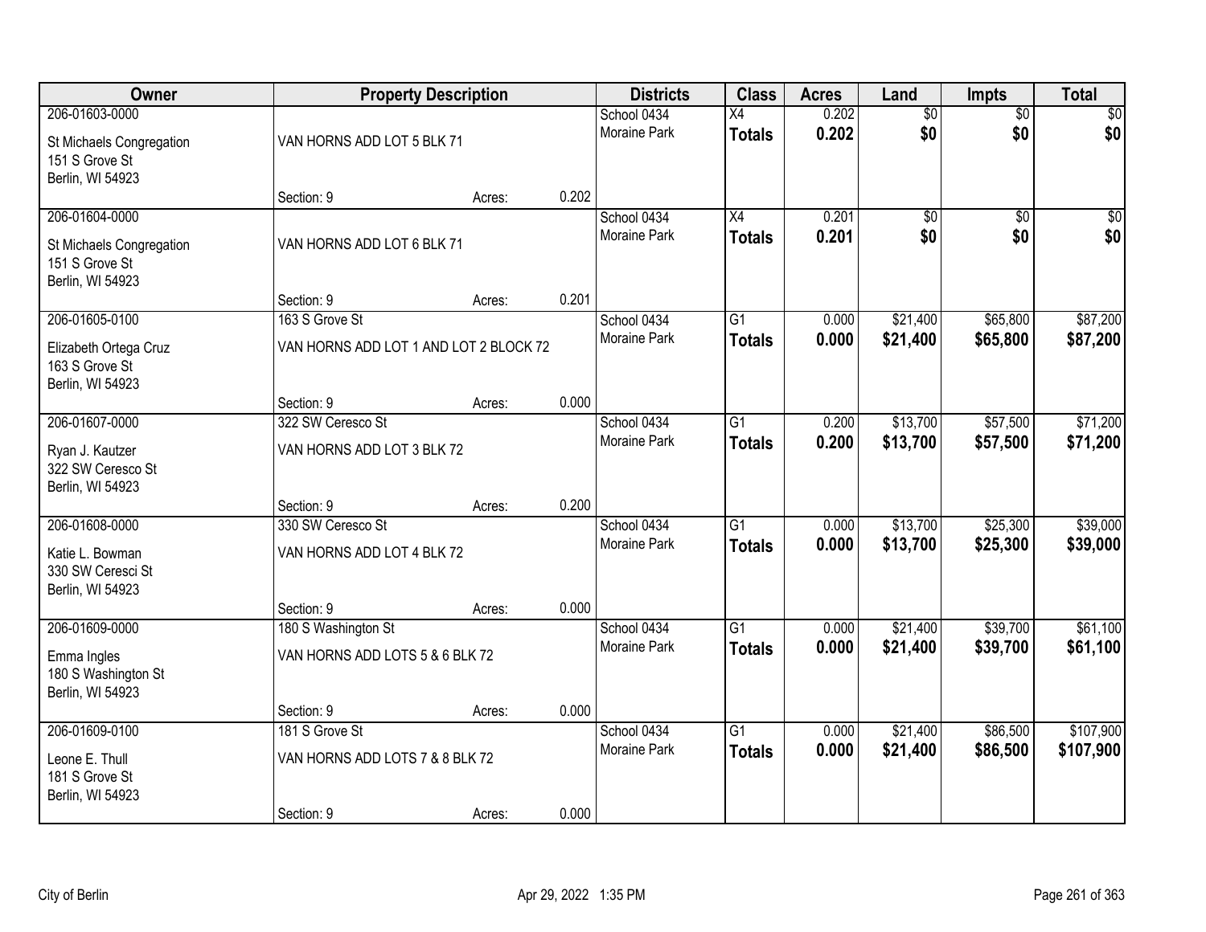| Owner | Property Description | | | Districts | Class | Acres | Land | Impts | Total |
|---|---|---|---|---|---|---|---|---|---|
| 206-01603-0000 | | | | School 0434 | X4 | 0.202 | $0 | $0 | $0 |
| St Michaels Congregation<br>151 S Grove St<br>Berlin, WI 54923 | VAN HORNS ADD LOT 5 BLK 71 | | | Moraine Park | **Totals** | **0.202** | **$0** | **$0** | **$0** |
| | Section: 9 | Acres: | 0.202 | | | | | | |
| 206-01604-0000 | | | | School 0434 | X4 | 0.201 | $0 | $0 | $0 |
| St Michaels Congregation<br>151 S Grove St<br>Berlin, WI 54923 | VAN HORNS ADD LOT 6 BLK 71 | | | Moraine Park | **Totals** | **0.201** | **$0** | **$0** | **$0** |
| | Section: 9 | Acres: | 0.201 | | | | | | |
| 206-01605-0100 | 163 S Grove St | | | School 0434 | G1 | 0.000 | $21,400 | $65,800 | $87,200 |
| Elizabeth Ortega Cruz<br>163 S Grove St<br>Berlin, WI 54923 | VAN HORNS ADD LOT 1 AND LOT 2 BLOCK 72 | | | Moraine Park | **Totals** | **0.000** | **$21,400** | **$65,800** | **$87,200** |
| | Section: 9 | Acres: | 0.000 | | | | | | |
| 206-01607-0000 | 322 SW Ceresco St | | | School 0434 | G1 | 0.200 | $13,700 | $57,500 | $71,200 |
| Ryan J. Kautzer<br>322 SW Ceresco St<br>Berlin, WI 54923 | VAN HORNS ADD LOT 3 BLK 72 | | | Moraine Park | **Totals** | **0.200** | **$13,700** | **$57,500** | **$71,200** |
| | Section: 9 | Acres: | 0.200 | | | | | | |
| 206-01608-0000 | 330 SW Ceresco St | | | School 0434 | G1 | 0.000 | $13,700 | $25,300 | $39,000 |
| Katie L. Bowman<br>330 SW Ceresci St<br>Berlin, WI 54923 | VAN HORNS ADD LOT 4 BLK 72 | | | Moraine Park | **Totals** | **0.000** | **$13,700** | **$25,300** | **$39,000** |
| | Section: 9 | Acres: | 0.000 | | | | | | |
| 206-01609-0000 | 180 S Washington St | | | School 0434 | G1 | 0.000 | $21,400 | $39,700 | $61,100 |
| Emma Ingles<br>180 S Washington St<br>Berlin, WI 54923 | VAN HORNS ADD LOTS 5 & 6 BLK 72 | | | Moraine Park | **Totals** | **0.000** | **$21,400** | **$39,700** | **$61,100** |
| | Section: 9 | Acres: | 0.000 | | | | | | |
| 206-01609-0100 | 181 S Grove St | | | School 0434 | G1 | 0.000 | $21,400 | $86,500 | $107,900 |
| Leone E. Thull<br>181 S Grove St<br>Berlin, WI 54923 | VAN HORNS ADD LOTS 7 & 8 BLK 72 | | | Moraine Park | **Totals** | **0.000** | **$21,400** | **$86,500** | **$107,900** |
| | Section: 9 | Acres: | 0.000 | | | | | | |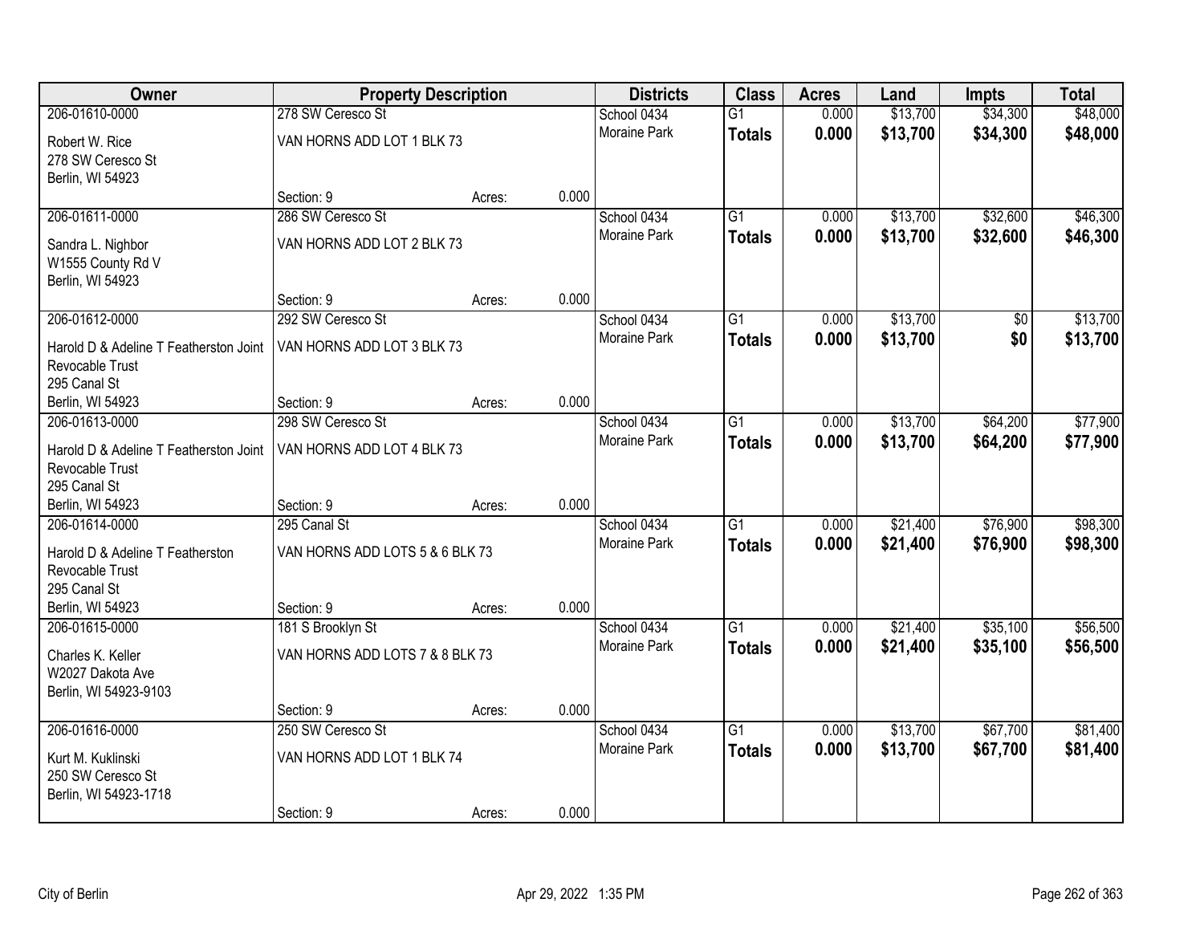| Owner | Property Description | | | Districts | Class | Acres | Land | Impts | Total |
|---|---|---|---|---|---|---|---|---|---|
| 206-01610-0000 | 278 SW Ceresco St | | | School 0434 | G1 | 0.000 | $13,700 | $34,300 | $48,000 |
| Robert W. Rice<br>278 SW Ceresco St<br>Berlin, WI 54923 | VAN HORNS ADD LOT 1 BLK 73 | | | Moraine Park | **Totals** | **0.000** | **$13,700** | **$34,300** | **$48,000** |
| | Section: 9 | Acres: | 0.000 | | | | | | |
| 206-01611-0000 | 286 SW Ceresco St | | | School 0434 | G1 | 0.000 | $13,700 | $32,600 | $46,300 |
| Sandra L. Nighbor<br>W1555 County Rd V<br>Berlin, WI 54923 | VAN HORNS ADD LOT 2 BLK 73 | | | Moraine Park | **Totals** | **0.000** | **$13,700** | **$32,600** | **$46,300** |
| | Section: 9 | Acres: | 0.000 | | | | | | |
| 206-01612-0000 | 292 SW Ceresco St | | | School 0434 | G1 | 0.000 | $13,700 | $0 | $13,700 |
| Harold D & Adeline T Featherston Joint Revocable Trust<br>295 Canal St<br>Berlin, WI 54923 | VAN HORNS ADD LOT 3 BLK 73 | | | Moraine Park | **Totals** | **0.000** | **$13,700** | **$0** | **$13,700** |
| | Section: 9 | Acres: | 0.000 | | | | | | |
| 206-01613-0000 | 298 SW Ceresco St | | | School 0434 | G1 | 0.000 | $13,700 | $64,200 | $77,900 |
| Harold D & Adeline T Featherston Joint Revocable Trust<br>295 Canal St<br>Berlin, WI 54923 | VAN HORNS ADD LOT 4 BLK 73 | | | Moraine Park | **Totals** | **0.000** | **$13,700** | **$64,200** | **$77,900** |
| | Section: 9 | Acres: | 0.000 | | | | | | |
| 206-01614-0000 | 295 Canal St | | | School 0434 | G1 | 0.000 | $21,400 | $76,900 | $98,300 |
| Harold D & Adeline T Featherston Revocable Trust<br>295 Canal St<br>Berlin, WI 54923 | VAN HORNS ADD LOTS 5 & 6 BLK 73 | | | Moraine Park | **Totals** | **0.000** | **$21,400** | **$76,900** | **$98,300** |
| | Section: 9 | Acres: | 0.000 | | | | | | |
| 206-01615-0000 | 181 S Brooklyn St | | | School 0434 | G1 | 0.000 | $21,400 | $35,100 | $56,500 |
| Charles K. Keller<br>W2027 Dakota Ave<br>Berlin, WI 54923-9103 | VAN HORNS ADD LOTS 7 & 8 BLK 73 | | | Moraine Park | **Totals** | **0.000** | **$21,400** | **$35,100** | **$56,500** |
| | Section: 9 | Acres: | 0.000 | | | | | | |
| 206-01616-0000 | 250 SW Ceresco St | | | School 0434 | G1 | 0.000 | $13,700 | $67,700 | $81,400 |
| Kurt M. Kuklinski<br>250 SW Ceresco St<br>Berlin, WI 54923-1718 | VAN HORNS ADD LOT 1 BLK 74 | | | Moraine Park | **Totals** | **0.000** | **$13,700** | **$67,700** | **$81,400** |
| | Section: 9 | Acres: | 0.000 | | | | | | |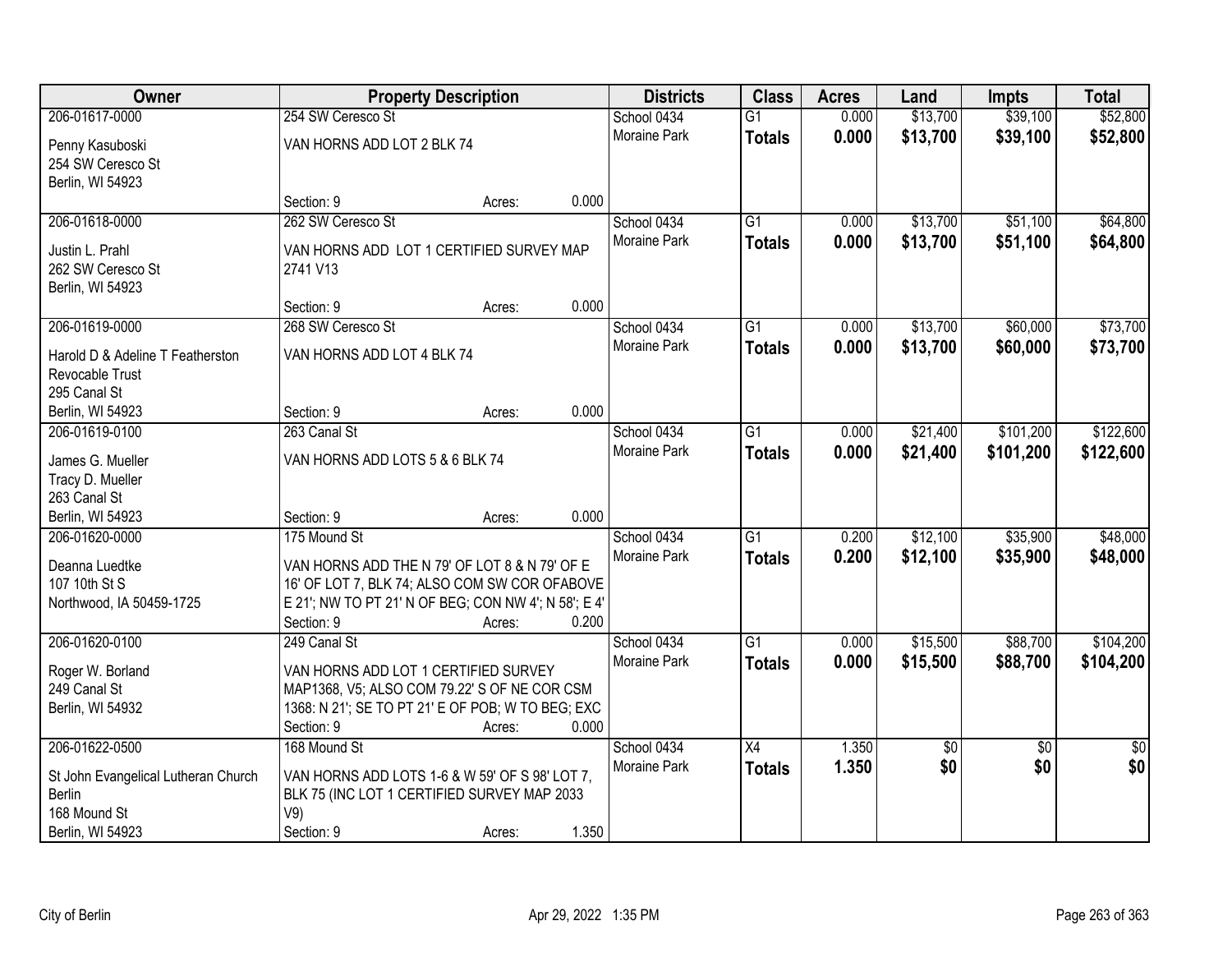| Owner | Property Description | Districts | Class | Acres | Land | Impts | Total |
|---|---|---|---|---|---|---|---|
| 206-01617-0000<br>Penny Kasuboski<br>254 SW Ceresco St<br>Berlin, WI 54923 | 254 SW Ceresco St<br>VAN HORNS ADD LOT 2 BLK 74<br>Section: 9 Acres: 0.000 | School 0434<br>Moraine Park | G1<br>**Totals** | 0.000<br>**0.000** | $13,700<br>**$13,700** | $39,100<br>**$39,100** | $52,800<br>**$52,800** |
| 206-01618-0000<br>Justin L. Prahl<br>262 SW Ceresco St<br>Berlin, WI 54923 | 262 SW Ceresco St<br>VAN HORNS ADD LOT 1 CERTIFIED SURVEY MAP 2741 V13<br>Section: 9 Acres: 0.000 | School 0434<br>Moraine Park | G1<br>**Totals** | 0.000<br>**0.000** | $13,700<br>**$13,700** | $51,100<br>**$51,100** | $64,800<br>**$64,800** |
| 206-01619-0000<br>Harold D & Adeline T Featherston Revocable Trust<br>295 Canal St<br>Berlin, WI 54923 | 268 SW Ceresco St<br>VAN HORNS ADD LOT 4 BLK 74<br>Section: 9 Acres: 0.000 | School 0434<br>Moraine Park | G1<br>**Totals** | 0.000<br>**0.000** | $13,700<br>**$13,700** | $60,000<br>**$60,000** | $73,700<br>**$73,700** |
| 206-01619-0100<br>James G. Mueller<br>Tracy D. Mueller<br>263 Canal St<br>Berlin, WI 54923 | 263 Canal St<br>VAN HORNS ADD LOTS 5 & 6 BLK 74<br>Section: 9 Acres: 0.000 | School 0434<br>Moraine Park | G1<br>**Totals** | 0.000<br>**0.000** | $21,400<br>**$21,400** | $101,200<br>**$101,200** | $122,600<br>**$122,600** |
| 206-01620-0000<br>Deanna Luedtke<br>107 10th St S<br>Northwood, IA 50459-1725 | 175 Mound St<br>VAN HORNS ADD THE N 79' OF LOT 8 & N 79' OF E 16' OF LOT 7, BLK 74; ALSO COM SW COR OFABOVE E 21'; NW TO PT 21' N OF BEG; CON NW 4'; N 58'; E 4'<br>Section: 9 Acres: 0.200 | School 0434<br>Moraine Park | G1<br>**Totals** | 0.200<br>**0.200** | $12,100<br>**$12,100** | $35,900<br>**$35,900** | $48,000<br>**$48,000** |
| 206-01620-0100<br>Roger W. Borland<br>249 Canal St<br>Berlin, WI 54932 | 249 Canal St<br>VAN HORNS ADD LOT 1 CERTIFIED SURVEY MAP1368, V5; ALSO COM 79.22' S OF NE COR CSM 1368: N 21'; SE TO PT 21' E OF POB; W TO BEG; EXC<br>Section: 9 Acres: 0.000 | School 0434<br>Moraine Park | G1<br>**Totals** | 0.000<br>**0.000** | $15,500<br>**$15,500** | $88,700<br>**$88,700** | $104,200<br>**$104,200** |
| 206-01622-0500<br>St John Evangelical Lutheran Church Berlin<br>168 Mound St<br>Berlin, WI 54923 | 168 Mound St<br>VAN HORNS ADD LOTS 1-6 & W 59' OF S 98' LOT 7, BLK 75 (INC LOT 1 CERTIFIED SURVEY MAP 2033 V9)<br>Section: 9 Acres: 1.350 | School 0434<br>Moraine Park | X4<br>**Totals** | 1.350<br>**1.350** | $0<br>**$0** | $0<br>**$0** | $0<br>**$0** |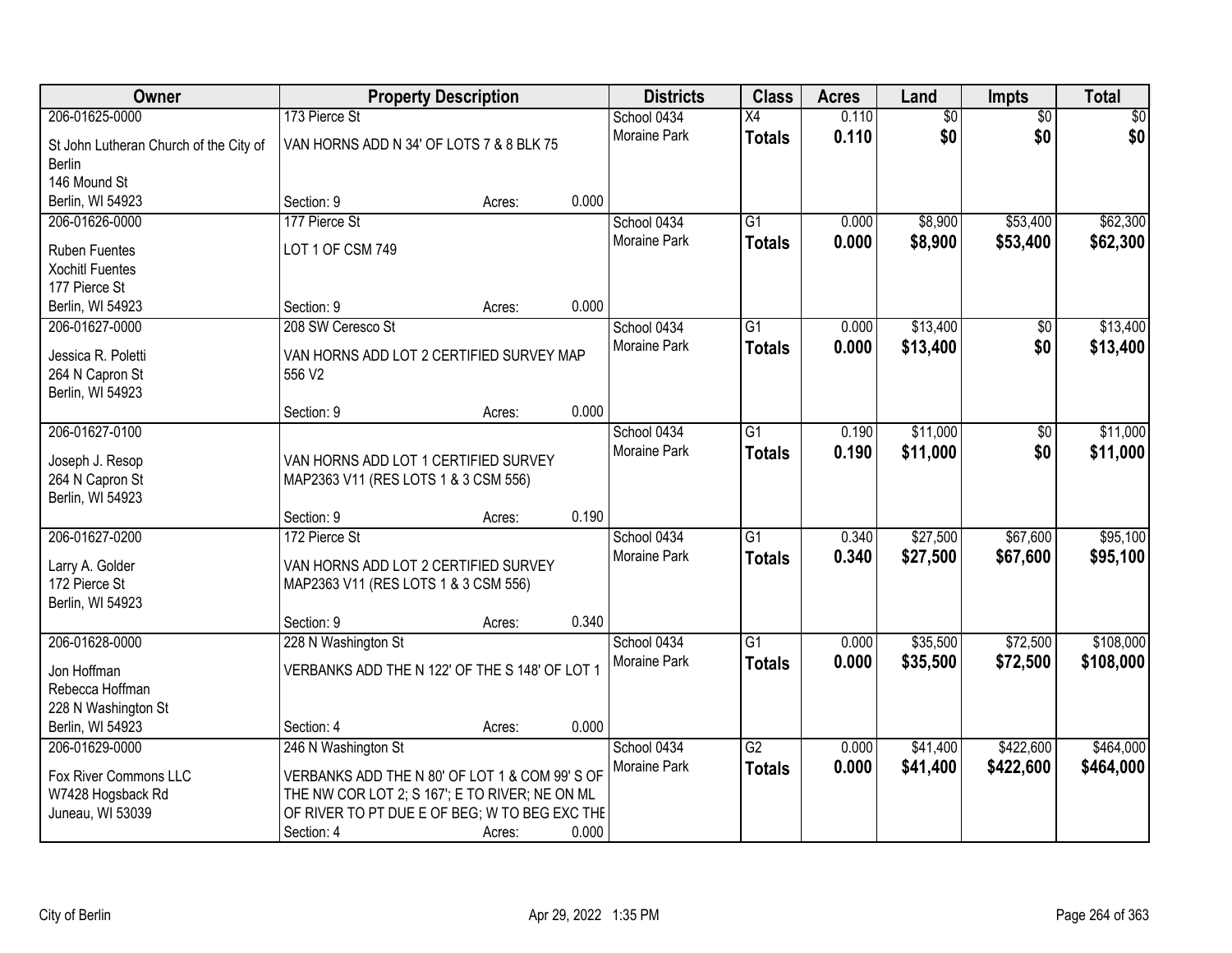| Owner | Property Description | | | Districts | Class | Acres | Land | Impts | Total |
|---|---|---|---|---|---|---|---|---|---|
| 206-01625-0000 | 173 Pierce St | | | School 0434 | X4 | 0.110 | $0 | $0 | $0 |
| St John Lutheran Church of the City of Berlin<br>146 Mound St<br>Berlin, WI 54923 | VAN HORNS ADD N 34' OF LOTS 7 & 8 BLK 75 | | | Moraine Park | **Totals** | **0.110** | **$0** | **$0** | **$0** |
| | Section: 9 | Acres: | 0.000 | | | | | | |
| 206-01626-0000 | 177 Pierce St | | | School 0434 | G1 | 0.000 | $8,900 | $53,400 | $62,300 |
| Ruben Fuentes<br>Xochitl Fuentes<br>177 Pierce St<br>Berlin, WI 54923 | LOT 1 OF CSM 749 | | | Moraine Park | **Totals** | **0.000** | **$8,900** | **$53,400** | **$62,300** |
| | Section: 9 | Acres: | 0.000 | | | | | | |
| 206-01627-0000 | 208 SW Ceresco St | | | School 0434 | G1 | 0.000 | $13,400 | $0 | $13,400 |
| Jessica R. Poletti<br>264 N Capron St<br>Berlin, WI 54923 | VAN HORNS ADD LOT 2 CERTIFIED SURVEY MAP 556 V2 | | | Moraine Park | **Totals** | **0.000** | **$13,400** | **$0** | **$13,400** |
| | Section: 9 | Acres: | 0.000 | | | | | | |
| 206-01627-0100 | | | | School 0434 | G1 | 0.190 | $11,000 | $0 | $11,000 |
| Joseph J. Resop<br>264 N Capron St<br>Berlin, WI 54923 | VAN HORNS ADD LOT 1 CERTIFIED SURVEY MAP2363 V11 (RES LOTS 1 & 3 CSM 556) | | | Moraine Park | **Totals** | **0.190** | **$11,000** | **$0** | **$11,000** |
| | Section: 9 | Acres: | 0.190 | | | | | | |
| 206-01627-0200 | 172 Pierce St | | | School 0434 | G1 | 0.340 | $27,500 | $67,600 | $95,100 |
| Larry A. Golder<br>172 Pierce St<br>Berlin, WI 54923 | VAN HORNS ADD LOT 2 CERTIFIED SURVEY MAP2363 V11 (RES LOTS 1 & 3 CSM 556) | | | Moraine Park | **Totals** | **0.340** | **$27,500** | **$67,600** | **$95,100** |
| | Section: 9 | Acres: | 0.340 | | | | | | |
| 206-01628-0000 | 228 N Washington St | | | School 0434 | G1 | 0.000 | $35,500 | $72,500 | $108,000 |
| Jon Hoffman<br>Rebecca Hoffman<br>228 N Washington St<br>Berlin, WI 54923 | VERBANKS ADD THE N 122' OF THE S 148' OF LOT 1 | | | Moraine Park | **Totals** | **0.000** | **$35,500** | **$72,500** | **$108,000** |
| | Section: 4 | Acres: | 0.000 | | | | | | |
| 206-01629-0000 | 246 N Washington St | | | School 0434 | G2 | 0.000 | $41,400 | $422,600 | $464,000 |
| Fox River Commons LLC<br>W7428 Hogsback Rd<br>Juneau, WI 53039 | VERBANKS ADD THE N 80' OF LOT 1 & COM 99' S OF THE NW COR LOT 2; S 167'; E TO RIVER; NE ON ML OF RIVER TO PT DUE E OF BEG; W TO BEG EXC THE | | | Moraine Park | **Totals** | **0.000** | **$41,400** | **$422,600** | **$464,000** |
| | Section: 4 | Acres: | 0.000 | | | | | | |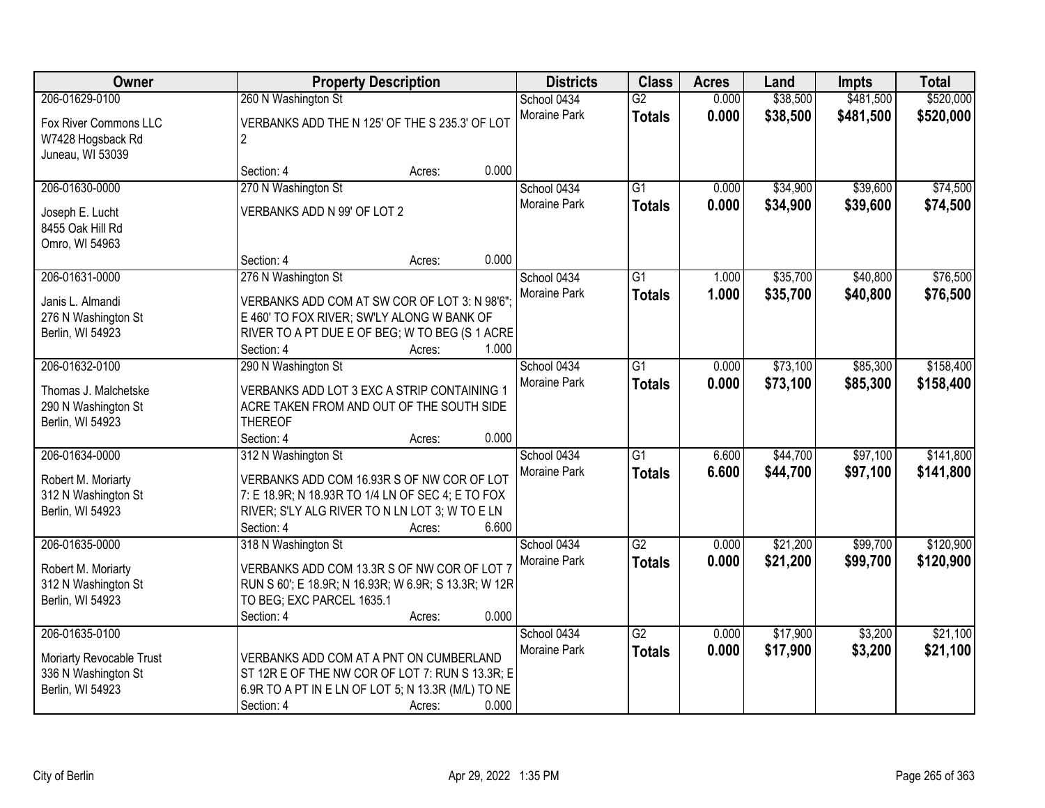| Owner | Property Description | Districts | Class | Acres | Land | Impts | Total |
|---|---|---|---|---|---|---|---|
| 206-01629-0100<br>Fox River Commons LLC<br>W7428 Hogsback Rd<br>Juneau, WI 53039 | 260 N Washington St<br>VERBANKS ADD THE N 125' OF THE S 235.3' OF LOT 2<br>Section: 4 Acres: 0.000 | School 0434<br>Moraine Park | G2<br>**Totals** | 0.000<br>**0.000** | $38,500<br>**$38,500** | $481,500<br>**$481,500** | $520,000<br>**$520,000** |
| 206-01630-0000<br>Joseph E. Lucht<br>8455 Oak Hill Rd<br>Omro, WI 54963 | 270 N Washington St<br>VERBANKS ADD N 99' OF LOT 2<br>Section: 4 Acres: 0.000 | School 0434<br>Moraine Park | G1<br>**Totals** | 0.000<br>**0.000** | $34,900<br>**$34,900** | $39,600<br>**$39,600** | $74,500<br>**$74,500** |
| 206-01631-0000<br>Janis L. Almandi<br>276 N Washington St<br>Berlin, WI 54923 | 276 N Washington St<br>VERBANKS ADD COM AT SW COR OF LOT 3: N 98'6"; E 460' TO FOX RIVER; SW'LY ALONG W BANK OF RIVER TO A PT DUE E OF BEG; W TO BEG (S 1 ACRE<br>Section: 4 Acres: 1.000 | School 0434<br>Moraine Park | G1<br>**Totals** | 1.000<br>**1.000** | $35,700<br>**$35,700** | $40,800<br>**$40,800** | $76,500<br>**$76,500** |
| 206-01632-0100<br>Thomas J. Malchetske<br>290 N Washington St<br>Berlin, WI 54923 | 290 N Washington St<br>VERBANKS ADD LOT 3 EXC A STRIP CONTAINING 1 ACRE TAKEN FROM AND OUT OF THE SOUTH SIDE THEREOF<br>Section: 4 Acres: 0.000 | School 0434<br>Moraine Park | G1<br>**Totals** | 0.000<br>**0.000** | $73,100<br>**$73,100** | $85,300<br>**$85,300** | $158,400<br>**$158,400** |
| 206-01634-0000<br>Robert M. Moriarty<br>312 N Washington St<br>Berlin, WI 54923 | 312 N Washington St<br>VERBANKS ADD COM 16.93R S OF NW COR OF LOT 7: E 18.9R; N 18.93R TO 1/4 LN OF SEC 4; E TO FOX RIVER; S'LY ALG RIVER TO N LN LOT 3; W TO E LN<br>Section: 4 Acres: 6.600 | School 0434<br>Moraine Park | G1<br>**Totals** | 6.600<br>**6.600** | $44,700<br>**$44,700** | $97,100<br>**$97,100** | $141,800<br>**$141,800** |
| 206-01635-0000<br>Robert M. Moriarty<br>312 N Washington St<br>Berlin, WI 54923 | 318 N Washington St<br>VERBANKS ADD COM 13.3R S OF NW COR OF LOT 7 RUN S 60'; E 18.9R; N 16.93R; W 6.9R; S 13.3R; W 12R TO BEG; EXC PARCEL 1635.1<br>Section: 4 Acres: 0.000 | School 0434<br>Moraine Park | G2<br>**Totals** | 0.000<br>**0.000** | $21,200<br>**$21,200** | $99,700<br>**$99,700** | $120,900<br>**$120,900** |
| 206-01635-0100<br>Moriarty Revocable Trust<br>336 N Washington St<br>Berlin, WI 54923 | VERBANKS ADD COM AT A PNT ON CUMBERLAND ST 12R E OF THE NW COR OF LOT 7: RUN S 13.3R; E 6.9R TO A PT IN E LN OF LOT 5; N 13.3R (M/L) TO NE<br>Section: 4 Acres: 0.000 | School 0434<br>Moraine Park | G2<br>**Totals** | 0.000<br>**0.000** | $17,900<br>**$17,900** | $3,200<br>**$3,200** | $21,100<br>**$21,100** |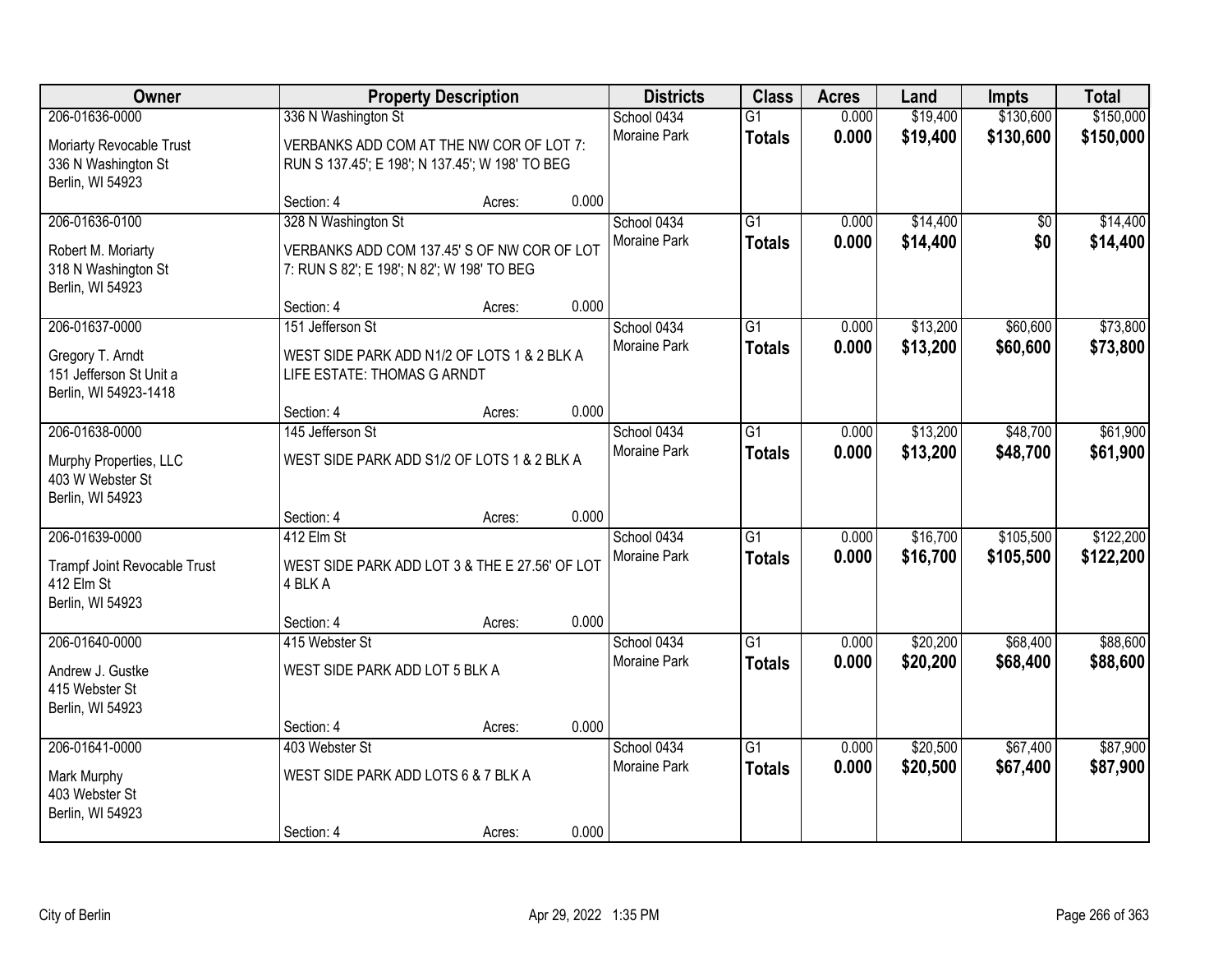| Owner | Property Description | | | Districts | Class | Acres | Land | Impts | Total |
|---|---|---|---|---|---|---|---|---|---|
| 206-01636-0000 | 336 N Washington St | | | School 0434 | G1 | 0.000 | $19,400 | $130,600 | $150,000 |
| Moriarty Revocable Trust<br>336 N Washington St<br>Berlin, WI 54923 | VERBANKS ADD COM AT THE NW COR OF LOT 7: RUN S 137.45'; E 198'; N 137.45'; W 198' TO BEG | | | Moraine Park | **Totals** | **0.000** | **$19,400** | **$130,600** | **$150,000** |
| | Section: 4 | Acres: | 0.000 | | | | | | |
| 206-01636-0100 | 328 N Washington St | | | School 0434 | G1 | 0.000 | $14,400 | $0 | $14,400 |
| Robert M. Moriarty<br>318 N Washington St<br>Berlin, WI 54923 | VERBANKS ADD COM 137.45' S OF NW COR OF LOT 7: RUN S 82'; E 198'; N 82'; W 198' TO BEG | | | Moraine Park | **Totals** | **0.000** | **$14,400** | **$0** | **$14,400** |
| | Section: 4 | Acres: | 0.000 | | | | | | |
| 206-01637-0000 | 151 Jefferson St | | | School 0434 | G1 | 0.000 | $13,200 | $60,600 | $73,800 |
| Gregory T. Arndt<br>151 Jefferson St Unit a<br>Berlin, WI 54923-1418 | WEST SIDE PARK ADD N1/2 OF LOTS 1 & 2 BLK A LIFE ESTATE: THOMAS G ARNDT | | | Moraine Park | **Totals** | **0.000** | **$13,200** | **$60,600** | **$73,800** |
| | Section: 4 | Acres: | 0.000 | | | | | | |
| 206-01638-0000 | 145 Jefferson St | | | School 0434 | G1 | 0.000 | $13,200 | $48,700 | $61,900 |
| Murphy Properties, LLC<br>403 W Webster St<br>Berlin, WI 54923 | WEST SIDE PARK ADD S1/2 OF LOTS 1 & 2 BLK A | | | Moraine Park | **Totals** | **0.000** | **$13,200** | **$48,700** | **$61,900** |
| | Section: 4 | Acres: | 0.000 | | | | | | |
| 206-01639-0000 | 412 Elm St | | | School 0434 | G1 | 0.000 | $16,700 | $105,500 | $122,200 |
| Trampf Joint Revocable Trust<br>412 Elm St<br>Berlin, WI 54923 | WEST SIDE PARK ADD LOT 3 & THE E 27.56' OF LOT 4 BLK A | | | Moraine Park | **Totals** | **0.000** | **$16,700** | **$105,500** | **$122,200** |
| | Section: 4 | Acres: | 0.000 | | | | | | |
| 206-01640-0000 | 415 Webster St | | | School 0434 | G1 | 0.000 | $20,200 | $68,400 | $88,600 |
| Andrew J. Gustke<br>415 Webster St<br>Berlin, WI 54923 | WEST SIDE PARK ADD LOT 5 BLK A | | | Moraine Park | **Totals** | **0.000** | **$20,200** | **$68,400** | **$88,600** |
| | Section: 4 | Acres: | 0.000 | | | | | | |
| 206-01641-0000 | 403 Webster St | | | School 0434 | G1 | 0.000 | $20,500 | $67,400 | $87,900 |
| Mark Murphy<br>403 Webster St<br>Berlin, WI 54923 | WEST SIDE PARK ADD LOTS 6 & 7 BLK A | | | Moraine Park | **Totals** | **0.000** | **$20,500** | **$67,400** | **$87,900** |
| | Section: 4 | Acres: | 0.000 | | | | | | |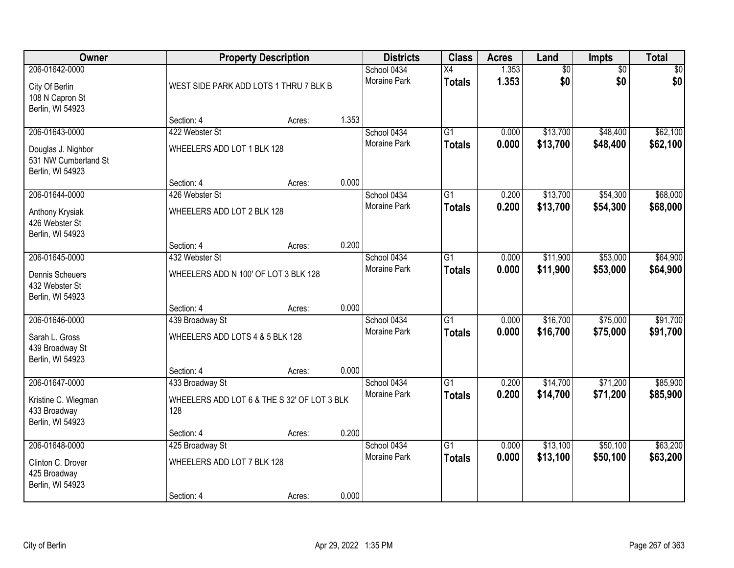| Owner | Property Description | | | Districts | Class | Acres | Land | Impts | Total |
|---|---|---|---|---|---|---|---|---|---|
| 206-01642-0000 | | | | School 0434 | X4 | 1.353 | $0 | $0 | $0 |
| City Of Berlin<br>108 N Capron St<br>Berlin, WI 54923 | WEST SIDE PARK ADD LOTS 1 THRU 7 BLK B | | | Moraine Park | **Totals** | **1.353** | **$0** | **$0** | **$0** |
| | Section: 4 | Acres: | 1.353 | | | | | | |
| 206-01643-0000 | 422 Webster St | | | School 0434 | G1 | 0.000 | $13,700 | $48,400 | $62,100 |
| Douglas J. Nighbor<br>531 NW Cumberland St<br>Berlin, WI 54923 | WHEELERS ADD LOT 1 BLK 128 | | | Moraine Park | **Totals** | **0.000** | **$13,700** | **$48,400** | **$62,100** |
| | Section: 4 | Acres: | 0.000 | | | | | | |
| 206-01644-0000 | 426 Webster St | | | School 0434 | G1 | 0.200 | $13,700 | $54,300 | $68,000 |
| Anthony Krysiak<br>426 Webster St<br>Berlin, WI 54923 | WHEELERS ADD LOT 2 BLK 128 | | | Moraine Park | **Totals** | **0.200** | **$13,700** | **$54,300** | **$68,000** |
| | Section: 4 | Acres: | 0.200 | | | | | | |
| 206-01645-0000 | 432 Webster St | | | School 0434 | G1 | 0.000 | $11,900 | $53,000 | $64,900 |
| Dennis Scheuers<br>432 Webster St<br>Berlin, WI 54923 | WHEELERS ADD N 100' OF LOT 3 BLK 128 | | | Moraine Park | **Totals** | **0.000** | **$11,900** | **$53,000** | **$64,900** |
| | Section: 4 | Acres: | 0.000 | | | | | | |
| 206-01646-0000 | 439 Broadway St | | | School 0434 | G1 | 0.000 | $16,700 | $75,000 | $91,700 |
| Sarah L. Gross<br>439 Broadway St<br>Berlin, WI 54923 | WHEELERS ADD LOTS 4 & 5 BLK 128 | | | Moraine Park | **Totals** | **0.000** | **$16,700** | **$75,000** | **$91,700** |
| | Section: 4 | Acres: | 0.000 | | | | | | |
| 206-01647-0000 | 433 Broadway St | | | School 0434 | G1 | 0.200 | $14,700 | $71,200 | $85,900 |
| Kristine C. Wiegman<br>433 Broadway<br>Berlin, WI 54923 | WHEELERS ADD LOT 6 & THE S 32' OF LOT 3 BLK 128 | | | Moraine Park | **Totals** | **0.200** | **$14,700** | **$71,200** | **$85,900** |
| | Section: 4 | Acres: | 0.200 | | | | | | |
| 206-01648-0000 | 425 Broadway St | | | School 0434 | G1 | 0.000 | $13,100 | $50,100 | $63,200 |
| Clinton C. Drover<br>425 Broadway<br>Berlin, WI 54923 | WHEELERS ADD LOT 7 BLK 128 | | | Moraine Park | **Totals** | **0.000** | **$13,100** | **$50,100** | **$63,200** |
| | Section: 4 | Acres: | 0.000 | | | | | | |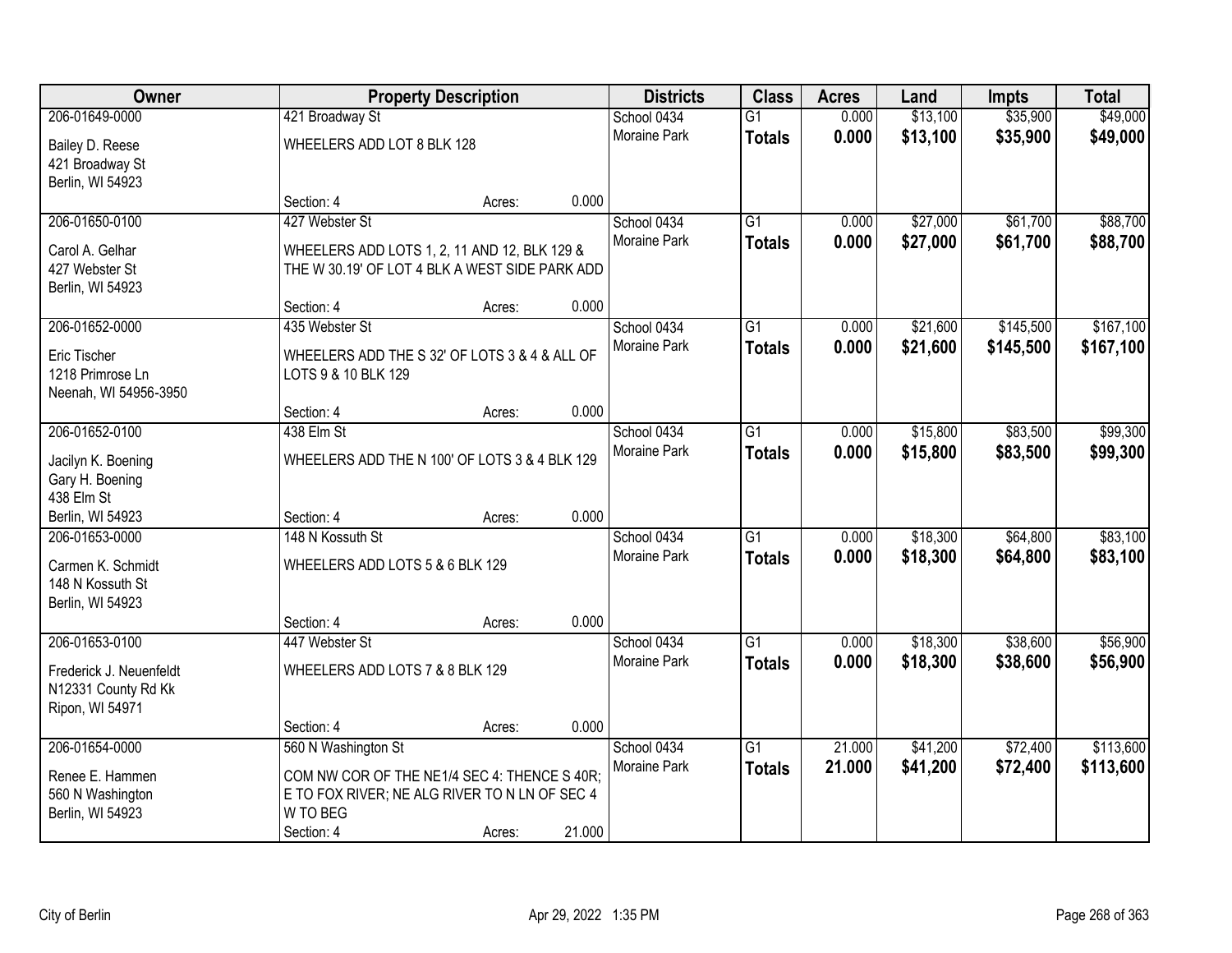| Owner | Property Description | | | Districts | Class | Acres | Land | Impts | Total |
|---|---|---|---|---|---|---|---|---|---|
| 206-01649-0000 | 421 Broadway St | | | School 0434 | G1 | 0.000 | $13,100 | $35,900 | $49,000 |
| Bailey D. Reese<br>421 Broadway St<br>Berlin, WI 54923 | WHEELERS ADD LOT 8 BLK 128 | | | Moraine Park | **Totals** | **0.000** | **$13,100** | **$35,900** | **$49,000** |
| | Section: 4 | Acres: | 0.000 | | | | | | |
| 206-01650-0100 | 427 Webster St | | | School 0434 | G1 | 0.000 | $27,000 | $61,700 | $88,700 |
| Carol A. Gelhar<br>427 Webster St<br>Berlin, WI 54923 | WHEELERS ADD LOTS 1, 2, 11 AND 12, BLK 129 & THE W 30.19' OF LOT 4 BLK A WEST SIDE PARK ADD | | | Moraine Park | **Totals** | **0.000** | **$27,000** | **$61,700** | **$88,700** |
| | Section: 4 | Acres: | 0.000 | | | | | | |
| 206-01652-0000 | 435 Webster St | | | School 0434 | G1 | 0.000 | $21,600 | $145,500 | $167,100 |
| Eric Tischer<br>1218 Primrose Ln<br>Neenah, WI 54956-3950 | WHEELERS ADD THE S 32' OF LOTS 3 & 4 & ALL OF LOTS 9 & 10 BLK 129 | | | Moraine Park | **Totals** | **0.000** | **$21,600** | **$145,500** | **$167,100** |
| | Section: 4 | Acres: | 0.000 | | | | | | |
| 206-01652-0100 | 438 Elm St | | | School 0434 | G1 | 0.000 | $15,800 | $83,500 | $99,300 |
| Jacilyn K. Boening<br>Gary H. Boening<br>438 Elm St<br>Berlin, WI 54923 | WHEELERS ADD THE N 100' OF LOTS 3 & 4 BLK 129 | | | Moraine Park | **Totals** | **0.000** | **$15,800** | **$83,500** | **$99,300** |
| | Section: 4 | Acres: | 0.000 | | | | | | |
| 206-01653-0000 | 148 N Kossuth St | | | School 0434 | G1 | 0.000 | $18,300 | $64,800 | $83,100 |
| Carmen K. Schmidt<br>148 N Kossuth St<br>Berlin, WI 54923 | WHEELERS ADD LOTS 5 & 6 BLK 129 | | | Moraine Park | **Totals** | **0.000** | **$18,300** | **$64,800** | **$83,100** |
| | Section: 4 | Acres: | 0.000 | | | | | | |
| 206-01653-0100 | 447 Webster St | | | School 0434 | G1 | 0.000 | $18,300 | $38,600 | $56,900 |
| Frederick J. Neuenfeldt<br>N12331 County Rd Kk<br>Ripon, WI 54971 | WHEELERS ADD LOTS 7 & 8 BLK 129 | | | Moraine Park | **Totals** | **0.000** | **$18,300** | **$38,600** | **$56,900** |
| | Section: 4 | Acres: | 0.000 | | | | | | |
| 206-01654-0000 | 560 N Washington St | | | School 0434 | G1 | 21.000 | $41,200 | $72,400 | $113,600 |
| Renee E. Hammen<br>560 N Washington<br>Berlin, WI 54923 | COM NW COR OF THE NE1/4 SEC 4: THENCE S 40R; E TO FOX RIVER; NE ALG RIVER TO N LN OF SEC 4 W TO BEG | | | Moraine Park | **Totals** | **21.000** | **$41,200** | **$72,400** | **$113,600** |
| | Section: 4 | Acres: | 21.000 | | | | | | |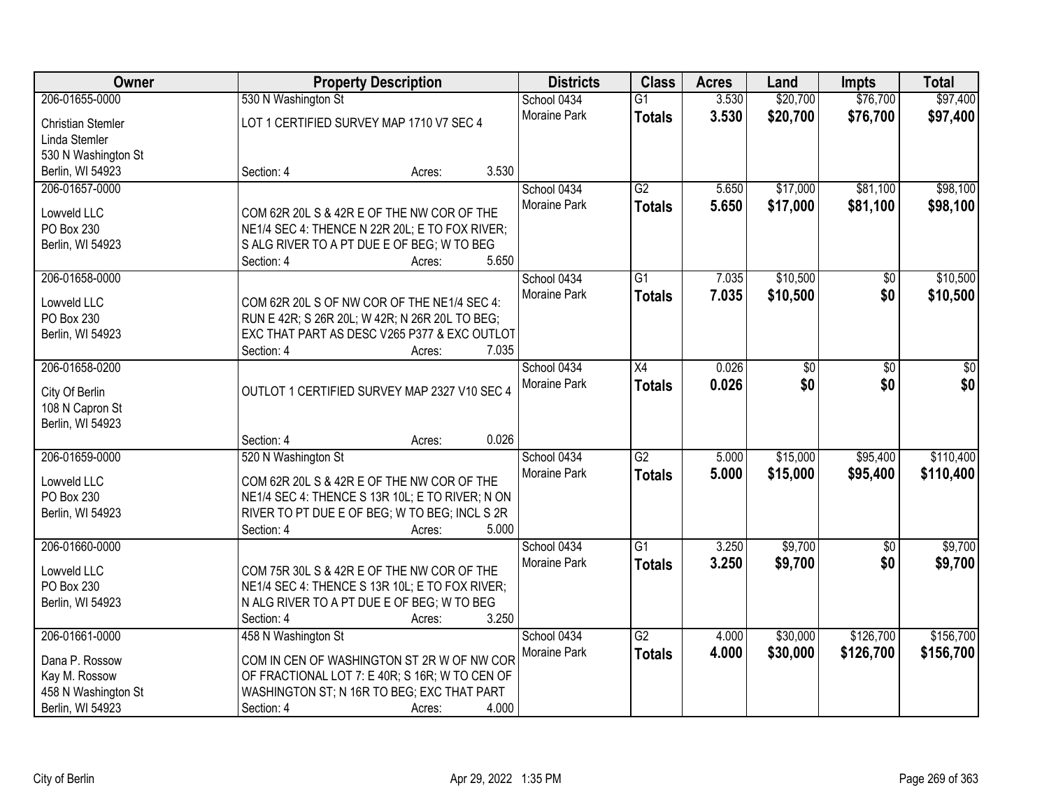| Owner | Property Description | Districts | Class | Acres | Land | Impts | Total |
|---|---|---|---|---|---|---|---|
| 206-01655-0000<br>Christian Stemler<br>Linda Stemler<br>530 N Washington St<br>Berlin, WI 54923 | 530 N Washington St<br>LOT 1 CERTIFIED SURVEY MAP 1710 V7 SEC 4<br>Section: 4 Acres: 3.530 | School 0434<br>Moraine Park | G1<br>**Totals** | 3.530<br>**3.530** | $20,700<br>**$20,700** | $76,700<br>**$76,700** | $97,400<br>**$97,400** |
| 206-01657-0000<br>Lowveld LLC<br>PO Box 230<br>Berlin, WI 54923 | COM 62R 20L S & 42R E OF THE NW COR OF THE NE1/4 SEC 4: THENCE N 22R 20L; E TO FOX RIVER; S ALG RIVER TO A PT DUE E OF BEG; W TO BEG<br>Section: 4 Acres: 5.650 | School 0434<br>Moraine Park | G2<br>**Totals** | 5.650<br>**5.650** | $17,000<br>**$17,000** | $81,100<br>**$81,100** | $98,100<br>**$98,100** |
| 206-01658-0000<br>Lowveld LLC<br>PO Box 230<br>Berlin, WI 54923 | COM 62R 20L S OF NW COR OF THE NE1/4 SEC 4: RUN E 42R; S 26R 20L; W 42R; N 26R 20L TO BEG; EXC THAT PART AS DESC V265 P377 & EXC OUTLOT<br>Section: 4 Acres: 7.035 | School 0434<br>Moraine Park | G1<br>**Totals** | 7.035<br>**7.035** | $10,500<br>**$10,500** | $0<br>**$0** | $10,500<br>**$10,500** |
| 206-01658-0200<br>City Of Berlin<br>108 N Capron St<br>Berlin, WI 54923 | OUTLOT 1 CERTIFIED SURVEY MAP 2327 V10 SEC 4<br>Section: 4 Acres: 0.026 | School 0434<br>Moraine Park | X4<br>**Totals** | 0.026<br>**0.026** | $0<br>**$0** | $0<br>**$0** | $0<br>**$0** |
| 206-01659-0000<br>Lowveld LLC<br>PO Box 230<br>Berlin, WI 54923 | 520 N Washington St<br>COM 62R 20L S & 42R E OF THE NW COR OF THE NE1/4 SEC 4: THENCE S 13R 10L; E TO RIVER; N ON RIVER TO PT DUE E OF BEG; W TO BEG; INCL S 2R<br>Section: 4 Acres: 5.000 | School 0434<br>Moraine Park | G2<br>**Totals** | 5.000<br>**5.000** | $15,000<br>**$15,000** | $95,400<br>**$95,400** | $110,400<br>**$110,400** |
| 206-01660-0000<br>Lowveld LLC<br>PO Box 230<br>Berlin, WI 54923 | COM 75R 30L S & 42R E OF THE NW COR OF THE NE1/4 SEC 4: THENCE S 13R 10L; E TO FOX RIVER; N ALG RIVER TO A PT DUE E OF BEG; W TO BEG<br>Section: 4 Acres: 3.250 | School 0434<br>Moraine Park | G1<br>**Totals** | 3.250<br>**3.250** | $9,700<br>**$9,700** | $0<br>**$0** | $9,700<br>**$9,700** |
| 206-01661-0000<br>Dana P. Rossow<br>Kay M. Rossow<br>458 N Washington St<br>Berlin, WI 54923 | 458 N Washington St<br>COM IN CEN OF WASHINGTON ST 2R W OF NW COR OF FRACTIONAL LOT 7: E 40R; S 16R; W TO CEN OF WASHINGTON ST; N 16R TO BEG; EXC THAT PART<br>Section: 4 Acres: 4.000 | School 0434<br>Moraine Park | G2<br>**Totals** | 4.000<br>**4.000** | $30,000<br>**$30,000** | $126,700<br>**$126,700** | $156,700<br>**$156,700** |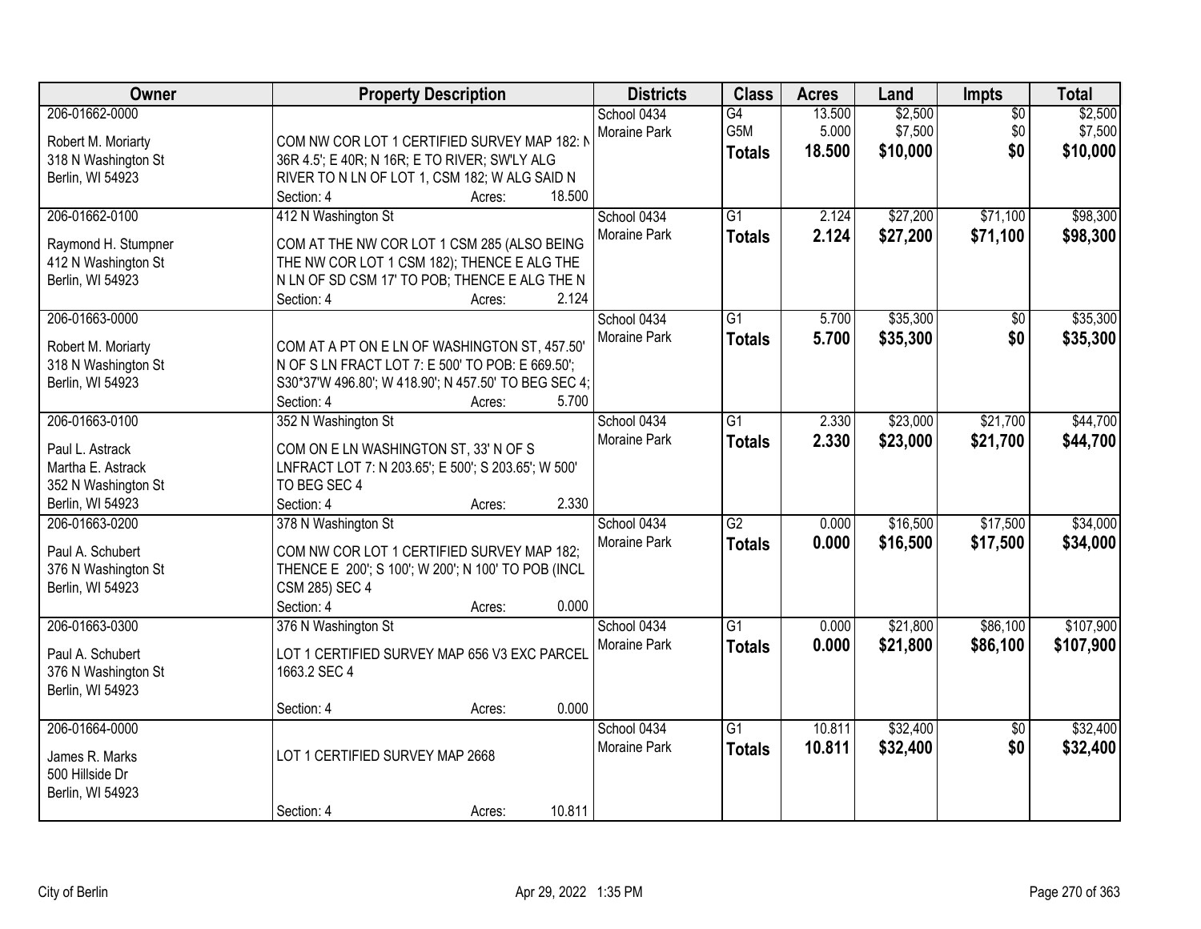| Owner | Property Description | Districts | Class | Acres | Land | Impts | Total |
|---|---|---|---|---|---|---|---|
| 206-01662-0000<br>Robert M. Moriarty<br>318 N Washington St<br>Berlin, WI 54923 | COM NW COR LOT 1 CERTIFIED SURVEY MAP 182: N 36R 4.5'; E 40R; N 16R; E TO RIVER; SW'LY ALG RIVER TO N LN OF LOT 1, CSM 182; W ALG SAID N<br>Section: 4 Acres: 18.500 | School 0434<br>Moraine Park | G4<br>G5M<br>**Totals** | 13.500<br>5.000<br>**18.500** | $2,500<br>$7,500<br>**$10,000** | $0<br>$0<br>**$0** | $2,500<br>$7,500<br>**$10,000** |
| 206-01662-0100<br>Raymond H. Stumpner<br>412 N Washington St<br>Berlin, WI 54923 | 412 N Washington St<br>COM AT THE NW COR LOT 1 CSM 285 (ALSO BEING THE NW COR LOT 1 CSM 182); THENCE E ALG THE N LN OF SD CSM 17' TO POB; THENCE E ALG THE N<br>Section: 4 Acres: 2.124 | School 0434<br>Moraine Park | G1<br>**Totals** | 2.124<br>**2.124** | $27,200<br>**$27,200** | $71,100<br>**$71,100** | $98,300<br>**$98,300** |
| 206-01663-0000<br>Robert M. Moriarty<br>318 N Washington St<br>Berlin, WI 54923 | COM AT A PT ON E LN OF WASHINGTON ST, 457.50' N OF S LN FRACT LOT 7: E 500' TO POB: E 669.50'; S30*37'W 496.80'; W 418.90'; N 457.50' TO BEG SEC 4;<br>Section: 4 Acres: 5.700 | School 0434<br>Moraine Park | G1<br>**Totals** | 5.700<br>**5.700** | $35,300<br>**$35,300** | $0<br>**$0** | $35,300<br>**$35,300** |
| 206-01663-0100<br>Paul L. Astrack<br>Martha E. Astrack<br>352 N Washington St<br>Berlin, WI 54923 | 352 N Washington St<br>COM ON E LN WASHINGTON ST, 33' N OF S LNFRACT LOT 7: N 203.65'; E 500'; S 203.65'; W 500' TO BEG SEC 4<br>Section: 4 Acres: 2.330 | School 0434<br>Moraine Park | G1<br>**Totals** | 2.330<br>**2.330** | $23,000<br>**$23,000** | $21,700<br>**$21,700** | $44,700<br>**$44,700** |
| 206-01663-0200<br>Paul A. Schubert<br>376 N Washington St<br>Berlin, WI 54923 | 378 N Washington St<br>COM NW COR LOT 1 CERTIFIED SURVEY MAP 182; THENCE E 200'; S 100'; W 200'; N 100' TO POB (INCL CSM 285) SEC 4<br>Section: 4 Acres: 0.000 | School 0434<br>Moraine Park | G2<br>**Totals** | 0.000<br>**0.000** | $16,500<br>**$16,500** | $17,500<br>**$17,500** | $34,000<br>**$34,000** |
| 206-01663-0300<br>Paul A. Schubert<br>376 N Washington St<br>Berlin, WI 54923 | 376 N Washington St<br>LOT 1 CERTIFIED SURVEY MAP 656 V3 EXC PARCEL 1663.2 SEC 4<br>Section: 4 Acres: 0.000 | School 0434<br>Moraine Park | G1<br>**Totals** | 0.000<br>**0.000** | $21,800<br>**$21,800** | $86,100<br>**$86,100** | $107,900<br>**$107,900** |
| 206-01664-0000<br>James R. Marks<br>500 Hillside Dr<br>Berlin, WI 54923 | LOT 1 CERTIFIED SURVEY MAP 2668<br>Section: 4 Acres: 10.811 | School 0434<br>Moraine Park | G1<br>**Totals** | 10.811<br>**10.811** | $32,400<br>**$32,400** | $0<br>**$0** | $32,400<br>**$32,400** |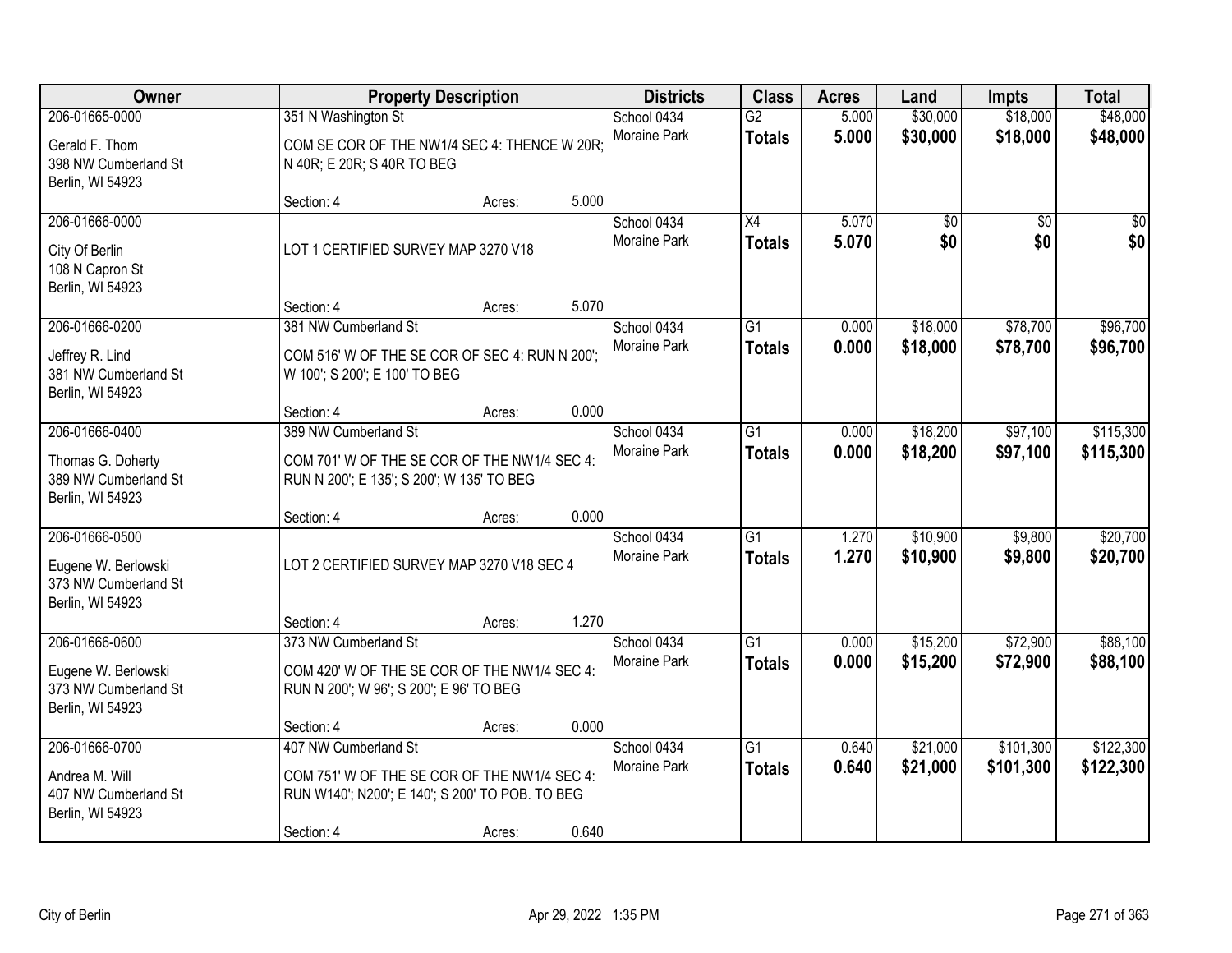| Owner | Property Description | Districts | Class | Acres | Land | Impts | Total |
|---|---|---|---|---|---|---|---|
| 206-01665-0000<br>Gerald F. Thom<br>398 NW Cumberland St<br>Berlin, WI 54923 | 351 N Washington St<br>COM SE COR OF THE NW1/4 SEC 4: THENCE W 20R; N 40R; E 20R; S 40R TO BEG<br>Section: 4 Acres: 5.000 | School 0434<br>Moraine Park | G2<br>**Totals** | 5.000<br>**5.000** | $30,000<br>**$30,000** | $18,000<br>**$18,000** | $48,000<br>**$48,000** |
| 206-01666-0000<br>City Of Berlin<br>108 N Capron St<br>Berlin, WI 54923 | LOT 1 CERTIFIED SURVEY MAP 3270 V18<br>Section: 4 Acres: 5.070 | School 0434<br>Moraine Park | X4<br>**Totals** | 5.070<br>**5.070** | $0<br>**$0** | $0<br>**$0** | $0<br>**$0** |
| 206-01666-0200<br>Jeffrey R. Lind<br>381 NW Cumberland St<br>Berlin, WI 54923 | 381 NW Cumberland St<br>COM 516' W OF THE SE COR OF SEC 4: RUN N 200'; W 100'; S 200'; E 100' TO BEG<br>Section: 4 Acres: 0.000 | School 0434<br>Moraine Park | G1<br>**Totals** | 0.000<br>**0.000** | $18,000<br>**$18,000** | $78,700<br>**$78,700** | $96,700<br>**$96,700** |
| 206-01666-0400<br>Thomas G. Doherty<br>389 NW Cumberland St<br>Berlin, WI 54923 | 389 NW Cumberland St<br>COM 701' W OF THE SE COR OF THE NW1/4 SEC 4: RUN N 200'; E 135'; S 200'; W 135' TO BEG<br>Section: 4 Acres: 0.000 | School 0434<br>Moraine Park | G1<br>**Totals** | 0.000<br>**0.000** | $18,200<br>**$18,200** | $97,100<br>**$97,100** | $115,300<br>**$115,300** |
| 206-01666-0500<br>Eugene W. Berlowski<br>373 NW Cumberland St<br>Berlin, WI 54923 | LOT 2 CERTIFIED SURVEY MAP 3270 V18 SEC 4<br>Section: 4 Acres: 1.270 | School 0434<br>Moraine Park | G1<br>**Totals** | 1.270<br>**1.270** | $10,900<br>**$10,900** | $9,800<br>**$9,800** | $20,700<br>**$20,700** |
| 206-01666-0600<br>Eugene W. Berlowski<br>373 NW Cumberland St<br>Berlin, WI 54923 | 373 NW Cumberland St<br>COM 420' W OF THE SE COR OF THE NW1/4 SEC 4: RUN N 200'; W 96'; S 200'; E 96' TO BEG<br>Section: 4 Acres: 0.000 | School 0434<br>Moraine Park | G1<br>**Totals** | 0.000<br>**0.000** | $15,200<br>**$15,200** | $72,900<br>**$72,900** | $88,100<br>**$88,100** |
| 206-01666-0700<br>Andrea M. Will<br>407 NW Cumberland St<br>Berlin, WI 54923 | 407 NW Cumberland St<br>COM 751' W OF THE SE COR OF THE NW1/4 SEC 4: RUN W140'; N200'; E 140'; S 200' TO POB. TO BEG<br>Section: 4 Acres: 0.640 | School 0434<br>Moraine Park | G1<br>**Totals** | 0.640<br>**0.640** | $21,000<br>**$21,000** | $101,300<br>**$101,300** | $122,300<br>**$122,300** |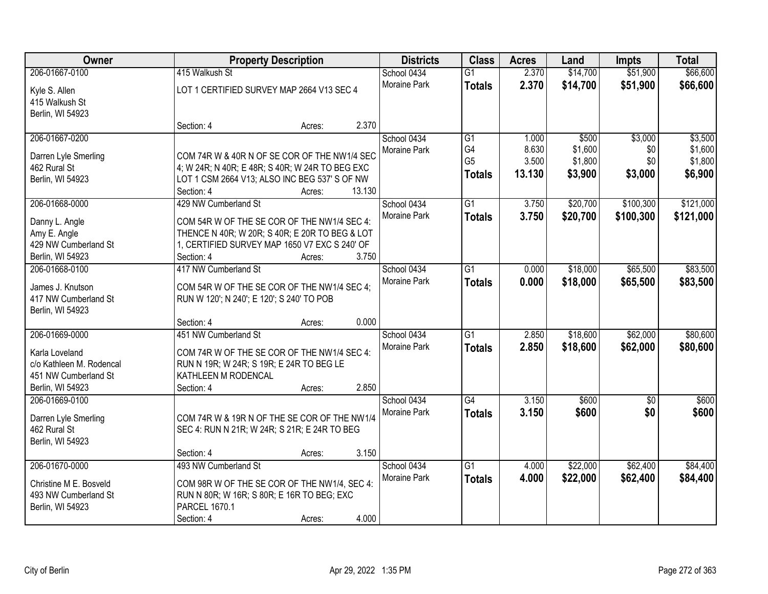| Owner | Property Description | Districts | Class | Acres | Land | Impts | Total |
|---|---|---|---|---|---|---|---|
| 206-01667-0100<br>Kyle S. Allen<br>415 Walkush St<br>Berlin, WI 54923 | 415 Walkush St<br>LOT 1 CERTIFIED SURVEY MAP 2664 V13 SEC 4<br>Section: 4 Acres: 2.370 | School 0434<br>Moraine Park | G1<br>**Totals** | 2.370<br>**2.370** | $14,700<br>**$14,700** | $51,900<br>**$51,900** | $66,600<br>**$66,600** |
| 206-01667-0200<br>Darren Lyle Smerling<br>462 Rural St<br>Berlin, WI 54923 | COM 74R W & 40R N OF SE COR OF THE NW1/4 SEC 4; W 24R; N 40R; E 48R; S 40R; W 24R TO BEG EXC LOT 1 CSM 2664 V13; ALSO INC BEG 537' S OF NW<br>Section: 4 Acres: 13.130 | School 0434<br>Moraine Park | G1<br>G4<br>G5<br>**Totals** | 1.000<br>8.630<br>3.500<br>**13.130** | $500<br>$1,600<br>$1,800<br>**$3,900** | $3,000<br>$0<br>$0<br>**$3,000** | $3,500<br>$1,600<br>$1,800<br>**$6,900** |
| 206-01668-0000<br>Danny L. Angle<br>Amy E. Angle<br>429 NW Cumberland St<br>Berlin, WI 54923 | 429 NW Cumberland St<br>COM 54R W OF THE SE COR OF THE NW1/4 SEC 4: THENCE N 40R; W 20R; S 40R; E 20R TO BEG & LOT 1, CERTIFIED SURVEY MAP 1650 V7 EXC S 240' OF<br>Section: 4 Acres: 3.750 | School 0434<br>Moraine Park | G1<br>**Totals** | 3.750<br>**3.750** | $20,700<br>**$20,700** | $100,300<br>**$100,300** | $121,000<br>**$121,000** |
| 206-01668-0100<br>James J. Knutson<br>417 NW Cumberland St<br>Berlin, WI 54923 | 417 NW Cumberland St<br>COM 54R W OF THE SE COR OF THE NW1/4 SEC 4; RUN W 120'; N 240'; E 120'; S 240' TO POB<br>Section: 4 Acres: 0.000 | School 0434<br>Moraine Park | G1<br>**Totals** | 0.000<br>**0.000** | $18,000<br>**$18,000** | $65,500<br>**$65,500** | $83,500<br>**$83,500** |
| 206-01669-0000<br>Karla Loveland<br>c/o Kathleen M. Rodencal<br>451 NW Cumberland St<br>Berlin, WI 54923 | 451 NW Cumberland St<br>COM 74R W OF THE SE COR OF THE NW1/4 SEC 4: RUN N 19R; W 24R; S 19R; E 24R TO BEG LE KATHLEEN M RODENCAL<br>Section: 4 Acres: 2.850 | School 0434<br>Moraine Park | G1<br>**Totals** | 2.850<br>**2.850** | $18,600<br>**$18,600** | $62,000<br>**$62,000** | $80,600<br>**$80,600** |
| 206-01669-0100<br>Darren Lyle Smerling<br>462 Rural St<br>Berlin, WI 54923 | COM 74R W & 19R N OF THE SE COR OF THE NW1/4 SEC 4: RUN N 21R; W 24R; S 21R; E 24R TO BEG<br>Section: 4 Acres: 3.150 | School 0434<br>Moraine Park | G4<br>**Totals** | 3.150<br>**3.150** | $600<br>**$600** | $0<br>**$0** | $600<br>**$600** |
| 206-01670-0000<br>Christine M E. Bosveld<br>493 NW Cumberland St<br>Berlin, WI 54923 | 493 NW Cumberland St<br>COM 98R W OF THE SE COR OF THE NW1/4, SEC 4: RUN N 80R; W 16R; S 80R; E 16R TO BEG; EXC PARCEL 1670.1<br>Section: 4 Acres: 4.000 | School 0434<br>Moraine Park | G1<br>**Totals** | 4.000<br>**4.000** | $22,000<br>**$22,000** | $62,400<br>**$62,400** | $84,400<br>**$84,400** |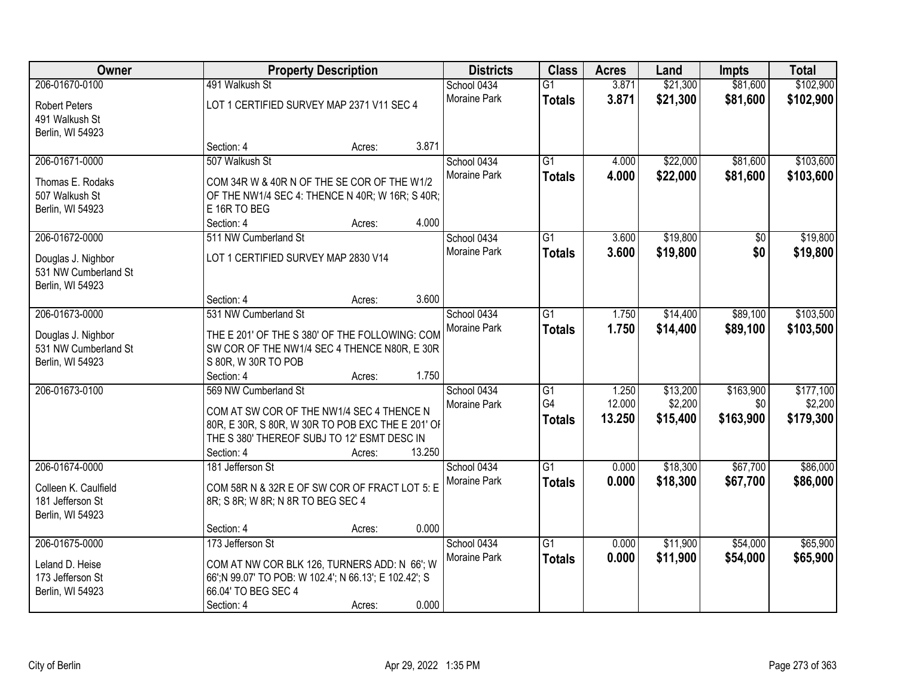| Owner | Property Description | Districts | Class | Acres | Land | Impts | Total |
|---|---|---|---|---|---|---|---|
| 206-01670-0100<br>Robert Peters<br>491 Walkush St<br>Berlin, WI 54923 | 491 Walkush St<br>LOT 1 CERTIFIED SURVEY MAP 2371 V11 SEC 4<br>Section: 4 Acres: 3.871 | School 0434<br>Moraine Park | G1<br>**Totals** | 3.871<br>**3.871** | $21,300<br>**$21,300** | $81,600<br>**$81,600** | $102,900<br>**$102,900** |
| 206-01671-0000<br>Thomas E. Rodaks<br>507 Walkush St<br>Berlin, WI 54923 | 507 Walkush St<br>COM 34R W & 40R N OF THE SE COR OF THE W1/2 OF THE NW1/4 SEC 4: THENCE N 40R; W 16R; S 40R; E 16R TO BEG<br>Section: 4 Acres: 4.000 | School 0434<br>Moraine Park | G1<br>**Totals** | 4.000<br>**4.000** | $22,000<br>**$22,000** | $81,600<br>**$81,600** | $103,600<br>**$103,600** |
| 206-01672-0000<br>Douglas J. Nighbor<br>531 NW Cumberland St<br>Berlin, WI 54923 | 511 NW Cumberland St<br>LOT 1 CERTIFIED SURVEY MAP 2830 V14<br>Section: 4 Acres: 3.600 | School 0434<br>Moraine Park | G1<br>**Totals** | 3.600<br>**3.600** | $19,800<br>**$19,800** | $0<br>**$0** | $19,800<br>**$19,800** |
| 206-01673-0000<br>Douglas J. Nighbor<br>531 NW Cumberland St<br>Berlin, WI 54923 | 531 NW Cumberland St<br>THE E 201' OF THE S 380' OF THE FOLLOWING: COM SW COR OF THE NW1/4 SEC 4 THENCE N80R, E 30R S 80R, W 30R TO POB<br>Section: 4 Acres: 1.750 | School 0434<br>Moraine Park | G1<br>**Totals** | 1.750<br>**1.750** | $14,400<br>**$14,400** | $89,100<br>**$89,100** | $103,500<br>**$103,500** |
| 206-01673-0100 | 569 NW Cumberland St<br>COM AT SW COR OF THE NW1/4 SEC 4 THENCE N 80R, E 30R, S 80R, W 30R TO POB EXC THE E 201' OF THE S 380' THEREOF SUBJ TO 12' ESMT DESC IN<br>Section: 4 Acres: 13.250 | School 0434<br>Moraine Park | G1<br>G4<br>**Totals** | 1.250<br>12.000<br>**13.250** | $13,200<br>$2,200<br>**$15,400** | $163,900<br>$0<br>**$163,900** | $177,100<br>$2,200<br>**$179,300** |
| 206-01674-0000<br>Colleen K. Caulfield<br>181 Jefferson St<br>Berlin, WI 54923 | 181 Jefferson St<br>COM 58R N & 32R E OF SW COR OF FRACT LOT 5: E 8R; S 8R; W 8R; N 8R TO BEG SEC 4<br>Section: 4 Acres: 0.000 | School 0434<br>Moraine Park | G1<br>**Totals** | 0.000<br>**0.000** | $18,300<br>**$18,300** | $67,700<br>**$67,700** | $86,000<br>**$86,000** |
| 206-01675-0000<br>Leland D. Heise<br>173 Jefferson St<br>Berlin, WI 54923 | 173 Jefferson St<br>COM AT NW COR BLK 126, TURNERS ADD: N 66'; W 66';N 99.07' TO POB: W 102.4'; N 66.13'; E 102.42'; S 66.04' TO BEG SEC 4<br>Section: 4 Acres: 0.000 | School 0434<br>Moraine Park | G1<br>**Totals** | 0.000<br>**0.000** | $11,900<br>**$11,900** | $54,000<br>**$54,000** | $65,900<br>**$65,900** |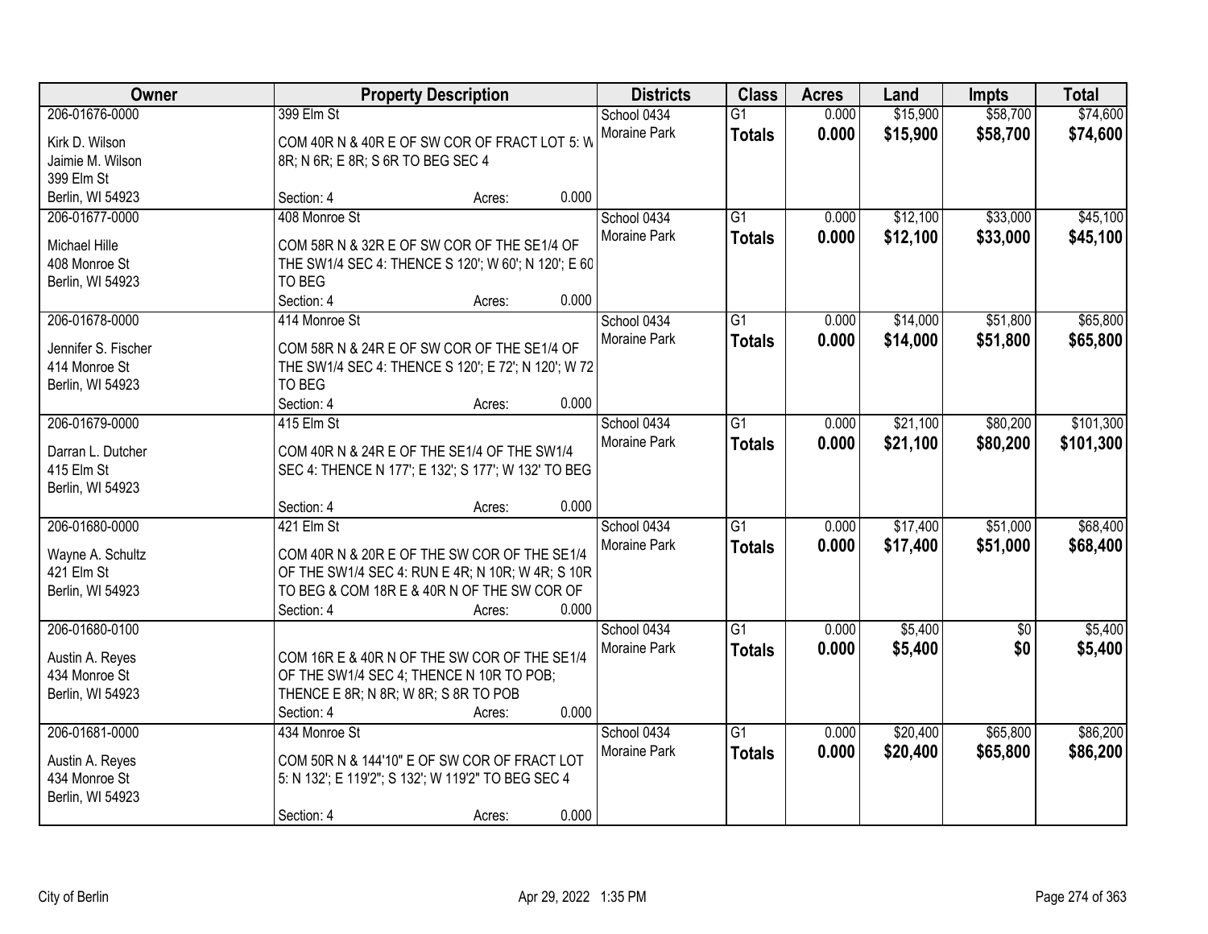| Owner | Property Description | Districts | Class | Acres | Land | Impts | Total |
|---|---|---|---|---|---|---|---|
| 206-01676-0000<br>Kirk D. Wilson<br>Jaimie M. Wilson<br>399 Elm St<br>Berlin, WI 54923 | 399 Elm St<br>COM 40R N & 40R E OF SW COR OF FRACT LOT 5: W 8R; N 6R; E 8R; S 6R TO BEG SEC 4<br>Section: 4 Acres: 0.000 | School 0434<br>Moraine Park | G1<br>**Totals** | 0.000<br>**0.000** | $15,900<br>**$15,900** | $58,700<br>**$58,700** | $74,600<br>**$74,600** |
| 206-01677-0000<br>Michael Hille<br>408 Monroe St<br>Berlin, WI 54923 | 408 Monroe St<br>COM 58R N & 32R E OF SW COR OF THE SE1/4 OF THE SW1/4 SEC 4: THENCE S 120'; W 60'; N 120'; E 60 TO BEG<br>Section: 4 Acres: 0.000 | School 0434<br>Moraine Park | G1<br>**Totals** | 0.000<br>**0.000** | $12,100<br>**$12,100** | $33,000<br>**$33,000** | $45,100<br>**$45,100** |
| 206-01678-0000<br>Jennifer S. Fischer<br>414 Monroe St<br>Berlin, WI 54923 | 414 Monroe St<br>COM 58R N & 24R E OF SW COR OF THE SE1/4 OF THE SW1/4 SEC 4: THENCE S 120'; E 72'; N 120'; W 72 TO BEG<br>Section: 4 Acres: 0.000 | School 0434<br>Moraine Park | G1<br>**Totals** | 0.000<br>**0.000** | $14,000<br>**$14,000** | $51,800<br>**$51,800** | $65,800<br>**$65,800** |
| 206-01679-0000<br>Darran L. Dutcher<br>415 Elm St<br>Berlin, WI 54923 | 415 Elm St<br>COM 40R N & 24R E OF THE SE1/4 OF THE SW1/4 SEC 4: THENCE N 177'; E 132'; S 177'; W 132' TO BEG<br>Section: 4 Acres: 0.000 | School 0434<br>Moraine Park | G1<br>**Totals** | 0.000<br>**0.000** | $21,100<br>**$21,100** | $80,200<br>**$80,200** | $101,300<br>**$101,300** |
| 206-01680-0000<br>Wayne A. Schultz<br>421 Elm St<br>Berlin, WI 54923 | 421 Elm St<br>COM 40R N & 20R E OF THE SW COR OF THE SE1/4 OF THE SW1/4 SEC 4: RUN E 4R; N 10R; W 4R; S 10R TO BEG & COM 18R E & 40R N OF THE SW COR OF<br>Section: 4 Acres: 0.000 | School 0434<br>Moraine Park | G1<br>**Totals** | 0.000<br>**0.000** | $17,400<br>**$17,400** | $51,000<br>**$51,000** | $68,400<br>**$68,400** |
| 206-01680-0100<br>Austin A. Reyes<br>434 Monroe St<br>Berlin, WI 54923 | COM 16R E & 40R N OF THE SW COR OF THE SE1/4 OF THE SW1/4 SEC 4; THENCE N 10R TO POB; THENCE E 8R; N 8R; W 8R; S 8R TO POB<br>Section: 4 Acres: 0.000 | School 0434<br>Moraine Park | G1<br>**Totals** | 0.000<br>**0.000** | $5,400<br>**$5,400** | $0<br>**$0** | $5,400<br>**$5,400** |
| 206-01681-0000<br>Austin A. Reyes<br>434 Monroe St<br>Berlin, WI 54923 | 434 Monroe St<br>COM 50R N & 144'10" E OF SW COR OF FRACT LOT 5: N 132'; E 119'2"; S 132'; W 119'2" TO BEG SEC 4<br>Section: 4 Acres: 0.000 | School 0434<br>Moraine Park | G1<br>**Totals** | 0.000<br>**0.000** | $20,400<br>**$20,400** | $65,800<br>**$65,800** | $86,200<br>**$86,200** |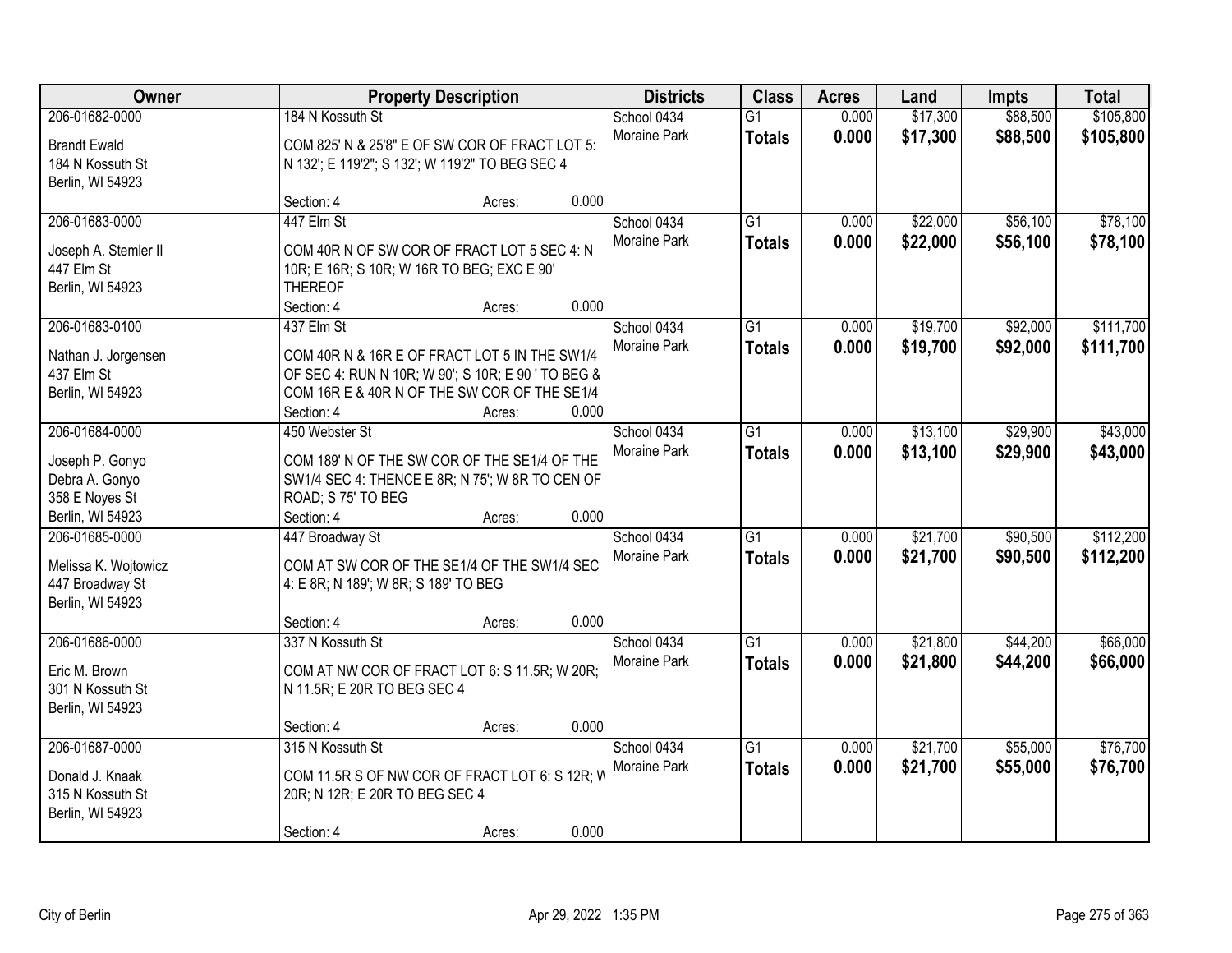| Owner | Property Description | Districts | Class | Acres | Land | Impts | Total |
|---|---|---|---|---|---|---|---|
| 206-01682-0000<br>Brandt Ewald<br>184 N Kossuth St<br>Berlin, WI 54923 | 184 N Kossuth St<br>COM 825' N & 25'8" E OF SW COR OF FRACT LOT 5: N 132'; E 119'2"; S 132'; W 119'2" TO BEG SEC 4<br>Section: 4 Acres: 0.000 | School 0434<br>Moraine Park | G1<br>**Totals** | 0.000<br>**0.000** | $17,300<br>**$17,300** | $88,500<br>**$88,500** | $105,800<br>**$105,800** |
| 206-01683-0000<br>Joseph A. Stemler II<br>447 Elm St<br>Berlin, WI 54923 | 447 Elm St<br>COM 40R N OF SW COR OF FRACT LOT 5 SEC 4: N 10R; E 16R; S 10R; W 16R TO BEG; EXC E 90' THEREOF<br>Section: 4 Acres: 0.000 | School 0434<br>Moraine Park | G1<br>**Totals** | 0.000<br>**0.000** | $22,000<br>**$22,000** | $56,100<br>**$56,100** | $78,100<br>**$78,100** |
| 206-01683-0100<br>Nathan J. Jorgensen<br>437 Elm St<br>Berlin, WI 54923 | 437 Elm St<br>COM 40R N & 16R E OF FRACT LOT 5 IN THE SW1/4 OF SEC 4: RUN N 10R; W 90'; S 10R; E 90 ' TO BEG & COM 16R E & 40R N OF THE SW COR OF THE SE1/4<br>Section: 4 Acres: 0.000 | School 0434<br>Moraine Park | G1<br>**Totals** | 0.000<br>**0.000** | $19,700<br>**$19,700** | $92,000<br>**$92,000** | $111,700<br>**$111,700** |
| 206-01684-0000<br>Joseph P. Gonyo<br>Debra A. Gonyo<br>358 E Noyes St<br>Berlin, WI 54923 | 450 Webster St<br>COM 189' N OF THE SW COR OF THE SE1/4 OF THE SW1/4 SEC 4: THENCE E 8R; N 75'; W 8R TO CEN OF ROAD; S 75' TO BEG<br>Section: 4 Acres: 0.000 | School 0434<br>Moraine Park | G1<br>**Totals** | 0.000<br>**0.000** | $13,100<br>**$13,100** | $29,900<br>**$29,900** | $43,000<br>**$43,000** |
| 206-01685-0000<br>Melissa K. Wojtowicz<br>447 Broadway St<br>Berlin, WI 54923 | 447 Broadway St<br>COM AT SW COR OF THE SE1/4 OF THE SW1/4 SEC 4: E 8R; N 189'; W 8R; S 189' TO BEG<br>Section: 4 Acres: 0.000 | School 0434<br>Moraine Park | G1<br>**Totals** | 0.000<br>**0.000** | $21,700<br>**$21,700** | $90,500<br>**$90,500** | $112,200<br>**$112,200** |
| 206-01686-0000<br>Eric M. Brown<br>301 N Kossuth St<br>Berlin, WI 54923 | 337 N Kossuth St<br>COM AT NW COR OF FRACT LOT 6: S 11.5R; W 20R; N 11.5R; E 20R TO BEG SEC 4<br>Section: 4 Acres: 0.000 | School 0434<br>Moraine Park | G1<br>**Totals** | 0.000<br>**0.000** | $21,800<br>**$21,800** | $44,200<br>**$44,200** | $66,000<br>**$66,000** |
| 206-01687-0000<br>Donald J. Knaak<br>315 N Kossuth St<br>Berlin, WI 54923 | 315 N Kossuth St<br>COM 11.5R S OF NW COR OF FRACT LOT 6: S 12R; W 20R; N 12R; E 20R TO BEG SEC 4<br>Section: 4 Acres: 0.000 | School 0434<br>Moraine Park | G1<br>**Totals** | 0.000<br>**0.000** | $21,700<br>**$21,700** | $55,000<br>**$55,000** | $76,700<br>**$76,700** |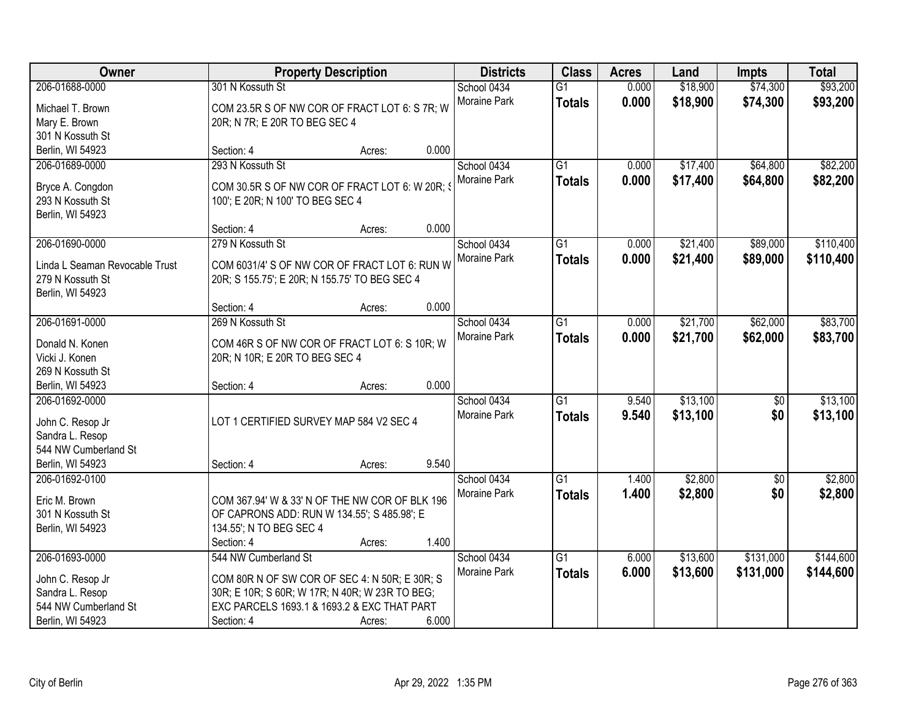| Owner | Property Description | Districts | Class | Acres | Land | Impts | Total |
|---|---|---|---|---|---|---|---|
| 206-01688-0000<br>Michael T. Brown<br>Mary E. Brown<br>301 N Kossuth St<br>Berlin, WI 54923 | 301 N Kossuth St<br>COM 23.5R S OF NW COR OF FRACT LOT 6: S 7R; W 20R; N 7R; E 20R TO BEG SEC 4<br>Section: 4 Acres: 0.000 | School 0434<br>Moraine Park | G1<br>**Totals** | 0.000<br>**0.000** | $18,900<br>**$18,900** | $74,300<br>**$74,300** | $93,200<br>**$93,200** |
| 206-01689-0000<br>Bryce A. Congdon<br>293 N Kossuth St<br>Berlin, WI 54923 | 293 N Kossuth St<br>COM 30.5R S OF NW COR OF FRACT LOT 6: W 20R; S 100'; E 20R; N 100' TO BEG SEC 4<br>Section: 4 Acres: 0.000 | School 0434<br>Moraine Park | G1<br>**Totals** | 0.000<br>**0.000** | $17,400<br>**$17,400** | $64,800<br>**$64,800** | $82,200<br>**$82,200** |
| 206-01690-0000<br>Linda L Seaman Revocable Trust<br>279 N Kossuth St<br>Berlin, WI 54923 | 279 N Kossuth St<br>COM 6031/4' S OF NW COR OF FRACT LOT 6: RUN W 20R; S 155.75'; E 20R; N 155.75' TO BEG SEC 4<br>Section: 4 Acres: 0.000 | School 0434<br>Moraine Park | G1<br>**Totals** | 0.000<br>**0.000** | $21,400<br>**$21,400** | $89,000<br>**$89,000** | $110,400<br>**$110,400** |
| 206-01691-0000<br>Donald N. Konen<br>Vicki J. Konen<br>269 N Kossuth St<br>Berlin, WI 54923 | 269 N Kossuth St<br>COM 46R S OF NW COR OF FRACT LOT 6: S 10R; W 20R; N 10R; E 20R TO BEG SEC 4<br>Section: 4 Acres: 0.000 | School 0434<br>Moraine Park | G1<br>**Totals** | 0.000<br>**0.000** | $21,700<br>**$21,700** | $62,000<br>**$62,000** | $83,700<br>**$83,700** |
| 206-01692-0000<br>John C. Resop Jr<br>Sandra L. Resop<br>544 NW Cumberland St<br>Berlin, WI 54923 | LOT 1 CERTIFIED SURVEY MAP 584 V2 SEC 4<br>Section: 4 Acres: 9.540 | School 0434<br>Moraine Park | G1<br>**Totals** | 9.540<br>**9.540** | $13,100<br>**$13,100** | $0<br>**$0** | $13,100<br>**$13,100** |
| 206-01692-0100<br>Eric M. Brown<br>301 N Kossuth St<br>Berlin, WI 54923 | COM 367.94' W & 33' N OF THE NW COR OF BLK 196 OF CAPRONS ADD: RUN W 134.55'; S 485.98'; E 134.55'; N TO BEG SEC 4<br>Section: 4 Acres: 1.400 | School 0434<br>Moraine Park | G1<br>**Totals** | 1.400<br>**1.400** | $2,800<br>**$2,800** | $0<br>**$0** | $2,800<br>**$2,800** |
| 206-01693-0000<br>John C. Resop Jr<br>Sandra L. Resop<br>544 NW Cumberland St<br>Berlin, WI 54923 | 544 NW Cumberland St<br>COM 80R N OF SW COR OF SEC 4: N 50R; E 30R; S 30R; E 10R; S 60R; W 17R; N 40R; W 23R TO BEG; EXC PARCELS 1693.1 & 1693.2 & EXC THAT PART<br>Section: 4 Acres: 6.000 | School 0434<br>Moraine Park | G1<br>**Totals** | 6.000<br>**6.000** | $13,600<br>**$13,600** | $131,000<br>**$131,000** | $144,600<br>**$144,600** |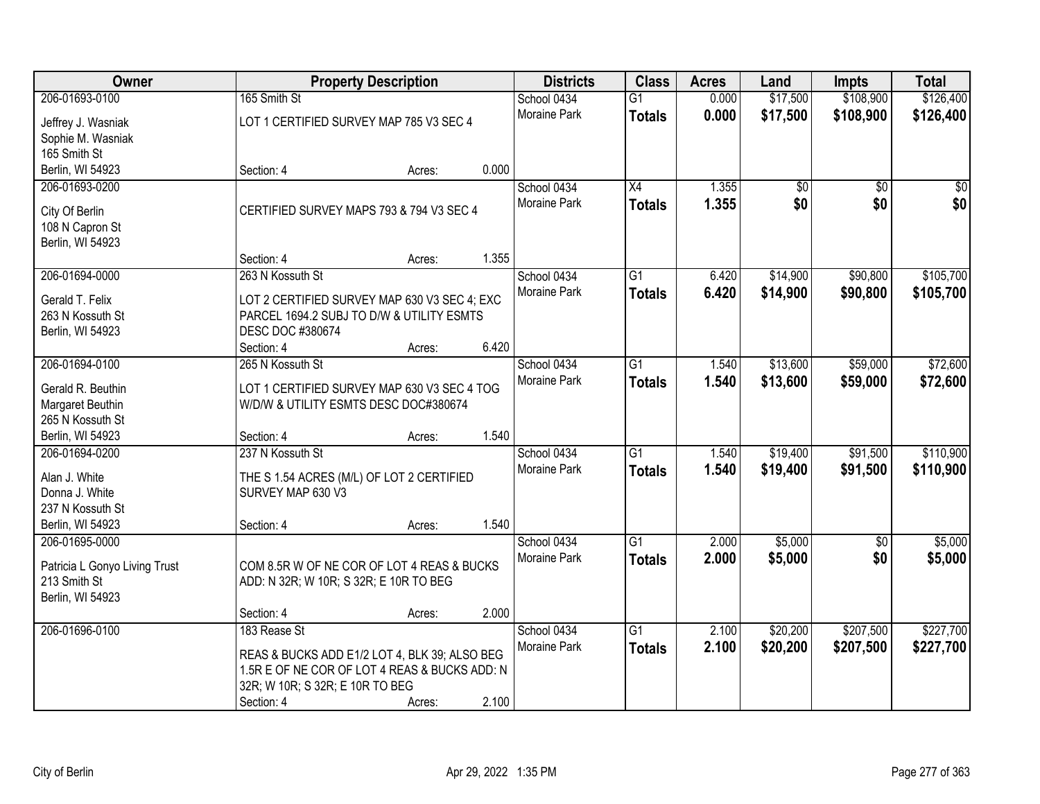| Owner | Property Description | | | Districts | Class | Acres | Land | Impts | Total |
|---|---|---|---|---|---|---|---|---|---|
| 206-01693-0100 | 165 Smith St | | | School 0434 | G1 | 0.000 | $17,500 | $108,900 | $126,400 |
| Jeffrey J. Wasniak<br>Sophie M. Wasniak<br>165 Smith St<br>Berlin, WI 54923 | LOT 1 CERTIFIED SURVEY MAP 785 V3 SEC 4 | | | Moraine Park | **Totals** | **0.000** | **$17,500** | **$108,900** | **$126,400** |
| | Section: 4 | Acres: | 0.000 | | | | | | |
| 206-01693-0200 | | | | School 0434 | X4 | 1.355 | $0 | $0 | $0 |
| City Of Berlin<br>108 N Capron St<br>Berlin, WI 54923 | CERTIFIED SURVEY MAPS 793 & 794 V3 SEC 4 | | | Moraine Park | **Totals** | **1.355** | **$0** | **$0** | **$0** |
| | Section: 4 | Acres: | 1.355 | | | | | | |
| 206-01694-0000 | 263 N Kossuth St | | | School 0434 | G1 | 6.420 | $14,900 | $90,800 | $105,700 |
| Gerald T. Felix<br>263 N Kossuth St<br>Berlin, WI 54923 | LOT 2 CERTIFIED SURVEY MAP 630 V3 SEC 4; EXC PARCEL 1694.2 SUBJ TO D/W & UTILITY ESMTS DESC DOC #380674 | | | Moraine Park | **Totals** | **6.420** | **$14,900** | **$90,800** | **$105,700** |
| | Section: 4 | Acres: | 6.420 | | | | | | |
| 206-01694-0100 | 265 N Kossuth St | | | School 0434 | G1 | 1.540 | $13,600 | $59,000 | $72,600 |
| Gerald R. Beuthin<br>Margaret Beuthin<br>265 N Kossuth St<br>Berlin, WI 54923 | LOT 1 CERTIFIED SURVEY MAP 630 V3 SEC 4 TOG W/D/W & UTILITY ESMTS DESC DOC#380674 | | | Moraine Park | **Totals** | **1.540** | **$13,600** | **$59,000** | **$72,600** |
| | Section: 4 | Acres: | 1.540 | | | | | | |
| 206-01694-0200 | 237 N Kossuth St | | | School 0434 | G1 | 1.540 | $19,400 | $91,500 | $110,900 |
| Alan J. White<br>Donna J. White<br>237 N Kossuth St<br>Berlin, WI 54923 | THE S 1.54 ACRES (M/L) OF LOT 2 CERTIFIED SURVEY MAP 630 V3 | | | Moraine Park | **Totals** | **1.540** | **$19,400** | **$91,500** | **$110,900** |
| | Section: 4 | Acres: | 1.540 | | | | | | |
| 206-01695-0000 | | | | School 0434 | G1 | 2.000 | $5,000 | $0 | $5,000 |
| Patricia L Gonyo Living Trust<br>213 Smith St<br>Berlin, WI 54923 | COM 8.5R W OF NE COR OF LOT 4 REAS & BUCKS ADD: N 32R; W 10R; S 32R; E 10R TO BEG | | | Moraine Park | **Totals** | **2.000** | **$5,000** | **$0** | **$5,000** |
| | Section: 4 | Acres: | 2.000 | | | | | | |
| 206-01696-0100 | 183 Rease St | | | School 0434 | G1 | 2.100 | $20,200 | $207,500 | $227,700 |
| | REAS & BUCKS ADD E1/2 LOT 4, BLK 39; ALSO BEG 1.5R E OF NE COR OF LOT 4 REAS & BUCKS ADD: N 32R; W 10R; S 32R; E 10R TO BEG | | | Moraine Park | **Totals** | **2.100** | **$20,200** | **$207,500** | **$227,700** |
| | Section: 4 | Acres: | 2.100 | | | | | | |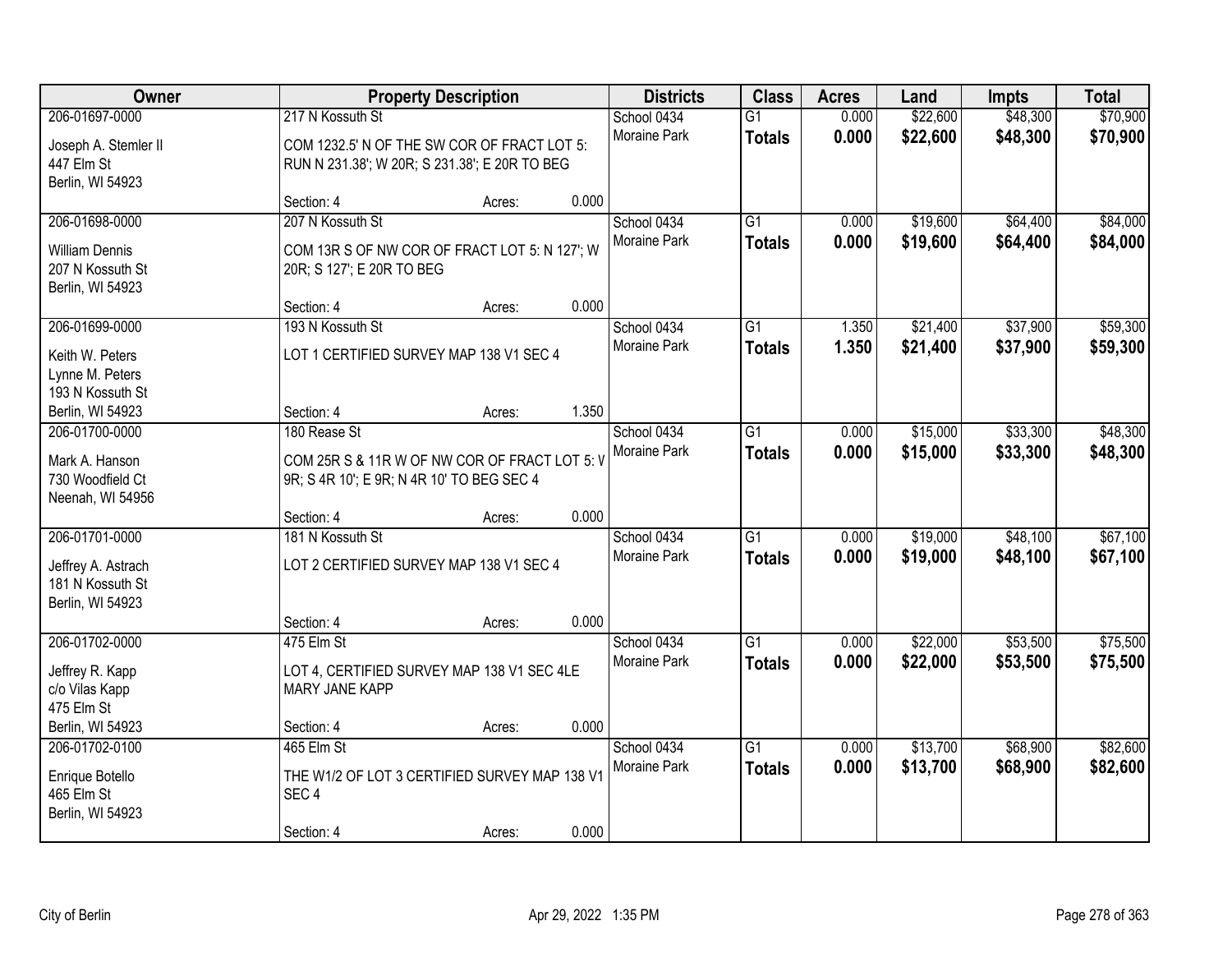| Owner | Property Description | Districts | Class | Acres | Land | Impts | Total |
|---|---|---|---|---|---|---|---|
| 206-01697-0000<br>Joseph A. Stemler II<br>447 Elm St<br>Berlin, WI 54923 | 217 N Kossuth St<br>COM 1232.5' N OF THE SW COR OF FRACT LOT 5: RUN N 231.38'; W 20R; S 231.38'; E 20R TO BEG<br>Section: 4 Acres: 0.000 | School 0434<br>Moraine Park | G1<br>**Totals** | 0.000<br>**0.000** | $22,600<br>**$22,600** | $48,300<br>**$48,300** | $70,900<br>**$70,900** |
| 206-01698-0000<br>William Dennis<br>207 N Kossuth St<br>Berlin, WI 54923 | 207 N Kossuth St<br>COM 13R S OF NW COR OF FRACT LOT 5: N 127'; W 20R; S 127'; E 20R TO BEG<br>Section: 4 Acres: 0.000 | School 0434<br>Moraine Park | G1<br>**Totals** | 0.000<br>**0.000** | $19,600<br>**$19,600** | $64,400<br>**$64,400** | $84,000<br>**$84,000** |
| 206-01699-0000<br>Keith W. Peters<br>Lynne M. Peters<br>193 N Kossuth St<br>Berlin, WI 54923 | 193 N Kossuth St<br>LOT 1 CERTIFIED SURVEY MAP 138 V1 SEC 4<br>Section: 4 Acres: 1.350 | School 0434<br>Moraine Park | G1<br>**Totals** | 1.350<br>**1.350** | $21,400<br>**$21,400** | $37,900<br>**$37,900** | $59,300<br>**$59,300** |
| 206-01700-0000<br>Mark A. Hanson<br>730 Woodfield Ct<br>Neenah, WI 54956 | 180 Rease St<br>COM 25R S & 11R W OF NW COR OF FRACT LOT 5: V 9R; S 4R 10'; E 9R; N 4R 10' TO BEG SEC 4<br>Section: 4 Acres: 0.000 | School 0434<br>Moraine Park | G1<br>**Totals** | 0.000<br>**0.000** | $15,000<br>**$15,000** | $33,300<br>**$33,300** | $48,300<br>**$48,300** |
| 206-01701-0000<br>Jeffrey A. Astrach<br>181 N Kossuth St<br>Berlin, WI 54923 | 181 N Kossuth St<br>LOT 2 CERTIFIED SURVEY MAP 138 V1 SEC 4<br>Section: 4 Acres: 0.000 | School 0434<br>Moraine Park | G1<br>**Totals** | 0.000<br>**0.000** | $19,000<br>**$19,000** | $48,100<br>**$48,100** | $67,100<br>**$67,100** |
| 206-01702-0000<br>Jeffrey R. Kapp<br>c/o Vilas Kapp<br>475 Elm St<br>Berlin, WI 54923 | 475 Elm St<br>LOT 4, CERTIFIED SURVEY MAP 138 V1 SEC 4LE MARY JANE KAPP<br>Section: 4 Acres: 0.000 | School 0434<br>Moraine Park | G1<br>**Totals** | 0.000<br>**0.000** | $22,000<br>**$22,000** | $53,500<br>**$53,500** | $75,500<br>**$75,500** |
| 206-01702-0100<br>Enrique Botello<br>465 Elm St<br>Berlin, WI 54923 | 465 Elm St<br>THE W1/2 OF LOT 3 CERTIFIED SURVEY MAP 138 V1 SEC 4<br>Section: 4 Acres: 0.000 | School 0434<br>Moraine Park | G1<br>**Totals** | 0.000<br>**0.000** | $13,700<br>**$13,700** | $68,900<br>**$68,900** | $82,600<br>**$82,600** |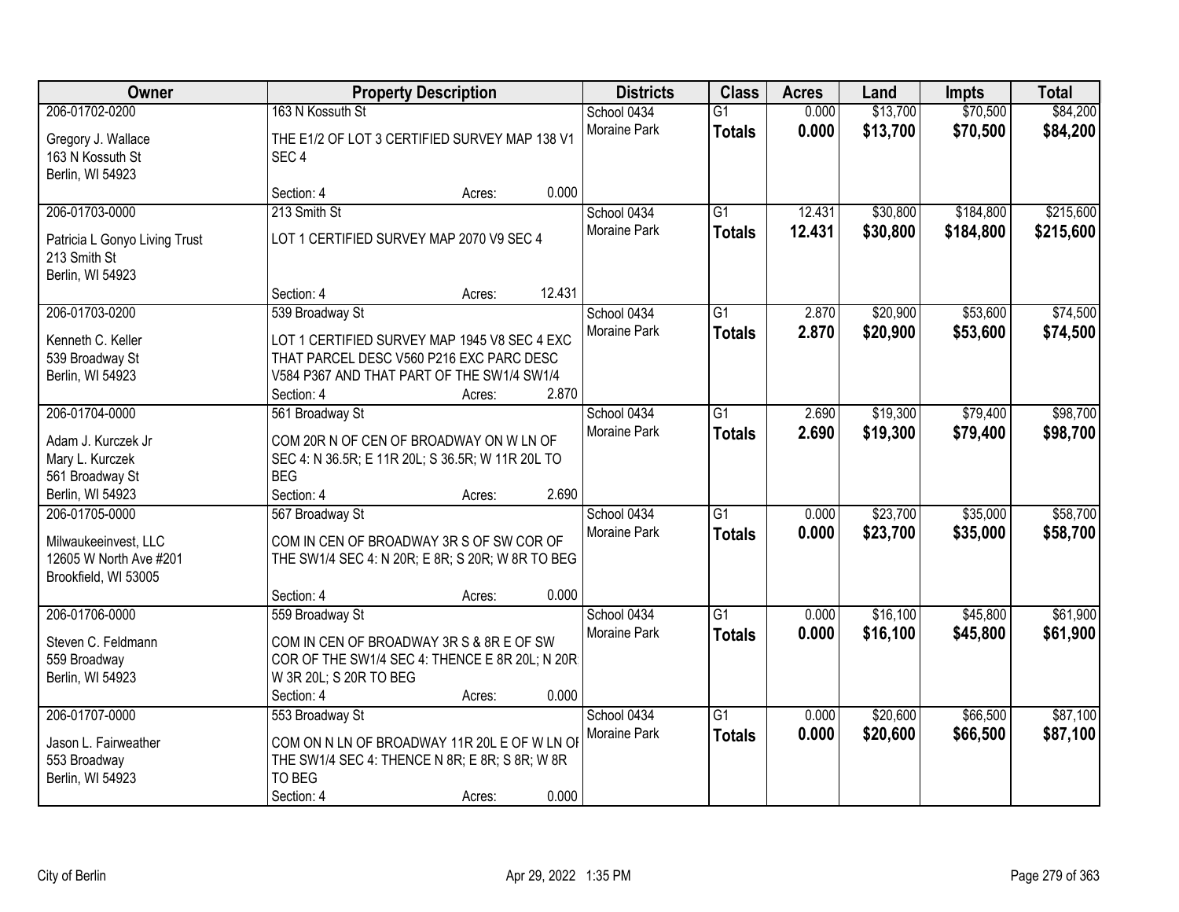| Owner | Property Description | Districts | Class | Acres | Land | Impts | Total |
|---|---|---|---|---|---|---|---|
| 206-01702-0200<br>Gregory J. Wallace<br>163 N Kossuth St<br>Berlin, WI 54923 | 163 N Kossuth St<br>THE E1/2 OF LOT 3 CERTIFIED SURVEY MAP 138 V1 SEC 4<br>Section: 4 Acres: 0.000 | School 0434<br>Moraine Park | G1<br>**Totals** | 0.000<br>**0.000** | $13,700<br>**$13,700** | $70,500<br>**$70,500** | $84,200<br>**$84,200** |
| 206-01703-0000<br>Patricia L Gonyo Living Trust<br>213 Smith St<br>Berlin, WI 54923 | 213 Smith St<br>LOT 1 CERTIFIED SURVEY MAP 2070 V9 SEC 4<br>Section: 4 Acres: 12.431 | School 0434<br>Moraine Park | G1<br>**Totals** | 12.431<br>**12.431** | $30,800<br>**$30,800** | $184,800<br>**$184,800** | $215,600<br>**$215,600** |
| 206-01703-0200<br>Kenneth C. Keller<br>539 Broadway St<br>Berlin, WI 54923 | 539 Broadway St<br>LOT 1 CERTIFIED SURVEY MAP 1945 V8 SEC 4 EXC THAT PARCEL DESC V560 P216 EXC PARC DESC V584 P367 AND THAT PART OF THE SW1/4 SW1/4<br>Section: 4 Acres: 2.870 | School 0434<br>Moraine Park | G1<br>**Totals** | 2.870<br>**2.870** | $20,900<br>**$20,900** | $53,600<br>**$53,600** | $74,500<br>**$74,500** |
| 206-01704-0000<br>Adam J. Kurczek Jr<br>Mary L. Kurczek<br>561 Broadway St<br>Berlin, WI 54923 | 561 Broadway St<br>COM 20R N OF CEN OF BROADWAY ON W LN OF SEC 4: N 36.5R; E 11R 20L; S 36.5R; W 11R 20L TO BEG<br>Section: 4 Acres: 2.690 | School 0434<br>Moraine Park | G1<br>**Totals** | 2.690<br>**2.690** | $19,300<br>**$19,300** | $79,400<br>**$79,400** | $98,700<br>**$98,700** |
| 206-01705-0000<br>Milwaukeeinvest, LLC<br>12605 W North Ave #201<br>Brookfield, WI 53005 | 567 Broadway St<br>COM IN CEN OF BROADWAY 3R S OF SW COR OF THE SW1/4 SEC 4: N 20R; E 8R; S 20R; W 8R TO BEG<br>Section: 4 Acres: 0.000 | School 0434<br>Moraine Park | G1<br>**Totals** | 0.000<br>**0.000** | $23,700<br>**$23,700** | $35,000<br>**$35,000** | $58,700<br>**$58,700** |
| 206-01706-0000<br>Steven C. Feldmann<br>559 Broadway<br>Berlin, WI 54923 | 559 Broadway St<br>COM IN CEN OF BROADWAY 3R S & 8R E OF SW COR OF THE SW1/4 SEC 4: THENCE E 8R 20L; N 20R W 3R 20L; S 20R TO BEG<br>Section: 4 Acres: 0.000 | School 0434<br>Moraine Park | G1<br>**Totals** | 0.000<br>**0.000** | $16,100<br>**$16,100** | $45,800<br>**$45,800** | $61,900<br>**$61,900** |
| 206-01707-0000<br>Jason L. Fairweather<br>553 Broadway<br>Berlin, WI 54923 | 553 Broadway St<br>COM ON N LN OF BROADWAY 11R 20L E OF W LN OF THE SW1/4 SEC 4: THENCE N 8R; E 8R; S 8R; W 8R TO BEG<br>Section: 4 Acres: 0.000 | School 0434<br>Moraine Park | G1<br>**Totals** | 0.000<br>**0.000** | $20,600<br>**$20,600** | $66,500<br>**$66,500** | $87,100<br>**$87,100** |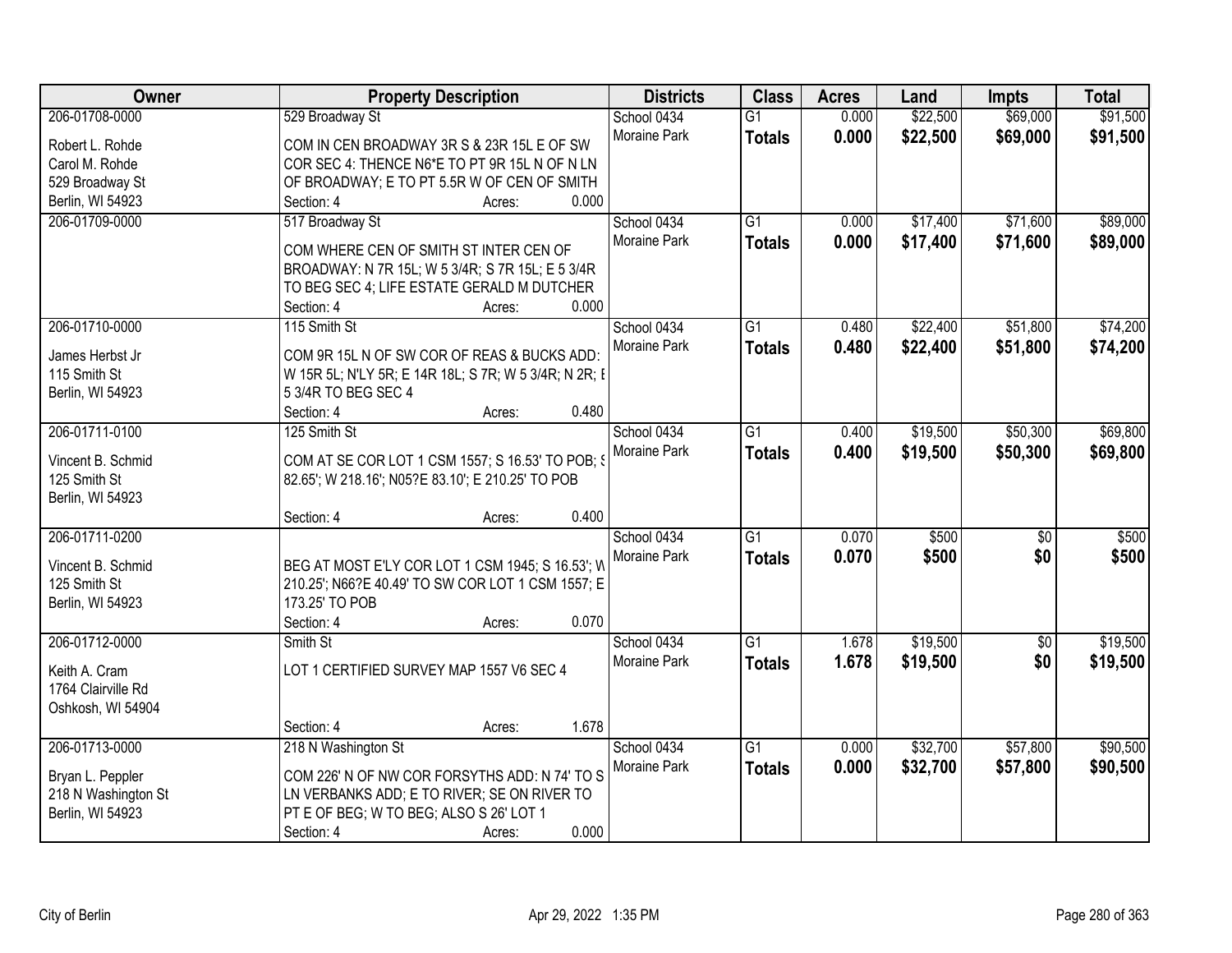| Owner | Property Description | Districts | Class | Acres | Land | Impts | Total |
|---|---|---|---|---|---|---|---|
| 206-01708-0000<br>Robert L. Rohde<br>Carol M. Rohde<br>529 Broadway St<br>Berlin, WI 54923 | 529 Broadway St<br>COM IN CEN BROADWAY 3R S & 23R 15L E OF SW COR SEC 4: THENCE N6*E TO PT 9R 15L N OF N LN OF BROADWAY; E TO PT 5.5R W OF CEN OF SMITH<br>Section: 4 Acres: 0.000 | School 0434<br>Moraine Park | G1<br>**Totals** | 0.000<br>**0.000** | $22,500<br>**$22,500** | $69,000<br>**$69,000** | $91,500<br>**$91,500** |
| 206-01709-0000 | 517 Broadway St<br>COM WHERE CEN OF SMITH ST INTER CEN OF BROADWAY: N 7R 15L; W 5 3/4R; S 7R 15L; E 5 3/4R TO BEG SEC 4; LIFE ESTATE GERALD M DUTCHER<br>Section: 4 Acres: 0.000 | School 0434<br>Moraine Park | G1<br>**Totals** | 0.000<br>**0.000** | $17,400<br>**$17,400** | $71,600<br>**$71,600** | $89,000<br>**$89,000** |
| 206-01710-0000<br>James Herbst Jr<br>115 Smith St<br>Berlin, WI 54923 | 115 Smith St<br>COM 9R 15L N OF SW COR OF REAS & BUCKS ADD: W 15R 5L; N'LY 5R; E 14R 18L; S 7R; W 5 3/4R; N 2R; E 5 3/4R TO BEG SEC 4<br>Section: 4 Acres: 0.480 | School 0434<br>Moraine Park | G1<br>**Totals** | 0.480<br>**0.480** | $22,400<br>**$22,400** | $51,800<br>**$51,800** | $74,200<br>**$74,200** |
| 206-01711-0100<br>Vincent B. Schmid<br>125 Smith St<br>Berlin, WI 54923 | 125 Smith St<br>COM AT SE COR LOT 1 CSM 1557; S 16.53' TO POB; S 82.65'; W 218.16'; N05?E 83.10'; E 210.25' TO POB<br>Section: 4 Acres: 0.400 | School 0434<br>Moraine Park | G1<br>**Totals** | 0.400<br>**0.400** | $19,500<br>**$19,500** | $50,300<br>**$50,300** | $69,800<br>**$69,800** |
| 206-01711-0200<br>Vincent B. Schmid<br>125 Smith St<br>Berlin, WI 54923 | BEG AT MOST E'LY COR LOT 1 CSM 1945; S 16.53'; W 210.25'; N66?E 40.49' TO SW COR LOT 1 CSM 1557; E 173.25' TO POB<br>Section: 4 Acres: 0.070 | School 0434<br>Moraine Park | G1<br>**Totals** | 0.070<br>**0.070** | $500<br>**$500** | $0<br>**$0** | $500<br>**$500** |
| 206-01712-0000<br>Keith A. Cram<br>1764 Clairville Rd<br>Oshkosh, WI 54904 | Smith St<br>LOT 1 CERTIFIED SURVEY MAP 1557 V6 SEC 4<br>Section: 4 Acres: 1.678 | School 0434<br>Moraine Park | G1<br>**Totals** | 1.678<br>**1.678** | $19,500<br>**$19,500** | $0<br>**$0** | $19,500<br>**$19,500** |
| 206-01713-0000<br>Bryan L. Peppler<br>218 N Washington St<br>Berlin, WI 54923 | 218 N Washington St<br>COM 226' N OF NW COR FORSYTHS ADD: N 74' TO S LN VERBANKS ADD; E TO RIVER; SE ON RIVER TO PT E OF BEG; W TO BEG; ALSO S 26' LOT 1<br>Section: 4 Acres: 0.000 | School 0434<br>Moraine Park | G1<br>**Totals** | 0.000<br>**0.000** | $32,700<br>**$32,700** | $57,800<br>**$57,800** | $90,500<br>**$90,500** |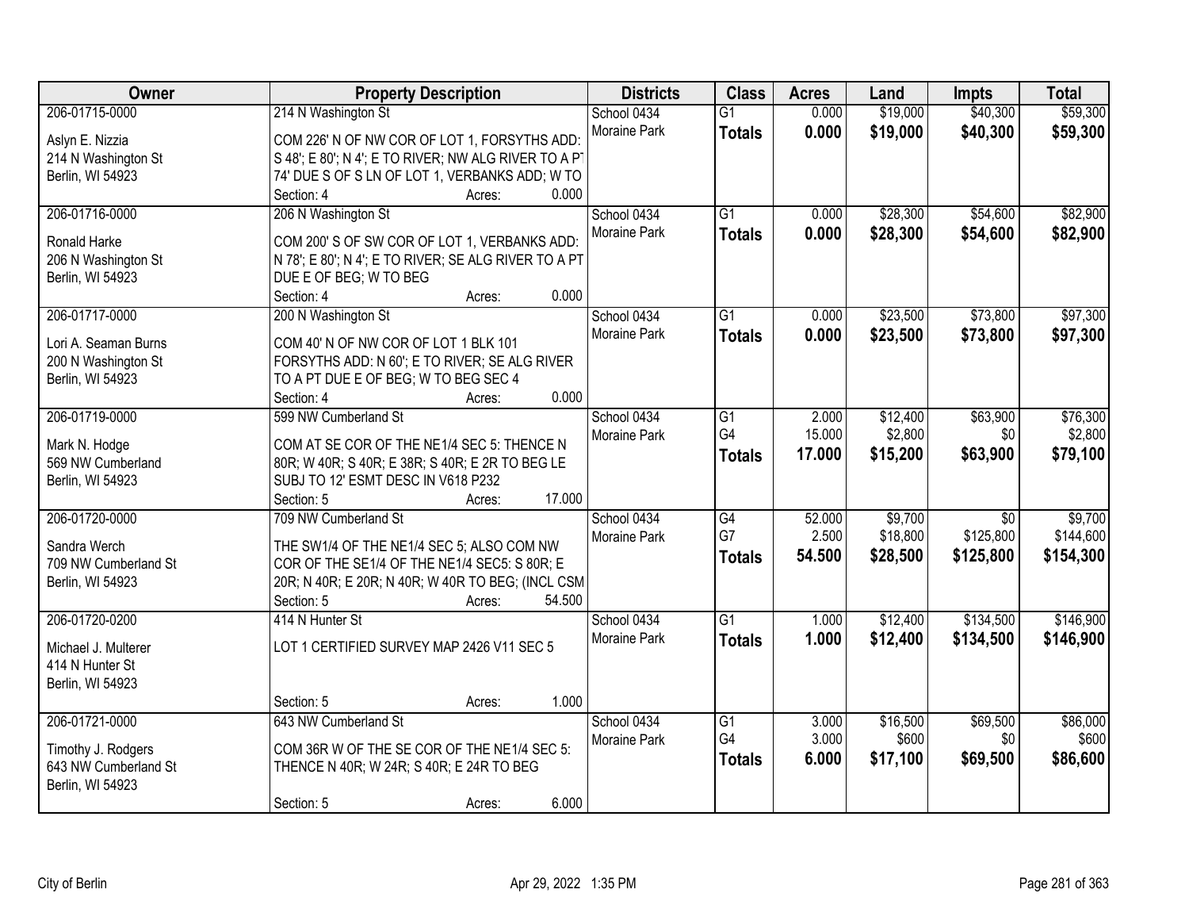| Owner | Property Description | Districts | Class | Acres | Land | Impts | Total |
|---|---|---|---|---|---|---|---|
| 206-01715-0000<br>Aslyn E. Nizzia<br>214 N Washington St<br>Berlin, WI 54923 | 214 N Washington St<br>COM 226' N OF NW COR OF LOT 1, FORSYTHS ADD: S 48'; E 80'; N 4'; E TO RIVER; NW ALG RIVER TO A PT 74' DUE S OF S LN OF LOT 1, VERBANKS ADD; W TO<br>Section: 4 Acres: 0.000 | School 0434<br>Moraine Park | G1<br>**Totals** | 0.000<br>**0.000** | $19,000<br>**$19,000** | $40,300<br>**$40,300** | $59,300<br>**$59,300** |
| 206-01716-0000<br>Ronald Harke<br>206 N Washington St<br>Berlin, WI 54923 | 206 N Washington St<br>COM 200' S OF SW COR OF LOT 1, VERBANKS ADD: N 78'; E 80'; N 4'; E TO RIVER; SE ALG RIVER TO A PT DUE E OF BEG; W TO BEG<br>Section: 4 Acres: 0.000 | School 0434<br>Moraine Park | G1<br>**Totals** | 0.000<br>**0.000** | $28,300<br>**$28,300** | $54,600<br>**$54,600** | $82,900<br>**$82,900** |
| 206-01717-0000<br>Lori A. Seaman Burns<br>200 N Washington St<br>Berlin, WI 54923 | 200 N Washington St<br>COM 40' N OF NW COR OF LOT 1 BLK 101 FORSYTHS ADD: N 60'; E TO RIVER; SE ALG RIVER TO A PT DUE E OF BEG; W TO BEG SEC 4<br>Section: 4 Acres: 0.000 | School 0434<br>Moraine Park | G1<br>**Totals** | 0.000<br>**0.000** | $23,500<br>**$23,500** | $73,800<br>**$73,800** | $97,300<br>**$97,300** |
| 206-01719-0000<br>Mark N. Hodge<br>569 NW Cumberland<br>Berlin, WI 54923 | 599 NW Cumberland St<br>COM AT SE COR OF THE NE1/4 SEC 5: THENCE N 80R; W 40R; S 40R; E 38R; S 40R; E 2R TO BEG LE SUBJ TO 12' ESMT DESC IN V618 P232<br>Section: 5 Acres: 17.000 | School 0434<br>Moraine Park | G1<br>G4<br>**Totals** | 2.000<br>15.000<br>**17.000** | $12,400<br>$2,800<br>**$15,200** | $63,900<br>$0<br>**$63,900** | $76,300<br>$2,800<br>**$79,100** |
| 206-01720-0000<br>Sandra Werch<br>709 NW Cumberland St<br>Berlin, WI 54923 | 709 NW Cumberland St<br>THE SW1/4 OF THE NE1/4 SEC 5; ALSO COM NW COR OF THE SE1/4 OF THE NE1/4 SEC5: S 80R; E 20R; N 40R; E 20R; N 40R; W 40R TO BEG; (INCL CSM<br>Section: 5 Acres: 54.500 | School 0434<br>Moraine Park | G4<br>G7<br>**Totals** | 52.000<br>2.500<br>**54.500** | $9,700<br>$18,800<br>**$28,500** | $0<br>$125,800<br>**$125,800** | $9,700<br>$144,600<br>**$154,300** |
| 206-01720-0200<br>Michael J. Multerer<br>414 N Hunter St<br>Berlin, WI 54923 | 414 N Hunter St<br>LOT 1 CERTIFIED SURVEY MAP 2426 V11 SEC 5<br>Section: 5 Acres: 1.000 | School 0434<br>Moraine Park | G1<br>**Totals** | 1.000<br>**1.000** | $12,400<br>**$12,400** | $134,500<br>**$134,500** | $146,900<br>**$146,900** |
| 206-01721-0000<br>Timothy J. Rodgers<br>643 NW Cumberland St<br>Berlin, WI 54923 | 643 NW Cumberland St<br>COM 36R W OF THE SE COR OF THE NE1/4 SEC 5: THENCE N 40R; W 24R; S 40R; E 24R TO BEG<br>Section: 5 Acres: 6.000 | School 0434<br>Moraine Park | G1<br>G4<br>**Totals** | 3.000<br>3.000<br>**6.000** | $16,500<br>$600<br>**$17,100** | $69,500<br>$0<br>**$69,500** | $86,000<br>$600<br>**$86,600** |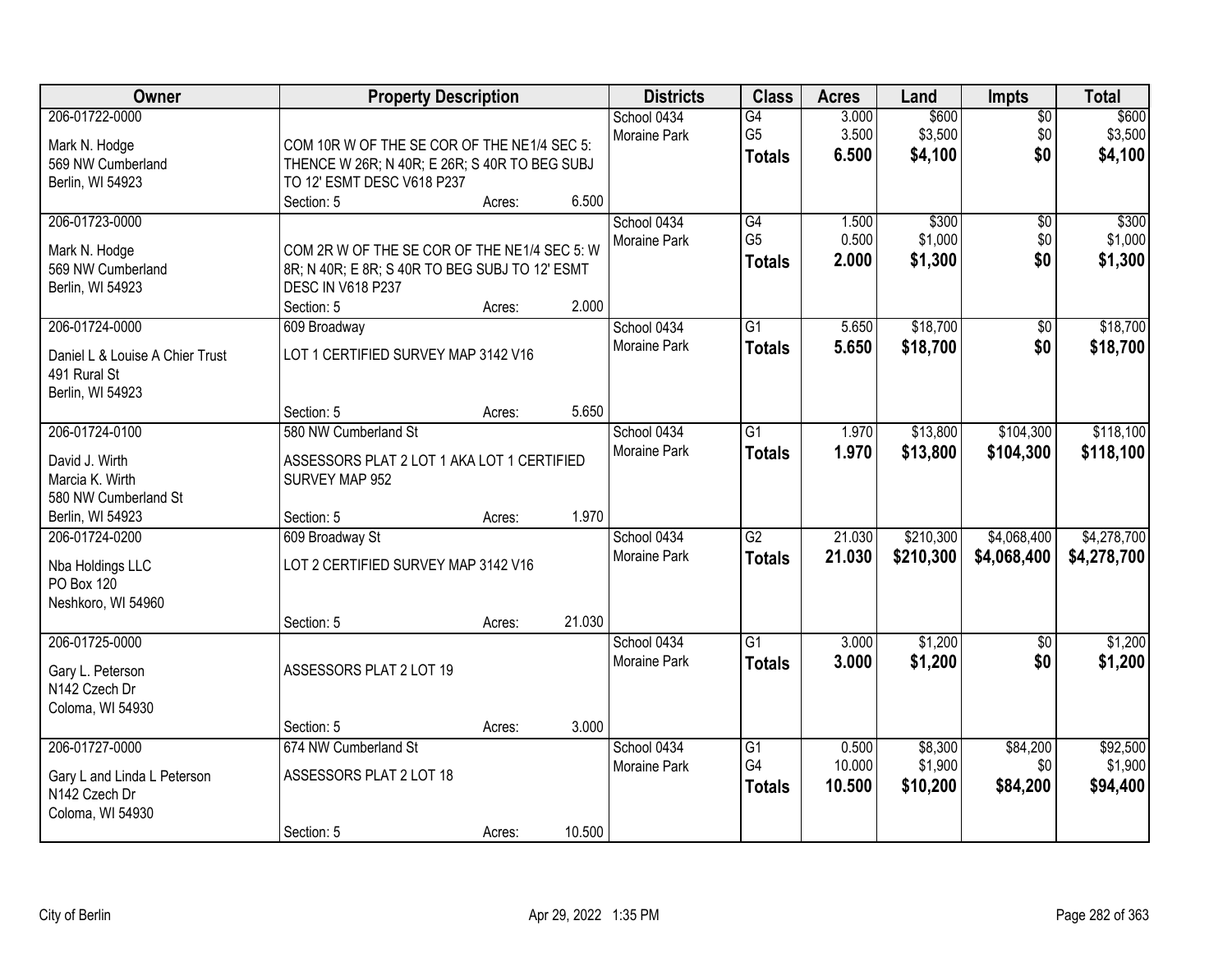| Owner | Property Description | Districts | Class | Acres | Land | Impts | Total |
|---|---|---|---|---|---|---|---|
| 206-01722-0000<br>Mark N. Hodge<br>569 NW Cumberland<br>Berlin, WI 54923 | COM 10R W OF THE SE COR OF THE NE1/4 SEC 5: THENCE W 26R; N 40R; E 26R; S 40R TO BEG SUBJ TO 12' ESMT DESC V618 P237<br>Section: 5 Acres: 6.500 | School 0434<br>Moraine Park | G4<br>G5<br>**Totals** | 3.000<br>3.500<br>**6.500** | $600<br>$3,500<br>**$4,100** | $0<br>$0<br>**$0** | $600<br>$3,500<br>**$4,100** |
| 206-01723-0000<br>Mark N. Hodge<br>569 NW Cumberland<br>Berlin, WI 54923 | COM 2R W OF THE SE COR OF THE NE1/4 SEC 5: W 8R; N 40R; E 8R; S 40R TO BEG SUBJ TO 12' ESMT DESC IN V618 P237<br>Section: 5 Acres: 2.000 | School 0434<br>Moraine Park | G4<br>G5<br>**Totals** | 1.500<br>0.500<br>**2.000** | $300<br>$1,000<br>**$1,300** | $0<br>$0<br>**$0** | $300<br>$1,000<br>**$1,300** |
| 206-01724-0000<br>Daniel L & Louise A Chier Trust<br>491 Rural St<br>Berlin, WI 54923 | 609 Broadway<br>LOT 1 CERTIFIED SURVEY MAP 3142 V16<br>Section: 5 Acres: 5.650 | School 0434<br>Moraine Park | G1<br>**Totals** | 5.650<br>**5.650** | $18,700<br>**$18,700** | $0<br>**$0** | $18,700<br>**$18,700** |
| 206-01724-0100<br>David J. Wirth<br>Marcia K. Wirth<br>580 NW Cumberland St<br>Berlin, WI 54923 | 580 NW Cumberland St<br>ASSESSORS PLAT 2 LOT 1 AKA LOT 1 CERTIFIED SURVEY MAP 952<br>Section: 5 Acres: 1.970 | School 0434<br>Moraine Park | G1<br>**Totals** | 1.970<br>**1.970** | $13,800<br>**$13,800** | $104,300<br>**$104,300** | $118,100<br>**$118,100** |
| 206-01724-0200<br>Nba Holdings LLC<br>PO Box 120<br>Neshkoro, WI 54960 | 609 Broadway St<br>LOT 2 CERTIFIED SURVEY MAP 3142 V16<br>Section: 5 Acres: 21.030 | School 0434<br>Moraine Park | G2<br>**Totals** | 21.030<br>**21.030** | $210,300<br>**$210,300** | $4,068,400<br>**$4,068,400** | $4,278,700<br>**$4,278,700** |
| 206-01725-0000<br>Gary L. Peterson<br>N142 Czech Dr<br>Coloma, WI 54930 | ASSESSORS PLAT 2 LOT 19<br>Section: 5 Acres: 3.000 | School 0434<br>Moraine Park | G1<br>**Totals** | 3.000<br>**3.000** | $1,200<br>**$1,200** | $0<br>**$0** | $1,200<br>**$1,200** |
| 206-01727-0000<br>Gary L and Linda L Peterson<br>N142 Czech Dr<br>Coloma, WI 54930 | 674 NW Cumberland St<br>ASSESSORS PLAT 2 LOT 18<br>Section: 5 Acres: 10.500 | School 0434<br>Moraine Park | G1<br>G4<br>**Totals** | 0.500<br>10.000<br>**10.500** | $8,300<br>$1,900<br>**$10,200** | $84,200<br>$0<br>**$84,200** | $92,500<br>$1,900<br>**$94,400** |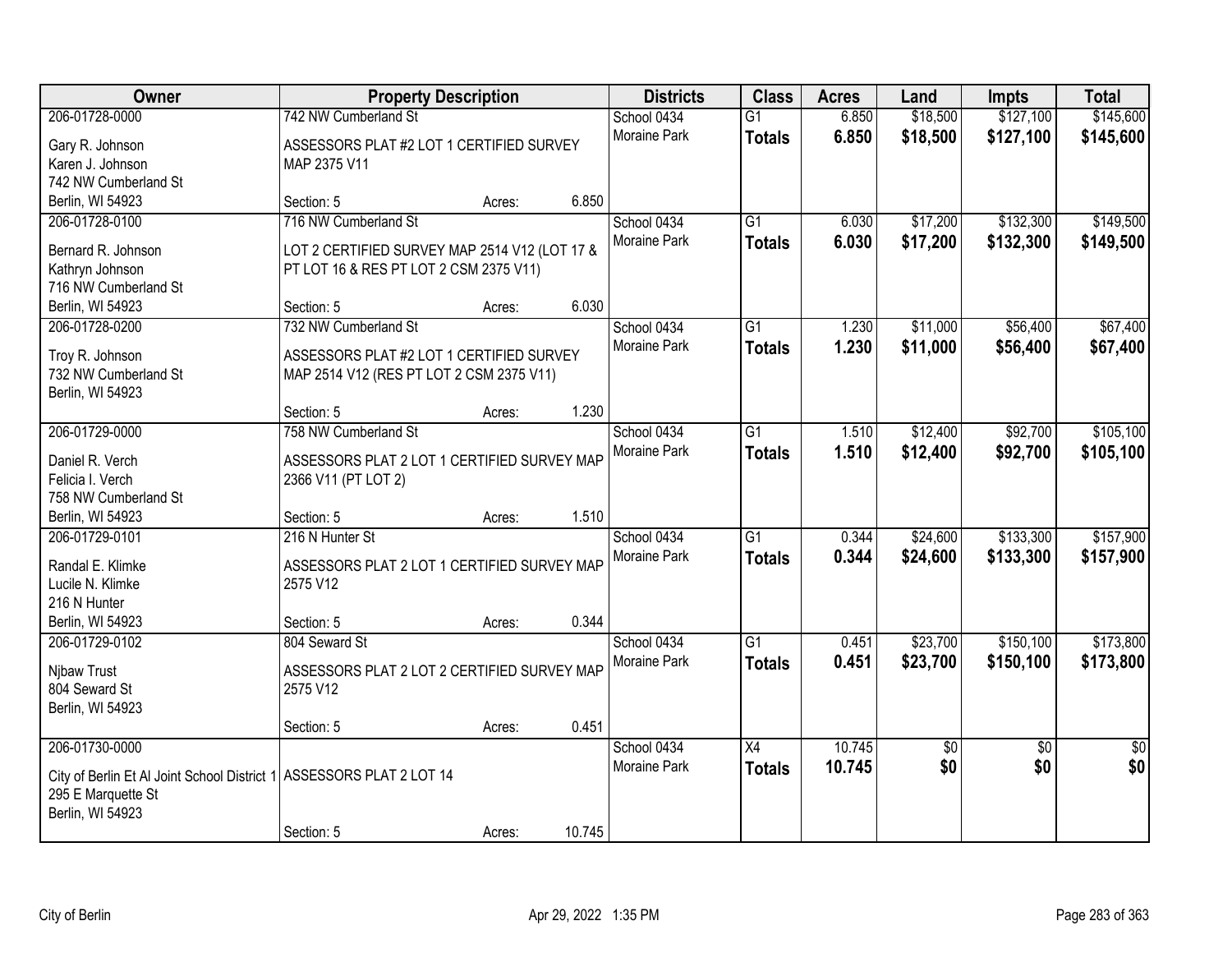| Owner | Property Description | Districts | Class | Acres | Land | Impts | Total |
|---|---|---|---|---|---|---|---|
| 206-01728-0000<br>Gary R. Johnson<br>Karen J. Johnson<br>742 NW Cumberland St<br>Berlin, WI 54923 | 742 NW Cumberland St<br>ASSESSORS PLAT #2 LOT 1 CERTIFIED SURVEY MAP 2375 V11<br>Section: 5 Acres: 6.850 | School 0434<br>Moraine Park | G1<br>**Totals** | 6.850<br>**6.850** | $18,500<br>**$18,500** | $127,100<br>**$127,100** | $145,600<br>**$145,600** |
| 206-01728-0100<br>Bernard R. Johnson<br>Kathryn Johnson<br>716 NW Cumberland St<br>Berlin, WI 54923 | 716 NW Cumberland St<br>LOT 2 CERTIFIED SURVEY MAP 2514 V12 (LOT 17 & PT LOT 16 & RES PT LOT 2 CSM 2375 V11)<br>Section: 5 Acres: 6.030 | School 0434<br>Moraine Park | G1<br>**Totals** | 6.030<br>**6.030** | $17,200<br>**$17,200** | $132,300<br>**$132,300** | $149,500<br>**$149,500** |
| 206-01728-0200<br>Troy R. Johnson<br>732 NW Cumberland St<br>Berlin, WI 54923 | 732 NW Cumberland St<br>ASSESSORS PLAT #2 LOT 1 CERTIFIED SURVEY MAP 2514 V12 (RES PT LOT 2 CSM 2375 V11)<br>Section: 5 Acres: 1.230 | School 0434<br>Moraine Park | G1<br>**Totals** | 1.230<br>**1.230** | $11,000<br>**$11,000** | $56,400<br>**$56,400** | $67,400<br>**$67,400** |
| 206-01729-0000<br>Daniel R. Verch<br>Felicia I. Verch<br>758 NW Cumberland St<br>Berlin, WI 54923 | 758 NW Cumberland St<br>ASSESSORS PLAT 2 LOT 1 CERTIFIED SURVEY MAP 2366 V11 (PT LOT 2)<br>Section: 5 Acres: 1.510 | School 0434<br>Moraine Park | G1<br>**Totals** | 1.510<br>**1.510** | $12,400<br>**$12,400** | $92,700<br>**$92,700** | $105,100<br>**$105,100** |
| 206-01729-0101<br>Randal E. Klimke<br>Lucile N. Klimke<br>216 N Hunter<br>Berlin, WI 54923 | 216 N Hunter St<br>ASSESSORS PLAT 2 LOT 1 CERTIFIED SURVEY MAP 2575 V12<br>Section: 5 Acres: 0.344 | School 0434<br>Moraine Park | G1<br>**Totals** | 0.344<br>**0.344** | $24,600<br>**$24,600** | $133,300<br>**$133,300** | $157,900<br>**$157,900** |
| 206-01729-0102<br>Njbaw Trust<br>804 Seward St<br>Berlin, WI 54923 | 804 Seward St<br>ASSESSORS PLAT 2 LOT 2 CERTIFIED SURVEY MAP 2575 V12<br>Section: 5 Acres: 0.451 | School 0434<br>Moraine Park | G1<br>**Totals** | 0.451<br>**0.451** | $23,700<br>**$23,700** | $150,100<br>**$150,100** | $173,800<br>**$173,800** |
| 206-01730-0000<br>City of Berlin Et Al Joint School District 1<br>295 E Marquette St<br>Berlin, WI 54923 | ASSESSORS PLAT 2 LOT 14<br>Section: 5 Acres: 10.745 | School 0434<br>Moraine Park | X4<br>**Totals** | 10.745<br>**10.745** | $0<br>**$0** | $0<br>**$0** | $0<br>**$0** |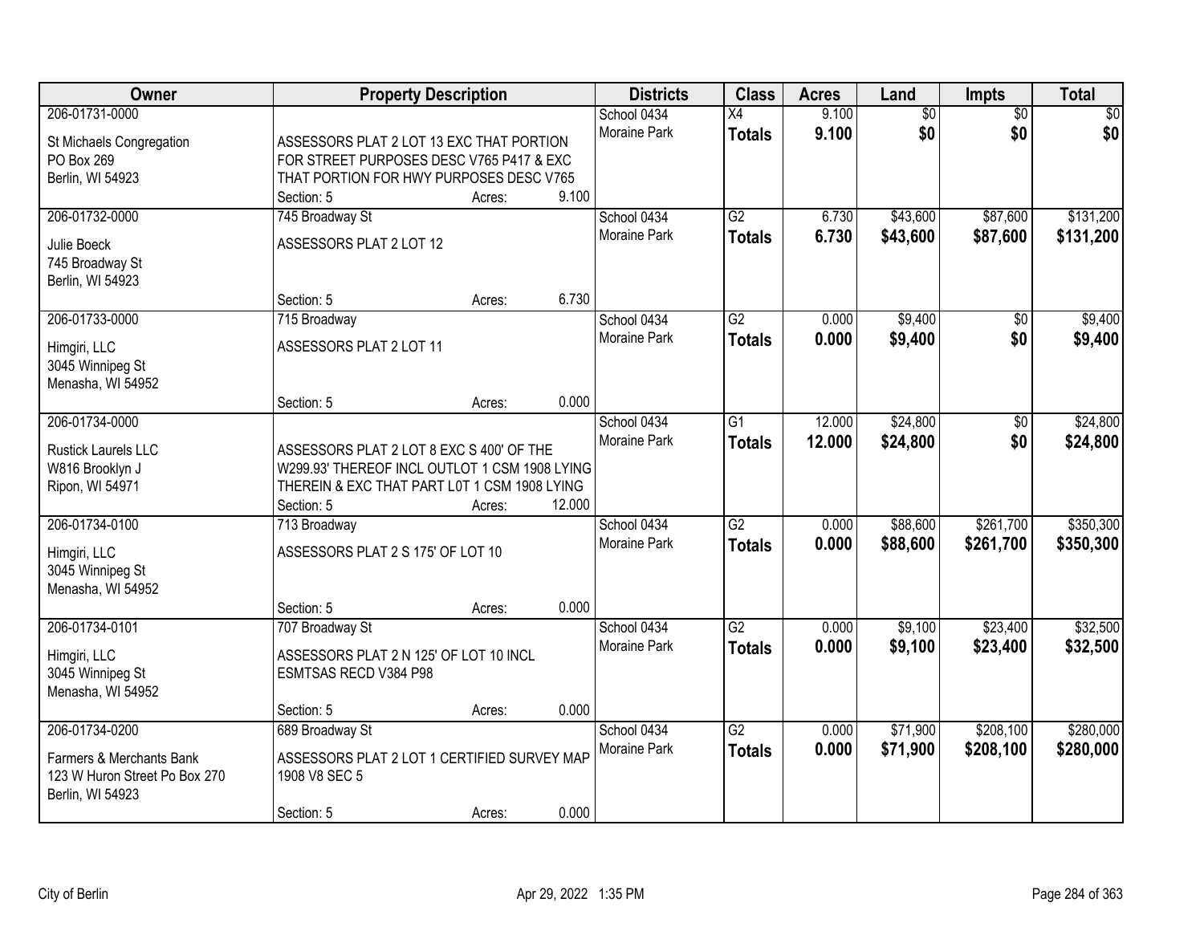| Owner | Property Description | Districts | Class | Acres | Land | Impts | Total |
|---|---|---|---|---|---|---|---|
| 206-01731-0000<br>St Michaels Congregation<br>PO Box 269<br>Berlin, WI 54923 | ASSESSORS PLAT 2 LOT 13 EXC THAT PORTION FOR STREET PURPOSES DESC V765 P417 & EXC THAT PORTION FOR HWY PURPOSES DESC V765<br>Section: 5 Acres: 9.100 | School 0434<br>Moraine Park | X4<br>**Totals** | 9.100<br>**9.100** | $0<br>**$0** | $0<br>**$0** | $0<br>**$0** |
| 206-01732-0000<br>Julie Boeck<br>745 Broadway St<br>Berlin, WI 54923 | 745 Broadway St<br>ASSESSORS PLAT 2 LOT 12<br>Section: 5 Acres: 6.730 | School 0434<br>Moraine Park | G2<br>**Totals** | 6.730<br>**6.730** | $43,600<br>**$43,600** | $87,600<br>**$87,600** | $131,200<br>**$131,200** |
| 206-01733-0000<br>Himgiri, LLC<br>3045 Winnipeg St<br>Menasha, WI 54952 | 715 Broadway<br>ASSESSORS PLAT 2 LOT 11<br>Section: 5 Acres: 0.000 | School 0434<br>Moraine Park | G2<br>**Totals** | 0.000<br>**0.000** | $9,400<br>**$9,400** | $0<br>**$0** | $9,400<br>**$9,400** |
| 206-01734-0000<br>Rustick Laurels LLC<br>W816 Brooklyn J<br>Ripon, WI 54971 | ASSESSORS PLAT 2 LOT 8 EXC S 400' OF THE W299.93' THEREOF INCL OUTLOT 1 CSM 1908 LYING THEREIN & EXC THAT PART L0T 1 CSM 1908 LYING<br>Section: 5 Acres: 12.000 | School 0434<br>Moraine Park | G1<br>**Totals** | 12.000<br>**12.000** | $24,800<br>**$24,800** | $0<br>**$0** | $24,800<br>**$24,800** |
| 206-01734-0100<br>Himgiri, LLC<br>3045 Winnipeg St<br>Menasha, WI 54952 | 713 Broadway<br>ASSESSORS PLAT 2 S 175' OF LOT 10<br>Section: 5 Acres: 0.000 | School 0434<br>Moraine Park | G2<br>**Totals** | 0.000<br>**0.000** | $88,600<br>**$88,600** | $261,700<br>**$261,700** | $350,300<br>**$350,300** |
| 206-01734-0101<br>Himgiri, LLC<br>3045 Winnipeg St<br>Menasha, WI 54952 | 707 Broadway St<br>ASSESSORS PLAT 2 N 125' OF LOT 10 INCL ESMTSAS RECD V384 P98<br>Section: 5 Acres: 0.000 | School 0434<br>Moraine Park | G2<br>**Totals** | 0.000<br>**0.000** | $9,100<br>**$9,100** | $23,400<br>**$23,400** | $32,500<br>**$32,500** |
| 206-01734-0200<br>Farmers & Merchants Bank<br>123 W Huron Street Po Box 270<br>Berlin, WI 54923 | 689 Broadway St<br>ASSESSORS PLAT 2 LOT 1 CERTIFIED SURVEY MAP 1908 V8 SEC 5<br>Section: 5 Acres: 0.000 | School 0434<br>Moraine Park | G2<br>**Totals** | 0.000<br>**0.000** | $71,900<br>**$71,900** | $208,100<br>**$208,100** | $280,000<br>**$280,000** |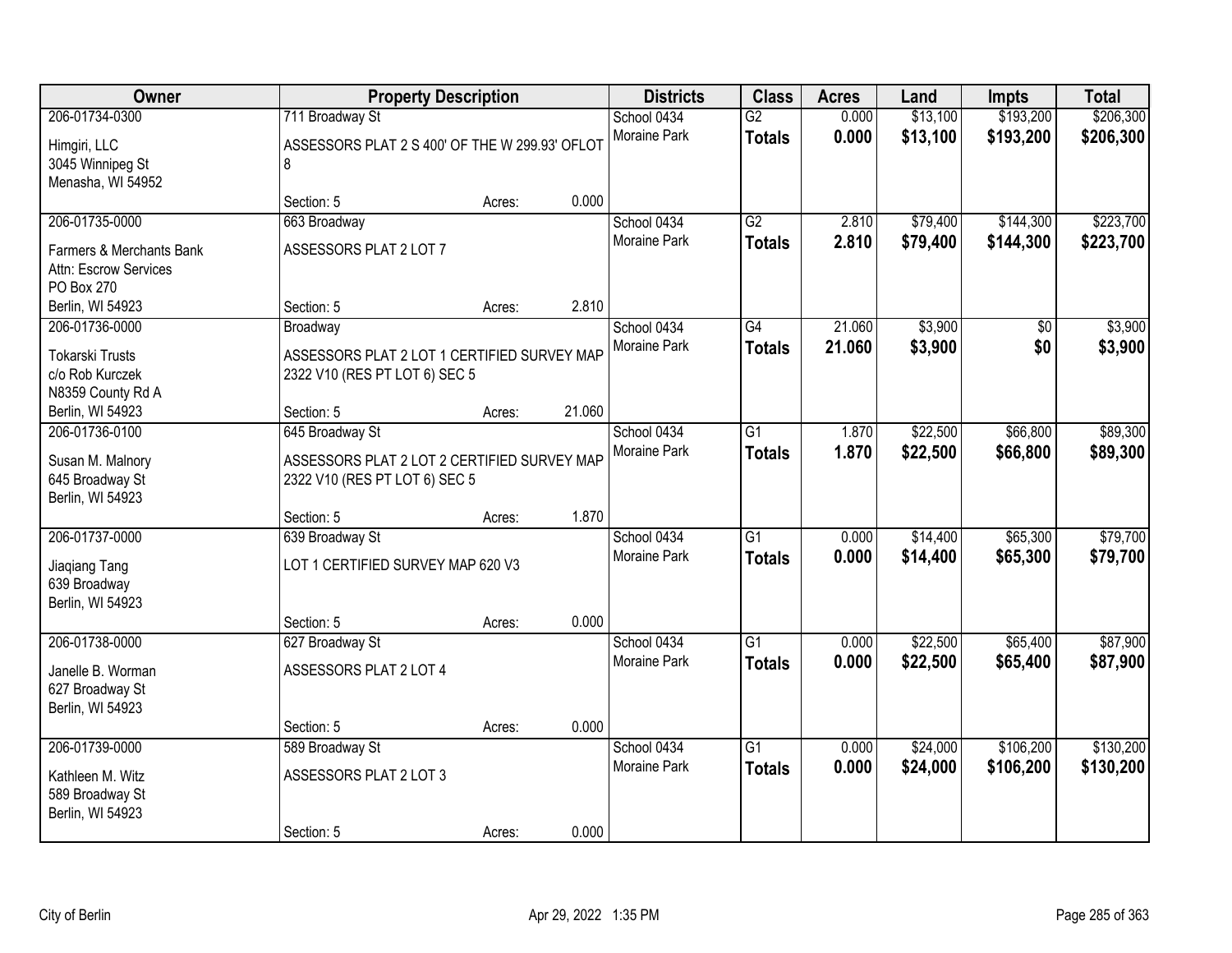| Owner | Property Description | | | Districts | Class | Acres | Land | Impts | Total |
|---|---|---|---|---|---|---|---|---|---|
| 206-01734-0300<br>Himgiri, LLC<br>3045 Winnipeg St<br>Menasha, WI 54952 | 711 Broadway St<br>ASSESSORS PLAT 2 S 400' OF THE W 299.93' OFLOT 8<br>Section: 5 | Acres: | 0.000 | School 0434<br>Moraine Park | G2<br>**Totals** | 0.000<br>**0.000** | $13,100<br>**$13,100** | $193,200<br>**$193,200** | $206,300<br>**$206,300** |
| 206-01735-0000<br>Farmers & Merchants Bank<br>Attn: Escrow Services<br>PO Box 270<br>Berlin, WI 54923 | 663 Broadway<br>ASSESSORS PLAT 2 LOT 7<br>Section: 5 | Acres: | 2.810 | School 0434<br>Moraine Park | G2<br>**Totals** | 2.810<br>**2.810** | $79,400<br>**$79,400** | $144,300<br>**$144,300** | $223,700<br>**$223,700** |
| 206-01736-0000<br>Tokarski Trusts<br>c/o Rob Kurczek<br>N8359 County Rd A<br>Berlin, WI 54923 | Broadway<br>ASSESSORS PLAT 2 LOT 1 CERTIFIED SURVEY MAP 2322 V10 (RES PT LOT 6) SEC 5<br>Section: 5 | Acres: | 21.060 | School 0434<br>Moraine Park | G4<br>**Totals** | 21.060<br>**21.060** | $3,900<br>**$3,900** | $0<br>**$0** | $3,900<br>**$3,900** |
| 206-01736-0100<br>Susan M. Malnory<br>645 Broadway St<br>Berlin, WI 54923 | 645 Broadway St<br>ASSESSORS PLAT 2 LOT 2 CERTIFIED SURVEY MAP 2322 V10 (RES PT LOT 6) SEC 5<br>Section: 5 | Acres: | 1.870 | School 0434<br>Moraine Park | G1<br>**Totals** | 1.870<br>**1.870** | $22,500<br>**$22,500** | $66,800<br>**$66,800** | $89,300<br>**$89,300** |
| 206-01737-0000<br>Jiaqiang Tang<br>639 Broadway<br>Berlin, WI 54923 | 639 Broadway St<br>LOT 1 CERTIFIED SURVEY MAP 620 V3<br>Section: 5 | Acres: | 0.000 | School 0434<br>Moraine Park | G1<br>**Totals** | 0.000<br>**0.000** | $14,400<br>**$14,400** | $65,300<br>**$65,300** | $79,700<br>**$79,700** |
| 206-01738-0000<br>Janelle B. Worman<br>627 Broadway St<br>Berlin, WI 54923 | 627 Broadway St<br>ASSESSORS PLAT 2 LOT 4<br>Section: 5 | Acres: | 0.000 | School 0434<br>Moraine Park | G1<br>**Totals** | 0.000<br>**0.000** | $22,500<br>**$22,500** | $65,400<br>**$65,400** | $87,900<br>**$87,900** |
| 206-01739-0000<br>Kathleen M. Witz<br>589 Broadway St<br>Berlin, WI 54923 | 589 Broadway St<br>ASSESSORS PLAT 2 LOT 3<br>Section: 5 | Acres: | 0.000 | School 0434<br>Moraine Park | G1<br>**Totals** | 0.000<br>**0.000** | $24,000<br>**$24,000** | $106,200<br>**$106,200** | $130,200<br>**$130,200** |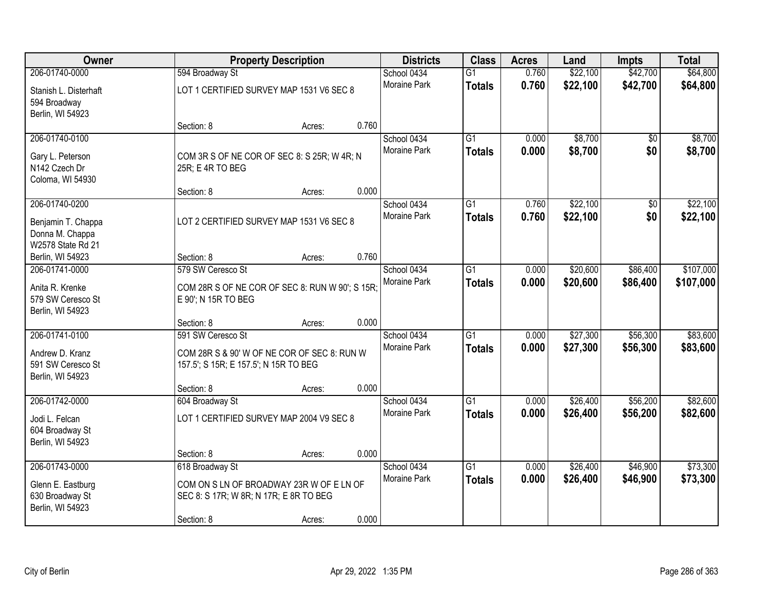| Owner | Property Description | Districts | Class | Acres | Land | Impts | Total |
|---|---|---|---|---|---|---|---|
| 206-01740-0000<br>Stanish L. Disterhaft<br>594 Broadway<br>Berlin, WI 54923 | 594 Broadway St<br>LOT 1 CERTIFIED SURVEY MAP 1531 V6 SEC 8<br>Section: 8 Acres: 0.760 | School 0434<br>Moraine Park | G1<br>**Totals** | 0.760<br>**0.760** | $22,100<br>**$22,100** | $42,700<br>**$42,700** | $64,800<br>**$64,800** |
| 206-01740-0100<br>Gary L. Peterson<br>N142 Czech Dr<br>Coloma, WI 54930 | COM 3R S OF NE COR OF SEC 8: S 25R; W 4R; N 25R; E 4R TO BEG<br>Section: 8 Acres: 0.000 | School 0434<br>Moraine Park | G1<br>**Totals** | 0.000<br>**0.000** | $8,700<br>**$8,700** | $0<br>**$0** | $8,700<br>**$8,700** |
| 206-01740-0200<br>Benjamin T. Chappa<br>Donna M. Chappa<br>W2578 State Rd 21<br>Berlin, WI 54923 | LOT 2 CERTIFIED SURVEY MAP 1531 V6 SEC 8<br>Section: 8 Acres: 0.760 | School 0434<br>Moraine Park | G1<br>**Totals** | 0.760<br>**0.760** | $22,100<br>**$22,100** | $0<br>**$0** | $22,100<br>**$22,100** |
| 206-01741-0000<br>Anita R. Krenke<br>579 SW Ceresco St<br>Berlin, WI 54923 | 579 SW Ceresco St<br>COM 28R S OF NE COR OF SEC 8: RUN W 90'; S 15R; E 90'; N 15R TO BEG<br>Section: 8 Acres: 0.000 | School 0434<br>Moraine Park | G1<br>**Totals** | 0.000<br>**0.000** | $20,600<br>**$20,600** | $86,400<br>**$86,400** | $107,000<br>**$107,000** |
| 206-01741-0100<br>Andrew D. Kranz<br>591 SW Ceresco St<br>Berlin, WI 54923 | 591 SW Ceresco St<br>COM 28R S & 90' W OF NE COR OF SEC 8: RUN W 157.5'; S 15R; E 157.5'; N 15R TO BEG<br>Section: 8 Acres: 0.000 | School 0434<br>Moraine Park | G1<br>**Totals** | 0.000<br>**0.000** | $27,300<br>**$27,300** | $56,300<br>**$56,300** | $83,600<br>**$83,600** |
| 206-01742-0000<br>Jodi L. Felcan<br>604 Broadway St<br>Berlin, WI 54923 | 604 Broadway St<br>LOT 1 CERTIFIED SURVEY MAP 2004 V9 SEC 8<br>Section: 8 Acres: 0.000 | School 0434<br>Moraine Park | G1<br>**Totals** | 0.000<br>**0.000** | $26,400<br>**$26,400** | $56,200<br>**$56,200** | $82,600<br>**$82,600** |
| 206-01743-0000<br>Glenn E. Eastburg<br>630 Broadway St<br>Berlin, WI 54923 | 618 Broadway St<br>COM ON S LN OF BROADWAY 23R W OF E LN OF SEC 8: S 17R; W 8R; N 17R; E 8R TO BEG<br>Section: 8 Acres: 0.000 | School 0434<br>Moraine Park | G1<br>**Totals** | 0.000<br>**0.000** | $26,400<br>**$26,400** | $46,900<br>**$46,900** | $73,300<br>**$73,300** |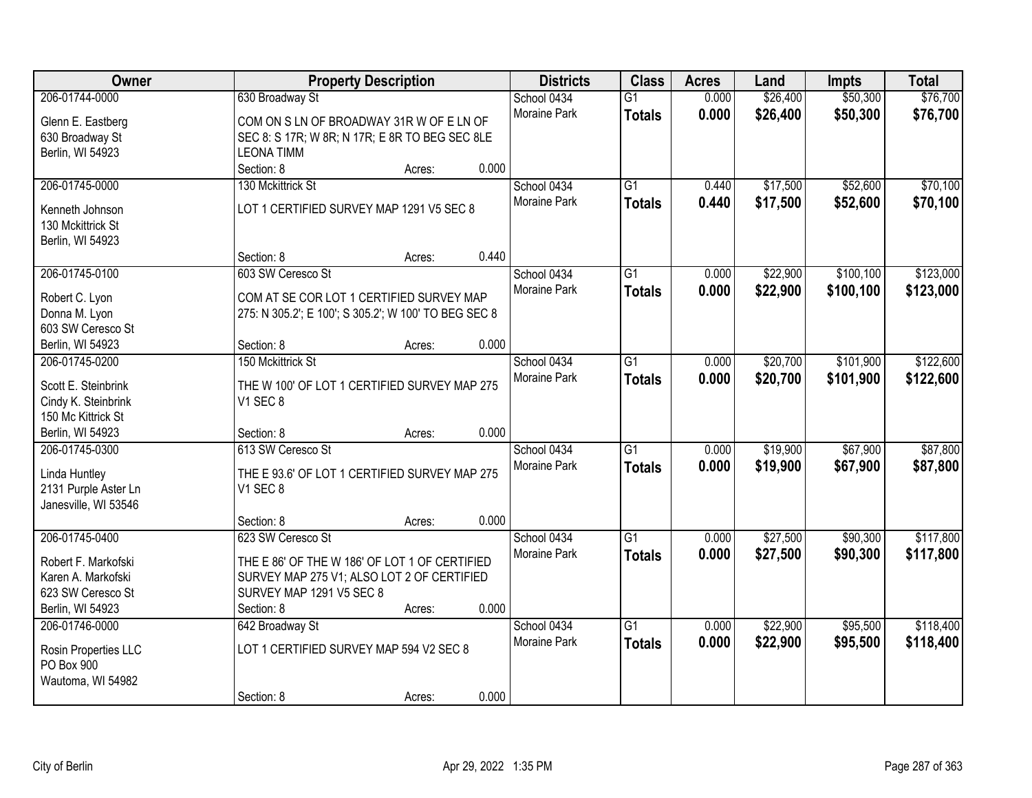| Owner | Property Description | Districts | Class | Acres | Land | Impts | Total |
|---|---|---|---|---|---|---|---|
| 206-01744-0000<br>Glenn E. Eastberg<br>630 Broadway St<br>Berlin, WI 54923 | 630 Broadway St<br>COM ON S LN OF BROADWAY 31R W OF E LN OF SEC 8: S 17R; W 8R; N 17R; E 8R TO BEG SEC 8LE LEONA TIMM<br>Section: 8 Acres: 0.000 | School 0434<br>Moraine Park | G1<br>**Totals** | 0.000<br>**0.000** | $26,400<br>**$26,400** | $50,300<br>**$50,300** | $76,700<br>**$76,700** |
| 206-01745-0000<br>Kenneth Johnson<br>130 Mckittrick St<br>Berlin, WI 54923 | 130 Mckittrick St<br>LOT 1 CERTIFIED SURVEY MAP 1291 V5 SEC 8<br>Section: 8 Acres: 0.440 | School 0434<br>Moraine Park | G1<br>**Totals** | 0.440<br>**0.440** | $17,500<br>**$17,500** | $52,600<br>**$52,600** | $70,100<br>**$70,100** |
| 206-01745-0100<br>Robert C. Lyon<br>Donna M. Lyon<br>603 SW Ceresco St<br>Berlin, WI 54923 | 603 SW Ceresco St<br>COM AT SE COR LOT 1 CERTIFIED SURVEY MAP 275: N 305.2'; E 100'; S 305.2'; W 100' TO BEG SEC 8<br>Section: 8 Acres: 0.000 | School 0434<br>Moraine Park | G1<br>**Totals** | 0.000<br>**0.000** | $22,900<br>**$22,900** | $100,100<br>**$100,100** | $123,000<br>**$123,000** |
| 206-01745-0200<br>Scott E. Steinbrink<br>Cindy K. Steinbrink<br>150 Mc Kittrick St<br>Berlin, WI 54923 | 150 Mckittrick St<br>THE W 100' OF LOT 1 CERTIFIED SURVEY MAP 275 V1 SEC 8<br>Section: 8 Acres: 0.000 | School 0434<br>Moraine Park | G1<br>**Totals** | 0.000<br>**0.000** | $20,700<br>**$20,700** | $101,900<br>**$101,900** | $122,600<br>**$122,600** |
| 206-01745-0300<br>Linda Huntley<br>2131 Purple Aster Ln<br>Janesville, WI 53546 | 613 SW Ceresco St<br>THE E 93.6' OF LOT 1 CERTIFIED SURVEY MAP 275 V1 SEC 8<br>Section: 8 Acres: 0.000 | School 0434<br>Moraine Park | G1<br>**Totals** | 0.000<br>**0.000** | $19,900<br>**$19,900** | $67,900<br>**$67,900** | $87,800<br>**$87,800** |
| 206-01745-0400<br>Robert F. Markofski<br>Karen A. Markofski<br>623 SW Ceresco St<br>Berlin, WI 54923 | 623 SW Ceresco St<br>THE E 86' OF THE W 186' OF LOT 1 OF CERTIFIED SURVEY MAP 275 V1; ALSO LOT 2 OF CERTIFIED SURVEY MAP 1291 V5 SEC 8<br>Section: 8 Acres: 0.000 | School 0434<br>Moraine Park | G1<br>**Totals** | 0.000<br>**0.000** | $27,500<br>**$27,500** | $90,300<br>**$90,300** | $117,800<br>**$117,800** |
| 206-01746-0000<br>Rosin Properties LLC<br>PO Box 900<br>Wautoma, WI 54982 | 642 Broadway St<br>LOT 1 CERTIFIED SURVEY MAP 594 V2 SEC 8<br>Section: 8 Acres: 0.000 | School 0434<br>Moraine Park | G1<br>**Totals** | 0.000<br>**0.000** | $22,900<br>**$22,900** | $95,500<br>**$95,500** | $118,400<br>**$118,400** |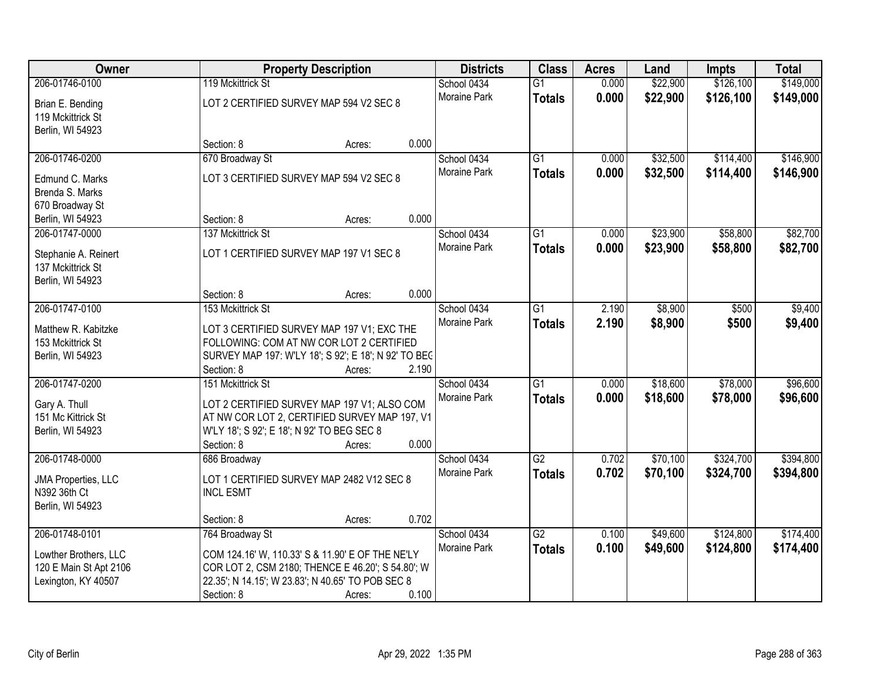| Owner | Property Description | Districts | Class | Acres | Land | Impts | Total |
|---|---|---|---|---|---|---|---|
| 206-01746-0100<br>Brian E. Bending<br>119 Mckittrick St<br>Berlin, WI 54923 | 119 Mckittrick St<br>LOT 2 CERTIFIED SURVEY MAP 594 V2 SEC 8<br>Section: 8 Acres: 0.000 | School 0434<br>Moraine Park | G1<br>**Totals** | 0.000<br>**0.000** | $22,900<br>**$22,900** | $126,100<br>**$126,100** | $149,000<br>**$149,000** |
| 206-01746-0200<br>Edmund C. Marks<br>Brenda S. Marks<br>670 Broadway St<br>Berlin, WI 54923 | 670 Broadway St<br>LOT 3 CERTIFIED SURVEY MAP 594 V2 SEC 8<br>Section: 8 Acres: 0.000 | School 0434<br>Moraine Park | G1<br>**Totals** | 0.000<br>**0.000** | $32,500<br>**$32,500** | $114,400<br>**$114,400** | $146,900<br>**$146,900** |
| 206-01747-0000<br>Stephanie A. Reinert<br>137 Mckittrick St<br>Berlin, WI 54923 | 137 Mckittrick St<br>LOT 1 CERTIFIED SURVEY MAP 197 V1 SEC 8<br>Section: 8 Acres: 0.000 | School 0434<br>Moraine Park | G1<br>**Totals** | 0.000<br>**0.000** | $23,900<br>**$23,900** | $58,800<br>**$58,800** | $82,700<br>**$82,700** |
| 206-01747-0100<br>Matthew R. Kabitzke<br>153 Mckittrick St<br>Berlin, WI 54923 | 153 Mckittrick St<br>LOT 3 CERTIFIED SURVEY MAP 197 V1; EXC THE FOLLOWING: COM AT NW COR LOT 2 CERTIFIED SURVEY MAP 197: W'LY 18'; S 92'; E 18'; N 92' TO BEG<br>Section: 8 Acres: 2.190 | School 0434<br>Moraine Park | G1<br>**Totals** | 2.190<br>**2.190** | $8,900<br>**$8,900** | $500<br>**$500** | $9,400<br>**$9,400** |
| 206-01747-0200<br>Gary A. Thull<br>151 Mc Kittrick St<br>Berlin, WI 54923 | 151 Mckittrick St<br>LOT 2 CERTIFIED SURVEY MAP 197 V1; ALSO COM AT NW COR LOT 2, CERTIFIED SURVEY MAP 197, V1 W'LY 18'; S 92'; E 18'; N 92' TO BEG SEC 8<br>Section: 8 Acres: 0.000 | School 0434<br>Moraine Park | G1<br>**Totals** | 0.000<br>**0.000** | $18,600<br>**$18,600** | $78,000<br>**$78,000** | $96,600<br>**$96,600** |
| 206-01748-0000<br>JMA Properties, LLC<br>N392 36th Ct<br>Berlin, WI 54923 | 686 Broadway<br>LOT 1 CERTIFIED SURVEY MAP 2482 V12 SEC 8 INCL ESMT<br>Section: 8 Acres: 0.702 | School 0434<br>Moraine Park | G2<br>**Totals** | 0.702<br>**0.702** | $70,100<br>**$70,100** | $324,700<br>**$324,700** | $394,800<br>**$394,800** |
| 206-01748-0101<br>Lowther Brothers, LLC<br>120 E Main St Apt 2106<br>Lexington, KY 40507 | 764 Broadway St<br>COM 124.16' W, 110.33' S & 11.90' E OF THE NE'LY COR LOT 2, CSM 2180; THENCE E 46.20'; S 54.80'; W 22.35'; N 14.15'; W 23.83'; N 40.65' TO POB SEC 8<br>Section: 8 Acres: 0.100 | School 0434<br>Moraine Park | G2<br>**Totals** | 0.100<br>**0.100** | $49,600<br>**$49,600** | $124,800<br>**$124,800** | $174,400<br>**$174,400** |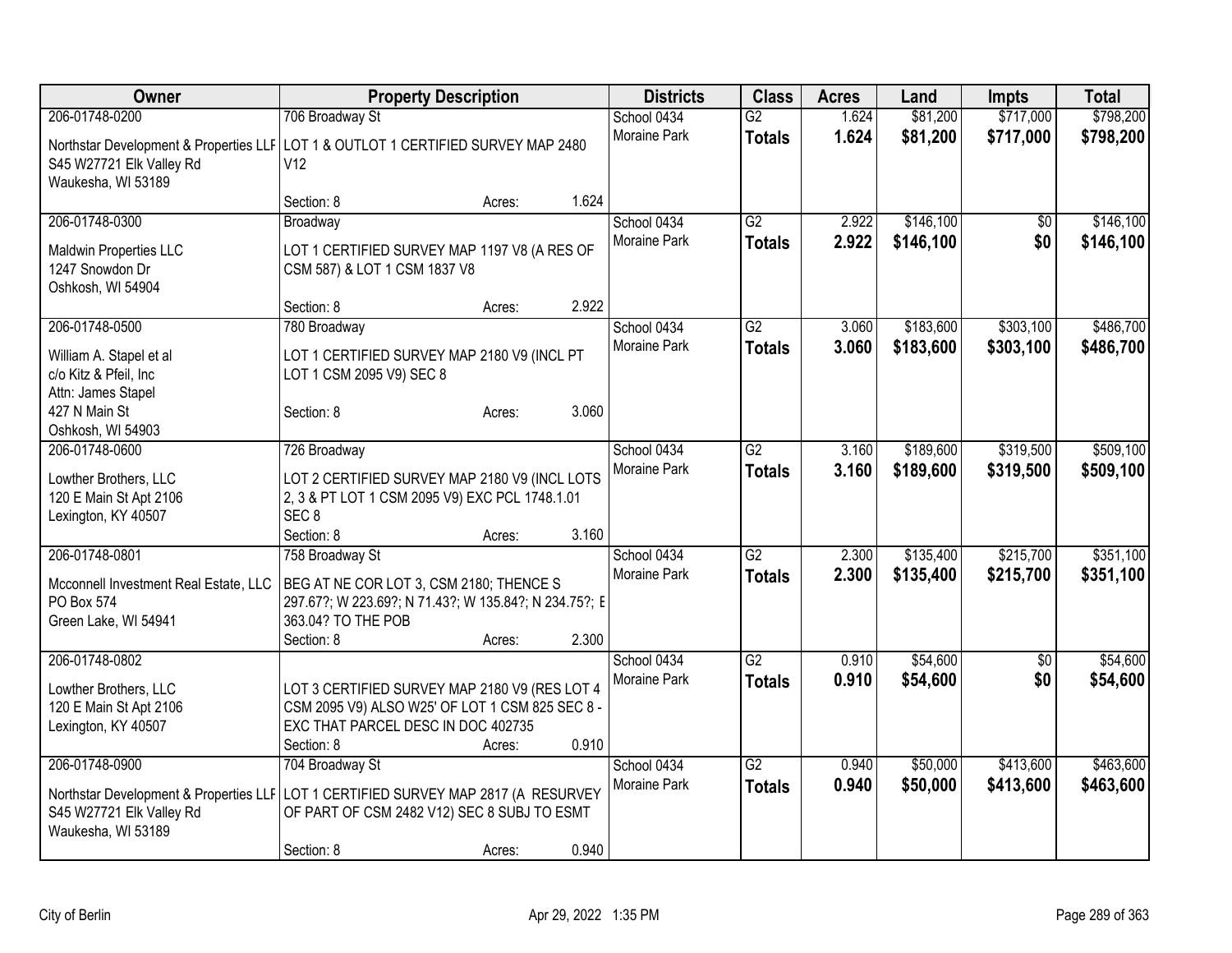| Owner | Property Description | Districts | Class | Acres | Land | Impts | Total |
|---|---|---|---|---|---|---|---|
| 206-01748-0200<br>Northstar Development & Properties LLF<br>S45 W27721 Elk Valley Rd<br>Waukesha, WI 53189 | 706 Broadway St<br>LOT 1 & OUTLOT 1 CERTIFIED SURVEY MAP 2480 V12<br>Section: 8 Acres: 1.624 | School 0434<br>Moraine Park | G2<br>**Totals** | 1.624<br>**1.624** | $81,200<br>**$81,200** | $717,000<br>**$717,000** | $798,200<br>**$798,200** |
| 206-01748-0300<br>Maldwin Properties LLC<br>1247 Snowdon Dr<br>Oshkosh, WI 54904 | Broadway<br>LOT 1 CERTIFIED SURVEY MAP 1197 V8 (A RES OF CSM 587) & LOT 1 CSM 1837 V8<br>Section: 8 Acres: 2.922 | School 0434<br>Moraine Park | G2<br>**Totals** | 2.922<br>**2.922** | $146,100<br>**$146,100** | $0<br>**$0** | $146,100<br>**$146,100** |
| 206-01748-0500<br>William A. Stapel et al<br>c/o Kitz & Pfeil, Inc<br>Attn: James Stapel<br>427 N Main St<br>Oshkosh, WI 54903 | 780 Broadway<br>LOT 1 CERTIFIED SURVEY MAP 2180 V9 (INCL PT LOT 1 CSM 2095 V9) SEC 8<br>Section: 8 Acres: 3.060 | School 0434<br>Moraine Park | G2<br>**Totals** | 3.060<br>**3.060** | $183,600<br>**$183,600** | $303,100<br>**$303,100** | $486,700<br>**$486,700** |
| 206-01748-0600<br>Lowther Brothers, LLC<br>120 E Main St Apt 2106<br>Lexington, KY 40507 | 726 Broadway<br>LOT 2 CERTIFIED SURVEY MAP 2180 V9 (INCL LOTS 2, 3 & PT LOT 1 CSM 2095 V9) EXC PCL 1748.1.01 SEC 8<br>Section: 8 Acres: 3.160 | School 0434<br>Moraine Park | G2<br>**Totals** | 3.160<br>**3.160** | $189,600<br>**$189,600** | $319,500<br>**$319,500** | $509,100<br>**$509,100** |
| 206-01748-0801<br>Mcconnell Investment Real Estate, LLC<br>PO Box 574<br>Green Lake, WI 54941 | 758 Broadway St<br>BEG AT NE COR LOT 3, CSM 2180; THENCE S 297.67?; W 223.69?; N 71.43?; W 135.84?; N 234.75?; E 363.04? TO THE POB<br>Section: 8 Acres: 2.300 | School 0434<br>Moraine Park | G2<br>**Totals** | 2.300<br>**2.300** | $135,400<br>**$135,400** | $215,700<br>**$215,700** | $351,100<br>**$351,100** |
| 206-01748-0802<br>Lowther Brothers, LLC<br>120 E Main St Apt 2106<br>Lexington, KY 40507 | LOT 3 CERTIFIED SURVEY MAP 2180 V9 (RES LOT 4 CSM 2095 V9) ALSO W25' OF LOT 1 CSM 825 SEC 8 - EXC THAT PARCEL DESC IN DOC 402735<br>Section: 8 Acres: 0.910 | School 0434<br>Moraine Park | G2<br>**Totals** | 0.910<br>**0.910** | $54,600<br>**$54,600** | $0<br>**$0** | $54,600<br>**$54,600** |
| 206-01748-0900<br>Northstar Development & Properties LLF<br>S45 W27721 Elk Valley Rd<br>Waukesha, WI 53189 | 704 Broadway St<br>LOT 1 CERTIFIED SURVEY MAP 2817 (A RESURVEY OF PART OF CSM 2482 V12) SEC 8 SUBJ TO ESMT<br>Section: 8 Acres: 0.940 | School 0434<br>Moraine Park | G2<br>**Totals** | 0.940<br>**0.940** | $50,000<br>**$50,000** | $413,600<br>**$413,600** | $463,600<br>**$463,600** |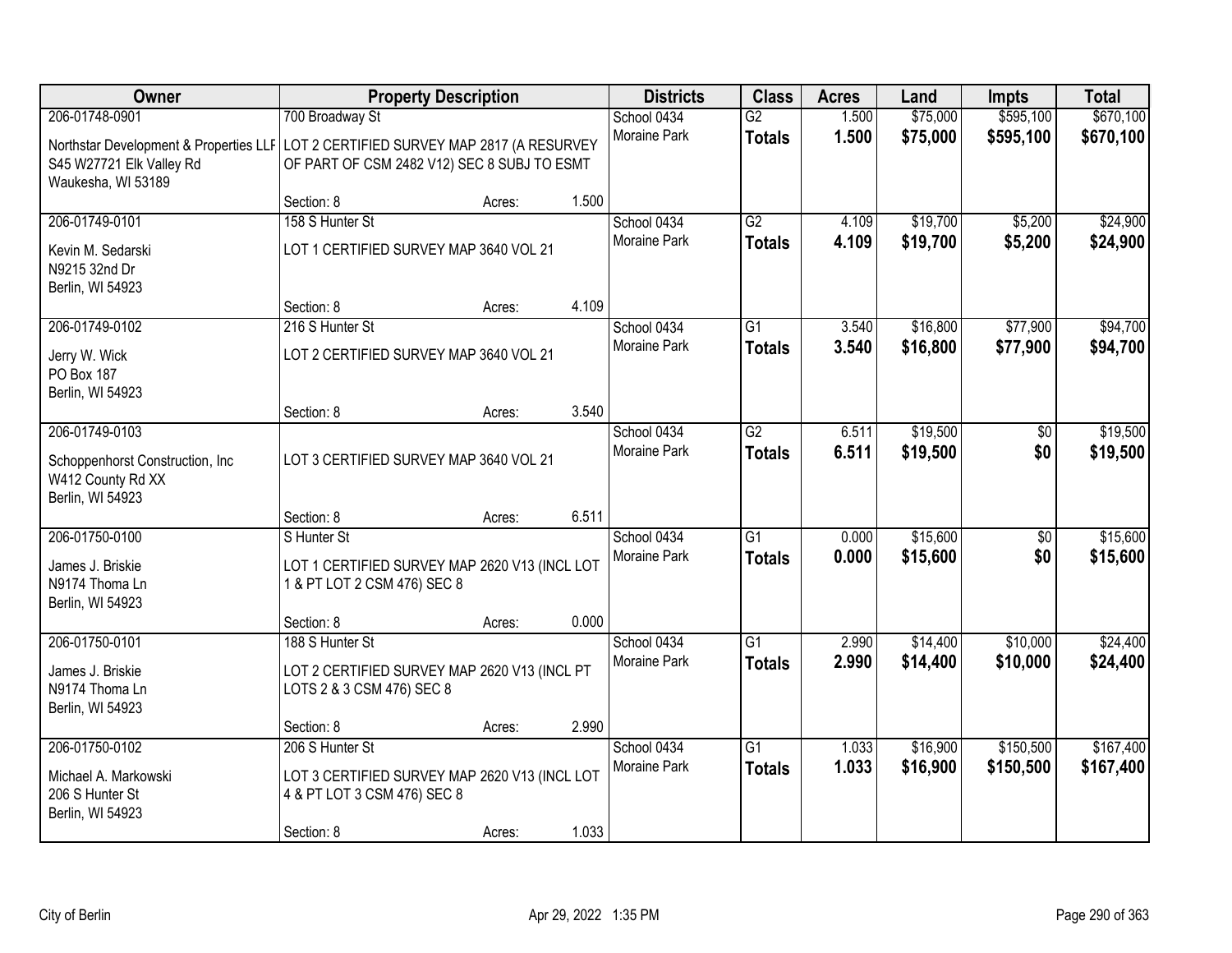| Owner | Property Description | | | Districts | Class | Acres | Land | Impts | Total |
|---|---|---|---|---|---|---|---|---|---|
| 206-01748-0901 | 700 Broadway St | | | School 0434 | G2 | 1.500 | $75,000 | $595,100 | $670,100 |
| Northstar Development & Properties LLP<br>S45 W27721 Elk Valley Rd<br>Waukesha, WI 53189 | LOT 2 CERTIFIED SURVEY MAP 2817 (A RESURVEY OF PART OF CSM 2482 V12) SEC 8 SUBJ TO ESMT | | | Moraine Park | **Totals** | **1.500** | **$75,000** | **$595,100** | **$670,100** |
| | Section: 8 | Acres: | 1.500 | | | | | | |
| 206-01749-0101 | 158 S Hunter St | | | School 0434 | G2 | 4.109 | $19,700 | $5,200 | $24,900 |
| Kevin M. Sedarski<br>N9215 32nd Dr<br>Berlin, WI 54923 | LOT 1 CERTIFIED SURVEY MAP 3640 VOL 21 | | | Moraine Park | **Totals** | **4.109** | **$19,700** | **$5,200** | **$24,900** |
| | Section: 8 | Acres: | 4.109 | | | | | | |
| 206-01749-0102 | 216 S Hunter St | | | School 0434 | G1 | 3.540 | $16,800 | $77,900 | $94,700 |
| Jerry W. Wick<br>PO Box 187<br>Berlin, WI 54923 | LOT 2 CERTIFIED SURVEY MAP 3640 VOL 21 | | | Moraine Park | **Totals** | **3.540** | **$16,800** | **$77,900** | **$94,700** |
| | Section: 8 | Acres: | 3.540 | | | | | | |
| 206-01749-0103 | | | | School 0434 | G2 | 6.511 | $19,500 | $0 | $19,500 |
| Schoppenhorst Construction, Inc<br>W412 County Rd XX<br>Berlin, WI 54923 | LOT 3 CERTIFIED SURVEY MAP 3640 VOL 21 | | | Moraine Park | **Totals** | **6.511** | **$19,500** | **$0** | **$19,500** |
| | Section: 8 | Acres: | 6.511 | | | | | | |
| 206-01750-0100 | S Hunter St | | | School 0434 | G1 | 0.000 | $15,600 | $0 | $15,600 |
| James J. Briskie<br>N9174 Thoma Ln<br>Berlin, WI 54923 | LOT 1 CERTIFIED SURVEY MAP 2620 V13 (INCL LOT 1 & PT LOT 2 CSM 476) SEC 8 | | | Moraine Park | **Totals** | **0.000** | **$15,600** | **$0** | **$15,600** |
| | Section: 8 | Acres: | 0.000 | | | | | | |
| 206-01750-0101 | 188 S Hunter St | | | School 0434 | G1 | 2.990 | $14,400 | $10,000 | $24,400 |
| James J. Briskie<br>N9174 Thoma Ln<br>Berlin, WI 54923 | LOT 2 CERTIFIED SURVEY MAP 2620 V13 (INCL PT LOTS 2 & 3 CSM 476) SEC 8 | | | Moraine Park | **Totals** | **2.990** | **$14,400** | **$10,000** | **$24,400** |
| | Section: 8 | Acres: | 2.990 | | | | | | |
| 206-01750-0102 | 206 S Hunter St | | | School 0434 | G1 | 1.033 | $16,900 | $150,500 | $167,400 |
| Michael A. Markowski<br>206 S Hunter St<br>Berlin, WI 54923 | LOT 3 CERTIFIED SURVEY MAP 2620 V13 (INCL LOT 4 & PT LOT 3 CSM 476) SEC 8 | | | Moraine Park | **Totals** | **1.033** | **$16,900** | **$150,500** | **$167,400** |
| | Section: 8 | Acres: | 1.033 | | | | | | |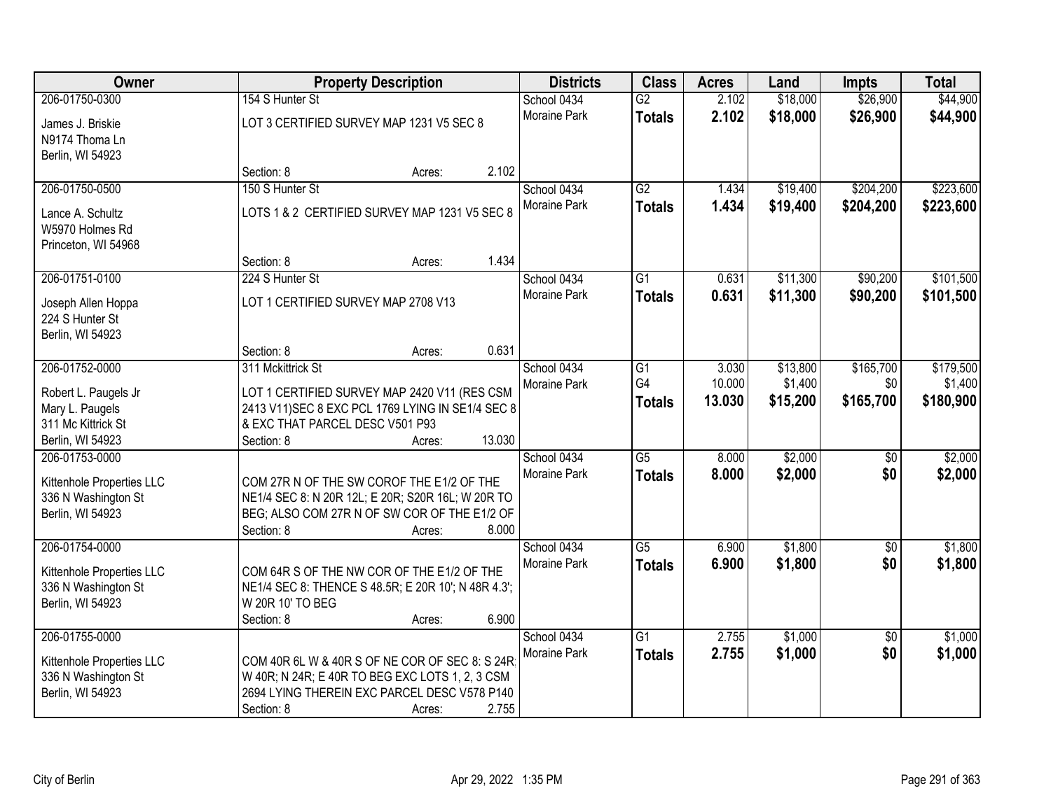| Owner | Property Description | Districts | Class | Acres | Land | Impts | Total |
|---|---|---|---|---|---|---|---|
| 206-01750-0300<br>James J. Briskie<br>N9174 Thoma Ln<br>Berlin, WI 54923 | 154 S Hunter St<br>LOT 3 CERTIFIED SURVEY MAP 1231 V5 SEC 8<br>Section: 8 Acres: 2.102 | School 0434<br>Moraine Park | G2<br>**Totals** | 2.102<br>**2.102** | $18,000<br>**$18,000** | $26,900<br>**$26,900** | $44,900<br>**$44,900** |
| 206-01750-0500<br>Lance A. Schultz<br>W5970 Holmes Rd<br>Princeton, WI 54968 | 150 S Hunter St<br>LOTS 1 & 2 CERTIFIED SURVEY MAP 1231 V5 SEC 8<br>Section: 8 Acres: 1.434 | School 0434<br>Moraine Park | G2<br>**Totals** | 1.434<br>**1.434** | $19,400<br>**$19,400** | $204,200<br>**$204,200** | $223,600<br>**$223,600** |
| 206-01751-0100<br>Joseph Allen Hoppa<br>224 S Hunter St<br>Berlin, WI 54923 | 224 S Hunter St<br>LOT 1 CERTIFIED SURVEY MAP 2708 V13<br>Section: 8 Acres: 0.631 | School 0434<br>Moraine Park | G1<br>**Totals** | 0.631<br>**0.631** | $11,300<br>**$11,300** | $90,200<br>**$90,200** | $101,500<br>**$101,500** |
| 206-01752-0000<br>Robert L. Paugels Jr<br>Mary L. Paugels<br>311 Mc Kittrick St<br>Berlin, WI 54923 | 311 Mckittrick St<br>LOT 1 CERTIFIED SURVEY MAP 2420 V11 (RES CSM 2413 V11)SEC 8 EXC PCL 1769 LYING IN SE1/4 SEC 8 & EXC THAT PARCEL DESC V501 P93<br>Section: 8 Acres: 13.030 | School 0434<br>Moraine Park | G1<br>G4<br>**Totals** | 3.030<br>10.000<br>**13.030** | $13,800<br>$1,400<br>**$15,200** | $165,700<br>$0<br>**$165,700** | $179,500<br>$1,400<br>**$180,900** |
| 206-01753-0000<br>Kittenhole Properties LLC<br>336 N Washington St<br>Berlin, WI 54923 | COM 27R N OF THE SW COROF THE E1/2 OF THE NE1/4 SEC 8: N 20R 12L; E 20R; S20R 16L; W 20R TO BEG; ALSO COM 27R N OF SW COR OF THE E1/2 OF<br>Section: 8 Acres: 8.000 | School 0434<br>Moraine Park | G5<br>**Totals** | 8.000<br>**8.000** | $2,000<br>**$2,000** | $0<br>**$0** | $2,000<br>**$2,000** |
| 206-01754-0000<br>Kittenhole Properties LLC<br>336 N Washington St<br>Berlin, WI 54923 | COM 64R S OF THE NW COR OF THE E1/2 OF THE NE1/4 SEC 8: THENCE S 48.5R; E 20R 10'; N 48R 4.3'; W 20R 10' TO BEG<br>Section: 8 Acres: 6.900 | School 0434<br>Moraine Park | G5<br>**Totals** | 6.900<br>**6.900** | $1,800<br>**$1,800** | $0<br>**$0** | $1,800<br>**$1,800** |
| 206-01755-0000<br>Kittenhole Properties LLC<br>336 N Washington St<br>Berlin, WI 54923 | COM 40R 6L W & 40R S OF NE COR OF SEC 8: S 24R; W 40R; N 24R; E 40R TO BEG EXC LOTS 1, 2, 3 CSM 2694 LYING THEREIN EXC PARCEL DESC V578 P140<br>Section: 8 Acres: 2.755 | School 0434<br>Moraine Park | G1<br>**Totals** | 2.755<br>**2.755** | $1,000<br>**$1,000** | $0<br>**$0** | $1,000<br>**$1,000** |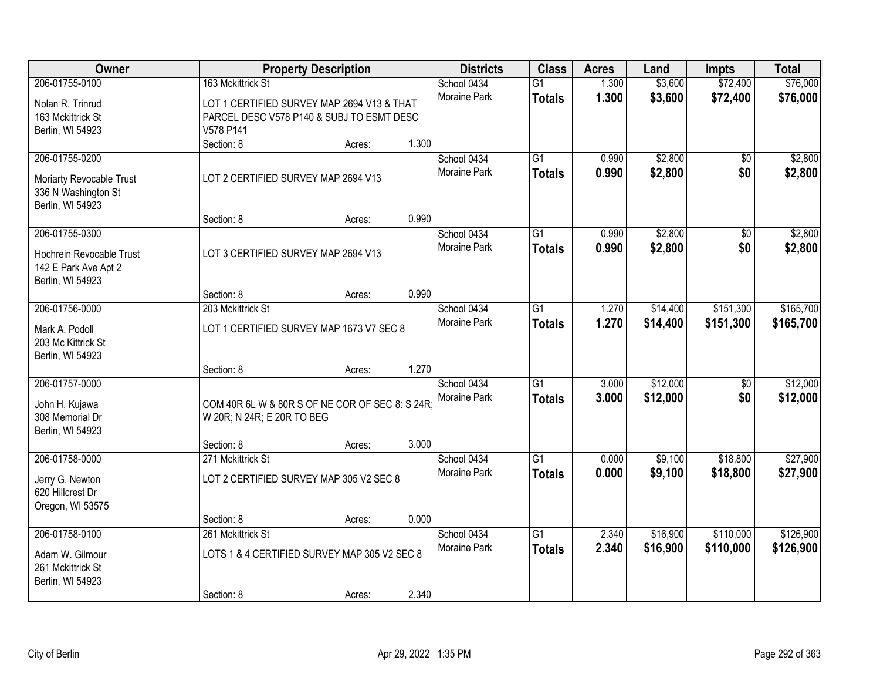| Owner | Property Description | Districts | Class | Acres | Land | Impts | Total |
|---|---|---|---|---|---|---|---|
| 206-01755-0100<br>Nolan R. Trinrud<br>163 Mckittrick St<br>Berlin, WI 54923 | 163 Mckittrick St<br>LOT 1 CERTIFIED SURVEY MAP 2694 V13 & THAT PARCEL DESC V578 P140 & SUBJ TO ESMT DESC V578 P141<br>Section: 8 Acres: 1.300 | School 0434<br>Moraine Park | G1<br>**Totals** | 1.300<br>**1.300** | $3,600<br>**$3,600** | $72,400<br>**$72,400** | $76,000<br>**$76,000** |
| 206-01755-0200<br>Moriarty Revocable Trust<br>336 N Washington St<br>Berlin, WI 54923 | LOT 2 CERTIFIED SURVEY MAP 2694 V13<br>Section: 8 Acres: 0.990 | School 0434<br>Moraine Park | G1<br>**Totals** | 0.990<br>**0.990** | $2,800<br>**$2,800** | $0<br>**$0** | $2,800<br>**$2,800** |
| 206-01755-0300<br>Hochrein Revocable Trust<br>142 E Park Ave Apt 2<br>Berlin, WI 54923 | LOT 3 CERTIFIED SURVEY MAP 2694 V13<br>Section: 8 Acres: 0.990 | School 0434<br>Moraine Park | G1<br>**Totals** | 0.990<br>**0.990** | $2,800<br>**$2,800** | $0<br>**$0** | $2,800<br>**$2,800** |
| 206-01756-0000<br>Mark A. Podoll<br>203 Mc Kittrick St<br>Berlin, WI 54923 | 203 Mckittrick St<br>LOT 1 CERTIFIED SURVEY MAP 1673 V7 SEC 8<br>Section: 8 Acres: 1.270 | School 0434<br>Moraine Park | G1<br>**Totals** | 1.270<br>**1.270** | $14,400<br>**$14,400** | $151,300<br>**$151,300** | $165,700<br>**$165,700** |
| 206-01757-0000<br>John H. Kujawa<br>308 Memorial Dr<br>Berlin, WI 54923 | COM 40R 6L W & 80R S OF NE COR OF SEC 8: S 24R; W 20R; N 24R; E 20R TO BEG<br>Section: 8 Acres: 3.000 | School 0434<br>Moraine Park | G1<br>**Totals** | 3.000<br>**3.000** | $12,000<br>**$12,000** | $0<br>**$0** | $12,000<br>**$12,000** |
| 206-01758-0000<br>Jerry G. Newton<br>620 Hillcrest Dr<br>Oregon, WI 53575 | 271 Mckittrick St<br>LOT 2 CERTIFIED SURVEY MAP 305 V2 SEC 8<br>Section: 8 Acres: 0.000 | School 0434<br>Moraine Park | G1<br>**Totals** | 0.000<br>**0.000** | $9,100<br>**$9,100** | $18,800<br>**$18,800** | $27,900<br>**$27,900** |
| 206-01758-0100<br>Adam W. Gilmour<br>261 Mckittrick St<br>Berlin, WI 54923 | 261 Mckittrick St<br>LOTS 1 & 4 CERTIFIED SURVEY MAP 305 V2 SEC 8<br>Section: 8 Acres: 2.340 | School 0434<br>Moraine Park | G1<br>**Totals** | 2.340<br>**2.340** | $16,900<br>**$16,900** | $110,000<br>**$110,000** | $126,900<br>**$126,900** |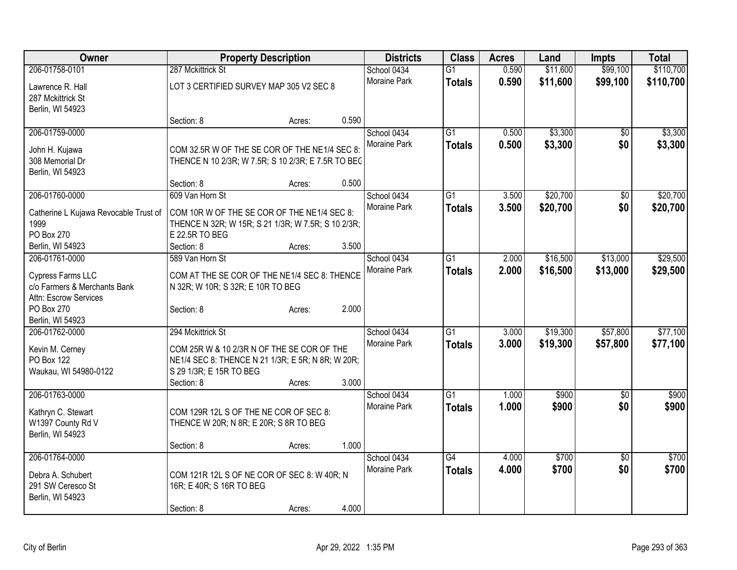| Owner | Property Description | Districts | Class | Acres | Land | Impts | Total |
|---|---|---|---|---|---|---|---|
| 206-01758-0101<br>Lawrence R. Hall<br>287 Mckittrick St<br>Berlin, WI 54923 | 287 Mckittrick St<br>LOT 3 CERTIFIED SURVEY MAP 305 V2 SEC 8<br>Section: 8 Acres: 0.590 | School 0434<br>Moraine Park | G1<br>**Totals** | 0.590<br>**0.590** | $11,600<br>**$11,600** | $99,100<br>**$99,100** | $110,700<br>**$110,700** |
| 206-01759-0000<br>John H. Kujawa<br>308 Memorial Dr<br>Berlin, WI 54923 | COM 32.5R W OF THE SE COR OF THE NE1/4 SEC 8: THENCE N 10 2/3R; W 7.5R; S 10 2/3R; E 7.5R TO BEG<br>Section: 8 Acres: 0.500 | School 0434<br>Moraine Park | G1<br>**Totals** | 0.500<br>**0.500** | $3,300<br>**$3,300** | $0<br>**$0** | $3,300<br>**$3,300** |
| 206-01760-0000<br>Catherine L Kujawa Revocable Trust of 1999<br>PO Box 270<br>Berlin, WI 54923 | 609 Van Horn St<br>COM 10R W OF THE SE COR OF THE NE1/4 SEC 8: THENCE N 32R; W 15R; S 21 1/3R; W 7.5R; S 10 2/3R; E 22.5R TO BEG<br>Section: 8 Acres: 3.500 | School 0434<br>Moraine Park | G1<br>**Totals** | 3.500<br>**3.500** | $20,700<br>**$20,700** | $0<br>**$0** | $20,700<br>**$20,700** |
| 206-01761-0000<br>Cypress Farms LLC<br>c/o Farmers & Merchants Bank<br>Attn: Escrow Services<br>PO Box 270<br>Berlin, WI 54923 | 589 Van Horn St<br>COM AT THE SE COR OF THE NE1/4 SEC 8: THENCE N 32R; W 10R; S 32R; E 10R TO BEG<br>Section: 8 Acres: 2.000 | School 0434<br>Moraine Park | G1<br>**Totals** | 2.000<br>**2.000** | $16,500<br>**$16,500** | $13,000<br>**$13,000** | $29,500<br>**$29,500** |
| 206-01762-0000<br>Kevin M. Cerney<br>PO Box 122<br>Waukau, WI 54980-0122 | 294 Mckittrick St<br>COM 25R W & 10 2/3R N OF THE SE COR OF THE NE1/4 SEC 8: THENCE N 21 1/3R; E 5R; N 8R; W 20R; S 29 1/3R; E 15R TO BEG<br>Section: 8 Acres: 3.000 | School 0434<br>Moraine Park | G1<br>**Totals** | 3.000<br>**3.000** | $19,300<br>**$19,300** | $57,800<br>**$57,800** | $77,100<br>**$77,100** |
| 206-01763-0000<br>Kathryn C. Stewart<br>W1397 County Rd V<br>Berlin, WI 54923 | COM 129R 12L S OF THE NE COR OF SEC 8: THENCE W 20R; N 8R; E 20R; S 8R TO BEG<br>Section: 8 Acres: 1.000 | School 0434<br>Moraine Park | G1<br>**Totals** | 1.000<br>**1.000** | $900<br>**$900** | $0<br>**$0** | $900<br>**$900** |
| 206-01764-0000<br>Debra A. Schubert<br>291 SW Ceresco St<br>Berlin, WI 54923 | COM 121R 12L S OF NE COR OF SEC 8: W 40R; N 16R; E 40R; S 16R TO BEG<br>Section: 8 Acres: 4.000 | School 0434<br>Moraine Park | G4<br>**Totals** | 4.000<br>**4.000** | $700<br>**$700** | $0<br>**$0** | $700<br>**$700** |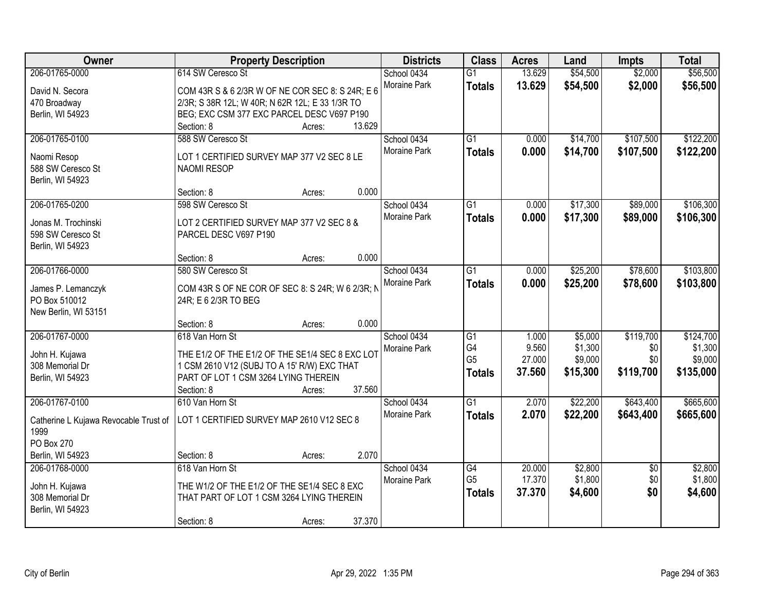| Owner | Property Description | Districts | Class | Acres | Land | Impts | Total |
|---|---|---|---|---|---|---|---|
| 206-01765-0000<br>David N. Secora<br>470 Broadway<br>Berlin, WI 54923 | 614 SW Ceresco St<br>COM 43R S & 6 2/3R W OF NE COR SEC 8: S 24R; E 6 2/3R; S 38R 12L; W 40R; N 62R 12L; E 33 1/3R TO BEG; EXC CSM 377 EXC PARCEL DESC V697 P190<br>Section: 8 Acres: 13.629 | School 0434<br>Moraine Park | G1<br>**Totals** | 13.629<br>**13.629** | $54,500<br>**$54,500** | $2,000<br>**$2,000** | $56,500<br>**$56,500** |
| 206-01765-0100<br>Naomi Resop<br>588 SW Ceresco St<br>Berlin, WI 54923 | 588 SW Ceresco St<br>LOT 1 CERTIFIED SURVEY MAP 377 V2 SEC 8 LE NAOMI RESOP<br>Section: 8 Acres: 0.000 | School 0434<br>Moraine Park | G1<br>**Totals** | 0.000<br>**0.000** | $14,700<br>**$14,700** | $107,500<br>**$107,500** | $122,200<br>**$122,200** |
| 206-01765-0200<br>Jonas M. Trochinski<br>598 SW Ceresco St<br>Berlin, WI 54923 | 598 SW Ceresco St<br>LOT 2 CERTIFIED SURVEY MAP 377 V2 SEC 8 & PARCEL DESC V697 P190<br>Section: 8 Acres: 0.000 | School 0434<br>Moraine Park | G1<br>**Totals** | 0.000<br>**0.000** | $17,300<br>**$17,300** | $89,000<br>**$89,000** | $106,300<br>**$106,300** |
| 206-01766-0000<br>James P. Lemanczyk<br>PO Box 510012<br>New Berlin, WI 53151 | 580 SW Ceresco St<br>COM 43R S OF NE COR OF SEC 8: S 24R; W 6 2/3R; N 24R; E 6 2/3R TO BEG<br>Section: 8 Acres: 0.000 | School 0434<br>Moraine Park | G1<br>**Totals** | 0.000<br>**0.000** | $25,200<br>**$25,200** | $78,600<br>**$78,600** | $103,800<br>**$103,800** |
| 206-01767-0000<br>John H. Kujawa<br>308 Memorial Dr<br>Berlin, WI 54923 | 618 Van Horn St<br>THE E1/2 OF THE E1/2 OF THE SE1/4 SEC 8 EXC LOT 1 CSM 2610 V12 (SUBJ TO A 15' R/W) EXC THAT PART OF LOT 1 CSM 3264 LYING THEREIN<br>Section: 8 Acres: 37.560 | School 0434<br>Moraine Park | G1<br>G4<br>G5<br>**Totals** | 1.000<br>9.560<br>27.000<br>**37.560** | $5,000<br>$1,300<br>$9,000<br>**$15,300** | $119,700<br>$0<br>$0<br>**$119,700** | $124,700<br>$1,300<br>$9,000<br>**$135,000** |
| 206-01767-0100<br>Catherine L Kujawa Revocable Trust of 1999<br>PO Box 270<br>Berlin, WI 54923 | 610 Van Horn St<br>LOT 1 CERTIFIED SURVEY MAP 2610 V12 SEC 8<br>Section: 8 Acres: 2.070 | School 0434<br>Moraine Park | G1<br>**Totals** | 2.070<br>**2.070** | $22,200<br>**$22,200** | $643,400<br>**$643,400** | $665,600<br>**$665,600** |
| 206-01768-0000<br>John H. Kujawa<br>308 Memorial Dr<br>Berlin, WI 54923 | 618 Van Horn St<br>THE W1/2 OF THE E1/2 OF THE SE1/4 SEC 8 EXC THAT PART OF LOT 1 CSM 3264 LYING THEREIN<br>Section: 8 Acres: 37.370 | School 0434<br>Moraine Park | G4<br>G5<br>**Totals** | 20.000<br>17.370<br>**37.370** | $2,800<br>$1,800<br>**$4,600** | $0<br>$0<br>**$0** | $2,800<br>$1,800<br>**$4,600** |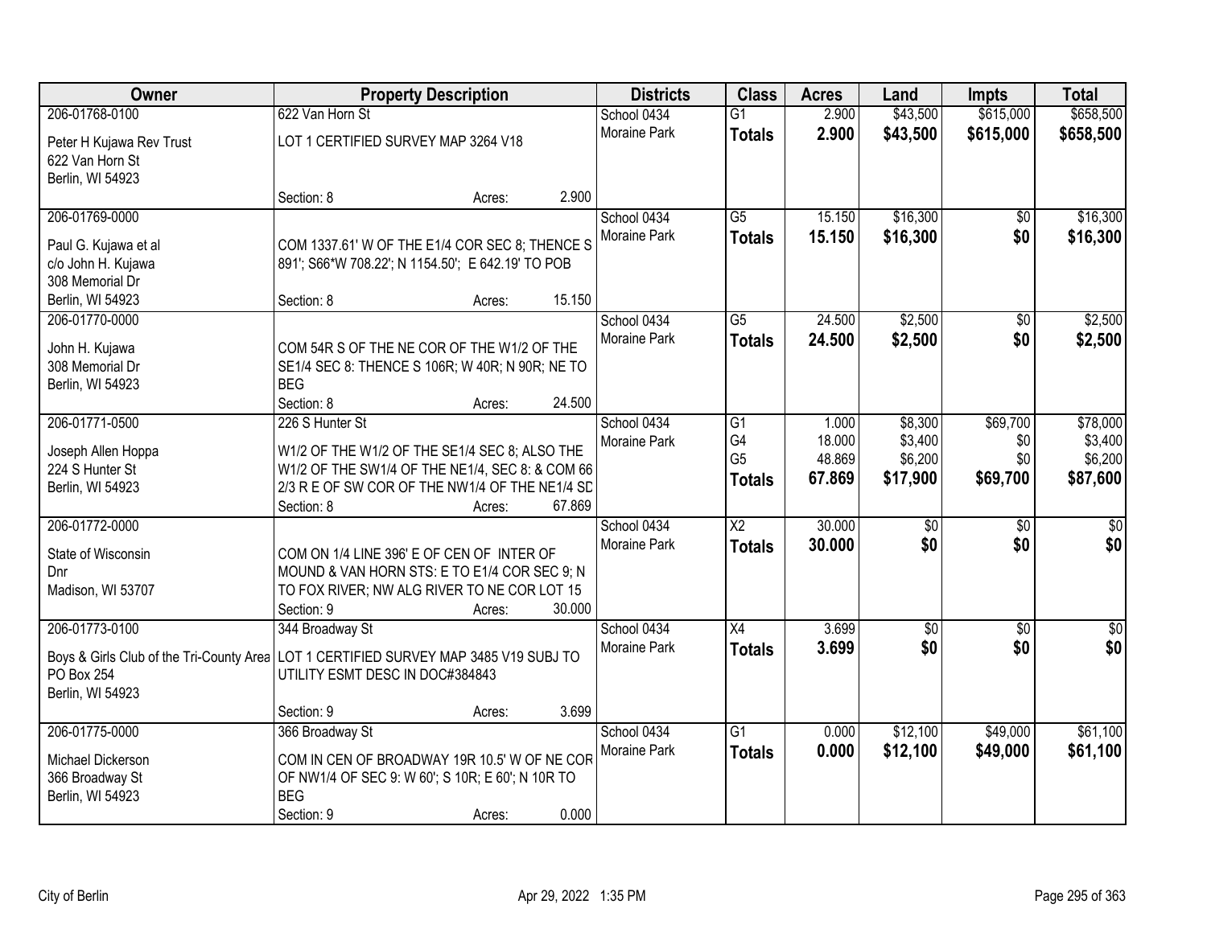| Owner | Property Description | Districts | Class | Acres | Land | Impts | Total |
|---|---|---|---|---|---|---|---|
| 206-01768-0100<br>Peter H Kujawa Rev Trust<br>622 Van Horn St<br>Berlin, WI 54923 | 622 Van Horn St<br>LOT 1 CERTIFIED SURVEY MAP 3264 V18<br>Section: 8 Acres: 2.900 | School 0434<br>Moraine Park | G1<br>**Totals** | 2.900<br>**2.900** | $43,500<br>**$43,500** | $615,000<br>**$615,000** | $658,500<br>**$658,500** |
| 206-01769-0000<br>Paul G. Kujawa et al<br>c/o John H. Kujawa<br>308 Memorial Dr<br>Berlin, WI 54923 | COM 1337.61' W OF THE E1/4 COR SEC 8; THENCE S 891'; S66*W 708.22'; N 1154.50'; E 642.19' TO POB<br>Section: 8 Acres: 15.150 | School 0434<br>Moraine Park | G5<br>**Totals** | 15.150<br>**15.150** | $16,300<br>**$16,300** | $0<br>**$0** | $16,300<br>**$16,300** |
| 206-01770-0000<br>John H. Kujawa<br>308 Memorial Dr<br>Berlin, WI 54923 | COM 54R S OF THE NE COR OF THE W1/2 OF THE SE1/4 SEC 8: THENCE S 106R; W 40R; N 90R; NE TO BEG<br>Section: 8 Acres: 24.500 | School 0434<br>Moraine Park | G5<br>**Totals** | 24.500<br>**24.500** | $2,500<br>**$2,500** | $0<br>**$0** | $2,500<br>**$2,500** |
| 206-01771-0500<br>Joseph Allen Hoppa<br>224 S Hunter St<br>Berlin, WI 54923 | 226 S Hunter St<br>W1/2 OF THE W1/2 OF THE SE1/4 SEC 8; ALSO THE W1/2 OF THE SW1/4 OF THE NE1/4, SEC 8: & COM 66 2/3 R E OF SW COR OF THE NW1/4 OF THE NE1/4 SD<br>Section: 8 Acres: 67.869 | School 0434<br>Moraine Park | G1<br>G4<br>G5<br>**Totals** | 1.000<br>18.000<br>48.869<br>**67.869** | $8,300<br>$3,400<br>$6,200<br>**$17,900** | $69,700<br>$0<br>$0<br>**$69,700** | $78,000<br>$3,400<br>$6,200<br>**$87,600** |
| 206-01772-0000<br>State of Wisconsin<br>Dnr<br>Madison, WI 53707 | COM ON 1/4 LINE 396' E OF CEN OF INTER OF MOUND & VAN HORN STS: E TO E1/4 COR SEC 9; N TO FOX RIVER; NW ALG RIVER TO NE COR LOT 15<br>Section: 9 Acres: 30.000 | School 0434<br>Moraine Park | X2<br>**Totals** | 30.000<br>**30.000** | $0<br>**$0** | $0<br>**$0** | $0<br>**$0** |
| 206-01773-0100<br>Boys & Girls Club of the Tri-County Area<br>PO Box 254<br>Berlin, WI 54923 | 344 Broadway St<br>LOT 1 CERTIFIED SURVEY MAP 3485 V19 SUBJ TO UTILITY ESMT DESC IN DOC#384843<br>Section: 9 Acres: 3.699 | School 0434<br>Moraine Park | X4<br>**Totals** | 3.699<br>**3.699** | $0<br>**$0** | $0<br>**$0** | $0<br>**$0** |
| 206-01775-0000<br>Michael Dickerson<br>366 Broadway St<br>Berlin, WI 54923 | 366 Broadway St<br>COM IN CEN OF BROADWAY 19R 10.5' W OF NE COR OF NW1/4 OF SEC 9: W 60'; S 10R; E 60'; N 10R TO BEG<br>Section: 9 Acres: 0.000 | School 0434<br>Moraine Park | G1<br>**Totals** | 0.000<br>**0.000** | $12,100<br>**$12,100** | $49,000<br>**$49,000** | $61,100<br>**$61,100** |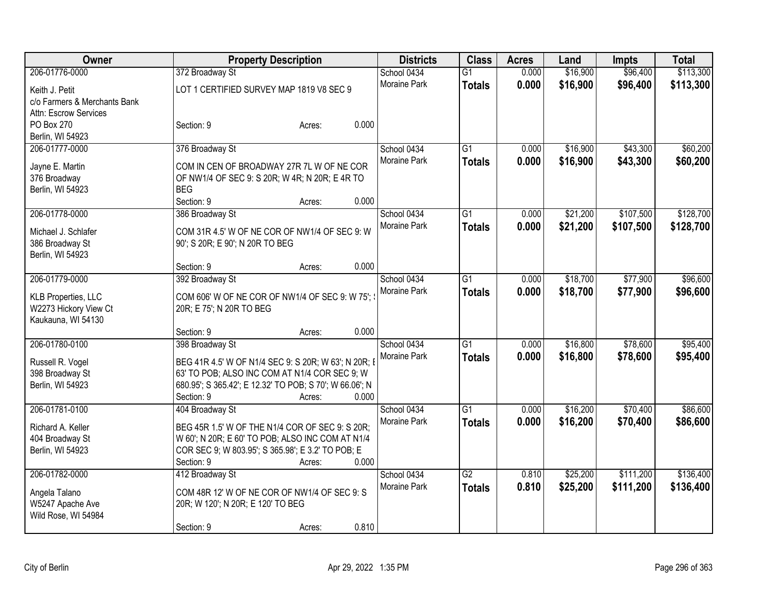| Owner | Property Description | | | Districts | Class | Acres | Land | Impts | Total |
|---|---|---|---|---|---|---|---|---|---|
| 206-01776-0000 | 372 Broadway St | | | School 0434 | G1 | 0.000 | $16,900 | $96,400 | $113,300 |
| Keith J. Petit<br>c/o Farmers & Merchants Bank<br>Attn: Escrow Services<br>PO Box 270<br>Berlin, WI 54923 | LOT 1 CERTIFIED SURVEY MAP 1819 V8 SEC 9 | | | Moraine Park | **Totals** | **0.000** | **$16,900** | **$96,400** | **$113,300** |
| | Section: 9 | Acres: | 0.000 | | | | | | |
| 206-01777-0000 | 376 Broadway St | | | School 0434 | G1 | 0.000 | $16,900 | $43,300 | $60,200 |
| Jayne E. Martin<br>376 Broadway<br>Berlin, WI 54923 | COM IN CEN OF BROADWAY 27R 7L W OF NE COR OF NW1/4 OF SEC 9: S 20R; W 4R; N 20R; E 4R TO BEG | | | Moraine Park | **Totals** | **0.000** | **$16,900** | **$43,300** | **$60,200** |
| | Section: 9 | Acres: | 0.000 | | | | | | |
| 206-01778-0000 | 386 Broadway St | | | School 0434 | G1 | 0.000 | $21,200 | $107,500 | $128,700 |
| Michael J. Schlafer<br>386 Broadway St<br>Berlin, WI 54923 | COM 31R 4.5' W OF NE COR OF NW1/4 OF SEC 9: W 90'; S 20R; E 90'; N 20R TO BEG | | | Moraine Park | **Totals** | **0.000** | **$21,200** | **$107,500** | **$128,700** |
| | Section: 9 | Acres: | 0.000 | | | | | | |
| 206-01779-0000 | 392 Broadway St | | | School 0434 | G1 | 0.000 | $18,700 | $77,900 | $96,600 |
| KLB Properties, LLC<br>W2273 Hickory View Ct<br>Kaukauna, WI 54130 | COM 606' W OF NE COR OF NW1/4 OF SEC 9: W 75'; S 20R; E 75'; N 20R TO BEG | | | Moraine Park | **Totals** | **0.000** | **$18,700** | **$77,900** | **$96,600** |
| | Section: 9 | Acres: | 0.000 | | | | | | |
| 206-01780-0100 | 398 Broadway St | | | School 0434 | G1 | 0.000 | $16,800 | $78,600 | $95,400 |
| Russell R. Vogel<br>398 Broadway St<br>Berlin, WI 54923 | BEG 41R 4.5' W OF N1/4 SEC 9: S 20R; W 63'; N 20R; E 63' TO POB; ALSO INC COM AT N1/4 COR SEC 9; W 680.95'; S 365.42'; E 12.32' TO POB; S 70'; W 66.06'; N | | | Moraine Park | **Totals** | **0.000** | **$16,800** | **$78,600** | **$95,400** |
| | Section: 9 | Acres: | 0.000 | | | | | | |
| 206-01781-0100 | 404 Broadway St | | | School 0434 | G1 | 0.000 | $16,200 | $70,400 | $86,600 |
| Richard A. Keller<br>404 Broadway St<br>Berlin, WI 54923 | BEG 45R 1.5' W OF THE N1/4 COR OF SEC 9: S 20R; W 60'; N 20R; E 60' TO POB; ALSO INC COM AT N1/4 COR SEC 9; W 803.95'; S 365.98'; E 3.2' TO POB; E | | | Moraine Park | **Totals** | **0.000** | **$16,200** | **$70,400** | **$86,600** |
| | Section: 9 | Acres: | 0.000 | | | | | | |
| 206-01782-0000 | 412 Broadway St | | | School 0434 | G2 | 0.810 | $25,200 | $111,200 | $136,400 |
| Angela Talano<br>W5247 Apache Ave<br>Wild Rose, WI 54984 | COM 48R 12' W OF NE COR OF NW1/4 OF SEC 9: S 20R; W 120'; N 20R; E 120' TO BEG | | | Moraine Park | **Totals** | **0.810** | **$25,200** | **$111,200** | **$136,400** |
| | Section: 9 | Acres: | 0.810 | | | | | | |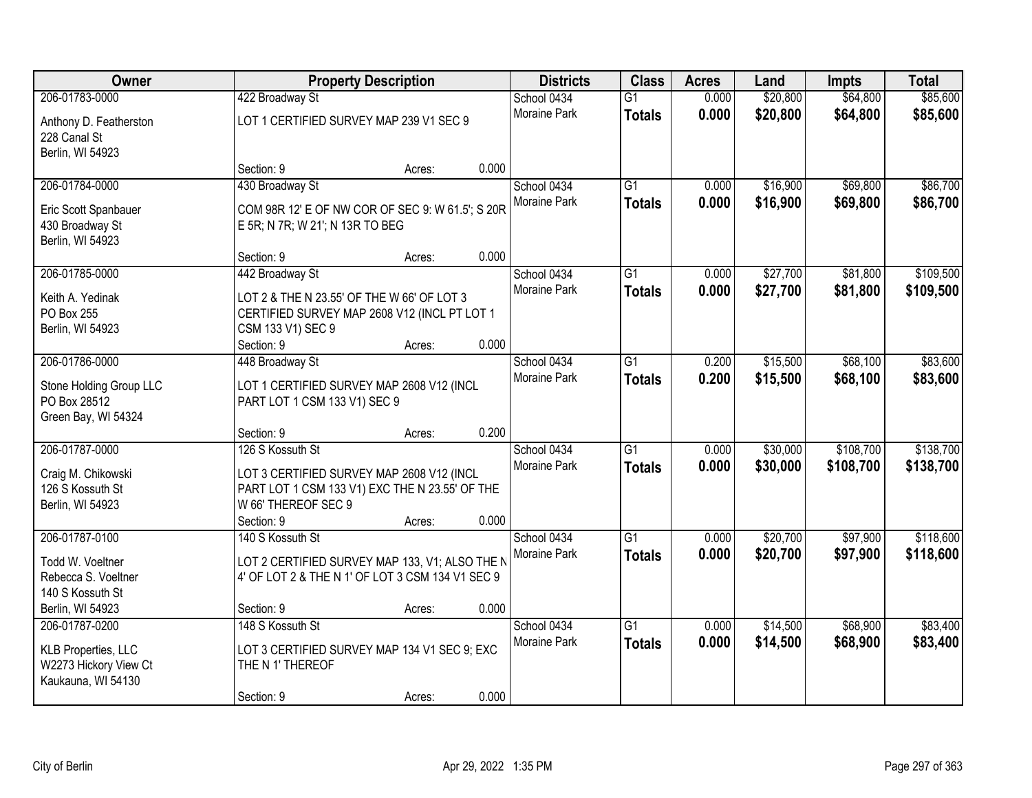| Owner | Property Description | Districts | Class | Acres | Land | Impts | Total |
|---|---|---|---|---|---|---|---|
| 206-01783-0000<br>Anthony D. Featherston<br>228 Canal St<br>Berlin, WI 54923 | 422 Broadway St<br>LOT 1 CERTIFIED SURVEY MAP 239 V1 SEC 9<br>Section: 9 Acres: 0.000 | School 0434<br>Moraine Park | G1<br>**Totals** | 0.000<br>**0.000** | $20,800<br>**$20,800** | $64,800<br>**$64,800** | $85,600<br>**$85,600** |
| 206-01784-0000<br>Eric Scott Spanbauer<br>430 Broadway St<br>Berlin, WI 54923 | 430 Broadway St<br>COM 98R 12' E OF NW COR OF SEC 9: W 61.5'; S 20R E 5R; N 7R; W 21'; N 13R TO BEG<br>Section: 9 Acres: 0.000 | School 0434<br>Moraine Park | G1<br>**Totals** | 0.000<br>**0.000** | $16,900<br>**$16,900** | $69,800<br>**$69,800** | $86,700<br>**$86,700** |
| 206-01785-0000<br>Keith A. Yedinak<br>PO Box 255<br>Berlin, WI 54923 | 442 Broadway St<br>LOT 2 & THE N 23.55' OF THE W 66' OF LOT 3 CERTIFIED SURVEY MAP 2608 V12 (INCL PT LOT 1 CSM 133 V1) SEC 9<br>Section: 9 Acres: 0.000 | School 0434<br>Moraine Park | G1<br>**Totals** | 0.000<br>**0.000** | $27,700<br>**$27,700** | $81,800<br>**$81,800** | $109,500<br>**$109,500** |
| 206-01786-0000<br>Stone Holding Group LLC<br>PO Box 28512<br>Green Bay, WI 54324 | 448 Broadway St<br>LOT 1 CERTIFIED SURVEY MAP 2608 V12 (INCL PART LOT 1 CSM 133 V1) SEC 9<br>Section: 9 Acres: 0.200 | School 0434<br>Moraine Park | G1<br>**Totals** | 0.200<br>**0.200** | $15,500<br>**$15,500** | $68,100<br>**$68,100** | $83,600<br>**$83,600** |
| 206-01787-0000<br>Craig M. Chikowski<br>126 S Kossuth St<br>Berlin, WI 54923 | 126 S Kossuth St<br>LOT 3 CERTIFIED SURVEY MAP 2608 V12 (INCL PART LOT 1 CSM 133 V1) EXC THE N 23.55' OF THE W 66' THEREOF SEC 9<br>Section: 9 Acres: 0.000 | School 0434<br>Moraine Park | G1<br>**Totals** | 0.000<br>**0.000** | $30,000<br>**$30,000** | $108,700<br>**$108,700** | $138,700<br>**$138,700** |
| 206-01787-0100<br>Todd W. Voeltner<br>Rebecca S. Voeltner<br>140 S Kossuth St<br>Berlin, WI 54923 | 140 S Kossuth St<br>LOT 2 CERTIFIED SURVEY MAP 133, V1; ALSO THE N 4' OF LOT 2 & THE N 1' OF LOT 3 CSM 134 V1 SEC 9<br>Section: 9 Acres: 0.000 | School 0434<br>Moraine Park | G1<br>**Totals** | 0.000<br>**0.000** | $20,700<br>**$20,700** | $97,900<br>**$97,900** | $118,600<br>**$118,600** |
| 206-01787-0200<br>KLB Properties, LLC<br>W2273 Hickory View Ct<br>Kaukauna, WI 54130 | 148 S Kossuth St<br>LOT 3 CERTIFIED SURVEY MAP 134 V1 SEC 9; EXC THE N 1' THEREOF<br>Section: 9 Acres: 0.000 | School 0434<br>Moraine Park | G1<br>**Totals** | 0.000<br>**0.000** | $14,500<br>**$14,500** | $68,900<br>**$68,900** | $83,400<br>**$83,400** |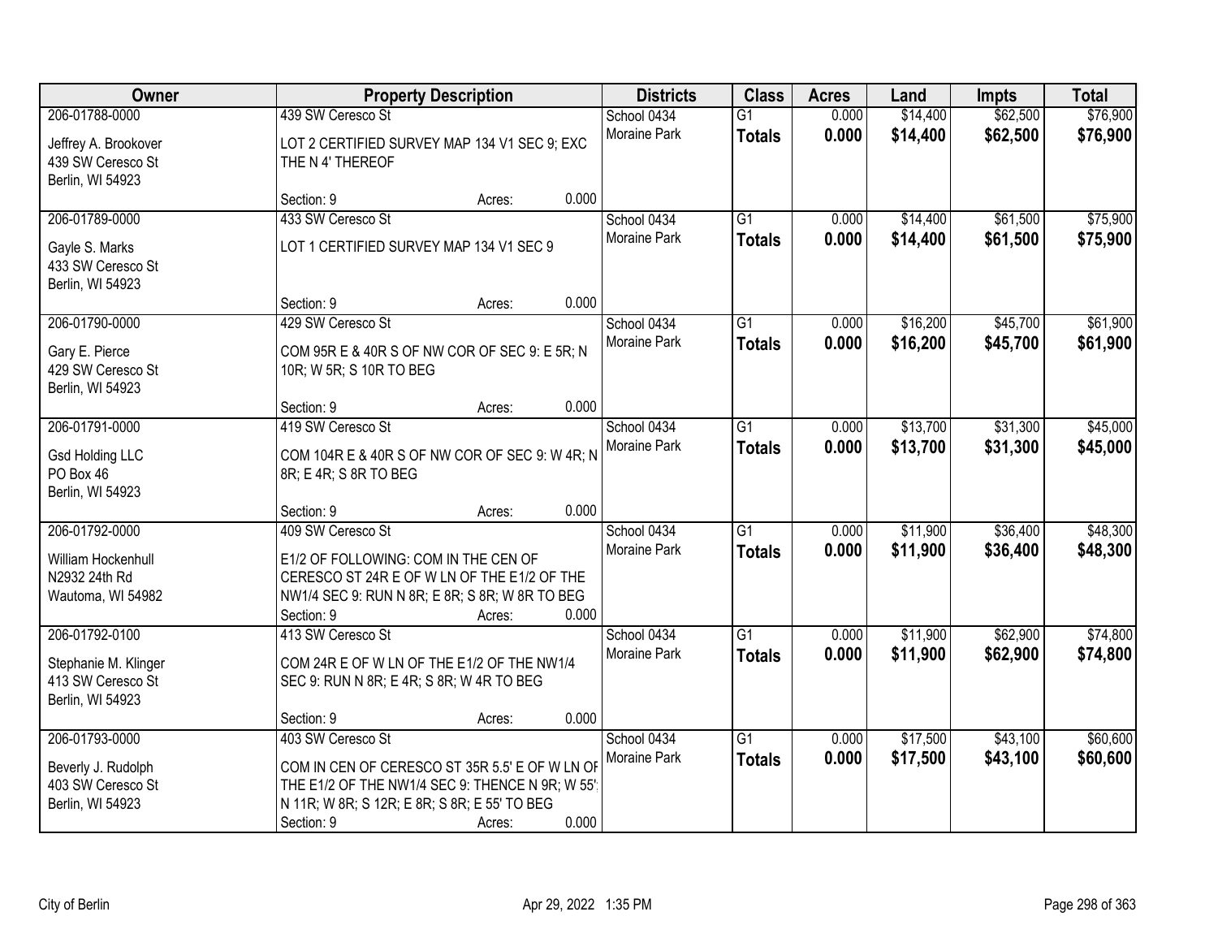| Owner | Property Description | Districts | Class | Acres | Land | Impts | Total |
|---|---|---|---|---|---|---|---|
| 206-01788-0000<br><br>Jeffrey A. Brookover<br>439 SW Ceresco St<br>Berlin, WI 54923 | 439 SW Ceresco St<br><br>LOT 2 CERTIFIED SURVEY MAP 134 V1 SEC 9; EXC THE N 4' THEREOF<br><br>Section: 9 Acres: 0.000 | School 0434<br>Moraine Park | G1<br>**Totals** | 0.000<br>**0.000** | $14,400<br>**$14,400** | $62,500<br>**$62,500** | $76,900<br>**$76,900** |
| 206-01789-0000<br><br>Gayle S. Marks<br>433 SW Ceresco St<br>Berlin, WI 54923 | 433 SW Ceresco St<br><br>LOT 1 CERTIFIED SURVEY MAP 134 V1 SEC 9<br><br>Section: 9 Acres: 0.000 | School 0434<br>Moraine Park | G1<br>**Totals** | 0.000<br>**0.000** | $14,400<br>**$14,400** | $61,500<br>**$61,500** | $75,900<br>**$75,900** |
| 206-01790-0000<br><br>Gary E. Pierce<br>429 SW Ceresco St<br>Berlin, WI 54923 | 429 SW Ceresco St<br><br>COM 95R E & 40R S OF NW COR OF SEC 9: E 5R; N 10R; W 5R; S 10R TO BEG<br><br>Section: 9 Acres: 0.000 | School 0434<br>Moraine Park | G1<br>**Totals** | 0.000<br>**0.000** | $16,200<br>**$16,200** | $45,700<br>**$45,700** | $61,900<br>**$61,900** |
| 206-01791-0000<br><br>Gsd Holding LLC<br>PO Box 46<br>Berlin, WI 54923 | 419 SW Ceresco St<br><br>COM 104R E & 40R S OF NW COR OF SEC 9: W 4R; N 8R; E 4R; S 8R TO BEG<br><br>Section: 9 Acres: 0.000 | School 0434<br>Moraine Park | G1<br>**Totals** | 0.000<br>**0.000** | $13,700<br>**$13,700** | $31,300<br>**$31,300** | $45,000<br>**$45,000** |
| 206-01792-0000<br><br>William Hockenhull<br>N2932 24th Rd<br>Wautoma, WI 54982 | 409 SW Ceresco St<br><br>E1/2 OF FOLLOWING: COM IN THE CEN OF CERESCO ST 24R E OF W LN OF THE E1/2 OF THE NW1/4 SEC 9: RUN N 8R; E 8R; S 8R; W 8R TO BEG<br>Section: 9 Acres: 0.000 | School 0434<br>Moraine Park | G1<br>**Totals** | 0.000<br>**0.000** | $11,900<br>**$11,900** | $36,400<br>**$36,400** | $48,300<br>**$48,300** |
| 206-01792-0100<br><br>Stephanie M. Klinger<br>413 SW Ceresco St<br>Berlin, WI 54923 | 413 SW Ceresco St<br><br>COM 24R E OF W LN OF THE E1/2 OF THE NW1/4 SEC 9: RUN N 8R; E 4R; S 8R; W 4R TO BEG<br><br>Section: 9 Acres: 0.000 | School 0434<br>Moraine Park | G1<br>**Totals** | 0.000<br>**0.000** | $11,900<br>**$11,900** | $62,900<br>**$62,900** | $74,800<br>**$74,800** |
| 206-01793-0000<br><br>Beverly J. Rudolph<br>403 SW Ceresco St<br>Berlin, WI 54923 | 403 SW Ceresco St<br><br>COM IN CEN OF CERESCO ST 35R 5.5' E OF W LN OF THE E1/2 OF THE NW1/4 SEC 9: THENCE N 9R; W 55'; N 11R; W 8R; S 12R; E 8R; S 8R; E 55' TO BEG<br>Section: 9 Acres: 0.000 | School 0434<br>Moraine Park | G1<br>**Totals** | 0.000<br>**0.000** | $17,500<br>**$17,500** | $43,100<br>**$43,100** | $60,600<br>**$60,600** |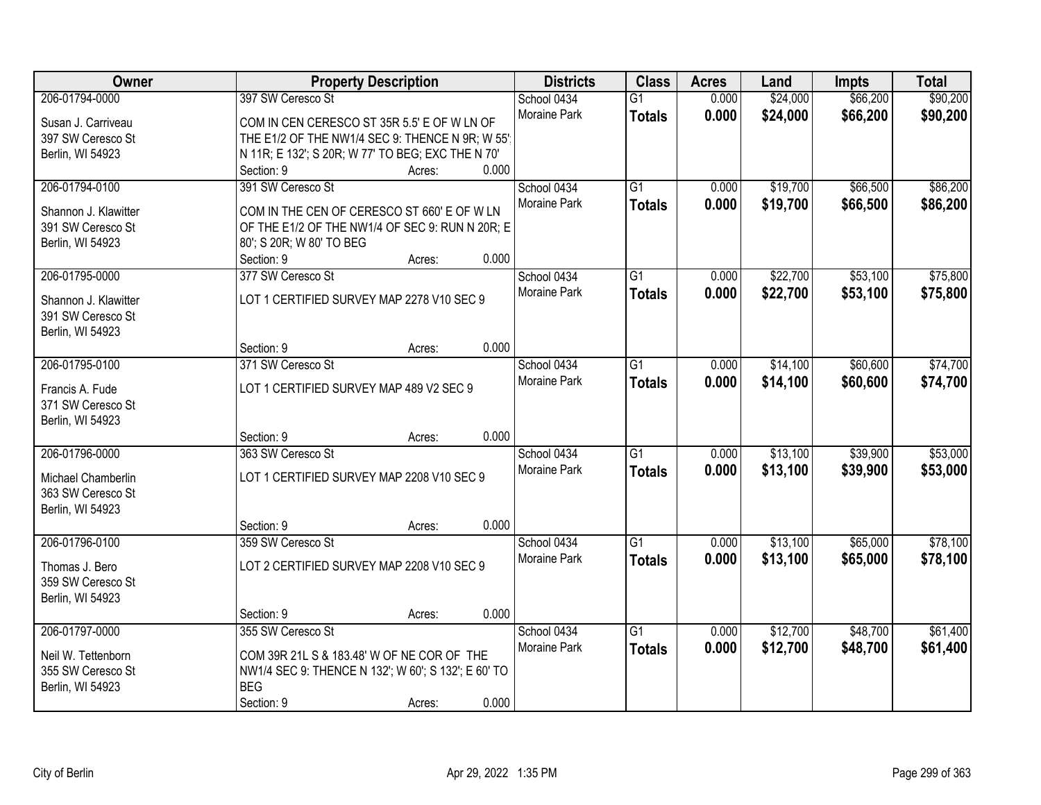| Owner | Property Description | Districts | Class | Acres | Land | Impts | Total |
|---|---|---|---|---|---|---|---|
| 206-01794-0000<br>Susan J. Carriveau<br>397 SW Ceresco St<br>Berlin, WI 54923 | 397 SW Ceresco St<br>COM IN CEN CERESCO ST 35R 5.5' E OF W LN OF THE E1/2 OF THE NW1/4 SEC 9: THENCE N 9R; W 55'; N 11R; E 132'; S 20R; W 77' TO BEG; EXC THE N 70'<br>Section: 9 Acres: 0.000 | School 0434<br>Moraine Park | G1<br>**Totals** | 0.000<br>**0.000** | $24,000<br>**$24,000** | $66,200<br>**$66,200** | $90,200<br>**$90,200** |
| 206-01794-0100<br>Shannon J. Klawitter<br>391 SW Ceresco St<br>Berlin, WI 54923 | 391 SW Ceresco St<br>COM IN THE CEN OF CERESCO ST 660' E OF W LN OF THE E1/2 OF THE NW1/4 OF SEC 9: RUN N 20R; E 80'; S 20R; W 80' TO BEG<br>Section: 9 Acres: 0.000 | School 0434<br>Moraine Park | G1<br>**Totals** | 0.000<br>**0.000** | $19,700<br>**$19,700** | $66,500<br>**$66,500** | $86,200<br>**$86,200** |
| 206-01795-0000<br>Shannon J. Klawitter<br>391 SW Ceresco St<br>Berlin, WI 54923 | 377 SW Ceresco St<br>LOT 1 CERTIFIED SURVEY MAP 2278 V10 SEC 9<br>Section: 9 Acres: 0.000 | School 0434<br>Moraine Park | G1<br>**Totals** | 0.000<br>**0.000** | $22,700<br>**$22,700** | $53,100<br>**$53,100** | $75,800<br>**$75,800** |
| 206-01795-0100<br>Francis A. Fude<br>371 SW Ceresco St<br>Berlin, WI 54923 | 371 SW Ceresco St<br>LOT 1 CERTIFIED SURVEY MAP 489 V2 SEC 9<br>Section: 9 Acres: 0.000 | School 0434<br>Moraine Park | G1<br>**Totals** | 0.000<br>**0.000** | $14,100<br>**$14,100** | $60,600<br>**$60,600** | $74,700<br>**$74,700** |
| 206-01796-0000<br>Michael Chamberlin<br>363 SW Ceresco St<br>Berlin, WI 54923 | 363 SW Ceresco St<br>LOT 1 CERTIFIED SURVEY MAP 2208 V10 SEC 9<br>Section: 9 Acres: 0.000 | School 0434<br>Moraine Park | G1<br>**Totals** | 0.000<br>**0.000** | $13,100<br>**$13,100** | $39,900<br>**$39,900** | $53,000<br>**$53,000** |
| 206-01796-0100<br>Thomas J. Bero<br>359 SW Ceresco St<br>Berlin, WI 54923 | 359 SW Ceresco St<br>LOT 2 CERTIFIED SURVEY MAP 2208 V10 SEC 9<br>Section: 9 Acres: 0.000 | School 0434<br>Moraine Park | G1<br>**Totals** | 0.000<br>**0.000** | $13,100<br>**$13,100** | $65,000<br>**$65,000** | $78,100<br>**$78,100** |
| 206-01797-0000<br>Neil W. Tettenborn<br>355 SW Ceresco St<br>Berlin, WI 54923 | 355 SW Ceresco St<br>COM 39R 21L S & 183.48' W OF NE COR OF THE NW1/4 SEC 9: THENCE N 132'; W 60'; S 132'; E 60' TO BEG<br>Section: 9 Acres: 0.000 | School 0434<br>Moraine Park | G1<br>**Totals** | 0.000<br>**0.000** | $12,700<br>**$12,700** | $48,700<br>**$48,700** | $61,400<br>**$61,400** |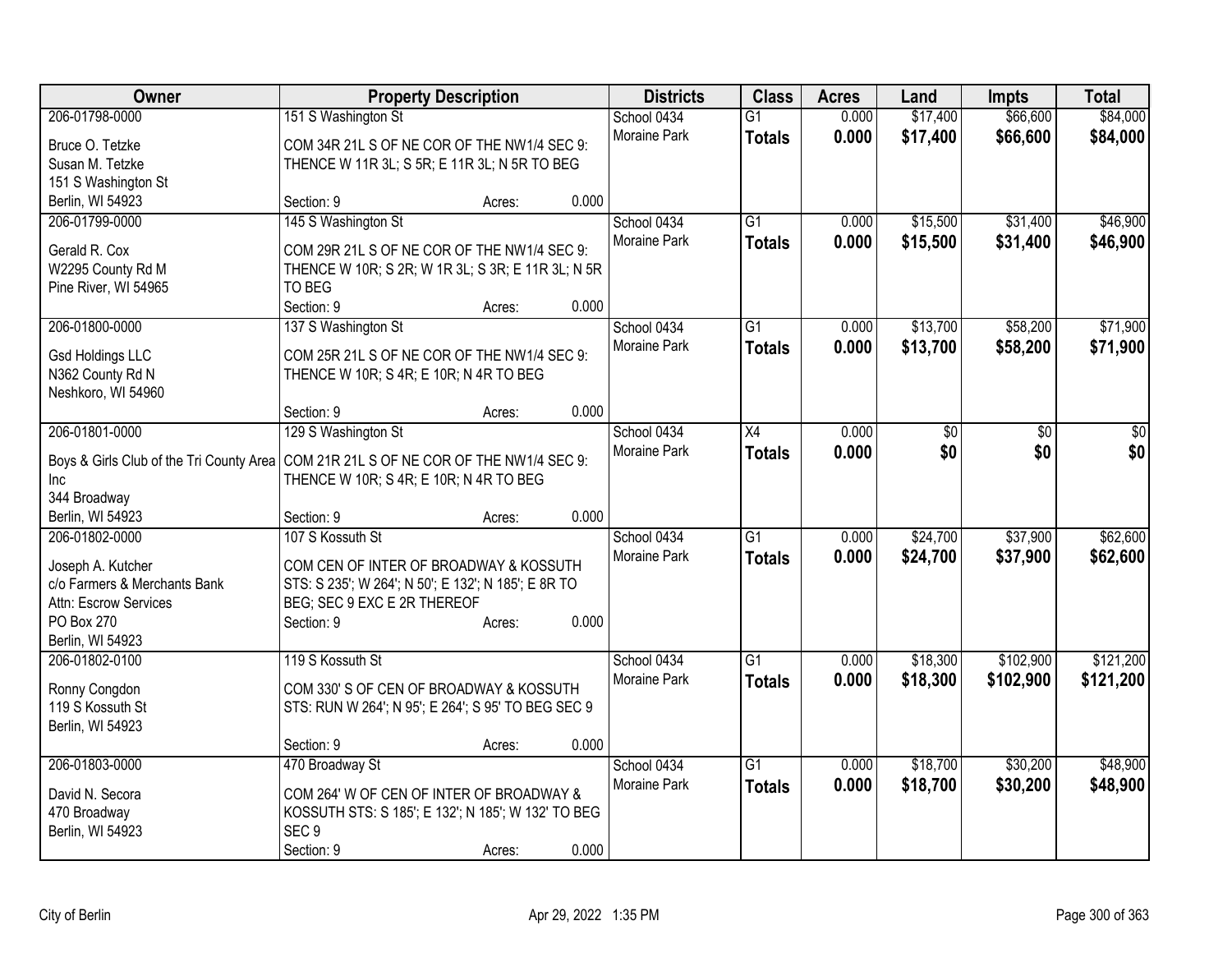| Owner | Property Description | Districts | Class | Acres | Land | Impts | Total |
|---|---|---|---|---|---|---|---|
| 206-01798-0000<br>Bruce O. Tetzke<br>Susan M. Tetzke<br>151 S Washington St<br>Berlin, WI 54923 | 151 S Washington St<br>COM 34R 21L S OF NE COR OF THE NW1/4 SEC 9: THENCE W 11R 3L; S 5R; E 11R 3L; N 5R TO BEG<br>Section: 9 Acres: 0.000 | School 0434<br>Moraine Park | G1<br>**Totals** | 0.000<br>**0.000** | $17,400<br>**$17,400** | $66,600<br>**$66,600** | $84,000<br>**$84,000** |
| 206-01799-0000<br>Gerald R. Cox<br>W2295 County Rd M<br>Pine River, WI 54965 | 145 S Washington St<br>COM 29R 21L S OF NE COR OF THE NW1/4 SEC 9: THENCE W 10R; S 2R; W 1R 3L; S 3R; E 11R 3L; N 5R TO BEG<br>Section: 9 Acres: 0.000 | School 0434<br>Moraine Park | G1<br>**Totals** | 0.000<br>**0.000** | $15,500<br>**$15,500** | $31,400<br>**$31,400** | $46,900<br>**$46,900** |
| 206-01800-0000<br>Gsd Holdings LLC<br>N362 County Rd N<br>Neshkoro, WI 54960 | 137 S Washington St<br>COM 25R 21L S OF NE COR OF THE NW1/4 SEC 9: THENCE W 10R; S 4R; E 10R; N 4R TO BEG<br>Section: 9 Acres: 0.000 | School 0434<br>Moraine Park | G1<br>**Totals** | 0.000<br>**0.000** | $13,700<br>**$13,700** | $58,200<br>**$58,200** | $71,900<br>**$71,900** |
| 206-01801-0000<br>Boys & Girls Club of the Tri County Area Inc<br>344 Broadway<br>Berlin, WI 54923 | 129 S Washington St<br>COM 21R 21L S OF NE COR OF THE NW1/4 SEC 9: THENCE W 10R; S 4R; E 10R; N 4R TO BEG<br>Section: 9 Acres: 0.000 | School 0434<br>Moraine Park | X4<br>**Totals** | 0.000<br>**0.000** | $0<br>**$0** | $0<br>**$0** | $0<br>**$0** |
| 206-01802-0000<br>Joseph A. Kutcher<br>c/o Farmers & Merchants Bank<br>Attn: Escrow Services<br>PO Box 270<br>Berlin, WI 54923 | 107 S Kossuth St<br>COM CEN OF INTER OF BROADWAY & KOSSUTH STS: S 235'; W 264'; N 50'; E 132'; N 185'; E 8R TO BEG; SEC 9 EXC E 2R THEREOF<br>Section: 9 Acres: 0.000 | School 0434<br>Moraine Park | G1<br>**Totals** | 0.000<br>**0.000** | $24,700<br>**$24,700** | $37,900<br>**$37,900** | $62,600<br>**$62,600** |
| 206-01802-0100<br>Ronny Congdon<br>119 S Kossuth St<br>Berlin, WI 54923 | 119 S Kossuth St<br>COM 330' S OF CEN OF BROADWAY & KOSSUTH STS: RUN W 264'; N 95'; E 264'; S 95' TO BEG SEC 9<br>Section: 9 Acres: 0.000 | School 0434<br>Moraine Park | G1<br>**Totals** | 0.000<br>**0.000** | $18,300<br>**$18,300** | $102,900<br>**$102,900** | $121,200<br>**$121,200** |
| 206-01803-0000<br>David N. Secora<br>470 Broadway<br>Berlin, WI 54923 | 470 Broadway St<br>COM 264' W OF CEN OF INTER OF BROADWAY & KOSSUTH STS: S 185'; E 132'; N 185'; W 132' TO BEG SEC 9<br>Section: 9 Acres: 0.000 | School 0434<br>Moraine Park | G1<br>**Totals** | 0.000<br>**0.000** | $18,700<br>**$18,700** | $30,200<br>**$30,200** | $48,900<br>**$48,900** |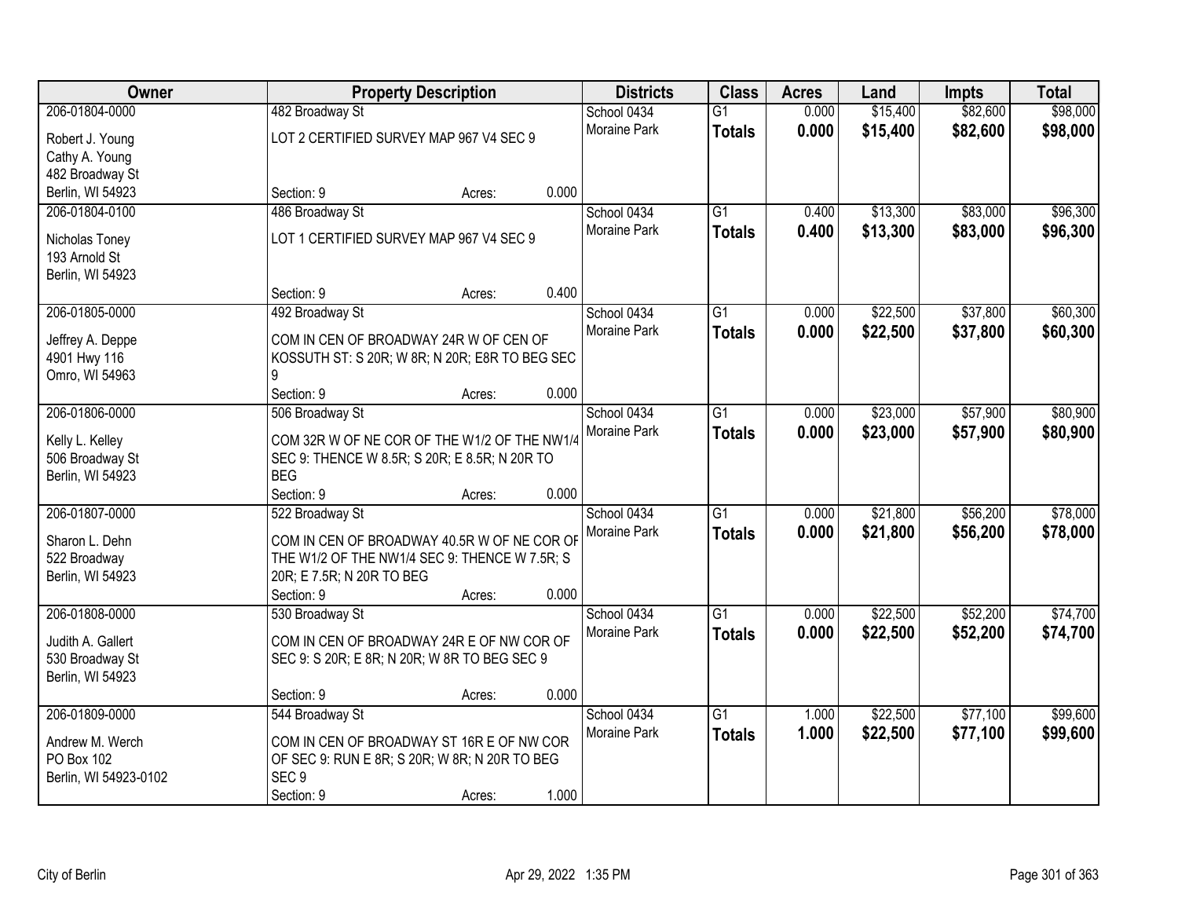| Owner | Property Description | Districts | Class | Acres | Land | Impts | Total |
|---|---|---|---|---|---|---|---|
| 206-01804-0000<br>Robert J. Young<br>Cathy A. Young<br>482 Broadway St<br>Berlin, WI 54923 | 482 Broadway St<br>LOT 2 CERTIFIED SURVEY MAP 967 V4 SEC 9<br>Section: 9 Acres: 0.000 | School 0434<br>Moraine Park | G1<br>**Totals** | 0.000<br>**0.000** | $15,400<br>**$15,400** | $82,600<br>**$82,600** | $98,000<br>**$98,000** |
| 206-01804-0100<br>Nicholas Toney<br>193 Arnold St<br>Berlin, WI 54923 | 486 Broadway St<br>LOT 1 CERTIFIED SURVEY MAP 967 V4 SEC 9<br>Section: 9 Acres: 0.400 | School 0434<br>Moraine Park | G1<br>**Totals** | 0.400<br>**0.400** | $13,300<br>**$13,300** | $83,000<br>**$83,000** | $96,300<br>**$96,300** |
| 206-01805-0000<br>Jeffrey A. Deppe<br>4901 Hwy 116<br>Omro, WI 54963 | 492 Broadway St<br>COM IN CEN OF BROADWAY 24R W OF CEN OF KOSSUTH ST: S 20R; W 8R; N 20R; E8R TO BEG SEC 9<br>Section: 9 Acres: 0.000 | School 0434<br>Moraine Park | G1<br>**Totals** | 0.000<br>**0.000** | $22,500<br>**$22,500** | $37,800<br>**$37,800** | $60,300<br>**$60,300** |
| 206-01806-0000<br>Kelly L. Kelley<br>506 Broadway St<br>Berlin, WI 54923 | 506 Broadway St<br>COM 32R W OF NE COR OF THE W1/2 OF THE NW1/4 SEC 9: THENCE W 8.5R; S 20R; E 8.5R; N 20R TO BEG<br>Section: 9 Acres: 0.000 | School 0434<br>Moraine Park | G1<br>**Totals** | 0.000<br>**0.000** | $23,000<br>**$23,000** | $57,900<br>**$57,900** | $80,900<br>**$80,900** |
| 206-01807-0000<br>Sharon L. Dehn<br>522 Broadway<br>Berlin, WI 54923 | 522 Broadway St<br>COM IN CEN OF BROADWAY 40.5R W OF NE COR OF THE W1/2 OF THE NW1/4 SEC 9: THENCE W 7.5R; S 20R; E 7.5R; N 20R TO BEG<br>Section: 9 Acres: 0.000 | School 0434<br>Moraine Park | G1<br>**Totals** | 0.000<br>**0.000** | $21,800<br>**$21,800** | $56,200<br>**$56,200** | $78,000<br>**$78,000** |
| 206-01808-0000<br>Judith A. Gallert<br>530 Broadway St<br>Berlin, WI 54923 | 530 Broadway St<br>COM IN CEN OF BROADWAY 24R E OF NW COR OF SEC 9: S 20R; E 8R; N 20R; W 8R TO BEG SEC 9<br>Section: 9 Acres: 0.000 | School 0434<br>Moraine Park | G1<br>**Totals** | 0.000<br>**0.000** | $22,500<br>**$22,500** | $52,200<br>**$52,200** | $74,700<br>**$74,700** |
| 206-01809-0000<br>Andrew M. Werch<br>PO Box 102<br>Berlin, WI 54923-0102 | 544 Broadway St<br>COM IN CEN OF BROADWAY ST 16R E OF NW COR OF SEC 9: RUN E 8R; S 20R; W 8R; N 20R TO BEG SEC 9<br>Section: 9 Acres: 1.000 | School 0434<br>Moraine Park | G1<br>**Totals** | 1.000<br>**1.000** | $22,500<br>**$22,500** | $77,100<br>**$77,100** | $99,600<br>**$99,600** |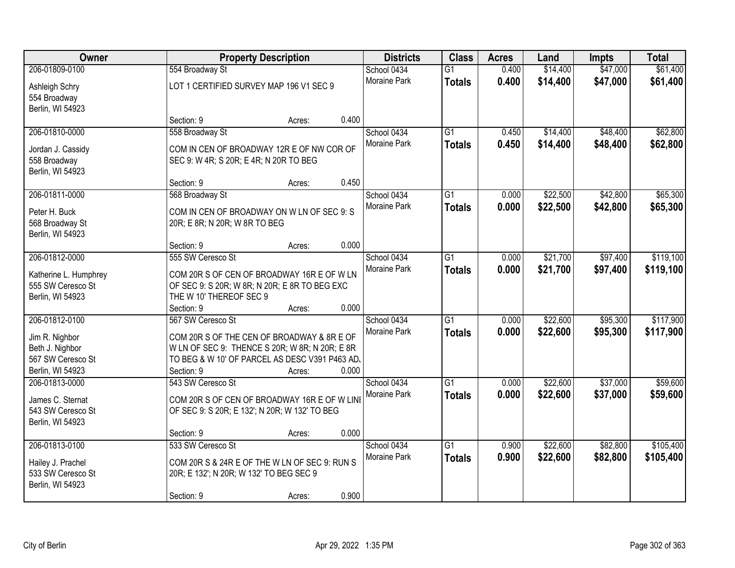| Owner | Property Description | Districts | Class | Acres | Land | Impts | Total |
|---|---|---|---|---|---|---|---|
| 206-01809-0100<br>Ashleigh Schry<br>554 Broadway<br>Berlin, WI 54923 | 554 Broadway St<br>LOT 1 CERTIFIED SURVEY MAP 196 V1 SEC 9<br>Section: 9 Acres: 0.400 | School 0434<br>Moraine Park | G1<br>**Totals** | 0.400<br>**0.400** | $14,400<br>**$14,400** | $47,000<br>**$47,000** | $61,400<br>**$61,400** |
| 206-01810-0000<br>Jordan J. Cassidy<br>558 Broadway<br>Berlin, WI 54923 | 558 Broadway St<br>COM IN CEN OF BROADWAY 12R E OF NW COR OF SEC 9: W 4R; S 20R; E 4R; N 20R TO BEG<br>Section: 9 Acres: 0.450 | School 0434<br>Moraine Park | G1<br>**Totals** | 0.450<br>**0.450** | $14,400<br>**$14,400** | $48,400<br>**$48,400** | $62,800<br>**$62,800** |
| 206-01811-0000<br>Peter H. Buck<br>568 Broadway St<br>Berlin, WI 54923 | 568 Broadway St<br>COM IN CEN OF BROADWAY ON W LN OF SEC 9: S 20R; E 8R; N 20R; W 8R TO BEG<br>Section: 9 Acres: 0.000 | School 0434<br>Moraine Park | G1<br>**Totals** | 0.000<br>**0.000** | $22,500<br>**$22,500** | $42,800<br>**$42,800** | $65,300<br>**$65,300** |
| 206-01812-0000<br>Katherine L. Humphrey<br>555 SW Ceresco St<br>Berlin, WI 54923 | 555 SW Ceresco St<br>COM 20R S OF CEN OF BROADWAY 16R E OF W LN OF SEC 9: S 20R; W 8R; N 20R; E 8R TO BEG EXC THE W 10' THEREOF SEC 9<br>Section: 9 Acres: 0.000 | School 0434<br>Moraine Park | G1<br>**Totals** | 0.000<br>**0.000** | $21,700<br>**$21,700** | $97,400<br>**$97,400** | $119,100<br>**$119,100** |
| 206-01812-0100<br>Jim R. Nighbor<br>Beth J. Nighbor<br>567 SW Ceresco St<br>Berlin, WI 54923 | 567 SW Ceresco St<br>COM 20R S OF THE CEN OF BROADWAY & 8R E OF W LN OF SEC 9: THENCE S 20R; W 8R; N 20R; E 8R TO BEG & W 10' OF PARCEL AS DESC V391 P463 AD.<br>Section: 9 Acres: 0.000 | School 0434<br>Moraine Park | G1<br>**Totals** | 0.000<br>**0.000** | $22,600<br>**$22,600** | $95,300<br>**$95,300** | $117,900<br>**$117,900** |
| 206-01813-0000<br>James C. Sternat<br>543 SW Ceresco St<br>Berlin, WI 54923 | 543 SW Ceresco St<br>COM 20R S OF CEN OF BROADWAY 16R E OF W LINI OF SEC 9: S 20R; E 132'; N 20R; W 132' TO BEG<br>Section: 9 Acres: 0.000 | School 0434<br>Moraine Park | G1<br>**Totals** | 0.000<br>**0.000** | $22,600<br>**$22,600** | $37,000<br>**$37,000** | $59,600<br>**$59,600** |
| 206-01813-0100<br>Hailey J. Prachel<br>533 SW Ceresco St<br>Berlin, WI 54923 | 533 SW Ceresco St<br>COM 20R S & 24R E OF THE W LN OF SEC 9: RUN S 20R; E 132'; N 20R; W 132' TO BEG SEC 9<br>Section: 9 Acres: 0.900 | School 0434<br>Moraine Park | G1<br>**Totals** | 0.900<br>**0.900** | $22,600<br>**$22,600** | $82,800<br>**$82,800** | $105,400<br>**$105,400** |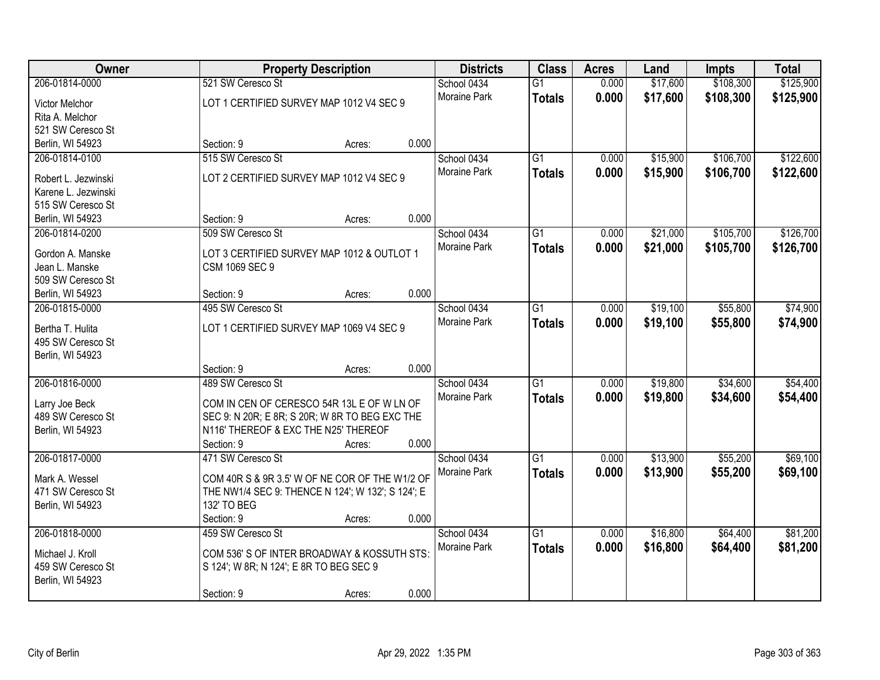| Owner | Property Description | Districts | Class | Acres | Land | Impts | Total |
|---|---|---|---|---|---|---|---|
| 206-01814-0000<br>Victor Melchor<br>Rita A. Melchor<br>521 SW Ceresco St<br>Berlin, WI 54923 | 521 SW Ceresco St<br>LOT 1 CERTIFIED SURVEY MAP 1012 V4 SEC 9<br>Section: 9 Acres: 0.000 | School 0434<br>Moraine Park | G1<br>**Totals** | 0.000<br>**0.000** | $17,600<br>**$17,600** | $108,300<br>**$108,300** | $125,900<br>**$125,900** |
| 206-01814-0100<br>Robert L. Jezwinski<br>Karene L. Jezwinski<br>515 SW Ceresco St<br>Berlin, WI 54923 | 515 SW Ceresco St<br>LOT 2 CERTIFIED SURVEY MAP 1012 V4 SEC 9<br>Section: 9 Acres: 0.000 | School 0434<br>Moraine Park | G1<br>**Totals** | 0.000<br>**0.000** | $15,900<br>**$15,900** | $106,700<br>**$106,700** | $122,600<br>**$122,600** |
| 206-01814-0200<br>Gordon A. Manske<br>Jean L. Manske<br>509 SW Ceresco St<br>Berlin, WI 54923 | 509 SW Ceresco St<br>LOT 3 CERTIFIED SURVEY MAP 1012 & OUTLOT 1 CSM 1069 SEC 9<br>Section: 9 Acres: 0.000 | School 0434<br>Moraine Park | G1<br>**Totals** | 0.000<br>**0.000** | $21,000<br>**$21,000** | $105,700<br>**$105,700** | $126,700<br>**$126,700** |
| 206-01815-0000<br>Bertha T. Hulita<br>495 SW Ceresco St<br>Berlin, WI 54923 | 495 SW Ceresco St<br>LOT 1 CERTIFIED SURVEY MAP 1069 V4 SEC 9<br>Section: 9 Acres: 0.000 | School 0434<br>Moraine Park | G1<br>**Totals** | 0.000<br>**0.000** | $19,100<br>**$19,100** | $55,800<br>**$55,800** | $74,900<br>**$74,900** |
| 206-01816-0000<br>Larry Joe Beck<br>489 SW Ceresco St<br>Berlin, WI 54923 | 489 SW Ceresco St<br>COM IN CEN OF CERESCO 54R 13L E OF W LN OF SEC 9: N 20R; E 8R; S 20R; W 8R TO BEG EXC THE N116' THEREOF & EXC THE N25' THEREOF<br>Section: 9 Acres: 0.000 | School 0434<br>Moraine Park | G1<br>**Totals** | 0.000<br>**0.000** | $19,800<br>**$19,800** | $34,600<br>**$34,600** | $54,400<br>**$54,400** |
| 206-01817-0000<br>Mark A. Wessel<br>471 SW Ceresco St<br>Berlin, WI 54923 | 471 SW Ceresco St<br>COM 40R S & 9R 3.5' W OF NE COR OF THE W1/2 OF THE NW1/4 SEC 9: THENCE N 124'; W 132'; S 124'; E 132' TO BEG<br>Section: 9 Acres: 0.000 | School 0434<br>Moraine Park | G1<br>**Totals** | 0.000<br>**0.000** | $13,900<br>**$13,900** | $55,200<br>**$55,200** | $69,100<br>**$69,100** |
| 206-01818-0000<br>Michael J. Kroll<br>459 SW Ceresco St<br>Berlin, WI 54923 | 459 SW Ceresco St<br>COM 536' S OF INTER BROADWAY & KOSSUTH STS: S 124'; W 8R; N 124'; E 8R TO BEG SEC 9<br>Section: 9 Acres: 0.000 | School 0434<br>Moraine Park | G1<br>**Totals** | 0.000<br>**0.000** | $16,800<br>**$16,800** | $64,400<br>**$64,400** | $81,200<br>**$81,200** |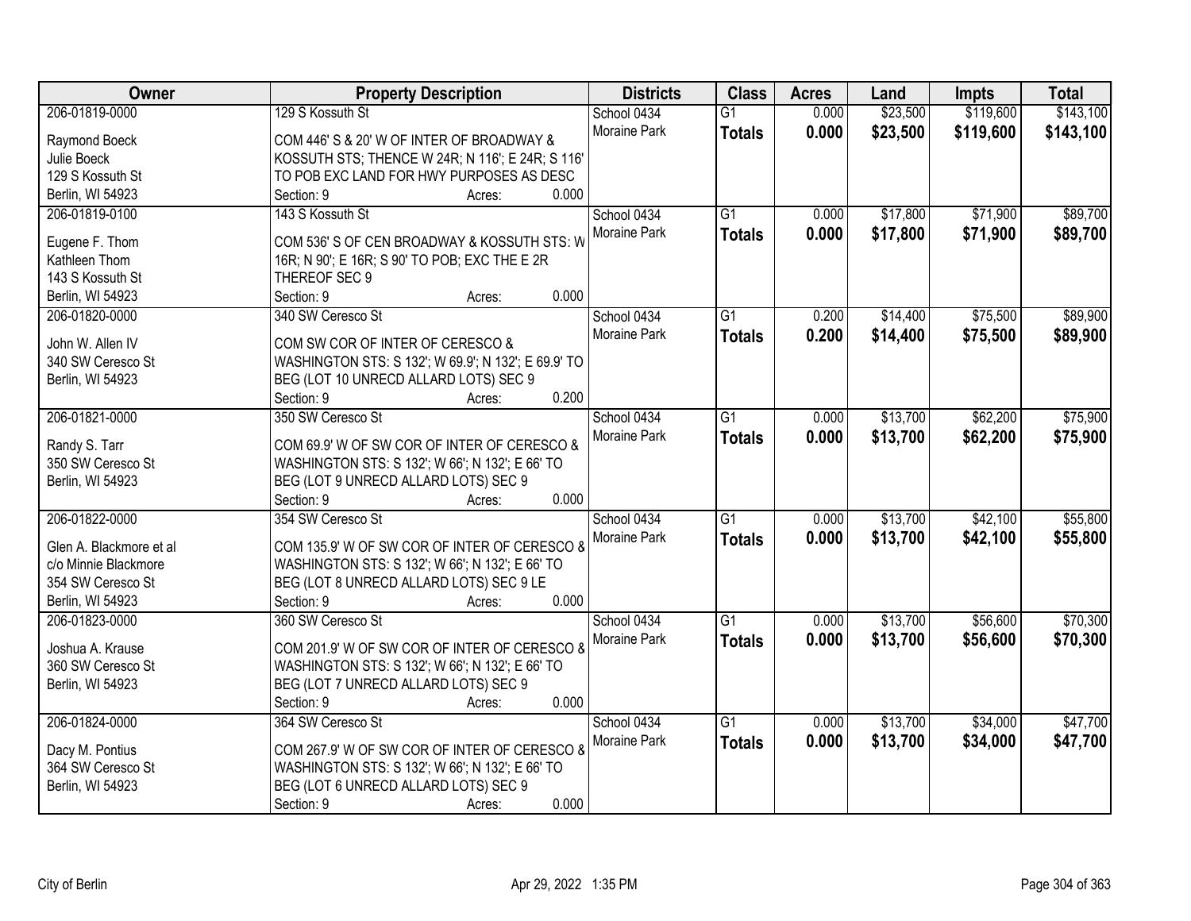| Owner | Property Description | Districts | Class | Acres | Land | Impts | Total |
|---|---|---|---|---|---|---|---|
| 206-01819-0000<br><br>Raymond Boeck<br>Julie Boeck<br>129 S Kossuth St<br>Berlin, WI 54923 | 129 S Kossuth St<br><br>COM 446' S & 20' W OF INTER OF BROADWAY & KOSSUTH STS; THENCE W 24R; N 116'; E 24R; S 116' TO POB EXC LAND FOR HWY PURPOSES AS DESC<br>Section: 9 Acres: 0.000 | School 0434<br>Moraine Park | G1<br>**Totals** | 0.000<br>**0.000** | $23,500<br>**$23,500** | $119,600<br>**$119,600** | $143,100<br>**$143,100** |
| 206-01819-0100<br><br>Eugene F. Thom<br>Kathleen Thom<br>143 S Kossuth St<br>Berlin, WI 54923 | 143 S Kossuth St<br><br>COM 536' S OF CEN BROADWAY & KOSSUTH STS: W 16R; N 90'; E 16R; S 90' TO POB; EXC THE E 2R THEREOF SEC 9<br>Section: 9 Acres: 0.000 | School 0434<br>Moraine Park | G1<br>**Totals** | 0.000<br>**0.000** | $17,800<br>**$17,800** | $71,900<br>**$71,900** | $89,700<br>**$89,700** |
| 206-01820-0000<br><br>John W. Allen IV<br>340 SW Ceresco St<br>Berlin, WI 54923 | 340 SW Ceresco St<br><br>COM SW COR OF INTER OF CERESCO & WASHINGTON STS: S 132'; W 69.9'; N 132'; E 69.9' TO BEG (LOT 10 UNRECD ALLARD LOTS) SEC 9<br>Section: 9 Acres: 0.200 | School 0434<br>Moraine Park | G1<br>**Totals** | 0.200<br>**0.200** | $14,400<br>**$14,400** | $75,500<br>**$75,500** | $89,900<br>**$89,900** |
| 206-01821-0000<br><br>Randy S. Tarr<br>350 SW Ceresco St<br>Berlin, WI 54923 | 350 SW Ceresco St<br><br>COM 69.9' W OF SW COR OF INTER OF CERESCO & WASHINGTON STS: S 132'; W 66'; N 132'; E 66' TO BEG (LOT 9 UNRECD ALLARD LOTS) SEC 9<br>Section: 9 Acres: 0.000 | School 0434<br>Moraine Park | G1<br>**Totals** | 0.000<br>**0.000** | $13,700<br>**$13,700** | $62,200<br>**$62,200** | $75,900<br>**$75,900** |
| 206-01822-0000<br><br>Glen A. Blackmore et al<br>c/o Minnie Blackmore<br>354 SW Ceresco St<br>Berlin, WI 54923 | 354 SW Ceresco St<br><br>COM 135.9' W OF SW COR OF INTER OF CERESCO & WASHINGTON STS: S 132'; W 66'; N 132'; E 66' TO BEG (LOT 8 UNRECD ALLARD LOTS) SEC 9 LE<br>Section: 9 Acres: 0.000 | School 0434<br>Moraine Park | G1<br>**Totals** | 0.000<br>**0.000** | $13,700<br>**$13,700** | $42,100<br>**$42,100** | $55,800<br>**$55,800** |
| 206-01823-0000<br><br>Joshua A. Krause<br>360 SW Ceresco St<br>Berlin, WI 54923 | 360 SW Ceresco St<br><br>COM 201.9' W OF SW COR OF INTER OF CERESCO & WASHINGTON STS: S 132'; W 66'; N 132'; E 66' TO BEG (LOT 7 UNRECD ALLARD LOTS) SEC 9<br>Section: 9 Acres: 0.000 | School 0434<br>Moraine Park | G1<br>**Totals** | 0.000<br>**0.000** | $13,700<br>**$13,700** | $56,600<br>**$56,600** | $70,300<br>**$70,300** |
| 206-01824-0000<br><br>Dacy M. Pontius<br>364 SW Ceresco St<br>Berlin, WI 54923 | 364 SW Ceresco St<br><br>COM 267.9' W OF SW COR OF INTER OF CERESCO & WASHINGTON STS: S 132'; W 66'; N 132'; E 66' TO BEG (LOT 6 UNRECD ALLARD LOTS) SEC 9<br>Section: 9 Acres: 0.000 | School 0434<br>Moraine Park | G1<br>**Totals** | 0.000<br>**0.000** | $13,700<br>**$13,700** | $34,000<br>**$34,000** | $47,700<br>**$47,700** |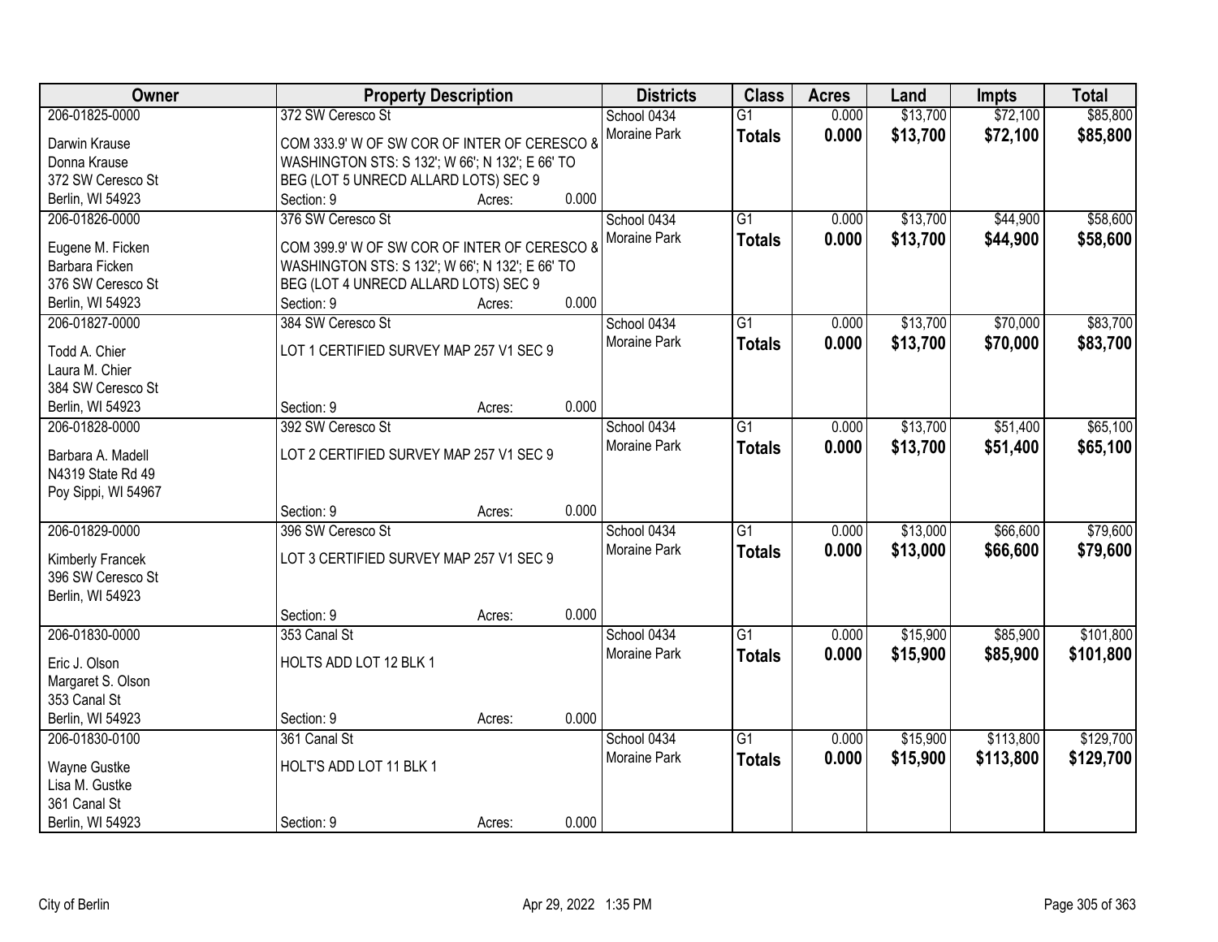| Owner | Property Description | Districts | Class | Acres | Land | Impts | Total |
|---|---|---|---|---|---|---|---|
| 206-01825-0000<br>Darwin Krause<br>Donna Krause<br>372 SW Ceresco St<br>Berlin, WI 54923 | 372 SW Ceresco St<br>COM 333.9' W OF SW COR OF INTER OF CERESCO & WASHINGTON STS: S 132'; W 66'; N 132'; E 66' TO BEG (LOT 5 UNRECD ALLARD LOTS) SEC 9<br>Section: 9 Acres: 0.000 | School 0434<br>Moraine Park | G1<br>**Totals** | 0.000<br>**0.000** | $13,700<br>**$13,700** | $72,100<br>**$72,100** | $85,800<br>**$85,800** |
| 206-01826-0000<br>Eugene M. Ficken<br>Barbara Ficken<br>376 SW Ceresco St<br>Berlin, WI 54923 | 376 SW Ceresco St<br>COM 399.9' W OF SW COR OF INTER OF CERESCO & WASHINGTON STS: S 132'; W 66'; N 132'; E 66' TO BEG (LOT 4 UNRECD ALLARD LOTS) SEC 9<br>Section: 9 Acres: 0.000 | School 0434<br>Moraine Park | G1<br>**Totals** | 0.000<br>**0.000** | $13,700<br>**$13,700** | $44,900<br>**$44,900** | $58,600<br>**$58,600** |
| 206-01827-0000<br>Todd A. Chier<br>Laura M. Chier<br>384 SW Ceresco St<br>Berlin, WI 54923 | 384 SW Ceresco St<br>LOT 1 CERTIFIED SURVEY MAP 257 V1 SEC 9<br>Section: 9 Acres: 0.000 | School 0434<br>Moraine Park | G1<br>**Totals** | 0.000<br>**0.000** | $13,700<br>**$13,700** | $70,000<br>**$70,000** | $83,700<br>**$83,700** |
| 206-01828-0000<br>Barbara A. Madell<br>N4319 State Rd 49<br>Poy Sippi, WI 54967 | 392 SW Ceresco St<br>LOT 2 CERTIFIED SURVEY MAP 257 V1 SEC 9<br>Section: 9 Acres: 0.000 | School 0434<br>Moraine Park | G1<br>**Totals** | 0.000<br>**0.000** | $13,700<br>**$13,700** | $51,400<br>**$51,400** | $65,100<br>**$65,100** |
| 206-01829-0000<br>Kimberly Francek<br>396 SW Ceresco St<br>Berlin, WI 54923 | 396 SW Ceresco St<br>LOT 3 CERTIFIED SURVEY MAP 257 V1 SEC 9<br>Section: 9 Acres: 0.000 | School 0434<br>Moraine Park | G1<br>**Totals** | 0.000<br>**0.000** | $13,000<br>**$13,000** | $66,600<br>**$66,600** | $79,600<br>**$79,600** |
| 206-01830-0000<br>Eric J. Olson<br>Margaret S. Olson<br>353 Canal St<br>Berlin, WI 54923 | 353 Canal St<br>HOLTS ADD LOT 12 BLK 1<br>Section: 9 Acres: 0.000 | School 0434<br>Moraine Park | G1<br>**Totals** | 0.000<br>**0.000** | $15,900<br>**$15,900** | $85,900<br>**$85,900** | $101,800<br>**$101,800** |
| 206-01830-0100<br>Wayne Gustke<br>Lisa M. Gustke<br>361 Canal St<br>Berlin, WI 54923 | 361 Canal St<br>HOLT'S ADD LOT 11 BLK 1<br>Section: 9 Acres: 0.000 | School 0434<br>Moraine Park | G1<br>**Totals** | 0.000<br>**0.000** | $15,900<br>**$15,900** | $113,800<br>**$113,800** | $129,700<br>**$129,700** |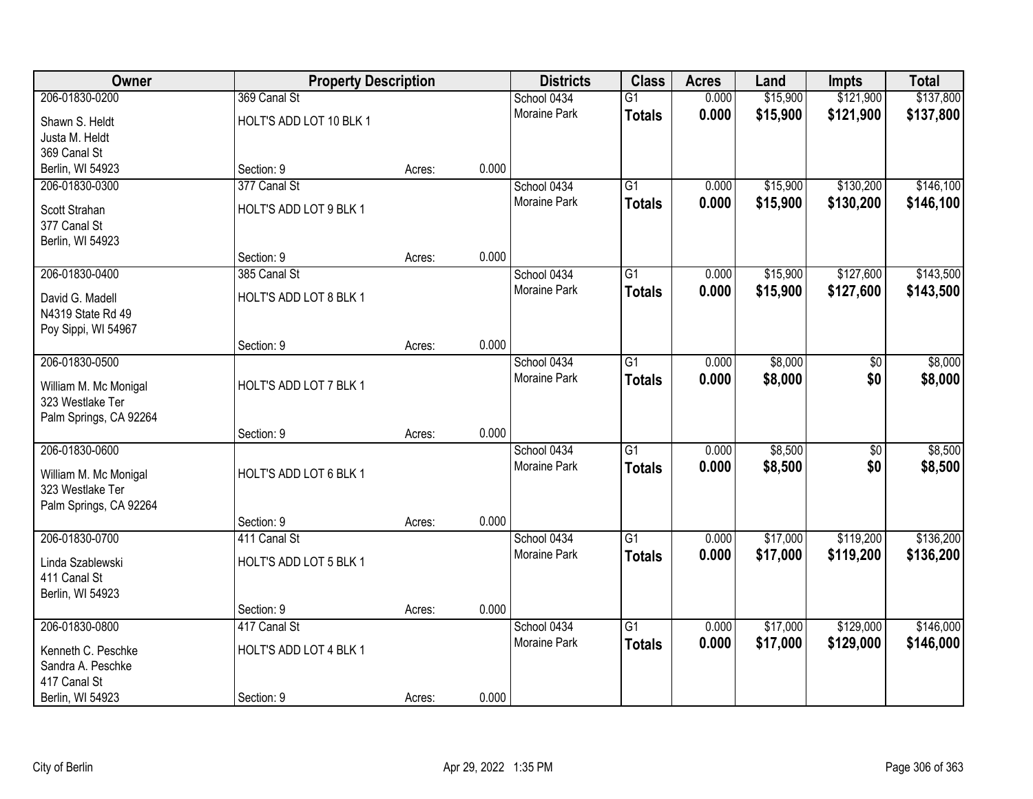| Owner | Property Description | | | Districts | Class | Acres | Land | Impts | Total |
|---|---|---|---|---|---|---|---|---|---|
| 206-01830-0200 | 369 Canal St | | | School 0434 | G1 | 0.000 | $15,900 | $121,900 | $137,800 |
| Shawn S. Heldt<br>Justa M. Heldt<br>369 Canal St<br>Berlin, WI 54923 | HOLT'S ADD LOT 10 BLK 1 | | | Moraine Park | **Totals** | **0.000** | **$15,900** | **$121,900** | **$137,800** |
| | Section: 9 | Acres: | 0.000 | | | | | | |
| 206-01830-0300 | 377 Canal St | | | School 0434 | G1 | 0.000 | $15,900 | $130,200 | $146,100 |
| Scott Strahan<br>377 Canal St<br>Berlin, WI 54923 | HOLT'S ADD LOT 9 BLK 1 | | | Moraine Park | **Totals** | **0.000** | **$15,900** | **$130,200** | **$146,100** |
| | Section: 9 | Acres: | 0.000 | | | | | | |
| 206-01830-0400 | 385 Canal St | | | School 0434 | G1 | 0.000 | $15,900 | $127,600 | $143,500 |
| David G. Madell<br>N4319 State Rd 49<br>Poy Sippi, WI 54967 | HOLT'S ADD LOT 8 BLK 1 | | | Moraine Park | **Totals** | **0.000** | **$15,900** | **$127,600** | **$143,500** |
| | Section: 9 | Acres: | 0.000 | | | | | | |
| 206-01830-0500 | | | | School 0434 | G1 | 0.000 | $8,000 | $0 | $8,000 |
| William M. Mc Monigal<br>323 Westlake Ter<br>Palm Springs, CA 92264 | HOLT'S ADD LOT 7 BLK 1 | | | Moraine Park | **Totals** | **0.000** | **$8,000** | **$0** | **$8,000** |
| | Section: 9 | Acres: | 0.000 | | | | | | |
| 206-01830-0600 | | | | School 0434 | G1 | 0.000 | $8,500 | $0 | $8,500 |
| William M. Mc Monigal<br>323 Westlake Ter<br>Palm Springs, CA 92264 | HOLT'S ADD LOT 6 BLK 1 | | | Moraine Park | **Totals** | **0.000** | **$8,500** | **$0** | **$8,500** |
| | Section: 9 | Acres: | 0.000 | | | | | | |
| 206-01830-0700 | 411 Canal St | | | School 0434 | G1 | 0.000 | $17,000 | $119,200 | $136,200 |
| Linda Szablewski<br>411 Canal St<br>Berlin, WI 54923 | HOLT'S ADD LOT 5 BLK 1 | | | Moraine Park | **Totals** | **0.000** | **$17,000** | **$119,200** | **$136,200** |
| | Section: 9 | Acres: | 0.000 | | | | | | |
| 206-01830-0800 | 417 Canal St | | | School 0434 | G1 | 0.000 | $17,000 | $129,000 | $146,000 |
| Kenneth C. Peschke<br>Sandra A. Peschke<br>417 Canal St<br>Berlin, WI 54923 | HOLT'S ADD LOT 4 BLK 1 | | | Moraine Park | **Totals** | **0.000** | **$17,000** | **$129,000** | **$146,000** |
| | Section: 9 | Acres: | 0.000 | | | | | | |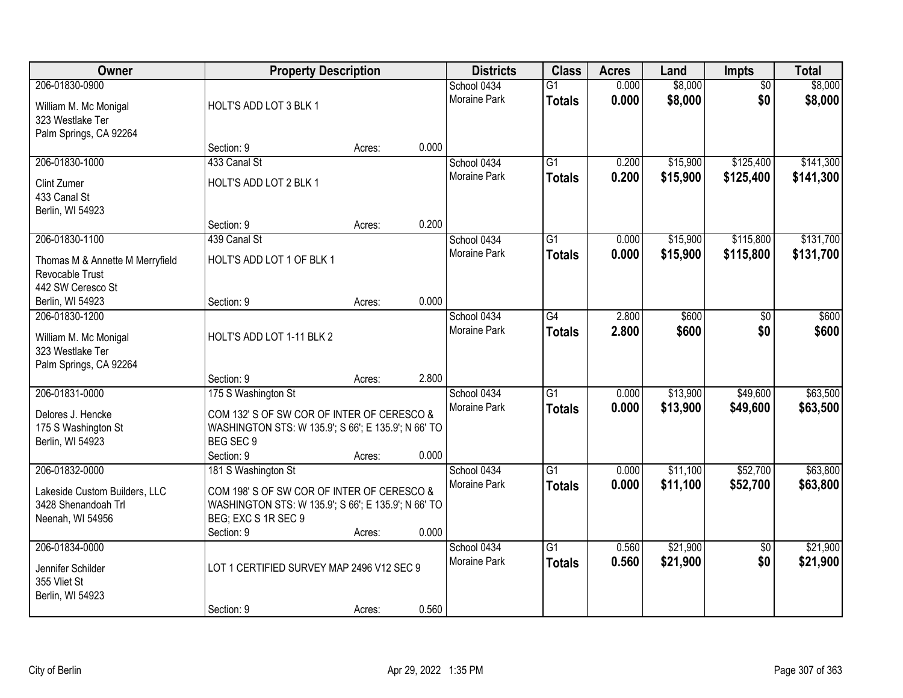| Owner | Property Description | | | Districts | Class | Acres | Land | Impts | Total |
|---|---|---|---|---|---|---|---|---|---|
| 206-01830-0900<br>William M. Mc Monigal<br>323 Westlake Ter<br>Palm Springs, CA 92264 | HOLT'S ADD LOT 3 BLK 1<br>Section: 9 | Acres: | 0.000 | School 0434<br>Moraine Park | G1<br>**Totals** | 0.000<br>**0.000** | $8,000<br>**$8,000** | $0<br>**$0** | $8,000<br>**$8,000** |
| 206-01830-1000<br>Clint Zumer<br>433 Canal St<br>Berlin, WI 54923 | 433 Canal St<br>HOLT'S ADD LOT 2 BLK 1<br>Section: 9 | Acres: | 0.200 | School 0434<br>Moraine Park | G1<br>**Totals** | 0.200<br>**0.200** | $15,900<br>**$15,900** | $125,400<br>**$125,400** | $141,300<br>**$141,300** |
| 206-01830-1100<br>Thomas M & Annette M Merryfield Revocable Trust<br>442 SW Ceresco St<br>Berlin, WI 54923 | 439 Canal St<br>HOLT'S ADD LOT 1 OF BLK 1<br>Section: 9 | Acres: | 0.000 | School 0434<br>Moraine Park | G1<br>**Totals** | 0.000<br>**0.000** | $15,900<br>**$15,900** | $115,800<br>**$115,800** | $131,700<br>**$131,700** |
| 206-01830-1200<br>William M. Mc Monigal<br>323 Westlake Ter<br>Palm Springs, CA 92264 | HOLT'S ADD LOT 1-11 BLK 2<br>Section: 9 | Acres: | 2.800 | School 0434<br>Moraine Park | G4<br>**Totals** | 2.800<br>**2.800** | $600<br>**$600** | $0<br>**$0** | $600<br>**$600** |
| 206-01831-0000<br>Delores J. Hencke<br>175 S Washington St<br>Berlin, WI 54923 | 175 S Washington St<br>COM 132' S OF SW COR OF INTER OF CERESCO & WASHINGTON STS: W 135.9'; S 66'; E 135.9'; N 66' TO BEG SEC 9<br>Section: 9 | Acres: | 0.000 | School 0434<br>Moraine Park | G1<br>**Totals** | 0.000<br>**0.000** | $13,900<br>**$13,900** | $49,600<br>**$49,600** | $63,500<br>**$63,500** |
| 206-01832-0000<br>Lakeside Custom Builders, LLC<br>3428 Shenandoah Trl<br>Neenah, WI 54956 | 181 S Washington St<br>COM 198' S OF SW COR OF INTER OF CERESCO & WASHINGTON STS: W 135.9'; S 66'; E 135.9'; N 66' TO BEG; EXC S 1R SEC 9<br>Section: 9 | Acres: | 0.000 | School 0434<br>Moraine Park | G1<br>**Totals** | 0.000<br>**0.000** | $11,100<br>**$11,100** | $52,700<br>**$52,700** | $63,800<br>**$63,800** |
| 206-01834-0000<br>Jennifer Schilder<br>355 Vliet St<br>Berlin, WI 54923 | LOT 1 CERTIFIED SURVEY MAP 2496 V12 SEC 9<br>Section: 9 | Acres: | 0.560 | School 0434<br>Moraine Park | G1<br>**Totals** | 0.560<br>**0.560** | $21,900<br>**$21,900** | $0<br>**$0** | $21,900<br>**$21,900** |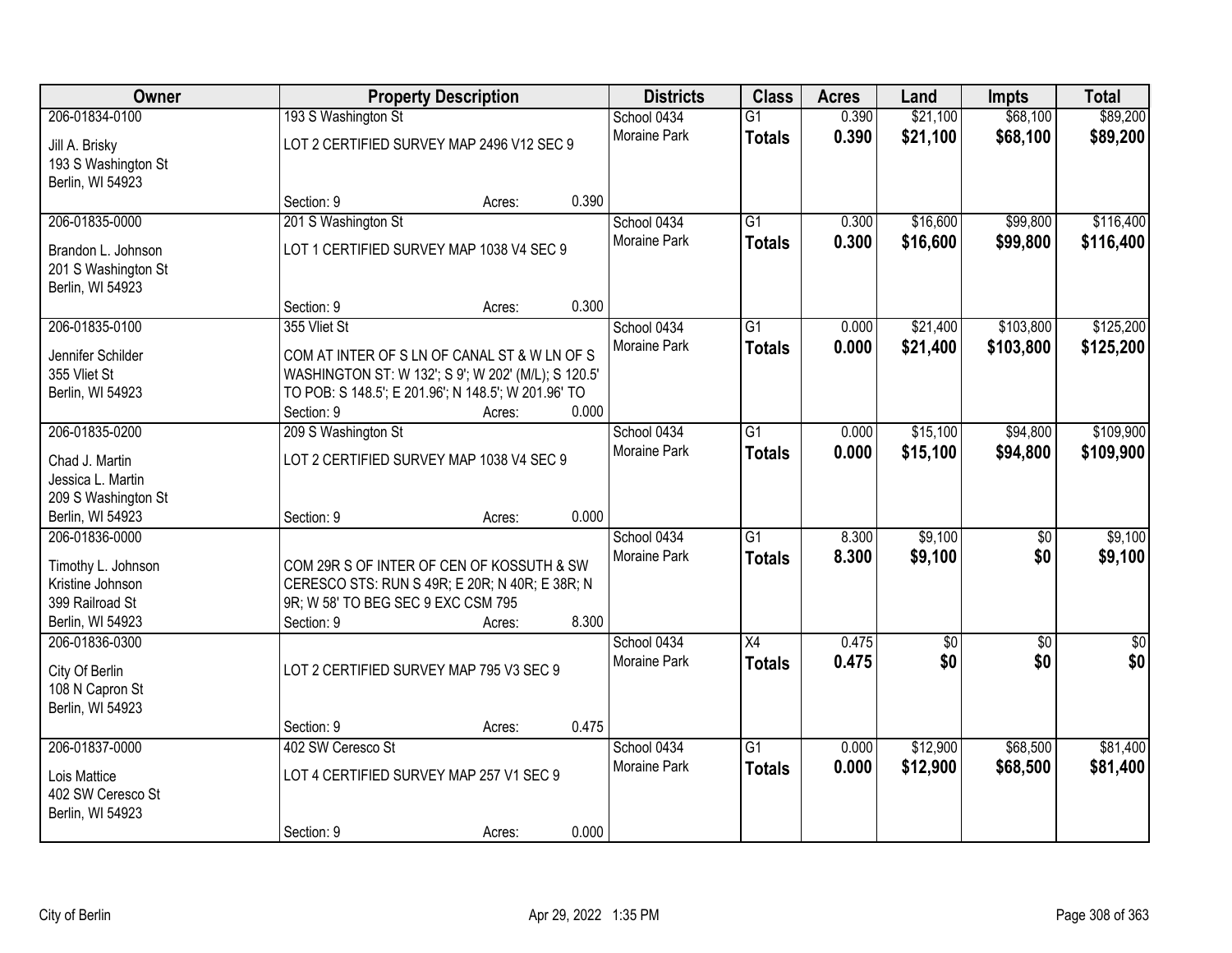| Owner | Property Description | | | Districts | Class | Acres | Land | Impts | Total |
|---|---|---|---|---|---|---|---|---|---|
| 206-01834-0100 | 193 S Washington St | | | School 0434 | G1 | 0.390 | $21,100 | $68,100 | $89,200 |
| Jill A. Brisky<br>193 S Washington St<br>Berlin, WI 54923 | LOT 2 CERTIFIED SURVEY MAP 2496 V12 SEC 9 | | | Moraine Park | **Totals** | **0.390** | **$21,100** | **$68,100** | **$89,200** |
| | Section: 9 | Acres: | 0.390 | | | | | | |
| 206-01835-0000 | 201 S Washington St | | | School 0434 | G1 | 0.300 | $16,600 | $99,800 | $116,400 |
| Brandon L. Johnson<br>201 S Washington St<br>Berlin, WI 54923 | LOT 1 CERTIFIED SURVEY MAP 1038 V4 SEC 9 | | | Moraine Park | **Totals** | **0.300** | **$16,600** | **$99,800** | **$116,400** |
| | Section: 9 | Acres: | 0.300 | | | | | | |
| 206-01835-0100 | 355 Vliet St | | | School 0434 | G1 | 0.000 | $21,400 | $103,800 | $125,200 |
| Jennifer Schilder<br>355 Vliet St<br>Berlin, WI 54923 | COM AT INTER OF S LN OF CANAL ST & W LN OF S WASHINGTON ST: W 132'; S 9'; W 202' (M/L); S 120.5' TO POB: S 148.5'; E 201.96'; N 148.5'; W 201.96' TO | | | Moraine Park | **Totals** | **0.000** | **$21,400** | **$103,800** | **$125,200** |
| | Section: 9 | Acres: | 0.000 | | | | | | |
| 206-01835-0200 | 209 S Washington St | | | School 0434 | G1 | 0.000 | $15,100 | $94,800 | $109,900 |
| Chad J. Martin<br>Jessica L. Martin<br>209 S Washington St<br>Berlin, WI 54923 | LOT 2 CERTIFIED SURVEY MAP 1038 V4 SEC 9 | | | Moraine Park | **Totals** | **0.000** | **$15,100** | **$94,800** | **$109,900** |
| | Section: 9 | Acres: | 0.000 | | | | | | |
| 206-01836-0000 | | | | School 0434 | G1 | 8.300 | $9,100 | $0 | $9,100 |
| Timothy L. Johnson<br>Kristine Johnson<br>399 Railroad St<br>Berlin, WI 54923 | COM 29R S OF INTER OF CEN OF KOSSUTH & SW CERESCO STS: RUN S 49R; E 20R; N 40R; E 38R; N 9R; W 58' TO BEG SEC 9 EXC CSM 795 | | | Moraine Park | **Totals** | **8.300** | **$9,100** | **$0** | **$9,100** |
| | Section: 9 | Acres: | 8.300 | | | | | | |
| 206-01836-0300 | | | | School 0434 | X4 | 0.475 | $0 | $0 | $0 |
| City Of Berlin<br>108 N Capron St<br>Berlin, WI 54923 | LOT 2 CERTIFIED SURVEY MAP 795 V3 SEC 9 | | | Moraine Park | **Totals** | **0.475** | **$0** | **$0** | **$0** |
| | Section: 9 | Acres: | 0.475 | | | | | | |
| 206-01837-0000 | 402 SW Ceresco St | | | School 0434 | G1 | 0.000 | $12,900 | $68,500 | $81,400 |
| Lois Mattice<br>402 SW Ceresco St<br>Berlin, WI 54923 | LOT 4 CERTIFIED SURVEY MAP 257 V1 SEC 9 | | | Moraine Park | **Totals** | **0.000** | **$12,900** | **$68,500** | **$81,400** |
| | Section: 9 | Acres: | 0.000 | | | | | | |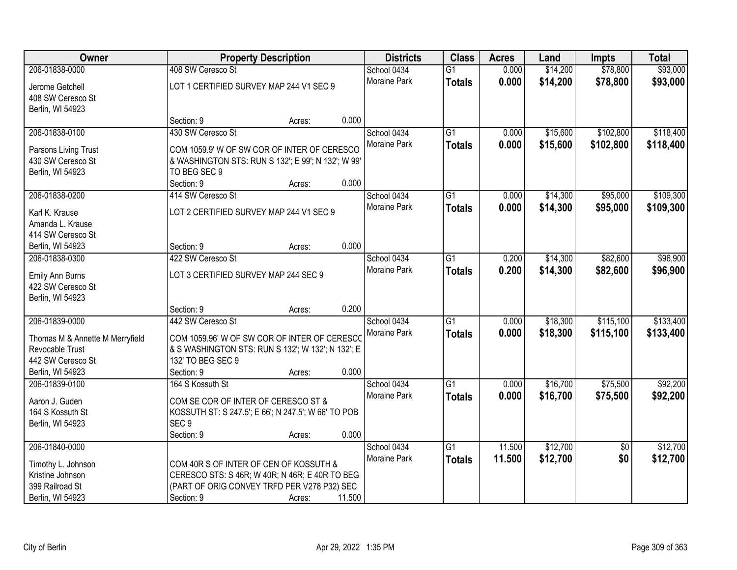| Owner | Property Description | Districts | Class | Acres | Land | Impts | Total |
|---|---|---|---|---|---|---|---|
| 206-01838-0000<br>Jerome Getchell<br>408 SW Ceresco St<br>Berlin, WI 54923 | 408 SW Ceresco St<br>LOT 1 CERTIFIED SURVEY MAP 244 V1 SEC 9<br>Section: 9 Acres: 0.000 | School 0434<br>Moraine Park | G1<br>**Totals** | 0.000<br>**0.000** | $14,200<br>**$14,200** | $78,800<br>**$78,800** | $93,000<br>**$93,000** |
| 206-01838-0100<br>Parsons Living Trust<br>430 SW Ceresco St<br>Berlin, WI 54923 | 430 SW Ceresco St<br>COM 1059.9' W OF SW COR OF INTER OF CERESCO & WASHINGTON STS: RUN S 132'; E 99'; N 132'; W 99' TO BEG SEC 9<br>Section: 9 Acres: 0.000 | School 0434<br>Moraine Park | G1<br>**Totals** | 0.000<br>**0.000** | $15,600<br>**$15,600** | $102,800<br>**$102,800** | $118,400<br>**$118,400** |
| 206-01838-0200<br>Karl K. Krause<br>Amanda L. Krause<br>414 SW Ceresco St<br>Berlin, WI 54923 | 414 SW Ceresco St<br>LOT 2 CERTIFIED SURVEY MAP 244 V1 SEC 9<br>Section: 9 Acres: 0.000 | School 0434<br>Moraine Park | G1<br>**Totals** | 0.000<br>**0.000** | $14,300<br>**$14,300** | $95,000<br>**$95,000** | $109,300<br>**$109,300** |
| 206-01838-0300<br>Emily Ann Burns<br>422 SW Ceresco St<br>Berlin, WI 54923 | 422 SW Ceresco St<br>LOT 3 CERTIFIED SURVEY MAP 244 SEC 9<br>Section: 9 Acres: 0.200 | School 0434<br>Moraine Park | G1<br>**Totals** | 0.200<br>**0.200** | $14,300<br>**$14,300** | $82,600<br>**$82,600** | $96,900<br>**$96,900** |
| 206-01839-0000<br>Thomas M & Annette M Merryfield Revocable Trust<br>442 SW Ceresco St<br>Berlin, WI 54923 | 442 SW Ceresco St<br>COM 1059.96' W OF SW COR OF INTER OF CERESCO & S WASHINGTON STS: RUN S 132'; W 132'; N 132'; E 132' TO BEG SEC 9<br>Section: 9 Acres: 0.000 | School 0434<br>Moraine Park | G1<br>**Totals** | 0.000<br>**0.000** | $18,300<br>**$18,300** | $115,100<br>**$115,100** | $133,400<br>**$133,400** |
| 206-01839-0100<br>Aaron J. Guden<br>164 S Kossuth St<br>Berlin, WI 54923 | 164 S Kossuth St<br>COM SE COR OF INTER OF CERESCO ST & KOSSUTH ST: S 247.5'; E 66'; N 247.5'; W 66' TO POB SEC 9<br>Section: 9 Acres: 0.000 | School 0434<br>Moraine Park | G1<br>**Totals** | 0.000<br>**0.000** | $16,700<br>**$16,700** | $75,500<br>**$75,500** | $92,200<br>**$92,200** |
| 206-01840-0000<br>Timothy L. Johnson<br>Kristine Johnson<br>399 Railroad St<br>Berlin, WI 54923 | COM 40R S OF INTER OF CEN OF KOSSUTH & CERESCO STS: S 46R; W 40R; N 46R; E 40R TO BEG (PART OF ORIG CONVEY TRFD PER V278 P32) SEC<br>Section: 9 Acres: 11.500 | School 0434<br>Moraine Park | G1<br>**Totals** | 11.500<br>**11.500** | $12,700<br>**$12,700** | $0<br>**$0** | $12,700<br>**$12,700** |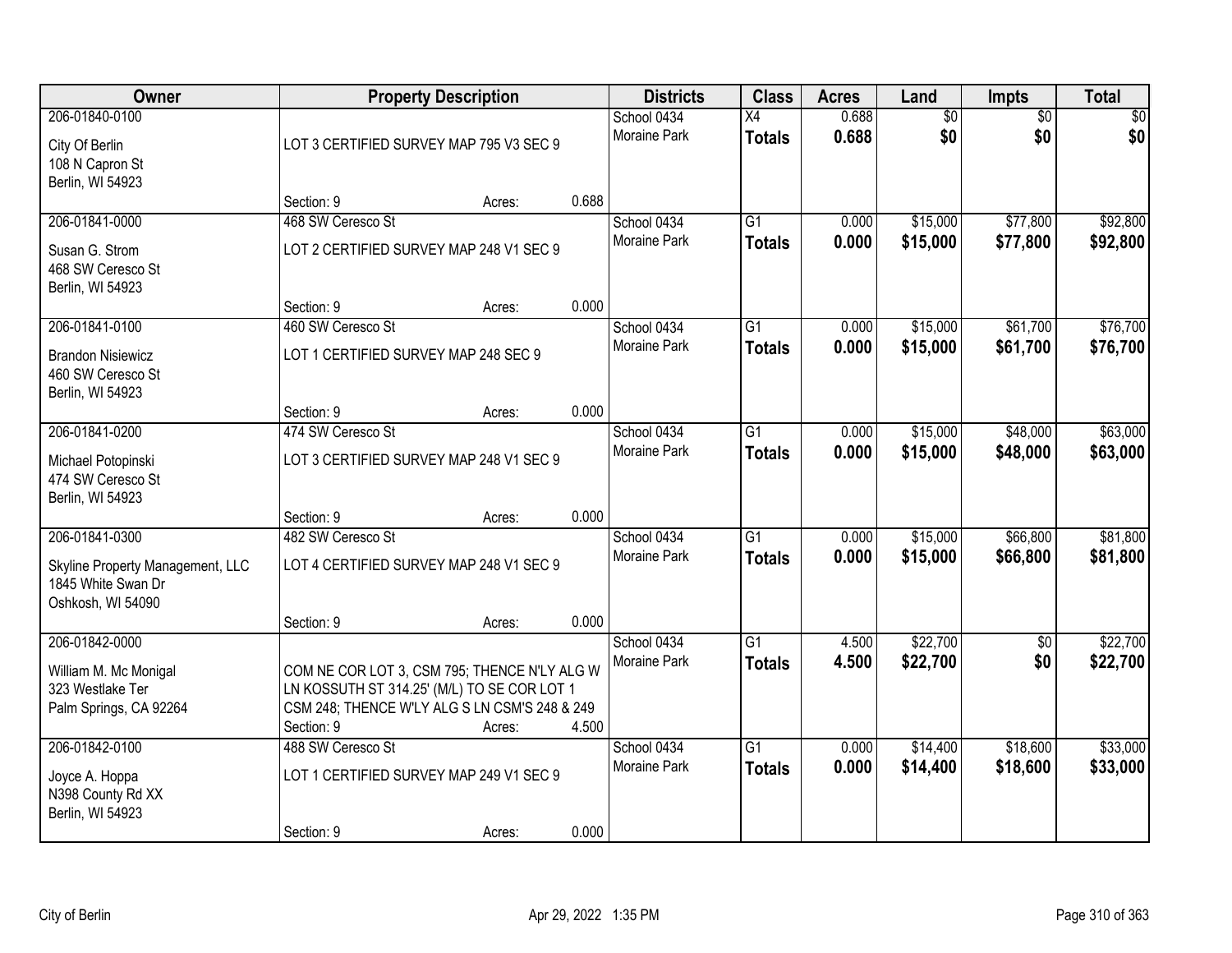| Owner | Property Description | | | Districts | Class | Acres | Land | Impts | Total |
|---|---|---|---|---|---|---|---|---|---|
| 206-01840-0100 | | | | School 0434 | X4 | 0.688 | $0 | $0 | $0 |
| City Of Berlin<br>108 N Capron St<br>Berlin, WI 54923 | LOT 3 CERTIFIED SURVEY MAP 795 V3 SEC 9 | | | Moraine Park | **Totals** | **0.688** | **$0** | **$0** | **$0** |
| | Section: 9 | Acres: | 0.688 | | | | | | |
| 206-01841-0000 | 468 SW Ceresco St | | | School 0434 | G1 | 0.000 | $15,000 | $77,800 | $92,800 |
| Susan G. Strom<br>468 SW Ceresco St<br>Berlin, WI 54923 | LOT 2 CERTIFIED SURVEY MAP 248 V1 SEC 9 | | | Moraine Park | **Totals** | **0.000** | **$15,000** | **$77,800** | **$92,800** |
| | Section: 9 | Acres: | 0.000 | | | | | | |
| 206-01841-0100 | 460 SW Ceresco St | | | School 0434 | G1 | 0.000 | $15,000 | $61,700 | $76,700 |
| Brandon Nisiewicz<br>460 SW Ceresco St<br>Berlin, WI 54923 | LOT 1 CERTIFIED SURVEY MAP 248 SEC 9 | | | Moraine Park | **Totals** | **0.000** | **$15,000** | **$61,700** | **$76,700** |
| | Section: 9 | Acres: | 0.000 | | | | | | |
| 206-01841-0200 | 474 SW Ceresco St | | | School 0434 | G1 | 0.000 | $15,000 | $48,000 | $63,000 |
| Michael Potopinski<br>474 SW Ceresco St<br>Berlin, WI 54923 | LOT 3 CERTIFIED SURVEY MAP 248 V1 SEC 9 | | | Moraine Park | **Totals** | **0.000** | **$15,000** | **$48,000** | **$63,000** |
| | Section: 9 | Acres: | 0.000 | | | | | | |
| 206-01841-0300 | 482 SW Ceresco St | | | School 0434 | G1 | 0.000 | $15,000 | $66,800 | $81,800 |
| Skyline Property Management, LLC<br>1845 White Swan Dr<br>Oshkosh, WI 54090 | LOT 4 CERTIFIED SURVEY MAP 248 V1 SEC 9 | | | Moraine Park | **Totals** | **0.000** | **$15,000** | **$66,800** | **$81,800** |
| | Section: 9 | Acres: | 0.000 | | | | | | |
| 206-01842-0000 | | | | School 0434 | G1 | 4.500 | $22,700 | $0 | $22,700 |
| William M. Mc Monigal<br>323 Westlake Ter<br>Palm Springs, CA 92264 | COM NE COR LOT 3, CSM 795; THENCE N'LY ALG W LN KOSSUTH ST 314.25' (M/L) TO SE COR LOT 1 CSM 248; THENCE W'LY ALG S LN CSM'S 248 & 249 | | | Moraine Park | **Totals** | **4.500** | **$22,700** | **$0** | **$22,700** |
| | Section: 9 | Acres: | 4.500 | | | | | | |
| 206-01842-0100 | 488 SW Ceresco St | | | School 0434 | G1 | 0.000 | $14,400 | $18,600 | $33,000 |
| Joyce A. Hoppa<br>N398 County Rd XX<br>Berlin, WI 54923 | LOT 1 CERTIFIED SURVEY MAP 249 V1 SEC 9 | | | Moraine Park | **Totals** | **0.000** | **$14,400** | **$18,600** | **$33,000** |
| | Section: 9 | Acres: | 0.000 | | | | | | |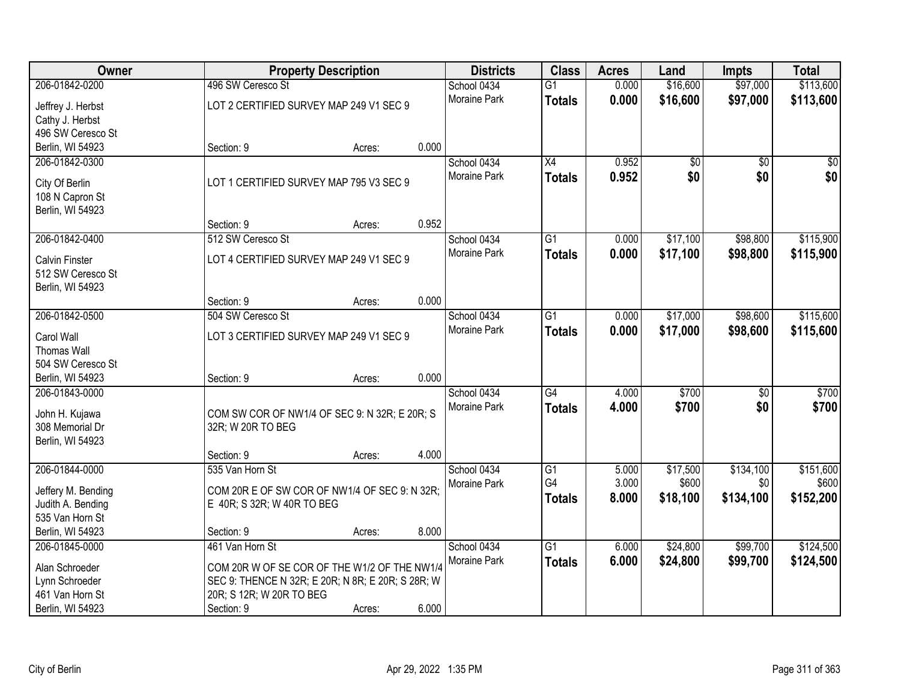| Owner | Property Description | | | Districts | Class | Acres | Land | Impts | Total |
|---|---|---|---|---|---|---|---|---|---|
| 206-01842-0200 | 496 SW Ceresco St | | | School 0434 | G1 | 0.000 | $16,600 | $97,000 | $113,600 |
| Jeffrey J. Herbst<br>Cathy J. Herbst<br>496 SW Ceresco St<br>Berlin, WI 54923 | LOT 2 CERTIFIED SURVEY MAP 249 V1 SEC 9 | | | Moraine Park | **Totals** | **0.000** | **$16,600** | **$97,000** | **$113,600** |
| | Section: 9 | Acres: | 0.000 | | | | | | |
| 206-01842-0300 | | | | School 0434 | X4 | 0.952 | $0 | $0 | $0 |
| City Of Berlin<br>108 N Capron St<br>Berlin, WI 54923 | LOT 1 CERTIFIED SURVEY MAP 795 V3 SEC 9 | | | Moraine Park | **Totals** | **0.952** | **$0** | **$0** | **$0** |
| | Section: 9 | Acres: | 0.952 | | | | | | |
| 206-01842-0400 | 512 SW Ceresco St | | | School 0434 | G1 | 0.000 | $17,100 | $98,800 | $115,900 |
| Calvin Finster<br>512 SW Ceresco St<br>Berlin, WI 54923 | LOT 4 CERTIFIED SURVEY MAP 249 V1 SEC 9 | | | Moraine Park | **Totals** | **0.000** | **$17,100** | **$98,800** | **$115,900** |
| | Section: 9 | Acres: | 0.000 | | | | | | |
| 206-01842-0500 | 504 SW Ceresco St | | | School 0434 | G1 | 0.000 | $17,000 | $98,600 | $115,600 |
| Carol Wall<br>Thomas Wall<br>504 SW Ceresco St<br>Berlin, WI 54923 | LOT 3 CERTIFIED SURVEY MAP 249 V1 SEC 9 | | | Moraine Park | **Totals** | **0.000** | **$17,000** | **$98,600** | **$115,600** |
| | Section: 9 | Acres: | 0.000 | | | | | | |
| 206-01843-0000 | | | | School 0434 | G4 | 4.000 | $700 | $0 | $700 |
| John H. Kujawa<br>308 Memorial Dr<br>Berlin, WI 54923 | COM SW COR OF NW1/4 OF SEC 9: N 32R; E 20R; S 32R; W 20R TO BEG | | | Moraine Park | **Totals** | **4.000** | **$700** | **$0** | **$700** |
| | Section: 9 | Acres: | 4.000 | | | | | | |
| 206-01844-0000 | 535 Van Horn St | | | School 0434 | G1 | 5.000 | $17,500 | $134,100 | $151,600 |
| Jeffery M. Bending<br>Judith A. Bending<br>535 Van Horn St<br>Berlin, WI 54923 | COM 20R E OF SW COR OF NW1/4 OF SEC 9: N 32R; E 40R; S 32R; W 40R TO BEG | | | Moraine Park | G4 | 3.000 | $600 | $0 | $600 |
| | | | | | **Totals** | **8.000** | **$18,100** | **$134,100** | **$152,200** |
| | Section: 9 | Acres: | 8.000 | | | | | | |
| 206-01845-0000 | 461 Van Horn St | | | School 0434 | G1 | 6.000 | $24,800 | $99,700 | $124,500 |
| Alan Schroeder<br>Lynn Schroeder<br>461 Van Horn St<br>Berlin, WI 54923 | COM 20R W OF SE COR OF THE W1/2 OF THE NW1/4 SEC 9: THENCE N 32R; E 20R; N 8R; E 20R; S 28R; W 20R; S 12R; W 20R TO BEG | | | Moraine Park | **Totals** | **6.000** | **$24,800** | **$99,700** | **$124,500** |
| | Section: 9 | Acres: | 6.000 | | | | | | |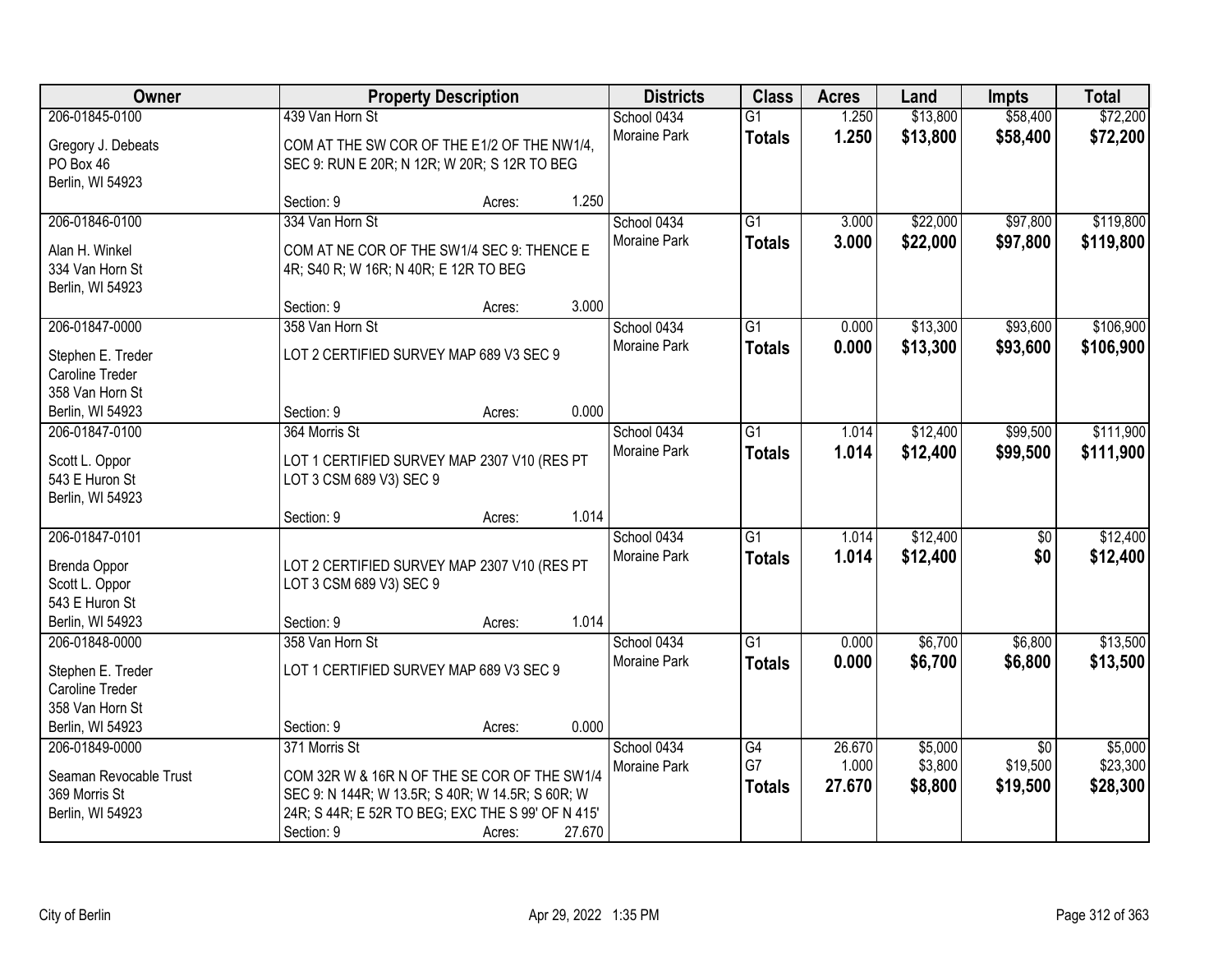| Owner | Property Description | | | Districts | Class | Acres | Land | Impts | Total |
|---|---|---|---|---|---|---|---|---|---|
| 206-01845-0100 | 439 Van Horn St | | | School 0434 | G1 | 1.250 | $13,800 | $58,400 | $72,200 |
| Gregory J. Debeats<br>PO Box 46<br>Berlin, WI 54923 | COM AT THE SW COR OF THE E1/2 OF THE NW1/4, SEC 9: RUN E 20R; N 12R; W 20R; S 12R TO BEG | | | Moraine Park | **Totals** | **1.250** | **$13,800** | **$58,400** | **$72,200** |
| | Section: 9 | Acres: | 1.250 | | | | | | |
| 206-01846-0100 | 334 Van Horn St | | | School 0434 | G1 | 3.000 | $22,000 | $97,800 | $119,800 |
| Alan H. Winkel<br>334 Van Horn St<br>Berlin, WI 54923 | COM AT NE COR OF THE SW1/4 SEC 9: THENCE E 4R; S40 R; W 16R; N 40R; E 12R TO BEG | | | Moraine Park | **Totals** | **3.000** | **$22,000** | **$97,800** | **$119,800** |
| | Section: 9 | Acres: | 3.000 | | | | | | |
| 206-01847-0000 | 358 Van Horn St | | | School 0434 | G1 | 0.000 | $13,300 | $93,600 | $106,900 |
| Stephen E. Treder<br>Caroline Treder<br>358 Van Horn St<br>Berlin, WI 54923 | LOT 2 CERTIFIED SURVEY MAP 689 V3 SEC 9 | | | Moraine Park | **Totals** | **0.000** | **$13,300** | **$93,600** | **$106,900** |
| | Section: 9 | Acres: | 0.000 | | | | | | |
| 206-01847-0100 | 364 Morris St | | | School 0434 | G1 | 1.014 | $12,400 | $99,500 | $111,900 |
| Scott L. Oppor<br>543 E Huron St<br>Berlin, WI 54923 | LOT 1 CERTIFIED SURVEY MAP 2307 V10 (RES PT LOT 3 CSM 689 V3) SEC 9 | | | Moraine Park | **Totals** | **1.014** | **$12,400** | **$99,500** | **$111,900** |
| | Section: 9 | Acres: | 1.014 | | | | | | |
| 206-01847-0101 | | | | School 0434 | G1 | 1.014 | $12,400 | $0 | $12,400 |
| Brenda Oppor<br>Scott L. Oppor<br>543 E Huron St<br>Berlin, WI 54923 | LOT 2 CERTIFIED SURVEY MAP 2307 V10 (RES PT LOT 3 CSM 689 V3) SEC 9 | | | Moraine Park | **Totals** | **1.014** | **$12,400** | **$0** | **$12,400** |
| | Section: 9 | Acres: | 1.014 | | | | | | |
| 206-01848-0000 | 358 Van Horn St | | | School 0434 | G1 | 0.000 | $6,700 | $6,800 | $13,500 |
| Stephen E. Treder<br>Caroline Treder<br>358 Van Horn St<br>Berlin, WI 54923 | LOT 1 CERTIFIED SURVEY MAP 689 V3 SEC 9 | | | Moraine Park | **Totals** | **0.000** | **$6,700** | **$6,800** | **$13,500** |
| | Section: 9 | Acres: | 0.000 | | | | | | |
| 206-01849-0000 | 371 Morris St | | | School 0434 | G4 | 26.670 | $5,000 | $0 | $5,000 |
| Seaman Revocable Trust<br>369 Morris St<br>Berlin, WI 54923 | COM 32R W & 16R N OF THE SE COR OF THE SW1/4 SEC 9: N 144R; W 13.5R; S 40R; W 14.5R; S 60R; W 24R; S 44R; E 52R TO BEG; EXC THE S 99' OF N 415' | | | Moraine Park | G7 | 1.000 | $3,800 | $19,500 | $23,300 |
| | | | | | **Totals** | **27.670** | **$8,800** | **$19,500** | **$28,300** |
| | Section: 9 | Acres: | 27.670 | | | | | | |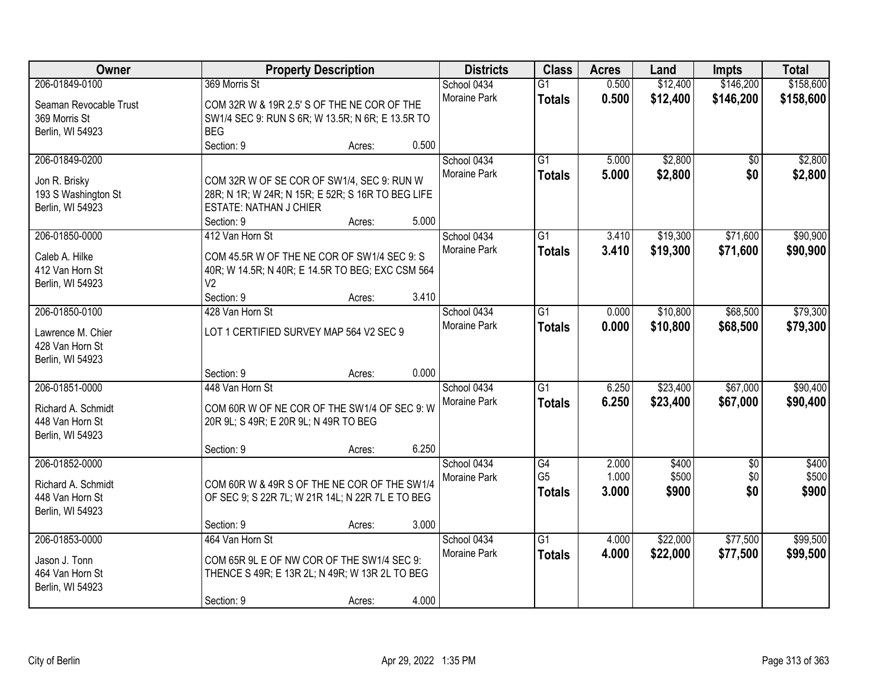| Owner | Property Description | Districts | Class | Acres | Land | Impts | Total |
|---|---|---|---|---|---|---|---|
| 206-01849-0100<br>Seaman Revocable Trust<br>369 Morris St<br>Berlin, WI 54923 | 369 Morris St<br>COM 32R W & 19R 2.5' S OF THE NE COR OF THE SW1/4 SEC 9: RUN S 6R; W 13.5R; N 6R; E 13.5R TO BEG<br>Section: 9 Acres: 0.500 | School 0434<br>Moraine Park | G1<br>**Totals** | 0.500<br>**0.500** | $12,400<br>**$12,400** | $146,200<br>**$146,200** | $158,600<br>**$158,600** |
| 206-01849-0200<br>Jon R. Brisky<br>193 S Washington St<br>Berlin, WI 54923 | COM 32R W OF SE COR OF SW1/4, SEC 9: RUN W 28R; N 1R; W 24R; N 15R; E 52R; S 16R TO BEG LIFE ESTATE: NATHAN J CHIER<br>Section: 9 Acres: 5.000 | School 0434<br>Moraine Park | G1<br>**Totals** | 5.000<br>**5.000** | $2,800<br>**$2,800** | $0<br>**$0** | $2,800<br>**$2,800** |
| 206-01850-0000<br>Caleb A. Hilke<br>412 Van Horn St<br>Berlin, WI 54923 | 412 Van Horn St<br>COM 45.5R W OF THE NE COR OF SW1/4 SEC 9: S 40R; W 14.5R; N 40R; E 14.5R TO BEG; EXC CSM 564 V2<br>Section: 9 Acres: 3.410 | School 0434<br>Moraine Park | G1<br>**Totals** | 3.410<br>**3.410** | $19,300<br>**$19,300** | $71,600<br>**$71,600** | $90,900<br>**$90,900** |
| 206-01850-0100<br>Lawrence M. Chier<br>428 Van Horn St<br>Berlin, WI 54923 | 428 Van Horn St<br>LOT 1 CERTIFIED SURVEY MAP 564 V2 SEC 9<br>Section: 9 Acres: 0.000 | School 0434<br>Moraine Park | G1<br>**Totals** | 0.000<br>**0.000** | $10,800<br>**$10,800** | $68,500<br>**$68,500** | $79,300<br>**$79,300** |
| 206-01851-0000<br>Richard A. Schmidt<br>448 Van Horn St<br>Berlin, WI 54923 | 448 Van Horn St<br>COM 60R W OF NE COR OF THE SW1/4 OF SEC 9: W 20R 9L; S 49R; E 20R 9L; N 49R TO BEG<br>Section: 9 Acres: 6.250 | School 0434<br>Moraine Park | G1<br>**Totals** | 6.250<br>**6.250** | $23,400<br>**$23,400** | $67,000<br>**$67,000** | $90,400<br>**$90,400** |
| 206-01852-0000<br>Richard A. Schmidt<br>448 Van Horn St<br>Berlin, WI 54923 | COM 60R W & 49R S OF THE NE COR OF THE SW1/4 OF SEC 9; S 22R 7L; W 21R 14L; N 22R 7L E TO BEG<br>Section: 9 Acres: 3.000 | School 0434<br>Moraine Park | G4<br>G5<br>**Totals** | 2.000<br>1.000<br>**3.000** | $400<br>$500<br>**$900** | $0<br>$0<br>**$0** | $400<br>$500<br>**$900** |
| 206-01853-0000<br>Jason J. Tonn<br>464 Van Horn St<br>Berlin, WI 54923 | 464 Van Horn St<br>COM 65R 9L E OF NW COR OF THE SW1/4 SEC 9: THENCE S 49R; E 13R 2L; N 49R; W 13R 2L TO BEG<br>Section: 9 Acres: 4.000 | School 0434<br>Moraine Park | G1<br>**Totals** | 4.000<br>**4.000** | $22,000<br>**$22,000** | $77,500<br>**$77,500** | $99,500<br>**$99,500** |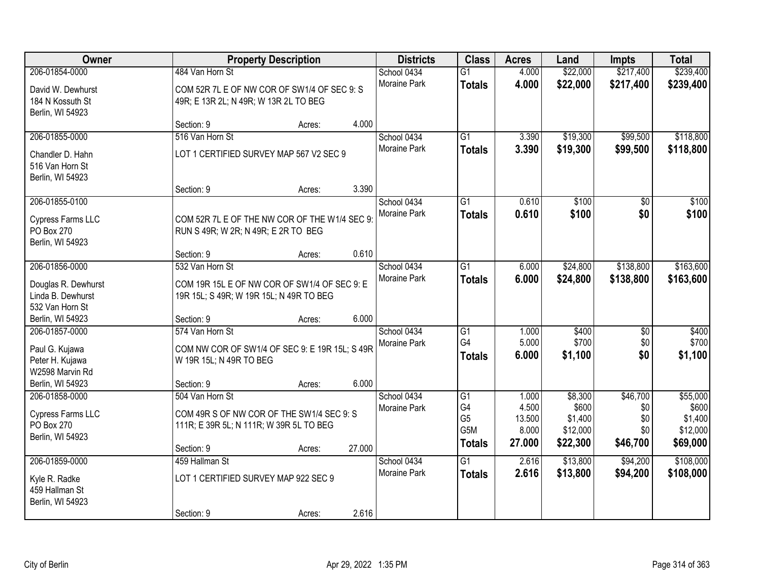| Owner | Property Description | | | Districts | Class | Acres | Land | Impts | Total |
|---|---|---|---|---|---|---|---|---|---|
| 206-01854-0000<br>David W. Dewhurst<br>184 N Kossuth St<br>Berlin, WI 54923 | 484 Van Horn St<br>COM 52R 7L E OF NW COR OF SW1/4 OF SEC 9: S 49R; E 13R 2L; N 49R; W 13R 2L TO BEG<br>Section: 9 | Acres: | 4.000 | School 0434<br>Moraine Park | G1<br>**Totals** | 4.000<br>**4.000** | \$22,000<br>**\$22,000** | \$217,400<br>**\$217,400** | \$239,400<br>**\$239,400** |
| 206-01855-0000<br>Chandler D. Hahn<br>516 Van Horn St<br>Berlin, WI 54923 | 516 Van Horn St<br>LOT 1 CERTIFIED SURVEY MAP 567 V2 SEC 9<br>Section: 9 | Acres: | 3.390 | School 0434<br>Moraine Park | G1<br>**Totals** | 3.390<br>**3.390** | \$19,300<br>**\$19,300** | \$99,500<br>**\$99,500** | \$118,800<br>**\$118,800** |
| 206-01855-0100<br>Cypress Farms LLC<br>PO Box 270<br>Berlin, WI 54923 | COM 52R 7L E OF THE NW COR OF THE W1/4 SEC 9: RUN S 49R; W 2R; N 49R; E 2R TO BEG<br>Section: 9 | Acres: | 0.610 | School 0434<br>Moraine Park | G1<br>**Totals** | 0.610<br>**0.610** | \$100<br>**\$100** | \$0<br>**\$0** | \$100<br>**\$100** |
| 206-01856-0000<br>Douglas R. Dewhurst<br>Linda B. Dewhurst<br>532 Van Horn St<br>Berlin, WI 54923 | 532 Van Horn St<br>COM 19R 15L E OF NW COR OF SW1/4 OF SEC 9: E 19R 15L; S 49R; W 19R 15L; N 49R TO BEG<br>Section: 9 | Acres: | 6.000 | School 0434<br>Moraine Park | G1<br>**Totals** | 6.000<br>**6.000** | \$24,800<br>**\$24,800** | \$138,800<br>**\$138,800** | \$163,600<br>**\$163,600** |
| 206-01857-0000<br>Paul G. Kujawa<br>Peter H. Kujawa<br>W2598 Marvin Rd<br>Berlin, WI 54923 | 574 Van Horn St<br>COM NW COR OF SW1/4 OF SEC 9: E 19R 15L; S 49R W 19R 15L; N 49R TO BEG<br>Section: 9 | Acres: | 6.000 | School 0434<br>Moraine Park | G1<br>G4<br>**Totals** | 1.000<br>5.000<br>**6.000** | \$400<br>\$700<br>**\$1,100** | \$0<br>\$0<br>**\$0** | \$400<br>\$700<br>**\$1,100** |
| 206-01858-0000<br>Cypress Farms LLC<br>PO Box 270<br>Berlin, WI 54923 | 504 Van Horn St<br>COM 49R S OF NW COR OF THE SW1/4 SEC 9: S 111R; E 39R 5L; N 111R; W 39R 5L TO BEG<br>Section: 9 | Acres: | 27.000 | School 0434<br>Moraine Park | G1<br>G4<br>G5<br>G5M<br>**Totals** | 1.000<br>4.500<br>13.500<br>8.000<br>**27.000** | \$8,300<br>\$600<br>\$1,400<br>\$12,000<br>**\$22,300** | \$46,700<br>\$0<br>\$0<br>\$0<br>**\$46,700** | \$55,000<br>\$600<br>\$1,400<br>\$12,000<br>**\$69,000** |
| 206-01859-0000<br>Kyle R. Radke<br>459 Hallman St<br>Berlin, WI 54923 | 459 Hallman St<br>LOT 1 CERTIFIED SURVEY MAP 922 SEC 9<br>Section: 9 | Acres: | 2.616 | School 0434<br>Moraine Park | G1<br>**Totals** | 2.616<br>**2.616** | \$13,800<br>**\$13,800** | \$94,200<br>**\$94,200** | \$108,000<br>**\$108,000** |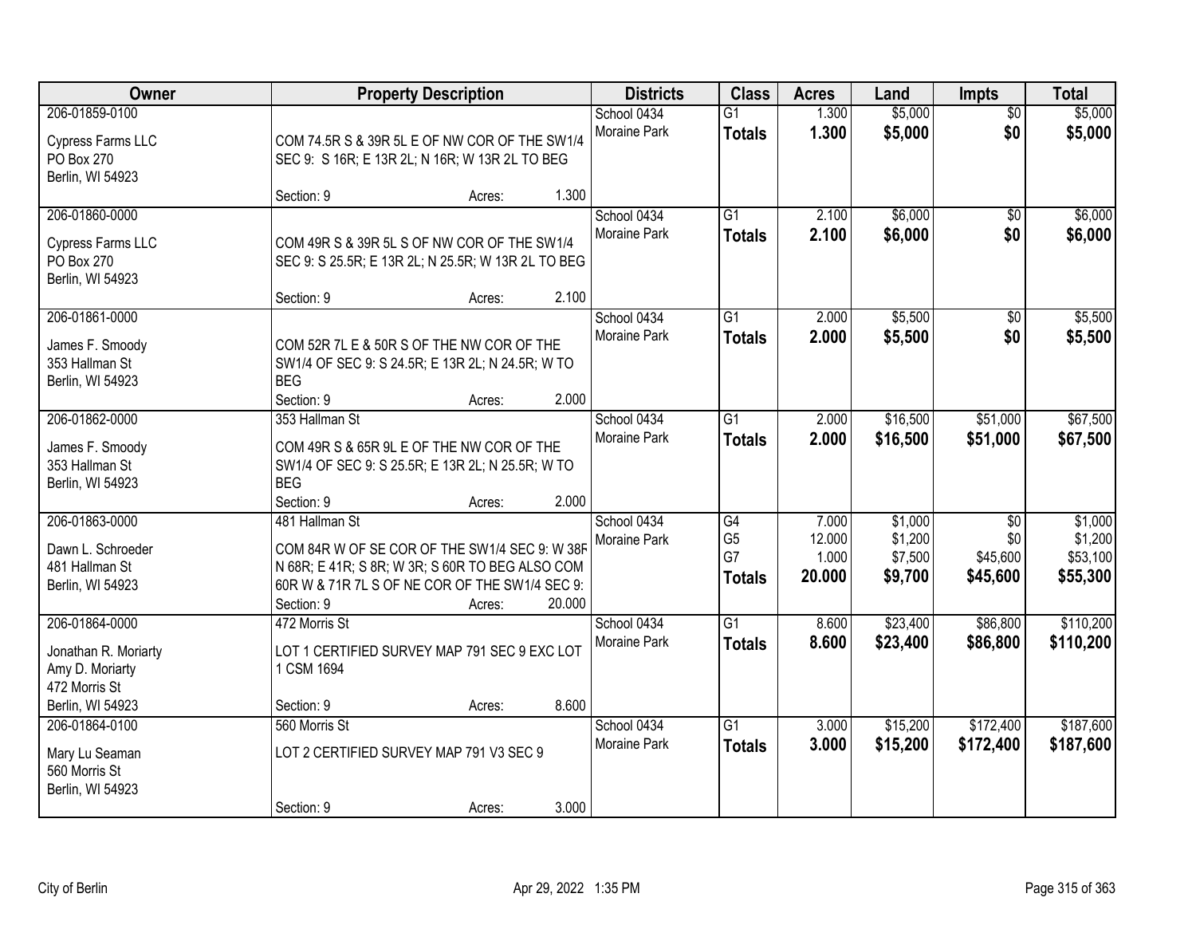| Owner | Property Description | Districts | Class | Acres | Land | Impts | Total |
|---|---|---|---|---|---|---|---|
| 206-01859-0100<br><br>Cypress Farms LLC<br>PO Box 270<br>Berlin, WI 54923 | COM 74.5R S & 39R 5L E OF NW COR OF THE SW1/4 SEC 9: S 16R; E 13R 2L; N 16R; W 13R 2L TO BEG<br><br>Section: 9 Acres: 1.300 | School 0434<br>Moraine Park | G1<br>**Totals** | 1.300<br>**1.300** | $5,000<br>**$5,000** | $0<br>**$0** | $5,000<br>**$5,000** |
| 206-01860-0000<br><br>Cypress Farms LLC<br>PO Box 270<br>Berlin, WI 54923 | COM 49R S & 39R 5L S OF NW COR OF THE SW1/4 SEC 9: S 25.5R; E 13R 2L; N 25.5R; W 13R 2L TO BEG<br><br>Section: 9 Acres: 2.100 | School 0434<br>Moraine Park | G1<br>**Totals** | 2.100<br>**2.100** | $6,000<br>**$6,000** | $0<br>**$0** | $6,000<br>**$6,000** |
| 206-01861-0000<br><br>James F. Smoody<br>353 Hallman St<br>Berlin, WI 54923 | COM 52R 7L E & 50R S OF THE NW COR OF THE SW1/4 OF SEC 9: S 24.5R; E 13R 2L; N 24.5R; W TO BEG<br>Section: 9 Acres: 2.000 | School 0434<br>Moraine Park | G1<br>**Totals** | 2.000<br>**2.000** | $5,500<br>**$5,500** | $0<br>**$0** | $5,500<br>**$5,500** |
| 206-01862-0000<br><br>James F. Smoody<br>353 Hallman St<br>Berlin, WI 54923 | 353 Hallman St<br><br>COM 49R S & 65R 9L E OF THE NW COR OF THE SW1/4 OF SEC 9: S 25.5R; E 13R 2L; N 25.5R; W TO BEG<br>Section: 9 Acres: 2.000 | School 0434<br>Moraine Park | G1<br>**Totals** | 2.000<br>**2.000** | $16,500<br>**$16,500** | $51,000<br>**$51,000** | $67,500<br>**$67,500** |
| 206-01863-0000<br><br>Dawn L. Schroeder<br>481 Hallman St<br>Berlin, WI 54923 | 481 Hallman St<br><br>COM 84R W OF SE COR OF THE SW1/4 SEC 9: W 38R N 68R; E 41R; S 8R; W 3R; S 60R TO BEG ALSO COM 60R W & 71R 7L S OF NE COR OF THE SW1/4 SEC 9:<br>Section: 9 Acres: 20.000 | School 0434<br>Moraine Park | G4<br>G5<br>G7<br>**Totals** | 7.000<br>12.000<br>1.000<br>**20.000** | $1,000<br>$1,200<br>$7,500<br>**$9,700** | $0<br>$0<br>$45,600<br>**$45,600** | $1,000<br>$1,200<br>$53,100<br>**$55,300** |
| 206-01864-0000<br><br>Jonathan R. Moriarty<br>Amy D. Moriarty<br>472 Morris St<br>Berlin, WI 54923 | 472 Morris St<br><br>LOT 1 CERTIFIED SURVEY MAP 791 SEC 9 EXC LOT 1 CSM 1694<br><br>Section: 9 Acres: 8.600 | School 0434<br>Moraine Park | G1<br>**Totals** | 8.600<br>**8.600** | $23,400<br>**$23,400** | $86,800<br>**$86,800** | $110,200<br>**$110,200** |
| 206-01864-0100<br><br>Mary Lu Seaman<br>560 Morris St<br>Berlin, WI 54923 | 560 Morris St<br><br>LOT 2 CERTIFIED SURVEY MAP 791 V3 SEC 9<br><br>Section: 9 Acres: 3.000 | School 0434<br>Moraine Park | G1<br>**Totals** | 3.000<br>**3.000** | $15,200<br>**$15,200** | $172,400<br>**$172,400** | $187,600<br>**$187,600** |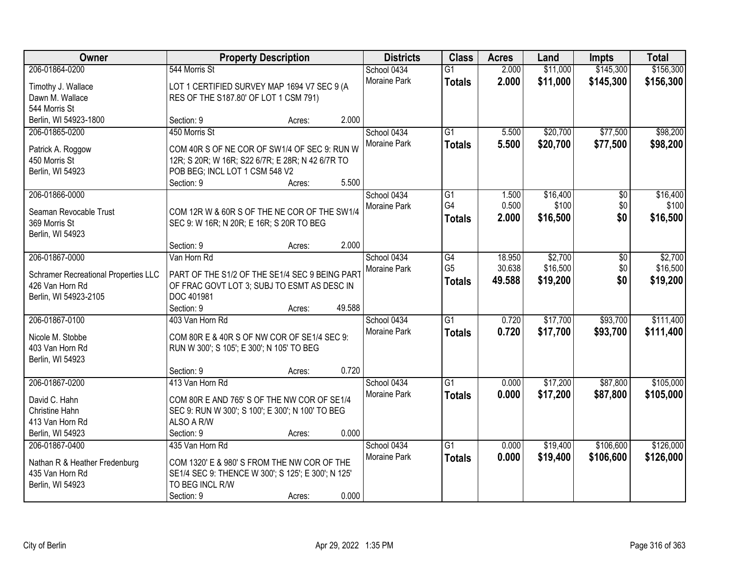| Owner | Property Description | Districts | Class | Acres | Land | Impts | Total |
|---|---|---|---|---|---|---|---|
| 206-01864-0200<br>Timothy J. Wallace<br>Dawn M. Wallace<br>544 Morris St<br>Berlin, WI 54923-1800 | 544 Morris St<br>LOT 1 CERTIFIED SURVEY MAP 1694 V7 SEC 9 (A RES OF THE S187.80' OF LOT 1 CSM 791)<br>Section: 9 Acres: 2.000 | School 0434<br>Moraine Park | G1<br>**Totals** | 2.000<br>**2.000** | $11,000<br>**$11,000** | $145,300<br>**$145,300** | $156,300<br>**$156,300** |
| 206-01865-0200<br>Patrick A. Roggow<br>450 Morris St<br>Berlin, WI 54923 | 450 Morris St<br>COM 40R S OF NE COR OF SW1/4 OF SEC 9: RUN W 12R; S 20R; W 16R; S22 6/7R; E 28R; N 42 6/7R TO POB BEG; INCL LOT 1 CSM 548 V2<br>Section: 9 Acres: 5.500 | School 0434<br>Moraine Park | G1<br>**Totals** | 5.500<br>**5.500** | $20,700<br>**$20,700** | $77,500<br>**$77,500** | $98,200<br>**$98,200** |
| 206-01866-0000<br>Seaman Revocable Trust<br>369 Morris St<br>Berlin, WI 54923 | COM 12R W & 60R S OF THE NE COR OF THE SW1/4 SEC 9: W 16R; N 20R; E 16R; S 20R TO BEG<br>Section: 9 Acres: 2.000 | School 0434<br>Moraine Park | G1<br>G4<br>**Totals** | 1.500<br>0.500<br>**2.000** | $16,400<br>$100<br>**$16,500** | $0<br>$0<br>**$0** | $16,400<br>$100<br>**$16,500** |
| 206-01867-0000<br>Schramer Recreational Properties LLC<br>426 Van Horn Rd<br>Berlin, WI 54923-2105 | Van Horn Rd<br>PART OF THE S1/2 OF THE SE1/4 SEC 9 BEING PART OF FRAC GOVT LOT 3; SUBJ TO ESMT AS DESC IN DOC 401981<br>Section: 9 Acres: 49.588 | School 0434<br>Moraine Park | G4<br>G5<br>**Totals** | 18.950<br>30.638<br>**49.588** | $2,700<br>$16,500<br>**$19,200** | $0<br>$0<br>**$0** | $2,700<br>$16,500<br>**$19,200** |
| 206-01867-0100<br>Nicole M. Stobbe<br>403 Van Horn Rd<br>Berlin, WI 54923 | 403 Van Horn Rd<br>COM 80R E & 40R S OF NW COR OF SE1/4 SEC 9: RUN W 300'; S 105'; E 300'; N 105' TO BEG<br>Section: 9 Acres: 0.720 | School 0434<br>Moraine Park | G1<br>**Totals** | 0.720<br>**0.720** | $17,700<br>**$17,700** | $93,700<br>**$93,700** | $111,400<br>**$111,400** |
| 206-01867-0200<br>David C. Hahn<br>Christine Hahn<br>413 Van Horn Rd<br>Berlin, WI 54923 | 413 Van Horn Rd<br>COM 80R E AND 765' S OF THE NW COR OF SE1/4 SEC 9: RUN W 300'; S 100'; E 300'; N 100' TO BEG ALSO A R/W<br>Section: 9 Acres: 0.000 | School 0434<br>Moraine Park | G1<br>**Totals** | 0.000<br>**0.000** | $17,200<br>**$17,200** | $87,800<br>**$87,800** | $105,000<br>**$105,000** |
| 206-01867-0400<br>Nathan R & Heather Fredenburg<br>435 Van Horn Rd<br>Berlin, WI 54923 | 435 Van Horn Rd<br>COM 1320' E & 980' S FROM THE NW COR OF THE SE1/4 SEC 9: THENCE W 300'; S 125'; E 300'; N 125' TO BEG INCL R/W<br>Section: 9 Acres: 0.000 | School 0434<br>Moraine Park | G1<br>**Totals** | 0.000<br>**0.000** | $19,400<br>**$19,400** | $106,600<br>**$106,600** | $126,000<br>**$126,000** |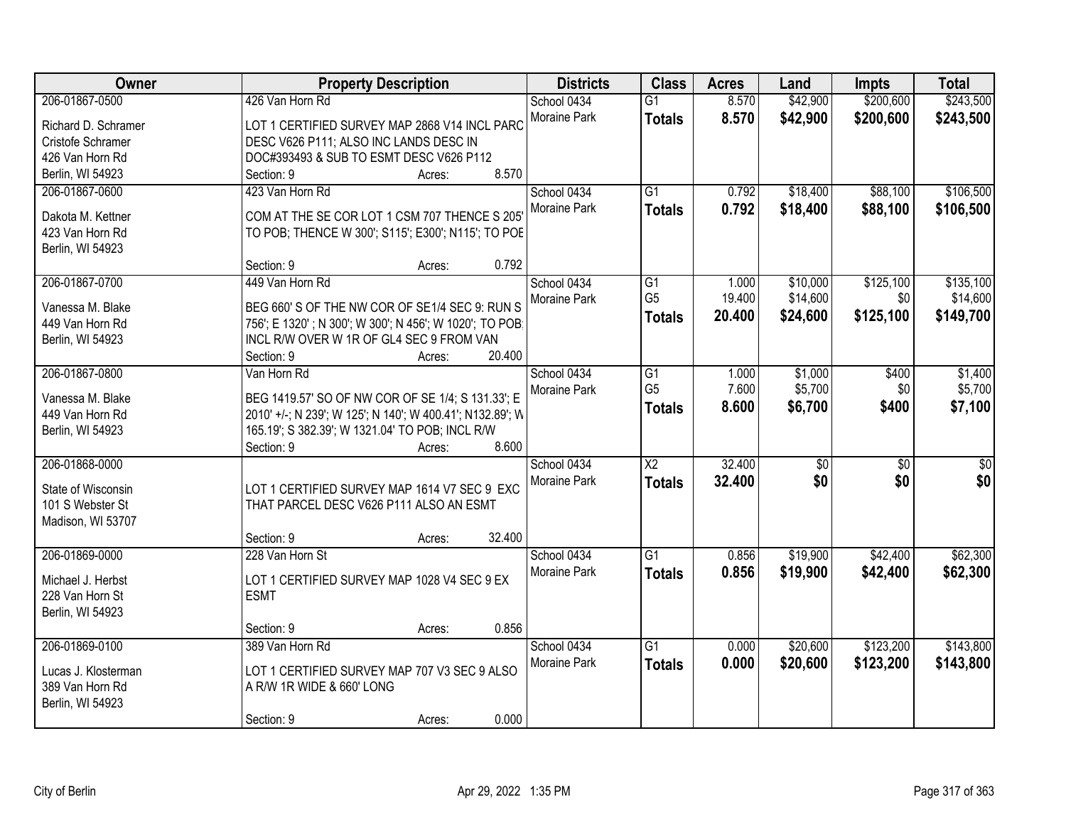| Owner | Property Description | Districts | Class | Acres | Land | Impts | Total |
|---|---|---|---|---|---|---|---|
| 206-01867-0500<br>Richard D. Schramer<br>Cristofe Schramer<br>426 Van Horn Rd<br>Berlin, WI 54923 | 426 Van Horn Rd<br>LOT 1 CERTIFIED SURVEY MAP 2868 V14 INCL PARC DESC V626 P111; ALSO INC LANDS DESC IN DOC#393493 & SUB TO ESMT DESC V626 P112<br>Section: 9 Acres: 8.570 | School 0434<br>Moraine Park | G1<br>**Totals** | 8.570<br>**8.570** | $42,900<br>**$42,900** | $200,600<br>**$200,600** | $243,500<br>**$243,500** |
| 206-01867-0600<br>Dakota M. Kettner<br>423 Van Horn Rd<br>Berlin, WI 54923 | 423 Van Horn Rd<br>COM AT THE SE COR LOT 1 CSM 707 THENCE S 205' TO POB; THENCE W 300'; S115'; E300'; N115'; TO POE<br>Section: 9 Acres: 0.792 | School 0434<br>Moraine Park | G1<br>**Totals** | 0.792<br>**0.792** | $18,400<br>**$18,400** | $88,100<br>**$88,100** | $106,500<br>**$106,500** |
| 206-01867-0700<br>Vanessa M. Blake<br>449 Van Horn Rd<br>Berlin, WI 54923 | 449 Van Horn Rd<br>BEG 660' S OF THE NW COR OF SE1/4 SEC 9: RUN S 756'; E 1320' ; N 300'; W 300'; N 456'; W 1020'; TO POB; INCL R/W OVER W 1R OF GL4 SEC 9 FROM VAN<br>Section: 9 Acres: 20.400 | School 0434<br>Moraine Park | G1<br>G5<br>**Totals** | 1.000<br>19.400<br>**20.400** | $10,000<br>$14,600<br>**$24,600** | $125,100<br>$0<br>**$125,100** | $135,100<br>$14,600<br>**$149,700** |
| 206-01867-0800<br>Vanessa M. Blake<br>449 Van Horn Rd<br>Berlin, WI 54923 | Van Horn Rd<br>BEG 1419.57' SO OF NW COR OF SE 1/4; S 131.33'; E 2010' +/-; N 239'; W 125'; N 140'; W 400.41'; N132.89'; W 165.19'; S 382.39'; W 1321.04' TO POB; INCL R/W<br>Section: 9 Acres: 8.600 | School 0434<br>Moraine Park | G1<br>G5<br>**Totals** | 1.000<br>7.600<br>**8.600** | $1,000<br>$5,700<br>**$6,700** | $400<br>$0<br>**$400** | $1,400<br>$5,700<br>**$7,100** |
| 206-01868-0000<br>State of Wisconsin<br>101 S Webster St<br>Madison, WI 53707 | LOT 1 CERTIFIED SURVEY MAP 1614 V7 SEC 9 EXC THAT PARCEL DESC V626 P111 ALSO AN ESMT<br>Section: 9 Acres: 32.400 | School 0434<br>Moraine Park | X2<br>**Totals** | 32.400<br>**32.400** | $0<br>**$0** | $0<br>**$0** | $0<br>**$0** |
| 206-01869-0000<br>Michael J. Herbst<br>228 Van Horn St<br>Berlin, WI 54923 | 228 Van Horn St<br>LOT 1 CERTIFIED SURVEY MAP 1028 V4 SEC 9 EX ESMT<br>Section: 9 Acres: 0.856 | School 0434<br>Moraine Park | G1<br>**Totals** | 0.856<br>**0.856** | $19,900<br>**$19,900** | $42,400<br>**$42,400** | $62,300<br>**$62,300** |
| 206-01869-0100<br>Lucas J. Klosterman<br>389 Van Horn Rd<br>Berlin, WI 54923 | 389 Van Horn Rd<br>LOT 1 CERTIFIED SURVEY MAP 707 V3 SEC 9 ALSO A R/W 1R WIDE & 660' LONG<br>Section: 9 Acres: 0.000 | School 0434<br>Moraine Park | G1<br>**Totals** | 0.000<br>**0.000** | $20,600<br>**$20,600** | $123,200<br>**$123,200** | $143,800<br>**$143,800** |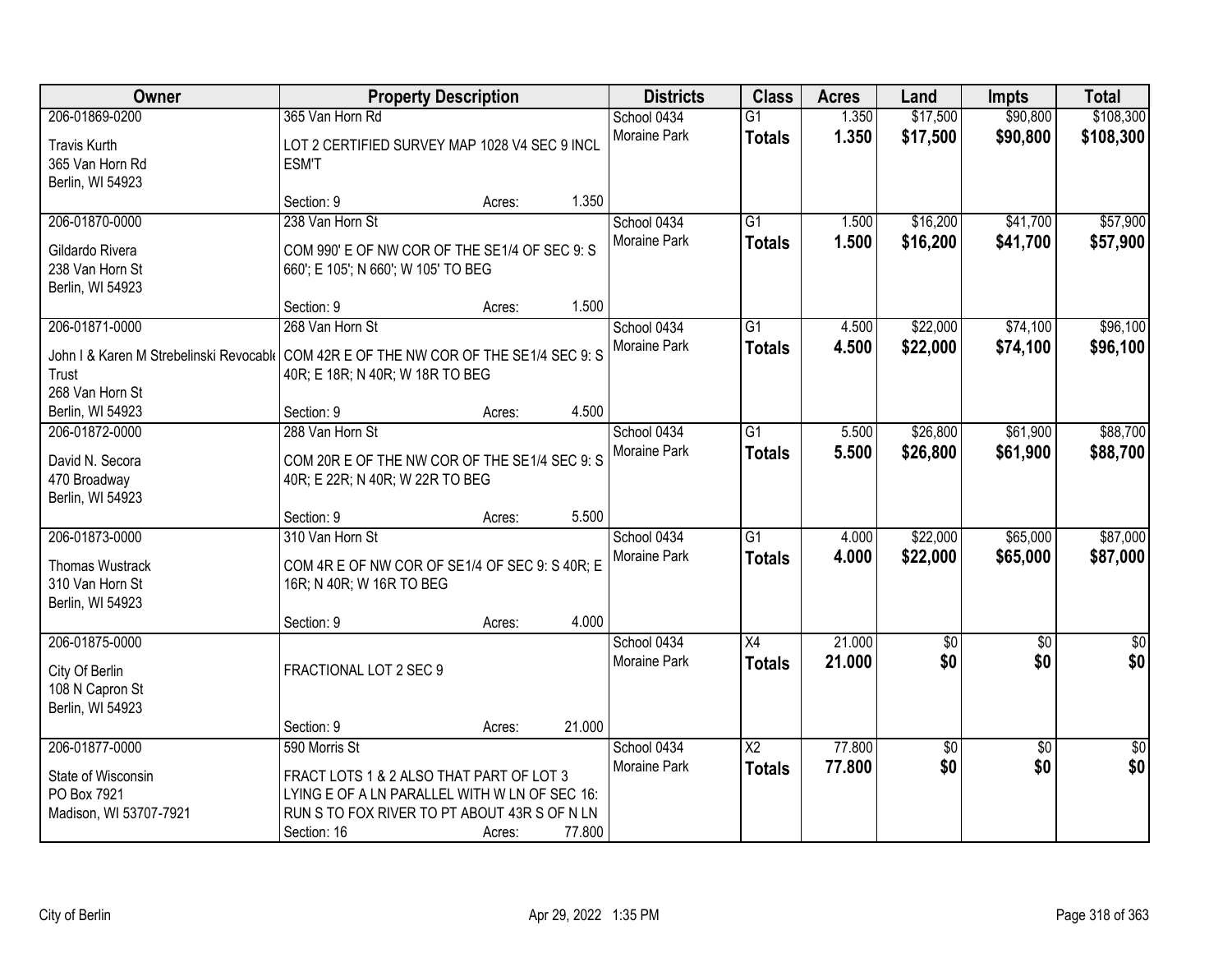| Owner | Property Description | Districts | Class | Acres | Land | Impts | Total |
|---|---|---|---|---|---|---|---|
| 206-01869-0200<br>Travis Kurth<br>365 Van Horn Rd<br>Berlin, WI 54923 | 365 Van Horn Rd<br>LOT 2 CERTIFIED SURVEY MAP 1028 V4 SEC 9 INCL ESM'T<br>Section: 9 Acres: 1.350 | School 0434<br>Moraine Park | G1<br>**Totals** | 1.350<br>**1.350** | $17,500<br>**$17,500** | $90,800<br>**$90,800** | $108,300<br>**$108,300** |
| 206-01870-0000<br>Gildardo Rivera<br>238 Van Horn St<br>Berlin, WI 54923 | 238 Van Horn St<br>COM 990' E OF NW COR OF THE SE1/4 OF SEC 9: S 660'; E 105'; N 660'; W 105' TO BEG<br>Section: 9 Acres: 1.500 | School 0434<br>Moraine Park | G1<br>**Totals** | 1.500<br>**1.500** | $16,200<br>**$16,200** | $41,700<br>**$41,700** | $57,900<br>**$57,900** |
| 206-01871-0000<br>John I & Karen M Strebelinski Revocable Trust<br>268 Van Horn St<br>Berlin, WI 54923 | 268 Van Horn St<br>COM 42R E OF THE NW COR OF THE SE1/4 SEC 9: S 40R; E 18R; N 40R; W 18R TO BEG<br>Section: 9 Acres: 4.500 | School 0434<br>Moraine Park | G1<br>**Totals** | 4.500<br>**4.500** | $22,000<br>**$22,000** | $74,100<br>**$74,100** | $96,100<br>**$96,100** |
| 206-01872-0000<br>David N. Secora<br>470 Broadway<br>Berlin, WI 54923 | 288 Van Horn St<br>COM 20R E OF THE NW COR OF THE SE1/4 SEC 9: S 40R; E 22R; N 40R; W 22R TO BEG<br>Section: 9 Acres: 5.500 | School 0434<br>Moraine Park | G1<br>**Totals** | 5.500<br>**5.500** | $26,800<br>**$26,800** | $61,900<br>**$61,900** | $88,700<br>**$88,700** |
| 206-01873-0000<br>Thomas Wustrack<br>310 Van Horn St<br>Berlin, WI 54923 | 310 Van Horn St<br>COM 4R E OF NW COR OF SE1/4 OF SEC 9: S 40R; E 16R; N 40R; W 16R TO BEG<br>Section: 9 Acres: 4.000 | School 0434<br>Moraine Park | G1<br>**Totals** | 4.000<br>**4.000** | $22,000<br>**$22,000** | $65,000<br>**$65,000** | $87,000<br>**$87,000** |
| 206-01875-0000<br>City Of Berlin<br>108 N Capron St<br>Berlin, WI 54923 | FRACTIONAL LOT 2 SEC 9<br>Section: 9 Acres: 21.000 | School 0434<br>Moraine Park | X4<br>**Totals** | 21.000<br>**21.000** | $0<br>**$0** | $0<br>**$0** | $0<br>**$0** |
| 206-01877-0000<br>State of Wisconsin<br>PO Box 7921<br>Madison, WI 53707-7921 | 590 Morris St<br>FRACT LOTS 1 & 2 ALSO THAT PART OF LOT 3 LYING E OF A LN PARALLEL WITH W LN OF SEC 16: RUN S TO FOX RIVER TO PT ABOUT 43R S OF N LN<br>Section: 16 Acres: 77.800 | School 0434<br>Moraine Park | X2<br>**Totals** | 77.800<br>**77.800** | $0<br>**$0** | $0<br>**$0** | $0<br>**$0** |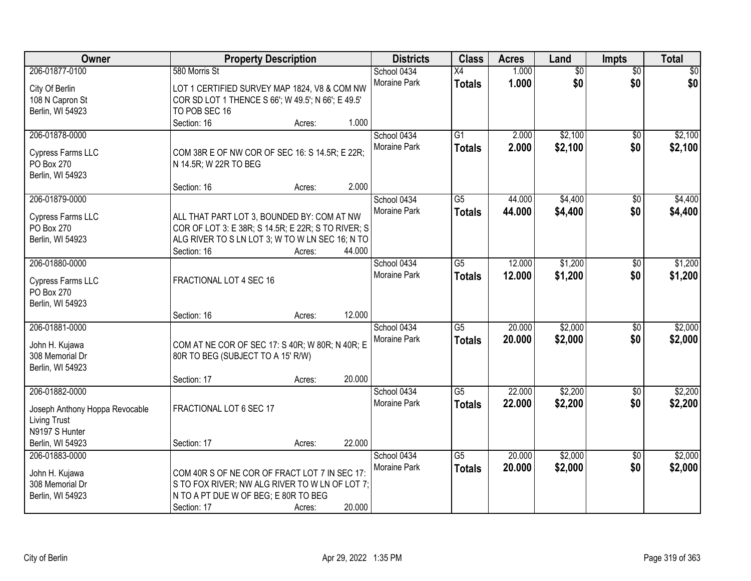| Owner | Property Description | Districts | Class | Acres | Land | Impts | Total |
|---|---|---|---|---|---|---|---|
| 206-01877-0100<br><br>City Of Berlin<br>108 N Capron St<br>Berlin, WI 54923 | 580 Morris St<br><br>LOT 1 CERTIFIED SURVEY MAP 1824, V8 & COM NW COR SD LOT 1 THENCE S 66'; W 49.5'; N 66'; E 49.5' TO POB SEC 16<br>Section: 16 Acres: 1.000 | School 0434<br>Moraine Park | X4<br>**Totals** | 1.000<br>**1.000** | $0<br>**$0** | $0<br>**$0** | $0<br>**$0** |
| 206-01878-0000<br><br>Cypress Farms LLC<br>PO Box 270<br>Berlin, WI 54923 | COM 38R E OF NW COR OF SEC 16: S 14.5R; E 22R; N 14.5R; W 22R TO BEG<br><br>Section: 16 Acres: 2.000 | School 0434<br>Moraine Park | G1<br>**Totals** | 2.000<br>**2.000** | $2,100<br>**$2,100** | $0<br>**$0** | $2,100<br>**$2,100** |
| 206-01879-0000<br><br>Cypress Farms LLC<br>PO Box 270<br>Berlin, WI 54923 | ALL THAT PART LOT 3, BOUNDED BY: COM AT NW COR OF LOT 3: E 38R; S 14.5R; E 22R; S TO RIVER; S ALG RIVER TO S LN LOT 3; W TO W LN SEC 16; N TO<br>Section: 16 Acres: 44.000 | School 0434<br>Moraine Park | G5<br>**Totals** | 44.000<br>**44.000** | $4,400<br>**$4,400** | $0<br>**$0** | $4,400<br>**$4,400** |
| 206-01880-0000<br><br>Cypress Farms LLC<br>PO Box 270<br>Berlin, WI 54923 | FRACTIONAL LOT 4 SEC 16<br><br>Section: 16 Acres: 12.000 | School 0434<br>Moraine Park | G5<br>**Totals** | 12.000<br>**12.000** | $1,200<br>**$1,200** | $0<br>**$0** | $1,200<br>**$1,200** |
| 206-01881-0000<br><br>John H. Kujawa<br>308 Memorial Dr<br>Berlin, WI 54923 | COM AT NE COR OF SEC 17: S 40R; W 80R; N 40R; E 80R TO BEG (SUBJECT TO A 15' R/W)<br><br>Section: 17 Acres: 20.000 | School 0434<br>Moraine Park | G5<br>**Totals** | 20.000<br>**20.000** | $2,000<br>**$2,000** | $0<br>**$0** | $2,000<br>**$2,000** |
| 206-01882-0000<br><br>Joseph Anthony Hoppa Revocable Living Trust<br>N9197 S Hunter<br>Berlin, WI 54923 | FRACTIONAL LOT 6 SEC 17<br><br>Section: 17 Acres: 22.000 | School 0434<br>Moraine Park | G5<br>**Totals** | 22.000<br>**22.000** | $2,200<br>**$2,200** | $0<br>**$0** | $2,200<br>**$2,200** |
| 206-01883-0000<br><br>John H. Kujawa<br>308 Memorial Dr<br>Berlin, WI 54923 | COM 40R S OF NE COR OF FRACT LOT 7 IN SEC 17: S TO FOX RIVER; NW ALG RIVER TO W LN OF LOT 7; N TO A PT DUE W OF BEG; E 80R TO BEG<br>Section: 17 Acres: 20.000 | School 0434<br>Moraine Park | G5<br>**Totals** | 20.000<br>**20.000** | $2,000<br>**$2,000** | $0<br>**$0** | $2,000<br>**$2,000** |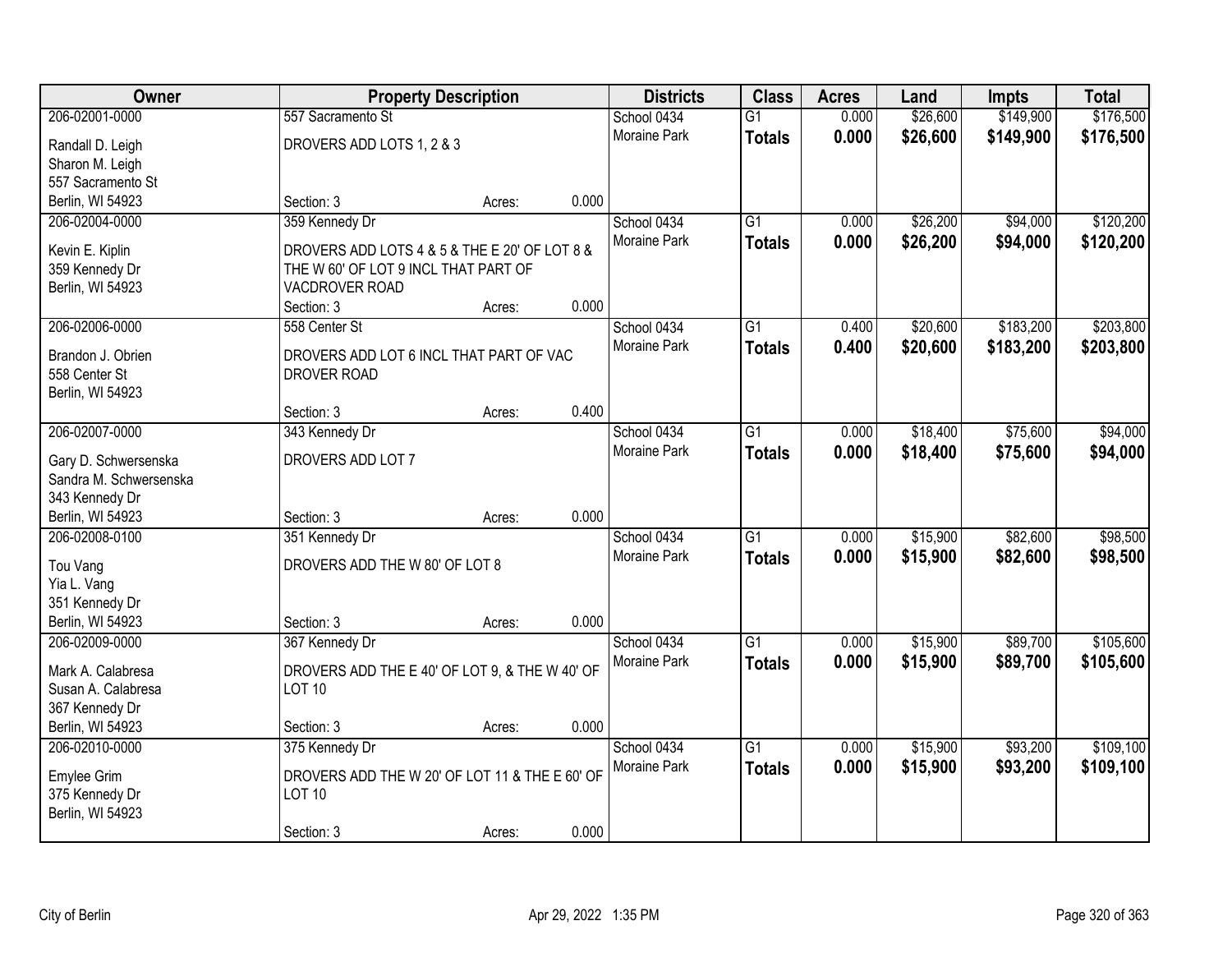| Owner | Property Description | Districts | Class | Acres | Land | Impts | Total |
|---|---|---|---|---|---|---|---|
| 206-02001-0000<br>Randall D. Leigh<br>Sharon M. Leigh<br>557 Sacramento St<br>Berlin, WI 54923 | 557 Sacramento St<br>DROVERS ADD LOTS 1, 2 & 3<br>Section: 3 Acres: 0.000 | School 0434<br>Moraine Park | G1<br>**Totals** | 0.000<br>**0.000** | $26,600<br>**$26,600** | $149,900<br>**$149,900** | $176,500<br>**$176,500** |
| 206-02004-0000<br>Kevin E. Kiplin<br>359 Kennedy Dr<br>Berlin, WI 54923 | 359 Kennedy Dr<br>DROVERS ADD LOTS 4 & 5 & THE E 20' OF LOT 8 & THE W 60' OF LOT 9 INCL THAT PART OF VACDROVER ROAD<br>Section: 3 Acres: 0.000 | School 0434<br>Moraine Park | G1<br>**Totals** | 0.000<br>**0.000** | $26,200<br>**$26,200** | $94,000<br>**$94,000** | $120,200<br>**$120,200** |
| 206-02006-0000<br>Brandon J. Obrien<br>558 Center St<br>Berlin, WI 54923 | 558 Center St<br>DROVERS ADD LOT 6 INCL THAT PART OF VAC DROVER ROAD<br>Section: 3 Acres: 0.400 | School 0434<br>Moraine Park | G1<br>**Totals** | 0.400<br>**0.400** | $20,600<br>**$20,600** | $183,200<br>**$183,200** | $203,800<br>**$203,800** |
| 206-02007-0000<br>Gary D. Schwersenska<br>Sandra M. Schwersenska<br>343 Kennedy Dr<br>Berlin, WI 54923 | 343 Kennedy Dr<br>DROVERS ADD LOT 7<br>Section: 3 Acres: 0.000 | School 0434<br>Moraine Park | G1<br>**Totals** | 0.000<br>**0.000** | $18,400<br>**$18,400** | $75,600<br>**$75,600** | $94,000<br>**$94,000** |
| 206-02008-0100<br>Tou Vang<br>Yia L. Vang<br>351 Kennedy Dr<br>Berlin, WI 54923 | 351 Kennedy Dr<br>DROVERS ADD THE W 80' OF LOT 8<br>Section: 3 Acres: 0.000 | School 0434<br>Moraine Park | G1<br>**Totals** | 0.000<br>**0.000** | $15,900<br>**$15,900** | $82,600<br>**$82,600** | $98,500<br>**$98,500** |
| 206-02009-0000<br>Mark A. Calabresa<br>Susan A. Calabresa<br>367 Kennedy Dr<br>Berlin, WI 54923 | 367 Kennedy Dr<br>DROVERS ADD THE E 40' OF LOT 9, & THE W 40' OF LOT 10<br>Section: 3 Acres: 0.000 | School 0434<br>Moraine Park | G1<br>**Totals** | 0.000<br>**0.000** | $15,900<br>**$15,900** | $89,700<br>**$89,700** | $105,600<br>**$105,600** |
| 206-02010-0000<br>Emylee Grim<br>375 Kennedy Dr<br>Berlin, WI 54923 | 375 Kennedy Dr<br>DROVERS ADD THE W 20' OF LOT 11 & THE E 60' OF LOT 10<br>Section: 3 Acres: 0.000 | School 0434<br>Moraine Park | G1<br>**Totals** | 0.000<br>**0.000** | $15,900<br>**$15,900** | $93,200<br>**$93,200** | $109,100<br>**$109,100** |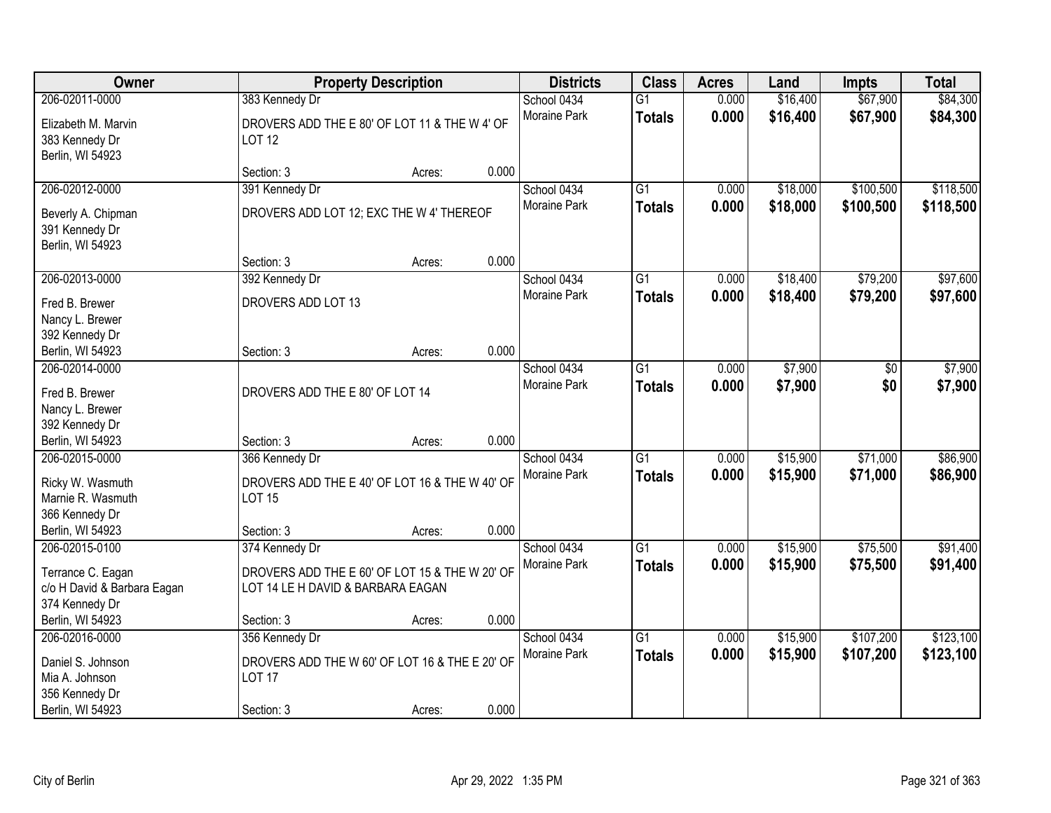| Owner | Property Description | | | Districts | Class | Acres | Land | Impts | Total |
|---|---|---|---|---|---|---|---|---|---|
| 206-02011-0000 | 383 Kennedy Dr | | | School 0434 | G1 | 0.000 | $16,400 | $67,900 | $84,300 |
| Elizabeth M. Marvin<br>383 Kennedy Dr<br>Berlin, WI 54923 | DROVERS ADD THE E 80' OF LOT 11 & THE W 4' OF LOT 12 | | | Moraine Park | **Totals** | **0.000** | **$16,400** | **$67,900** | **$84,300** |
| | Section: 3 | Acres: | 0.000 | | | | | | |
| 206-02012-0000 | 391 Kennedy Dr | | | School 0434 | G1 | 0.000 | $18,000 | $100,500 | $118,500 |
| Beverly A. Chipman<br>391 Kennedy Dr<br>Berlin, WI 54923 | DROVERS ADD LOT 12; EXC THE W 4' THEREOF | | | Moraine Park | **Totals** | **0.000** | **$18,000** | **$100,500** | **$118,500** |
| | Section: 3 | Acres: | 0.000 | | | | | | |
| 206-02013-0000 | 392 Kennedy Dr | | | School 0434 | G1 | 0.000 | $18,400 | $79,200 | $97,600 |
| Fred B. Brewer<br>Nancy L. Brewer<br>392 Kennedy Dr<br>Berlin, WI 54923 | DROVERS ADD LOT 13 | | | Moraine Park | **Totals** | **0.000** | **$18,400** | **$79,200** | **$97,600** |
| | Section: 3 | Acres: | 0.000 | | | | | | |
| 206-02014-0000 | | | | School 0434 | G1 | 0.000 | $7,900 | $0 | $7,900 |
| Fred B. Brewer<br>Nancy L. Brewer<br>392 Kennedy Dr<br>Berlin, WI 54923 | DROVERS ADD THE E 80' OF LOT 14 | | | Moraine Park | **Totals** | **0.000** | **$7,900** | **$0** | **$7,900** |
| | Section: 3 | Acres: | 0.000 | | | | | | |
| 206-02015-0000 | 366 Kennedy Dr | | | School 0434 | G1 | 0.000 | $15,900 | $71,000 | $86,900 |
| Ricky W. Wasmuth<br>Marnie R. Wasmuth<br>366 Kennedy Dr<br>Berlin, WI 54923 | DROVERS ADD THE E 40' OF LOT 16 & THE W 40' OF LOT 15 | | | Moraine Park | **Totals** | **0.000** | **$15,900** | **$71,000** | **$86,900** |
| | Section: 3 | Acres: | 0.000 | | | | | | |
| 206-02015-0100 | 374 Kennedy Dr | | | School 0434 | G1 | 0.000 | $15,900 | $75,500 | $91,400 |
| Terrance C. Eagan<br>c/o H David & Barbara Eagan<br>374 Kennedy Dr<br>Berlin, WI 54923 | DROVERS ADD THE E 60' OF LOT 15 & THE W 20' OF LOT 14 LE H DAVID & BARBARA EAGAN | | | Moraine Park | **Totals** | **0.000** | **$15,900** | **$75,500** | **$91,400** |
| | Section: 3 | Acres: | 0.000 | | | | | | |
| 206-02016-0000 | 356 Kennedy Dr | | | School 0434 | G1 | 0.000 | $15,900 | $107,200 | $123,100 |
| Daniel S. Johnson<br>Mia A. Johnson<br>356 Kennedy Dr<br>Berlin, WI 54923 | DROVERS ADD THE W 60' OF LOT 16 & THE E 20' OF LOT 17 | | | Moraine Park | **Totals** | **0.000** | **$15,900** | **$107,200** | **$123,100** |
| | Section: 3 | Acres: | 0.000 | | | | | | |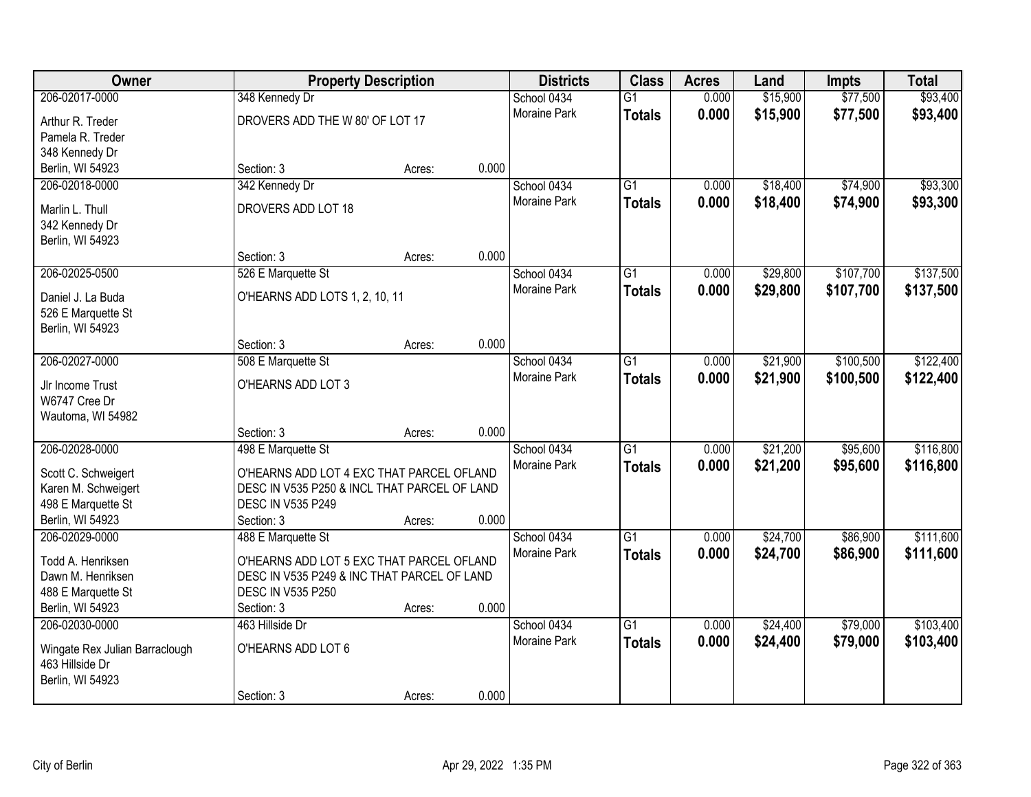| Owner | Property Description | | | Districts | Class | Acres | Land | Impts | Total |
|---|---|---|---|---|---|---|---|---|---|
| 206-02017-0000 | 348 Kennedy Dr | | | School 0434 | G1 | 0.000 | $15,900 | $77,500 | $93,400 |
| Arthur R. Treder<br>Pamela R. Treder<br>348 Kennedy Dr<br>Berlin, WI 54923 | DROVERS ADD THE W 80' OF LOT 17 | | | Moraine Park | **Totals** | **0.000** | **$15,900** | **$77,500** | **$93,400** |
| | Section: 3 | Acres: | 0.000 | | | | | | |
| 206-02018-0000 | 342 Kennedy Dr | | | School 0434 | G1 | 0.000 | $18,400 | $74,900 | $93,300 |
| Marlin L. Thull<br>342 Kennedy Dr<br>Berlin, WI 54923 | DROVERS ADD LOT 18 | | | Moraine Park | **Totals** | **0.000** | **$18,400** | **$74,900** | **$93,300** |
| | Section: 3 | Acres: | 0.000 | | | | | | |
| 206-02025-0500 | 526 E Marquette St | | | School 0434 | G1 | 0.000 | $29,800 | $107,700 | $137,500 |
| Daniel J. La Buda<br>526 E Marquette St<br>Berlin, WI 54923 | O'HEARNS ADD LOTS 1, 2, 10, 11 | | | Moraine Park | **Totals** | **0.000** | **$29,800** | **$107,700** | **$137,500** |
| | Section: 3 | Acres: | 0.000 | | | | | | |
| 206-02027-0000 | 508 E Marquette St | | | School 0434 | G1 | 0.000 | $21,900 | $100,500 | $122,400 |
| Jlr Income Trust<br>W6747 Cree Dr<br>Wautoma, WI 54982 | O'HEARNS ADD LOT 3 | | | Moraine Park | **Totals** | **0.000** | **$21,900** | **$100,500** | **$122,400** |
| | Section: 3 | Acres: | 0.000 | | | | | | |
| 206-02028-0000 | 498 E Marquette St | | | School 0434 | G1 | 0.000 | $21,200 | $95,600 | $116,800 |
| Scott C. Schweigert<br>Karen M. Schweigert<br>498 E Marquette St<br>Berlin, WI 54923 | O'HEARNS ADD LOT 4 EXC THAT PARCEL OFLAND DESC IN V535 P250 & INCL THAT PARCEL OF LAND DESC IN V535 P249 | | | Moraine Park | **Totals** | **0.000** | **$21,200** | **$95,600** | **$116,800** |
| | Section: 3 | Acres: | 0.000 | | | | | | |
| 206-02029-0000 | 488 E Marquette St | | | School 0434 | G1 | 0.000 | $24,700 | $86,900 | $111,600 |
| Todd A. Henriksen<br>Dawn M. Henriksen<br>488 E Marquette St<br>Berlin, WI 54923 | O'HEARNS ADD LOT 5 EXC THAT PARCEL OFLAND DESC IN V535 P249 & INC THAT PARCEL OF LAND DESC IN V535 P250 | | | Moraine Park | **Totals** | **0.000** | **$24,700** | **$86,900** | **$111,600** |
| | Section: 3 | Acres: | 0.000 | | | | | | |
| 206-02030-0000 | 463 Hillside Dr | | | School 0434 | G1 | 0.000 | $24,400 | $79,000 | $103,400 |
| Wingate Rex Julian Barraclough<br>463 Hillside Dr<br>Berlin, WI 54923 | O'HEARNS ADD LOT 6 | | | Moraine Park | **Totals** | **0.000** | **$24,400** | **$79,000** | **$103,400** |
| | Section: 3 | Acres: | 0.000 | | | | | | |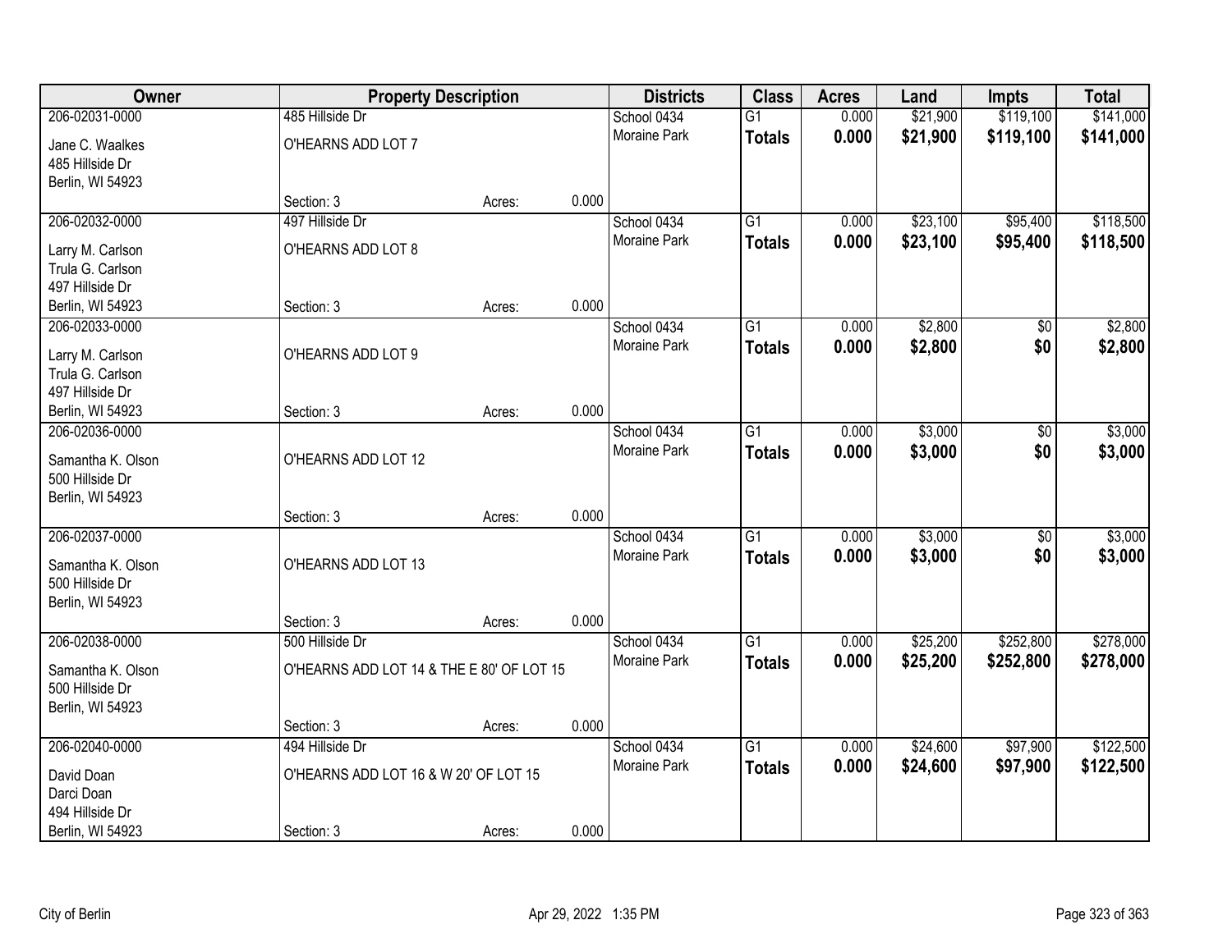| Owner | Property Description | | | Districts | Class | Acres | Land | Impts | Total |
|---|---|---|---|---|---|---|---|---|---|
| 206-02031-0000 | 485 Hillside Dr | | | School 0434 | G1 | 0.000 | $21,900 | $119,100 | $141,000 |
| Jane C. Waalkes<br>485 Hillside Dr<br>Berlin, WI 54923 | O'HEARNS ADD LOT 7 | | | Moraine Park | **Totals** | **0.000** | **$21,900** | **$119,100** | **$141,000** |
| | Section: 3 | Acres: | 0.000 | | | | | | |
| 206-02032-0000 | 497 Hillside Dr | | | School 0434 | G1 | 0.000 | $23,100 | $95,400 | $118,500 |
| Larry M. Carlson<br>Trula G. Carlson<br>497 Hillside Dr<br>Berlin, WI 54923 | O'HEARNS ADD LOT 8 | | | Moraine Park | **Totals** | **0.000** | **$23,100** | **$95,400** | **$118,500** |
| | Section: 3 | Acres: | 0.000 | | | | | | |
| 206-02033-0000 | | | | School 0434 | G1 | 0.000 | $2,800 | $0 | $2,800 |
| Larry M. Carlson<br>Trula G. Carlson<br>497 Hillside Dr<br>Berlin, WI 54923 | O'HEARNS ADD LOT 9 | | | Moraine Park | **Totals** | **0.000** | **$2,800** | **$0** | **$2,800** |
| | Section: 3 | Acres: | 0.000 | | | | | | |
| 206-02036-0000 | | | | School 0434 | G1 | 0.000 | $3,000 | $0 | $3,000 |
| Samantha K. Olson<br>500 Hillside Dr<br>Berlin, WI 54923 | O'HEARNS ADD LOT 12 | | | Moraine Park | **Totals** | **0.000** | **$3,000** | **$0** | **$3,000** |
| | Section: 3 | Acres: | 0.000 | | | | | | |
| 206-02037-0000 | | | | School 0434 | G1 | 0.000 | $3,000 | $0 | $3,000 |
| Samantha K. Olson<br>500 Hillside Dr<br>Berlin, WI 54923 | O'HEARNS ADD LOT 13 | | | Moraine Park | **Totals** | **0.000** | **$3,000** | **$0** | **$3,000** |
| | Section: 3 | Acres: | 0.000 | | | | | | |
| 206-02038-0000 | 500 Hillside Dr | | | School 0434 | G1 | 0.000 | $25,200 | $252,800 | $278,000 |
| Samantha K. Olson<br>500 Hillside Dr<br>Berlin, WI 54923 | O'HEARNS ADD LOT 14 & THE E 80' OF LOT 15 | | | Moraine Park | **Totals** | **0.000** | **$25,200** | **$252,800** | **$278,000** |
| | Section: 3 | Acres: | 0.000 | | | | | | |
| 206-02040-0000 | 494 Hillside Dr | | | School 0434 | G1 | 0.000 | $24,600 | $97,900 | $122,500 |
| David Doan<br>Darci Doan<br>494 Hillside Dr<br>Berlin, WI 54923 | O'HEARNS ADD LOT 16 & W 20' OF LOT 15 | | | Moraine Park | **Totals** | **0.000** | **$24,600** | **$97,900** | **$122,500** |
| | Section: 3 | Acres: | 0.000 | | | | | | |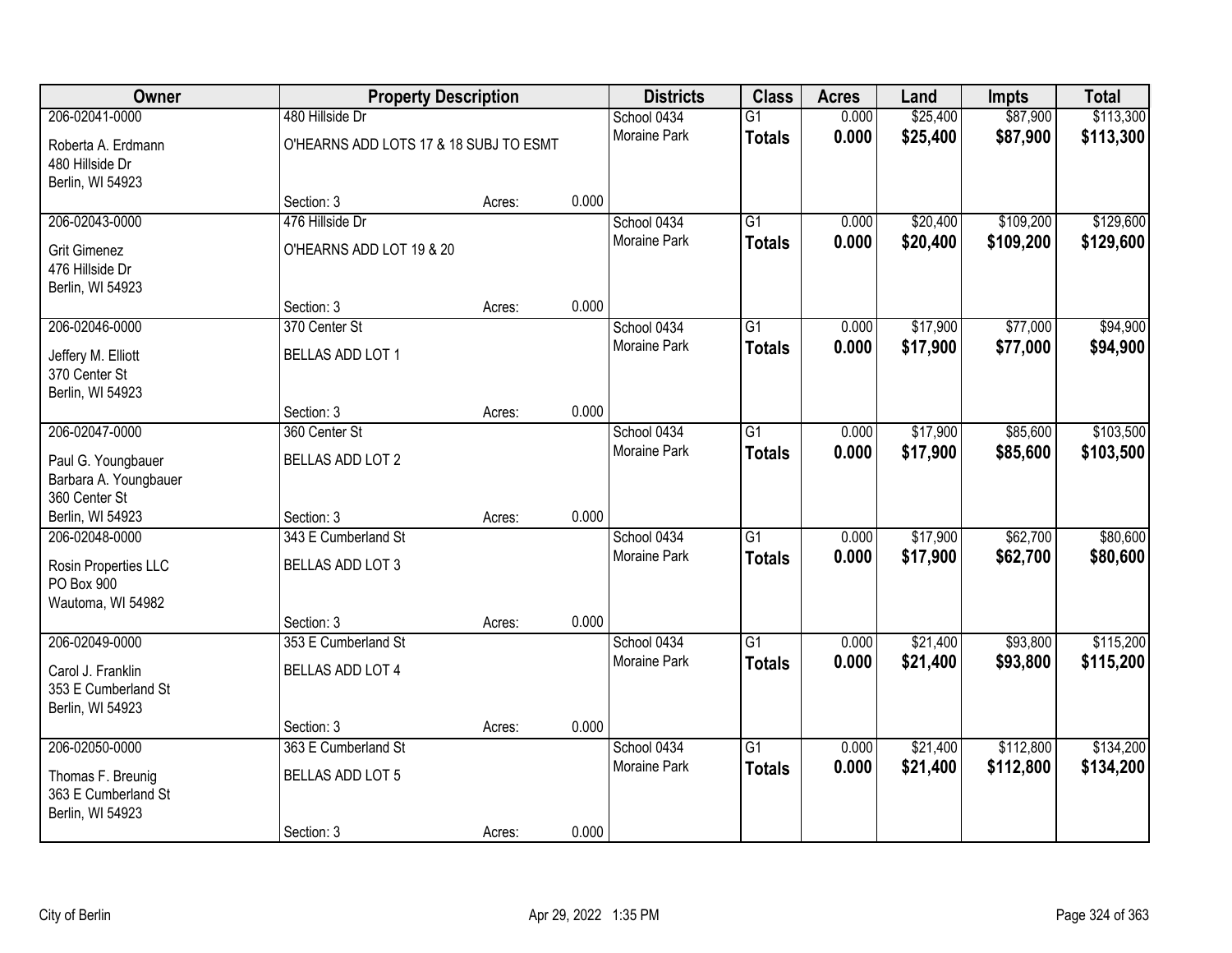| Owner | Property Description | | | Districts | Class | Acres | Land | Impts | Total |
|---|---|---|---|---|---|---|---|---|---|
| 206-02041-0000 | 480 Hillside Dr | | | School 0434 | G1 | 0.000 | $25,400 | $87,900 | $113,300 |
| Roberta A. Erdmann<br>480 Hillside Dr<br>Berlin, WI 54923 | O'HEARNS ADD LOTS 17 & 18 SUBJ TO ESMT | | | Moraine Park | **Totals** | **0.000** | **$25,400** | **$87,900** | **$113,300** |
| | Section: 3 | Acres: | 0.000 | | | | | | |
| 206-02043-0000 | 476 Hillside Dr | | | School 0434 | G1 | 0.000 | $20,400 | $109,200 | $129,600 |
| Grit Gimenez<br>476 Hillside Dr<br>Berlin, WI 54923 | O'HEARNS ADD LOT 19 & 20 | | | Moraine Park | **Totals** | **0.000** | **$20,400** | **$109,200** | **$129,600** |
| | Section: 3 | Acres: | 0.000 | | | | | | |
| 206-02046-0000 | 370 Center St | | | School 0434 | G1 | 0.000 | $17,900 | $77,000 | $94,900 |
| Jeffery M. Elliott<br>370 Center St<br>Berlin, WI 54923 | BELLAS ADD LOT 1 | | | Moraine Park | **Totals** | **0.000** | **$17,900** | **$77,000** | **$94,900** |
| | Section: 3 | Acres: | 0.000 | | | | | | |
| 206-02047-0000 | 360 Center St | | | School 0434 | G1 | 0.000 | $17,900 | $85,600 | $103,500 |
| Paul G. Youngbauer<br>Barbara A. Youngbauer<br>360 Center St<br>Berlin, WI 54923 | BELLAS ADD LOT 2 | | | Moraine Park | **Totals** | **0.000** | **$17,900** | **$85,600** | **$103,500** |
| | Section: 3 | Acres: | 0.000 | | | | | | |
| 206-02048-0000 | 343 E Cumberland St | | | School 0434 | G1 | 0.000 | $17,900 | $62,700 | $80,600 |
| Rosin Properties LLC<br>PO Box 900<br>Wautoma, WI 54982 | BELLAS ADD LOT 3 | | | Moraine Park | **Totals** | **0.000** | **$17,900** | **$62,700** | **$80,600** |
| | Section: 3 | Acres: | 0.000 | | | | | | |
| 206-02049-0000 | 353 E Cumberland St | | | School 0434 | G1 | 0.000 | $21,400 | $93,800 | $115,200 |
| Carol J. Franklin<br>353 E Cumberland St<br>Berlin, WI 54923 | BELLAS ADD LOT 4 | | | Moraine Park | **Totals** | **0.000** | **$21,400** | **$93,800** | **$115,200** |
| | Section: 3 | Acres: | 0.000 | | | | | | |
| 206-02050-0000 | 363 E Cumberland St | | | School 0434 | G1 | 0.000 | $21,400 | $112,800 | $134,200 |
| Thomas F. Breunig<br>363 E Cumberland St<br>Berlin, WI 54923 | BELLAS ADD LOT 5 | | | Moraine Park | **Totals** | **0.000** | **$21,400** | **$112,800** | **$134,200** |
| | Section: 3 | Acres: | 0.000 | | | | | | |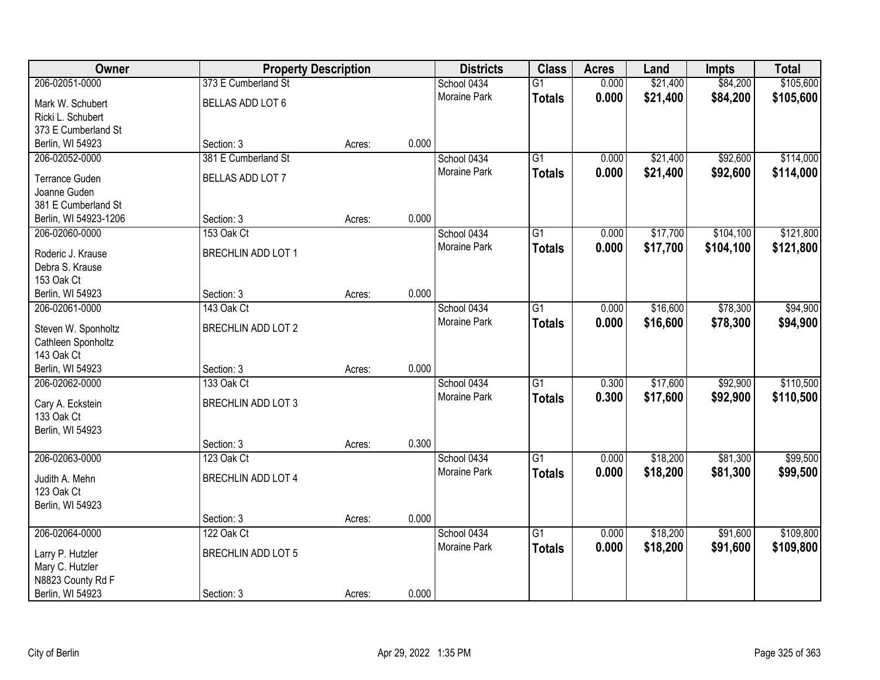| Owner | Property Description | | | Districts | Class | Acres | Land | Impts | Total |
|---|---|---|---|---|---|---|---|---|---|
| 206-02051-0000 | 373 E Cumberland St | | | School 0434 | G1 | 0.000 | $21,400 | $84,200 | $105,600 |
| Mark W. Schubert<br>Ricki L. Schubert<br>373 E Cumberland St<br>Berlin, WI 54923 | BELLAS ADD LOT 6 | | | Moraine Park | **Totals** | **0.000** | **$21,400** | **$84,200** | **$105,600** |
| | Section: 3 | Acres: | 0.000 | | | | | | |
| 206-02052-0000 | 381 E Cumberland St | | | School 0434 | G1 | 0.000 | $21,400 | $92,600 | $114,000 |
| Terrance Guden<br>Joanne Guden<br>381 E Cumberland St<br>Berlin, WI 54923-1206 | BELLAS ADD LOT 7 | | | Moraine Park | **Totals** | **0.000** | **$21,400** | **$92,600** | **$114,000** |
| | Section: 3 | Acres: | 0.000 | | | | | | |
| 206-02060-0000 | 153 Oak Ct | | | School 0434 | G1 | 0.000 | $17,700 | $104,100 | $121,800 |
| Roderic J. Krause<br>Debra S. Krause<br>153 Oak Ct<br>Berlin, WI 54923 | BRECHLIN ADD LOT 1 | | | Moraine Park | **Totals** | **0.000** | **$17,700** | **$104,100** | **$121,800** |
| | Section: 3 | Acres: | 0.000 | | | | | | |
| 206-02061-0000 | 143 Oak Ct | | | School 0434 | G1 | 0.000 | $16,600 | $78,300 | $94,900 |
| Steven W. Sponholtz<br>Cathleen Sponholtz<br>143 Oak Ct<br>Berlin, WI 54923 | BRECHLIN ADD LOT 2 | | | Moraine Park | **Totals** | **0.000** | **$16,600** | **$78,300** | **$94,900** |
| | Section: 3 | Acres: | 0.000 | | | | | | |
| 206-02062-0000 | 133 Oak Ct | | | School 0434 | G1 | 0.300 | $17,600 | $92,900 | $110,500 |
| Cary A. Eckstein<br>133 Oak Ct<br>Berlin, WI 54923 | BRECHLIN ADD LOT 3 | | | Moraine Park | **Totals** | **0.300** | **$17,600** | **$92,900** | **$110,500** |
| | Section: 3 | Acres: | 0.300 | | | | | | |
| 206-02063-0000 | 123 Oak Ct | | | School 0434 | G1 | 0.000 | $18,200 | $81,300 | $99,500 |
| Judith A. Mehn<br>123 Oak Ct<br>Berlin, WI 54923 | BRECHLIN ADD LOT 4 | | | Moraine Park | **Totals** | **0.000** | **$18,200** | **$81,300** | **$99,500** |
| | Section: 3 | Acres: | 0.000 | | | | | | |
| 206-02064-0000 | 122 Oak Ct | | | School 0434 | G1 | 0.000 | $18,200 | $91,600 | $109,800 |
| Larry P. Hutzler<br>Mary C. Hutzler<br>N8823 County Rd F<br>Berlin, WI 54923 | BRECHLIN ADD LOT 5 | | | Moraine Park | **Totals** | **0.000** | **$18,200** | **$91,600** | **$109,800** |
| | Section: 3 | Acres: | 0.000 | | | | | | |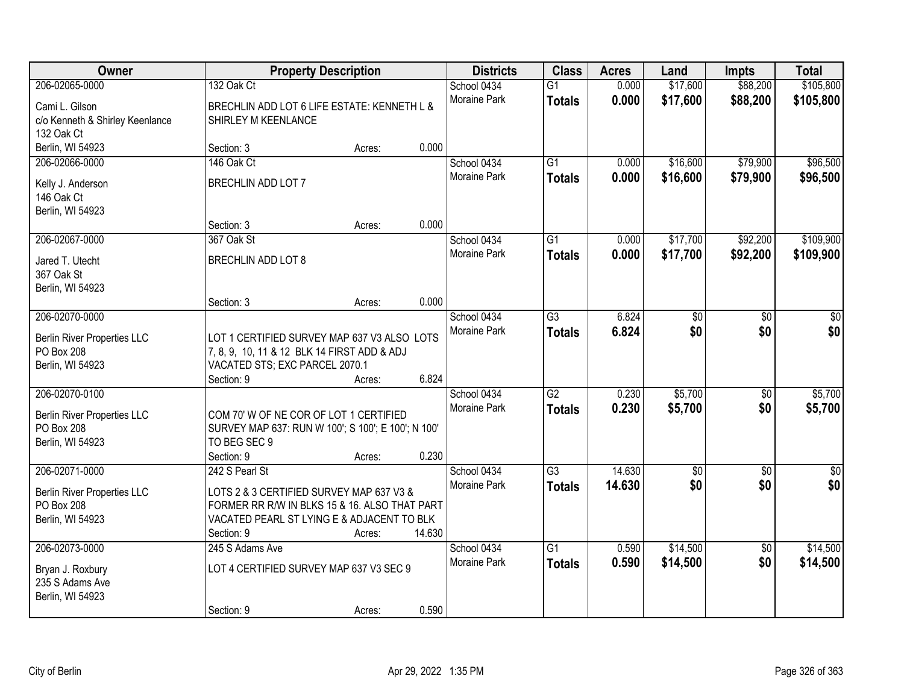| Owner | Property Description | Districts | Class | Acres | Land | Impts | Total |
|---|---|---|---|---|---|---|---|
| 206-02065-0000<br>Cami L. Gilson<br>c/o Kenneth & Shirley Keenlance<br>132 Oak Ct<br>Berlin, WI 54923 | 132 Oak Ct<br>BRECHLIN ADD LOT 6 LIFE ESTATE: KENNETH L & SHIRLEY M KEENLANCE<br>Section: 3 Acres: 0.000 | School 0434<br>Moraine Park | G1<br>**Totals** | 0.000<br>**0.000** | $17,600<br>**$17,600** | $88,200<br>**$88,200** | $105,800<br>**$105,800** |
| 206-02066-0000<br>Kelly J. Anderson<br>146 Oak Ct<br>Berlin, WI 54923 | 146 Oak Ct<br>BRECHLIN ADD LOT 7<br>Section: 3 Acres: 0.000 | School 0434<br>Moraine Park | G1<br>**Totals** | 0.000<br>**0.000** | $16,600<br>**$16,600** | $79,900<br>**$79,900** | $96,500<br>**$96,500** |
| 206-02067-0000<br>Jared T. Utecht<br>367 Oak St<br>Berlin, WI 54923 | 367 Oak St<br>BRECHLIN ADD LOT 8<br>Section: 3 Acres: 0.000 | School 0434<br>Moraine Park | G1<br>**Totals** | 0.000<br>**0.000** | $17,700<br>**$17,700** | $92,200<br>**$92,200** | $109,900<br>**$109,900** |
| 206-02070-0000<br>Berlin River Properties LLC<br>PO Box 208<br>Berlin, WI 54923 | LOT 1 CERTIFIED SURVEY MAP 637 V3 ALSO LOTS 7, 8, 9, 10, 11 & 12 BLK 14 FIRST ADD & ADJ VACATED STS; EXC PARCEL 2070.1<br>Section: 9 Acres: 6.824 | School 0434<br>Moraine Park | G3<br>**Totals** | 6.824<br>**6.824** | $0<br>**$0** | $0<br>**$0** | $0<br>**$0** |
| 206-02070-0100<br>Berlin River Properties LLC<br>PO Box 208<br>Berlin, WI 54923 | COM 70' W OF NE COR OF LOT 1 CERTIFIED SURVEY MAP 637: RUN W 100'; S 100'; E 100'; N 100' TO BEG SEC 9<br>Section: 9 Acres: 0.230 | School 0434<br>Moraine Park | G2<br>**Totals** | 0.230<br>**0.230** | $5,700<br>**$5,700** | $0<br>**$0** | $5,700<br>**$5,700** |
| 206-02071-0000<br>Berlin River Properties LLC<br>PO Box 208<br>Berlin, WI 54923 | 242 S Pearl St<br>LOTS 2 & 3 CERTIFIED SURVEY MAP 637 V3 & FORMER RR R/W IN BLKS 15 & 16. ALSO THAT PART VACATED PEARL ST LYING E & ADJACENT TO BLK<br>Section: 9 Acres: 14.630 | School 0434<br>Moraine Park | G3<br>**Totals** | 14.630<br>**14.630** | $0<br>**$0** | $0<br>**$0** | $0<br>**$0** |
| 206-02073-0000<br>Bryan J. Roxbury<br>235 S Adams Ave<br>Berlin, WI 54923 | 245 S Adams Ave<br>LOT 4 CERTIFIED SURVEY MAP 637 V3 SEC 9<br>Section: 9 Acres: 0.590 | School 0434<br>Moraine Park | G1<br>**Totals** | 0.590<br>**0.590** | $14,500<br>**$14,500** | $0<br>**$0** | $14,500<br>**$14,500** |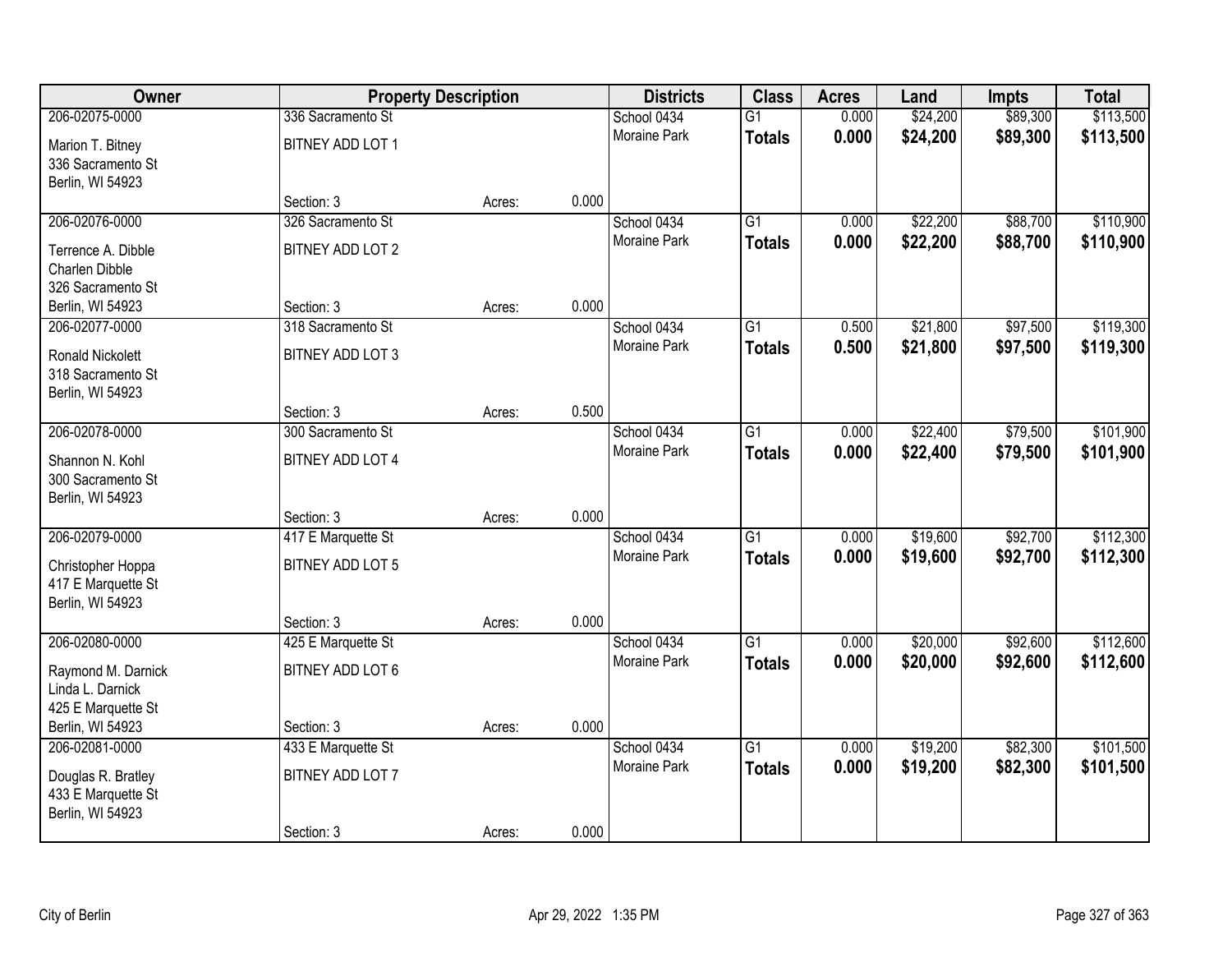| Owner | Property Description | | | Districts | Class | Acres | Land | Impts | Total |
|---|---|---|---|---|---|---|---|---|---|
| 206-02075-0000 | 336 Sacramento St | | | School 0434 | G1 | 0.000 | $24,200 | $89,300 | $113,500 |
| Marion T. Bitney<br>336 Sacramento St<br>Berlin, WI 54923 | BITNEY ADD LOT 1 | | | Moraine Park | **Totals** | **0.000** | **$24,200** | **$89,300** | **$113,500** |
| | Section: 3 | Acres: | 0.000 | | | | | | |
| 206-02076-0000 | 326 Sacramento St | | | School 0434 | G1 | 0.000 | $22,200 | $88,700 | $110,900 |
| Terrence A. Dibble<br>Charlen Dibble<br>326 Sacramento St<br>Berlin, WI 54923 | BITNEY ADD LOT 2 | | | Moraine Park | **Totals** | **0.000** | **$22,200** | **$88,700** | **$110,900** |
| | Section: 3 | Acres: | 0.000 | | | | | | |
| 206-02077-0000 | 318 Sacramento St | | | School 0434 | G1 | 0.500 | $21,800 | $97,500 | $119,300 |
| Ronald Nickolett<br>318 Sacramento St<br>Berlin, WI 54923 | BITNEY ADD LOT 3 | | | Moraine Park | **Totals** | **0.500** | **$21,800** | **$97,500** | **$119,300** |
| | Section: 3 | Acres: | 0.500 | | | | | | |
| 206-02078-0000 | 300 Sacramento St | | | School 0434 | G1 | 0.000 | $22,400 | $79,500 | $101,900 |
| Shannon N. Kohl<br>300 Sacramento St<br>Berlin, WI 54923 | BITNEY ADD LOT 4 | | | Moraine Park | **Totals** | **0.000** | **$22,400** | **$79,500** | **$101,900** |
| | Section: 3 | Acres: | 0.000 | | | | | | |
| 206-02079-0000 | 417 E Marquette St | | | School 0434 | G1 | 0.000 | $19,600 | $92,700 | $112,300 |
| Christopher Hoppa<br>417 E Marquette St<br>Berlin, WI 54923 | BITNEY ADD LOT 5 | | | Moraine Park | **Totals** | **0.000** | **$19,600** | **$92,700** | **$112,300** |
| | Section: 3 | Acres: | 0.000 | | | | | | |
| 206-02080-0000 | 425 E Marquette St | | | School 0434 | G1 | 0.000 | $20,000 | $92,600 | $112,600 |
| Raymond M. Darnick<br>Linda L. Darnick<br>425 E Marquette St<br>Berlin, WI 54923 | BITNEY ADD LOT 6 | | | Moraine Park | **Totals** | **0.000** | **$20,000** | **$92,600** | **$112,600** |
| | Section: 3 | Acres: | 0.000 | | | | | | |
| 206-02081-0000 | 433 E Marquette St | | | School 0434 | G1 | 0.000 | $19,200 | $82,300 | $101,500 |
| Douglas R. Bratley<br>433 E Marquette St<br>Berlin, WI 54923 | BITNEY ADD LOT 7 | | | Moraine Park | **Totals** | **0.000** | **$19,200** | **$82,300** | **$101,500** |
| | Section: 3 | Acres: | 0.000 | | | | | | |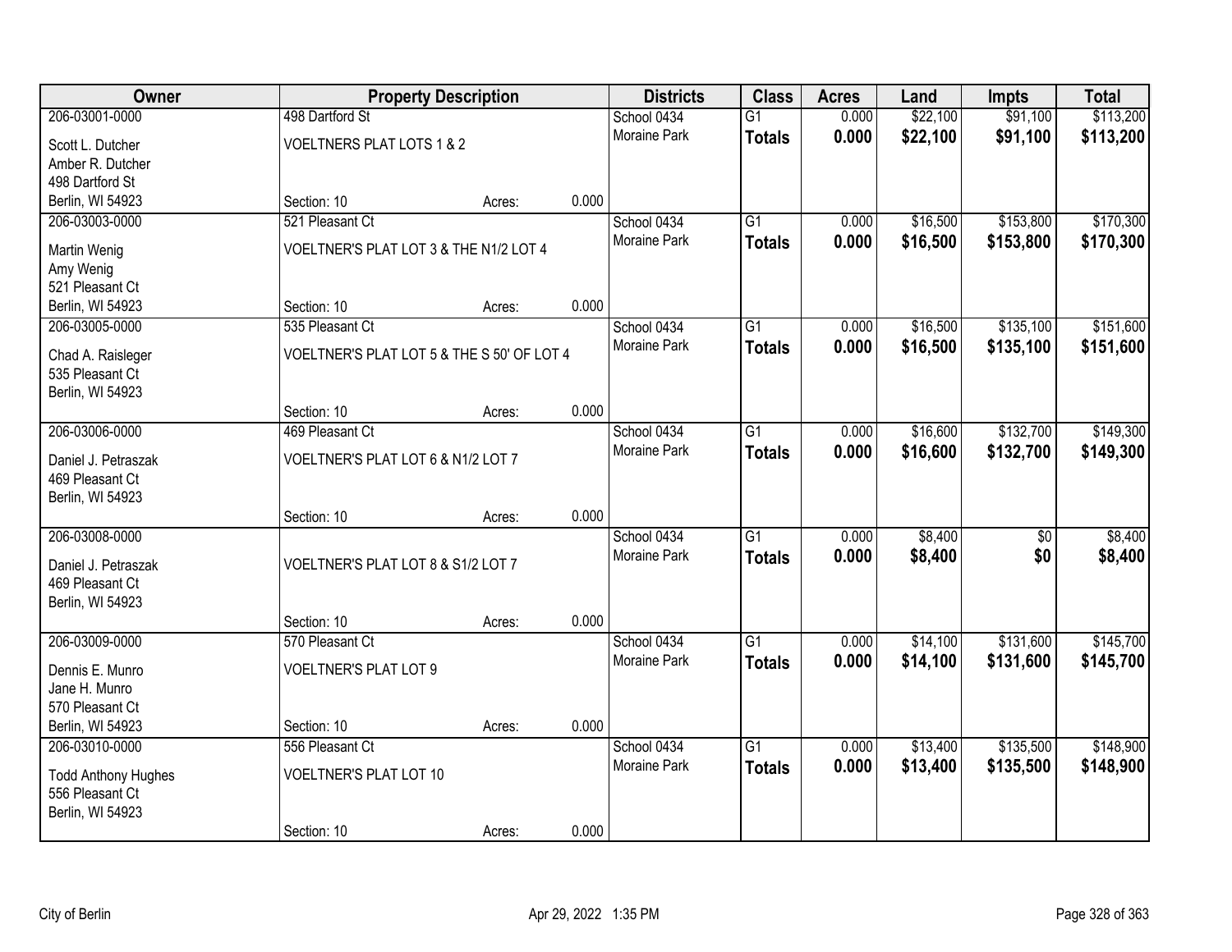| Owner | Property Description | | | Districts | Class | Acres | Land | Impts | Total |
|---|---|---|---|---|---|---|---|---|---|
| 206-03001-0000 | 498 Dartford St | | | School 0434 | G1 | 0.000 | $22,100 | $91,100 | $113,200 |
| Scott L. Dutcher<br>Amber R. Dutcher<br>498 Dartford St<br>Berlin, WI 54923 | VOELTNERS PLAT LOTS 1 & 2 | | | Moraine Park | **Totals** | **0.000** | **$22,100** | **$91,100** | **$113,200** |
| | Section: 10 | Acres: | 0.000 | | | | | | |
| 206-03003-0000 | 521 Pleasant Ct | | | School 0434 | G1 | 0.000 | $16,500 | $153,800 | $170,300 |
| Martin Wenig<br>Amy Wenig<br>521 Pleasant Ct<br>Berlin, WI 54923 | VOELTNER'S PLAT LOT 3 & THE N1/2 LOT 4 | | | Moraine Park | **Totals** | **0.000** | **$16,500** | **$153,800** | **$170,300** |
| | Section: 10 | Acres: | 0.000 | | | | | | |
| 206-03005-0000 | 535 Pleasant Ct | | | School 0434 | G1 | 0.000 | $16,500 | $135,100 | $151,600 |
| Chad A. Raisleger<br>535 Pleasant Ct<br>Berlin, WI 54923 | VOELTNER'S PLAT LOT 5 & THE S 50' OF LOT 4 | | | Moraine Park | **Totals** | **0.000** | **$16,500** | **$135,100** | **$151,600** |
| | Section: 10 | Acres: | 0.000 | | | | | | |
| 206-03006-0000 | 469 Pleasant Ct | | | School 0434 | G1 | 0.000 | $16,600 | $132,700 | $149,300 |
| Daniel J. Petraszak<br>469 Pleasant Ct<br>Berlin, WI 54923 | VOELTNER'S PLAT LOT 6 & N1/2 LOT 7 | | | Moraine Park | **Totals** | **0.000** | **$16,600** | **$132,700** | **$149,300** |
| | Section: 10 | Acres: | 0.000 | | | | | | |
| 206-03008-0000 | | | | School 0434 | G1 | 0.000 | $8,400 | $0 | $8,400 |
| Daniel J. Petraszak<br>469 Pleasant Ct<br>Berlin, WI 54923 | VOELTNER'S PLAT LOT 8 & S1/2 LOT 7 | | | Moraine Park | **Totals** | **0.000** | **$8,400** | **$0** | **$8,400** |
| | Section: 10 | Acres: | 0.000 | | | | | | |
| 206-03009-0000 | 570 Pleasant Ct | | | School 0434 | G1 | 0.000 | $14,100 | $131,600 | $145,700 |
| Dennis E. Munro<br>Jane H. Munro<br>570 Pleasant Ct<br>Berlin, WI 54923 | VOELTNER'S PLAT LOT 9 | | | Moraine Park | **Totals** | **0.000** | **$14,100** | **$131,600** | **$145,700** |
| | Section: 10 | Acres: | 0.000 | | | | | | |
| 206-03010-0000 | 556 Pleasant Ct | | | School 0434 | G1 | 0.000 | $13,400 | $135,500 | $148,900 |
| Todd Anthony Hughes<br>556 Pleasant Ct<br>Berlin, WI 54923 | VOELTNER'S PLAT LOT 10 | | | Moraine Park | **Totals** | **0.000** | **$13,400** | **$135,500** | **$148,900** |
| | Section: 10 | Acres: | 0.000 | | | | | | |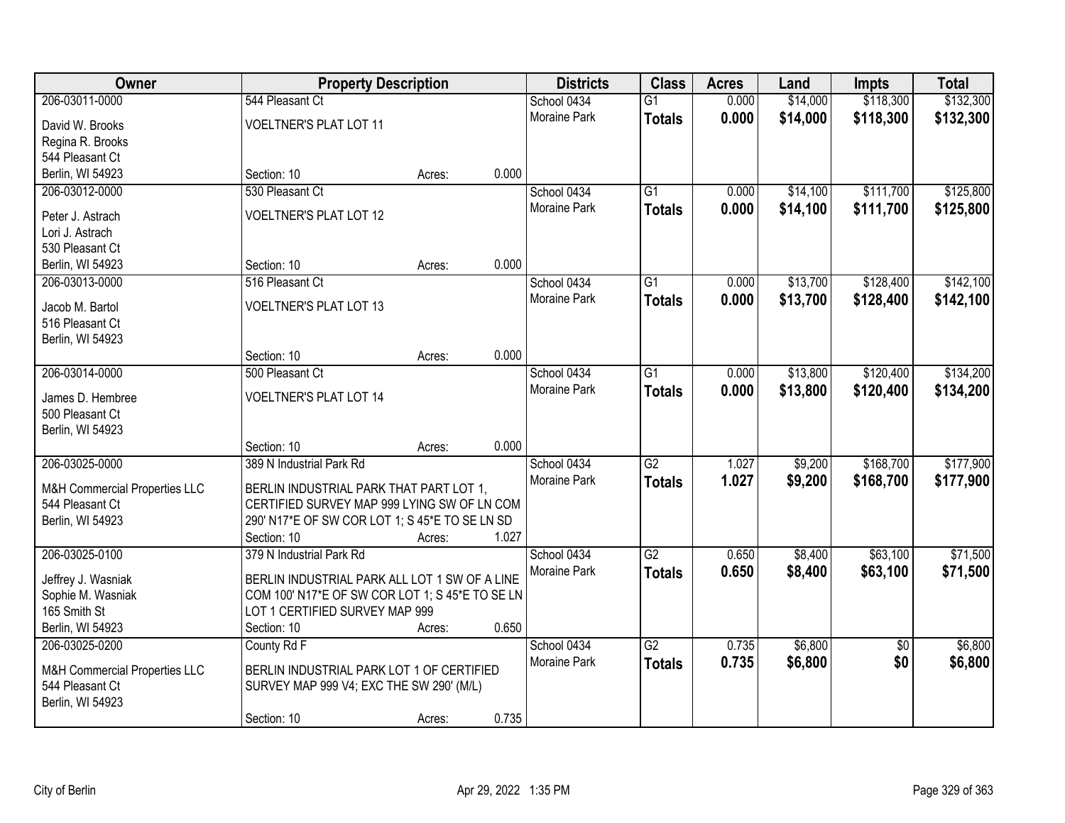| Owner | Property Description | | | Districts | Class | Acres | Land | Impts | Total |
|---|---|---|---|---|---|---|---|---|---|
| 206-03011-0000 | 544 Pleasant Ct | | | School 0434 | G1 | 0.000 | $14,000 | $118,300 | $132,300 |
| David W. Brooks<br>Regina R. Brooks<br>544 Pleasant Ct<br>Berlin, WI 54923 | VOELTNER'S PLAT LOT 11 | | | Moraine Park | **Totals** | **0.000** | **$14,000** | **$118,300** | **$132,300** |
| | Section: 10 | Acres: | 0.000 | | | | | | |
| 206-03012-0000 | 530 Pleasant Ct | | | School 0434 | G1 | 0.000 | $14,100 | $111,700 | $125,800 |
| Peter J. Astrach<br>Lori J. Astrach<br>530 Pleasant Ct<br>Berlin, WI 54923 | VOELTNER'S PLAT LOT 12 | | | Moraine Park | **Totals** | **0.000** | **$14,100** | **$111,700** | **$125,800** |
| | Section: 10 | Acres: | 0.000 | | | | | | |
| 206-03013-0000 | 516 Pleasant Ct | | | School 0434 | G1 | 0.000 | $13,700 | $128,400 | $142,100 |
| Jacob M. Bartol<br>516 Pleasant Ct<br>Berlin, WI 54923 | VOELTNER'S PLAT LOT 13 | | | Moraine Park | **Totals** | **0.000** | **$13,700** | **$128,400** | **$142,100** |
| | Section: 10 | Acres: | 0.000 | | | | | | |
| 206-03014-0000 | 500 Pleasant Ct | | | School 0434 | G1 | 0.000 | $13,800 | $120,400 | $134,200 |
| James D. Hembree<br>500 Pleasant Ct<br>Berlin, WI 54923 | VOELTNER'S PLAT LOT 14 | | | Moraine Park | **Totals** | **0.000** | **$13,800** | **$120,400** | **$134,200** |
| | Section: 10 | Acres: | 0.000 | | | | | | |
| 206-03025-0000 | 389 N Industrial Park Rd | | | School 0434 | G2 | 1.027 | $9,200 | $168,700 | $177,900 |
| M&H Commercial Properties LLC<br>544 Pleasant Ct<br>Berlin, WI 54923 | BERLIN INDUSTRIAL PARK THAT PART LOT 1, CERTIFIED SURVEY MAP 999 LYING SW OF LN COM 290' N17*E OF SW COR LOT 1; S 45*E TO SE LN SD | | | Moraine Park | **Totals** | **1.027** | **$9,200** | **$168,700** | **$177,900** |
| | Section: 10 | Acres: | 1.027 | | | | | | |
| 206-03025-0100 | 379 N Industrial Park Rd | | | School 0434 | G2 | 0.650 | $8,400 | $63,100 | $71,500 |
| Jeffrey J. Wasniak<br>Sophie M. Wasniak<br>165 Smith St<br>Berlin, WI 54923 | BERLIN INDUSTRIAL PARK ALL LOT 1 SW OF A LINE COM 100' N17*E OF SW COR LOT 1; S 45*E TO SE LN LOT 1 CERTIFIED SURVEY MAP 999 | | | Moraine Park | **Totals** | **0.650** | **$8,400** | **$63,100** | **$71,500** |
| | Section: 10 | Acres: | 0.650 | | | | | | |
| 206-03025-0200 | County Rd F | | | School 0434 | G2 | 0.735 | $6,800 | $0 | $6,800 |
| M&H Commercial Properties LLC<br>544 Pleasant Ct<br>Berlin, WI 54923 | BERLIN INDUSTRIAL PARK LOT 1 OF CERTIFIED SURVEY MAP 999 V4; EXC THE SW 290' (M/L) | | | Moraine Park | **Totals** | **0.735** | **$6,800** | **$0** | **$6,800** |
| | Section: 10 | Acres: | 0.735 | | | | | | |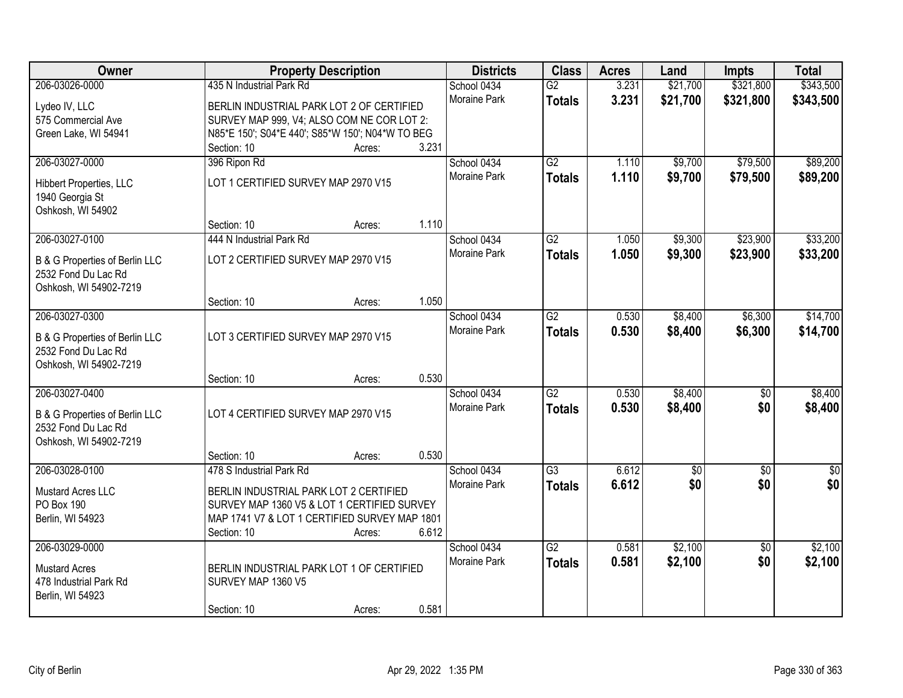| Owner | Property Description | Districts | Class | Acres | Land | Impts | Total |
|---|---|---|---|---|---|---|---|
| 206-03026-0000<br>Lydeo IV, LLC<br>575 Commercial Ave<br>Green Lake, WI 54941 | 435 N Industrial Park Rd<br>BERLIN INDUSTRIAL PARK LOT 2 OF CERTIFIED SURVEY MAP 999, V4; ALSO COM NE COR LOT 2: N85*E 150'; S04*E 440'; S85*W 150'; N04*W TO BEG<br>Section: 10 Acres: 3.231 | School 0434<br>Moraine Park | G2<br>**Totals** | 3.231<br>**3.231** | $21,700<br>**$21,700** | $321,800<br>**$321,800** | $343,500<br>**$343,500** |
| 206-03027-0000<br>Hibbert Properties, LLC<br>1940 Georgia St<br>Oshkosh, WI 54902 | 396 Ripon Rd<br>LOT 1 CERTIFIED SURVEY MAP 2970 V15<br>Section: 10 Acres: 1.110 | School 0434<br>Moraine Park | G2<br>**Totals** | 1.110<br>**1.110** | $9,700<br>**$9,700** | $79,500<br>**$79,500** | $89,200<br>**$89,200** |
| 206-03027-0100<br>B & G Properties of Berlin LLC<br>2532 Fond Du Lac Rd<br>Oshkosh, WI 54902-7219 | 444 N Industrial Park Rd<br>LOT 2 CERTIFIED SURVEY MAP 2970 V15<br>Section: 10 Acres: 1.050 | School 0434<br>Moraine Park | G2<br>**Totals** | 1.050<br>**1.050** | $9,300<br>**$9,300** | $23,900<br>**$23,900** | $33,200<br>**$33,200** |
| 206-03027-0300<br>B & G Properties of Berlin LLC<br>2532 Fond Du Lac Rd<br>Oshkosh, WI 54902-7219 | LOT 3 CERTIFIED SURVEY MAP 2970 V15<br>Section: 10 Acres: 0.530 | School 0434<br>Moraine Park | G2<br>**Totals** | 0.530<br>**0.530** | $8,400<br>**$8,400** | $6,300<br>**$6,300** | $14,700<br>**$14,700** |
| 206-03027-0400<br>B & G Properties of Berlin LLC<br>2532 Fond Du Lac Rd<br>Oshkosh, WI 54902-7219 | LOT 4 CERTIFIED SURVEY MAP 2970 V15<br>Section: 10 Acres: 0.530 | School 0434<br>Moraine Park | G2<br>**Totals** | 0.530<br>**0.530** | $8,400<br>**$8,400** | $0<br>**$0** | $8,400<br>**$8,400** |
| 206-03028-0100<br>Mustard Acres LLC<br>PO Box 190<br>Berlin, WI 54923 | 478 S Industrial Park Rd<br>BERLIN INDUSTRIAL PARK LOT 2 CERTIFIED SURVEY MAP 1360 V5 & LOT 1 CERTIFIED SURVEY MAP 1741 V7 & LOT 1 CERTIFIED SURVEY MAP 1801<br>Section: 10 Acres: 6.612 | School 0434<br>Moraine Park | G3<br>**Totals** | 6.612<br>**6.612** | $0<br>**$0** | $0<br>**$0** | $0<br>**$0** |
| 206-03029-0000<br>Mustard Acres<br>478 Industrial Park Rd<br>Berlin, WI 54923 | BERLIN INDUSTRIAL PARK LOT 1 OF CERTIFIED SURVEY MAP 1360 V5<br>Section: 10 Acres: 0.581 | School 0434<br>Moraine Park | G2<br>**Totals** | 0.581<br>**0.581** | $2,100<br>**$2,100** | $0<br>**$0** | $2,100<br>**$2,100** |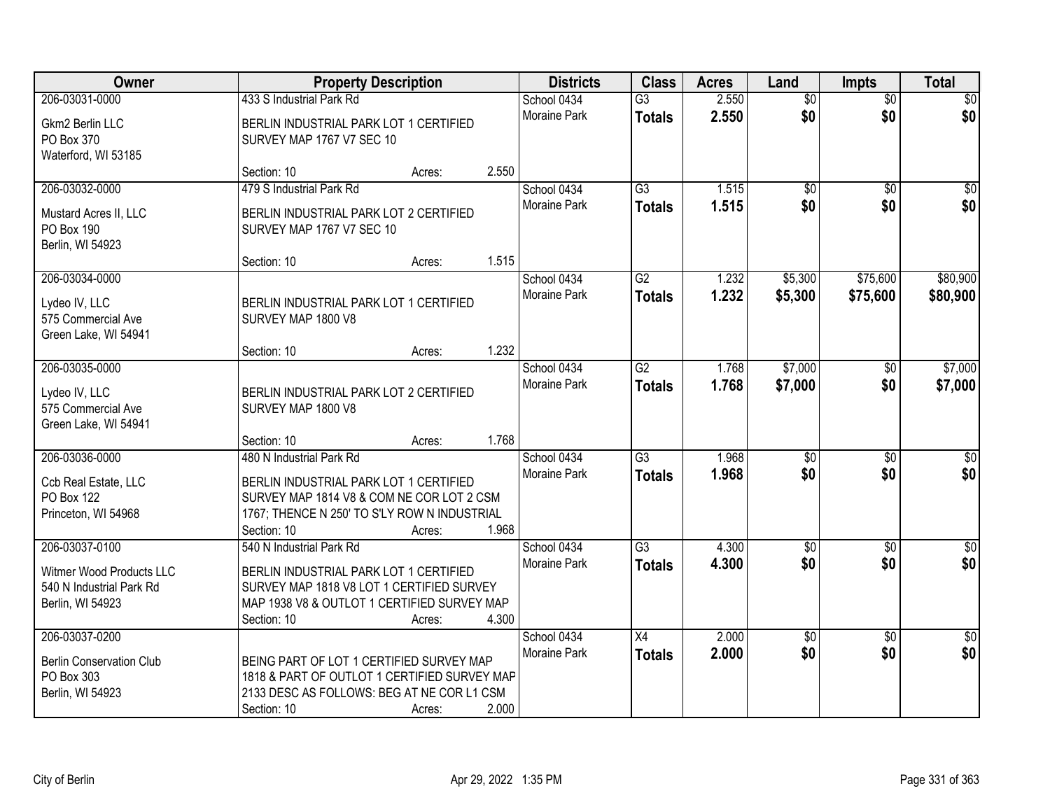| Owner | Property Description | Districts | Class | Acres | Land | Impts | Total |
|---|---|---|---|---|---|---|---|
| 206-03031-0000<br>Gkm2 Berlin LLC<br>PO Box 370<br>Waterford, WI 53185 | 433 S Industrial Park Rd<br>BERLIN INDUSTRIAL PARK LOT 1 CERTIFIED SURVEY MAP 1767 V7 SEC 10<br>Section: 10 Acres: 2.550 | School 0434<br>Moraine Park | G3<br>**Totals** | 2.550<br>**2.550** | $0<br>**$0** | $0<br>**$0** | $0<br>**$0** |
| 206-03032-0000<br>Mustard Acres II, LLC<br>PO Box 190<br>Berlin, WI 54923 | 479 S Industrial Park Rd<br>BERLIN INDUSTRIAL PARK LOT 2 CERTIFIED SURVEY MAP 1767 V7 SEC 10<br>Section: 10 Acres: 1.515 | School 0434<br>Moraine Park | G3<br>**Totals** | 1.515<br>**1.515** | $0<br>**$0** | $0<br>**$0** | $0<br>**$0** |
| 206-03034-0000<br>Lydeo IV, LLC<br>575 Commercial Ave<br>Green Lake, WI 54941 | BERLIN INDUSTRIAL PARK LOT 1 CERTIFIED SURVEY MAP 1800 V8<br>Section: 10 Acres: 1.232 | School 0434<br>Moraine Park | G2<br>**Totals** | 1.232<br>**1.232** | $5,300<br>**$5,300** | $75,600<br>**$75,600** | $80,900<br>**$80,900** |
| 206-03035-0000<br>Lydeo IV, LLC<br>575 Commercial Ave<br>Green Lake, WI 54941 | BERLIN INDUSTRIAL PARK LOT 2 CERTIFIED SURVEY MAP 1800 V8<br>Section: 10 Acres: 1.768 | School 0434<br>Moraine Park | G2<br>**Totals** | 1.768<br>**1.768** | $7,000<br>**$7,000** | $0<br>**$0** | $7,000<br>**$7,000** |
| 206-03036-0000<br>Ccb Real Estate, LLC<br>PO Box 122<br>Princeton, WI 54968 | 480 N Industrial Park Rd<br>BERLIN INDUSTRIAL PARK LOT 1 CERTIFIED SURVEY MAP 1814 V8 & COM NE COR LOT 2 CSM 1767; THENCE N 250' TO S'LY ROW N INDUSTRIAL<br>Section: 10 Acres: 1.968 | School 0434<br>Moraine Park | G3<br>**Totals** | 1.968<br>**1.968** | $0<br>**$0** | $0<br>**$0** | $0<br>**$0** |
| 206-03037-0100<br>Witmer Wood Products LLC<br>540 N Industrial Park Rd<br>Berlin, WI 54923 | 540 N Industrial Park Rd<br>BERLIN INDUSTRIAL PARK LOT 1 CERTIFIED SURVEY MAP 1818 V8 LOT 1 CERTIFIED SURVEY MAP 1938 V8 & OUTLOT 1 CERTIFIED SURVEY MAP<br>Section: 10 Acres: 4.300 | School 0434<br>Moraine Park | G3<br>**Totals** | 4.300<br>**4.300** | $0<br>**$0** | $0<br>**$0** | $0<br>**$0** |
| 206-03037-0200<br>Berlin Conservation Club<br>PO Box 303<br>Berlin, WI 54923 | BEING PART OF LOT 1 CERTIFIED SURVEY MAP 1818 & PART OF OUTLOT 1 CERTIFIED SURVEY MAP 2133 DESC AS FOLLOWS: BEG AT NE COR L1 CSM<br>Section: 10 Acres: 2.000 | School 0434<br>Moraine Park | X4<br>**Totals** | 2.000<br>**2.000** | $0<br>**$0** | $0<br>**$0** | $0<br>**$0** |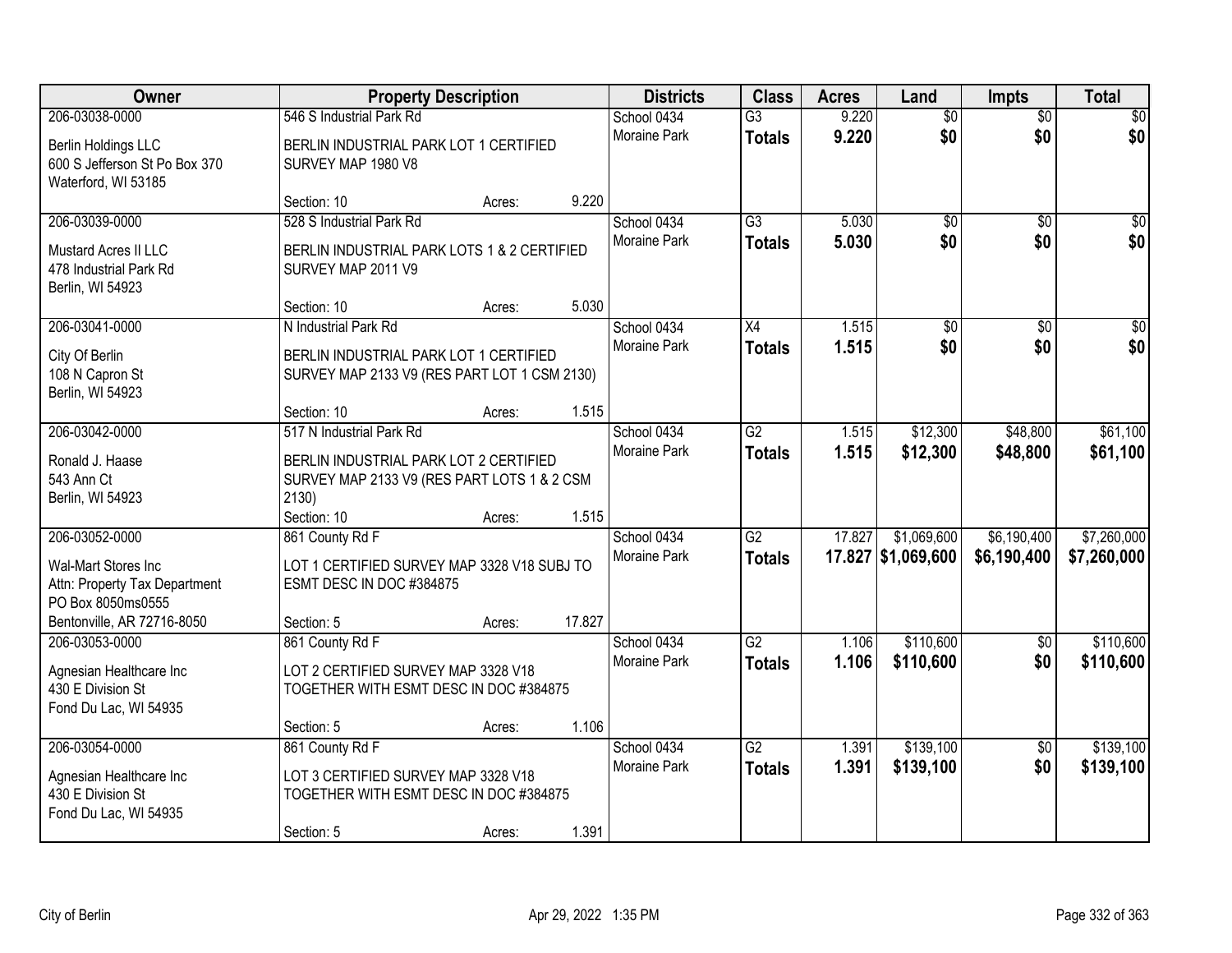| Owner | Property Description | Districts | Class | Acres | Land | Impts | Total |
|---|---|---|---|---|---|---|---|
| 206-03038-0000<br>Berlin Holdings LLC<br>600 S Jefferson St Po Box 370<br>Waterford, WI 53185 | 546 S Industrial Park Rd<br>BERLIN INDUSTRIAL PARK LOT 1 CERTIFIED SURVEY MAP 1980 V8<br>Section: 10 Acres: 9.220 | School 0434<br>Moraine Park | G3<br>**Totals** | 9.220<br>**9.220** | $0<br>**$0** | $0<br>**$0** | $0<br>**$0** |
| 206-03039-0000<br>Mustard Acres II LLC<br>478 Industrial Park Rd<br>Berlin, WI 54923 | 528 S Industrial Park Rd<br>BERLIN INDUSTRIAL PARK LOTS 1 & 2 CERTIFIED SURVEY MAP 2011 V9<br>Section: 10 Acres: 5.030 | School 0434<br>Moraine Park | G3<br>**Totals** | 5.030<br>**5.030** | $0<br>**$0** | $0<br>**$0** | $0<br>**$0** |
| 206-03041-0000<br>City Of Berlin<br>108 N Capron St<br>Berlin, WI 54923 | N Industrial Park Rd<br>BERLIN INDUSTRIAL PARK LOT 1 CERTIFIED SURVEY MAP 2133 V9 (RES PART LOT 1 CSM 2130)<br>Section: 10 Acres: 1.515 | School 0434<br>Moraine Park | X4<br>**Totals** | 1.515<br>**1.515** | $0<br>**$0** | $0<br>**$0** | $0<br>**$0** |
| 206-03042-0000<br>Ronald J. Haase<br>543 Ann Ct<br>Berlin, WI 54923 | 517 N Industrial Park Rd<br>BERLIN INDUSTRIAL PARK LOT 2 CERTIFIED SURVEY MAP 2133 V9 (RES PART LOTS 1 & 2 CSM 2130)<br>Section: 10 Acres: 1.515 | School 0434<br>Moraine Park | G2<br>**Totals** | 1.515<br>**1.515** | $12,300<br>**$12,300** | $48,800<br>**$48,800** | $61,100<br>**$61,100** |
| 206-03052-0000<br>Wal-Mart Stores Inc<br>Attn: Property Tax Department<br>PO Box 8050ms0555<br>Bentonville, AR 72716-8050 | 861 County Rd F<br>LOT 1 CERTIFIED SURVEY MAP 3328 V18 SUBJ TO ESMT DESC IN DOC #384875<br>Section: 5 Acres: 17.827 | School 0434<br>Moraine Park | G2<br>**Totals** | 17.827<br>**17.827** | $1,069,600<br>**$1,069,600** | $6,190,400<br>**$6,190,400** | $7,260,000<br>**$7,260,000** |
| 206-03053-0000<br>Agnesian Healthcare Inc<br>430 E Division St<br>Fond Du Lac, WI 54935 | 861 County Rd F<br>LOT 2 CERTIFIED SURVEY MAP 3328 V18 TOGETHER WITH ESMT DESC IN DOC #384875<br>Section: 5 Acres: 1.106 | School 0434<br>Moraine Park | G2<br>**Totals** | 1.106<br>**1.106** | $110,600<br>**$110,600** | $0<br>**$0** | $110,600<br>**$110,600** |
| 206-03054-0000<br>Agnesian Healthcare Inc<br>430 E Division St<br>Fond Du Lac, WI 54935 | 861 County Rd F<br>LOT 3 CERTIFIED SURVEY MAP 3328 V18 TOGETHER WITH ESMT DESC IN DOC #384875<br>Section: 5 Acres: 1.391 | School 0434<br>Moraine Park | G2<br>**Totals** | 1.391<br>**1.391** | $139,100<br>**$139,100** | $0<br>**$0** | $139,100<br>**$139,100** |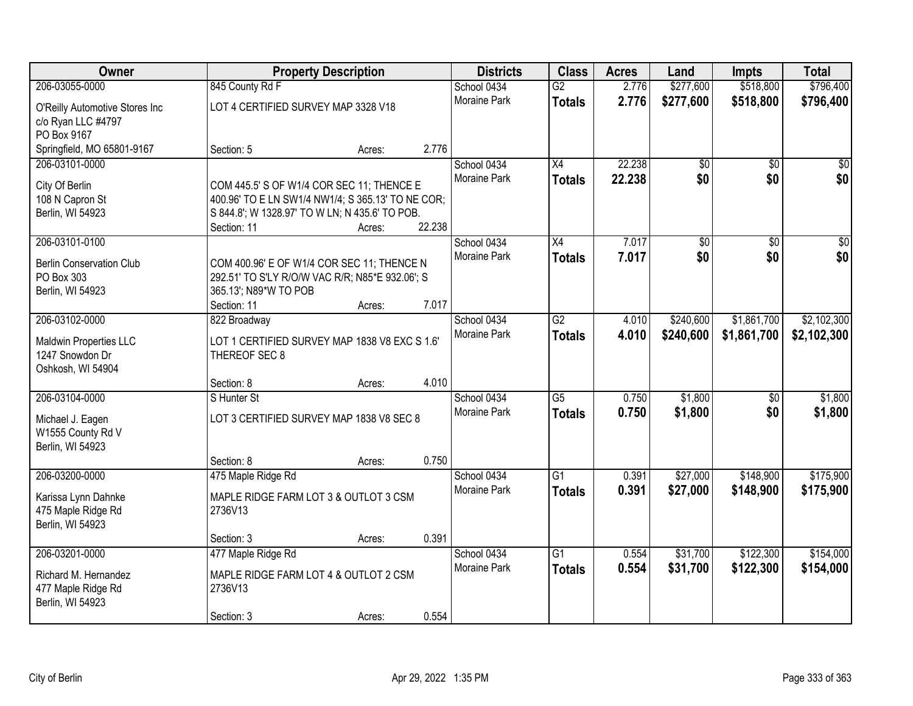| Owner | Property Description | Districts | Class | Acres | Land | Impts | Total |
|---|---|---|---|---|---|---|---|
| 206-03055-0000<br>O'Reilly Automotive Stores Inc<br>c/o Ryan LLC #4797<br>PO Box 9167<br>Springfield, MO 65801-9167 | 845 County Rd F<br>LOT 4 CERTIFIED SURVEY MAP 3328 V18<br>Section: 5 Acres: 2.776 | School 0434<br>Moraine Park | G2<br>**Totals** | 2.776<br>**2.776** | $277,600<br>**$277,600** | $518,800<br>**$518,800** | $796,400<br>**$796,400** |
| 206-03101-0000<br>City Of Berlin<br>108 N Capron St<br>Berlin, WI 54923 | COM 445.5' S OF W1/4 COR SEC 11; THENCE E 400.96' TO E LN SW1/4 NW1/4; S 365.13' TO NE COR; S 844.8'; W 1328.97' TO W LN; N 435.6' TO POB.<br>Section: 11 Acres: 22.238 | School 0434<br>Moraine Park | X4<br>**Totals** | 22.238<br>**22.238** | $0<br>**$0** | $0<br>**$0** | $0<br>**$0** |
| 206-03101-0100<br>Berlin Conservation Club<br>PO Box 303<br>Berlin, WI 54923 | COM 400.96' E OF W1/4 COR SEC 11; THENCE N 292.51' TO S'LY R/O/W VAC R/R; N85*E 932.06'; S 365.13'; N89*W TO POB<br>Section: 11 Acres: 7.017 | School 0434<br>Moraine Park | X4<br>**Totals** | 7.017<br>**7.017** | $0<br>**$0** | $0<br>**$0** | $0<br>**$0** |
| 206-03102-0000<br>Maldwin Properties LLC<br>1247 Snowdon Dr<br>Oshkosh, WI 54904 | 822 Broadway<br>LOT 1 CERTIFIED SURVEY MAP 1838 V8 EXC S 1.6' THEREOF SEC 8<br>Section: 8 Acres: 4.010 | School 0434<br>Moraine Park | G2<br>**Totals** | 4.010<br>**4.010** | $240,600<br>**$240,600** | $1,861,700<br>**$1,861,700** | $2,102,300<br>**$2,102,300** |
| 206-03104-0000<br>Michael J. Eagen<br>W1555 County Rd V<br>Berlin, WI 54923 | S Hunter St<br>LOT 3 CERTIFIED SURVEY MAP 1838 V8 SEC 8<br>Section: 8 Acres: 0.750 | School 0434<br>Moraine Park | G5<br>**Totals** | 0.750<br>**0.750** | $1,800<br>**$1,800** | $0<br>**$0** | $1,800<br>**$1,800** |
| 206-03200-0000<br>Karissa Lynn Dahnke<br>475 Maple Ridge Rd<br>Berlin, WI 54923 | 475 Maple Ridge Rd<br>MAPLE RIDGE FARM LOT 3 & OUTLOT 3 CSM 2736V13<br>Section: 3 Acres: 0.391 | School 0434<br>Moraine Park | G1<br>**Totals** | 0.391<br>**0.391** | $27,000<br>**$27,000** | $148,900<br>**$148,900** | $175,900<br>**$175,900** |
| 206-03201-0000<br>Richard M. Hernandez<br>477 Maple Ridge Rd<br>Berlin, WI 54923 | 477 Maple Ridge Rd<br>MAPLE RIDGE FARM LOT 4 & OUTLOT 2 CSM 2736V13<br>Section: 3 Acres: 0.554 | School 0434<br>Moraine Park | G1<br>**Totals** | 0.554<br>**0.554** | $31,700<br>**$31,700** | $122,300<br>**$122,300** | $154,000<br>**$154,000** |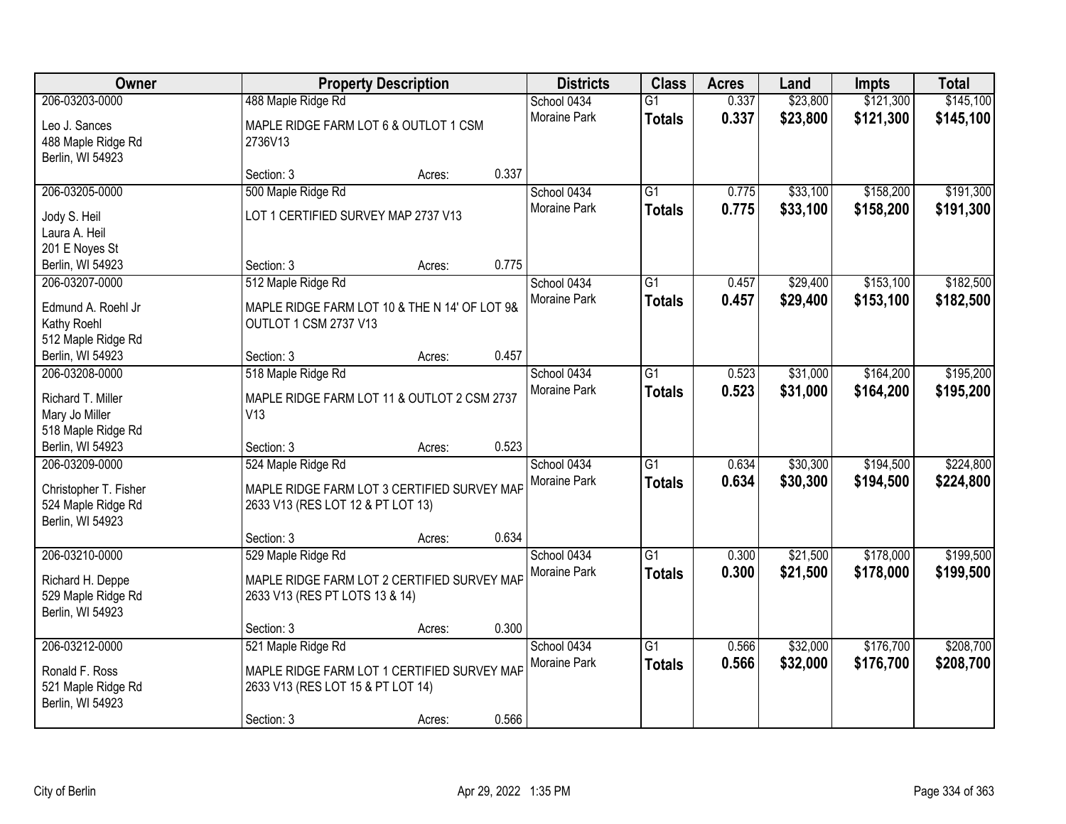| Owner | Property Description | Districts | Class | Acres | Land | Impts | Total |
|---|---|---|---|---|---|---|---|
| 206-03203-0000<br>Leo J. Sances<br>488 Maple Ridge Rd<br>Berlin, WI 54923 | 488 Maple Ridge Rd<br>MAPLE RIDGE FARM LOT 6 & OUTLOT 1 CSM 2736V13<br>Section: 3 Acres: 0.337 | School 0434<br>Moraine Park | G1<br>**Totals** | 0.337<br>**0.337** | $23,800<br>**$23,800** | $121,300<br>**$121,300** | $145,100<br>**$145,100** |
| 206-03205-0000<br>Jody S. Heil<br>Laura A. Heil<br>201 E Noyes St<br>Berlin, WI 54923 | 500 Maple Ridge Rd<br>LOT 1 CERTIFIED SURVEY MAP 2737 V13<br>Section: 3 Acres: 0.775 | School 0434<br>Moraine Park | G1<br>**Totals** | 0.775<br>**0.775** | $33,100<br>**$33,100** | $158,200<br>**$158,200** | $191,300<br>**$191,300** |
| 206-03207-0000<br>Edmund A. Roehl Jr<br>Kathy Roehl<br>512 Maple Ridge Rd<br>Berlin, WI 54923 | 512 Maple Ridge Rd<br>MAPLE RIDGE FARM LOT 10 & THE N 14' OF LOT 9& OUTLOT 1 CSM 2737 V13<br>Section: 3 Acres: 0.457 | School 0434<br>Moraine Park | G1<br>**Totals** | 0.457<br>**0.457** | $29,400<br>**$29,400** | $153,100<br>**$153,100** | $182,500<br>**$182,500** |
| 206-03208-0000<br>Richard T. Miller<br>Mary Jo Miller<br>518 Maple Ridge Rd<br>Berlin, WI 54923 | 518 Maple Ridge Rd<br>MAPLE RIDGE FARM LOT 11 & OUTLOT 2 CSM 2737 V13<br>Section: 3 Acres: 0.523 | School 0434<br>Moraine Park | G1<br>**Totals** | 0.523<br>**0.523** | $31,000<br>**$31,000** | $164,200<br>**$164,200** | $195,200<br>**$195,200** |
| 206-03209-0000<br>Christopher T. Fisher<br>524 Maple Ridge Rd<br>Berlin, WI 54923 | 524 Maple Ridge Rd<br>MAPLE RIDGE FARM LOT 3 CERTIFIED SURVEY MAP 2633 V13 (RES LOT 12 & PT LOT 13)<br>Section: 3 Acres: 0.634 | School 0434<br>Moraine Park | G1<br>**Totals** | 0.634<br>**0.634** | $30,300<br>**$30,300** | $194,500<br>**$194,500** | $224,800<br>**$224,800** |
| 206-03210-0000<br>Richard H. Deppe<br>529 Maple Ridge Rd<br>Berlin, WI 54923 | 529 Maple Ridge Rd<br>MAPLE RIDGE FARM LOT 2 CERTIFIED SURVEY MAP 2633 V13 (RES PT LOTS 13 & 14)<br>Section: 3 Acres: 0.300 | School 0434<br>Moraine Park | G1<br>**Totals** | 0.300<br>**0.300** | $21,500<br>**$21,500** | $178,000<br>**$178,000** | $199,500<br>**$199,500** |
| 206-03212-0000<br>Ronald F. Ross<br>521 Maple Ridge Rd<br>Berlin, WI 54923 | 521 Maple Ridge Rd<br>MAPLE RIDGE FARM LOT 1 CERTIFIED SURVEY MAP 2633 V13 (RES LOT 15 & PT LOT 14)<br>Section: 3 Acres: 0.566 | School 0434<br>Moraine Park | G1<br>**Totals** | 0.566<br>**0.566** | $32,000<br>**$32,000** | $176,700<br>**$176,700** | $208,700<br>**$208,700** |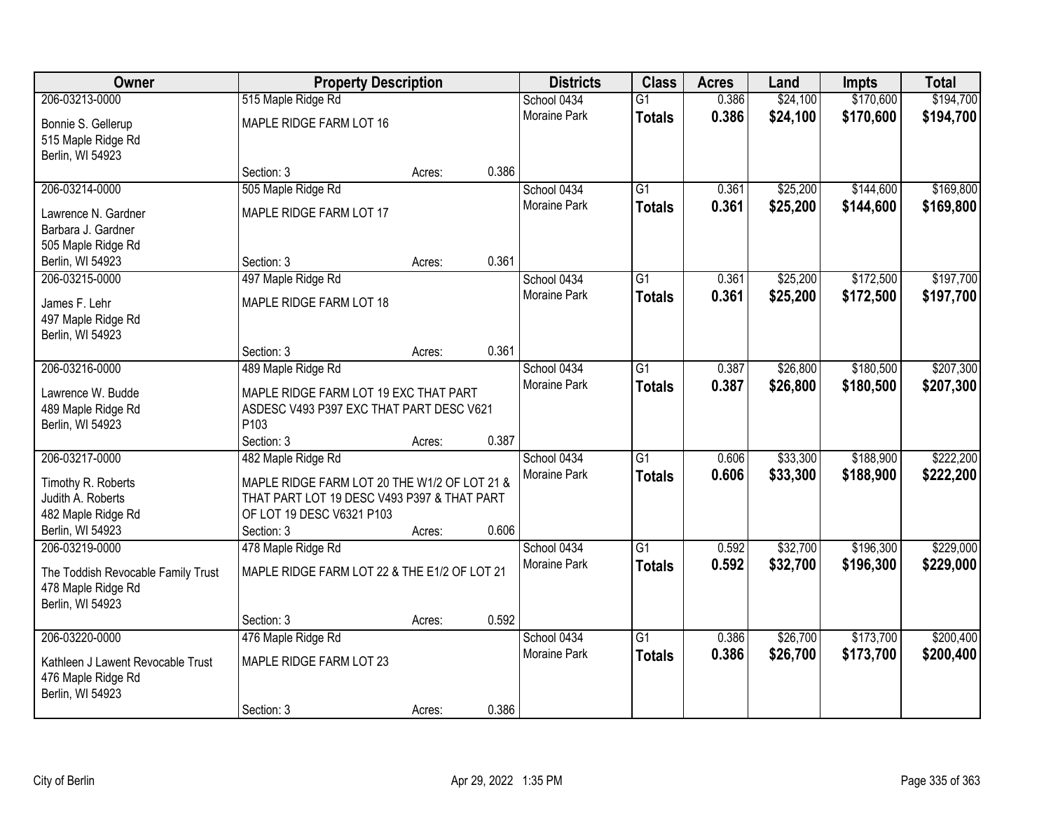| Owner | Property Description | | | Districts | Class | Acres | Land | Impts | Total |
|---|---|---|---|---|---|---|---|---|---|
| 206-03213-0000 | 515 Maple Ridge Rd | | | School 0434 | G1 | 0.386 | $24,100 | $170,600 | $194,700 |
| Bonnie S. Gellerup<br>515 Maple Ridge Rd<br>Berlin, WI 54923 | MAPLE RIDGE FARM LOT 16 | | | Moraine Park | **Totals** | **0.386** | **$24,100** | **$170,600** | **$194,700** |
| | Section: 3 | Acres: | 0.386 | | | | | | |
| 206-03214-0000 | 505 Maple Ridge Rd | | | School 0434 | G1 | 0.361 | $25,200 | $144,600 | $169,800 |
| Lawrence N. Gardner<br>Barbara J. Gardner<br>505 Maple Ridge Rd<br>Berlin, WI 54923 | MAPLE RIDGE FARM LOT 17 | | | Moraine Park | **Totals** | **0.361** | **$25,200** | **$144,600** | **$169,800** |
| | Section: 3 | Acres: | 0.361 | | | | | | |
| 206-03215-0000 | 497 Maple Ridge Rd | | | School 0434 | G1 | 0.361 | $25,200 | $172,500 | $197,700 |
| James F. Lehr<br>497 Maple Ridge Rd<br>Berlin, WI 54923 | MAPLE RIDGE FARM LOT 18 | | | Moraine Park | **Totals** | **0.361** | **$25,200** | **$172,500** | **$197,700** |
| | Section: 3 | Acres: | 0.361 | | | | | | |
| 206-03216-0000 | 489 Maple Ridge Rd | | | School 0434 | G1 | 0.387 | $26,800 | $180,500 | $207,300 |
| Lawrence W. Budde<br>489 Maple Ridge Rd<br>Berlin, WI 54923 | MAPLE RIDGE FARM LOT 19 EXC THAT PART ASDESC V493 P397 EXC THAT PART DESC V621 P103 | | | Moraine Park | **Totals** | **0.387** | **$26,800** | **$180,500** | **$207,300** |
| | Section: 3 | Acres: | 0.387 | | | | | | |
| 206-03217-0000 | 482 Maple Ridge Rd | | | School 0434 | G1 | 0.606 | $33,300 | $188,900 | $222,200 |
| Timothy R. Roberts<br>Judith A. Roberts<br>482 Maple Ridge Rd<br>Berlin, WI 54923 | MAPLE RIDGE FARM LOT 20 THE W1/2 OF LOT 21 & THAT PART LOT 19 DESC V493 P397 & THAT PART OF LOT 19 DESC V6321 P103 | | | Moraine Park | **Totals** | **0.606** | **$33,300** | **$188,900** | **$222,200** |
| | Section: 3 | Acres: | 0.606 | | | | | | |
| 206-03219-0000 | 478 Maple Ridge Rd | | | School 0434 | G1 | 0.592 | $32,700 | $196,300 | $229,000 |
| The Toddish Revocable Family Trust<br>478 Maple Ridge Rd<br>Berlin, WI 54923 | MAPLE RIDGE FARM LOT 22 & THE E1/2 OF LOT 21 | | | Moraine Park | **Totals** | **0.592** | **$32,700** | **$196,300** | **$229,000** |
| | Section: 3 | Acres: | 0.592 | | | | | | |
| 206-03220-0000 | 476 Maple Ridge Rd | | | School 0434 | G1 | 0.386 | $26,700 | $173,700 | $200,400 |
| Kathleen J Lawent Revocable Trust<br>476 Maple Ridge Rd<br>Berlin, WI 54923 | MAPLE RIDGE FARM LOT 23 | | | Moraine Park | **Totals** | **0.386** | **$26,700** | **$173,700** | **$200,400** |
| | Section: 3 | Acres: | 0.386 | | | | | | |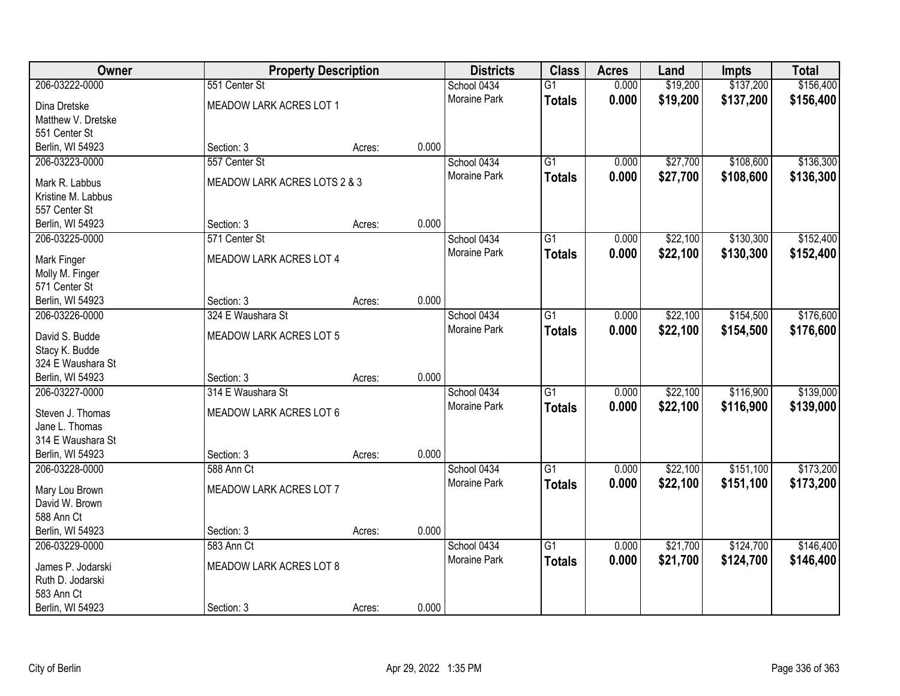| Owner | Property Description | | | Districts | Class | Acres | Land | Impts | Total |
|---|---|---|---|---|---|---|---|---|---|
| 206-03222-0000 | 551 Center St | | | School 0434 | G1 | 0.000 | $19,200 | $137,200 | $156,400 |
| Dina Dretske<br>Matthew V. Dretske<br>551 Center St<br>Berlin, WI 54923 | MEADOW LARK ACRES LOT 1<br>Section: 3 | Acres: | 0.000 | Moraine Park | **Totals** | **0.000** | **$19,200** | **$137,200** | **$156,400** |
| 206-03223-0000 | 557 Center St | | | School 0434 | G1 | 0.000 | $27,700 | $108,600 | $136,300 |
| Mark R. Labbus<br>Kristine M. Labbus<br>557 Center St<br>Berlin, WI 54923 | MEADOW LARK ACRES LOTS 2 & 3<br>Section: 3 | Acres: | 0.000 | Moraine Park | **Totals** | **0.000** | **$27,700** | **$108,600** | **$136,300** |
| 206-03225-0000 | 571 Center St | | | School 0434 | G1 | 0.000 | $22,100 | $130,300 | $152,400 |
| Mark Finger<br>Molly M. Finger<br>571 Center St<br>Berlin, WI 54923 | MEADOW LARK ACRES LOT 4<br>Section: 3 | Acres: | 0.000 | Moraine Park | **Totals** | **0.000** | **$22,100** | **$130,300** | **$152,400** |
| 206-03226-0000 | 324 E Waushara St | | | School 0434 | G1 | 0.000 | $22,100 | $154,500 | $176,600 |
| David S. Budde<br>Stacy K. Budde<br>324 E Waushara St<br>Berlin, WI 54923 | MEADOW LARK ACRES LOT 5<br>Section: 3 | Acres: | 0.000 | Moraine Park | **Totals** | **0.000** | **$22,100** | **$154,500** | **$176,600** |
| 206-03227-0000 | 314 E Waushara St | | | School 0434 | G1 | 0.000 | $22,100 | $116,900 | $139,000 |
| Steven J. Thomas<br>Jane L. Thomas<br>314 E Waushara St<br>Berlin, WI 54923 | MEADOW LARK ACRES LOT 6<br>Section: 3 | Acres: | 0.000 | Moraine Park | **Totals** | **0.000** | **$22,100** | **$116,900** | **$139,000** |
| 206-03228-0000 | 588 Ann Ct | | | School 0434 | G1 | 0.000 | $22,100 | $151,100 | $173,200 |
| Mary Lou Brown<br>David W. Brown<br>588 Ann Ct<br>Berlin, WI 54923 | MEADOW LARK ACRES LOT 7<br>Section: 3 | Acres: | 0.000 | Moraine Park | **Totals** | **0.000** | **$22,100** | **$151,100** | **$173,200** |
| 206-03229-0000 | 583 Ann Ct | | | School 0434 | G1 | 0.000 | $21,700 | $124,700 | $146,400 |
| James P. Jodarski<br>Ruth D. Jodarski<br>583 Ann Ct<br>Berlin, WI 54923 | MEADOW LARK ACRES LOT 8<br>Section: 3 | Acres: | 0.000 | Moraine Park | **Totals** | **0.000** | **$21,700** | **$124,700** | **$146,400** |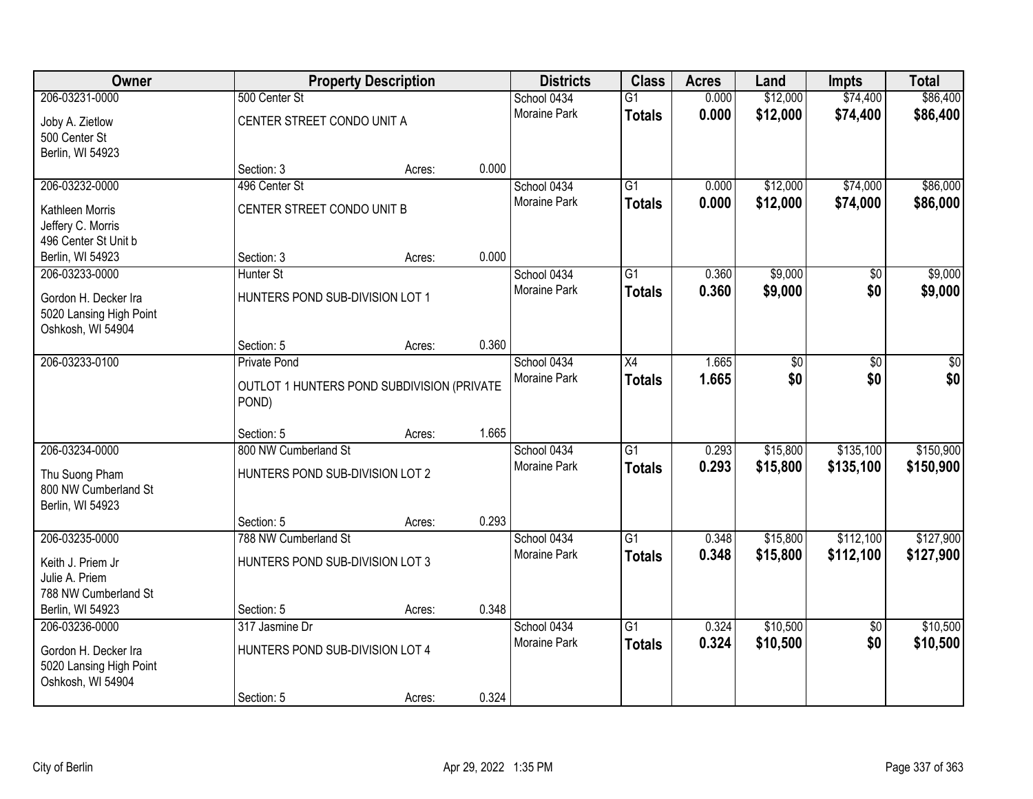| Owner | Property Description | | | Districts | Class | Acres | Land | Impts | Total |
|---|---|---|---|---|---|---|---|---|---|
| 206-03231-0000 | 500 Center St | | | School 0434 | G1 | 0.000 | $12,000 | $74,400 | $86,400 |
| Joby A. Zietlow<br>500 Center St<br>Berlin, WI 54923 | CENTER STREET CONDO UNIT A | | | Moraine Park | **Totals** | **0.000** | **$12,000** | **$74,400** | **$86,400** |
| | Section: 3 | Acres: | 0.000 | | | | | | |
| 206-03232-0000 | 496 Center St | | | School 0434 | G1 | 0.000 | $12,000 | $74,000 | $86,000 |
| Kathleen Morris<br>Jeffery C. Morris<br>496 Center St Unit b<br>Berlin, WI 54923 | CENTER STREET CONDO UNIT B | | | Moraine Park | **Totals** | **0.000** | **$12,000** | **$74,000** | **$86,000** |
| | Section: 3 | Acres: | 0.000 | | | | | | |
| 206-03233-0000 | Hunter St | | | School 0434 | G1 | 0.360 | $9,000 | $0 | $9,000 |
| Gordon H. Decker Ira<br>5020 Lansing High Point<br>Oshkosh, WI 54904 | HUNTERS POND SUB-DIVISION LOT 1 | | | Moraine Park | **Totals** | **0.360** | **$9,000** | **$0** | **$9,000** |
| | Section: 5 | Acres: | 0.360 | | | | | | |
| 206-03233-0100 | Private Pond | | | School 0434 | X4 | 1.665 | $0 | $0 | $0 |
| | OUTLOT 1 HUNTERS POND SUBDIVISION (PRIVATE POND) | | | Moraine Park | **Totals** | **1.665** | **$0** | **$0** | **$0** |
| | Section: 5 | Acres: | 1.665 | | | | | | |
| 206-03234-0000 | 800 NW Cumberland St | | | School 0434 | G1 | 0.293 | $15,800 | $135,100 | $150,900 |
| Thu Suong Pham<br>800 NW Cumberland St<br>Berlin, WI 54923 | HUNTERS POND SUB-DIVISION LOT 2 | | | Moraine Park | **Totals** | **0.293** | **$15,800** | **$135,100** | **$150,900** |
| | Section: 5 | Acres: | 0.293 | | | | | | |
| 206-03235-0000 | 788 NW Cumberland St | | | School 0434 | G1 | 0.348 | $15,800 | $112,100 | $127,900 |
| Keith J. Priem Jr<br>Julie A. Priem<br>788 NW Cumberland St<br>Berlin, WI 54923 | HUNTERS POND SUB-DIVISION LOT 3 | | | Moraine Park | **Totals** | **0.348** | **$15,800** | **$112,100** | **$127,900** |
| | Section: 5 | Acres: | 0.348 | | | | | | |
| 206-03236-0000 | 317 Jasmine Dr | | | School 0434 | G1 | 0.324 | $10,500 | $0 | $10,500 |
| Gordon H. Decker Ira<br>5020 Lansing High Point<br>Oshkosh, WI 54904 | HUNTERS POND SUB-DIVISION LOT 4 | | | Moraine Park | **Totals** | **0.324** | **$10,500** | **$0** | **$10,500** |
| | Section: 5 | Acres: | 0.324 | | | | | | |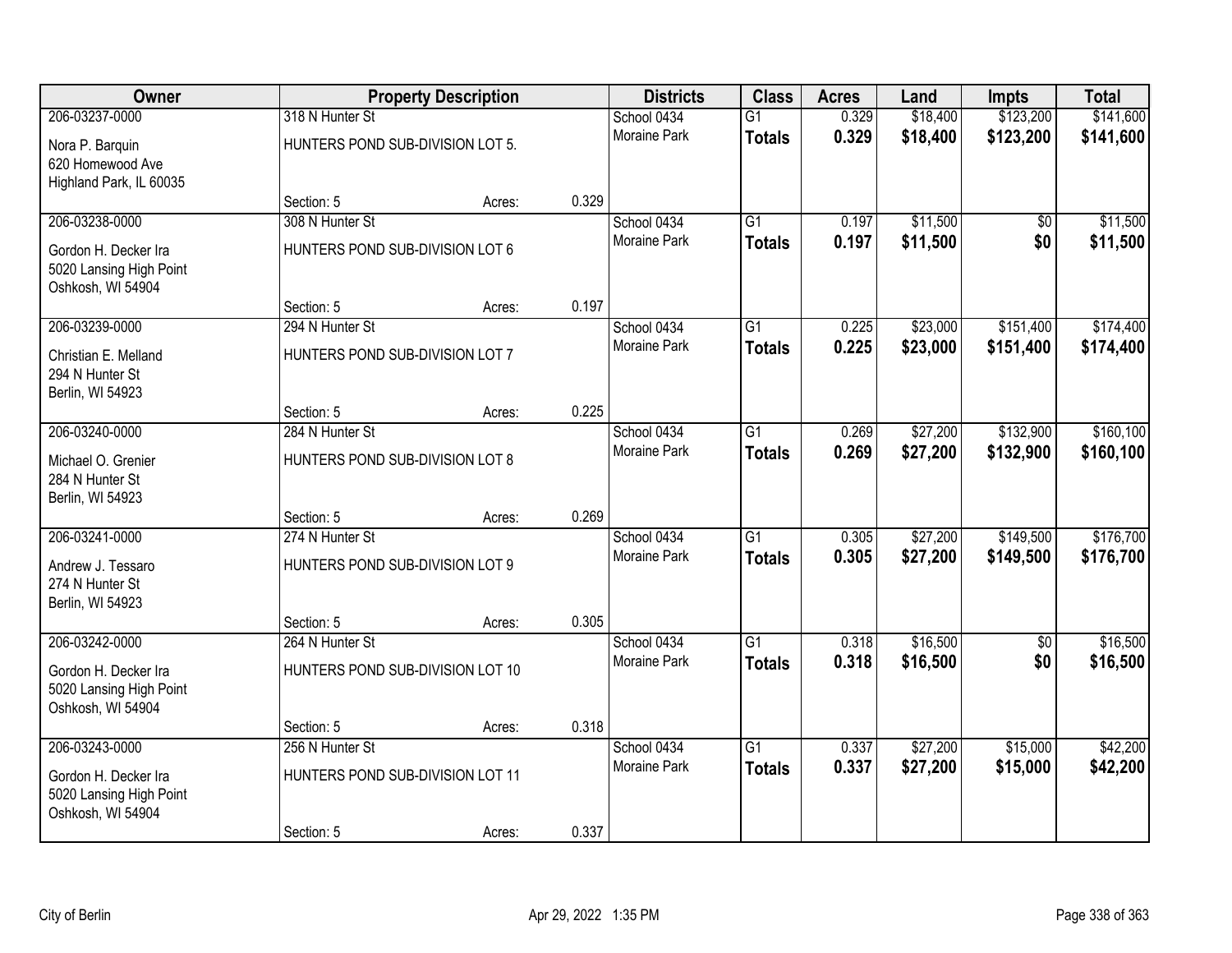| Owner | Property Description | | | Districts | Class | Acres | Land | Impts | Total |
|---|---|---|---|---|---|---|---|---|---|
| 206-03237-0000 | 318 N Hunter St | | | School 0434 | G1 | 0.329 | $18,400 | $123,200 | $141,600 |
| Nora P. Barquin<br>620 Homewood Ave<br>Highland Park, IL 60035 | HUNTERS POND SUB-DIVISION LOT 5. | | | Moraine Park | **Totals** | **0.329** | **$18,400** | **$123,200** | **$141,600** |
| | Section: 5 | Acres: | 0.329 | | | | | | |
| 206-03238-0000 | 308 N Hunter St | | | School 0434 | G1 | 0.197 | $11,500 | $0 | $11,500 |
| Gordon H. Decker Ira<br>5020 Lansing High Point<br>Oshkosh, WI 54904 | HUNTERS POND SUB-DIVISION LOT 6 | | | Moraine Park | **Totals** | **0.197** | **$11,500** | **$0** | **$11,500** |
| | Section: 5 | Acres: | 0.197 | | | | | | |
| 206-03239-0000 | 294 N Hunter St | | | School 0434 | G1 | 0.225 | $23,000 | $151,400 | $174,400 |
| Christian E. Melland<br>294 N Hunter St<br>Berlin, WI 54923 | HUNTERS POND SUB-DIVISION LOT 7 | | | Moraine Park | **Totals** | **0.225** | **$23,000** | **$151,400** | **$174,400** |
| | Section: 5 | Acres: | 0.225 | | | | | | |
| 206-03240-0000 | 284 N Hunter St | | | School 0434 | G1 | 0.269 | $27,200 | $132,900 | $160,100 |
| Michael O. Grenier<br>284 N Hunter St<br>Berlin, WI 54923 | HUNTERS POND SUB-DIVISION LOT 8 | | | Moraine Park | **Totals** | **0.269** | **$27,200** | **$132,900** | **$160,100** |
| | Section: 5 | Acres: | 0.269 | | | | | | |
| 206-03241-0000 | 274 N Hunter St | | | School 0434 | G1 | 0.305 | $27,200 | $149,500 | $176,700 |
| Andrew J. Tessaro<br>274 N Hunter St<br>Berlin, WI 54923 | HUNTERS POND SUB-DIVISION LOT 9 | | | Moraine Park | **Totals** | **0.305** | **$27,200** | **$149,500** | **$176,700** |
| | Section: 5 | Acres: | 0.305 | | | | | | |
| 206-03242-0000 | 264 N Hunter St | | | School 0434 | G1 | 0.318 | $16,500 | $0 | $16,500 |
| Gordon H. Decker Ira<br>5020 Lansing High Point<br>Oshkosh, WI 54904 | HUNTERS POND SUB-DIVISION LOT 10 | | | Moraine Park | **Totals** | **0.318** | **$16,500** | **$0** | **$16,500** |
| | Section: 5 | Acres: | 0.318 | | | | | | |
| 206-03243-0000 | 256 N Hunter St | | | School 0434 | G1 | 0.337 | $27,200 | $15,000 | $42,200 |
| Gordon H. Decker Ira<br>5020 Lansing High Point<br>Oshkosh, WI 54904 | HUNTERS POND SUB-DIVISION LOT 11 | | | Moraine Park | **Totals** | **0.337** | **$27,200** | **$15,000** | **$42,200** |
| | Section: 5 | Acres: | 0.337 | | | | | | |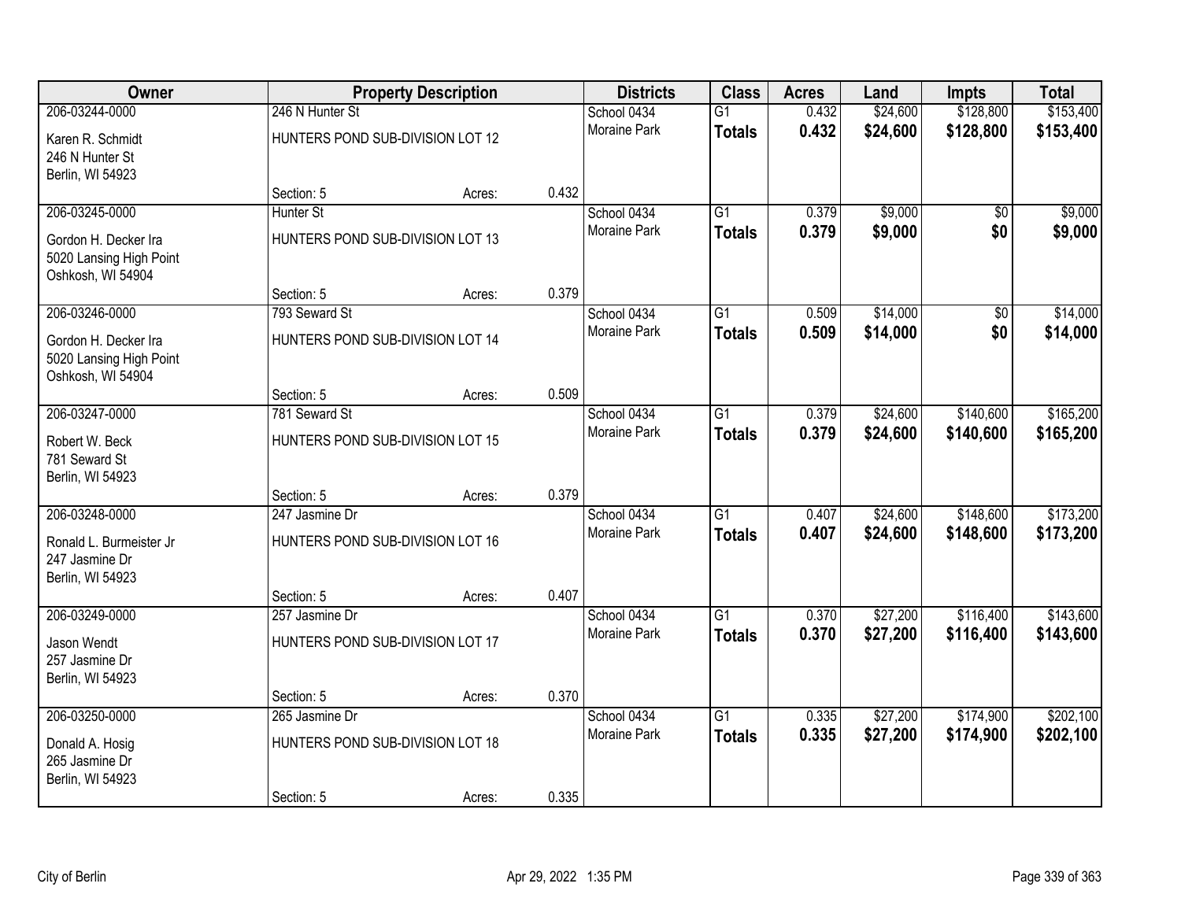| Owner | Property Description | | | Districts | Class | Acres | Land | Impts | Total |
|---|---|---|---|---|---|---|---|---|---|
| 206-03244-0000 | 246 N Hunter St | | | School 0434 | G1 | 0.432 | $24,600 | $128,800 | $153,400 |
| Karen R. Schmidt<br>246 N Hunter St<br>Berlin, WI 54923 | HUNTERS POND SUB-DIVISION LOT 12 | | | Moraine Park | **Totals** | **0.432** | **$24,600** | **$128,800** | **$153,400** |
| | Section: 5 | Acres: | 0.432 | | | | | | |
| 206-03245-0000 | Hunter St | | | School 0434 | G1 | 0.379 | $9,000 | $0 | $9,000 |
| Gordon H. Decker Ira<br>5020 Lansing High Point<br>Oshkosh, WI 54904 | HUNTERS POND SUB-DIVISION LOT 13 | | | Moraine Park | **Totals** | **0.379** | **$9,000** | **$0** | **$9,000** |
| | Section: 5 | Acres: | 0.379 | | | | | | |
| 206-03246-0000 | 793 Seward St | | | School 0434 | G1 | 0.509 | $14,000 | $0 | $14,000 |
| Gordon H. Decker Ira<br>5020 Lansing High Point<br>Oshkosh, WI 54904 | HUNTERS POND SUB-DIVISION LOT 14 | | | Moraine Park | **Totals** | **0.509** | **$14,000** | **$0** | **$14,000** |
| | Section: 5 | Acres: | 0.509 | | | | | | |
| 206-03247-0000 | 781 Seward St | | | School 0434 | G1 | 0.379 | $24,600 | $140,600 | $165,200 |
| Robert W. Beck<br>781 Seward St<br>Berlin, WI 54923 | HUNTERS POND SUB-DIVISION LOT 15 | | | Moraine Park | **Totals** | **0.379** | **$24,600** | **$140,600** | **$165,200** |
| | Section: 5 | Acres: | 0.379 | | | | | | |
| 206-03248-0000 | 247 Jasmine Dr | | | School 0434 | G1 | 0.407 | $24,600 | $148,600 | $173,200 |
| Ronald L. Burmeister Jr<br>247 Jasmine Dr<br>Berlin, WI 54923 | HUNTERS POND SUB-DIVISION LOT 16 | | | Moraine Park | **Totals** | **0.407** | **$24,600** | **$148,600** | **$173,200** |
| | Section: 5 | Acres: | 0.407 | | | | | | |
| 206-03249-0000 | 257 Jasmine Dr | | | School 0434 | G1 | 0.370 | $27,200 | $116,400 | $143,600 |
| Jason Wendt<br>257 Jasmine Dr<br>Berlin, WI 54923 | HUNTERS POND SUB-DIVISION LOT 17 | | | Moraine Park | **Totals** | **0.370** | **$27,200** | **$116,400** | **$143,600** |
| | Section: 5 | Acres: | 0.370 | | | | | | |
| 206-03250-0000 | 265 Jasmine Dr | | | School 0434 | G1 | 0.335 | $27,200 | $174,900 | $202,100 |
| Donald A. Hosig<br>265 Jasmine Dr<br>Berlin, WI 54923 | HUNTERS POND SUB-DIVISION LOT 18 | | | Moraine Park | **Totals** | **0.335** | **$27,200** | **$174,900** | **$202,100** |
| | Section: 5 | Acres: | 0.335 | | | | | | |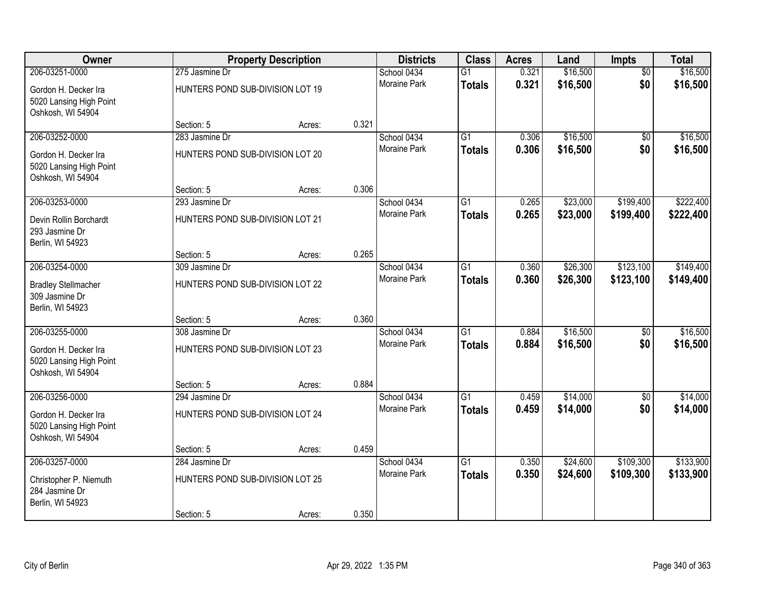| Owner | Property Description | | | Districts | Class | Acres | Land | Impts | Total |
|---|---|---|---|---|---|---|---|---|---|
| 206-03251-0000 | 275 Jasmine Dr | | | School 0434 | G1 | 0.321 | $16,500 | $0 | $16,500 |
| Gordon H. Decker Ira<br>5020 Lansing High Point<br>Oshkosh, WI 54904 | HUNTERS POND SUB-DIVISION LOT 19 | | | Moraine Park | **Totals** | **0.321** | **$16,500** | **$0** | **$16,500** |
| | Section: 5 | Acres: | 0.321 | | | | | | |
| 206-03252-0000 | 283 Jasmine Dr | | | School 0434 | G1 | 0.306 | $16,500 | $0 | $16,500 |
| Gordon H. Decker Ira<br>5020 Lansing High Point<br>Oshkosh, WI 54904 | HUNTERS POND SUB-DIVISION LOT 20 | | | Moraine Park | **Totals** | **0.306** | **$16,500** | **$0** | **$16,500** |
| | Section: 5 | Acres: | 0.306 | | | | | | |
| 206-03253-0000 | 293 Jasmine Dr | | | School 0434 | G1 | 0.265 | $23,000 | $199,400 | $222,400 |
| Devin Rollin Borchardt<br>293 Jasmine Dr<br>Berlin, WI 54923 | HUNTERS POND SUB-DIVISION LOT 21 | | | Moraine Park | **Totals** | **0.265** | **$23,000** | **$199,400** | **$222,400** |
| | Section: 5 | Acres: | 0.265 | | | | | | |
| 206-03254-0000 | 309 Jasmine Dr | | | School 0434 | G1 | 0.360 | $26,300 | $123,100 | $149,400 |
| Bradley Stellmacher<br>309 Jasmine Dr<br>Berlin, WI 54923 | HUNTERS POND SUB-DIVISION LOT 22 | | | Moraine Park | **Totals** | **0.360** | **$26,300** | **$123,100** | **$149,400** |
| | Section: 5 | Acres: | 0.360 | | | | | | |
| 206-03255-0000 | 308 Jasmine Dr | | | School 0434 | G1 | 0.884 | $16,500 | $0 | $16,500 |
| Gordon H. Decker Ira<br>5020 Lansing High Point<br>Oshkosh, WI 54904 | HUNTERS POND SUB-DIVISION LOT 23 | | | Moraine Park | **Totals** | **0.884** | **$16,500** | **$0** | **$16,500** |
| | Section: 5 | Acres: | 0.884 | | | | | | |
| 206-03256-0000 | 294 Jasmine Dr | | | School 0434 | G1 | 0.459 | $14,000 | $0 | $14,000 |
| Gordon H. Decker Ira<br>5020 Lansing High Point<br>Oshkosh, WI 54904 | HUNTERS POND SUB-DIVISION LOT 24 | | | Moraine Park | **Totals** | **0.459** | **$14,000** | **$0** | **$14,000** |
| | Section: 5 | Acres: | 0.459 | | | | | | |
| 206-03257-0000 | 284 Jasmine Dr | | | School 0434 | G1 | 0.350 | $24,600 | $109,300 | $133,900 |
| Christopher P. Niemuth<br>284 Jasmine Dr<br>Berlin, WI 54923 | HUNTERS POND SUB-DIVISION LOT 25 | | | Moraine Park | **Totals** | **0.350** | **$24,600** | **$109,300** | **$133,900** |
| | Section: 5 | Acres: | 0.350 | | | | | | |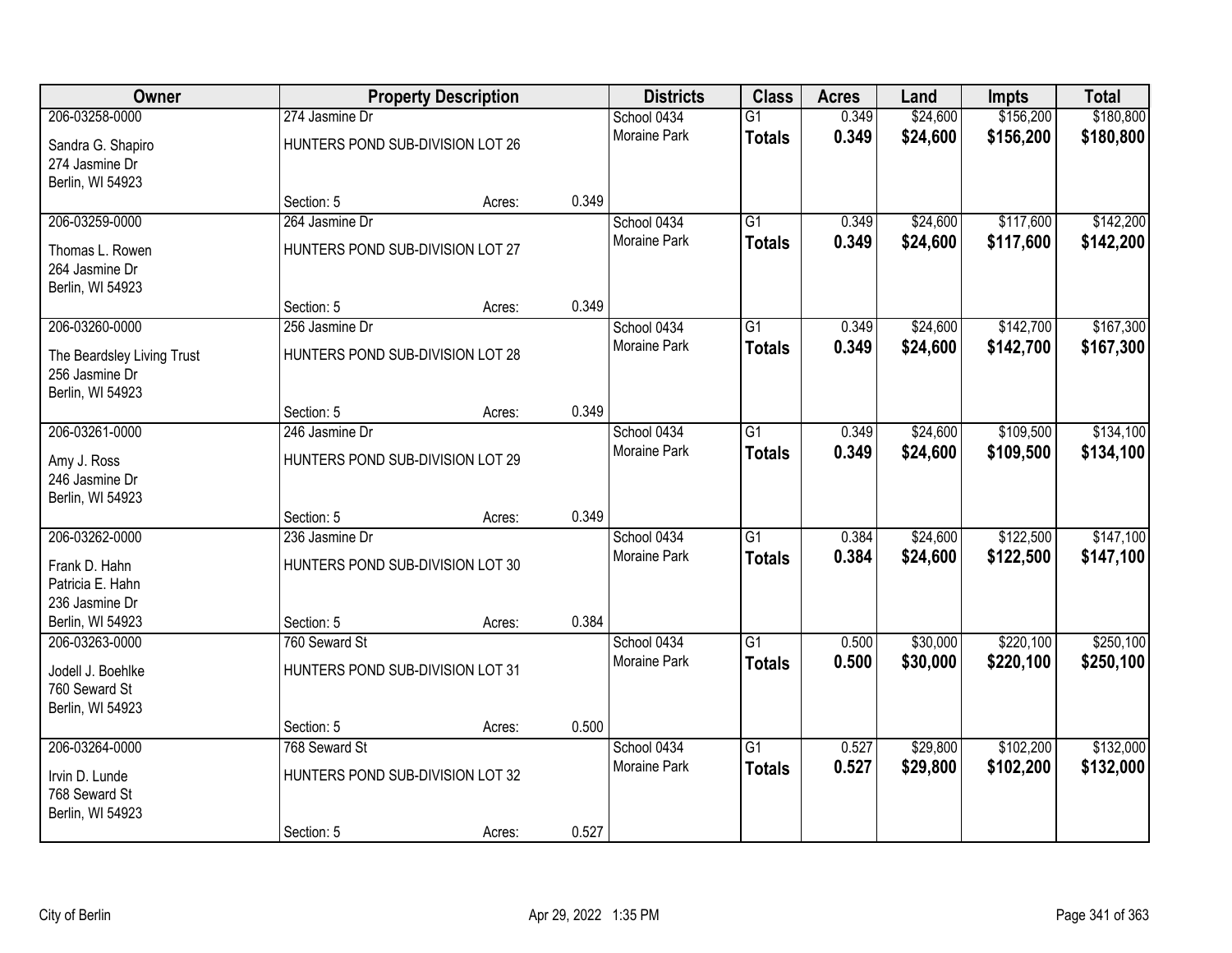| Owner | Property Description | | | Districts | Class | Acres | Land | Impts | Total |
|---|---|---|---|---|---|---|---|---|---|
| 206-03258-0000 | 274 Jasmine Dr | | | School 0434 | G1 | 0.349 | $24,600 | $156,200 | $180,800 |
| Sandra G. Shapiro<br>274 Jasmine Dr<br>Berlin, WI 54923 | HUNTERS POND SUB-DIVISION LOT 26 | | | Moraine Park | **Totals** | **0.349** | **$24,600** | **$156,200** | **$180,800** |
| | Section: 5 | Acres: | 0.349 | | | | | | |
| 206-03259-0000 | 264 Jasmine Dr | | | School 0434 | G1 | 0.349 | $24,600 | $117,600 | $142,200 |
| Thomas L. Rowen<br>264 Jasmine Dr<br>Berlin, WI 54923 | HUNTERS POND SUB-DIVISION LOT 27 | | | Moraine Park | **Totals** | **0.349** | **$24,600** | **$117,600** | **$142,200** |
| | Section: 5 | Acres: | 0.349 | | | | | | |
| 206-03260-0000 | 256 Jasmine Dr | | | School 0434 | G1 | 0.349 | $24,600 | $142,700 | $167,300 |
| The Beardsley Living Trust<br>256 Jasmine Dr<br>Berlin, WI 54923 | HUNTERS POND SUB-DIVISION LOT 28 | | | Moraine Park | **Totals** | **0.349** | **$24,600** | **$142,700** | **$167,300** |
| | Section: 5 | Acres: | 0.349 | | | | | | |
| 206-03261-0000 | 246 Jasmine Dr | | | School 0434 | G1 | 0.349 | $24,600 | $109,500 | $134,100 |
| Amy J. Ross<br>246 Jasmine Dr<br>Berlin, WI 54923 | HUNTERS POND SUB-DIVISION LOT 29 | | | Moraine Park | **Totals** | **0.349** | **$24,600** | **$109,500** | **$134,100** |
| | Section: 5 | Acres: | 0.349 | | | | | | |
| 206-03262-0000 | 236 Jasmine Dr | | | School 0434 | G1 | 0.384 | $24,600 | $122,500 | $147,100 |
| Frank D. Hahn<br>Patricia E. Hahn<br>236 Jasmine Dr<br>Berlin, WI 54923 | HUNTERS POND SUB-DIVISION LOT 30 | | | Moraine Park | **Totals** | **0.384** | **$24,600** | **$122,500** | **$147,100** |
| | Section: 5 | Acres: | 0.384 | | | | | | |
| 206-03263-0000 | 760 Seward St | | | School 0434 | G1 | 0.500 | $30,000 | $220,100 | $250,100 |
| Jodell J. Boehlke<br>760 Seward St<br>Berlin, WI 54923 | HUNTERS POND SUB-DIVISION LOT 31 | | | Moraine Park | **Totals** | **0.500** | **$30,000** | **$220,100** | **$250,100** |
| | Section: 5 | Acres: | 0.500 | | | | | | |
| 206-03264-0000 | 768 Seward St | | | School 0434 | G1 | 0.527 | $29,800 | $102,200 | $132,000 |
| Irvin D. Lunde<br>768 Seward St<br>Berlin, WI 54923 | HUNTERS POND SUB-DIVISION LOT 32 | | | Moraine Park | **Totals** | **0.527** | **$29,800** | **$102,200** | **$132,000** |
| | Section: 5 | Acres: | 0.527 | | | | | | |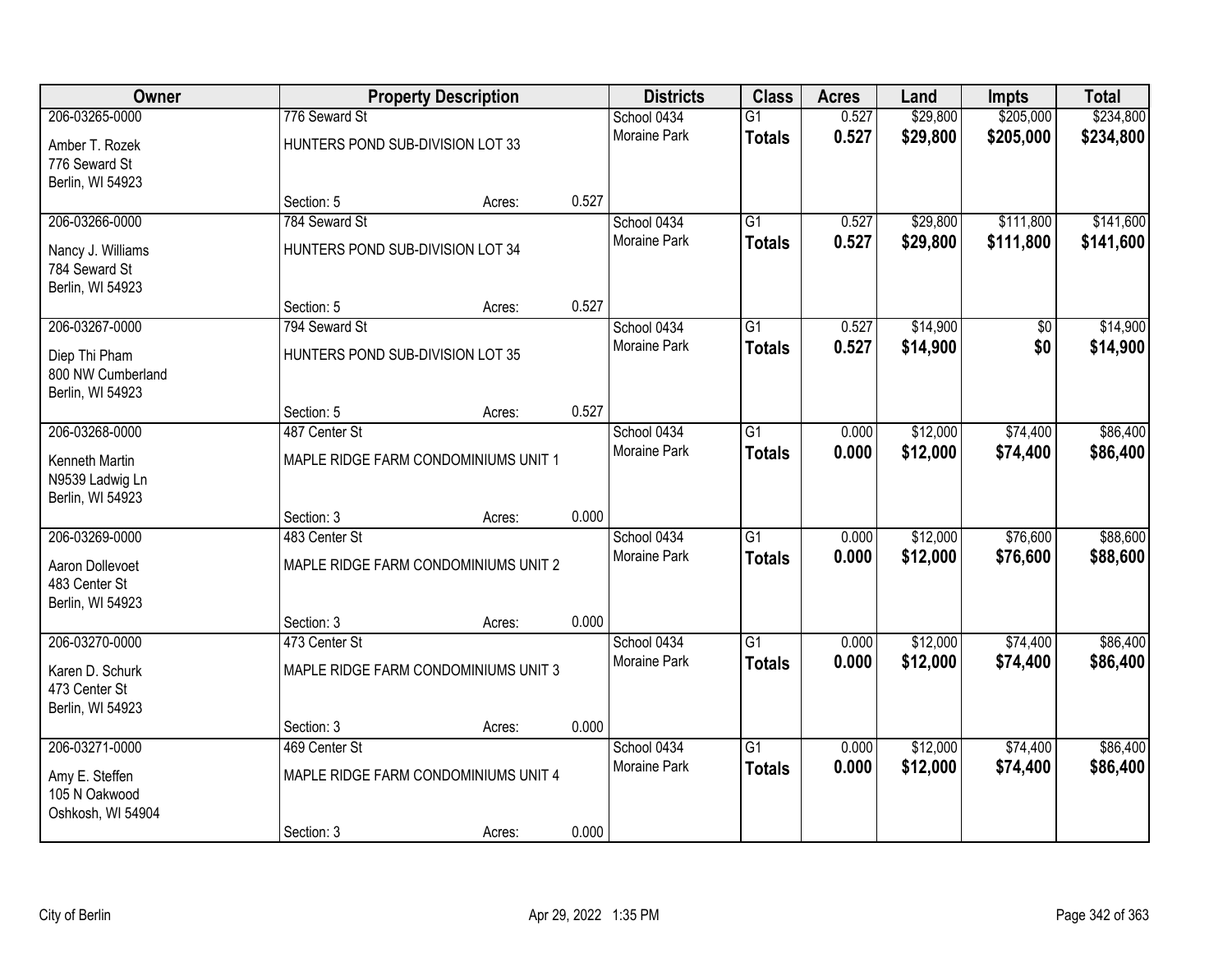| Owner | Property Description | | | Districts | Class | Acres | Land | Impts | Total |
|---|---|---|---|---|---|---|---|---|---|
| 206-03265-0000 | 776 Seward St | | | School 0434 | G1 | 0.527 | $29,800 | $205,000 | $234,800 |
| Amber T. Rozek<br>776 Seward St<br>Berlin, WI 54923 | HUNTERS POND SUB-DIVISION LOT 33 | | | Moraine Park | **Totals** | **0.527** | **$29,800** | **$205,000** | **$234,800** |
| | Section: 5 | Acres: | 0.527 | | | | | | |
| 206-03266-0000 | 784 Seward St | | | School 0434 | G1 | 0.527 | $29,800 | $111,800 | $141,600 |
| Nancy J. Williams<br>784 Seward St<br>Berlin, WI 54923 | HUNTERS POND SUB-DIVISION LOT 34 | | | Moraine Park | **Totals** | **0.527** | **$29,800** | **$111,800** | **$141,600** |
| | Section: 5 | Acres: | 0.527 | | | | | | |
| 206-03267-0000 | 794 Seward St | | | School 0434 | G1 | 0.527 | $14,900 | $0 | $14,900 |
| Diep Thi Pham<br>800 NW Cumberland<br>Berlin, WI 54923 | HUNTERS POND SUB-DIVISION LOT 35 | | | Moraine Park | **Totals** | **0.527** | **$14,900** | **$0** | **$14,900** |
| | Section: 5 | Acres: | 0.527 | | | | | | |
| 206-03268-0000 | 487 Center St | | | School 0434 | G1 | 0.000 | $12,000 | $74,400 | $86,400 |
| Kenneth Martin<br>N9539 Ladwig Ln<br>Berlin, WI 54923 | MAPLE RIDGE FARM CONDOMINIUMS UNIT 1 | | | Moraine Park | **Totals** | **0.000** | **$12,000** | **$74,400** | **$86,400** |
| | Section: 3 | Acres: | 0.000 | | | | | | |
| 206-03269-0000 | 483 Center St | | | School 0434 | G1 | 0.000 | $12,000 | $76,600 | $88,600 |
| Aaron Dollevoet<br>483 Center St<br>Berlin, WI 54923 | MAPLE RIDGE FARM CONDOMINIUMS UNIT 2 | | | Moraine Park | **Totals** | **0.000** | **$12,000** | **$76,600** | **$88,600** |
| | Section: 3 | Acres: | 0.000 | | | | | | |
| 206-03270-0000 | 473 Center St | | | School 0434 | G1 | 0.000 | $12,000 | $74,400 | $86,400 |
| Karen D. Schurk<br>473 Center St<br>Berlin, WI 54923 | MAPLE RIDGE FARM CONDOMINIUMS UNIT 3 | | | Moraine Park | **Totals** | **0.000** | **$12,000** | **$74,400** | **$86,400** |
| | Section: 3 | Acres: | 0.000 | | | | | | |
| 206-03271-0000 | 469 Center St | | | School 0434 | G1 | 0.000 | $12,000 | $74,400 | $86,400 |
| Amy E. Steffen<br>105 N Oakwood<br>Oshkosh, WI 54904 | MAPLE RIDGE FARM CONDOMINIUMS UNIT 4 | | | Moraine Park | **Totals** | **0.000** | **$12,000** | **$74,400** | **$86,400** |
| | Section: 3 | Acres: | 0.000 | | | | | | |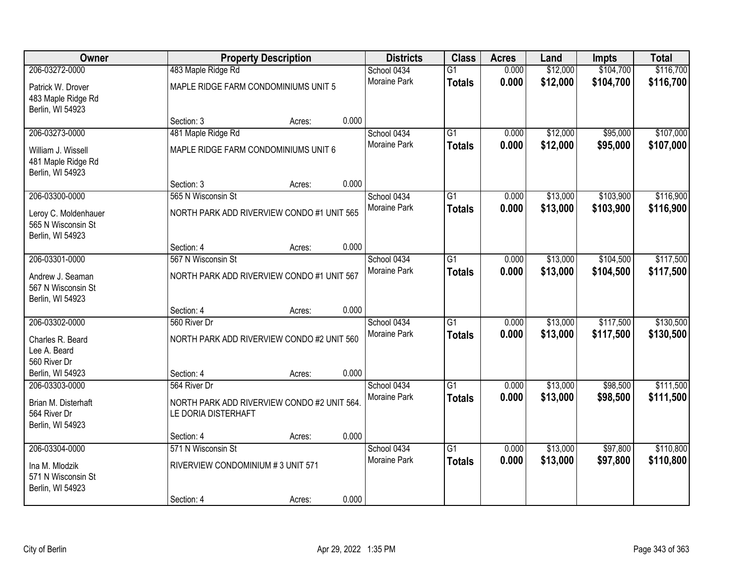| Owner | Property Description | | | Districts | Class | Acres | Land | Impts | Total |
|---|---|---|---|---|---|---|---|---|---|
| 206-03272-0000 | 483 Maple Ridge Rd | | | School 0434 | G1 | 0.000 | $12,000 | $104,700 | $116,700 |
| Patrick W. Drover<br>483 Maple Ridge Rd<br>Berlin, WI 54923 | MAPLE RIDGE FARM CONDOMINIUMS UNIT 5 | | | Moraine Park | **Totals** | **0.000** | **$12,000** | **$104,700** | **$116,700** |
| | Section: 3 | Acres: | 0.000 | | | | | | |
| 206-03273-0000 | 481 Maple Ridge Rd | | | School 0434 | G1 | 0.000 | $12,000 | $95,000 | $107,000 |
| William J. Wissell<br>481 Maple Ridge Rd<br>Berlin, WI 54923 | MAPLE RIDGE FARM CONDOMINIUMS UNIT 6 | | | Moraine Park | **Totals** | **0.000** | **$12,000** | **$95,000** | **$107,000** |
| | Section: 3 | Acres: | 0.000 | | | | | | |
| 206-03300-0000 | 565 N Wisconsin St | | | School 0434 | G1 | 0.000 | $13,000 | $103,900 | $116,900 |
| Leroy C. Moldenhauer<br>565 N Wisconsin St<br>Berlin, WI 54923 | NORTH PARK ADD RIVERVIEW CONDO #1 UNIT 565 | | | Moraine Park | **Totals** | **0.000** | **$13,000** | **$103,900** | **$116,900** |
| | Section: 4 | Acres: | 0.000 | | | | | | |
| 206-03301-0000 | 567 N Wisconsin St | | | School 0434 | G1 | 0.000 | $13,000 | $104,500 | $117,500 |
| Andrew J. Seaman<br>567 N Wisconsin St<br>Berlin, WI 54923 | NORTH PARK ADD RIVERVIEW CONDO #1 UNIT 567 | | | Moraine Park | **Totals** | **0.000** | **$13,000** | **$104,500** | **$117,500** |
| | Section: 4 | Acres: | 0.000 | | | | | | |
| 206-03302-0000 | 560 River Dr | | | School 0434 | G1 | 0.000 | $13,000 | $117,500 | $130,500 |
| Charles R. Beard<br>Lee A. Beard<br>560 River Dr<br>Berlin, WI 54923 | NORTH PARK ADD RIVERVIEW CONDO #2 UNIT 560 | | | Moraine Park | **Totals** | **0.000** | **$13,000** | **$117,500** | **$130,500** |
| | Section: 4 | Acres: | 0.000 | | | | | | |
| 206-03303-0000 | 564 River Dr | | | School 0434 | G1 | 0.000 | $13,000 | $98,500 | $111,500 |
| Brian M. Disterhaft<br>564 River Dr<br>Berlin, WI 54923 | NORTH PARK ADD RIVERVIEW CONDO #2 UNIT 564. LE DORIA DISTERHAFT | | | Moraine Park | **Totals** | **0.000** | **$13,000** | **$98,500** | **$111,500** |
| | Section: 4 | Acres: | 0.000 | | | | | | |
| 206-03304-0000 | 571 N Wisconsin St | | | School 0434 | G1 | 0.000 | $13,000 | $97,800 | $110,800 |
| Ina M. Mlodzik<br>571 N Wisconsin St<br>Berlin, WI 54923 | RIVERVIEW CONDOMINIUM # 3 UNIT 571 | | | Moraine Park | **Totals** | **0.000** | **$13,000** | **$97,800** | **$110,800** |
| | Section: 4 | Acres: | 0.000 | | | | | | |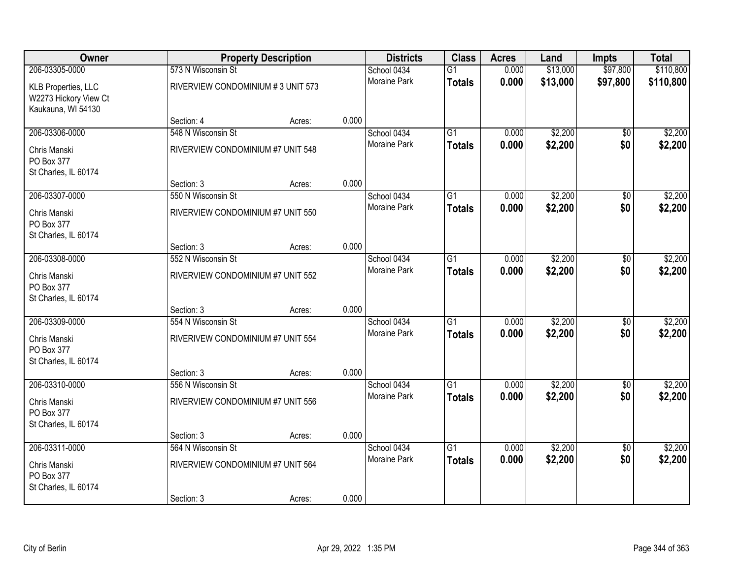| Owner | Property Description | | | Districts | Class | Acres | Land | Impts | Total |
|---|---|---|---|---|---|---|---|---|---|
| 206-03305-0000 | 573 N Wisconsin St | | | School 0434 | G1 | 0.000 | $13,000 | $97,800 | $110,800 |
| KLB Properties, LLC<br>W2273 Hickory View Ct<br>Kaukauna, WI 54130 | RIVERVIEW CONDOMINIUM # 3 UNIT 573 | | | Moraine Park | **Totals** | **0.000** | **$13,000** | **$97,800** | **$110,800** |
| | Section: 4 | Acres: | 0.000 | | | | | | |
| 206-03306-0000 | 548 N Wisconsin St | | | School 0434 | G1 | 0.000 | $2,200 | $0 | $2,200 |
| Chris Manski<br>PO Box 377<br>St Charles, IL 60174 | RIVERVIEW CONDOMINIUM #7 UNIT 548 | | | Moraine Park | **Totals** | **0.000** | **$2,200** | **$0** | **$2,200** |
| | Section: 3 | Acres: | 0.000 | | | | | | |
| 206-03307-0000 | 550 N Wisconsin St | | | School 0434 | G1 | 0.000 | $2,200 | $0 | $2,200 |
| Chris Manski<br>PO Box 377<br>St Charles, IL 60174 | RIVERVIEW CONDOMINIUM #7 UNIT 550 | | | Moraine Park | **Totals** | **0.000** | **$2,200** | **$0** | **$2,200** |
| | Section: 3 | Acres: | 0.000 | | | | | | |
| 206-03308-0000 | 552 N Wisconsin St | | | School 0434 | G1 | 0.000 | $2,200 | $0 | $2,200 |
| Chris Manski<br>PO Box 377<br>St Charles, IL 60174 | RIVERVIEW CONDOMINIUM #7 UNIT 552 | | | Moraine Park | **Totals** | **0.000** | **$2,200** | **$0** | **$2,200** |
| | Section: 3 | Acres: | 0.000 | | | | | | |
| 206-03309-0000 | 554 N Wisconsin St | | | School 0434 | G1 | 0.000 | $2,200 | $0 | $2,200 |
| Chris Manski<br>PO Box 377<br>St Charles, IL 60174 | RIVERIVEW CONDOMINIUM #7 UNIT 554 | | | Moraine Park | **Totals** | **0.000** | **$2,200** | **$0** | **$2,200** |
| | Section: 3 | Acres: | 0.000 | | | | | | |
| 206-03310-0000 | 556 N Wisconsin St | | | School 0434 | G1 | 0.000 | $2,200 | $0 | $2,200 |
| Chris Manski<br>PO Box 377<br>St Charles, IL 60174 | RIVERVIEW CONDOMINIUM #7 UNIT 556 | | | Moraine Park | **Totals** | **0.000** | **$2,200** | **$0** | **$2,200** |
| | Section: 3 | Acres: | 0.000 | | | | | | |
| 206-03311-0000 | 564 N Wisconsin St | | | School 0434 | G1 | 0.000 | $2,200 | $0 | $2,200 |
| Chris Manski<br>PO Box 377<br>St Charles, IL 60174 | RIVERVIEW CONDOMINIUM #7 UNIT 564 | | | Moraine Park | **Totals** | **0.000** | **$2,200** | **$0** | **$2,200** |
| | Section: 3 | Acres: | 0.000 | | | | | | |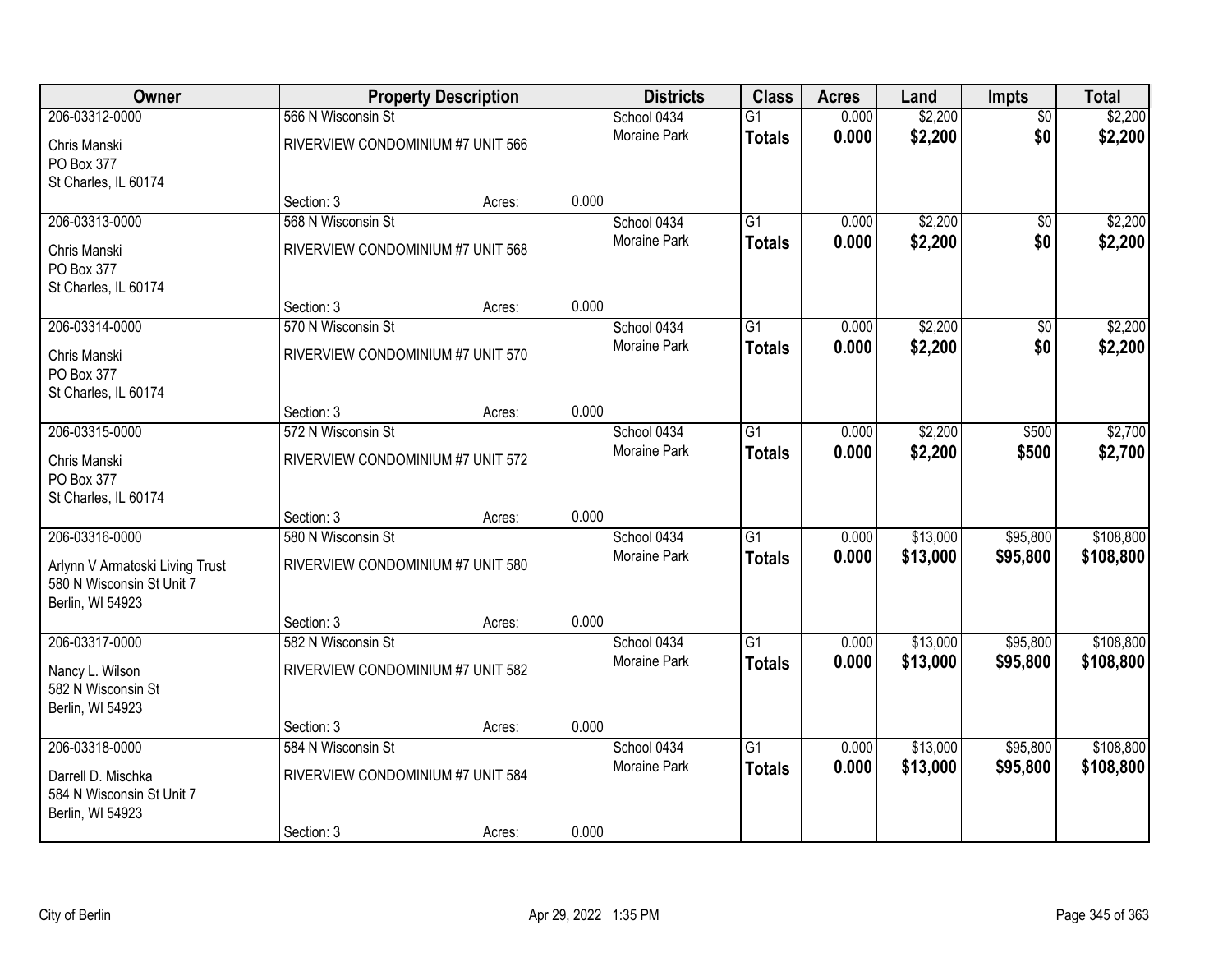| Owner | Property Description | | | Districts | Class | Acres | Land | Impts | Total |
|---|---|---|---|---|---|---|---|---|---|
| 206-03312-0000 | 566 N Wisconsin St | | | School 0434 | G1 | 0.000 | $2,200 | $0 | $2,200 |
| Chris Manski<br>PO Box 377<br>St Charles, IL 60174 | RIVERVIEW CONDOMINIUM #7 UNIT 566 | | | Moraine Park | **Totals** | **0.000** | **$2,200** | **$0** | **$2,200** |
| | Section: 3 | Acres: | 0.000 | | | | | | |
| 206-03313-0000 | 568 N Wisconsin St | | | School 0434 | G1 | 0.000 | $2,200 | $0 | $2,200 |
| Chris Manski<br>PO Box 377<br>St Charles, IL 60174 | RIVERVIEW CONDOMINIUM #7 UNIT 568 | | | Moraine Park | **Totals** | **0.000** | **$2,200** | **$0** | **$2,200** |
| | Section: 3 | Acres: | 0.000 | | | | | | |
| 206-03314-0000 | 570 N Wisconsin St | | | School 0434 | G1 | 0.000 | $2,200 | $0 | $2,200 |
| Chris Manski<br>PO Box 377<br>St Charles, IL 60174 | RIVERVIEW CONDOMINIUM #7 UNIT 570 | | | Moraine Park | **Totals** | **0.000** | **$2,200** | **$0** | **$2,200** |
| | Section: 3 | Acres: | 0.000 | | | | | | |
| 206-03315-0000 | 572 N Wisconsin St | | | School 0434 | G1 | 0.000 | $2,200 | $500 | $2,700 |
| Chris Manski<br>PO Box 377<br>St Charles, IL 60174 | RIVERVIEW CONDOMINIUM #7 UNIT 572 | | | Moraine Park | **Totals** | **0.000** | **$2,200** | **$500** | **$2,700** |
| | Section: 3 | Acres: | 0.000 | | | | | | |
| 206-03316-0000 | 580 N Wisconsin St | | | School 0434 | G1 | 0.000 | $13,000 | $95,800 | $108,800 |
| Arlynn V Armatoski Living Trust<br>580 N Wisconsin St Unit 7<br>Berlin, WI 54923 | RIVERVIEW CONDOMINIUM #7 UNIT 580 | | | Moraine Park | **Totals** | **0.000** | **$13,000** | **$95,800** | **$108,800** |
| | Section: 3 | Acres: | 0.000 | | | | | | |
| 206-03317-0000 | 582 N Wisconsin St | | | School 0434 | G1 | 0.000 | $13,000 | $95,800 | $108,800 |
| Nancy L. Wilson<br>582 N Wisconsin St<br>Berlin, WI 54923 | RIVERVIEW CONDOMINIUM #7 UNIT 582 | | | Moraine Park | **Totals** | **0.000** | **$13,000** | **$95,800** | **$108,800** |
| | Section: 3 | Acres: | 0.000 | | | | | | |
| 206-03318-0000 | 584 N Wisconsin St | | | School 0434 | G1 | 0.000 | $13,000 | $95,800 | $108,800 |
| Darrell D. Mischka<br>584 N Wisconsin St Unit 7<br>Berlin, WI 54923 | RIVERVIEW CONDOMINIUM #7 UNIT 584 | | | Moraine Park | **Totals** | **0.000** | **$13,000** | **$95,800** | **$108,800** |
| | Section: 3 | Acres: | 0.000 | | | | | | |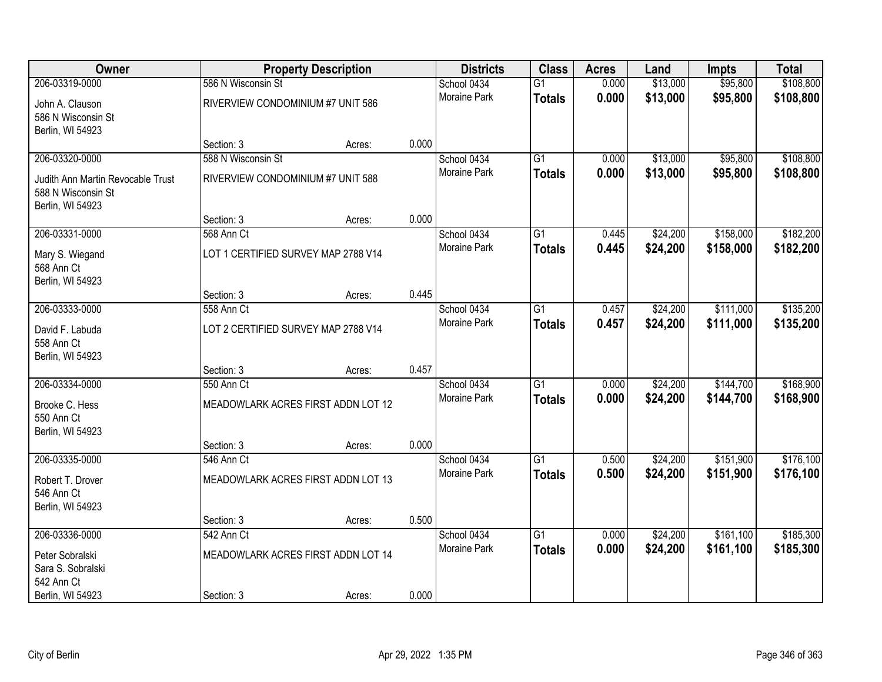| Owner | Property Description | | | Districts | Class | Acres | Land | Impts | Total |
|---|---|---|---|---|---|---|---|---|---|
| 206-03319-0000<br>John A. Clauson<br>586 N Wisconsin St<br>Berlin, WI 54923 | 586 N Wisconsin St<br>RIVERVIEW CONDOMINIUM #7 UNIT 586<br>Section: 3 | Acres: | 0.000 | School 0434<br>Moraine Park | G1<br>**Totals** | 0.000<br>**0.000** | $13,000<br>**$13,000** | $95,800<br>**$95,800** | $108,800<br>**$108,800** |
| 206-03320-0000<br>Judith Ann Martin Revocable Trust<br>588 N Wisconsin St<br>Berlin, WI 54923 | 588 N Wisconsin St<br>RIVERVIEW CONDOMINIUM #7 UNIT 588<br>Section: 3 | Acres: | 0.000 | School 0434<br>Moraine Park | G1<br>**Totals** | 0.000<br>**0.000** | $13,000<br>**$13,000** | $95,800<br>**$95,800** | $108,800<br>**$108,800** |
| 206-03331-0000<br>Mary S. Wiegand<br>568 Ann Ct<br>Berlin, WI 54923 | 568 Ann Ct<br>LOT 1 CERTIFIED SURVEY MAP 2788 V14<br>Section: 3 | Acres: | 0.445 | School 0434<br>Moraine Park | G1<br>**Totals** | 0.445<br>**0.445** | $24,200<br>**$24,200** | $158,000<br>**$158,000** | $182,200<br>**$182,200** |
| 206-03333-0000<br>David F. Labuda<br>558 Ann Ct<br>Berlin, WI 54923 | 558 Ann Ct<br>LOT 2 CERTIFIED SURVEY MAP 2788 V14<br>Section: 3 | Acres: | 0.457 | School 0434<br>Moraine Park | G1<br>**Totals** | 0.457<br>**0.457** | $24,200<br>**$24,200** | $111,000<br>**$111,000** | $135,200<br>**$135,200** |
| 206-03334-0000<br>Brooke C. Hess<br>550 Ann Ct<br>Berlin, WI 54923 | 550 Ann Ct<br>MEADOWLARK ACRES FIRST ADDN LOT 12<br>Section: 3 | Acres: | 0.000 | School 0434<br>Moraine Park | G1<br>**Totals** | 0.000<br>**0.000** | $24,200<br>**$24,200** | $144,700<br>**$144,700** | $168,900<br>**$168,900** |
| 206-03335-0000<br>Robert T. Drover<br>546 Ann Ct<br>Berlin, WI 54923 | 546 Ann Ct<br>MEADOWLARK ACRES FIRST ADDN LOT 13<br>Section: 3 | Acres: | 0.500 | School 0434<br>Moraine Park | G1<br>**Totals** | 0.500<br>**0.500** | $24,200<br>**$24,200** | $151,900<br>**$151,900** | $176,100<br>**$176,100** |
| 206-03336-0000<br>Peter Sobralski<br>Sara S. Sobralski<br>542 Ann Ct<br>Berlin, WI 54923 | 542 Ann Ct<br>MEADOWLARK ACRES FIRST ADDN LOT 14<br>Section: 3 | Acres: | 0.000 | School 0434<br>Moraine Park | G1<br>**Totals** | 0.000<br>**0.000** | $24,200<br>**$24,200** | $161,100<br>**$161,100** | $185,300<br>**$185,300** |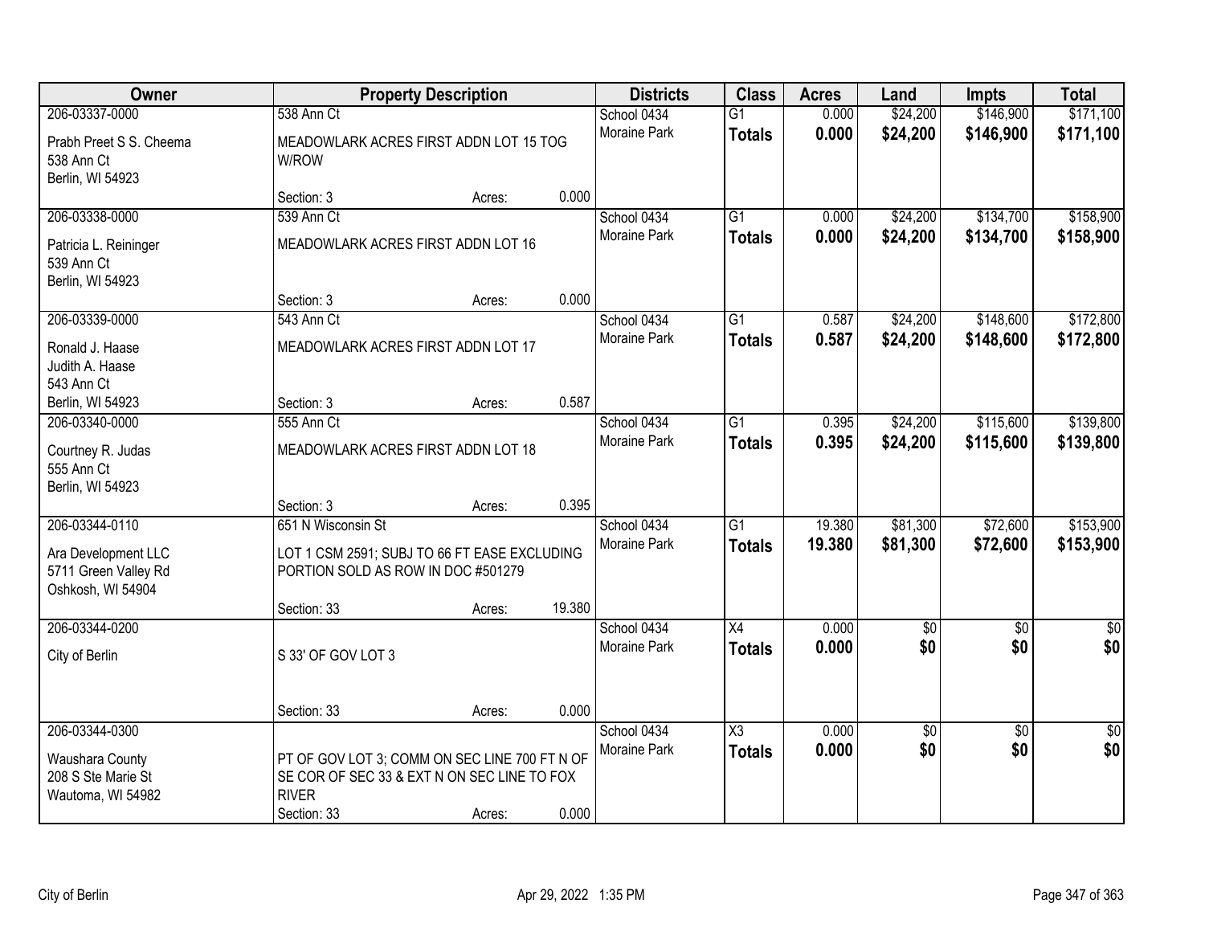| Owner | Property Description | | | Districts | Class | Acres | Land | Impts | Total |
|---|---|---|---|---|---|---|---|---|---|
| 206-03337-0000 | 538 Ann Ct | | | School 0434 | G1 | 0.000 | $24,200 | $146,900 | $171,100 |
| Prabh Preet S S. Cheema<br>538 Ann Ct<br>Berlin, WI 54923 | MEADOWLARK ACRES FIRST ADDN LOT 15 TOG W/ROW | | | Moraine Park | **Totals** | **0.000** | **$24,200** | **$146,900** | **$171,100** |
| | Section: 3 | Acres: | 0.000 | | | | | | |
| 206-03338-0000 | 539 Ann Ct | | | School 0434 | G1 | 0.000 | $24,200 | $134,700 | $158,900 |
| Patricia L. Reininger<br>539 Ann Ct<br>Berlin, WI 54923 | MEADOWLARK ACRES FIRST ADDN LOT 16 | | | Moraine Park | **Totals** | **0.000** | **$24,200** | **$134,700** | **$158,900** |
| | Section: 3 | Acres: | 0.000 | | | | | | |
| 206-03339-0000 | 543 Ann Ct | | | School 0434 | G1 | 0.587 | $24,200 | $148,600 | $172,800 |
| Ronald J. Haase<br>Judith A. Haase<br>543 Ann Ct<br>Berlin, WI 54923 | MEADOWLARK ACRES FIRST ADDN LOT 17 | | | Moraine Park | **Totals** | **0.587** | **$24,200** | **$148,600** | **$172,800** |
| | Section: 3 | Acres: | 0.587 | | | | | | |
| 206-03340-0000 | 555 Ann Ct | | | School 0434 | G1 | 0.395 | $24,200 | $115,600 | $139,800 |
| Courtney R. Judas<br>555 Ann Ct<br>Berlin, WI 54923 | MEADOWLARK ACRES FIRST ADDN LOT 18 | | | Moraine Park | **Totals** | **0.395** | **$24,200** | **$115,600** | **$139,800** |
| | Section: 3 | Acres: | 0.395 | | | | | | |
| 206-03344-0110 | 651 N Wisconsin St | | | School 0434 | G1 | 19.380 | $81,300 | $72,600 | $153,900 |
| Ara Development LLC<br>5711 Green Valley Rd<br>Oshkosh, WI 54904 | LOT 1 CSM 2591; SUBJ TO 66 FT EASE EXCLUDING PORTION SOLD AS ROW IN DOC #501279 | | | Moraine Park | **Totals** | **19.380** | **$81,300** | **$72,600** | **$153,900** |
| | Section: 33 | Acres: | 19.380 | | | | | | |
| 206-03344-0200 | | | | School 0434 | X4 | 0.000 | $0 | $0 | $0 |
| City of Berlin | S 33' OF GOV LOT 3 | | | Moraine Park | **Totals** | **0.000** | **$0** | **$0** | **$0** |
| | Section: 33 | Acres: | 0.000 | | | | | | |
| 206-03344-0300 | | | | School 0434 | X3 | 0.000 | $0 | $0 | $0 |
| Waushara County<br>208 S Ste Marie St<br>Wautoma, WI 54982 | PT OF GOV LOT 3; COMM ON SEC LINE 700 FT N OF SE COR OF SEC 33 & EXT N ON SEC LINE TO FOX RIVER | | | Moraine Park | **Totals** | **0.000** | **$0** | **$0** | **$0** |
| | Section: 33 | Acres: | 0.000 | | | | | | |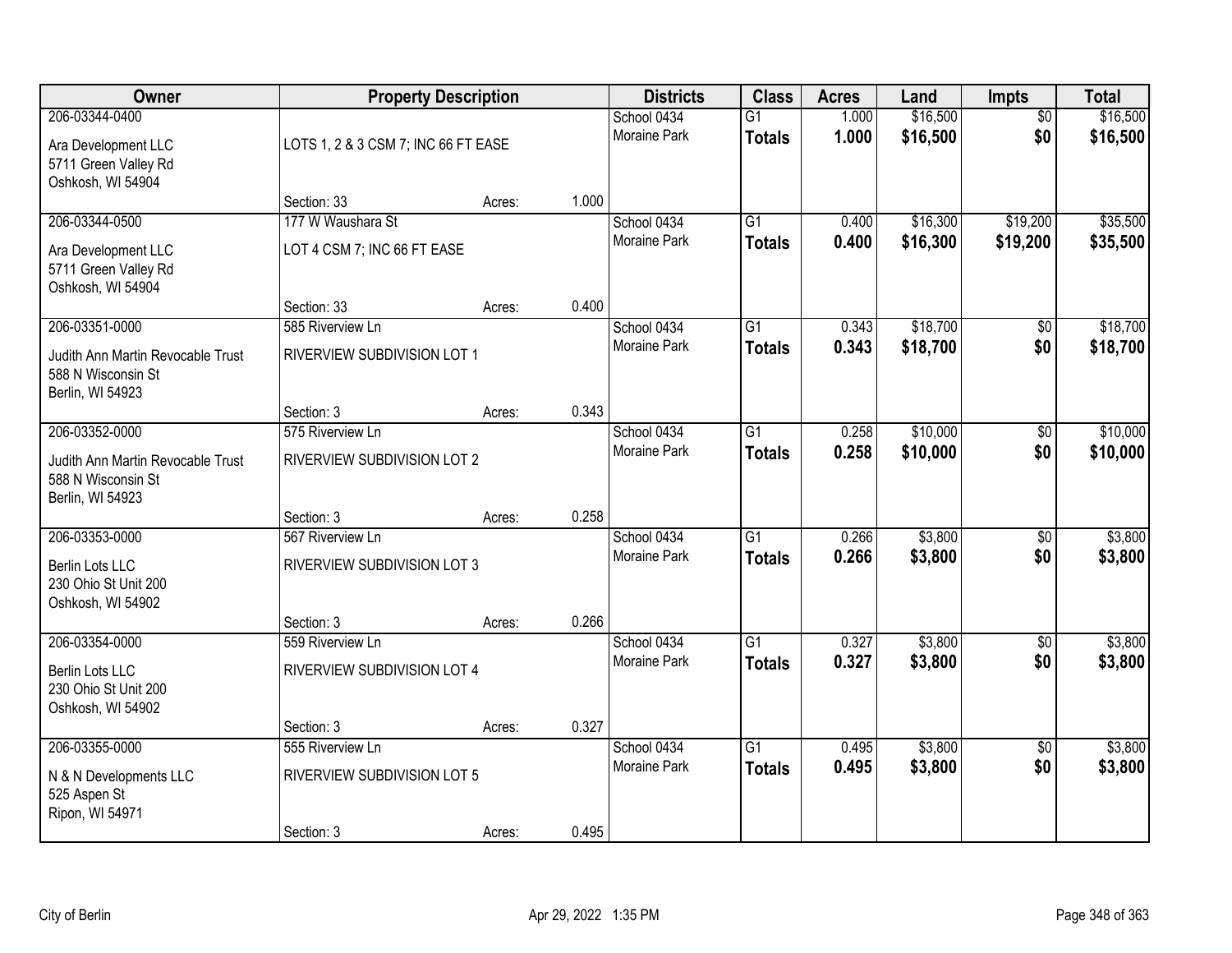| Owner | Property Description | | | Districts | Class | Acres | Land | Impts | Total |
|---|---|---|---|---|---|---|---|---|---|
| 206-03344-0400 | | | | School 0434 | G1 | 1.000 | $16,500 | $0 | $16,500 |
| Ara Development LLC<br>5711 Green Valley Rd<br>Oshkosh, WI 54904 | LOTS 1, 2 & 3 CSM 7; INC 66 FT EASE | | | Moraine Park | **Totals** | **1.000** | **$16,500** | **$0** | **$16,500** |
| | Section: 33 | Acres: | 1.000 | | | | | | |
| 206-03344-0500 | 177 W Waushara St | | | School 0434 | G1 | 0.400 | $16,300 | $19,200 | $35,500 |
| Ara Development LLC<br>5711 Green Valley Rd<br>Oshkosh, WI 54904 | LOT 4 CSM 7; INC 66 FT EASE | | | Moraine Park | **Totals** | **0.400** | **$16,300** | **$19,200** | **$35,500** |
| | Section: 33 | Acres: | 0.400 | | | | | | |
| 206-03351-0000 | 585 Riverview Ln | | | School 0434 | G1 | 0.343 | $18,700 | $0 | $18,700 |
| Judith Ann Martin Revocable Trust<br>588 N Wisconsin St<br>Berlin, WI 54923 | RIVERVIEW SUBDIVISION LOT 1 | | | Moraine Park | **Totals** | **0.343** | **$18,700** | **$0** | **$18,700** |
| | Section: 3 | Acres: | 0.343 | | | | | | |
| 206-03352-0000 | 575 Riverview Ln | | | School 0434 | G1 | 0.258 | $10,000 | $0 | $10,000 |
| Judith Ann Martin Revocable Trust<br>588 N Wisconsin St<br>Berlin, WI 54923 | RIVERVIEW SUBDIVISION LOT 2 | | | Moraine Park | **Totals** | **0.258** | **$10,000** | **$0** | **$10,000** |
| | Section: 3 | Acres: | 0.258 | | | | | | |
| 206-03353-0000 | 567 Riverview Ln | | | School 0434 | G1 | 0.266 | $3,800 | $0 | $3,800 |
| Berlin Lots LLC<br>230 Ohio St Unit 200<br>Oshkosh, WI 54902 | RIVERVIEW SUBDIVISION LOT 3 | | | Moraine Park | **Totals** | **0.266** | **$3,800** | **$0** | **$3,800** |
| | Section: 3 | Acres: | 0.266 | | | | | | |
| 206-03354-0000 | 559 Riverview Ln | | | School 0434 | G1 | 0.327 | $3,800 | $0 | $3,800 |
| Berlin Lots LLC<br>230 Ohio St Unit 200<br>Oshkosh, WI 54902 | RIVERVIEW SUBDIVISION LOT 4 | | | Moraine Park | **Totals** | **0.327** | **$3,800** | **$0** | **$3,800** |
| | Section: 3 | Acres: | 0.327 | | | | | | |
| 206-03355-0000 | 555 Riverview Ln | | | School 0434 | G1 | 0.495 | $3,800 | $0 | $3,800 |
| N & N Developments LLC<br>525 Aspen St<br>Ripon, WI 54971 | RIVERVIEW SUBDIVISION LOT 5 | | | Moraine Park | **Totals** | **0.495** | **$3,800** | **$0** | **$3,800** |
| | Section: 3 | Acres: | 0.495 | | | | | | |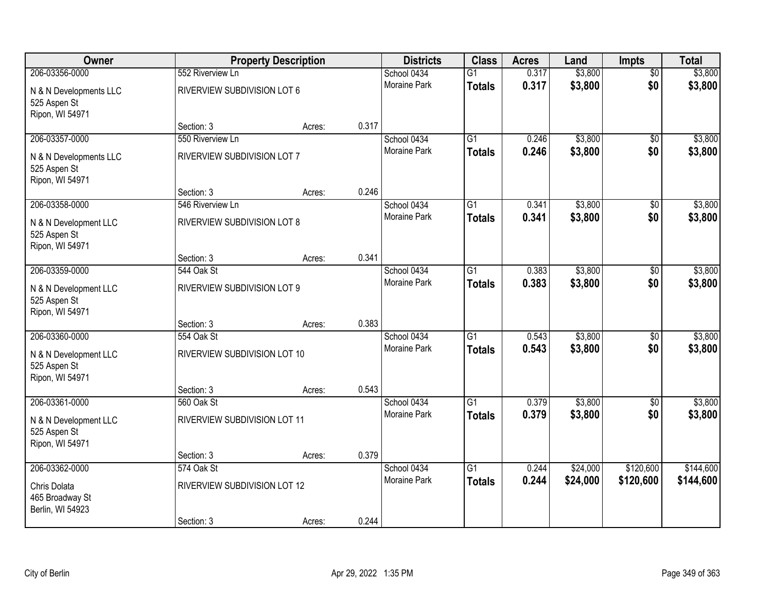| Owner | Property Description | | | Districts | Class | Acres | Land | Impts | Total |
|---|---|---|---|---|---|---|---|---|---|
| 206-03356-0000 | 552 Riverview Ln | | | School 0434 | G1 | 0.317 | $3,800 | $0 | $3,800 |
| N & N Developments LLC<br>525 Aspen St<br>Ripon, WI 54971 | RIVERVIEW SUBDIVISION LOT 6 | | | Moraine Park | **Totals** | **0.317** | **$3,800** | **$0** | **$3,800** |
| | Section: 3 | Acres: | 0.317 | | | | | | |
| 206-03357-0000 | 550 Riverview Ln | | | School 0434 | G1 | 0.246 | $3,800 | $0 | $3,800 |
| N & N Developments LLC<br>525 Aspen St<br>Ripon, WI 54971 | RIVERVIEW SUBDIVISION LOT 7 | | | Moraine Park | **Totals** | **0.246** | **$3,800** | **$0** | **$3,800** |
| | Section: 3 | Acres: | 0.246 | | | | | | |
| 206-03358-0000 | 546 Riverview Ln | | | School 0434 | G1 | 0.341 | $3,800 | $0 | $3,800 |
| N & N Development LLC<br>525 Aspen St<br>Ripon, WI 54971 | RIVERVIEW SUBDIVISION LOT 8 | | | Moraine Park | **Totals** | **0.341** | **$3,800** | **$0** | **$3,800** |
| | Section: 3 | Acres: | 0.341 | | | | | | |
| 206-03359-0000 | 544 Oak St | | | School 0434 | G1 | 0.383 | $3,800 | $0 | $3,800 |
| N & N Development LLC<br>525 Aspen St<br>Ripon, WI 54971 | RIVERVIEW SUBDIVISION LOT 9 | | | Moraine Park | **Totals** | **0.383** | **$3,800** | **$0** | **$3,800** |
| | Section: 3 | Acres: | 0.383 | | | | | | |
| 206-03360-0000 | 554 Oak St | | | School 0434 | G1 | 0.543 | $3,800 | $0 | $3,800 |
| N & N Development LLC<br>525 Aspen St<br>Ripon, WI 54971 | RIVERVIEW SUBDIVISION LOT 10 | | | Moraine Park | **Totals** | **0.543** | **$3,800** | **$0** | **$3,800** |
| | Section: 3 | Acres: | 0.543 | | | | | | |
| 206-03361-0000 | 560 Oak St | | | School 0434 | G1 | 0.379 | $3,800 | $0 | $3,800 |
| N & N Development LLC<br>525 Aspen St<br>Ripon, WI 54971 | RIVERVIEW SUBDIVISION LOT 11 | | | Moraine Park | **Totals** | **0.379** | **$3,800** | **$0** | **$3,800** |
| | Section: 3 | Acres: | 0.379 | | | | | | |
| 206-03362-0000 | 574 Oak St | | | School 0434 | G1 | 0.244 | $24,000 | $120,600 | $144,600 |
| Chris Dolata<br>465 Broadway St<br>Berlin, WI 54923 | RIVERVIEW SUBDIVISION LOT 12 | | | Moraine Park | **Totals** | **0.244** | **$24,000** | **$120,600** | **$144,600** |
| | Section: 3 | Acres: | 0.244 | | | | | | |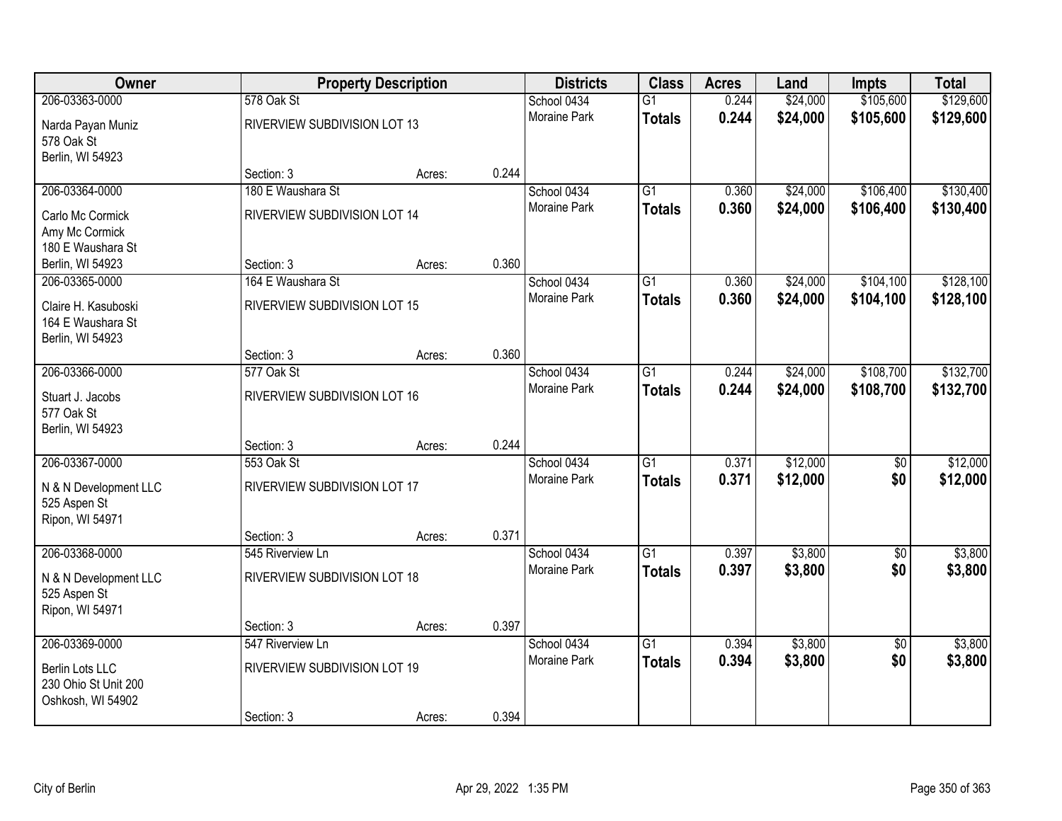| Owner | Property Description | | | Districts | Class | Acres | Land | Impts | Total |
|---|---|---|---|---|---|---|---|---|---|
| 206-03363-0000<br>Narda Payan Muniz<br>578 Oak St<br>Berlin, WI 54923 | 578 Oak St<br>RIVERVIEW SUBDIVISION LOT 13<br>Section: 3 | Acres: | 0.244 | School 0434<br>Moraine Park | G1<br>**Totals** | 0.244<br>**0.244** | $24,000<br>**$24,000** | $105,600<br>**$105,600** | $129,600<br>**$129,600** |
| 206-03364-0000<br>Carlo Mc Cormick<br>Amy Mc Cormick<br>180 E Waushara St<br>Berlin, WI 54923 | 180 E Waushara St<br>RIVERVIEW SUBDIVISION LOT 14<br>Section: 3 | Acres: | 0.360 | School 0434<br>Moraine Park | G1<br>**Totals** | 0.360<br>**0.360** | $24,000<br>**$24,000** | $106,400<br>**$106,400** | $130,400<br>**$130,400** |
| 206-03365-0000<br>Claire H. Kasuboski<br>164 E Waushara St<br>Berlin, WI 54923 | 164 E Waushara St<br>RIVERVIEW SUBDIVISION LOT 15<br>Section: 3 | Acres: | 0.360 | School 0434<br>Moraine Park | G1<br>**Totals** | 0.360<br>**0.360** | $24,000<br>**$24,000** | $104,100<br>**$104,100** | $128,100<br>**$128,100** |
| 206-03366-0000<br>Stuart J. Jacobs<br>577 Oak St<br>Berlin, WI 54923 | 577 Oak St<br>RIVERVIEW SUBDIVISION LOT 16<br>Section: 3 | Acres: | 0.244 | School 0434<br>Moraine Park | G1<br>**Totals** | 0.244<br>**0.244** | $24,000<br>**$24,000** | $108,700<br>**$108,700** | $132,700<br>**$132,700** |
| 206-03367-0000<br>N & N Development LLC<br>525 Aspen St<br>Ripon, WI 54971 | 553 Oak St<br>RIVERVIEW SUBDIVISION LOT 17<br>Section: 3 | Acres: | 0.371 | School 0434<br>Moraine Park | G1<br>**Totals** | 0.371<br>**0.371** | $12,000<br>**$12,000** | $0<br>**$0** | $12,000<br>**$12,000** |
| 206-03368-0000<br>N & N Development LLC<br>525 Aspen St<br>Ripon, WI 54971 | 545 Riverview Ln<br>RIVERVIEW SUBDIVISION LOT 18<br>Section: 3 | Acres: | 0.397 | School 0434<br>Moraine Park | G1<br>**Totals** | 0.397<br>**0.397** | $3,800<br>**$3,800** | $0<br>**$0** | $3,800<br>**$3,800** |
| 206-03369-0000<br>Berlin Lots LLC<br>230 Ohio St Unit 200<br>Oshkosh, WI 54902 | 547 Riverview Ln<br>RIVERVIEW SUBDIVISION LOT 19<br>Section: 3 | Acres: | 0.394 | School 0434<br>Moraine Park | G1<br>**Totals** | 0.394<br>**0.394** | $3,800<br>**$3,800** | $0<br>**$0** | $3,800<br>**$3,800** |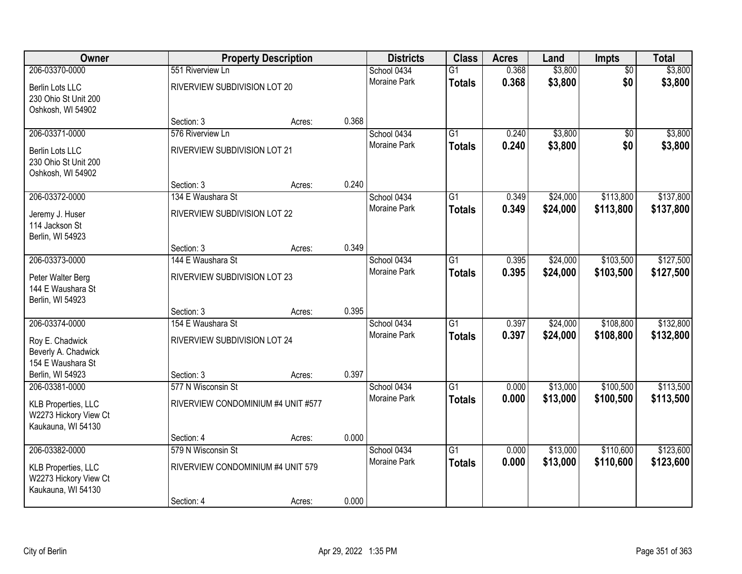| Owner | Property Description | | | Districts | Class | Acres | Land | Impts | Total |
|---|---|---|---|---|---|---|---|---|---|
| 206-03370-0000 | 551 Riverview Ln | | | School 0434 | G1 | 0.368 | $3,800 | $0 | $3,800 |
| Berlin Lots LLC<br>230 Ohio St Unit 200<br>Oshkosh, WI 54902 | RIVERVIEW SUBDIVISION LOT 20 | | | Moraine Park | **Totals** | **0.368** | **$3,800** | **$0** | **$3,800** |
| | Section: 3 | Acres: | 0.368 | | | | | | |
| 206-03371-0000 | 576 Riverview Ln | | | School 0434 | G1 | 0.240 | $3,800 | $0 | $3,800 |
| Berlin Lots LLC<br>230 Ohio St Unit 200<br>Oshkosh, WI 54902 | RIVERVIEW SUBDIVISION LOT 21 | | | Moraine Park | **Totals** | **0.240** | **$3,800** | **$0** | **$3,800** |
| | Section: 3 | Acres: | 0.240 | | | | | | |
| 206-03372-0000 | 134 E Waushara St | | | School 0434 | G1 | 0.349 | $24,000 | $113,800 | $137,800 |
| Jeremy J. Huser<br>114 Jackson St<br>Berlin, WI 54923 | RIVERVIEW SUBDIVISION LOT 22 | | | Moraine Park | **Totals** | **0.349** | **$24,000** | **$113,800** | **$137,800** |
| | Section: 3 | Acres: | 0.349 | | | | | | |
| 206-03373-0000 | 144 E Waushara St | | | School 0434 | G1 | 0.395 | $24,000 | $103,500 | $127,500 |
| Peter Walter Berg<br>144 E Waushara St<br>Berlin, WI 54923 | RIVERVIEW SUBDIVISION LOT 23 | | | Moraine Park | **Totals** | **0.395** | **$24,000** | **$103,500** | **$127,500** |
| | Section: 3 | Acres: | 0.395 | | | | | | |
| 206-03374-0000 | 154 E Waushara St | | | School 0434 | G1 | 0.397 | $24,000 | $108,800 | $132,800 |
| Roy E. Chadwick<br>Beverly A. Chadwick<br>154 E Waushara St<br>Berlin, WI 54923 | RIVERVIEW SUBDIVISION LOT 24 | | | Moraine Park | **Totals** | **0.397** | **$24,000** | **$108,800** | **$132,800** |
| | Section: 3 | Acres: | 0.397 | | | | | | |
| 206-03381-0000 | 577 N Wisconsin St | | | School 0434 | G1 | 0.000 | $13,000 | $100,500 | $113,500 |
| KLB Properties, LLC<br>W2273 Hickory View Ct<br>Kaukauna, WI 54130 | RIVERVIEW CONDOMINIUM #4 UNIT #577 | | | Moraine Park | **Totals** | **0.000** | **$13,000** | **$100,500** | **$113,500** |
| | Section: 4 | Acres: | 0.000 | | | | | | |
| 206-03382-0000 | 579 N Wisconsin St | | | School 0434 | G1 | 0.000 | $13,000 | $110,600 | $123,600 |
| KLB Properties, LLC<br>W2273 Hickory View Ct<br>Kaukauna, WI 54130 | RIVERVIEW CONDOMINIUM #4 UNIT 579 | | | Moraine Park | **Totals** | **0.000** | **$13,000** | **$110,600** | **$123,600** |
| | Section: 4 | Acres: | 0.000 | | | | | | |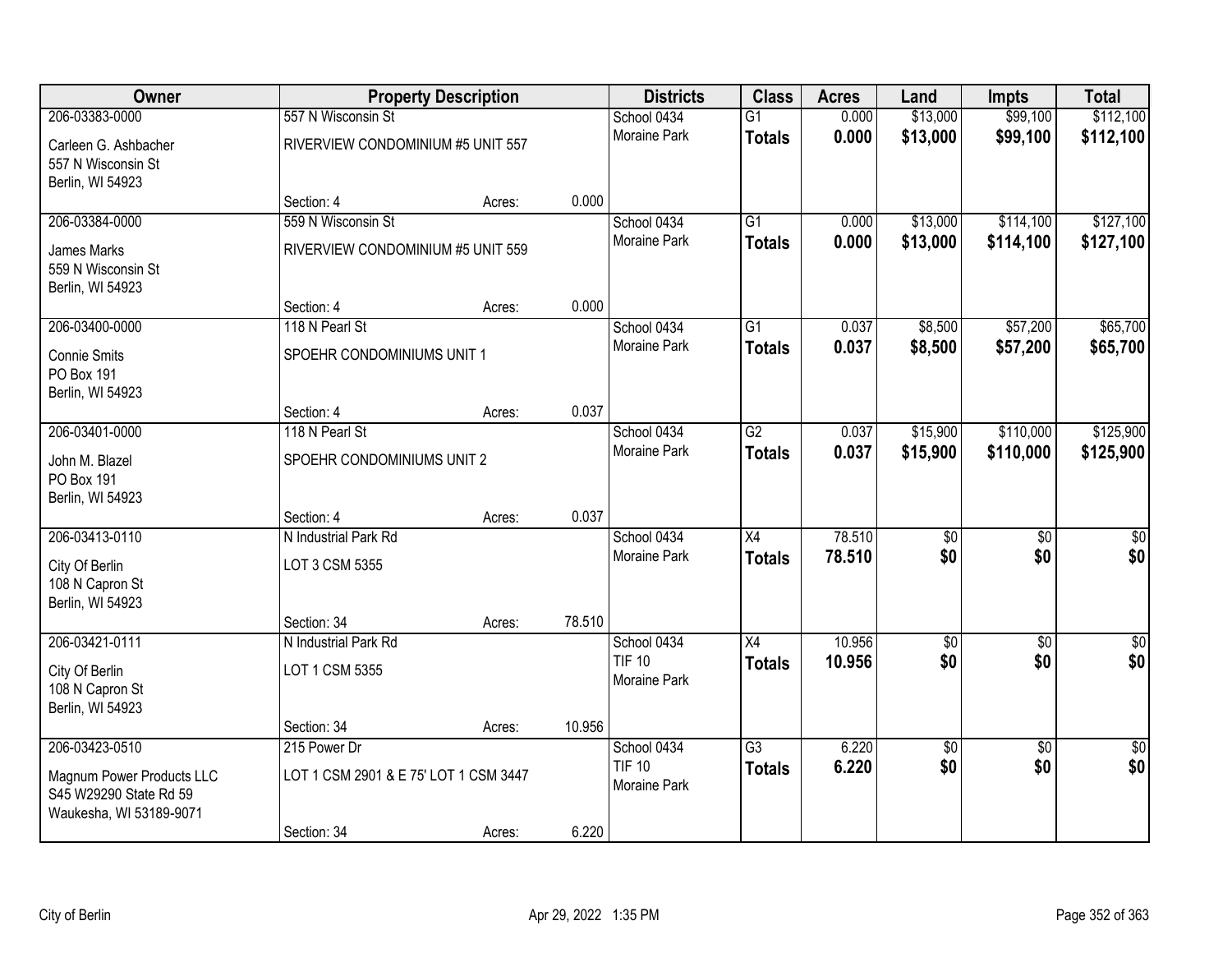| Owner | Property Description | | | Districts | Class | Acres | Land | Impts | Total |
|---|---|---|---|---|---|---|---|---|---|
| 206-03383-0000 | 557 N Wisconsin St | | | School 0434 | G1 | 0.000 | $13,000 | $99,100 | $112,100 |
| Carleen G. Ashbacher<br>557 N Wisconsin St<br>Berlin, WI 54923 | RIVERVIEW CONDOMINIUM #5 UNIT 557 | | | Moraine Park | **Totals** | **0.000** | **$13,000** | **$99,100** | **$112,100** |
| | Section: 4 | Acres: | 0.000 | | | | | | |
| 206-03384-0000 | 559 N Wisconsin St | | | School 0434 | G1 | 0.000 | $13,000 | $114,100 | $127,100 |
| James Marks<br>559 N Wisconsin St<br>Berlin, WI 54923 | RIVERVIEW CONDOMINIUM #5 UNIT 559 | | | Moraine Park | **Totals** | **0.000** | **$13,000** | **$114,100** | **$127,100** |
| | Section: 4 | Acres: | 0.000 | | | | | | |
| 206-03400-0000 | 118 N Pearl St | | | School 0434 | G1 | 0.037 | $8,500 | $57,200 | $65,700 |
| Connie Smits<br>PO Box 191<br>Berlin, WI 54923 | SPOEHR CONDOMINIUMS UNIT 1 | | | Moraine Park | **Totals** | **0.037** | **$8,500** | **$57,200** | **$65,700** |
| | Section: 4 | Acres: | 0.037 | | | | | | |
| 206-03401-0000 | 118 N Pearl St | | | School 0434 | G2 | 0.037 | $15,900 | $110,000 | $125,900 |
| John M. Blazel<br>PO Box 191<br>Berlin, WI 54923 | SPOEHR CONDOMINIUMS UNIT 2 | | | Moraine Park | **Totals** | **0.037** | **$15,900** | **$110,000** | **$125,900** |
| | Section: 4 | Acres: | 0.037 | | | | | | |
| 206-03413-0110 | N Industrial Park Rd | | | School 0434 | X4 | 78.510 | $0 | $0 | $0 |
| City Of Berlin<br>108 N Capron St<br>Berlin, WI 54923 | LOT 3 CSM 5355 | | | Moraine Park | **Totals** | **78.510** | **$0** | **$0** | **$0** |
| | Section: 34 | Acres: | 78.510 | | | | | | |
| 206-03421-0111 | N Industrial Park Rd | | | School 0434 | X4 | 10.956 | $0 | $0 | $0 |
| City Of Berlin<br>108 N Capron St<br>Berlin, WI 54923 | LOT 1 CSM 5355 | | | TIF 10<br>Moraine Park | **Totals** | **10.956** | **$0** | **$0** | **$0** |
| | Section: 34 | Acres: | 10.956 | | | | | | |
| 206-03423-0510 | 215 Power Dr | | | School 0434 | G3 | 6.220 | $0 | $0 | $0 |
| Magnum Power Products LLC<br>S45 W29290 State Rd 59<br>Waukesha, WI 53189-9071 | LOT 1 CSM 2901 & E 75' LOT 1 CSM 3447 | | | TIF 10<br>Moraine Park | **Totals** | **6.220** | **$0** | **$0** | **$0** |
| | Section: 34 | Acres: | 6.220 | | | | | | |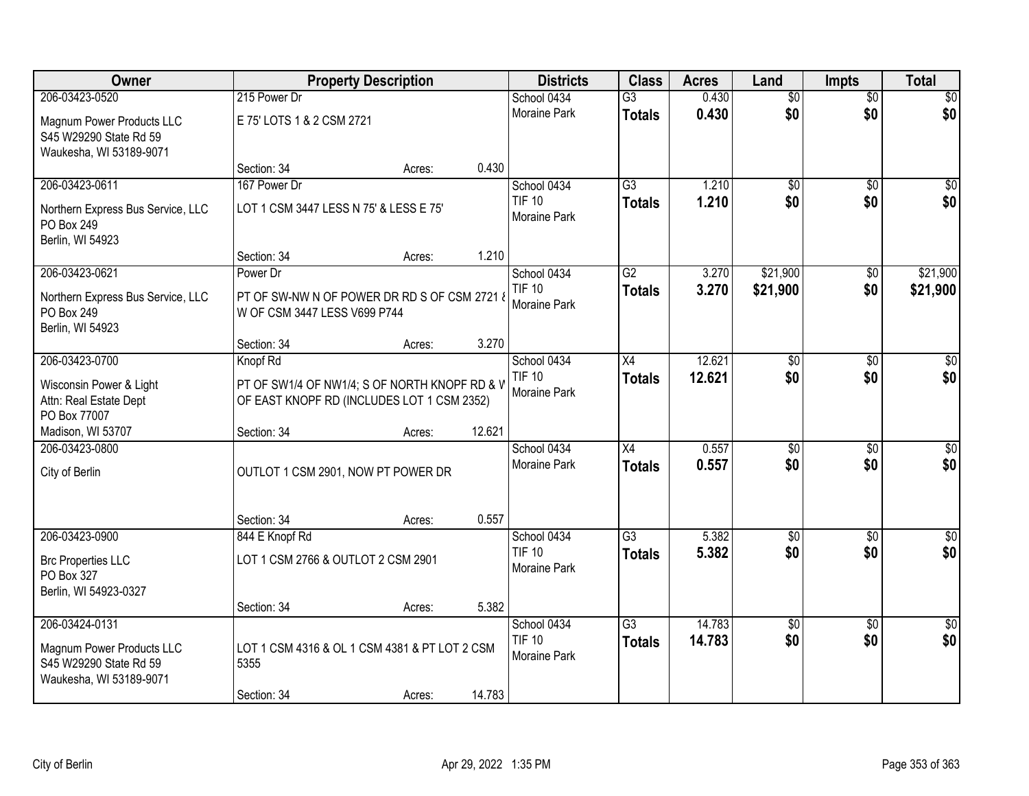| Owner | Property Description | | | Districts | Class | Acres | Land | Impts | Total |
|---|---|---|---|---|---|---|---|---|---|
| 206-03423-0520 | 215 Power Dr | | | School 0434 | G3 | 0.430 | $0 | $0 | $0 |
| Magnum Power Products LLC<br>S45 W29290 State Rd 59<br>Waukesha, WI 53189-9071 | E 75' LOTS 1 & 2 CSM 2721 | | | Moraine Park | **Totals** | **0.430** | **$0** | **$0** | **$0** |
| | Section: 34 | Acres: | 0.430 | | | | | | |
| 206-03423-0611 | 167 Power Dr | | | School 0434 | G3 | 1.210 | $0 | $0 | $0 |
| Northern Express Bus Service, LLC<br>PO Box 249<br>Berlin, WI 54923 | LOT 1 CSM 3447 LESS N 75' & LESS E 75' | | | TIF 10<br>Moraine Park | **Totals** | **1.210** | **$0** | **$0** | **$0** |
| | Section: 34 | Acres: | 1.210 | | | | | | |
| 206-03423-0621 | Power Dr | | | School 0434 | G2 | 3.270 | $21,900 | $0 | $21,900 |
| Northern Express Bus Service, LLC<br>PO Box 249<br>Berlin, WI 54923 | PT OF SW-NW N OF POWER DR RD S OF CSM 2721 & W OF CSM 3447 LESS V699 P744 | | | TIF 10<br>Moraine Park | **Totals** | **3.270** | **$21,900** | **$0** | **$21,900** |
| | Section: 34 | Acres: | 3.270 | | | | | | |
| 206-03423-0700 | Knopf Rd | | | School 0434 | X4 | 12.621 | $0 | $0 | $0 |
| Wisconsin Power & Light<br>Attn: Real Estate Dept<br>PO Box 77007<br>Madison, WI 53707 | PT OF SW1/4 OF NW1/4; S OF NORTH KNOPF RD & W OF EAST KNOPF RD (INCLUDES LOT 1 CSM 2352) | | | TIF 10<br>Moraine Park | **Totals** | **12.621** | **$0** | **$0** | **$0** |
| | Section: 34 | Acres: | 12.621 | | | | | | |
| 206-03423-0800 | | | | School 0434 | X4 | 0.557 | $0 | $0 | $0 |
| City of Berlin | OUTLOT 1 CSM 2901, NOW PT POWER DR | | | Moraine Park | **Totals** | **0.557** | **$0** | **$0** | **$0** |
| | Section: 34 | Acres: | 0.557 | | | | | | |
| 206-03423-0900 | 844 E Knopf Rd | | | School 0434 | G3 | 5.382 | $0 | $0 | $0 |
| Brc Properties LLC<br>PO Box 327<br>Berlin, WI 54923-0327 | LOT 1 CSM 2766 & OUTLOT 2 CSM 2901 | | | TIF 10<br>Moraine Park | **Totals** | **5.382** | **$0** | **$0** | **$0** |
| | Section: 34 | Acres: | 5.382 | | | | | | |
| 206-03424-0131 | | | | School 0434 | G3 | 14.783 | $0 | $0 | $0 |
| Magnum Power Products LLC<br>S45 W29290 State Rd 59<br>Waukesha, WI 53189-9071 | LOT 1 CSM 4316 & OL 1 CSM 4381 & PT LOT 2 CSM 5355 | | | TIF 10<br>Moraine Park | **Totals** | **14.783** | **$0** | **$0** | **$0** |
| | Section: 34 | Acres: | 14.783 | | | | | | |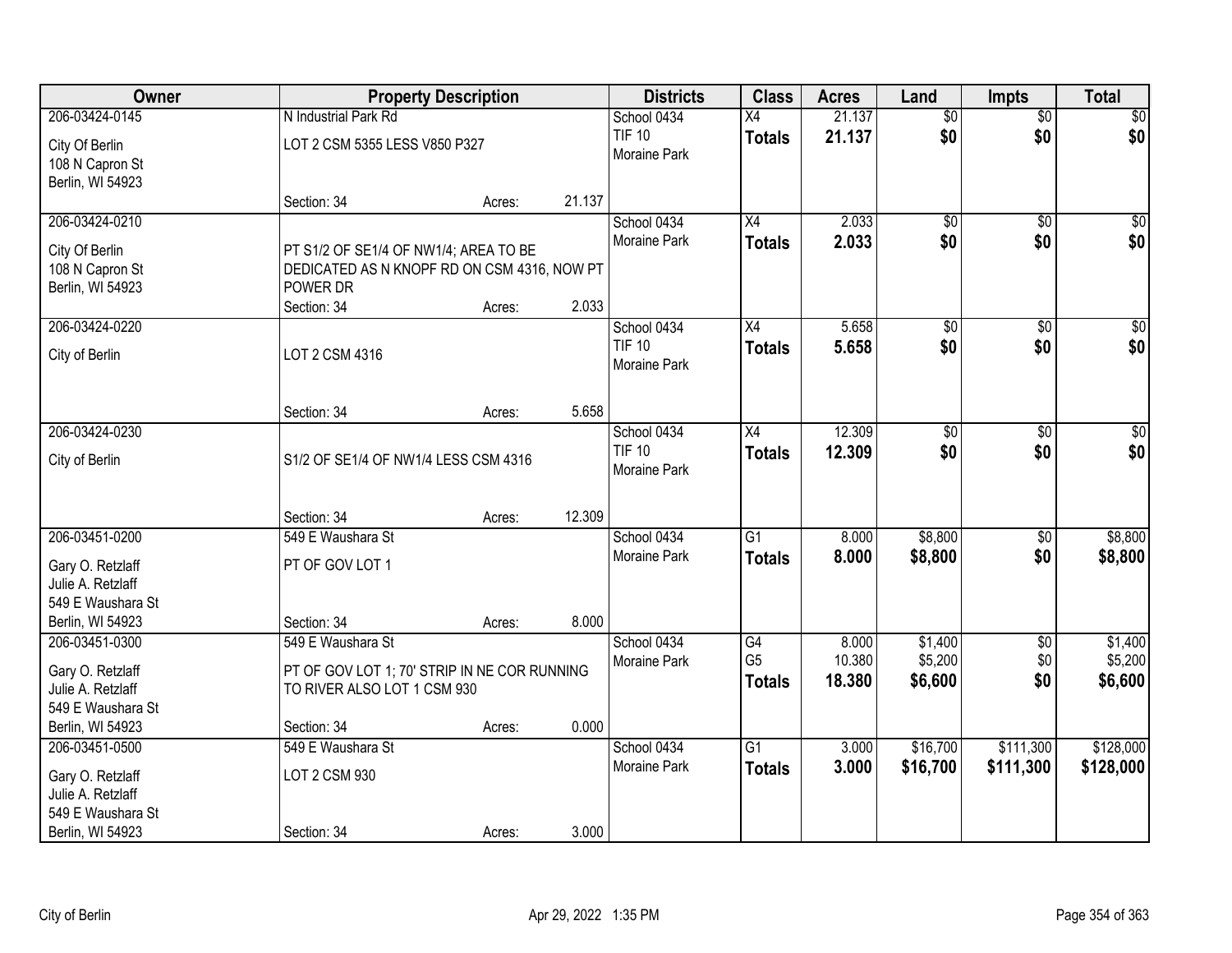| Owner | Property Description | Districts | Class | Acres | Land | Impts | Total |
|---|---|---|---|---|---|---|---|
| 206-03424-0145<br>City Of Berlin<br>108 N Capron St<br>Berlin, WI 54923 | N Industrial Park Rd<br>LOT 2 CSM 5355 LESS V850 P327<br>Section: 34 Acres: 21.137 | School 0434<br>TIF 10<br>Moraine Park | X4<br>**Totals** | 21.137<br>**21.137** | $0<br>**$0** | $0<br>**$0** | $0<br>**$0** |
| 206-03424-0210<br>City Of Berlin<br>108 N Capron St<br>Berlin, WI 54923 | PT S1/2 OF SE1/4 OF NW1/4; AREA TO BE DEDICATED AS N KNOPF RD ON CSM 4316, NOW PT POWER DR<br>Section: 34 Acres: 2.033 | School 0434<br>Moraine Park | X4<br>**Totals** | 2.033<br>**2.033** | $0<br>**$0** | $0<br>**$0** | $0<br>**$0** |
| 206-03424-0220<br>City of Berlin | LOT 2 CSM 4316<br>Section: 34 Acres: 5.658 | School 0434<br>TIF 10<br>Moraine Park | X4<br>**Totals** | 5.658<br>**5.658** | $0<br>**$0** | $0<br>**$0** | $0<br>**$0** |
| 206-03424-0230<br>City of Berlin | S1/2 OF SE1/4 OF NW1/4 LESS CSM 4316<br>Section: 34 Acres: 12.309 | School 0434<br>TIF 10<br>Moraine Park | X4<br>**Totals** | 12.309<br>**12.309** | $0<br>**$0** | $0<br>**$0** | $0<br>**$0** |
| 206-03451-0200<br>Gary O. Retzlaff<br>Julie A. Retzlaff<br>549 E Waushara St<br>Berlin, WI 54923 | 549 E Waushara St<br>PT OF GOV LOT 1<br>Section: 34 Acres: 8.000 | School 0434<br>Moraine Park | G1<br>**Totals** | 8.000<br>**8.000** | $8,800<br>**$8,800** | $0<br>**$0** | $8,800<br>**$8,800** |
| 206-03451-0300<br>Gary O. Retzlaff<br>Julie A. Retzlaff<br>549 E Waushara St<br>Berlin, WI 54923 | 549 E Waushara St<br>PT OF GOV LOT 1; 70' STRIP IN NE COR RUNNING TO RIVER ALSO LOT 1 CSM 930<br>Section: 34 Acres: 0.000 | School 0434<br>Moraine Park | G4<br>G5<br>**Totals** | 8.000<br>10.380<br>**18.380** | $1,400<br>$5,200<br>**$6,600** | $0<br>$0<br>**$0** | $1,400<br>$5,200<br>**$6,600** |
| 206-03451-0500<br>Gary O. Retzlaff<br>Julie A. Retzlaff<br>549 E Waushara St<br>Berlin, WI 54923 | 549 E Waushara St<br>LOT 2 CSM 930<br>Section: 34 Acres: 3.000 | School 0434<br>Moraine Park | G1<br>**Totals** | 3.000<br>**3.000** | $16,700<br>**$16,700** | $111,300<br>**$111,300** | $128,000<br>**$128,000** |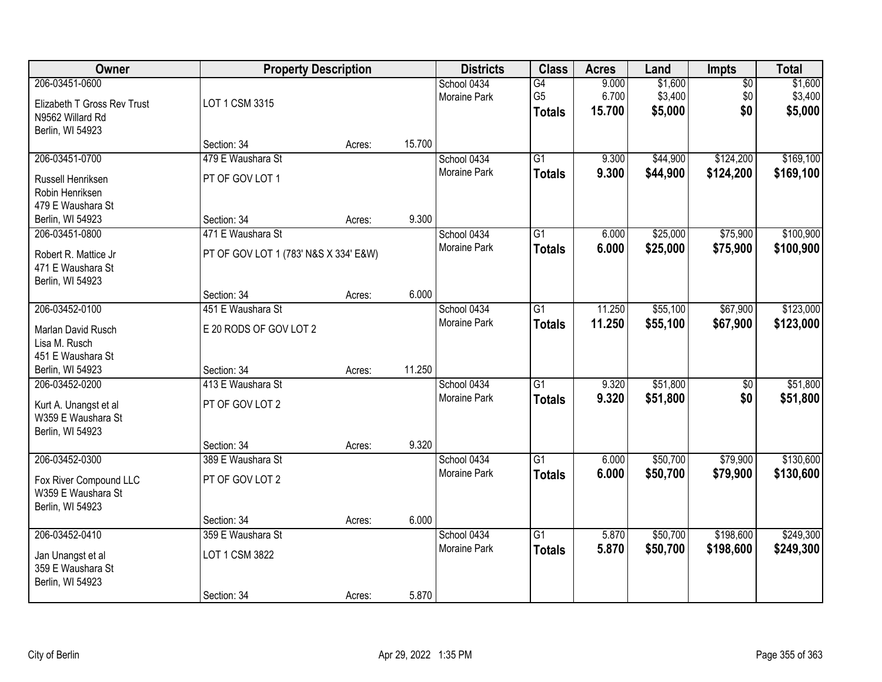| Owner | Property Description | | | Districts | Class | Acres | Land | Impts | Total |
|---|---|---|---|---|---|---|---|---|---|
| 206-03451-0600<br>Elizabeth T Gross Rev Trust<br>N9562 Willard Rd<br>Berlin, WI 54923 | LOT 1 CSM 3315<br>Section: 34 | Acres: | 15.700 | School 0434<br>Moraine Park | G4<br>G5<br>**Totals** | 9.000<br>6.700<br>**15.700** | $1,600<br>$3,400<br>**$5,000** | $0<br>$0<br>**$0** | $1,600<br>$3,400<br>**$5,000** |
| 206-03451-0700<br>Russell Henriksen<br>Robin Henriksen<br>479 E Waushara St<br>Berlin, WI 54923 | 479 E Waushara St<br>PT OF GOV LOT 1<br>Section: 34 | Acres: | 9.300 | School 0434<br>Moraine Park | G1<br>**Totals** | 9.300<br>**9.300** | $44,900<br>**$44,900** | $124,200<br>**$124,200** | $169,100<br>**$169,100** |
| 206-03451-0800<br>Robert R. Mattice Jr<br>471 E Waushara St<br>Berlin, WI 54923 | 471 E Waushara St<br>PT OF GOV LOT 1 (783' N&S X 334' E&W)<br>Section: 34 | Acres: | 6.000 | School 0434<br>Moraine Park | G1<br>**Totals** | 6.000<br>**6.000** | $25,000<br>**$25,000** | $75,900<br>**$75,900** | $100,900<br>**$100,900** |
| 206-03452-0100<br>Marlan David Rusch<br>Lisa M. Rusch<br>451 E Waushara St<br>Berlin, WI 54923 | 451 E Waushara St<br>E 20 RODS OF GOV LOT 2<br>Section: 34 | Acres: | 11.250 | School 0434<br>Moraine Park | G1<br>**Totals** | 11.250<br>**11.250** | $55,100<br>**$55,100** | $67,900<br>**$67,900** | $123,000<br>**$123,000** |
| 206-03452-0200<br>Kurt A. Unangst et al<br>W359 E Waushara St<br>Berlin, WI 54923 | 413 E Waushara St<br>PT OF GOV LOT 2<br>Section: 34 | Acres: | 9.320 | School 0434<br>Moraine Park | G1<br>**Totals** | 9.320<br>**9.320** | $51,800<br>**$51,800** | $0<br>**$0** | $51,800<br>**$51,800** |
| 206-03452-0300<br>Fox River Compound LLC<br>W359 E Waushara St<br>Berlin, WI 54923 | 389 E Waushara St<br>PT OF GOV LOT 2<br>Section: 34 | Acres: | 6.000 | School 0434<br>Moraine Park | G1<br>**Totals** | 6.000<br>**6.000** | $50,700<br>**$50,700** | $79,900<br>**$79,900** | $130,600<br>**$130,600** |
| 206-03452-0410<br>Jan Unangst et al<br>359 E Waushara St<br>Berlin, WI 54923 | 359 E Waushara St<br>LOT 1 CSM 3822<br>Section: 34 | Acres: | 5.870 | School 0434<br>Moraine Park | G1<br>**Totals** | 5.870<br>**5.870** | $50,700<br>**$50,700** | $198,600<br>**$198,600** | $249,300<br>**$249,300** |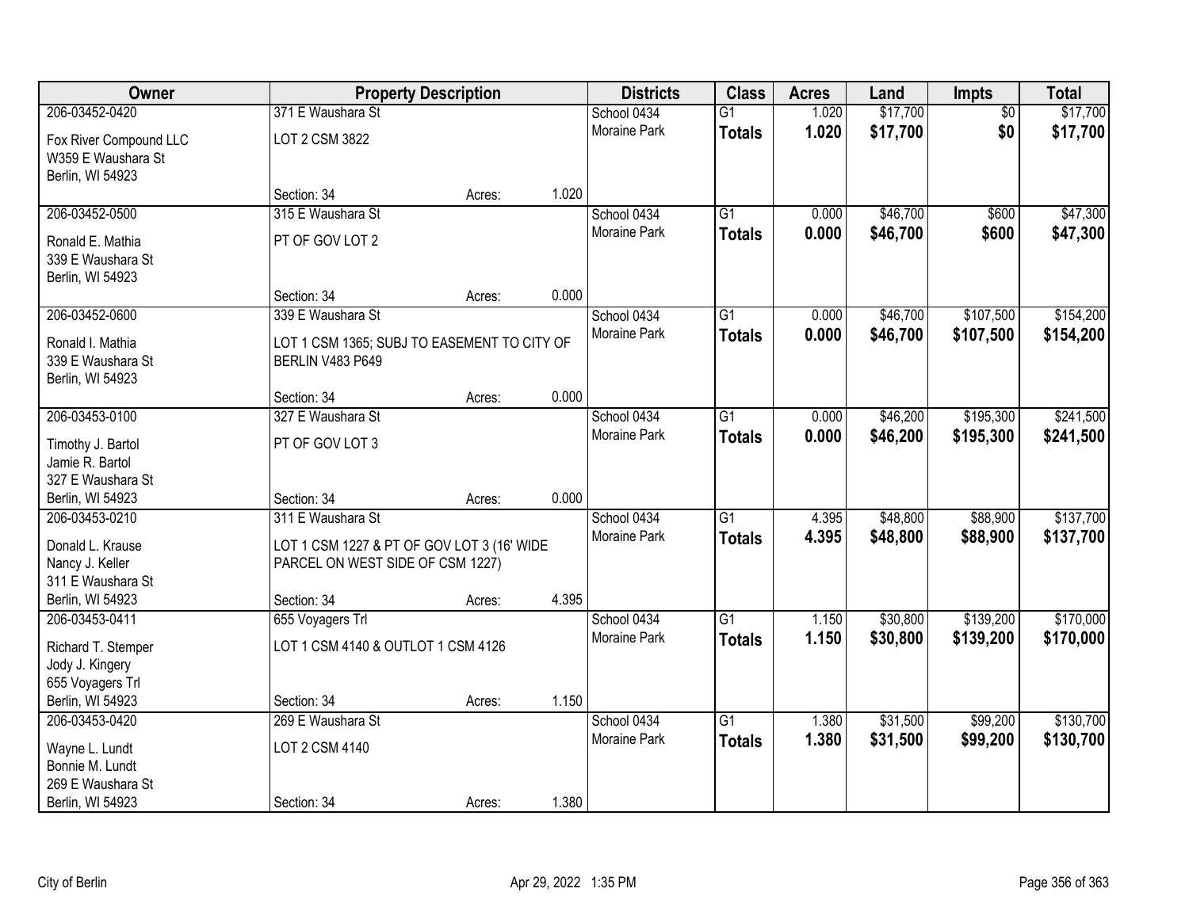| Owner | Property Description | | | Districts | Class | Acres | Land | Impts | Total |
|---|---|---|---|---|---|---|---|---|---|
| 206-03452-0420 | 371 E Waushara St | | | School 0434 | G1 | 1.020 | $17,700 | $0 | $17,700 |
| Fox River Compound LLC<br>W359 E Waushara St<br>Berlin, WI 54923 | LOT 2 CSM 3822 | | | Moraine Park | **Totals** | **1.020** | **$17,700** | **$0** | **$17,700** |
| | Section: 34 | Acres: | 1.020 | | | | | | |
| 206-03452-0500 | 315 E Waushara St | | | School 0434 | G1 | 0.000 | $46,700 | $600 | $47,300 |
| Ronald E. Mathia<br>339 E Waushara St<br>Berlin, WI 54923 | PT OF GOV LOT 2 | | | Moraine Park | **Totals** | **0.000** | **$46,700** | **$600** | **$47,300** |
| | Section: 34 | Acres: | 0.000 | | | | | | |
| 206-03452-0600 | 339 E Waushara St | | | School 0434 | G1 | 0.000 | $46,700 | $107,500 | $154,200 |
| Ronald I. Mathia<br>339 E Waushara St<br>Berlin, WI 54923 | LOT 1 CSM 1365; SUBJ TO EASEMENT TO CITY OF BERLIN V483 P649 | | | Moraine Park | **Totals** | **0.000** | **$46,700** | **$107,500** | **$154,200** |
| | Section: 34 | Acres: | 0.000 | | | | | | |
| 206-03453-0100 | 327 E Waushara St | | | School 0434 | G1 | 0.000 | $46,200 | $195,300 | $241,500 |
| Timothy J. Bartol<br>Jamie R. Bartol<br>327 E Waushara St<br>Berlin, WI 54923 | PT OF GOV LOT 3 | | | Moraine Park | **Totals** | **0.000** | **$46,200** | **$195,300** | **$241,500** |
| | Section: 34 | Acres: | 0.000 | | | | | | |
| 206-03453-0210 | 311 E Waushara St | | | School 0434 | G1 | 4.395 | $48,800 | $88,900 | $137,700 |
| Donald L. Krause<br>Nancy J. Keller<br>311 E Waushara St<br>Berlin, WI 54923 | LOT 1 CSM 1227 & PT OF GOV LOT 3 (16' WIDE PARCEL ON WEST SIDE OF CSM 1227) | | | Moraine Park | **Totals** | **4.395** | **$48,800** | **$88,900** | **$137,700** |
| | Section: 34 | Acres: | 4.395 | | | | | | |
| 206-03453-0411 | 655 Voyagers Trl | | | School 0434 | G1 | 1.150 | $30,800 | $139,200 | $170,000 |
| Richard T. Stemper<br>Jody J. Kingery<br>655 Voyagers Trl<br>Berlin, WI 54923 | LOT 1 CSM 4140 & OUTLOT 1 CSM 4126 | | | Moraine Park | **Totals** | **1.150** | **$30,800** | **$139,200** | **$170,000** |
| | Section: 34 | Acres: | 1.150 | | | | | | |
| 206-03453-0420 | 269 E Waushara St | | | School 0434 | G1 | 1.380 | $31,500 | $99,200 | $130,700 |
| Wayne L. Lundt<br>Bonnie M. Lundt<br>269 E Waushara St<br>Berlin, WI 54923 | LOT 2 CSM 4140 | | | Moraine Park | **Totals** | **1.380** | **$31,500** | **$99,200** | **$130,700** |
| | Section: 34 | Acres: | 1.380 | | | | | | |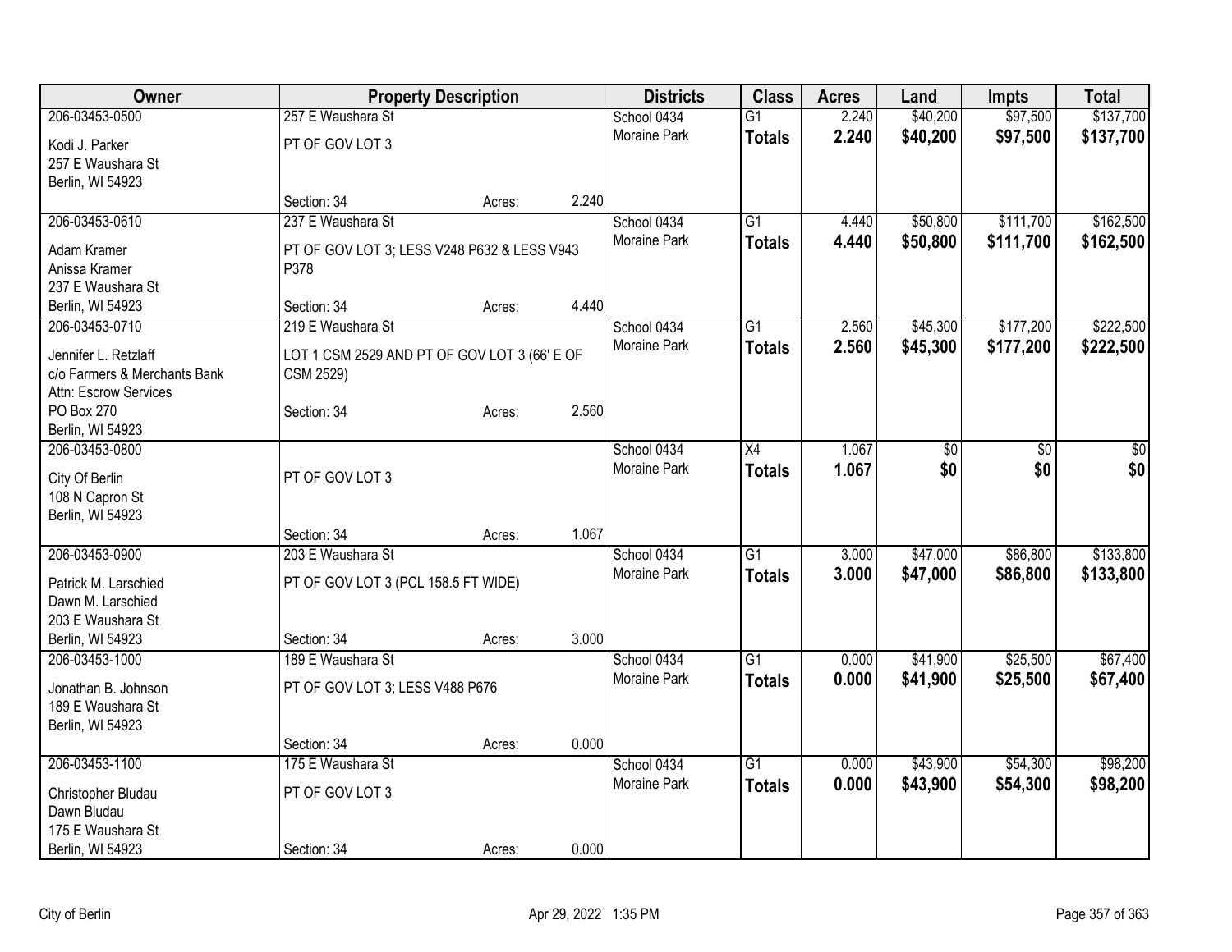| Owner | Property Description | | | Districts | Class | Acres | Land | Impts | Total |
|---|---|---|---|---|---|---|---|---|---|
| 206-03453-0500<br>Kodi J. Parker<br>257 E Waushara St<br>Berlin, WI 54923 | 257 E Waushara St<br>PT OF GOV LOT 3<br>Section: 34 | Acres: | 2.240 | School 0434<br>Moraine Park | G1<br>**Totals** | 2.240<br>**2.240** | $40,200<br>**$40,200** | $97,500<br>**$97,500** | $137,700<br>**$137,700** |
| 206-03453-0610<br>Adam Kramer<br>Anissa Kramer<br>237 E Waushara St<br>Berlin, WI 54923 | 237 E Waushara St<br>PT OF GOV LOT 3; LESS V248 P632 & LESS V943 P378<br>Section: 34 | Acres: | 4.440 | School 0434<br>Moraine Park | G1<br>**Totals** | 4.440<br>**4.440** | $50,800<br>**$50,800** | $111,700<br>**$111,700** | $162,500<br>**$162,500** |
| 206-03453-0710<br>Jennifer L. Retzlaff<br>c/o Farmers & Merchants Bank<br>Attn: Escrow Services<br>PO Box 270<br>Berlin, WI 54923 | 219 E Waushara St<br>LOT 1 CSM 2529 AND PT OF GOV LOT 3 (66' E OF CSM 2529)<br>Section: 34 | Acres: | 2.560 | School 0434<br>Moraine Park | G1<br>**Totals** | 2.560<br>**2.560** | $45,300<br>**$45,300** | $177,200<br>**$177,200** | $222,500<br>**$222,500** |
| 206-03453-0800<br>City Of Berlin<br>108 N Capron St<br>Berlin, WI 54923 | PT OF GOV LOT 3<br>Section: 34 | Acres: | 1.067 | School 0434<br>Moraine Park | X4<br>**Totals** | 1.067<br>**1.067** | $0<br>**$0** | $0<br>**$0** | $0<br>**$0** |
| 206-03453-0900<br>Patrick M. Larschied<br>Dawn M. Larschied<br>203 E Waushara St<br>Berlin, WI 54923 | 203 E Waushara St<br>PT OF GOV LOT 3 (PCL 158.5 FT WIDE)<br>Section: 34 | Acres: | 3.000 | School 0434<br>Moraine Park | G1<br>**Totals** | 3.000<br>**3.000** | $47,000<br>**$47,000** | $86,800<br>**$86,800** | $133,800<br>**$133,800** |
| 206-03453-1000<br>Jonathan B. Johnson<br>189 E Waushara St<br>Berlin, WI 54923 | 189 E Waushara St<br>PT OF GOV LOT 3; LESS V488 P676<br>Section: 34 | Acres: | 0.000 | School 0434<br>Moraine Park | G1<br>**Totals** | 0.000<br>**0.000** | $41,900<br>**$41,900** | $25,500<br>**$25,500** | $67,400<br>**$67,400** |
| 206-03453-1100<br>Christopher Bludau<br>Dawn Bludau<br>175 E Waushara St<br>Berlin, WI 54923 | 175 E Waushara St<br>PT OF GOV LOT 3<br>Section: 34 | Acres: | 0.000 | School 0434<br>Moraine Park | G1<br>**Totals** | 0.000<br>**0.000** | $43,900<br>**$43,900** | $54,300<br>**$54,300** | $98,200<br>**$98,200** |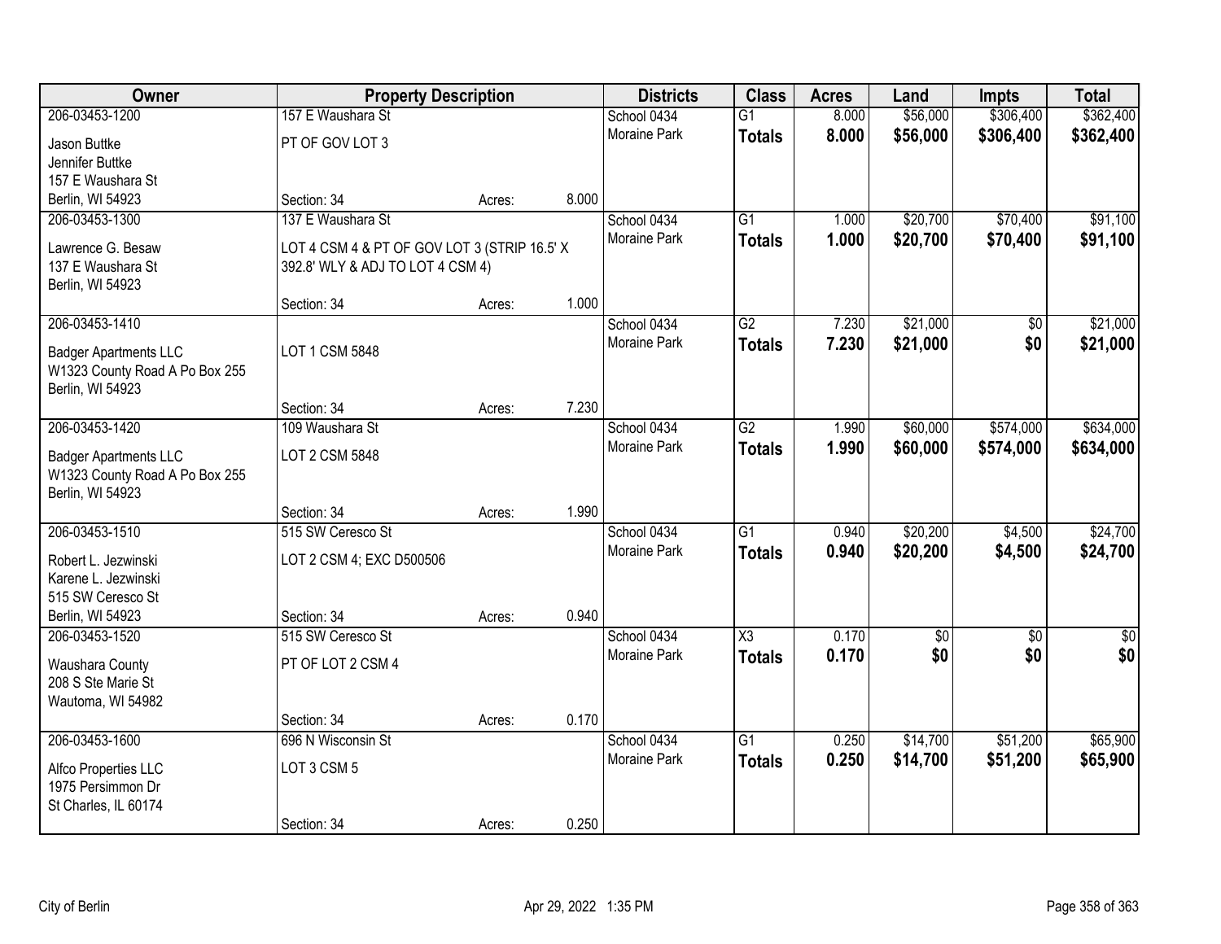| Owner | Property Description | | | Districts | Class | Acres | Land | Impts | Total |
|---|---|---|---|---|---|---|---|---|---|
| 206-03453-1200 | 157 E Waushara St | | | School 0434 | G1 | 8.000 | $56,000 | $306,400 | $362,400 |
| Jason Buttke<br>Jennifer Buttke<br>157 E Waushara St<br>Berlin, WI 54923 | PT OF GOV LOT 3 | | | Moraine Park | **Totals** | **8.000** | **$56,000** | **$306,400** | **$362,400** |
| | Section: 34 | Acres: | 8.000 | | | | | | |
| 206-03453-1300 | 137 E Waushara St | | | School 0434 | G1 | 1.000 | $20,700 | $70,400 | $91,100 |
| Lawrence G. Besaw<br>137 E Waushara St<br>Berlin, WI 54923 | LOT 4 CSM 4 & PT OF GOV LOT 3 (STRIP 16.5' X 392.8' WLY & ADJ TO LOT 4 CSM 4) | | | Moraine Park | **Totals** | **1.000** | **$20,700** | **$70,400** | **$91,100** |
| | Section: 34 | Acres: | 1.000 | | | | | | |
| 206-03453-1410 | | | | School 0434 | G2 | 7.230 | $21,000 | $0 | $21,000 |
| Badger Apartments LLC<br>W1323 County Road A Po Box 255<br>Berlin, WI 54923 | LOT 1 CSM 5848 | | | Moraine Park | **Totals** | **7.230** | **$21,000** | **$0** | **$21,000** |
| | Section: 34 | Acres: | 7.230 | | | | | | |
| 206-03453-1420 | 109 Waushara St | | | School 0434 | G2 | 1.990 | $60,000 | $574,000 | $634,000 |
| Badger Apartments LLC<br>W1323 County Road A Po Box 255<br>Berlin, WI 54923 | LOT 2 CSM 5848 | | | Moraine Park | **Totals** | **1.990** | **$60,000** | **$574,000** | **$634,000** |
| | Section: 34 | Acres: | 1.990 | | | | | | |
| 206-03453-1510 | 515 SW Ceresco St | | | School 0434 | G1 | 0.940 | $20,200 | $4,500 | $24,700 |
| Robert L. Jezwinski<br>Karene L. Jezwinski<br>515 SW Ceresco St<br>Berlin, WI 54923 | LOT 2 CSM 4; EXC D500506 | | | Moraine Park | **Totals** | **0.940** | **$20,200** | **$4,500** | **$24,700** |
| | Section: 34 | Acres: | 0.940 | | | | | | |
| 206-03453-1520 | 515 SW Ceresco St | | | School 0434 | X3 | 0.170 | $0 | $0 | $0 |
| Waushara County<br>208 S Ste Marie St<br>Wautoma, WI 54982 | PT OF LOT 2 CSM 4 | | | Moraine Park | **Totals** | **0.170** | **$0** | **$0** | **$0** |
| | Section: 34 | Acres: | 0.170 | | | | | | |
| 206-03453-1600 | 696 N Wisconsin St | | | School 0434 | G1 | 0.250 | $14,700 | $51,200 | $65,900 |
| Alfco Properties LLC<br>1975 Persimmon Dr<br>St Charles, IL 60174 | LOT 3 CSM 5 | | | Moraine Park | **Totals** | **0.250** | **$14,700** | **$51,200** | **$65,900** |
| | Section: 34 | Acres: | 0.250 | | | | | | |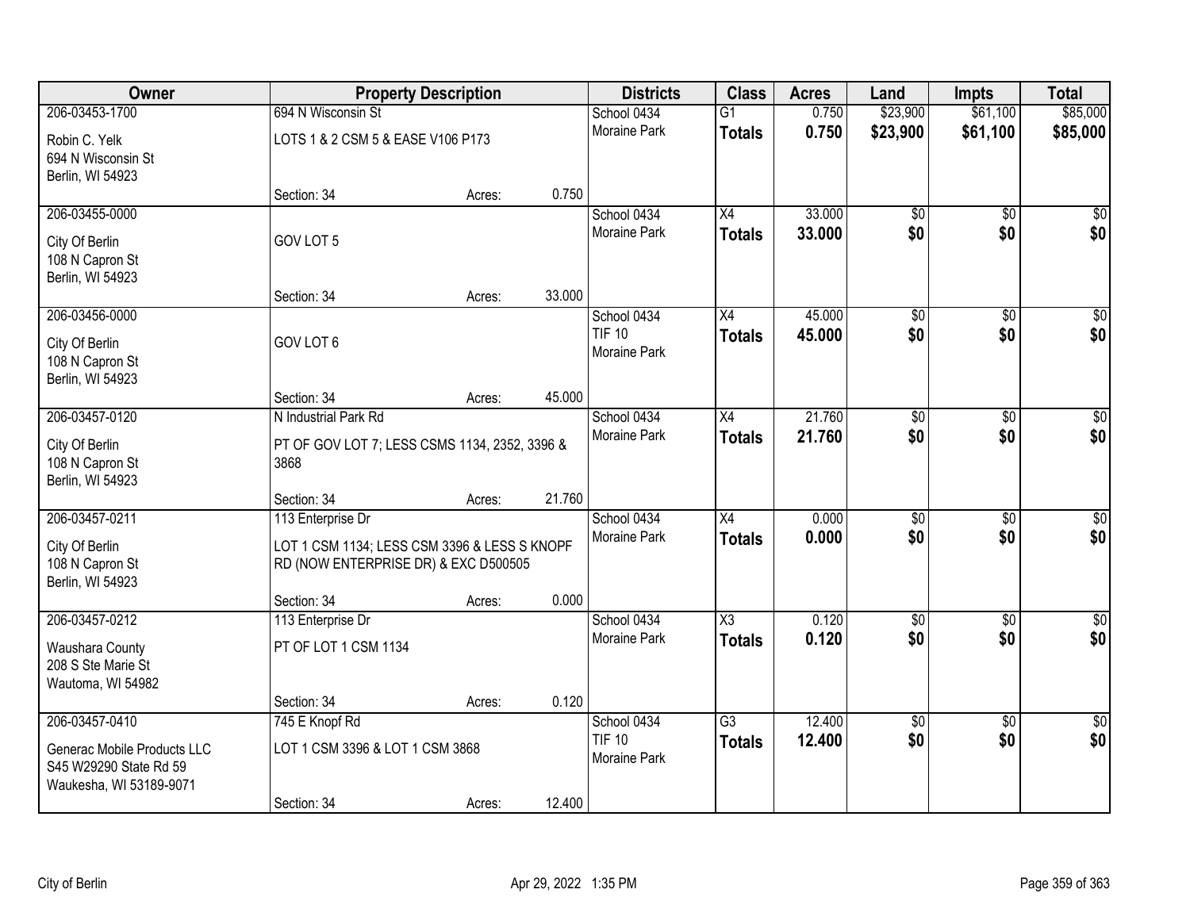| Owner | Property Description | Districts | Class | Acres | Land | Impts | Total |
|---|---|---|---|---|---|---|---|
| 206-03453-1700<br>Robin C. Yelk<br>694 N Wisconsin St<br>Berlin, WI 54923 | 694 N Wisconsin St<br>LOTS 1 & 2 CSM 5 & EASE V106 P173<br>Section: 34 Acres: 0.750 | School 0434<br>Moraine Park | G1<br>**Totals** | 0.750<br>**0.750** | $23,900<br>**$23,900** | $61,100<br>**$61,100** | $85,000<br>**$85,000** |
| 206-03455-0000<br>City Of Berlin<br>108 N Capron St<br>Berlin, WI 54923 | GOV LOT 5<br>Section: 34 Acres: 33.000 | School 0434<br>Moraine Park | X4<br>**Totals** | 33.000<br>**33.000** | $0<br>**$0** | $0<br>**$0** | $0<br>**$0** |
| 206-03456-0000<br>City Of Berlin<br>108 N Capron St<br>Berlin, WI 54923 | GOV LOT 6<br>Section: 34 Acres: 45.000 | School 0434<br>TIF 10<br>Moraine Park | X4<br>**Totals** | 45.000<br>**45.000** | $0<br>**$0** | $0<br>**$0** | $0<br>**$0** |
| 206-03457-0120<br>City Of Berlin<br>108 N Capron St<br>Berlin, WI 54923 | N Industrial Park Rd<br>PT OF GOV LOT 7; LESS CSMS 1134, 2352, 3396 & 3868<br>Section: 34 Acres: 21.760 | School 0434<br>Moraine Park | X4<br>**Totals** | 21.760<br>**21.760** | $0<br>**$0** | $0<br>**$0** | $0<br>**$0** |
| 206-03457-0211<br>City Of Berlin<br>108 N Capron St<br>Berlin, WI 54923 | 113 Enterprise Dr<br>LOT 1 CSM 1134; LESS CSM 3396 & LESS S KNOPF RD (NOW ENTERPRISE DR) & EXC D500505<br>Section: 34 Acres: 0.000 | School 0434<br>Moraine Park | X4<br>**Totals** | 0.000<br>**0.000** | $0<br>**$0** | $0<br>**$0** | $0<br>**$0** |
| 206-03457-0212<br>Waushara County<br>208 S Ste Marie St<br>Wautoma, WI 54982 | 113 Enterprise Dr<br>PT OF LOT 1 CSM 1134<br>Section: 34 Acres: 0.120 | School 0434<br>Moraine Park | X3<br>**Totals** | 0.120<br>**0.120** | $0<br>**$0** | $0<br>**$0** | $0<br>**$0** |
| 206-03457-0410<br>Generac Mobile Products LLC<br>S45 W29290 State Rd 59<br>Waukesha, WI 53189-9071 | 745 E Knopf Rd<br>LOT 1 CSM 3396 & LOT 1 CSM 3868<br>Section: 34 Acres: 12.400 | School 0434<br>TIF 10<br>Moraine Park | G3<br>**Totals** | 12.400<br>**12.400** | $0<br>**$0** | $0<br>**$0** | $0<br>**$0** |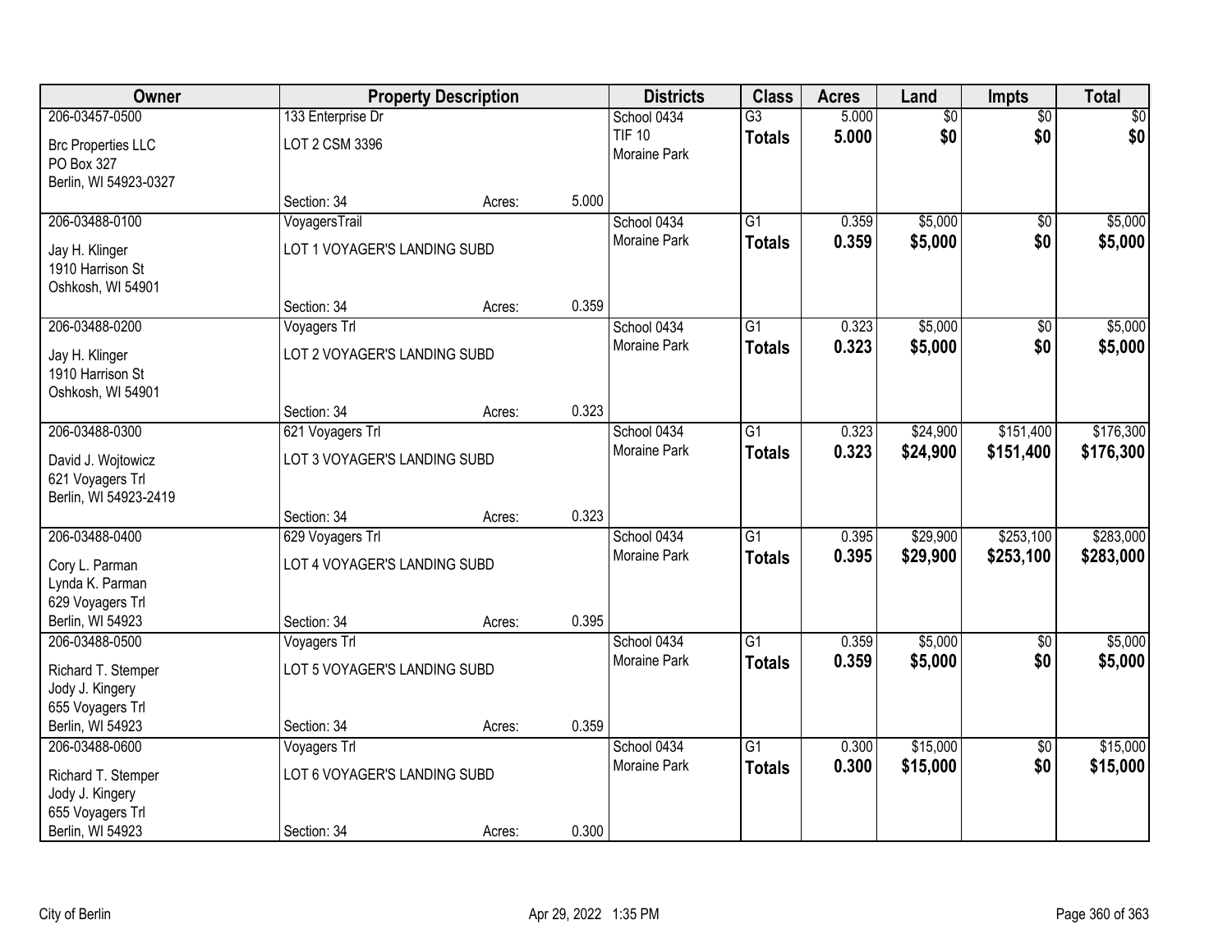| Owner | Property Description | | | Districts | Class | Acres | Land | Impts | Total |
|---|---|---|---|---|---|---|---|---|---|
| 206-03457-0500<br>Brc Properties LLC<br>PO Box 327<br>Berlin, WI 54923-0327 | 133 Enterprise Dr<br>LOT 2 CSM 3396<br>Section: 34 | Acres: | 5.000 | School 0434<br>TIF 10<br>Moraine Park | G3<br>**Totals** | 5.000<br>**5.000** | $0<br>**$0** | $0<br>**$0** | $0<br>**$0** |
| 206-03488-0100<br>Jay H. Klinger<br>1910 Harrison St<br>Oshkosh, WI 54901 | VoyagersTrail<br>LOT 1 VOYAGER'S LANDING SUBD<br>Section: 34 | Acres: | 0.359 | School 0434<br>Moraine Park | G1<br>**Totals** | 0.359<br>**0.359** | $5,000<br>**$5,000** | $0<br>**$0** | $5,000<br>**$5,000** |
| 206-03488-0200<br>Jay H. Klinger<br>1910 Harrison St<br>Oshkosh, WI 54901 | Voyagers Trl<br>LOT 2 VOYAGER'S LANDING SUBD<br>Section: 34 | Acres: | 0.323 | School 0434<br>Moraine Park | G1<br>**Totals** | 0.323<br>**0.323** | $5,000<br>**$5,000** | $0<br>**$0** | $5,000<br>**$5,000** |
| 206-03488-0300<br>David J. Wojtowicz<br>621 Voyagers Trl<br>Berlin, WI 54923-2419 | 621 Voyagers Trl<br>LOT 3 VOYAGER'S LANDING SUBD<br>Section: 34 | Acres: | 0.323 | School 0434<br>Moraine Park | G1<br>**Totals** | 0.323<br>**0.323** | $24,900<br>**$24,900** | $151,400<br>**$151,400** | $176,300<br>**$176,300** |
| 206-03488-0400<br>Cory L. Parman<br>Lynda K. Parman<br>629 Voyagers Trl<br>Berlin, WI 54923 | 629 Voyagers Trl<br>LOT 4 VOYAGER'S LANDING SUBD<br>Section: 34 | Acres: | 0.395 | School 0434<br>Moraine Park | G1<br>**Totals** | 0.395<br>**0.395** | $29,900<br>**$29,900** | $253,100<br>**$253,100** | $283,000<br>**$283,000** |
| 206-03488-0500<br>Richard T. Stemper<br>Jody J. Kingery<br>655 Voyagers Trl<br>Berlin, WI 54923 | Voyagers Trl<br>LOT 5 VOYAGER'S LANDING SUBD<br>Section: 34 | Acres: | 0.359 | School 0434<br>Moraine Park | G1<br>**Totals** | 0.359<br>**0.359** | $5,000<br>**$5,000** | $0<br>**$0** | $5,000<br>**$5,000** |
| 206-03488-0600<br>Richard T. Stemper<br>Jody J. Kingery<br>655 Voyagers Trl<br>Berlin, WI 54923 | Voyagers Trl<br>LOT 6 VOYAGER'S LANDING SUBD<br>Section: 34 | Acres: | 0.300 | School 0434<br>Moraine Park | G1<br>**Totals** | 0.300<br>**0.300** | $15,000<br>**$15,000** | $0<br>**$0** | $15,000<br>**$15,000** |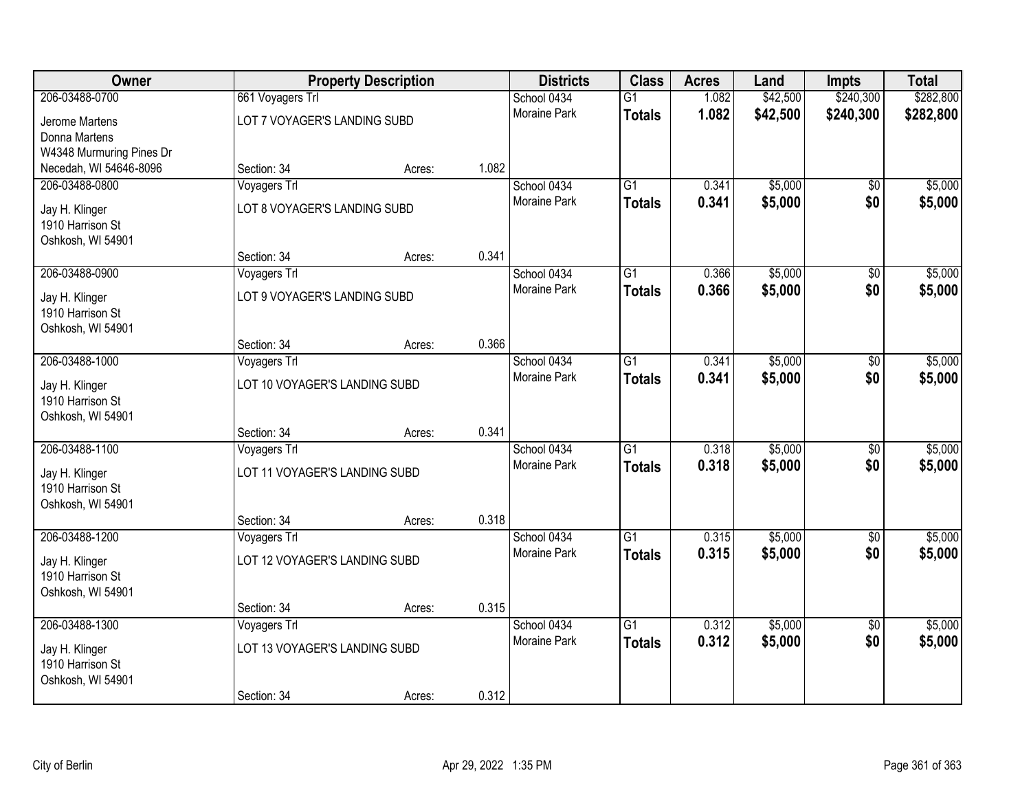| Owner | Property Description | | | Districts | Class | Acres | Land | Impts | Total |
|---|---|---|---|---|---|---|---|---|---|
| 206-03488-0700 | 661 Voyagers Trl | | | School 0434 | G1 | 1.082 | $42,500 | $240,300 | $282,800 |
| Jerome Martens<br>Donna Martens<br>W4348 Murmuring Pines Dr<br>Necedah, WI 54646-8096 | LOT 7 VOYAGER'S LANDING SUBD | | | Moraine Park | **Totals** | **1.082** | **$42,500** | **$240,300** | **$282,800** |
| | Section: 34 | Acres: | 1.082 | | | | | | |
| 206-03488-0800 | Voyagers Trl | | | School 0434 | G1 | 0.341 | $5,000 | $0 | $5,000 |
| Jay H. Klinger<br>1910 Harrison St<br>Oshkosh, WI 54901 | LOT 8 VOYAGER'S LANDING SUBD | | | Moraine Park | **Totals** | **0.341** | **$5,000** | **$0** | **$5,000** |
| | Section: 34 | Acres: | 0.341 | | | | | | |
| 206-03488-0900 | Voyagers Trl | | | School 0434 | G1 | 0.366 | $5,000 | $0 | $5,000 |
| Jay H. Klinger<br>1910 Harrison St<br>Oshkosh, WI 54901 | LOT 9 VOYAGER'S LANDING SUBD | | | Moraine Park | **Totals** | **0.366** | **$5,000** | **$0** | **$5,000** |
| | Section: 34 | Acres: | 0.366 | | | | | | |
| 206-03488-1000 | Voyagers Trl | | | School 0434 | G1 | 0.341 | $5,000 | $0 | $5,000 |
| Jay H. Klinger<br>1910 Harrison St<br>Oshkosh, WI 54901 | LOT 10 VOYAGER'S LANDING SUBD | | | Moraine Park | **Totals** | **0.341** | **$5,000** | **$0** | **$5,000** |
| | Section: 34 | Acres: | 0.341 | | | | | | |
| 206-03488-1100 | Voyagers Trl | | | School 0434 | G1 | 0.318 | $5,000 | $0 | $5,000 |
| Jay H. Klinger<br>1910 Harrison St<br>Oshkosh, WI 54901 | LOT 11 VOYAGER'S LANDING SUBD | | | Moraine Park | **Totals** | **0.318** | **$5,000** | **$0** | **$5,000** |
| | Section: 34 | Acres: | 0.318 | | | | | | |
| 206-03488-1200 | Voyagers Trl | | | School 0434 | G1 | 0.315 | $5,000 | $0 | $5,000 |
| Jay H. Klinger<br>1910 Harrison St<br>Oshkosh, WI 54901 | LOT 12 VOYAGER'S LANDING SUBD | | | Moraine Park | **Totals** | **0.315** | **$5,000** | **$0** | **$5,000** |
| | Section: 34 | Acres: | 0.315 | | | | | | |
| 206-03488-1300 | Voyagers Trl | | | School 0434 | G1 | 0.312 | $5,000 | $0 | $5,000 |
| Jay H. Klinger<br>1910 Harrison St<br>Oshkosh, WI 54901 | LOT 13 VOYAGER'S LANDING SUBD | | | Moraine Park | **Totals** | **0.312** | **$5,000** | **$0** | **$5,000** |
| | Section: 34 | Acres: | 0.312 | | | | | | |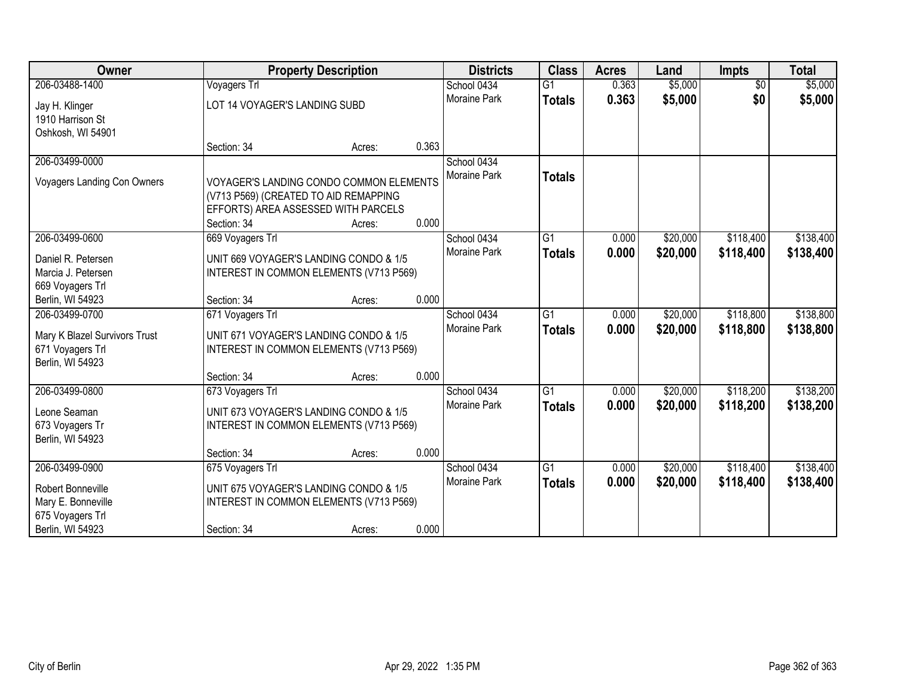| Owner | Property Description | Districts | Class | Acres | Land | Impts | Total |
|---|---|---|---|---|---|---|---|
| 206-03488-1400<br>Jay H. Klinger<br>1910 Harrison St<br>Oshkosh, WI 54901 | Voyagers Trl<br>LOT 14 VOYAGER'S LANDING SUBD<br>Section: 34 Acres: 0.363 | School 0434<br>Moraine Park | G1<br>**Totals** | 0.363<br>**0.363** | $5,000<br>**$5,000** | $0<br>**$0** | $5,000<br>**$5,000** |
| 206-03499-0000<br>Voyagers Landing Con Owners | VOYAGER'S LANDING CONDO COMMON ELEMENTS (V713 P569) (CREATED TO AID REMAPPING EFFORTS) AREA ASSESSED WITH PARCELS<br>Section: 34 Acres: 0.000 | School 0434<br>Moraine Park | **Totals** | | | | |
| 206-03499-0600<br>Daniel R. Petersen<br>Marcia J. Petersen<br>669 Voyagers Trl<br>Berlin, WI 54923 | 669 Voyagers Trl<br>UNIT 669 VOYAGER'S LANDING CONDO & 1/5 INTEREST IN COMMON ELEMENTS (V713 P569)<br>Section: 34 Acres: 0.000 | School 0434<br>Moraine Park | G1<br>**Totals** | 0.000<br>**0.000** | $20,000<br>**$20,000** | $118,400<br>**$118,400** | $138,400<br>**$138,400** |
| 206-03499-0700<br>Mary K Blazel Survivors Trust<br>671 Voyagers Trl<br>Berlin, WI 54923 | 671 Voyagers Trl<br>UNIT 671 VOYAGER'S LANDING CONDO & 1/5 INTEREST IN COMMON ELEMENTS (V713 P569)<br>Section: 34 Acres: 0.000 | School 0434<br>Moraine Park | G1<br>**Totals** | 0.000<br>**0.000** | $20,000<br>**$20,000** | $118,800<br>**$118,800** | $138,800<br>**$138,800** |
| 206-03499-0800<br>Leone Seaman<br>673 Voyagers Tr<br>Berlin, WI 54923 | 673 Voyagers Trl<br>UNIT 673 VOYAGER'S LANDING CONDO & 1/5 INTEREST IN COMMON ELEMENTS (V713 P569)<br>Section: 34 Acres: 0.000 | School 0434<br>Moraine Park | G1<br>**Totals** | 0.000<br>**0.000** | $20,000<br>**$20,000** | $118,200<br>**$118,200** | $138,200<br>**$138,200** |
| 206-03499-0900<br>Robert Bonneville<br>Mary E. Bonneville<br>675 Voyagers Trl<br>Berlin, WI 54923 | 675 Voyagers Trl<br>UNIT 675 VOYAGER'S LANDING CONDO & 1/5 INTEREST IN COMMON ELEMENTS (V713 P569)<br>Section: 34 Acres: 0.000 | School 0434<br>Moraine Park | G1<br>**Totals** | 0.000<br>**0.000** | $20,000<br>**$20,000** | $118,400<br>**$118,400** | $138,400<br>**$138,400** |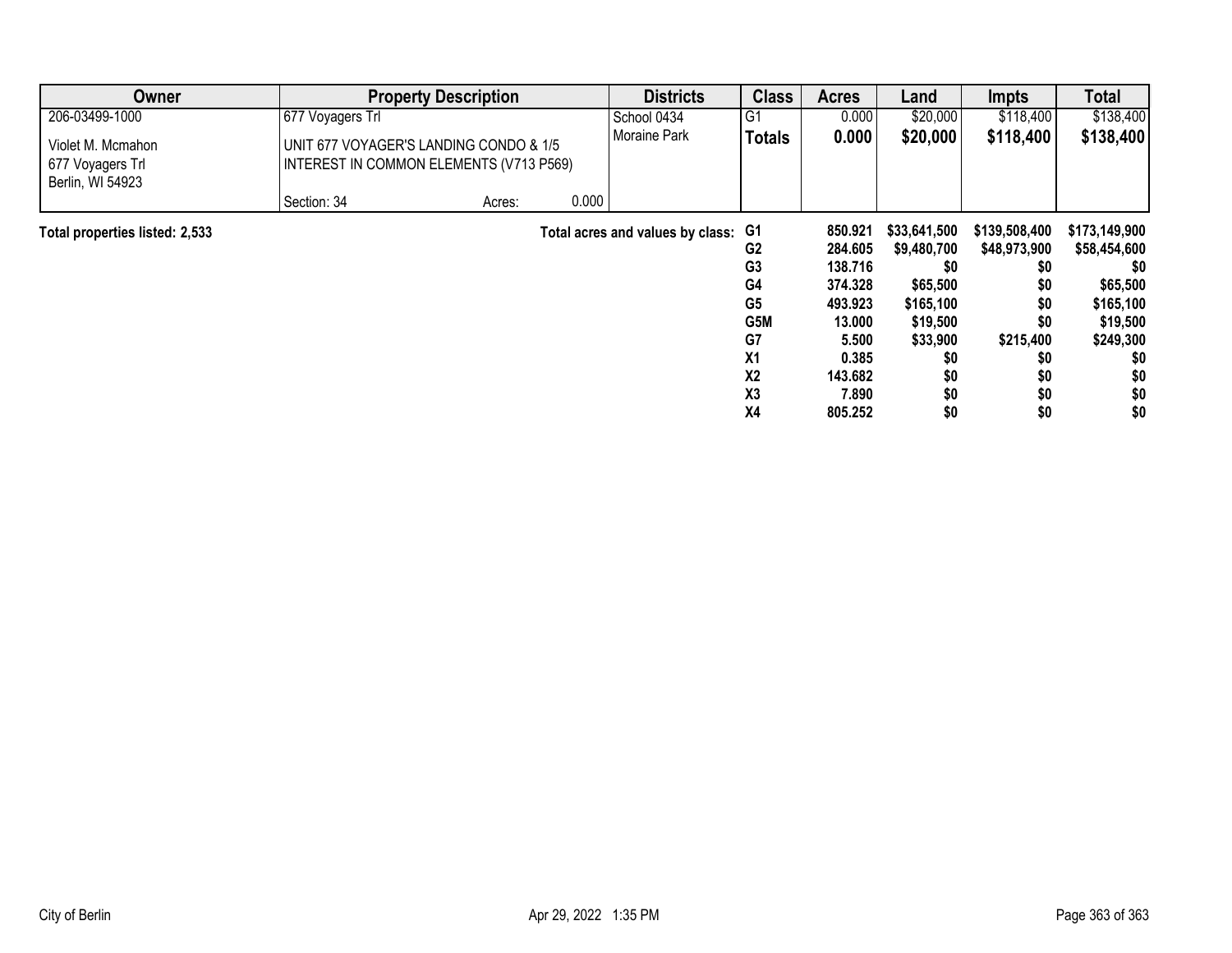| Owner | Property Description | | | Districts | Class | Acres | Land | Impts | Total |
|---|---|---|---|---|---|---|---|---|---|
| 206-03499-1000 | 677 Voyagers Trl | | | School 0434 | G1 | 0.000 | $20,000 | $118,400 | $138,400 |
| Violet M. Mcmahon<br>677 Voyagers Trl<br>Berlin, WI 54923 | UNIT 677 VOYAGER'S LANDING CONDO & 1/5 INTEREST IN COMMON ELEMENTS (V713 P569) | | | Moraine Park | **Totals** | **0.000** | **$20,000** | **$118,400** | **$138,400** |
| | Section: 34 | Acres: | 0.000 | | | | | | |

**Total properties listed: 2,533**

**Total acres and values by class:**

| Class | Acres | Land | Impts | Total |
|---|---|---|---|---|
| **G1** | **850.921** | **$33,641,500** | **$139,508,400** | **$173,149,900** |
| **G2** | **284.605** | **$9,480,700** | **$48,973,900** | **$58,454,600** |
| **G3** | **138.716** | **$0** | **$0** | **$0** |
| **G4** | **374.328** | **$65,500** | **$0** | **$65,500** |
| **G5** | **493.923** | **$165,100** | **$0** | **$165,100** |
| **G5M** | **13.000** | **$19,500** | **$0** | **$19,500** |
| **G7** | **5.500** | **$33,900** | **$215,400** | **$249,300** |
| **X1** | **0.385** | **$0** | **$0** | **$0** |
| **X2** | **143.682** | **$0** | **$0** | **$0** |
| **X3** | **7.890** | **$0** | **$0** | **$0** |
| **X4** | **805.252** | **$0** | **$0** | **$0** |

City of Berlin    Apr 29, 2022 1:35 PM